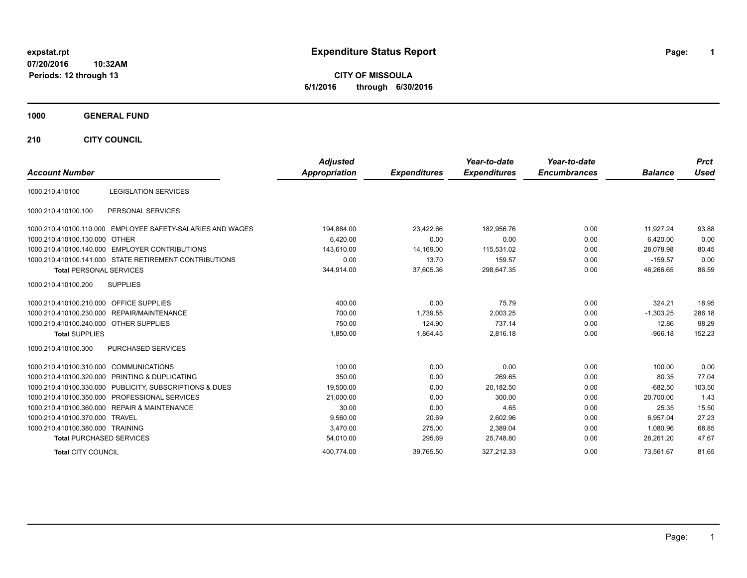**expstat.rpt**
**07/20/2016 10:32AM**
**Periods: 12 through 13**

# Expenditure Status Report

**CITY OF MISSOULA**
**6/1/2016 through 6/30/2016**

## 1000 GENERAL FUND

## 210 CITY COUNCIL

| Account Number | | Adjusted Appropriation | Expenditures | Year-to-date Expenditures | Year-to-date Encumbrances | Balance | Prct Used |
|---|---|---|---|---|---|---|---|
| 1000.210.410100 | LEGISLATION SERVICES | | | | | | |
| 1000.210.410100.100 | PERSONAL SERVICES | | | | | | |
| 1000.210.410100.110.000 | EMPLOYEE SAFETY-SALARIES AND WAGES | 194,884.00 | 23,422.66 | 182,956.76 | 0.00 | 11,927.24 | 93.88 |
| 1000.210.410100.130.000 | OTHER | 6,420.00 | 0.00 | 0.00 | 0.00 | 6,420.00 | 0.00 |
| 1000.210.410100.140.000 | EMPLOYER CONTRIBUTIONS | 143,610.00 | 14,169.00 | 115,531.02 | 0.00 | 28,078.98 | 80.45 |
| 1000.210.410100.141.000 | STATE RETIREMENT CONTRIBUTIONS | 0.00 | 13.70 | 159.57 | 0.00 | -159.57 | 0.00 |
| **Total** PERSONAL SERVICES | | 344,914.00 | 37,605.36 | 298,647.35 | 0.00 | 46,266.65 | 86.59 |
| 1000.210.410100.200 | SUPPLIES | | | | | | |
| 1000.210.410100.210.000 | OFFICE SUPPLIES | 400.00 | 0.00 | 75.79 | 0.00 | 324.21 | 18.95 |
| 1000.210.410100.230.000 | REPAIR/MAINTENANCE | 700.00 | 1,739.55 | 2,003.25 | 0.00 | -1,303.25 | 286.18 |
| 1000.210.410100.240.000 | OTHER SUPPLIES | 750.00 | 124.90 | 737.14 | 0.00 | 12.86 | 98.29 |
| **Total** SUPPLIES | | 1,850.00 | 1,864.45 | 2,816.18 | 0.00 | -966.18 | 152.23 |
| 1000.210.410100.300 | PURCHASED SERVICES | | | | | | |
| 1000.210.410100.310.000 | COMMUNICATIONS | 100.00 | 0.00 | 0.00 | 0.00 | 100.00 | 0.00 |
| 1000.210.410100.320.000 | PRINTING & DUPLICATING | 350.00 | 0.00 | 269.65 | 0.00 | 80.35 | 77.04 |
| 1000.210.410100.330.000 | PUBLICITY, SUBSCRIPTIONS & DUES | 19,500.00 | 0.00 | 20,182.50 | 0.00 | -682.50 | 103.50 |
| 1000.210.410100.350.000 | PROFESSIONAL SERVICES | 21,000.00 | 0.00 | 300.00 | 0.00 | 20,700.00 | 1.43 |
| 1000.210.410100.360.000 | REPAIR & MAINTENANCE | 30.00 | 0.00 | 4.65 | 0.00 | 25.35 | 15.50 |
| 1000.210.410100.370.000 | TRAVEL | 9,560.00 | 20.69 | 2,602.96 | 0.00 | 6,957.04 | 27.23 |
| 1000.210.410100.380.000 | TRAINING | 3,470.00 | 275.00 | 2,389.04 | 0.00 | 1,080.96 | 68.85 |
| **Total** PURCHASED SERVICES | | 54,010.00 | 295.69 | 25,748.80 | 0.00 | 28,261.20 | 47.67 |
| **Total** CITY COUNCIL | | 400,774.00 | 39,765.50 | 327,212.33 | 0.00 | 73,561.67 | 81.65 |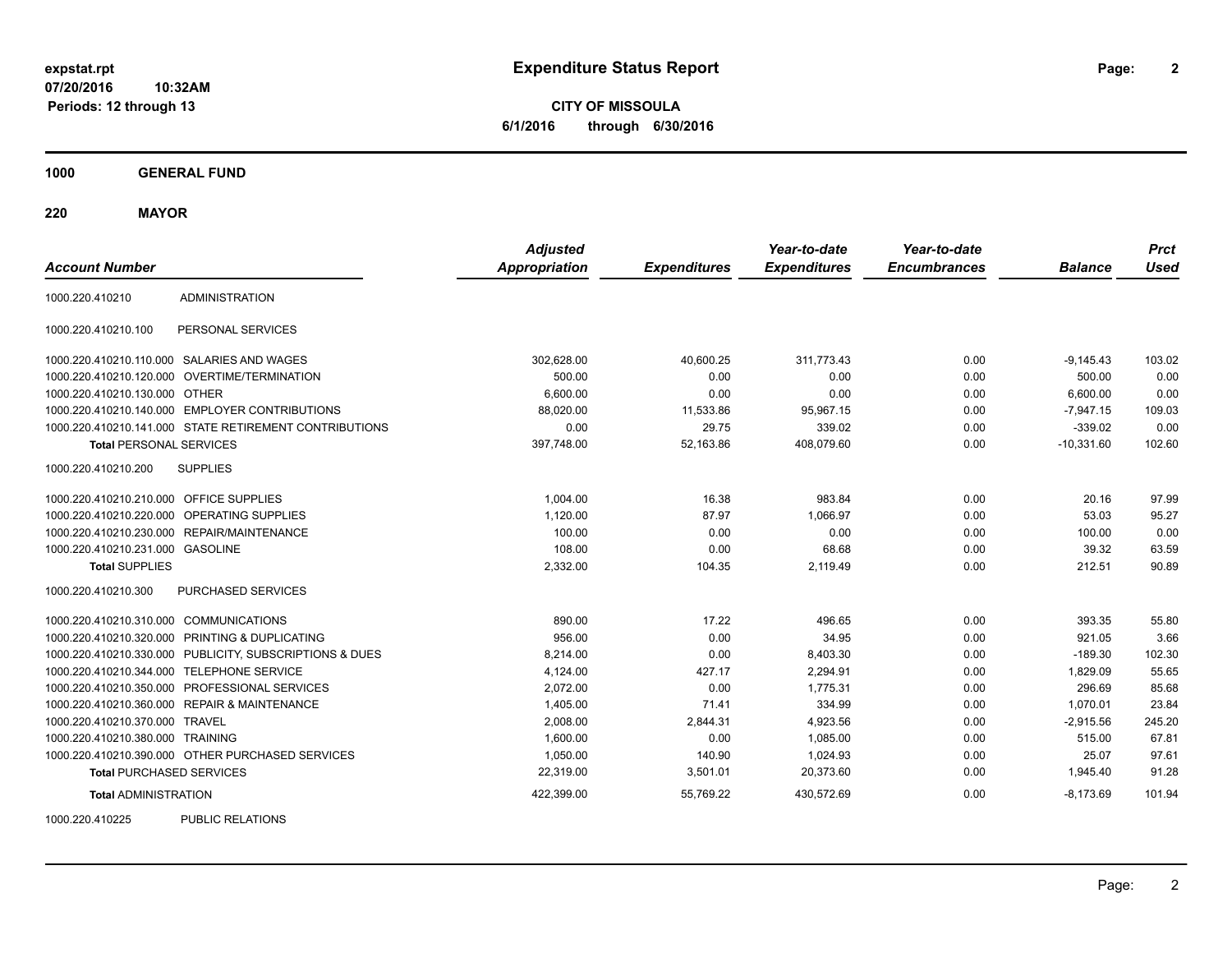**expstat.rpt**
**07/20/2016 10:32AM**
**Periods: 12 through 13**

# Expenditure Status Report

**CITY OF MISSOULA**
**6/1/2016 through 6/30/2016**

## 1000 GENERAL FUND

### 220 MAYOR

| Account Number | | Adjusted Appropriation | Expenditures | Year-to-date Expenditures | Year-to-date Encumbrances | Balance | Prct Used |
|---|---|---|---|---|---|---|---|
| 1000.220.410210 | ADMINISTRATION | | | | | | |
| 1000.220.410210.100 | PERSONAL SERVICES | | | | | | |
| 1000.220.410210.110.000 | SALARIES AND WAGES | 302,628.00 | 40,600.25 | 311,773.43 | 0.00 | -9,145.43 | 103.02 |
| 1000.220.410210.120.000 | OVERTIME/TERMINATION | 500.00 | 0.00 | 0.00 | 0.00 | 500.00 | 0.00 |
| 1000.220.410210.130.000 | OTHER | 6,600.00 | 0.00 | 0.00 | 0.00 | 6,600.00 | 0.00 |
| 1000.220.410210.140.000 | EMPLOYER CONTRIBUTIONS | 88,020.00 | 11,533.86 | 95,967.15 | 0.00 | -7,947.15 | 109.03 |
| 1000.220.410210.141.000 | STATE RETIREMENT CONTRIBUTIONS | 0.00 | 29.75 | 339.02 | 0.00 | -339.02 | 0.00 |
| **Total** PERSONAL SERVICES | | 397,748.00 | 52,163.86 | 408,079.60 | 0.00 | -10,331.60 | 102.60 |
| 1000.220.410210.200 | SUPPLIES | | | | | | |
| 1000.220.410210.210.000 | OFFICE SUPPLIES | 1,004.00 | 16.38 | 983.84 | 0.00 | 20.16 | 97.99 |
| 1000.220.410210.220.000 | OPERATING SUPPLIES | 1,120.00 | 87.97 | 1,066.97 | 0.00 | 53.03 | 95.27 |
| 1000.220.410210.230.000 | REPAIR/MAINTENANCE | 100.00 | 0.00 | 0.00 | 0.00 | 100.00 | 0.00 |
| 1000.220.410210.231.000 | GASOLINE | 108.00 | 0.00 | 68.68 | 0.00 | 39.32 | 63.59 |
| **Total** SUPPLIES | | 2,332.00 | 104.35 | 2,119.49 | 0.00 | 212.51 | 90.89 |
| 1000.220.410210.300 | PURCHASED SERVICES | | | | | | |
| 1000.220.410210.310.000 | COMMUNICATIONS | 890.00 | 17.22 | 496.65 | 0.00 | 393.35 | 55.80 |
| 1000.220.410210.320.000 | PRINTING & DUPLICATING | 956.00 | 0.00 | 34.95 | 0.00 | 921.05 | 3.66 |
| 1000.220.410210.330.000 | PUBLICITY, SUBSCRIPTIONS & DUES | 8,214.00 | 0.00 | 8,403.30 | 0.00 | -189.30 | 102.30 |
| 1000.220.410210.344.000 | TELEPHONE SERVICE | 4,124.00 | 427.17 | 2,294.91 | 0.00 | 1,829.09 | 55.65 |
| 1000.220.410210.350.000 | PROFESSIONAL SERVICES | 2,072.00 | 0.00 | 1,775.31 | 0.00 | 296.69 | 85.68 |
| 1000.220.410210.360.000 | REPAIR & MAINTENANCE | 1,405.00 | 71.41 | 334.99 | 0.00 | 1,070.01 | 23.84 |
| 1000.220.410210.370.000 | TRAVEL | 2,008.00 | 2,844.31 | 4,923.56 | 0.00 | -2,915.56 | 245.20 |
| 1000.220.410210.380.000 | TRAINING | 1,600.00 | 0.00 | 1,085.00 | 0.00 | 515.00 | 67.81 |
| 1000.220.410210.390.000 | OTHER PURCHASED SERVICES | 1,050.00 | 140.90 | 1,024.93 | 0.00 | 25.07 | 97.61 |
| **Total** PURCHASED SERVICES | | 22,319.00 | 3,501.01 | 20,373.60 | 0.00 | 1,945.40 | 91.28 |
| **Total** ADMINISTRATION | | 422,399.00 | 55,769.22 | 430,572.69 | 0.00 | -8,173.69 | 101.94 |
| 1000.220.410225 | PUBLIC RELATIONS | | | | | | |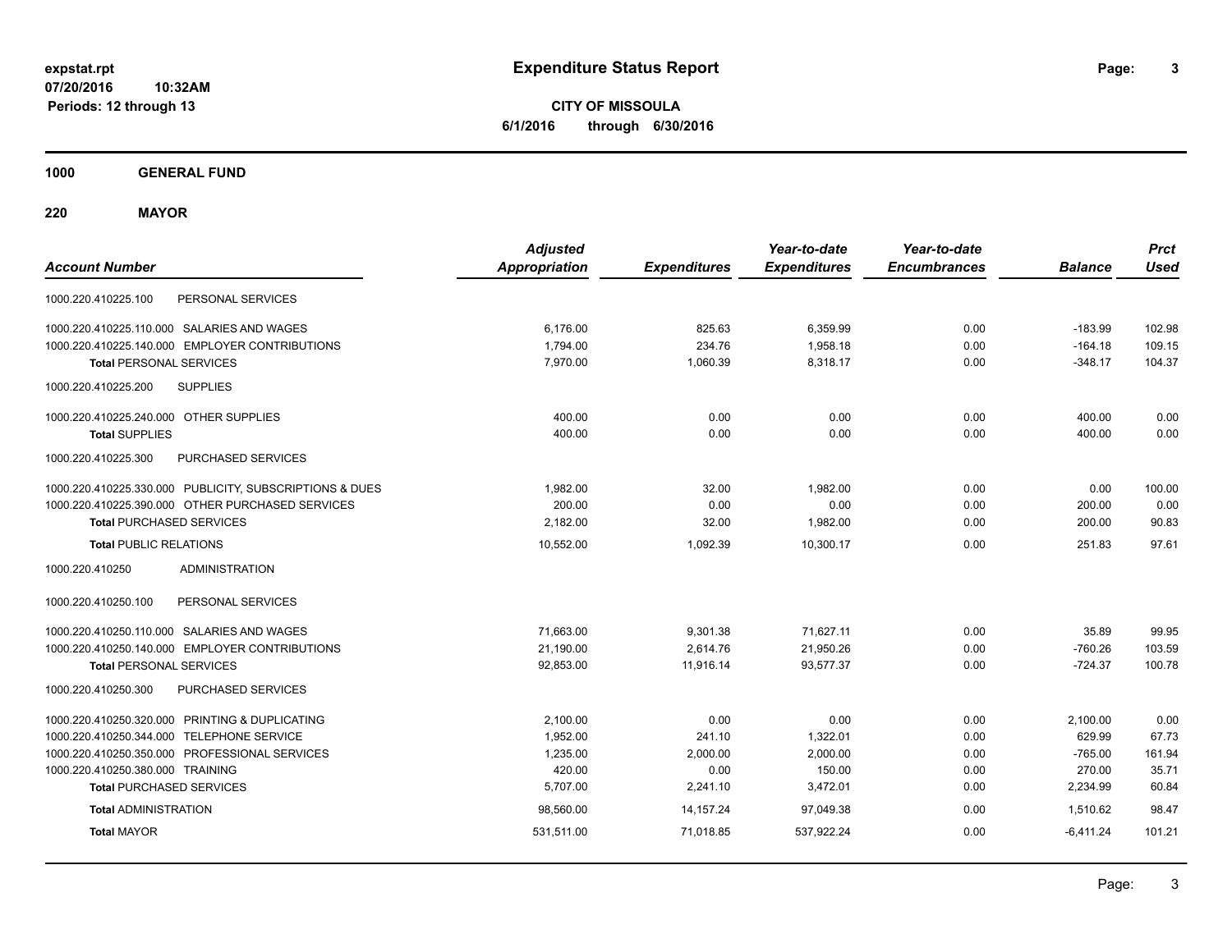**expstat.rpt**
**07/20/2016 10:32AM**
**Periods: 12 through 13**

# Expenditure Status Report

**CITY OF MISSOULA**
**6/1/2016 through 6/30/2016**

## 1000 GENERAL FUND

## 220 MAYOR

| Account Number | | Adjusted Appropriation | Expenditures | Year-to-date Expenditures | Year-to-date Encumbrances | Balance | Prct Used |
|---|---|---|---|---|---|---|---|
| 1000.220.410225.100 | PERSONAL SERVICES | | | | | | |
| 1000.220.410225.110.000 | SALARIES AND WAGES | 6,176.00 | 825.63 | 6,359.99 | 0.00 | -183.99 | 102.98 |
| 1000.220.410225.140.000 | EMPLOYER CONTRIBUTIONS | 1,794.00 | 234.76 | 1,958.18 | 0.00 | -164.18 | 109.15 |
| **Total** PERSONAL SERVICES | | 7,970.00 | 1,060.39 | 8,318.17 | 0.00 | -348.17 | 104.37 |
| 1000.220.410225.200 | SUPPLIES | | | | | | |
| 1000.220.410225.240.000 | OTHER SUPPLIES | 400.00 | 0.00 | 0.00 | 0.00 | 400.00 | 0.00 |
| **Total** SUPPLIES | | 400.00 | 0.00 | 0.00 | 0.00 | 400.00 | 0.00 |
| 1000.220.410225.300 | PURCHASED SERVICES | | | | | | |
| 1000.220.410225.330.000 | PUBLICITY, SUBSCRIPTIONS & DUES | 1,982.00 | 32.00 | 1,982.00 | 0.00 | 0.00 | 100.00 |
| 1000.220.410225.390.000 | OTHER PURCHASED SERVICES | 200.00 | 0.00 | 0.00 | 0.00 | 200.00 | 0.00 |
| **Total** PURCHASED SERVICES | | 2,182.00 | 32.00 | 1,982.00 | 0.00 | 200.00 | 90.83 |
| **Total** PUBLIC RELATIONS | | 10,552.00 | 1,092.39 | 10,300.17 | 0.00 | 251.83 | 97.61 |
| 1000.220.410250 | ADMINISTRATION | | | | | | |
| 1000.220.410250.100 | PERSONAL SERVICES | | | | | | |
| 1000.220.410250.110.000 | SALARIES AND WAGES | 71,663.00 | 9,301.38 | 71,627.11 | 0.00 | 35.89 | 99.95 |
| 1000.220.410250.140.000 | EMPLOYER CONTRIBUTIONS | 21,190.00 | 2,614.76 | 21,950.26 | 0.00 | -760.26 | 103.59 |
| **Total** PERSONAL SERVICES | | 92,853.00 | 11,916.14 | 93,577.37 | 0.00 | -724.37 | 100.78 |
| 1000.220.410250.300 | PURCHASED SERVICES | | | | | | |
| 1000.220.410250.320.000 | PRINTING & DUPLICATING | 2,100.00 | 0.00 | 0.00 | 0.00 | 2,100.00 | 0.00 |
| 1000.220.410250.344.000 | TELEPHONE SERVICE | 1,952.00 | 241.10 | 1,322.01 | 0.00 | 629.99 | 67.73 |
| 1000.220.410250.350.000 | PROFESSIONAL SERVICES | 1,235.00 | 2,000.00 | 2,000.00 | 0.00 | -765.00 | 161.94 |
| 1000.220.410250.380.000 | TRAINING | 420.00 | 0.00 | 150.00 | 0.00 | 270.00 | 35.71 |
| **Total** PURCHASED SERVICES | | 5,707.00 | 2,241.10 | 3,472.01 | 0.00 | 2,234.99 | 60.84 |
| **Total** ADMINISTRATION | | 98,560.00 | 14,157.24 | 97,049.38 | 0.00 | 1,510.62 | 98.47 |
| **Total** MAYOR | | 531,511.00 | 71,018.85 | 537,922.24 | 0.00 | -6,411.24 | 101.21 |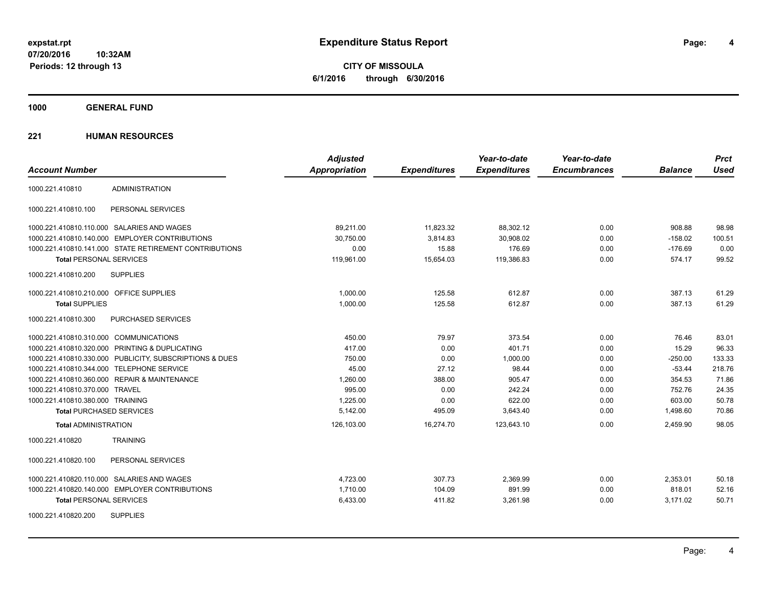**expstat.rpt**
**07/20/2016 10:32AM**
**Periods: 12 through 13**

# Expenditure Status Report

**CITY OF MISSOULA**
**6/1/2016 through 6/30/2016**

## 1000 GENERAL FUND

## 221 HUMAN RESOURCES

| Account Number | | Adjusted Appropriation | Expenditures | Year-to-date Expenditures | Year-to-date Encumbrances | Balance | Prct Used |
|---|---|---|---|---|---|---|---|
| 1000.221.410810 | ADMINISTRATION | | | | | | |
| 1000.221.410810.100 | PERSONAL SERVICES | | | | | | |
| 1000.221.410810.110.000 | SALARIES AND WAGES | 89,211.00 | 11,823.32 | 88,302.12 | 0.00 | 908.88 | 98.98 |
| 1000.221.410810.140.000 | EMPLOYER CONTRIBUTIONS | 30,750.00 | 3,814.83 | 30,908.02 | 0.00 | -158.02 | 100.51 |
| 1000.221.410810.141.000 | STATE RETIREMENT CONTRIBUTIONS | 0.00 | 15.88 | 176.69 | 0.00 | -176.69 | 0.00 |
| **Total** PERSONAL SERVICES | | 119,961.00 | 15,654.03 | 119,386.83 | 0.00 | 574.17 | 99.52 |
| 1000.221.410810.200 | SUPPLIES | | | | | | |
| 1000.221.410810.210.000 | OFFICE SUPPLIES | 1,000.00 | 125.58 | 612.87 | 0.00 | 387.13 | 61.29 |
| **Total** SUPPLIES | | 1,000.00 | 125.58 | 612.87 | 0.00 | 387.13 | 61.29 |
| 1000.221.410810.300 | PURCHASED SERVICES | | | | | | |
| 1000.221.410810.310.000 | COMMUNICATIONS | 450.00 | 79.97 | 373.54 | 0.00 | 76.46 | 83.01 |
| 1000.221.410810.320.000 | PRINTING & DUPLICATING | 417.00 | 0.00 | 401.71 | 0.00 | 15.29 | 96.33 |
| 1000.221.410810.330.000 | PUBLICITY, SUBSCRIPTIONS & DUES | 750.00 | 0.00 | 1,000.00 | 0.00 | -250.00 | 133.33 |
| 1000.221.410810.344.000 | TELEPHONE SERVICE | 45.00 | 27.12 | 98.44 | 0.00 | -53.44 | 218.76 |
| 1000.221.410810.360.000 | REPAIR & MAINTENANCE | 1,260.00 | 388.00 | 905.47 | 0.00 | 354.53 | 71.86 |
| 1000.221.410810.370.000 | TRAVEL | 995.00 | 0.00 | 242.24 | 0.00 | 752.76 | 24.35 |
| 1000.221.410810.380.000 | TRAINING | 1,225.00 | 0.00 | 622.00 | 0.00 | 603.00 | 50.78 |
| **Total** PURCHASED SERVICES | | 5,142.00 | 495.09 | 3,643.40 | 0.00 | 1,498.60 | 70.86 |
| **Total** ADMINISTRATION | | 126,103.00 | 16,274.70 | 123,643.10 | 0.00 | 2,459.90 | 98.05 |
| 1000.221.410820 | TRAINING | | | | | | |
| 1000.221.410820.100 | PERSONAL SERVICES | | | | | | |
| 1000.221.410820.110.000 | SALARIES AND WAGES | 4,723.00 | 307.73 | 2,369.99 | 0.00 | 2,353.01 | 50.18 |
| 1000.221.410820.140.000 | EMPLOYER CONTRIBUTIONS | 1,710.00 | 104.09 | 891.99 | 0.00 | 818.01 | 52.16 |
| **Total** PERSONAL SERVICES | | 6,433.00 | 411.82 | 3,261.98 | 0.00 | 3,171.02 | 50.71 |
| 1000.221.410820.200 | SUPPLIES | | | | | | |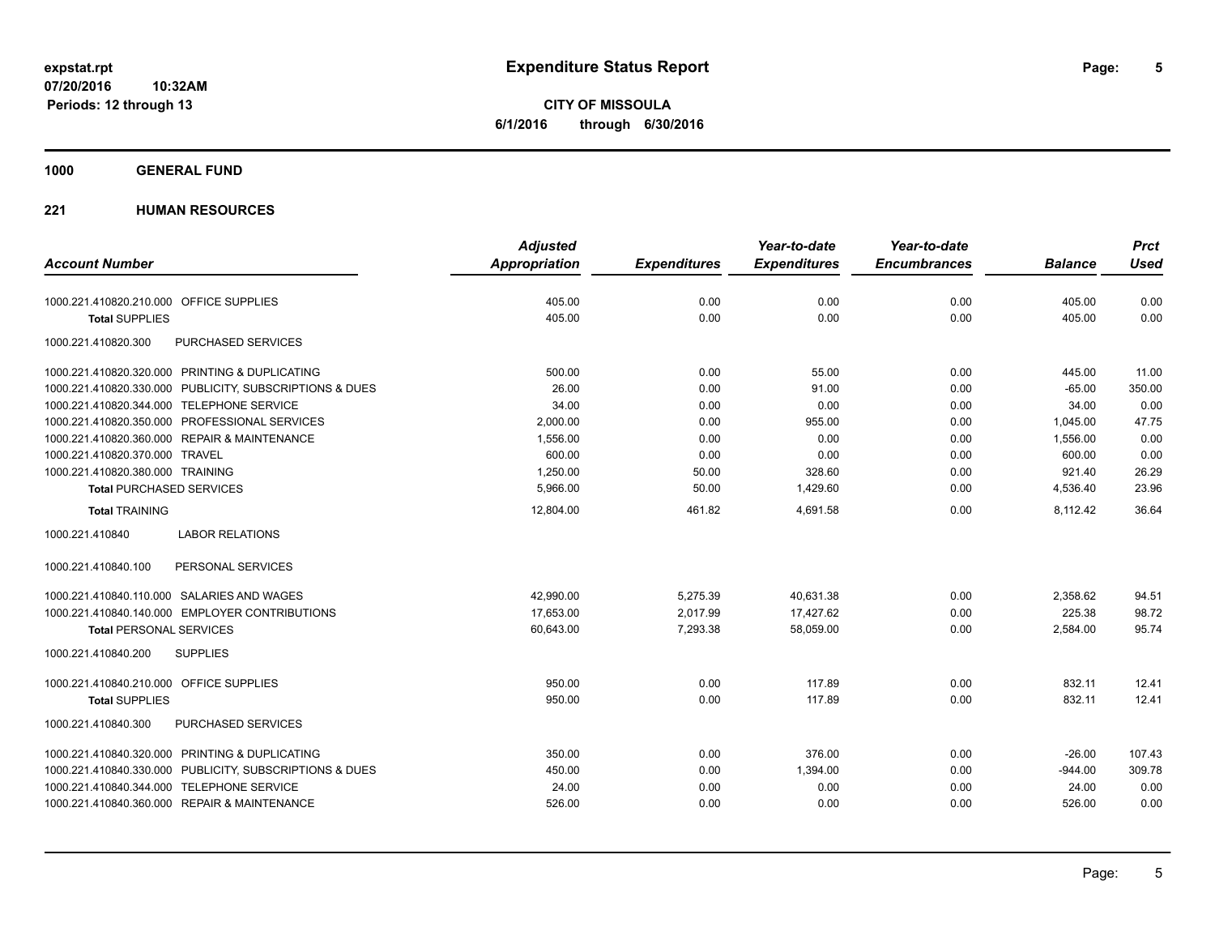# Expenditure Status Report

**CITY OF MISSOULA**
**6/1/2016 through 6/30/2016**

expstat.rpt
07/20/2016 10:32AM
Periods: 12 through 13

## 1000 GENERAL FUND

## 221 HUMAN RESOURCES

| Account Number | Adjusted Appropriation | Expenditures | Year-to-date Expenditures | Year-to-date Encumbrances | Balance | Prct Used |
|---|---|---|---|---|---|---|
| 1000.221.410820.210.000 OFFICE SUPPLIES | 405.00 | 0.00 | 0.00 | 0.00 | 405.00 | 0.00 |
| **Total** SUPPLIES | 405.00 | 0.00 | 0.00 | 0.00 | 405.00 | 0.00 |
| 1000.221.410820.300 PURCHASED SERVICES | | | | | | |
| 1000.221.410820.320.000 PRINTING & DUPLICATING | 500.00 | 0.00 | 55.00 | 0.00 | 445.00 | 11.00 |
| 1000.221.410820.330.000 PUBLICITY, SUBSCRIPTIONS & DUES | 26.00 | 0.00 | 91.00 | 0.00 | -65.00 | 350.00 |
| 1000.221.410820.344.000 TELEPHONE SERVICE | 34.00 | 0.00 | 0.00 | 0.00 | 34.00 | 0.00 |
| 1000.221.410820.350.000 PROFESSIONAL SERVICES | 2,000.00 | 0.00 | 955.00 | 0.00 | 1,045.00 | 47.75 |
| 1000.221.410820.360.000 REPAIR & MAINTENANCE | 1,556.00 | 0.00 | 0.00 | 0.00 | 1,556.00 | 0.00 |
| 1000.221.410820.370.000 TRAVEL | 600.00 | 0.00 | 0.00 | 0.00 | 600.00 | 0.00 |
| 1000.221.410820.380.000 TRAINING | 1,250.00 | 50.00 | 328.60 | 0.00 | 921.40 | 26.29 |
| **Total** PURCHASED SERVICES | 5,966.00 | 50.00 | 1,429.60 | 0.00 | 4,536.40 | 23.96 |
| **Total** TRAINING | 12,804.00 | 461.82 | 4,691.58 | 0.00 | 8,112.42 | 36.64 |
| 1000.221.410840 LABOR RELATIONS | | | | | | |
| 1000.221.410840.100 PERSONAL SERVICES | | | | | | |
| 1000.221.410840.110.000 SALARIES AND WAGES | 42,990.00 | 5,275.39 | 40,631.38 | 0.00 | 2,358.62 | 94.51 |
| 1000.221.410840.140.000 EMPLOYER CONTRIBUTIONS | 17,653.00 | 2,017.99 | 17,427.62 | 0.00 | 225.38 | 98.72 |
| **Total** PERSONAL SERVICES | 60,643.00 | 7,293.38 | 58,059.00 | 0.00 | 2,584.00 | 95.74 |
| 1000.221.410840.200 SUPPLIES | | | | | | |
| 1000.221.410840.210.000 OFFICE SUPPLIES | 950.00 | 0.00 | 117.89 | 0.00 | 832.11 | 12.41 |
| **Total** SUPPLIES | 950.00 | 0.00 | 117.89 | 0.00 | 832.11 | 12.41 |
| 1000.221.410840.300 PURCHASED SERVICES | | | | | | |
| 1000.221.410840.320.000 PRINTING & DUPLICATING | 350.00 | 0.00 | 376.00 | 0.00 | -26.00 | 107.43 |
| 1000.221.410840.330.000 PUBLICITY, SUBSCRIPTIONS & DUES | 450.00 | 0.00 | 1,394.00 | 0.00 | -944.00 | 309.78 |
| 1000.221.410840.344.000 TELEPHONE SERVICE | 24.00 | 0.00 | 0.00 | 0.00 | 24.00 | 0.00 |
| 1000.221.410840.360.000 REPAIR & MAINTENANCE | 526.00 | 0.00 | 0.00 | 0.00 | 526.00 | 0.00 |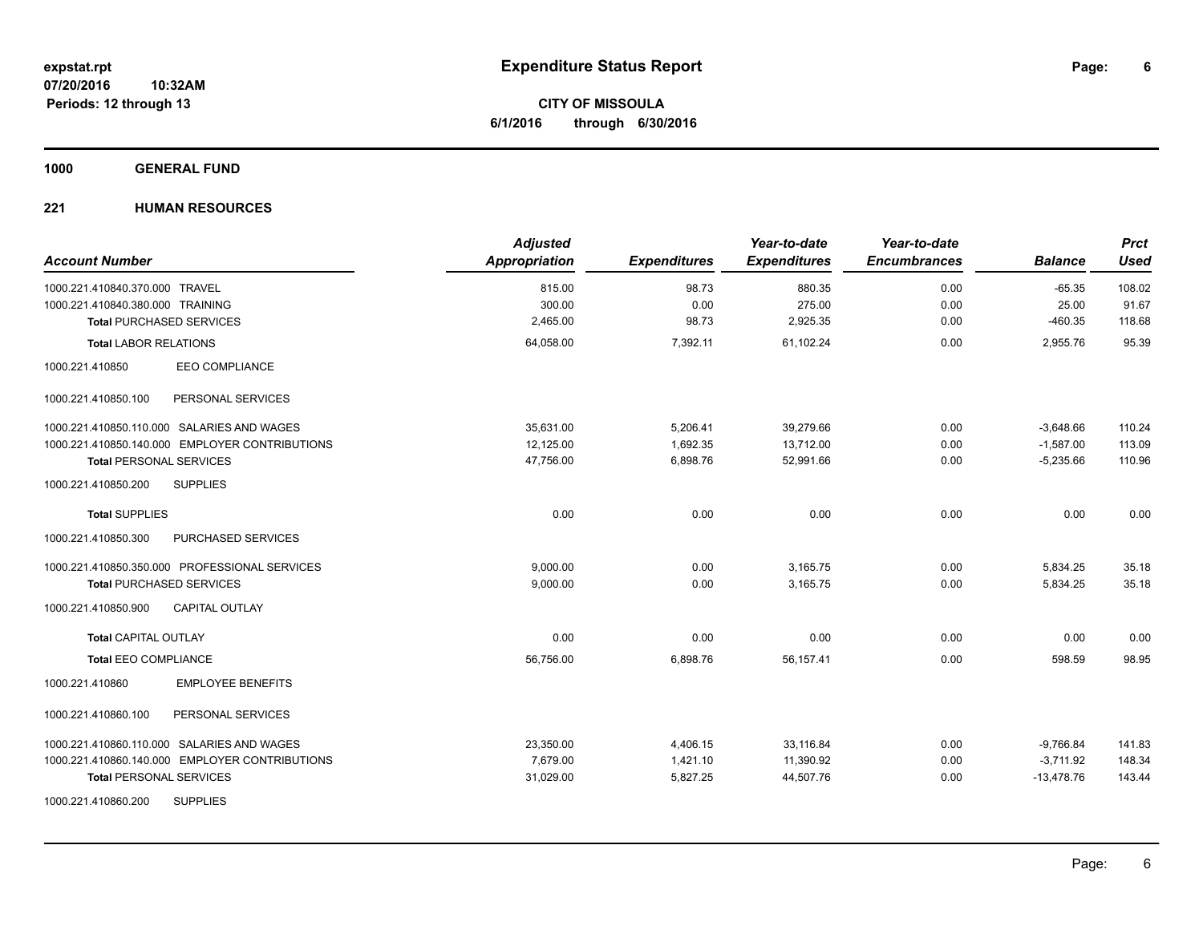**expstat.rpt**
**07/20/2016 10:32AM**
**Periods: 12 through 13**

# Expenditure Status Report

**CITY OF MISSOULA**
**6/1/2016 through 6/30/2016**

## 1000 GENERAL FUND

## 221 HUMAN RESOURCES

| Account Number | Adjusted Appropriation | Expenditures | Year-to-date Expenditures | Year-to-date Encumbrances | Balance | Prct Used |
|---|---|---|---|---|---|---|
| 1000.221.410840.370.000 TRAVEL | 815.00 | 98.73 | 880.35 | 0.00 | -65.35 | 108.02 |
| 1000.221.410840.380.000 TRAINING | 300.00 | 0.00 | 275.00 | 0.00 | 25.00 | 91.67 |
| **Total** PURCHASED SERVICES | 2,465.00 | 98.73 | 2,925.35 | 0.00 | -460.35 | 118.68 |
| **Total** LABOR RELATIONS | 64,058.00 | 7,392.11 | 61,102.24 | 0.00 | 2,955.76 | 95.39 |
| 1000.221.410850 EEO COMPLIANCE | | | | | | |
| 1000.221.410850.100 PERSONAL SERVICES | | | | | | |
| 1000.221.410850.110.000 SALARIES AND WAGES | 35,631.00 | 5,206.41 | 39,279.66 | 0.00 | -3,648.66 | 110.24 |
| 1000.221.410850.140.000 EMPLOYER CONTRIBUTIONS | 12,125.00 | 1,692.35 | 13,712.00 | 0.00 | -1,587.00 | 113.09 |
| **Total** PERSONAL SERVICES | 47,756.00 | 6,898.76 | 52,991.66 | 0.00 | -5,235.66 | 110.96 |
| 1000.221.410850.200 SUPPLIES | | | | | | |
| **Total** SUPPLIES | 0.00 | 0.00 | 0.00 | 0.00 | 0.00 | 0.00 |
| 1000.221.410850.300 PURCHASED SERVICES | | | | | | |
| 1000.221.410850.350.000 PROFESSIONAL SERVICES | 9,000.00 | 0.00 | 3,165.75 | 0.00 | 5,834.25 | 35.18 |
| **Total** PURCHASED SERVICES | 9,000.00 | 0.00 | 3,165.75 | 0.00 | 5,834.25 | 35.18 |
| 1000.221.410850.900 CAPITAL OUTLAY | | | | | | |
| **Total** CAPITAL OUTLAY | 0.00 | 0.00 | 0.00 | 0.00 | 0.00 | 0.00 |
| **Total** EEO COMPLIANCE | 56,756.00 | 6,898.76 | 56,157.41 | 0.00 | 598.59 | 98.95 |
| 1000.221.410860 EMPLOYEE BENEFITS | | | | | | |
| 1000.221.410860.100 PERSONAL SERVICES | | | | | | |
| 1000.221.410860.110.000 SALARIES AND WAGES | 23,350.00 | 4,406.15 | 33,116.84 | 0.00 | -9,766.84 | 141.83 |
| 1000.221.410860.140.000 EMPLOYER CONTRIBUTIONS | 7,679.00 | 1,421.10 | 11,390.92 | 0.00 | -3,711.92 | 148.34 |
| **Total** PERSONAL SERVICES | 31,029.00 | 5,827.25 | 44,507.76 | 0.00 | -13,478.76 | 143.44 |
| 1000.221.410860.200 SUPPLIES | | | | | | |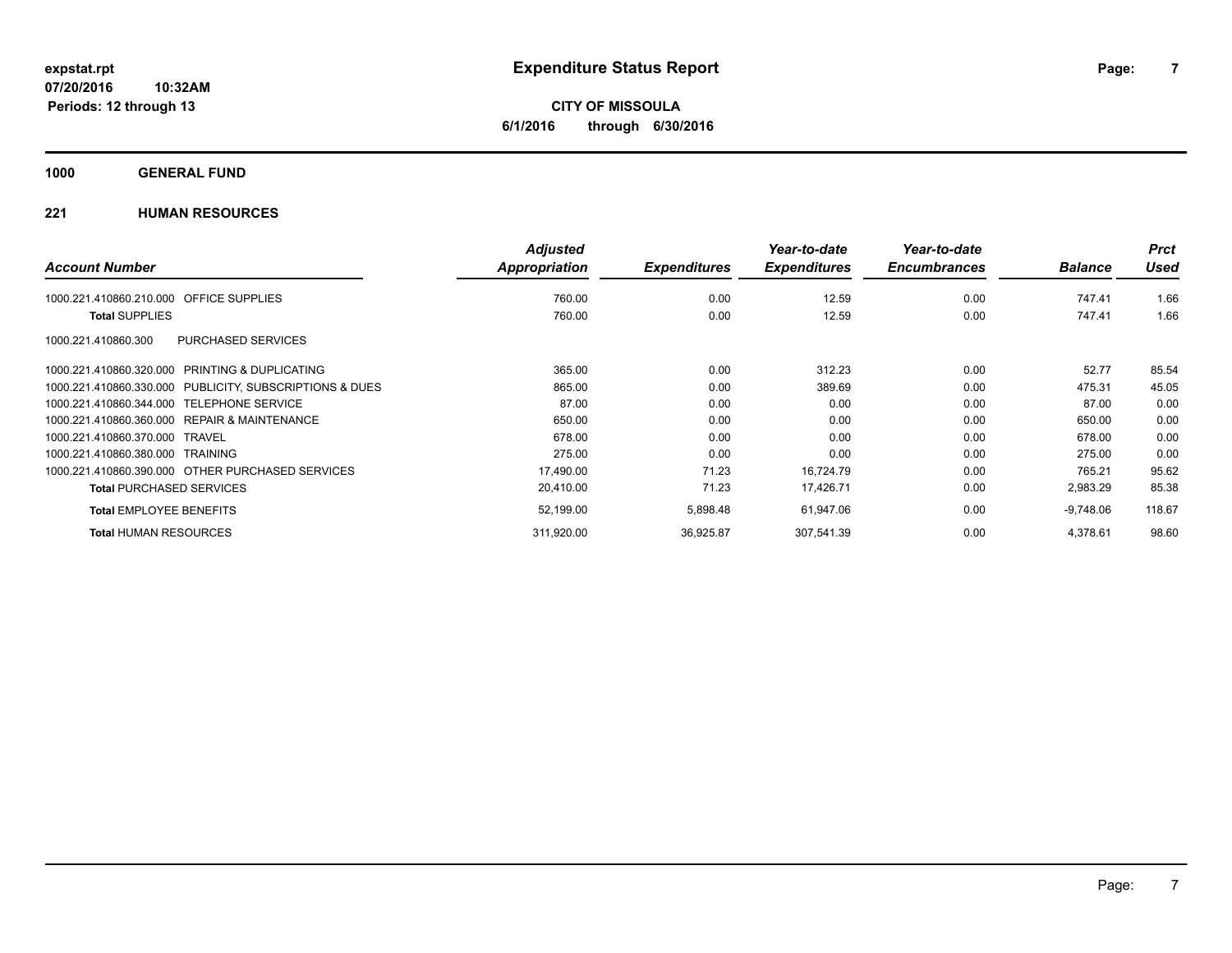**expstat.rpt**
**07/20/2016 10:32AM**
**Periods: 12 through 13**

# Expenditure Status Report

**CITY OF MISSOULA**
**6/1/2016 through 6/30/2016**

## 1000 GENERAL FUND

### 221 HUMAN RESOURCES

| Account Number | Adjusted Appropriation | Expenditures | Year-to-date Expenditures | Year-to-date Encumbrances | Balance | Prct Used |
|---|---|---|---|---|---|---|
| 1000.221.410860.210.000 OFFICE SUPPLIES | 760.00 | 0.00 | 12.59 | 0.00 | 747.41 | 1.66 |
| **Total** SUPPLIES | 760.00 | 0.00 | 12.59 | 0.00 | 747.41 | 1.66 |
| 1000.221.410860.300 PURCHASED SERVICES | | | | | | |
| 1000.221.410860.320.000 PRINTING & DUPLICATING | 365.00 | 0.00 | 312.23 | 0.00 | 52.77 | 85.54 |
| 1000.221.410860.330.000 PUBLICITY, SUBSCRIPTIONS & DUES | 865.00 | 0.00 | 389.69 | 0.00 | 475.31 | 45.05 |
| 1000.221.410860.344.000 TELEPHONE SERVICE | 87.00 | 0.00 | 0.00 | 0.00 | 87.00 | 0.00 |
| 1000.221.410860.360.000 REPAIR & MAINTENANCE | 650.00 | 0.00 | 0.00 | 0.00 | 650.00 | 0.00 |
| 1000.221.410860.370.000 TRAVEL | 678.00 | 0.00 | 0.00 | 0.00 | 678.00 | 0.00 |
| 1000.221.410860.380.000 TRAINING | 275.00 | 0.00 | 0.00 | 0.00 | 275.00 | 0.00 |
| 1000.221.410860.390.000 OTHER PURCHASED SERVICES | 17,490.00 | 71.23 | 16,724.79 | 0.00 | 765.21 | 95.62 |
| **Total** PURCHASED SERVICES | 20,410.00 | 71.23 | 17,426.71 | 0.00 | 2,983.29 | 85.38 |
| **Total** EMPLOYEE BENEFITS | 52,199.00 | 5,898.48 | 61,947.06 | 0.00 | -9,748.06 | 118.67 |
| **Total** HUMAN RESOURCES | 311,920.00 | 36,925.87 | 307,541.39 | 0.00 | 4,378.61 | 98.60 |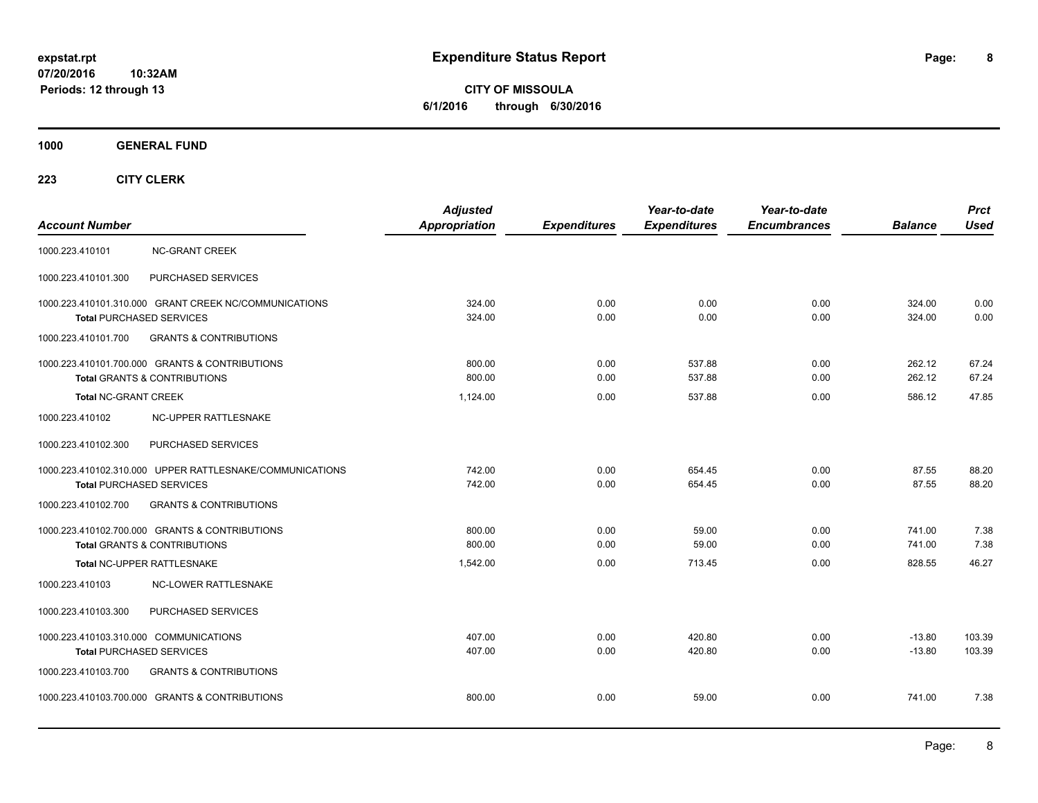**expstat.rpt**
**07/20/2016 10:32AM**
**Periods: 12 through 13**

# Expenditure Status Report

**CITY OF MISSOULA**
**6/1/2016 through 6/30/2016**

## 1000 GENERAL FUND

### 223 CITY CLERK

| Account Number | | Adjusted Appropriation | Expenditures | Year-to-date Expenditures | Year-to-date Encumbrances | Balance | Prct Used |
|---|---|---|---|---|---|---|---|
| 1000.223.410101 | NC-GRANT CREEK | | | | | | |
| 1000.223.410101.300 | PURCHASED SERVICES | | | | | | |
| 1000.223.410101.310.000 | GRANT CREEK NC/COMMUNICATIONS | 324.00 | 0.00 | 0.00 | 0.00 | 324.00 | 0.00 |
| | Total PURCHASED SERVICES | 324.00 | 0.00 | 0.00 | 0.00 | 324.00 | 0.00 |
| 1000.223.410101.700 | GRANTS & CONTRIBUTIONS | | | | | | |
| 1000.223.410101.700.000 | GRANTS & CONTRIBUTIONS | 800.00 | 0.00 | 537.88 | 0.00 | 262.12 | 67.24 |
| | Total GRANTS & CONTRIBUTIONS | 800.00 | 0.00 | 537.88 | 0.00 | 262.12 | 67.24 |
| | Total NC-GRANT CREEK | 1,124.00 | 0.00 | 537.88 | 0.00 | 586.12 | 47.85 |
| 1000.223.410102 | NC-UPPER RATTLESNAKE | | | | | | |
| 1000.223.410102.300 | PURCHASED SERVICES | | | | | | |
| 1000.223.410102.310.000 | UPPER RATTLESNAKE/COMMUNICATIONS | 742.00 | 0.00 | 654.45 | 0.00 | 87.55 | 88.20 |
| | Total PURCHASED SERVICES | 742.00 | 0.00 | 654.45 | 0.00 | 87.55 | 88.20 |
| 1000.223.410102.700 | GRANTS & CONTRIBUTIONS | | | | | | |
| 1000.223.410102.700.000 | GRANTS & CONTRIBUTIONS | 800.00 | 0.00 | 59.00 | 0.00 | 741.00 | 7.38 |
| | Total GRANTS & CONTRIBUTIONS | 800.00 | 0.00 | 59.00 | 0.00 | 741.00 | 7.38 |
| | Total NC-UPPER RATTLESNAKE | 1,542.00 | 0.00 | 713.45 | 0.00 | 828.55 | 46.27 |
| 1000.223.410103 | NC-LOWER RATTLESNAKE | | | | | | |
| 1000.223.410103.300 | PURCHASED SERVICES | | | | | | |
| 1000.223.410103.310.000 | COMMUNICATIONS | 407.00 | 0.00 | 420.80 | 0.00 | -13.80 | 103.39 |
| | Total PURCHASED SERVICES | 407.00 | 0.00 | 420.80 | 0.00 | -13.80 | 103.39 |
| 1000.223.410103.700 | GRANTS & CONTRIBUTIONS | | | | | | |
| 1000.223.410103.700.000 | GRANTS & CONTRIBUTIONS | 800.00 | 0.00 | 59.00 | 0.00 | 741.00 | 7.38 |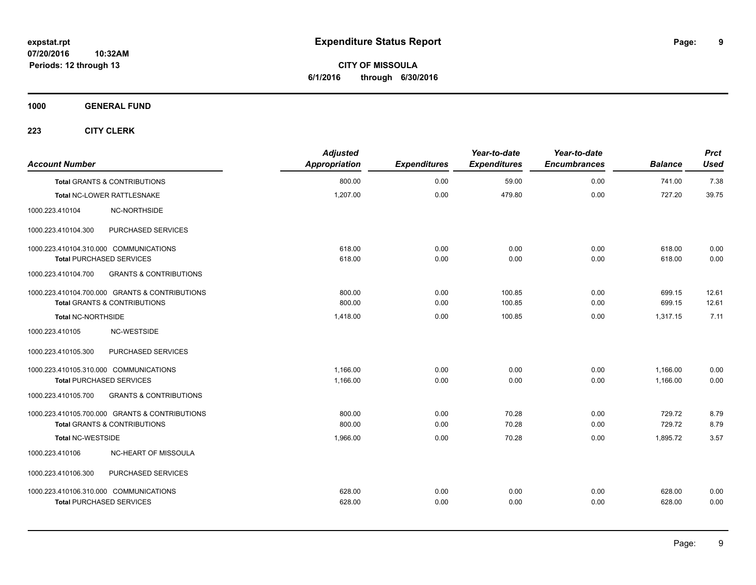**expstat.rpt**
**07/20/2016 10:32AM**
**Periods: 12 through 13**

# Expenditure Status Report

**CITY OF MISSOULA**
**6/1/2016 through 6/30/2016**

## 1000 GENERAL FUND

### 223 CITY CLERK

| Account Number | Adjusted Appropriation | Expenditures | Year-to-date Expenditures | Year-to-date Encumbrances | Balance | Prct Used |
|---|---|---|---|---|---|---|
| **Total** GRANTS & CONTRIBUTIONS | 800.00 | 0.00 | 59.00 | 0.00 | 741.00 | 7.38 |
| **Total** NC-LOWER RATTLESNAKE | 1,207.00 | 0.00 | 479.80 | 0.00 | 727.20 | 39.75 |
| 1000.223.410104 NC-NORTHSIDE | | | | | | |
| 1000.223.410104.300 PURCHASED SERVICES | | | | | | |
| 1000.223.410104.310.000 COMMUNICATIONS | 618.00 | 0.00 | 0.00 | 0.00 | 618.00 | 0.00 |
| **Total** PURCHASED SERVICES | 618.00 | 0.00 | 0.00 | 0.00 | 618.00 | 0.00 |
| 1000.223.410104.700 GRANTS & CONTRIBUTIONS | | | | | | |
| 1000.223.410104.700.000 GRANTS & CONTRIBUTIONS | 800.00 | 0.00 | 100.85 | 0.00 | 699.15 | 12.61 |
| **Total** GRANTS & CONTRIBUTIONS | 800.00 | 0.00 | 100.85 | 0.00 | 699.15 | 12.61 |
| **Total** NC-NORTHSIDE | 1,418.00 | 0.00 | 100.85 | 0.00 | 1,317.15 | 7.11 |
| 1000.223.410105 NC-WESTSIDE | | | | | | |
| 1000.223.410105.300 PURCHASED SERVICES | | | | | | |
| 1000.223.410105.310.000 COMMUNICATIONS | 1,166.00 | 0.00 | 0.00 | 0.00 | 1,166.00 | 0.00 |
| **Total** PURCHASED SERVICES | 1,166.00 | 0.00 | 0.00 | 0.00 | 1,166.00 | 0.00 |
| 1000.223.410105.700 GRANTS & CONTRIBUTIONS | | | | | | |
| 1000.223.410105.700.000 GRANTS & CONTRIBUTIONS | 800.00 | 0.00 | 70.28 | 0.00 | 729.72 | 8.79 |
| **Total** GRANTS & CONTRIBUTIONS | 800.00 | 0.00 | 70.28 | 0.00 | 729.72 | 8.79 |
| **Total** NC-WESTSIDE | 1,966.00 | 0.00 | 70.28 | 0.00 | 1,895.72 | 3.57 |
| 1000.223.410106 NC-HEART OF MISSOULA | | | | | | |
| 1000.223.410106.300 PURCHASED SERVICES | | | | | | |
| 1000.223.410106.310.000 COMMUNICATIONS | 628.00 | 0.00 | 0.00 | 0.00 | 628.00 | 0.00 |
| **Total** PURCHASED SERVICES | 628.00 | 0.00 | 0.00 | 0.00 | 628.00 | 0.00 |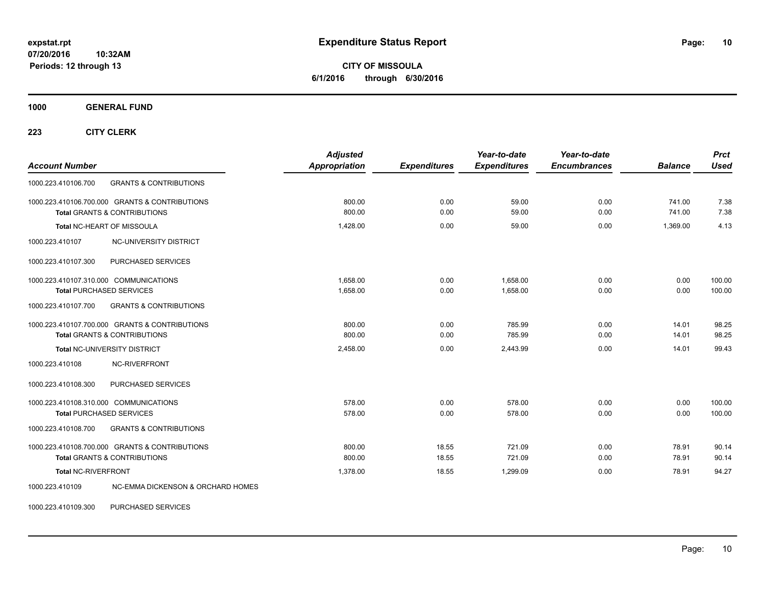# Expenditure Status Report

**expstat.rpt**
**07/20/2016 10:32AM**
**Periods: 12 through 13**

**CITY OF MISSOULA**
**6/1/2016 through 6/30/2016**

**1000 GENERAL FUND**

**223 CITY CLERK**

| Account Number | | Adjusted Appropriation | Expenditures | Year-to-date Expenditures | Year-to-date Encumbrances | Balance | Prct Used |
|---|---|---|---|---|---|---|---|
| 1000.223.410106.700 | GRANTS & CONTRIBUTIONS | | | | | | |
| 1000.223.410106.700.000 GRANTS & CONTRIBUTIONS | | 800.00 | 0.00 | 59.00 | 0.00 | 741.00 | 7.38 |
| **Total GRANTS & CONTRIBUTIONS** | | 800.00 | 0.00 | 59.00 | 0.00 | 741.00 | 7.38 |
| **Total NC-HEART OF MISSOULA** | | 1,428.00 | 0.00 | 59.00 | 0.00 | 1,369.00 | 4.13 |
| 1000.223.410107 | NC-UNIVERSITY DISTRICT | | | | | | |
| 1000.223.410107.300 | PURCHASED SERVICES | | | | | | |
| 1000.223.410107.310.000 COMMUNICATIONS | | 1,658.00 | 0.00 | 1,658.00 | 0.00 | 0.00 | 100.00 |
| **Total PURCHASED SERVICES** | | 1,658.00 | 0.00 | 1,658.00 | 0.00 | 0.00 | 100.00 |
| 1000.223.410107.700 | GRANTS & CONTRIBUTIONS | | | | | | |
| 1000.223.410107.700.000 GRANTS & CONTRIBUTIONS | | 800.00 | 0.00 | 785.99 | 0.00 | 14.01 | 98.25 |
| **Total GRANTS & CONTRIBUTIONS** | | 800.00 | 0.00 | 785.99 | 0.00 | 14.01 | 98.25 |
| **Total NC-UNIVERSITY DISTRICT** | | 2,458.00 | 0.00 | 2,443.99 | 0.00 | 14.01 | 99.43 |
| 1000.223.410108 | NC-RIVERFRONT | | | | | | |
| 1000.223.410108.300 | PURCHASED SERVICES | | | | | | |
| 1000.223.410108.310.000 COMMUNICATIONS | | 578.00 | 0.00 | 578.00 | 0.00 | 0.00 | 100.00 |
| **Total PURCHASED SERVICES** | | 578.00 | 0.00 | 578.00 | 0.00 | 0.00 | 100.00 |
| 1000.223.410108.700 | GRANTS & CONTRIBUTIONS | | | | | | |
| 1000.223.410108.700.000 GRANTS & CONTRIBUTIONS | | 800.00 | 18.55 | 721.09 | 0.00 | 78.91 | 90.14 |
| **Total GRANTS & CONTRIBUTIONS** | | 800.00 | 18.55 | 721.09 | 0.00 | 78.91 | 90.14 |
| **Total NC-RIVERFRONT** | | 1,378.00 | 18.55 | 1,299.09 | 0.00 | 78.91 | 94.27 |
| 1000.223.410109 | NC-EMMA DICKENSON & ORCHARD HOMES | | | | | | |
| 1000.223.410109.300 | PURCHASED SERVICES | | | | | | |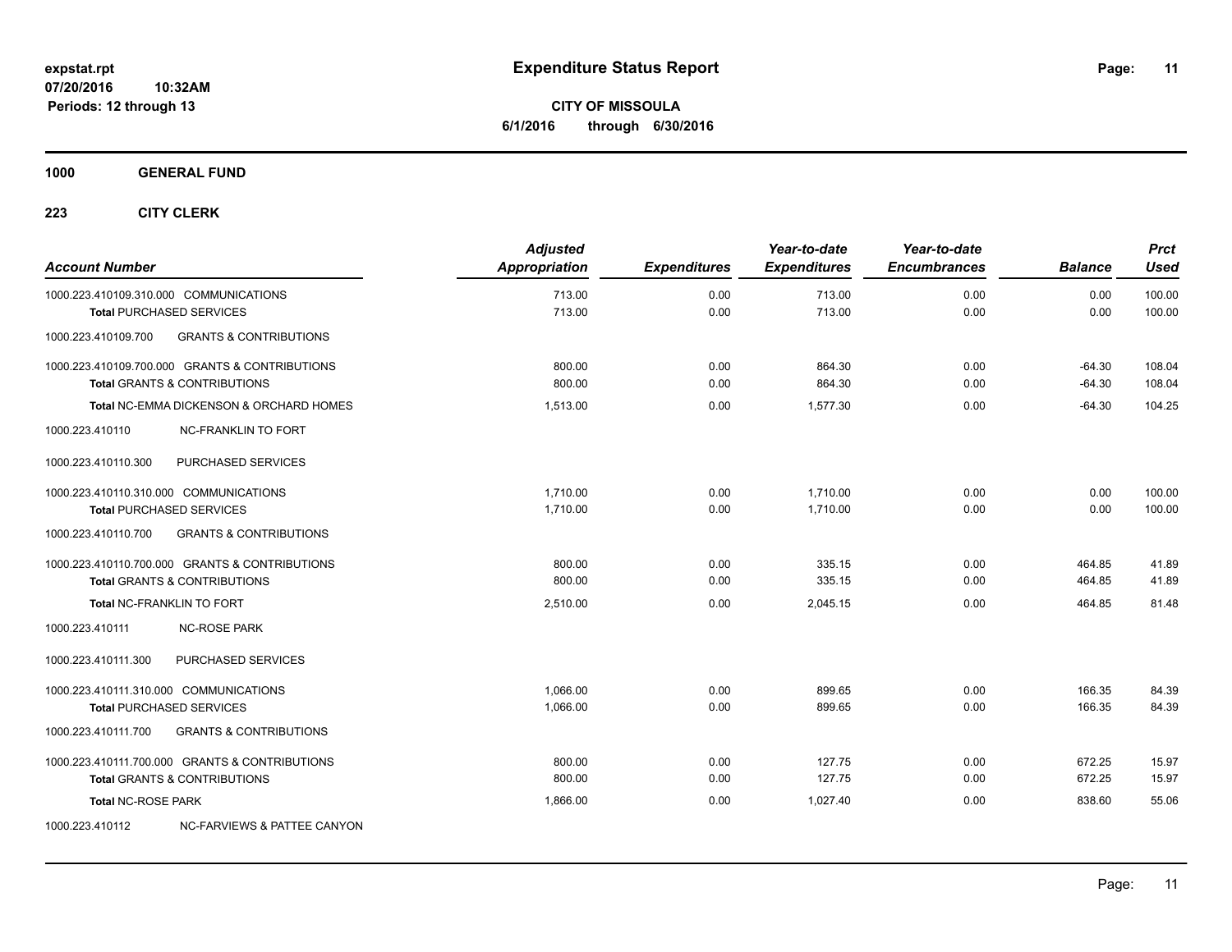**expstat.rpt**
**07/20/2016 10:32AM**
**Periods: 12 through 13**

# Expenditure Status Report

**CITY OF MISSOULA**
**6/1/2016 through 6/30/2016**

## 1000 GENERAL FUND

### 223 CITY CLERK

| Account Number | Adjusted Appropriation | Expenditures | Year-to-date Expenditures | Year-to-date Encumbrances | Balance | Prct Used |
|---|---|---|---|---|---|---|
| 1000.223.410109.310.000 COMMUNICATIONS | 713.00 | 0.00 | 713.00 | 0.00 | 0.00 | 100.00 |
| **Total** PURCHASED SERVICES | 713.00 | 0.00 | 713.00 | 0.00 | 0.00 | 100.00 |
| 1000.223.410109.700 GRANTS & CONTRIBUTIONS | | | | | | |
| 1000.223.410109.700.000 GRANTS & CONTRIBUTIONS | 800.00 | 0.00 | 864.30 | 0.00 | -64.30 | 108.04 |
| **Total** GRANTS & CONTRIBUTIONS | 800.00 | 0.00 | 864.30 | 0.00 | -64.30 | 108.04 |
| **Total** NC-EMMA DICKENSON & ORCHARD HOMES | 1,513.00 | 0.00 | 1,577.30 | 0.00 | -64.30 | 104.25 |
| 1000.223.410110 NC-FRANKLIN TO FORT | | | | | | |
| 1000.223.410110.300 PURCHASED SERVICES | | | | | | |
| 1000.223.410110.310.000 COMMUNICATIONS | 1,710.00 | 0.00 | 1,710.00 | 0.00 | 0.00 | 100.00 |
| **Total** PURCHASED SERVICES | 1,710.00 | 0.00 | 1,710.00 | 0.00 | 0.00 | 100.00 |
| 1000.223.410110.700 GRANTS & CONTRIBUTIONS | | | | | | |
| 1000.223.410110.700.000 GRANTS & CONTRIBUTIONS | 800.00 | 0.00 | 335.15 | 0.00 | 464.85 | 41.89 |
| **Total** GRANTS & CONTRIBUTIONS | 800.00 | 0.00 | 335.15 | 0.00 | 464.85 | 41.89 |
| **Total** NC-FRANKLIN TO FORT | 2,510.00 | 0.00 | 2,045.15 | 0.00 | 464.85 | 81.48 |
| 1000.223.410111 NC-ROSE PARK | | | | | | |
| 1000.223.410111.300 PURCHASED SERVICES | | | | | | |
| 1000.223.410111.310.000 COMMUNICATIONS | 1,066.00 | 0.00 | 899.65 | 0.00 | 166.35 | 84.39 |
| **Total** PURCHASED SERVICES | 1,066.00 | 0.00 | 899.65 | 0.00 | 166.35 | 84.39 |
| 1000.223.410111.700 GRANTS & CONTRIBUTIONS | | | | | | |
| 1000.223.410111.700.000 GRANTS & CONTRIBUTIONS | 800.00 | 0.00 | 127.75 | 0.00 | 672.25 | 15.97 |
| **Total** GRANTS & CONTRIBUTIONS | 800.00 | 0.00 | 127.75 | 0.00 | 672.25 | 15.97 |
| **Total** NC-ROSE PARK | 1,866.00 | 0.00 | 1,027.40 | 0.00 | 838.60 | 55.06 |
| 1000.223.410112 NC-FARVIEWS & PATTEE CANYON | | | | | | |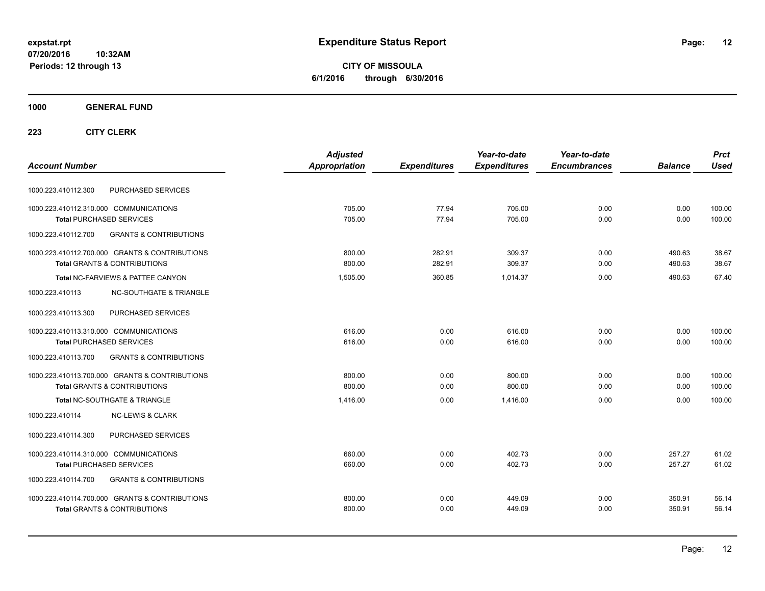**expstat.rpt**
**07/20/2016 10:32AM**
**Periods: 12 through 13**

# Expenditure Status Report

**CITY OF MISSOULA**
**6/1/2016 through 6/30/2016**

## 1000 GENERAL FUND

### 223 CITY CLERK

| Account Number | | Adjusted Appropriation | Expenditures | Year-to-date Expenditures | Year-to-date Encumbrances | Balance | Prct Used |
|---|---|---|---|---|---|---|---|
| 1000.223.410112.300 | PURCHASED SERVICES | | | | | | |
| 1000.223.410112.310.000 COMMUNICATIONS | | 705.00 | 77.94 | 705.00 | 0.00 | 0.00 | 100.00 |
| **Total** PURCHASED SERVICES | | 705.00 | 77.94 | 705.00 | 0.00 | 0.00 | 100.00 |
| 1000.223.410112.700 | GRANTS & CONTRIBUTIONS | | | | | | |
| 1000.223.410112.700.000 GRANTS & CONTRIBUTIONS | | 800.00 | 282.91 | 309.37 | 0.00 | 490.63 | 38.67 |
| **Total** GRANTS & CONTRIBUTIONS | | 800.00 | 282.91 | 309.37 | 0.00 | 490.63 | 38.67 |
| **Total** NC-FARVIEWS & PATTEE CANYON | | 1,505.00 | 360.85 | 1,014.37 | 0.00 | 490.63 | 67.40 |
| 1000.223.410113 | NC-SOUTHGATE & TRIANGLE | | | | | | |
| 1000.223.410113.300 | PURCHASED SERVICES | | | | | | |
| 1000.223.410113.310.000 COMMUNICATIONS | | 616.00 | 0.00 | 616.00 | 0.00 | 0.00 | 100.00 |
| **Total** PURCHASED SERVICES | | 616.00 | 0.00 | 616.00 | 0.00 | 0.00 | 100.00 |
| 1000.223.410113.700 | GRANTS & CONTRIBUTIONS | | | | | | |
| 1000.223.410113.700.000 GRANTS & CONTRIBUTIONS | | 800.00 | 0.00 | 800.00 | 0.00 | 0.00 | 100.00 |
| **Total** GRANTS & CONTRIBUTIONS | | 800.00 | 0.00 | 800.00 | 0.00 | 0.00 | 100.00 |
| **Total** NC-SOUTHGATE & TRIANGLE | | 1,416.00 | 0.00 | 1,416.00 | 0.00 | 0.00 | 100.00 |
| 1000.223.410114 | NC-LEWIS & CLARK | | | | | | |
| 1000.223.410114.300 | PURCHASED SERVICES | | | | | | |
| 1000.223.410114.310.000 COMMUNICATIONS | | 660.00 | 0.00 | 402.73 | 0.00 | 257.27 | 61.02 |
| **Total** PURCHASED SERVICES | | 660.00 | 0.00 | 402.73 | 0.00 | 257.27 | 61.02 |
| 1000.223.410114.700 | GRANTS & CONTRIBUTIONS | | | | | | |
| 1000.223.410114.700.000 GRANTS & CONTRIBUTIONS | | 800.00 | 0.00 | 449.09 | 0.00 | 350.91 | 56.14 |
| **Total** GRANTS & CONTRIBUTIONS | | 800.00 | 0.00 | 449.09 | 0.00 | 350.91 | 56.14 |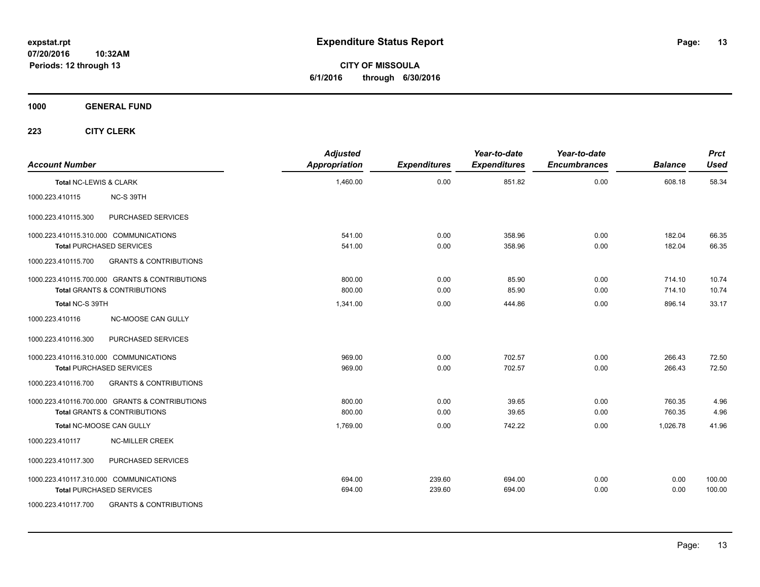**expstat.rpt**
**07/20/2016 10:32AM**
**Periods: 12 through 13**

# Expenditure Status Report

**CITY OF MISSOULA**
**6/1/2016 through 6/30/2016**

## 1000 GENERAL FUND

### 223 CITY CLERK

| Account Number | | Adjusted Appropriation | Expenditures | Year-to-date Expenditures | Year-to-date Encumbrances | Balance | Prct Used |
|---|---|---|---|---|---|---|---|
| **Total NC-LEWIS & CLARK** | | 1,460.00 | 0.00 | 851.82 | 0.00 | 608.18 | 58.34 |
| 1000.223.410115 | NC-S 39TH | | | | | | |
| 1000.223.410115.300 | PURCHASED SERVICES | | | | | | |
| 1000.223.410115.310.000 COMMUNICATIONS | | 541.00 | 0.00 | 358.96 | 0.00 | 182.04 | 66.35 |
| **Total PURCHASED SERVICES** | | 541.00 | 0.00 | 358.96 | 0.00 | 182.04 | 66.35 |
| 1000.223.410115.700 | GRANTS & CONTRIBUTIONS | | | | | | |
| 1000.223.410115.700.000 GRANTS & CONTRIBUTIONS | | 800.00 | 0.00 | 85.90 | 0.00 | 714.10 | 10.74 |
| **Total GRANTS & CONTRIBUTIONS** | | 800.00 | 0.00 | 85.90 | 0.00 | 714.10 | 10.74 |
| **Total NC-S 39TH** | | 1,341.00 | 0.00 | 444.86 | 0.00 | 896.14 | 33.17 |
| 1000.223.410116 | NC-MOOSE CAN GULLY | | | | | | |
| 1000.223.410116.300 | PURCHASED SERVICES | | | | | | |
| 1000.223.410116.310.000 COMMUNICATIONS | | 969.00 | 0.00 | 702.57 | 0.00 | 266.43 | 72.50 |
| **Total PURCHASED SERVICES** | | 969.00 | 0.00 | 702.57 | 0.00 | 266.43 | 72.50 |
| 1000.223.410116.700 | GRANTS & CONTRIBUTIONS | | | | | | |
| 1000.223.410116.700.000 GRANTS & CONTRIBUTIONS | | 800.00 | 0.00 | 39.65 | 0.00 | 760.35 | 4.96 |
| **Total GRANTS & CONTRIBUTIONS** | | 800.00 | 0.00 | 39.65 | 0.00 | 760.35 | 4.96 |
| **Total NC-MOOSE CAN GULLY** | | 1,769.00 | 0.00 | 742.22 | 0.00 | 1,026.78 | 41.96 |
| 1000.223.410117 | NC-MILLER CREEK | | | | | | |
| 1000.223.410117.300 | PURCHASED SERVICES | | | | | | |
| 1000.223.410117.310.000 COMMUNICATIONS | | 694.00 | 239.60 | 694.00 | 0.00 | 0.00 | 100.00 |
| **Total PURCHASED SERVICES** | | 694.00 | 239.60 | 694.00 | 0.00 | 0.00 | 100.00 |
| 1000.223.410117.700 | GRANTS & CONTRIBUTIONS | | | | | | |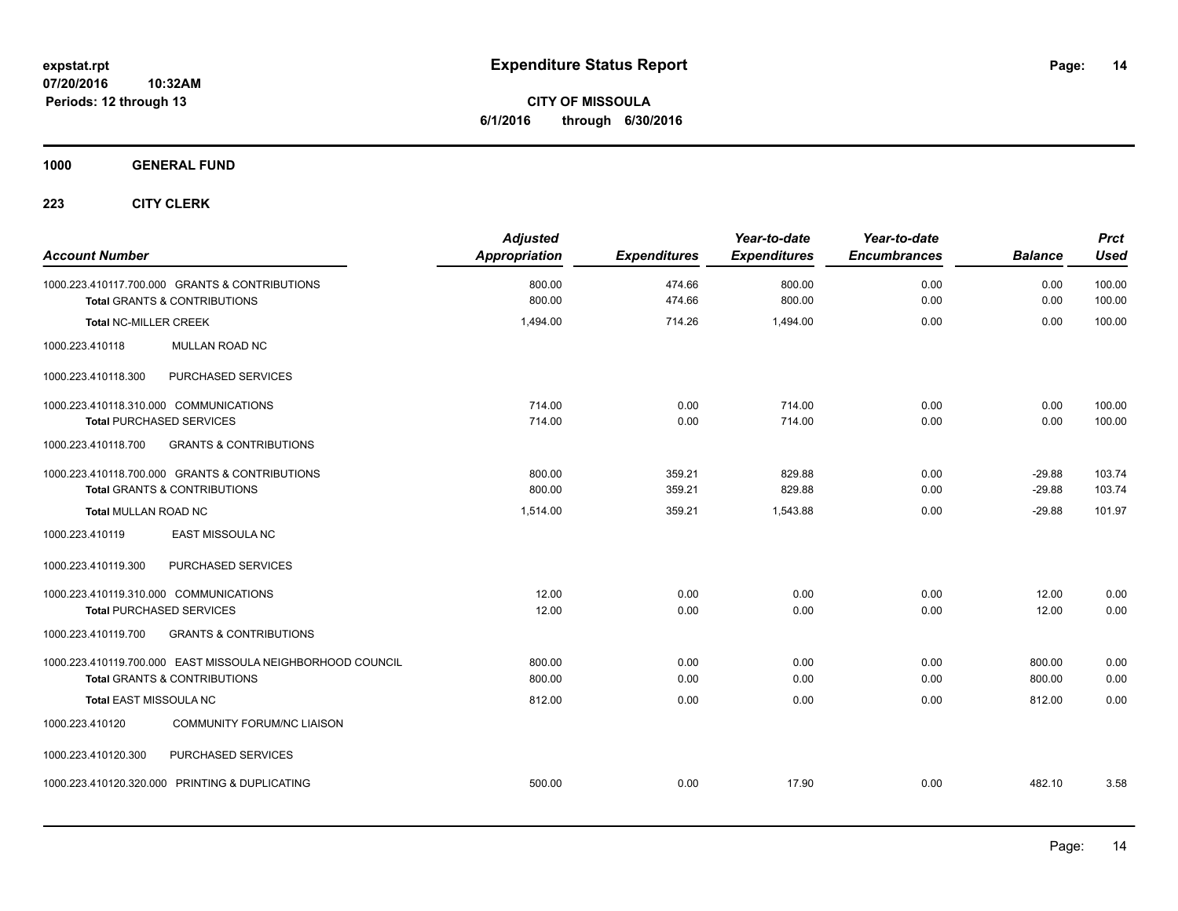**expstat.rpt**
**07/20/2016 10:32AM**
**Periods: 12 through 13**

# Expenditure Status Report

**CITY OF MISSOULA**
**6/1/2016 through 6/30/2016**

## 1000 GENERAL FUND

### 223 CITY CLERK

| Account Number | Adjusted Appropriation | Expenditures | Year-to-date Expenditures | Year-to-date Encumbrances | Balance | Prct Used |
|---|---|---|---|---|---|---|
| 1000.223.410117.700.000 GRANTS & CONTRIBUTIONS | 800.00 | 474.66 | 800.00 | 0.00 | 0.00 | 100.00 |
| **Total** GRANTS & CONTRIBUTIONS | 800.00 | 474.66 | 800.00 | 0.00 | 0.00 | 100.00 |
| **Total** NC-MILLER CREEK | 1,494.00 | 714.26 | 1,494.00 | 0.00 | 0.00 | 100.00 |
| 1000.223.410118 MULLAN ROAD NC | | | | | | |
| 1000.223.410118.300 PURCHASED SERVICES | | | | | | |
| 1000.223.410118.310.000 COMMUNICATIONS | 714.00 | 0.00 | 714.00 | 0.00 | 0.00 | 100.00 |
| **Total** PURCHASED SERVICES | 714.00 | 0.00 | 714.00 | 0.00 | 0.00 | 100.00 |
| 1000.223.410118.700 GRANTS & CONTRIBUTIONS | | | | | | |
| 1000.223.410118.700.000 GRANTS & CONTRIBUTIONS | 800.00 | 359.21 | 829.88 | 0.00 | -29.88 | 103.74 |
| **Total** GRANTS & CONTRIBUTIONS | 800.00 | 359.21 | 829.88 | 0.00 | -29.88 | 103.74 |
| **Total** MULLAN ROAD NC | 1,514.00 | 359.21 | 1,543.88 | 0.00 | -29.88 | 101.97 |
| 1000.223.410119 EAST MISSOULA NC | | | | | | |
| 1000.223.410119.300 PURCHASED SERVICES | | | | | | |
| 1000.223.410119.310.000 COMMUNICATIONS | 12.00 | 0.00 | 0.00 | 0.00 | 12.00 | 0.00 |
| **Total** PURCHASED SERVICES | 12.00 | 0.00 | 0.00 | 0.00 | 12.00 | 0.00 |
| 1000.223.410119.700 GRANTS & CONTRIBUTIONS | | | | | | |
| 1000.223.410119.700.000 EAST MISSOULA NEIGHBORHOOD COUNCIL | 800.00 | 0.00 | 0.00 | 0.00 | 800.00 | 0.00 |
| **Total** GRANTS & CONTRIBUTIONS | 800.00 | 0.00 | 0.00 | 0.00 | 800.00 | 0.00 |
| **Total** EAST MISSOULA NC | 812.00 | 0.00 | 0.00 | 0.00 | 812.00 | 0.00 |
| 1000.223.410120 COMMUNITY FORUM/NC LIAISON | | | | | | |
| 1000.223.410120.300 PURCHASED SERVICES | | | | | | |
| 1000.223.410120.320.000 PRINTING & DUPLICATING | 500.00 | 0.00 | 17.90 | 0.00 | 482.10 | 3.58 |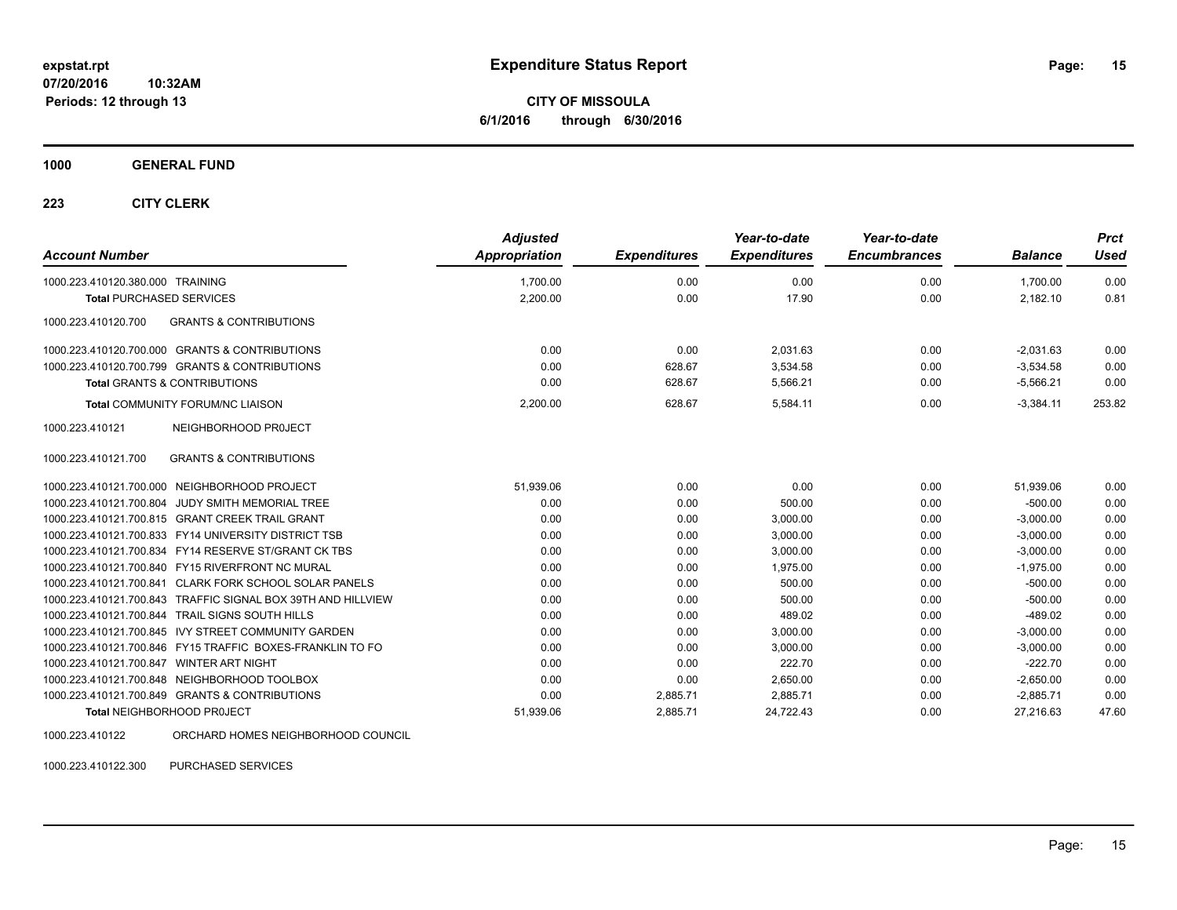**Expenditure Status Report**

**CITY OF MISSOULA**
**6/1/2016 through 6/30/2016**

expstat.rpt
07/20/2016 10:32AM
Periods: 12 through 13

**1000 GENERAL FUND**

**223 CITY CLERK**

| Account Number | Adjusted Appropriation | Expenditures | Year-to-date Expenditures | Year-to-date Encumbrances | Balance | Prct Used |
|---|---|---|---|---|---|---|
| 1000.223.410120.380.000 TRAINING | 1,700.00 | 0.00 | 0.00 | 0.00 | 1,700.00 | 0.00 |
| **Total** PURCHASED SERVICES | 2,200.00 | 0.00 | 17.90 | 0.00 | 2,182.10 | 0.81 |
| 1000.223.410120.700 GRANTS & CONTRIBUTIONS | | | | | | |
| 1000.223.410120.700.000 GRANTS & CONTRIBUTIONS | 0.00 | 0.00 | 2,031.63 | 0.00 | -2,031.63 | 0.00 |
| 1000.223.410120.700.799 GRANTS & CONTRIBUTIONS | 0.00 | 628.67 | 3,534.58 | 0.00 | -3,534.58 | 0.00 |
| **Total** GRANTS & CONTRIBUTIONS | 0.00 | 628.67 | 5,566.21 | 0.00 | -5,566.21 | 0.00 |
| **Total** COMMUNITY FORUM/NC LIAISON | 2,200.00 | 628.67 | 5,584.11 | 0.00 | -3,384.11 | 253.82 |
| 1000.223.410121 NEIGHBORHOOD PR0JECT | | | | | | |
| 1000.223.410121.700 GRANTS & CONTRIBUTIONS | | | | | | |
| 1000.223.410121.700.000 NEIGHBORHOOD PROJECT | 51,939.06 | 0.00 | 0.00 | 0.00 | 51,939.06 | 0.00 |
| 1000.223.410121.700.804 JUDY SMITH MEMORIAL TREE | 0.00 | 0.00 | 500.00 | 0.00 | -500.00 | 0.00 |
| 1000.223.410121.700.815 GRANT CREEK TRAIL GRANT | 0.00 | 0.00 | 3,000.00 | 0.00 | -3,000.00 | 0.00 |
| 1000.223.410121.700.833 FY14 UNIVERSITY DISTRICT TSB | 0.00 | 0.00 | 3,000.00 | 0.00 | -3,000.00 | 0.00 |
| 1000.223.410121.700.834 FY14 RESERVE ST/GRANT CK TBS | 0.00 | 0.00 | 3,000.00 | 0.00 | -3,000.00 | 0.00 |
| 1000.223.410121.700.840 FY15 RIVERFRONT NC MURAL | 0.00 | 0.00 | 1,975.00 | 0.00 | -1,975.00 | 0.00 |
| 1000.223.410121.700.841 CLARK FORK SCHOOL SOLAR PANELS | 0.00 | 0.00 | 500.00 | 0.00 | -500.00 | 0.00 |
| 1000.223.410121.700.843 TRAFFIC SIGNAL BOX 39TH AND HILLVIEW | 0.00 | 0.00 | 500.00 | 0.00 | -500.00 | 0.00 |
| 1000.223.410121.700.844 TRAIL SIGNS SOUTH HILLS | 0.00 | 0.00 | 489.02 | 0.00 | -489.02 | 0.00 |
| 1000.223.410121.700.845 IVY STREET COMMUNITY GARDEN | 0.00 | 0.00 | 3,000.00 | 0.00 | -3,000.00 | 0.00 |
| 1000.223.410121.700.846 FY15 TRAFFIC BOXES-FRANKLIN TO FO | 0.00 | 0.00 | 3,000.00 | 0.00 | -3,000.00 | 0.00 |
| 1000.223.410121.700.847 WINTER ART NIGHT | 0.00 | 0.00 | 222.70 | 0.00 | -222.70 | 0.00 |
| 1000.223.410121.700.848 NEIGHBORHOOD TOOLBOX | 0.00 | 0.00 | 2,650.00 | 0.00 | -2,650.00 | 0.00 |
| 1000.223.410121.700.849 GRANTS & CONTRIBUTIONS | 0.00 | 2,885.71 | 2,885.71 | 0.00 | -2,885.71 | 0.00 |
| **Total** NEIGHBORHOOD PR0JECT | 51,939.06 | 2,885.71 | 24,722.43 | 0.00 | 27,216.63 | 47.60 |
| 1000.223.410122 ORCHARD HOMES NEIGHBORHOOD COUNCIL | | | | | | |
| 1000.223.410122.300 PURCHASED SERVICES | | | | | | |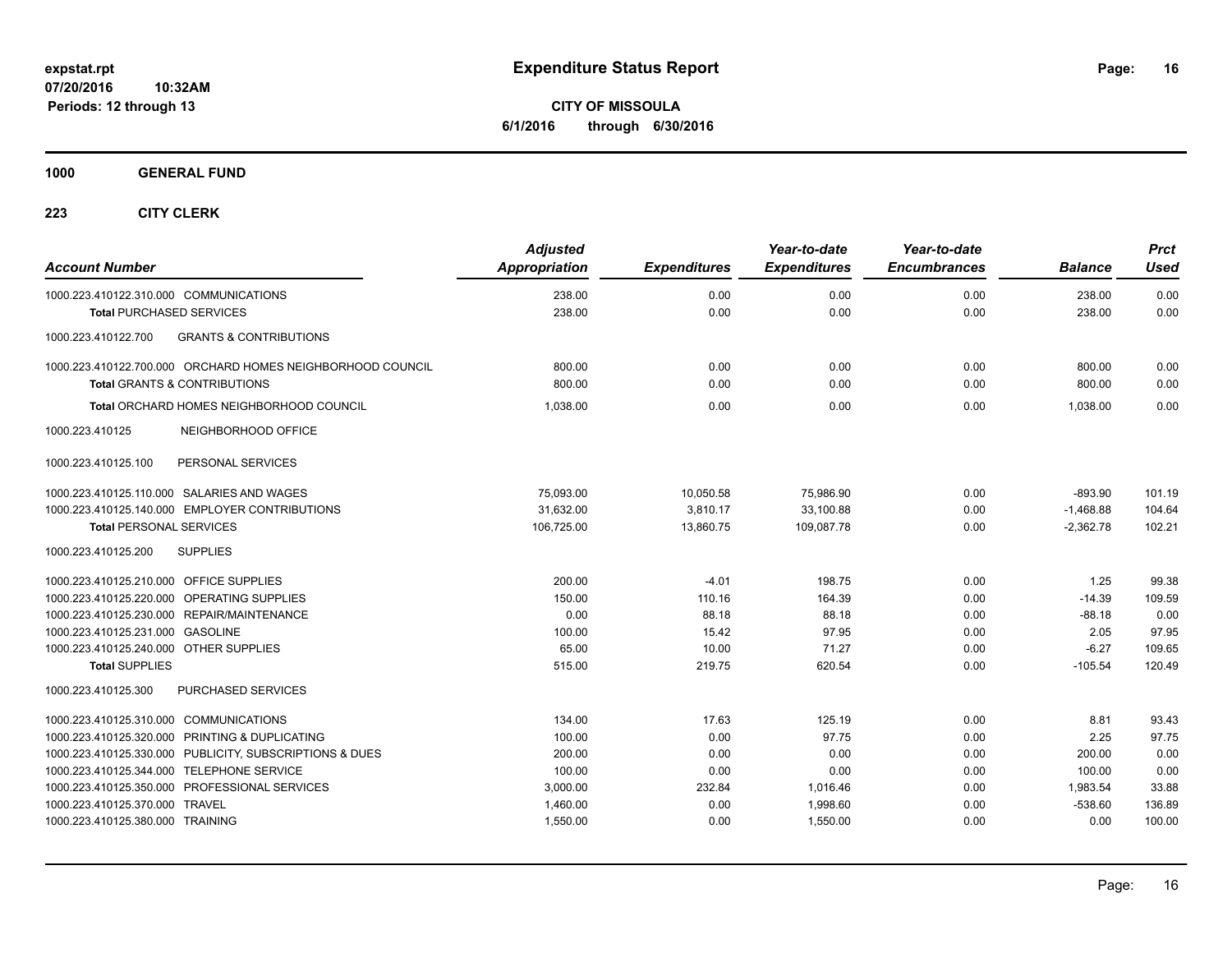**expstat.rpt**
**07/20/2016 10:32AM**
**Periods: 12 through 13**

# Expenditure Status Report

**CITY OF MISSOULA**
**6/1/2016 through 6/30/2016**

## 1000 GENERAL FUND

### 223 CITY CLERK

| Account Number | Adjusted Appropriation | Expenditures | Year-to-date Expenditures | Year-to-date Encumbrances | Balance | Prct Used |
|---|---|---|---|---|---|---|
| 1000.223.410122.310.000 COMMUNICATIONS | 238.00 | 0.00 | 0.00 | 0.00 | 238.00 | 0.00 |
| **Total** PURCHASED SERVICES | 238.00 | 0.00 | 0.00 | 0.00 | 238.00 | 0.00 |
| 1000.223.410122.700 GRANTS & CONTRIBUTIONS | | | | | | |
| 1000.223.410122.700.000 ORCHARD HOMES NEIGHBORHOOD COUNCIL | 800.00 | 0.00 | 0.00 | 0.00 | 800.00 | 0.00 |
| **Total** GRANTS & CONTRIBUTIONS | 800.00 | 0.00 | 0.00 | 0.00 | 800.00 | 0.00 |
| **Total** ORCHARD HOMES NEIGHBORHOOD COUNCIL | 1,038.00 | 0.00 | 0.00 | 0.00 | 1,038.00 | 0.00 |
| 1000.223.410125 NEIGHBORHOOD OFFICE | | | | | | |
| 1000.223.410125.100 PERSONAL SERVICES | | | | | | |
| 1000.223.410125.110.000 SALARIES AND WAGES | 75,093.00 | 10,050.58 | 75,986.90 | 0.00 | -893.90 | 101.19 |
| 1000.223.410125.140.000 EMPLOYER CONTRIBUTIONS | 31,632.00 | 3,810.17 | 33,100.88 | 0.00 | -1,468.88 | 104.64 |
| **Total** PERSONAL SERVICES | 106,725.00 | 13,860.75 | 109,087.78 | 0.00 | -2,362.78 | 102.21 |
| 1000.223.410125.200 SUPPLIES | | | | | | |
| 1000.223.410125.210.000 OFFICE SUPPLIES | 200.00 | -4.01 | 198.75 | 0.00 | 1.25 | 99.38 |
| 1000.223.410125.220.000 OPERATING SUPPLIES | 150.00 | 110.16 | 164.39 | 0.00 | -14.39 | 109.59 |
| 1000.223.410125.230.000 REPAIR/MAINTENANCE | 0.00 | 88.18 | 88.18 | 0.00 | -88.18 | 0.00 |
| 1000.223.410125.231.000 GASOLINE | 100.00 | 15.42 | 97.95 | 0.00 | 2.05 | 97.95 |
| 1000.223.410125.240.000 OTHER SUPPLIES | 65.00 | 10.00 | 71.27 | 0.00 | -6.27 | 109.65 |
| **Total** SUPPLIES | 515.00 | 219.75 | 620.54 | 0.00 | -105.54 | 120.49 |
| 1000.223.410125.300 PURCHASED SERVICES | | | | | | |
| 1000.223.410125.310.000 COMMUNICATIONS | 134.00 | 17.63 | 125.19 | 0.00 | 8.81 | 93.43 |
| 1000.223.410125.320.000 PRINTING & DUPLICATING | 100.00 | 0.00 | 97.75 | 0.00 | 2.25 | 97.75 |
| 1000.223.410125.330.000 PUBLICITY, SUBSCRIPTIONS & DUES | 200.00 | 0.00 | 0.00 | 0.00 | 200.00 | 0.00 |
| 1000.223.410125.344.000 TELEPHONE SERVICE | 100.00 | 0.00 | 0.00 | 0.00 | 100.00 | 0.00 |
| 1000.223.410125.350.000 PROFESSIONAL SERVICES | 3,000.00 | 232.84 | 1,016.46 | 0.00 | 1,983.54 | 33.88 |
| 1000.223.410125.370.000 TRAVEL | 1,460.00 | 0.00 | 1,998.60 | 0.00 | -538.60 | 136.89 |
| 1000.223.410125.380.000 TRAINING | 1,550.00 | 0.00 | 1,550.00 | 0.00 | 0.00 | 100.00 |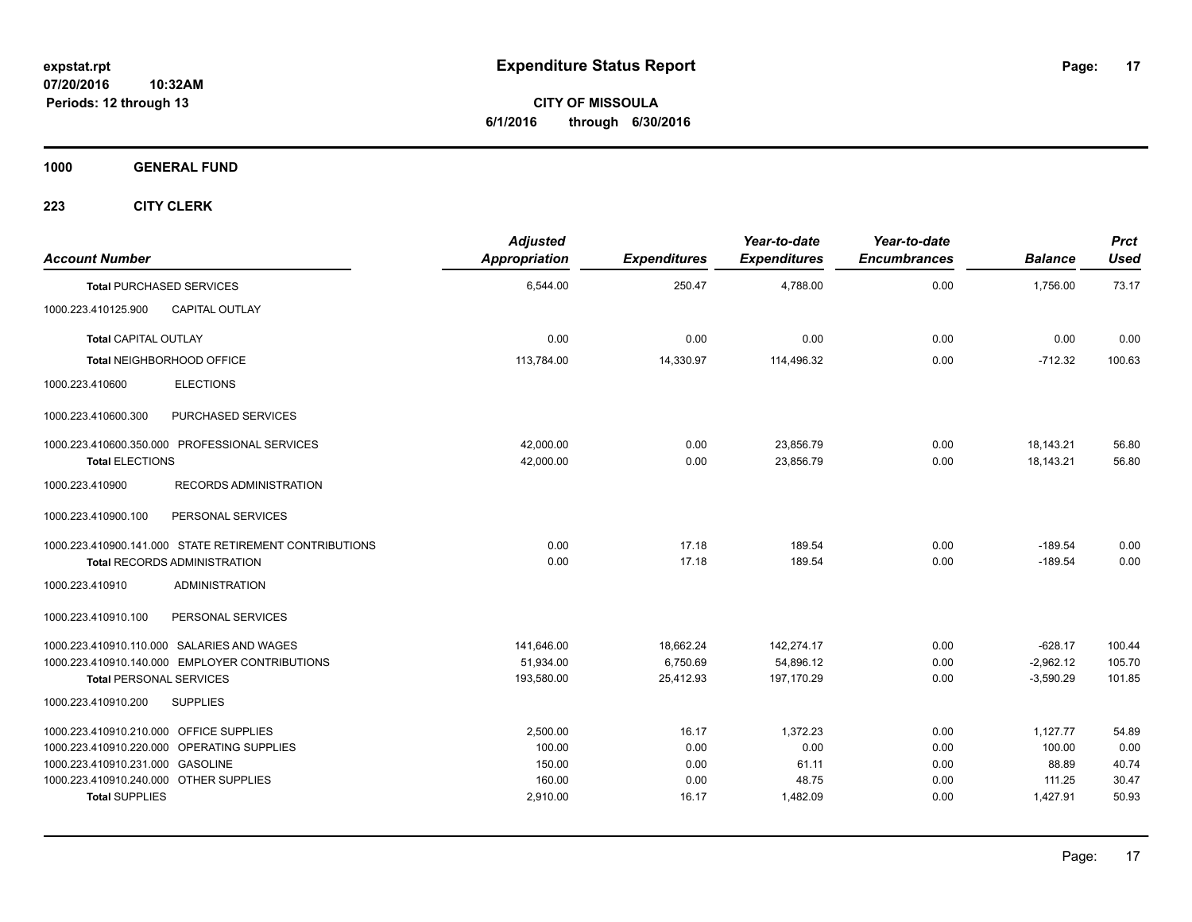**expstat.rpt**
**07/20/2016 10:32AM**
**Periods: 12 through 13**

# Expenditure Status Report

**CITY OF MISSOULA**
**6/1/2016 through 6/30/2016**

## 1000 GENERAL FUND

### 223 CITY CLERK

| Account Number | | Adjusted Appropriation | Expenditures | Year-to-date Expenditures | Year-to-date Encumbrances | Balance | Prct Used |
|---|---|---|---|---|---|---|---|
| **Total** PURCHASED SERVICES | | 6,544.00 | 250.47 | 4,788.00 | 0.00 | 1,756.00 | 73.17 |
| 1000.223.410125.900 | CAPITAL OUTLAY | | | | | | |
| **Total** CAPITAL OUTLAY | | 0.00 | 0.00 | 0.00 | 0.00 | 0.00 | 0.00 |
| **Total** NEIGHBORHOOD OFFICE | | 113,784.00 | 14,330.97 | 114,496.32 | 0.00 | -712.32 | 100.63 |
| 1000.223.410600 | ELECTIONS | | | | | | |
| 1000.223.410600.300 | PURCHASED SERVICES | | | | | | |
| 1000.223.410600.350.000 | PROFESSIONAL SERVICES | 42,000.00 | 0.00 | 23,856.79 | 0.00 | 18,143.21 | 56.80 |
| **Total** ELECTIONS | | 42,000.00 | 0.00 | 23,856.79 | 0.00 | 18,143.21 | 56.80 |
| 1000.223.410900 | RECORDS ADMINISTRATION | | | | | | |
| 1000.223.410900.100 | PERSONAL SERVICES | | | | | | |
| 1000.223.410900.141.000 | STATE RETIREMENT CONTRIBUTIONS | 0.00 | 17.18 | 189.54 | 0.00 | -189.54 | 0.00 |
| **Total** RECORDS ADMINISTRATION | | 0.00 | 17.18 | 189.54 | 0.00 | -189.54 | 0.00 |
| 1000.223.410910 | ADMINISTRATION | | | | | | |
| 1000.223.410910.100 | PERSONAL SERVICES | | | | | | |
| 1000.223.410910.110.000 | SALARIES AND WAGES | 141,646.00 | 18,662.24 | 142,274.17 | 0.00 | -628.17 | 100.44 |
| 1000.223.410910.140.000 | EMPLOYER CONTRIBUTIONS | 51,934.00 | 6,750.69 | 54,896.12 | 0.00 | -2,962.12 | 105.70 |
| **Total** PERSONAL SERVICES | | 193,580.00 | 25,412.93 | 197,170.29 | 0.00 | -3,590.29 | 101.85 |
| 1000.223.410910.200 | SUPPLIES | | | | | | |
| 1000.223.410910.210.000 | OFFICE SUPPLIES | 2,500.00 | 16.17 | 1,372.23 | 0.00 | 1,127.77 | 54.89 |
| 1000.223.410910.220.000 | OPERATING SUPPLIES | 100.00 | 0.00 | 0.00 | 0.00 | 100.00 | 0.00 |
| 1000.223.410910.231.000 | GASOLINE | 150.00 | 0.00 | 61.11 | 0.00 | 88.89 | 40.74 |
| 1000.223.410910.240.000 | OTHER SUPPLIES | 160.00 | 0.00 | 48.75 | 0.00 | 111.25 | 30.47 |
| **Total** SUPPLIES | | 2,910.00 | 16.17 | 1,482.09 | 0.00 | 1,427.91 | 50.93 |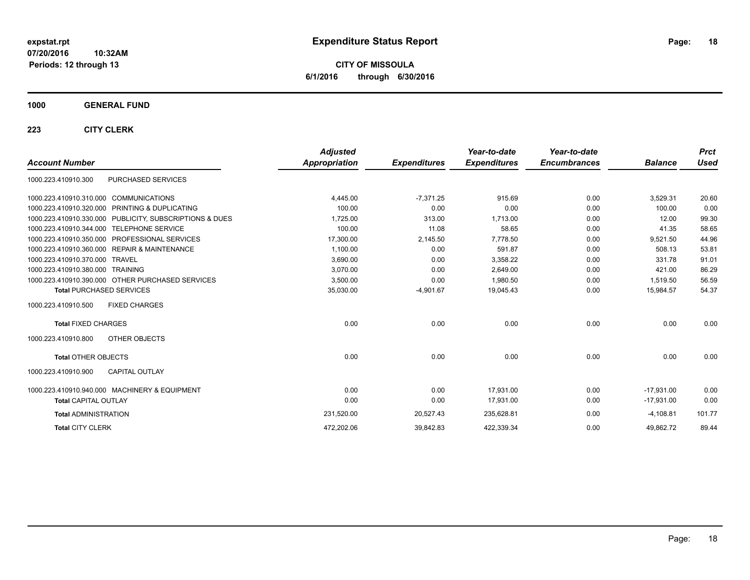# Expenditure Status Report

**CITY OF MISSOULA**
**6/1/2016 through 6/30/2016**

expstat.rpt
07/20/2016 10:32AM
Periods: 12 through 13

## 1000 GENERAL FUND

## 223 CITY CLERK

| Account Number | | Adjusted Appropriation | Expenditures | Year-to-date Expenditures | Year-to-date Encumbrances | Balance | Prct Used |
|---|---|---|---|---|---|---|---|
| 1000.223.410910.300 | PURCHASED SERVICES | | | | | | |
| 1000.223.410910.310.000 | COMMUNICATIONS | 4,445.00 | -7,371.25 | 915.69 | 0.00 | 3,529.31 | 20.60 |
| 1000.223.410910.320.000 | PRINTING & DUPLICATING | 100.00 | 0.00 | 0.00 | 0.00 | 100.00 | 0.00 |
| 1000.223.410910.330.000 | PUBLICITY, SUBSCRIPTIONS & DUES | 1,725.00 | 313.00 | 1,713.00 | 0.00 | 12.00 | 99.30 |
| 1000.223.410910.344.000 | TELEPHONE SERVICE | 100.00 | 11.08 | 58.65 | 0.00 | 41.35 | 58.65 |
| 1000.223.410910.350.000 | PROFESSIONAL SERVICES | 17,300.00 | 2,145.50 | 7,778.50 | 0.00 | 9,521.50 | 44.96 |
| 1000.223.410910.360.000 | REPAIR & MAINTENANCE | 1,100.00 | 0.00 | 591.87 | 0.00 | 508.13 | 53.81 |
| 1000.223.410910.370.000 | TRAVEL | 3,690.00 | 0.00 | 3,358.22 | 0.00 | 331.78 | 91.01 |
| 1000.223.410910.380.000 | TRAINING | 3,070.00 | 0.00 | 2,649.00 | 0.00 | 421.00 | 86.29 |
| 1000.223.410910.390.000 | OTHER PURCHASED SERVICES | 3,500.00 | 0.00 | 1,980.50 | 0.00 | 1,519.50 | 56.59 |
| **Total** PURCHASED SERVICES | | 35,030.00 | -4,901.67 | 19,045.43 | 0.00 | 15,984.57 | 54.37 |
| 1000.223.410910.500 | FIXED CHARGES | | | | | | |
| **Total** FIXED CHARGES | | 0.00 | 0.00 | 0.00 | 0.00 | 0.00 | 0.00 |
| 1000.223.410910.800 | OTHER OBJECTS | | | | | | |
| **Total** OTHER OBJECTS | | 0.00 | 0.00 | 0.00 | 0.00 | 0.00 | 0.00 |
| 1000.223.410910.900 | CAPITAL OUTLAY | | | | | | |
| 1000.223.410910.940.000 | MACHINERY & EQUIPMENT | 0.00 | 0.00 | 17,931.00 | 0.00 | -17,931.00 | 0.00 |
| **Total** CAPITAL OUTLAY | | 0.00 | 0.00 | 17,931.00 | 0.00 | -17,931.00 | 0.00 |
| **Total** ADMINISTRATION | | 231,520.00 | 20,527.43 | 235,628.81 | 0.00 | -4,108.81 | 101.77 |
| **Total** CITY CLERK | | 472,202.06 | 39,842.83 | 422,339.34 | 0.00 | 49,862.72 | 89.44 |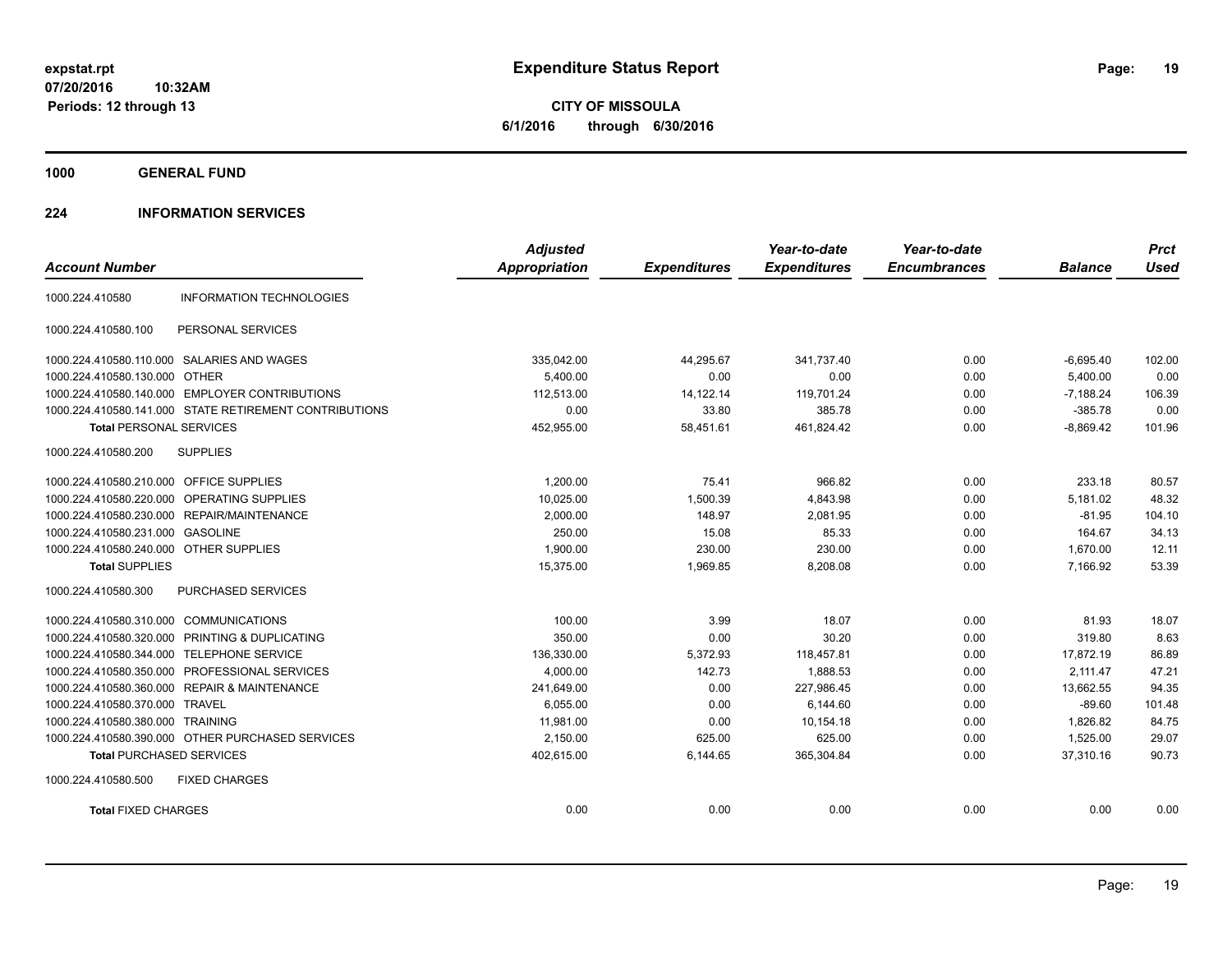# Expenditure Status Report

expstat.rpt
07/20/2016 10:32AM
Periods: 12 through 13

**CITY OF MISSOULA**
**6/1/2016 through 6/30/2016**

## 1000 GENERAL FUND

## 224 INFORMATION SERVICES

| Account Number | | Adjusted Appropriation | Expenditures | Year-to-date Expenditures | Year-to-date Encumbrances | Balance | Prct Used |
|---|---|---|---|---|---|---|---|
| 1000.224.410580 | INFORMATION TECHNOLOGIES | | | | | | |
| 1000.224.410580.100 | PERSONAL SERVICES | | | | | | |
| 1000.224.410580.110.000 | SALARIES AND WAGES | 335,042.00 | 44,295.67 | 341,737.40 | 0.00 | -6,695.40 | 102.00 |
| 1000.224.410580.130.000 | OTHER | 5,400.00 | 0.00 | 0.00 | 0.00 | 5,400.00 | 0.00 |
| 1000.224.410580.140.000 | EMPLOYER CONTRIBUTIONS | 112,513.00 | 14,122.14 | 119,701.24 | 0.00 | -7,188.24 | 106.39 |
| 1000.224.410580.141.000 | STATE RETIREMENT CONTRIBUTIONS | 0.00 | 33.80 | 385.78 | 0.00 | -385.78 | 0.00 |
| **Total** PERSONAL SERVICES | | 452,955.00 | 58,451.61 | 461,824.42 | 0.00 | -8,869.42 | 101.96 |
| 1000.224.410580.200 | SUPPLIES | | | | | | |
| 1000.224.410580.210.000 | OFFICE SUPPLIES | 1,200.00 | 75.41 | 966.82 | 0.00 | 233.18 | 80.57 |
| 1000.224.410580.220.000 | OPERATING SUPPLIES | 10,025.00 | 1,500.39 | 4,843.98 | 0.00 | 5,181.02 | 48.32 |
| 1000.224.410580.230.000 | REPAIR/MAINTENANCE | 2,000.00 | 148.97 | 2,081.95 | 0.00 | -81.95 | 104.10 |
| 1000.224.410580.231.000 | GASOLINE | 250.00 | 15.08 | 85.33 | 0.00 | 164.67 | 34.13 |
| 1000.224.410580.240.000 | OTHER SUPPLIES | 1,900.00 | 230.00 | 230.00 | 0.00 | 1,670.00 | 12.11 |
| **Total** SUPPLIES | | 15,375.00 | 1,969.85 | 8,208.08 | 0.00 | 7,166.92 | 53.39 |
| 1000.224.410580.300 | PURCHASED SERVICES | | | | | | |
| 1000.224.410580.310.000 | COMMUNICATIONS | 100.00 | 3.99 | 18.07 | 0.00 | 81.93 | 18.07 |
| 1000.224.410580.320.000 | PRINTING & DUPLICATING | 350.00 | 0.00 | 30.20 | 0.00 | 319.80 | 8.63 |
| 1000.224.410580.344.000 | TELEPHONE SERVICE | 136,330.00 | 5,372.93 | 118,457.81 | 0.00 | 17,872.19 | 86.89 |
| 1000.224.410580.350.000 | PROFESSIONAL SERVICES | 4,000.00 | 142.73 | 1,888.53 | 0.00 | 2,111.47 | 47.21 |
| 1000.224.410580.360.000 | REPAIR & MAINTENANCE | 241,649.00 | 0.00 | 227,986.45 | 0.00 | 13,662.55 | 94.35 |
| 1000.224.410580.370.000 | TRAVEL | 6,055.00 | 0.00 | 6,144.60 | 0.00 | -89.60 | 101.48 |
| 1000.224.410580.380.000 | TRAINING | 11,981.00 | 0.00 | 10,154.18 | 0.00 | 1,826.82 | 84.75 |
| 1000.224.410580.390.000 | OTHER PURCHASED SERVICES | 2,150.00 | 625.00 | 625.00 | 0.00 | 1,525.00 | 29.07 |
| **Total** PURCHASED SERVICES | | 402,615.00 | 6,144.65 | 365,304.84 | 0.00 | 37,310.16 | 90.73 |
| 1000.224.410580.500 | FIXED CHARGES | | | | | | |
| **Total** FIXED CHARGES | | 0.00 | 0.00 | 0.00 | 0.00 | 0.00 | 0.00 |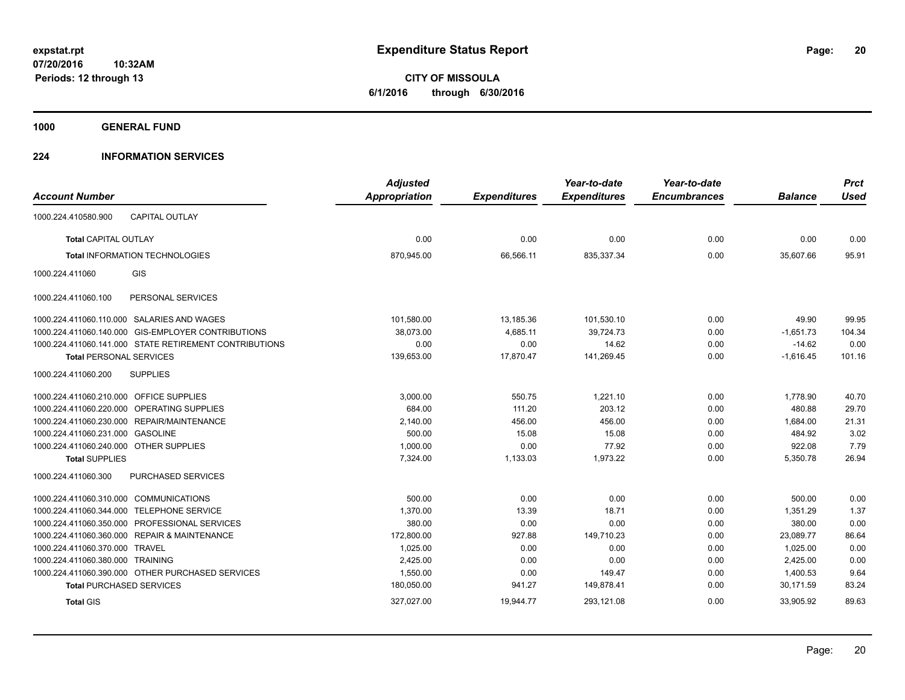**Expenditure Status Report**

**CITY OF MISSOULA**
**6/1/2016 through 6/30/2016**

expstat.rpt
07/20/2016 10:32AM
Periods: 12 through 13

## 1000 GENERAL FUND

## 224 INFORMATION SERVICES

| Account Number | | Adjusted Appropriation | Expenditures | Year-to-date Expenditures | Year-to-date Encumbrances | Balance | Prct Used |
|---|---|---|---|---|---|---|---|
| 1000.224.410580.900 | CAPITAL OUTLAY | | | | | | |
| **Total** CAPITAL OUTLAY | | 0.00 | 0.00 | 0.00 | 0.00 | 0.00 | 0.00 |
| **Total** INFORMATION TECHNOLOGIES | | 870,945.00 | 66,566.11 | 835,337.34 | 0.00 | 35,607.66 | 95.91 |
| 1000.224.411060 | GIS | | | | | | |
| 1000.224.411060.100 | PERSONAL SERVICES | | | | | | |
| 1000.224.411060.110.000 | SALARIES AND WAGES | 101,580.00 | 13,185.36 | 101,530.10 | 0.00 | 49.90 | 99.95 |
| 1000.224.411060.140.000 | GIS-EMPLOYER CONTRIBUTIONS | 38,073.00 | 4,685.11 | 39,724.73 | 0.00 | -1,651.73 | 104.34 |
| 1000.224.411060.141.000 | STATE RETIREMENT CONTRIBUTIONS | 0.00 | 0.00 | 14.62 | 0.00 | -14.62 | 0.00 |
| **Total** PERSONAL SERVICES | | 139,653.00 | 17,870.47 | 141,269.45 | 0.00 | -1,616.45 | 101.16 |
| 1000.224.411060.200 | SUPPLIES | | | | | | |
| 1000.224.411060.210.000 | OFFICE SUPPLIES | 3,000.00 | 550.75 | 1,221.10 | 0.00 | 1,778.90 | 40.70 |
| 1000.224.411060.220.000 | OPERATING SUPPLIES | 684.00 | 111.20 | 203.12 | 0.00 | 480.88 | 29.70 |
| 1000.224.411060.230.000 | REPAIR/MAINTENANCE | 2,140.00 | 456.00 | 456.00 | 0.00 | 1,684.00 | 21.31 |
| 1000.224.411060.231.000 | GASOLINE | 500.00 | 15.08 | 15.08 | 0.00 | 484.92 | 3.02 |
| 1000.224.411060.240.000 | OTHER SUPPLIES | 1,000.00 | 0.00 | 77.92 | 0.00 | 922.08 | 7.79 |
| **Total** SUPPLIES | | 7,324.00 | 1,133.03 | 1,973.22 | 0.00 | 5,350.78 | 26.94 |
| 1000.224.411060.300 | PURCHASED SERVICES | | | | | | |
| 1000.224.411060.310.000 | COMMUNICATIONS | 500.00 | 0.00 | 0.00 | 0.00 | 500.00 | 0.00 |
| 1000.224.411060.344.000 | TELEPHONE SERVICE | 1,370.00 | 13.39 | 18.71 | 0.00 | 1,351.29 | 1.37 |
| 1000.224.411060.350.000 | PROFESSIONAL SERVICES | 380.00 | 0.00 | 0.00 | 0.00 | 380.00 | 0.00 |
| 1000.224.411060.360.000 | REPAIR & MAINTENANCE | 172,800.00 | 927.88 | 149,710.23 | 0.00 | 23,089.77 | 86.64 |
| 1000.224.411060.370.000 | TRAVEL | 1,025.00 | 0.00 | 0.00 | 0.00 | 1,025.00 | 0.00 |
| 1000.224.411060.380.000 | TRAINING | 2,425.00 | 0.00 | 0.00 | 0.00 | 2,425.00 | 0.00 |
| 1000.224.411060.390.000 | OTHER PURCHASED SERVICES | 1,550.00 | 0.00 | 149.47 | 0.00 | 1,400.53 | 9.64 |
| **Total** PURCHASED SERVICES | | 180,050.00 | 941.27 | 149,878.41 | 0.00 | 30,171.59 | 83.24 |
| **Total** GIS | | 327,027.00 | 19,944.77 | 293,121.08 | 0.00 | 33,905.92 | 89.63 |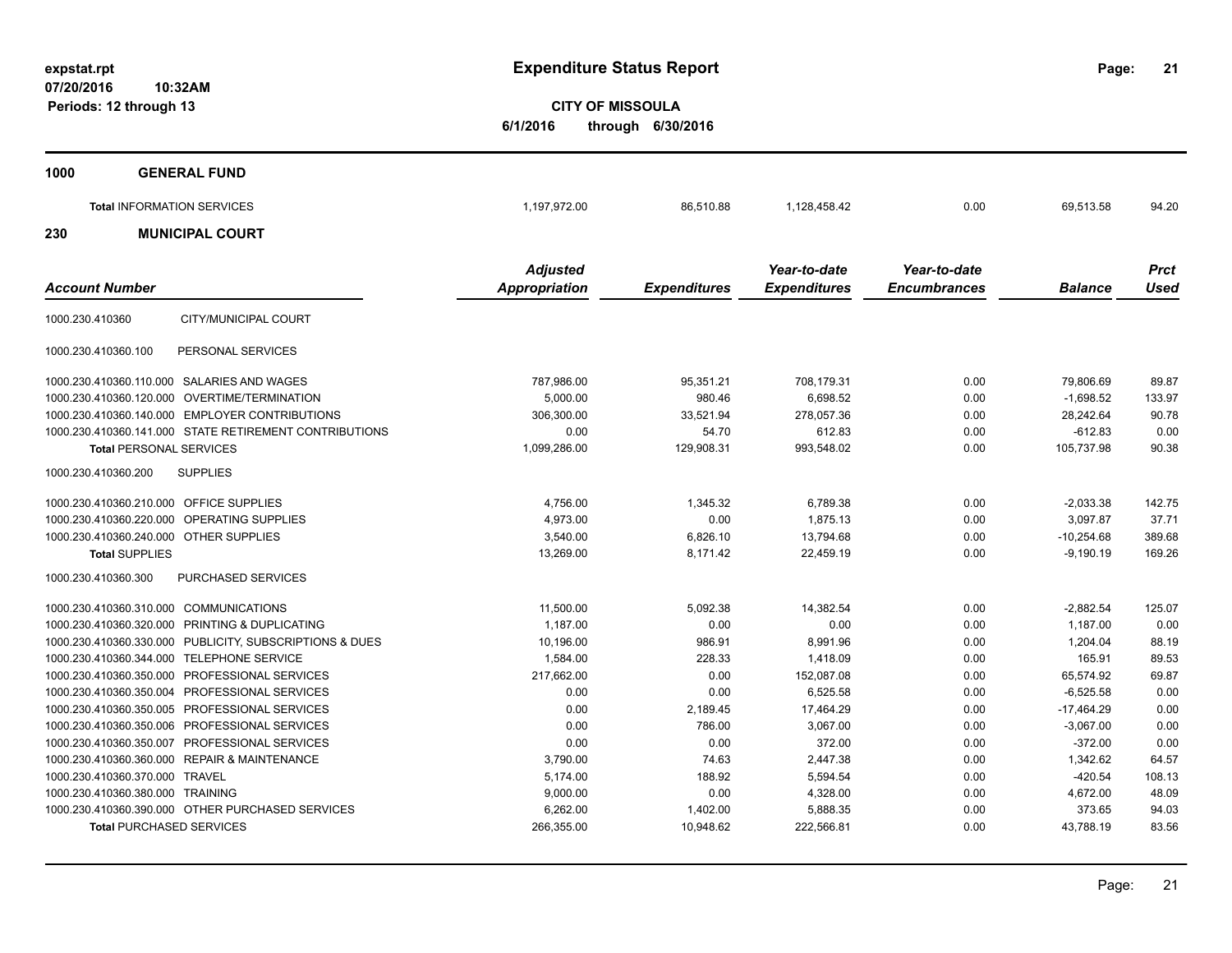**expstat.rpt**
**07/20/2016 10:32AM**
**Periods: 12 through 13**

# Expenditure Status Report

**CITY OF MISSOULA**
**6/1/2016 through 6/30/2016**

## 1000 GENERAL FUND

| | Adjusted Appropriation | Expenditures | Year-to-date Expenditures | Year-to-date Encumbrances | Balance | Prct Used |
|---|---|---|---|---|---|---|
| **Total** INFORMATION SERVICES | 1,197,972.00 | 86,510.88 | 1,128,458.42 | 0.00 | 69,513.58 | 94.20 |

## 230 MUNICIPAL COURT

| Account Number | Adjusted Appropriation | Expenditures | Year-to-date Expenditures | Year-to-date Encumbrances | Balance | Prct Used |
|---|---|---|---|---|---|---|
| 1000.230.410360 CITY/MUNICIPAL COURT | | | | | | |
| 1000.230.410360.100 PERSONAL SERVICES | | | | | | |
| 1000.230.410360.110.000 SALARIES AND WAGES | 787,986.00 | 95,351.21 | 708,179.31 | 0.00 | 79,806.69 | 89.87 |
| 1000.230.410360.120.000 OVERTIME/TERMINATION | 5,000.00 | 980.46 | 6,698.52 | 0.00 | -1,698.52 | 133.97 |
| 1000.230.410360.140.000 EMPLOYER CONTRIBUTIONS | 306,300.00 | 33,521.94 | 278,057.36 | 0.00 | 28,242.64 | 90.78 |
| 1000.230.410360.141.000 STATE RETIREMENT CONTRIBUTIONS | 0.00 | 54.70 | 612.83 | 0.00 | -612.83 | 0.00 |
| **Total** PERSONAL SERVICES | 1,099,286.00 | 129,908.31 | 993,548.02 | 0.00 | 105,737.98 | 90.38 |
| 1000.230.410360.200 SUPPLIES | | | | | | |
| 1000.230.410360.210.000 OFFICE SUPPLIES | 4,756.00 | 1,345.32 | 6,789.38 | 0.00 | -2,033.38 | 142.75 |
| 1000.230.410360.220.000 OPERATING SUPPLIES | 4,973.00 | 0.00 | 1,875.13 | 0.00 | 3,097.87 | 37.71 |
| 1000.230.410360.240.000 OTHER SUPPLIES | 3,540.00 | 6,826.10 | 13,794.68 | 0.00 | -10,254.68 | 389.68 |
| **Total** SUPPLIES | 13,269.00 | 8,171.42 | 22,459.19 | 0.00 | -9,190.19 | 169.26 |
| 1000.230.410360.300 PURCHASED SERVICES | | | | | | |
| 1000.230.410360.310.000 COMMUNICATIONS | 11,500.00 | 5,092.38 | 14,382.54 | 0.00 | -2,882.54 | 125.07 |
| 1000.230.410360.320.000 PRINTING & DUPLICATING | 1,187.00 | 0.00 | 0.00 | 0.00 | 1,187.00 | 0.00 |
| 1000.230.410360.330.000 PUBLICITY, SUBSCRIPTIONS & DUES | 10,196.00 | 986.91 | 8,991.96 | 0.00 | 1,204.04 | 88.19 |
| 1000.230.410360.344.000 TELEPHONE SERVICE | 1,584.00 | 228.33 | 1,418.09 | 0.00 | 165.91 | 89.53 |
| 1000.230.410360.350.000 PROFESSIONAL SERVICES | 217,662.00 | 0.00 | 152,087.08 | 0.00 | 65,574.92 | 69.87 |
| 1000.230.410360.350.004 PROFESSIONAL SERVICES | 0.00 | 0.00 | 6,525.58 | 0.00 | -6,525.58 | 0.00 |
| 1000.230.410360.350.005 PROFESSIONAL SERVICES | 0.00 | 2,189.45 | 17,464.29 | 0.00 | -17,464.29 | 0.00 |
| 1000.230.410360.350.006 PROFESSIONAL SERVICES | 0.00 | 786.00 | 3,067.00 | 0.00 | -3,067.00 | 0.00 |
| 1000.230.410360.350.007 PROFESSIONAL SERVICES | 0.00 | 0.00 | 372.00 | 0.00 | -372.00 | 0.00 |
| 1000.230.410360.360.000 REPAIR & MAINTENANCE | 3,790.00 | 74.63 | 2,447.38 | 0.00 | 1,342.62 | 64.57 |
| 1000.230.410360.370.000 TRAVEL | 5,174.00 | 188.92 | 5,594.54 | 0.00 | -420.54 | 108.13 |
| 1000.230.410360.380.000 TRAINING | 9,000.00 | 0.00 | 4,328.00 | 0.00 | 4,672.00 | 48.09 |
| 1000.230.410360.390.000 OTHER PURCHASED SERVICES | 6,262.00 | 1,402.00 | 5,888.35 | 0.00 | 373.65 | 94.03 |
| **Total** PURCHASED SERVICES | 266,355.00 | 10,948.62 | 222,566.81 | 0.00 | 43,788.19 | 83.56 |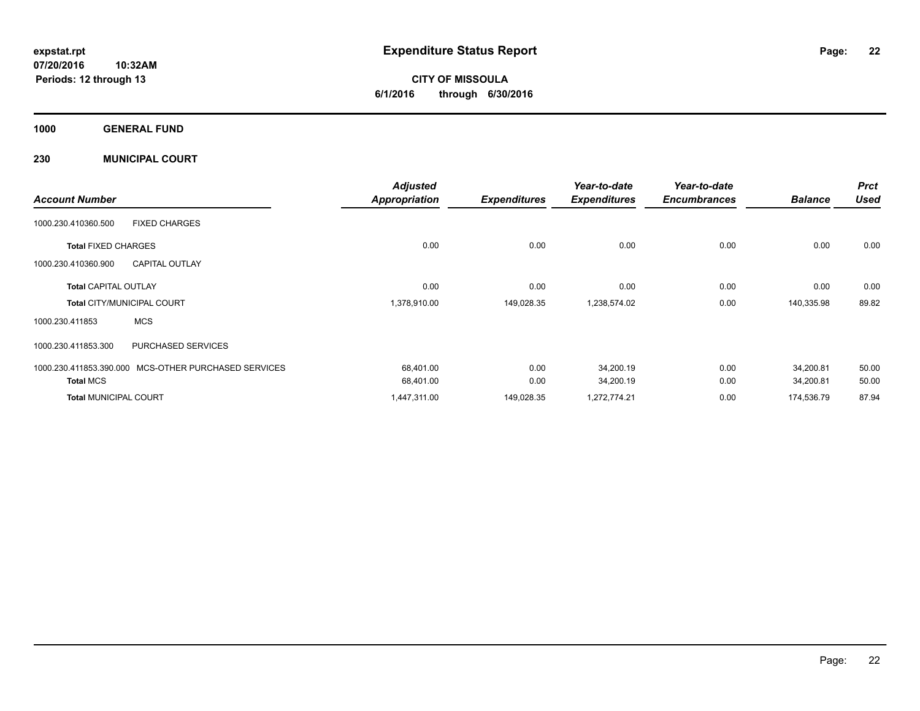**expstat.rpt**
**07/20/2016 10:32AM**
**Periods: 12 through 13**

# Expenditure Status Report

**CITY OF MISSOULA**
**6/1/2016 through 6/30/2016**

## 1000 GENERAL FUND

### 230 MUNICIPAL COURT

| Account Number | | Adjusted Appropriation | Expenditures | Year-to-date Expenditures | Year-to-date Encumbrances | Balance | Prct Used |
|---|---|---|---|---|---|---|---|
| 1000.230.410360.500 | FIXED CHARGES | | | | | | |
| **Total** FIXED CHARGES | | 0.00 | 0.00 | 0.00 | 0.00 | 0.00 | 0.00 |
| 1000.230.410360.900 | CAPITAL OUTLAY | | | | | | |
| **Total** CAPITAL OUTLAY | | 0.00 | 0.00 | 0.00 | 0.00 | 0.00 | 0.00 |
| **Total** CITY/MUNICIPAL COURT | | 1,378,910.00 | 149,028.35 | 1,238,574.02 | 0.00 | 140,335.98 | 89.82 |
| 1000.230.411853 | MCS | | | | | | |
| 1000.230.411853.300 | PURCHASED SERVICES | | | | | | |
| 1000.230.411853.390.000 | MCS-OTHER PURCHASED SERVICES | 68,401.00 | 0.00 | 34,200.19 | 0.00 | 34,200.81 | 50.00 |
| **Total** MCS | | 68,401.00 | 0.00 | 34,200.19 | 0.00 | 34,200.81 | 50.00 |
| **Total** MUNICIPAL COURT | | 1,447,311.00 | 149,028.35 | 1,272,774.21 | 0.00 | 174,536.79 | 87.94 |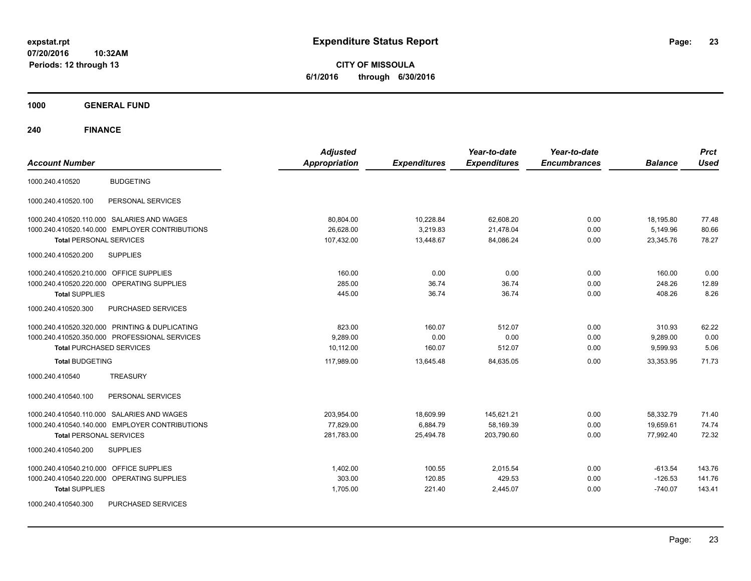# Expenditure Status Report

expstat.rpt
07/20/2016 10:32AM
Periods: 12 through 13

**CITY OF MISSOULA**
**6/1/2016 through 6/30/2016**

**1000 GENERAL FUND**

**240 FINANCE**

| Account Number | | Adjusted Appropriation | Expenditures | Year-to-date Expenditures | Year-to-date Encumbrances | Balance | Prct Used |
|---|---|---|---|---|---|---|---|
| 1000.240.410520 | BUDGETING | | | | | | |
| 1000.240.410520.100 | PERSONAL SERVICES | | | | | | |
| 1000.240.410520.110.000 | SALARIES AND WAGES | 80,804.00 | 10,228.84 | 62,608.20 | 0.00 | 18,195.80 | 77.48 |
| 1000.240.410520.140.000 | EMPLOYER CONTRIBUTIONS | 26,628.00 | 3,219.83 | 21,478.04 | 0.00 | 5,149.96 | 80.66 |
| **Total** PERSONAL SERVICES | | 107,432.00 | 13,448.67 | 84,086.24 | 0.00 | 23,345.76 | 78.27 |
| 1000.240.410520.200 | SUPPLIES | | | | | | |
| 1000.240.410520.210.000 | OFFICE SUPPLIES | 160.00 | 0.00 | 0.00 | 0.00 | 160.00 | 0.00 |
| 1000.240.410520.220.000 | OPERATING SUPPLIES | 285.00 | 36.74 | 36.74 | 0.00 | 248.26 | 12.89 |
| **Total** SUPPLIES | | 445.00 | 36.74 | 36.74 | 0.00 | 408.26 | 8.26 |
| 1000.240.410520.300 | PURCHASED SERVICES | | | | | | |
| 1000.240.410520.320.000 | PRINTING & DUPLICATING | 823.00 | 160.07 | 512.07 | 0.00 | 310.93 | 62.22 |
| 1000.240.410520.350.000 | PROFESSIONAL SERVICES | 9,289.00 | 0.00 | 0.00 | 0.00 | 9,289.00 | 0.00 |
| **Total** PURCHASED SERVICES | | 10,112.00 | 160.07 | 512.07 | 0.00 | 9,599.93 | 5.06 |
| **Total** BUDGETING | | 117,989.00 | 13,645.48 | 84,635.05 | 0.00 | 33,353.95 | 71.73 |
| 1000.240.410540 | TREASURY | | | | | | |
| 1000.240.410540.100 | PERSONAL SERVICES | | | | | | |
| 1000.240.410540.110.000 | SALARIES AND WAGES | 203,954.00 | 18,609.99 | 145,621.21 | 0.00 | 58,332.79 | 71.40 |
| 1000.240.410540.140.000 | EMPLOYER CONTRIBUTIONS | 77,829.00 | 6,884.79 | 58,169.39 | 0.00 | 19,659.61 | 74.74 |
| **Total** PERSONAL SERVICES | | 281,783.00 | 25,494.78 | 203,790.60 | 0.00 | 77,992.40 | 72.32 |
| 1000.240.410540.200 | SUPPLIES | | | | | | |
| 1000.240.410540.210.000 | OFFICE SUPPLIES | 1,402.00 | 100.55 | 2,015.54 | 0.00 | -613.54 | 143.76 |
| 1000.240.410540.220.000 | OPERATING SUPPLIES | 303.00 | 120.85 | 429.53 | 0.00 | -126.53 | 141.76 |
| **Total** SUPPLIES | | 1,705.00 | 221.40 | 2,445.07 | 0.00 | -740.07 | 143.41 |
| 1000.240.410540.300 | PURCHASED SERVICES | | | | | | |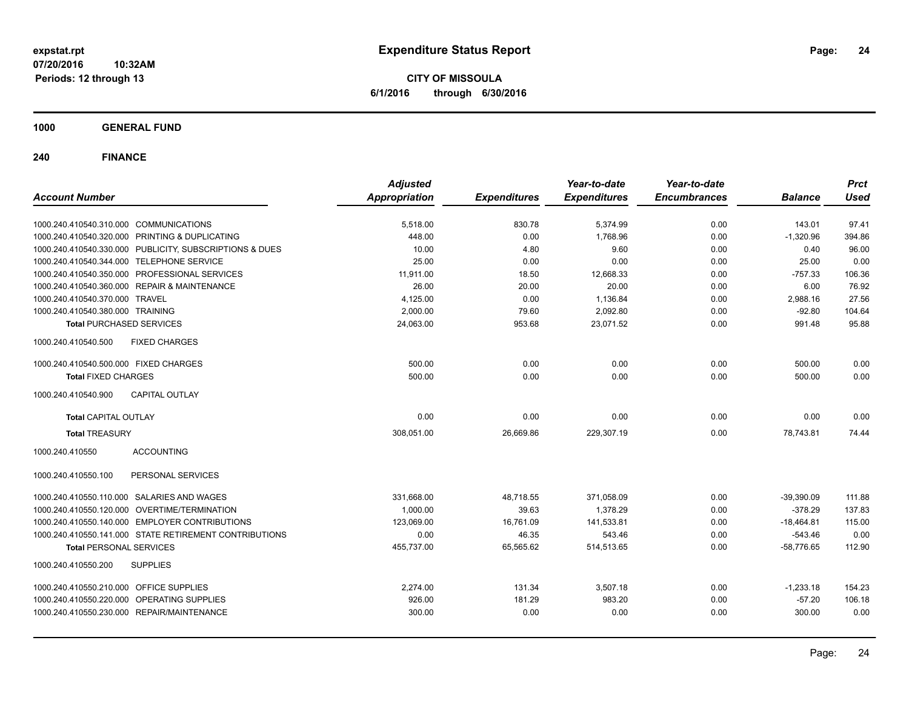**expstat.rpt**
**07/20/2016 10:32AM**
**Periods: 12 through 13**

# Expenditure Status Report

**CITY OF MISSOULA**
**6/1/2016 through 6/30/2016**

## 1000 GENERAL FUND

### 240 FINANCE

| Account Number | Adjusted Appropriation | Expenditures | Year-to-date Expenditures | Year-to-date Encumbrances | Balance | Prct Used |
|---|---|---|---|---|---|---|
| 1000.240.410540.310.000 COMMUNICATIONS | 5,518.00 | 830.78 | 5,374.99 | 0.00 | 143.01 | 97.41 |
| 1000.240.410540.320.000 PRINTING & DUPLICATING | 448.00 | 0.00 | 1,768.96 | 0.00 | -1,320.96 | 394.86 |
| 1000.240.410540.330.000 PUBLICITY, SUBSCRIPTIONS & DUES | 10.00 | 4.80 | 9.60 | 0.00 | 0.40 | 96.00 |
| 1000.240.410540.344.000 TELEPHONE SERVICE | 25.00 | 0.00 | 0.00 | 0.00 | 25.00 | 0.00 |
| 1000.240.410540.350.000 PROFESSIONAL SERVICES | 11,911.00 | 18.50 | 12,668.33 | 0.00 | -757.33 | 106.36 |
| 1000.240.410540.360.000 REPAIR & MAINTENANCE | 26.00 | 20.00 | 20.00 | 0.00 | 6.00 | 76.92 |
| 1000.240.410540.370.000 TRAVEL | 4,125.00 | 0.00 | 1,136.84 | 0.00 | 2,988.16 | 27.56 |
| 1000.240.410540.380.000 TRAINING | 2,000.00 | 79.60 | 2,092.80 | 0.00 | -92.80 | 104.64 |
| **Total** PURCHASED SERVICES | 24,063.00 | 953.68 | 23,071.52 | 0.00 | 991.48 | 95.88 |
| 1000.240.410540.500 FIXED CHARGES | | | | | | |
| 1000.240.410540.500.000 FIXED CHARGES | 500.00 | 0.00 | 0.00 | 0.00 | 500.00 | 0.00 |
| **Total** FIXED CHARGES | 500.00 | 0.00 | 0.00 | 0.00 | 500.00 | 0.00 |
| 1000.240.410540.900 CAPITAL OUTLAY | | | | | | |
| **Total** CAPITAL OUTLAY | 0.00 | 0.00 | 0.00 | 0.00 | 0.00 | 0.00 |
| **Total** TREASURY | 308,051.00 | 26,669.86 | 229,307.19 | 0.00 | 78,743.81 | 74.44 |
| 1000.240.410550 ACCOUNTING | | | | | | |
| 1000.240.410550.100 PERSONAL SERVICES | | | | | | |
| 1000.240.410550.110.000 SALARIES AND WAGES | 331,668.00 | 48,718.55 | 371,058.09 | 0.00 | -39,390.09 | 111.88 |
| 1000.240.410550.120.000 OVERTIME/TERMINATION | 1,000.00 | 39.63 | 1,378.29 | 0.00 | -378.29 | 137.83 |
| 1000.240.410550.140.000 EMPLOYER CONTRIBUTIONS | 123,069.00 | 16,761.09 | 141,533.81 | 0.00 | -18,464.81 | 115.00 |
| 1000.240.410550.141.000 STATE RETIREMENT CONTRIBUTIONS | 0.00 | 46.35 | 543.46 | 0.00 | -543.46 | 0.00 |
| **Total** PERSONAL SERVICES | 455,737.00 | 65,565.62 | 514,513.65 | 0.00 | -58,776.65 | 112.90 |
| 1000.240.410550.200 SUPPLIES | | | | | | |
| 1000.240.410550.210.000 OFFICE SUPPLIES | 2,274.00 | 131.34 | 3,507.18 | 0.00 | -1,233.18 | 154.23 |
| 1000.240.410550.220.000 OPERATING SUPPLIES | 926.00 | 181.29 | 983.20 | 0.00 | -57.20 | 106.18 |
| 1000.240.410550.230.000 REPAIR/MAINTENANCE | 300.00 | 0.00 | 0.00 | 0.00 | 300.00 | 0.00 |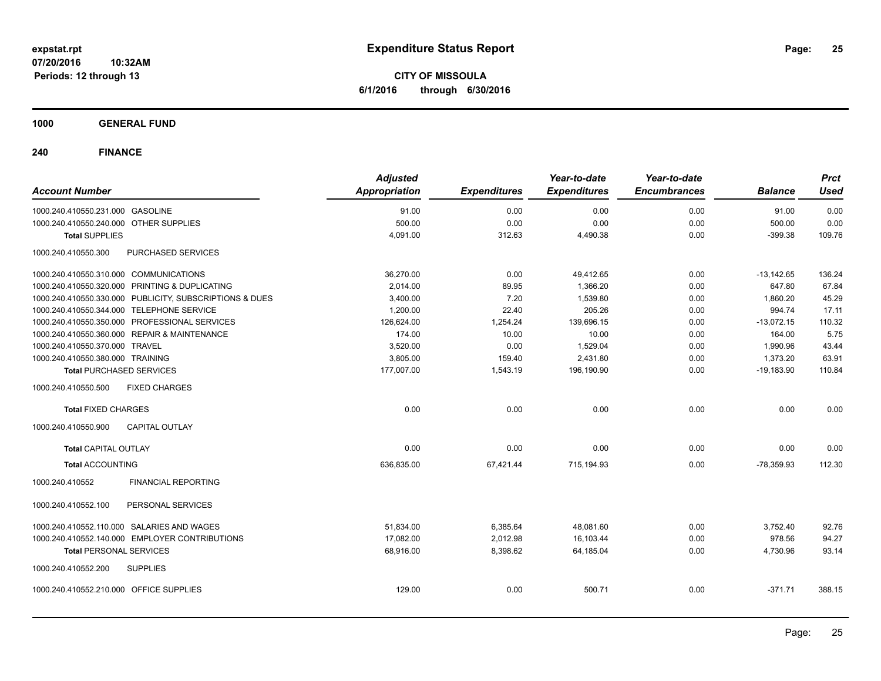**expstat.rpt**
**07/20/2016 10:32AM**
**Periods: 12 through 13**

# Expenditure Status Report

**CITY OF MISSOULA**
**6/1/2016 through 6/30/2016**

**1000 GENERAL FUND**

**240 FINANCE**

| Account Number | | Adjusted Appropriation | Expenditures | Year-to-date Expenditures | Year-to-date Encumbrances | Balance | Prct Used |
|---|---|---|---|---|---|---|---|
| 1000.240.410550.231.000 | GASOLINE | 91.00 | 0.00 | 0.00 | 0.00 | 91.00 | 0.00 |
| 1000.240.410550.240.000 | OTHER SUPPLIES | 500.00 | 0.00 | 0.00 | 0.00 | 500.00 | 0.00 |
| **Total** SUPPLIES | | 4,091.00 | 312.63 | 4,490.38 | 0.00 | -399.38 | 109.76 |
| 1000.240.410550.300 | PURCHASED SERVICES | | | | | | |
| 1000.240.410550.310.000 | COMMUNICATIONS | 36,270.00 | 0.00 | 49,412.65 | 0.00 | -13,142.65 | 136.24 |
| 1000.240.410550.320.000 | PRINTING & DUPLICATING | 2,014.00 | 89.95 | 1,366.20 | 0.00 | 647.80 | 67.84 |
| 1000.240.410550.330.000 | PUBLICITY, SUBSCRIPTIONS & DUES | 3,400.00 | 7.20 | 1,539.80 | 0.00 | 1,860.20 | 45.29 |
| 1000.240.410550.344.000 | TELEPHONE SERVICE | 1,200.00 | 22.40 | 205.26 | 0.00 | 994.74 | 17.11 |
| 1000.240.410550.350.000 | PROFESSIONAL SERVICES | 126,624.00 | 1,254.24 | 139,696.15 | 0.00 | -13,072.15 | 110.32 |
| 1000.240.410550.360.000 | REPAIR & MAINTENANCE | 174.00 | 10.00 | 10.00 | 0.00 | 164.00 | 5.75 |
| 1000.240.410550.370.000 | TRAVEL | 3,520.00 | 0.00 | 1,529.04 | 0.00 | 1,990.96 | 43.44 |
| 1000.240.410550.380.000 | TRAINING | 3,805.00 | 159.40 | 2,431.80 | 0.00 | 1,373.20 | 63.91 |
| **Total** PURCHASED SERVICES | | 177,007.00 | 1,543.19 | 196,190.90 | 0.00 | -19,183.90 | 110.84 |
| 1000.240.410550.500 | FIXED CHARGES | | | | | | |
| **Total** FIXED CHARGES | | 0.00 | 0.00 | 0.00 | 0.00 | 0.00 | 0.00 |
| 1000.240.410550.900 | CAPITAL OUTLAY | | | | | | |
| **Total** CAPITAL OUTLAY | | 0.00 | 0.00 | 0.00 | 0.00 | 0.00 | 0.00 |
| **Total** ACCOUNTING | | 636,835.00 | 67,421.44 | 715,194.93 | 0.00 | -78,359.93 | 112.30 |
| 1000.240.410552 | FINANCIAL REPORTING | | | | | | |
| 1000.240.410552.100 | PERSONAL SERVICES | | | | | | |
| 1000.240.410552.110.000 | SALARIES AND WAGES | 51,834.00 | 6,385.64 | 48,081.60 | 0.00 | 3,752.40 | 92.76 |
| 1000.240.410552.140.000 | EMPLOYER CONTRIBUTIONS | 17,082.00 | 2,012.98 | 16,103.44 | 0.00 | 978.56 | 94.27 |
| **Total** PERSONAL SERVICES | | 68,916.00 | 8,398.62 | 64,185.04 | 0.00 | 4,730.96 | 93.14 |
| 1000.240.410552.200 | SUPPLIES | | | | | | |
| 1000.240.410552.210.000 | OFFICE SUPPLIES | 129.00 | 0.00 | 500.71 | 0.00 | -371.71 | 388.15 |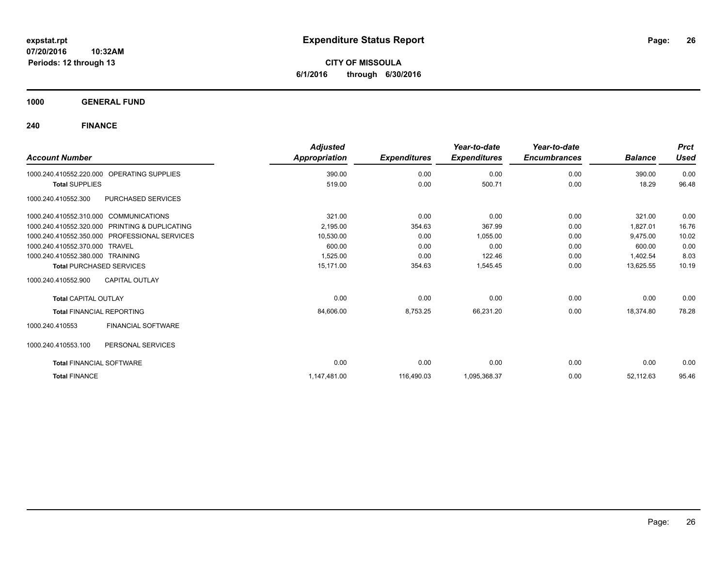**expstat.rpt**
**07/20/2016 10:32AM**
**Periods: 12 through 13**

# Expenditure Status Report

**CITY OF MISSOULA**
**6/1/2016 through 6/30/2016**

## 1000 GENERAL FUND

## 240 FINANCE

| Account Number | Adjusted Appropriation | Expenditures | Year-to-date Expenditures | Year-to-date Encumbrances | Balance | Prct Used |
|---|---|---|---|---|---|---|
| 1000.240.410552.220.000 OPERATING SUPPLIES | 390.00 | 0.00 | 0.00 | 0.00 | 390.00 | 0.00 |
| **Total** SUPPLIES | 519.00 | 0.00 | 500.71 | 0.00 | 18.29 | 96.48 |
| 1000.240.410552.300 PURCHASED SERVICES | | | | | | |
| 1000.240.410552.310.000 COMMUNICATIONS | 321.00 | 0.00 | 0.00 | 0.00 | 321.00 | 0.00 |
| 1000.240.410552.320.000 PRINTING & DUPLICATING | 2,195.00 | 354.63 | 367.99 | 0.00 | 1,827.01 | 16.76 |
| 1000.240.410552.350.000 PROFESSIONAL SERVICES | 10,530.00 | 0.00 | 1,055.00 | 0.00 | 9,475.00 | 10.02 |
| 1000.240.410552.370.000 TRAVEL | 600.00 | 0.00 | 0.00 | 0.00 | 600.00 | 0.00 |
| 1000.240.410552.380.000 TRAINING | 1,525.00 | 0.00 | 122.46 | 0.00 | 1,402.54 | 8.03 |
| **Total** PURCHASED SERVICES | 15,171.00 | 354.63 | 1,545.45 | 0.00 | 13,625.55 | 10.19 |
| 1000.240.410552.900 CAPITAL OUTLAY | | | | | | |
| **Total** CAPITAL OUTLAY | 0.00 | 0.00 | 0.00 | 0.00 | 0.00 | 0.00 |
| **Total** FINANCIAL REPORTING | 84,606.00 | 8,753.25 | 66,231.20 | 0.00 | 18,374.80 | 78.28 |
| 1000.240.410553 FINANCIAL SOFTWARE | | | | | | |
| 1000.240.410553.100 PERSONAL SERVICES | | | | | | |
| **Total** FINANCIAL SOFTWARE | 0.00 | 0.00 | 0.00 | 0.00 | 0.00 | 0.00 |
| **Total** FINANCE | 1,147,481.00 | 116,490.03 | 1,095,368.37 | 0.00 | 52,112.63 | 95.46 |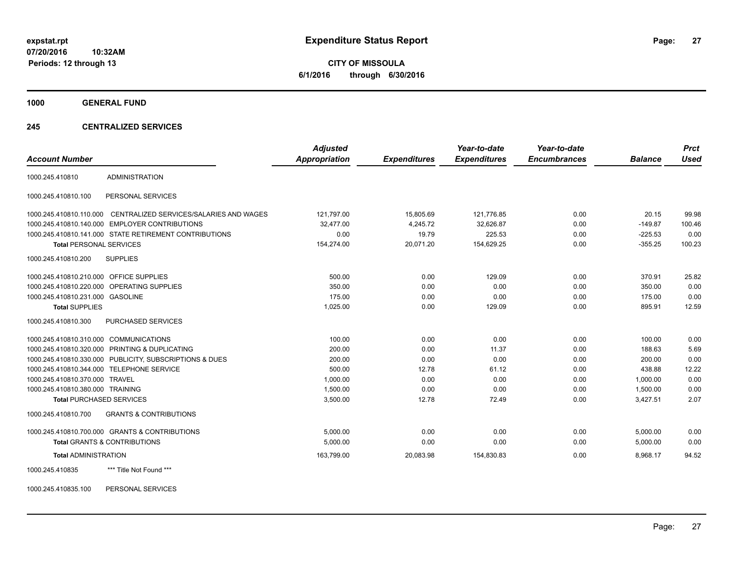**expstat.rpt**
**07/20/2016 10:32AM**
**Periods: 12 through 13**

# Expenditure Status Report

**CITY OF MISSOULA**
**6/1/2016 through 6/30/2016**

## 1000 GENERAL FUND

### 245 CENTRALIZED SERVICES

| Account Number | | Adjusted Appropriation | Expenditures | Year-to-date Expenditures | Year-to-date Encumbrances | Balance | Prct Used |
|---|---|---|---|---|---|---|---|
| 1000.245.410810 | ADMINISTRATION | | | | | | |
| 1000.245.410810.100 | PERSONAL SERVICES | | | | | | |
| 1000.245.410810.110.000 | CENTRALIZED SERVICES/SALARIES AND WAGES | 121,797.00 | 15,805.69 | 121,776.85 | 0.00 | 20.15 | 99.98 |
| 1000.245.410810.140.000 | EMPLOYER CONTRIBUTIONS | 32,477.00 | 4,245.72 | 32,626.87 | 0.00 | -149.87 | 100.46 |
| 1000.245.410810.141.000 | STATE RETIREMENT CONTRIBUTIONS | 0.00 | 19.79 | 225.53 | 0.00 | -225.53 | 0.00 |
| **Total** PERSONAL SERVICES | | 154,274.00 | 20,071.20 | 154,629.25 | 0.00 | -355.25 | 100.23 |
| 1000.245.410810.200 | SUPPLIES | | | | | | |
| 1000.245.410810.210.000 | OFFICE SUPPLIES | 500.00 | 0.00 | 129.09 | 0.00 | 370.91 | 25.82 |
| 1000.245.410810.220.000 | OPERATING SUPPLIES | 350.00 | 0.00 | 0.00 | 0.00 | 350.00 | 0.00 |
| 1000.245.410810.231.000 | GASOLINE | 175.00 | 0.00 | 0.00 | 0.00 | 175.00 | 0.00 |
| **Total** SUPPLIES | | 1,025.00 | 0.00 | 129.09 | 0.00 | 895.91 | 12.59 |
| 1000.245.410810.300 | PURCHASED SERVICES | | | | | | |
| 1000.245.410810.310.000 | COMMUNICATIONS | 100.00 | 0.00 | 0.00 | 0.00 | 100.00 | 0.00 |
| 1000.245.410810.320.000 | PRINTING & DUPLICATING | 200.00 | 0.00 | 11.37 | 0.00 | 188.63 | 5.69 |
| 1000.245.410810.330.000 | PUBLICITY, SUBSCRIPTIONS & DUES | 200.00 | 0.00 | 0.00 | 0.00 | 200.00 | 0.00 |
| 1000.245.410810.344.000 | TELEPHONE SERVICE | 500.00 | 12.78 | 61.12 | 0.00 | 438.88 | 12.22 |
| 1000.245.410810.370.000 | TRAVEL | 1,000.00 | 0.00 | 0.00 | 0.00 | 1,000.00 | 0.00 |
| 1000.245.410810.380.000 | TRAINING | 1,500.00 | 0.00 | 0.00 | 0.00 | 1,500.00 | 0.00 |
| **Total** PURCHASED SERVICES | | 3,500.00 | 12.78 | 72.49 | 0.00 | 3,427.51 | 2.07 |
| 1000.245.410810.700 | GRANTS & CONTRIBUTIONS | | | | | | |
| 1000.245.410810.700.000 | GRANTS & CONTRIBUTIONS | 5,000.00 | 0.00 | 0.00 | 0.00 | 5,000.00 | 0.00 |
| **Total** GRANTS & CONTRIBUTIONS | | 5,000.00 | 0.00 | 0.00 | 0.00 | 5,000.00 | 0.00 |
| **Total** ADMINISTRATION | | 163,799.00 | 20,083.98 | 154,830.83 | 0.00 | 8,968.17 | 94.52 |
| 1000.245.410835 | *** Title Not Found *** | | | | | | |
| 1000.245.410835.100 | PERSONAL SERVICES | | | | | | |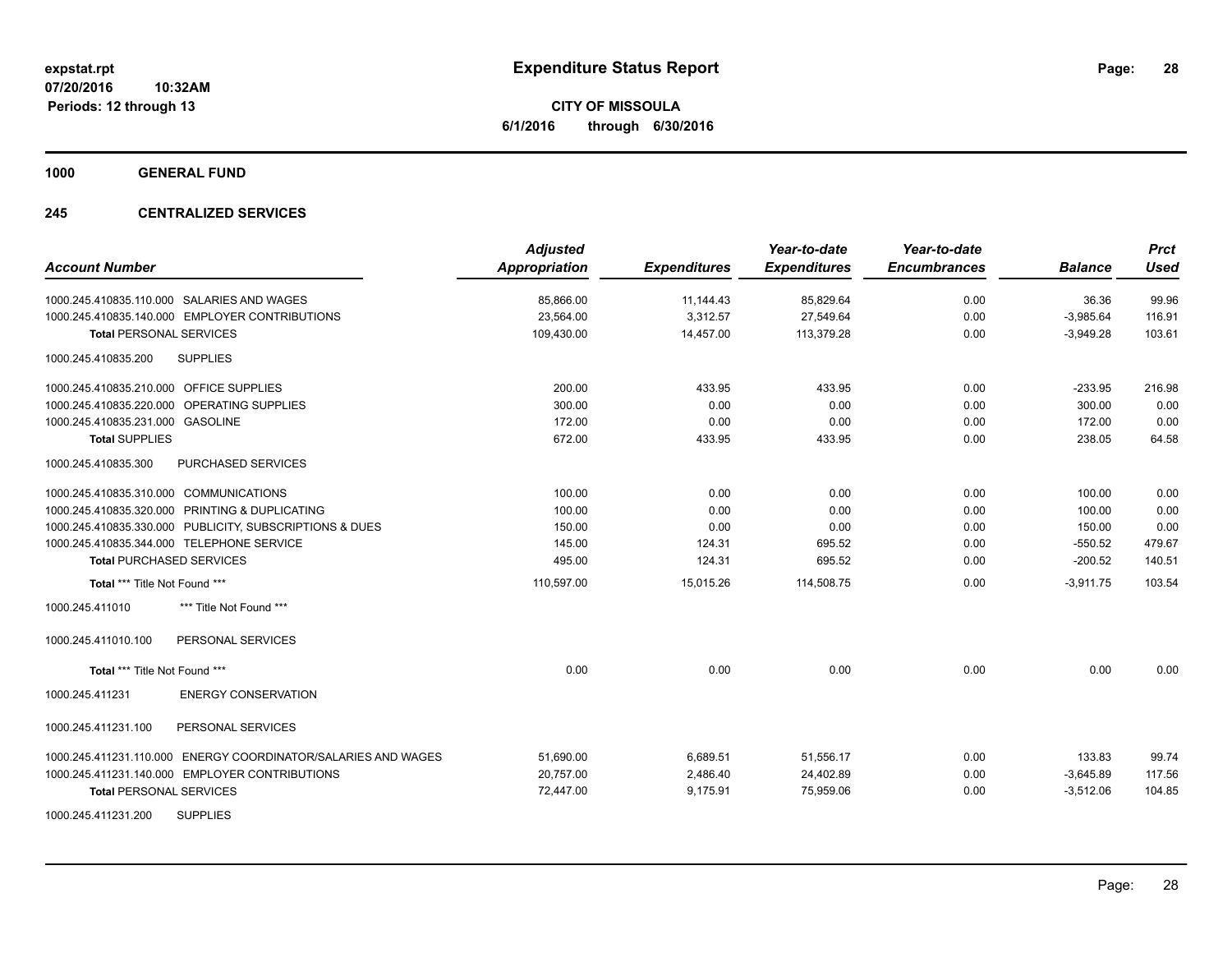**Expenditure Status Report**

**CITY OF MISSOULA**
**6/1/2016 through 6/30/2016**

expstat.rpt
07/20/2016 10:32AM
Periods: 12 through 13

**1000 GENERAL FUND**

**245 CENTRALIZED SERVICES**

| Account Number | Adjusted Appropriation | Expenditures | Year-to-date Expenditures | Year-to-date Encumbrances | Balance | Prct Used |
|---|---|---|---|---|---|---|
| 1000.245.410835.110.000 SALARIES AND WAGES | 85,866.00 | 11,144.43 | 85,829.64 | 0.00 | 36.36 | 99.96 |
| 1000.245.410835.140.000 EMPLOYER CONTRIBUTIONS | 23,564.00 | 3,312.57 | 27,549.64 | 0.00 | -3,985.64 | 116.91 |
| **Total** PERSONAL SERVICES | 109,430.00 | 14,457.00 | 113,379.28 | 0.00 | -3,949.28 | 103.61 |
| 1000.245.410835.200 SUPPLIES | | | | | | |
| 1000.245.410835.210.000 OFFICE SUPPLIES | 200.00 | 433.95 | 433.95 | 0.00 | -233.95 | 216.98 |
| 1000.245.410835.220.000 OPERATING SUPPLIES | 300.00 | 0.00 | 0.00 | 0.00 | 300.00 | 0.00 |
| 1000.245.410835.231.000 GASOLINE | 172.00 | 0.00 | 0.00 | 0.00 | 172.00 | 0.00 |
| **Total SUPPLIES** | 672.00 | 433.95 | 433.95 | 0.00 | 238.05 | 64.58 |
| 1000.245.410835.300 PURCHASED SERVICES | | | | | | |
| 1000.245.410835.310.000 COMMUNICATIONS | 100.00 | 0.00 | 0.00 | 0.00 | 100.00 | 0.00 |
| 1000.245.410835.320.000 PRINTING & DUPLICATING | 100.00 | 0.00 | 0.00 | 0.00 | 100.00 | 0.00 |
| 1000.245.410835.330.000 PUBLICITY, SUBSCRIPTIONS & DUES | 150.00 | 0.00 | 0.00 | 0.00 | 150.00 | 0.00 |
| 1000.245.410835.344.000 TELEPHONE SERVICE | 145.00 | 124.31 | 695.52 | 0.00 | -550.52 | 479.67 |
| **Total** PURCHASED SERVICES | 495.00 | 124.31 | 695.52 | 0.00 | -200.52 | 140.51 |
| **Total \*\*\* Title Not Found \*\*\*** | 110,597.00 | 15,015.26 | 114,508.75 | 0.00 | -3,911.75 | 103.54 |
| 1000.245.411010 *** Title Not Found *** | | | | | | |
| 1000.245.411010.100 PERSONAL SERVICES | | | | | | |
| **Total \*\*\* Title Not Found \*\*\*** | 0.00 | 0.00 | 0.00 | 0.00 | 0.00 | 0.00 |
| 1000.245.411231 ENERGY CONSERVATION | | | | | | |
| 1000.245.411231.100 PERSONAL SERVICES | | | | | | |
| 1000.245.411231.110.000 ENERGY COORDINATOR/SALARIES AND WAGES | 51,690.00 | 6,689.51 | 51,556.17 | 0.00 | 133.83 | 99.74 |
| 1000.245.411231.140.000 EMPLOYER CONTRIBUTIONS | 20,757.00 | 2,486.40 | 24,402.89 | 0.00 | -3,645.89 | 117.56 |
| **Total** PERSONAL SERVICES | 72,447.00 | 9,175.91 | 75,959.06 | 0.00 | -3,512.06 | 104.85 |
| 1000.245.411231.200 SUPPLIES | | | | | | |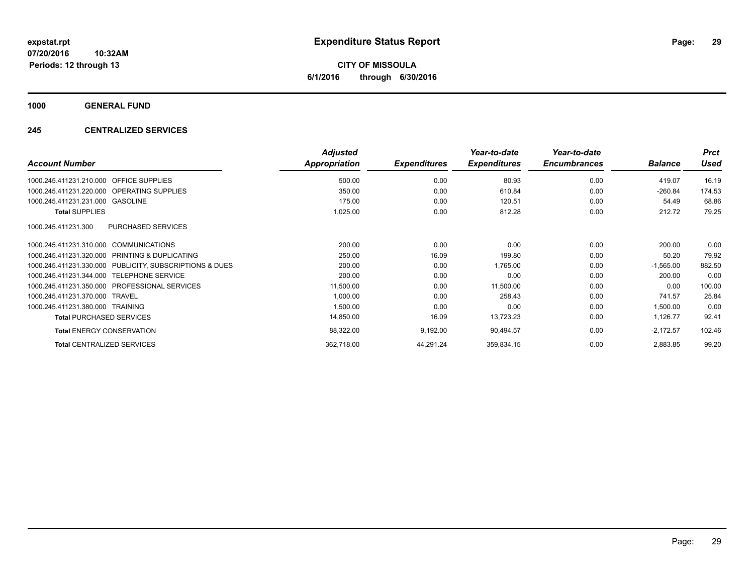**CITY OF MISSOULA**

**6/1/2016 through 6/30/2016**

**1000 GENERAL FUND**

**245 CENTRALIZED SERVICES**

| Account Number | | Adjusted Appropriation | Expenditures | Year-to-date Expenditures | Year-to-date Encumbrances | Balance | Prct Used |
|---|---|---|---|---|---|---|---|
| 1000.245.411231.210.000 | OFFICE SUPPLIES | 500.00 | 0.00 | 80.93 | 0.00 | 419.07 | 16.19 |
| 1000.245.411231.220.000 | OPERATING SUPPLIES | 350.00 | 0.00 | 610.84 | 0.00 | -260.84 | 174.53 |
| 1000.245.411231.231.000 | GASOLINE | 175.00 | 0.00 | 120.51 | 0.00 | 54.49 | 68.86 |
| **Total** SUPPLIES | | 1,025.00 | 0.00 | 812.28 | 0.00 | 212.72 | 79.25 |
| 1000.245.411231.300 | PURCHASED SERVICES | | | | | | |
| 1000.245.411231.310.000 | COMMUNICATIONS | 200.00 | 0.00 | 0.00 | 0.00 | 200.00 | 0.00 |
| 1000.245.411231.320.000 | PRINTING & DUPLICATING | 250.00 | 16.09 | 199.80 | 0.00 | 50.20 | 79.92 |
| 1000.245.411231.330.000 | PUBLICITY, SUBSCRIPTIONS & DUES | 200.00 | 0.00 | 1,765.00 | 0.00 | -1,565.00 | 882.50 |
| 1000.245.411231.344.000 | TELEPHONE SERVICE | 200.00 | 0.00 | 0.00 | 0.00 | 200.00 | 0.00 |
| 1000.245.411231.350.000 | PROFESSIONAL SERVICES | 11,500.00 | 0.00 | 11,500.00 | 0.00 | 0.00 | 100.00 |
| 1000.245.411231.370.000 | TRAVEL | 1,000.00 | 0.00 | 258.43 | 0.00 | 741.57 | 25.84 |
| 1000.245.411231.380.000 | TRAINING | 1,500.00 | 0.00 | 0.00 | 0.00 | 1,500.00 | 0.00 |
| **Total** PURCHASED SERVICES | | 14,850.00 | 16.09 | 13,723.23 | 0.00 | 1,126.77 | 92.41 |
| **Total** ENERGY CONSERVATION | | 88,322.00 | 9,192.00 | 90,494.57 | 0.00 | -2,172.57 | 102.46 |
| **Total** CENTRALIZED SERVICES | | 362,718.00 | 44,291.24 | 359,834.15 | 0.00 | 2,883.85 | 99.20 |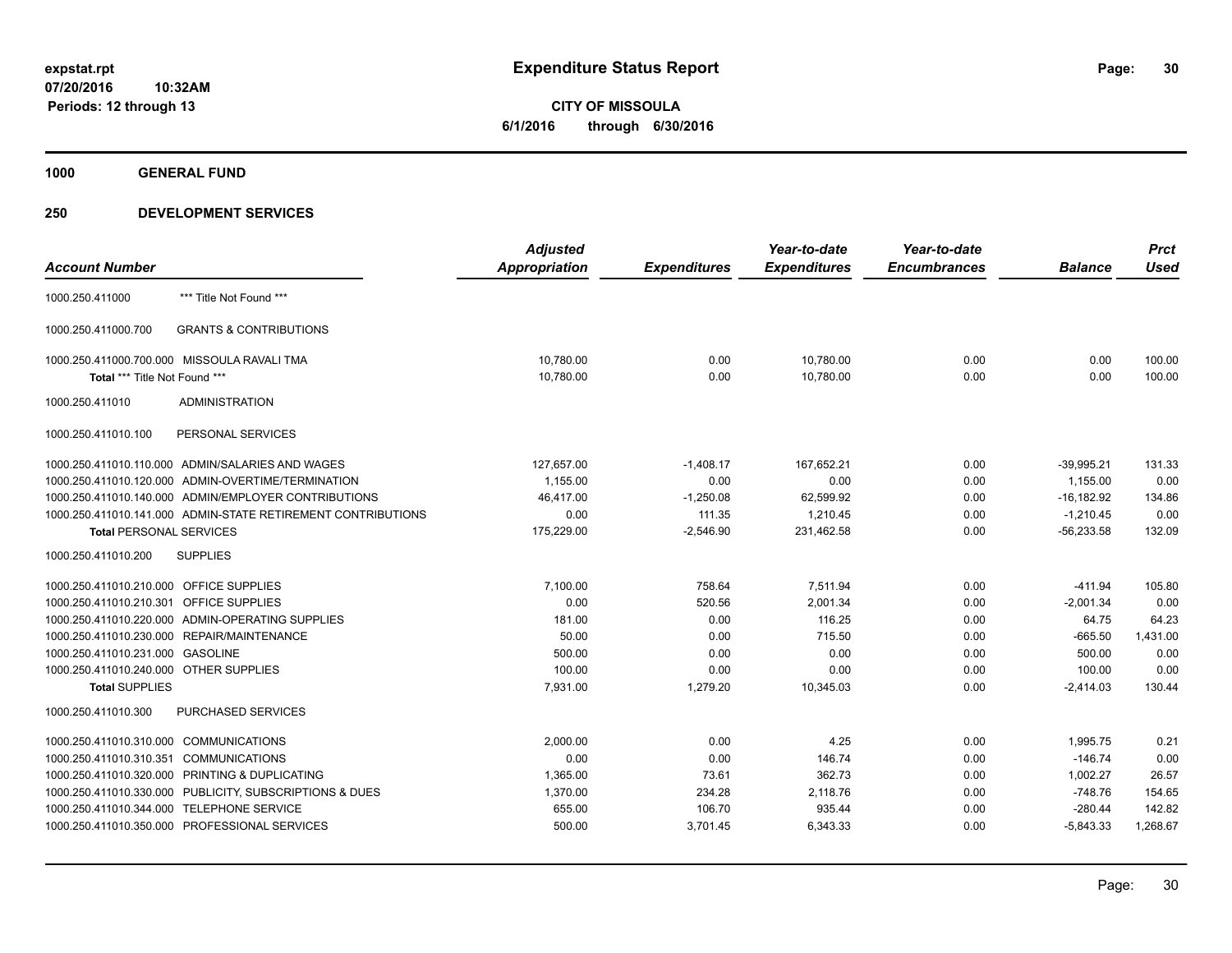# Expenditure Status Report

expstat.rpt
07/20/2016 10:32AM
Periods: 12 through 13

**CITY OF MISSOULA**
**6/1/2016 through 6/30/2016**

**1000 GENERAL FUND**

**250 DEVELOPMENT SERVICES**

| Account Number | | Adjusted Appropriation | Expenditures | Year-to-date Expenditures | Year-to-date Encumbrances | Balance | Prct Used |
|---|---|---|---|---|---|---|---|
| 1000.250.411000 | *** Title Not Found *** | | | | | | |
| 1000.250.411000.700 | GRANTS & CONTRIBUTIONS | | | | | | |
| 1000.250.411000.700.000 | MISSOULA RAVALI TMA | 10,780.00 | 0.00 | 10,780.00 | 0.00 | 0.00 | 100.00 |
| **Total** *** Title Not Found *** | | 10,780.00 | 0.00 | 10,780.00 | 0.00 | 0.00 | 100.00 |
| 1000.250.411010 | ADMINISTRATION | | | | | | |
| 1000.250.411010.100 | PERSONAL SERVICES | | | | | | |
| 1000.250.411010.110.000 | ADMIN/SALARIES AND WAGES | 127,657.00 | -1,408.17 | 167,652.21 | 0.00 | -39,995.21 | 131.33 |
| 1000.250.411010.120.000 | ADMIN-OVERTIME/TERMINATION | 1,155.00 | 0.00 | 0.00 | 0.00 | 1,155.00 | 0.00 |
| 1000.250.411010.140.000 | ADMIN/EMPLOYER CONTRIBUTIONS | 46,417.00 | -1,250.08 | 62,599.92 | 0.00 | -16,182.92 | 134.86 |
| 1000.250.411010.141.000 | ADMIN-STATE RETIREMENT CONTRIBUTIONS | 0.00 | 111.35 | 1,210.45 | 0.00 | -1,210.45 | 0.00 |
| **Total PERSONAL SERVICES** | | 175,229.00 | -2,546.90 | 231,462.58 | 0.00 | -56,233.58 | 132.09 |
| 1000.250.411010.200 | SUPPLIES | | | | | | |
| 1000.250.411010.210.000 | OFFICE SUPPLIES | 7,100.00 | 758.64 | 7,511.94 | 0.00 | -411.94 | 105.80 |
| 1000.250.411010.210.301 | OFFICE SUPPLIES | 0.00 | 520.56 | 2,001.34 | 0.00 | -2,001.34 | 0.00 |
| 1000.250.411010.220.000 | ADMIN-OPERATING SUPPLIES | 181.00 | 0.00 | 116.25 | 0.00 | 64.75 | 64.23 |
| 1000.250.411010.230.000 | REPAIR/MAINTENANCE | 50.00 | 0.00 | 715.50 | 0.00 | -665.50 | 1,431.00 |
| 1000.250.411010.231.000 | GASOLINE | 500.00 | 0.00 | 0.00 | 0.00 | 500.00 | 0.00 |
| 1000.250.411010.240.000 | OTHER SUPPLIES | 100.00 | 0.00 | 0.00 | 0.00 | 100.00 | 0.00 |
| **Total SUPPLIES** | | 7,931.00 | 1,279.20 | 10,345.03 | 0.00 | -2,414.03 | 130.44 |
| 1000.250.411010.300 | PURCHASED SERVICES | | | | | | |
| 1000.250.411010.310.000 | COMMUNICATIONS | 2,000.00 | 0.00 | 4.25 | 0.00 | 1,995.75 | 0.21 |
| 1000.250.411010.310.351 | COMMUNICATIONS | 0.00 | 0.00 | 146.74 | 0.00 | -146.74 | 0.00 |
| 1000.250.411010.320.000 | PRINTING & DUPLICATING | 1,365.00 | 73.61 | 362.73 | 0.00 | 1,002.27 | 26.57 |
| 1000.250.411010.330.000 | PUBLICITY, SUBSCRIPTIONS & DUES | 1,370.00 | 234.28 | 2,118.76 | 0.00 | -748.76 | 154.65 |
| 1000.250.411010.344.000 | TELEPHONE SERVICE | 655.00 | 106.70 | 935.44 | 0.00 | -280.44 | 142.82 |
| 1000.250.411010.350.000 | PROFESSIONAL SERVICES | 500.00 | 3,701.45 | 6,343.33 | 0.00 | -5,843.33 | 1,268.67 |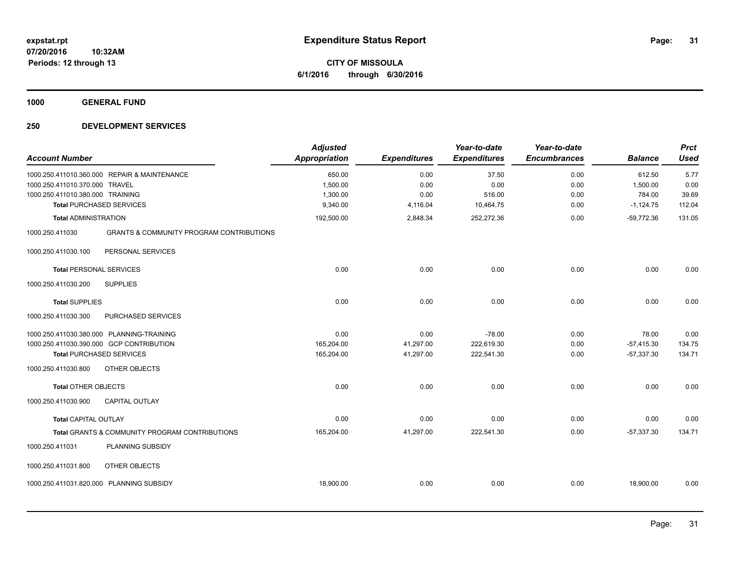**expstat.rpt**
**07/20/2016 10:32AM**
**Periods: 12 through 13**

# Expenditure Status Report

**CITY OF MISSOULA**
**6/1/2016 through 6/30/2016**

## 1000 GENERAL FUND

## 250 DEVELOPMENT SERVICES

| Account Number | | Adjusted Appropriation | Expenditures | Year-to-date Expenditures | Year-to-date Encumbrances | Balance | Prct Used |
|---|---|---|---|---|---|---|---|
| 1000.250.411010.360.000 | REPAIR & MAINTENANCE | 650.00 | 0.00 | 37.50 | 0.00 | 612.50 | 5.77 |
| 1000.250.411010.370.000 | TRAVEL | 1,500.00 | 0.00 | 0.00 | 0.00 | 1,500.00 | 0.00 |
| 1000.250.411010.380.000 | TRAINING | 1,300.00 | 0.00 | 516.00 | 0.00 | 784.00 | 39.69 |
| **Total** PURCHASED SERVICES | | 9,340.00 | 4,116.04 | 10,464.75 | 0.00 | -1,124.75 | 112.04 |
| **Total** ADMINISTRATION | | 192,500.00 | 2,848.34 | 252,272.36 | 0.00 | -59,772.36 | 131.05 |
| 1000.250.411030 | GRANTS & COMMUNITY PROGRAM CONTRIBUTIONS | | | | | | |
| 1000.250.411030.100 | PERSONAL SERVICES | | | | | | |
| **Total** PERSONAL SERVICES | | 0.00 | 0.00 | 0.00 | 0.00 | 0.00 | 0.00 |
| 1000.250.411030.200 | SUPPLIES | | | | | | |
| **Total** SUPPLIES | | 0.00 | 0.00 | 0.00 | 0.00 | 0.00 | 0.00 |
| 1000.250.411030.300 | PURCHASED SERVICES | | | | | | |
| 1000.250.411030.380.000 | PLANNING-TRAINING | 0.00 | 0.00 | -78.00 | 0.00 | 78.00 | 0.00 |
| 1000.250.411030.390.000 | GCP CONTRIBUTION | 165,204.00 | 41,297.00 | 222,619.30 | 0.00 | -57,415.30 | 134.75 |
| **Total** PURCHASED SERVICES | | 165,204.00 | 41,297.00 | 222,541.30 | 0.00 | -57,337.30 | 134.71 |
| 1000.250.411030.800 | OTHER OBJECTS | | | | | | |
| **Total** OTHER OBJECTS | | 0.00 | 0.00 | 0.00 | 0.00 | 0.00 | 0.00 |
| 1000.250.411030.900 | CAPITAL OUTLAY | | | | | | |
| **Total** CAPITAL OUTLAY | | 0.00 | 0.00 | 0.00 | 0.00 | 0.00 | 0.00 |
| **Total** GRANTS & COMMUNITY PROGRAM CONTRIBUTIONS | | 165,204.00 | 41,297.00 | 222,541.30 | 0.00 | -57,337.30 | 134.71 |
| 1000.250.411031 | PLANNING SUBSIDY | | | | | | |
| 1000.250.411031.800 | OTHER OBJECTS | | | | | | |
| 1000.250.411031.820.000 | PLANNING SUBSIDY | 18,900.00 | 0.00 | 0.00 | 0.00 | 18,900.00 | 0.00 |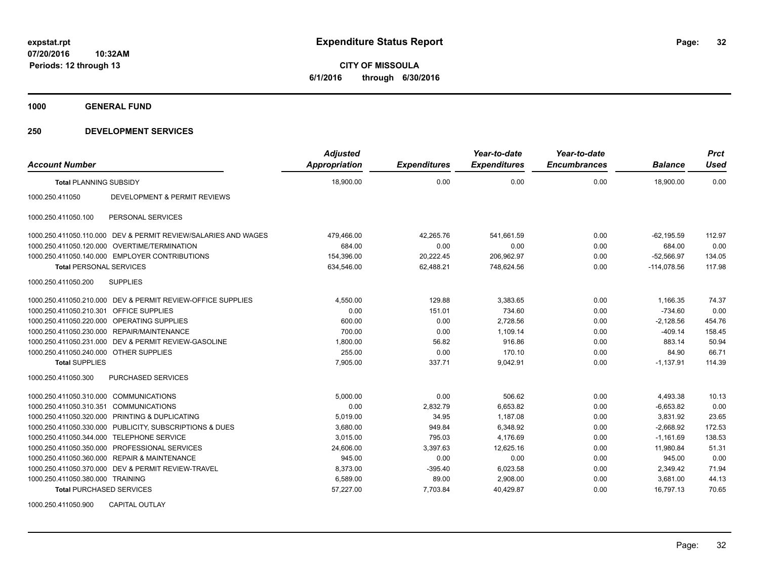**Expenditure Status Report**

**CITY OF MISSOULA**
**6/1/2016 through 6/30/2016**

expstat.rpt
07/20/2016 10:32AM
Periods: 12 through 13

## 1000 GENERAL FUND

## 250 DEVELOPMENT SERVICES

| Account Number | | Adjusted Appropriation | Expenditures | Year-to-date Expenditures | Year-to-date Encumbrances | Balance | Prct Used |
|---|---|---|---|---|---|---|---|
| **Total** PLANNING SUBSIDY | | 18,900.00 | 0.00 | 0.00 | 0.00 | 18,900.00 | 0.00 |
| 1000.250.411050 | DEVELOPMENT & PERMIT REVIEWS | | | | | | |
| 1000.250.411050.100 | PERSONAL SERVICES | | | | | | |
| 1000.250.411050.110.000 | DEV & PERMIT REVIEW/SALARIES AND WAGES | 479,466.00 | 42,265.76 | 541,661.59 | 0.00 | -62,195.59 | 112.97 |
| 1000.250.411050.120.000 | OVERTIME/TERMINATION | 684.00 | 0.00 | 0.00 | 0.00 | 684.00 | 0.00 |
| 1000.250.411050.140.000 | EMPLOYER CONTRIBUTIONS | 154,396.00 | 20,222.45 | 206,962.97 | 0.00 | -52,566.97 | 134.05 |
| **Total** PERSONAL SERVICES | | 634,546.00 | 62,488.21 | 748,624.56 | 0.00 | -114,078.56 | 117.98 |
| 1000.250.411050.200 | SUPPLIES | | | | | | |
| 1000.250.411050.210.000 | DEV & PERMIT REVIEW-OFFICE SUPPLIES | 4,550.00 | 129.88 | 3,383.65 | 0.00 | 1,166.35 | 74.37 |
| 1000.250.411050.210.301 | OFFICE SUPPLIES | 0.00 | 151.01 | 734.60 | 0.00 | -734.60 | 0.00 |
| 1000.250.411050.220.000 | OPERATING SUPPLIES | 600.00 | 0.00 | 2,728.56 | 0.00 | -2,128.56 | 454.76 |
| 1000.250.411050.230.000 | REPAIR/MAINTENANCE | 700.00 | 0.00 | 1,109.14 | 0.00 | -409.14 | 158.45 |
| 1000.250.411050.231.000 | DEV & PERMIT REVIEW-GASOLINE | 1,800.00 | 56.82 | 916.86 | 0.00 | 883.14 | 50.94 |
| 1000.250.411050.240.000 | OTHER SUPPLIES | 255.00 | 0.00 | 170.10 | 0.00 | 84.90 | 66.71 |
| **Total** SUPPLIES | | 7,905.00 | 337.71 | 9,042.91 | 0.00 | -1,137.91 | 114.39 |
| 1000.250.411050.300 | PURCHASED SERVICES | | | | | | |
| 1000.250.411050.310.000 | COMMUNICATIONS | 5,000.00 | 0.00 | 506.62 | 0.00 | 4,493.38 | 10.13 |
| 1000.250.411050.310.351 | COMMUNICATIONS | 0.00 | 2,832.79 | 6,653.82 | 0.00 | -6,653.82 | 0.00 |
| 1000.250.411050.320.000 | PRINTING & DUPLICATING | 5,019.00 | 34.95 | 1,187.08 | 0.00 | 3,831.92 | 23.65 |
| 1000.250.411050.330.000 | PUBLICITY, SUBSCRIPTIONS & DUES | 3,680.00 | 949.84 | 6,348.92 | 0.00 | -2,668.92 | 172.53 |
| 1000.250.411050.344.000 | TELEPHONE SERVICE | 3,015.00 | 795.03 | 4,176.69 | 0.00 | -1,161.69 | 138.53 |
| 1000.250.411050.350.000 | PROFESSIONAL SERVICES | 24,606.00 | 3,397.63 | 12,625.16 | 0.00 | 11,980.84 | 51.31 |
| 1000.250.411050.360.000 | REPAIR & MAINTENANCE | 945.00 | 0.00 | 0.00 | 0.00 | 945.00 | 0.00 |
| 1000.250.411050.370.000 | DEV & PERMIT REVIEW-TRAVEL | 8,373.00 | -395.40 | 6,023.58 | 0.00 | 2,349.42 | 71.94 |
| 1000.250.411050.380.000 | TRAINING | 6,589.00 | 89.00 | 2,908.00 | 0.00 | 3,681.00 | 44.13 |
| **Total** PURCHASED SERVICES | | 57,227.00 | 7,703.84 | 40,429.87 | 0.00 | 16,797.13 | 70.65 |
| 1000.250.411050.900 | CAPITAL OUTLAY | | | | | | |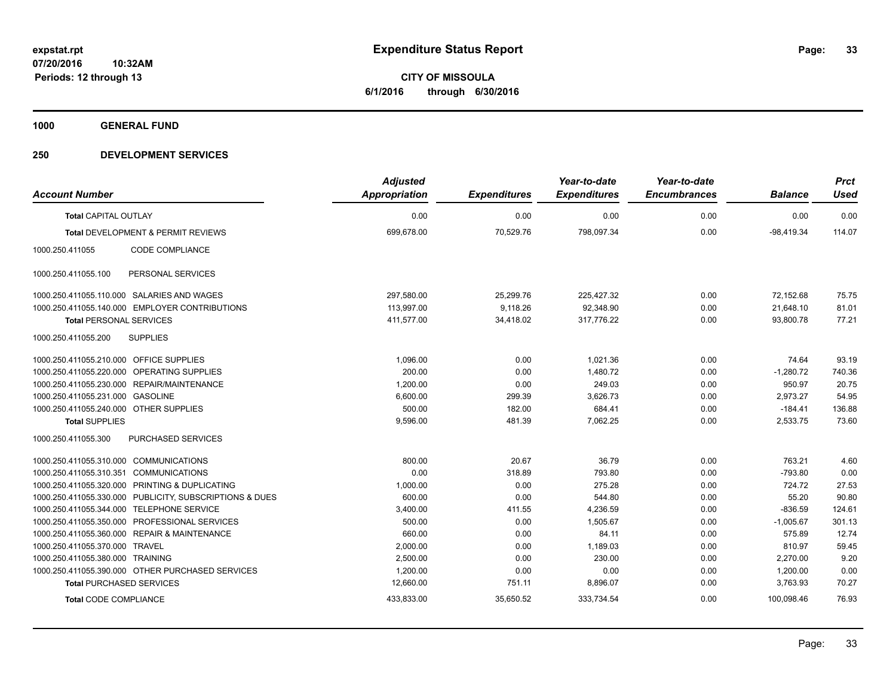**expstat.rpt**
**07/20/2016 10:32AM**
**Periods: 12 through 13**

# Expenditure Status Report

**CITY OF MISSOULA**
**6/1/2016 through 6/30/2016**

## 1000 GENERAL FUND

## 250 DEVELOPMENT SERVICES

| Account Number | | Adjusted Appropriation | Expenditures | Year-to-date Expenditures | Year-to-date Encumbrances | Balance | Prct Used |
|---|---|---|---|---|---|---|---|
| **Total** CAPITAL OUTLAY | | 0.00 | 0.00 | 0.00 | 0.00 | 0.00 | 0.00 |
| **Total** DEVELOPMENT & PERMIT REVIEWS | | 699,678.00 | 70,529.76 | 798,097.34 | 0.00 | -98,419.34 | 114.07 |
| 1000.250.411055 | CODE COMPLIANCE | | | | | | |
| 1000.250.411055.100 | PERSONAL SERVICES | | | | | | |
| 1000.250.411055.110.000 | SALARIES AND WAGES | 297,580.00 | 25,299.76 | 225,427.32 | 0.00 | 72,152.68 | 75.75 |
| 1000.250.411055.140.000 | EMPLOYER CONTRIBUTIONS | 113,997.00 | 9,118.26 | 92,348.90 | 0.00 | 21,648.10 | 81.01 |
| **Total** PERSONAL SERVICES | | 411,577.00 | 34,418.02 | 317,776.22 | 0.00 | 93,800.78 | 77.21 |
| 1000.250.411055.200 | SUPPLIES | | | | | | |
| 1000.250.411055.210.000 | OFFICE SUPPLIES | 1,096.00 | 0.00 | 1,021.36 | 0.00 | 74.64 | 93.19 |
| 1000.250.411055.220.000 | OPERATING SUPPLIES | 200.00 | 0.00 | 1,480.72 | 0.00 | -1,280.72 | 740.36 |
| 1000.250.411055.230.000 | REPAIR/MAINTENANCE | 1,200.00 | 0.00 | 249.03 | 0.00 | 950.97 | 20.75 |
| 1000.250.411055.231.000 | GASOLINE | 6,600.00 | 299.39 | 3,626.73 | 0.00 | 2,973.27 | 54.95 |
| 1000.250.411055.240.000 | OTHER SUPPLIES | 500.00 | 182.00 | 684.41 | 0.00 | -184.41 | 136.88 |
| **Total** SUPPLIES | | 9,596.00 | 481.39 | 7,062.25 | 0.00 | 2,533.75 | 73.60 |
| 1000.250.411055.300 | PURCHASED SERVICES | | | | | | |
| 1000.250.411055.310.000 | COMMUNICATIONS | 800.00 | 20.67 | 36.79 | 0.00 | 763.21 | 4.60 |
| 1000.250.411055.310.351 | COMMUNICATIONS | 0.00 | 318.89 | 793.80 | 0.00 | -793.80 | 0.00 |
| 1000.250.411055.320.000 | PRINTING & DUPLICATING | 1,000.00 | 0.00 | 275.28 | 0.00 | 724.72 | 27.53 |
| 1000.250.411055.330.000 | PUBLICITY, SUBSCRIPTIONS & DUES | 600.00 | 0.00 | 544.80 | 0.00 | 55.20 | 90.80 |
| 1000.250.411055.344.000 | TELEPHONE SERVICE | 3,400.00 | 411.55 | 4,236.59 | 0.00 | -836.59 | 124.61 |
| 1000.250.411055.350.000 | PROFESSIONAL SERVICES | 500.00 | 0.00 | 1,505.67 | 0.00 | -1,005.67 | 301.13 |
| 1000.250.411055.360.000 | REPAIR & MAINTENANCE | 660.00 | 0.00 | 84.11 | 0.00 | 575.89 | 12.74 |
| 1000.250.411055.370.000 | TRAVEL | 2,000.00 | 0.00 | 1,189.03 | 0.00 | 810.97 | 59.45 |
| 1000.250.411055.380.000 | TRAINING | 2,500.00 | 0.00 | 230.00 | 0.00 | 2,270.00 | 9.20 |
| 1000.250.411055.390.000 | OTHER PURCHASED SERVICES | 1,200.00 | 0.00 | 0.00 | 0.00 | 1,200.00 | 0.00 |
| **Total** PURCHASED SERVICES | | 12,660.00 | 751.11 | 8,896.07 | 0.00 | 3,763.93 | 70.27 |
| **Total** CODE COMPLIANCE | | 433,833.00 | 35,650.52 | 333,734.54 | 0.00 | 100,098.46 | 76.93 |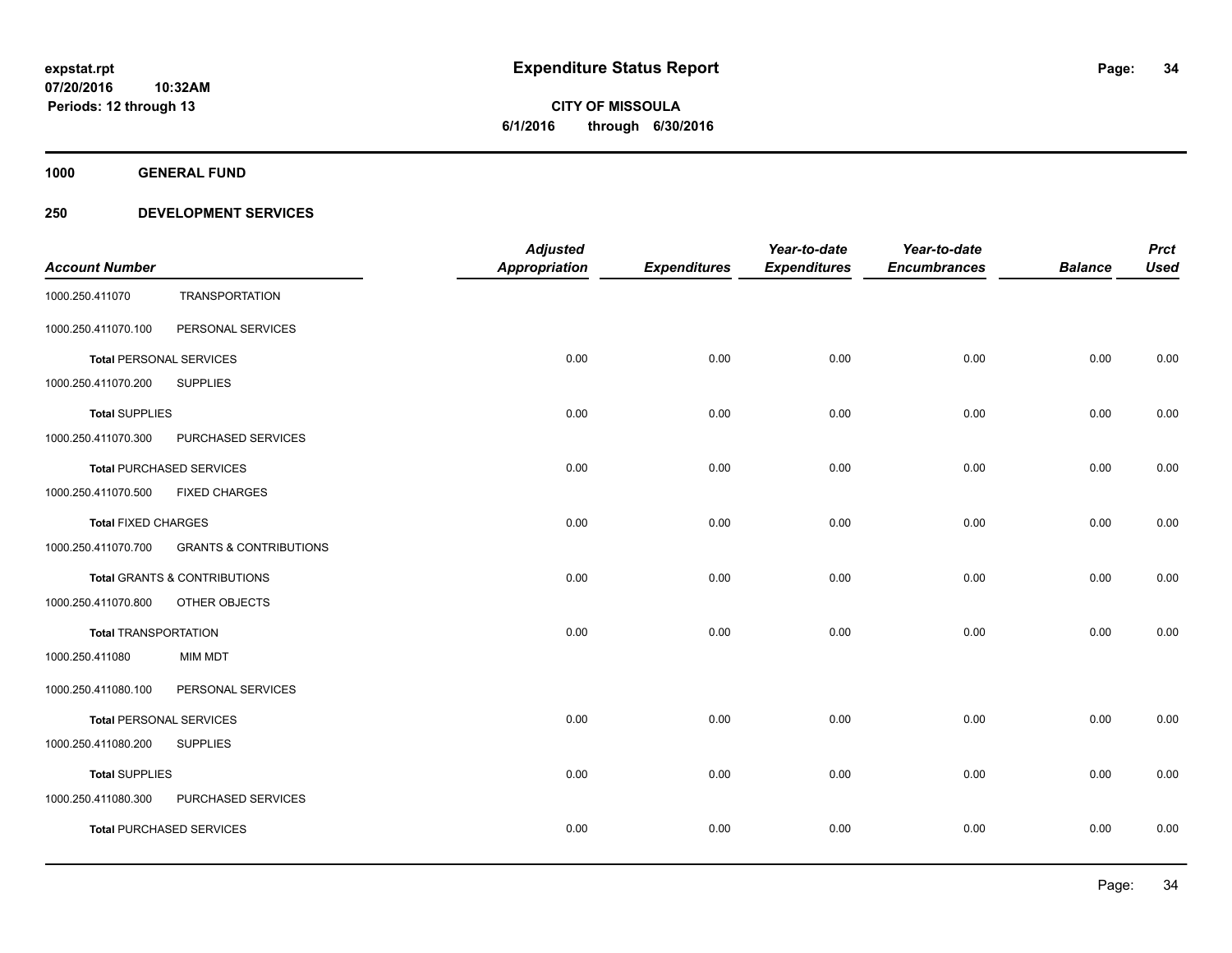**expstat.rpt**
**07/20/2016 10:32AM**
**Periods: 12 through 13**

# Expenditure Status Report

**CITY OF MISSOULA**
**6/1/2016 through 6/30/2016**

## 1000 GENERAL FUND

## 250 DEVELOPMENT SERVICES

| Account Number | | Adjusted Appropriation | Expenditures | Year-to-date Expenditures | Year-to-date Encumbrances | Balance | Prct Used |
|---|---|---|---|---|---|---|---|
| 1000.250.411070 | TRANSPORTATION | | | | | | |
| 1000.250.411070.100 | PERSONAL SERVICES | | | | | | |
| **Total** PERSONAL SERVICES | | 0.00 | 0.00 | 0.00 | 0.00 | 0.00 | 0.00 |
| 1000.250.411070.200 | SUPPLIES | | | | | | |
| **Total** SUPPLIES | | 0.00 | 0.00 | 0.00 | 0.00 | 0.00 | 0.00 |
| 1000.250.411070.300 | PURCHASED SERVICES | | | | | | |
| **Total** PURCHASED SERVICES | | 0.00 | 0.00 | 0.00 | 0.00 | 0.00 | 0.00 |
| 1000.250.411070.500 | FIXED CHARGES | | | | | | |
| **Total** FIXED CHARGES | | 0.00 | 0.00 | 0.00 | 0.00 | 0.00 | 0.00 |
| 1000.250.411070.700 | GRANTS & CONTRIBUTIONS | | | | | | |
| **Total** GRANTS & CONTRIBUTIONS | | 0.00 | 0.00 | 0.00 | 0.00 | 0.00 | 0.00 |
| 1000.250.411070.800 | OTHER OBJECTS | | | | | | |
| **Total** TRANSPORTATION | | 0.00 | 0.00 | 0.00 | 0.00 | 0.00 | 0.00 |
| 1000.250.411080 | MIM MDT | | | | | | |
| 1000.250.411080.100 | PERSONAL SERVICES | | | | | | |
| **Total** PERSONAL SERVICES | | 0.00 | 0.00 | 0.00 | 0.00 | 0.00 | 0.00 |
| 1000.250.411080.200 | SUPPLIES | | | | | | |
| **Total** SUPPLIES | | 0.00 | 0.00 | 0.00 | 0.00 | 0.00 | 0.00 |
| 1000.250.411080.300 | PURCHASED SERVICES | | | | | | |
| **Total** PURCHASED SERVICES | | 0.00 | 0.00 | 0.00 | 0.00 | 0.00 | 0.00 |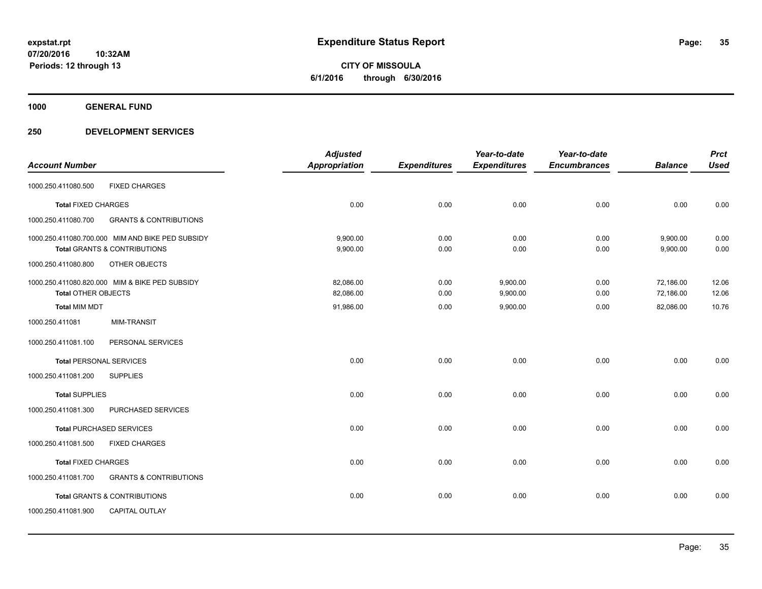**expstat.rpt**
**07/20/2016 10:32AM**
**Periods: 12 through 13**

# Expenditure Status Report

**CITY OF MISSOULA**
**6/1/2016 through 6/30/2016**

## 1000 GENERAL FUND

## 250 DEVELOPMENT SERVICES

| Account Number | | Adjusted Appropriation | Expenditures | Year-to-date Expenditures | Year-to-date Encumbrances | Balance | Prct Used |
|---|---|---|---|---|---|---|---|
| 1000.250.411080.500 | FIXED CHARGES | | | | | | |
| **Total** FIXED CHARGES | | 0.00 | 0.00 | 0.00 | 0.00 | 0.00 | 0.00 |
| 1000.250.411080.700 | GRANTS & CONTRIBUTIONS | | | | | | |
| 1000.250.411080.700.000 | MIM AND BIKE PED SUBSIDY | 9,900.00 | 0.00 | 0.00 | 0.00 | 9,900.00 | 0.00 |
| **Total** GRANTS & CONTRIBUTIONS | | 9,900.00 | 0.00 | 0.00 | 0.00 | 9,900.00 | 0.00 |
| 1000.250.411080.800 | OTHER OBJECTS | | | | | | |
| 1000.250.411080.820.000 | MIM & BIKE PED SUBSIDY | 82,086.00 | 0.00 | 9,900.00 | 0.00 | 72,186.00 | 12.06 |
| **Total** OTHER OBJECTS | | 82,086.00 | 0.00 | 9,900.00 | 0.00 | 72,186.00 | 12.06 |
| **Total** MIM MDT | | 91,986.00 | 0.00 | 9,900.00 | 0.00 | 82,086.00 | 10.76 |
| 1000.250.411081 | MIM-TRANSIT | | | | | | |
| 1000.250.411081.100 | PERSONAL SERVICES | | | | | | |
| **Total** PERSONAL SERVICES | | 0.00 | 0.00 | 0.00 | 0.00 | 0.00 | 0.00 |
| 1000.250.411081.200 | SUPPLIES | | | | | | |
| **Total** SUPPLIES | | 0.00 | 0.00 | 0.00 | 0.00 | 0.00 | 0.00 |
| 1000.250.411081.300 | PURCHASED SERVICES | | | | | | |
| **Total** PURCHASED SERVICES | | 0.00 | 0.00 | 0.00 | 0.00 | 0.00 | 0.00 |
| 1000.250.411081.500 | FIXED CHARGES | | | | | | |
| **Total** FIXED CHARGES | | 0.00 | 0.00 | 0.00 | 0.00 | 0.00 | 0.00 |
| 1000.250.411081.700 | GRANTS & CONTRIBUTIONS | | | | | | |
| **Total** GRANTS & CONTRIBUTIONS | | 0.00 | 0.00 | 0.00 | 0.00 | 0.00 | 0.00 |
| 1000.250.411081.900 | CAPITAL OUTLAY | | | | | | |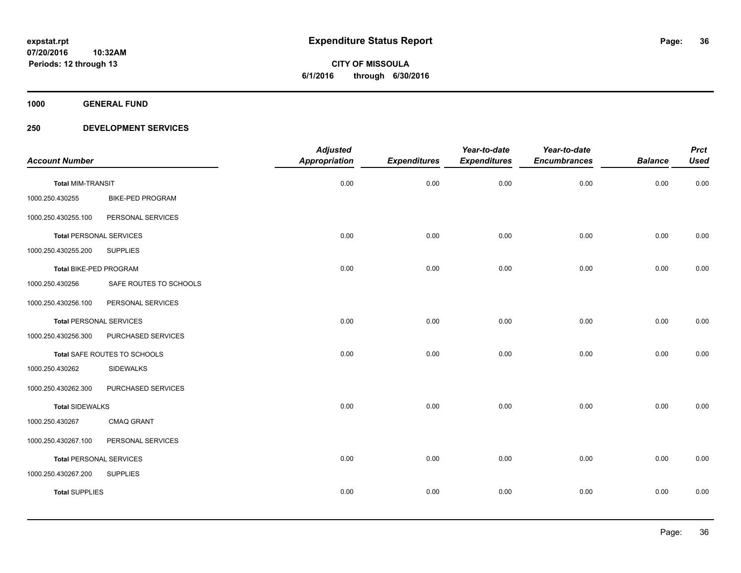**expstat.rpt**
**07/20/2016 10:32AM**
**Periods: 12 through 13**

# Expenditure Status Report

**CITY OF MISSOULA**
**6/1/2016 through 6/30/2016**

**1000 GENERAL FUND**

**250 DEVELOPMENT SERVICES**

| Account Number | | Adjusted Appropriation | Expenditures | Year-to-date Expenditures | Year-to-date Encumbrances | Balance | Prct Used |
|---|---|---|---|---|---|---|---|
| **Total** MIM-TRANSIT | | 0.00 | 0.00 | 0.00 | 0.00 | 0.00 | 0.00 |
| 1000.250.430255 | BIKE-PED PROGRAM | | | | | | |
| 1000.250.430255.100 | PERSONAL SERVICES | | | | | | |
| **Total** PERSONAL SERVICES | | 0.00 | 0.00 | 0.00 | 0.00 | 0.00 | 0.00 |
| 1000.250.430255.200 | SUPPLIES | | | | | | |
| **Total** BIKE-PED PROGRAM | | 0.00 | 0.00 | 0.00 | 0.00 | 0.00 | 0.00 |
| 1000.250.430256 | SAFE ROUTES TO SCHOOLS | | | | | | |
| 1000.250.430256.100 | PERSONAL SERVICES | | | | | | |
| **Total** PERSONAL SERVICES | | 0.00 | 0.00 | 0.00 | 0.00 | 0.00 | 0.00 |
| 1000.250.430256.300 | PURCHASED SERVICES | | | | | | |
| **Total** SAFE ROUTES TO SCHOOLS | | 0.00 | 0.00 | 0.00 | 0.00 | 0.00 | 0.00 |
| 1000.250.430262 | SIDEWALKS | | | | | | |
| 1000.250.430262.300 | PURCHASED SERVICES | | | | | | |
| **Total** SIDEWALKS | | 0.00 | 0.00 | 0.00 | 0.00 | 0.00 | 0.00 |
| 1000.250.430267 | CMAQ GRANT | | | | | | |
| 1000.250.430267.100 | PERSONAL SERVICES | | | | | | |
| **Total** PERSONAL SERVICES | | 0.00 | 0.00 | 0.00 | 0.00 | 0.00 | 0.00 |
| 1000.250.430267.200 | SUPPLIES | | | | | | |
| **Total** SUPPLIES | | 0.00 | 0.00 | 0.00 | 0.00 | 0.00 | 0.00 |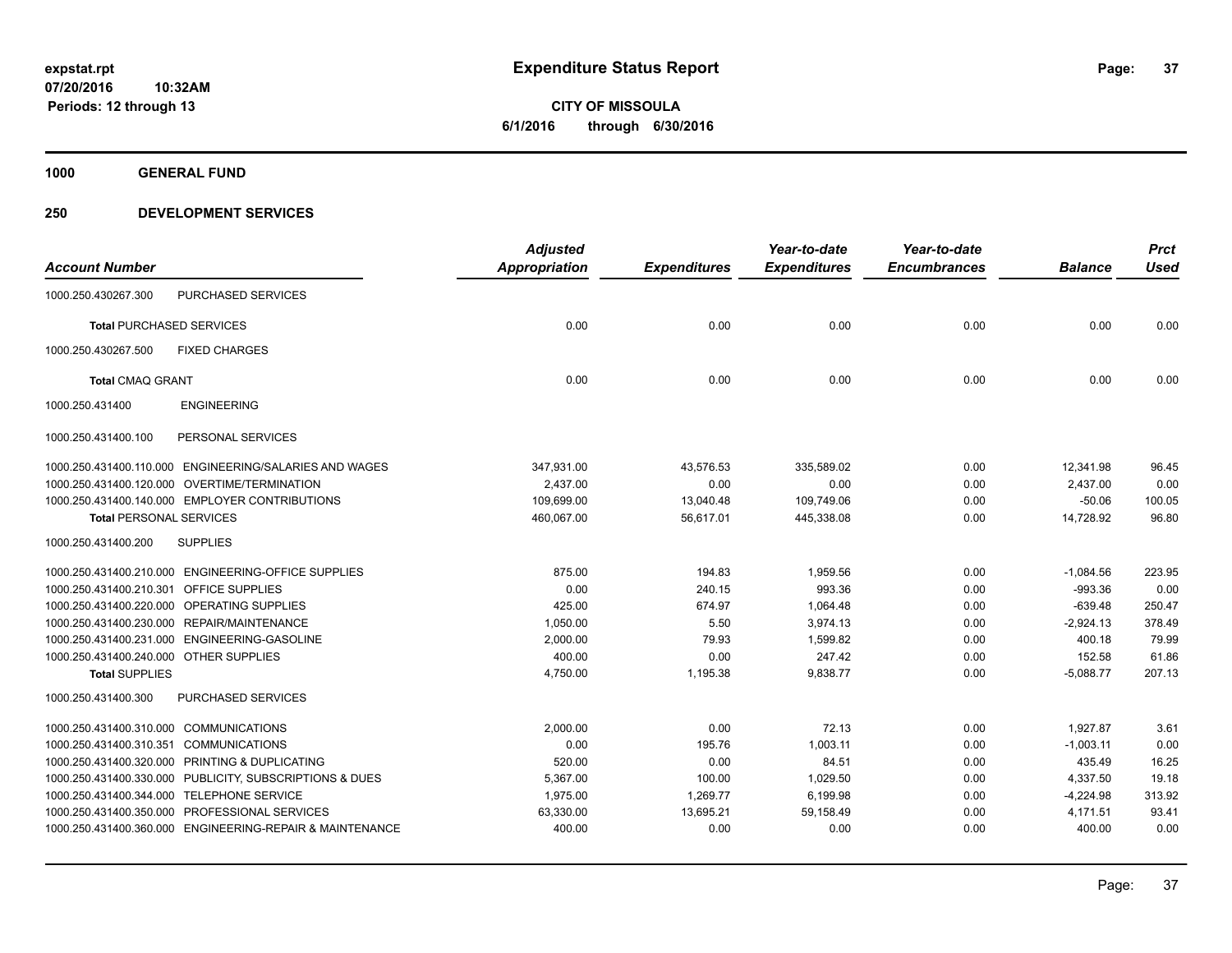# Expenditure Status Report

**CITY OF MISSOULA**

**6/1/2016 through 6/30/2016**

expstat.rpt
07/20/2016 10:32AM
Periods: 12 through 13

**1000 GENERAL FUND**

**250 DEVELOPMENT SERVICES**

| Account Number | | Adjusted Appropriation | Expenditures | Year-to-date Expenditures | Year-to-date Encumbrances | Balance | Prct Used |
|---|---|---|---|---|---|---|---|
| 1000.250.430267.300 | PURCHASED SERVICES | | | | | | |
| **Total** PURCHASED SERVICES | | 0.00 | 0.00 | 0.00 | 0.00 | 0.00 | 0.00 |
| 1000.250.430267.500 | FIXED CHARGES | | | | | | |
| **Total** CMAQ GRANT | | 0.00 | 0.00 | 0.00 | 0.00 | 0.00 | 0.00 |
| 1000.250.431400 | ENGINEERING | | | | | | |
| 1000.250.431400.100 | PERSONAL SERVICES | | | | | | |
| 1000.250.431400.110.000 | ENGINEERING/SALARIES AND WAGES | 347,931.00 | 43,576.53 | 335,589.02 | 0.00 | 12,341.98 | 96.45 |
| 1000.250.431400.120.000 | OVERTIME/TERMINATION | 2,437.00 | 0.00 | 0.00 | 0.00 | 2,437.00 | 0.00 |
| 1000.250.431400.140.000 | EMPLOYER CONTRIBUTIONS | 109,699.00 | 13,040.48 | 109,749.06 | 0.00 | -50.06 | 100.05 |
| **Total** PERSONAL SERVICES | | 460,067.00 | 56,617.01 | 445,338.08 | 0.00 | 14,728.92 | 96.80 |
| 1000.250.431400.200 | SUPPLIES | | | | | | |
| 1000.250.431400.210.000 | ENGINEERING-OFFICE SUPPLIES | 875.00 | 194.83 | 1,959.56 | 0.00 | -1,084.56 | 223.95 |
| 1000.250.431400.210.301 | OFFICE SUPPLIES | 0.00 | 240.15 | 993.36 | 0.00 | -993.36 | 0.00 |
| 1000.250.431400.220.000 | OPERATING SUPPLIES | 425.00 | 674.97 | 1,064.48 | 0.00 | -639.48 | 250.47 |
| 1000.250.431400.230.000 | REPAIR/MAINTENANCE | 1,050.00 | 5.50 | 3,974.13 | 0.00 | -2,924.13 | 378.49 |
| 1000.250.431400.231.000 | ENGINEERING-GASOLINE | 2,000.00 | 79.93 | 1,599.82 | 0.00 | 400.18 | 79.99 |
| 1000.250.431400.240.000 | OTHER SUPPLIES | 400.00 | 0.00 | 247.42 | 0.00 | 152.58 | 61.86 |
| **Total** SUPPLIES | | 4,750.00 | 1,195.38 | 9,838.77 | 0.00 | -5,088.77 | 207.13 |
| 1000.250.431400.300 | PURCHASED SERVICES | | | | | | |
| 1000.250.431400.310.000 | COMMUNICATIONS | 2,000.00 | 0.00 | 72.13 | 0.00 | 1,927.87 | 3.61 |
| 1000.250.431400.310.351 | COMMUNICATIONS | 0.00 | 195.76 | 1,003.11 | 0.00 | -1,003.11 | 0.00 |
| 1000.250.431400.320.000 | PRINTING & DUPLICATING | 520.00 | 0.00 | 84.51 | 0.00 | 435.49 | 16.25 |
| 1000.250.431400.330.000 | PUBLICITY, SUBSCRIPTIONS & DUES | 5,367.00 | 100.00 | 1,029.50 | 0.00 | 4,337.50 | 19.18 |
| 1000.250.431400.344.000 | TELEPHONE SERVICE | 1,975.00 | 1,269.77 | 6,199.98 | 0.00 | -4,224.98 | 313.92 |
| 1000.250.431400.350.000 | PROFESSIONAL SERVICES | 63,330.00 | 13,695.21 | 59,158.49 | 0.00 | 4,171.51 | 93.41 |
| 1000.250.431400.360.000 | ENGINEERING-REPAIR & MAINTENANCE | 400.00 | 0.00 | 0.00 | 0.00 | 400.00 | 0.00 |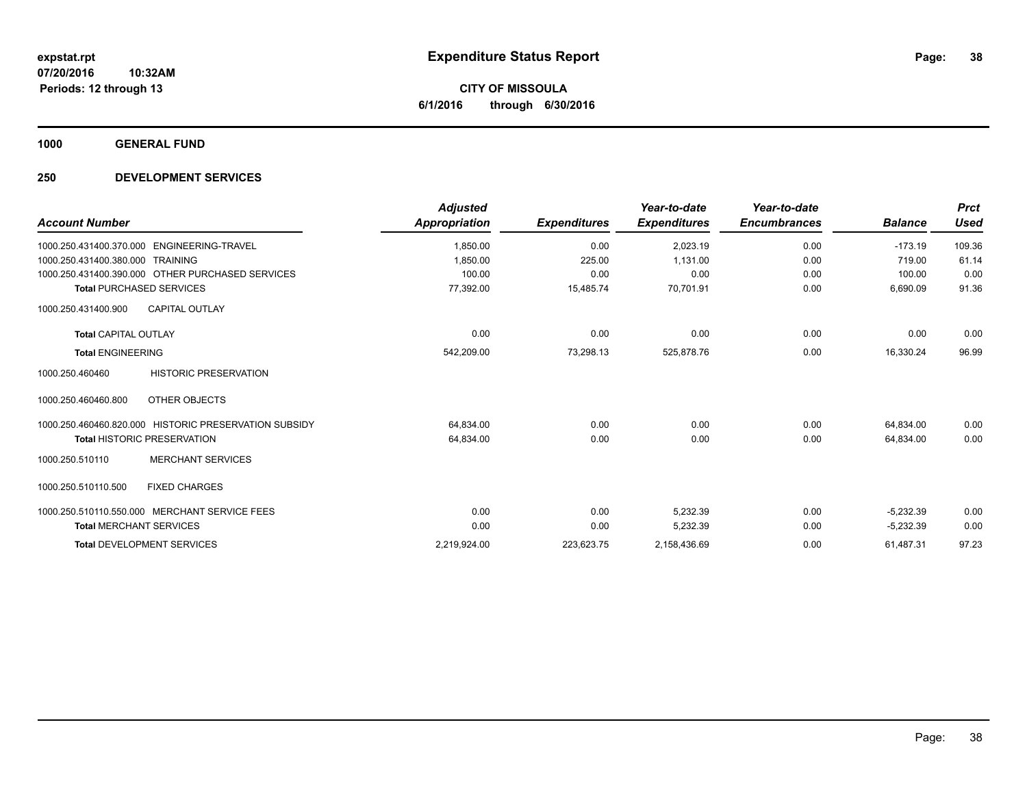**Expenditure Status Report**

**CITY OF MISSOULA**
**6/1/2016 through 6/30/2016**

expstat.rpt
07/20/2016 10:32AM
Periods: 12 through 13

## 1000 GENERAL FUND

## 250 DEVELOPMENT SERVICES

| Account Number | Adjusted Appropriation | Expenditures | Year-to-date Expenditures | Year-to-date Encumbrances | Balance | Prct Used |
|---|---|---|---|---|---|---|
| 1000.250.431400.370.000 ENGINEERING-TRAVEL | 1,850.00 | 0.00 | 2,023.19 | 0.00 | -173.19 | 109.36 |
| 1000.250.431400.380.000 TRAINING | 1,850.00 | 225.00 | 1,131.00 | 0.00 | 719.00 | 61.14 |
| 1000.250.431400.390.000 OTHER PURCHASED SERVICES | 100.00 | 0.00 | 0.00 | 0.00 | 100.00 | 0.00 |
| **Total** PURCHASED SERVICES | 77,392.00 | 15,485.74 | 70,701.91 | 0.00 | 6,690.09 | 91.36 |
| 1000.250.431400.900 CAPITAL OUTLAY | | | | | | |
| **Total** CAPITAL OUTLAY | 0.00 | 0.00 | 0.00 | 0.00 | 0.00 | 0.00 |
| **Total** ENGINEERING | 542,209.00 | 73,298.13 | 525,878.76 | 0.00 | 16,330.24 | 96.99 |
| 1000.250.460460 HISTORIC PRESERVATION | | | | | | |
| 1000.250.460460.800 OTHER OBJECTS | | | | | | |
| 1000.250.460460.820.000 HISTORIC PRESERVATION SUBSIDY | 64,834.00 | 0.00 | 0.00 | 0.00 | 64,834.00 | 0.00 |
| **Total** HISTORIC PRESERVATION | 64,834.00 | 0.00 | 0.00 | 0.00 | 64,834.00 | 0.00 |
| 1000.250.510110 MERCHANT SERVICES | | | | | | |
| 1000.250.510110.500 FIXED CHARGES | | | | | | |
| 1000.250.510110.550.000 MERCHANT SERVICE FEES | 0.00 | 0.00 | 5,232.39 | 0.00 | -5,232.39 | 0.00 |
| **Total** MERCHANT SERVICES | 0.00 | 0.00 | 5,232.39 | 0.00 | -5,232.39 | 0.00 |
| **Total** DEVELOPMENT SERVICES | 2,219,924.00 | 223,623.75 | 2,158,436.69 | 0.00 | 61,487.31 | 97.23 |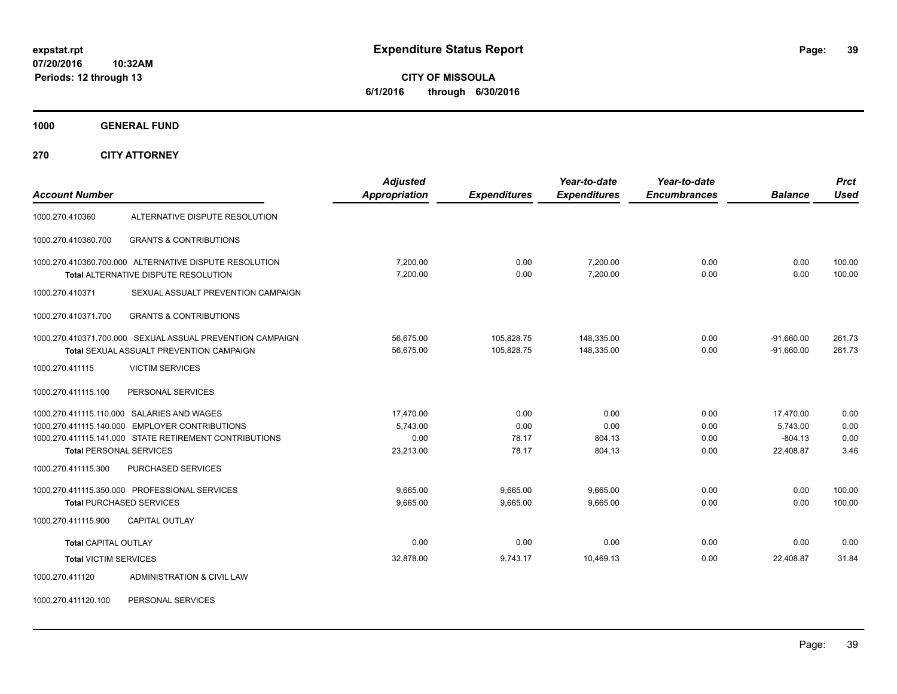**expstat.rpt**
**07/20/2016 10:32AM**
**Periods: 12 through 13**

# Expenditure Status Report

**CITY OF MISSOULA**
**6/1/2016 through 6/30/2016**

## 1000 GENERAL FUND

## 270 CITY ATTORNEY

| Account Number | | Adjusted Appropriation | Expenditures | Year-to-date Expenditures | Year-to-date Encumbrances | Balance | Prct Used |
|---|---|---|---|---|---|---|---|
| 1000.270.410360 | ALTERNATIVE DISPUTE RESOLUTION | | | | | | |
| 1000.270.410360.700 | GRANTS & CONTRIBUTIONS | | | | | | |
| 1000.270.410360.700.000 | ALTERNATIVE DISPUTE RESOLUTION | 7,200.00 | 0.00 | 7,200.00 | 0.00 | 0.00 | 100.00 |
| **Total** ALTERNATIVE DISPUTE RESOLUTION | | 7,200.00 | 0.00 | 7,200.00 | 0.00 | 0.00 | 100.00 |
| 1000.270.410371 | SEXUAL ASSAULT PREVENTION CAMPAIGN | | | | | | |
| 1000.270.410371.700 | GRANTS & CONTRIBUTIONS | | | | | | |
| 1000.270.410371.700.000 | SEXUAL ASSUAL PREVENTION CAMPAIGN | 56,675.00 | 105,828.75 | 148,335.00 | 0.00 | -91,660.00 | 261.73 |
| **Total** SEXUAL ASSUALT PREVENTION CAMPAIGN | | 56,675.00 | 105,828.75 | 148,335.00 | 0.00 | -91,660.00 | 261.73 |
| 1000.270.411115 | VICTIM SERVICES | | | | | | |
| 1000.270.411115.100 | PERSONAL SERVICES | | | | | | |
| 1000.270.411115.110.000 | SALARIES AND WAGES | 17,470.00 | 0.00 | 0.00 | 0.00 | 17,470.00 | 0.00 |
| 1000.270.411115.140.000 | EMPLOYER CONTRIBUTIONS | 5,743.00 | 0.00 | 0.00 | 0.00 | 5,743.00 | 0.00 |
| 1000.270.411115.141.000 | STATE RETIREMENT CONTRIBUTIONS | 0.00 | 78.17 | 804.13 | 0.00 | -804.13 | 0.00 |
| **Total** PERSONAL SERVICES | | 23,213.00 | 78.17 | 804.13 | 0.00 | 22,408.87 | 3.46 |
| 1000.270.411115.300 | PURCHASED SERVICES | | | | | | |
| 1000.270.411115.350.000 | PROFESSIONAL SERVICES | 9,665.00 | 9,665.00 | 9,665.00 | 0.00 | 0.00 | 100.00 |
| **Total** PURCHASED SERVICES | | 9,665.00 | 9,665.00 | 9,665.00 | 0.00 | 0.00 | 100.00 |
| 1000.270.411115.900 | CAPITAL OUTLAY | | | | | | |
| **Total** CAPITAL OUTLAY | | 0.00 | 0.00 | 0.00 | 0.00 | 0.00 | 0.00 |
| **Total** VICTIM SERVICES | | 32,878.00 | 9,743.17 | 10,469.13 | 0.00 | 22,408.87 | 31.84 |
| 1000.270.411120 | ADMINISTRATION & CIVIL LAW | | | | | | |
| 1000.270.411120.100 | PERSONAL SERVICES | | | | | | |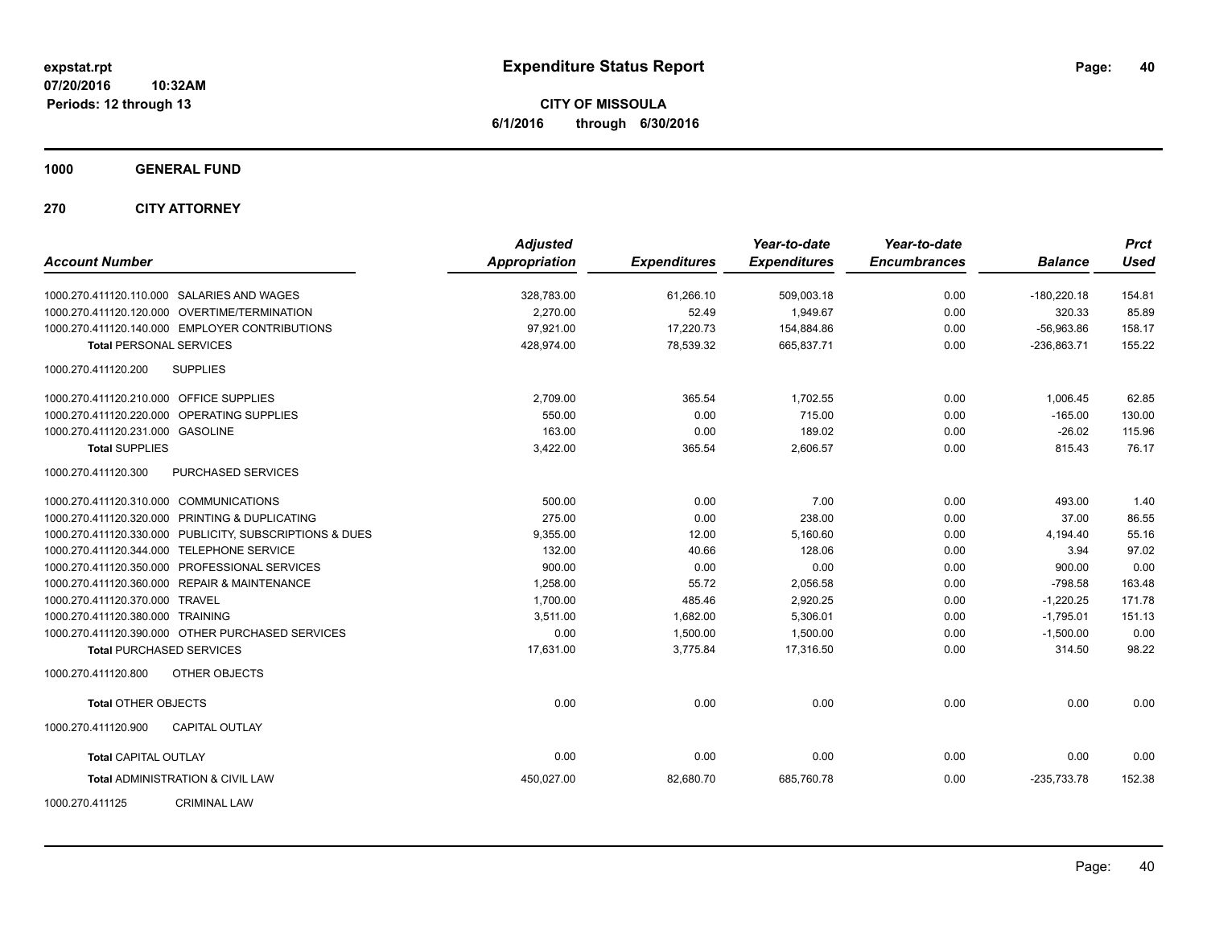**expstat.rpt**
**07/20/2016 10:32AM**
**Periods: 12 through 13**

# Expenditure Status Report

**CITY OF MISSOULA**
**6/1/2016 through 6/30/2016**

## 1000 GENERAL FUND

### 270 CITY ATTORNEY

| Account Number | Adjusted Appropriation | Expenditures | Year-to-date Expenditures | Year-to-date Encumbrances | Balance | Prct Used |
|---|---|---|---|---|---|---|
| 1000.270.411120.110.000 SALARIES AND WAGES | 328,783.00 | 61,266.10 | 509,003.18 | 0.00 | -180,220.18 | 154.81 |
| 1000.270.411120.120.000 OVERTIME/TERMINATION | 2,270.00 | 52.49 | 1,949.67 | 0.00 | 320.33 | 85.89 |
| 1000.270.411120.140.000 EMPLOYER CONTRIBUTIONS | 97,921.00 | 17,220.73 | 154,884.86 | 0.00 | -56,963.86 | 158.17 |
| **Total** PERSONAL SERVICES | 428,974.00 | 78,539.32 | 665,837.71 | 0.00 | -236,863.71 | 155.22 |
| 1000.270.411120.200 SUPPLIES | | | | | | |
| 1000.270.411120.210.000 OFFICE SUPPLIES | 2,709.00 | 365.54 | 1,702.55 | 0.00 | 1,006.45 | 62.85 |
| 1000.270.411120.220.000 OPERATING SUPPLIES | 550.00 | 0.00 | 715.00 | 0.00 | -165.00 | 130.00 |
| 1000.270.411120.231.000 GASOLINE | 163.00 | 0.00 | 189.02 | 0.00 | -26.02 | 115.96 |
| **Total** SUPPLIES | 3,422.00 | 365.54 | 2,606.57 | 0.00 | 815.43 | 76.17 |
| 1000.270.411120.300 PURCHASED SERVICES | | | | | | |
| 1000.270.411120.310.000 COMMUNICATIONS | 500.00 | 0.00 | 7.00 | 0.00 | 493.00 | 1.40 |
| 1000.270.411120.320.000 PRINTING & DUPLICATING | 275.00 | 0.00 | 238.00 | 0.00 | 37.00 | 86.55 |
| 1000.270.411120.330.000 PUBLICITY, SUBSCRIPTIONS & DUES | 9,355.00 | 12.00 | 5,160.60 | 0.00 | 4,194.40 | 55.16 |
| 1000.270.411120.344.000 TELEPHONE SERVICE | 132.00 | 40.66 | 128.06 | 0.00 | 3.94 | 97.02 |
| 1000.270.411120.350.000 PROFESSIONAL SERVICES | 900.00 | 0.00 | 0.00 | 0.00 | 900.00 | 0.00 |
| 1000.270.411120.360.000 REPAIR & MAINTENANCE | 1,258.00 | 55.72 | 2,056.58 | 0.00 | -798.58 | 163.48 |
| 1000.270.411120.370.000 TRAVEL | 1,700.00 | 485.46 | 2,920.25 | 0.00 | -1,220.25 | 171.78 |
| 1000.270.411120.380.000 TRAINING | 3,511.00 | 1,682.00 | 5,306.01 | 0.00 | -1,795.01 | 151.13 |
| 1000.270.411120.390.000 OTHER PURCHASED SERVICES | 0.00 | 1,500.00 | 1,500.00 | 0.00 | -1,500.00 | 0.00 |
| **Total** PURCHASED SERVICES | 17,631.00 | 3,775.84 | 17,316.50 | 0.00 | 314.50 | 98.22 |
| 1000.270.411120.800 OTHER OBJECTS | | | | | | |
| **Total** OTHER OBJECTS | 0.00 | 0.00 | 0.00 | 0.00 | 0.00 | 0.00 |
| 1000.270.411120.900 CAPITAL OUTLAY | | | | | | |
| **Total** CAPITAL OUTLAY | 0.00 | 0.00 | 0.00 | 0.00 | 0.00 | 0.00 |
| **Total** ADMINISTRATION & CIVIL LAW | 450,027.00 | 82,680.70 | 685,760.78 | 0.00 | -235,733.78 | 152.38 |
| 1000.270.411125 CRIMINAL LAW | | | | | | |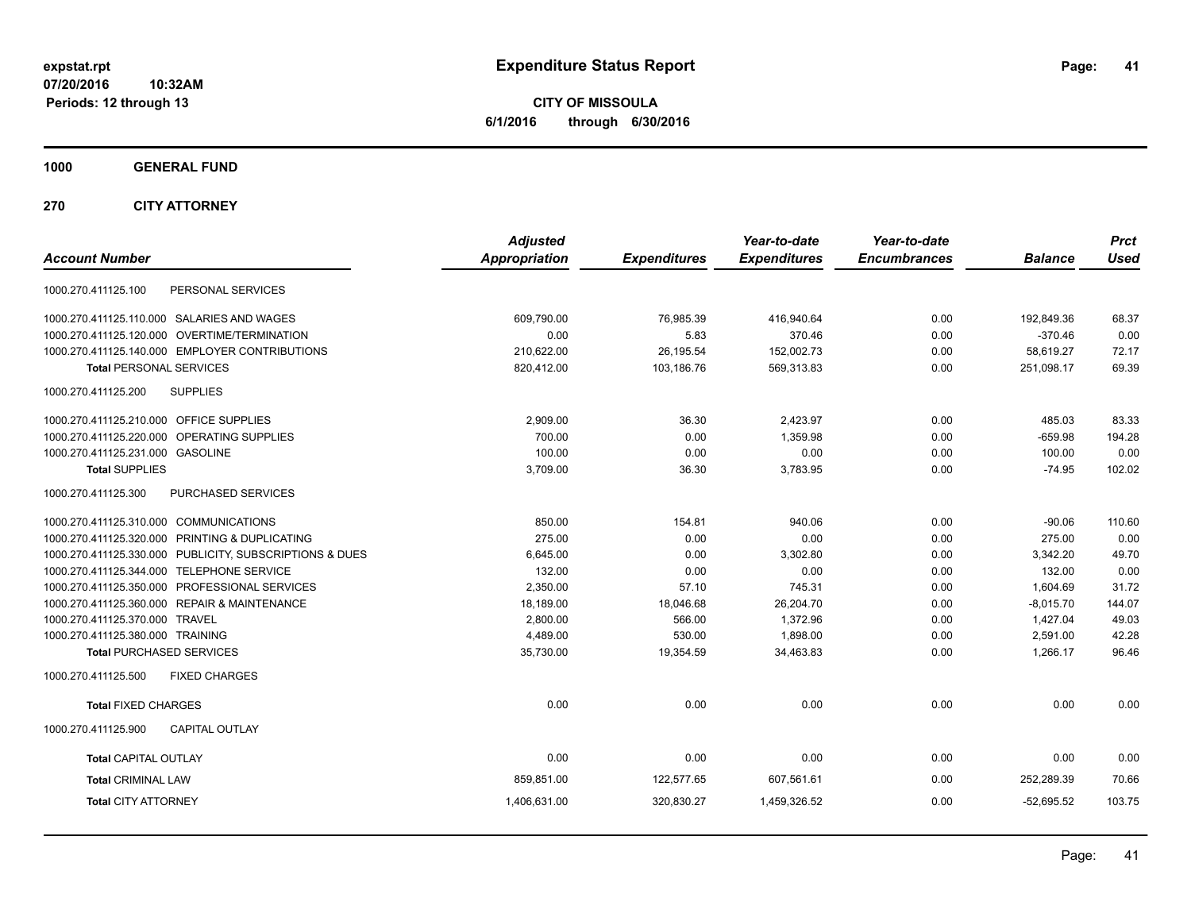expstat.rpt
07/20/2016 10:32AM
Periods: 12 through 13

# Expenditure Status Report

**CITY OF MISSOULA**
**6/1/2016 through 6/30/2016**

## 1000 GENERAL FUND

## 270 CITY ATTORNEY

| Account Number | Adjusted Appropriation | Expenditures | Year-to-date Expenditures | Year-to-date Encumbrances | Balance | Prct Used |
|---|---|---|---|---|---|---|
| 1000.270.411125.100 PERSONAL SERVICES | | | | | | |
| 1000.270.411125.110.000 SALARIES AND WAGES | 609,790.00 | 76,985.39 | 416,940.64 | 0.00 | 192,849.36 | 68.37 |
| 1000.270.411125.120.000 OVERTIME/TERMINATION | 0.00 | 5.83 | 370.46 | 0.00 | -370.46 | 0.00 |
| 1000.270.411125.140.000 EMPLOYER CONTRIBUTIONS | 210,622.00 | 26,195.54 | 152,002.73 | 0.00 | 58,619.27 | 72.17 |
| **Total** PERSONAL SERVICES | 820,412.00 | 103,186.76 | 569,313.83 | 0.00 | 251,098.17 | 69.39 |
| 1000.270.411125.200 SUPPLIES | | | | | | |
| 1000.270.411125.210.000 OFFICE SUPPLIES | 2,909.00 | 36.30 | 2,423.97 | 0.00 | 485.03 | 83.33 |
| 1000.270.411125.220.000 OPERATING SUPPLIES | 700.00 | 0.00 | 1,359.98 | 0.00 | -659.98 | 194.28 |
| 1000.270.411125.231.000 GASOLINE | 100.00 | 0.00 | 0.00 | 0.00 | 100.00 | 0.00 |
| **Total** SUPPLIES | 3,709.00 | 36.30 | 3,783.95 | 0.00 | -74.95 | 102.02 |
| 1000.270.411125.300 PURCHASED SERVICES | | | | | | |
| 1000.270.411125.310.000 COMMUNICATIONS | 850.00 | 154.81 | 940.06 | 0.00 | -90.06 | 110.60 |
| 1000.270.411125.320.000 PRINTING & DUPLICATING | 275.00 | 0.00 | 0.00 | 0.00 | 275.00 | 0.00 |
| 1000.270.411125.330.000 PUBLICITY, SUBSCRIPTIONS & DUES | 6,645.00 | 0.00 | 3,302.80 | 0.00 | 3,342.20 | 49.70 |
| 1000.270.411125.344.000 TELEPHONE SERVICE | 132.00 | 0.00 | 0.00 | 0.00 | 132.00 | 0.00 |
| 1000.270.411125.350.000 PROFESSIONAL SERVICES | 2,350.00 | 57.10 | 745.31 | 0.00 | 1,604.69 | 31.72 |
| 1000.270.411125.360.000 REPAIR & MAINTENANCE | 18,189.00 | 18,046.68 | 26,204.70 | 0.00 | -8,015.70 | 144.07 |
| 1000.270.411125.370.000 TRAVEL | 2,800.00 | 566.00 | 1,372.96 | 0.00 | 1,427.04 | 49.03 |
| 1000.270.411125.380.000 TRAINING | 4,489.00 | 530.00 | 1,898.00 | 0.00 | 2,591.00 | 42.28 |
| **Total** PURCHASED SERVICES | 35,730.00 | 19,354.59 | 34,463.83 | 0.00 | 1,266.17 | 96.46 |
| 1000.270.411125.500 FIXED CHARGES | | | | | | |
| **Total** FIXED CHARGES | 0.00 | 0.00 | 0.00 | 0.00 | 0.00 | 0.00 |
| 1000.270.411125.900 CAPITAL OUTLAY | | | | | | |
| **Total** CAPITAL OUTLAY | 0.00 | 0.00 | 0.00 | 0.00 | 0.00 | 0.00 |
| **Total** CRIMINAL LAW | 859,851.00 | 122,577.65 | 607,561.61 | 0.00 | 252,289.39 | 70.66 |
| **Total** CITY ATTORNEY | 1,406,631.00 | 320,830.27 | 1,459,326.52 | 0.00 | -52,695.52 | 103.75 |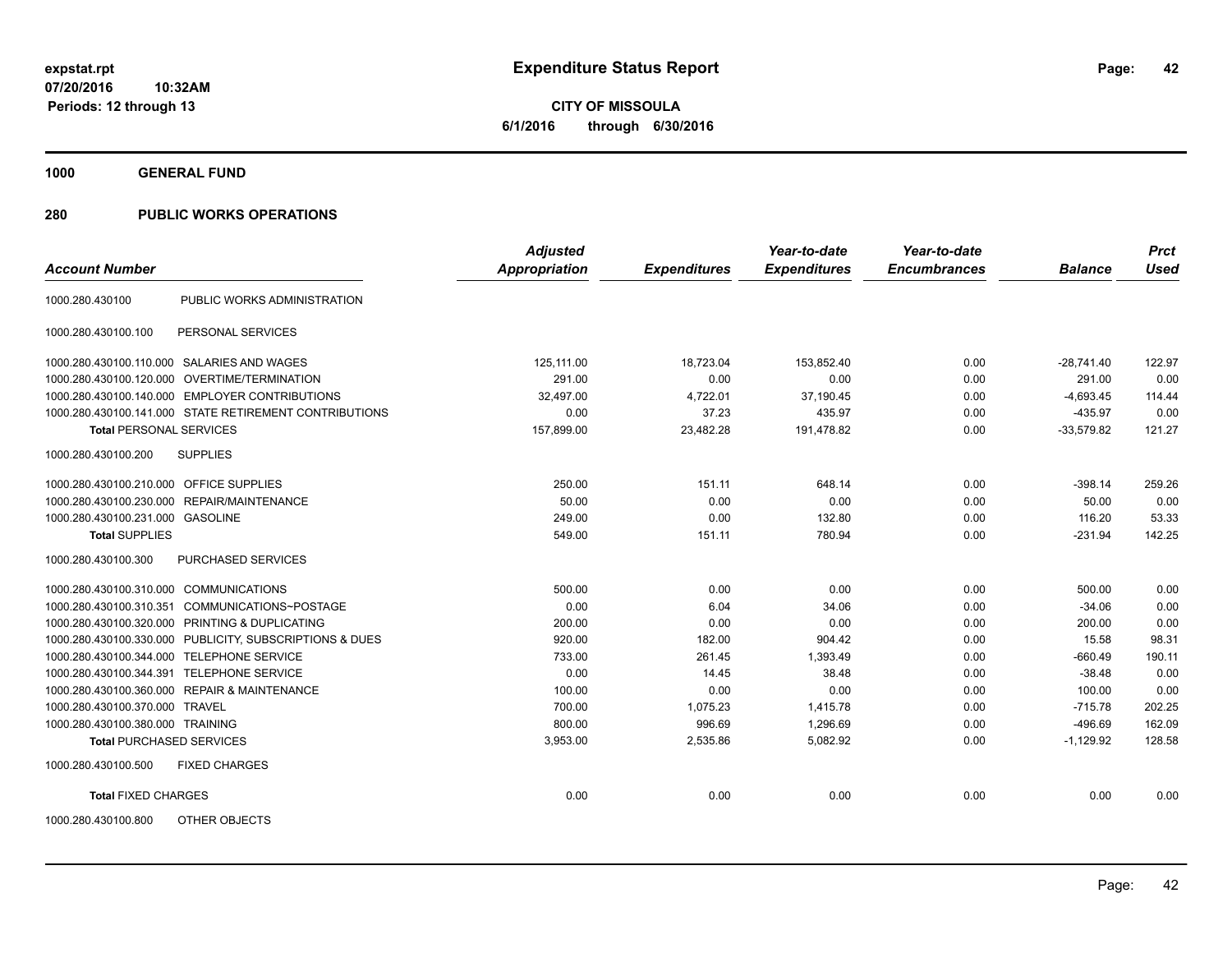expstat.rpt
07/20/2016 10:32AM
Periods: 12 through 13

# Expenditure Status Report

**CITY OF MISSOULA**
**6/1/2016 through 6/30/2016**

## 1000 GENERAL FUND

## 280 PUBLIC WORKS OPERATIONS

| Account Number | | Adjusted Appropriation | Expenditures | Year-to-date Expenditures | Year-to-date Encumbrances | Balance | Prct Used |
|---|---|---|---|---|---|---|---|
| 1000.280.430100 | PUBLIC WORKS ADMINISTRATION | | | | | | |
| 1000.280.430100.100 | PERSONAL SERVICES | | | | | | |
| 1000.280.430100.110.000 | SALARIES AND WAGES | 125,111.00 | 18,723.04 | 153,852.40 | 0.00 | -28,741.40 | 122.97 |
| 1000.280.430100.120.000 | OVERTIME/TERMINATION | 291.00 | 0.00 | 0.00 | 0.00 | 291.00 | 0.00 |
| 1000.280.430100.140.000 | EMPLOYER CONTRIBUTIONS | 32,497.00 | 4,722.01 | 37,190.45 | 0.00 | -4,693.45 | 114.44 |
| 1000.280.430100.141.000 | STATE RETIREMENT CONTRIBUTIONS | 0.00 | 37.23 | 435.97 | 0.00 | -435.97 | 0.00 |
| **Total** PERSONAL SERVICES | | 157,899.00 | 23,482.28 | 191,478.82 | 0.00 | -33,579.82 | 121.27 |
| 1000.280.430100.200 | SUPPLIES | | | | | | |
| 1000.280.430100.210.000 | OFFICE SUPPLIES | 250.00 | 151.11 | 648.14 | 0.00 | -398.14 | 259.26 |
| 1000.280.430100.230.000 | REPAIR/MAINTENANCE | 50.00 | 0.00 | 0.00 | 0.00 | 50.00 | 0.00 |
| 1000.280.430100.231.000 | GASOLINE | 249.00 | 0.00 | 132.80 | 0.00 | 116.20 | 53.33 |
| **Total** SUPPLIES | | 549.00 | 151.11 | 780.94 | 0.00 | -231.94 | 142.25 |
| 1000.280.430100.300 | PURCHASED SERVICES | | | | | | |
| 1000.280.430100.310.000 | COMMUNICATIONS | 500.00 | 0.00 | 0.00 | 0.00 | 500.00 | 0.00 |
| 1000.280.430100.310.351 | COMMUNICATIONS~POSTAGE | 0.00 | 6.04 | 34.06 | 0.00 | -34.06 | 0.00 |
| 1000.280.430100.320.000 | PRINTING & DUPLICATING | 200.00 | 0.00 | 0.00 | 0.00 | 200.00 | 0.00 |
| 1000.280.430100.330.000 | PUBLICITY, SUBSCRIPTIONS & DUES | 920.00 | 182.00 | 904.42 | 0.00 | 15.58 | 98.31 |
| 1000.280.430100.344.000 | TELEPHONE SERVICE | 733.00 | 261.45 | 1,393.49 | 0.00 | -660.49 | 190.11 |
| 1000.280.430100.344.391 | TELEPHONE SERVICE | 0.00 | 14.45 | 38.48 | 0.00 | -38.48 | 0.00 |
| 1000.280.430100.360.000 | REPAIR & MAINTENANCE | 100.00 | 0.00 | 0.00 | 0.00 | 100.00 | 0.00 |
| 1000.280.430100.370.000 | TRAVEL | 700.00 | 1,075.23 | 1,415.78 | 0.00 | -715.78 | 202.25 |
| 1000.280.430100.380.000 | TRAINING | 800.00 | 996.69 | 1,296.69 | 0.00 | -496.69 | 162.09 |
| **Total** PURCHASED SERVICES | | 3,953.00 | 2,535.86 | 5,082.92 | 0.00 | -1,129.92 | 128.58 |
| 1000.280.430100.500 | FIXED CHARGES | | | | | | |
| **Total** FIXED CHARGES | | 0.00 | 0.00 | 0.00 | 0.00 | 0.00 | 0.00 |
| 1000.280.430100.800 | OTHER OBJECTS | | | | | | |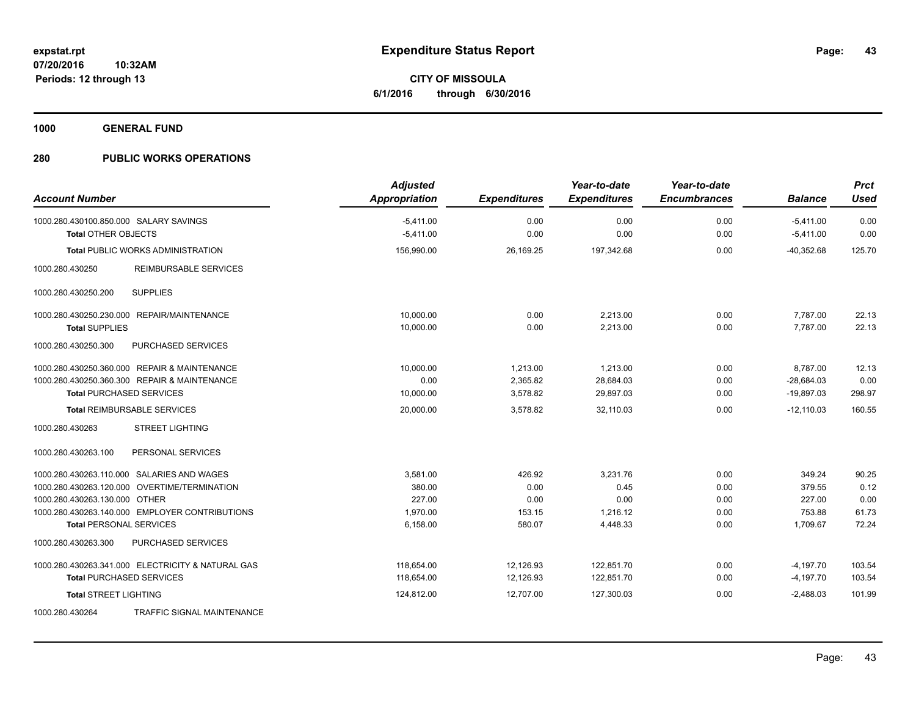# Expenditure Status Report

expstat.rpt
07/20/2016 10:32AM
Periods: 12 through 13

**CITY OF MISSOULA**
**6/1/2016 through 6/30/2016**

## 1000 GENERAL FUND

## 280 PUBLIC WORKS OPERATIONS

| Account Number | | Adjusted Appropriation | Expenditures | Year-to-date Expenditures | Year-to-date Encumbrances | Balance | Prct Used |
|---|---|---|---|---|---|---|---|
| 1000.280.430100.850.000 | SALARY SAVINGS | -5,411.00 | 0.00 | 0.00 | 0.00 | -5,411.00 | 0.00 |
| **Total** OTHER OBJECTS | | -5,411.00 | 0.00 | 0.00 | 0.00 | -5,411.00 | 0.00 |
| **Total** PUBLIC WORKS ADMINISTRATION | | 156,990.00 | 26,169.25 | 197,342.68 | 0.00 | -40,352.68 | 125.70 |
| 1000.280.430250 | REIMBURSABLE SERVICES | | | | | | |
| 1000.280.430250.200 | SUPPLIES | | | | | | |
| 1000.280.430250.230.000 | REPAIR/MAINTENANCE | 10,000.00 | 0.00 | 2,213.00 | 0.00 | 7,787.00 | 22.13 |
| **Total** SUPPLIES | | 10,000.00 | 0.00 | 2,213.00 | 0.00 | 7,787.00 | 22.13 |
| 1000.280.430250.300 | PURCHASED SERVICES | | | | | | |
| 1000.280.430250.360.000 | REPAIR & MAINTENANCE | 10,000.00 | 1,213.00 | 1,213.00 | 0.00 | 8,787.00 | 12.13 |
| 1000.280.430250.360.300 | REPAIR & MAINTENANCE | 0.00 | 2,365.82 | 28,684.03 | 0.00 | -28,684.03 | 0.00 |
| **Total** PURCHASED SERVICES | | 10,000.00 | 3,578.82 | 29,897.03 | 0.00 | -19,897.03 | 298.97 |
| **Total** REIMBURSABLE SERVICES | | 20,000.00 | 3,578.82 | 32,110.03 | 0.00 | -12,110.03 | 160.55 |
| 1000.280.430263 | STREET LIGHTING | | | | | | |
| 1000.280.430263.100 | PERSONAL SERVICES | | | | | | |
| 1000.280.430263.110.000 | SALARIES AND WAGES | 3,581.00 | 426.92 | 3,231.76 | 0.00 | 349.24 | 90.25 |
| 1000.280.430263.120.000 | OVERTIME/TERMINATION | 380.00 | 0.00 | 0.45 | 0.00 | 379.55 | 0.12 |
| 1000.280.430263.130.000 | OTHER | 227.00 | 0.00 | 0.00 | 0.00 | 227.00 | 0.00 |
| 1000.280.430263.140.000 | EMPLOYER CONTRIBUTIONS | 1,970.00 | 153.15 | 1,216.12 | 0.00 | 753.88 | 61.73 |
| **Total** PERSONAL SERVICES | | 6,158.00 | 580.07 | 4,448.33 | 0.00 | 1,709.67 | 72.24 |
| 1000.280.430263.300 | PURCHASED SERVICES | | | | | | |
| 1000.280.430263.341.000 | ELECTRICITY & NATURAL GAS | 118,654.00 | 12,126.93 | 122,851.70 | 0.00 | -4,197.70 | 103.54 |
| **Total** PURCHASED SERVICES | | 118,654.00 | 12,126.93 | 122,851.70 | 0.00 | -4,197.70 | 103.54 |
| **Total** STREET LIGHTING | | 124,812.00 | 12,707.00 | 127,300.03 | 0.00 | -2,488.03 | 101.99 |
| 1000.280.430264 | TRAFFIC SIGNAL MAINTENANCE | | | | | | |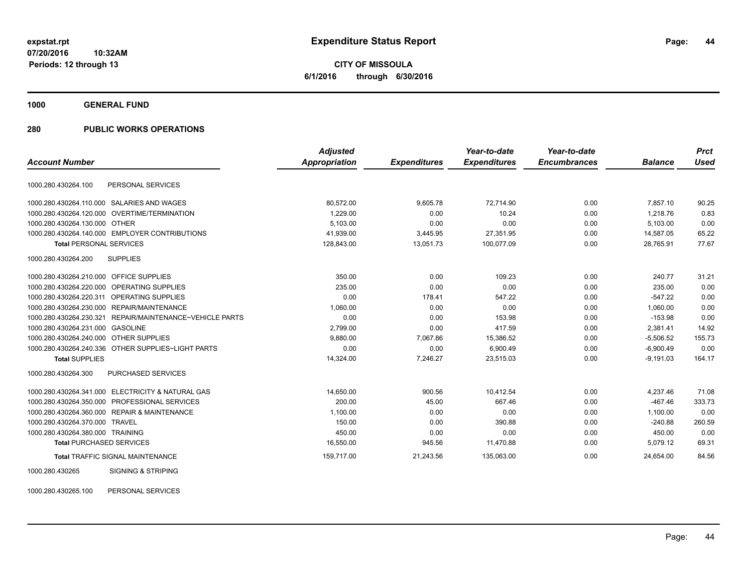# Expenditure Status Report

**expstat.rpt**
**07/20/2016 10:32AM**
**Periods: 12 through 13**

**CITY OF MISSOULA**
**6/1/2016 through 6/30/2016**

## 1000 GENERAL FUND

### 280 PUBLIC WORKS OPERATIONS

| Account Number | | Adjusted Appropriation | Expenditures | Year-to-date Expenditures | Year-to-date Encumbrances | Balance | Prct Used |
|---|---|---|---|---|---|---|---|
| 1000.280.430264.100 | PERSONAL SERVICES | | | | | | |
| 1000.280.430264.110.000 | SALARIES AND WAGES | 80,572.00 | 9,605.78 | 72,714.90 | 0.00 | 7,857.10 | 90.25 |
| 1000.280.430264.120.000 | OVERTIME/TERMINATION | 1,229.00 | 0.00 | 10.24 | 0.00 | 1,218.76 | 0.83 |
| 1000.280.430264.130.000 | OTHER | 5,103.00 | 0.00 | 0.00 | 0.00 | 5,103.00 | 0.00 |
| 1000.280.430264.140.000 | EMPLOYER CONTRIBUTIONS | 41,939.00 | 3,445.95 | 27,351.95 | 0.00 | 14,587.05 | 65.22 |
| **Total** PERSONAL SERVICES | | 128,843.00 | 13,051.73 | 100,077.09 | 0.00 | 28,765.91 | 77.67 |
| 1000.280.430264.200 | SUPPLIES | | | | | | |
| 1000.280.430264.210.000 | OFFICE SUPPLIES | 350.00 | 0.00 | 109.23 | 0.00 | 240.77 | 31.21 |
| 1000.280.430264.220.000 | OPERATING SUPPLIES | 235.00 | 0.00 | 0.00 | 0.00 | 235.00 | 0.00 |
| 1000.280.430264.220.311 | OPERATING SUPPLIES | 0.00 | 178.41 | 547.22 | 0.00 | -547.22 | 0.00 |
| 1000.280.430264.230.000 | REPAIR/MAINTENANCE | 1,060.00 | 0.00 | 0.00 | 0.00 | 1,060.00 | 0.00 |
| 1000.280.430264.230.321 | REPAIR/MAINTENANCE~VEHICLE PARTS | 0.00 | 0.00 | 153.98 | 0.00 | -153.98 | 0.00 |
| 1000.280.430264.231.000 | GASOLINE | 2,799.00 | 0.00 | 417.59 | 0.00 | 2,381.41 | 14.92 |
| 1000.280.430264.240.000 | OTHER SUPPLIES | 9,880.00 | 7,067.86 | 15,386.52 | 0.00 | -5,506.52 | 155.73 |
| 1000.280.430264.240.336 | OTHER SUPPLIES~LIGHT PARTS | 0.00 | 0.00 | 6,900.49 | 0.00 | -6,900.49 | 0.00 |
| **Total** SUPPLIES | | 14,324.00 | 7,246.27 | 23,515.03 | 0.00 | -9,191.03 | 164.17 |
| 1000.280.430264.300 | PURCHASED SERVICES | | | | | | |
| 1000.280.430264.341.000 | ELECTRICITY & NATURAL GAS | 14,650.00 | 900.56 | 10,412.54 | 0.00 | 4,237.46 | 71.08 |
| 1000.280.430264.350.000 | PROFESSIONAL SERVICES | 200.00 | 45.00 | 667.46 | 0.00 | -467.46 | 333.73 |
| 1000.280.430264.360.000 | REPAIR & MAINTENANCE | 1,100.00 | 0.00 | 0.00 | 0.00 | 1,100.00 | 0.00 |
| 1000.280.430264.370.000 | TRAVEL | 150.00 | 0.00 | 390.88 | 0.00 | -240.88 | 260.59 |
| 1000.280.430264.380.000 | TRAINING | 450.00 | 0.00 | 0.00 | 0.00 | 450.00 | 0.00 |
| **Total** PURCHASED SERVICES | | 16,550.00 | 945.56 | 11,470.88 | 0.00 | 5,079.12 | 69.31 |
| **Total** TRAFFIC SIGNAL MAINTENANCE | | 159,717.00 | 21,243.56 | 135,063.00 | 0.00 | 24,654.00 | 84.56 |
| 1000.280.430265 | SIGNING & STRIPING | | | | | | |
| 1000.280.430265.100 | PERSONAL SERVICES | | | | | | |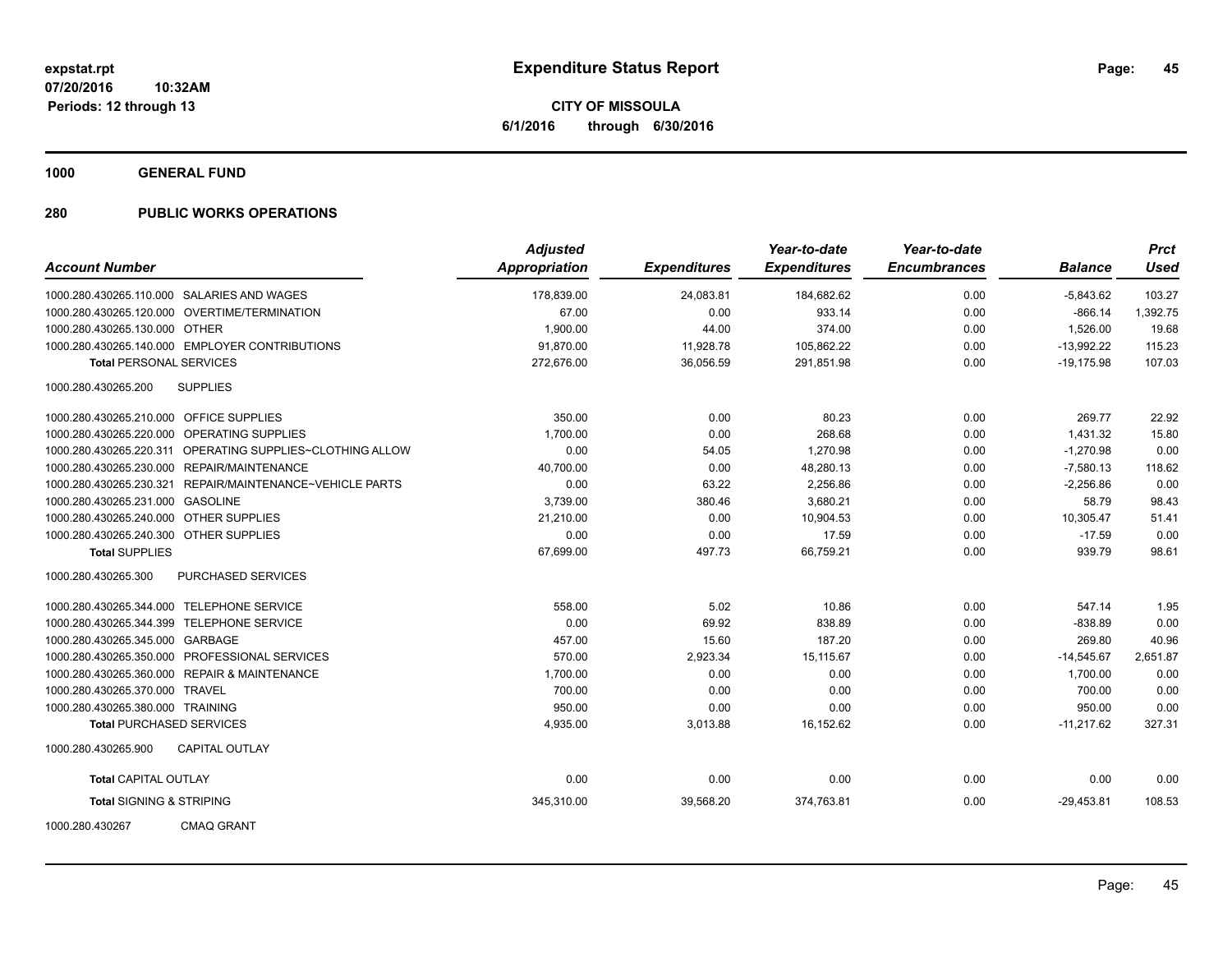**expstat.rpt**
**07/20/2016 10:32AM**
**Periods: 12 through 13**

# Expenditure Status Report

**CITY OF MISSOULA**
**6/1/2016 through 6/30/2016**

## 1000 GENERAL FUND

## 280 PUBLIC WORKS OPERATIONS

| Account Number | Adjusted Appropriation | Expenditures | Year-to-date Expenditures | Year-to-date Encumbrances | Balance | Prct Used |
|---|---|---|---|---|---|---|
| 1000.280.430265.110.000 SALARIES AND WAGES | 178,839.00 | 24,083.81 | 184,682.62 | 0.00 | -5,843.62 | 103.27 |
| 1000.280.430265.120.000 OVERTIME/TERMINATION | 67.00 | 0.00 | 933.14 | 0.00 | -866.14 | 1,392.75 |
| 1000.280.430265.130.000 OTHER | 1,900.00 | 44.00 | 374.00 | 0.00 | 1,526.00 | 19.68 |
| 1000.280.430265.140.000 EMPLOYER CONTRIBUTIONS | 91,870.00 | 11,928.78 | 105,862.22 | 0.00 | -13,992.22 | 115.23 |
| **Total** PERSONAL SERVICES | 272,676.00 | 36,056.59 | 291,851.98 | 0.00 | -19,175.98 | 107.03 |
| 1000.280.430265.200 SUPPLIES | | | | | | |
| 1000.280.430265.210.000 OFFICE SUPPLIES | 350.00 | 0.00 | 80.23 | 0.00 | 269.77 | 22.92 |
| 1000.280.430265.220.000 OPERATING SUPPLIES | 1,700.00 | 0.00 | 268.68 | 0.00 | 1,431.32 | 15.80 |
| 1000.280.430265.220.311 OPERATING SUPPLIES~CLOTHING ALLOW | 0.00 | 54.05 | 1,270.98 | 0.00 | -1,270.98 | 0.00 |
| 1000.280.430265.230.000 REPAIR/MAINTENANCE | 40,700.00 | 0.00 | 48,280.13 | 0.00 | -7,580.13 | 118.62 |
| 1000.280.430265.230.321 REPAIR/MAINTENANCE~VEHICLE PARTS | 0.00 | 63.22 | 2,256.86 | 0.00 | -2,256.86 | 0.00 |
| 1000.280.430265.231.000 GASOLINE | 3,739.00 | 380.46 | 3,680.21 | 0.00 | 58.79 | 98.43 |
| 1000.280.430265.240.000 OTHER SUPPLIES | 21,210.00 | 0.00 | 10,904.53 | 0.00 | 10,305.47 | 51.41 |
| 1000.280.430265.240.300 OTHER SUPPLIES | 0.00 | 0.00 | 17.59 | 0.00 | -17.59 | 0.00 |
| **Total** SUPPLIES | 67,699.00 | 497.73 | 66,759.21 | 0.00 | 939.79 | 98.61 |
| 1000.280.430265.300 PURCHASED SERVICES | | | | | | |
| 1000.280.430265.344.000 TELEPHONE SERVICE | 558.00 | 5.02 | 10.86 | 0.00 | 547.14 | 1.95 |
| 1000.280.430265.344.399 TELEPHONE SERVICE | 0.00 | 69.92 | 838.89 | 0.00 | -838.89 | 0.00 |
| 1000.280.430265.345.000 GARBAGE | 457.00 | 15.60 | 187.20 | 0.00 | 269.80 | 40.96 |
| 1000.280.430265.350.000 PROFESSIONAL SERVICES | 570.00 | 2,923.34 | 15,115.67 | 0.00 | -14,545.67 | 2,651.87 |
| 1000.280.430265.360.000 REPAIR & MAINTENANCE | 1,700.00 | 0.00 | 0.00 | 0.00 | 1,700.00 | 0.00 |
| 1000.280.430265.370.000 TRAVEL | 700.00 | 0.00 | 0.00 | 0.00 | 700.00 | 0.00 |
| 1000.280.430265.380.000 TRAINING | 950.00 | 0.00 | 0.00 | 0.00 | 950.00 | 0.00 |
| **Total** PURCHASED SERVICES | 4,935.00 | 3,013.88 | 16,152.62 | 0.00 | -11,217.62 | 327.31 |
| 1000.280.430265.900 CAPITAL OUTLAY | | | | | | |
| **Total** CAPITAL OUTLAY | 0.00 | 0.00 | 0.00 | 0.00 | 0.00 | 0.00 |
| **Total** SIGNING & STRIPING | 345,310.00 | 39,568.20 | 374,763.81 | 0.00 | -29,453.81 | 108.53 |
| 1000.280.430267 CMAQ GRANT | | | | | | |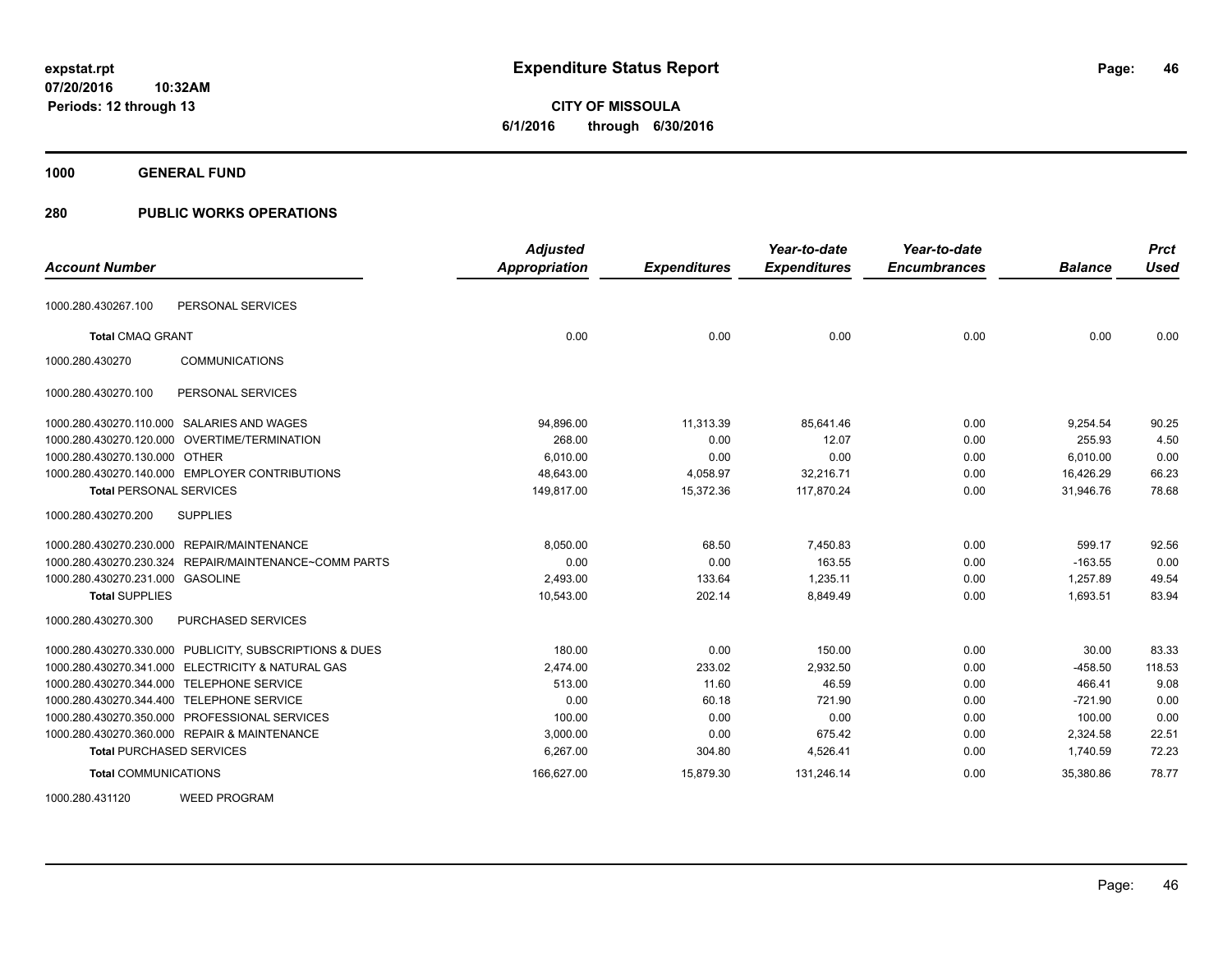# Expenditure Status Report

**CITY OF MISSOULA**
**6/1/2016 through 6/30/2016**

expstat.rpt
07/20/2016 10:32AM
Periods: 12 through 13

**1000 GENERAL FUND**

**280 PUBLIC WORKS OPERATIONS**

| Account Number | | Adjusted Appropriation | Expenditures | Year-to-date Expenditures | Year-to-date Encumbrances | Balance | Prct Used |
|---|---|---|---|---|---|---|---|
| 1000.280.430267.100 | PERSONAL SERVICES | | | | | | |
| **Total** CMAQ GRANT | | 0.00 | 0.00 | 0.00 | 0.00 | 0.00 | 0.00 |
| 1000.280.430270 | COMMUNICATIONS | | | | | | |
| 1000.280.430270.100 | PERSONAL SERVICES | | | | | | |
| 1000.280.430270.110.000 | SALARIES AND WAGES | 94,896.00 | 11,313.39 | 85,641.46 | 0.00 | 9,254.54 | 90.25 |
| 1000.280.430270.120.000 | OVERTIME/TERMINATION | 268.00 | 0.00 | 12.07 | 0.00 | 255.93 | 4.50 |
| 1000.280.430270.130.000 | OTHER | 6,010.00 | 0.00 | 0.00 | 0.00 | 6,010.00 | 0.00 |
| 1000.280.430270.140.000 | EMPLOYER CONTRIBUTIONS | 48,643.00 | 4,058.97 | 32,216.71 | 0.00 | 16,426.29 | 66.23 |
| **Total** PERSONAL SERVICES | | 149,817.00 | 15,372.36 | 117,870.24 | 0.00 | 31,946.76 | 78.68 |
| 1000.280.430270.200 | SUPPLIES | | | | | | |
| 1000.280.430270.230.000 | REPAIR/MAINTENANCE | 8,050.00 | 68.50 | 7,450.83 | 0.00 | 599.17 | 92.56 |
| 1000.280.430270.230.324 | REPAIR/MAINTENANCE~COMM PARTS | 0.00 | 0.00 | 163.55 | 0.00 | -163.55 | 0.00 |
| 1000.280.430270.231.000 | GASOLINE | 2,493.00 | 133.64 | 1,235.11 | 0.00 | 1,257.89 | 49.54 |
| **Total** SUPPLIES | | 10,543.00 | 202.14 | 8,849.49 | 0.00 | 1,693.51 | 83.94 |
| 1000.280.430270.300 | PURCHASED SERVICES | | | | | | |
| 1000.280.430270.330.000 | PUBLICITY, SUBSCRIPTIONS & DUES | 180.00 | 0.00 | 150.00 | 0.00 | 30.00 | 83.33 |
| 1000.280.430270.341.000 | ELECTRICITY & NATURAL GAS | 2,474.00 | 233.02 | 2,932.50 | 0.00 | -458.50 | 118.53 |
| 1000.280.430270.344.000 | TELEPHONE SERVICE | 513.00 | 11.60 | 46.59 | 0.00 | 466.41 | 9.08 |
| 1000.280.430270.344.400 | TELEPHONE SERVICE | 0.00 | 60.18 | 721.90 | 0.00 | -721.90 | 0.00 |
| 1000.280.430270.350.000 | PROFESSIONAL SERVICES | 100.00 | 0.00 | 0.00 | 0.00 | 100.00 | 0.00 |
| 1000.280.430270.360.000 | REPAIR & MAINTENANCE | 3,000.00 | 0.00 | 675.42 | 0.00 | 2,324.58 | 22.51 |
| **Total** PURCHASED SERVICES | | 6,267.00 | 304.80 | 4,526.41 | 0.00 | 1,740.59 | 72.23 |
| **Total** COMMUNICATIONS | | 166,627.00 | 15,879.30 | 131,246.14 | 0.00 | 35,380.86 | 78.77 |
| 1000.280.431120 | WEED PROGRAM | | | | | | |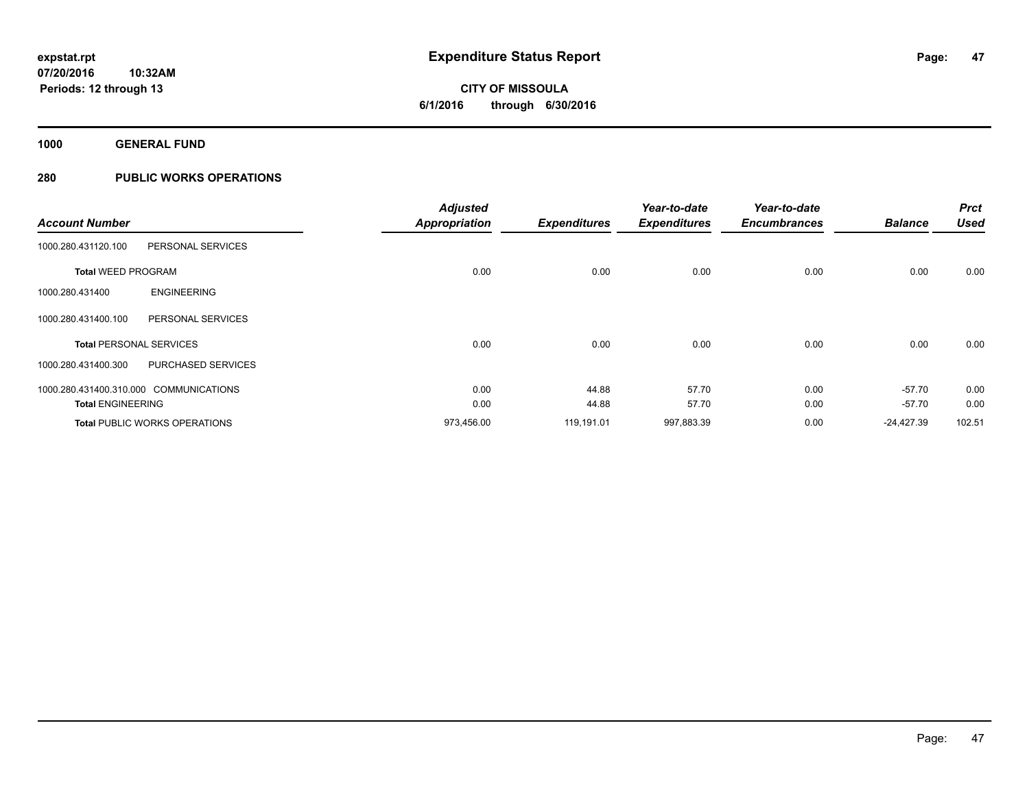# Expenditure Status Report

**CITY OF MISSOULA**
**6/1/2016 through 6/30/2016**

expstat.rpt
07/20/2016 10:32AM
Periods: 12 through 13

## 1000 GENERAL FUND

## 280 PUBLIC WORKS OPERATIONS

| Account Number | | Adjusted Appropriation | Expenditures | Year-to-date Expenditures | Year-to-date Encumbrances | Balance | Prct Used |
|---|---|---|---|---|---|---|---|
| 1000.280.431120.100 | PERSONAL SERVICES | | | | | | |
| **Total** WEED PROGRAM | | 0.00 | 0.00 | 0.00 | 0.00 | 0.00 | 0.00 |
| 1000.280.431400 | ENGINEERING | | | | | | |
| 1000.280.431400.100 | PERSONAL SERVICES | | | | | | |
| **Total** PERSONAL SERVICES | | 0.00 | 0.00 | 0.00 | 0.00 | 0.00 | 0.00 |
| 1000.280.431400.300 | PURCHASED SERVICES | | | | | | |
| 1000.280.431400.310.000 | COMMUNICATIONS | 0.00 | 44.88 | 57.70 | 0.00 | -57.70 | 0.00 |
| **Total** ENGINEERING | | 0.00 | 44.88 | 57.70 | 0.00 | -57.70 | 0.00 |
| **Total** PUBLIC WORKS OPERATIONS | | 973,456.00 | 119,191.01 | 997,883.39 | 0.00 | -24,427.39 | 102.51 |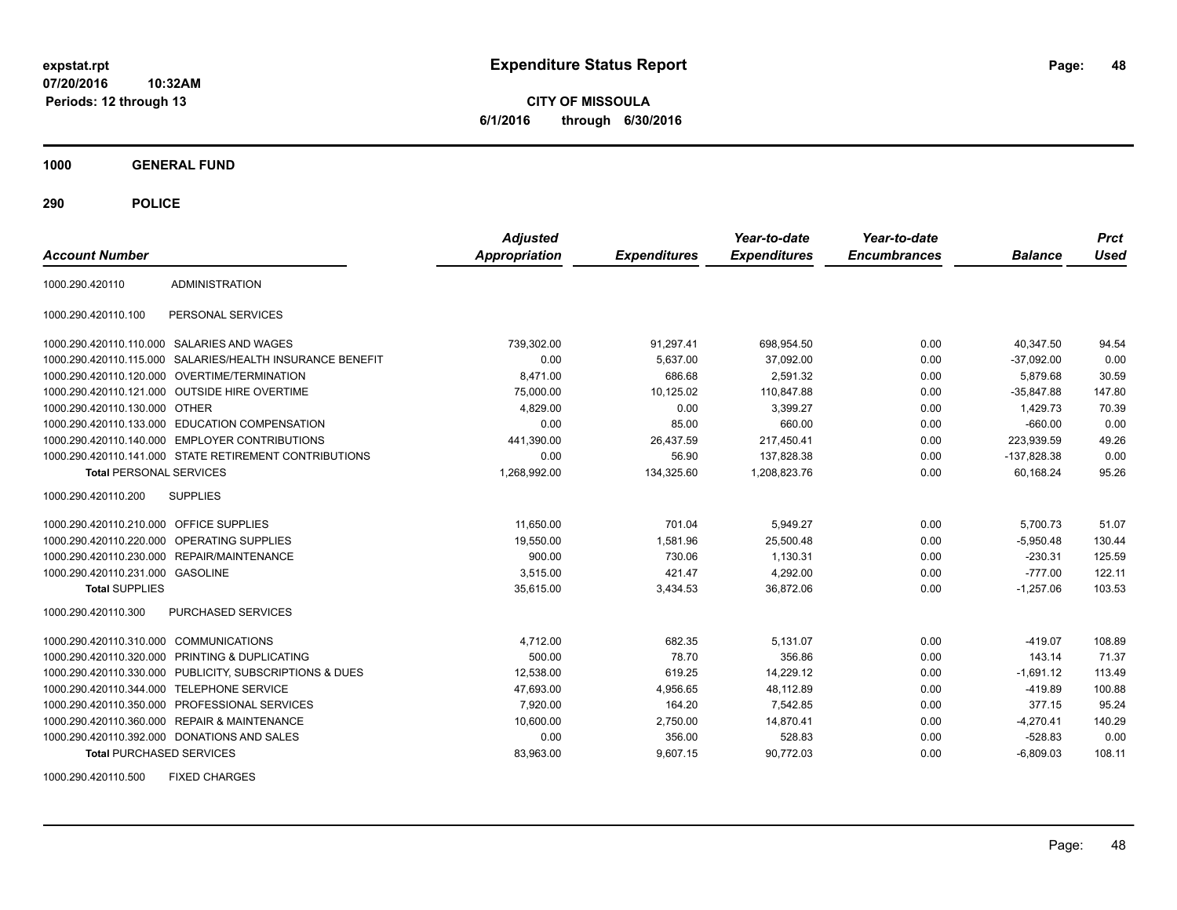expstat.rpt
07/20/2016 10:32AM
Periods: 12 through 13

# Expenditure Status Report

**CITY OF MISSOULA**
**6/1/2016 through 6/30/2016**

## 1000 GENERAL FUND

## 290 POLICE

| Account Number | | Adjusted Appropriation | Expenditures | Year-to-date Expenditures | Year-to-date Encumbrances | Balance | Prct Used |
|---|---|---|---|---|---|---|---|
| 1000.290.420110 | ADMINISTRATION | | | | | | |
| 1000.290.420110.100 | PERSONAL SERVICES | | | | | | |
| 1000.290.420110.110.000 | SALARIES AND WAGES | 739,302.00 | 91,297.41 | 698,954.50 | 0.00 | 40,347.50 | 94.54 |
| 1000.290.420110.115.000 | SALARIES/HEALTH INSURANCE BENEFIT | 0.00 | 5,637.00 | 37,092.00 | 0.00 | -37,092.00 | 0.00 |
| 1000.290.420110.120.000 | OVERTIME/TERMINATION | 8,471.00 | 686.68 | 2,591.32 | 0.00 | 5,879.68 | 30.59 |
| 1000.290.420110.121.000 | OUTSIDE HIRE OVERTIME | 75,000.00 | 10,125.02 | 110,847.88 | 0.00 | -35,847.88 | 147.80 |
| 1000.290.420110.130.000 | OTHER | 4,829.00 | 0.00 | 3,399.27 | 0.00 | 1,429.73 | 70.39 |
| 1000.290.420110.133.000 | EDUCATION COMPENSATION | 0.00 | 85.00 | 660.00 | 0.00 | -660.00 | 0.00 |
| 1000.290.420110.140.000 | EMPLOYER CONTRIBUTIONS | 441,390.00 | 26,437.59 | 217,450.41 | 0.00 | 223,939.59 | 49.26 |
| 1000.290.420110.141.000 | STATE RETIREMENT CONTRIBUTIONS | 0.00 | 56.90 | 137,828.38 | 0.00 | -137,828.38 | 0.00 |
| **Total** PERSONAL SERVICES | | 1,268,992.00 | 134,325.60 | 1,208,823.76 | 0.00 | 60,168.24 | 95.26 |
| 1000.290.420110.200 | SUPPLIES | | | | | | |
| 1000.290.420110.210.000 | OFFICE SUPPLIES | 11,650.00 | 701.04 | 5,949.27 | 0.00 | 5,700.73 | 51.07 |
| 1000.290.420110.220.000 | OPERATING SUPPLIES | 19,550.00 | 1,581.96 | 25,500.48 | 0.00 | -5,950.48 | 130.44 |
| 1000.290.420110.230.000 | REPAIR/MAINTENANCE | 900.00 | 730.06 | 1,130.31 | 0.00 | -230.31 | 125.59 |
| 1000.290.420110.231.000 | GASOLINE | 3,515.00 | 421.47 | 4,292.00 | 0.00 | -777.00 | 122.11 |
| **Total** SUPPLIES | | 35,615.00 | 3,434.53 | 36,872.06 | 0.00 | -1,257.06 | 103.53 |
| 1000.290.420110.300 | PURCHASED SERVICES | | | | | | |
| 1000.290.420110.310.000 | COMMUNICATIONS | 4,712.00 | 682.35 | 5,131.07 | 0.00 | -419.07 | 108.89 |
| 1000.290.420110.320.000 | PRINTING & DUPLICATING | 500.00 | 78.70 | 356.86 | 0.00 | 143.14 | 71.37 |
| 1000.290.420110.330.000 | PUBLICITY, SUBSCRIPTIONS & DUES | 12,538.00 | 619.25 | 14,229.12 | 0.00 | -1,691.12 | 113.49 |
| 1000.290.420110.344.000 | TELEPHONE SERVICE | 47,693.00 | 4,956.65 | 48,112.89 | 0.00 | -419.89 | 100.88 |
| 1000.290.420110.350.000 | PROFESSIONAL SERVICES | 7,920.00 | 164.20 | 7,542.85 | 0.00 | 377.15 | 95.24 |
| 1000.290.420110.360.000 | REPAIR & MAINTENANCE | 10,600.00 | 2,750.00 | 14,870.41 | 0.00 | -4,270.41 | 140.29 |
| 1000.290.420110.392.000 | DONATIONS AND SALES | 0.00 | 356.00 | 528.83 | 0.00 | -528.83 | 0.00 |
| **Total** PURCHASED SERVICES | | 83,963.00 | 9,607.15 | 90,772.03 | 0.00 | -6,809.03 | 108.11 |
| 1000.290.420110.500 | FIXED CHARGES | | | | | | |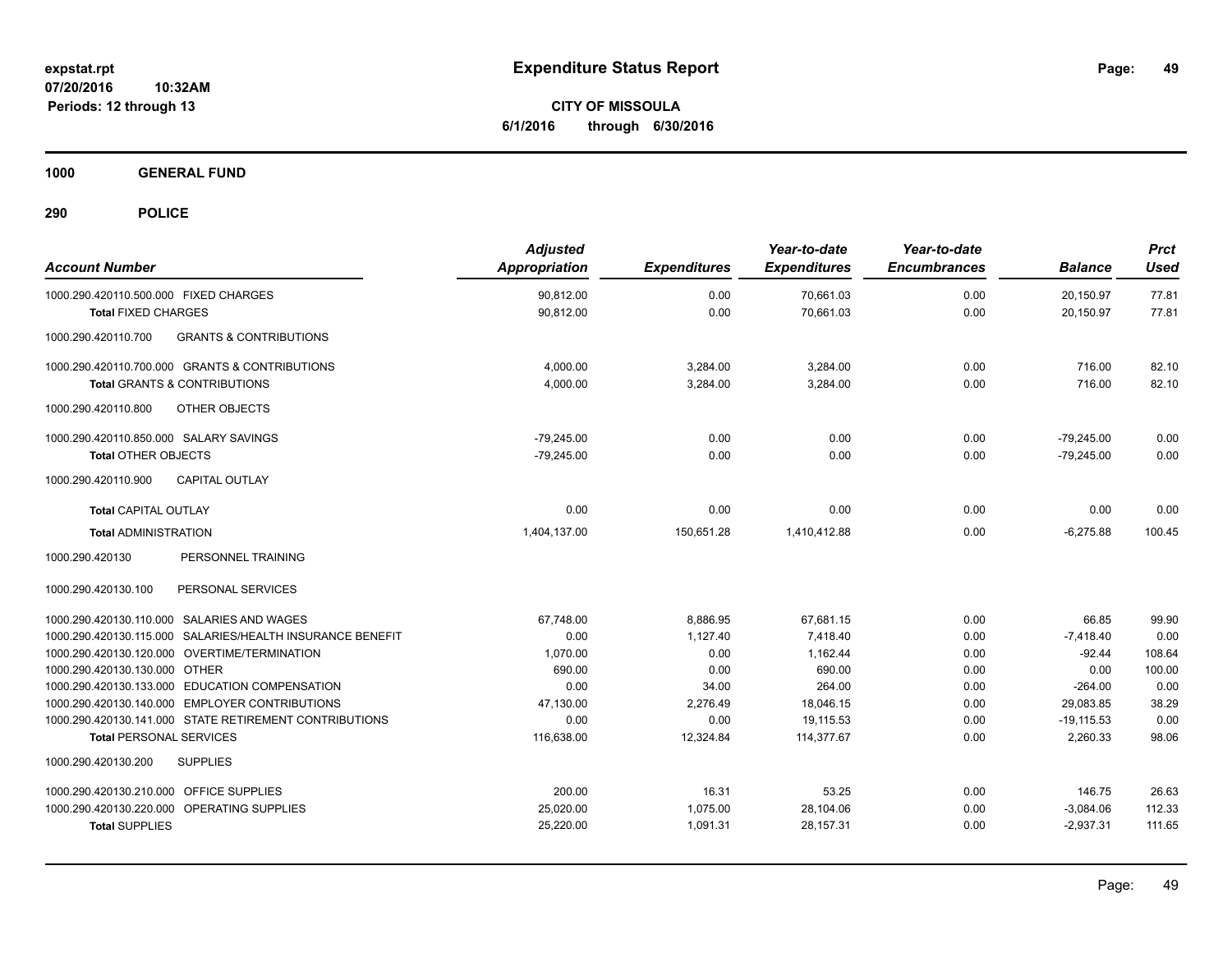**expstat.rpt**
**07/20/2016 10:32AM**
**Periods: 12 through 13**

# Expenditure Status Report

**CITY OF MISSOULA**
**6/1/2016 through 6/30/2016**

## 1000 GENERAL FUND

## 290 POLICE

| Account Number | Adjusted Appropriation | Expenditures | Year-to-date Expenditures | Year-to-date Encumbrances | Balance | Prct Used |
|---|---|---|---|---|---|---|
| 1000.290.420110.500.000 FIXED CHARGES | 90,812.00 | 0.00 | 70,661.03 | 0.00 | 20,150.97 | 77.81 |
| **Total** FIXED CHARGES | 90,812.00 | 0.00 | 70,661.03 | 0.00 | 20,150.97 | 77.81 |
| 1000.290.420110.700 GRANTS & CONTRIBUTIONS | | | | | | |
| 1000.290.420110.700.000 GRANTS & CONTRIBUTIONS | 4,000.00 | 3,284.00 | 3,284.00 | 0.00 | 716.00 | 82.10 |
| **Total** GRANTS & CONTRIBUTIONS | 4,000.00 | 3,284.00 | 3,284.00 | 0.00 | 716.00 | 82.10 |
| 1000.290.420110.800 OTHER OBJECTS | | | | | | |
| 1000.290.420110.850.000 SALARY SAVINGS | -79,245.00 | 0.00 | 0.00 | 0.00 | -79,245.00 | 0.00 |
| **Total** OTHER OBJECTS | -79,245.00 | 0.00 | 0.00 | 0.00 | -79,245.00 | 0.00 |
| 1000.290.420110.900 CAPITAL OUTLAY | | | | | | |
| **Total** CAPITAL OUTLAY | 0.00 | 0.00 | 0.00 | 0.00 | 0.00 | 0.00 |
| **Total** ADMINISTRATION | 1,404,137.00 | 150,651.28 | 1,410,412.88 | 0.00 | -6,275.88 | 100.45 |
| 1000.290.420130 PERSONNEL TRAINING | | | | | | |
| 1000.290.420130.100 PERSONAL SERVICES | | | | | | |
| 1000.290.420130.110.000 SALARIES AND WAGES | 67,748.00 | 8,886.95 | 67,681.15 | 0.00 | 66.85 | 99.90 |
| 1000.290.420130.115.000 SALARIES/HEALTH INSURANCE BENEFIT | 0.00 | 1,127.40 | 7,418.40 | 0.00 | -7,418.40 | 0.00 |
| 1000.290.420130.120.000 OVERTIME/TERMINATION | 1,070.00 | 0.00 | 1,162.44 | 0.00 | -92.44 | 108.64 |
| 1000.290.420130.130.000 OTHER | 690.00 | 0.00 | 690.00 | 0.00 | 0.00 | 100.00 |
| 1000.290.420130.133.000 EDUCATION COMPENSATION | 0.00 | 34.00 | 264.00 | 0.00 | -264.00 | 0.00 |
| 1000.290.420130.140.000 EMPLOYER CONTRIBUTIONS | 47,130.00 | 2,276.49 | 18,046.15 | 0.00 | 29,083.85 | 38.29 |
| 1000.290.420130.141.000 STATE RETIREMENT CONTRIBUTIONS | 0.00 | 0.00 | 19,115.53 | 0.00 | -19,115.53 | 0.00 |
| **Total** PERSONAL SERVICES | 116,638.00 | 12,324.84 | 114,377.67 | 0.00 | 2,260.33 | 98.06 |
| 1000.290.420130.200 SUPPLIES | | | | | | |
| 1000.290.420130.210.000 OFFICE SUPPLIES | 200.00 | 16.31 | 53.25 | 0.00 | 146.75 | 26.63 |
| 1000.290.420130.220.000 OPERATING SUPPLIES | 25,020.00 | 1,075.00 | 28,104.06 | 0.00 | -3,084.06 | 112.33 |
| **Total** SUPPLIES | 25,220.00 | 1,091.31 | 28,157.31 | 0.00 | -2,937.31 | 111.65 |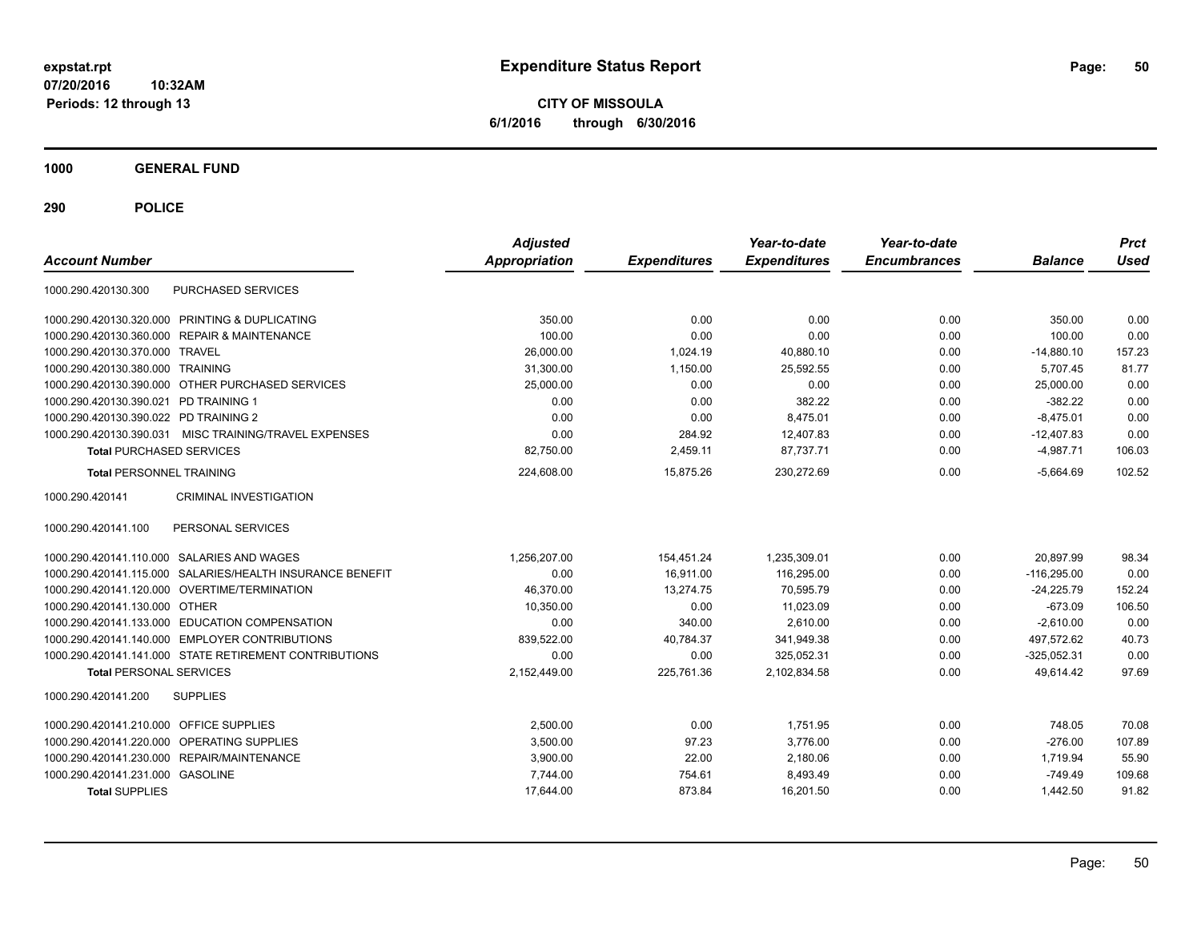**expstat.rpt**
**07/20/2016 10:32AM**
**Periods: 12 through 13**

# Expenditure Status Report

**CITY OF MISSOULA**
**6/1/2016 through 6/30/2016**

## 1000 GENERAL FUND

## 290 POLICE

| Account Number | Adjusted Appropriation | Expenditures | Year-to-date Expenditures | Year-to-date Encumbrances | Balance | Prct Used |
|---|---|---|---|---|---|---|
| 1000.290.420130.300 PURCHASED SERVICES | | | | | | |
| 1000.290.420130.320.000 PRINTING & DUPLICATING | 350.00 | 0.00 | 0.00 | 0.00 | 350.00 | 0.00 |
| 1000.290.420130.360.000 REPAIR & MAINTENANCE | 100.00 | 0.00 | 0.00 | 0.00 | 100.00 | 0.00 |
| 1000.290.420130.370.000 TRAVEL | 26,000.00 | 1,024.19 | 40,880.10 | 0.00 | -14,880.10 | 157.23 |
| 1000.290.420130.380.000 TRAINING | 31,300.00 | 1,150.00 | 25,592.55 | 0.00 | 5,707.45 | 81.77 |
| 1000.290.420130.390.000 OTHER PURCHASED SERVICES | 25,000.00 | 0.00 | 0.00 | 0.00 | 25,000.00 | 0.00 |
| 1000.290.420130.390.021 PD TRAINING 1 | 0.00 | 0.00 | 382.22 | 0.00 | -382.22 | 0.00 |
| 1000.290.420130.390.022 PD TRAINING 2 | 0.00 | 0.00 | 8,475.01 | 0.00 | -8,475.01 | 0.00 |
| 1000.290.420130.390.031 MISC TRAINING/TRAVEL EXPENSES | 0.00 | 284.92 | 12,407.83 | 0.00 | -12,407.83 | 0.00 |
| **Total** PURCHASED SERVICES | 82,750.00 | 2,459.11 | 87,737.71 | 0.00 | -4,987.71 | 106.03 |
| **Total** PERSONNEL TRAINING | 224,608.00 | 15,875.26 | 230,272.69 | 0.00 | -5,664.69 | 102.52 |
| 1000.290.420141 CRIMINAL INVESTIGATION | | | | | | |
| 1000.290.420141.100 PERSONAL SERVICES | | | | | | |
| 1000.290.420141.110.000 SALARIES AND WAGES | 1,256,207.00 | 154,451.24 | 1,235,309.01 | 0.00 | 20,897.99 | 98.34 |
| 1000.290.420141.115.000 SALARIES/HEALTH INSURANCE BENEFIT | 0.00 | 16,911.00 | 116,295.00 | 0.00 | -116,295.00 | 0.00 |
| 1000.290.420141.120.000 OVERTIME/TERMINATION | 46,370.00 | 13,274.75 | 70,595.79 | 0.00 | -24,225.79 | 152.24 |
| 1000.290.420141.130.000 OTHER | 10,350.00 | 0.00 | 11,023.09 | 0.00 | -673.09 | 106.50 |
| 1000.290.420141.133.000 EDUCATION COMPENSATION | 0.00 | 340.00 | 2,610.00 | 0.00 | -2,610.00 | 0.00 |
| 1000.290.420141.140.000 EMPLOYER CONTRIBUTIONS | 839,522.00 | 40,784.37 | 341,949.38 | 0.00 | 497,572.62 | 40.73 |
| 1000.290.420141.141.000 STATE RETIREMENT CONTRIBUTIONS | 0.00 | 0.00 | 325,052.31 | 0.00 | -325,052.31 | 0.00 |
| **Total** PERSONAL SERVICES | 2,152,449.00 | 225,761.36 | 2,102,834.58 | 0.00 | 49,614.42 | 97.69 |
| 1000.290.420141.200 SUPPLIES | | | | | | |
| 1000.290.420141.210.000 OFFICE SUPPLIES | 2,500.00 | 0.00 | 1,751.95 | 0.00 | 748.05 | 70.08 |
| 1000.290.420141.220.000 OPERATING SUPPLIES | 3,500.00 | 97.23 | 3,776.00 | 0.00 | -276.00 | 107.89 |
| 1000.290.420141.230.000 REPAIR/MAINTENANCE | 3,900.00 | 22.00 | 2,180.06 | 0.00 | 1,719.94 | 55.90 |
| 1000.290.420141.231.000 GASOLINE | 7,744.00 | 754.61 | 8,493.49 | 0.00 | -749.49 | 109.68 |
| **Total** SUPPLIES | 17,644.00 | 873.84 | 16,201.50 | 0.00 | 1,442.50 | 91.82 |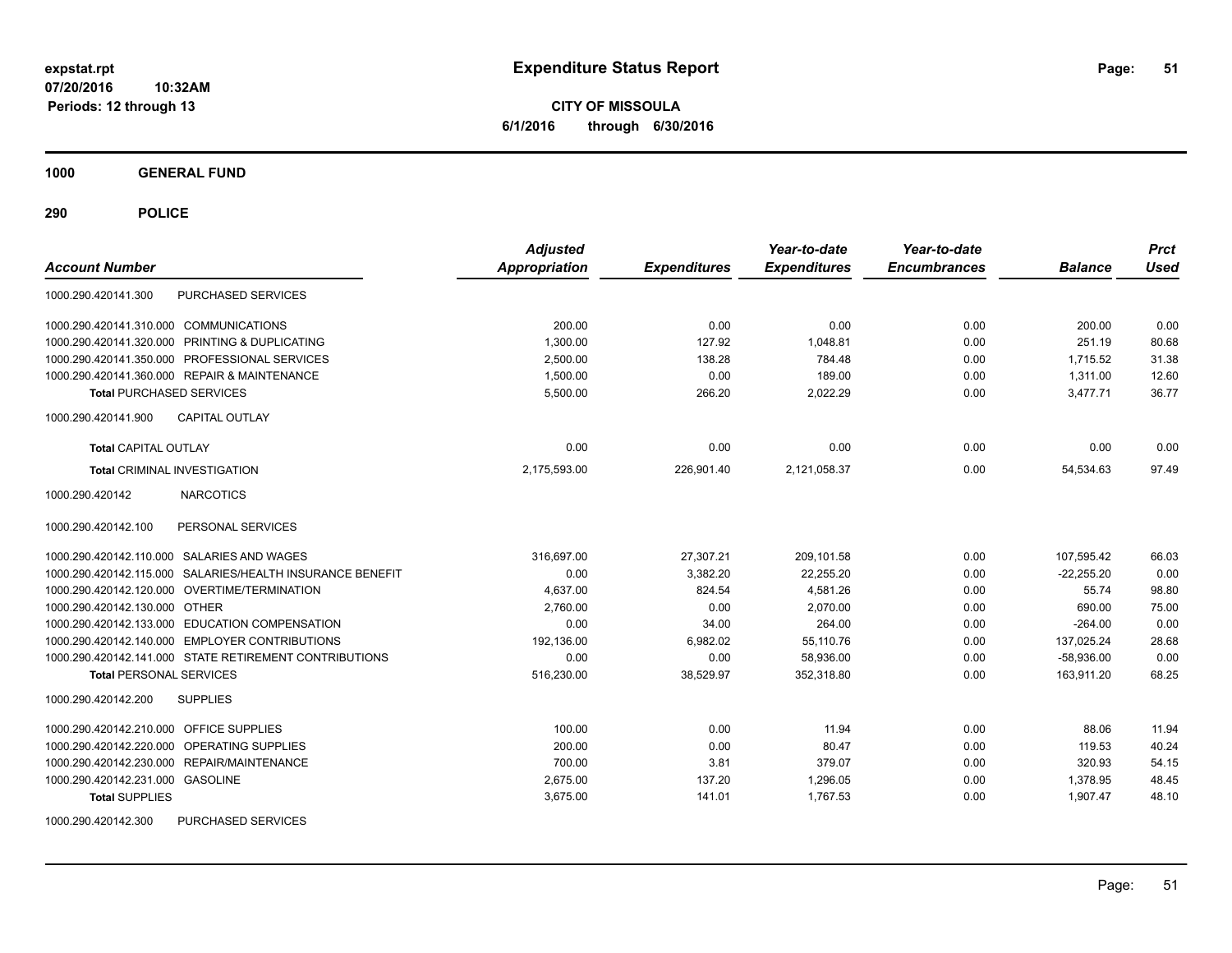**expstat.rpt**
**07/20/2016 10:32AM**
**Periods: 12 through 13**

# Expenditure Status Report

**CITY OF MISSOULA**
**6/1/2016 through 6/30/2016**

## 1000 GENERAL FUND

## 290 POLICE

| Account Number | | Adjusted Appropriation | Expenditures | Year-to-date Expenditures | Year-to-date Encumbrances | Balance | Prct Used |
|---|---|---|---|---|---|---|---|
| 1000.290.420141.300 | PURCHASED SERVICES | | | | | | |
| 1000.290.420141.310.000 | COMMUNICATIONS | 200.00 | 0.00 | 0.00 | 0.00 | 200.00 | 0.00 |
| 1000.290.420141.320.000 | PRINTING & DUPLICATING | 1,300.00 | 127.92 | 1,048.81 | 0.00 | 251.19 | 80.68 |
| 1000.290.420141.350.000 | PROFESSIONAL SERVICES | 2,500.00 | 138.28 | 784.48 | 0.00 | 1,715.52 | 31.38 |
| 1000.290.420141.360.000 | REPAIR & MAINTENANCE | 1,500.00 | 0.00 | 189.00 | 0.00 | 1,311.00 | 12.60 |
| **Total** PURCHASED SERVICES | | 5,500.00 | 266.20 | 2,022.29 | 0.00 | 3,477.71 | 36.77 |
| 1000.290.420141.900 | CAPITAL OUTLAY | | | | | | |
| **Total** CAPITAL OUTLAY | | 0.00 | 0.00 | 0.00 | 0.00 | 0.00 | 0.00 |
| **Total** CRIMINAL INVESTIGATION | | 2,175,593.00 | 226,901.40 | 2,121,058.37 | 0.00 | 54,534.63 | 97.49 |
| 1000.290.420142 | NARCOTICS | | | | | | |
| 1000.290.420142.100 | PERSONAL SERVICES | | | | | | |
| 1000.290.420142.110.000 | SALARIES AND WAGES | 316,697.00 | 27,307.21 | 209,101.58 | 0.00 | 107,595.42 | 66.03 |
| 1000.290.420142.115.000 | SALARIES/HEALTH INSURANCE BENEFIT | 0.00 | 3,382.20 | 22,255.20 | 0.00 | -22,255.20 | 0.00 |
| 1000.290.420142.120.000 | OVERTIME/TERMINATION | 4,637.00 | 824.54 | 4,581.26 | 0.00 | 55.74 | 98.80 |
| 1000.290.420142.130.000 | OTHER | 2,760.00 | 0.00 | 2,070.00 | 0.00 | 690.00 | 75.00 |
| 1000.290.420142.133.000 | EDUCATION COMPENSATION | 0.00 | 34.00 | 264.00 | 0.00 | -264.00 | 0.00 |
| 1000.290.420142.140.000 | EMPLOYER CONTRIBUTIONS | 192,136.00 | 6,982.02 | 55,110.76 | 0.00 | 137,025.24 | 28.68 |
| 1000.290.420142.141.000 | STATE RETIREMENT CONTRIBUTIONS | 0.00 | 0.00 | 58,936.00 | 0.00 | -58,936.00 | 0.00 |
| **Total** PERSONAL SERVICES | | 516,230.00 | 38,529.97 | 352,318.80 | 0.00 | 163,911.20 | 68.25 |
| 1000.290.420142.200 | SUPPLIES | | | | | | |
| 1000.290.420142.210.000 | OFFICE SUPPLIES | 100.00 | 0.00 | 11.94 | 0.00 | 88.06 | 11.94 |
| 1000.290.420142.220.000 | OPERATING SUPPLIES | 200.00 | 0.00 | 80.47 | 0.00 | 119.53 | 40.24 |
| 1000.290.420142.230.000 | REPAIR/MAINTENANCE | 700.00 | 3.81 | 379.07 | 0.00 | 320.93 | 54.15 |
| 1000.290.420142.231.000 | GASOLINE | 2,675.00 | 137.20 | 1,296.05 | 0.00 | 1,378.95 | 48.45 |
| **Total** SUPPLIES | | 3,675.00 | 141.01 | 1,767.53 | 0.00 | 1,907.47 | 48.10 |
| 1000.290.420142.300 | PURCHASED SERVICES | | | | | | |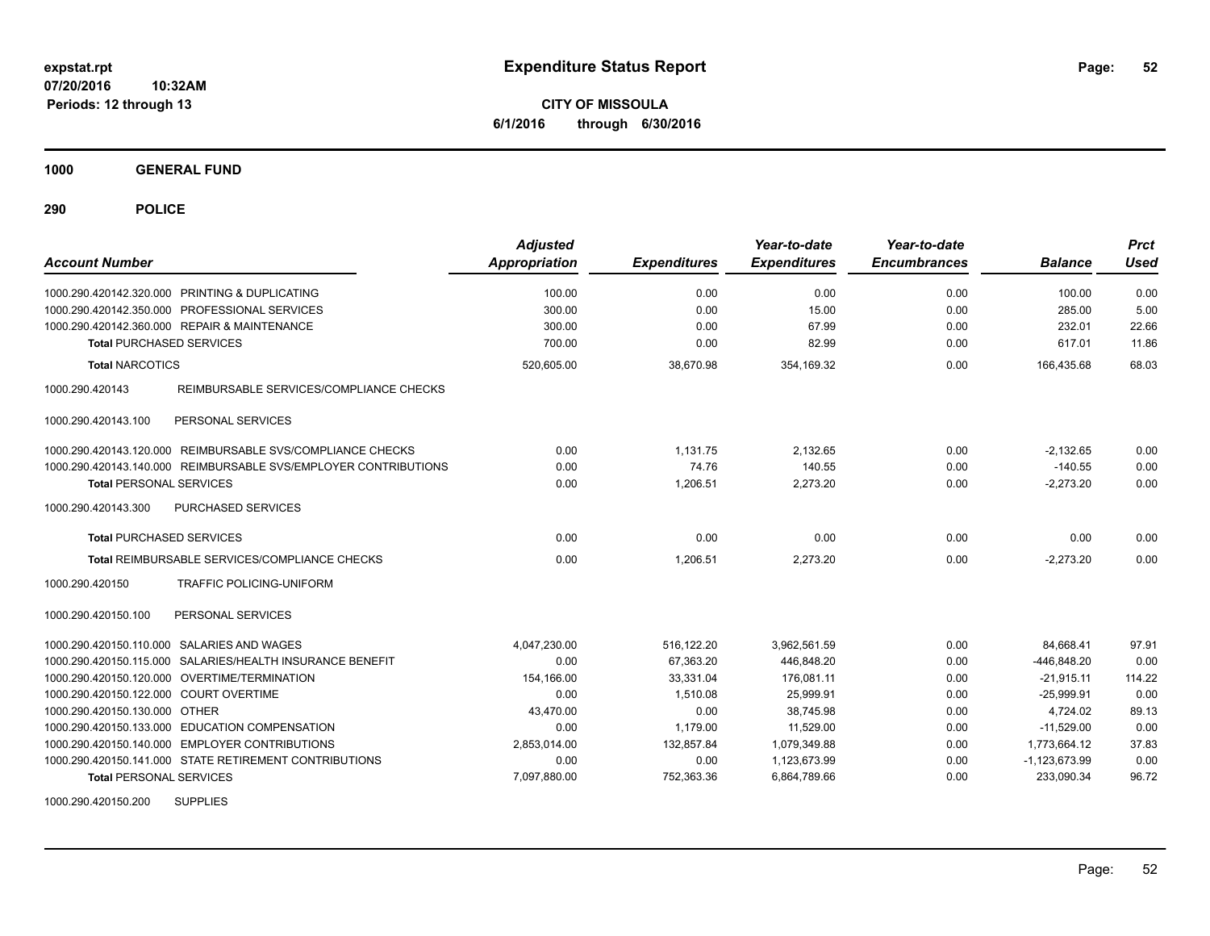**expstat.rpt**
**07/20/2016 10:32AM**
**Periods: 12 through 13**

# Expenditure Status Report

**CITY OF MISSOULA**
**6/1/2016 through 6/30/2016**

## 1000 GENERAL FUND

## 290 POLICE

| Account Number | Adjusted Appropriation | Expenditures | Year-to-date Expenditures | Year-to-date Encumbrances | Balance | Prct Used |
|---|---|---|---|---|---|---|
| 1000.290.420142.320.000 PRINTING & DUPLICATING | 100.00 | 0.00 | 0.00 | 0.00 | 100.00 | 0.00 |
| 1000.290.420142.350.000 PROFESSIONAL SERVICES | 300.00 | 0.00 | 15.00 | 0.00 | 285.00 | 5.00 |
| 1000.290.420142.360.000 REPAIR & MAINTENANCE | 300.00 | 0.00 | 67.99 | 0.00 | 232.01 | 22.66 |
| **Total** PURCHASED SERVICES | 700.00 | 0.00 | 82.99 | 0.00 | 617.01 | 11.86 |
| **Total** NARCOTICS | 520,605.00 | 38,670.98 | 354,169.32 | 0.00 | 166,435.68 | 68.03 |
| 1000.290.420143 REIMBURSABLE SERVICES/COMPLIANCE CHECKS | | | | | | |
| 1000.290.420143.100 PERSONAL SERVICES | | | | | | |
| 1000.290.420143.120.000 REIMBURSABLE SVS/COMPLIANCE CHECKS | 0.00 | 1,131.75 | 2,132.65 | 0.00 | -2,132.65 | 0.00 |
| 1000.290.420143.140.000 REIMBURSABLE SVS/EMPLOYER CONTRIBUTIONS | 0.00 | 74.76 | 140.55 | 0.00 | -140.55 | 0.00 |
| **Total** PERSONAL SERVICES | 0.00 | 1,206.51 | 2,273.20 | 0.00 | -2,273.20 | 0.00 |
| 1000.290.420143.300 PURCHASED SERVICES | | | | | | |
| **Total** PURCHASED SERVICES | 0.00 | 0.00 | 0.00 | 0.00 | 0.00 | 0.00 |
| **Total** REIMBURSABLE SERVICES/COMPLIANCE CHECKS | 0.00 | 1,206.51 | 2,273.20 | 0.00 | -2,273.20 | 0.00 |
| 1000.290.420150 TRAFFIC POLICING-UNIFORM | | | | | | |
| 1000.290.420150.100 PERSONAL SERVICES | | | | | | |
| 1000.290.420150.110.000 SALARIES AND WAGES | 4,047,230.00 | 516,122.20 | 3,962,561.59 | 0.00 | 84,668.41 | 97.91 |
| 1000.290.420150.115.000 SALARIES/HEALTH INSURANCE BENEFIT | 0.00 | 67,363.20 | 446,848.20 | 0.00 | -446,848.20 | 0.00 |
| 1000.290.420150.120.000 OVERTIME/TERMINATION | 154,166.00 | 33,331.04 | 176,081.11 | 0.00 | -21,915.11 | 114.22 |
| 1000.290.420150.122.000 COURT OVERTIME | 0.00 | 1,510.08 | 25,999.91 | 0.00 | -25,999.91 | 0.00 |
| 1000.290.420150.130.000 OTHER | 43,470.00 | 0.00 | 38,745.98 | 0.00 | 4,724.02 | 89.13 |
| 1000.290.420150.133.000 EDUCATION COMPENSATION | 0.00 | 1,179.00 | 11,529.00 | 0.00 | -11,529.00 | 0.00 |
| 1000.290.420150.140.000 EMPLOYER CONTRIBUTIONS | 2,853,014.00 | 132,857.84 | 1,079,349.88 | 0.00 | 1,773,664.12 | 37.83 |
| 1000.290.420150.141.000 STATE RETIREMENT CONTRIBUTIONS | 0.00 | 0.00 | 1,123,673.99 | 0.00 | -1,123,673.99 | 0.00 |
| **Total** PERSONAL SERVICES | 7,097,880.00 | 752,363.36 | 6,864,789.66 | 0.00 | 233,090.34 | 96.72 |
| 1000.290.420150.200 SUPPLIES | | | | | | |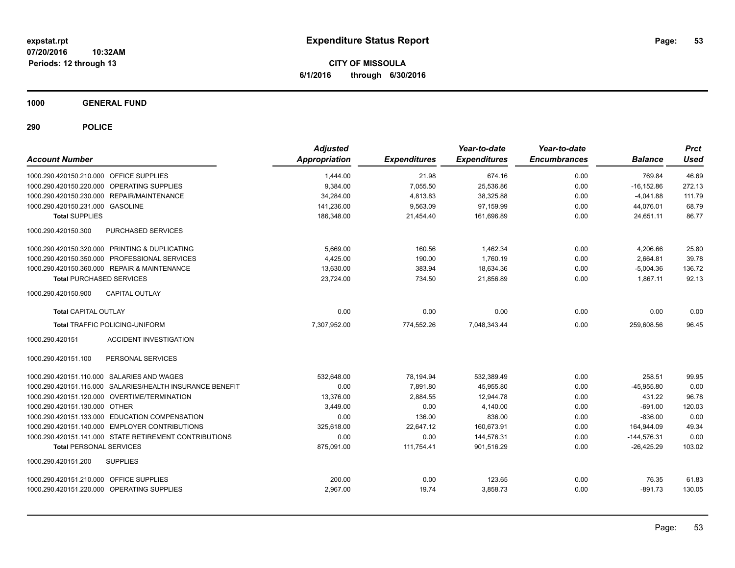**expstat.rpt**
**07/20/2016 10:32AM**
**Periods: 12 through 13**

# Expenditure Status Report

**CITY OF MISSOULA**
**6/1/2016 through 6/30/2016**

## 1000 GENERAL FUND

## 290 POLICE

| Account Number | Adjusted Appropriation | Expenditures | Year-to-date Expenditures | Year-to-date Encumbrances | Balance | Prct Used |
|---|---|---|---|---|---|---|
| 1000.290.420150.210.000 OFFICE SUPPLIES | 1,444.00 | 21.98 | 674.16 | 0.00 | 769.84 | 46.69 |
| 1000.290.420150.220.000 OPERATING SUPPLIES | 9,384.00 | 7,055.50 | 25,536.86 | 0.00 | -16,152.86 | 272.13 |
| 1000.290.420150.230.000 REPAIR/MAINTENANCE | 34,284.00 | 4,813.83 | 38,325.88 | 0.00 | -4,041.88 | 111.79 |
| 1000.290.420150.231.000 GASOLINE | 141,236.00 | 9,563.09 | 97,159.99 | 0.00 | 44,076.01 | 68.79 |
| **Total SUPPLIES** | 186,348.00 | 21,454.40 | 161,696.89 | 0.00 | 24,651.11 | 86.77 |
| 1000.290.420150.300 PURCHASED SERVICES | | | | | | |
| 1000.290.420150.320.000 PRINTING & DUPLICATING | 5,669.00 | 160.56 | 1,462.34 | 0.00 | 4,206.66 | 25.80 |
| 1000.290.420150.350.000 PROFESSIONAL SERVICES | 4,425.00 | 190.00 | 1,760.19 | 0.00 | 2,664.81 | 39.78 |
| 1000.290.420150.360.000 REPAIR & MAINTENANCE | 13,630.00 | 383.94 | 18,634.36 | 0.00 | -5,004.36 | 136.72 |
| **Total PURCHASED SERVICES** | 23,724.00 | 734.50 | 21,856.89 | 0.00 | 1,867.11 | 92.13 |
| 1000.290.420150.900 CAPITAL OUTLAY | | | | | | |
| **Total CAPITAL OUTLAY** | 0.00 | 0.00 | 0.00 | 0.00 | 0.00 | 0.00 |
| **Total TRAFFIC POLICING-UNIFORM** | 7,307,952.00 | 774,552.26 | 7,048,343.44 | 0.00 | 259,608.56 | 96.45 |
| 1000.290.420151 ACCIDENT INVESTIGATION | | | | | | |
| 1000.290.420151.100 PERSONAL SERVICES | | | | | | |
| 1000.290.420151.110.000 SALARIES AND WAGES | 532,648.00 | 78,194.94 | 532,389.49 | 0.00 | 258.51 | 99.95 |
| 1000.290.420151.115.000 SALARIES/HEALTH INSURANCE BENEFIT | 0.00 | 7,891.80 | 45,955.80 | 0.00 | -45,955.80 | 0.00 |
| 1000.290.420151.120.000 OVERTIME/TERMINATION | 13,376.00 | 2,884.55 | 12,944.78 | 0.00 | 431.22 | 96.78 |
| 1000.290.420151.130.000 OTHER | 3,449.00 | 0.00 | 4,140.00 | 0.00 | -691.00 | 120.03 |
| 1000.290.420151.133.000 EDUCATION COMPENSATION | 0.00 | 136.00 | 836.00 | 0.00 | -836.00 | 0.00 |
| 1000.290.420151.140.000 EMPLOYER CONTRIBUTIONS | 325,618.00 | 22,647.12 | 160,673.91 | 0.00 | 164,944.09 | 49.34 |
| 1000.290.420151.141.000 STATE RETIREMENT CONTRIBUTIONS | 0.00 | 0.00 | 144,576.31 | 0.00 | -144,576.31 | 0.00 |
| **Total PERSONAL SERVICES** | 875,091.00 | 111,754.41 | 901,516.29 | 0.00 | -26,425.29 | 103.02 |
| 1000.290.420151.200 SUPPLIES | | | | | | |
| 1000.290.420151.210.000 OFFICE SUPPLIES | 200.00 | 0.00 | 123.65 | 0.00 | 76.35 | 61.83 |
| 1000.290.420151.220.000 OPERATING SUPPLIES | 2,967.00 | 19.74 | 3,858.73 | 0.00 | -891.73 | 130.05 |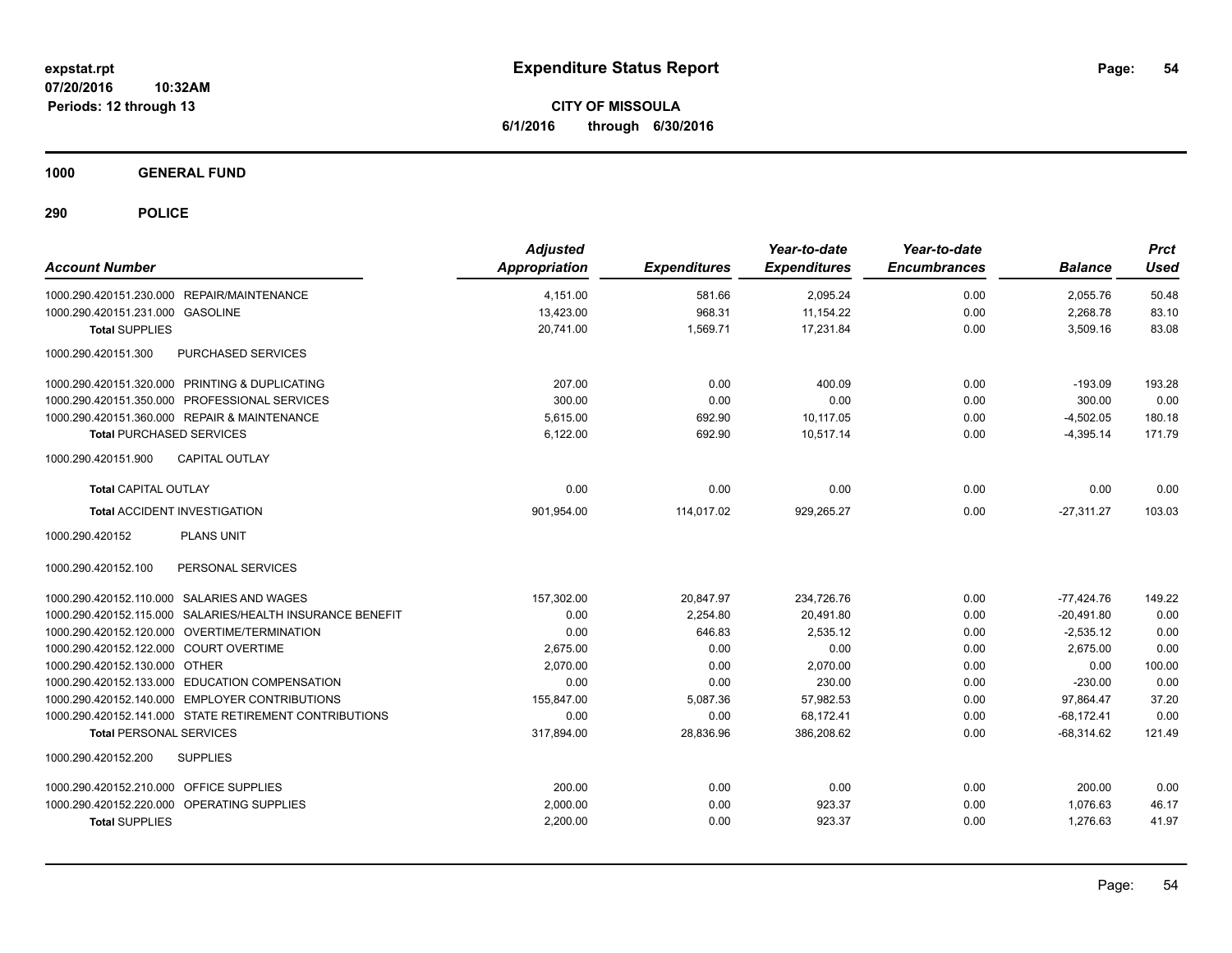**expstat.rpt**
**07/20/2016 10:32AM**
**Periods: 12 through 13**

# Expenditure Status Report

**CITY OF MISSOULA**
**6/1/2016 through 6/30/2016**

## 1000 GENERAL FUND

## 290 POLICE

| Account Number | | Adjusted Appropriation | Expenditures | Year-to-date Expenditures | Year-to-date Encumbrances | Balance | Prct Used |
|---|---|---|---|---|---|---|---|
| 1000.290.420151.230.000 | REPAIR/MAINTENANCE | 4,151.00 | 581.66 | 2,095.24 | 0.00 | 2,055.76 | 50.48 |
| 1000.290.420151.231.000 | GASOLINE | 13,423.00 | 968.31 | 11,154.22 | 0.00 | 2,268.78 | 83.10 |
| **Total** SUPPLIES | | 20,741.00 | 1,569.71 | 17,231.84 | 0.00 | 3,509.16 | 83.08 |
| 1000.290.420151.300 | PURCHASED SERVICES | | | | | | |
| 1000.290.420151.320.000 | PRINTING & DUPLICATING | 207.00 | 0.00 | 400.09 | 0.00 | -193.09 | 193.28 |
| 1000.290.420151.350.000 | PROFESSIONAL SERVICES | 300.00 | 0.00 | 0.00 | 0.00 | 300.00 | 0.00 |
| 1000.290.420151.360.000 | REPAIR & MAINTENANCE | 5,615.00 | 692.90 | 10,117.05 | 0.00 | -4,502.05 | 180.18 |
| **Total** PURCHASED SERVICES | | 6,122.00 | 692.90 | 10,517.14 | 0.00 | -4,395.14 | 171.79 |
| 1000.290.420151.900 | CAPITAL OUTLAY | | | | | | |
| **Total** CAPITAL OUTLAY | | 0.00 | 0.00 | 0.00 | 0.00 | 0.00 | 0.00 |
| **Total** ACCIDENT INVESTIGATION | | 901,954.00 | 114,017.02 | 929,265.27 | 0.00 | -27,311.27 | 103.03 |
| 1000.290.420152 | PLANS UNIT | | | | | | |
| 1000.290.420152.100 | PERSONAL SERVICES | | | | | | |
| 1000.290.420152.110.000 | SALARIES AND WAGES | 157,302.00 | 20,847.97 | 234,726.76 | 0.00 | -77,424.76 | 149.22 |
| 1000.290.420152.115.000 | SALARIES/HEALTH INSURANCE BENEFIT | 0.00 | 2,254.80 | 20,491.80 | 0.00 | -20,491.80 | 0.00 |
| 1000.290.420152.120.000 | OVERTIME/TERMINATION | 0.00 | 646.83 | 2,535.12 | 0.00 | -2,535.12 | 0.00 |
| 1000.290.420152.122.000 | COURT OVERTIME | 2,675.00 | 0.00 | 0.00 | 0.00 | 2,675.00 | 0.00 |
| 1000.290.420152.130.000 | OTHER | 2,070.00 | 0.00 | 2,070.00 | 0.00 | 0.00 | 100.00 |
| 1000.290.420152.133.000 | EDUCATION COMPENSATION | 0.00 | 0.00 | 230.00 | 0.00 | -230.00 | 0.00 |
| 1000.290.420152.140.000 | EMPLOYER CONTRIBUTIONS | 155,847.00 | 5,087.36 | 57,982.53 | 0.00 | 97,864.47 | 37.20 |
| 1000.290.420152.141.000 | STATE RETIREMENT CONTRIBUTIONS | 0.00 | 0.00 | 68,172.41 | 0.00 | -68,172.41 | 0.00 |
| **Total** PERSONAL SERVICES | | 317,894.00 | 28,836.96 | 386,208.62 | 0.00 | -68,314.62 | 121.49 |
| 1000.290.420152.200 | SUPPLIES | | | | | | |
| 1000.290.420152.210.000 | OFFICE SUPPLIES | 200.00 | 0.00 | 0.00 | 0.00 | 200.00 | 0.00 |
| 1000.290.420152.220.000 | OPERATING SUPPLIES | 2,000.00 | 0.00 | 923.37 | 0.00 | 1,076.63 | 46.17 |
| **Total** SUPPLIES | | 2,200.00 | 0.00 | 923.37 | 0.00 | 1,276.63 | 41.97 |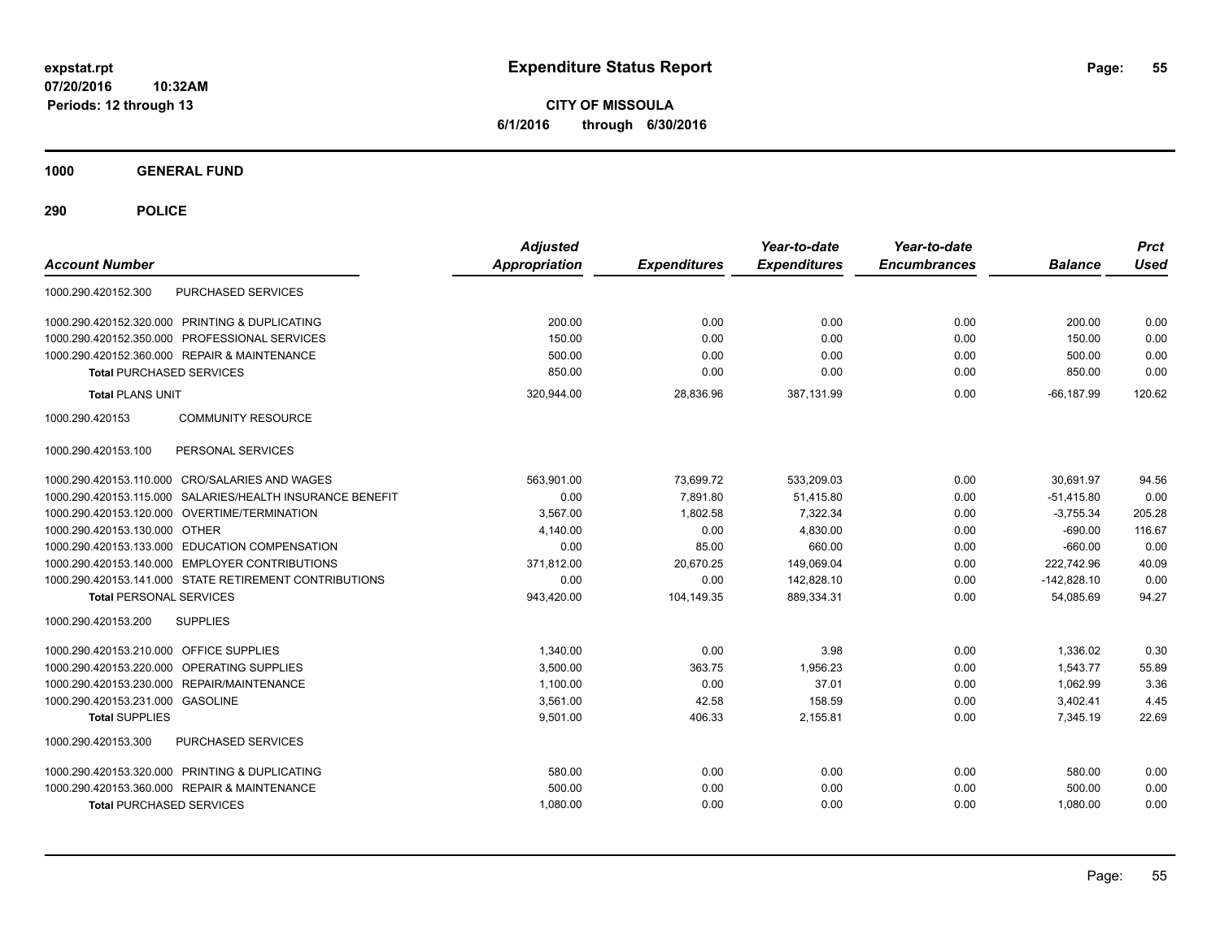**expstat.rpt**
**07/20/2016 10:32AM**
**Periods: 12 through 13**

# Expenditure Status Report

**CITY OF MISSOULA**
**6/1/2016 through 6/30/2016**

## 1000 GENERAL FUND

## 290 POLICE

| Account Number | Adjusted Appropriation | Expenditures | Year-to-date Expenditures | Year-to-date Encumbrances | Balance | Prct Used |
|---|---|---|---|---|---|---|
| 1000.290.420152.300 PURCHASED SERVICES | | | | | | |
| 1000.290.420152.320.000 PRINTING & DUPLICATING | 200.00 | 0.00 | 0.00 | 0.00 | 200.00 | 0.00 |
| 1000.290.420152.350.000 PROFESSIONAL SERVICES | 150.00 | 0.00 | 0.00 | 0.00 | 150.00 | 0.00 |
| 1000.290.420152.360.000 REPAIR & MAINTENANCE | 500.00 | 0.00 | 0.00 | 0.00 | 500.00 | 0.00 |
| **Total** PURCHASED SERVICES | 850.00 | 0.00 | 0.00 | 0.00 | 850.00 | 0.00 |
| **Total** PLANS UNIT | 320,944.00 | 28,836.96 | 387,131.99 | 0.00 | -66,187.99 | 120.62 |
| 1000.290.420153 COMMUNITY RESOURCE | | | | | | |
| 1000.290.420153.100 PERSONAL SERVICES | | | | | | |
| 1000.290.420153.110.000 CRO/SALARIES AND WAGES | 563,901.00 | 73,699.72 | 533,209.03 | 0.00 | 30,691.97 | 94.56 |
| 1000.290.420153.115.000 SALARIES/HEALTH INSURANCE BENEFIT | 0.00 | 7,891.80 | 51,415.80 | 0.00 | -51,415.80 | 0.00 |
| 1000.290.420153.120.000 OVERTIME/TERMINATION | 3,567.00 | 1,802.58 | 7,322.34 | 0.00 | -3,755.34 | 205.28 |
| 1000.290.420153.130.000 OTHER | 4,140.00 | 0.00 | 4,830.00 | 0.00 | -690.00 | 116.67 |
| 1000.290.420153.133.000 EDUCATION COMPENSATION | 0.00 | 85.00 | 660.00 | 0.00 | -660.00 | 0.00 |
| 1000.290.420153.140.000 EMPLOYER CONTRIBUTIONS | 371,812.00 | 20,670.25 | 149,069.04 | 0.00 | 222,742.96 | 40.09 |
| 1000.290.420153.141.000 STATE RETIREMENT CONTRIBUTIONS | 0.00 | 0.00 | 142,828.10 | 0.00 | -142,828.10 | 0.00 |
| **Total** PERSONAL SERVICES | 943,420.00 | 104,149.35 | 889,334.31 | 0.00 | 54,085.69 | 94.27 |
| 1000.290.420153.200 SUPPLIES | | | | | | |
| 1000.290.420153.210.000 OFFICE SUPPLIES | 1,340.00 | 0.00 | 3.98 | 0.00 | 1,336.02 | 0.30 |
| 1000.290.420153.220.000 OPERATING SUPPLIES | 3,500.00 | 363.75 | 1,956.23 | 0.00 | 1,543.77 | 55.89 |
| 1000.290.420153.230.000 REPAIR/MAINTENANCE | 1,100.00 | 0.00 | 37.01 | 0.00 | 1,062.99 | 3.36 |
| 1000.290.420153.231.000 GASOLINE | 3,561.00 | 42.58 | 158.59 | 0.00 | 3,402.41 | 4.45 |
| **Total** SUPPLIES | 9,501.00 | 406.33 | 2,155.81 | 0.00 | 7,345.19 | 22.69 |
| 1000.290.420153.300 PURCHASED SERVICES | | | | | | |
| 1000.290.420153.320.000 PRINTING & DUPLICATING | 580.00 | 0.00 | 0.00 | 0.00 | 580.00 | 0.00 |
| 1000.290.420153.360.000 REPAIR & MAINTENANCE | 500.00 | 0.00 | 0.00 | 0.00 | 500.00 | 0.00 |
| **Total** PURCHASED SERVICES | 1,080.00 | 0.00 | 0.00 | 0.00 | 1,080.00 | 0.00 |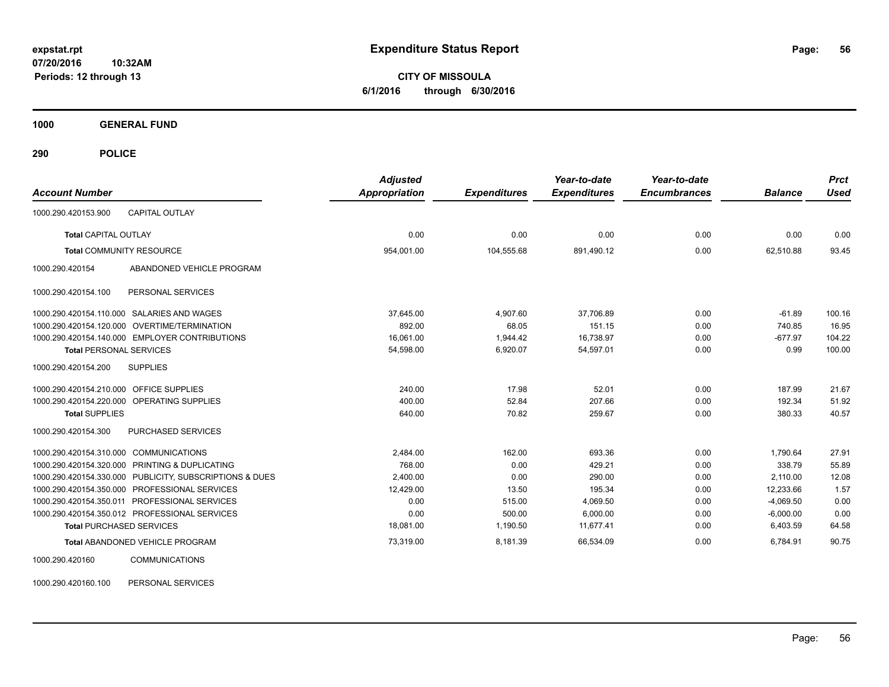# Expenditure Status Report

**CITY OF MISSOULA**

**6/1/2016 through 6/30/2016**

expstat.rpt
07/20/2016 10:32AM
Periods: 12 through 13

**1000 GENERAL FUND**

**290 POLICE**

| Account Number | | Adjusted Appropriation | Expenditures | Year-to-date Expenditures | Year-to-date Encumbrances | Balance | Prct Used |
|---|---|---|---|---|---|---|---|
| 1000.290.420153.900 | CAPITAL OUTLAY | | | | | | |
| **Total** CAPITAL OUTLAY | | 0.00 | 0.00 | 0.00 | 0.00 | 0.00 | 0.00 |
| **Total** COMMUNITY RESOURCE | | 954,001.00 | 104,555.68 | 891,490.12 | 0.00 | 62,510.88 | 93.45 |
| 1000.290.420154 | ABANDONED VEHICLE PROGRAM | | | | | | |
| 1000.290.420154.100 | PERSONAL SERVICES | | | | | | |
| 1000.290.420154.110.000 | SALARIES AND WAGES | 37,645.00 | 4,907.60 | 37,706.89 | 0.00 | -61.89 | 100.16 |
| 1000.290.420154.120.000 | OVERTIME/TERMINATION | 892.00 | 68.05 | 151.15 | 0.00 | 740.85 | 16.95 |
| 1000.290.420154.140.000 | EMPLOYER CONTRIBUTIONS | 16,061.00 | 1,944.42 | 16,738.97 | 0.00 | -677.97 | 104.22 |
| **Total** PERSONAL SERVICES | | 54,598.00 | 6,920.07 | 54,597.01 | 0.00 | 0.99 | 100.00 |
| 1000.290.420154.200 | SUPPLIES | | | | | | |
| 1000.290.420154.210.000 | OFFICE SUPPLIES | 240.00 | 17.98 | 52.01 | 0.00 | 187.99 | 21.67 |
| 1000.290.420154.220.000 | OPERATING SUPPLIES | 400.00 | 52.84 | 207.66 | 0.00 | 192.34 | 51.92 |
| **Total** SUPPLIES | | 640.00 | 70.82 | 259.67 | 0.00 | 380.33 | 40.57 |
| 1000.290.420154.300 | PURCHASED SERVICES | | | | | | |
| 1000.290.420154.310.000 | COMMUNICATIONS | 2,484.00 | 162.00 | 693.36 | 0.00 | 1,790.64 | 27.91 |
| 1000.290.420154.320.000 | PRINTING & DUPLICATING | 768.00 | 0.00 | 429.21 | 0.00 | 338.79 | 55.89 |
| 1000.290.420154.330.000 | PUBLICITY, SUBSCRIPTIONS & DUES | 2,400.00 | 0.00 | 290.00 | 0.00 | 2,110.00 | 12.08 |
| 1000.290.420154.350.000 | PROFESSIONAL SERVICES | 12,429.00 | 13.50 | 195.34 | 0.00 | 12,233.66 | 1.57 |
| 1000.290.420154.350.011 | PROFESSIONAL SERVICES | 0.00 | 515.00 | 4,069.50 | 0.00 | -4,069.50 | 0.00 |
| 1000.290.420154.350.012 | PROFESSIONAL SERVICES | 0.00 | 500.00 | 6,000.00 | 0.00 | -6,000.00 | 0.00 |
| **Total** PURCHASED SERVICES | | 18,081.00 | 1,190.50 | 11,677.41 | 0.00 | 6,403.59 | 64.58 |
| **Total** ABANDONED VEHICLE PROGRAM | | 73,319.00 | 8,181.39 | 66,534.09 | 0.00 | 6,784.91 | 90.75 |
| 1000.290.420160 | COMMUNICATIONS | | | | | | |
| 1000.290.420160.100 | PERSONAL SERVICES | | | | | | |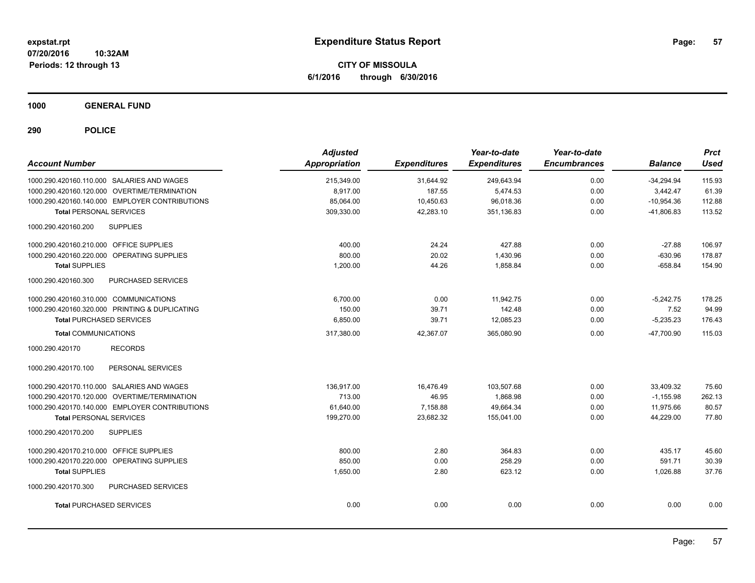**expstat.rpt**
**07/20/2016 10:32AM**
**Periods: 12 through 13**

# Expenditure Status Report

**CITY OF MISSOULA**
**6/1/2016 through 6/30/2016**

## 1000 GENERAL FUND

## 290 POLICE

| Account Number | Adjusted Appropriation | Expenditures | Year-to-date Expenditures | Year-to-date Encumbrances | Balance | Prct Used |
|---|---|---|---|---|---|---|
| 1000.290.420160.110.000 SALARIES AND WAGES | 215,349.00 | 31,644.92 | 249,643.94 | 0.00 | -34,294.94 | 115.93 |
| 1000.290.420160.120.000 OVERTIME/TERMINATION | 8,917.00 | 187.55 | 5,474.53 | 0.00 | 3,442.47 | 61.39 |
| 1000.290.420160.140.000 EMPLOYER CONTRIBUTIONS | 85,064.00 | 10,450.63 | 96,018.36 | 0.00 | -10,954.36 | 112.88 |
| **Total** PERSONAL SERVICES | 309,330.00 | 42,283.10 | 351,136.83 | 0.00 | -41,806.83 | 113.52 |
| 1000.290.420160.200 SUPPLIES | | | | | | |
| 1000.290.420160.210.000 OFFICE SUPPLIES | 400.00 | 24.24 | 427.88 | 0.00 | -27.88 | 106.97 |
| 1000.290.420160.220.000 OPERATING SUPPLIES | 800.00 | 20.02 | 1,430.96 | 0.00 | -630.96 | 178.87 |
| **Total** SUPPLIES | 1,200.00 | 44.26 | 1,858.84 | 0.00 | -658.84 | 154.90 |
| 1000.290.420160.300 PURCHASED SERVICES | | | | | | |
| 1000.290.420160.310.000 COMMUNICATIONS | 6,700.00 | 0.00 | 11,942.75 | 0.00 | -5,242.75 | 178.25 |
| 1000.290.420160.320.000 PRINTING & DUPLICATING | 150.00 | 39.71 | 142.48 | 0.00 | 7.52 | 94.99 |
| **Total** PURCHASED SERVICES | 6,850.00 | 39.71 | 12,085.23 | 0.00 | -5,235.23 | 176.43 |
| **Total** COMMUNICATIONS | 317,380.00 | 42,367.07 | 365,080.90 | 0.00 | -47,700.90 | 115.03 |
| 1000.290.420170 RECORDS | | | | | | |
| 1000.290.420170.100 PERSONAL SERVICES | | | | | | |
| 1000.290.420170.110.000 SALARIES AND WAGES | 136,917.00 | 16,476.49 | 103,507.68 | 0.00 | 33,409.32 | 75.60 |
| 1000.290.420170.120.000 OVERTIME/TERMINATION | 713.00 | 46.95 | 1,868.98 | 0.00 | -1,155.98 | 262.13 |
| 1000.290.420170.140.000 EMPLOYER CONTRIBUTIONS | 61,640.00 | 7,158.88 | 49,664.34 | 0.00 | 11,975.66 | 80.57 |
| **Total** PERSONAL SERVICES | 199,270.00 | 23,682.32 | 155,041.00 | 0.00 | 44,229.00 | 77.80 |
| 1000.290.420170.200 SUPPLIES | | | | | | |
| 1000.290.420170.210.000 OFFICE SUPPLIES | 800.00 | 2.80 | 364.83 | 0.00 | 435.17 | 45.60 |
| 1000.290.420170.220.000 OPERATING SUPPLIES | 850.00 | 0.00 | 258.29 | 0.00 | 591.71 | 30.39 |
| **Total** SUPPLIES | 1,650.00 | 2.80 | 623.12 | 0.00 | 1,026.88 | 37.76 |
| 1000.290.420170.300 PURCHASED SERVICES | | | | | | |
| **Total** PURCHASED SERVICES | 0.00 | 0.00 | 0.00 | 0.00 | 0.00 | 0.00 |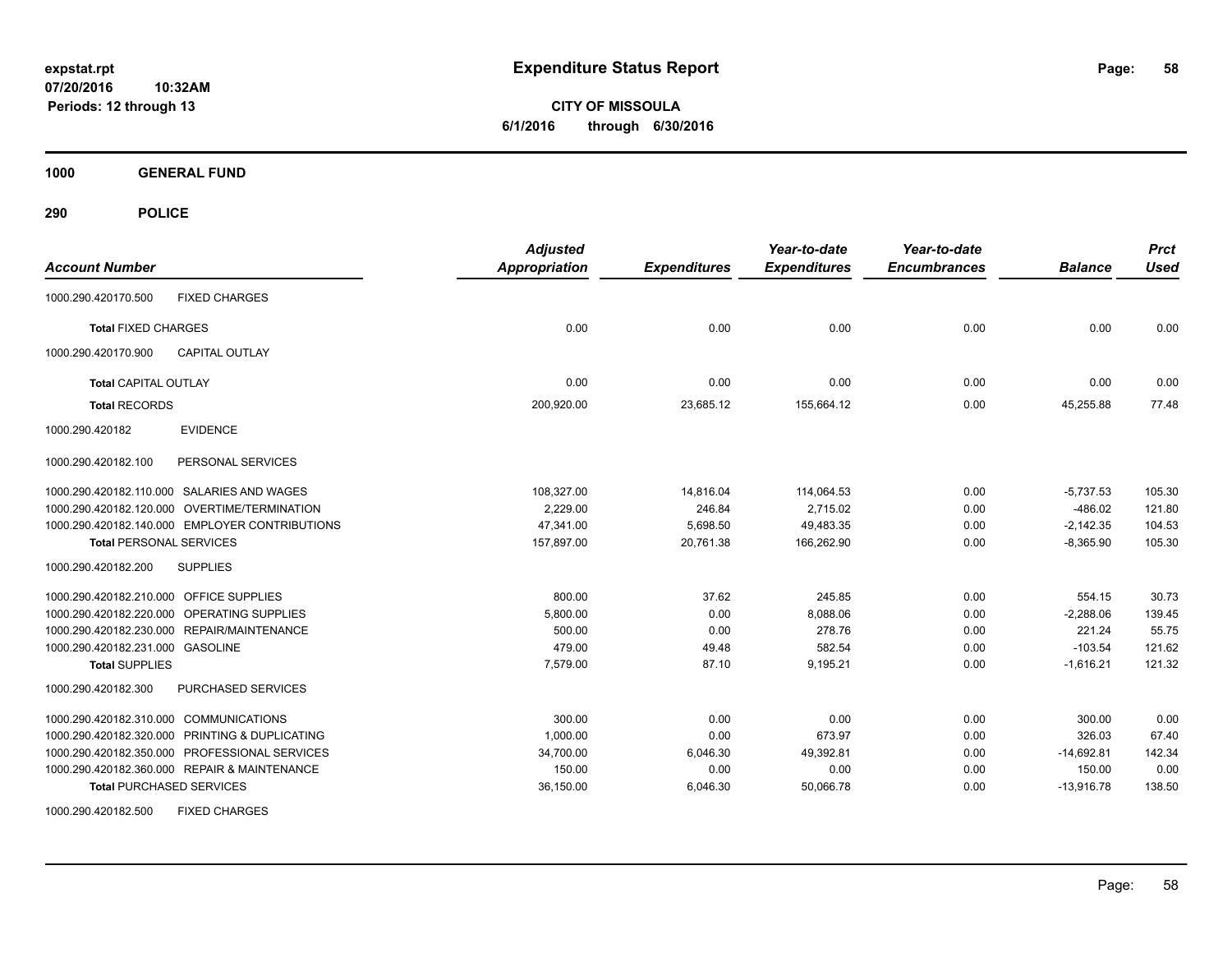**expstat.rpt**
**07/20/2016 10:32AM**
**Periods: 12 through 13**

# Expenditure Status Report

**CITY OF MISSOULA**
**6/1/2016 through 6/30/2016**

## 1000 GENERAL FUND

## 290 POLICE

| Account Number | | Adjusted Appropriation | Expenditures | Year-to-date Expenditures | Year-to-date Encumbrances | Balance | Prct Used |
|---|---|---|---|---|---|---|---|
| 1000.290.420170.500 | FIXED CHARGES | | | | | | |
| **Total** FIXED CHARGES | | 0.00 | 0.00 | 0.00 | 0.00 | 0.00 | 0.00 |
| 1000.290.420170.900 | CAPITAL OUTLAY | | | | | | |
| **Total** CAPITAL OUTLAY | | 0.00 | 0.00 | 0.00 | 0.00 | 0.00 | 0.00 |
| **Total** RECORDS | | 200,920.00 | 23,685.12 | 155,664.12 | 0.00 | 45,255.88 | 77.48 |
| 1000.290.420182 | EVIDENCE | | | | | | |
| 1000.290.420182.100 | PERSONAL SERVICES | | | | | | |
| 1000.290.420182.110.000 | SALARIES AND WAGES | 108,327.00 | 14,816.04 | 114,064.53 | 0.00 | -5,737.53 | 105.30 |
| 1000.290.420182.120.000 | OVERTIME/TERMINATION | 2,229.00 | 246.84 | 2,715.02 | 0.00 | -486.02 | 121.80 |
| 1000.290.420182.140.000 | EMPLOYER CONTRIBUTIONS | 47,341.00 | 5,698.50 | 49,483.35 | 0.00 | -2,142.35 | 104.53 |
| **Total** PERSONAL SERVICES | | 157,897.00 | 20,761.38 | 166,262.90 | 0.00 | -8,365.90 | 105.30 |
| 1000.290.420182.200 | SUPPLIES | | | | | | |
| 1000.290.420182.210.000 | OFFICE SUPPLIES | 800.00 | 37.62 | 245.85 | 0.00 | 554.15 | 30.73 |
| 1000.290.420182.220.000 | OPERATING SUPPLIES | 5,800.00 | 0.00 | 8,088.06 | 0.00 | -2,288.06 | 139.45 |
| 1000.290.420182.230.000 | REPAIR/MAINTENANCE | 500.00 | 0.00 | 278.76 | 0.00 | 221.24 | 55.75 |
| 1000.290.420182.231.000 | GASOLINE | 479.00 | 49.48 | 582.54 | 0.00 | -103.54 | 121.62 |
| **Total** SUPPLIES | | 7,579.00 | 87.10 | 9,195.21 | 0.00 | -1,616.21 | 121.32 |
| 1000.290.420182.300 | PURCHASED SERVICES | | | | | | |
| 1000.290.420182.310.000 | COMMUNICATIONS | 300.00 | 0.00 | 0.00 | 0.00 | 300.00 | 0.00 |
| 1000.290.420182.320.000 | PRINTING & DUPLICATING | 1,000.00 | 0.00 | 673.97 | 0.00 | 326.03 | 67.40 |
| 1000.290.420182.350.000 | PROFESSIONAL SERVICES | 34,700.00 | 6,046.30 | 49,392.81 | 0.00 | -14,692.81 | 142.34 |
| 1000.290.420182.360.000 | REPAIR & MAINTENANCE | 150.00 | 0.00 | 0.00 | 0.00 | 150.00 | 0.00 |
| **Total** PURCHASED SERVICES | | 36,150.00 | 6,046.30 | 50,066.78 | 0.00 | -13,916.78 | 138.50 |
| 1000.290.420182.500 | FIXED CHARGES | | | | | | |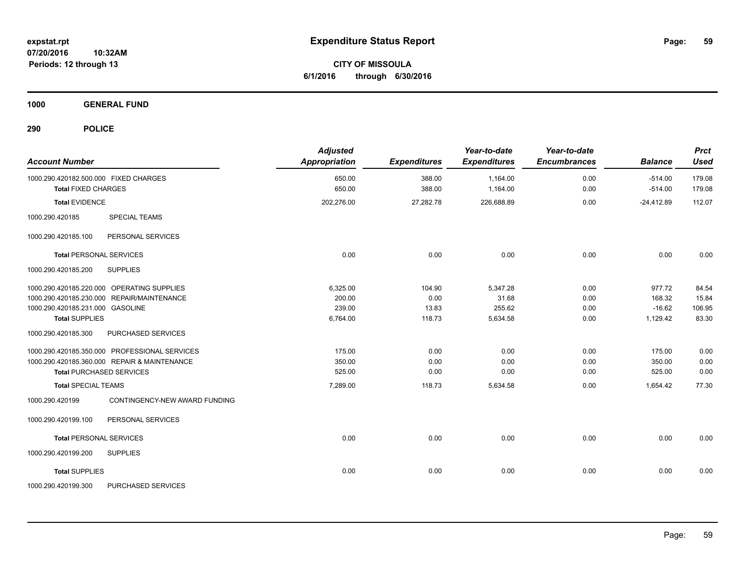# Expenditure Status Report

**CITY OF MISSOULA**
**6/1/2016 through 6/30/2016**

expstat.rpt
07/20/2016 10:32AM
Periods: 12 through 13

**1000 GENERAL FUND**

**290 POLICE**

| Account Number | | Adjusted Appropriation | Expenditures | Year-to-date Expenditures | Year-to-date Encumbrances | Balance | Prct Used |
|---|---|---|---|---|---|---|---|
| 1000.290.420182.500.000 | FIXED CHARGES | 650.00 | 388.00 | 1,164.00 | 0.00 | -514.00 | 179.08 |
| **Total** FIXED CHARGES | | 650.00 | 388.00 | 1,164.00 | 0.00 | -514.00 | 179.08 |
| **Total** EVIDENCE | | 202,276.00 | 27,282.78 | 226,688.89 | 0.00 | -24,412.89 | 112.07 |
| 1000.290.420185 | SPECIAL TEAMS | | | | | | |
| 1000.290.420185.100 | PERSONAL SERVICES | | | | | | |
| **Total** PERSONAL SERVICES | | 0.00 | 0.00 | 0.00 | 0.00 | 0.00 | 0.00 |
| 1000.290.420185.200 | SUPPLIES | | | | | | |
| 1000.290.420185.220.000 | OPERATING SUPPLIES | 6,325.00 | 104.90 | 5,347.28 | 0.00 | 977.72 | 84.54 |
| 1000.290.420185.230.000 | REPAIR/MAINTENANCE | 200.00 | 0.00 | 31.68 | 0.00 | 168.32 | 15.84 |
| 1000.290.420185.231.000 | GASOLINE | 239.00 | 13.83 | 255.62 | 0.00 | -16.62 | 106.95 |
| **Total** SUPPLIES | | 6,764.00 | 118.73 | 5,634.58 | 0.00 | 1,129.42 | 83.30 |
| 1000.290.420185.300 | PURCHASED SERVICES | | | | | | |
| 1000.290.420185.350.000 | PROFESSIONAL SERVICES | 175.00 | 0.00 | 0.00 | 0.00 | 175.00 | 0.00 |
| 1000.290.420185.360.000 | REPAIR & MAINTENANCE | 350.00 | 0.00 | 0.00 | 0.00 | 350.00 | 0.00 |
| **Total** PURCHASED SERVICES | | 525.00 | 0.00 | 0.00 | 0.00 | 525.00 | 0.00 |
| **Total** SPECIAL TEAMS | | 7,289.00 | 118.73 | 5,634.58 | 0.00 | 1,654.42 | 77.30 |
| 1000.290.420199 | CONTINGENCY-NEW AWARD FUNDING | | | | | | |
| 1000.290.420199.100 | PERSONAL SERVICES | | | | | | |
| **Total** PERSONAL SERVICES | | 0.00 | 0.00 | 0.00 | 0.00 | 0.00 | 0.00 |
| 1000.290.420199.200 | SUPPLIES | | | | | | |
| **Total** SUPPLIES | | 0.00 | 0.00 | 0.00 | 0.00 | 0.00 | 0.00 |
| 1000.290.420199.300 | PURCHASED SERVICES | | | | | | |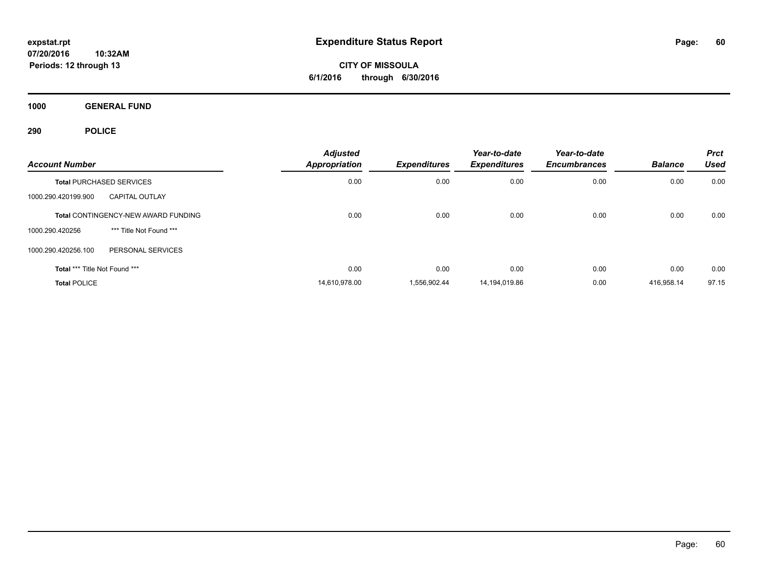**expstat.rpt**
**07/20/2016 10:32AM**
**Periods: 12 through 13**

# Expenditure Status Report

**CITY OF MISSOULA**
**6/1/2016 through 6/30/2016**

## 1000 GENERAL FUND

## 290 POLICE

| Account Number | | Adjusted Appropriation | Expenditures | Year-to-date Expenditures | Year-to-date Encumbrances | Balance | Prct Used |
|---|---|---|---|---|---|---|---|
| **Total** PURCHASED SERVICES | | 0.00 | 0.00 | 0.00 | 0.00 | 0.00 | 0.00 |
| 1000.290.420199.900 | CAPITAL OUTLAY | | | | | | |
| **Total** CONTINGENCY-NEW AWARD FUNDING | | 0.00 | 0.00 | 0.00 | 0.00 | 0.00 | 0.00 |
| 1000.290.420256 | *** Title Not Found *** | | | | | | |
| 1000.290.420256.100 | PERSONAL SERVICES | | | | | | |
| **Total** *** Title Not Found *** | | 0.00 | 0.00 | 0.00 | 0.00 | 0.00 | 0.00 |
| **Total** POLICE | | 14,610,978.00 | 1,556,902.44 | 14,194,019.86 | 0.00 | 416,958.14 | 97.15 |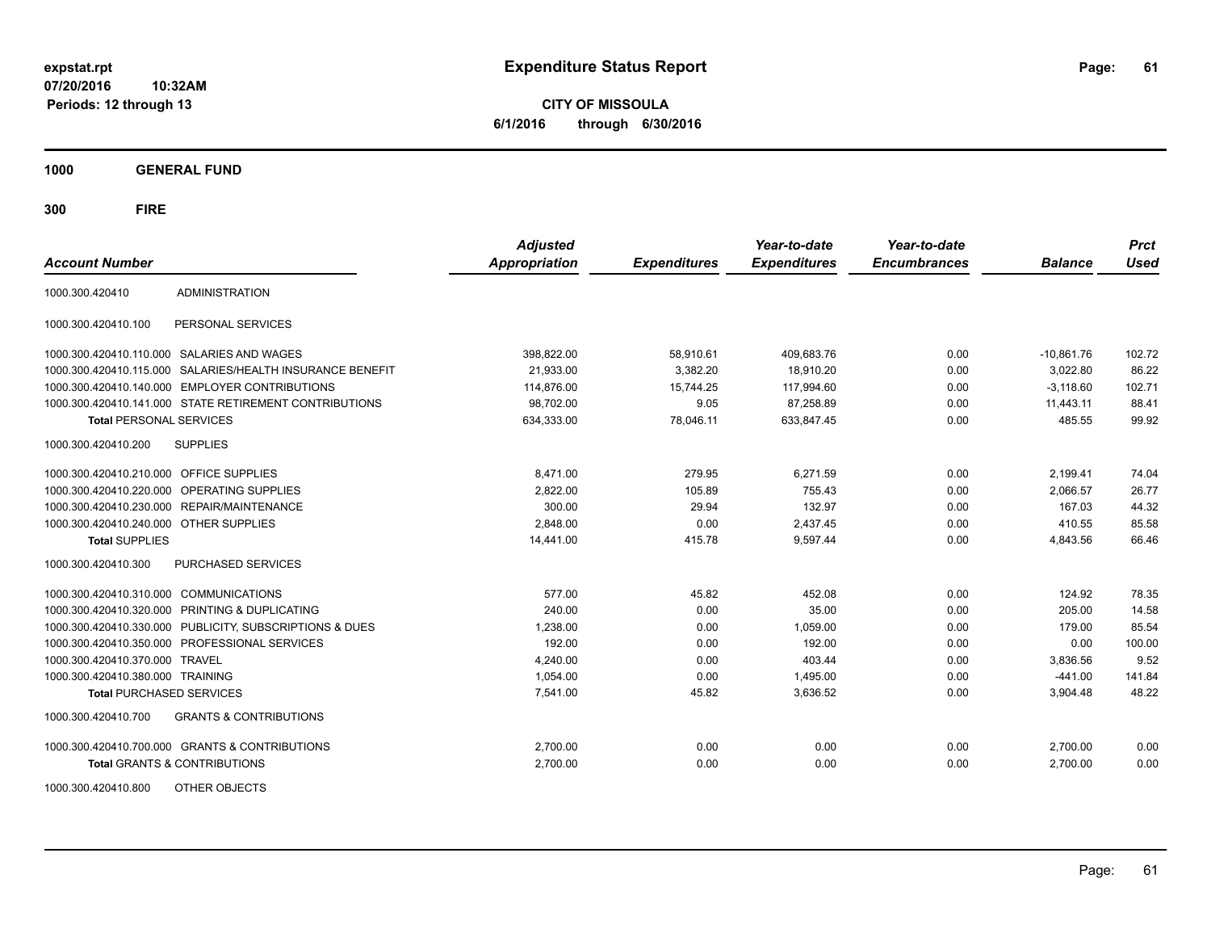# Expenditure Status Report

expstat.rpt
07/20/2016 10:32AM
Periods: 12 through 13

**CITY OF MISSOULA**
**6/1/2016 through 6/30/2016**

## 1000 GENERAL FUND

## 300 FIRE

| Account Number | | Adjusted Appropriation | Expenditures | Year-to-date Expenditures | Year-to-date Encumbrances | Balance | Prct Used |
|---|---|---|---|---|---|---|---|
| 1000.300.420410 | ADMINISTRATION | | | | | | |
| 1000.300.420410.100 | PERSONAL SERVICES | | | | | | |
| 1000.300.420410.110.000 | SALARIES AND WAGES | 398,822.00 | 58,910.61 | 409,683.76 | 0.00 | -10,861.76 | 102.72 |
| 1000.300.420410.115.000 | SALARIES/HEALTH INSURANCE BENEFIT | 21,933.00 | 3,382.20 | 18,910.20 | 0.00 | 3,022.80 | 86.22 |
| 1000.300.420410.140.000 | EMPLOYER CONTRIBUTIONS | 114,876.00 | 15,744.25 | 117,994.60 | 0.00 | -3,118.60 | 102.71 |
| 1000.300.420410.141.000 | STATE RETIREMENT CONTRIBUTIONS | 98,702.00 | 9.05 | 87,258.89 | 0.00 | 11,443.11 | 88.41 |
| **Total** PERSONAL SERVICES | | 634,333.00 | 78,046.11 | 633,847.45 | 0.00 | 485.55 | 99.92 |
| 1000.300.420410.200 | SUPPLIES | | | | | | |
| 1000.300.420410.210.000 | OFFICE SUPPLIES | 8,471.00 | 279.95 | 6,271.59 | 0.00 | 2,199.41 | 74.04 |
| 1000.300.420410.220.000 | OPERATING SUPPLIES | 2,822.00 | 105.89 | 755.43 | 0.00 | 2,066.57 | 26.77 |
| 1000.300.420410.230.000 | REPAIR/MAINTENANCE | 300.00 | 29.94 | 132.97 | 0.00 | 167.03 | 44.32 |
| 1000.300.420410.240.000 | OTHER SUPPLIES | 2,848.00 | 0.00 | 2,437.45 | 0.00 | 410.55 | 85.58 |
| **Total** SUPPLIES | | 14,441.00 | 415.78 | 9,597.44 | 0.00 | 4,843.56 | 66.46 |
| 1000.300.420410.300 | PURCHASED SERVICES | | | | | | |
| 1000.300.420410.310.000 | COMMUNICATIONS | 577.00 | 45.82 | 452.08 | 0.00 | 124.92 | 78.35 |
| 1000.300.420410.320.000 | PRINTING & DUPLICATING | 240.00 | 0.00 | 35.00 | 0.00 | 205.00 | 14.58 |
| 1000.300.420410.330.000 | PUBLICITY, SUBSCRIPTIONS & DUES | 1,238.00 | 0.00 | 1,059.00 | 0.00 | 179.00 | 85.54 |
| 1000.300.420410.350.000 | PROFESSIONAL SERVICES | 192.00 | 0.00 | 192.00 | 0.00 | 0.00 | 100.00 |
| 1000.300.420410.370.000 | TRAVEL | 4,240.00 | 0.00 | 403.44 | 0.00 | 3,836.56 | 9.52 |
| 1000.300.420410.380.000 | TRAINING | 1,054.00 | 0.00 | 1,495.00 | 0.00 | -441.00 | 141.84 |
| **Total** PURCHASED SERVICES | | 7,541.00 | 45.82 | 3,636.52 | 0.00 | 3,904.48 | 48.22 |
| 1000.300.420410.700 | GRANTS & CONTRIBUTIONS | | | | | | |
| 1000.300.420410.700.000 | GRANTS & CONTRIBUTIONS | 2,700.00 | 0.00 | 0.00 | 0.00 | 2,700.00 | 0.00 |
| **Total** GRANTS & CONTRIBUTIONS | | 2,700.00 | 0.00 | 0.00 | 0.00 | 2,700.00 | 0.00 |
| 1000.300.420410.800 | OTHER OBJECTS | | | | | | |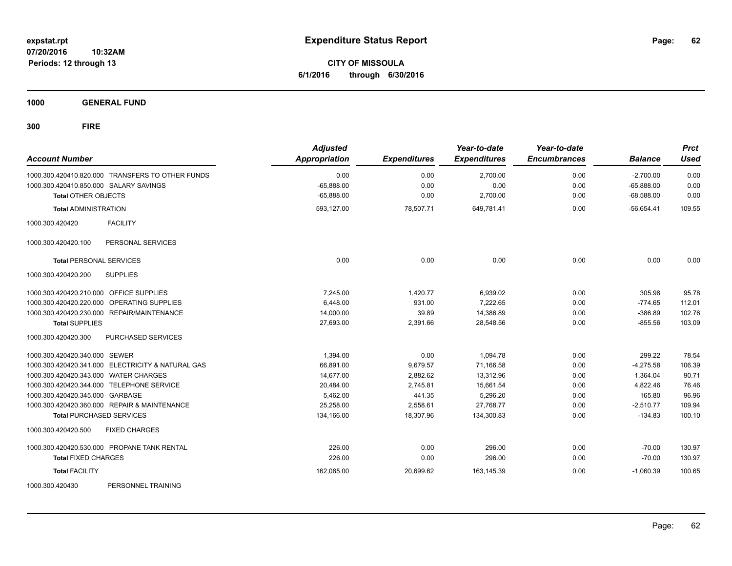**expstat.rpt**
**07/20/2016 10:32AM**
**Periods: 12 through 13**

# Expenditure Status Report

**CITY OF MISSOULA**
**6/1/2016 through 6/30/2016**

## 1000 GENERAL FUND

## 300 FIRE

| Account Number | | Adjusted Appropriation | Expenditures | Year-to-date Expenditures | Year-to-date Encumbrances | Balance | Prct Used |
|---|---|---|---|---|---|---|---|
| 1000.300.420410.820.000 | TRANSFERS TO OTHER FUNDS | 0.00 | 0.00 | 2,700.00 | 0.00 | -2,700.00 | 0.00 |
| 1000.300.420410.850.000 | SALARY SAVINGS | -65,888.00 | 0.00 | 0.00 | 0.00 | -65,888.00 | 0.00 |
| **Total** OTHER OBJECTS | | -65,888.00 | 0.00 | 2,700.00 | 0.00 | -68,588.00 | 0.00 |
| **Total** ADMINISTRATION | | 593,127.00 | 78,507.71 | 649,781.41 | 0.00 | -56,654.41 | 109.55 |
| 1000.300.420420 | FACILITY | | | | | | |
| 1000.300.420420.100 | PERSONAL SERVICES | | | | | | |
| **Total** PERSONAL SERVICES | | 0.00 | 0.00 | 0.00 | 0.00 | 0.00 | 0.00 |
| 1000.300.420420.200 | SUPPLIES | | | | | | |
| 1000.300.420420.210.000 | OFFICE SUPPLIES | 7,245.00 | 1,420.77 | 6,939.02 | 0.00 | 305.98 | 95.78 |
| 1000.300.420420.220.000 | OPERATING SUPPLIES | 6,448.00 | 931.00 | 7,222.65 | 0.00 | -774.65 | 112.01 |
| 1000.300.420420.230.000 | REPAIR/MAINTENANCE | 14,000.00 | 39.89 | 14,386.89 | 0.00 | -386.89 | 102.76 |
| **Total** SUPPLIES | | 27,693.00 | 2,391.66 | 28,548.56 | 0.00 | -855.56 | 103.09 |
| 1000.300.420420.300 | PURCHASED SERVICES | | | | | | |
| 1000.300.420420.340.000 | SEWER | 1,394.00 | 0.00 | 1,094.78 | 0.00 | 299.22 | 78.54 |
| 1000.300.420420.341.000 | ELECTRICITY & NATURAL GAS | 66,891.00 | 9,679.57 | 71,166.58 | 0.00 | -4,275.58 | 106.39 |
| 1000.300.420420.343.000 | WATER CHARGES | 14,677.00 | 2,882.62 | 13,312.96 | 0.00 | 1,364.04 | 90.71 |
| 1000.300.420420.344.000 | TELEPHONE SERVICE | 20,484.00 | 2,745.81 | 15,661.54 | 0.00 | 4,822.46 | 76.46 |
| 1000.300.420420.345.000 | GARBAGE | 5,462.00 | 441.35 | 5,296.20 | 0.00 | 165.80 | 96.96 |
| 1000.300.420420.360.000 | REPAIR & MAINTENANCE | 25,258.00 | 2,558.61 | 27,768.77 | 0.00 | -2,510.77 | 109.94 |
| **Total** PURCHASED SERVICES | | 134,166.00 | 18,307.96 | 134,300.83 | 0.00 | -134.83 | 100.10 |
| 1000.300.420420.500 | FIXED CHARGES | | | | | | |
| 1000.300.420420.530.000 | PROPANE TANK RENTAL | 226.00 | 0.00 | 296.00 | 0.00 | -70.00 | 130.97 |
| **Total** FIXED CHARGES | | 226.00 | 0.00 | 296.00 | 0.00 | -70.00 | 130.97 |
| **Total** FACILITY | | 162,085.00 | 20,699.62 | 163,145.39 | 0.00 | -1,060.39 | 100.65 |
| 1000.300.420430 | PERSONNEL TRAINING | | | | | | |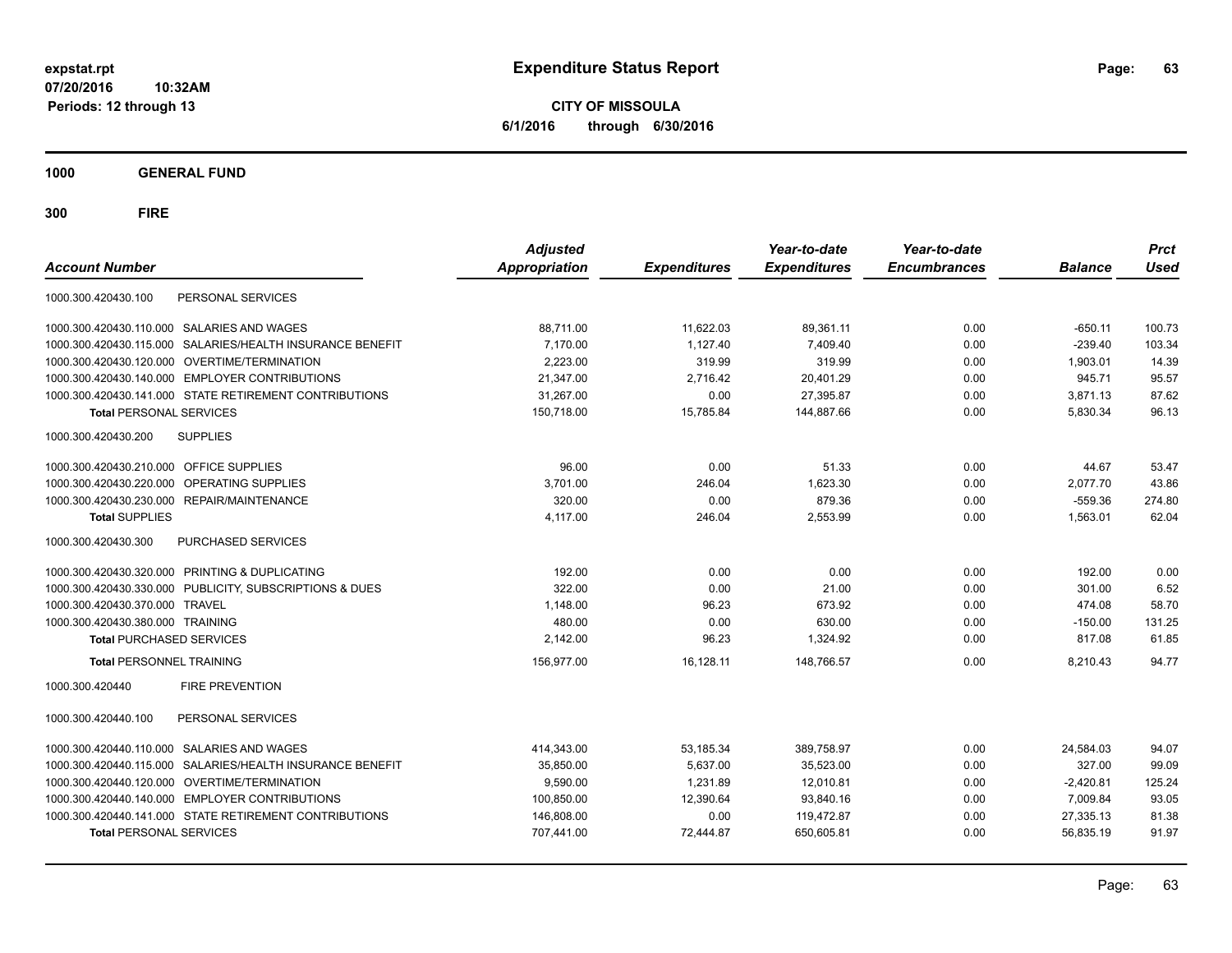# Expenditure Status Report

expstat.rpt
07/20/2016 10:32AM
Periods: 12 through 13

**CITY OF MISSOULA**
**6/1/2016 through 6/30/2016**

**1000 GENERAL FUND**

**300 FIRE**

| Account Number | Adjusted Appropriation | Expenditures | Year-to-date Expenditures | Year-to-date Encumbrances | Balance | Prct Used |
|---|---|---|---|---|---|---|
| 1000.300.420430.100 PERSONAL SERVICES | | | | | | |
| 1000.300.420430.110.000 SALARIES AND WAGES | 88,711.00 | 11,622.03 | 89,361.11 | 0.00 | -650.11 | 100.73 |
| 1000.300.420430.115.000 SALARIES/HEALTH INSURANCE BENEFIT | 7,170.00 | 1,127.40 | 7,409.40 | 0.00 | -239.40 | 103.34 |
| 1000.300.420430.120.000 OVERTIME/TERMINATION | 2,223.00 | 319.99 | 319.99 | 0.00 | 1,903.01 | 14.39 |
| 1000.300.420430.140.000 EMPLOYER CONTRIBUTIONS | 21,347.00 | 2,716.42 | 20,401.29 | 0.00 | 945.71 | 95.57 |
| 1000.300.420430.141.000 STATE RETIREMENT CONTRIBUTIONS | 31,267.00 | 0.00 | 27,395.87 | 0.00 | 3,871.13 | 87.62 |
| **Total** PERSONAL SERVICES | 150,718.00 | 15,785.84 | 144,887.66 | 0.00 | 5,830.34 | 96.13 |
| 1000.300.420430.200 SUPPLIES | | | | | | |
| 1000.300.420430.210.000 OFFICE SUPPLIES | 96.00 | 0.00 | 51.33 | 0.00 | 44.67 | 53.47 |
| 1000.300.420430.220.000 OPERATING SUPPLIES | 3,701.00 | 246.04 | 1,623.30 | 0.00 | 2,077.70 | 43.86 |
| 1000.300.420430.230.000 REPAIR/MAINTENANCE | 320.00 | 0.00 | 879.36 | 0.00 | -559.36 | 274.80 |
| **Total** SUPPLIES | 4,117.00 | 246.04 | 2,553.99 | 0.00 | 1,563.01 | 62.04 |
| 1000.300.420430.300 PURCHASED SERVICES | | | | | | |
| 1000.300.420430.320.000 PRINTING & DUPLICATING | 192.00 | 0.00 | 0.00 | 0.00 | 192.00 | 0.00 |
| 1000.300.420430.330.000 PUBLICITY, SUBSCRIPTIONS & DUES | 322.00 | 0.00 | 21.00 | 0.00 | 301.00 | 6.52 |
| 1000.300.420430.370.000 TRAVEL | 1,148.00 | 96.23 | 673.92 | 0.00 | 474.08 | 58.70 |
| 1000.300.420430.380.000 TRAINING | 480.00 | 0.00 | 630.00 | 0.00 | -150.00 | 131.25 |
| **Total** PURCHASED SERVICES | 2,142.00 | 96.23 | 1,324.92 | 0.00 | 817.08 | 61.85 |
| **Total** PERSONNEL TRAINING | 156,977.00 | 16,128.11 | 148,766.57 | 0.00 | 8,210.43 | 94.77 |
| 1000.300.420440 FIRE PREVENTION | | | | | | |
| 1000.300.420440.100 PERSONAL SERVICES | | | | | | |
| 1000.300.420440.110.000 SALARIES AND WAGES | 414,343.00 | 53,185.34 | 389,758.97 | 0.00 | 24,584.03 | 94.07 |
| 1000.300.420440.115.000 SALARIES/HEALTH INSURANCE BENEFIT | 35,850.00 | 5,637.00 | 35,523.00 | 0.00 | 327.00 | 99.09 |
| 1000.300.420440.120.000 OVERTIME/TERMINATION | 9,590.00 | 1,231.89 | 12,010.81 | 0.00 | -2,420.81 | 125.24 |
| 1000.300.420440.140.000 EMPLOYER CONTRIBUTIONS | 100,850.00 | 12,390.64 | 93,840.16 | 0.00 | 7,009.84 | 93.05 |
| 1000.300.420440.141.000 STATE RETIREMENT CONTRIBUTIONS | 146,808.00 | 0.00 | 119,472.87 | 0.00 | 27,335.13 | 81.38 |
| **Total** PERSONAL SERVICES | 707,441.00 | 72,444.87 | 650,605.81 | 0.00 | 56,835.19 | 91.97 |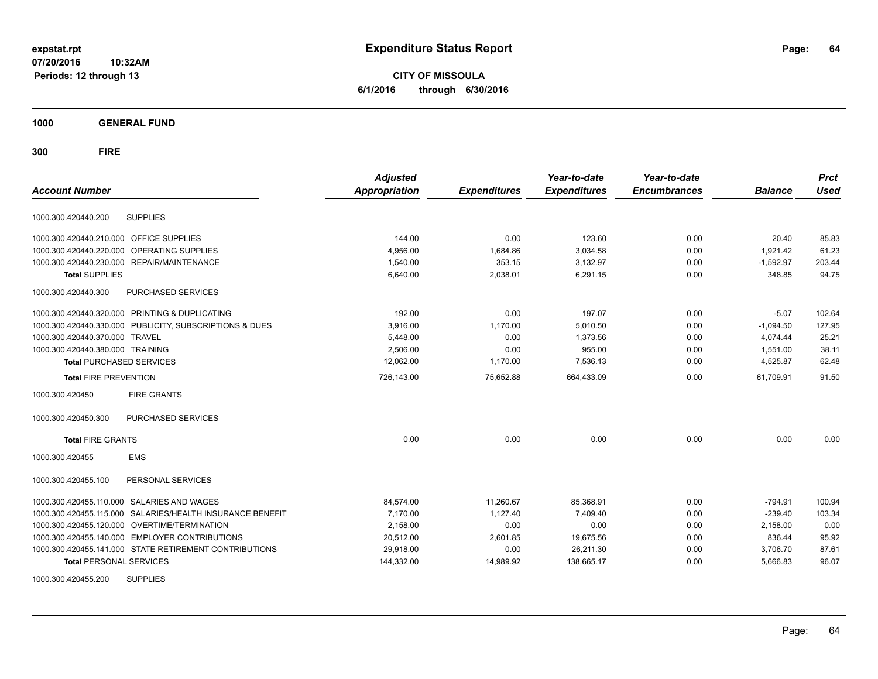**expstat.rpt**
**07/20/2016 10:32AM**
**Periods: 12 through 13**

# Expenditure Status Report

**CITY OF MISSOULA**
**6/1/2016 through 6/30/2016**

## 1000 GENERAL FUND

## 300 FIRE

| Account Number | | Adjusted Appropriation | Expenditures | Year-to-date Expenditures | Year-to-date Encumbrances | Balance | Prct Used |
|---|---|---|---|---|---|---|---|
| 1000.300.420440.200 | SUPPLIES | | | | | | |
| 1000.300.420440.210.000 | OFFICE SUPPLIES | 144.00 | 0.00 | 123.60 | 0.00 | 20.40 | 85.83 |
| 1000.300.420440.220.000 | OPERATING SUPPLIES | 4,956.00 | 1,684.86 | 3,034.58 | 0.00 | 1,921.42 | 61.23 |
| 1000.300.420440.230.000 | REPAIR/MAINTENANCE | 1,540.00 | 353.15 | 3,132.97 | 0.00 | -1,592.97 | 203.44 |
| **Total** SUPPLIES | | 6,640.00 | 2,038.01 | 6,291.15 | 0.00 | 348.85 | 94.75 |
| 1000.300.420440.300 | PURCHASED SERVICES | | | | | | |
| 1000.300.420440.320.000 | PRINTING & DUPLICATING | 192.00 | 0.00 | 197.07 | 0.00 | -5.07 | 102.64 |
| 1000.300.420440.330.000 | PUBLICITY, SUBSCRIPTIONS & DUES | 3,916.00 | 1,170.00 | 5,010.50 | 0.00 | -1,094.50 | 127.95 |
| 1000.300.420440.370.000 | TRAVEL | 5,448.00 | 0.00 | 1,373.56 | 0.00 | 4,074.44 | 25.21 |
| 1000.300.420440.380.000 | TRAINING | 2,506.00 | 0.00 | 955.00 | 0.00 | 1,551.00 | 38.11 |
| **Total** PURCHASED SERVICES | | 12,062.00 | 1,170.00 | 7,536.13 | 0.00 | 4,525.87 | 62.48 |
| **Total** FIRE PREVENTION | | 726,143.00 | 75,652.88 | 664,433.09 | 0.00 | 61,709.91 | 91.50 |
| 1000.300.420450 | FIRE GRANTS | | | | | | |
| 1000.300.420450.300 | PURCHASED SERVICES | | | | | | |
| **Total** FIRE GRANTS | | 0.00 | 0.00 | 0.00 | 0.00 | 0.00 | 0.00 |
| 1000.300.420455 | EMS | | | | | | |
| 1000.300.420455.100 | PERSONAL SERVICES | | | | | | |
| 1000.300.420455.110.000 | SALARIES AND WAGES | 84,574.00 | 11,260.67 | 85,368.91 | 0.00 | -794.91 | 100.94 |
| 1000.300.420455.115.000 | SALARIES/HEALTH INSURANCE BENEFIT | 7,170.00 | 1,127.40 | 7,409.40 | 0.00 | -239.40 | 103.34 |
| 1000.300.420455.120.000 | OVERTIME/TERMINATION | 2,158.00 | 0.00 | 0.00 | 0.00 | 2,158.00 | 0.00 |
| 1000.300.420455.140.000 | EMPLOYER CONTRIBUTIONS | 20,512.00 | 2,601.85 | 19,675.56 | 0.00 | 836.44 | 95.92 |
| 1000.300.420455.141.000 | STATE RETIREMENT CONTRIBUTIONS | 29,918.00 | 0.00 | 26,211.30 | 0.00 | 3,706.70 | 87.61 |
| **Total** PERSONAL SERVICES | | 144,332.00 | 14,989.92 | 138,665.17 | 0.00 | 5,666.83 | 96.07 |
| 1000.300.420455.200 | SUPPLIES | | | | | | |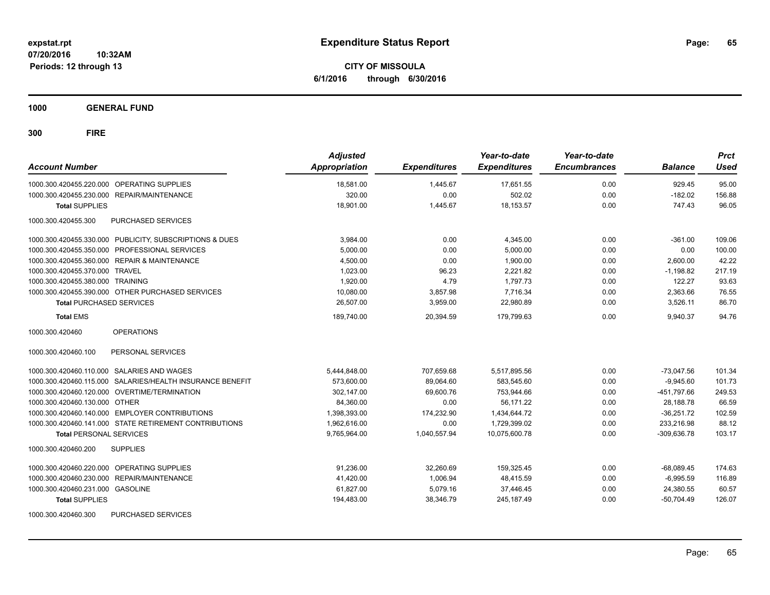**expstat.rpt**
**07/20/2016 10:32AM**
**Periods: 12 through 13**

# Expenditure Status Report

**CITY OF MISSOULA**
**6/1/2016 through 6/30/2016**

## 1000 GENERAL FUND

## 300 FIRE

| Account Number | | Adjusted Appropriation | Expenditures | Year-to-date Expenditures | Year-to-date Encumbrances | Balance | Prct Used |
|---|---|---|---|---|---|---|---|
| 1000.300.420455.220.000 | OPERATING SUPPLIES | 18,581.00 | 1,445.67 | 17,651.55 | 0.00 | 929.45 | 95.00 |
| 1000.300.420455.230.000 | REPAIR/MAINTENANCE | 320.00 | 0.00 | 502.02 | 0.00 | -182.02 | 156.88 |
| **Total** SUPPLIES | | 18,901.00 | 1,445.67 | 18,153.57 | 0.00 | 747.43 | 96.05 |
| 1000.300.420455.300 | PURCHASED SERVICES | | | | | | |
| 1000.300.420455.330.000 | PUBLICITY, SUBSCRIPTIONS & DUES | 3,984.00 | 0.00 | 4,345.00 | 0.00 | -361.00 | 109.06 |
| 1000.300.420455.350.000 | PROFESSIONAL SERVICES | 5,000.00 | 0.00 | 5,000.00 | 0.00 | 0.00 | 100.00 |
| 1000.300.420455.360.000 | REPAIR & MAINTENANCE | 4,500.00 | 0.00 | 1,900.00 | 0.00 | 2,600.00 | 42.22 |
| 1000.300.420455.370.000 | TRAVEL | 1,023.00 | 96.23 | 2,221.82 | 0.00 | -1,198.82 | 217.19 |
| 1000.300.420455.380.000 | TRAINING | 1,920.00 | 4.79 | 1,797.73 | 0.00 | 122.27 | 93.63 |
| 1000.300.420455.390.000 | OTHER PURCHASED SERVICES | 10,080.00 | 3,857.98 | 7,716.34 | 0.00 | 2,363.66 | 76.55 |
| **Total** PURCHASED SERVICES | | 26,507.00 | 3,959.00 | 22,980.89 | 0.00 | 3,526.11 | 86.70 |
| **Total** EMS | | 189,740.00 | 20,394.59 | 179,799.63 | 0.00 | 9,940.37 | 94.76 |
| 1000.300.420460 | OPERATIONS | | | | | | |
| 1000.300.420460.100 | PERSONAL SERVICES | | | | | | |
| 1000.300.420460.110.000 | SALARIES AND WAGES | 5,444,848.00 | 707,659.68 | 5,517,895.56 | 0.00 | -73,047.56 | 101.34 |
| 1000.300.420460.115.000 | SALARIES/HEALTH INSURANCE BENEFIT | 573,600.00 | 89,064.60 | 583,545.60 | 0.00 | -9,945.60 | 101.73 |
| 1000.300.420460.120.000 | OVERTIME/TERMINATION | 302,147.00 | 69,600.76 | 753,944.66 | 0.00 | -451,797.66 | 249.53 |
| 1000.300.420460.130.000 | OTHER | 84,360.00 | 0.00 | 56,171.22 | 0.00 | 28,188.78 | 66.59 |
| 1000.300.420460.140.000 | EMPLOYER CONTRIBUTIONS | 1,398,393.00 | 174,232.90 | 1,434,644.72 | 0.00 | -36,251.72 | 102.59 |
| 1000.300.420460.141.000 | STATE RETIREMENT CONTRIBUTIONS | 1,962,616.00 | 0.00 | 1,729,399.02 | 0.00 | 233,216.98 | 88.12 |
| **Total** PERSONAL SERVICES | | 9,765,964.00 | 1,040,557.94 | 10,075,600.78 | 0.00 | -309,636.78 | 103.17 |
| 1000.300.420460.200 | SUPPLIES | | | | | | |
| 1000.300.420460.220.000 | OPERATING SUPPLIES | 91,236.00 | 32,260.69 | 159,325.45 | 0.00 | -68,089.45 | 174.63 |
| 1000.300.420460.230.000 | REPAIR/MAINTENANCE | 41,420.00 | 1,006.94 | 48,415.59 | 0.00 | -6,995.59 | 116.89 |
| 1000.300.420460.231.000 | GASOLINE | 61,827.00 | 5,079.16 | 37,446.45 | 0.00 | 24,380.55 | 60.57 |
| **Total** SUPPLIES | | 194,483.00 | 38,346.79 | 245,187.49 | 0.00 | -50,704.49 | 126.07 |
| 1000.300.420460.300 | PURCHASED SERVICES | | | | | | |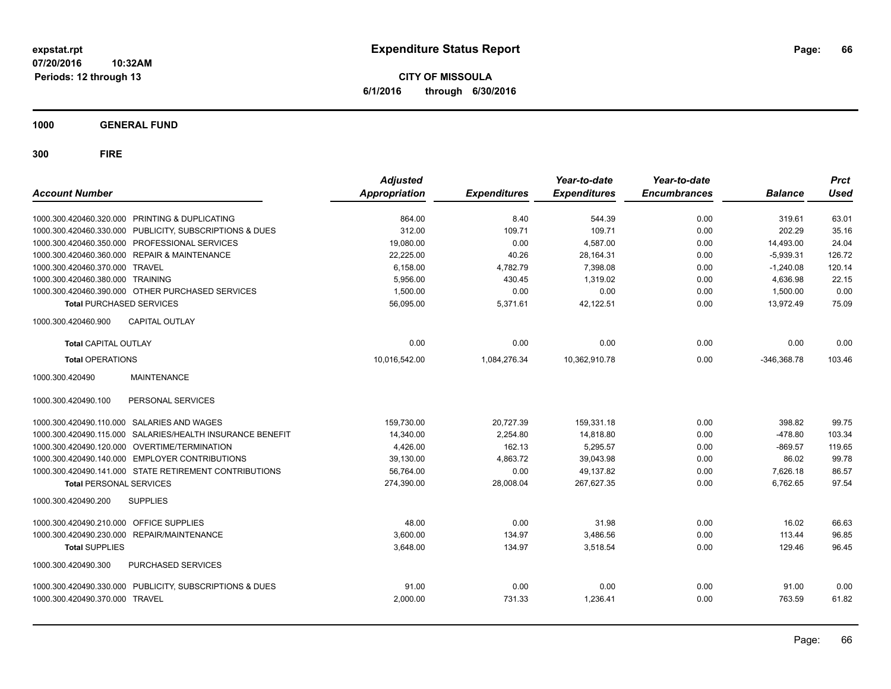**expstat.rpt**
**07/20/2016 10:32AM**
**Periods: 12 through 13**

# Expenditure Status Report

**CITY OF MISSOULA**
**6/1/2016 through 6/30/2016**

## 1000 GENERAL FUND

## 300 FIRE

| Account Number | | Adjusted Appropriation | Expenditures | Year-to-date Expenditures | Year-to-date Encumbrances | Balance | Prct Used |
|---|---|---|---|---|---|---|---|
| 1000.300.420460.320.000 | PRINTING & DUPLICATING | 864.00 | 8.40 | 544.39 | 0.00 | 319.61 | 63.01 |
| 1000.300.420460.330.000 | PUBLICITY, SUBSCRIPTIONS & DUES | 312.00 | 109.71 | 109.71 | 0.00 | 202.29 | 35.16 |
| 1000.300.420460.350.000 | PROFESSIONAL SERVICES | 19,080.00 | 0.00 | 4,587.00 | 0.00 | 14,493.00 | 24.04 |
| 1000.300.420460.360.000 | REPAIR & MAINTENANCE | 22,225.00 | 40.26 | 28,164.31 | 0.00 | -5,939.31 | 126.72 |
| 1000.300.420460.370.000 | TRAVEL | 6,158.00 | 4,782.79 | 7,398.08 | 0.00 | -1,240.08 | 120.14 |
| 1000.300.420460.380.000 | TRAINING | 5,956.00 | 430.45 | 1,319.02 | 0.00 | 4,636.98 | 22.15 |
| 1000.300.420460.390.000 | OTHER PURCHASED SERVICES | 1,500.00 | 0.00 | 0.00 | 0.00 | 1,500.00 | 0.00 |
| **Total** PURCHASED SERVICES | | 56,095.00 | 5,371.61 | 42,122.51 | 0.00 | 13,972.49 | 75.09 |
| 1000.300.420460.900 | CAPITAL OUTLAY | | | | | | |
| **Total** CAPITAL OUTLAY | | 0.00 | 0.00 | 0.00 | 0.00 | 0.00 | 0.00 |
| **Total** OPERATIONS | | 10,016,542.00 | 1,084,276.34 | 10,362,910.78 | 0.00 | -346,368.78 | 103.46 |
| 1000.300.420490 | MAINTENANCE | | | | | | |
| 1000.300.420490.100 | PERSONAL SERVICES | | | | | | |
| 1000.300.420490.110.000 | SALARIES AND WAGES | 159,730.00 | 20,727.39 | 159,331.18 | 0.00 | 398.82 | 99.75 |
| 1000.300.420490.115.000 | SALARIES/HEALTH INSURANCE BENEFIT | 14,340.00 | 2,254.80 | 14,818.80 | 0.00 | -478.80 | 103.34 |
| 1000.300.420490.120.000 | OVERTIME/TERMINATION | 4,426.00 | 162.13 | 5,295.57 | 0.00 | -869.57 | 119.65 |
| 1000.300.420490.140.000 | EMPLOYER CONTRIBUTIONS | 39,130.00 | 4,863.72 | 39,043.98 | 0.00 | 86.02 | 99.78 |
| 1000.300.420490.141.000 | STATE RETIREMENT CONTRIBUTIONS | 56,764.00 | 0.00 | 49,137.82 | 0.00 | 7,626.18 | 86.57 |
| **Total** PERSONAL SERVICES | | 274,390.00 | 28,008.04 | 267,627.35 | 0.00 | 6,762.65 | 97.54 |
| 1000.300.420490.200 | SUPPLIES | | | | | | |
| 1000.300.420490.210.000 | OFFICE SUPPLIES | 48.00 | 0.00 | 31.98 | 0.00 | 16.02 | 66.63 |
| 1000.300.420490.230.000 | REPAIR/MAINTENANCE | 3,600.00 | 134.97 | 3,486.56 | 0.00 | 113.44 | 96.85 |
| **Total** SUPPLIES | | 3,648.00 | 134.97 | 3,518.54 | 0.00 | 129.46 | 96.45 |
| 1000.300.420490.300 | PURCHASED SERVICES | | | | | | |
| 1000.300.420490.330.000 | PUBLICITY, SUBSCRIPTIONS & DUES | 91.00 | 0.00 | 0.00 | 0.00 | 91.00 | 0.00 |
| 1000.300.420490.370.000 | TRAVEL | 2,000.00 | 731.33 | 1,236.41 | 0.00 | 763.59 | 61.82 |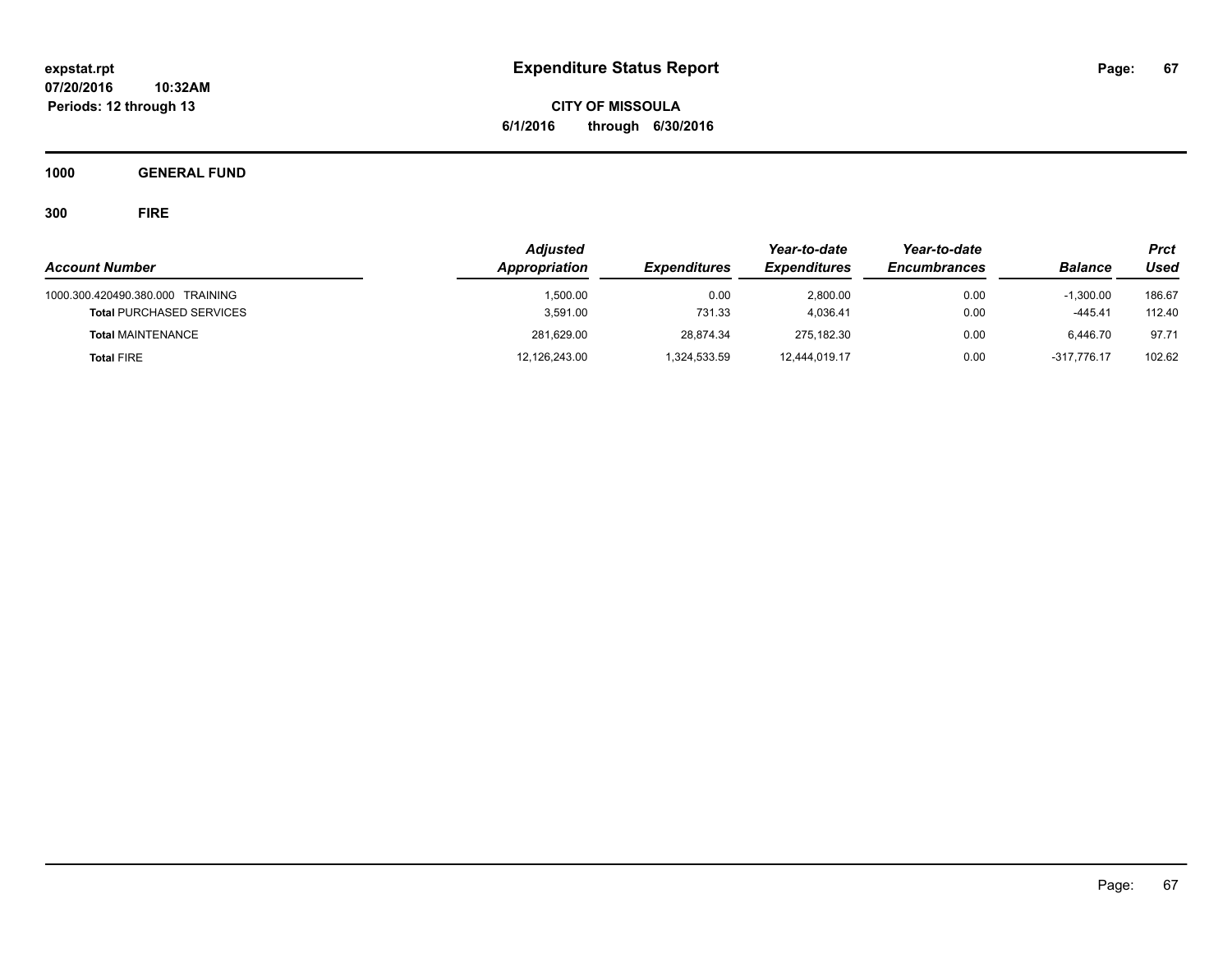# Expenditure Status Report

**CITY OF MISSOULA**
**6/1/2016 through 6/30/2016**

expstat.rpt
07/20/2016 10:32AM
Periods: 12 through 13

## 1000 GENERAL FUND

### 300 FIRE

| Account Number | Adjusted Appropriation | Expenditures | Year-to-date Expenditures | Year-to-date Encumbrances | Balance | Prct Used |
|---|---|---|---|---|---|---|
| 1000.300.420490.380.000 TRAINING | 1,500.00 | 0.00 | 2,800.00 | 0.00 | -1,300.00 | 186.67 |
| **Total** PURCHASED SERVICES | 3,591.00 | 731.33 | 4,036.41 | 0.00 | -445.41 | 112.40 |
| **Total** MAINTENANCE | 281,629.00 | 28,874.34 | 275,182.30 | 0.00 | 6,446.70 | 97.71 |
| **Total** FIRE | 12,126,243.00 | 1,324,533.59 | 12,444,019.17 | 0.00 | -317,776.17 | 102.62 |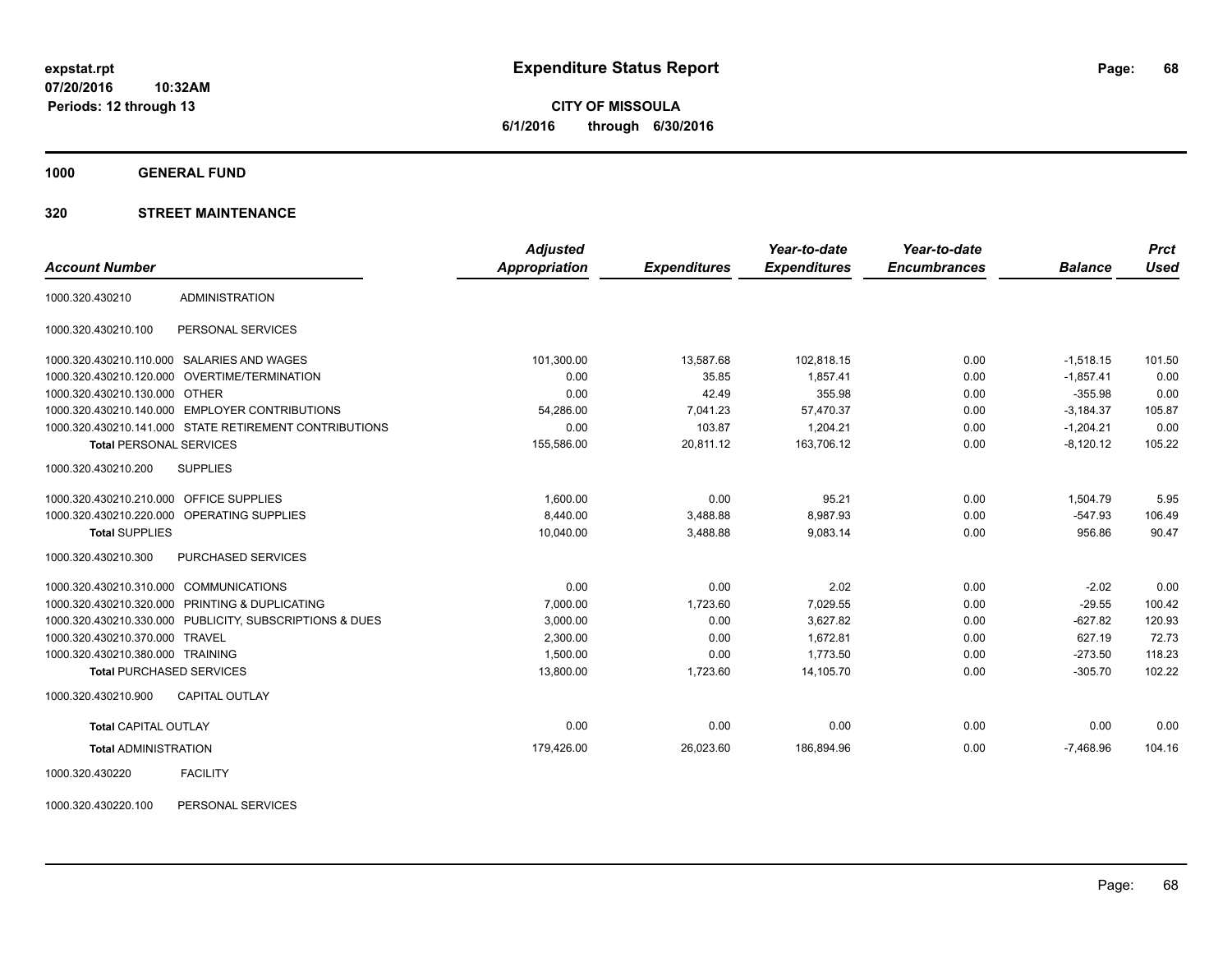# Expenditure Status Report

expstat.rpt
07/20/2016 10:32AM
Periods: 12 through 13

**CITY OF MISSOULA**
**6/1/2016 through 6/30/2016**

## 1000 GENERAL FUND

## 320 STREET MAINTENANCE

| Account Number | | Adjusted Appropriation | Expenditures | Year-to-date Expenditures | Year-to-date Encumbrances | Balance | Prct Used |
|---|---|---|---|---|---|---|---|
| 1000.320.430210 | ADMINISTRATION | | | | | | |
| 1000.320.430210.100 | PERSONAL SERVICES | | | | | | |
| 1000.320.430210.110.000 | SALARIES AND WAGES | 101,300.00 | 13,587.68 | 102,818.15 | 0.00 | -1,518.15 | 101.50 |
| 1000.320.430210.120.000 | OVERTIME/TERMINATION | 0.00 | 35.85 | 1,857.41 | 0.00 | -1,857.41 | 0.00 |
| 1000.320.430210.130.000 | OTHER | 0.00 | 42.49 | 355.98 | 0.00 | -355.98 | 0.00 |
| 1000.320.430210.140.000 | EMPLOYER CONTRIBUTIONS | 54,286.00 | 7,041.23 | 57,470.37 | 0.00 | -3,184.37 | 105.87 |
| 1000.320.430210.141.000 | STATE RETIREMENT CONTRIBUTIONS | 0.00 | 103.87 | 1,204.21 | 0.00 | -1,204.21 | 0.00 |
| **Total** PERSONAL SERVICES | | 155,586.00 | 20,811.12 | 163,706.12 | 0.00 | -8,120.12 | 105.22 |
| 1000.320.430210.200 | SUPPLIES | | | | | | |
| 1000.320.430210.210.000 | OFFICE SUPPLIES | 1,600.00 | 0.00 | 95.21 | 0.00 | 1,504.79 | 5.95 |
| 1000.320.430210.220.000 | OPERATING SUPPLIES | 8,440.00 | 3,488.88 | 8,987.93 | 0.00 | -547.93 | 106.49 |
| **Total** SUPPLIES | | 10,040.00 | 3,488.88 | 9,083.14 | 0.00 | 956.86 | 90.47 |
| 1000.320.430210.300 | PURCHASED SERVICES | | | | | | |
| 1000.320.430210.310.000 | COMMUNICATIONS | 0.00 | 0.00 | 2.02 | 0.00 | -2.02 | 0.00 |
| 1000.320.430210.320.000 | PRINTING & DUPLICATING | 7,000.00 | 1,723.60 | 7,029.55 | 0.00 | -29.55 | 100.42 |
| 1000.320.430210.330.000 | PUBLICITY, SUBSCRIPTIONS & DUES | 3,000.00 | 0.00 | 3,627.82 | 0.00 | -627.82 | 120.93 |
| 1000.320.430210.370.000 | TRAVEL | 2,300.00 | 0.00 | 1,672.81 | 0.00 | 627.19 | 72.73 |
| 1000.320.430210.380.000 | TRAINING | 1,500.00 | 0.00 | 1,773.50 | 0.00 | -273.50 | 118.23 |
| **Total** PURCHASED SERVICES | | 13,800.00 | 1,723.60 | 14,105.70 | 0.00 | -305.70 | 102.22 |
| 1000.320.430210.900 | CAPITAL OUTLAY | | | | | | |
| **Total** CAPITAL OUTLAY | | 0.00 | 0.00 | 0.00 | 0.00 | 0.00 | 0.00 |
| **Total** ADMINISTRATION | | 179,426.00 | 26,023.60 | 186,894.96 | 0.00 | -7,468.96 | 104.16 |
| 1000.320.430220 | FACILITY | | | | | | |
| 1000.320.430220.100 | PERSONAL SERVICES | | | | | | |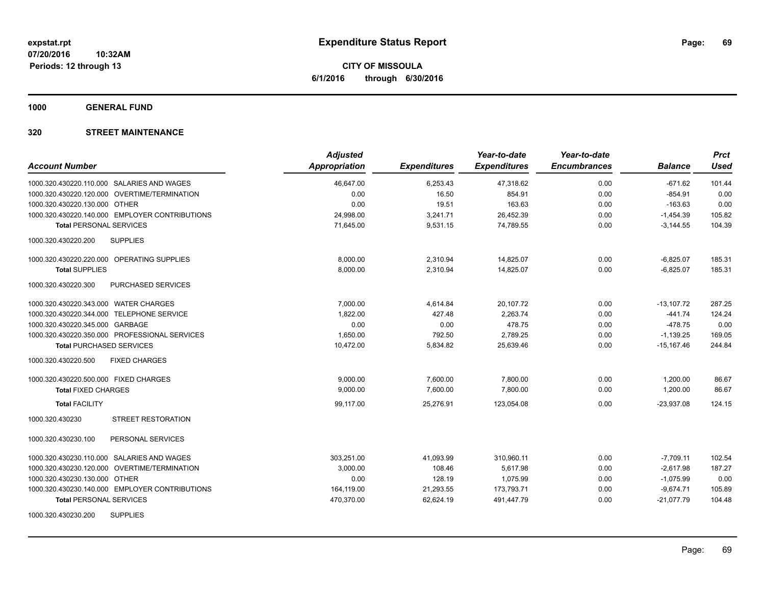**expstat.rpt**
**07/20/2016 10:32AM**
**Periods: 12 through 13**

# Expenditure Status Report

**CITY OF MISSOULA**
**6/1/2016 through 6/30/2016**

## 1000 GENERAL FUND

## 320 STREET MAINTENANCE

| Account Number | Adjusted Appropriation | Expenditures | Year-to-date Expenditures | Year-to-date Encumbrances | Balance | Prct Used |
|---|---|---|---|---|---|---|
| 1000.320.430220.110.000 SALARIES AND WAGES | 46,647.00 | 6,253.43 | 47,318.62 | 0.00 | -671.62 | 101.44 |
| 1000.320.430220.120.000 OVERTIME/TERMINATION | 0.00 | 16.50 | 854.91 | 0.00 | -854.91 | 0.00 |
| 1000.320.430220.130.000 OTHER | 0.00 | 19.51 | 163.63 | 0.00 | -163.63 | 0.00 |
| 1000.320.430220.140.000 EMPLOYER CONTRIBUTIONS | 24,998.00 | 3,241.71 | 26,452.39 | 0.00 | -1,454.39 | 105.82 |
| **Total** PERSONAL SERVICES | 71,645.00 | 9,531.15 | 74,789.55 | 0.00 | -3,144.55 | 104.39 |
| 1000.320.430220.200 SUPPLIES | | | | | | |
| 1000.320.430220.220.000 OPERATING SUPPLIES | 8,000.00 | 2,310.94 | 14,825.07 | 0.00 | -6,825.07 | 185.31 |
| **Total** SUPPLIES | 8,000.00 | 2,310.94 | 14,825.07 | 0.00 | -6,825.07 | 185.31 |
| 1000.320.430220.300 PURCHASED SERVICES | | | | | | |
| 1000.320.430220.343.000 WATER CHARGES | 7,000.00 | 4,614.84 | 20,107.72 | 0.00 | -13,107.72 | 287.25 |
| 1000.320.430220.344.000 TELEPHONE SERVICE | 1,822.00 | 427.48 | 2,263.74 | 0.00 | -441.74 | 124.24 |
| 1000.320.430220.345.000 GARBAGE | 0.00 | 0.00 | 478.75 | 0.00 | -478.75 | 0.00 |
| 1000.320.430220.350.000 PROFESSIONAL SERVICES | 1,650.00 | 792.50 | 2,789.25 | 0.00 | -1,139.25 | 169.05 |
| **Total** PURCHASED SERVICES | 10,472.00 | 5,834.82 | 25,639.46 | 0.00 | -15,167.46 | 244.84 |
| 1000.320.430220.500 FIXED CHARGES | | | | | | |
| 1000.320.430220.500.000 FIXED CHARGES | 9,000.00 | 7,600.00 | 7,800.00 | 0.00 | 1,200.00 | 86.67 |
| **Total** FIXED CHARGES | 9,000.00 | 7,600.00 | 7,800.00 | 0.00 | 1,200.00 | 86.67 |
| **Total** FACILITY | 99,117.00 | 25,276.91 | 123,054.08 | 0.00 | -23,937.08 | 124.15 |
| 1000.320.430230 STREET RESTORATION | | | | | | |
| 1000.320.430230.100 PERSONAL SERVICES | | | | | | |
| 1000.320.430230.110.000 SALARIES AND WAGES | 303,251.00 | 41,093.99 | 310,960.11 | 0.00 | -7,709.11 | 102.54 |
| 1000.320.430230.120.000 OVERTIME/TERMINATION | 3,000.00 | 108.46 | 5,617.98 | 0.00 | -2,617.98 | 187.27 |
| 1000.320.430230.130.000 OTHER | 0.00 | 128.19 | 1,075.99 | 0.00 | -1,075.99 | 0.00 |
| 1000.320.430230.140.000 EMPLOYER CONTRIBUTIONS | 164,119.00 | 21,293.55 | 173,793.71 | 0.00 | -9,674.71 | 105.89 |
| **Total** PERSONAL SERVICES | 470,370.00 | 62,624.19 | 491,447.79 | 0.00 | -21,077.79 | 104.48 |
| 1000.320.430230.200 SUPPLIES | | | | | | |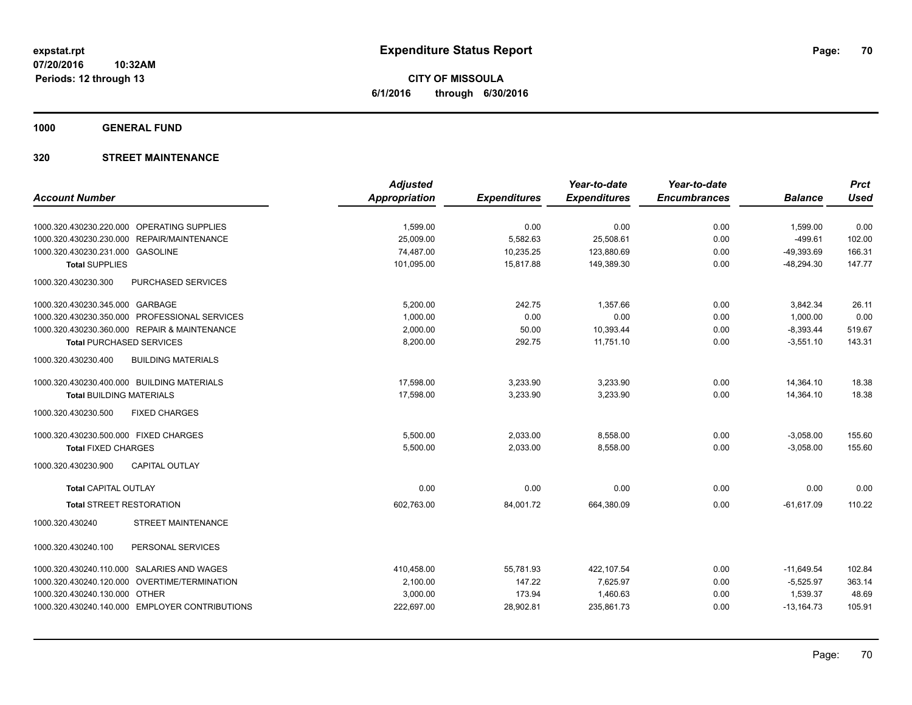**expstat.rpt**
**07/20/2016 10:32AM**
**Periods: 12 through 13**

# Expenditure Status Report

**CITY OF MISSOULA**
**6/1/2016 through 6/30/2016**

## 1000 GENERAL FUND

## 320 STREET MAINTENANCE

| Account Number | Adjusted Appropriation | Expenditures | Year-to-date Expenditures | Year-to-date Encumbrances | Balance | Prct Used |
|---|---|---|---|---|---|---|
| 1000.320.430230.220.000 OPERATING SUPPLIES | 1,599.00 | 0.00 | 0.00 | 0.00 | 1,599.00 | 0.00 |
| 1000.320.430230.230.000 REPAIR/MAINTENANCE | 25,009.00 | 5,582.63 | 25,508.61 | 0.00 | -499.61 | 102.00 |
| 1000.320.430230.231.000 GASOLINE | 74,487.00 | 10,235.25 | 123,880.69 | 0.00 | -49,393.69 | 166.31 |
| **Total** SUPPLIES | 101,095.00 | 15,817.88 | 149,389.30 | 0.00 | -48,294.30 | 147.77 |
| 1000.320.430230.300 PURCHASED SERVICES | | | | | | |
| 1000.320.430230.345.000 GARBAGE | 5,200.00 | 242.75 | 1,357.66 | 0.00 | 3,842.34 | 26.11 |
| 1000.320.430230.350.000 PROFESSIONAL SERVICES | 1,000.00 | 0.00 | 0.00 | 0.00 | 1,000.00 | 0.00 |
| 1000.320.430230.360.000 REPAIR & MAINTENANCE | 2,000.00 | 50.00 | 10,393.44 | 0.00 | -8,393.44 | 519.67 |
| **Total** PURCHASED SERVICES | 8,200.00 | 292.75 | 11,751.10 | 0.00 | -3,551.10 | 143.31 |
| 1000.320.430230.400 BUILDING MATERIALS | | | | | | |
| 1000.320.430230.400.000 BUILDING MATERIALS | 17,598.00 | 3,233.90 | 3,233.90 | 0.00 | 14,364.10 | 18.38 |
| **Total** BUILDING MATERIALS | 17,598.00 | 3,233.90 | 3,233.90 | 0.00 | 14,364.10 | 18.38 |
| 1000.320.430230.500 FIXED CHARGES | | | | | | |
| 1000.320.430230.500.000 FIXED CHARGES | 5,500.00 | 2,033.00 | 8,558.00 | 0.00 | -3,058.00 | 155.60 |
| **Total** FIXED CHARGES | 5,500.00 | 2,033.00 | 8,558.00 | 0.00 | -3,058.00 | 155.60 |
| 1000.320.430230.900 CAPITAL OUTLAY | | | | | | |
| **Total** CAPITAL OUTLAY | 0.00 | 0.00 | 0.00 | 0.00 | 0.00 | 0.00 |
| **Total** STREET RESTORATION | 602,763.00 | 84,001.72 | 664,380.09 | 0.00 | -61,617.09 | 110.22 |
| 1000.320.430240 STREET MAINTENANCE | | | | | | |
| 1000.320.430240.100 PERSONAL SERVICES | | | | | | |
| 1000.320.430240.110.000 SALARIES AND WAGES | 410,458.00 | 55,781.93 | 422,107.54 | 0.00 | -11,649.54 | 102.84 |
| 1000.320.430240.120.000 OVERTIME/TERMINATION | 2,100.00 | 147.22 | 7,625.97 | 0.00 | -5,525.97 | 363.14 |
| 1000.320.430240.130.000 OTHER | 3,000.00 | 173.94 | 1,460.63 | 0.00 | 1,539.37 | 48.69 |
| 1000.320.430240.140.000 EMPLOYER CONTRIBUTIONS | 222,697.00 | 28,902.81 | 235,861.73 | 0.00 | -13,164.73 | 105.91 |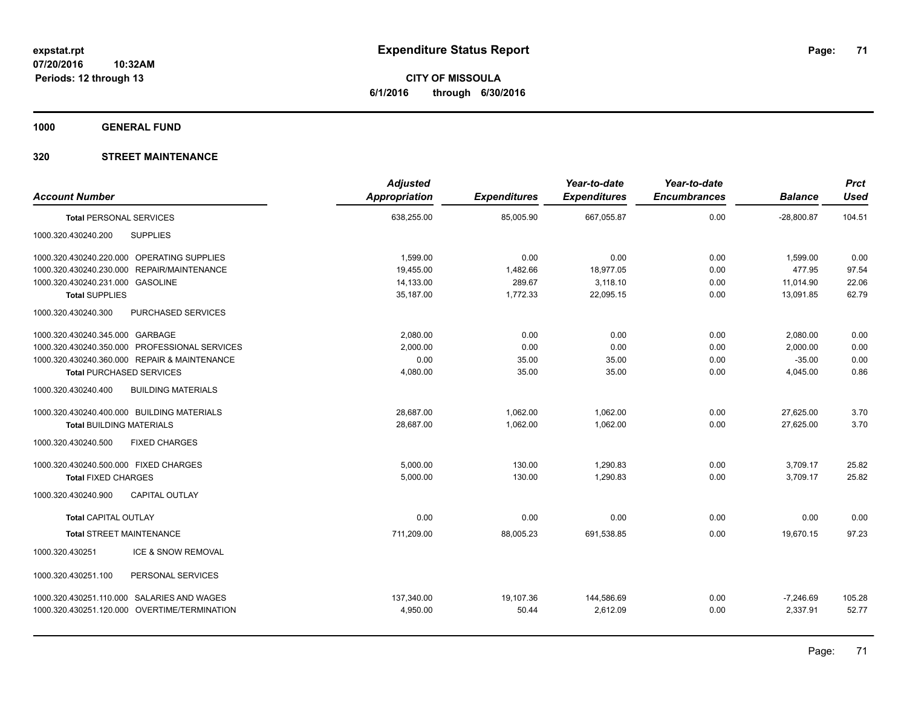**expstat.rpt**
**07/20/2016 10:32AM**
**Periods: 12 through 13**

# Expenditure Status Report

**CITY OF MISSOULA**
**6/1/2016 through 6/30/2016**

## 1000 GENERAL FUND

## 320 STREET MAINTENANCE

| Account Number | | Adjusted Appropriation | Expenditures | Year-to-date Expenditures | Year-to-date Encumbrances | Balance | Prct Used |
|---|---|---|---|---|---|---|---|
| **Total** PERSONAL SERVICES | | 638,255.00 | 85,005.90 | 667,055.87 | 0.00 | -28,800.87 | 104.51 |
| 1000.320.430240.200 | SUPPLIES | | | | | | |
| 1000.320.430240.220.000 | OPERATING SUPPLIES | 1,599.00 | 0.00 | 0.00 | 0.00 | 1,599.00 | 0.00 |
| 1000.320.430240.230.000 | REPAIR/MAINTENANCE | 19,455.00 | 1,482.66 | 18,977.05 | 0.00 | 477.95 | 97.54 |
| 1000.320.430240.231.000 | GASOLINE | 14,133.00 | 289.67 | 3,118.10 | 0.00 | 11,014.90 | 22.06 |
| **Total** SUPPLIES | | 35,187.00 | 1,772.33 | 22,095.15 | 0.00 | 13,091.85 | 62.79 |
| 1000.320.430240.300 | PURCHASED SERVICES | | | | | | |
| 1000.320.430240.345.000 | GARBAGE | 2,080.00 | 0.00 | 0.00 | 0.00 | 2,080.00 | 0.00 |
| 1000.320.430240.350.000 | PROFESSIONAL SERVICES | 2,000.00 | 0.00 | 0.00 | 0.00 | 2,000.00 | 0.00 |
| 1000.320.430240.360.000 | REPAIR & MAINTENANCE | 0.00 | 35.00 | 35.00 | 0.00 | -35.00 | 0.00 |
| **Total** PURCHASED SERVICES | | 4,080.00 | 35.00 | 35.00 | 0.00 | 4,045.00 | 0.86 |
| 1000.320.430240.400 | BUILDING MATERIALS | | | | | | |
| 1000.320.430240.400.000 | BUILDING MATERIALS | 28,687.00 | 1,062.00 | 1,062.00 | 0.00 | 27,625.00 | 3.70 |
| **Total** BUILDING MATERIALS | | 28,687.00 | 1,062.00 | 1,062.00 | 0.00 | 27,625.00 | 3.70 |
| 1000.320.430240.500 | FIXED CHARGES | | | | | | |
| 1000.320.430240.500.000 | FIXED CHARGES | 5,000.00 | 130.00 | 1,290.83 | 0.00 | 3,709.17 | 25.82 |
| **Total** FIXED CHARGES | | 5,000.00 | 130.00 | 1,290.83 | 0.00 | 3,709.17 | 25.82 |
| 1000.320.430240.900 | CAPITAL OUTLAY | | | | | | |
| **Total** CAPITAL OUTLAY | | 0.00 | 0.00 | 0.00 | 0.00 | 0.00 | 0.00 |
| **Total** STREET MAINTENANCE | | 711,209.00 | 88,005.23 | 691,538.85 | 0.00 | 19,670.15 | 97.23 |
| 1000.320.430251 | ICE & SNOW REMOVAL | | | | | | |
| 1000.320.430251.100 | PERSONAL SERVICES | | | | | | |
| 1000.320.430251.110.000 | SALARIES AND WAGES | 137,340.00 | 19,107.36 | 144,586.69 | 0.00 | -7,246.69 | 105.28 |
| 1000.320.430251.120.000 | OVERTIME/TERMINATION | 4,950.00 | 50.44 | 2,612.09 | 0.00 | 2,337.91 | 52.77 |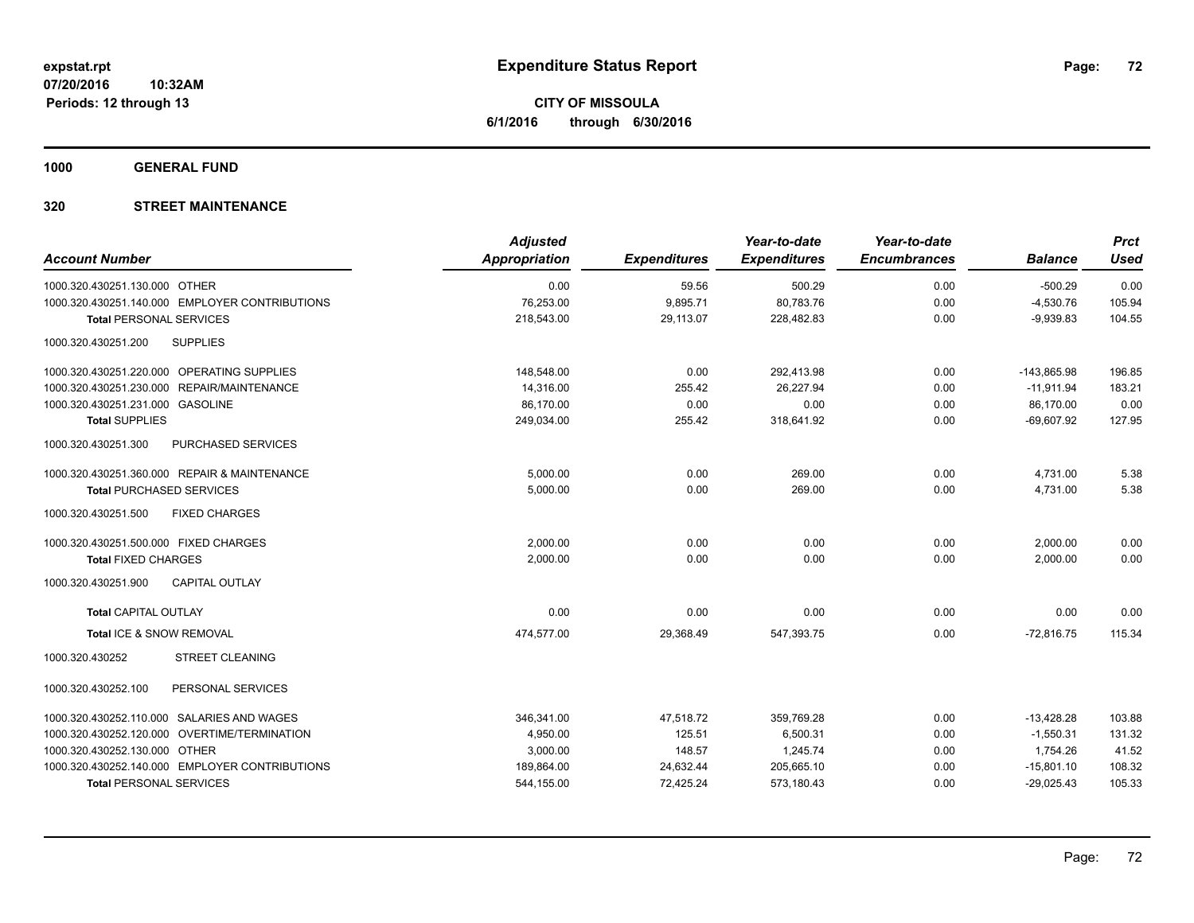# Expenditure Status Report

**CITY OF MISSOULA**
**6/1/2016 through 6/30/2016**

expstat.rpt
07/20/2016 10:32AM
Periods: 12 through 13

**1000 GENERAL FUND**

**320 STREET MAINTENANCE**

| Account Number | Adjusted Appropriation | Expenditures | Year-to-date Expenditures | Year-to-date Encumbrances | Balance | Prct Used |
|---|---|---|---|---|---|---|
| 1000.320.430251.130.000 OTHER | 0.00 | 59.56 | 500.29 | 0.00 | -500.29 | 0.00 |
| 1000.320.430251.140.000 EMPLOYER CONTRIBUTIONS | 76,253.00 | 9,895.71 | 80,783.76 | 0.00 | -4,530.76 | 105.94 |
| **Total** PERSONAL SERVICES | 218,543.00 | 29,113.07 | 228,482.83 | 0.00 | -9,939.83 | 104.55 |
| 1000.320.430251.200 SUPPLIES | | | | | | |
| 1000.320.430251.220.000 OPERATING SUPPLIES | 148,548.00 | 0.00 | 292,413.98 | 0.00 | -143,865.98 | 196.85 |
| 1000.320.430251.230.000 REPAIR/MAINTENANCE | 14,316.00 | 255.42 | 26,227.94 | 0.00 | -11,911.94 | 183.21 |
| 1000.320.430251.231.000 GASOLINE | 86,170.00 | 0.00 | 0.00 | 0.00 | 86,170.00 | 0.00 |
| **Total** SUPPLIES | 249,034.00 | 255.42 | 318,641.92 | 0.00 | -69,607.92 | 127.95 |
| 1000.320.430251.300 PURCHASED SERVICES | | | | | | |
| 1000.320.430251.360.000 REPAIR & MAINTENANCE | 5,000.00 | 0.00 | 269.00 | 0.00 | 4,731.00 | 5.38 |
| **Total** PURCHASED SERVICES | 5,000.00 | 0.00 | 269.00 | 0.00 | 4,731.00 | 5.38 |
| 1000.320.430251.500 FIXED CHARGES | | | | | | |
| 1000.320.430251.500.000 FIXED CHARGES | 2,000.00 | 0.00 | 0.00 | 0.00 | 2,000.00 | 0.00 |
| **Total** FIXED CHARGES | 2,000.00 | 0.00 | 0.00 | 0.00 | 2,000.00 | 0.00 |
| 1000.320.430251.900 CAPITAL OUTLAY | | | | | | |
| **Total** CAPITAL OUTLAY | 0.00 | 0.00 | 0.00 | 0.00 | 0.00 | 0.00 |
| **Total** ICE & SNOW REMOVAL | 474,577.00 | 29,368.49 | 547,393.75 | 0.00 | -72,816.75 | 115.34 |
| 1000.320.430252 STREET CLEANING | | | | | | |
| 1000.320.430252.100 PERSONAL SERVICES | | | | | | |
| 1000.320.430252.110.000 SALARIES AND WAGES | 346,341.00 | 47,518.72 | 359,769.28 | 0.00 | -13,428.28 | 103.88 |
| 1000.320.430252.120.000 OVERTIME/TERMINATION | 4,950.00 | 125.51 | 6,500.31 | 0.00 | -1,550.31 | 131.32 |
| 1000.320.430252.130.000 OTHER | 3,000.00 | 148.57 | 1,245.74 | 0.00 | 1,754.26 | 41.52 |
| 1000.320.430252.140.000 EMPLOYER CONTRIBUTIONS | 189,864.00 | 24,632.44 | 205,665.10 | 0.00 | -15,801.10 | 108.32 |
| **Total** PERSONAL SERVICES | 544,155.00 | 72,425.24 | 573,180.43 | 0.00 | -29,025.43 | 105.33 |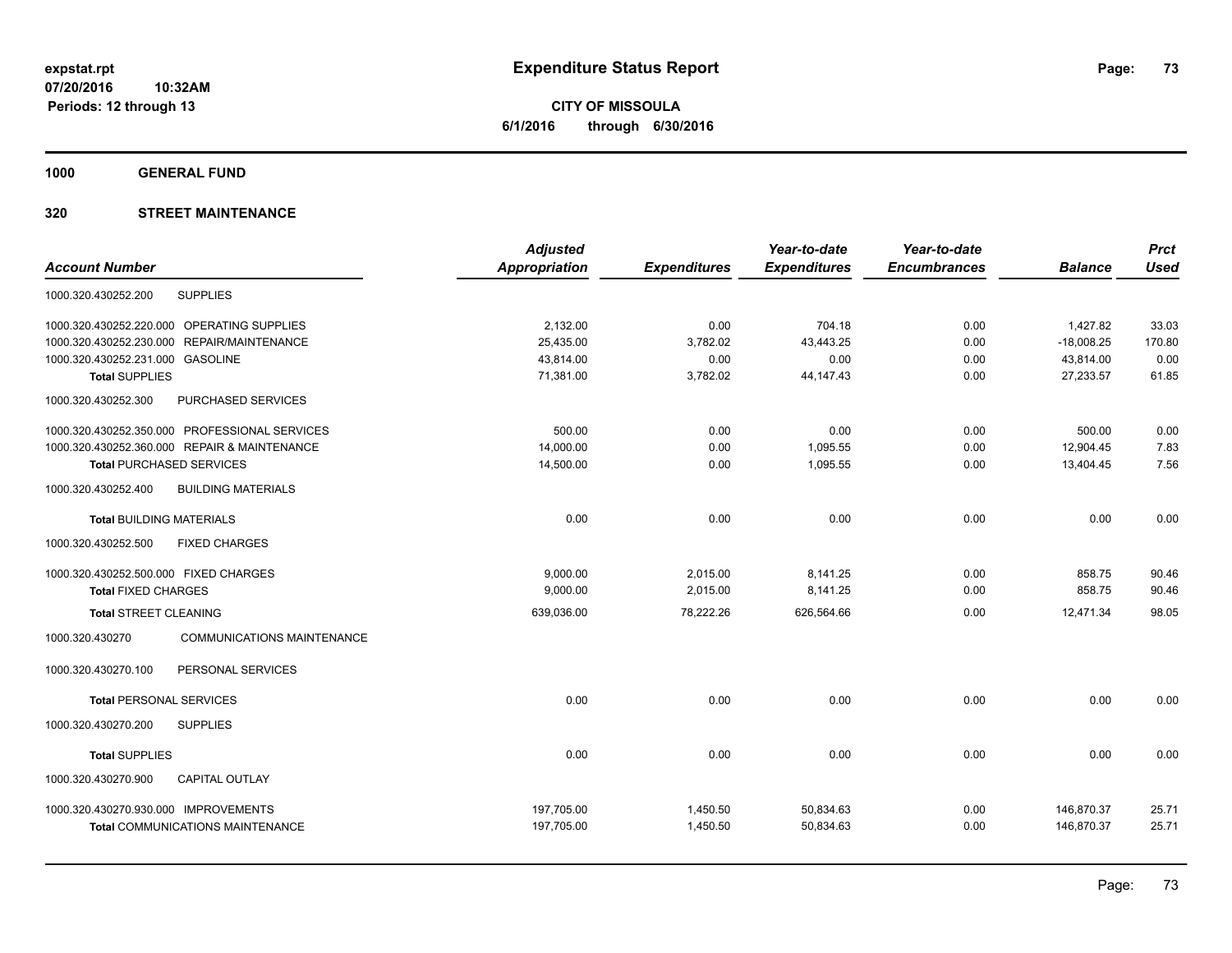**expstat.rpt**
**07/20/2016 10:32AM**
**Periods: 12 through 13**

# Expenditure Status Report

**CITY OF MISSOULA**
**6/1/2016 through 6/30/2016**

## 1000 GENERAL FUND

## 320 STREET MAINTENANCE

| Account Number | | Adjusted Appropriation | Expenditures | Year-to-date Expenditures | Year-to-date Encumbrances | Balance | Prct Used |
|---|---|---|---|---|---|---|---|
| 1000.320.430252.200 | SUPPLIES | | | | | | |
| 1000.320.430252.220.000 | OPERATING SUPPLIES | 2,132.00 | 0.00 | 704.18 | 0.00 | 1,427.82 | 33.03 |
| 1000.320.430252.230.000 | REPAIR/MAINTENANCE | 25,435.00 | 3,782.02 | 43,443.25 | 0.00 | -18,008.25 | 170.80 |
| 1000.320.430252.231.000 | GASOLINE | 43,814.00 | 0.00 | 0.00 | 0.00 | 43,814.00 | 0.00 |
| **Total SUPPLIES** | | 71,381.00 | 3,782.02 | 44,147.43 | 0.00 | 27,233.57 | 61.85 |
| 1000.320.430252.300 | PURCHASED SERVICES | | | | | | |
| 1000.320.430252.350.000 | PROFESSIONAL SERVICES | 500.00 | 0.00 | 0.00 | 0.00 | 500.00 | 0.00 |
| 1000.320.430252.360.000 | REPAIR & MAINTENANCE | 14,000.00 | 0.00 | 1,095.55 | 0.00 | 12,904.45 | 7.83 |
| **Total PURCHASED SERVICES** | | 14,500.00 | 0.00 | 1,095.55 | 0.00 | 13,404.45 | 7.56 |
| 1000.320.430252.400 | BUILDING MATERIALS | | | | | | |
| **Total BUILDING MATERIALS** | | 0.00 | 0.00 | 0.00 | 0.00 | 0.00 | 0.00 |
| 1000.320.430252.500 | FIXED CHARGES | | | | | | |
| 1000.320.430252.500.000 | FIXED CHARGES | 9,000.00 | 2,015.00 | 8,141.25 | 0.00 | 858.75 | 90.46 |
| **Total FIXED CHARGES** | | 9,000.00 | 2,015.00 | 8,141.25 | 0.00 | 858.75 | 90.46 |
| **Total STREET CLEANING** | | 639,036.00 | 78,222.26 | 626,564.66 | 0.00 | 12,471.34 | 98.05 |
| 1000.320.430270 | COMMUNICATIONS MAINTENANCE | | | | | | |
| 1000.320.430270.100 | PERSONAL SERVICES | | | | | | |
| **Total PERSONAL SERVICES** | | 0.00 | 0.00 | 0.00 | 0.00 | 0.00 | 0.00 |
| 1000.320.430270.200 | SUPPLIES | | | | | | |
| **Total SUPPLIES** | | 0.00 | 0.00 | 0.00 | 0.00 | 0.00 | 0.00 |
| 1000.320.430270.900 | CAPITAL OUTLAY | | | | | | |
| 1000.320.430270.930.000 | IMPROVEMENTS | 197,705.00 | 1,450.50 | 50,834.63 | 0.00 | 146,870.37 | 25.71 |
| **Total COMMUNICATIONS MAINTENANCE** | | 197,705.00 | 1,450.50 | 50,834.63 | 0.00 | 146,870.37 | 25.71 |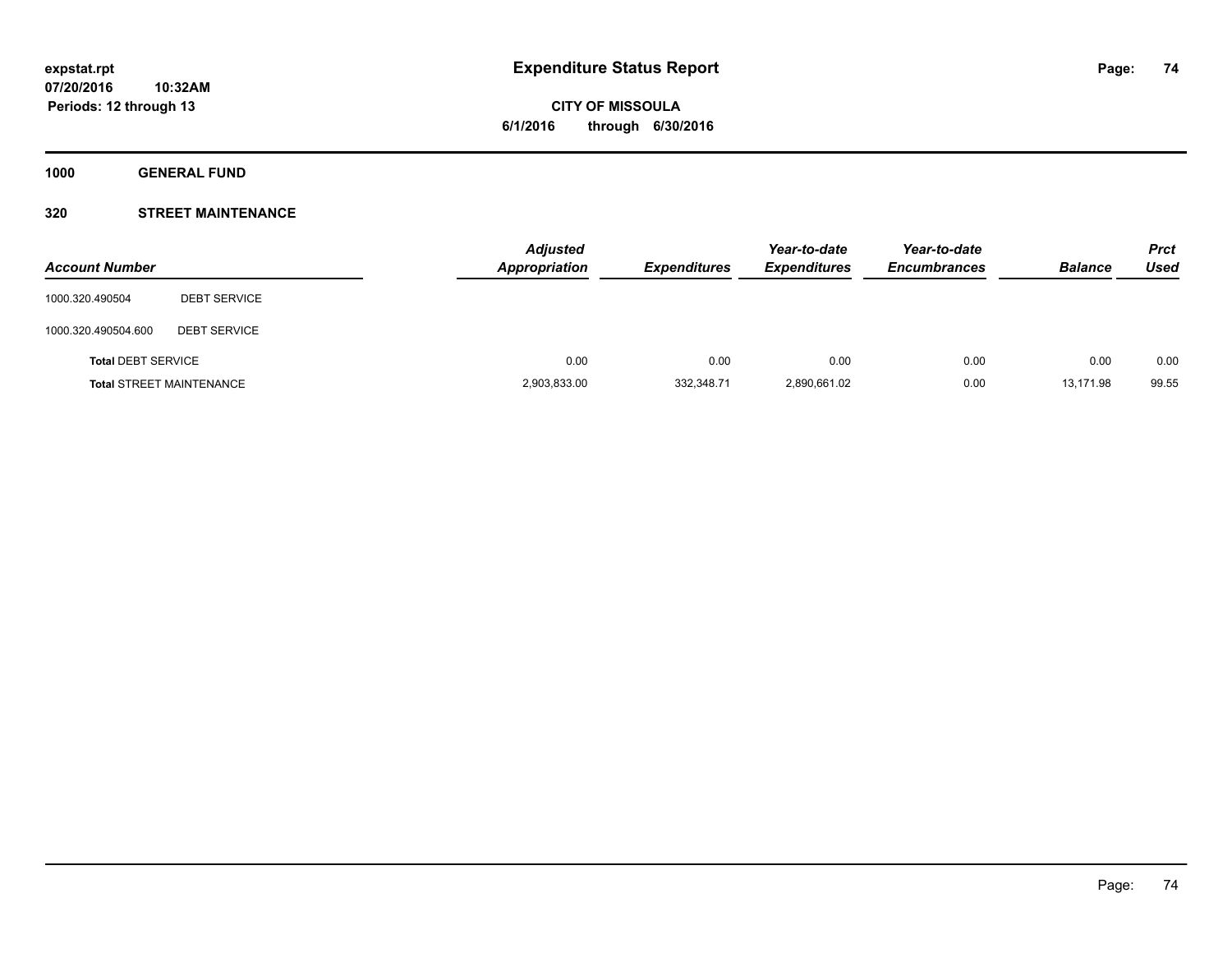# Expenditure Status Report

expstat.rpt
07/20/2016 10:32AM
Periods: 12 through 13

**CITY OF MISSOULA**
**6/1/2016 through 6/30/2016**

**1000 GENERAL FUND**

**320 STREET MAINTENANCE**

| Account Number | | Adjusted Appropriation | Expenditures | Year-to-date Expenditures | Year-to-date Encumbrances | Balance | Prct Used |
|---|---|---|---|---|---|---|---|
| 1000.320.490504 | DEBT SERVICE | | | | | | |
| 1000.320.490504.600 | DEBT SERVICE | | | | | | |
| **Total** DEBT SERVICE | | 0.00 | 0.00 | 0.00 | 0.00 | 0.00 | 0.00 |
| **Total** STREET MAINTENANCE | | 2,903,833.00 | 332,348.71 | 2,890,661.02 | 0.00 | 13,171.98 | 99.55 |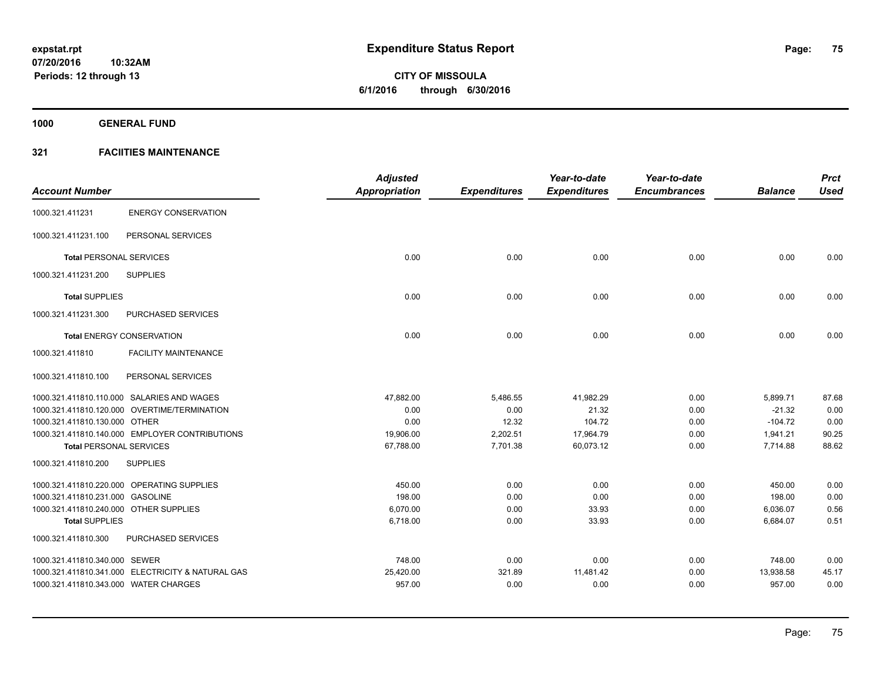# Expenditure Status Report

expstat.rpt
07/20/2016 10:32AM
Periods: 12 through 13

**CITY OF MISSOULA**
**6/1/2016 through 6/30/2016**

## 1000 GENERAL FUND

### 321 FACIITIES MAINTENANCE

| Account Number | | Adjusted Appropriation | Expenditures | Year-to-date Expenditures | Year-to-date Encumbrances | Balance | Prct Used |
|---|---|---|---|---|---|---|---|
| 1000.321.411231 | ENERGY CONSERVATION | | | | | | |
| 1000.321.411231.100 | PERSONAL SERVICES | | | | | | |
| **Total** PERSONAL SERVICES | | 0.00 | 0.00 | 0.00 | 0.00 | 0.00 | 0.00 |
| 1000.321.411231.200 | SUPPLIES | | | | | | |
| **Total** SUPPLIES | | 0.00 | 0.00 | 0.00 | 0.00 | 0.00 | 0.00 |
| 1000.321.411231.300 | PURCHASED SERVICES | | | | | | |
| **Total** ENERGY CONSERVATION | | 0.00 | 0.00 | 0.00 | 0.00 | 0.00 | 0.00 |
| 1000.321.411810 | FACILITY MAINTENANCE | | | | | | |
| 1000.321.411810.100 | PERSONAL SERVICES | | | | | | |
| 1000.321.411810.110.000 | SALARIES AND WAGES | 47,882.00 | 5,486.55 | 41,982.29 | 0.00 | 5,899.71 | 87.68 |
| 1000.321.411810.120.000 | OVERTIME/TERMINATION | 0.00 | 0.00 | 21.32 | 0.00 | -21.32 | 0.00 |
| 1000.321.411810.130.000 | OTHER | 0.00 | 12.32 | 104.72 | 0.00 | -104.72 | 0.00 |
| 1000.321.411810.140.000 | EMPLOYER CONTRIBUTIONS | 19,906.00 | 2,202.51 | 17,964.79 | 0.00 | 1,941.21 | 90.25 |
| **Total** PERSONAL SERVICES | | 67,788.00 | 7,701.38 | 60,073.12 | 0.00 | 7,714.88 | 88.62 |
| 1000.321.411810.200 | SUPPLIES | | | | | | |
| 1000.321.411810.220.000 | OPERATING SUPPLIES | 450.00 | 0.00 | 0.00 | 0.00 | 450.00 | 0.00 |
| 1000.321.411810.231.000 | GASOLINE | 198.00 | 0.00 | 0.00 | 0.00 | 198.00 | 0.00 |
| 1000.321.411810.240.000 | OTHER SUPPLIES | 6,070.00 | 0.00 | 33.93 | 0.00 | 6,036.07 | 0.56 |
| **Total** SUPPLIES | | 6,718.00 | 0.00 | 33.93 | 0.00 | 6,684.07 | 0.51 |
| 1000.321.411810.300 | PURCHASED SERVICES | | | | | | |
| 1000.321.411810.340.000 | SEWER | 748.00 | 0.00 | 0.00 | 0.00 | 748.00 | 0.00 |
| 1000.321.411810.341.000 | ELECTRICITY & NATURAL GAS | 25,420.00 | 321.89 | 11,481.42 | 0.00 | 13,938.58 | 45.17 |
| 1000.321.411810.343.000 | WATER CHARGES | 957.00 | 0.00 | 0.00 | 0.00 | 957.00 | 0.00 |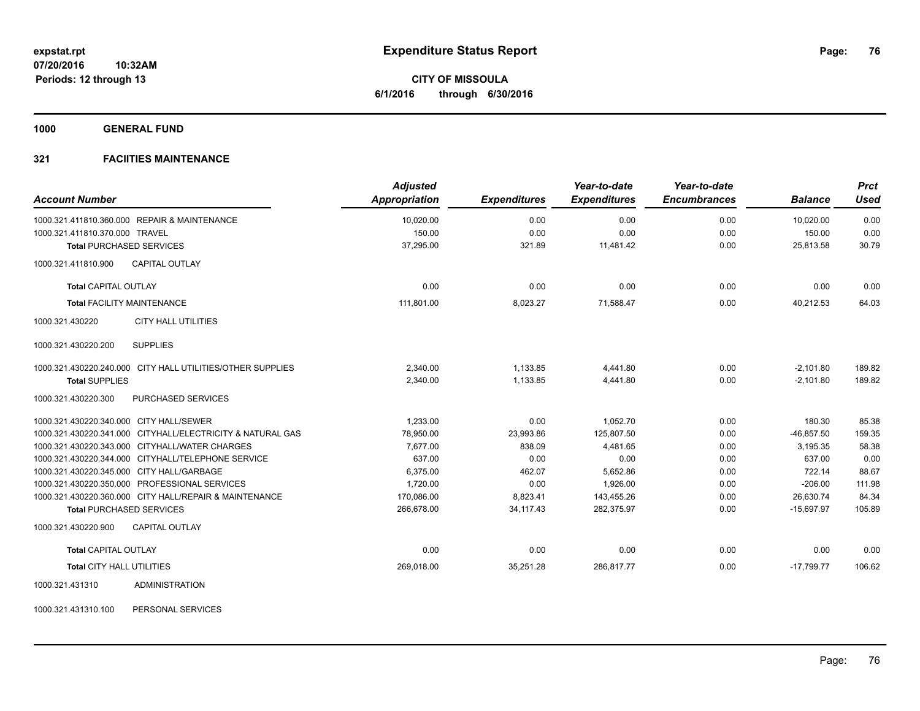**expstat.rpt**
**07/20/2016 10:32AM**
**Periods: 12 through 13**

# Expenditure Status Report

**CITY OF MISSOULA**
**6/1/2016 through 6/30/2016**

## 1000 GENERAL FUND

## 321 FACIITIES MAINTENANCE

| Account Number | | Adjusted Appropriation | Expenditures | Year-to-date Expenditures | Year-to-date Encumbrances | Balance | Prct Used |
|---|---|---|---|---|---|---|---|
| 1000.321.411810.360.000 | REPAIR & MAINTENANCE | 10,020.00 | 0.00 | 0.00 | 0.00 | 10,020.00 | 0.00 |
| 1000.321.411810.370.000 | TRAVEL | 150.00 | 0.00 | 0.00 | 0.00 | 150.00 | 0.00 |
| **Total** PURCHASED SERVICES | | 37,295.00 | 321.89 | 11,481.42 | 0.00 | 25,813.58 | 30.79 |
| 1000.321.411810.900 | CAPITAL OUTLAY | | | | | | |
| **Total** CAPITAL OUTLAY | | 0.00 | 0.00 | 0.00 | 0.00 | 0.00 | 0.00 |
| **Total** FACILITY MAINTENANCE | | 111,801.00 | 8,023.27 | 71,588.47 | 0.00 | 40,212.53 | 64.03 |
| 1000.321.430220 | CITY HALL UTILITIES | | | | | | |
| 1000.321.430220.200 | SUPPLIES | | | | | | |
| 1000.321.430220.240.000 | CITY HALL UTILITIES/OTHER SUPPLIES | 2,340.00 | 1,133.85 | 4,441.80 | 0.00 | -2,101.80 | 189.82 |
| **Total** SUPPLIES | | 2,340.00 | 1,133.85 | 4,441.80 | 0.00 | -2,101.80 | 189.82 |
| 1000.321.430220.300 | PURCHASED SERVICES | | | | | | |
| 1000.321.430220.340.000 | CITY HALL/SEWER | 1,233.00 | 0.00 | 1,052.70 | 0.00 | 180.30 | 85.38 |
| 1000.321.430220.341.000 | CITYHALL/ELECTRICITY & NATURAL GAS | 78,950.00 | 23,993.86 | 125,807.50 | 0.00 | -46,857.50 | 159.35 |
| 1000.321.430220.343.000 | CITYHALL/WATER CHARGES | 7,677.00 | 838.09 | 4,481.65 | 0.00 | 3,195.35 | 58.38 |
| 1000.321.430220.344.000 | CITYHALL/TELEPHONE SERVICE | 637.00 | 0.00 | 0.00 | 0.00 | 637.00 | 0.00 |
| 1000.321.430220.345.000 | CITY HALL/GARBAGE | 6,375.00 | 462.07 | 5,652.86 | 0.00 | 722.14 | 88.67 |
| 1000.321.430220.350.000 | PROFESSIONAL SERVICES | 1,720.00 | 0.00 | 1,926.00 | 0.00 | -206.00 | 111.98 |
| 1000.321.430220.360.000 | CITY HALL/REPAIR & MAINTENANCE | 170,086.00 | 8,823.41 | 143,455.26 | 0.00 | 26,630.74 | 84.34 |
| **Total** PURCHASED SERVICES | | 266,678.00 | 34,117.43 | 282,375.97 | 0.00 | -15,697.97 | 105.89 |
| 1000.321.430220.900 | CAPITAL OUTLAY | | | | | | |
| **Total** CAPITAL OUTLAY | | 0.00 | 0.00 | 0.00 | 0.00 | 0.00 | 0.00 |
| **Total** CITY HALL UTILITIES | | 269,018.00 | 35,251.28 | 286,817.77 | 0.00 | -17,799.77 | 106.62 |
| 1000.321.431310 | ADMINISTRATION | | | | | | |
| 1000.321.431310.100 | PERSONAL SERVICES | | | | | | |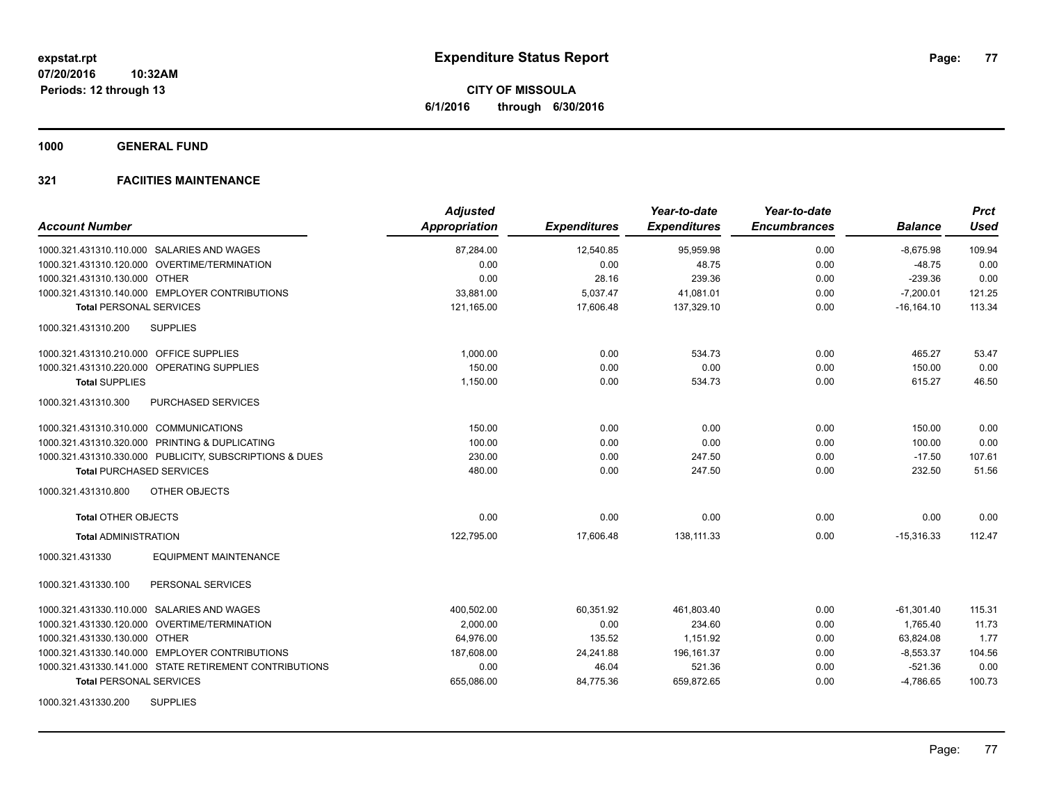# Expenditure Status Report

**CITY OF MISSOULA**
**6/1/2016 through 6/30/2016**

expstat.rpt
07/20/2016 10:32AM
Periods: 12 through 13

**1000 GENERAL FUND**

**321 FACIITIES MAINTENANCE**

| Account Number | Adjusted Appropriation | Expenditures | Year-to-date Expenditures | Year-to-date Encumbrances | Balance | Prct Used |
|---|---|---|---|---|---|---|
| 1000.321.431310.110.000 SALARIES AND WAGES | 87,284.00 | 12,540.85 | 95,959.98 | 0.00 | -8,675.98 | 109.94 |
| 1000.321.431310.120.000 OVERTIME/TERMINATION | 0.00 | 0.00 | 48.75 | 0.00 | -48.75 | 0.00 |
| 1000.321.431310.130.000 OTHER | 0.00 | 28.16 | 239.36 | 0.00 | -239.36 | 0.00 |
| 1000.321.431310.140.000 EMPLOYER CONTRIBUTIONS | 33,881.00 | 5,037.47 | 41,081.01 | 0.00 | -7,200.01 | 121.25 |
| **Total** PERSONAL SERVICES | 121,165.00 | 17,606.48 | 137,329.10 | 0.00 | -16,164.10 | 113.34 |
| 1000.321.431310.200 SUPPLIES | | | | | | |
| 1000.321.431310.210.000 OFFICE SUPPLIES | 1,000.00 | 0.00 | 534.73 | 0.00 | 465.27 | 53.47 |
| 1000.321.431310.220.000 OPERATING SUPPLIES | 150.00 | 0.00 | 0.00 | 0.00 | 150.00 | 0.00 |
| **Total** SUPPLIES | 1,150.00 | 0.00 | 534.73 | 0.00 | 615.27 | 46.50 |
| 1000.321.431310.300 PURCHASED SERVICES | | | | | | |
| 1000.321.431310.310.000 COMMUNICATIONS | 150.00 | 0.00 | 0.00 | 0.00 | 150.00 | 0.00 |
| 1000.321.431310.320.000 PRINTING & DUPLICATING | 100.00 | 0.00 | 0.00 | 0.00 | 100.00 | 0.00 |
| 1000.321.431310.330.000 PUBLICITY, SUBSCRIPTIONS & DUES | 230.00 | 0.00 | 247.50 | 0.00 | -17.50 | 107.61 |
| **Total** PURCHASED SERVICES | 480.00 | 0.00 | 247.50 | 0.00 | 232.50 | 51.56 |
| 1000.321.431310.800 OTHER OBJECTS | | | | | | |
| **Total** OTHER OBJECTS | 0.00 | 0.00 | 0.00 | 0.00 | 0.00 | 0.00 |
| **Total** ADMINISTRATION | 122,795.00 | 17,606.48 | 138,111.33 | 0.00 | -15,316.33 | 112.47 |
| 1000.321.431330 EQUIPMENT MAINTENANCE | | | | | | |
| 1000.321.431330.100 PERSONAL SERVICES | | | | | | |
| 1000.321.431330.110.000 SALARIES AND WAGES | 400,502.00 | 60,351.92 | 461,803.40 | 0.00 | -61,301.40 | 115.31 |
| 1000.321.431330.120.000 OVERTIME/TERMINATION | 2,000.00 | 0.00 | 234.60 | 0.00 | 1,765.40 | 11.73 |
| 1000.321.431330.130.000 OTHER | 64,976.00 | 135.52 | 1,151.92 | 0.00 | 63,824.08 | 1.77 |
| 1000.321.431330.140.000 EMPLOYER CONTRIBUTIONS | 187,608.00 | 24,241.88 | 196,161.37 | 0.00 | -8,553.37 | 104.56 |
| 1000.321.431330.141.000 STATE RETIREMENT CONTRIBUTIONS | 0.00 | 46.04 | 521.36 | 0.00 | -521.36 | 0.00 |
| **Total** PERSONAL SERVICES | 655,086.00 | 84,775.36 | 659,872.65 | 0.00 | -4,786.65 | 100.73 |
| 1000.321.431330.200 SUPPLIES | | | | | | |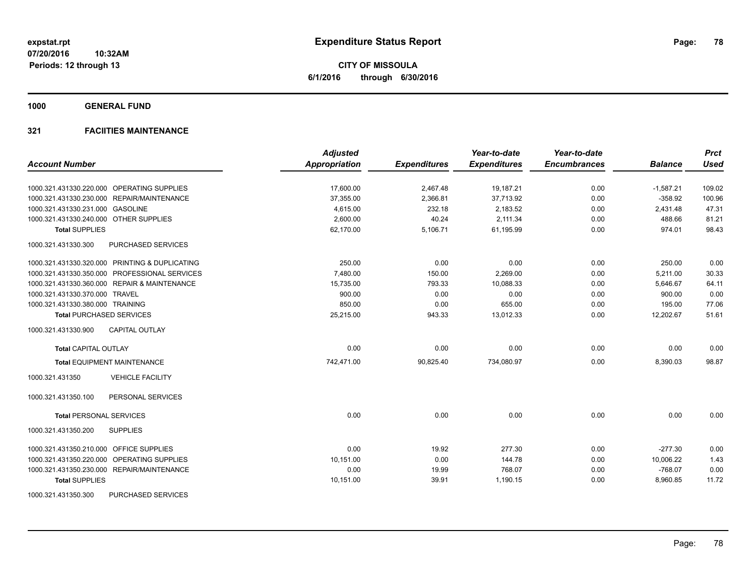**expstat.rpt**
**07/20/2016 10:32AM**
**Periods: 12 through 13**

# Expenditure Status Report

**CITY OF MISSOULA**
**6/1/2016 through 6/30/2016**

## 1000 GENERAL FUND

## 321 FACIITIES MAINTENANCE

| Account Number | Adjusted Appropriation | Expenditures | Year-to-date Expenditures | Year-to-date Encumbrances | Balance | Prct Used |
|---|---|---|---|---|---|---|
| 1000.321.431330.220.000 OPERATING SUPPLIES | 17,600.00 | 2,467.48 | 19,187.21 | 0.00 | -1,587.21 | 109.02 |
| 1000.321.431330.230.000 REPAIR/MAINTENANCE | 37,355.00 | 2,366.81 | 37,713.92 | 0.00 | -358.92 | 100.96 |
| 1000.321.431330.231.000 GASOLINE | 4,615.00 | 232.18 | 2,183.52 | 0.00 | 2,431.48 | 47.31 |
| 1000.321.431330.240.000 OTHER SUPPLIES | 2,600.00 | 40.24 | 2,111.34 | 0.00 | 488.66 | 81.21 |
| **Total SUPPLIES** | 62,170.00 | 5,106.71 | 61,195.99 | 0.00 | 974.01 | 98.43 |
| 1000.321.431330.300 PURCHASED SERVICES | | | | | | |
| 1000.321.431330.320.000 PRINTING & DUPLICATING | 250.00 | 0.00 | 0.00 | 0.00 | 250.00 | 0.00 |
| 1000.321.431330.350.000 PROFESSIONAL SERVICES | 7,480.00 | 150.00 | 2,269.00 | 0.00 | 5,211.00 | 30.33 |
| 1000.321.431330.360.000 REPAIR & MAINTENANCE | 15,735.00 | 793.33 | 10,088.33 | 0.00 | 5,646.67 | 64.11 |
| 1000.321.431330.370.000 TRAVEL | 900.00 | 0.00 | 0.00 | 0.00 | 900.00 | 0.00 |
| 1000.321.431330.380.000 TRAINING | 850.00 | 0.00 | 655.00 | 0.00 | 195.00 | 77.06 |
| **Total PURCHASED SERVICES** | 25,215.00 | 943.33 | 13,012.33 | 0.00 | 12,202.67 | 51.61 |
| 1000.321.431330.900 CAPITAL OUTLAY | | | | | | |
| **Total CAPITAL OUTLAY** | 0.00 | 0.00 | 0.00 | 0.00 | 0.00 | 0.00 |
| **Total EQUIPMENT MAINTENANCE** | 742,471.00 | 90,825.40 | 734,080.97 | 0.00 | 8,390.03 | 98.87 |
| 1000.321.431350 VEHICLE FACILITY | | | | | | |
| 1000.321.431350.100 PERSONAL SERVICES | | | | | | |
| **Total PERSONAL SERVICES** | 0.00 | 0.00 | 0.00 | 0.00 | 0.00 | 0.00 |
| 1000.321.431350.200 SUPPLIES | | | | | | |
| 1000.321.431350.210.000 OFFICE SUPPLIES | 0.00 | 19.92 | 277.30 | 0.00 | -277.30 | 0.00 |
| 1000.321.431350.220.000 OPERATING SUPPLIES | 10,151.00 | 0.00 | 144.78 | 0.00 | 10,006.22 | 1.43 |
| 1000.321.431350.230.000 REPAIR/MAINTENANCE | 0.00 | 19.99 | 768.07 | 0.00 | -768.07 | 0.00 |
| **Total SUPPLIES** | 10,151.00 | 39.91 | 1,190.15 | 0.00 | 8,960.85 | 11.72 |
| 1000.321.431350.300 PURCHASED SERVICES | | | | | | |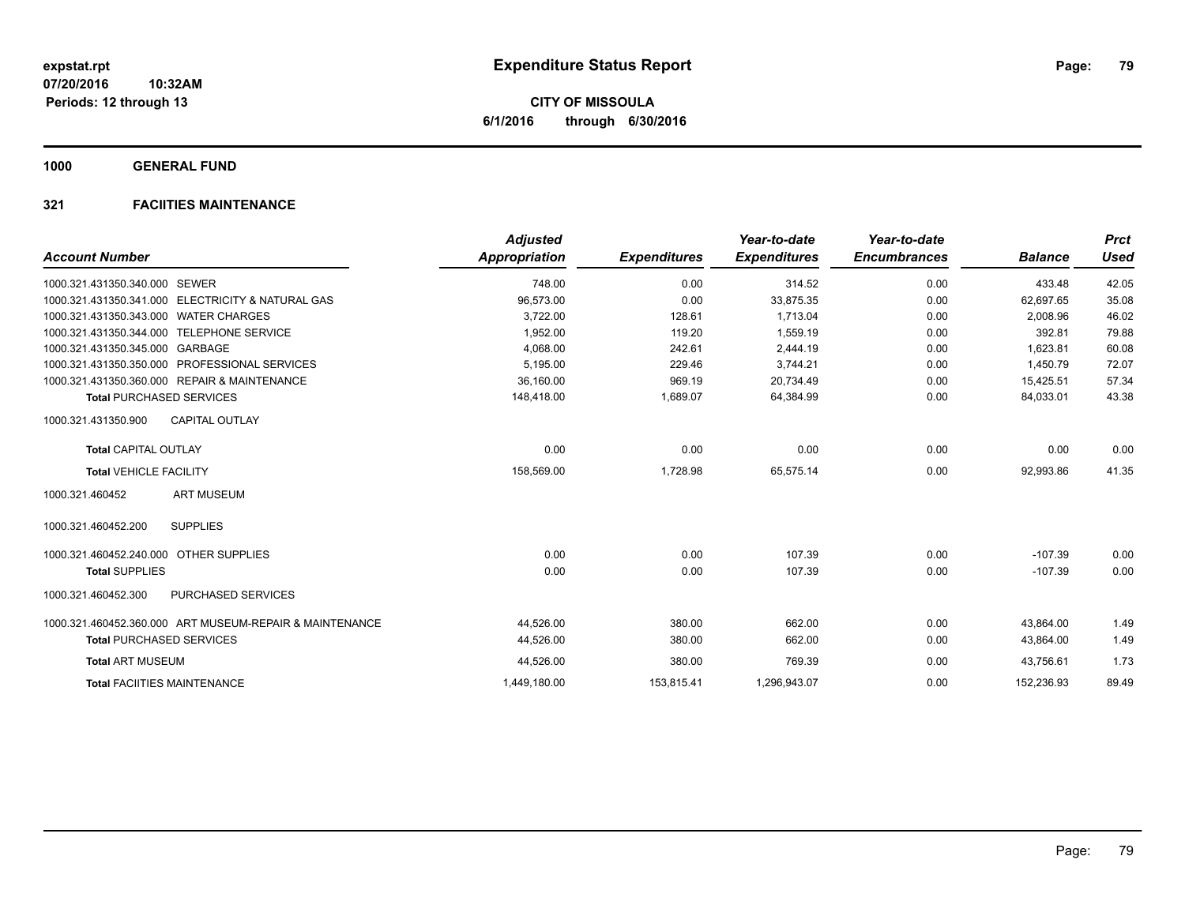**expstat.rpt**
**07/20/2016 10:32AM**
**Periods: 12 through 13**

# Expenditure Status Report

**CITY OF MISSOULA**
**6/1/2016 through 6/30/2016**

## 1000 GENERAL FUND

### 321 FACIITIES MAINTENANCE

| Account Number | Adjusted Appropriation | Expenditures | Year-to-date Expenditures | Year-to-date Encumbrances | Balance | Prct Used |
|---|---|---|---|---|---|---|
| 1000.321.431350.340.000 SEWER | 748.00 | 0.00 | 314.52 | 0.00 | 433.48 | 42.05 |
| 1000.321.431350.341.000 ELECTRICITY & NATURAL GAS | 96,573.00 | 0.00 | 33,875.35 | 0.00 | 62,697.65 | 35.08 |
| 1000.321.431350.343.000 WATER CHARGES | 3,722.00 | 128.61 | 1,713.04 | 0.00 | 2,008.96 | 46.02 |
| 1000.321.431350.344.000 TELEPHONE SERVICE | 1,952.00 | 119.20 | 1,559.19 | 0.00 | 392.81 | 79.88 |
| 1000.321.431350.345.000 GARBAGE | 4,068.00 | 242.61 | 2,444.19 | 0.00 | 1,623.81 | 60.08 |
| 1000.321.431350.350.000 PROFESSIONAL SERVICES | 5,195.00 | 229.46 | 3,744.21 | 0.00 | 1,450.79 | 72.07 |
| 1000.321.431350.360.000 REPAIR & MAINTENANCE | 36,160.00 | 969.19 | 20,734.49 | 0.00 | 15,425.51 | 57.34 |
| **Total** PURCHASED SERVICES | 148,418.00 | 1,689.07 | 64,384.99 | 0.00 | 84,033.01 | 43.38 |
| 1000.321.431350.900 CAPITAL OUTLAY | | | | | | |
| **Total** CAPITAL OUTLAY | 0.00 | 0.00 | 0.00 | 0.00 | 0.00 | 0.00 |
| **Total** VEHICLE FACILITY | 158,569.00 | 1,728.98 | 65,575.14 | 0.00 | 92,993.86 | 41.35 |
| 1000.321.460452 ART MUSEUM | | | | | | |
| 1000.321.460452.200 SUPPLIES | | | | | | |
| 1000.321.460452.240.000 OTHER SUPPLIES | 0.00 | 0.00 | 107.39 | 0.00 | -107.39 | 0.00 |
| **Total** SUPPLIES | 0.00 | 0.00 | 107.39 | 0.00 | -107.39 | 0.00 |
| 1000.321.460452.300 PURCHASED SERVICES | | | | | | |
| 1000.321.460452.360.000 ART MUSEUM-REPAIR & MAINTENANCE | 44,526.00 | 380.00 | 662.00 | 0.00 | 43,864.00 | 1.49 |
| **Total** PURCHASED SERVICES | 44,526.00 | 380.00 | 662.00 | 0.00 | 43,864.00 | 1.49 |
| **Total** ART MUSEUM | 44,526.00 | 380.00 | 769.39 | 0.00 | 43,756.61 | 1.73 |
| **Total** FACIITIES MAINTENANCE | 1,449,180.00 | 153,815.41 | 1,296,943.07 | 0.00 | 152,236.93 | 89.49 |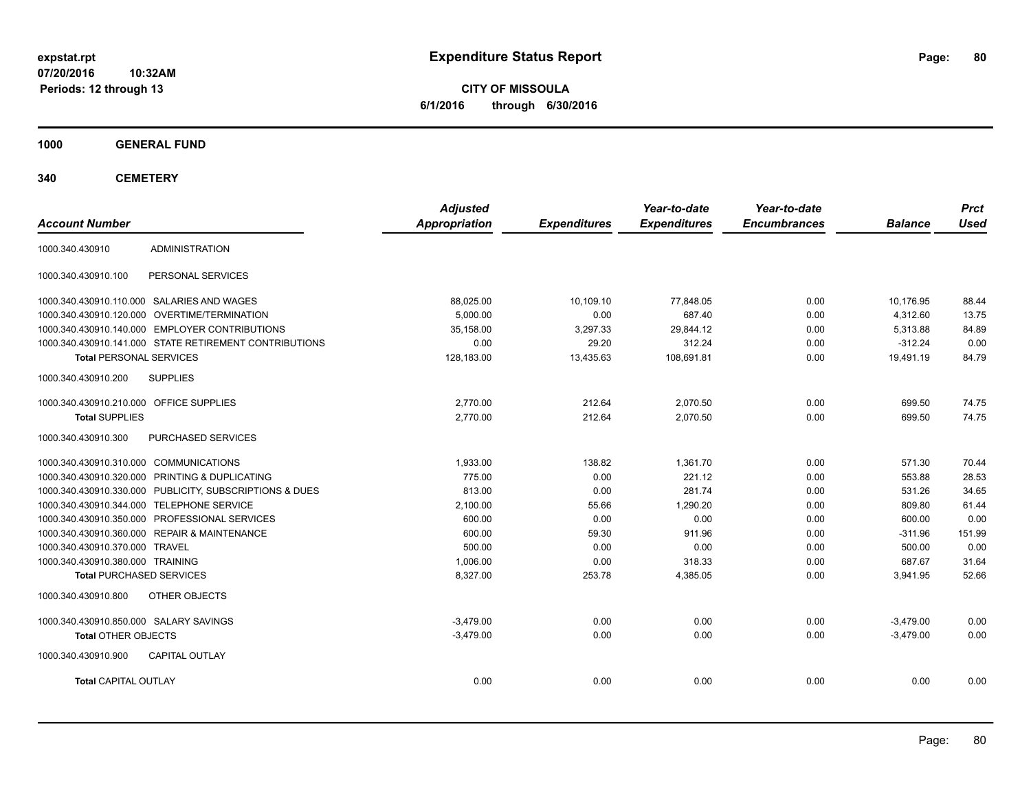expstat.rpt
07/20/2016 10:32AM
Periods: 12 through 13

# Expenditure Status Report

**CITY OF MISSOULA**
**6/1/2016 through 6/30/2016**

## 1000 GENERAL FUND

## 340 CEMETERY

| Account Number | | Adjusted Appropriation | Expenditures | Year-to-date Expenditures | Year-to-date Encumbrances | Balance | Prct Used |
|---|---|---|---|---|---|---|---|
| 1000.340.430910 | ADMINISTRATION | | | | | | |
| 1000.340.430910.100 | PERSONAL SERVICES | | | | | | |
| 1000.340.430910.110.000 | SALARIES AND WAGES | 88,025.00 | 10,109.10 | 77,848.05 | 0.00 | 10,176.95 | 88.44 |
| 1000.340.430910.120.000 | OVERTIME/TERMINATION | 5,000.00 | 0.00 | 687.40 | 0.00 | 4,312.60 | 13.75 |
| 1000.340.430910.140.000 | EMPLOYER CONTRIBUTIONS | 35,158.00 | 3,297.33 | 29,844.12 | 0.00 | 5,313.88 | 84.89 |
| 1000.340.430910.141.000 | STATE RETIREMENT CONTRIBUTIONS | 0.00 | 29.20 | 312.24 | 0.00 | -312.24 | 0.00 |
| **Total** PERSONAL SERVICES | | 128,183.00 | 13,435.63 | 108,691.81 | 0.00 | 19,491.19 | 84.79 |
| 1000.340.430910.200 | SUPPLIES | | | | | | |
| 1000.340.430910.210.000 | OFFICE SUPPLIES | 2,770.00 | 212.64 | 2,070.50 | 0.00 | 699.50 | 74.75 |
| **Total** SUPPLIES | | 2,770.00 | 212.64 | 2,070.50 | 0.00 | 699.50 | 74.75 |
| 1000.340.430910.300 | PURCHASED SERVICES | | | | | | |
| 1000.340.430910.310.000 | COMMUNICATIONS | 1,933.00 | 138.82 | 1,361.70 | 0.00 | 571.30 | 70.44 |
| 1000.340.430910.320.000 | PRINTING & DUPLICATING | 775.00 | 0.00 | 221.12 | 0.00 | 553.88 | 28.53 |
| 1000.340.430910.330.000 | PUBLICITY, SUBSCRIPTIONS & DUES | 813.00 | 0.00 | 281.74 | 0.00 | 531.26 | 34.65 |
| 1000.340.430910.344.000 | TELEPHONE SERVICE | 2,100.00 | 55.66 | 1,290.20 | 0.00 | 809.80 | 61.44 |
| 1000.340.430910.350.000 | PROFESSIONAL SERVICES | 600.00 | 0.00 | 0.00 | 0.00 | 600.00 | 0.00 |
| 1000.340.430910.360.000 | REPAIR & MAINTENANCE | 600.00 | 59.30 | 911.96 | 0.00 | -311.96 | 151.99 |
| 1000.340.430910.370.000 | TRAVEL | 500.00 | 0.00 | 0.00 | 0.00 | 500.00 | 0.00 |
| 1000.340.430910.380.000 | TRAINING | 1,006.00 | 0.00 | 318.33 | 0.00 | 687.67 | 31.64 |
| **Total** PURCHASED SERVICES | | 8,327.00 | 253.78 | 4,385.05 | 0.00 | 3,941.95 | 52.66 |
| 1000.340.430910.800 | OTHER OBJECTS | | | | | | |
| 1000.340.430910.850.000 | SALARY SAVINGS | -3,479.00 | 0.00 | 0.00 | 0.00 | -3,479.00 | 0.00 |
| **Total** OTHER OBJECTS | | -3,479.00 | 0.00 | 0.00 | 0.00 | -3,479.00 | 0.00 |
| 1000.340.430910.900 | CAPITAL OUTLAY | | | | | | |
| **Total** CAPITAL OUTLAY | | 0.00 | 0.00 | 0.00 | 0.00 | 0.00 | 0.00 |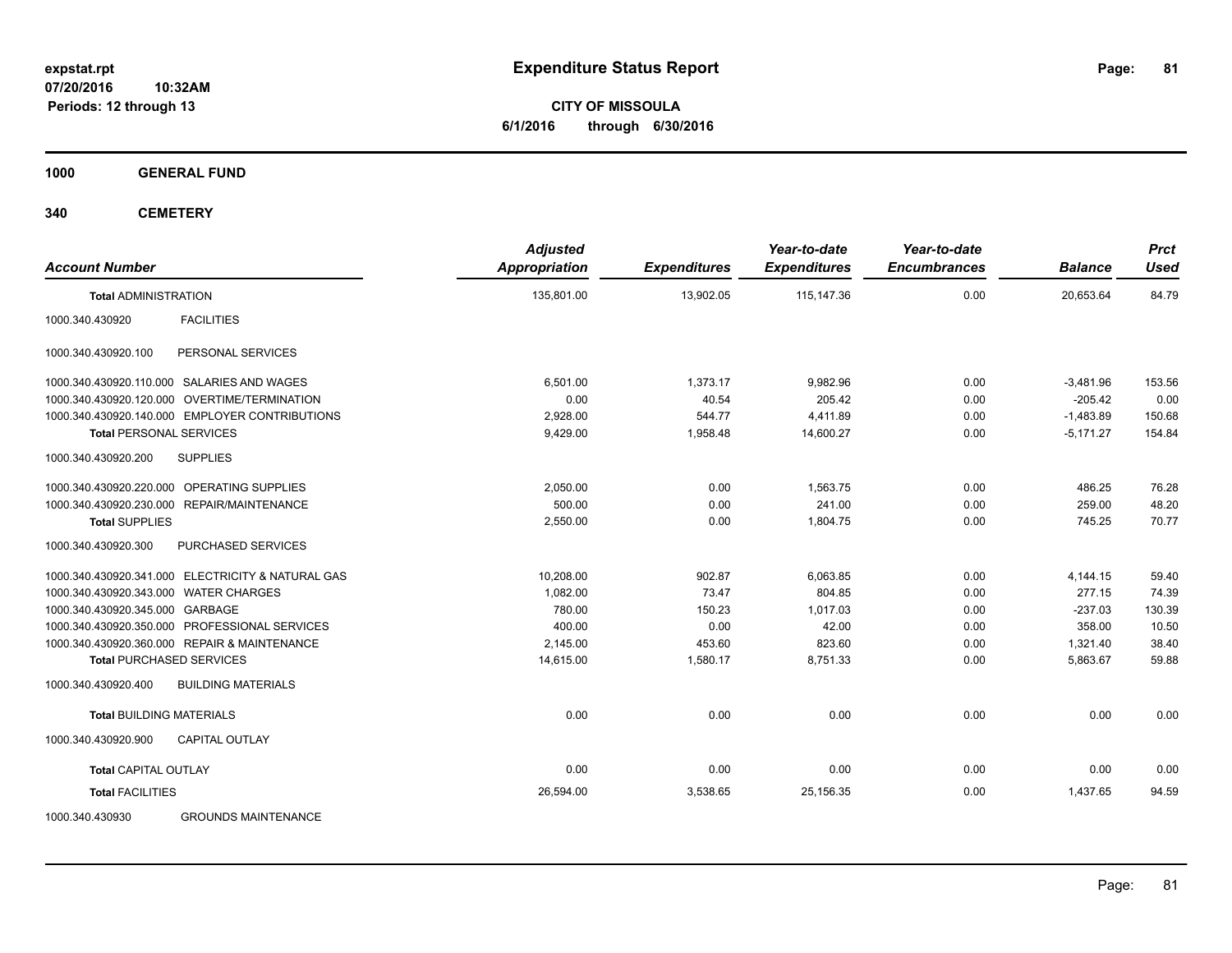# Expenditure Status Report

**CITY OF MISSOULA**
**6/1/2016 through 6/30/2016**

expstat.rpt
07/20/2016 10:32AM
Periods: 12 through 13

## 1000 GENERAL FUND

## 340 CEMETERY

| Account Number | | Adjusted Appropriation | Expenditures | Year-to-date Expenditures | Year-to-date Encumbrances | Balance | Prct Used |
|---|---|---|---|---|---|---|---|
| **Total ADMINISTRATION** | | 135,801.00 | 13,902.05 | 115,147.36 | 0.00 | 20,653.64 | 84.79 |
| 1000.340.430920 | FACILITIES | | | | | | |
| 1000.340.430920.100 | PERSONAL SERVICES | | | | | | |
| 1000.340.430920.110.000 | SALARIES AND WAGES | 6,501.00 | 1,373.17 | 9,982.96 | 0.00 | -3,481.96 | 153.56 |
| 1000.340.430920.120.000 | OVERTIME/TERMINATION | 0.00 | 40.54 | 205.42 | 0.00 | -205.42 | 0.00 |
| 1000.340.430920.140.000 | EMPLOYER CONTRIBUTIONS | 2,928.00 | 544.77 | 4,411.89 | 0.00 | -1,483.89 | 150.68 |
| **Total PERSONAL SERVICES** | | 9,429.00 | 1,958.48 | 14,600.27 | 0.00 | -5,171.27 | 154.84 |
| 1000.340.430920.200 | SUPPLIES | | | | | | |
| 1000.340.430920.220.000 | OPERATING SUPPLIES | 2,050.00 | 0.00 | 1,563.75 | 0.00 | 486.25 | 76.28 |
| 1000.340.430920.230.000 | REPAIR/MAINTENANCE | 500.00 | 0.00 | 241.00 | 0.00 | 259.00 | 48.20 |
| **Total SUPPLIES** | | 2,550.00 | 0.00 | 1,804.75 | 0.00 | 745.25 | 70.77 |
| 1000.340.430920.300 | PURCHASED SERVICES | | | | | | |
| 1000.340.430920.341.000 | ELECTRICITY & NATURAL GAS | 10,208.00 | 902.87 | 6,063.85 | 0.00 | 4,144.15 | 59.40 |
| 1000.340.430920.343.000 | WATER CHARGES | 1,082.00 | 73.47 | 804.85 | 0.00 | 277.15 | 74.39 |
| 1000.340.430920.345.000 | GARBAGE | 780.00 | 150.23 | 1,017.03 | 0.00 | -237.03 | 130.39 |
| 1000.340.430920.350.000 | PROFESSIONAL SERVICES | 400.00 | 0.00 | 42.00 | 0.00 | 358.00 | 10.50 |
| 1000.340.430920.360.000 | REPAIR & MAINTENANCE | 2,145.00 | 453.60 | 823.60 | 0.00 | 1,321.40 | 38.40 |
| **Total PURCHASED SERVICES** | | 14,615.00 | 1,580.17 | 8,751.33 | 0.00 | 5,863.67 | 59.88 |
| 1000.340.430920.400 | BUILDING MATERIALS | | | | | | |
| **Total BUILDING MATERIALS** | | 0.00 | 0.00 | 0.00 | 0.00 | 0.00 | 0.00 |
| 1000.340.430920.900 | CAPITAL OUTLAY | | | | | | |
| **Total CAPITAL OUTLAY** | | 0.00 | 0.00 | 0.00 | 0.00 | 0.00 | 0.00 |
| **Total FACILITIES** | | 26,594.00 | 3,538.65 | 25,156.35 | 0.00 | 1,437.65 | 94.59 |
| 1000.340.430930 | GROUNDS MAINTENANCE | | | | | | |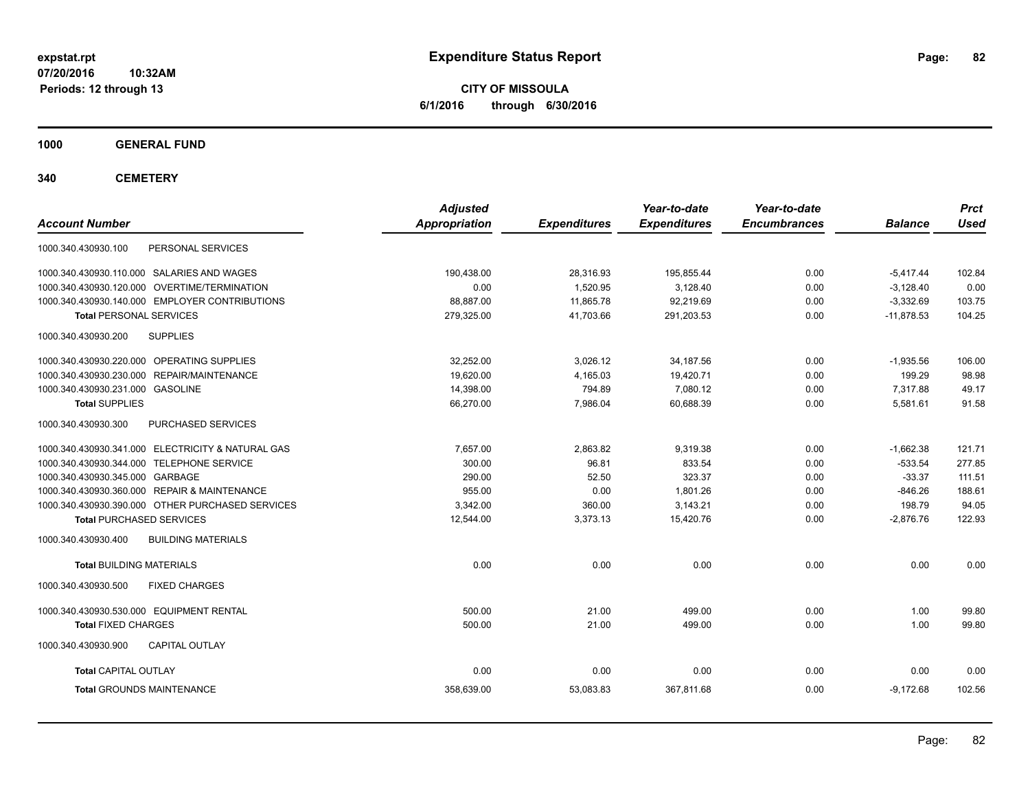**expstat.rpt**
**07/20/2016 10:32AM**
**Periods: 12 through 13**

# Expenditure Status Report

**CITY OF MISSOULA**
**6/1/2016 through 6/30/2016**

## 1000 GENERAL FUND

## 340 CEMETERY

| Account Number | Adjusted Appropriation | Expenditures | Year-to-date Expenditures | Year-to-date Encumbrances | Balance | Prct Used |
|---|---|---|---|---|---|---|
| 1000.340.430930.100 PERSONAL SERVICES | | | | | | |
| 1000.340.430930.110.000 SALARIES AND WAGES | 190,438.00 | 28,316.93 | 195,855.44 | 0.00 | -5,417.44 | 102.84 |
| 1000.340.430930.120.000 OVERTIME/TERMINATION | 0.00 | 1,520.95 | 3,128.40 | 0.00 | -3,128.40 | 0.00 |
| 1000.340.430930.140.000 EMPLOYER CONTRIBUTIONS | 88,887.00 | 11,865.78 | 92,219.69 | 0.00 | -3,332.69 | 103.75 |
| **Total** PERSONAL SERVICES | 279,325.00 | 41,703.66 | 291,203.53 | 0.00 | -11,878.53 | 104.25 |
| 1000.340.430930.200 SUPPLIES | | | | | | |
| 1000.340.430930.220.000 OPERATING SUPPLIES | 32,252.00 | 3,026.12 | 34,187.56 | 0.00 | -1,935.56 | 106.00 |
| 1000.340.430930.230.000 REPAIR/MAINTENANCE | 19,620.00 | 4,165.03 | 19,420.71 | 0.00 | 199.29 | 98.98 |
| 1000.340.430930.231.000 GASOLINE | 14,398.00 | 794.89 | 7,080.12 | 0.00 | 7,317.88 | 49.17 |
| **Total** SUPPLIES | 66,270.00 | 7,986.04 | 60,688.39 | 0.00 | 5,581.61 | 91.58 |
| 1000.340.430930.300 PURCHASED SERVICES | | | | | | |
| 1000.340.430930.341.000 ELECTRICITY & NATURAL GAS | 7,657.00 | 2,863.82 | 9,319.38 | 0.00 | -1,662.38 | 121.71 |
| 1000.340.430930.344.000 TELEPHONE SERVICE | 300.00 | 96.81 | 833.54 | 0.00 | -533.54 | 277.85 |
| 1000.340.430930.345.000 GARBAGE | 290.00 | 52.50 | 323.37 | 0.00 | -33.37 | 111.51 |
| 1000.340.430930.360.000 REPAIR & MAINTENANCE | 955.00 | 0.00 | 1,801.26 | 0.00 | -846.26 | 188.61 |
| 1000.340.430930.390.000 OTHER PURCHASED SERVICES | 3,342.00 | 360.00 | 3,143.21 | 0.00 | 198.79 | 94.05 |
| **Total** PURCHASED SERVICES | 12,544.00 | 3,373.13 | 15,420.76 | 0.00 | -2,876.76 | 122.93 |
| 1000.340.430930.400 BUILDING MATERIALS | | | | | | |
| **Total** BUILDING MATERIALS | 0.00 | 0.00 | 0.00 | 0.00 | 0.00 | 0.00 |
| 1000.340.430930.500 FIXED CHARGES | | | | | | |
| 1000.340.430930.530.000 EQUIPMENT RENTAL | 500.00 | 21.00 | 499.00 | 0.00 | 1.00 | 99.80 |
| **Total** FIXED CHARGES | 500.00 | 21.00 | 499.00 | 0.00 | 1.00 | 99.80 |
| 1000.340.430930.900 CAPITAL OUTLAY | | | | | | |
| **Total** CAPITAL OUTLAY | 0.00 | 0.00 | 0.00 | 0.00 | 0.00 | 0.00 |
| **Total** GROUNDS MAINTENANCE | 358,639.00 | 53,083.83 | 367,811.68 | 0.00 | -9,172.68 | 102.56 |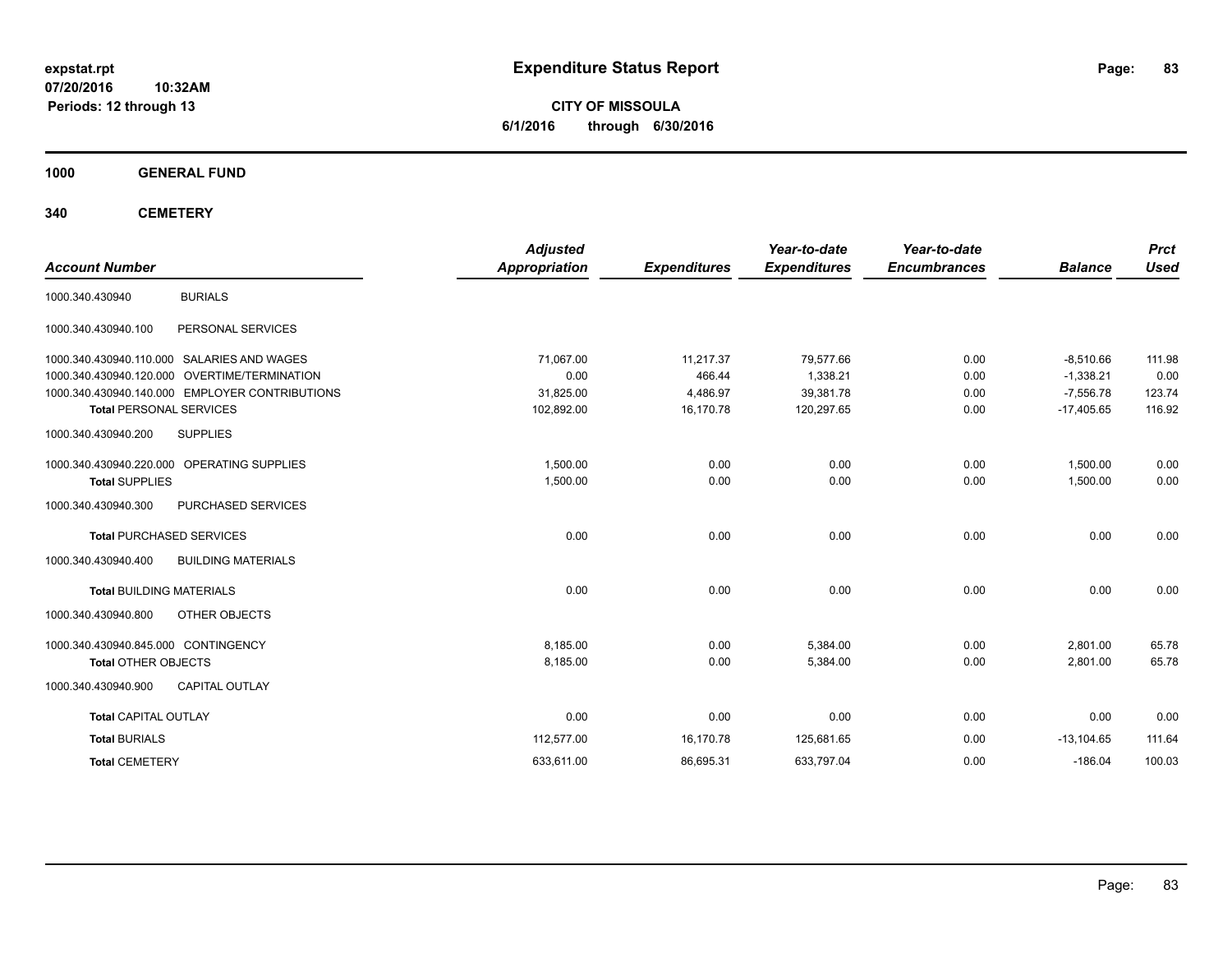# Expenditure Status Report

expstat.rpt
07/20/2016 10:32AM
Periods: 12 through 13

**CITY OF MISSOULA**
**6/1/2016 through 6/30/2016**

## 1000 GENERAL FUND

## 340 CEMETERY

| Account Number | | Adjusted Appropriation | Expenditures | Year-to-date Expenditures | Year-to-date Encumbrances | Balance | Prct Used |
|---|---|---|---|---|---|---|---|
| 1000.340.430940 | BURIALS | | | | | | |
| 1000.340.430940.100 | PERSONAL SERVICES | | | | | | |
| 1000.340.430940.110.000 | SALARIES AND WAGES | 71,067.00 | 11,217.37 | 79,577.66 | 0.00 | -8,510.66 | 111.98 |
| 1000.340.430940.120.000 | OVERTIME/TERMINATION | 0.00 | 466.44 | 1,338.21 | 0.00 | -1,338.21 | 0.00 |
| 1000.340.430940.140.000 | EMPLOYER CONTRIBUTIONS | 31,825.00 | 4,486.97 | 39,381.78 | 0.00 | -7,556.78 | 123.74 |
| **Total** PERSONAL SERVICES | | 102,892.00 | 16,170.78 | 120,297.65 | 0.00 | -17,405.65 | 116.92 |
| 1000.340.430940.200 | SUPPLIES | | | | | | |
| 1000.340.430940.220.000 | OPERATING SUPPLIES | 1,500.00 | 0.00 | 0.00 | 0.00 | 1,500.00 | 0.00 |
| **Total** SUPPLIES | | 1,500.00 | 0.00 | 0.00 | 0.00 | 1,500.00 | 0.00 |
| 1000.340.430940.300 | PURCHASED SERVICES | | | | | | |
| **Total** PURCHASED SERVICES | | 0.00 | 0.00 | 0.00 | 0.00 | 0.00 | 0.00 |
| 1000.340.430940.400 | BUILDING MATERIALS | | | | | | |
| **Total** BUILDING MATERIALS | | 0.00 | 0.00 | 0.00 | 0.00 | 0.00 | 0.00 |
| 1000.340.430940.800 | OTHER OBJECTS | | | | | | |
| 1000.340.430940.845.000 | CONTINGENCY | 8,185.00 | 0.00 | 5,384.00 | 0.00 | 2,801.00 | 65.78 |
| **Total** OTHER OBJECTS | | 8,185.00 | 0.00 | 5,384.00 | 0.00 | 2,801.00 | 65.78 |
| 1000.340.430940.900 | CAPITAL OUTLAY | | | | | | |
| **Total** CAPITAL OUTLAY | | 0.00 | 0.00 | 0.00 | 0.00 | 0.00 | 0.00 |
| **Total** BURIALS | | 112,577.00 | 16,170.78 | 125,681.65 | 0.00 | -13,104.65 | 111.64 |
| **Total** CEMETERY | | 633,611.00 | 86,695.31 | 633,797.04 | 0.00 | -186.04 | 100.03 |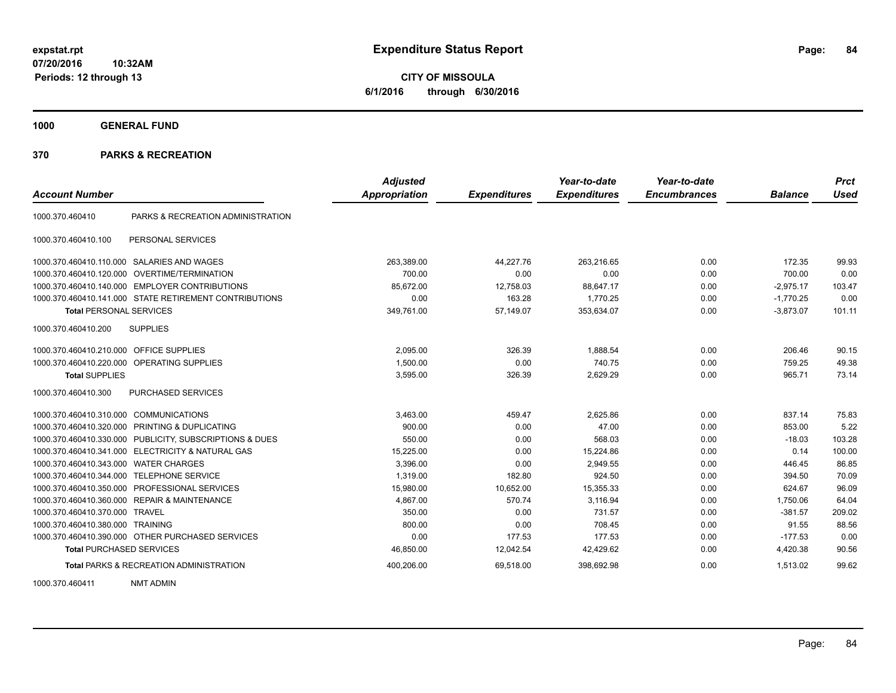expstat.rpt
07/20/2016 10:32AM
Periods: 12 through 13

# Expenditure Status Report

**CITY OF MISSOULA**
**6/1/2016 through 6/30/2016**

## 1000 GENERAL FUND

## 370 PARKS & RECREATION

| Account Number | | Adjusted Appropriation | Expenditures | Year-to-date Expenditures | Year-to-date Encumbrances | Balance | Prct Used |
|---|---|---|---|---|---|---|---|
| 1000.370.460410 | PARKS & RECREATION ADMINISTRATION | | | | | | |
| 1000.370.460410.100 | PERSONAL SERVICES | | | | | | |
| 1000.370.460410.110.000 | SALARIES AND WAGES | 263,389.00 | 44,227.76 | 263,216.65 | 0.00 | 172.35 | 99.93 |
| 1000.370.460410.120.000 | OVERTIME/TERMINATION | 700.00 | 0.00 | 0.00 | 0.00 | 700.00 | 0.00 |
| 1000.370.460410.140.000 | EMPLOYER CONTRIBUTIONS | 85,672.00 | 12,758.03 | 88,647.17 | 0.00 | -2,975.17 | 103.47 |
| 1000.370.460410.141.000 | STATE RETIREMENT CONTRIBUTIONS | 0.00 | 163.28 | 1,770.25 | 0.00 | -1,770.25 | 0.00 |
| **Total** PERSONAL SERVICES | | 349,761.00 | 57,149.07 | 353,634.07 | 0.00 | -3,873.07 | 101.11 |
| 1000.370.460410.200 | SUPPLIES | | | | | | |
| 1000.370.460410.210.000 | OFFICE SUPPLIES | 2,095.00 | 326.39 | 1,888.54 | 0.00 | 206.46 | 90.15 |
| 1000.370.460410.220.000 | OPERATING SUPPLIES | 1,500.00 | 0.00 | 740.75 | 0.00 | 759.25 | 49.38 |
| **Total** SUPPLIES | | 3,595.00 | 326.39 | 2,629.29 | 0.00 | 965.71 | 73.14 |
| 1000.370.460410.300 | PURCHASED SERVICES | | | | | | |
| 1000.370.460410.310.000 | COMMUNICATIONS | 3,463.00 | 459.47 | 2,625.86 | 0.00 | 837.14 | 75.83 |
| 1000.370.460410.320.000 | PRINTING & DUPLICATING | 900.00 | 0.00 | 47.00 | 0.00 | 853.00 | 5.22 |
| 1000.370.460410.330.000 | PUBLICITY, SUBSCRIPTIONS & DUES | 550.00 | 0.00 | 568.03 | 0.00 | -18.03 | 103.28 |
| 1000.370.460410.341.000 | ELECTRICITY & NATURAL GAS | 15,225.00 | 0.00 | 15,224.86 | 0.00 | 0.14 | 100.00 |
| 1000.370.460410.343.000 | WATER CHARGES | 3,396.00 | 0.00 | 2,949.55 | 0.00 | 446.45 | 86.85 |
| 1000.370.460410.344.000 | TELEPHONE SERVICE | 1,319.00 | 182.80 | 924.50 | 0.00 | 394.50 | 70.09 |
| 1000.370.460410.350.000 | PROFESSIONAL SERVICES | 15,980.00 | 10,652.00 | 15,355.33 | 0.00 | 624.67 | 96.09 |
| 1000.370.460410.360.000 | REPAIR & MAINTENANCE | 4,867.00 | 570.74 | 3,116.94 | 0.00 | 1,750.06 | 64.04 |
| 1000.370.460410.370.000 | TRAVEL | 350.00 | 0.00 | 731.57 | 0.00 | -381.57 | 209.02 |
| 1000.370.460410.380.000 | TRAINING | 800.00 | 0.00 | 708.45 | 0.00 | 91.55 | 88.56 |
| 1000.370.460410.390.000 | OTHER PURCHASED SERVICES | 0.00 | 177.53 | 177.53 | 0.00 | -177.53 | 0.00 |
| **Total** PURCHASED SERVICES | | 46,850.00 | 12,042.54 | 42,429.62 | 0.00 | 4,420.38 | 90.56 |
| **Total** PARKS & RECREATION ADMINISTRATION | | 400,206.00 | 69,518.00 | 398,692.98 | 0.00 | 1,513.02 | 99.62 |
| 1000.370.460411 | NMT ADMIN | | | | | | |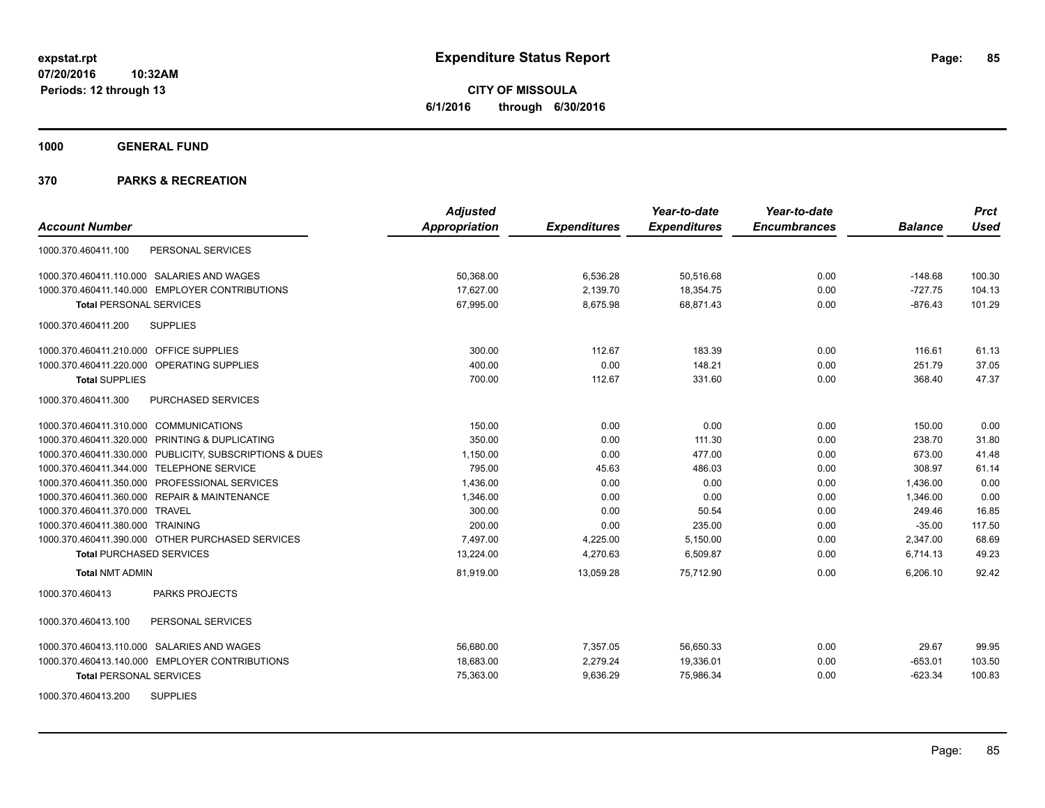**expstat.rpt**
**07/20/2016 10:32AM**
**Periods: 12 through 13**

# Expenditure Status Report

**CITY OF MISSOULA**
**6/1/2016 through 6/30/2016**

## 1000 GENERAL FUND

## 370 PARKS & RECREATION

| Account Number | Adjusted Appropriation | Expenditures | Year-to-date Expenditures | Year-to-date Encumbrances | Balance | Prct Used |
|---|---|---|---|---|---|---|
| 1000.370.460411.100 PERSONAL SERVICES | | | | | | |
| 1000.370.460411.110.000 SALARIES AND WAGES | 50,368.00 | 6,536.28 | 50,516.68 | 0.00 | -148.68 | 100.30 |
| 1000.370.460411.140.000 EMPLOYER CONTRIBUTIONS | 17,627.00 | 2,139.70 | 18,354.75 | 0.00 | -727.75 | 104.13 |
| **Total** PERSONAL SERVICES | 67,995.00 | 8,675.98 | 68,871.43 | 0.00 | -876.43 | 101.29 |
| 1000.370.460411.200 SUPPLIES | | | | | | |
| 1000.370.460411.210.000 OFFICE SUPPLIES | 300.00 | 112.67 | 183.39 | 0.00 | 116.61 | 61.13 |
| 1000.370.460411.220.000 OPERATING SUPPLIES | 400.00 | 0.00 | 148.21 | 0.00 | 251.79 | 37.05 |
| **Total** SUPPLIES | 700.00 | 112.67 | 331.60 | 0.00 | 368.40 | 47.37 |
| 1000.370.460411.300 PURCHASED SERVICES | | | | | | |
| 1000.370.460411.310.000 COMMUNICATIONS | 150.00 | 0.00 | 0.00 | 0.00 | 150.00 | 0.00 |
| 1000.370.460411.320.000 PRINTING & DUPLICATING | 350.00 | 0.00 | 111.30 | 0.00 | 238.70 | 31.80 |
| 1000.370.460411.330.000 PUBLICITY, SUBSCRIPTIONS & DUES | 1,150.00 | 0.00 | 477.00 | 0.00 | 673.00 | 41.48 |
| 1000.370.460411.344.000 TELEPHONE SERVICE | 795.00 | 45.63 | 486.03 | 0.00 | 308.97 | 61.14 |
| 1000.370.460411.350.000 PROFESSIONAL SERVICES | 1,436.00 | 0.00 | 0.00 | 0.00 | 1,436.00 | 0.00 |
| 1000.370.460411.360.000 REPAIR & MAINTENANCE | 1,346.00 | 0.00 | 0.00 | 0.00 | 1,346.00 | 0.00 |
| 1000.370.460411.370.000 TRAVEL | 300.00 | 0.00 | 50.54 | 0.00 | 249.46 | 16.85 |
| 1000.370.460411.380.000 TRAINING | 200.00 | 0.00 | 235.00 | 0.00 | -35.00 | 117.50 |
| 1000.370.460411.390.000 OTHER PURCHASED SERVICES | 7,497.00 | 4,225.00 | 5,150.00 | 0.00 | 2,347.00 | 68.69 |
| **Total** PURCHASED SERVICES | 13,224.00 | 4,270.63 | 6,509.87 | 0.00 | 6,714.13 | 49.23 |
| **Total NMT ADMIN** | 81,919.00 | 13,059.28 | 75,712.90 | 0.00 | 6,206.10 | 92.42 |
| 1000.370.460413 PARKS PROJECTS | | | | | | |
| 1000.370.460413.100 PERSONAL SERVICES | | | | | | |
| 1000.370.460413.110.000 SALARIES AND WAGES | 56,680.00 | 7,357.05 | 56,650.33 | 0.00 | 29.67 | 99.95 |
| 1000.370.460413.140.000 EMPLOYER CONTRIBUTIONS | 18,683.00 | 2,279.24 | 19,336.01 | 0.00 | -653.01 | 103.50 |
| **Total** PERSONAL SERVICES | 75,363.00 | 9,636.29 | 75,986.34 | 0.00 | -623.34 | 100.83 |
| 1000.370.460413.200 SUPPLIES | | | | | | |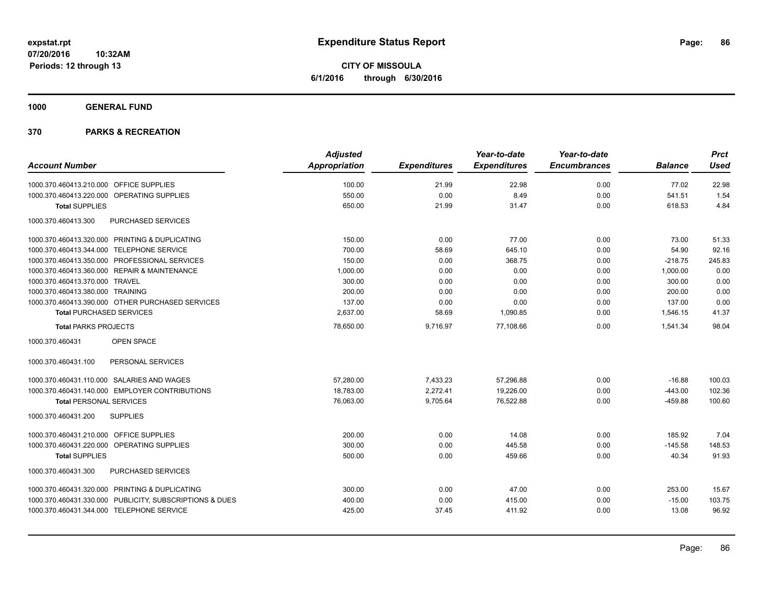**expstat.rpt**
**07/20/2016 10:32AM**
**Periods: 12 through 13**

# Expenditure Status Report

**CITY OF MISSOULA**
**6/1/2016 through 6/30/2016**

## 1000 GENERAL FUND

## 370 PARKS & RECREATION

| Account Number | Adjusted Appropriation | Expenditures | Year-to-date Expenditures | Year-to-date Encumbrances | Balance | Prct Used |
|---|---|---|---|---|---|---|
| 1000.370.460413.210.000 OFFICE SUPPLIES | 100.00 | 21.99 | 22.98 | 0.00 | 77.02 | 22.98 |
| 1000.370.460413.220.000 OPERATING SUPPLIES | 550.00 | 0.00 | 8.49 | 0.00 | 541.51 | 1.54 |
| **Total** SUPPLIES | 650.00 | 21.99 | 31.47 | 0.00 | 618.53 | 4.84 |
| 1000.370.460413.300 PURCHASED SERVICES | | | | | | |
| 1000.370.460413.320.000 PRINTING & DUPLICATING | 150.00 | 0.00 | 77.00 | 0.00 | 73.00 | 51.33 |
| 1000.370.460413.344.000 TELEPHONE SERVICE | 700.00 | 58.69 | 645.10 | 0.00 | 54.90 | 92.16 |
| 1000.370.460413.350.000 PROFESSIONAL SERVICES | 150.00 | 0.00 | 368.75 | 0.00 | -218.75 | 245.83 |
| 1000.370.460413.360.000 REPAIR & MAINTENANCE | 1,000.00 | 0.00 | 0.00 | 0.00 | 1,000.00 | 0.00 |
| 1000.370.460413.370.000 TRAVEL | 300.00 | 0.00 | 0.00 | 0.00 | 300.00 | 0.00 |
| 1000.370.460413.380.000 TRAINING | 200.00 | 0.00 | 0.00 | 0.00 | 200.00 | 0.00 |
| 1000.370.460413.390.000 OTHER PURCHASED SERVICES | 137.00 | 0.00 | 0.00 | 0.00 | 137.00 | 0.00 |
| **Total** PURCHASED SERVICES | 2,637.00 | 58.69 | 1,090.85 | 0.00 | 1,546.15 | 41.37 |
| **Total** PARKS PROJECTS | 78,650.00 | 9,716.97 | 77,108.66 | 0.00 | 1,541.34 | 98.04 |
| 1000.370.460431 OPEN SPACE | | | | | | |
| 1000.370.460431.100 PERSONAL SERVICES | | | | | | |
| 1000.370.460431.110.000 SALARIES AND WAGES | 57,280.00 | 7,433.23 | 57,296.88 | 0.00 | -16.88 | 100.03 |
| 1000.370.460431.140.000 EMPLOYER CONTRIBUTIONS | 18,783.00 | 2,272.41 | 19,226.00 | 0.00 | -443.00 | 102.36 |
| **Total** PERSONAL SERVICES | 76,063.00 | 9,705.64 | 76,522.88 | 0.00 | -459.88 | 100.60 |
| 1000.370.460431.200 SUPPLIES | | | | | | |
| 1000.370.460431.210.000 OFFICE SUPPLIES | 200.00 | 0.00 | 14.08 | 0.00 | 185.92 | 7.04 |
| 1000.370.460431.220.000 OPERATING SUPPLIES | 300.00 | 0.00 | 445.58 | 0.00 | -145.58 | 148.53 |
| **Total** SUPPLIES | 500.00 | 0.00 | 459.66 | 0.00 | 40.34 | 91.93 |
| 1000.370.460431.300 PURCHASED SERVICES | | | | | | |
| 1000.370.460431.320.000 PRINTING & DUPLICATING | 300.00 | 0.00 | 47.00 | 0.00 | 253.00 | 15.67 |
| 1000.370.460431.330.000 PUBLICITY, SUBSCRIPTIONS & DUES | 400.00 | 0.00 | 415.00 | 0.00 | -15.00 | 103.75 |
| 1000.370.460431.344.000 TELEPHONE SERVICE | 425.00 | 37.45 | 411.92 | 0.00 | 13.08 | 96.92 |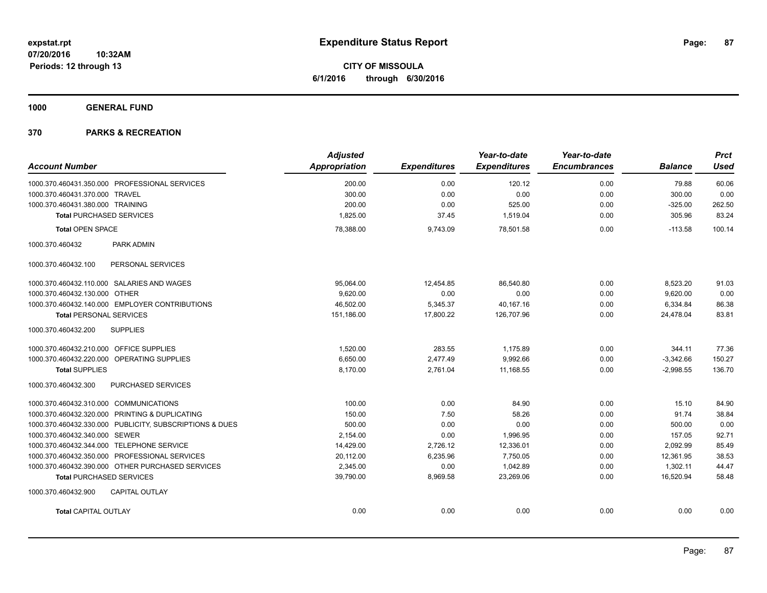**expstat.rpt**
**07/20/2016 10:32AM**
**Periods: 12 through 13**

# Expenditure Status Report

**CITY OF MISSOULA**
**6/1/2016 through 6/30/2016**

## 1000 GENERAL FUND

## 370 PARKS & RECREATION

| Account Number | Adjusted Appropriation | Expenditures | Year-to-date Expenditures | Year-to-date Encumbrances | Balance | Prct Used |
|---|---|---|---|---|---|---|
| 1000.370.460431.350.000 PROFESSIONAL SERVICES | 200.00 | 0.00 | 120.12 | 0.00 | 79.88 | 60.06 |
| 1000.370.460431.370.000 TRAVEL | 300.00 | 0.00 | 0.00 | 0.00 | 300.00 | 0.00 |
| 1000.370.460431.380.000 TRAINING | 200.00 | 0.00 | 525.00 | 0.00 | -325.00 | 262.50 |
| **Total** PURCHASED SERVICES | 1,825.00 | 37.45 | 1,519.04 | 0.00 | 305.96 | 83.24 |
| **Total** OPEN SPACE | 78,388.00 | 9,743.09 | 78,501.58 | 0.00 | -113.58 | 100.14 |
| 1000.370.460432 PARK ADMIN | | | | | | |
| 1000.370.460432.100 PERSONAL SERVICES | | | | | | |
| 1000.370.460432.110.000 SALARIES AND WAGES | 95,064.00 | 12,454.85 | 86,540.80 | 0.00 | 8,523.20 | 91.03 |
| 1000.370.460432.130.000 OTHER | 9,620.00 | 0.00 | 0.00 | 0.00 | 9,620.00 | 0.00 |
| 1000.370.460432.140.000 EMPLOYER CONTRIBUTIONS | 46,502.00 | 5,345.37 | 40,167.16 | 0.00 | 6,334.84 | 86.38 |
| **Total** PERSONAL SERVICES | 151,186.00 | 17,800.22 | 126,707.96 | 0.00 | 24,478.04 | 83.81 |
| 1000.370.460432.200 SUPPLIES | | | | | | |
| 1000.370.460432.210.000 OFFICE SUPPLIES | 1,520.00 | 283.55 | 1,175.89 | 0.00 | 344.11 | 77.36 |
| 1000.370.460432.220.000 OPERATING SUPPLIES | 6,650.00 | 2,477.49 | 9,992.66 | 0.00 | -3,342.66 | 150.27 |
| **Total** SUPPLIES | 8,170.00 | 2,761.04 | 11,168.55 | 0.00 | -2,998.55 | 136.70 |
| 1000.370.460432.300 PURCHASED SERVICES | | | | | | |
| 1000.370.460432.310.000 COMMUNICATIONS | 100.00 | 0.00 | 84.90 | 0.00 | 15.10 | 84.90 |
| 1000.370.460432.320.000 PRINTING & DUPLICATING | 150.00 | 7.50 | 58.26 | 0.00 | 91.74 | 38.84 |
| 1000.370.460432.330.000 PUBLICITY, SUBSCRIPTIONS & DUES | 500.00 | 0.00 | 0.00 | 0.00 | 500.00 | 0.00 |
| 1000.370.460432.340.000 SEWER | 2,154.00 | 0.00 | 1,996.95 | 0.00 | 157.05 | 92.71 |
| 1000.370.460432.344.000 TELEPHONE SERVICE | 14,429.00 | 2,726.12 | 12,336.01 | 0.00 | 2,092.99 | 85.49 |
| 1000.370.460432.350.000 PROFESSIONAL SERVICES | 20,112.00 | 6,235.96 | 7,750.05 | 0.00 | 12,361.95 | 38.53 |
| 1000.370.460432.390.000 OTHER PURCHASED SERVICES | 2,345.00 | 0.00 | 1,042.89 | 0.00 | 1,302.11 | 44.47 |
| **Total** PURCHASED SERVICES | 39,790.00 | 8,969.58 | 23,269.06 | 0.00 | 16,520.94 | 58.48 |
| 1000.370.460432.900 CAPITAL OUTLAY | | | | | | |
| **Total** CAPITAL OUTLAY | 0.00 | 0.00 | 0.00 | 0.00 | 0.00 | 0.00 |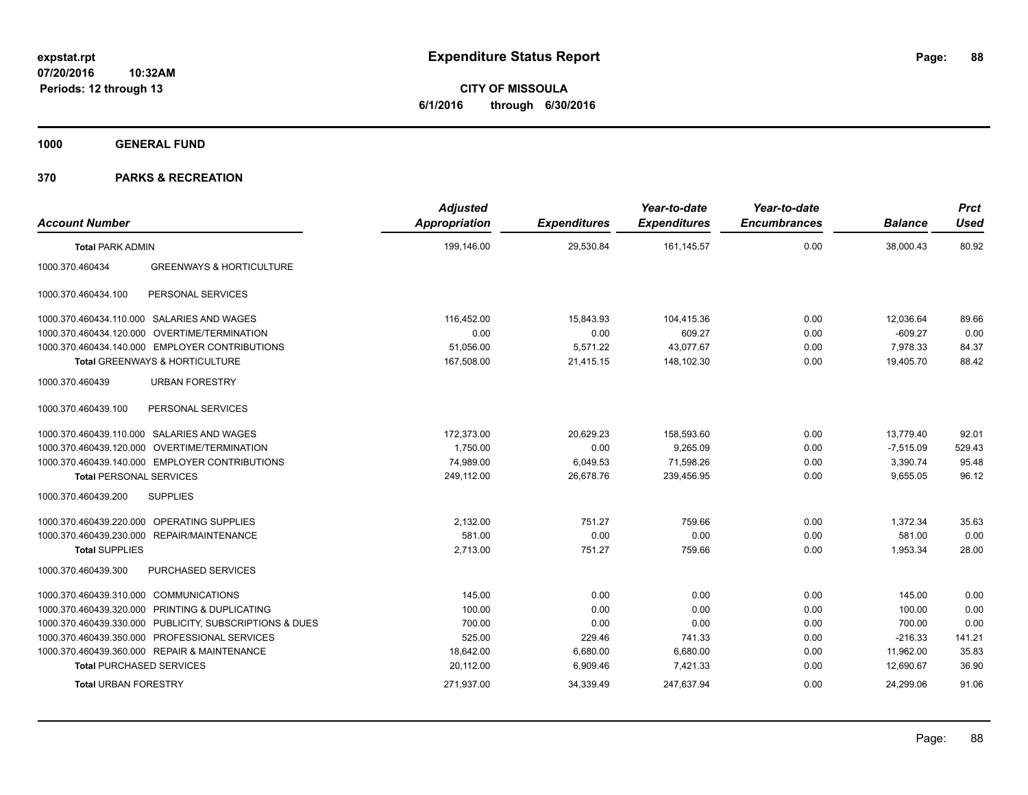**expstat.rpt**
**07/20/2016 10:32AM**
**Periods: 12 through 13**

# Expenditure Status Report

**CITY OF MISSOULA**
**6/1/2016 through 6/30/2016**

## 1000 GENERAL FUND

## 370 PARKS & RECREATION

| Account Number | | Adjusted Appropriation | Expenditures | Year-to-date Expenditures | Year-to-date Encumbrances | Balance | Prct Used |
|---|---|---|---|---|---|---|---|
| **Total** PARK ADMIN | | 199,146.00 | 29,530.84 | 161,145.57 | 0.00 | 38,000.43 | 80.92 |
| 1000.370.460434 | GREENWAYS & HORTICULTURE | | | | | | |
| 1000.370.460434.100 | PERSONAL SERVICES | | | | | | |
| 1000.370.460434.110.000 | SALARIES AND WAGES | 116,452.00 | 15,843.93 | 104,415.36 | 0.00 | 12,036.64 | 89.66 |
| 1000.370.460434.120.000 | OVERTIME/TERMINATION | 0.00 | 0.00 | 609.27 | 0.00 | -609.27 | 0.00 |
| 1000.370.460434.140.000 | EMPLOYER CONTRIBUTIONS | 51,056.00 | 5,571.22 | 43,077.67 | 0.00 | 7,978.33 | 84.37 |
| **Total** GREENWAYS & HORTICULTURE | | 167,508.00 | 21,415.15 | 148,102.30 | 0.00 | 19,405.70 | 88.42 |
| 1000.370.460439 | URBAN FORESTRY | | | | | | |
| 1000.370.460439.100 | PERSONAL SERVICES | | | | | | |
| 1000.370.460439.110.000 | SALARIES AND WAGES | 172,373.00 | 20,629.23 | 158,593.60 | 0.00 | 13,779.40 | 92.01 |
| 1000.370.460439.120.000 | OVERTIME/TERMINATION | 1,750.00 | 0.00 | 9,265.09 | 0.00 | -7,515.09 | 529.43 |
| 1000.370.460439.140.000 | EMPLOYER CONTRIBUTIONS | 74,989.00 | 6,049.53 | 71,598.26 | 0.00 | 3,390.74 | 95.48 |
| **Total** PERSONAL SERVICES | | 249,112.00 | 26,678.76 | 239,456.95 | 0.00 | 9,655.05 | 96.12 |
| 1000.370.460439.200 | SUPPLIES | | | | | | |
| 1000.370.460439.220.000 | OPERATING SUPPLIES | 2,132.00 | 751.27 | 759.66 | 0.00 | 1,372.34 | 35.63 |
| 1000.370.460439.230.000 | REPAIR/MAINTENANCE | 581.00 | 0.00 | 0.00 | 0.00 | 581.00 | 0.00 |
| **Total** SUPPLIES | | 2,713.00 | 751.27 | 759.66 | 0.00 | 1,953.34 | 28.00 |
| 1000.370.460439.300 | PURCHASED SERVICES | | | | | | |
| 1000.370.460439.310.000 | COMMUNICATIONS | 145.00 | 0.00 | 0.00 | 0.00 | 145.00 | 0.00 |
| 1000.370.460439.320.000 | PRINTING & DUPLICATING | 100.00 | 0.00 | 0.00 | 0.00 | 100.00 | 0.00 |
| 1000.370.460439.330.000 | PUBLICITY, SUBSCRIPTIONS & DUES | 700.00 | 0.00 | 0.00 | 0.00 | 700.00 | 0.00 |
| 1000.370.460439.350.000 | PROFESSIONAL SERVICES | 525.00 | 229.46 | 741.33 | 0.00 | -216.33 | 141.21 |
| 1000.370.460439.360.000 | REPAIR & MAINTENANCE | 18,642.00 | 6,680.00 | 6,680.00 | 0.00 | 11,962.00 | 35.83 |
| **Total** PURCHASED SERVICES | | 20,112.00 | 6,909.46 | 7,421.33 | 0.00 | 12,690.67 | 36.90 |
| **Total** URBAN FORESTRY | | 271,937.00 | 34,339.49 | 247,637.94 | 0.00 | 24,299.06 | 91.06 |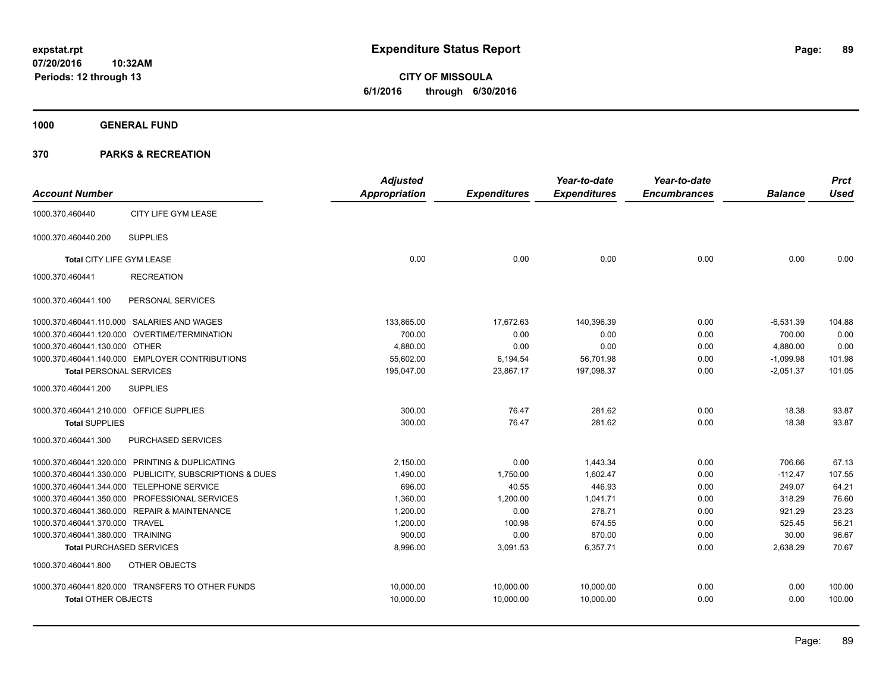expstat.rpt
07/20/2016 10:32AM
Periods: 12 through 13

# Expenditure Status Report

**CITY OF MISSOULA**
**6/1/2016 through 6/30/2016**

## 1000 GENERAL FUND

## 370 PARKS & RECREATION

| Account Number | | Adjusted Appropriation | Expenditures | Year-to-date Expenditures | Year-to-date Encumbrances | Balance | Prct Used |
|---|---|---|---|---|---|---|---|
| 1000.370.460440 | CITY LIFE GYM LEASE | | | | | | |
| 1000.370.460440.200 | SUPPLIES | | | | | | |
| **Total** CITY LIFE GYM LEASE | | 0.00 | 0.00 | 0.00 | 0.00 | 0.00 | 0.00 |
| 1000.370.460441 | RECREATION | | | | | | |
| 1000.370.460441.100 | PERSONAL SERVICES | | | | | | |
| 1000.370.460441.110.000 | SALARIES AND WAGES | 133,865.00 | 17,672.63 | 140,396.39 | 0.00 | -6,531.39 | 104.88 |
| 1000.370.460441.120.000 | OVERTIME/TERMINATION | 700.00 | 0.00 | 0.00 | 0.00 | 700.00 | 0.00 |
| 1000.370.460441.130.000 | OTHER | 4,880.00 | 0.00 | 0.00 | 0.00 | 4,880.00 | 0.00 |
| 1000.370.460441.140.000 | EMPLOYER CONTRIBUTIONS | 55,602.00 | 6,194.54 | 56,701.98 | 0.00 | -1,099.98 | 101.98 |
| **Total** PERSONAL SERVICES | | 195,047.00 | 23,867.17 | 197,098.37 | 0.00 | -2,051.37 | 101.05 |
| 1000.370.460441.200 | SUPPLIES | | | | | | |
| 1000.370.460441.210.000 | OFFICE SUPPLIES | 300.00 | 76.47 | 281.62 | 0.00 | 18.38 | 93.87 |
| **Total** SUPPLIES | | 300.00 | 76.47 | 281.62 | 0.00 | 18.38 | 93.87 |
| 1000.370.460441.300 | PURCHASED SERVICES | | | | | | |
| 1000.370.460441.320.000 | PRINTING & DUPLICATING | 2,150.00 | 0.00 | 1,443.34 | 0.00 | 706.66 | 67.13 |
| 1000.370.460441.330.000 | PUBLICITY, SUBSCRIPTIONS & DUES | 1,490.00 | 1,750.00 | 1,602.47 | 0.00 | -112.47 | 107.55 |
| 1000.370.460441.344.000 | TELEPHONE SERVICE | 696.00 | 40.55 | 446.93 | 0.00 | 249.07 | 64.21 |
| 1000.370.460441.350.000 | PROFESSIONAL SERVICES | 1,360.00 | 1,200.00 | 1,041.71 | 0.00 | 318.29 | 76.60 |
| 1000.370.460441.360.000 | REPAIR & MAINTENANCE | 1,200.00 | 0.00 | 278.71 | 0.00 | 921.29 | 23.23 |
| 1000.370.460441.370.000 | TRAVEL | 1,200.00 | 100.98 | 674.55 | 0.00 | 525.45 | 56.21 |
| 1000.370.460441.380.000 | TRAINING | 900.00 | 0.00 | 870.00 | 0.00 | 30.00 | 96.67 |
| **Total** PURCHASED SERVICES | | 8,996.00 | 3,091.53 | 6,357.71 | 0.00 | 2,638.29 | 70.67 |
| 1000.370.460441.800 | OTHER OBJECTS | | | | | | |
| 1000.370.460441.820.000 | TRANSFERS TO OTHER FUNDS | 10,000.00 | 10,000.00 | 10,000.00 | 0.00 | 0.00 | 100.00 |
| **Total** OTHER OBJECTS | | 10,000.00 | 10,000.00 | 10,000.00 | 0.00 | 0.00 | 100.00 |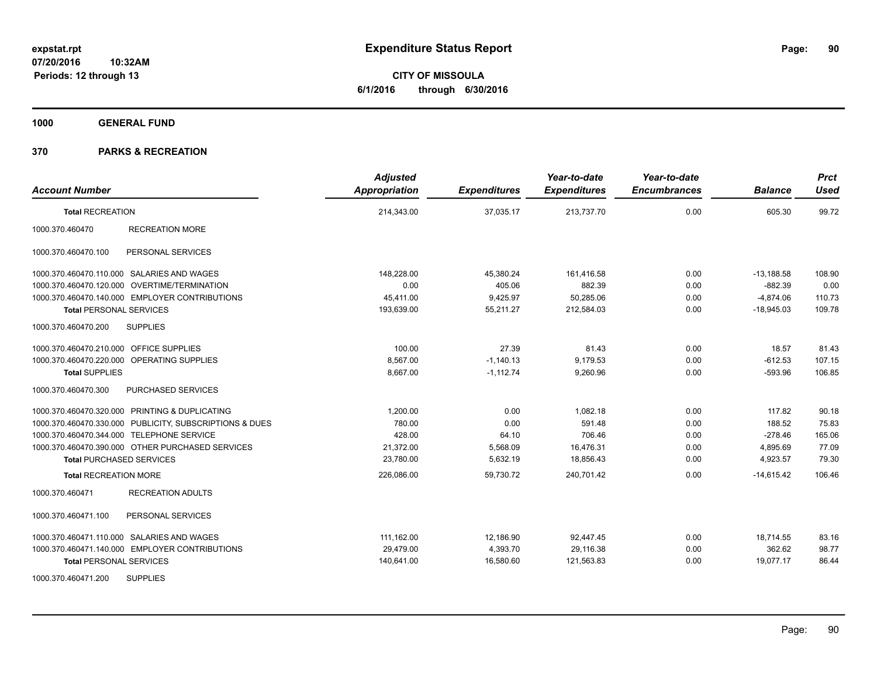# Expenditure Status Report

expstat.rpt
07/20/2016 10:32AM
Periods: 12 through 13

**CITY OF MISSOULA**
**6/1/2016 through 6/30/2016**

**1000 GENERAL FUND**

**370 PARKS & RECREATION**

| Account Number | | Adjusted Appropriation | Expenditures | Year-to-date Expenditures | Year-to-date Encumbrances | Balance | Prct Used |
|---|---|---|---|---|---|---|---|
| **Total** RECREATION | | 214,343.00 | 37,035.17 | 213,737.70 | 0.00 | 605.30 | 99.72 |
| 1000.370.460470 | RECREATION MORE | | | | | | |
| 1000.370.460470.100 | PERSONAL SERVICES | | | | | | |
| 1000.370.460470.110.000 | SALARIES AND WAGES | 148,228.00 | 45,380.24 | 161,416.58 | 0.00 | -13,188.58 | 108.90 |
| 1000.370.460470.120.000 | OVERTIME/TERMINATION | 0.00 | 405.06 | 882.39 | 0.00 | -882.39 | 0.00 |
| 1000.370.460470.140.000 | EMPLOYER CONTRIBUTIONS | 45,411.00 | 9,425.97 | 50,285.06 | 0.00 | -4,874.06 | 110.73 |
| **Total** PERSONAL SERVICES | | 193,639.00 | 55,211.27 | 212,584.03 | 0.00 | -18,945.03 | 109.78 |
| 1000.370.460470.200 | SUPPLIES | | | | | | |
| 1000.370.460470.210.000 | OFFICE SUPPLIES | 100.00 | 27.39 | 81.43 | 0.00 | 18.57 | 81.43 |
| 1000.370.460470.220.000 | OPERATING SUPPLIES | 8,567.00 | -1,140.13 | 9,179.53 | 0.00 | -612.53 | 107.15 |
| **Total** SUPPLIES | | 8,667.00 | -1,112.74 | 9,260.96 | 0.00 | -593.96 | 106.85 |
| 1000.370.460470.300 | PURCHASED SERVICES | | | | | | |
| 1000.370.460470.320.000 | PRINTING & DUPLICATING | 1,200.00 | 0.00 | 1,082.18 | 0.00 | 117.82 | 90.18 |
| 1000.370.460470.330.000 | PUBLICITY, SUBSCRIPTIONS & DUES | 780.00 | 0.00 | 591.48 | 0.00 | 188.52 | 75.83 |
| 1000.370.460470.344.000 | TELEPHONE SERVICE | 428.00 | 64.10 | 706.46 | 0.00 | -278.46 | 165.06 |
| 1000.370.460470.390.000 | OTHER PURCHASED SERVICES | 21,372.00 | 5,568.09 | 16,476.31 | 0.00 | 4,895.69 | 77.09 |
| **Total** PURCHASED SERVICES | | 23,780.00 | 5,632.19 | 18,856.43 | 0.00 | 4,923.57 | 79.30 |
| **Total** RECREATION MORE | | 226,086.00 | 59,730.72 | 240,701.42 | 0.00 | -14,615.42 | 106.46 |
| 1000.370.460471 | RECREATION ADULTS | | | | | | |
| 1000.370.460471.100 | PERSONAL SERVICES | | | | | | |
| 1000.370.460471.110.000 | SALARIES AND WAGES | 111,162.00 | 12,186.90 | 92,447.45 | 0.00 | 18,714.55 | 83.16 |
| 1000.370.460471.140.000 | EMPLOYER CONTRIBUTIONS | 29,479.00 | 4,393.70 | 29,116.38 | 0.00 | 362.62 | 98.77 |
| **Total** PERSONAL SERVICES | | 140,641.00 | 16,580.60 | 121,563.83 | 0.00 | 19,077.17 | 86.44 |
| 1000.370.460471.200 | SUPPLIES | | | | | | |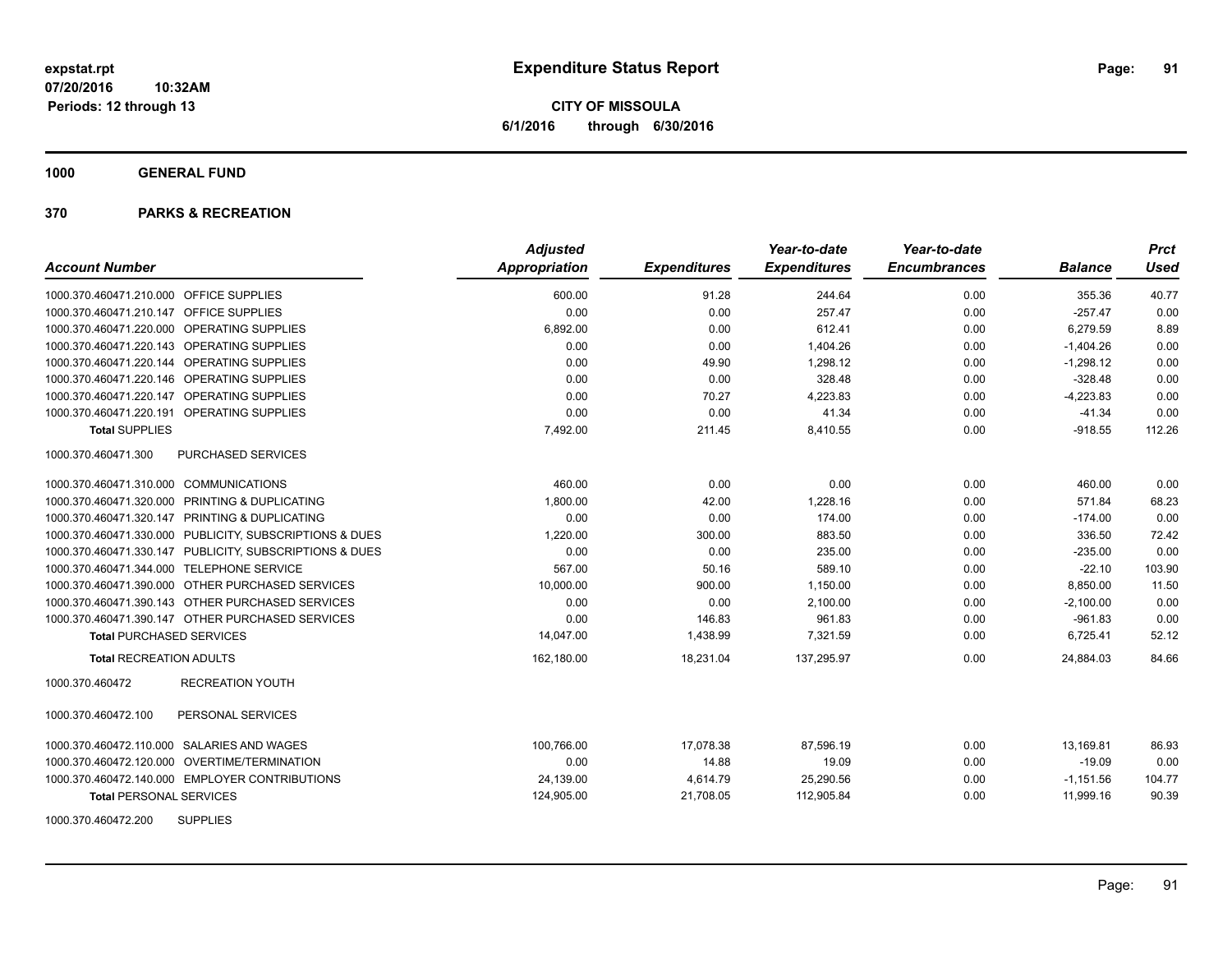# Expenditure Status Report

expstat.rpt
07/20/2016 10:32AM
Periods: 12 through 13

**CITY OF MISSOULA**
**6/1/2016 through 6/30/2016**

## 1000 GENERAL FUND

## 370 PARKS & RECREATION

| Account Number | | Adjusted Appropriation | Expenditures | Year-to-date Expenditures | Year-to-date Encumbrances | Balance | Prct Used |
|---|---|---|---|---|---|---|---|
| 1000.370.460471.210.000 | OFFICE SUPPLIES | 600.00 | 91.28 | 244.64 | 0.00 | 355.36 | 40.77 |
| 1000.370.460471.210.147 | OFFICE SUPPLIES | 0.00 | 0.00 | 257.47 | 0.00 | -257.47 | 0.00 |
| 1000.370.460471.220.000 | OPERATING SUPPLIES | 6,892.00 | 0.00 | 612.41 | 0.00 | 6,279.59 | 8.89 |
| 1000.370.460471.220.143 | OPERATING SUPPLIES | 0.00 | 0.00 | 1,404.26 | 0.00 | -1,404.26 | 0.00 |
| 1000.370.460471.220.144 | OPERATING SUPPLIES | 0.00 | 49.90 | 1,298.12 | 0.00 | -1,298.12 | 0.00 |
| 1000.370.460471.220.146 | OPERATING SUPPLIES | 0.00 | 0.00 | 328.48 | 0.00 | -328.48 | 0.00 |
| 1000.370.460471.220.147 | OPERATING SUPPLIES | 0.00 | 70.27 | 4,223.83 | 0.00 | -4,223.83 | 0.00 |
| 1000.370.460471.220.191 | OPERATING SUPPLIES | 0.00 | 0.00 | 41.34 | 0.00 | -41.34 | 0.00 |
| **Total SUPPLIES** | | 7,492.00 | 211.45 | 8,410.55 | 0.00 | -918.55 | 112.26 |
| 1000.370.460471.300 | PURCHASED SERVICES | | | | | | |
| 1000.370.460471.310.000 | COMMUNICATIONS | 460.00 | 0.00 | 0.00 | 0.00 | 460.00 | 0.00 |
| 1000.370.460471.320.000 | PRINTING & DUPLICATING | 1,800.00 | 42.00 | 1,228.16 | 0.00 | 571.84 | 68.23 |
| 1000.370.460471.320.147 | PRINTING & DUPLICATING | 0.00 | 0.00 | 174.00 | 0.00 | -174.00 | 0.00 |
| 1000.370.460471.330.000 | PUBLICITY, SUBSCRIPTIONS & DUES | 1,220.00 | 300.00 | 883.50 | 0.00 | 336.50 | 72.42 |
| 1000.370.460471.330.147 | PUBLICITY, SUBSCRIPTIONS & DUES | 0.00 | 0.00 | 235.00 | 0.00 | -235.00 | 0.00 |
| 1000.370.460471.344.000 | TELEPHONE SERVICE | 567.00 | 50.16 | 589.10 | 0.00 | -22.10 | 103.90 |
| 1000.370.460471.390.000 | OTHER PURCHASED SERVICES | 10,000.00 | 900.00 | 1,150.00 | 0.00 | 8,850.00 | 11.50 |
| 1000.370.460471.390.143 | OTHER PURCHASED SERVICES | 0.00 | 0.00 | 2,100.00 | 0.00 | -2,100.00 | 0.00 |
| 1000.370.460471.390.147 | OTHER PURCHASED SERVICES | 0.00 | 146.83 | 961.83 | 0.00 | -961.83 | 0.00 |
| **Total PURCHASED SERVICES** | | 14,047.00 | 1,438.99 | 7,321.59 | 0.00 | 6,725.41 | 52.12 |
| **Total RECREATION ADULTS** | | 162,180.00 | 18,231.04 | 137,295.97 | 0.00 | 24,884.03 | 84.66 |
| 1000.370.460472 | RECREATION YOUTH | | | | | | |
| 1000.370.460472.100 | PERSONAL SERVICES | | | | | | |
| 1000.370.460472.110.000 | SALARIES AND WAGES | 100,766.00 | 17,078.38 | 87,596.19 | 0.00 | 13,169.81 | 86.93 |
| 1000.370.460472.120.000 | OVERTIME/TERMINATION | 0.00 | 14.88 | 19.09 | 0.00 | -19.09 | 0.00 |
| 1000.370.460472.140.000 | EMPLOYER CONTRIBUTIONS | 24,139.00 | 4,614.79 | 25,290.56 | 0.00 | -1,151.56 | 104.77 |
| **Total PERSONAL SERVICES** | | 124,905.00 | 21,708.05 | 112,905.84 | 0.00 | 11,999.16 | 90.39 |
| 1000.370.460472.200 | SUPPLIES | | | | | | |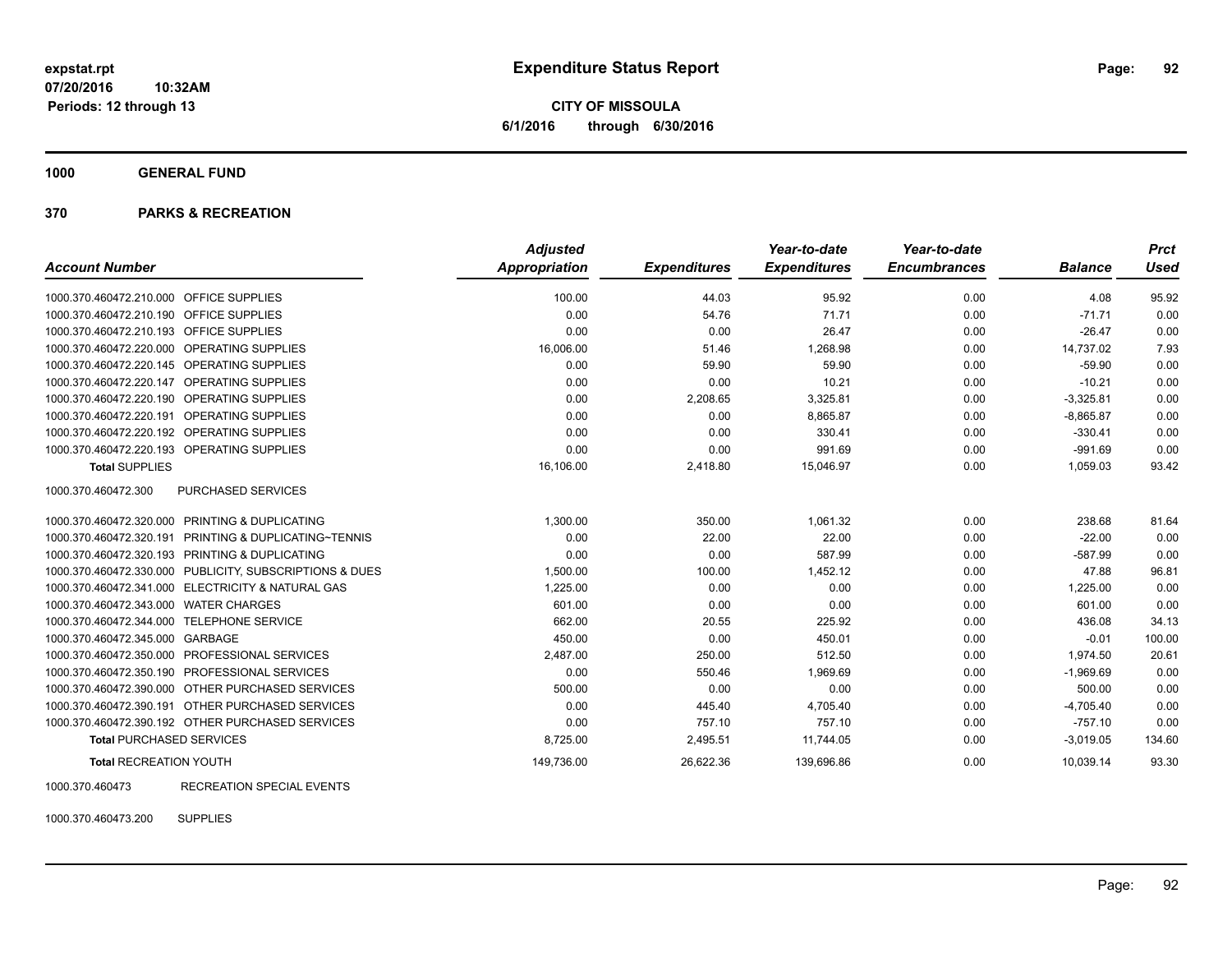**CITY OF MISSOULA**

**6/1/2016 through 6/30/2016**

**1000 GENERAL FUND**

**370 PARKS & RECREATION**

| Account Number | | Adjusted Appropriation | Expenditures | Year-to-date Expenditures | Year-to-date Encumbrances | Balance | Prct Used |
|---|---|---|---|---|---|---|---|
| 1000.370.460472.210.000 | OFFICE SUPPLIES | 100.00 | 44.03 | 95.92 | 0.00 | 4.08 | 95.92 |
| 1000.370.460472.210.190 | OFFICE SUPPLIES | 0.00 | 54.76 | 71.71 | 0.00 | -71.71 | 0.00 |
| 1000.370.460472.210.193 | OFFICE SUPPLIES | 0.00 | 0.00 | 26.47 | 0.00 | -26.47 | 0.00 |
| 1000.370.460472.220.000 | OPERATING SUPPLIES | 16,006.00 | 51.46 | 1,268.98 | 0.00 | 14,737.02 | 7.93 |
| 1000.370.460472.220.145 | OPERATING SUPPLIES | 0.00 | 59.90 | 59.90 | 0.00 | -59.90 | 0.00 |
| 1000.370.460472.220.147 | OPERATING SUPPLIES | 0.00 | 0.00 | 10.21 | 0.00 | -10.21 | 0.00 |
| 1000.370.460472.220.190 | OPERATING SUPPLIES | 0.00 | 2,208.65 | 3,325.81 | 0.00 | -3,325.81 | 0.00 |
| 1000.370.460472.220.191 | OPERATING SUPPLIES | 0.00 | 0.00 | 8,865.87 | 0.00 | -8,865.87 | 0.00 |
| 1000.370.460472.220.192 | OPERATING SUPPLIES | 0.00 | 0.00 | 330.41 | 0.00 | -330.41 | 0.00 |
| 1000.370.460472.220.193 | OPERATING SUPPLIES | 0.00 | 0.00 | 991.69 | 0.00 | -991.69 | 0.00 |
| **Total** SUPPLIES | | 16,106.00 | 2,418.80 | 15,046.97 | 0.00 | 1,059.03 | 93.42 |
| 1000.370.460472.300 | PURCHASED SERVICES | | | | | | |
| 1000.370.460472.320.000 | PRINTING & DUPLICATING | 1,300.00 | 350.00 | 1,061.32 | 0.00 | 238.68 | 81.64 |
| 1000.370.460472.320.191 | PRINTING & DUPLICATING~TENNIS | 0.00 | 22.00 | 22.00 | 0.00 | -22.00 | 0.00 |
| 1000.370.460472.320.193 | PRINTING & DUPLICATING | 0.00 | 0.00 | 587.99 | 0.00 | -587.99 | 0.00 |
| 1000.370.460472.330.000 | PUBLICITY, SUBSCRIPTIONS & DUES | 1,500.00 | 100.00 | 1,452.12 | 0.00 | 47.88 | 96.81 |
| 1000.370.460472.341.000 | ELECTRICITY & NATURAL GAS | 1,225.00 | 0.00 | 0.00 | 0.00 | 1,225.00 | 0.00 |
| 1000.370.460472.343.000 | WATER CHARGES | 601.00 | 0.00 | 0.00 | 0.00 | 601.00 | 0.00 |
| 1000.370.460472.344.000 | TELEPHONE SERVICE | 662.00 | 20.55 | 225.92 | 0.00 | 436.08 | 34.13 |
| 1000.370.460472.345.000 | GARBAGE | 450.00 | 0.00 | 450.01 | 0.00 | -0.01 | 100.00 |
| 1000.370.460472.350.000 | PROFESSIONAL SERVICES | 2,487.00 | 250.00 | 512.50 | 0.00 | 1,974.50 | 20.61 |
| 1000.370.460472.350.190 | PROFESSIONAL SERVICES | 0.00 | 550.46 | 1,969.69 | 0.00 | -1,969.69 | 0.00 |
| 1000.370.460472.390.000 | OTHER PURCHASED SERVICES | 500.00 | 0.00 | 0.00 | 0.00 | 500.00 | 0.00 |
| 1000.370.460472.390.191 | OTHER PURCHASED SERVICES | 0.00 | 445.40 | 4,705.40 | 0.00 | -4,705.40 | 0.00 |
| 1000.370.460472.390.192 | OTHER PURCHASED SERVICES | 0.00 | 757.10 | 757.10 | 0.00 | -757.10 | 0.00 |
| **Total** PURCHASED SERVICES | | 8,725.00 | 2,495.51 | 11,744.05 | 0.00 | -3,019.05 | 134.60 |
| **Total** RECREATION YOUTH | | 149,736.00 | 26,622.36 | 139,696.86 | 0.00 | 10,039.14 | 93.30 |
| 1000.370.460473 | RECREATION SPECIAL EVENTS | | | | | | |
| 1000.370.460473.200 | SUPPLIES | | | | | | |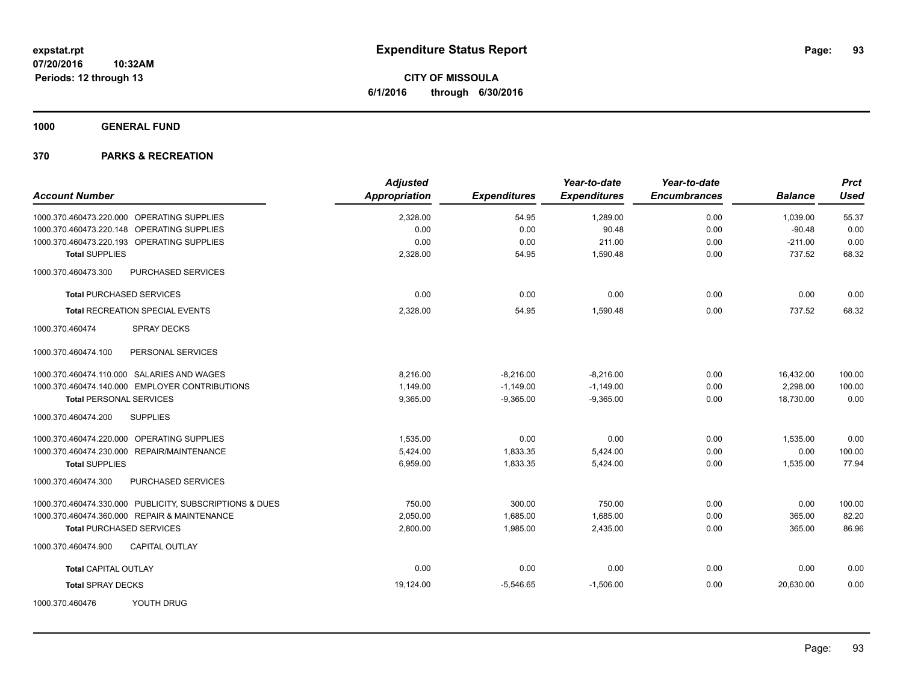**expstat.rpt**
**07/20/2016 10:32AM**
**Periods: 12 through 13**

# Expenditure Status Report

**CITY OF MISSOULA**
**6/1/2016 through 6/30/2016**

## 1000 GENERAL FUND

## 370 PARKS & RECREATION

| Account Number | | Adjusted Appropriation | Expenditures | Year-to-date Expenditures | Year-to-date Encumbrances | Balance | Prct Used |
|---|---|---|---|---|---|---|---|
| 1000.370.460473.220.000 | OPERATING SUPPLIES | 2,328.00 | 54.95 | 1,289.00 | 0.00 | 1,039.00 | 55.37 |
| 1000.370.460473.220.148 | OPERATING SUPPLIES | 0.00 | 0.00 | 90.48 | 0.00 | -90.48 | 0.00 |
| 1000.370.460473.220.193 | OPERATING SUPPLIES | 0.00 | 0.00 | 211.00 | 0.00 | -211.00 | 0.00 |
| **Total** SUPPLIES | | 2,328.00 | 54.95 | 1,590.48 | 0.00 | 737.52 | 68.32 |
| 1000.370.460473.300 | PURCHASED SERVICES | | | | | | |
| **Total** PURCHASED SERVICES | | 0.00 | 0.00 | 0.00 | 0.00 | 0.00 | 0.00 |
| **Total** RECREATION SPECIAL EVENTS | | 2,328.00 | 54.95 | 1,590.48 | 0.00 | 737.52 | 68.32 |
| 1000.370.460474 | SPRAY DECKS | | | | | | |
| 1000.370.460474.100 | PERSONAL SERVICES | | | | | | |
| 1000.370.460474.110.000 | SALARIES AND WAGES | 8,216.00 | -8,216.00 | -8,216.00 | 0.00 | 16,432.00 | 100.00 |
| 1000.370.460474.140.000 | EMPLOYER CONTRIBUTIONS | 1,149.00 | -1,149.00 | -1,149.00 | 0.00 | 2,298.00 | 100.00 |
| **Total** PERSONAL SERVICES | | 9,365.00 | -9,365.00 | -9,365.00 | 0.00 | 18,730.00 | 0.00 |
| 1000.370.460474.200 | SUPPLIES | | | | | | |
| 1000.370.460474.220.000 | OPERATING SUPPLIES | 1,535.00 | 0.00 | 0.00 | 0.00 | 1,535.00 | 0.00 |
| 1000.370.460474.230.000 | REPAIR/MAINTENANCE | 5,424.00 | 1,833.35 | 5,424.00 | 0.00 | 0.00 | 100.00 |
| **Total** SUPPLIES | | 6,959.00 | 1,833.35 | 5,424.00 | 0.00 | 1,535.00 | 77.94 |
| 1000.370.460474.300 | PURCHASED SERVICES | | | | | | |
| 1000.370.460474.330.000 | PUBLICITY, SUBSCRIPTIONS & DUES | 750.00 | 300.00 | 750.00 | 0.00 | 0.00 | 100.00 |
| 1000.370.460474.360.000 | REPAIR & MAINTENANCE | 2,050.00 | 1,685.00 | 1,685.00 | 0.00 | 365.00 | 82.20 |
| **Total** PURCHASED SERVICES | | 2,800.00 | 1,985.00 | 2,435.00 | 0.00 | 365.00 | 86.96 |
| 1000.370.460474.900 | CAPITAL OUTLAY | | | | | | |
| **Total** CAPITAL OUTLAY | | 0.00 | 0.00 | 0.00 | 0.00 | 0.00 | 0.00 |
| **Total** SPRAY DECKS | | 19,124.00 | -5,546.65 | -1,506.00 | 0.00 | 20,630.00 | 0.00 |
| 1000.370.460476 | YOUTH DRUG | | | | | | |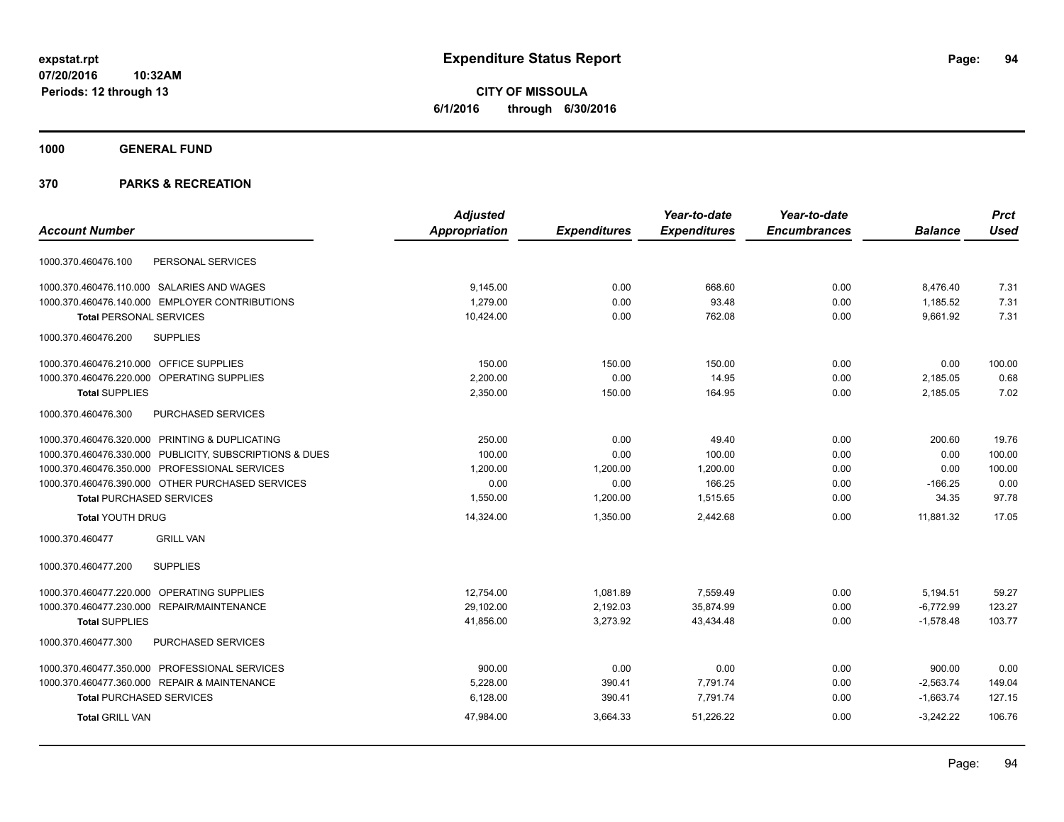**expstat.rpt**
**07/20/2016 10:32AM**
**Periods: 12 through 13**

# Expenditure Status Report

**CITY OF MISSOULA**
**6/1/2016 through 6/30/2016**

**1000 GENERAL FUND**

**370 PARKS & RECREATION**

| Account Number | | Adjusted Appropriation | Expenditures | Year-to-date Expenditures | Year-to-date Encumbrances | Balance | Prct Used |
|---|---|---|---|---|---|---|---|
| 1000.370.460476.100 | PERSONAL SERVICES | | | | | | |
| 1000.370.460476.110.000 | SALARIES AND WAGES | 9,145.00 | 0.00 | 668.60 | 0.00 | 8,476.40 | 7.31 |
| 1000.370.460476.140.000 | EMPLOYER CONTRIBUTIONS | 1,279.00 | 0.00 | 93.48 | 0.00 | 1,185.52 | 7.31 |
| **Total** PERSONAL SERVICES | | 10,424.00 | 0.00 | 762.08 | 0.00 | 9,661.92 | 7.31 |
| 1000.370.460476.200 | SUPPLIES | | | | | | |
| 1000.370.460476.210.000 | OFFICE SUPPLIES | 150.00 | 150.00 | 150.00 | 0.00 | 0.00 | 100.00 |
| 1000.370.460476.220.000 | OPERATING SUPPLIES | 2,200.00 | 0.00 | 14.95 | 0.00 | 2,185.05 | 0.68 |
| **Total** SUPPLIES | | 2,350.00 | 150.00 | 164.95 | 0.00 | 2,185.05 | 7.02 |
| 1000.370.460476.300 | PURCHASED SERVICES | | | | | | |
| 1000.370.460476.320.000 | PRINTING & DUPLICATING | 250.00 | 0.00 | 49.40 | 0.00 | 200.60 | 19.76 |
| 1000.370.460476.330.000 | PUBLICITY, SUBSCRIPTIONS & DUES | 100.00 | 0.00 | 100.00 | 0.00 | 0.00 | 100.00 |
| 1000.370.460476.350.000 | PROFESSIONAL SERVICES | 1,200.00 | 1,200.00 | 1,200.00 | 0.00 | 0.00 | 100.00 |
| 1000.370.460476.390.000 | OTHER PURCHASED SERVICES | 0.00 | 0.00 | 166.25 | 0.00 | -166.25 | 0.00 |
| **Total** PURCHASED SERVICES | | 1,550.00 | 1,200.00 | 1,515.65 | 0.00 | 34.35 | 97.78 |
| **Total** YOUTH DRUG | | 14,324.00 | 1,350.00 | 2,442.68 | 0.00 | 11,881.32 | 17.05 |
| 1000.370.460477 | GRILL VAN | | | | | | |
| 1000.370.460477.200 | SUPPLIES | | | | | | |
| 1000.370.460477.220.000 | OPERATING SUPPLIES | 12,754.00 | 1,081.89 | 7,559.49 | 0.00 | 5,194.51 | 59.27 |
| 1000.370.460477.230.000 | REPAIR/MAINTENANCE | 29,102.00 | 2,192.03 | 35,874.99 | 0.00 | -6,772.99 | 123.27 |
| **Total** SUPPLIES | | 41,856.00 | 3,273.92 | 43,434.48 | 0.00 | -1,578.48 | 103.77 |
| 1000.370.460477.300 | PURCHASED SERVICES | | | | | | |
| 1000.370.460477.350.000 | PROFESSIONAL SERVICES | 900.00 | 0.00 | 0.00 | 0.00 | 900.00 | 0.00 |
| 1000.370.460477.360.000 | REPAIR & MAINTENANCE | 5,228.00 | 390.41 | 7,791.74 | 0.00 | -2,563.74 | 149.04 |
| **Total** PURCHASED SERVICES | | 6,128.00 | 390.41 | 7,791.74 | 0.00 | -1,663.74 | 127.15 |
| **Total** GRILL VAN | | 47,984.00 | 3,664.33 | 51,226.22 | 0.00 | -3,242.22 | 106.76 |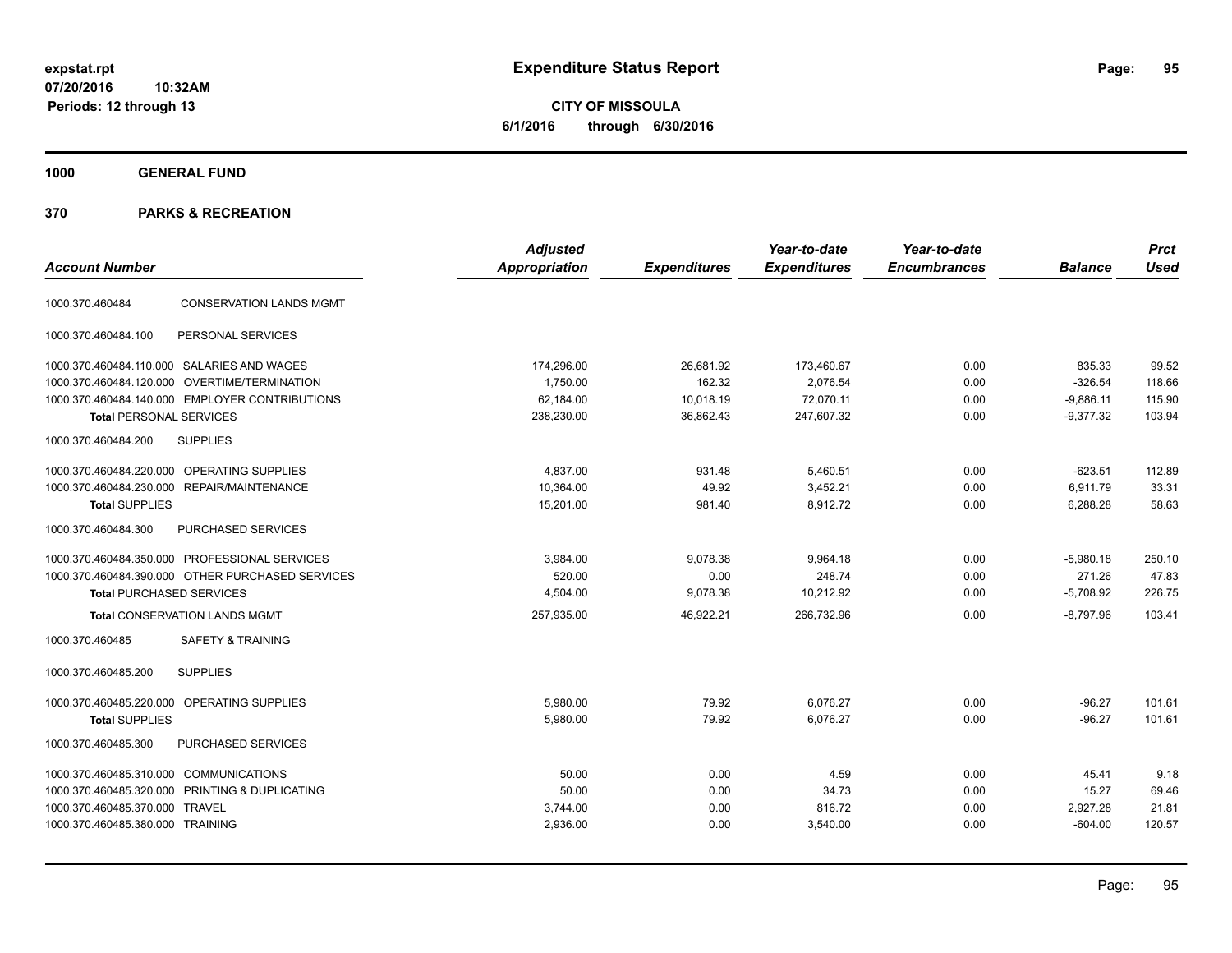# Expenditure Status Report

expstat.rpt
07/20/2016 10:32AM
Periods: 12 through 13

**CITY OF MISSOULA**
**6/1/2016 through 6/30/2016**

## 1000 GENERAL FUND

### 370 PARKS & RECREATION

| Account Number | | Adjusted Appropriation | Expenditures | Year-to-date Expenditures | Year-to-date Encumbrances | Balance | Prct Used |
|---|---|---|---|---|---|---|---|
| 1000.370.460484 | CONSERVATION LANDS MGMT | | | | | | |
| 1000.370.460484.100 | PERSONAL SERVICES | | | | | | |
| 1000.370.460484.110.000 | SALARIES AND WAGES | 174,296.00 | 26,681.92 | 173,460.67 | 0.00 | 835.33 | 99.52 |
| 1000.370.460484.120.000 | OVERTIME/TERMINATION | 1,750.00 | 162.32 | 2,076.54 | 0.00 | -326.54 | 118.66 |
| 1000.370.460484.140.000 | EMPLOYER CONTRIBUTIONS | 62,184.00 | 10,018.19 | 72,070.11 | 0.00 | -9,886.11 | 115.90 |
| **Total** PERSONAL SERVICES | | 238,230.00 | 36,862.43 | 247,607.32 | 0.00 | -9,377.32 | 103.94 |
| 1000.370.460484.200 | SUPPLIES | | | | | | |
| 1000.370.460484.220.000 | OPERATING SUPPLIES | 4,837.00 | 931.48 | 5,460.51 | 0.00 | -623.51 | 112.89 |
| 1000.370.460484.230.000 | REPAIR/MAINTENANCE | 10,364.00 | 49.92 | 3,452.21 | 0.00 | 6,911.79 | 33.31 |
| **Total** SUPPLIES | | 15,201.00 | 981.40 | 8,912.72 | 0.00 | 6,288.28 | 58.63 |
| 1000.370.460484.300 | PURCHASED SERVICES | | | | | | |
| 1000.370.460484.350.000 | PROFESSIONAL SERVICES | 3,984.00 | 9,078.38 | 9,964.18 | 0.00 | -5,980.18 | 250.10 |
| 1000.370.460484.390.000 | OTHER PURCHASED SERVICES | 520.00 | 0.00 | 248.74 | 0.00 | 271.26 | 47.83 |
| **Total** PURCHASED SERVICES | | 4,504.00 | 9,078.38 | 10,212.92 | 0.00 | -5,708.92 | 226.75 |
| **Total** CONSERVATION LANDS MGMT | | 257,935.00 | 46,922.21 | 266,732.96 | 0.00 | -8,797.96 | 103.41 |
| 1000.370.460485 | SAFETY & TRAINING | | | | | | |
| 1000.370.460485.200 | SUPPLIES | | | | | | |
| 1000.370.460485.220.000 | OPERATING SUPPLIES | 5,980.00 | 79.92 | 6,076.27 | 0.00 | -96.27 | 101.61 |
| **Total** SUPPLIES | | 5,980.00 | 79.92 | 6,076.27 | 0.00 | -96.27 | 101.61 |
| 1000.370.460485.300 | PURCHASED SERVICES | | | | | | |
| 1000.370.460485.310.000 | COMMUNICATIONS | 50.00 | 0.00 | 4.59 | 0.00 | 45.41 | 9.18 |
| 1000.370.460485.320.000 | PRINTING & DUPLICATING | 50.00 | 0.00 | 34.73 | 0.00 | 15.27 | 69.46 |
| 1000.370.460485.370.000 | TRAVEL | 3,744.00 | 0.00 | 816.72 | 0.00 | 2,927.28 | 21.81 |
| 1000.370.460485.380.000 | TRAINING | 2,936.00 | 0.00 | 3,540.00 | 0.00 | -604.00 | 120.57 |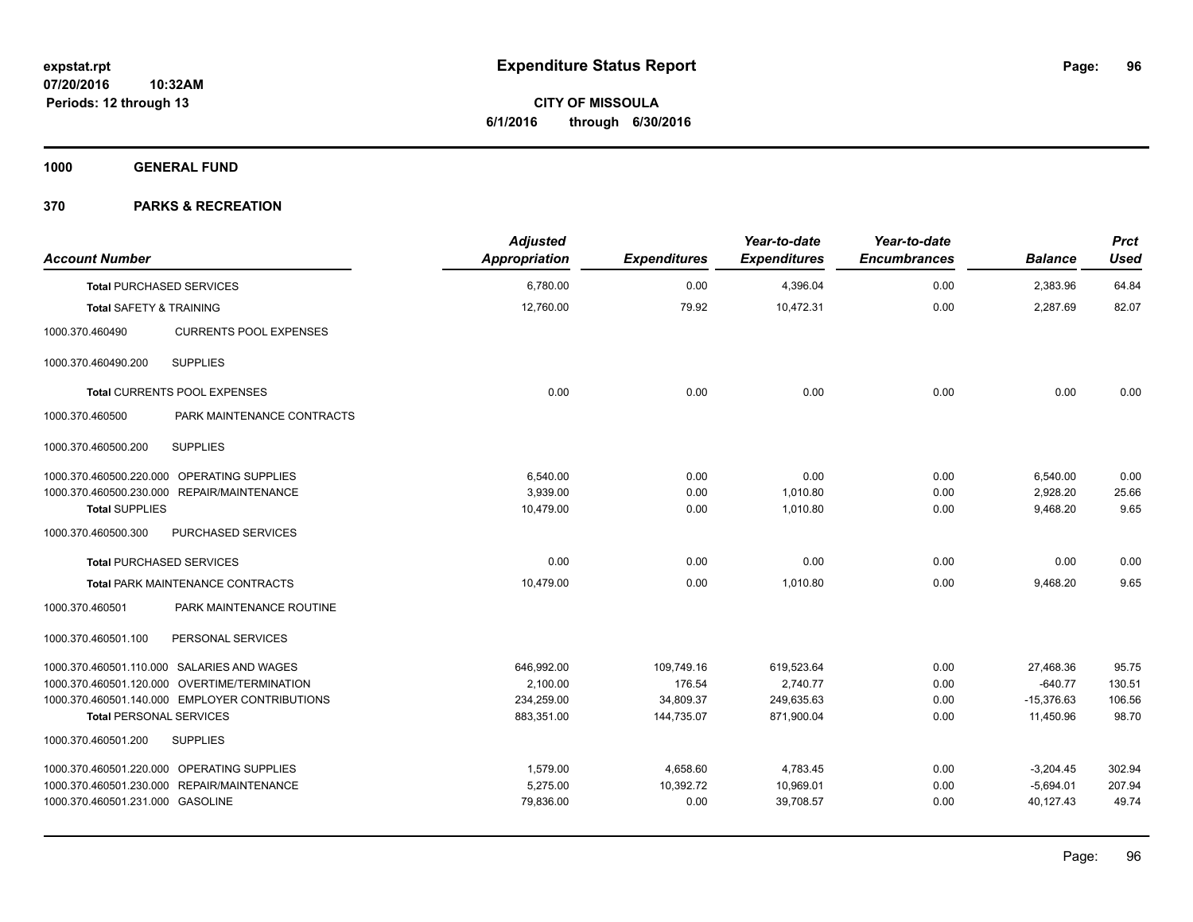**expstat.rpt**
**07/20/2016 10:32AM**
**Periods: 12 through 13**

# Expenditure Status Report

**CITY OF MISSOULA**
**6/1/2016 through 6/30/2016**

## 1000 GENERAL FUND

## 370 PARKS & RECREATION

| Account Number | | Adjusted Appropriation | Expenditures | Year-to-date Expenditures | Year-to-date Encumbrances | Balance | Prct Used |
|---|---|---|---|---|---|---|---|
| **Total** PURCHASED SERVICES | | 6,780.00 | 0.00 | 4,396.04 | 0.00 | 2,383.96 | 64.84 |
| **Total** SAFETY & TRAINING | | 12,760.00 | 79.92 | 10,472.31 | 0.00 | 2,287.69 | 82.07 |
| 1000.370.460490 | CURRENTS POOL EXPENSES | | | | | | |
| 1000.370.460490.200 | SUPPLIES | | | | | | |
| **Total** CURRENTS POOL EXPENSES | | 0.00 | 0.00 | 0.00 | 0.00 | 0.00 | 0.00 |
| 1000.370.460500 | PARK MAINTENANCE CONTRACTS | | | | | | |
| 1000.370.460500.200 | SUPPLIES | | | | | | |
| 1000.370.460500.220.000 | OPERATING SUPPLIES | 6,540.00 | 0.00 | 0.00 | 0.00 | 6,540.00 | 0.00 |
| 1000.370.460500.230.000 | REPAIR/MAINTENANCE | 3,939.00 | 0.00 | 1,010.80 | 0.00 | 2,928.20 | 25.66 |
| **Total** SUPPLIES | | 10,479.00 | 0.00 | 1,010.80 | 0.00 | 9,468.20 | 9.65 |
| 1000.370.460500.300 | PURCHASED SERVICES | | | | | | |
| **Total** PURCHASED SERVICES | | 0.00 | 0.00 | 0.00 | 0.00 | 0.00 | 0.00 |
| **Total** PARK MAINTENANCE CONTRACTS | | 10,479.00 | 0.00 | 1,010.80 | 0.00 | 9,468.20 | 9.65 |
| 1000.370.460501 | PARK MAINTENANCE ROUTINE | | | | | | |
| 1000.370.460501.100 | PERSONAL SERVICES | | | | | | |
| 1000.370.460501.110.000 | SALARIES AND WAGES | 646,992.00 | 109,749.16 | 619,523.64 | 0.00 | 27,468.36 | 95.75 |
| 1000.370.460501.120.000 | OVERTIME/TERMINATION | 2,100.00 | 176.54 | 2,740.77 | 0.00 | -640.77 | 130.51 |
| 1000.370.460501.140.000 | EMPLOYER CONTRIBUTIONS | 234,259.00 | 34,809.37 | 249,635.63 | 0.00 | -15,376.63 | 106.56 |
| **Total** PERSONAL SERVICES | | 883,351.00 | 144,735.07 | 871,900.04 | 0.00 | 11,450.96 | 98.70 |
| 1000.370.460501.200 | SUPPLIES | | | | | | |
| 1000.370.460501.220.000 | OPERATING SUPPLIES | 1,579.00 | 4,658.60 | 4,783.45 | 0.00 | -3,204.45 | 302.94 |
| 1000.370.460501.230.000 | REPAIR/MAINTENANCE | 5,275.00 | 10,392.72 | 10,969.01 | 0.00 | -5,694.01 | 207.94 |
| 1000.370.460501.231.000 | GASOLINE | 79,836.00 | 0.00 | 39,708.57 | 0.00 | 40,127.43 | 49.74 |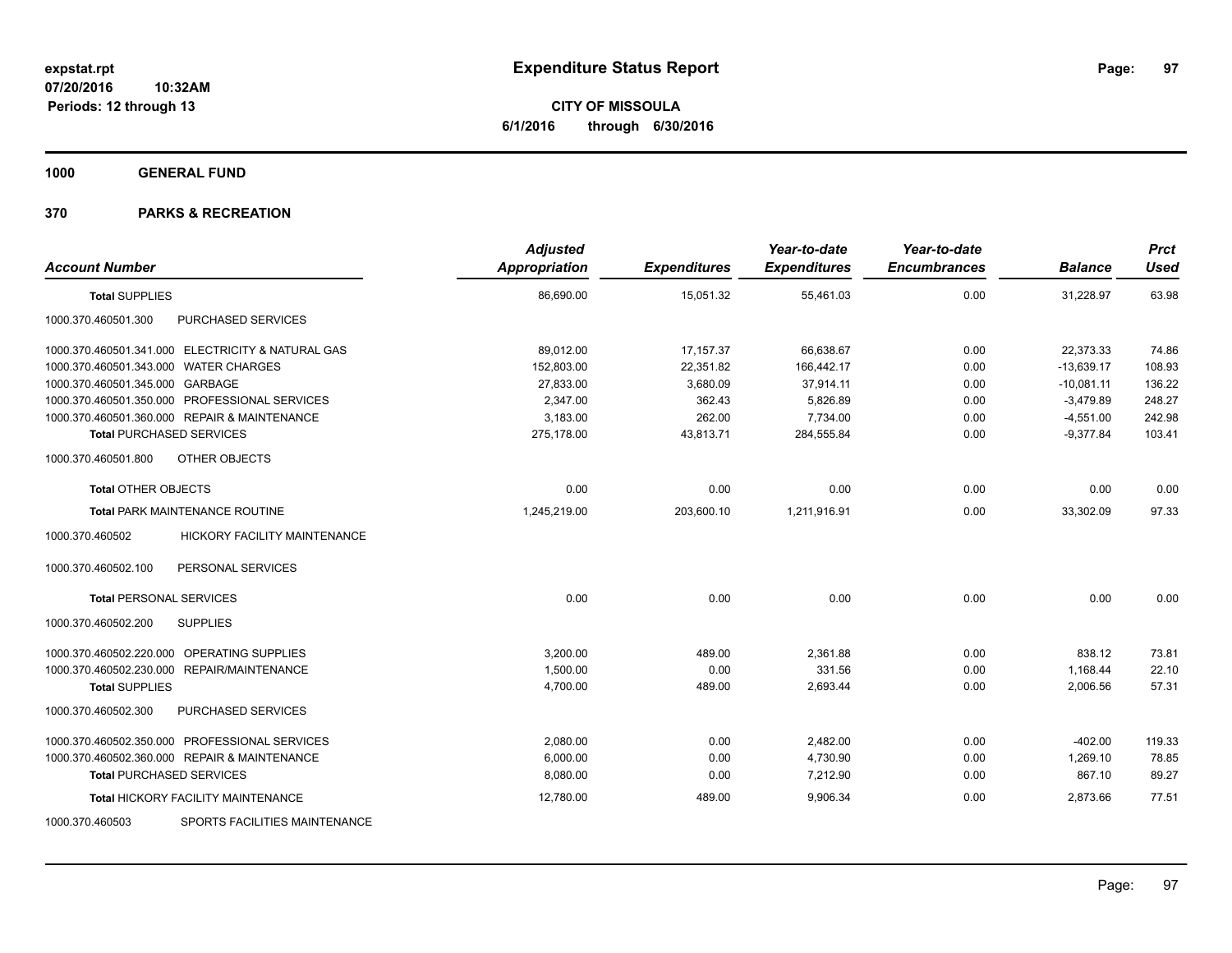# Expenditure Status Report

expstat.rpt
07/20/2016 10:32AM
Periods: 12 through 13

**CITY OF MISSOULA**
**6/1/2016 through 6/30/2016**

## 1000 GENERAL FUND

### 370 PARKS & RECREATION

| Account Number | | Adjusted Appropriation | Expenditures | Year-to-date Expenditures | Year-to-date Encumbrances | Balance | Prct Used |
|---|---|---|---|---|---|---|---|
| **Total** SUPPLIES | | 86,690.00 | 15,051.32 | 55,461.03 | 0.00 | 31,228.97 | 63.98 |
| 1000.370.460501.300 | PURCHASED SERVICES | | | | | | |
| 1000.370.460501.341.000 | ELECTRICITY & NATURAL GAS | 89,012.00 | 17,157.37 | 66,638.67 | 0.00 | 22,373.33 | 74.86 |
| 1000.370.460501.343.000 | WATER CHARGES | 152,803.00 | 22,351.82 | 166,442.17 | 0.00 | -13,639.17 | 108.93 |
| 1000.370.460501.345.000 | GARBAGE | 27,833.00 | 3,680.09 | 37,914.11 | 0.00 | -10,081.11 | 136.22 |
| 1000.370.460501.350.000 | PROFESSIONAL SERVICES | 2,347.00 | 362.43 | 5,826.89 | 0.00 | -3,479.89 | 248.27 |
| 1000.370.460501.360.000 | REPAIR & MAINTENANCE | 3,183.00 | 262.00 | 7,734.00 | 0.00 | -4,551.00 | 242.98 |
| **Total** PURCHASED SERVICES | | 275,178.00 | 43,813.71 | 284,555.84 | 0.00 | -9,377.84 | 103.41 |
| 1000.370.460501.800 | OTHER OBJECTS | | | | | | |
| **Total** OTHER OBJECTS | | 0.00 | 0.00 | 0.00 | 0.00 | 0.00 | 0.00 |
| **Total** PARK MAINTENANCE ROUTINE | | 1,245,219.00 | 203,600.10 | 1,211,916.91 | 0.00 | 33,302.09 | 97.33 |
| 1000.370.460502 | HICKORY FACILITY MAINTENANCE | | | | | | |
| 1000.370.460502.100 | PERSONAL SERVICES | | | | | | |
| **Total** PERSONAL SERVICES | | 0.00 | 0.00 | 0.00 | 0.00 | 0.00 | 0.00 |
| 1000.370.460502.200 | SUPPLIES | | | | | | |
| 1000.370.460502.220.000 | OPERATING SUPPLIES | 3,200.00 | 489.00 | 2,361.88 | 0.00 | 838.12 | 73.81 |
| 1000.370.460502.230.000 | REPAIR/MAINTENANCE | 1,500.00 | 0.00 | 331.56 | 0.00 | 1,168.44 | 22.10 |
| **Total** SUPPLIES | | 4,700.00 | 489.00 | 2,693.44 | 0.00 | 2,006.56 | 57.31 |
| 1000.370.460502.300 | PURCHASED SERVICES | | | | | | |
| 1000.370.460502.350.000 | PROFESSIONAL SERVICES | 2,080.00 | 0.00 | 2,482.00 | 0.00 | -402.00 | 119.33 |
| 1000.370.460502.360.000 | REPAIR & MAINTENANCE | 6,000.00 | 0.00 | 4,730.90 | 0.00 | 1,269.10 | 78.85 |
| **Total** PURCHASED SERVICES | | 8,080.00 | 0.00 | 7,212.90 | 0.00 | 867.10 | 89.27 |
| **Total** HICKORY FACILITY MAINTENANCE | | 12,780.00 | 489.00 | 9,906.34 | 0.00 | 2,873.66 | 77.51 |
| 1000.370.460503 | SPORTS FACILITIES MAINTENANCE | | | | | | |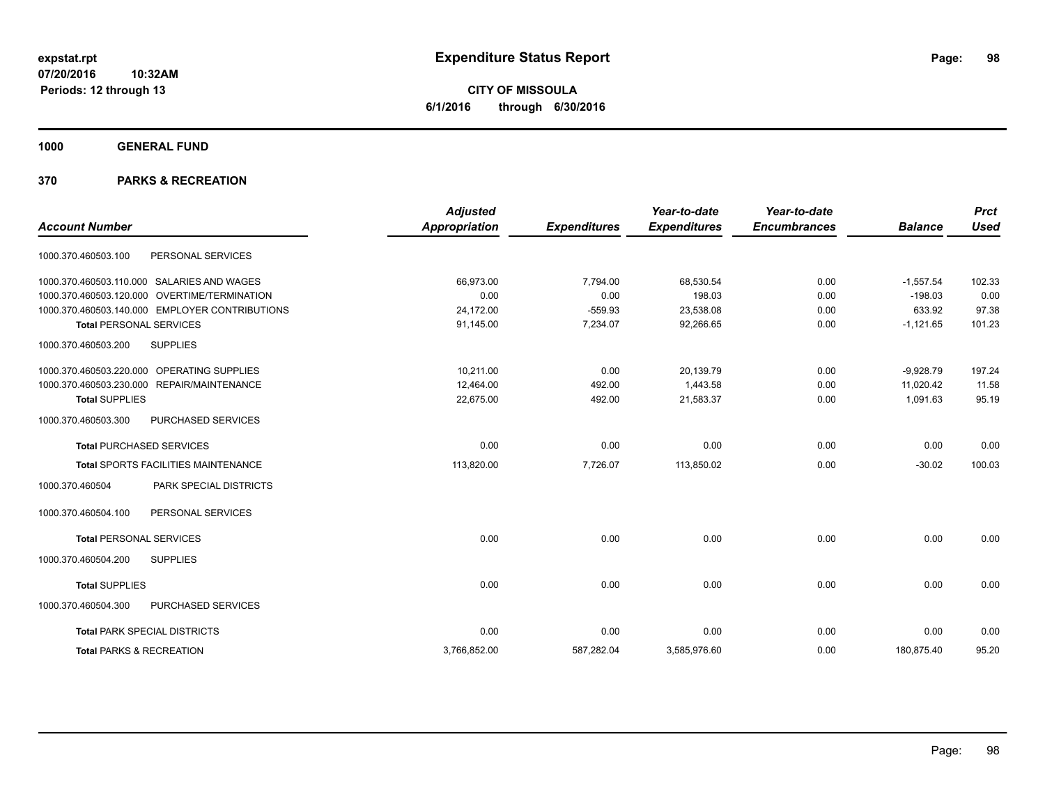**expstat.rpt**
**07/20/2016 10:32AM**
**Periods: 12 through 13**

# Expenditure Status Report

**CITY OF MISSOULA**
**6/1/2016 through 6/30/2016**

## 1000 GENERAL FUND

### 370 PARKS & RECREATION

| Account Number | | Adjusted Appropriation | Expenditures | Year-to-date Expenditures | Year-to-date Encumbrances | Balance | Prct Used |
|---|---|---|---|---|---|---|---|
| 1000.370.460503.100 | PERSONAL SERVICES | | | | | | |
| 1000.370.460503.110.000 | SALARIES AND WAGES | 66,973.00 | 7,794.00 | 68,530.54 | 0.00 | -1,557.54 | 102.33 |
| 1000.370.460503.120.000 | OVERTIME/TERMINATION | 0.00 | 0.00 | 198.03 | 0.00 | -198.03 | 0.00 |
| 1000.370.460503.140.000 | EMPLOYER CONTRIBUTIONS | 24,172.00 | -559.93 | 23,538.08 | 0.00 | 633.92 | 97.38 |
| **Total** PERSONAL SERVICES | | 91,145.00 | 7,234.07 | 92,266.65 | 0.00 | -1,121.65 | 101.23 |
| 1000.370.460503.200 | SUPPLIES | | | | | | |
| 1000.370.460503.220.000 | OPERATING SUPPLIES | 10,211.00 | 0.00 | 20,139.79 | 0.00 | -9,928.79 | 197.24 |
| 1000.370.460503.230.000 | REPAIR/MAINTENANCE | 12,464.00 | 492.00 | 1,443.58 | 0.00 | 11,020.42 | 11.58 |
| **Total** SUPPLIES | | 22,675.00 | 492.00 | 21,583.37 | 0.00 | 1,091.63 | 95.19 |
| 1000.370.460503.300 | PURCHASED SERVICES | | | | | | |
| **Total** PURCHASED SERVICES | | 0.00 | 0.00 | 0.00 | 0.00 | 0.00 | 0.00 |
| **Total** SPORTS FACILITIES MAINTENANCE | | 113,820.00 | 7,726.07 | 113,850.02 | 0.00 | -30.02 | 100.03 |
| 1000.370.460504 | PARK SPECIAL DISTRICTS | | | | | | |
| 1000.370.460504.100 | PERSONAL SERVICES | | | | | | |
| **Total** PERSONAL SERVICES | | 0.00 | 0.00 | 0.00 | 0.00 | 0.00 | 0.00 |
| 1000.370.460504.200 | SUPPLIES | | | | | | |
| **Total** SUPPLIES | | 0.00 | 0.00 | 0.00 | 0.00 | 0.00 | 0.00 |
| 1000.370.460504.300 | PURCHASED SERVICES | | | | | | |
| **Total** PARK SPECIAL DISTRICTS | | 0.00 | 0.00 | 0.00 | 0.00 | 0.00 | 0.00 |
| **Total** PARKS & RECREATION | | 3,766,852.00 | 587,282.04 | 3,585,976.60 | 0.00 | 180,875.40 | 95.20 |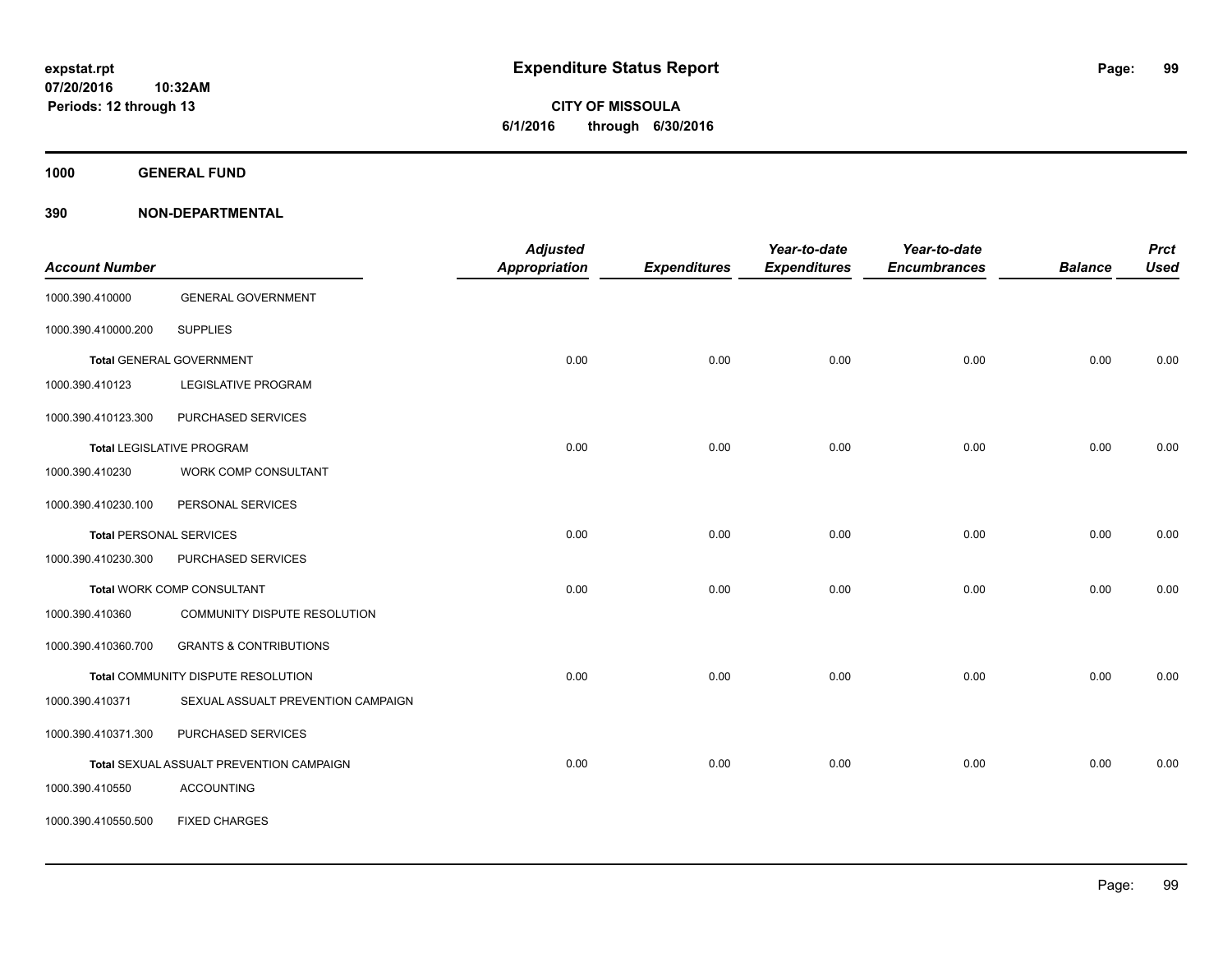# Expenditure Status Report

**CITY OF MISSOULA**

**6/1/2016 through 6/30/2016**

expstat.rpt
07/20/2016 10:32AM
Periods: 12 through 13

**1000 GENERAL FUND**

**390 NON-DEPARTMENTAL**

| Account Number | | Adjusted Appropriation | Expenditures | Year-to-date Expenditures | Year-to-date Encumbrances | Balance | Prct Used |
|---|---|---|---|---|---|---|---|
| 1000.390.410000 | GENERAL GOVERNMENT | | | | | | |
| 1000.390.410000.200 | SUPPLIES | | | | | | |
| **Total** GENERAL GOVERNMENT | | 0.00 | 0.00 | 0.00 | 0.00 | 0.00 | 0.00 |
| 1000.390.410123 | LEGISLATIVE PROGRAM | | | | | | |
| 1000.390.410123.300 | PURCHASED SERVICES | | | | | | |
| **Total** LEGISLATIVE PROGRAM | | 0.00 | 0.00 | 0.00 | 0.00 | 0.00 | 0.00 |
| 1000.390.410230 | WORK COMP CONSULTANT | | | | | | |
| 1000.390.410230.100 | PERSONAL SERVICES | | | | | | |
| **Total** PERSONAL SERVICES | | 0.00 | 0.00 | 0.00 | 0.00 | 0.00 | 0.00 |
| 1000.390.410230.300 | PURCHASED SERVICES | | | | | | |
| **Total** WORK COMP CONSULTANT | | 0.00 | 0.00 | 0.00 | 0.00 | 0.00 | 0.00 |
| 1000.390.410360 | COMMUNITY DISPUTE RESOLUTION | | | | | | |
| 1000.390.410360.700 | GRANTS & CONTRIBUTIONS | | | | | | |
| **Total** COMMUNITY DISPUTE RESOLUTION | | 0.00 | 0.00 | 0.00 | 0.00 | 0.00 | 0.00 |
| 1000.390.410371 | SEXUAL ASSUALT PREVENTION CAMPAIGN | | | | | | |
| 1000.390.410371.300 | PURCHASED SERVICES | | | | | | |
| **Total** SEXUAL ASSUALT PREVENTION CAMPAIGN | | 0.00 | 0.00 | 0.00 | 0.00 | 0.00 | 0.00 |
| 1000.390.410550 | ACCOUNTING | | | | | | |
| 1000.390.410550.500 | FIXED CHARGES | | | | | | |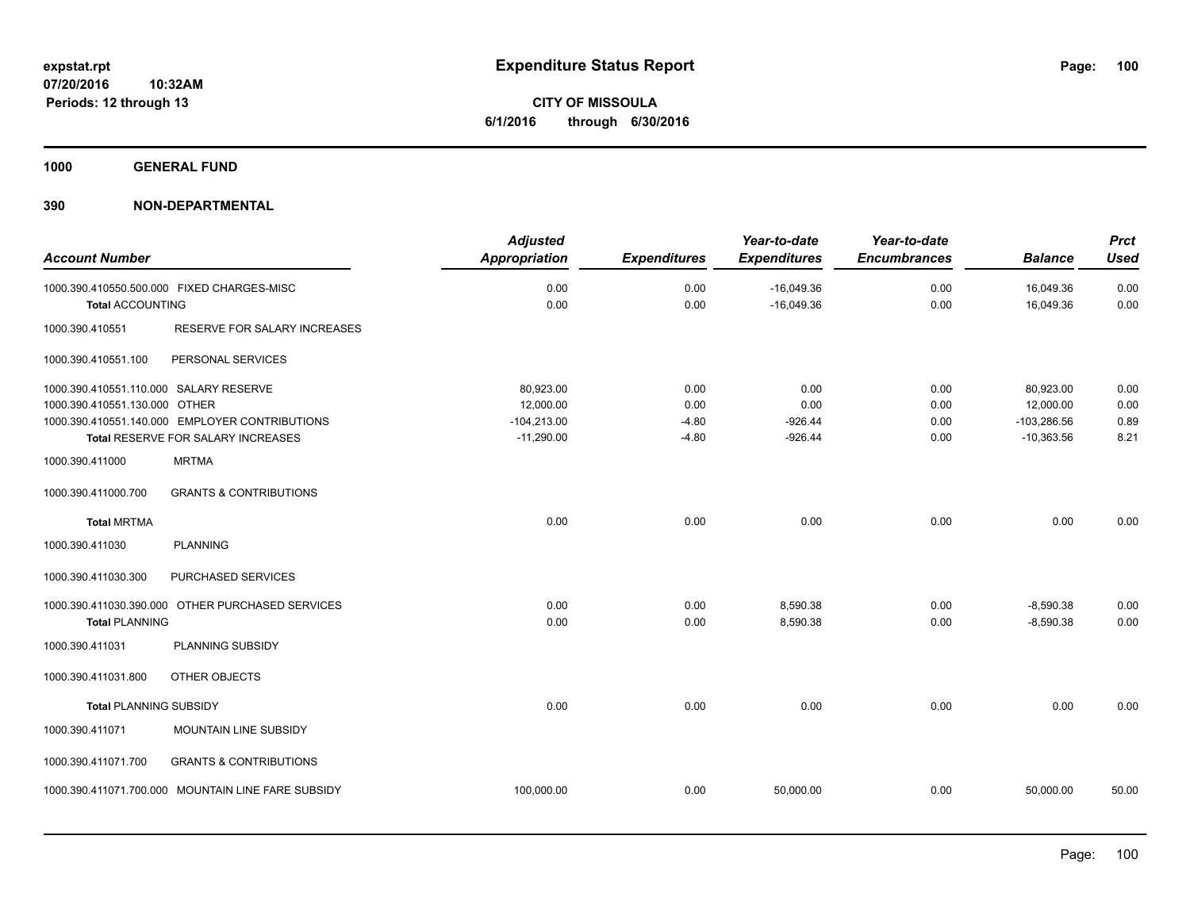# Expenditure Status Report

expstat.rpt
07/20/2016 10:32AM
Periods: 12 through 13

**CITY OF MISSOULA**
**6/1/2016 through 6/30/2016**

**1000 GENERAL FUND**

**390 NON-DEPARTMENTAL**

| Account Number | | Adjusted Appropriation | Expenditures | Year-to-date Expenditures | Year-to-date Encumbrances | Balance | Prct Used |
|---|---|---|---|---|---|---|---|
| 1000.390.410550.500.000 | FIXED CHARGES-MISC | 0.00 | 0.00 | -16,049.36 | 0.00 | 16,049.36 | 0.00 |
| **Total** ACCOUNTING | | 0.00 | 0.00 | -16,049.36 | 0.00 | 16,049.36 | 0.00 |
| 1000.390.410551 | RESERVE FOR SALARY INCREASES | | | | | | |
| 1000.390.410551.100 | PERSONAL SERVICES | | | | | | |
| 1000.390.410551.110.000 | SALARY RESERVE | 80,923.00 | 0.00 | 0.00 | 0.00 | 80,923.00 | 0.00 |
| 1000.390.410551.130.000 | OTHER | 12,000.00 | 0.00 | 0.00 | 0.00 | 12,000.00 | 0.00 |
| 1000.390.410551.140.000 | EMPLOYER CONTRIBUTIONS | -104,213.00 | -4.80 | -926.44 | 0.00 | -103,286.56 | 0.89 |
| **Total** RESERVE FOR SALARY INCREASES | | -11,290.00 | -4.80 | -926.44 | 0.00 | -10,363.56 | 8.21 |
| 1000.390.411000 | MRTMA | | | | | | |
| 1000.390.411000.700 | GRANTS & CONTRIBUTIONS | | | | | | |
| **Total** MRTMA | | 0.00 | 0.00 | 0.00 | 0.00 | 0.00 | 0.00 |
| 1000.390.411030 | PLANNING | | | | | | |
| 1000.390.411030.300 | PURCHASED SERVICES | | | | | | |
| 1000.390.411030.390.000 | OTHER PURCHASED SERVICES | 0.00 | 0.00 | 8,590.38 | 0.00 | -8,590.38 | 0.00 |
| **Total** PLANNING | | 0.00 | 0.00 | 8,590.38 | 0.00 | -8,590.38 | 0.00 |
| 1000.390.411031 | PLANNING SUBSIDY | | | | | | |
| 1000.390.411031.800 | OTHER OBJECTS | | | | | | |
| **Total** PLANNING SUBSIDY | | 0.00 | 0.00 | 0.00 | 0.00 | 0.00 | 0.00 |
| 1000.390.411071 | MOUNTAIN LINE SUBSIDY | | | | | | |
| 1000.390.411071.700 | GRANTS & CONTRIBUTIONS | | | | | | |
| 1000.390.411071.700.000 | MOUNTAIN LINE FARE SUBSIDY | 100,000.00 | 0.00 | 50,000.00 | 0.00 | 50,000.00 | 50.00 |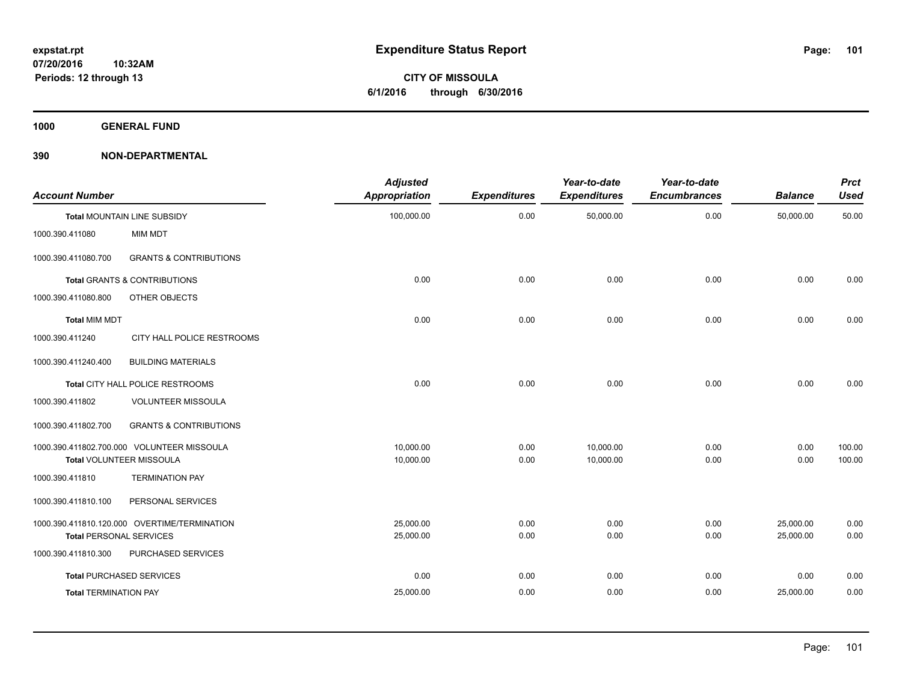# Expenditure Status Report

**CITY OF MISSOULA**
**6/1/2016 through 6/30/2016**

expstat.rpt
07/20/2016 10:32AM
Periods: 12 through 13

**1000 GENERAL FUND**

**390 NON-DEPARTMENTAL**

| Account Number | | Adjusted Appropriation | Expenditures | Year-to-date Expenditures | Year-to-date Encumbrances | Balance | Prct Used |
|---|---|---|---|---|---|---|---|
| **Total** MOUNTAIN LINE SUBSIDY | | 100,000.00 | 0.00 | 50,000.00 | 0.00 | 50,000.00 | 50.00 |
| 1000.390.411080 | MIM MDT | | | | | | |
| 1000.390.411080.700 | GRANTS & CONTRIBUTIONS | | | | | | |
| **Total** GRANTS & CONTRIBUTIONS | | 0.00 | 0.00 | 0.00 | 0.00 | 0.00 | 0.00 |
| 1000.390.411080.800 | OTHER OBJECTS | | | | | | |
| **Total** MIM MDT | | 0.00 | 0.00 | 0.00 | 0.00 | 0.00 | 0.00 |
| 1000.390.411240 | CITY HALL POLICE RESTROOMS | | | | | | |
| 1000.390.411240.400 | BUILDING MATERIALS | | | | | | |
| **Total** CITY HALL POLICE RESTROOMS | | 0.00 | 0.00 | 0.00 | 0.00 | 0.00 | 0.00 |
| 1000.390.411802 | VOLUNTEER MISSOULA | | | | | | |
| 1000.390.411802.700 | GRANTS & CONTRIBUTIONS | | | | | | |
| 1000.390.411802.700.000 | VOLUNTEER MISSOULA | 10,000.00 | 0.00 | 10,000.00 | 0.00 | 0.00 | 100.00 |
| **Total** VOLUNTEER MISSOULA | | 10,000.00 | 0.00 | 10,000.00 | 0.00 | 0.00 | 100.00 |
| 1000.390.411810 | TERMINATION PAY | | | | | | |
| 1000.390.411810.100 | PERSONAL SERVICES | | | | | | |
| 1000.390.411810.120.000 | OVERTIME/TERMINATION | 25,000.00 | 0.00 | 0.00 | 0.00 | 25,000.00 | 0.00 |
| **Total** PERSONAL SERVICES | | 25,000.00 | 0.00 | 0.00 | 0.00 | 25,000.00 | 0.00 |
| 1000.390.411810.300 | PURCHASED SERVICES | | | | | | |
| **Total** PURCHASED SERVICES | | 0.00 | 0.00 | 0.00 | 0.00 | 0.00 | 0.00 |
| **Total** TERMINATION PAY | | 25,000.00 | 0.00 | 0.00 | 0.00 | 25,000.00 | 0.00 |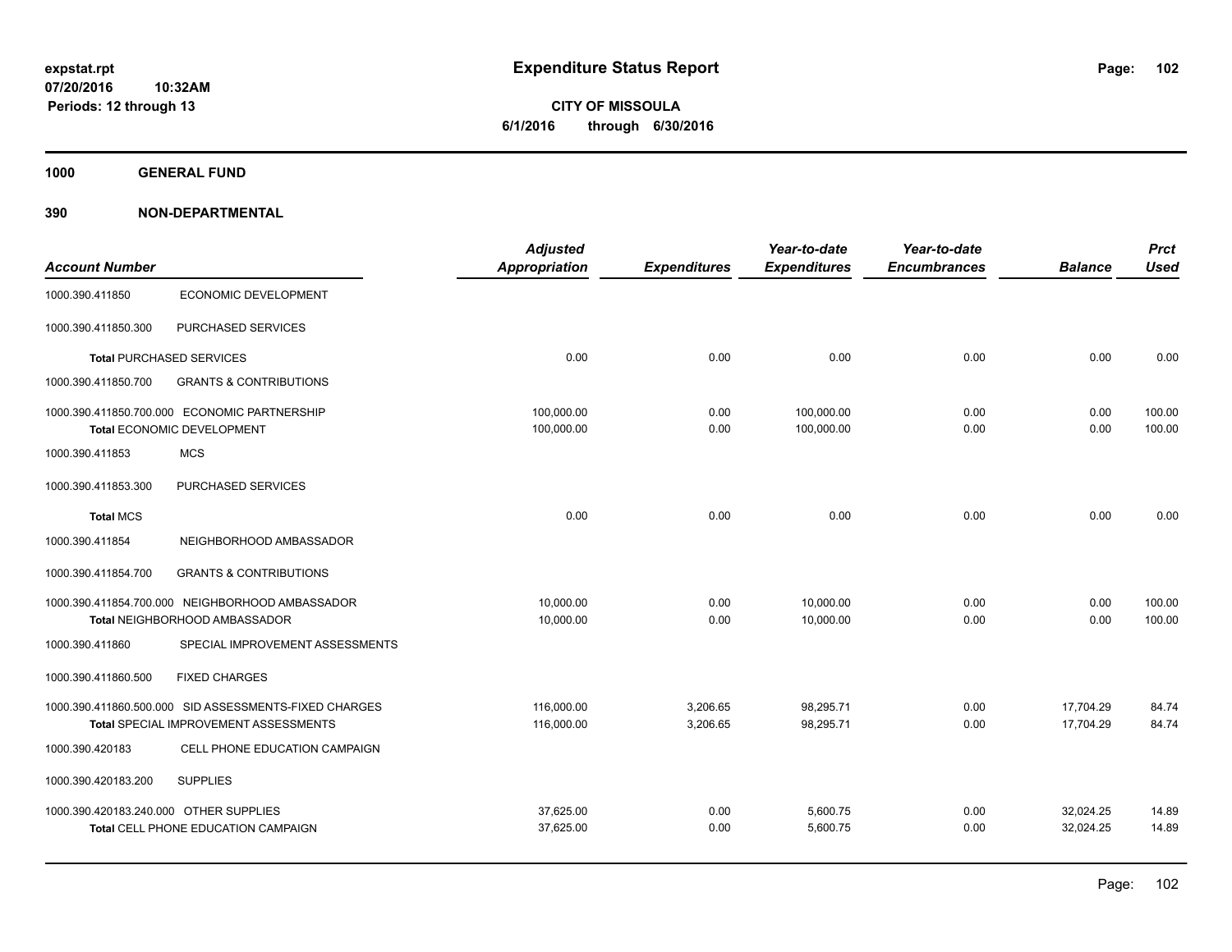# Expenditure Status Report

expstat.rpt
07/20/2016 10:32AM
Periods: 12 through 13

**CITY OF MISSOULA**
**6/1/2016 through 6/30/2016**

**1000 GENERAL FUND**

**390 NON-DEPARTMENTAL**

| Account Number | | Adjusted Appropriation | Expenditures | Year-to-date Expenditures | Year-to-date Encumbrances | Balance | Prct Used |
|---|---|---|---|---|---|---|---|
| 1000.390.411850 | ECONOMIC DEVELOPMENT | | | | | | |
| 1000.390.411850.300 | PURCHASED SERVICES | | | | | | |
| Total PURCHASED SERVICES | | 0.00 | 0.00 | 0.00 | 0.00 | 0.00 | 0.00 |
| 1000.390.411850.700 | GRANTS & CONTRIBUTIONS | | | | | | |
| 1000.390.411850.700.000 | ECONOMIC PARTNERSHIP | 100,000.00 | 0.00 | 100,000.00 | 0.00 | 0.00 | 100.00 |
| Total ECONOMIC DEVELOPMENT | | 100,000.00 | 0.00 | 100,000.00 | 0.00 | 0.00 | 100.00 |
| 1000.390.411853 | MCS | | | | | | |
| 1000.390.411853.300 | PURCHASED SERVICES | | | | | | |
| Total MCS | | 0.00 | 0.00 | 0.00 | 0.00 | 0.00 | 0.00 |
| 1000.390.411854 | NEIGHBORHOOD AMBASSADOR | | | | | | |
| 1000.390.411854.700 | GRANTS & CONTRIBUTIONS | | | | | | |
| 1000.390.411854.700.000 | NEIGHBORHOOD AMBASSADOR | 10,000.00 | 0.00 | 10,000.00 | 0.00 | 0.00 | 100.00 |
| Total NEIGHBORHOOD AMBASSADOR | | 10,000.00 | 0.00 | 10,000.00 | 0.00 | 0.00 | 100.00 |
| 1000.390.411860 | SPECIAL IMPROVEMENT ASSESSMENTS | | | | | | |
| 1000.390.411860.500 | FIXED CHARGES | | | | | | |
| 1000.390.411860.500.000 | SID ASSESSMENTS-FIXED CHARGES | 116,000.00 | 3,206.65 | 98,295.71 | 0.00 | 17,704.29 | 84.74 |
| Total SPECIAL IMPROVEMENT ASSESSMENTS | | 116,000.00 | 3,206.65 | 98,295.71 | 0.00 | 17,704.29 | 84.74 |
| 1000.390.420183 | CELL PHONE EDUCATION CAMPAIGN | | | | | | |
| 1000.390.420183.200 | SUPPLIES | | | | | | |
| 1000.390.420183.240.000 | OTHER SUPPLIES | 37,625.00 | 0.00 | 5,600.75 | 0.00 | 32,024.25 | 14.89 |
| Total CELL PHONE EDUCATION CAMPAIGN | | 37,625.00 | 0.00 | 5,600.75 | 0.00 | 32,024.25 | 14.89 |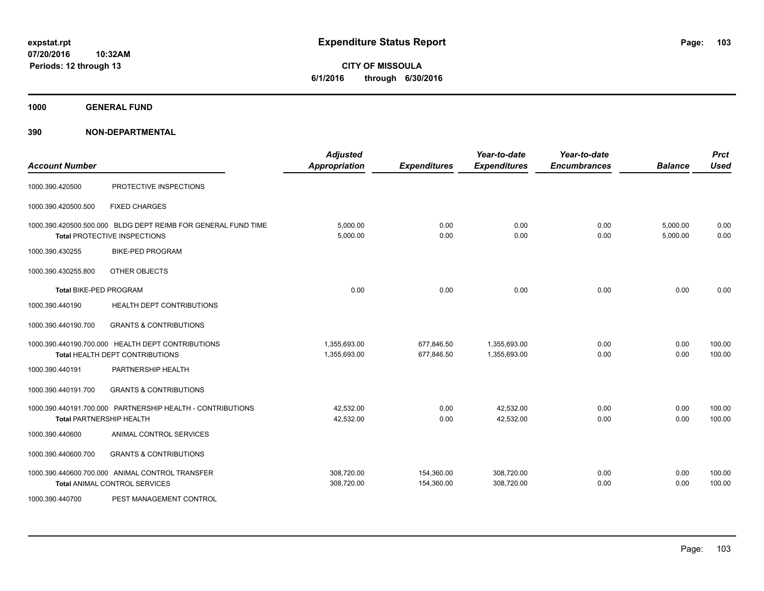expstat.rpt
07/20/2016 10:32AM
Periods: 12 through 13

# Expenditure Status Report

**CITY OF MISSOULA**
**6/1/2016 through 6/30/2016**

## 1000 GENERAL FUND

## 390 NON-DEPARTMENTAL

| Account Number | | Adjusted Appropriation | Expenditures | Year-to-date Expenditures | Year-to-date Encumbrances | Balance | Prct Used |
|---|---|---|---|---|---|---|---|
| 1000.390.420500 | PROTECTIVE INSPECTIONS | | | | | | |
| 1000.390.420500.500 | FIXED CHARGES | | | | | | |
| 1000.390.420500.500.000 | BLDG DEPT REIMB FOR GENERAL FUND TIME | 5,000.00 | 0.00 | 0.00 | 0.00 | 5,000.00 | 0.00 |
| **Total** PROTECTIVE INSPECTIONS | | 5,000.00 | 0.00 | 0.00 | 0.00 | 5,000.00 | 0.00 |
| 1000.390.430255 | BIKE-PED PROGRAM | | | | | | |
| 1000.390.430255.800 | OTHER OBJECTS | | | | | | |
| **Total** BIKE-PED PROGRAM | | 0.00 | 0.00 | 0.00 | 0.00 | 0.00 | 0.00 |
| 1000.390.440190 | HEALTH DEPT CONTRIBUTIONS | | | | | | |
| 1000.390.440190.700 | GRANTS & CONTRIBUTIONS | | | | | | |
| 1000.390.440190.700.000 | HEALTH DEPT CONTRIBUTIONS | 1,355,693.00 | 677,846.50 | 1,355,693.00 | 0.00 | 0.00 | 100.00 |
| **Total** HEALTH DEPT CONTRIBUTIONS | | 1,355,693.00 | 677,846.50 | 1,355,693.00 | 0.00 | 0.00 | 100.00 |
| 1000.390.440191 | PARTNERSHIP HEALTH | | | | | | |
| 1000.390.440191.700 | GRANTS & CONTRIBUTIONS | | | | | | |
| 1000.390.440191.700.000 | PARTNERSHIP HEALTH - CONTRIBUTIONS | 42,532.00 | 0.00 | 42,532.00 | 0.00 | 0.00 | 100.00 |
| **Total** PARTNERSHIP HEALTH | | 42,532.00 | 0.00 | 42,532.00 | 0.00 | 0.00 | 100.00 |
| 1000.390.440600 | ANIMAL CONTROL SERVICES | | | | | | |
| 1000.390.440600.700 | GRANTS & CONTRIBUTIONS | | | | | | |
| 1000.390.440600.700.000 | ANIMAL CONTROL TRANSFER | 308,720.00 | 154,360.00 | 308,720.00 | 0.00 | 0.00 | 100.00 |
| **Total** ANIMAL CONTROL SERVICES | | 308,720.00 | 154,360.00 | 308,720.00 | 0.00 | 0.00 | 100.00 |
| 1000.390.440700 | PEST MANAGEMENT CONTROL | | | | | | |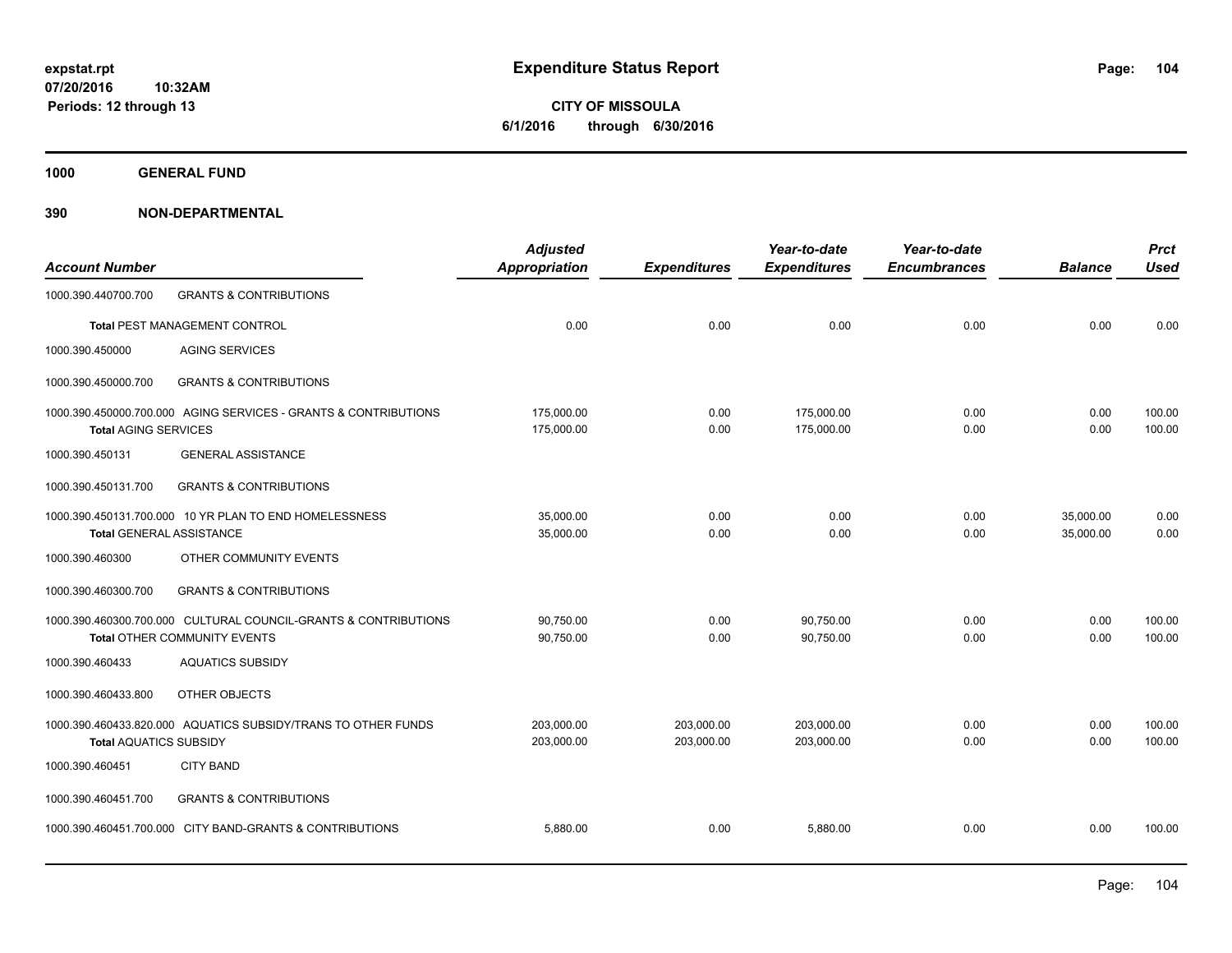**Expenditure Status Report**

**CITY OF MISSOULA**
**6/1/2016 through 6/30/2016**

expstat.rpt
07/20/2016 10:32AM
Periods: 12 through 13

**1000 GENERAL FUND**

**390 NON-DEPARTMENTAL**

| Account Number | | Adjusted Appropriation | Expenditures | Year-to-date Expenditures | Year-to-date Encumbrances | Balance | Prct Used |
|---|---|---|---|---|---|---|---|
| 1000.390.440700.700 | GRANTS & CONTRIBUTIONS | | | | | | |
| **Total** PEST MANAGEMENT CONTROL | | 0.00 | 0.00 | 0.00 | 0.00 | 0.00 | 0.00 |
| 1000.390.450000 | AGING SERVICES | | | | | | |
| 1000.390.450000.700 | GRANTS & CONTRIBUTIONS | | | | | | |
| 1000.390.450000.700.000 | AGING SERVICES - GRANTS & CONTRIBUTIONS | 175,000.00 | 0.00 | 175,000.00 | 0.00 | 0.00 | 100.00 |
| **Total** AGING SERVICES | | 175,000.00 | 0.00 | 175,000.00 | 0.00 | 0.00 | 100.00 |
| 1000.390.450131 | GENERAL ASSISTANCE | | | | | | |
| 1000.390.450131.700 | GRANTS & CONTRIBUTIONS | | | | | | |
| 1000.390.450131.700.000 | 10 YR PLAN TO END HOMELESSNESS | 35,000.00 | 0.00 | 0.00 | 0.00 | 35,000.00 | 0.00 |
| **Total** GENERAL ASSISTANCE | | 35,000.00 | 0.00 | 0.00 | 0.00 | 35,000.00 | 0.00 |
| 1000.390.460300 | OTHER COMMUNITY EVENTS | | | | | | |
| 1000.390.460300.700 | GRANTS & CONTRIBUTIONS | | | | | | |
| 1000.390.460300.700.000 | CULTURAL COUNCIL-GRANTS & CONTRIBUTIONS | 90,750.00 | 0.00 | 90,750.00 | 0.00 | 0.00 | 100.00 |
| **Total** OTHER COMMUNITY EVENTS | | 90,750.00 | 0.00 | 90,750.00 | 0.00 | 0.00 | 100.00 |
| 1000.390.460433 | AQUATICS SUBSIDY | | | | | | |
| 1000.390.460433.800 | OTHER OBJECTS | | | | | | |
| 1000.390.460433.820.000 | AQUATICS SUBSIDY/TRANS TO OTHER FUNDS | 203,000.00 | 203,000.00 | 203,000.00 | 0.00 | 0.00 | 100.00 |
| **Total** AQUATICS SUBSIDY | | 203,000.00 | 203,000.00 | 203,000.00 | 0.00 | 0.00 | 100.00 |
| 1000.390.460451 | CITY BAND | | | | | | |
| 1000.390.460451.700 | GRANTS & CONTRIBUTIONS | | | | | | |
| 1000.390.460451.700.000 | CITY BAND-GRANTS & CONTRIBUTIONS | 5,880.00 | 0.00 | 5,880.00 | 0.00 | 0.00 | 100.00 |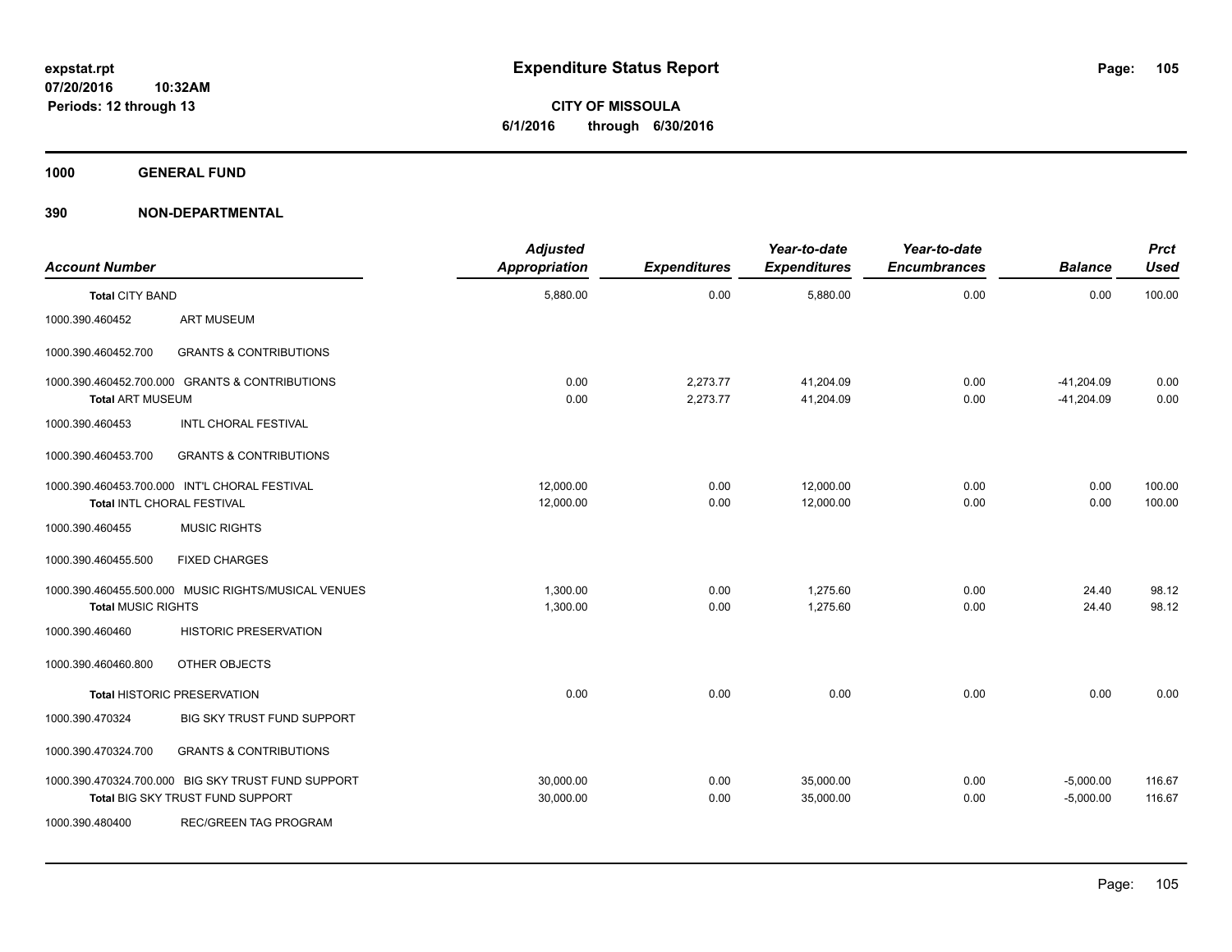**expstat.rpt**
**07/20/2016 10:32AM**
**Periods: 12 through 13**

# Expenditure Status Report

**CITY OF MISSOULA**
**6/1/2016 through 6/30/2016**

## 1000 GENERAL FUND

## 390 NON-DEPARTMENTAL

| Account Number | | Adjusted Appropriation | Expenditures | Year-to-date Expenditures | Year-to-date Encumbrances | Balance | Prct Used |
|---|---|---|---|---|---|---|---|
| **Total CITY BAND** | | 5,880.00 | 0.00 | 5,880.00 | 0.00 | 0.00 | 100.00 |
| 1000.390.460452 | ART MUSEUM | | | | | | |
| 1000.390.460452.700 | GRANTS & CONTRIBUTIONS | | | | | | |
| 1000.390.460452.700.000 | GRANTS & CONTRIBUTIONS | 0.00 | 2,273.77 | 41,204.09 | 0.00 | -41,204.09 | 0.00 |
| **Total ART MUSEUM** | | 0.00 | 2,273.77 | 41,204.09 | 0.00 | -41,204.09 | 0.00 |
| 1000.390.460453 | INTL CHORAL FESTIVAL | | | | | | |
| 1000.390.460453.700 | GRANTS & CONTRIBUTIONS | | | | | | |
| 1000.390.460453.700.000 | INT'L CHORAL FESTIVAL | 12,000.00 | 0.00 | 12,000.00 | 0.00 | 0.00 | 100.00 |
| **Total INTL CHORAL FESTIVAL** | | 12,000.00 | 0.00 | 12,000.00 | 0.00 | 0.00 | 100.00 |
| 1000.390.460455 | MUSIC RIGHTS | | | | | | |
| 1000.390.460455.500 | FIXED CHARGES | | | | | | |
| 1000.390.460455.500.000 | MUSIC RIGHTS/MUSICAL VENUES | 1,300.00 | 0.00 | 1,275.60 | 0.00 | 24.40 | 98.12 |
| **Total MUSIC RIGHTS** | | 1,300.00 | 0.00 | 1,275.60 | 0.00 | 24.40 | 98.12 |
| 1000.390.460460 | HISTORIC PRESERVATION | | | | | | |
| 1000.390.460460.800 | OTHER OBJECTS | | | | | | |
| **Total HISTORIC PRESERVATION** | | 0.00 | 0.00 | 0.00 | 0.00 | 0.00 | 0.00 |
| 1000.390.470324 | BIG SKY TRUST FUND SUPPORT | | | | | | |
| 1000.390.470324.700 | GRANTS & CONTRIBUTIONS | | | | | | |
| 1000.390.470324.700.000 | BIG SKY TRUST FUND SUPPORT | 30,000.00 | 0.00 | 35,000.00 | 0.00 | -5,000.00 | 116.67 |
| **Total BIG SKY TRUST FUND SUPPORT** | | 30,000.00 | 0.00 | 35,000.00 | 0.00 | -5,000.00 | 116.67 |
| 1000.390.480400 | REC/GREEN TAG PROGRAM | | | | | | |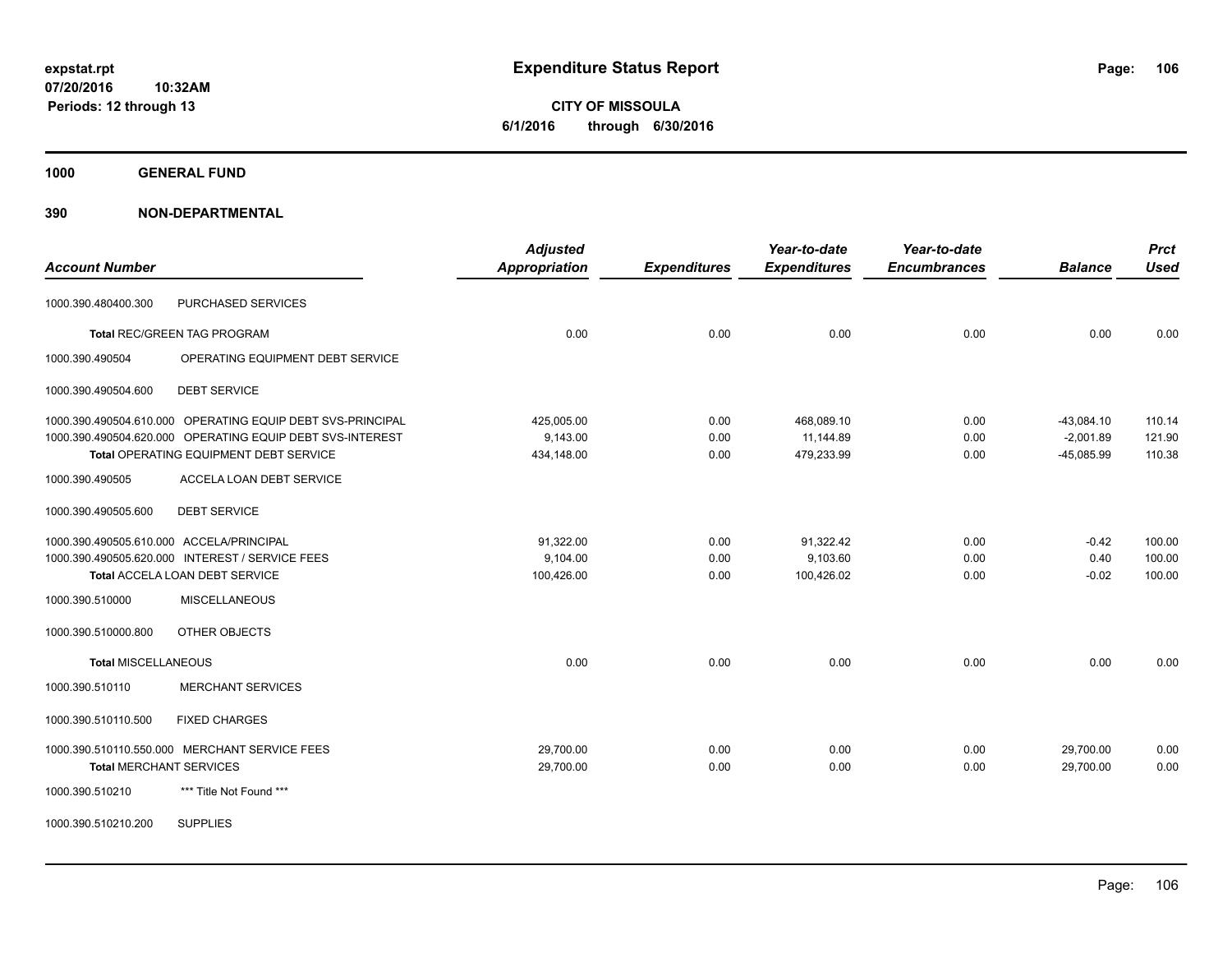**expstat.rpt**
**07/20/2016 10:32AM**
**Periods: 12 through 13**

# Expenditure Status Report

**CITY OF MISSOULA**
**6/1/2016 through 6/30/2016**

## 1000 GENERAL FUND

## 390 NON-DEPARTMENTAL

| Account Number | | Adjusted Appropriation | Expenditures | Year-to-date Expenditures | Year-to-date Encumbrances | Balance | Prct Used |
|---|---|---|---|---|---|---|---|
| 1000.390.480400.300 | PURCHASED SERVICES | | | | | | |
| **Total** REC/GREEN TAG PROGRAM | | 0.00 | 0.00 | 0.00 | 0.00 | 0.00 | 0.00 |
| 1000.390.490504 | OPERATING EQUIPMENT DEBT SERVICE | | | | | | |
| 1000.390.490504.600 | DEBT SERVICE | | | | | | |
| 1000.390.490504.610.000 | OPERATING EQUIP DEBT SVS-PRINCIPAL | 425,005.00 | 0.00 | 468,089.10 | 0.00 | -43,084.10 | 110.14 |
| 1000.390.490504.620.000 | OPERATING EQUIP DEBT SVS-INTEREST | 9,143.00 | 0.00 | 11,144.89 | 0.00 | -2,001.89 | 121.90 |
| **Total** OPERATING EQUIPMENT DEBT SERVICE | | 434,148.00 | 0.00 | 479,233.99 | 0.00 | -45,085.99 | 110.38 |
| 1000.390.490505 | ACCELA LOAN DEBT SERVICE | | | | | | |
| 1000.390.490505.600 | DEBT SERVICE | | | | | | |
| 1000.390.490505.610.000 | ACCELA/PRINCIPAL | 91,322.00 | 0.00 | 91,322.42 | 0.00 | -0.42 | 100.00 |
| 1000.390.490505.620.000 | INTEREST / SERVICE FEES | 9,104.00 | 0.00 | 9,103.60 | 0.00 | 0.40 | 100.00 |
| **Total** ACCELA LOAN DEBT SERVICE | | 100,426.00 | 0.00 | 100,426.02 | 0.00 | -0.02 | 100.00 |
| 1000.390.510000 | MISCELLANEOUS | | | | | | |
| 1000.390.510000.800 | OTHER OBJECTS | | | | | | |
| **Total** MISCELLANEOUS | | 0.00 | 0.00 | 0.00 | 0.00 | 0.00 | 0.00 |
| 1000.390.510110 | MERCHANT SERVICES | | | | | | |
| 1000.390.510110.500 | FIXED CHARGES | | | | | | |
| 1000.390.510110.550.000 | MERCHANT SERVICE FEES | 29,700.00 | 0.00 | 0.00 | 0.00 | 29,700.00 | 0.00 |
| **Total** MERCHANT SERVICES | | 29,700.00 | 0.00 | 0.00 | 0.00 | 29,700.00 | 0.00 |
| 1000.390.510210 | *** Title Not Found *** | | | | | | |
| 1000.390.510210.200 | SUPPLIES | | | | | | |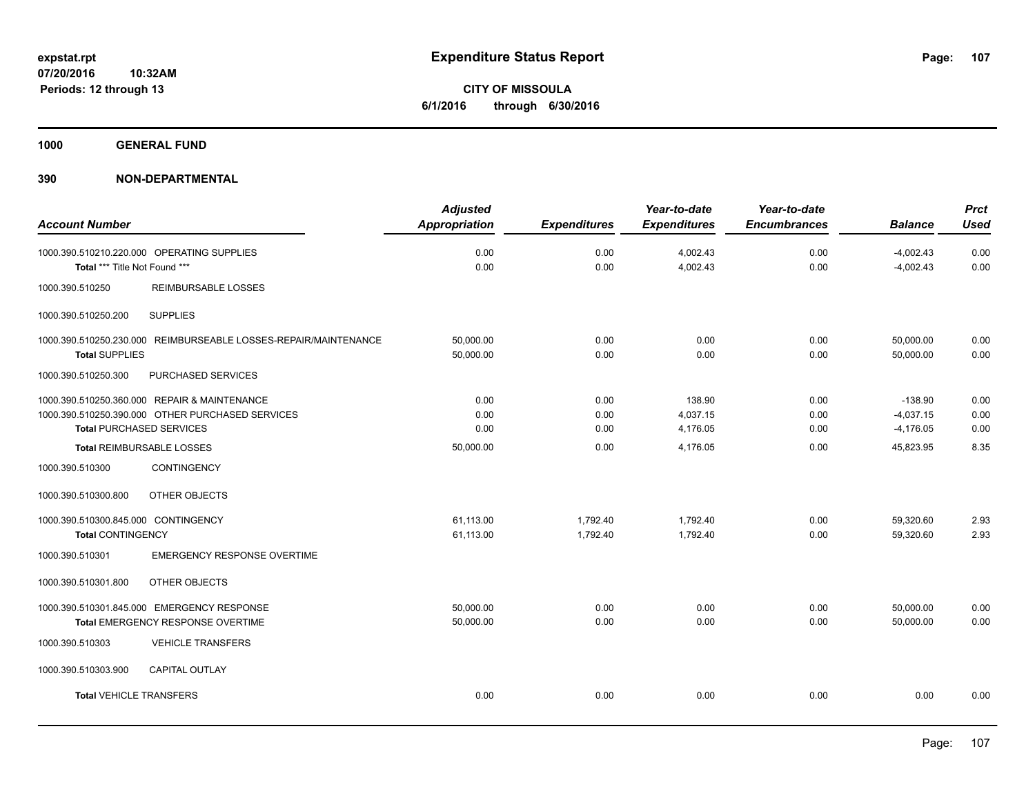# Expenditure Status Report

expstat.rpt
07/20/2016 10:32AM
Periods: 12 through 13

**CITY OF MISSOULA**
**6/1/2016 through 6/30/2016**

**1000 GENERAL FUND**

**390 NON-DEPARTMENTAL**

| Account Number | Adjusted Appropriation | Expenditures | Year-to-date Expenditures | Year-to-date Encumbrances | Balance | Prct Used |
|---|---|---|---|---|---|---|
| 1000.390.510210.220.000 OPERATING SUPPLIES | 0.00 | 0.00 | 4,002.43 | 0.00 | -4,002.43 | 0.00 |
| Total *** Title Not Found *** | 0.00 | 0.00 | 4,002.43 | 0.00 | -4,002.43 | 0.00 |
| 1000.390.510250 REIMBURSABLE LOSSES | | | | | | |
| 1000.390.510250.200 SUPPLIES | | | | | | |
| 1000.390.510250.230.000 REIMBURSEABLE LOSSES-REPAIR/MAINTENANCE | 50,000.00 | 0.00 | 0.00 | 0.00 | 50,000.00 | 0.00 |
| **Total** SUPPLIES | 50,000.00 | 0.00 | 0.00 | 0.00 | 50,000.00 | 0.00 |
| 1000.390.510250.300 PURCHASED SERVICES | | | | | | |
| 1000.390.510250.360.000 REPAIR & MAINTENANCE | 0.00 | 0.00 | 138.90 | 0.00 | -138.90 | 0.00 |
| 1000.390.510250.390.000 OTHER PURCHASED SERVICES | 0.00 | 0.00 | 4,037.15 | 0.00 | -4,037.15 | 0.00 |
| **Total** PURCHASED SERVICES | 0.00 | 0.00 | 4,176.05 | 0.00 | -4,176.05 | 0.00 |
| **Total** REIMBURSABLE LOSSES | 50,000.00 | 0.00 | 4,176.05 | 0.00 | 45,823.95 | 8.35 |
| 1000.390.510300 CONTINGENCY | | | | | | |
| 1000.390.510300.800 OTHER OBJECTS | | | | | | |
| 1000.390.510300.845.000 CONTINGENCY | 61,113.00 | 1,792.40 | 1,792.40 | 0.00 | 59,320.60 | 2.93 |
| **Total** CONTINGENCY | 61,113.00 | 1,792.40 | 1,792.40 | 0.00 | 59,320.60 | 2.93 |
| 1000.390.510301 EMERGENCY RESPONSE OVERTIME | | | | | | |
| 1000.390.510301.800 OTHER OBJECTS | | | | | | |
| 1000.390.510301.845.000 EMERGENCY RESPONSE | 50,000.00 | 0.00 | 0.00 | 0.00 | 50,000.00 | 0.00 |
| **Total** EMERGENCY RESPONSE OVERTIME | 50,000.00 | 0.00 | 0.00 | 0.00 | 50,000.00 | 0.00 |
| 1000.390.510303 VEHICLE TRANSFERS | | | | | | |
| 1000.390.510303.900 CAPITAL OUTLAY | | | | | | |
| **Total** VEHICLE TRANSFERS | 0.00 | 0.00 | 0.00 | 0.00 | 0.00 | 0.00 |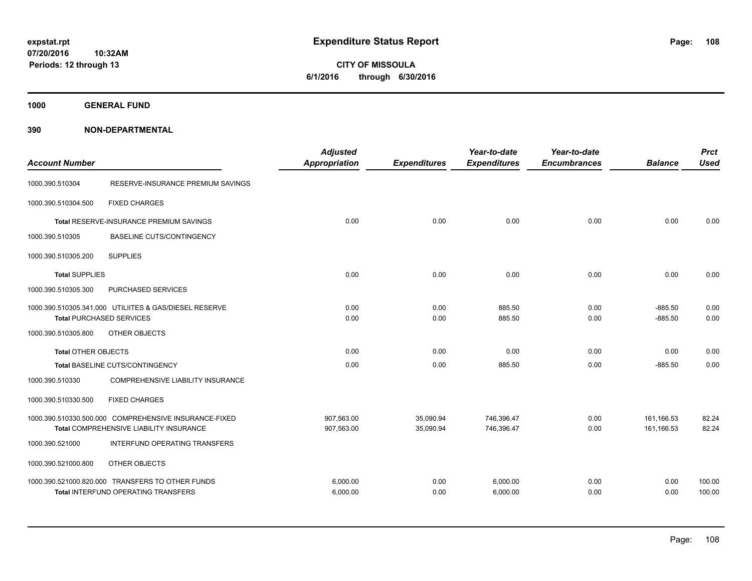**expstat.rpt**
**07/20/2016 10:32AM**
**Periods: 12 through 13**

# Expenditure Status Report

**CITY OF MISSOULA**
**6/1/2016 through 6/30/2016**

## 1000 GENERAL FUND

## 390 NON-DEPARTMENTAL

| Account Number | | Adjusted Appropriation | Expenditures | Year-to-date Expenditures | Year-to-date Encumbrances | Balance | Prct Used |
|---|---|---|---|---|---|---|---|
| 1000.390.510304 | RESERVE-INSURANCE PREMIUM SAVINGS | | | | | | |
| 1000.390.510304.500 | FIXED CHARGES | | | | | | |
| **Total** RESERVE-INSURANCE PREMIUM SAVINGS | | 0.00 | 0.00 | 0.00 | 0.00 | 0.00 | 0.00 |
| 1000.390.510305 | BASELINE CUTS/CONTINGENCY | | | | | | |
| 1000.390.510305.200 | SUPPLIES | | | | | | |
| **Total** SUPPLIES | | 0.00 | 0.00 | 0.00 | 0.00 | 0.00 | 0.00 |
| 1000.390.510305.300 | PURCHASED SERVICES | | | | | | |
| 1000.390.510305.341.000 | UTILIITES & GAS/DIESEL RESERVE | 0.00 | 0.00 | 885.50 | 0.00 | -885.50 | 0.00 |
| **Total** PURCHASED SERVICES | | 0.00 | 0.00 | 885.50 | 0.00 | -885.50 | 0.00 |
| 1000.390.510305.800 | OTHER OBJECTS | | | | | | |
| **Total** OTHER OBJECTS | | 0.00 | 0.00 | 0.00 | 0.00 | 0.00 | 0.00 |
| **Total** BASELINE CUTS/CONTINGENCY | | 0.00 | 0.00 | 885.50 | 0.00 | -885.50 | 0.00 |
| 1000.390.510330 | COMPREHENSIVE LIABILITY INSURANCE | | | | | | |
| 1000.390.510330.500 | FIXED CHARGES | | | | | | |
| 1000.390.510330.500.000 | COMPREHENSIVE INSURANCE-FIXED | 907,563.00 | 35,090.94 | 746,396.47 | 0.00 | 161,166.53 | 82.24 |
| **Total** COMPREHENSIVE LIABILITY INSURANCE | | 907,563.00 | 35,090.94 | 746,396.47 | 0.00 | 161,166.53 | 82.24 |
| 1000.390.521000 | INTERFUND OPERATING TRANSFERS | | | | | | |
| 1000.390.521000.800 | OTHER OBJECTS | | | | | | |
| 1000.390.521000.820.000 | TRANSFERS TO OTHER FUNDS | 6,000.00 | 0.00 | 6,000.00 | 0.00 | 0.00 | 100.00 |
| **Total** INTERFUND OPERATING TRANSFERS | | 6,000.00 | 0.00 | 6,000.00 | 0.00 | 0.00 | 100.00 |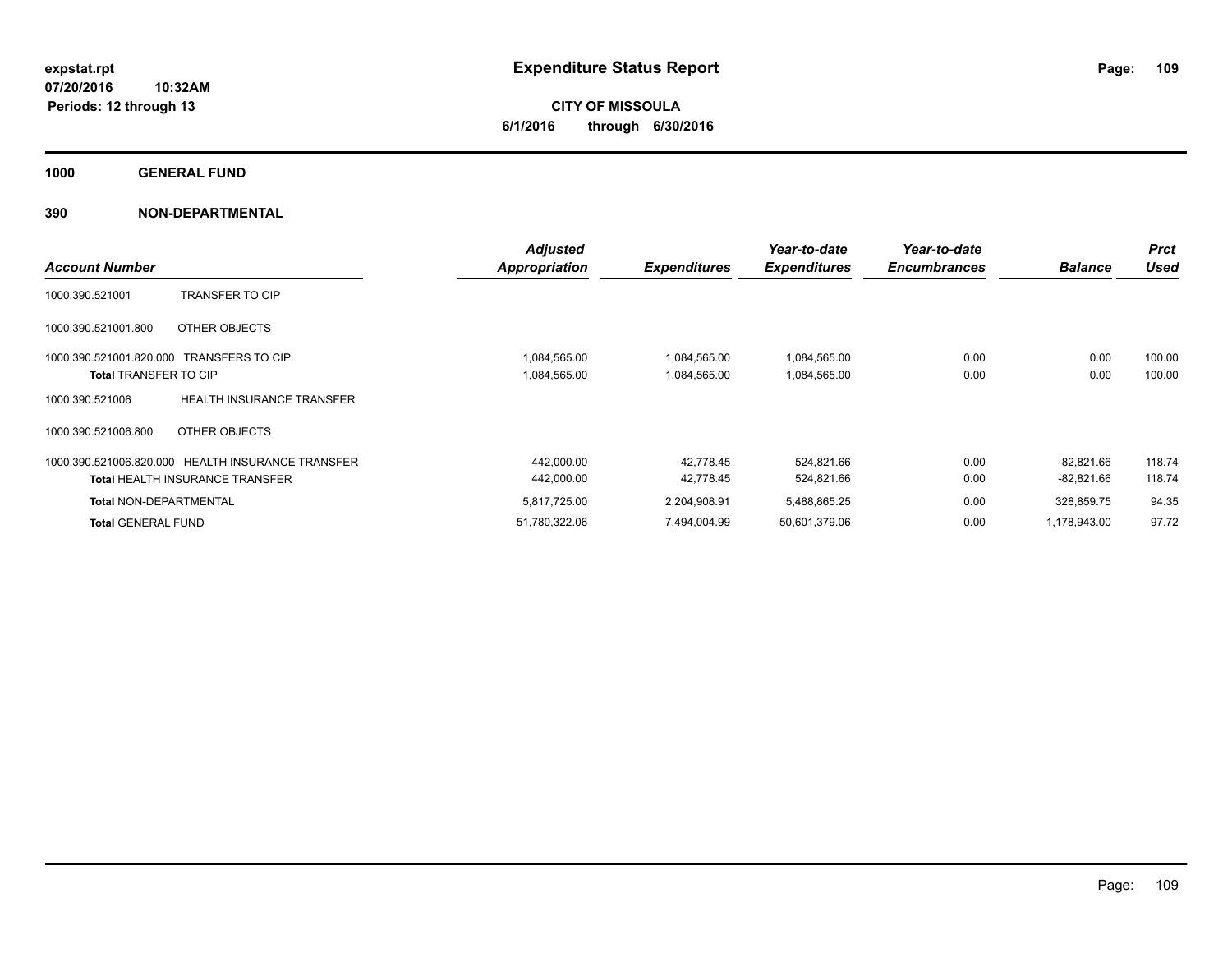# Expenditure Status Report

expstat.rpt
07/20/2016 10:32AM
Periods: 12 through 13

**CITY OF MISSOULA**
**6/1/2016 through 6/30/2016**

## 1000 GENERAL FUND

### 390 NON-DEPARTMENTAL

| Account Number | | Adjusted Appropriation | Expenditures | Year-to-date Expenditures | Year-to-date Encumbrances | Balance | Prct Used |
|---|---|---|---|---|---|---|---|
| 1000.390.521001 | TRANSFER TO CIP | | | | | | |
| 1000.390.521001.800 | OTHER OBJECTS | | | | | | |
| 1000.390.521001.820.000 | TRANSFERS TO CIP | 1,084,565.00 | 1,084,565.00 | 1,084,565.00 | 0.00 | 0.00 | 100.00 |
| **Total** TRANSFER TO CIP | | 1,084,565.00 | 1,084,565.00 | 1,084,565.00 | 0.00 | 0.00 | 100.00 |
| 1000.390.521006 | HEALTH INSURANCE TRANSFER | | | | | | |
| 1000.390.521006.800 | OTHER OBJECTS | | | | | | |
| 1000.390.521006.820.000 | HEALTH INSURANCE TRANSFER | 442,000.00 | 42,778.45 | 524,821.66 | 0.00 | -82,821.66 | 118.74 |
| **Total** HEALTH INSURANCE TRANSFER | | 442,000.00 | 42,778.45 | 524,821.66 | 0.00 | -82,821.66 | 118.74 |
| **Total** NON-DEPARTMENTAL | | 5,817,725.00 | 2,204,908.91 | 5,488,865.25 | 0.00 | 328,859.75 | 94.35 |
| **Total** GENERAL FUND | | 51,780,322.06 | 7,494,004.99 | 50,601,379.06 | 0.00 | 1,178,943.00 | 97.72 |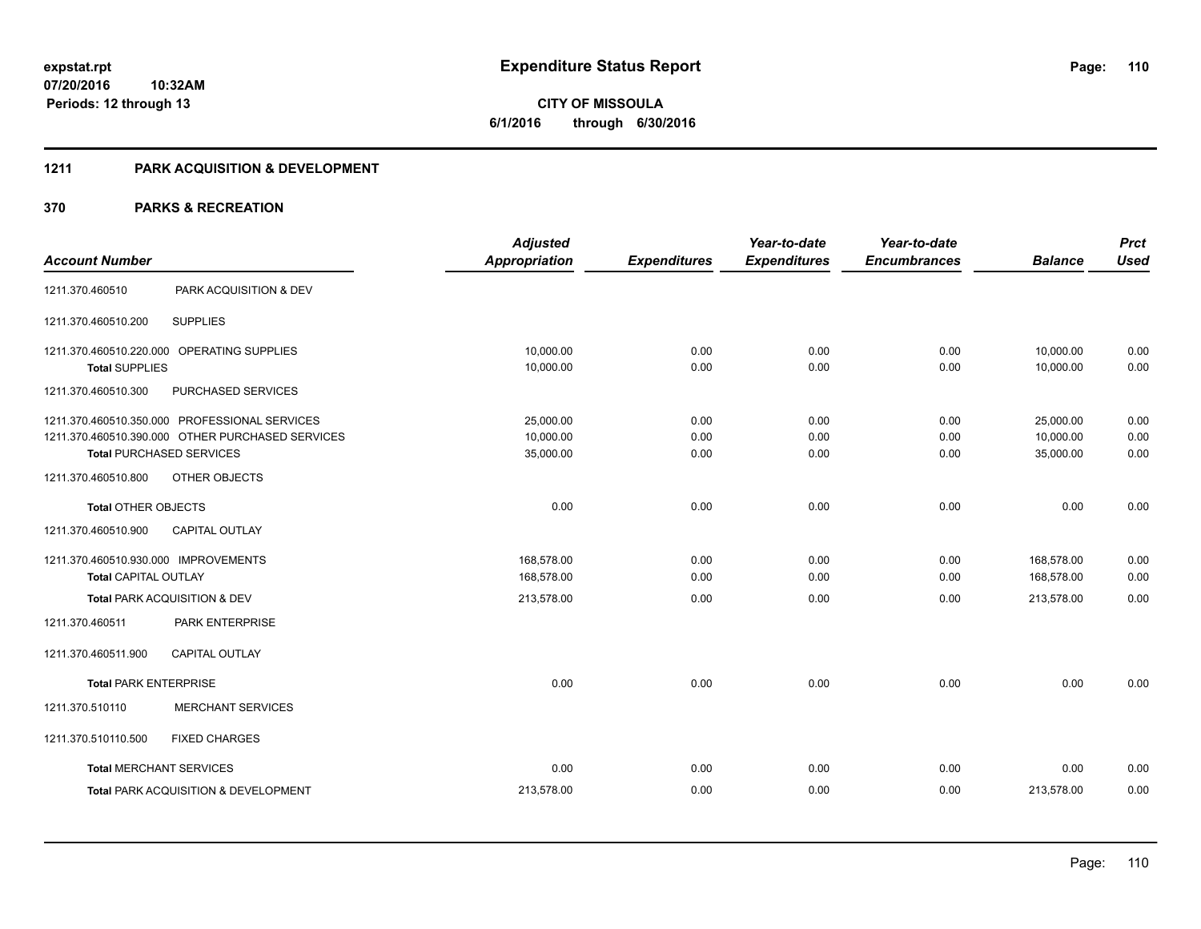**expstat.rpt**
**07/20/2016 10:32AM**
**Periods: 12 through 13**

# Expenditure Status Report

**CITY OF MISSOULA**
**6/1/2016 through 6/30/2016**

## 1211 PARK ACQUISITION & DEVELOPMENT

## 370 PARKS & RECREATION

| Account Number | | Adjusted Appropriation | Expenditures | Year-to-date Expenditures | Year-to-date Encumbrances | Balance | Prct Used |
|---|---|---|---|---|---|---|---|
| 1211.370.460510 | PARK ACQUISITION & DEV | | | | | | |
| 1211.370.460510.200 | SUPPLIES | | | | | | |
| 1211.370.460510.220.000 | OPERATING SUPPLIES | 10,000.00 | 0.00 | 0.00 | 0.00 | 10,000.00 | 0.00 |
| **Total** SUPPLIES | | 10,000.00 | 0.00 | 0.00 | 0.00 | 10,000.00 | 0.00 |
| 1211.370.460510.300 | PURCHASED SERVICES | | | | | | |
| 1211.370.460510.350.000 | PROFESSIONAL SERVICES | 25,000.00 | 0.00 | 0.00 | 0.00 | 25,000.00 | 0.00 |
| 1211.370.460510.390.000 | OTHER PURCHASED SERVICES | 10,000.00 | 0.00 | 0.00 | 0.00 | 10,000.00 | 0.00 |
| **Total** PURCHASED SERVICES | | 35,000.00 | 0.00 | 0.00 | 0.00 | 35,000.00 | 0.00 |
| 1211.370.460510.800 | OTHER OBJECTS | | | | | | |
| **Total** OTHER OBJECTS | | 0.00 | 0.00 | 0.00 | 0.00 | 0.00 | 0.00 |
| 1211.370.460510.900 | CAPITAL OUTLAY | | | | | | |
| 1211.370.460510.930.000 | IMPROVEMENTS | 168,578.00 | 0.00 | 0.00 | 0.00 | 168,578.00 | 0.00 |
| **Total** CAPITAL OUTLAY | | 168,578.00 | 0.00 | 0.00 | 0.00 | 168,578.00 | 0.00 |
| **Total** PARK ACQUISITION & DEV | | 213,578.00 | 0.00 | 0.00 | 0.00 | 213,578.00 | 0.00 |
| 1211.370.460511 | PARK ENTERPRISE | | | | | | |
| 1211.370.460511.900 | CAPITAL OUTLAY | | | | | | |
| **Total** PARK ENTERPRISE | | 0.00 | 0.00 | 0.00 | 0.00 | 0.00 | 0.00 |
| 1211.370.510110 | MERCHANT SERVICES | | | | | | |
| 1211.370.510110.500 | FIXED CHARGES | | | | | | |
| **Total** MERCHANT SERVICES | | 0.00 | 0.00 | 0.00 | 0.00 | 0.00 | 0.00 |
| **Total** PARK ACQUISITION & DEVELOPMENT | | 213,578.00 | 0.00 | 0.00 | 0.00 | 213,578.00 | 0.00 |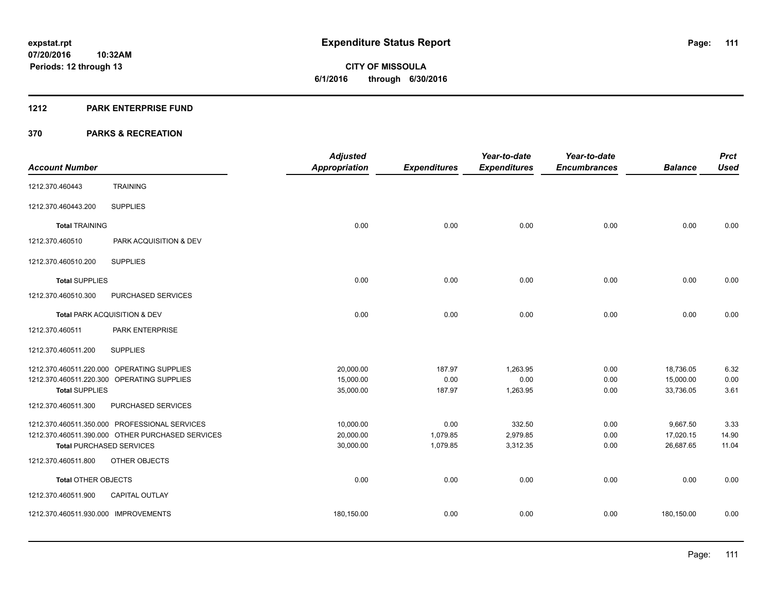expstat.rpt
07/20/2016 10:32AM
Periods: 12 through 13

# Expenditure Status Report

**CITY OF MISSOULA**
**6/1/2016 through 6/30/2016**

## 1212 PARK ENTERPRISE FUND

## 370 PARKS & RECREATION

| Account Number | | Adjusted Appropriation | Expenditures | Year-to-date Expenditures | Year-to-date Encumbrances | Balance | Prct Used |
|---|---|---|---|---|---|---|---|
| 1212.370.460443 | TRAINING | | | | | | |
| 1212.370.460443.200 | SUPPLIES | | | | | | |
| **Total** TRAINING | | 0.00 | 0.00 | 0.00 | 0.00 | 0.00 | 0.00 |
| 1212.370.460510 | PARK ACQUISITION & DEV | | | | | | |
| 1212.370.460510.200 | SUPPLIES | | | | | | |
| **Total** SUPPLIES | | 0.00 | 0.00 | 0.00 | 0.00 | 0.00 | 0.00 |
| 1212.370.460510.300 | PURCHASED SERVICES | | | | | | |
| **Total** PARK ACQUISITION & DEV | | 0.00 | 0.00 | 0.00 | 0.00 | 0.00 | 0.00 |
| 1212.370.460511 | PARK ENTERPRISE | | | | | | |
| 1212.370.460511.200 | SUPPLIES | | | | | | |
| 1212.370.460511.220.000 | OPERATING SUPPLIES | 20,000.00 | 187.97 | 1,263.95 | 0.00 | 18,736.05 | 6.32 |
| 1212.370.460511.220.300 | OPERATING SUPPLIES | 15,000.00 | 0.00 | 0.00 | 0.00 | 15,000.00 | 0.00 |
| **Total** SUPPLIES | | 35,000.00 | 187.97 | 1,263.95 | 0.00 | 33,736.05 | 3.61 |
| 1212.370.460511.300 | PURCHASED SERVICES | | | | | | |
| 1212.370.460511.350.000 | PROFESSIONAL SERVICES | 10,000.00 | 0.00 | 332.50 | 0.00 | 9,667.50 | 3.33 |
| 1212.370.460511.390.000 | OTHER PURCHASED SERVICES | 20,000.00 | 1,079.85 | 2,979.85 | 0.00 | 17,020.15 | 14.90 |
| **Total** PURCHASED SERVICES | | 30,000.00 | 1,079.85 | 3,312.35 | 0.00 | 26,687.65 | 11.04 |
| 1212.370.460511.800 | OTHER OBJECTS | | | | | | |
| **Total** OTHER OBJECTS | | 0.00 | 0.00 | 0.00 | 0.00 | 0.00 | 0.00 |
| 1212.370.460511.900 | CAPITAL OUTLAY | | | | | | |
| 1212.370.460511.930.000 | IMPROVEMENTS | 180,150.00 | 0.00 | 0.00 | 0.00 | 180,150.00 | 0.00 |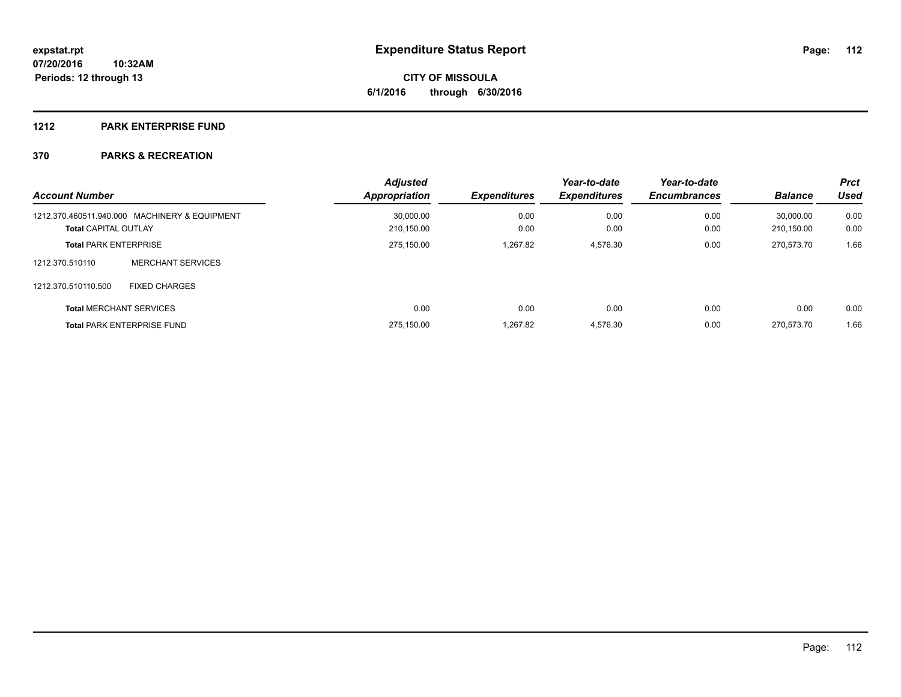# Expenditure Status Report

**expstat.rpt**
**07/20/2016 10:32AM**
**Periods: 12 through 13**

**CITY OF MISSOULA**
**6/1/2016 through 6/30/2016**

## 1212 PARK ENTERPRISE FUND

## 370 PARKS & RECREATION

| Account Number | | Adjusted Appropriation | Expenditures | Year-to-date Expenditures | Year-to-date Encumbrances | Balance | Prct Used |
|---|---|---|---|---|---|---|---|
| 1212.370.460511.940.000 | MACHINERY & EQUIPMENT | 30,000.00 | 0.00 | 0.00 | 0.00 | 30,000.00 | 0.00 |
| **Total** CAPITAL OUTLAY | | 210,150.00 | 0.00 | 0.00 | 0.00 | 210,150.00 | 0.00 |
| **Total** PARK ENTERPRISE | | 275,150.00 | 1,267.82 | 4,576.30 | 0.00 | 270,573.70 | 1.66 |
| 1212.370.510110 | MERCHANT SERVICES | | | | | | |
| 1212.370.510110.500 | FIXED CHARGES | | | | | | |
| **Total** MERCHANT SERVICES | | 0.00 | 0.00 | 0.00 | 0.00 | 0.00 | 0.00 |
| **Total** PARK ENTERPRISE FUND | | 275,150.00 | 1,267.82 | 4,576.30 | 0.00 | 270,573.70 | 1.66 |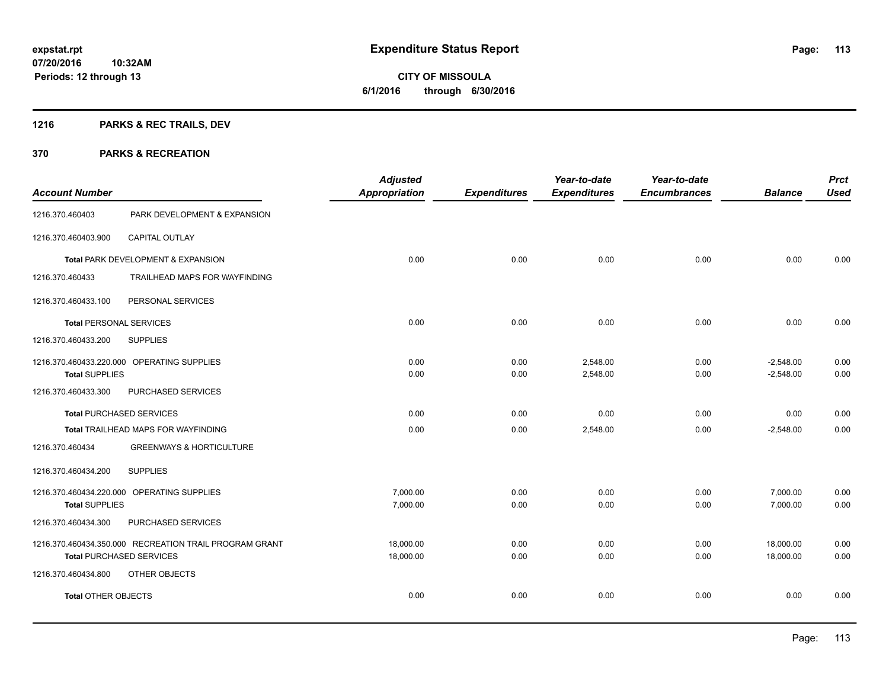# Expenditure Status Report

expstat.rpt
07/20/2016 10:32AM
Periods: 12 through 13

**CITY OF MISSOULA**
**6/1/2016 through 6/30/2016**

## 1216 PARKS & REC TRAILS, DEV

## 370 PARKS & RECREATION

| Account Number | | Adjusted Appropriation | Expenditures | Year-to-date Expenditures | Year-to-date Encumbrances | Balance | Prct Used |
|---|---|---|---|---|---|---|---|
| 1216.370.460403 | PARK DEVELOPMENT & EXPANSION | | | | | | |
| 1216.370.460403.900 | CAPITAL OUTLAY | | | | | | |
| **Total** PARK DEVELOPMENT & EXPANSION | | 0.00 | 0.00 | 0.00 | 0.00 | 0.00 | 0.00 |
| 1216.370.460433 | TRAILHEAD MAPS FOR WAYFINDING | | | | | | |
| 1216.370.460433.100 | PERSONAL SERVICES | | | | | | |
| **Total** PERSONAL SERVICES | | 0.00 | 0.00 | 0.00 | 0.00 | 0.00 | 0.00 |
| 1216.370.460433.200 | SUPPLIES | | | | | | |
| 1216.370.460433.220.000 | OPERATING SUPPLIES | 0.00 | 0.00 | 2,548.00 | 0.00 | -2,548.00 | 0.00 |
| **Total** SUPPLIES | | 0.00 | 0.00 | 2,548.00 | 0.00 | -2,548.00 | 0.00 |
| 1216.370.460433.300 | PURCHASED SERVICES | | | | | | |
| **Total** PURCHASED SERVICES | | 0.00 | 0.00 | 0.00 | 0.00 | 0.00 | 0.00 |
| **Total** TRAILHEAD MAPS FOR WAYFINDING | | 0.00 | 0.00 | 2,548.00 | 0.00 | -2,548.00 | 0.00 |
| 1216.370.460434 | GREENWAYS & HORTICULTURE | | | | | | |
| 1216.370.460434.200 | SUPPLIES | | | | | | |
| 1216.370.460434.220.000 | OPERATING SUPPLIES | 7,000.00 | 0.00 | 0.00 | 0.00 | 7,000.00 | 0.00 |
| **Total** SUPPLIES | | 7,000.00 | 0.00 | 0.00 | 0.00 | 7,000.00 | 0.00 |
| 1216.370.460434.300 | PURCHASED SERVICES | | | | | | |
| 1216.370.460434.350.000 | RECREATION TRAIL PROGRAM GRANT | 18,000.00 | 0.00 | 0.00 | 0.00 | 18,000.00 | 0.00 |
| **Total** PURCHASED SERVICES | | 18,000.00 | 0.00 | 0.00 | 0.00 | 18,000.00 | 0.00 |
| 1216.370.460434.800 | OTHER OBJECTS | | | | | | |
| **Total** OTHER OBJECTS | | 0.00 | 0.00 | 0.00 | 0.00 | 0.00 | 0.00 |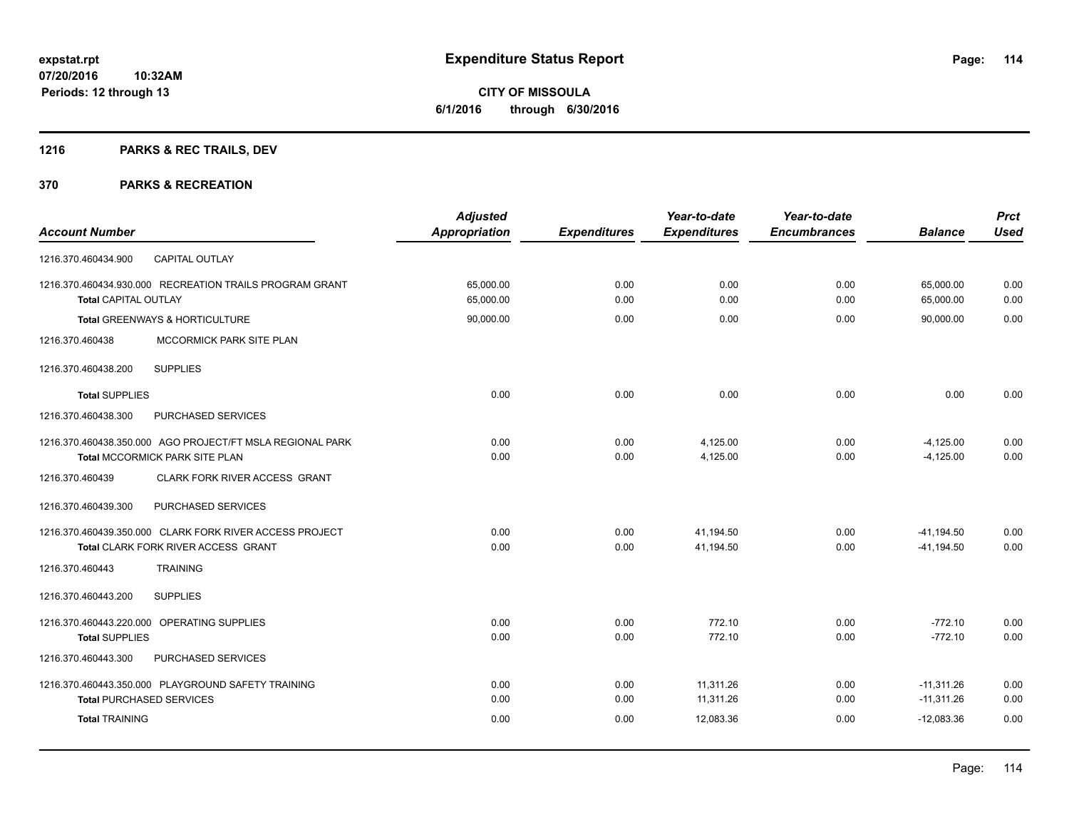**expstat.rpt**
**07/20/2016 10:32AM**
**Periods: 12 through 13**

# Expenditure Status Report

**CITY OF MISSOULA**
**6/1/2016 through 6/30/2016**

## 1216 PARKS & REC TRAILS, DEV

## 370 PARKS & RECREATION

| Account Number | Adjusted Appropriation | Expenditures | Year-to-date Expenditures | Year-to-date Encumbrances | Balance | Prct Used |
|---|---|---|---|---|---|---|
| 1216.370.460434.900 CAPITAL OUTLAY | | | | | | |
| 1216.370.460434.930.000 RECREATION TRAILS PROGRAM GRANT | 65,000.00 | 0.00 | 0.00 | 0.00 | 65,000.00 | 0.00 |
| **Total** CAPITAL OUTLAY | 65,000.00 | 0.00 | 0.00 | 0.00 | 65,000.00 | 0.00 |
| **Total** GREENWAYS & HORTICULTURE | 90,000.00 | 0.00 | 0.00 | 0.00 | 90,000.00 | 0.00 |
| 1216.370.460438 MCCORMICK PARK SITE PLAN | | | | | | |
| 1216.370.460438.200 SUPPLIES | | | | | | |
| **Total** SUPPLIES | 0.00 | 0.00 | 0.00 | 0.00 | 0.00 | 0.00 |
| 1216.370.460438.300 PURCHASED SERVICES | | | | | | |
| 1216.370.460438.350.000 AGO PROJECT/FT MSLA REGIONAL PARK | 0.00 | 0.00 | 4,125.00 | 0.00 | -4,125.00 | 0.00 |
| **Total** MCCORMICK PARK SITE PLAN | 0.00 | 0.00 | 4,125.00 | 0.00 | -4,125.00 | 0.00 |
| 1216.370.460439 CLARK FORK RIVER ACCESS GRANT | | | | | | |
| 1216.370.460439.300 PURCHASED SERVICES | | | | | | |
| 1216.370.460439.350.000 CLARK FORK RIVER ACCESS PROJECT | 0.00 | 0.00 | 41,194.50 | 0.00 | -41,194.50 | 0.00 |
| **Total** CLARK FORK RIVER ACCESS GRANT | 0.00 | 0.00 | 41,194.50 | 0.00 | -41,194.50 | 0.00 |
| 1216.370.460443 TRAINING | | | | | | |
| 1216.370.460443.200 SUPPLIES | | | | | | |
| 1216.370.460443.220.000 OPERATING SUPPLIES | 0.00 | 0.00 | 772.10 | 0.00 | -772.10 | 0.00 |
| **Total** SUPPLIES | 0.00 | 0.00 | 772.10 | 0.00 | -772.10 | 0.00 |
| 1216.370.460443.300 PURCHASED SERVICES | | | | | | |
| 1216.370.460443.350.000 PLAYGROUND SAFETY TRAINING | 0.00 | 0.00 | 11,311.26 | 0.00 | -11,311.26 | 0.00 |
| **Total** PURCHASED SERVICES | 0.00 | 0.00 | 11,311.26 | 0.00 | -11,311.26 | 0.00 |
| **Total** TRAINING | 0.00 | 0.00 | 12,083.36 | 0.00 | -12,083.36 | 0.00 |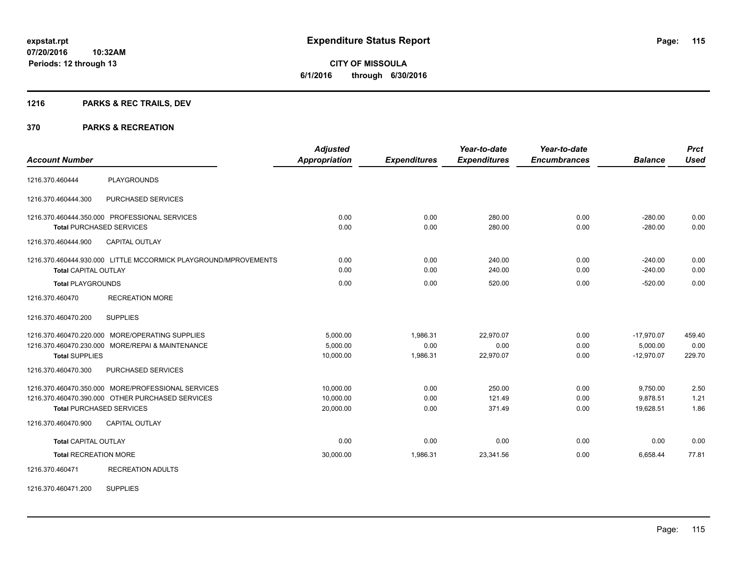# Expenditure Status Report

expstat.rpt
07/20/2016 10:32AM
Periods: 12 through 13

**CITY OF MISSOULA**
**6/1/2016 through 6/30/2016**

## 1216 PARKS & REC TRAILS, DEV

## 370 PARKS & RECREATION

| Account Number | | Adjusted Appropriation | Expenditures | Year-to-date Expenditures | Year-to-date Encumbrances | Balance | Prct Used |
|---|---|---|---|---|---|---|---|
| 1216.370.460444 | PLAYGROUNDS | | | | | | |
| 1216.370.460444.300 | PURCHASED SERVICES | | | | | | |
| 1216.370.460444.350.000 PROFESSIONAL SERVICES | | 0.00 | 0.00 | 280.00 | 0.00 | -280.00 | 0.00 |
| **Total** PURCHASED SERVICES | | 0.00 | 0.00 | 280.00 | 0.00 | -280.00 | 0.00 |
| 1216.370.460444.900 | CAPITAL OUTLAY | | | | | | |
| 1216.370.460444.930.000 LITTLE MCCORMICK PLAYGROUND/MPROVEMENTS | | 0.00 | 0.00 | 240.00 | 0.00 | -240.00 | 0.00 |
| **Total** CAPITAL OUTLAY | | 0.00 | 0.00 | 240.00 | 0.00 | -240.00 | 0.00 |
| **Total** PLAYGROUNDS | | 0.00 | 0.00 | 520.00 | 0.00 | -520.00 | 0.00 |
| 1216.370.460470 | RECREATION MORE | | | | | | |
| 1216.370.460470.200 | SUPPLIES | | | | | | |
| 1216.370.460470.220.000 MORE/OPERATING SUPPLIES | | 5,000.00 | 1,986.31 | 22,970.07 | 0.00 | -17,970.07 | 459.40 |
| 1216.370.460470.230.000 MORE/REPAI & MAINTENANCE | | 5,000.00 | 0.00 | 0.00 | 0.00 | 5,000.00 | 0.00 |
| **Total** SUPPLIES | | 10,000.00 | 1,986.31 | 22,970.07 | 0.00 | -12,970.07 | 229.70 |
| 1216.370.460470.300 | PURCHASED SERVICES | | | | | | |
| 1216.370.460470.350.000 MORE/PROFESSIONAL SERVICES | | 10,000.00 | 0.00 | 250.00 | 0.00 | 9,750.00 | 2.50 |
| 1216.370.460470.390.000 OTHER PURCHASED SERVICES | | 10,000.00 | 0.00 | 121.49 | 0.00 | 9,878.51 | 1.21 |
| **Total** PURCHASED SERVICES | | 20,000.00 | 0.00 | 371.49 | 0.00 | 19,628.51 | 1.86 |
| 1216.370.460470.900 | CAPITAL OUTLAY | | | | | | |
| **Total** CAPITAL OUTLAY | | 0.00 | 0.00 | 0.00 | 0.00 | 0.00 | 0.00 |
| **Total** RECREATION MORE | | 30,000.00 | 1,986.31 | 23,341.56 | 0.00 | 6,658.44 | 77.81 |
| 1216.370.460471 | RECREATION ADULTS | | | | | | |
| 1216.370.460471.200 | SUPPLIES | | | | | | |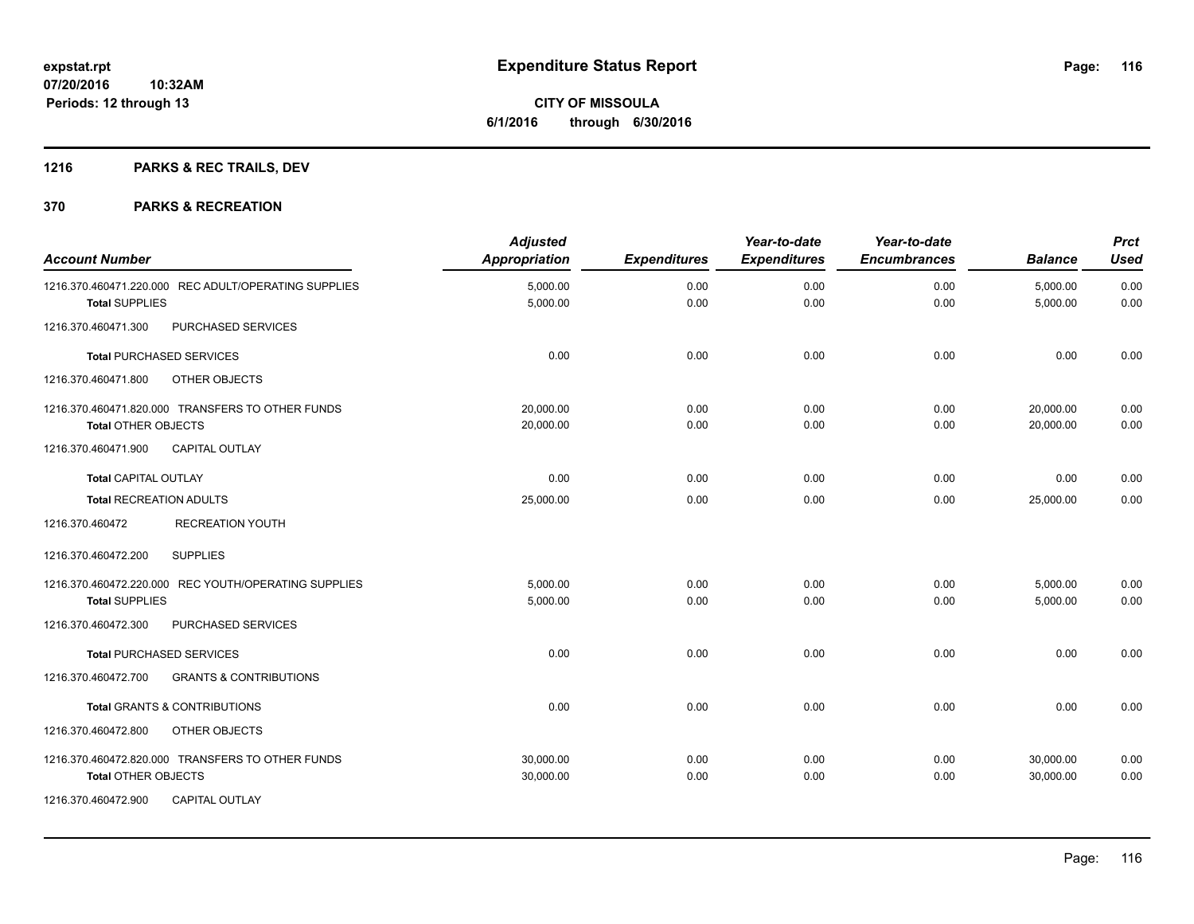# Expenditure Status Report

expstat.rpt
07/20/2016 10:32AM
Periods: 12 through 13

**CITY OF MISSOULA**
**6/1/2016 through 6/30/2016**

## 1216 PARKS & REC TRAILS, DEV

## 370 PARKS & RECREATION

| Account Number | Adjusted Appropriation | Expenditures | Year-to-date Expenditures | Year-to-date Encumbrances | Balance | Prct Used |
|---|---|---|---|---|---|---|
| 1216.370.460471.220.000 REC ADULT/OPERATING SUPPLIES | 5,000.00 | 0.00 | 0.00 | 0.00 | 5,000.00 | 0.00 |
| **Total** SUPPLIES | 5,000.00 | 0.00 | 0.00 | 0.00 | 5,000.00 | 0.00 |
| 1216.370.460471.300 PURCHASED SERVICES | | | | | | |
| **Total** PURCHASED SERVICES | 0.00 | 0.00 | 0.00 | 0.00 | 0.00 | 0.00 |
| 1216.370.460471.800 OTHER OBJECTS | | | | | | |
| 1216.370.460471.820.000 TRANSFERS TO OTHER FUNDS | 20,000.00 | 0.00 | 0.00 | 0.00 | 20,000.00 | 0.00 |
| **Total** OTHER OBJECTS | 20,000.00 | 0.00 | 0.00 | 0.00 | 20,000.00 | 0.00 |
| 1216.370.460471.900 CAPITAL OUTLAY | | | | | | |
| **Total** CAPITAL OUTLAY | 0.00 | 0.00 | 0.00 | 0.00 | 0.00 | 0.00 |
| **Total** RECREATION ADULTS | 25,000.00 | 0.00 | 0.00 | 0.00 | 25,000.00 | 0.00 |
| 1216.370.460472 RECREATION YOUTH | | | | | | |
| 1216.370.460472.200 SUPPLIES | | | | | | |
| 1216.370.460472.220.000 REC YOUTH/OPERATING SUPPLIES | 5,000.00 | 0.00 | 0.00 | 0.00 | 5,000.00 | 0.00 |
| **Total** SUPPLIES | 5,000.00 | 0.00 | 0.00 | 0.00 | 5,000.00 | 0.00 |
| 1216.370.460472.300 PURCHASED SERVICES | | | | | | |
| **Total** PURCHASED SERVICES | 0.00 | 0.00 | 0.00 | 0.00 | 0.00 | 0.00 |
| 1216.370.460472.700 GRANTS & CONTRIBUTIONS | | | | | | |
| **Total** GRANTS & CONTRIBUTIONS | 0.00 | 0.00 | 0.00 | 0.00 | 0.00 | 0.00 |
| 1216.370.460472.800 OTHER OBJECTS | | | | | | |
| 1216.370.460472.820.000 TRANSFERS TO OTHER FUNDS | 30,000.00 | 0.00 | 0.00 | 0.00 | 30,000.00 | 0.00 |
| **Total** OTHER OBJECTS | 30,000.00 | 0.00 | 0.00 | 0.00 | 30,000.00 | 0.00 |
| 1216.370.460472.900 CAPITAL OUTLAY | | | | | | |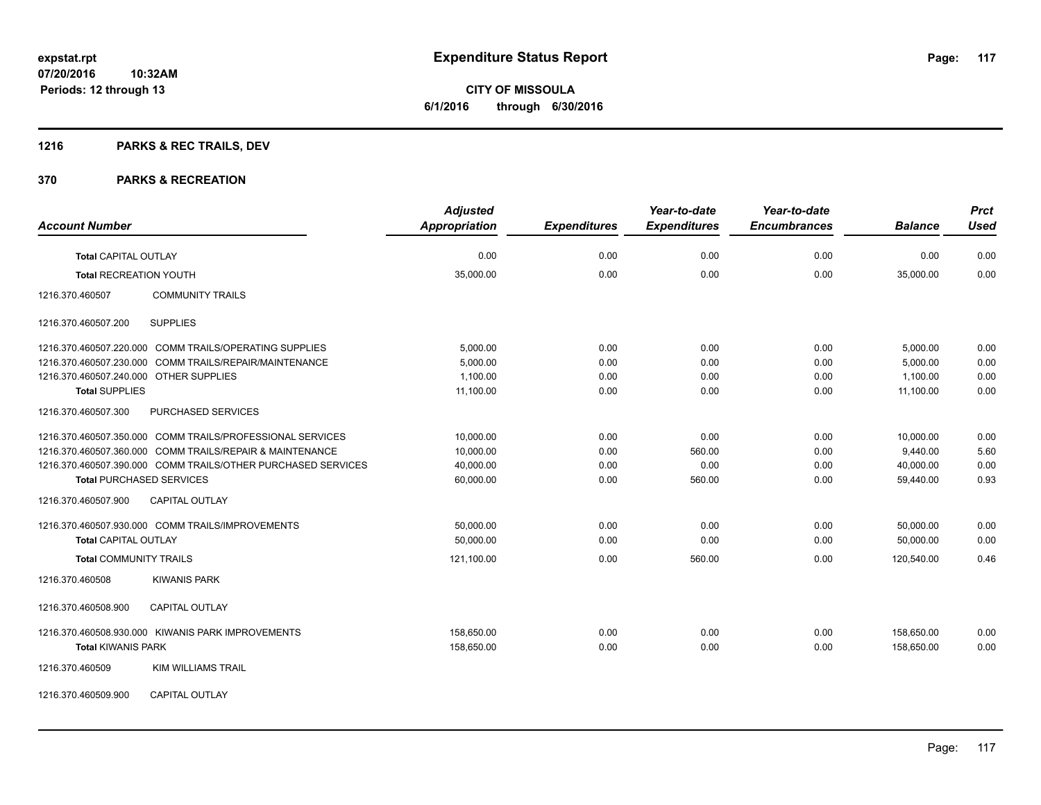# Expenditure Status Report

expstat.rpt
07/20/2016 10:32AM
Periods: 12 through 13

**CITY OF MISSOULA**
**6/1/2016 through 6/30/2016**

## 1216 PARKS & REC TRAILS, DEV

## 370 PARKS & RECREATION

| Account Number | | Adjusted Appropriation | Expenditures | Year-to-date Expenditures | Year-to-date Encumbrances | Balance | Prct Used |
|---|---|---|---|---|---|---|---|
| **Total** CAPITAL OUTLAY | | 0.00 | 0.00 | 0.00 | 0.00 | 0.00 | 0.00 |
| **Total** RECREATION YOUTH | | 35,000.00 | 0.00 | 0.00 | 0.00 | 35,000.00 | 0.00 |
| 1216.370.460507 | COMMUNITY TRAILS | | | | | | |
| 1216.370.460507.200 | SUPPLIES | | | | | | |
| 1216.370.460507.220.000 | COMM TRAILS/OPERATING SUPPLIES | 5,000.00 | 0.00 | 0.00 | 0.00 | 5,000.00 | 0.00 |
| 1216.370.460507.230.000 | COMM TRAILS/REPAIR/MAINTENANCE | 5,000.00 | 0.00 | 0.00 | 0.00 | 5,000.00 | 0.00 |
| 1216.370.460507.240.000 | OTHER SUPPLIES | 1,100.00 | 0.00 | 0.00 | 0.00 | 1,100.00 | 0.00 |
| **Total** SUPPLIES | | 11,100.00 | 0.00 | 0.00 | 0.00 | 11,100.00 | 0.00 |
| 1216.370.460507.300 | PURCHASED SERVICES | | | | | | |
| 1216.370.460507.350.000 | COMM TRAILS/PROFESSIONAL SERVICES | 10,000.00 | 0.00 | 0.00 | 0.00 | 10,000.00 | 0.00 |
| 1216.370.460507.360.000 | COMM TRAILS/REPAIR & MAINTENANCE | 10,000.00 | 0.00 | 560.00 | 0.00 | 9,440.00 | 5.60 |
| 1216.370.460507.390.000 | COMM TRAILS/OTHER PURCHASED SERVICES | 40,000.00 | 0.00 | 0.00 | 0.00 | 40,000.00 | 0.00 |
| **Total** PURCHASED SERVICES | | 60,000.00 | 0.00 | 560.00 | 0.00 | 59,440.00 | 0.93 |
| 1216.370.460507.900 | CAPITAL OUTLAY | | | | | | |
| 1216.370.460507.930.000 | COMM TRAILS/IMPROVEMENTS | 50,000.00 | 0.00 | 0.00 | 0.00 | 50,000.00 | 0.00 |
| **Total** CAPITAL OUTLAY | | 50,000.00 | 0.00 | 0.00 | 0.00 | 50,000.00 | 0.00 |
| **Total** COMMUNITY TRAILS | | 121,100.00 | 0.00 | 560.00 | 0.00 | 120,540.00 | 0.46 |
| 1216.370.460508 | KIWANIS PARK | | | | | | |
| 1216.370.460508.900 | CAPITAL OUTLAY | | | | | | |
| 1216.370.460508.930.000 | KIWANIS PARK IMPROVEMENTS | 158,650.00 | 0.00 | 0.00 | 0.00 | 158,650.00 | 0.00 |
| **Total** KIWANIS PARK | | 158,650.00 | 0.00 | 0.00 | 0.00 | 158,650.00 | 0.00 |
| 1216.370.460509 | KIM WILLIAMS TRAIL | | | | | | |
| 1216.370.460509.900 | CAPITAL OUTLAY | | | | | | |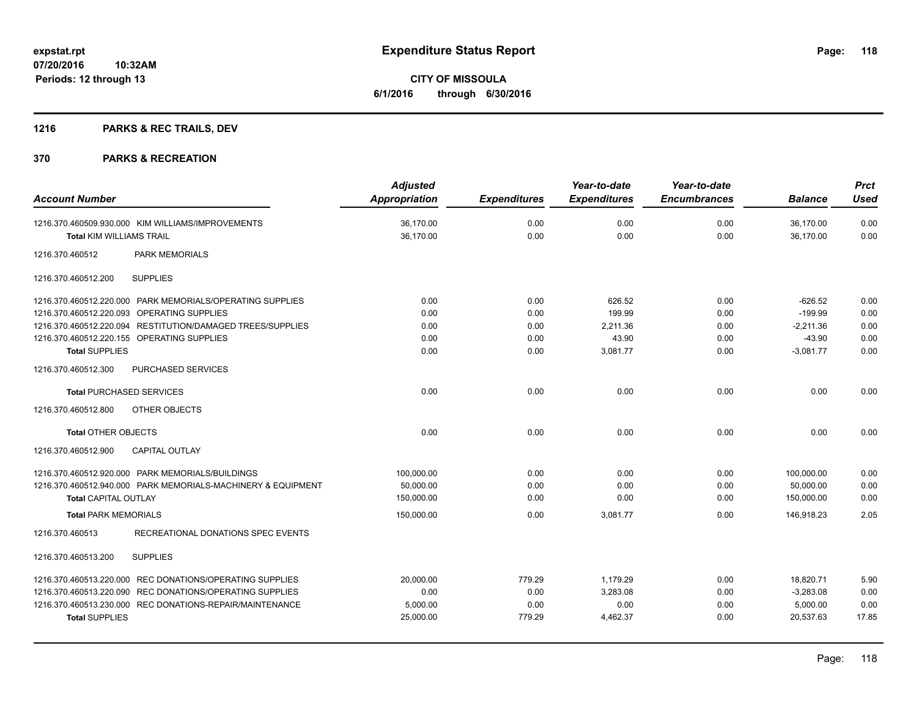**expstat.rpt**
**07/20/2016 10:32AM**
**Periods: 12 through 13**

# Expenditure Status Report

**CITY OF MISSOULA**
**6/1/2016 through 6/30/2016**

## 1216 PARKS & REC TRAILS, DEV

## 370 PARKS & RECREATION

| Account Number | Adjusted Appropriation | Expenditures | Year-to-date Expenditures | Year-to-date Encumbrances | Balance | Prct Used |
|---|---|---|---|---|---|---|
| 1216.370.460509.930.000 KIM WILLIAMS/IMPROVEMENTS | 36,170.00 | 0.00 | 0.00 | 0.00 | 36,170.00 | 0.00 |
| **Total** KIM WILLIAMS TRAIL | 36,170.00 | 0.00 | 0.00 | 0.00 | 36,170.00 | 0.00 |
| 1216.370.460512 PARK MEMORIALS | | | | | | |
| 1216.370.460512.200 SUPPLIES | | | | | | |
| 1216.370.460512.220.000 PARK MEMORIALS/OPERATING SUPPLIES | 0.00 | 0.00 | 626.52 | 0.00 | -626.52 | 0.00 |
| 1216.370.460512.220.093 OPERATING SUPPLIES | 0.00 | 0.00 | 199.99 | 0.00 | -199.99 | 0.00 |
| 1216.370.460512.220.094 RESTITUTION/DAMAGED TREES/SUPPLIES | 0.00 | 0.00 | 2,211.36 | 0.00 | -2,211.36 | 0.00 |
| 1216.370.460512.220.155 OPERATING SUPPLIES | 0.00 | 0.00 | 43.90 | 0.00 | -43.90 | 0.00 |
| **Total** SUPPLIES | 0.00 | 0.00 | 3,081.77 | 0.00 | -3,081.77 | 0.00 |
| 1216.370.460512.300 PURCHASED SERVICES | | | | | | |
| **Total** PURCHASED SERVICES | 0.00 | 0.00 | 0.00 | 0.00 | 0.00 | 0.00 |
| 1216.370.460512.800 OTHER OBJECTS | | | | | | |
| **Total** OTHER OBJECTS | 0.00 | 0.00 | 0.00 | 0.00 | 0.00 | 0.00 |
| 1216.370.460512.900 CAPITAL OUTLAY | | | | | | |
| 1216.370.460512.920.000 PARK MEMORIALS/BUILDINGS | 100,000.00 | 0.00 | 0.00 | 0.00 | 100,000.00 | 0.00 |
| 1216.370.460512.940.000 PARK MEMORIALS-MACHINERY & EQUIPMENT | 50,000.00 | 0.00 | 0.00 | 0.00 | 50,000.00 | 0.00 |
| **Total** CAPITAL OUTLAY | 150,000.00 | 0.00 | 0.00 | 0.00 | 150,000.00 | 0.00 |
| **Total** PARK MEMORIALS | 150,000.00 | 0.00 | 3,081.77 | 0.00 | 146,918.23 | 2.05 |
| 1216.370.460513 RECREATIONAL DONATIONS SPEC EVENTS | | | | | | |
| 1216.370.460513.200 SUPPLIES | | | | | | |
| 1216.370.460513.220.000 REC DONATIONS/OPERATING SUPPLIES | 20,000.00 | 779.29 | 1,179.29 | 0.00 | 18,820.71 | 5.90 |
| 1216.370.460513.220.090 REC DONATIONS/OPERATING SUPPLIES | 0.00 | 0.00 | 3,283.08 | 0.00 | -3,283.08 | 0.00 |
| 1216.370.460513.230.000 REC DONATIONS-REPAIR/MAINTENANCE | 5,000.00 | 0.00 | 0.00 | 0.00 | 5,000.00 | 0.00 |
| **Total** SUPPLIES | 25,000.00 | 779.29 | 4,462.37 | 0.00 | 20,537.63 | 17.85 |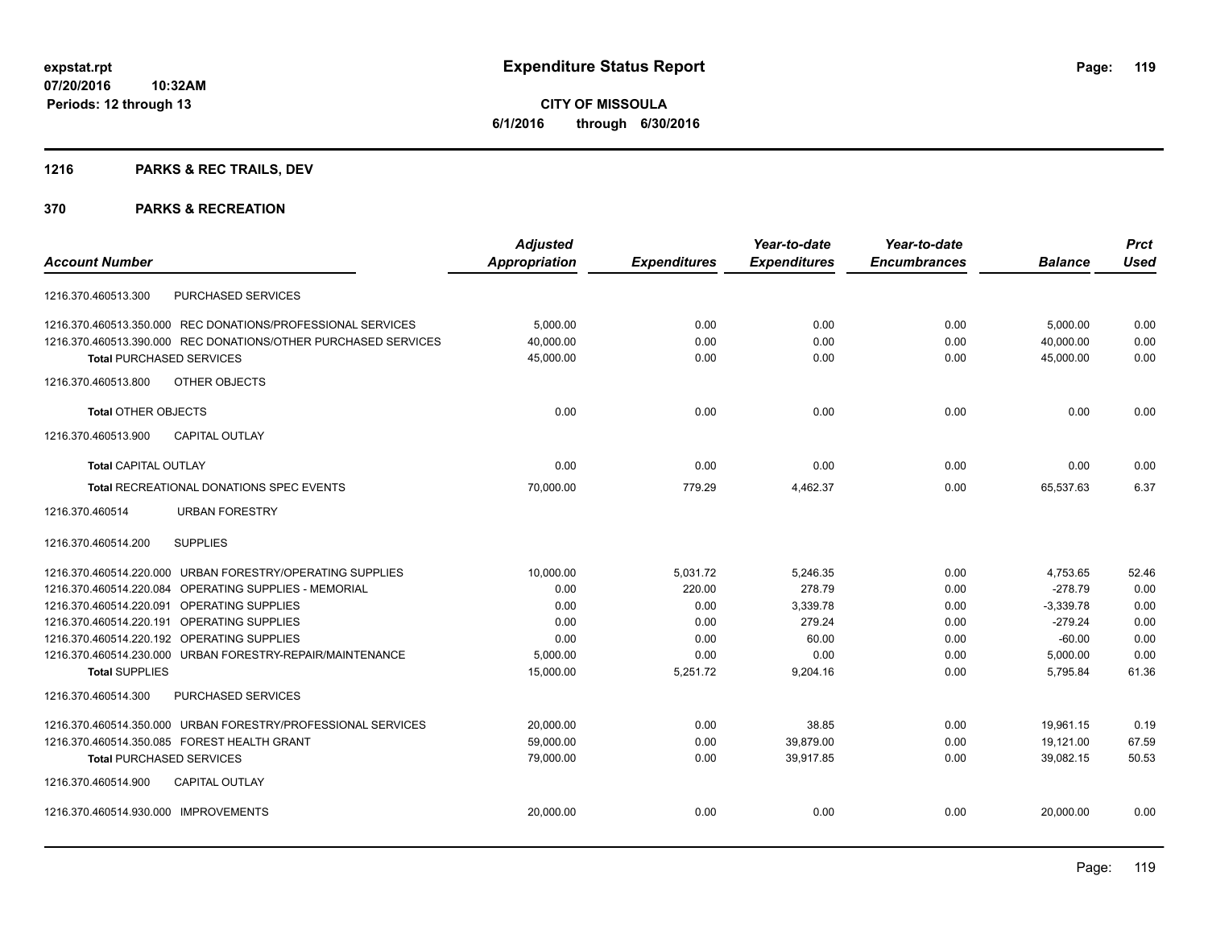**expstat.rpt**
**07/20/2016 10:32AM**
**Periods: 12 through 13**

# Expenditure Status Report

**CITY OF MISSOULA**
**6/1/2016 through 6/30/2016**

## 1216 PARKS & REC TRAILS, DEV

## 370 PARKS & RECREATION

| Account Number | Adjusted Appropriation | Expenditures | Year-to-date Expenditures | Year-to-date Encumbrances | Balance | Prct Used |
|---|---|---|---|---|---|---|
| 1216.370.460513.300 PURCHASED SERVICES | | | | | | |
| 1216.370.460513.350.000 REC DONATIONS/PROFESSIONAL SERVICES | 5,000.00 | 0.00 | 0.00 | 0.00 | 5,000.00 | 0.00 |
| 1216.370.460513.390.000 REC DONATIONS/OTHER PURCHASED SERVICES | 40,000.00 | 0.00 | 0.00 | 0.00 | 40,000.00 | 0.00 |
| **Total** PURCHASED SERVICES | 45,000.00 | 0.00 | 0.00 | 0.00 | 45,000.00 | 0.00 |
| 1216.370.460513.800 OTHER OBJECTS | | | | | | |
| **Total** OTHER OBJECTS | 0.00 | 0.00 | 0.00 | 0.00 | 0.00 | 0.00 |
| 1216.370.460513.900 CAPITAL OUTLAY | | | | | | |
| **Total** CAPITAL OUTLAY | 0.00 | 0.00 | 0.00 | 0.00 | 0.00 | 0.00 |
| **Total** RECREATIONAL DONATIONS SPEC EVENTS | 70,000.00 | 779.29 | 4,462.37 | 0.00 | 65,537.63 | 6.37 |
| 1216.370.460514 URBAN FORESTRY | | | | | | |
| 1216.370.460514.200 SUPPLIES | | | | | | |
| 1216.370.460514.220.000 URBAN FORESTRY/OPERATING SUPPLIES | 10,000.00 | 5,031.72 | 5,246.35 | 0.00 | 4,753.65 | 52.46 |
| 1216.370.460514.220.084 OPERATING SUPPLIES - MEMORIAL | 0.00 | 220.00 | 278.79 | 0.00 | -278.79 | 0.00 |
| 1216.370.460514.220.091 OPERATING SUPPLIES | 0.00 | 0.00 | 3,339.78 | 0.00 | -3,339.78 | 0.00 |
| 1216.370.460514.220.191 OPERATING SUPPLIES | 0.00 | 0.00 | 279.24 | 0.00 | -279.24 | 0.00 |
| 1216.370.460514.220.192 OPERATING SUPPLIES | 0.00 | 0.00 | 60.00 | 0.00 | -60.00 | 0.00 |
| 1216.370.460514.230.000 URBAN FORESTRY-REPAIR/MAINTENANCE | 5,000.00 | 0.00 | 0.00 | 0.00 | 5,000.00 | 0.00 |
| **Total** SUPPLIES | 15,000.00 | 5,251.72 | 9,204.16 | 0.00 | 5,795.84 | 61.36 |
| 1216.370.460514.300 PURCHASED SERVICES | | | | | | |
| 1216.370.460514.350.000 URBAN FORESTRY/PROFESSIONAL SERVICES | 20,000.00 | 0.00 | 38.85 | 0.00 | 19,961.15 | 0.19 |
| 1216.370.460514.350.085 FOREST HEALTH GRANT | 59,000.00 | 0.00 | 39,879.00 | 0.00 | 19,121.00 | 67.59 |
| **Total** PURCHASED SERVICES | 79,000.00 | 0.00 | 39,917.85 | 0.00 | 39,082.15 | 50.53 |
| 1216.370.460514.900 CAPITAL OUTLAY | | | | | | |
| 1216.370.460514.930.000 IMPROVEMENTS | 20,000.00 | 0.00 | 0.00 | 0.00 | 20,000.00 | 0.00 |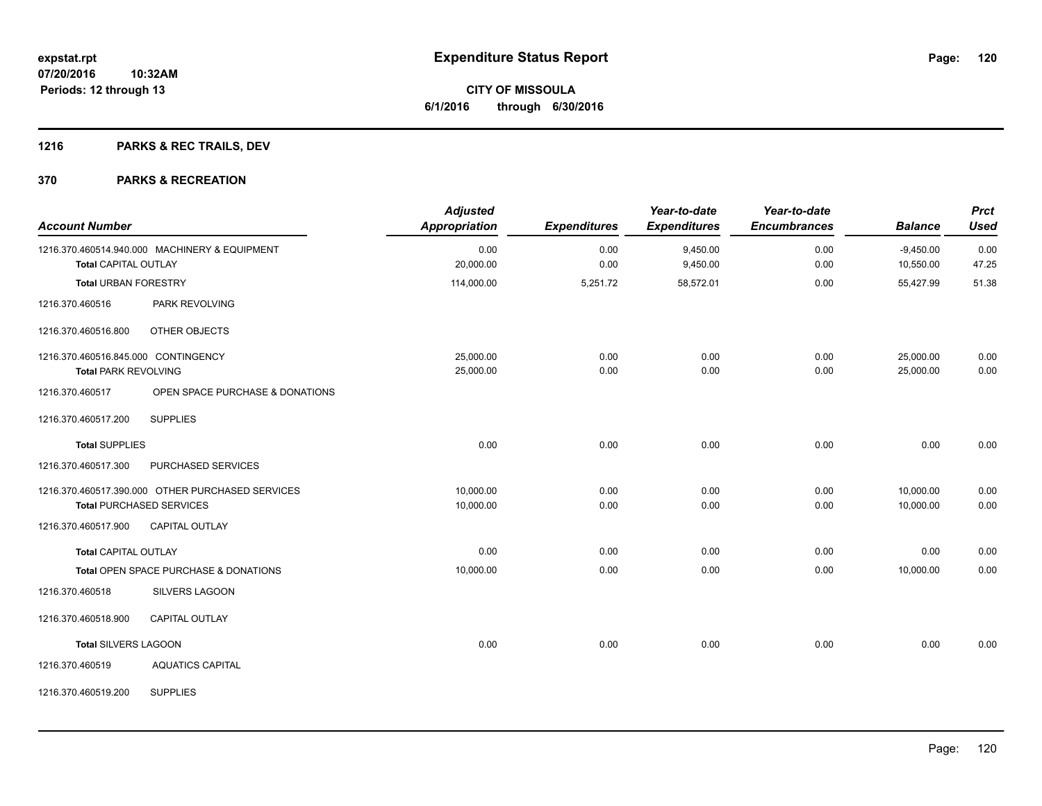# Expenditure Status Report

expstat.rpt
07/20/2016 10:32AM
Periods: 12 through 13

**CITY OF MISSOULA**
**6/1/2016 through 6/30/2016**

## 1216 PARKS & REC TRAILS, DEV

## 370 PARKS & RECREATION

| Account Number | | Adjusted Appropriation | Expenditures | Year-to-date Expenditures | Year-to-date Encumbrances | Balance | Prct Used |
|---|---|---|---|---|---|---|---|
| 1216.370.460514.940.000 | MACHINERY & EQUIPMENT | 0.00 | 0.00 | 9,450.00 | 0.00 | -9,450.00 | 0.00 |
| **Total** CAPITAL OUTLAY | | 20,000.00 | 0.00 | 9,450.00 | 0.00 | 10,550.00 | 47.25 |
| **Total** URBAN FORESTRY | | 114,000.00 | 5,251.72 | 58,572.01 | 0.00 | 55,427.99 | 51.38 |
| 1216.370.460516 | PARK REVOLVING | | | | | | |
| 1216.370.460516.800 | OTHER OBJECTS | | | | | | |
| 1216.370.460516.845.000 | CONTINGENCY | 25,000.00 | 0.00 | 0.00 | 0.00 | 25,000.00 | 0.00 |
| **Total** PARK REVOLVING | | 25,000.00 | 0.00 | 0.00 | 0.00 | 25,000.00 | 0.00 |
| 1216.370.460517 | OPEN SPACE PURCHASE & DONATIONS | | | | | | |
| 1216.370.460517.200 | SUPPLIES | | | | | | |
| **Total** SUPPLIES | | 0.00 | 0.00 | 0.00 | 0.00 | 0.00 | 0.00 |
| 1216.370.460517.300 | PURCHASED SERVICES | | | | | | |
| 1216.370.460517.390.000 | OTHER PURCHASED SERVICES | 10,000.00 | 0.00 | 0.00 | 0.00 | 10,000.00 | 0.00 |
| **Total** PURCHASED SERVICES | | 10,000.00 | 0.00 | 0.00 | 0.00 | 10,000.00 | 0.00 |
| 1216.370.460517.900 | CAPITAL OUTLAY | | | | | | |
| **Total** CAPITAL OUTLAY | | 0.00 | 0.00 | 0.00 | 0.00 | 0.00 | 0.00 |
| **Total** OPEN SPACE PURCHASE & DONATIONS | | 10,000.00 | 0.00 | 0.00 | 0.00 | 10,000.00 | 0.00 |
| 1216.370.460518 | SILVERS LAGOON | | | | | | |
| 1216.370.460518.900 | CAPITAL OUTLAY | | | | | | |
| **Total** SILVERS LAGOON | | 0.00 | 0.00 | 0.00 | 0.00 | 0.00 | 0.00 |
| 1216.370.460519 | AQUATICS CAPITAL | | | | | | |
| 1216.370.460519.200 | SUPPLIES | | | | | | |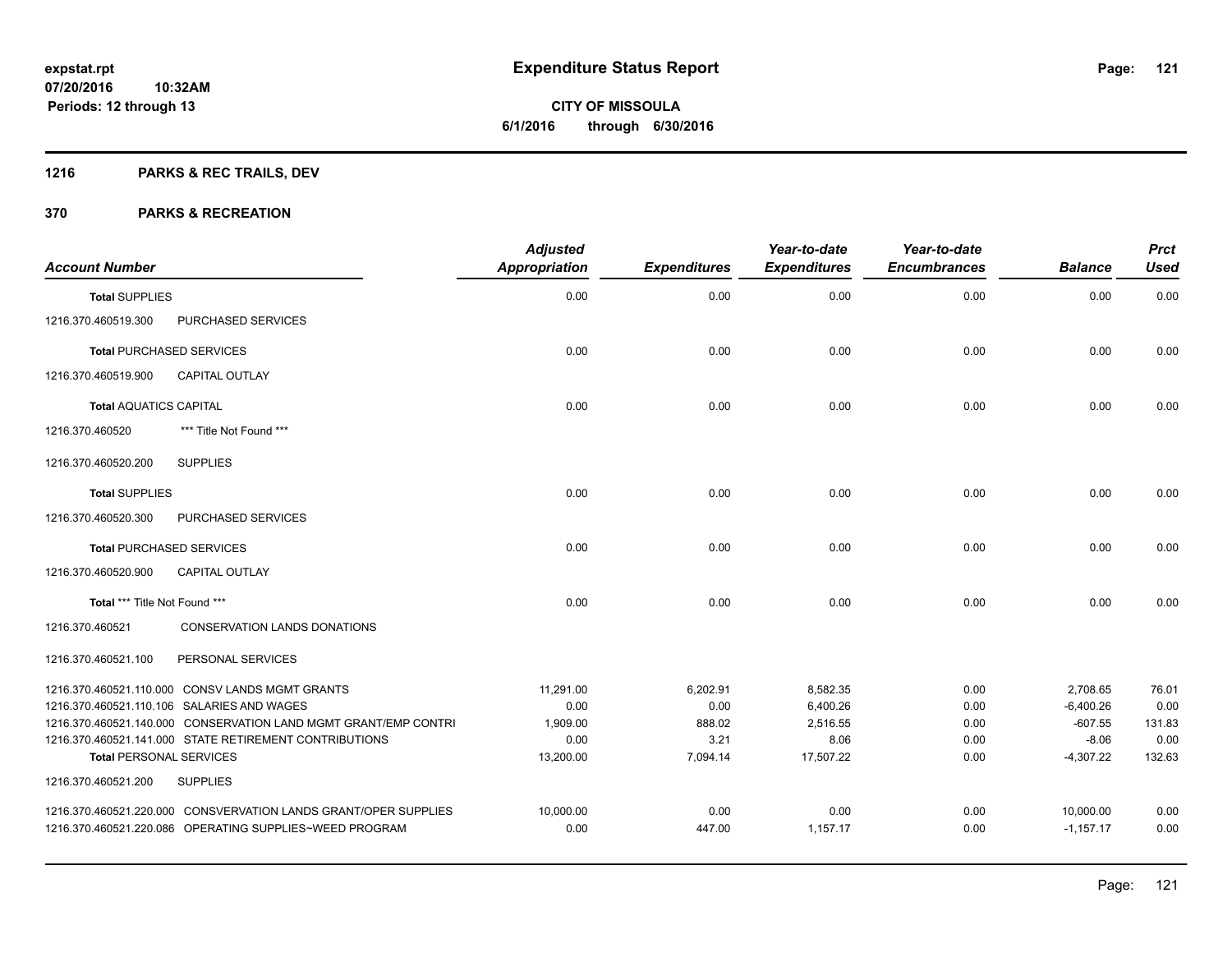# Expenditure Status Report

expstat.rpt
07/20/2016 10:32AM
Periods: 12 through 13

**CITY OF MISSOULA**
**6/1/2016 through 6/30/2016**

## 1216 PARKS & REC TRAILS, DEV

## 370 PARKS & RECREATION

| Account Number | | Adjusted Appropriation | Expenditures | Year-to-date Expenditures | Year-to-date Encumbrances | Balance | Prct Used |
|---|---|---|---|---|---|---|---|
| **Total** SUPPLIES | | 0.00 | 0.00 | 0.00 | 0.00 | 0.00 | 0.00 |
| 1216.370.460519.300 | PURCHASED SERVICES | | | | | | |
| **Total** PURCHASED SERVICES | | 0.00 | 0.00 | 0.00 | 0.00 | 0.00 | 0.00 |
| 1216.370.460519.900 | CAPITAL OUTLAY | | | | | | |
| **Total** AQUATICS CAPITAL | | 0.00 | 0.00 | 0.00 | 0.00 | 0.00 | 0.00 |
| 1216.370.460520 | *** Title Not Found *** | | | | | | |
| 1216.370.460520.200 | SUPPLIES | | | | | | |
| **Total** SUPPLIES | | 0.00 | 0.00 | 0.00 | 0.00 | 0.00 | 0.00 |
| 1216.370.460520.300 | PURCHASED SERVICES | | | | | | |
| **Total** PURCHASED SERVICES | | 0.00 | 0.00 | 0.00 | 0.00 | 0.00 | 0.00 |
| 1216.370.460520.900 | CAPITAL OUTLAY | | | | | | |
| **Total** *** Title Not Found *** | | 0.00 | 0.00 | 0.00 | 0.00 | 0.00 | 0.00 |
| 1216.370.460521 | CONSERVATION LANDS DONATIONS | | | | | | |
| 1216.370.460521.100 | PERSONAL SERVICES | | | | | | |
| 1216.370.460521.110.000 | CONSV LANDS MGMT GRANTS | 11,291.00 | 6,202.91 | 8,582.35 | 0.00 | 2,708.65 | 76.01 |
| 1216.370.460521.110.106 | SALARIES AND WAGES | 0.00 | 0.00 | 6,400.26 | 0.00 | -6,400.26 | 0.00 |
| 1216.370.460521.140.000 | CONSERVATION LAND MGMT GRANT/EMP CONTRI | 1,909.00 | 888.02 | 2,516.55 | 0.00 | -607.55 | 131.83 |
| 1216.370.460521.141.000 | STATE RETIREMENT CONTRIBUTIONS | 0.00 | 3.21 | 8.06 | 0.00 | -8.06 | 0.00 |
| **Total** PERSONAL SERVICES | | 13,200.00 | 7,094.14 | 17,507.22 | 0.00 | -4,307.22 | 132.63 |
| 1216.370.460521.200 | SUPPLIES | | | | | | |
| 1216.370.460521.220.000 | CONSVERVATION LANDS GRANT/OPER SUPPLIES | 10,000.00 | 0.00 | 0.00 | 0.00 | 10,000.00 | 0.00 |
| 1216.370.460521.220.086 | OPERATING SUPPLIES~WEED PROGRAM | 0.00 | 447.00 | 1,157.17 | 0.00 | -1,157.17 | 0.00 |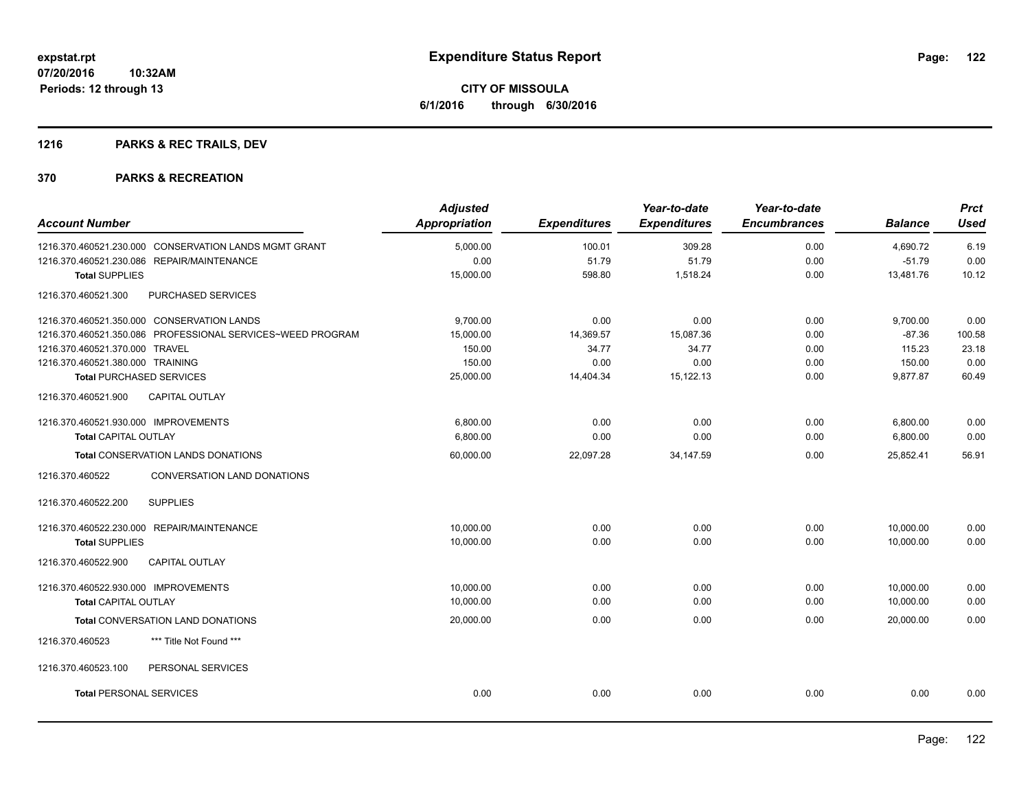# Expenditure Status Report

expstat.rpt
07/20/2016 10:32AM
Periods: 12 through 13

**CITY OF MISSOULA**
**6/1/2016 through 6/30/2016**

## 1216 PARKS & REC TRAILS, DEV

## 370 PARKS & RECREATION

| Account Number | Adjusted Appropriation | Expenditures | Year-to-date Expenditures | Year-to-date Encumbrances | Balance | Prct Used |
|---|---|---|---|---|---|---|
| 1216.370.460521.230.000 CONSERVATION LANDS MGMT GRANT | 5,000.00 | 100.01 | 309.28 | 0.00 | 4,690.72 | 6.19 |
| 1216.370.460521.230.086 REPAIR/MAINTENANCE | 0.00 | 51.79 | 51.79 | 0.00 | -51.79 | 0.00 |
| **Total** SUPPLIES | 15,000.00 | 598.80 | 1,518.24 | 0.00 | 13,481.76 | 10.12 |
| 1216.370.460521.300 PURCHASED SERVICES | | | | | | |
| 1216.370.460521.350.000 CONSERVATION LANDS | 9,700.00 | 0.00 | 0.00 | 0.00 | 9,700.00 | 0.00 |
| 1216.370.460521.350.086 PROFESSIONAL SERVICES~WEED PROGRAM | 15,000.00 | 14,369.57 | 15,087.36 | 0.00 | -87.36 | 100.58 |
| 1216.370.460521.370.000 TRAVEL | 150.00 | 34.77 | 34.77 | 0.00 | 115.23 | 23.18 |
| 1216.370.460521.380.000 TRAINING | 150.00 | 0.00 | 0.00 | 0.00 | 150.00 | 0.00 |
| **Total** PURCHASED SERVICES | 25,000.00 | 14,404.34 | 15,122.13 | 0.00 | 9,877.87 | 60.49 |
| 1216.370.460521.900 CAPITAL OUTLAY | | | | | | |
| 1216.370.460521.930.000 IMPROVEMENTS | 6,800.00 | 0.00 | 0.00 | 0.00 | 6,800.00 | 0.00 |
| **Total** CAPITAL OUTLAY | 6,800.00 | 0.00 | 0.00 | 0.00 | 6,800.00 | 0.00 |
| **Total** CONSERVATION LANDS DONATIONS | 60,000.00 | 22,097.28 | 34,147.59 | 0.00 | 25,852.41 | 56.91 |
| 1216.370.460522 CONVERSATION LAND DONATIONS | | | | | | |
| 1216.370.460522.200 SUPPLIES | | | | | | |
| 1216.370.460522.230.000 REPAIR/MAINTENANCE | 10,000.00 | 0.00 | 0.00 | 0.00 | 10,000.00 | 0.00 |
| **Total** SUPPLIES | 10,000.00 | 0.00 | 0.00 | 0.00 | 10,000.00 | 0.00 |
| 1216.370.460522.900 CAPITAL OUTLAY | | | | | | |
| 1216.370.460522.930.000 IMPROVEMENTS | 10,000.00 | 0.00 | 0.00 | 0.00 | 10,000.00 | 0.00 |
| **Total** CAPITAL OUTLAY | 10,000.00 | 0.00 | 0.00 | 0.00 | 10,000.00 | 0.00 |
| **Total** CONVERSATION LAND DONATIONS | 20,000.00 | 0.00 | 0.00 | 0.00 | 20,000.00 | 0.00 |
| 1216.370.460523 *** Title Not Found *** | | | | | | |
| 1216.370.460523.100 PERSONAL SERVICES | | | | | | |
| **Total** PERSONAL SERVICES | 0.00 | 0.00 | 0.00 | 0.00 | 0.00 | 0.00 |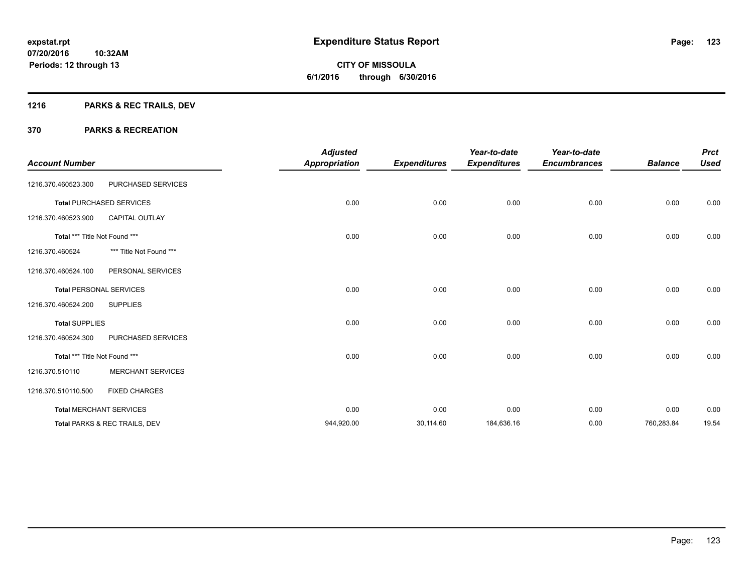# Expenditure Status Report

**expstat.rpt**
**07/20/2016 10:32AM**
**Periods: 12 through 13**

**CITY OF MISSOULA**
**6/1/2016 through 6/30/2016**

## 1216 PARKS & REC TRAILS, DEV

## 370 PARKS & RECREATION

| Account Number | | Adjusted Appropriation | Expenditures | Year-to-date Expenditures | Year-to-date Encumbrances | Balance | Prct Used |
|---|---|---|---|---|---|---|---|
| 1216.370.460523.300 | PURCHASED SERVICES | | | | | | |
| Total PURCHASED SERVICES | | 0.00 | 0.00 | 0.00 | 0.00 | 0.00 | 0.00 |
| 1216.370.460523.900 | CAPITAL OUTLAY | | | | | | |
| Total *** Title Not Found *** | | 0.00 | 0.00 | 0.00 | 0.00 | 0.00 | 0.00 |
| 1216.370.460524 | *** Title Not Found *** | | | | | | |
| 1216.370.460524.100 | PERSONAL SERVICES | | | | | | |
| Total PERSONAL SERVICES | | 0.00 | 0.00 | 0.00 | 0.00 | 0.00 | 0.00 |
| 1216.370.460524.200 | SUPPLIES | | | | | | |
| Total SUPPLIES | | 0.00 | 0.00 | 0.00 | 0.00 | 0.00 | 0.00 |
| 1216.370.460524.300 | PURCHASED SERVICES | | | | | | |
| Total *** Title Not Found *** | | 0.00 | 0.00 | 0.00 | 0.00 | 0.00 | 0.00 |
| 1216.370.510110 | MERCHANT SERVICES | | | | | | |
| 1216.370.510110.500 | FIXED CHARGES | | | | | | |
| Total MERCHANT SERVICES | | 0.00 | 0.00 | 0.00 | 0.00 | 0.00 | 0.00 |
| Total PARKS & REC TRAILS, DEV | | 944,920.00 | 30,114.60 | 184,636.16 | 0.00 | 760,283.84 | 19.54 |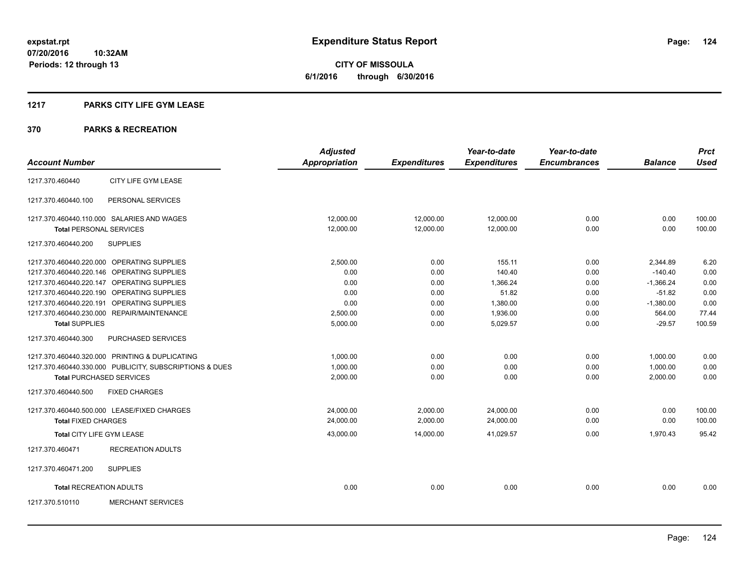**expstat.rpt**
**07/20/2016 10:32AM**
**Periods: 12 through 13**

# Expenditure Status Report

**CITY OF MISSOULA**
**6/1/2016 through 6/30/2016**

## 1217 PARKS CITY LIFE GYM LEASE

## 370 PARKS & RECREATION

| Account Number | | Adjusted Appropriation | Expenditures | Year-to-date Expenditures | Year-to-date Encumbrances | Balance | Prct Used |
|---|---|---|---|---|---|---|---|
| 1217.370.460440 | CITY LIFE GYM LEASE | | | | | | |
| 1217.370.460440.100 | PERSONAL SERVICES | | | | | | |
| 1217.370.460440.110.000 | SALARIES AND WAGES | 12,000.00 | 12,000.00 | 12,000.00 | 0.00 | 0.00 | 100.00 |
| **Total** PERSONAL SERVICES | | 12,000.00 | 12,000.00 | 12,000.00 | 0.00 | 0.00 | 100.00 |
| 1217.370.460440.200 | SUPPLIES | | | | | | |
| 1217.370.460440.220.000 | OPERATING SUPPLIES | 2,500.00 | 0.00 | 155.11 | 0.00 | 2,344.89 | 6.20 |
| 1217.370.460440.220.146 | OPERATING SUPPLIES | 0.00 | 0.00 | 140.40 | 0.00 | -140.40 | 0.00 |
| 1217.370.460440.220.147 | OPERATING SUPPLIES | 0.00 | 0.00 | 1,366.24 | 0.00 | -1,366.24 | 0.00 |
| 1217.370.460440.220.190 | OPERATING SUPPLIES | 0.00 | 0.00 | 51.82 | 0.00 | -51.82 | 0.00 |
| 1217.370.460440.220.191 | OPERATING SUPPLIES | 0.00 | 0.00 | 1,380.00 | 0.00 | -1,380.00 | 0.00 |
| 1217.370.460440.230.000 | REPAIR/MAINTENANCE | 2,500.00 | 0.00 | 1,936.00 | 0.00 | 564.00 | 77.44 |
| **Total** SUPPLIES | | 5,000.00 | 0.00 | 5,029.57 | 0.00 | -29.57 | 100.59 |
| 1217.370.460440.300 | PURCHASED SERVICES | | | | | | |
| 1217.370.460440.320.000 | PRINTING & DUPLICATING | 1,000.00 | 0.00 | 0.00 | 0.00 | 1,000.00 | 0.00 |
| 1217.370.460440.330.000 | PUBLICITY, SUBSCRIPTIONS & DUES | 1,000.00 | 0.00 | 0.00 | 0.00 | 1,000.00 | 0.00 |
| **Total** PURCHASED SERVICES | | 2,000.00 | 0.00 | 0.00 | 0.00 | 2,000.00 | 0.00 |
| 1217.370.460440.500 | FIXED CHARGES | | | | | | |
| 1217.370.460440.500.000 | LEASE/FIXED CHARGES | 24,000.00 | 2,000.00 | 24,000.00 | 0.00 | 0.00 | 100.00 |
| **Total** FIXED CHARGES | | 24,000.00 | 2,000.00 | 24,000.00 | 0.00 | 0.00 | 100.00 |
| **Total** CITY LIFE GYM LEASE | | 43,000.00 | 14,000.00 | 41,029.57 | 0.00 | 1,970.43 | 95.42 |
| 1217.370.460471 | RECREATION ADULTS | | | | | | |
| 1217.370.460471.200 | SUPPLIES | | | | | | |
| **Total** RECREATION ADULTS | | 0.00 | 0.00 | 0.00 | 0.00 | 0.00 | 0.00 |
| 1217.370.510110 | MERCHANT SERVICES | | | | | | |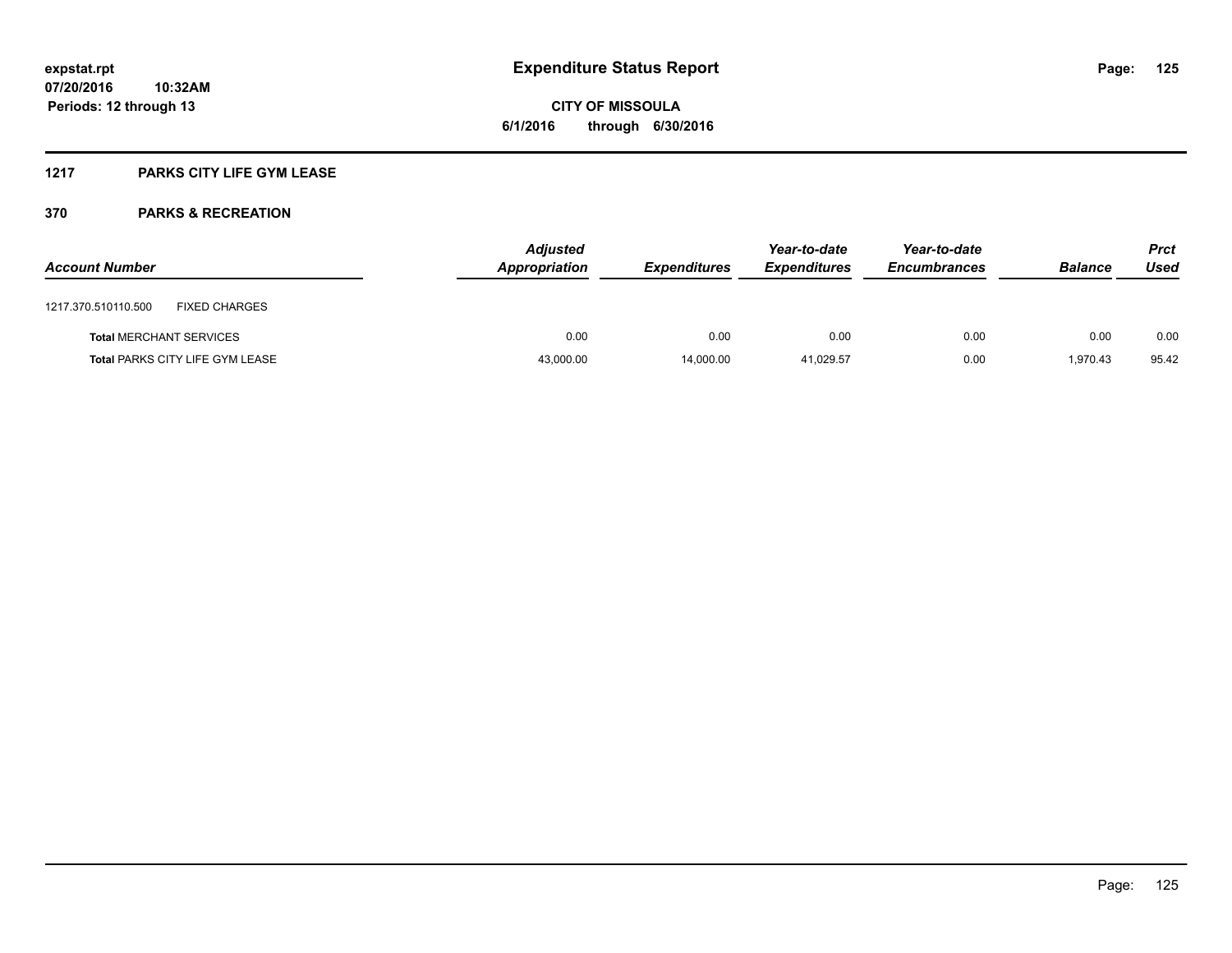**expstat.rpt**
**07/20/2016 10:32AM**
**Periods: 12 through 13**

# Expenditure Status Report

**CITY OF MISSOULA**
**6/1/2016 through 6/30/2016**

## 1217 PARKS CITY LIFE GYM LEASE

## 370 PARKS & RECREATION

| Account Number | Adjusted Appropriation | Expenditures | Year-to-date Expenditures | Year-to-date Encumbrances | Balance | Prct Used |
|---|---|---|---|---|---|---|
| 1217.370.510110.500 FIXED CHARGES | | | | | | |
| **Total** MERCHANT SERVICES | 0.00 | 0.00 | 0.00 | 0.00 | 0.00 | 0.00 |
| **Total** PARKS CITY LIFE GYM LEASE | 43,000.00 | 14,000.00 | 41,029.57 | 0.00 | 1,970.43 | 95.42 |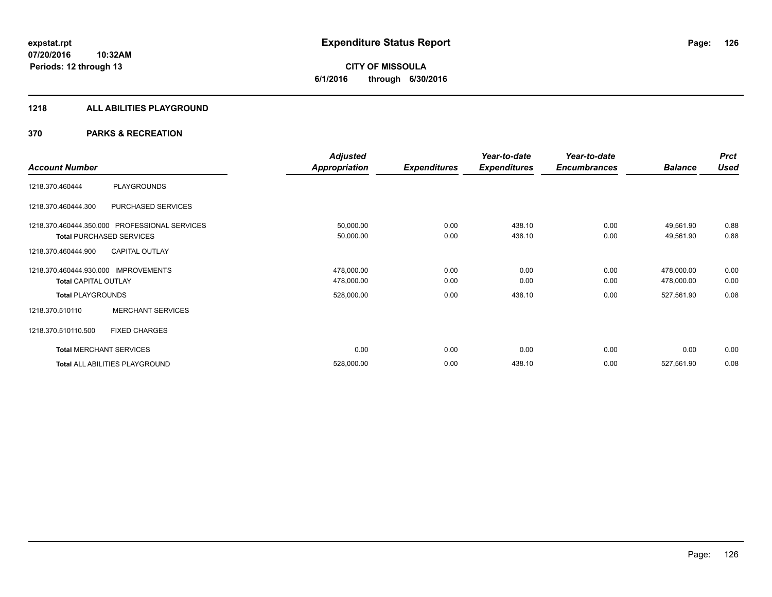# Expenditure Status Report

**CITY OF MISSOULA**
**6/1/2016 through 6/30/2016**

expstat.rpt
07/20/2016 10:32AM
Periods: 12 through 13

## 1218 ALL ABILITIES PLAYGROUND

### 370 PARKS & RECREATION

| Account Number | | Adjusted Appropriation | Expenditures | Year-to-date Expenditures | Year-to-date Encumbrances | Balance | Prct Used |
|---|---|---|---|---|---|---|---|
| 1218.370.460444 | PLAYGROUNDS | | | | | | |
| 1218.370.460444.300 | PURCHASED SERVICES | | | | | | |
| 1218.370.460444.350.000 | PROFESSIONAL SERVICES | 50,000.00 | 0.00 | 438.10 | 0.00 | 49,561.90 | 0.88 |
| **Total** PURCHASED SERVICES | | 50,000.00 | 0.00 | 438.10 | 0.00 | 49,561.90 | 0.88 |
| 1218.370.460444.900 | CAPITAL OUTLAY | | | | | | |
| 1218.370.460444.930.000 | IMPROVEMENTS | 478,000.00 | 0.00 | 0.00 | 0.00 | 478,000.00 | 0.00 |
| **Total** CAPITAL OUTLAY | | 478,000.00 | 0.00 | 0.00 | 0.00 | 478,000.00 | 0.00 |
| **Total** PLAYGROUNDS | | 528,000.00 | 0.00 | 438.10 | 0.00 | 527,561.90 | 0.08 |
| 1218.370.510110 | MERCHANT SERVICES | | | | | | |
| 1218.370.510110.500 | FIXED CHARGES | | | | | | |
| **Total** MERCHANT SERVICES | | 0.00 | 0.00 | 0.00 | 0.00 | 0.00 | 0.00 |
| **Total** ALL ABILITIES PLAYGROUND | | 528,000.00 | 0.00 | 438.10 | 0.00 | 527,561.90 | 0.08 |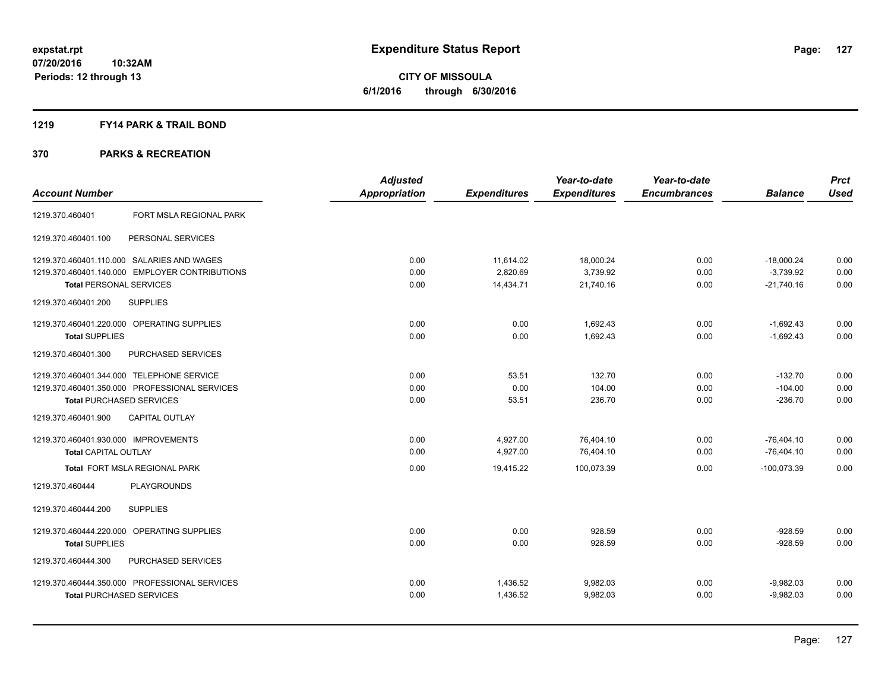expstat.rpt
07/20/2016 10:32AM
Periods: 12 through 13

# Expenditure Status Report

**CITY OF MISSOULA**
**6/1/2016 through 6/30/2016**

## 1219 FY14 PARK & TRAIL BOND

## 370 PARKS & RECREATION

| Account Number | | Adjusted Appropriation | Expenditures | Year-to-date Expenditures | Year-to-date Encumbrances | Balance | Prct Used |
|---|---|---|---|---|---|---|---|
| 1219.370.460401 | FORT MSLA REGIONAL PARK | | | | | | |
| 1219.370.460401.100 | PERSONAL SERVICES | | | | | | |
| 1219.370.460401.110.000 | SALARIES AND WAGES | 0.00 | 11,614.02 | 18,000.24 | 0.00 | -18,000.24 | 0.00 |
| 1219.370.460401.140.000 | EMPLOYER CONTRIBUTIONS | 0.00 | 2,820.69 | 3,739.92 | 0.00 | -3,739.92 | 0.00 |
| **Total PERSONAL SERVICES** | | 0.00 | 14,434.71 | 21,740.16 | 0.00 | -21,740.16 | 0.00 |
| 1219.370.460401.200 | SUPPLIES | | | | | | |
| 1219.370.460401.220.000 | OPERATING SUPPLIES | 0.00 | 0.00 | 1,692.43 | 0.00 | -1,692.43 | 0.00 |
| **Total SUPPLIES** | | 0.00 | 0.00 | 1,692.43 | 0.00 | -1,692.43 | 0.00 |
| 1219.370.460401.300 | PURCHASED SERVICES | | | | | | |
| 1219.370.460401.344.000 | TELEPHONE SERVICE | 0.00 | 53.51 | 132.70 | 0.00 | -132.70 | 0.00 |
| 1219.370.460401.350.000 | PROFESSIONAL SERVICES | 0.00 | 0.00 | 104.00 | 0.00 | -104.00 | 0.00 |
| **Total PURCHASED SERVICES** | | 0.00 | 53.51 | 236.70 | 0.00 | -236.70 | 0.00 |
| 1219.370.460401.900 | CAPITAL OUTLAY | | | | | | |
| 1219.370.460401.930.000 | IMPROVEMENTS | 0.00 | 4,927.00 | 76,404.10 | 0.00 | -76,404.10 | 0.00 |
| **Total CAPITAL OUTLAY** | | 0.00 | 4,927.00 | 76,404.10 | 0.00 | -76,404.10 | 0.00 |
| **Total FORT MSLA REGIONAL PARK** | | 0.00 | 19,415.22 | 100,073.39 | 0.00 | -100,073.39 | 0.00 |
| 1219.370.460444 | PLAYGROUNDS | | | | | | |
| 1219.370.460444.200 | SUPPLIES | | | | | | |
| 1219.370.460444.220.000 | OPERATING SUPPLIES | 0.00 | 0.00 | 928.59 | 0.00 | -928.59 | 0.00 |
| **Total SUPPLIES** | | 0.00 | 0.00 | 928.59 | 0.00 | -928.59 | 0.00 |
| 1219.370.460444.300 | PURCHASED SERVICES | | | | | | |
| 1219.370.460444.350.000 | PROFESSIONAL SERVICES | 0.00 | 1,436.52 | 9,982.03 | 0.00 | -9,982.03 | 0.00 |
| **Total PURCHASED SERVICES** | | 0.00 | 1,436.52 | 9,982.03 | 0.00 | -9,982.03 | 0.00 |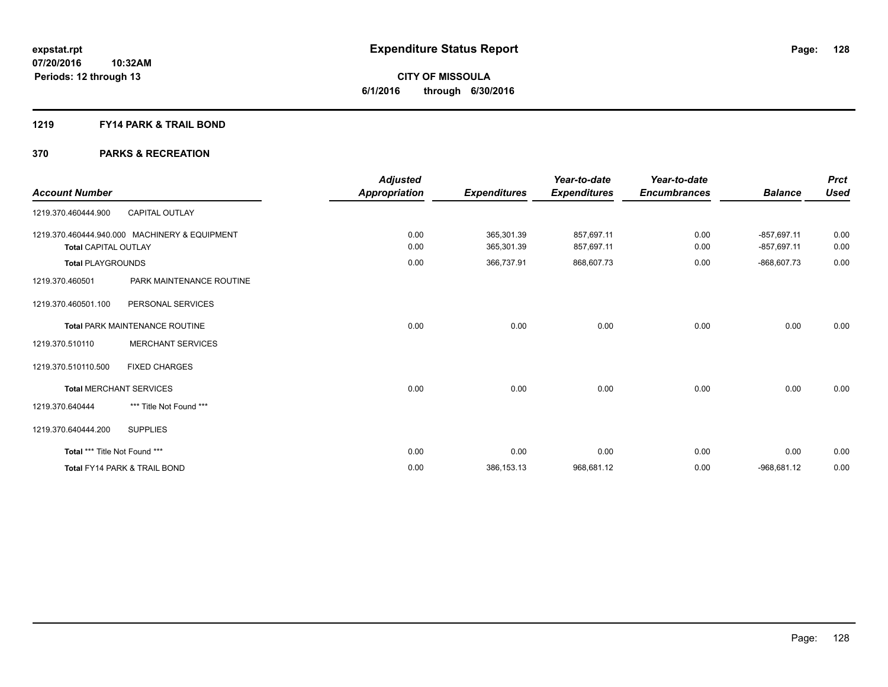# Expenditure Status Report

expstat.rpt
07/20/2016 10:32AM
Periods: 12 through 13

**CITY OF MISSOULA**
**6/1/2016 through 6/30/2016**

## 1219 FY14 PARK & TRAIL BOND

## 370 PARKS & RECREATION

| Account Number | | Adjusted Appropriation | Expenditures | Year-to-date Expenditures | Year-to-date Encumbrances | Balance | Prct Used |
|---|---|---|---|---|---|---|---|
| 1219.370.460444.900 | CAPITAL OUTLAY | | | | | | |
| 1219.370.460444.940.000 | MACHINERY & EQUIPMENT | 0.00 | 365,301.39 | 857,697.11 | 0.00 | -857,697.11 | 0.00 |
| **Total** CAPITAL OUTLAY | | 0.00 | 365,301.39 | 857,697.11 | 0.00 | -857,697.11 | 0.00 |
| **Total** PLAYGROUNDS | | 0.00 | 366,737.91 | 868,607.73 | 0.00 | -868,607.73 | 0.00 |
| 1219.370.460501 | PARK MAINTENANCE ROUTINE | | | | | | |
| 1219.370.460501.100 | PERSONAL SERVICES | | | | | | |
| **Total** PARK MAINTENANCE ROUTINE | | 0.00 | 0.00 | 0.00 | 0.00 | 0.00 | 0.00 |
| 1219.370.510110 | MERCHANT SERVICES | | | | | | |
| 1219.370.510110.500 | FIXED CHARGES | | | | | | |
| **Total** MERCHANT SERVICES | | 0.00 | 0.00 | 0.00 | 0.00 | 0.00 | 0.00 |
| 1219.370.640444 | *** Title Not Found *** | | | | | | |
| 1219.370.640444.200 | SUPPLIES | | | | | | |
| **Total** *** Title Not Found *** | | 0.00 | 0.00 | 0.00 | 0.00 | 0.00 | 0.00 |
| **Total** FY14 PARK & TRAIL BOND | | 0.00 | 386,153.13 | 968,681.12 | 0.00 | -968,681.12 | 0.00 |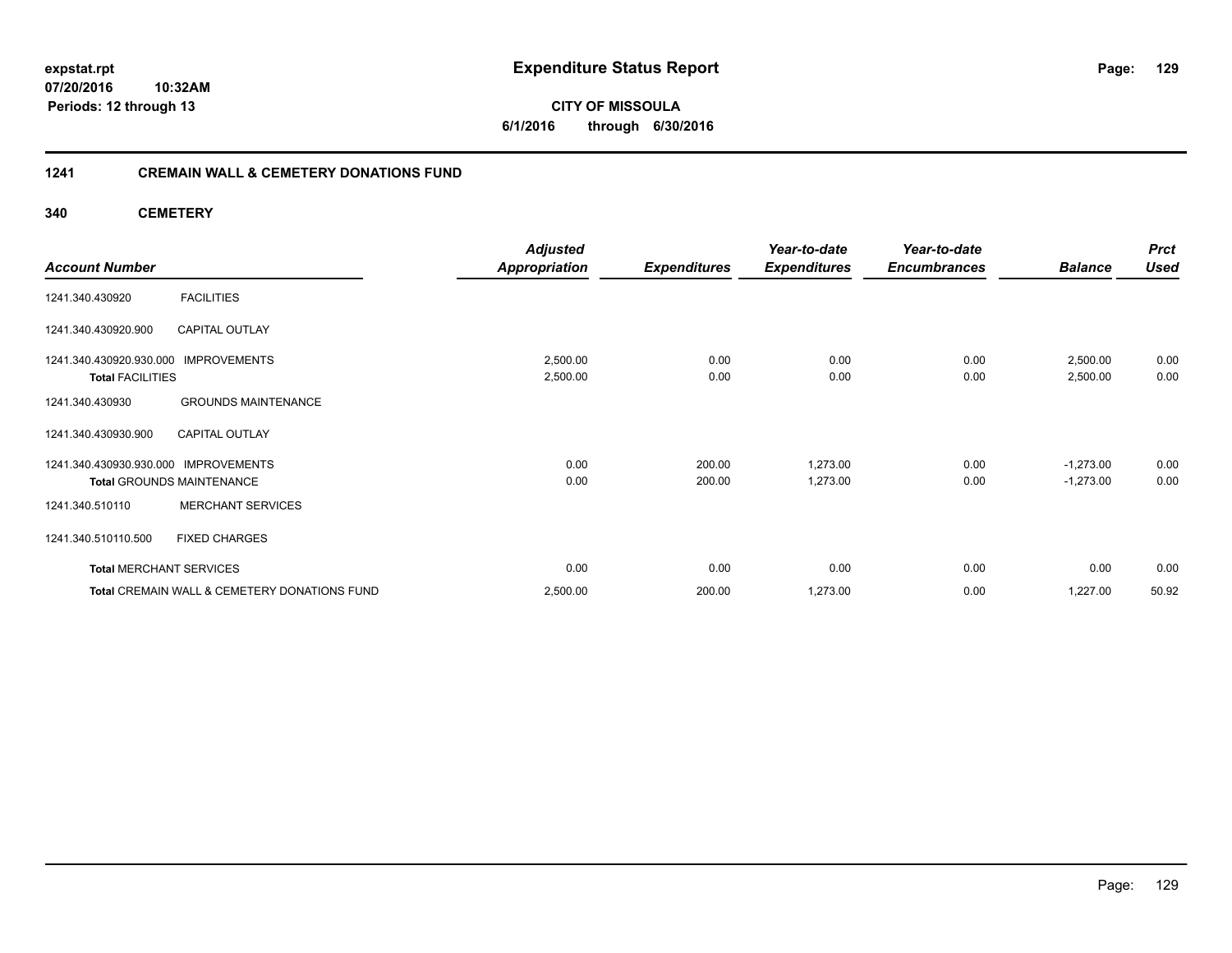**expstat.rpt**
**07/20/2016 10:32AM**
**Periods: 12 through 13**

# Expenditure Status Report

**CITY OF MISSOULA**
**6/1/2016 through 6/30/2016**

## 1241 CREMAIN WALL & CEMETERY DONATIONS FUND

### 340 CEMETERY

| Account Number | | Adjusted Appropriation | Expenditures | Year-to-date Expenditures | Year-to-date Encumbrances | Balance | Prct Used |
|---|---|---|---|---|---|---|---|
| 1241.340.430920 | FACILITIES | | | | | | |
| 1241.340.430920.900 | CAPITAL OUTLAY | | | | | | |
| 1241.340.430920.930.000 | IMPROVEMENTS | 2,500.00 | 0.00 | 0.00 | 0.00 | 2,500.00 | 0.00 |
| **Total** FACILITIES | | 2,500.00 | 0.00 | 0.00 | 0.00 | 2,500.00 | 0.00 |
| 1241.340.430930 | GROUNDS MAINTENANCE | | | | | | |
| 1241.340.430930.900 | CAPITAL OUTLAY | | | | | | |
| 1241.340.430930.930.000 | IMPROVEMENTS | 0.00 | 200.00 | 1,273.00 | 0.00 | -1,273.00 | 0.00 |
| **Total** GROUNDS MAINTENANCE | | 0.00 | 200.00 | 1,273.00 | 0.00 | -1,273.00 | 0.00 |
| 1241.340.510110 | MERCHANT SERVICES | | | | | | |
| 1241.340.510110.500 | FIXED CHARGES | | | | | | |
| **Total** MERCHANT SERVICES | | 0.00 | 0.00 | 0.00 | 0.00 | 0.00 | 0.00 |
| **Total** CREMAIN WALL & CEMETERY DONATIONS FUND | | 2,500.00 | 200.00 | 1,273.00 | 0.00 | 1,227.00 | 50.92 |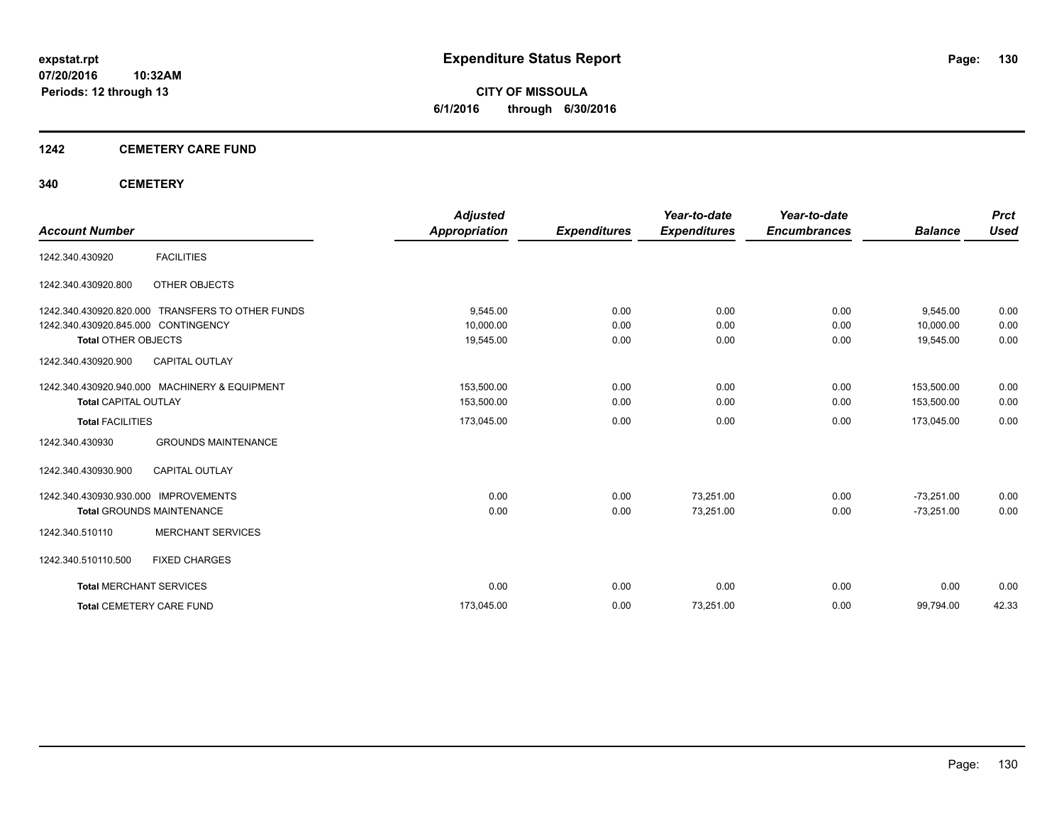**expstat.rpt**
**07/20/2016 10:32AM**
**Periods: 12 through 13**

# Expenditure Status Report

**CITY OF MISSOULA**
**6/1/2016 through 6/30/2016**

## 1242 CEMETERY CARE FUND

## 340 CEMETERY

| Account Number | | Adjusted Appropriation | Expenditures | Year-to-date Expenditures | Year-to-date Encumbrances | Balance | Prct Used |
|---|---|---|---|---|---|---|---|
| 1242.340.430920 | FACILITIES | | | | | | |
| 1242.340.430920.800 | OTHER OBJECTS | | | | | | |
| 1242.340.430920.820.000 | TRANSFERS TO OTHER FUNDS | 9,545.00 | 0.00 | 0.00 | 0.00 | 9,545.00 | 0.00 |
| 1242.340.430920.845.000 | CONTINGENCY | 10,000.00 | 0.00 | 0.00 | 0.00 | 10,000.00 | 0.00 |
| **Total** OTHER OBJECTS | | 19,545.00 | 0.00 | 0.00 | 0.00 | 19,545.00 | 0.00 |
| 1242.340.430920.900 | CAPITAL OUTLAY | | | | | | |
| 1242.340.430920.940.000 | MACHINERY & EQUIPMENT | 153,500.00 | 0.00 | 0.00 | 0.00 | 153,500.00 | 0.00 |
| **Total** CAPITAL OUTLAY | | 153,500.00 | 0.00 | 0.00 | 0.00 | 153,500.00 | 0.00 |
| **Total** FACILITIES | | 173,045.00 | 0.00 | 0.00 | 0.00 | 173,045.00 | 0.00 |
| 1242.340.430930 | GROUNDS MAINTENANCE | | | | | | |
| 1242.340.430930.900 | CAPITAL OUTLAY | | | | | | |
| 1242.340.430930.930.000 | IMPROVEMENTS | 0.00 | 0.00 | 73,251.00 | 0.00 | -73,251.00 | 0.00 |
| **Total** GROUNDS MAINTENANCE | | 0.00 | 0.00 | 73,251.00 | 0.00 | -73,251.00 | 0.00 |
| 1242.340.510110 | MERCHANT SERVICES | | | | | | |
| 1242.340.510110.500 | FIXED CHARGES | | | | | | |
| **Total** MERCHANT SERVICES | | 0.00 | 0.00 | 0.00 | 0.00 | 0.00 | 0.00 |
| **Total** CEMETERY CARE FUND | | 173,045.00 | 0.00 | 73,251.00 | 0.00 | 99,794.00 | 42.33 |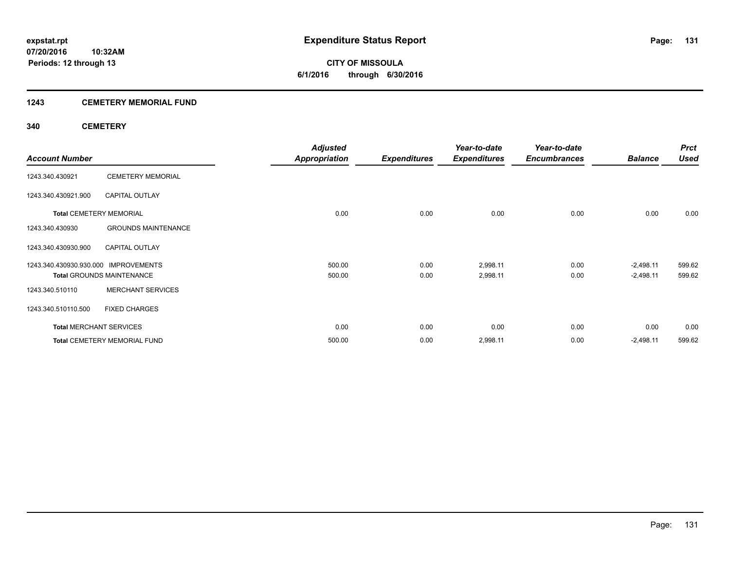**expstat.rpt**
**07/20/2016 10:32AM**
**Periods: 12 through 13**

# Expenditure Status Report

**CITY OF MISSOULA**
**6/1/2016 through 6/30/2016**

## 1243 CEMETERY MEMORIAL FUND

### 340 CEMETERY

| Account Number | | Adjusted Appropriation | Expenditures | Year-to-date Expenditures | Year-to-date Encumbrances | Balance | Prct Used |
|---|---|---|---|---|---|---|---|
| 1243.340.430921 | CEMETERY MEMORIAL | | | | | | |
| 1243.340.430921.900 | CAPITAL OUTLAY | | | | | | |
| **Total** CEMETERY MEMORIAL | | 0.00 | 0.00 | 0.00 | 0.00 | 0.00 | 0.00 |
| 1243.340.430930 | GROUNDS MAINTENANCE | | | | | | |
| 1243.340.430930.900 | CAPITAL OUTLAY | | | | | | |
| 1243.340.430930.930.000 | IMPROVEMENTS | 500.00 | 0.00 | 2,998.11 | 0.00 | -2,498.11 | 599.62 |
| **Total** GROUNDS MAINTENANCE | | 500.00 | 0.00 | 2,998.11 | 0.00 | -2,498.11 | 599.62 |
| 1243.340.510110 | MERCHANT SERVICES | | | | | | |
| 1243.340.510110.500 | FIXED CHARGES | | | | | | |
| **Total** MERCHANT SERVICES | | 0.00 | 0.00 | 0.00 | 0.00 | 0.00 | 0.00 |
| **Total** CEMETERY MEMORIAL FUND | | 500.00 | 0.00 | 2,998.11 | 0.00 | -2,498.11 | 599.62 |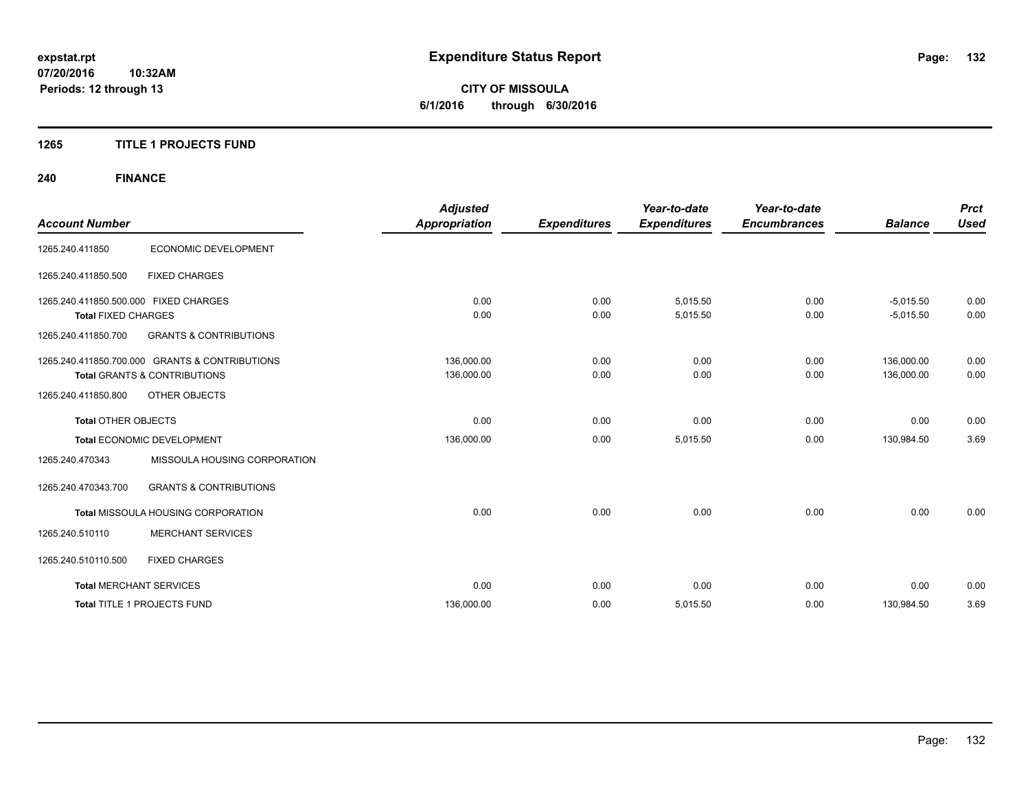# Expenditure Status Report

**expstat.rpt**
**07/20/2016 10:32AM**
**Periods: 12 through 13**

**CITY OF MISSOULA**
**6/1/2016 through 6/30/2016**

## 1265 TITLE 1 PROJECTS FUND

## 240 FINANCE

| Account Number | | Adjusted Appropriation | Expenditures | Year-to-date Expenditures | Year-to-date Encumbrances | Balance | Prct Used |
|---|---|---|---|---|---|---|---|
| 1265.240.411850 | ECONOMIC DEVELOPMENT | | | | | | |
| 1265.240.411850.500 | FIXED CHARGES | | | | | | |
| 1265.240.411850.500.000 FIXED CHARGES | | 0.00 | 0.00 | 5,015.50 | 0.00 | -5,015.50 | 0.00 |
| **Total** FIXED CHARGES | | 0.00 | 0.00 | 5,015.50 | 0.00 | -5,015.50 | 0.00 |
| 1265.240.411850.700 | GRANTS & CONTRIBUTIONS | | | | | | |
| 1265.240.411850.700.000 GRANTS & CONTRIBUTIONS | | 136,000.00 | 0.00 | 0.00 | 0.00 | 136,000.00 | 0.00 |
| **Total** GRANTS & CONTRIBUTIONS | | 136,000.00 | 0.00 | 0.00 | 0.00 | 136,000.00 | 0.00 |
| 1265.240.411850.800 | OTHER OBJECTS | | | | | | |
| **Total** OTHER OBJECTS | | 0.00 | 0.00 | 0.00 | 0.00 | 0.00 | 0.00 |
| **Total** ECONOMIC DEVELOPMENT | | 136,000.00 | 0.00 | 5,015.50 | 0.00 | 130,984.50 | 3.69 |
| 1265.240.470343 | MISSOULA HOUSING CORPORATION | | | | | | |
| 1265.240.470343.700 | GRANTS & CONTRIBUTIONS | | | | | | |
| **Total** MISSOULA HOUSING CORPORATION | | 0.00 | 0.00 | 0.00 | 0.00 | 0.00 | 0.00 |
| 1265.240.510110 | MERCHANT SERVICES | | | | | | |
| 1265.240.510110.500 | FIXED CHARGES | | | | | | |
| **Total** MERCHANT SERVICES | | 0.00 | 0.00 | 0.00 | 0.00 | 0.00 | 0.00 |
| **Total** TITLE 1 PROJECTS FUND | | 136,000.00 | 0.00 | 5,015.50 | 0.00 | 130,984.50 | 3.69 |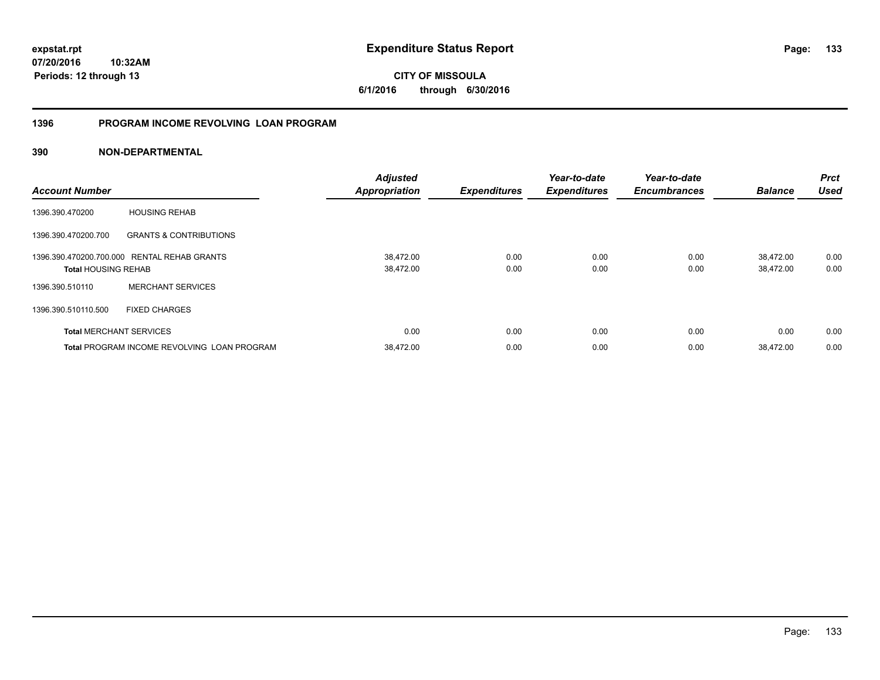**expstat.rpt**
**07/20/2016 10:32AM**
**Periods: 12 through 13**

# Expenditure Status Report

**CITY OF MISSOULA**
**6/1/2016 through 6/30/2016**

## 1396 PROGRAM INCOME REVOLVING LOAN PROGRAM

### 390 NON-DEPARTMENTAL

| Account Number | | Adjusted Appropriation | Expenditures | Year-to-date Expenditures | Year-to-date Encumbrances | Balance | Prct Used |
|---|---|---|---|---|---|---|---|
| 1396.390.470200 | HOUSING REHAB | | | | | | |
| 1396.390.470200.700 | GRANTS & CONTRIBUTIONS | | | | | | |
| 1396.390.470200.700.000 | RENTAL REHAB GRANTS | 38,472.00 | 0.00 | 0.00 | 0.00 | 38,472.00 | 0.00 |
| **Total** HOUSING REHAB | | 38,472.00 | 0.00 | 0.00 | 0.00 | 38,472.00 | 0.00 |
| 1396.390.510110 | MERCHANT SERVICES | | | | | | |
| 1396.390.510110.500 | FIXED CHARGES | | | | | | |
| **Total** MERCHANT SERVICES | | 0.00 | 0.00 | 0.00 | 0.00 | 0.00 | 0.00 |
| **Total** PROGRAM INCOME REVOLVING LOAN PROGRAM | | 38,472.00 | 0.00 | 0.00 | 0.00 | 38,472.00 | 0.00 |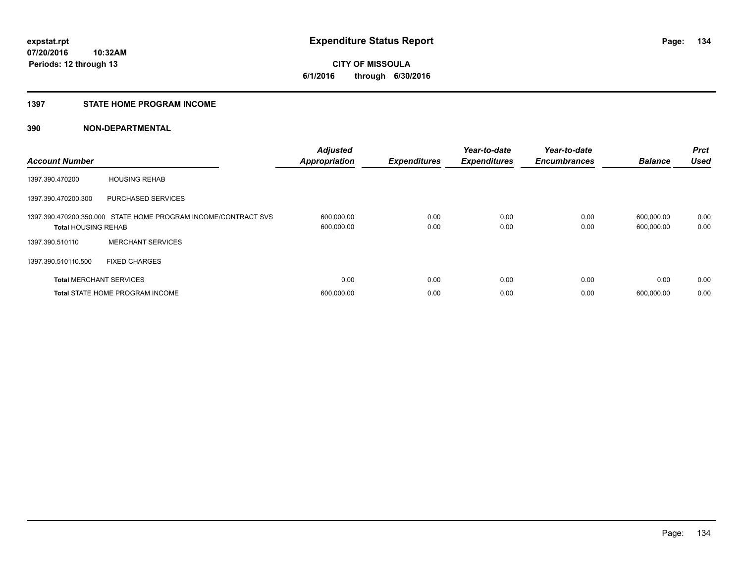**expstat.rpt**
**07/20/2016 10:32AM**
**Periods: 12 through 13**

# Expenditure Status Report

**CITY OF MISSOULA**
**6/1/2016 through 6/30/2016**

## 1397 STATE HOME PROGRAM INCOME

### 390 NON-DEPARTMENTAL

| Account Number | | Adjusted Appropriation | Expenditures | Year-to-date Expenditures | Year-to-date Encumbrances | Balance | Prct Used |
|---|---|---|---|---|---|---|---|
| 1397.390.470200 | HOUSING REHAB | | | | | | |
| 1397.390.470200.300 | PURCHASED SERVICES | | | | | | |
| 1397.390.470200.350.000 | STATE HOME PROGRAM INCOME/CONTRACT SVS | 600,000.00 | 0.00 | 0.00 | 0.00 | 600,000.00 | 0.00 |
| **Total** HOUSING REHAB | | 600,000.00 | 0.00 | 0.00 | 0.00 | 600,000.00 | 0.00 |
| 1397.390.510110 | MERCHANT SERVICES | | | | | | |
| 1397.390.510110.500 | FIXED CHARGES | | | | | | |
| **Total** MERCHANT SERVICES | | 0.00 | 0.00 | 0.00 | 0.00 | 0.00 | 0.00 |
| **Total** STATE HOME PROGRAM INCOME | | 600,000.00 | 0.00 | 0.00 | 0.00 | 600,000.00 | 0.00 |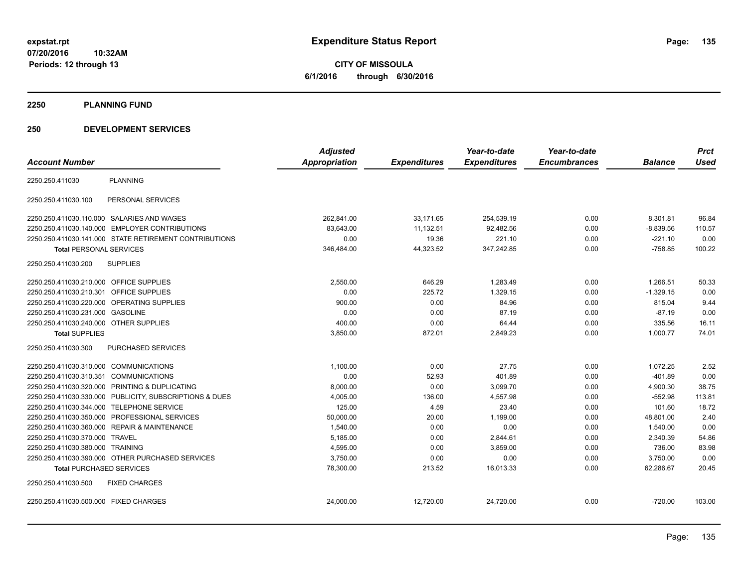# Expenditure Status Report

**CITY OF MISSOULA**

**6/1/2016 through 6/30/2016**

expstat.rpt
07/20/2016 10:32AM
Periods: 12 through 13

## 2250 PLANNING FUND

## 250 DEVELOPMENT SERVICES

| Account Number | | Adjusted Appropriation | Expenditures | Year-to-date Expenditures | Year-to-date Encumbrances | Balance | Prct Used |
|---|---|---|---|---|---|---|---|
| 2250.250.411030 | PLANNING | | | | | | |
| 2250.250.411030.100 | PERSONAL SERVICES | | | | | | |
| 2250.250.411030.110.000 | SALARIES AND WAGES | 262,841.00 | 33,171.65 | 254,539.19 | 0.00 | 8,301.81 | 96.84 |
| 2250.250.411030.140.000 | EMPLOYER CONTRIBUTIONS | 83,643.00 | 11,132.51 | 92,482.56 | 0.00 | -8,839.56 | 110.57 |
| 2250.250.411030.141.000 | STATE RETIREMENT CONTRIBUTIONS | 0.00 | 19.36 | 221.10 | 0.00 | -221.10 | 0.00 |
| **Total** PERSONAL SERVICES | | 346,484.00 | 44,323.52 | 347,242.85 | 0.00 | -758.85 | 100.22 |
| 2250.250.411030.200 | SUPPLIES | | | | | | |
| 2250.250.411030.210.000 | OFFICE SUPPLIES | 2,550.00 | 646.29 | 1,283.49 | 0.00 | 1,266.51 | 50.33 |
| 2250.250.411030.210.301 | OFFICE SUPPLIES | 0.00 | 225.72 | 1,329.15 | 0.00 | -1,329.15 | 0.00 |
| 2250.250.411030.220.000 | OPERATING SUPPLIES | 900.00 | 0.00 | 84.96 | 0.00 | 815.04 | 9.44 |
| 2250.250.411030.231.000 | GASOLINE | 0.00 | 0.00 | 87.19 | 0.00 | -87.19 | 0.00 |
| 2250.250.411030.240.000 | OTHER SUPPLIES | 400.00 | 0.00 | 64.44 | 0.00 | 335.56 | 16.11 |
| **Total** SUPPLIES | | 3,850.00 | 872.01 | 2,849.23 | 0.00 | 1,000.77 | 74.01 |
| 2250.250.411030.300 | PURCHASED SERVICES | | | | | | |
| 2250.250.411030.310.000 | COMMUNICATIONS | 1,100.00 | 0.00 | 27.75 | 0.00 | 1,072.25 | 2.52 |
| 2250.250.411030.310.351 | COMMUNICATIONS | 0.00 | 52.93 | 401.89 | 0.00 | -401.89 | 0.00 |
| 2250.250.411030.320.000 | PRINTING & DUPLICATING | 8,000.00 | 0.00 | 3,099.70 | 0.00 | 4,900.30 | 38.75 |
| 2250.250.411030.330.000 | PUBLICITY, SUBSCRIPTIONS & DUES | 4,005.00 | 136.00 | 4,557.98 | 0.00 | -552.98 | 113.81 |
| 2250.250.411030.344.000 | TELEPHONE SERVICE | 125.00 | 4.59 | 23.40 | 0.00 | 101.60 | 18.72 |
| 2250.250.411030.350.000 | PROFESSIONAL SERVICES | 50,000.00 | 20.00 | 1,199.00 | 0.00 | 48,801.00 | 2.40 |
| 2250.250.411030.360.000 | REPAIR & MAINTENANCE | 1,540.00 | 0.00 | 0.00 | 0.00 | 1,540.00 | 0.00 |
| 2250.250.411030.370.000 | TRAVEL | 5,185.00 | 0.00 | 2,844.61 | 0.00 | 2,340.39 | 54.86 |
| 2250.250.411030.380.000 | TRAINING | 4,595.00 | 0.00 | 3,859.00 | 0.00 | 736.00 | 83.98 |
| 2250.250.411030.390.000 | OTHER PURCHASED SERVICES | 3,750.00 | 0.00 | 0.00 | 0.00 | 3,750.00 | 0.00 |
| **Total** PURCHASED SERVICES | | 78,300.00 | 213.52 | 16,013.33 | 0.00 | 62,286.67 | 20.45 |
| 2250.250.411030.500 | FIXED CHARGES | | | | | | |
| 2250.250.411030.500.000 | FIXED CHARGES | 24,000.00 | 12,720.00 | 24,720.00 | 0.00 | -720.00 | 103.00 |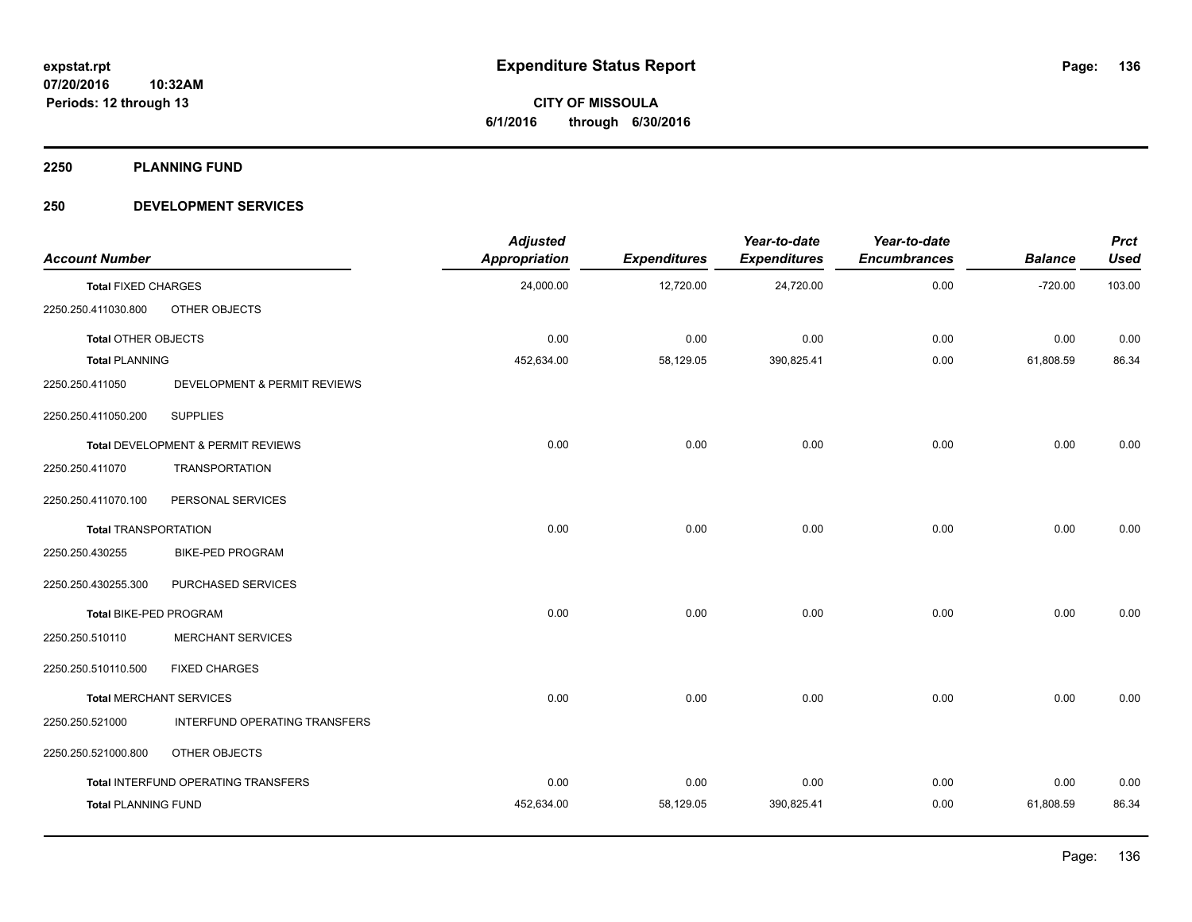**expstat.rpt**
**07/20/2016 10:32AM**
**Periods: 12 through 13**

# Expenditure Status Report

**CITY OF MISSOULA**
**6/1/2016 through 6/30/2016**

## 2250 PLANNING FUND

## 250 DEVELOPMENT SERVICES

| Account Number | | Adjusted Appropriation | Expenditures | Year-to-date Expenditures | Year-to-date Encumbrances | Balance | Prct Used |
|---|---|---|---|---|---|---|---|
| **Total** FIXED CHARGES | | 24,000.00 | 12,720.00 | 24,720.00 | 0.00 | -720.00 | 103.00 |
| 2250.250.411030.800 | OTHER OBJECTS | | | | | | |
| **Total** OTHER OBJECTS | | 0.00 | 0.00 | 0.00 | 0.00 | 0.00 | 0.00 |
| **Total** PLANNING | | 452,634.00 | 58,129.05 | 390,825.41 | 0.00 | 61,808.59 | 86.34 |
| 2250.250.411050 | DEVELOPMENT & PERMIT REVIEWS | | | | | | |
| 2250.250.411050.200 | SUPPLIES | | | | | | |
| **Total** DEVELOPMENT & PERMIT REVIEWS | | 0.00 | 0.00 | 0.00 | 0.00 | 0.00 | 0.00 |
| 2250.250.411070 | TRANSPORTATION | | | | | | |
| 2250.250.411070.100 | PERSONAL SERVICES | | | | | | |
| **Total** TRANSPORTATION | | 0.00 | 0.00 | 0.00 | 0.00 | 0.00 | 0.00 |
| 2250.250.430255 | BIKE-PED PROGRAM | | | | | | |
| 2250.250.430255.300 | PURCHASED SERVICES | | | | | | |
| **Total** BIKE-PED PROGRAM | | 0.00 | 0.00 | 0.00 | 0.00 | 0.00 | 0.00 |
| 2250.250.510110 | MERCHANT SERVICES | | | | | | |
| 2250.250.510110.500 | FIXED CHARGES | | | | | | |
| **Total** MERCHANT SERVICES | | 0.00 | 0.00 | 0.00 | 0.00 | 0.00 | 0.00 |
| 2250.250.521000 | INTERFUND OPERATING TRANSFERS | | | | | | |
| 2250.250.521000.800 | OTHER OBJECTS | | | | | | |
| **Total** INTERFUND OPERATING TRANSFERS | | 0.00 | 0.00 | 0.00 | 0.00 | 0.00 | 0.00 |
| **Total** PLANNING FUND | | 452,634.00 | 58,129.05 | 390,825.41 | 0.00 | 61,808.59 | 86.34 |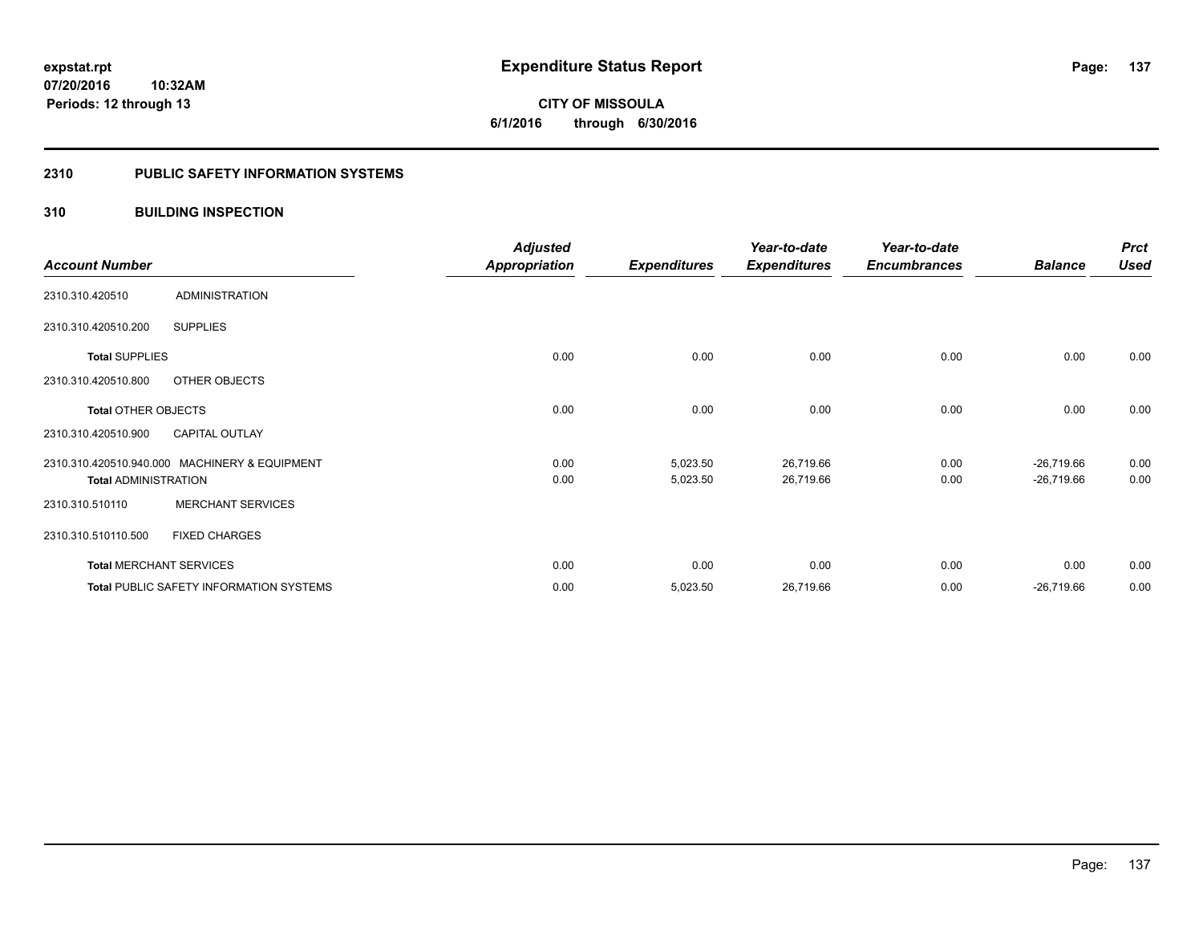**expstat.rpt**
**07/20/2016 10:32AM**
**Periods: 12 through 13**

# Expenditure Status Report

**CITY OF MISSOULA**
**6/1/2016 through 6/30/2016**

## 2310 PUBLIC SAFETY INFORMATION SYSTEMS

## 310 BUILDING INSPECTION

| Account Number | | Adjusted Appropriation | Expenditures | Year-to-date Expenditures | Year-to-date Encumbrances | Balance | Prct Used |
|---|---|---|---|---|---|---|---|
| 2310.310.420510 | ADMINISTRATION | | | | | | |
| 2310.310.420510.200 | SUPPLIES | | | | | | |
| **Total** SUPPLIES | | 0.00 | 0.00 | 0.00 | 0.00 | 0.00 | 0.00 |
| 2310.310.420510.800 | OTHER OBJECTS | | | | | | |
| **Total** OTHER OBJECTS | | 0.00 | 0.00 | 0.00 | 0.00 | 0.00 | 0.00 |
| 2310.310.420510.900 | CAPITAL OUTLAY | | | | | | |
| 2310.310.420510.940.000 | MACHINERY & EQUIPMENT | 0.00 | 5,023.50 | 26,719.66 | 0.00 | -26,719.66 | 0.00 |
| **Total** ADMINISTRATION | | 0.00 | 5,023.50 | 26,719.66 | 0.00 | -26,719.66 | 0.00 |
| 2310.310.510110 | MERCHANT SERVICES | | | | | | |
| 2310.310.510110.500 | FIXED CHARGES | | | | | | |
| **Total** MERCHANT SERVICES | | 0.00 | 0.00 | 0.00 | 0.00 | 0.00 | 0.00 |
| **Total** PUBLIC SAFETY INFORMATION SYSTEMS | | 0.00 | 5,023.50 | 26,719.66 | 0.00 | -26,719.66 | 0.00 |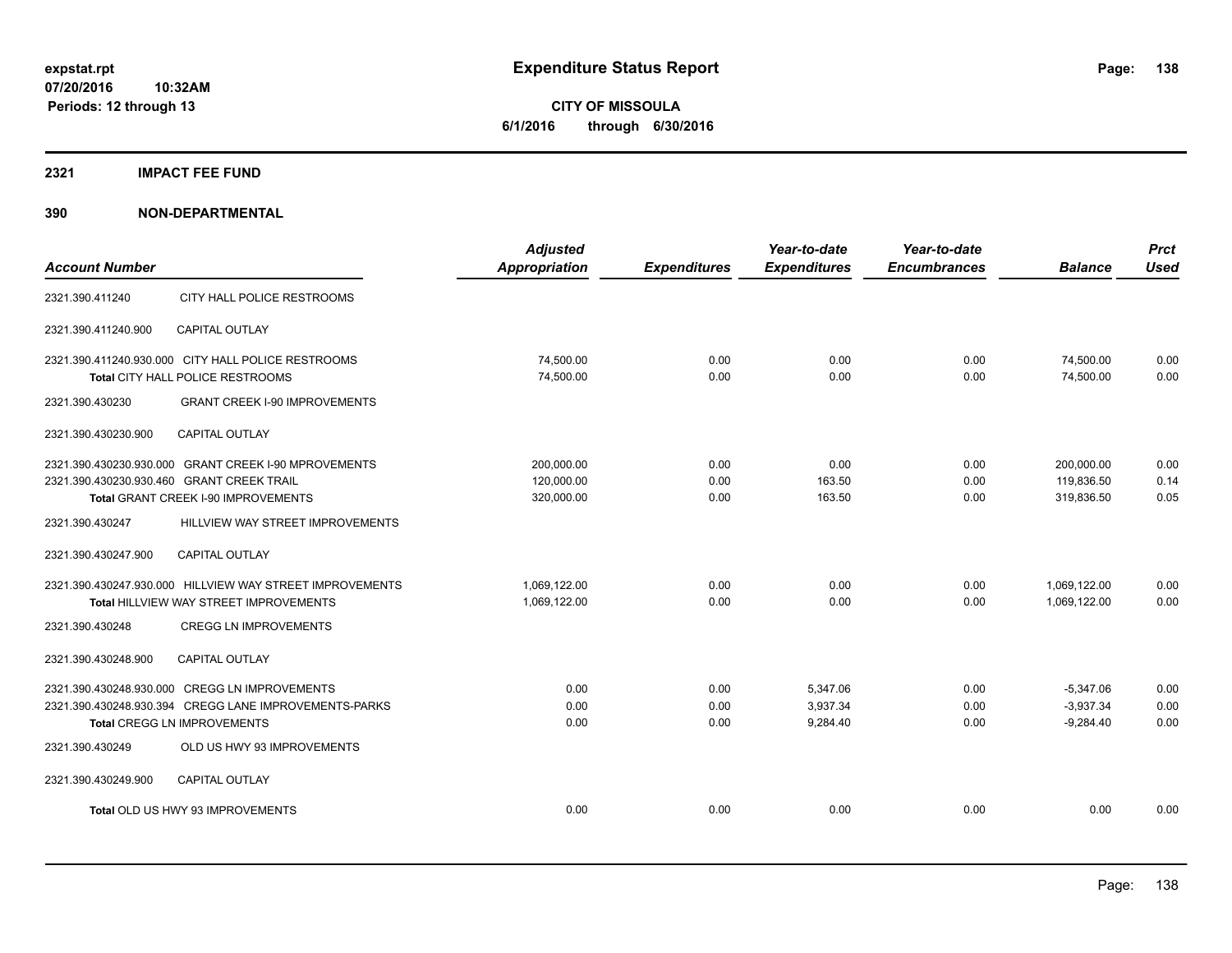**expstat.rpt**
**07/20/2016 10:32AM**
**Periods: 12 through 13**

# Expenditure Status Report

**CITY OF MISSOULA**
**6/1/2016 through 6/30/2016**

## 2321 IMPACT FEE FUND

## 390 NON-DEPARTMENTAL

| Account Number | | Adjusted Appropriation | Expenditures | Year-to-date Expenditures | Year-to-date Encumbrances | Balance | Prct Used |
|---|---|---|---|---|---|---|---|
| 2321.390.411240 | CITY HALL POLICE RESTROOMS | | | | | | |
| 2321.390.411240.900 | CAPITAL OUTLAY | | | | | | |
| 2321.390.411240.930.000 | CITY HALL POLICE RESTROOMS | 74,500.00 | 0.00 | 0.00 | 0.00 | 74,500.00 | 0.00 |
| **Total** CITY HALL POLICE RESTROOMS | | 74,500.00 | 0.00 | 0.00 | 0.00 | 74,500.00 | 0.00 |
| 2321.390.430230 | GRANT CREEK I-90 IMPROVEMENTS | | | | | | |
| 2321.390.430230.900 | CAPITAL OUTLAY | | | | | | |
| 2321.390.430230.930.000 | GRANT CREEK I-90 MPROVEMENTS | 200,000.00 | 0.00 | 0.00 | 0.00 | 200,000.00 | 0.00 |
| 2321.390.430230.930.460 | GRANT CREEK TRAIL | 120,000.00 | 0.00 | 163.50 | 0.00 | 119,836.50 | 0.14 |
| **Total** GRANT CREEK I-90 IMPROVEMENTS | | 320,000.00 | 0.00 | 163.50 | 0.00 | 319,836.50 | 0.05 |
| 2321.390.430247 | HILLVIEW WAY STREET IMPROVEMENTS | | | | | | |
| 2321.390.430247.900 | CAPITAL OUTLAY | | | | | | |
| 2321.390.430247.930.000 | HILLVIEW WAY STREET IMPROVEMENTS | 1,069,122.00 | 0.00 | 0.00 | 0.00 | 1,069,122.00 | 0.00 |
| **Total** HILLVIEW WAY STREET IMPROVEMENTS | | 1,069,122.00 | 0.00 | 0.00 | 0.00 | 1,069,122.00 | 0.00 |
| 2321.390.430248 | CREGG LN IMPROVEMENTS | | | | | | |
| 2321.390.430248.900 | CAPITAL OUTLAY | | | | | | |
| 2321.390.430248.930.000 | CREGG LN IMPROVEMENTS | 0.00 | 0.00 | 5,347.06 | 0.00 | -5,347.06 | 0.00 |
| 2321.390.430248.930.394 | CREGG LANE IMPROVEMENTS-PARKS | 0.00 | 0.00 | 3,937.34 | 0.00 | -3,937.34 | 0.00 |
| **Total** CREGG LN IMPROVEMENTS | | 0.00 | 0.00 | 9,284.40 | 0.00 | -9,284.40 | 0.00 |
| 2321.390.430249 | OLD US HWY 93 IMPROVEMENTS | | | | | | |
| 2321.390.430249.900 | CAPITAL OUTLAY | | | | | | |
| **Total** OLD US HWY 93 IMPROVEMENTS | | 0.00 | 0.00 | 0.00 | 0.00 | 0.00 | 0.00 |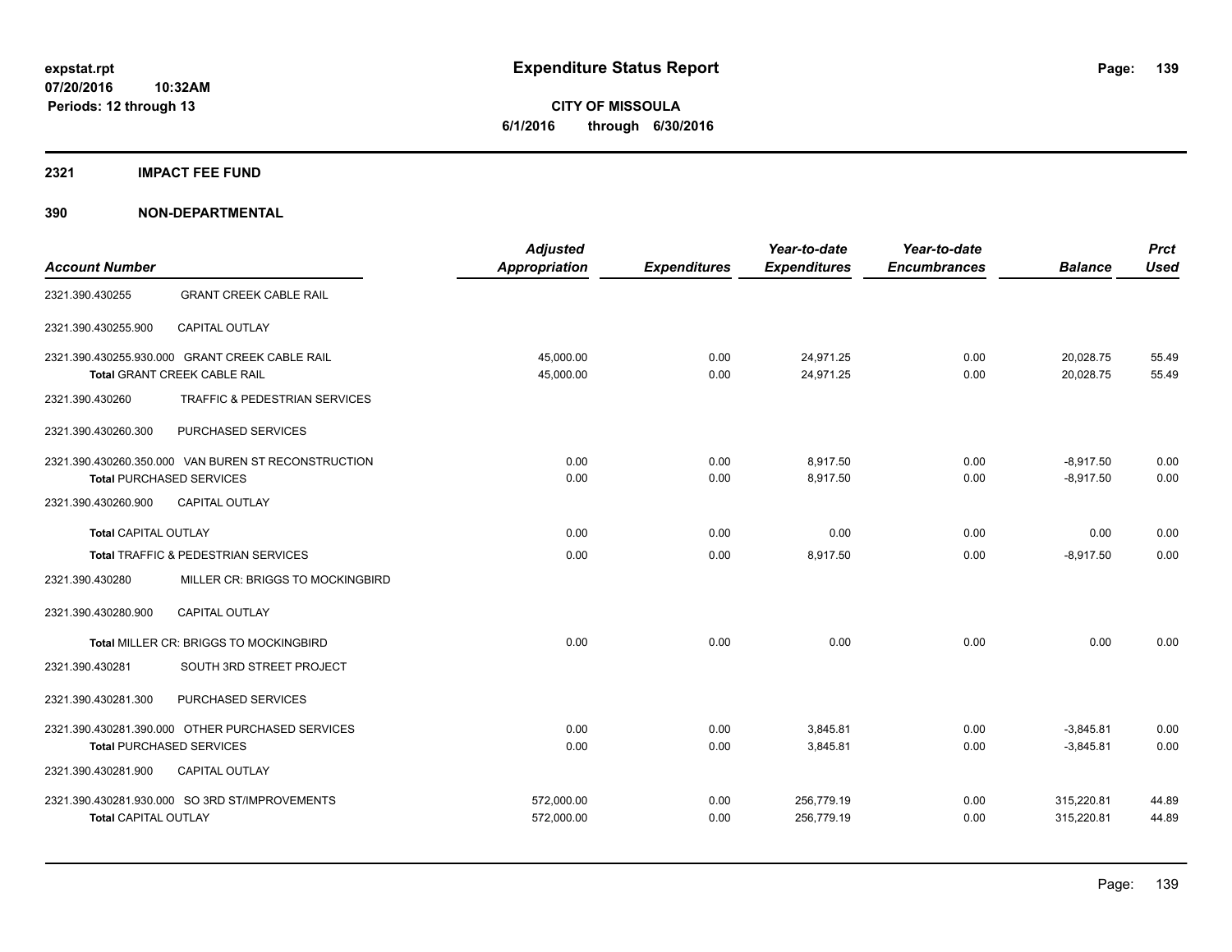**expstat.rpt**
**07/20/2016 10:32AM**
**Periods: 12 through 13**

# Expenditure Status Report

**CITY OF MISSOULA**
**6/1/2016 through 6/30/2016**

## 2321 IMPACT FEE FUND

## 390 NON-DEPARTMENTAL

| Account Number | | Adjusted Appropriation | Expenditures | Year-to-date Expenditures | Year-to-date Encumbrances | Balance | Prct Used |
|---|---|---|---|---|---|---|---|
| 2321.390.430255 | GRANT CREEK CABLE RAIL | | | | | | |
| 2321.390.430255.900 | CAPITAL OUTLAY | | | | | | |
| 2321.390.430255.930.000 | GRANT CREEK CABLE RAIL | 45,000.00 | 0.00 | 24,971.25 | 0.00 | 20,028.75 | 55.49 |
| **Total** GRANT CREEK CABLE RAIL | | 45,000.00 | 0.00 | 24,971.25 | 0.00 | 20,028.75 | 55.49 |
| 2321.390.430260 | TRAFFIC & PEDESTRIAN SERVICES | | | | | | |
| 2321.390.430260.300 | PURCHASED SERVICES | | | | | | |
| 2321.390.430260.350.000 | VAN BUREN ST RECONSTRUCTION | 0.00 | 0.00 | 8,917.50 | 0.00 | -8,917.50 | 0.00 |
| **Total** PURCHASED SERVICES | | 0.00 | 0.00 | 8,917.50 | 0.00 | -8,917.50 | 0.00 |
| 2321.390.430260.900 | CAPITAL OUTLAY | | | | | | |
| **Total** CAPITAL OUTLAY | | 0.00 | 0.00 | 0.00 | 0.00 | 0.00 | 0.00 |
| **Total** TRAFFIC & PEDESTRIAN SERVICES | | 0.00 | 0.00 | 8,917.50 | 0.00 | -8,917.50 | 0.00 |
| 2321.390.430280 | MILLER CR: BRIGGS TO MOCKINGBIRD | | | | | | |
| 2321.390.430280.900 | CAPITAL OUTLAY | | | | | | |
| **Total** MILLER CR: BRIGGS TO MOCKINGBIRD | | 0.00 | 0.00 | 0.00 | 0.00 | 0.00 | 0.00 |
| 2321.390.430281 | SOUTH 3RD STREET PROJECT | | | | | | |
| 2321.390.430281.300 | PURCHASED SERVICES | | | | | | |
| 2321.390.430281.390.000 | OTHER PURCHASED SERVICES | 0.00 | 0.00 | 3,845.81 | 0.00 | -3,845.81 | 0.00 |
| **Total** PURCHASED SERVICES | | 0.00 | 0.00 | 3,845.81 | 0.00 | -3,845.81 | 0.00 |
| 2321.390.430281.900 | CAPITAL OUTLAY | | | | | | |
| 2321.390.430281.930.000 | SO 3RD ST/IMPROVEMENTS | 572,000.00 | 0.00 | 256,779.19 | 0.00 | 315,220.81 | 44.89 |
| **Total** CAPITAL OUTLAY | | 572,000.00 | 0.00 | 256,779.19 | 0.00 | 315,220.81 | 44.89 |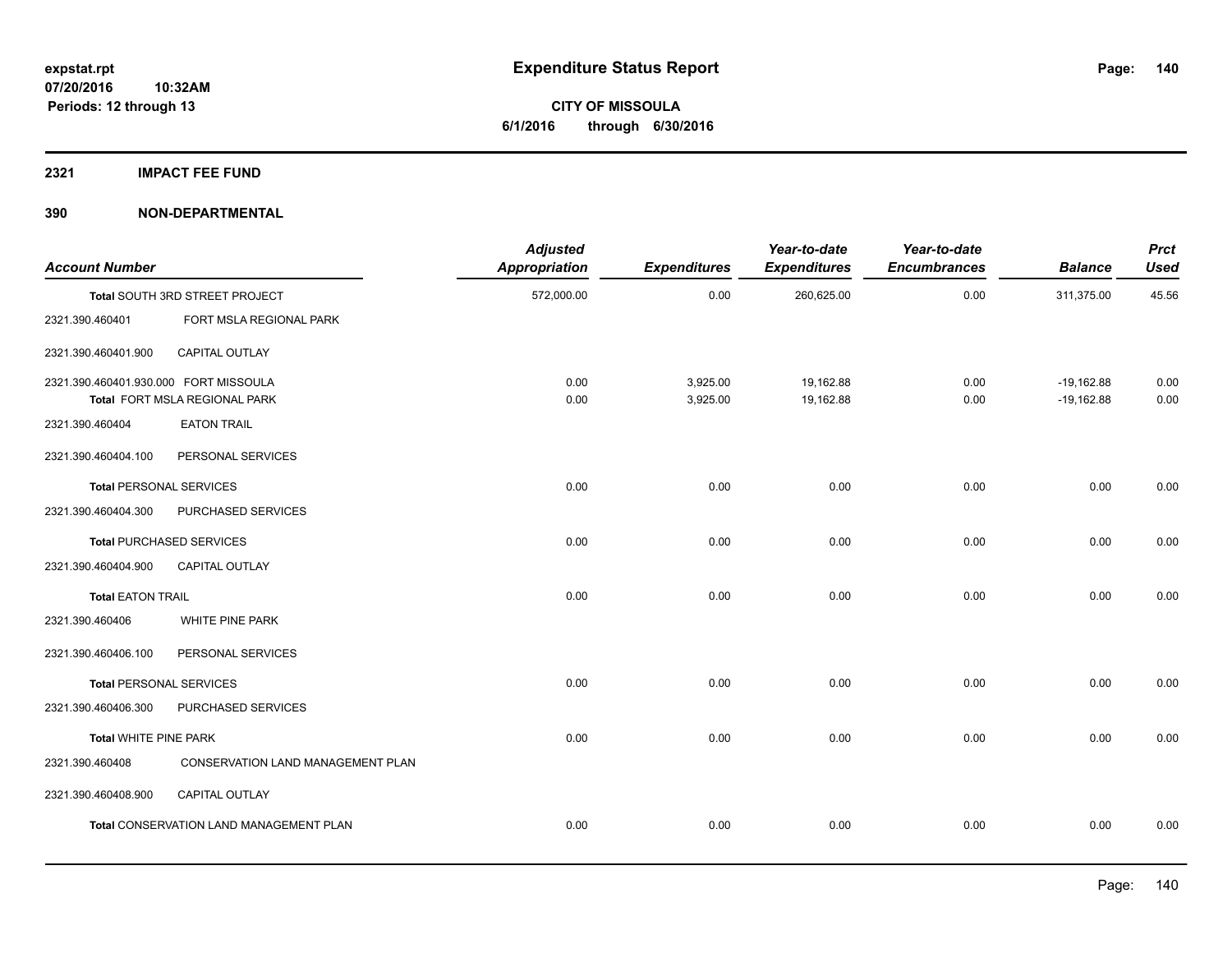**expstat.rpt**
**07/20/2016 10:32AM**
**Periods: 12 through 13**

# Expenditure Status Report

**CITY OF MISSOULA**
**6/1/2016 through 6/30/2016**

## 2321 IMPACT FEE FUND

## 390 NON-DEPARTMENTAL

| Account Number | | Adjusted Appropriation | Expenditures | Year-to-date Expenditures | Year-to-date Encumbrances | Balance | Prct Used |
|---|---|---|---|---|---|---|---|
| **Total** SOUTH 3RD STREET PROJECT | | 572,000.00 | 0.00 | 260,625.00 | 0.00 | 311,375.00 | 45.56 |
| 2321.390.460401 | FORT MSLA REGIONAL PARK | | | | | | |
| 2321.390.460401.900 | CAPITAL OUTLAY | | | | | | |
| 2321.390.460401.930.000 | FORT MISSOULA | 0.00 | 3,925.00 | 19,162.88 | 0.00 | -19,162.88 | 0.00 |
| **Total** FORT MSLA REGIONAL PARK | | 0.00 | 3,925.00 | 19,162.88 | 0.00 | -19,162.88 | 0.00 |
| 2321.390.460404 | EATON TRAIL | | | | | | |
| 2321.390.460404.100 | PERSONAL SERVICES | | | | | | |
| **Total** PERSONAL SERVICES | | 0.00 | 0.00 | 0.00 | 0.00 | 0.00 | 0.00 |
| 2321.390.460404.300 | PURCHASED SERVICES | | | | | | |
| **Total** PURCHASED SERVICES | | 0.00 | 0.00 | 0.00 | 0.00 | 0.00 | 0.00 |
| 2321.390.460404.900 | CAPITAL OUTLAY | | | | | | |
| **Total** EATON TRAIL | | 0.00 | 0.00 | 0.00 | 0.00 | 0.00 | 0.00 |
| 2321.390.460406 | WHITE PINE PARK | | | | | | |
| 2321.390.460406.100 | PERSONAL SERVICES | | | | | | |
| **Total** PERSONAL SERVICES | | 0.00 | 0.00 | 0.00 | 0.00 | 0.00 | 0.00 |
| 2321.390.460406.300 | PURCHASED SERVICES | | | | | | |
| **Total** WHITE PINE PARK | | 0.00 | 0.00 | 0.00 | 0.00 | 0.00 | 0.00 |
| 2321.390.460408 | CONSERVATION LAND MANAGEMENT PLAN | | | | | | |
| 2321.390.460408.900 | CAPITAL OUTLAY | | | | | | |
| **Total** CONSERVATION LAND MANAGEMENT PLAN | | 0.00 | 0.00 | 0.00 | 0.00 | 0.00 | 0.00 |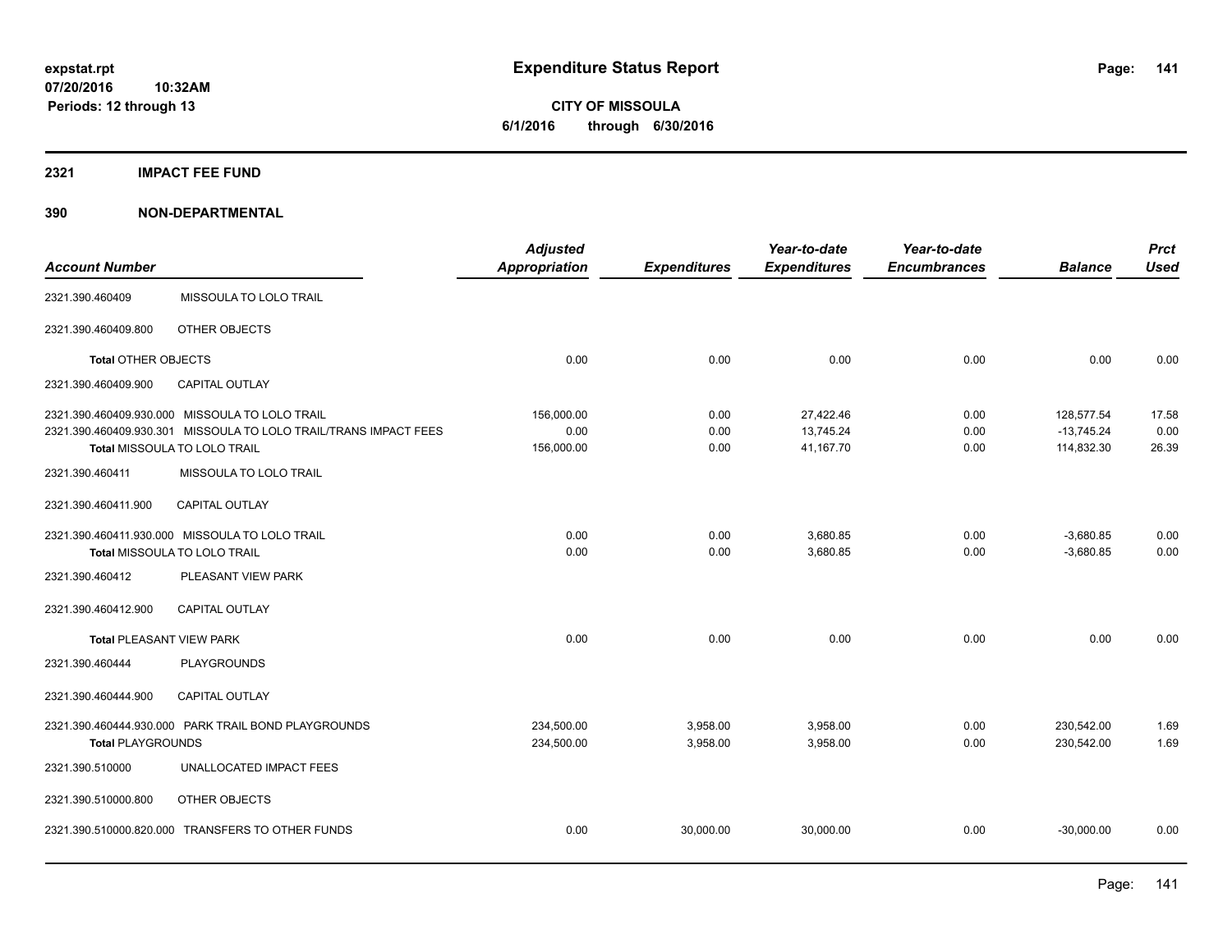# Expenditure Status Report

expstat.rpt
07/20/2016 10:32AM
Periods: 12 through 13

**CITY OF MISSOULA**
**6/1/2016 through 6/30/2016**

## 2321 IMPACT FEE FUND

## 390 NON-DEPARTMENTAL

| Account Number | | Adjusted Appropriation | Expenditures | Year-to-date Expenditures | Year-to-date Encumbrances | Balance | Prct Used |
|---|---|---|---|---|---|---|---|
| 2321.390.460409 | MISSOULA TO LOLO TRAIL | | | | | | |
| 2321.390.460409.800 | OTHER OBJECTS | | | | | | |
| **Total** OTHER OBJECTS | | 0.00 | 0.00 | 0.00 | 0.00 | 0.00 | 0.00 |
| 2321.390.460409.900 | CAPITAL OUTLAY | | | | | | |
| 2321.390.460409.930.000 | MISSOULA TO LOLO TRAIL | 156,000.00 | 0.00 | 27,422.46 | 0.00 | 128,577.54 | 17.58 |
| 2321.390.460409.930.301 | MISSOULA TO LOLO TRAIL/TRANS IMPACT FEES | 0.00 | 0.00 | 13,745.24 | 0.00 | -13,745.24 | 0.00 |
| **Total** MISSOULA TO LOLO TRAIL | | 156,000.00 | 0.00 | 41,167.70 | 0.00 | 114,832.30 | 26.39 |
| 2321.390.460411 | MISSOULA TO LOLO TRAIL | | | | | | |
| 2321.390.460411.900 | CAPITAL OUTLAY | | | | | | |
| 2321.390.460411.930.000 | MISSOULA TO LOLO TRAIL | 0.00 | 0.00 | 3,680.85 | 0.00 | -3,680.85 | 0.00 |
| **Total** MISSOULA TO LOLO TRAIL | | 0.00 | 0.00 | 3,680.85 | 0.00 | -3,680.85 | 0.00 |
| 2321.390.460412 | PLEASANT VIEW PARK | | | | | | |
| 2321.390.460412.900 | CAPITAL OUTLAY | | | | | | |
| **Total** PLEASANT VIEW PARK | | 0.00 | 0.00 | 0.00 | 0.00 | 0.00 | 0.00 |
| 2321.390.460444 | PLAYGROUNDS | | | | | | |
| 2321.390.460444.900 | CAPITAL OUTLAY | | | | | | |
| 2321.390.460444.930.000 | PARK TRAIL BOND PLAYGROUNDS | 234,500.00 | 3,958.00 | 3,958.00 | 0.00 | 230,542.00 | 1.69 |
| **Total** PLAYGROUNDS | | 234,500.00 | 3,958.00 | 3,958.00 | 0.00 | 230,542.00 | 1.69 |
| 2321.390.510000 | UNALLOCATED IMPACT FEES | | | | | | |
| 2321.390.510000.800 | OTHER OBJECTS | | | | | | |
| 2321.390.510000.820.000 | TRANSFERS TO OTHER FUNDS | 0.00 | 30,000.00 | 30,000.00 | 0.00 | -30,000.00 | 0.00 |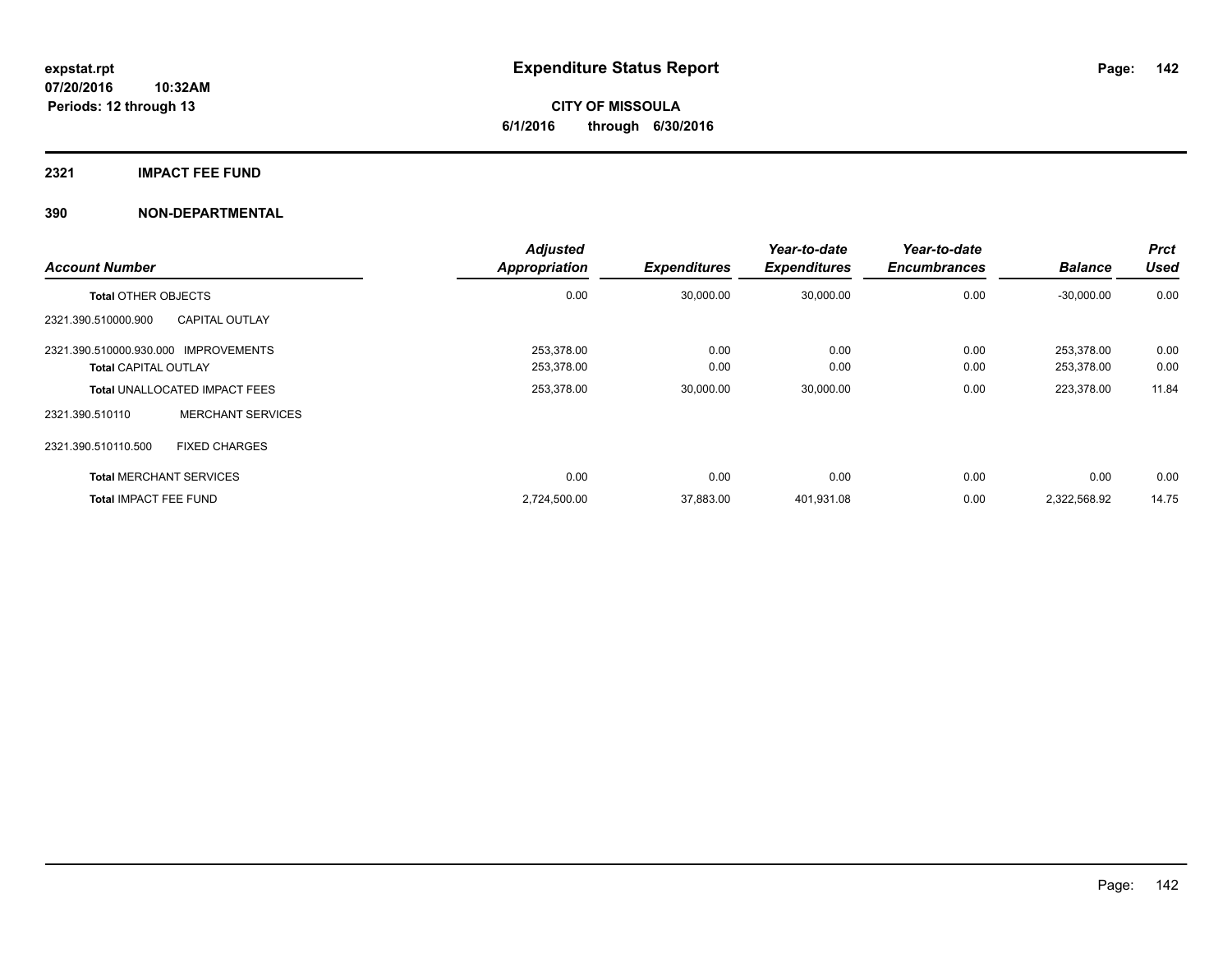**Expenditure Status Report**

expstat.rpt
07/20/2016 10:32AM
Periods: 12 through 13

**CITY OF MISSOULA**
**6/1/2016 through 6/30/2016**

## 2321 IMPACT FEE FUND

## 390 NON-DEPARTMENTAL

| Account Number | | Adjusted Appropriation | Expenditures | Year-to-date Expenditures | Year-to-date Encumbrances | Balance | Prct Used |
|---|---|---|---|---|---|---|---|
| **Total** OTHER OBJECTS | | 0.00 | 30,000.00 | 30,000.00 | 0.00 | -30,000.00 | 0.00 |
| 2321.390.510000.900 | CAPITAL OUTLAY | | | | | | |
| 2321.390.510000.930.000 | IMPROVEMENTS | 253,378.00 | 0.00 | 0.00 | 0.00 | 253,378.00 | 0.00 |
| **Total** CAPITAL OUTLAY | | 253,378.00 | 0.00 | 0.00 | 0.00 | 253,378.00 | 0.00 |
| **Total** UNALLOCATED IMPACT FEES | | 253,378.00 | 30,000.00 | 30,000.00 | 0.00 | 223,378.00 | 11.84 |
| 2321.390.510110 | MERCHANT SERVICES | | | | | | |
| 2321.390.510110.500 | FIXED CHARGES | | | | | | |
| **Total** MERCHANT SERVICES | | 0.00 | 0.00 | 0.00 | 0.00 | 0.00 | 0.00 |
| **Total** IMPACT FEE FUND | | 2,724,500.00 | 37,883.00 | 401,931.08 | 0.00 | 2,322,568.92 | 14.75 |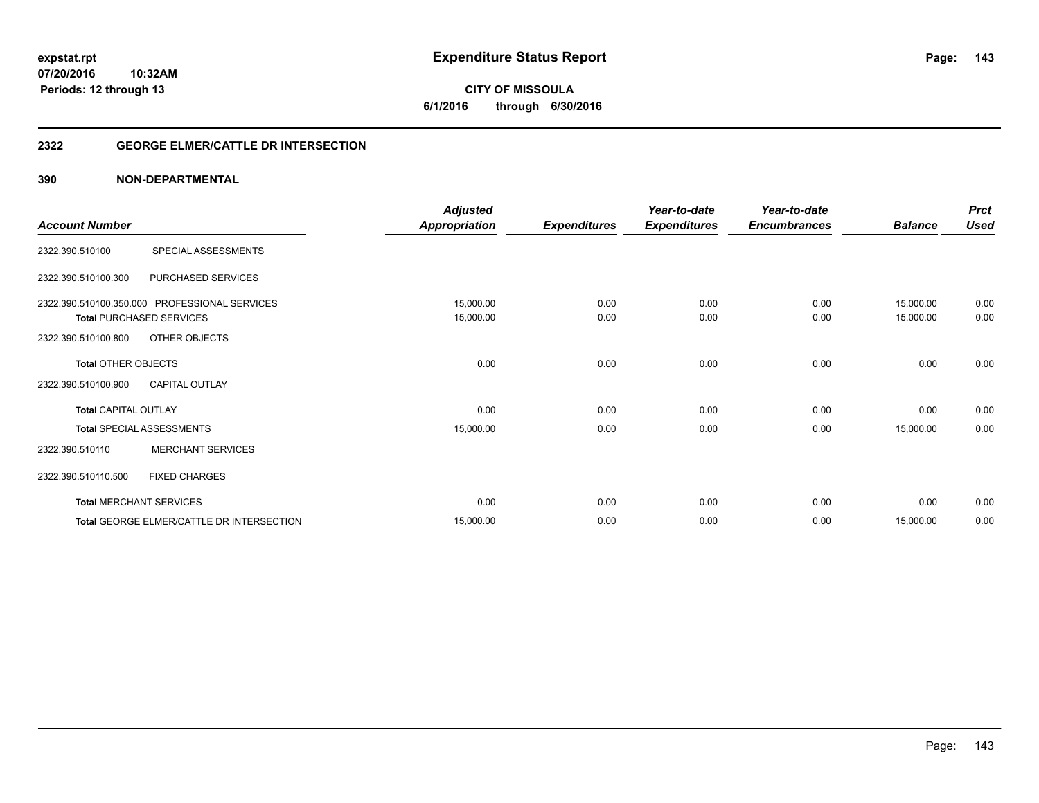**expstat.rpt**
**07/20/2016 10:32AM**
**Periods: 12 through 13**

# Expenditure Status Report

**CITY OF MISSOULA**
**6/1/2016 through 6/30/2016**

## 2322 GEORGE ELMER/CATTLE DR INTERSECTION

## 390 NON-DEPARTMENTAL

| Account Number | | Adjusted Appropriation | Expenditures | Year-to-date Expenditures | Year-to-date Encumbrances | Balance | Prct Used |
|---|---|---|---|---|---|---|---|
| 2322.390.510100 | SPECIAL ASSESSMENTS | | | | | | |
| 2322.390.510100.300 | PURCHASED SERVICES | | | | | | |
| 2322.390.510100.350.000 | PROFESSIONAL SERVICES | 15,000.00 | 0.00 | 0.00 | 0.00 | 15,000.00 | 0.00 |
| **Total** PURCHASED SERVICES | | 15,000.00 | 0.00 | 0.00 | 0.00 | 15,000.00 | 0.00 |
| 2322.390.510100.800 | OTHER OBJECTS | | | | | | |
| **Total** OTHER OBJECTS | | 0.00 | 0.00 | 0.00 | 0.00 | 0.00 | 0.00 |
| 2322.390.510100.900 | CAPITAL OUTLAY | | | | | | |
| **Total** CAPITAL OUTLAY | | 0.00 | 0.00 | 0.00 | 0.00 | 0.00 | 0.00 |
| **Total** SPECIAL ASSESSMENTS | | 15,000.00 | 0.00 | 0.00 | 0.00 | 15,000.00 | 0.00 |
| 2322.390.510110 | MERCHANT SERVICES | | | | | | |
| 2322.390.510110.500 | FIXED CHARGES | | | | | | |
| **Total** MERCHANT SERVICES | | 0.00 | 0.00 | 0.00 | 0.00 | 0.00 | 0.00 |
| **Total** GEORGE ELMER/CATTLE DR INTERSECTION | | 15,000.00 | 0.00 | 0.00 | 0.00 | 15,000.00 | 0.00 |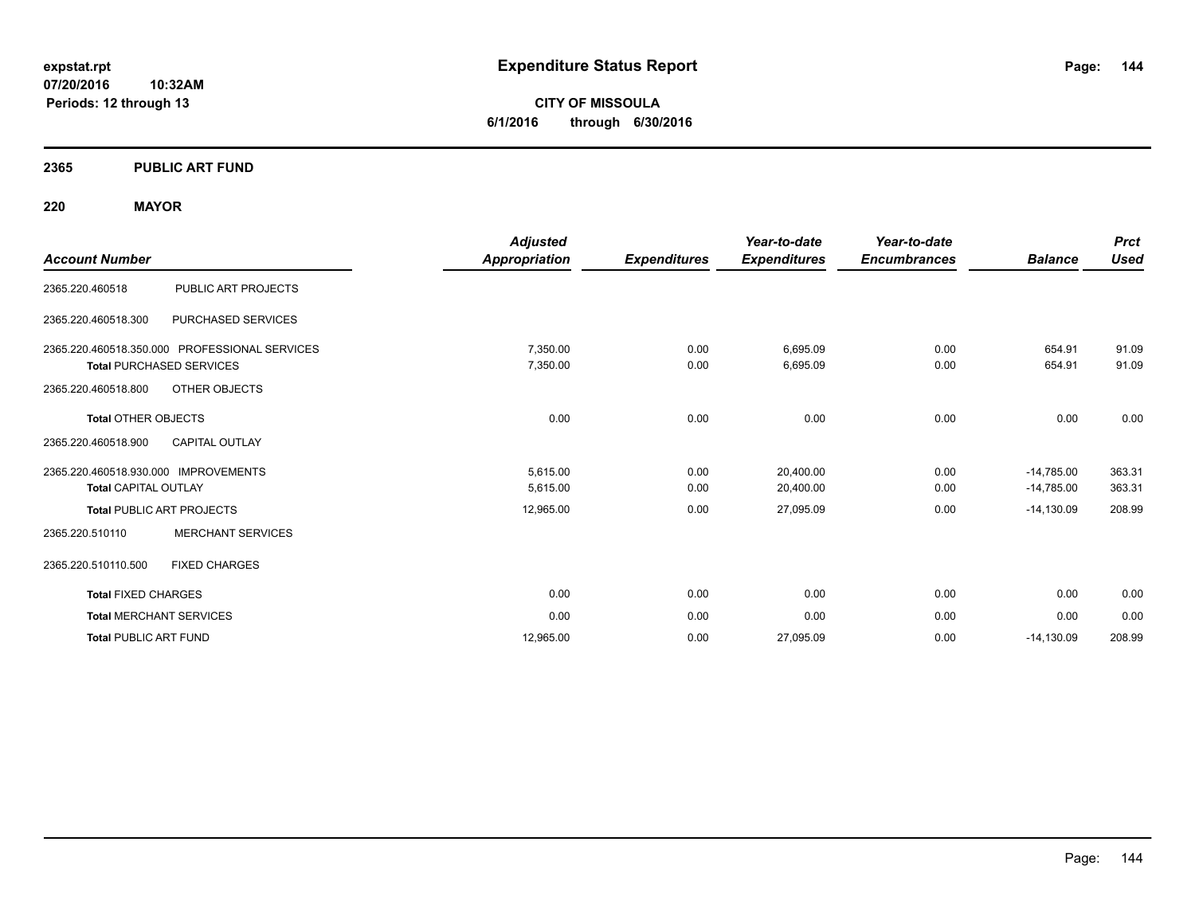# Expenditure Status Report

expstat.rpt
07/20/2016 10:32AM
Periods: 12 through 13

**CITY OF MISSOULA**
**6/1/2016 through 6/30/2016**

## 2365 PUBLIC ART FUND

### 220 MAYOR

| Account Number | | Adjusted Appropriation | Expenditures | Year-to-date Expenditures | Year-to-date Encumbrances | Balance | Prct Used |
|---|---|---|---|---|---|---|---|
| 2365.220.460518 | PUBLIC ART PROJECTS | | | | | | |
| 2365.220.460518.300 | PURCHASED SERVICES | | | | | | |
| 2365.220.460518.350.000 | PROFESSIONAL SERVICES | 7,350.00 | 0.00 | 6,695.09 | 0.00 | 654.91 | 91.09 |
| **Total** PURCHASED SERVICES | | 7,350.00 | 0.00 | 6,695.09 | 0.00 | 654.91 | 91.09 |
| 2365.220.460518.800 | OTHER OBJECTS | | | | | | |
| **Total** OTHER OBJECTS | | 0.00 | 0.00 | 0.00 | 0.00 | 0.00 | 0.00 |
| 2365.220.460518.900 | CAPITAL OUTLAY | | | | | | |
| 2365.220.460518.930.000 | IMPROVEMENTS | 5,615.00 | 0.00 | 20,400.00 | 0.00 | -14,785.00 | 363.31 |
| **Total** CAPITAL OUTLAY | | 5,615.00 | 0.00 | 20,400.00 | 0.00 | -14,785.00 | 363.31 |
| **Total** PUBLIC ART PROJECTS | | 12,965.00 | 0.00 | 27,095.09 | 0.00 | -14,130.09 | 208.99 |
| 2365.220.510110 | MERCHANT SERVICES | | | | | | |
| 2365.220.510110.500 | FIXED CHARGES | | | | | | |
| **Total** FIXED CHARGES | | 0.00 | 0.00 | 0.00 | 0.00 | 0.00 | 0.00 |
| **Total** MERCHANT SERVICES | | 0.00 | 0.00 | 0.00 | 0.00 | 0.00 | 0.00 |
| **Total** PUBLIC ART FUND | | 12,965.00 | 0.00 | 27,095.09 | 0.00 | -14,130.09 | 208.99 |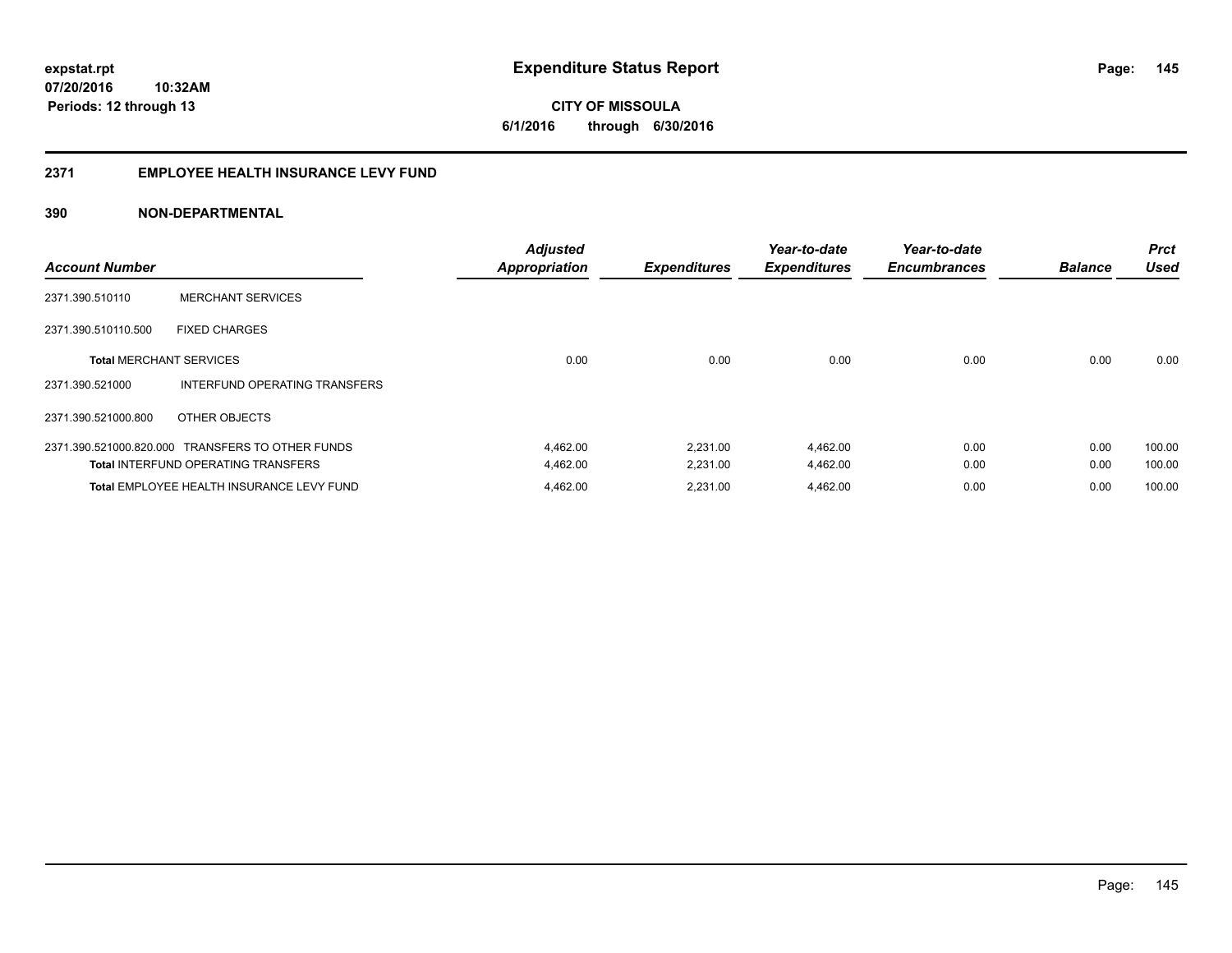# Expenditure Status Report

expstat.rpt
07/20/2016 10:32AM
Periods: 12 through 13

**CITY OF MISSOULA**
**6/1/2016 through 6/30/2016**

## 2371 EMPLOYEE HEALTH INSURANCE LEVY FUND

### 390 NON-DEPARTMENTAL

| Account Number | | Adjusted Appropriation | Expenditures | Year-to-date Expenditures | Year-to-date Encumbrances | Balance | Prct Used |
|---|---|---|---|---|---|---|---|
| 2371.390.510110 | MERCHANT SERVICES | | | | | | |
| 2371.390.510110.500 | FIXED CHARGES | | | | | | |
| **Total** MERCHANT SERVICES | | 0.00 | 0.00 | 0.00 | 0.00 | 0.00 | 0.00 |
| 2371.390.521000 | INTERFUND OPERATING TRANSFERS | | | | | | |
| 2371.390.521000.800 | OTHER OBJECTS | | | | | | |
| 2371.390.521000.820.000 | TRANSFERS TO OTHER FUNDS | 4,462.00 | 2,231.00 | 4,462.00 | 0.00 | 0.00 | 100.00 |
| **Total** INTERFUND OPERATING TRANSFERS | | 4,462.00 | 2,231.00 | 4,462.00 | 0.00 | 0.00 | 100.00 |
| **Total** EMPLOYEE HEALTH INSURANCE LEVY FUND | | 4,462.00 | 2,231.00 | 4,462.00 | 0.00 | 0.00 | 100.00 |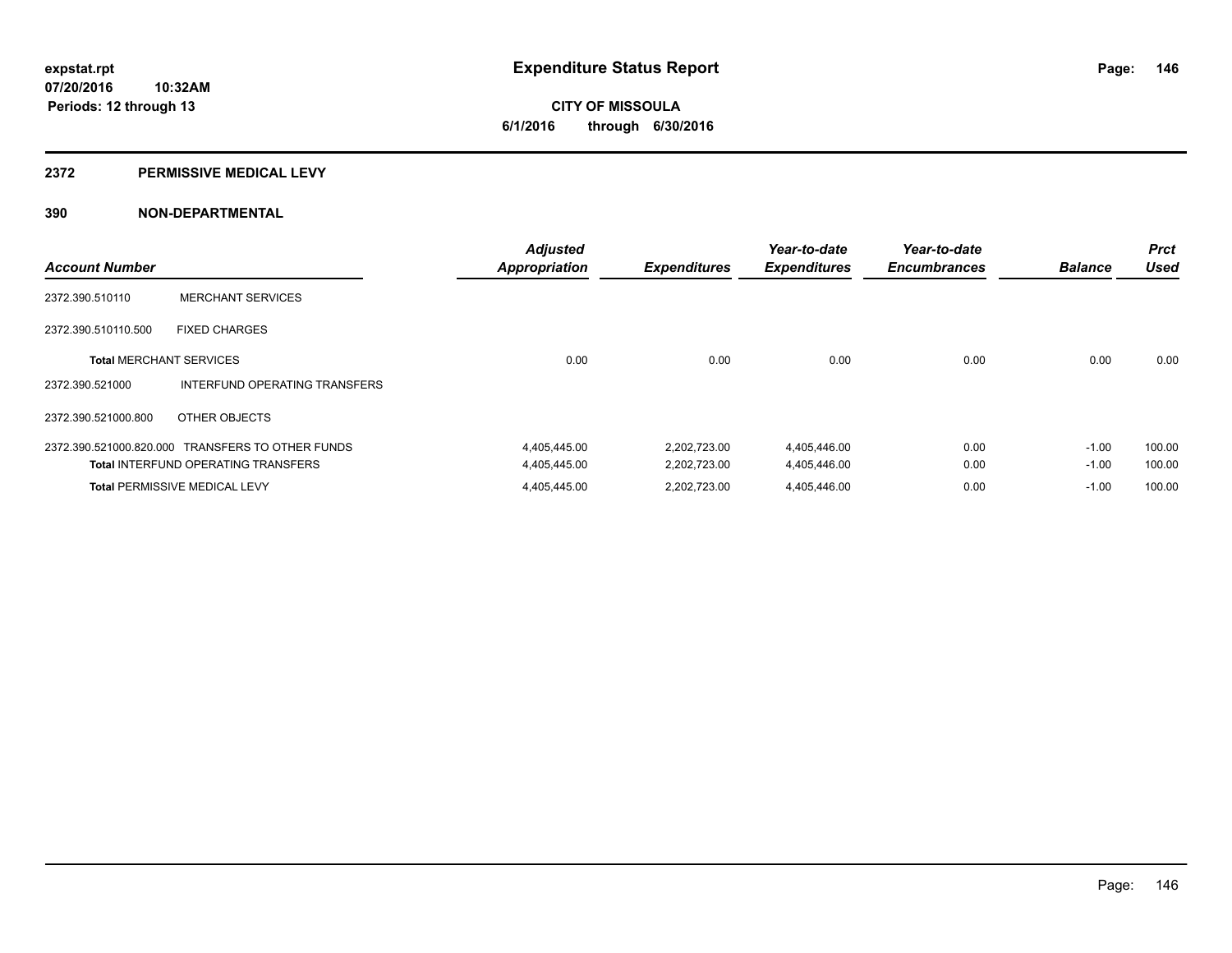**expstat.rpt**
**07/20/2016 10:32AM**
**Periods: 12 through 13**

# Expenditure Status Report

**CITY OF MISSOULA**
**6/1/2016 through 6/30/2016**

## 2372 PERMISSIVE MEDICAL LEVY

## 390 NON-DEPARTMENTAL

| Account Number | | Adjusted Appropriation | Expenditures | Year-to-date Expenditures | Year-to-date Encumbrances | Balance | Prct Used |
|---|---|---|---|---|---|---|---|
| 2372.390.510110 | MERCHANT SERVICES | | | | | | |
| 2372.390.510110.500 | FIXED CHARGES | | | | | | |
| **Total** MERCHANT SERVICES | | 0.00 | 0.00 | 0.00 | 0.00 | 0.00 | 0.00 |
| 2372.390.521000 | INTERFUND OPERATING TRANSFERS | | | | | | |
| 2372.390.521000.800 | OTHER OBJECTS | | | | | | |
| 2372.390.521000.820.000 | TRANSFERS TO OTHER FUNDS | 4,405,445.00 | 2,202,723.00 | 4,405,446.00 | 0.00 | -1.00 | 100.00 |
| **Total** INTERFUND OPERATING TRANSFERS | | 4,405,445.00 | 2,202,723.00 | 4,405,446.00 | 0.00 | -1.00 | 100.00 |
| **Total** PERMISSIVE MEDICAL LEVY | | 4,405,445.00 | 2,202,723.00 | 4,405,446.00 | 0.00 | -1.00 | 100.00 |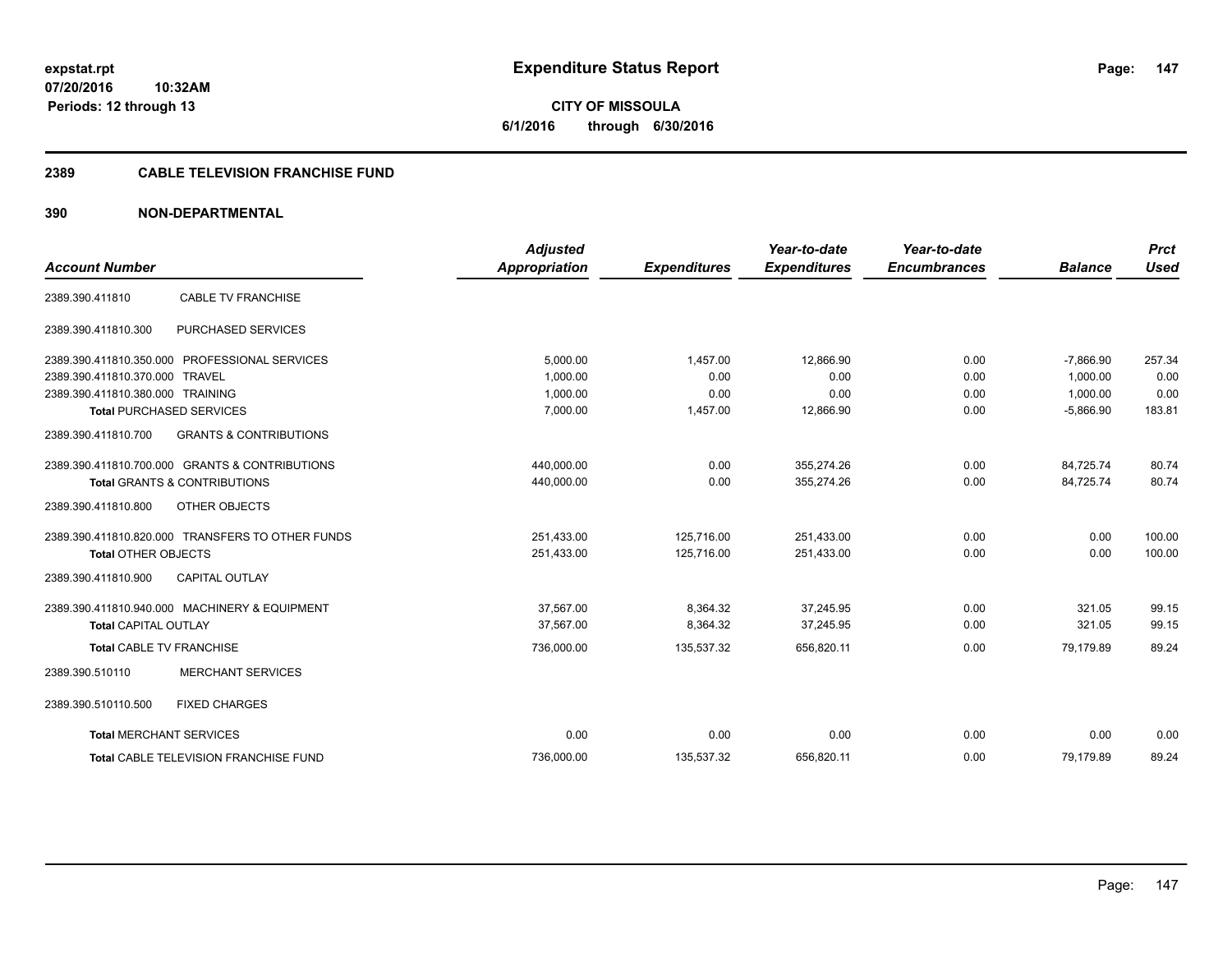**expstat.rpt**
**07/20/2016 10:32AM**
**Periods: 12 through 13**

# Expenditure Status Report

**CITY OF MISSOULA**
**6/1/2016 through 6/30/2016**

## 2389 CABLE TELEVISION FRANCHISE FUND

## 390 NON-DEPARTMENTAL

| Account Number | | Adjusted Appropriation | Expenditures | Year-to-date Expenditures | Year-to-date Encumbrances | Balance | Prct Used |
|---|---|---|---|---|---|---|---|
| 2389.390.411810 | CABLE TV FRANCHISE | | | | | | |
| 2389.390.411810.300 | PURCHASED SERVICES | | | | | | |
| 2389.390.411810.350.000 | PROFESSIONAL SERVICES | 5,000.00 | 1,457.00 | 12,866.90 | 0.00 | -7,866.90 | 257.34 |
| 2389.390.411810.370.000 | TRAVEL | 1,000.00 | 0.00 | 0.00 | 0.00 | 1,000.00 | 0.00 |
| 2389.390.411810.380.000 | TRAINING | 1,000.00 | 0.00 | 0.00 | 0.00 | 1,000.00 | 0.00 |
| **Total** PURCHASED SERVICES | | 7,000.00 | 1,457.00 | 12,866.90 | 0.00 | -5,866.90 | 183.81 |
| 2389.390.411810.700 | GRANTS & CONTRIBUTIONS | | | | | | |
| 2389.390.411810.700.000 | GRANTS & CONTRIBUTIONS | 440,000.00 | 0.00 | 355,274.26 | 0.00 | 84,725.74 | 80.74 |
| **Total** GRANTS & CONTRIBUTIONS | | 440,000.00 | 0.00 | 355,274.26 | 0.00 | 84,725.74 | 80.74 |
| 2389.390.411810.800 | OTHER OBJECTS | | | | | | |
| 2389.390.411810.820.000 | TRANSFERS TO OTHER FUNDS | 251,433.00 | 125,716.00 | 251,433.00 | 0.00 | 0.00 | 100.00 |
| **Total** OTHER OBJECTS | | 251,433.00 | 125,716.00 | 251,433.00 | 0.00 | 0.00 | 100.00 |
| 2389.390.411810.900 | CAPITAL OUTLAY | | | | | | |
| 2389.390.411810.940.000 | MACHINERY & EQUIPMENT | 37,567.00 | 8,364.32 | 37,245.95 | 0.00 | 321.05 | 99.15 |
| **Total** CAPITAL OUTLAY | | 37,567.00 | 8,364.32 | 37,245.95 | 0.00 | 321.05 | 99.15 |
| **Total** CABLE TV FRANCHISE | | 736,000.00 | 135,537.32 | 656,820.11 | 0.00 | 79,179.89 | 89.24 |
| 2389.390.510110 | MERCHANT SERVICES | | | | | | |
| 2389.390.510110.500 | FIXED CHARGES | | | | | | |
| **Total** MERCHANT SERVICES | | 0.00 | 0.00 | 0.00 | 0.00 | 0.00 | 0.00 |
| **Total** CABLE TELEVISION FRANCHISE FUND | | 736,000.00 | 135,537.32 | 656,820.11 | 0.00 | 79,179.89 | 89.24 |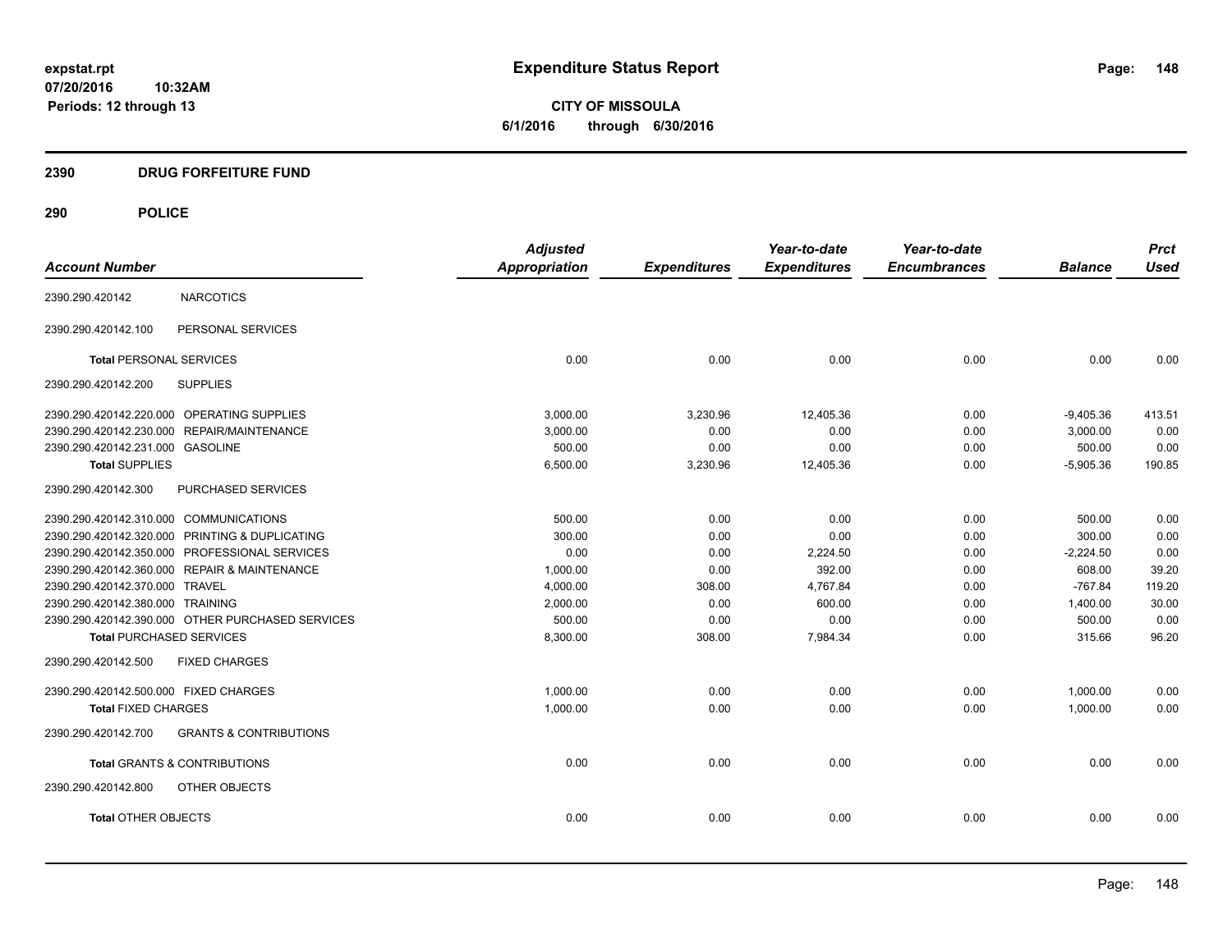# Expenditure Status Report

expstat.rpt
07/20/2016 10:32AM
Periods: 12 through 13

**CITY OF MISSOULA**
**6/1/2016 through 6/30/2016**

## 2390 DRUG FORFEITURE FUND

### 290 POLICE

| Account Number | | Adjusted Appropriation | Expenditures | Year-to-date Expenditures | Year-to-date Encumbrances | Balance | Prct Used |
|---|---|---|---|---|---|---|---|
| 2390.290.420142 | NARCOTICS | | | | | | |
| 2390.290.420142.100 | PERSONAL SERVICES | | | | | | |
| **Total** PERSONAL SERVICES | | 0.00 | 0.00 | 0.00 | 0.00 | 0.00 | 0.00 |
| 2390.290.420142.200 | SUPPLIES | | | | | | |
| 2390.290.420142.220.000 | OPERATING SUPPLIES | 3,000.00 | 3,230.96 | 12,405.36 | 0.00 | -9,405.36 | 413.51 |
| 2390.290.420142.230.000 | REPAIR/MAINTENANCE | 3,000.00 | 0.00 | 0.00 | 0.00 | 3,000.00 | 0.00 |
| 2390.290.420142.231.000 | GASOLINE | 500.00 | 0.00 | 0.00 | 0.00 | 500.00 | 0.00 |
| **Total** SUPPLIES | | 6,500.00 | 3,230.96 | 12,405.36 | 0.00 | -5,905.36 | 190.85 |
| 2390.290.420142.300 | PURCHASED SERVICES | | | | | | |
| 2390.290.420142.310.000 | COMMUNICATIONS | 500.00 | 0.00 | 0.00 | 0.00 | 500.00 | 0.00 |
| 2390.290.420142.320.000 | PRINTING & DUPLICATING | 300.00 | 0.00 | 0.00 | 0.00 | 300.00 | 0.00 |
| 2390.290.420142.350.000 | PROFESSIONAL SERVICES | 0.00 | 0.00 | 2,224.50 | 0.00 | -2,224.50 | 0.00 |
| 2390.290.420142.360.000 | REPAIR & MAINTENANCE | 1,000.00 | 0.00 | 392.00 | 0.00 | 608.00 | 39.20 |
| 2390.290.420142.370.000 | TRAVEL | 4,000.00 | 308.00 | 4,767.84 | 0.00 | -767.84 | 119.20 |
| 2390.290.420142.380.000 | TRAINING | 2,000.00 | 0.00 | 600.00 | 0.00 | 1,400.00 | 30.00 |
| 2390.290.420142.390.000 | OTHER PURCHASED SERVICES | 500.00 | 0.00 | 0.00 | 0.00 | 500.00 | 0.00 |
| **Total** PURCHASED SERVICES | | 8,300.00 | 308.00 | 7,984.34 | 0.00 | 315.66 | 96.20 |
| 2390.290.420142.500 | FIXED CHARGES | | | | | | |
| 2390.290.420142.500.000 | FIXED CHARGES | 1,000.00 | 0.00 | 0.00 | 0.00 | 1,000.00 | 0.00 |
| **Total** FIXED CHARGES | | 1,000.00 | 0.00 | 0.00 | 0.00 | 1,000.00 | 0.00 |
| 2390.290.420142.700 | GRANTS & CONTRIBUTIONS | | | | | | |
| **Total** GRANTS & CONTRIBUTIONS | | 0.00 | 0.00 | 0.00 | 0.00 | 0.00 | 0.00 |
| 2390.290.420142.800 | OTHER OBJECTS | | | | | | |
| **Total** OTHER OBJECTS | | 0.00 | 0.00 | 0.00 | 0.00 | 0.00 | 0.00 |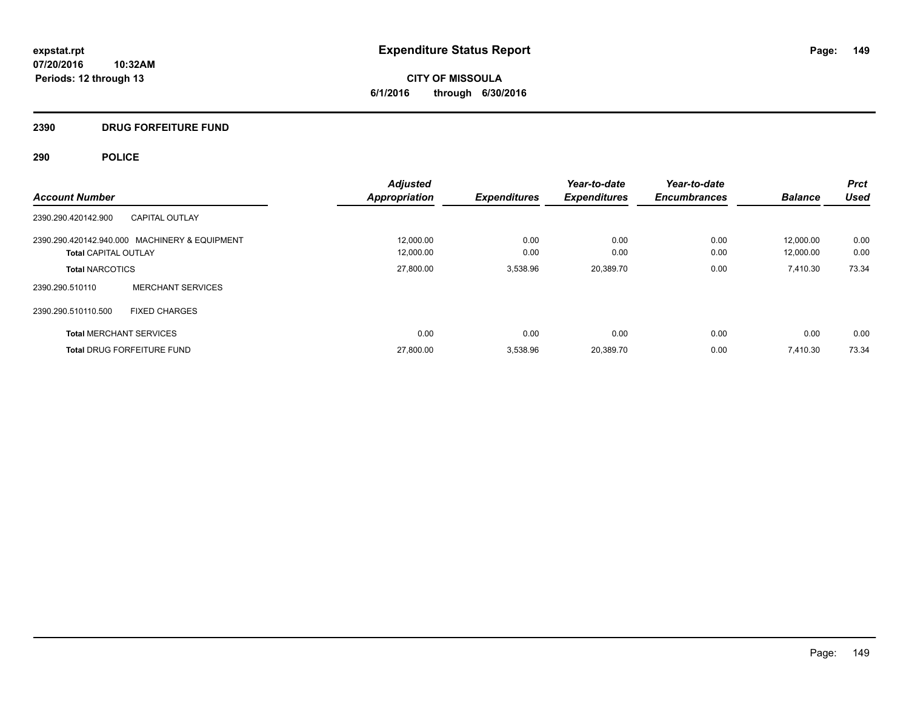**expstat.rpt**
**07/20/2016 10:32AM**
**Periods: 12 through 13**

# Expenditure Status Report

**CITY OF MISSOULA**
**6/1/2016 through 6/30/2016**

## 2390 DRUG FORFEITURE FUND

## 290 POLICE

| Account Number | | Adjusted Appropriation | Expenditures | Year-to-date Expenditures | Year-to-date Encumbrances | Balance | Prct Used |
|---|---|---|---|---|---|---|---|
| 2390.290.420142.900 | CAPITAL OUTLAY | | | | | | |
| 2390.290.420142.940.000 | MACHINERY & EQUIPMENT | 12,000.00 | 0.00 | 0.00 | 0.00 | 12,000.00 | 0.00 |
| **Total** CAPITAL OUTLAY | | 12,000.00 | 0.00 | 0.00 | 0.00 | 12,000.00 | 0.00 |
| **Total** NARCOTICS | | 27,800.00 | 3,538.96 | 20,389.70 | 0.00 | 7,410.30 | 73.34 |
| 2390.290.510110 | MERCHANT SERVICES | | | | | | |
| 2390.290.510110.500 | FIXED CHARGES | | | | | | |
| **Total** MERCHANT SERVICES | | 0.00 | 0.00 | 0.00 | 0.00 | 0.00 | 0.00 |
| **Total** DRUG FORFEITURE FUND | | 27,800.00 | 3,538.96 | 20,389.70 | 0.00 | 7,410.30 | 73.34 |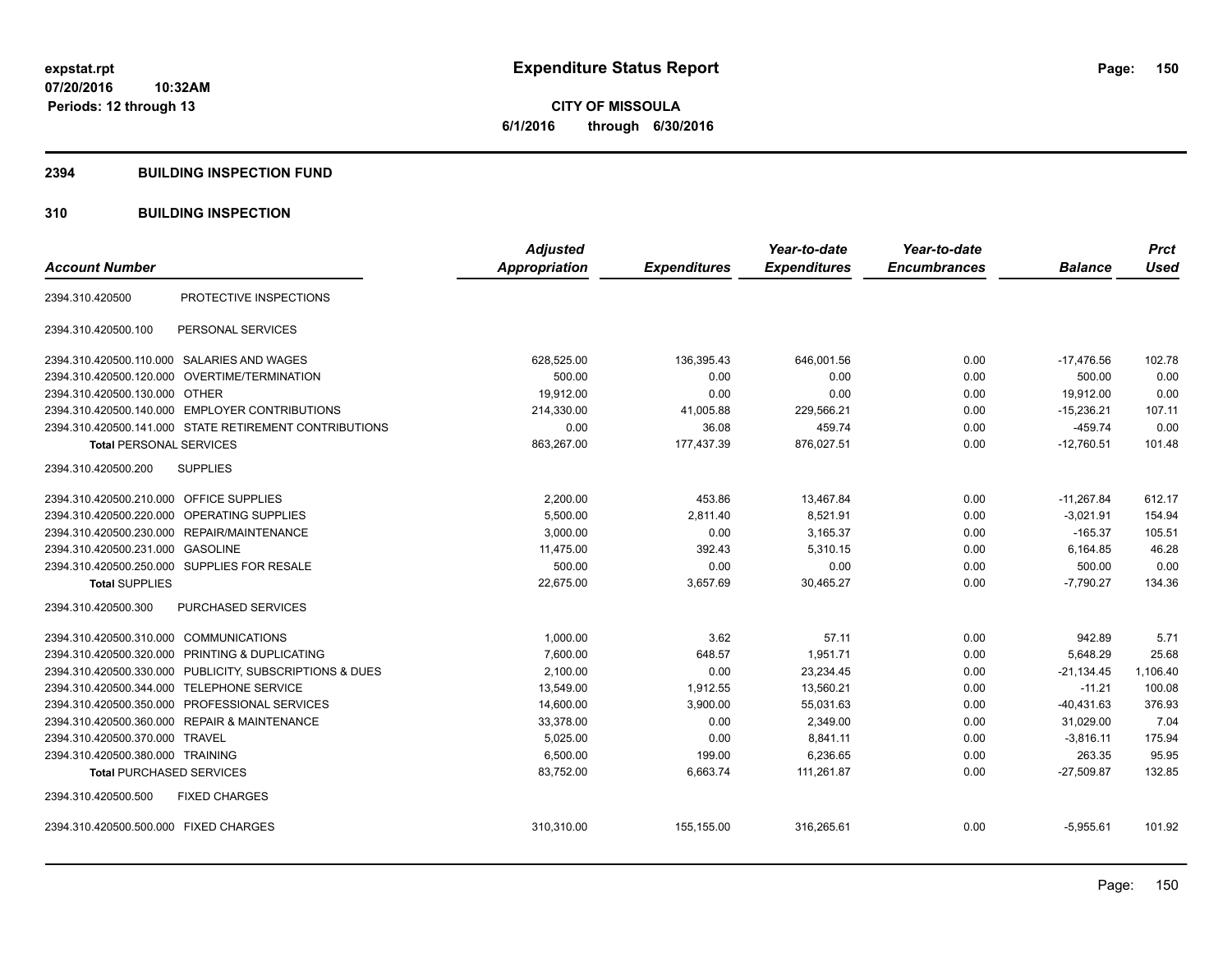**expstat.rpt**
**07/20/2016 10:32AM**
**Periods: 12 through 13**

# Expenditure Status Report

**CITY OF MISSOULA**
**6/1/2016 through 6/30/2016**

## 2394 BUILDING INSPECTION FUND

## 310 BUILDING INSPECTION

| Account Number | | Adjusted Appropriation | Expenditures | Year-to-date Expenditures | Year-to-date Encumbrances | Balance | Prct Used |
|---|---|---|---|---|---|---|---|
| 2394.310.420500 | PROTECTIVE INSPECTIONS | | | | | | |
| 2394.310.420500.100 | PERSONAL SERVICES | | | | | | |
| 2394.310.420500.110.000 | SALARIES AND WAGES | 628,525.00 | 136,395.43 | 646,001.56 | 0.00 | -17,476.56 | 102.78 |
| 2394.310.420500.120.000 | OVERTIME/TERMINATION | 500.00 | 0.00 | 0.00 | 0.00 | 500.00 | 0.00 |
| 2394.310.420500.130.000 | OTHER | 19,912.00 | 0.00 | 0.00 | 0.00 | 19,912.00 | 0.00 |
| 2394.310.420500.140.000 | EMPLOYER CONTRIBUTIONS | 214,330.00 | 41,005.88 | 229,566.21 | 0.00 | -15,236.21 | 107.11 |
| 2394.310.420500.141.000 | STATE RETIREMENT CONTRIBUTIONS | 0.00 | 36.08 | 459.74 | 0.00 | -459.74 | 0.00 |
| **Total** PERSONAL SERVICES | | 863,267.00 | 177,437.39 | 876,027.51 | 0.00 | -12,760.51 | 101.48 |
| 2394.310.420500.200 | SUPPLIES | | | | | | |
| 2394.310.420500.210.000 | OFFICE SUPPLIES | 2,200.00 | 453.86 | 13,467.84 | 0.00 | -11,267.84 | 612.17 |
| 2394.310.420500.220.000 | OPERATING SUPPLIES | 5,500.00 | 2,811.40 | 8,521.91 | 0.00 | -3,021.91 | 154.94 |
| 2394.310.420500.230.000 | REPAIR/MAINTENANCE | 3,000.00 | 0.00 | 3,165.37 | 0.00 | -165.37 | 105.51 |
| 2394.310.420500.231.000 | GASOLINE | 11,475.00 | 392.43 | 5,310.15 | 0.00 | 6,164.85 | 46.28 |
| 2394.310.420500.250.000 | SUPPLIES FOR RESALE | 500.00 | 0.00 | 0.00 | 0.00 | 500.00 | 0.00 |
| **Total** SUPPLIES | | 22,675.00 | 3,657.69 | 30,465.27 | 0.00 | -7,790.27 | 134.36 |
| 2394.310.420500.300 | PURCHASED SERVICES | | | | | | |
| 2394.310.420500.310.000 | COMMUNICATIONS | 1,000.00 | 3.62 | 57.11 | 0.00 | 942.89 | 5.71 |
| 2394.310.420500.320.000 | PRINTING & DUPLICATING | 7,600.00 | 648.57 | 1,951.71 | 0.00 | 5,648.29 | 25.68 |
| 2394.310.420500.330.000 | PUBLICITY, SUBSCRIPTIONS & DUES | 2,100.00 | 0.00 | 23,234.45 | 0.00 | -21,134.45 | 1,106.40 |
| 2394.310.420500.344.000 | TELEPHONE SERVICE | 13,549.00 | 1,912.55 | 13,560.21 | 0.00 | -11.21 | 100.08 |
| 2394.310.420500.350.000 | PROFESSIONAL SERVICES | 14,600.00 | 3,900.00 | 55,031.63 | 0.00 | -40,431.63 | 376.93 |
| 2394.310.420500.360.000 | REPAIR & MAINTENANCE | 33,378.00 | 0.00 | 2,349.00 | 0.00 | 31,029.00 | 7.04 |
| 2394.310.420500.370.000 | TRAVEL | 5,025.00 | 0.00 | 8,841.11 | 0.00 | -3,816.11 | 175.94 |
| 2394.310.420500.380.000 | TRAINING | 6,500.00 | 199.00 | 6,236.65 | 0.00 | 263.35 | 95.95 |
| **Total** PURCHASED SERVICES | | 83,752.00 | 6,663.74 | 111,261.87 | 0.00 | -27,509.87 | 132.85 |
| 2394.310.420500.500 | FIXED CHARGES | | | | | | |
| 2394.310.420500.500.000 | FIXED CHARGES | 310,310.00 | 155,155.00 | 316,265.61 | 0.00 | -5,955.61 | 101.92 |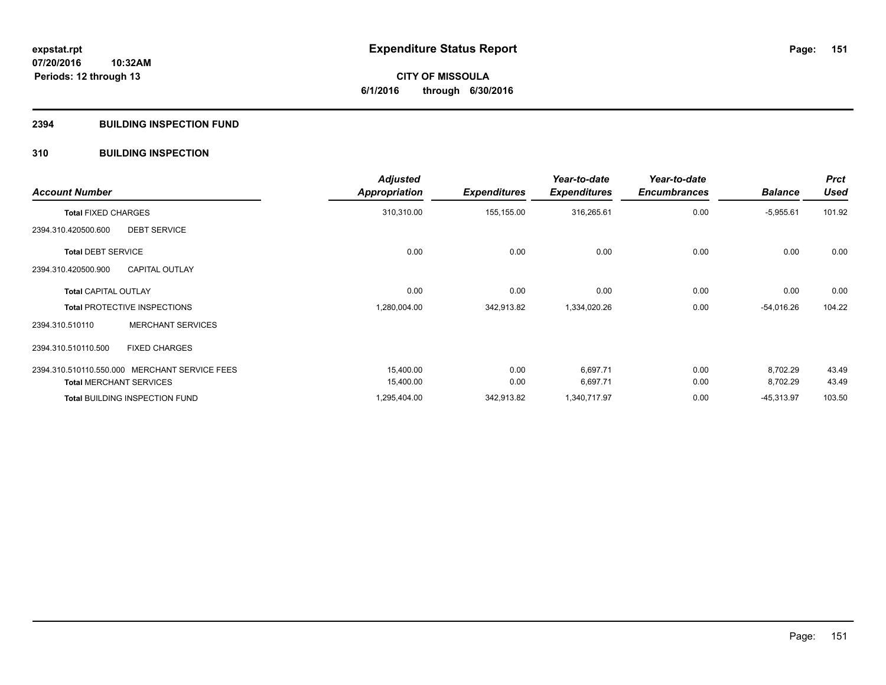**expstat.rpt**
**07/20/2016 10:32AM**
**Periods: 12 through 13**

# Expenditure Status Report

**CITY OF MISSOULA**
**6/1/2016 through 6/30/2016**

## 2394 BUILDING INSPECTION FUND

### 310 BUILDING INSPECTION

| Account Number | | Adjusted Appropriation | Expenditures | Year-to-date Expenditures | Year-to-date Encumbrances | Balance | Prct Used |
|---|---|---|---|---|---|---|---|
| **Total** FIXED CHARGES | | 310,310.00 | 155,155.00 | 316,265.61 | 0.00 | -5,955.61 | 101.92 |
| 2394.310.420500.600 | DEBT SERVICE | | | | | | |
| **Total** DEBT SERVICE | | 0.00 | 0.00 | 0.00 | 0.00 | 0.00 | 0.00 |
| 2394.310.420500.900 | CAPITAL OUTLAY | | | | | | |
| **Total** CAPITAL OUTLAY | | 0.00 | 0.00 | 0.00 | 0.00 | 0.00 | 0.00 |
| **Total** PROTECTIVE INSPECTIONS | | 1,280,004.00 | 342,913.82 | 1,334,020.26 | 0.00 | -54,016.26 | 104.22 |
| 2394.310.510110 | MERCHANT SERVICES | | | | | | |
| 2394.310.510110.500 | FIXED CHARGES | | | | | | |
| 2394.310.510110.550.000 | MERCHANT SERVICE FEES | 15,400.00 | 0.00 | 6,697.71 | 0.00 | 8,702.29 | 43.49 |
| **Total** MERCHANT SERVICES | | 15,400.00 | 0.00 | 6,697.71 | 0.00 | 8,702.29 | 43.49 |
| **Total** BUILDING INSPECTION FUND | | 1,295,404.00 | 342,913.82 | 1,340,717.97 | 0.00 | -45,313.97 | 103.50 |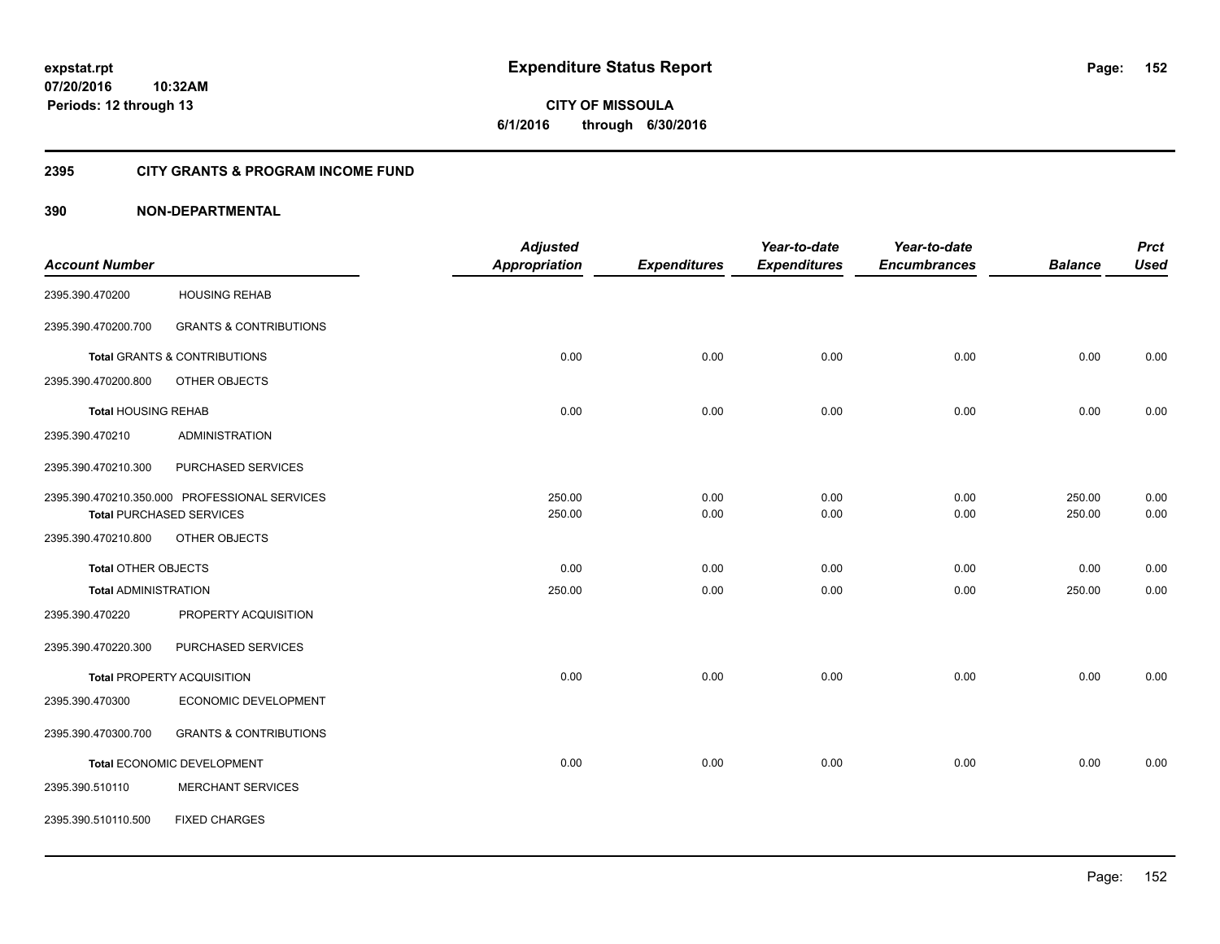**expstat.rpt**
**07/20/2016 10:32AM**
**Periods: 12 through 13**

# Expenditure Status Report

**CITY OF MISSOULA**
**6/1/2016 through 6/30/2016**

## 2395 CITY GRANTS & PROGRAM INCOME FUND

## 390 NON-DEPARTMENTAL

| Account Number | | Adjusted Appropriation | Expenditures | Year-to-date Expenditures | Year-to-date Encumbrances | Balance | Prct Used |
|---|---|---|---|---|---|---|---|
| 2395.390.470200 | HOUSING REHAB | | | | | | |
| 2395.390.470200.700 | GRANTS & CONTRIBUTIONS | | | | | | |
| **Total** GRANTS & CONTRIBUTIONS | | 0.00 | 0.00 | 0.00 | 0.00 | 0.00 | 0.00 |
| 2395.390.470200.800 | OTHER OBJECTS | | | | | | |
| **Total** HOUSING REHAB | | 0.00 | 0.00 | 0.00 | 0.00 | 0.00 | 0.00 |
| 2395.390.470210 | ADMINISTRATION | | | | | | |
| 2395.390.470210.300 | PURCHASED SERVICES | | | | | | |
| 2395.390.470210.350.000 | PROFESSIONAL SERVICES | 250.00 | 0.00 | 0.00 | 0.00 | 250.00 | 0.00 |
| **Total** PURCHASED SERVICES | | 250.00 | 0.00 | 0.00 | 0.00 | 250.00 | 0.00 |
| 2395.390.470210.800 | OTHER OBJECTS | | | | | | |
| **Total** OTHER OBJECTS | | 0.00 | 0.00 | 0.00 | 0.00 | 0.00 | 0.00 |
| **Total** ADMINISTRATION | | 250.00 | 0.00 | 0.00 | 0.00 | 250.00 | 0.00 |
| 2395.390.470220 | PROPERTY ACQUISITION | | | | | | |
| 2395.390.470220.300 | PURCHASED SERVICES | | | | | | |
| **Total** PROPERTY ACQUISITION | | 0.00 | 0.00 | 0.00 | 0.00 | 0.00 | 0.00 |
| 2395.390.470300 | ECONOMIC DEVELOPMENT | | | | | | |
| 2395.390.470300.700 | GRANTS & CONTRIBUTIONS | | | | | | |
| **Total** ECONOMIC DEVELOPMENT | | 0.00 | 0.00 | 0.00 | 0.00 | 0.00 | 0.00 |
| 2395.390.510110 | MERCHANT SERVICES | | | | | | |
| 2395.390.510110.500 | FIXED CHARGES | | | | | | |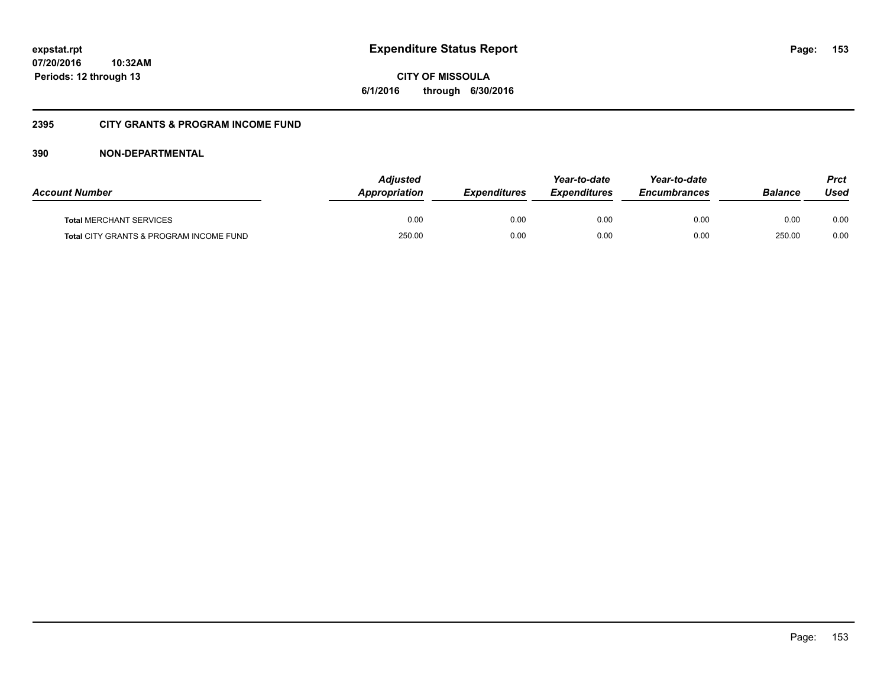# Expenditure Status Report

**CITY OF MISSOULA**

**6/1/2016 through 6/30/2016**

expstat.rpt
07/20/2016 10:32AM
Periods: 12 through 13

## 2395 CITY GRANTS & PROGRAM INCOME FUND

## 390 NON-DEPARTMENTAL

| Account Number | Adjusted Appropriation | Expenditures | Year-to-date Expenditures | Year-to-date Encumbrances | Balance | Prct Used |
|---|---|---|---|---|---|---|
| **Total** MERCHANT SERVICES | 0.00 | 0.00 | 0.00 | 0.00 | 0.00 | 0.00 |
| **Total** CITY GRANTS & PROGRAM INCOME FUND | 250.00 | 0.00 | 0.00 | 0.00 | 250.00 | 0.00 |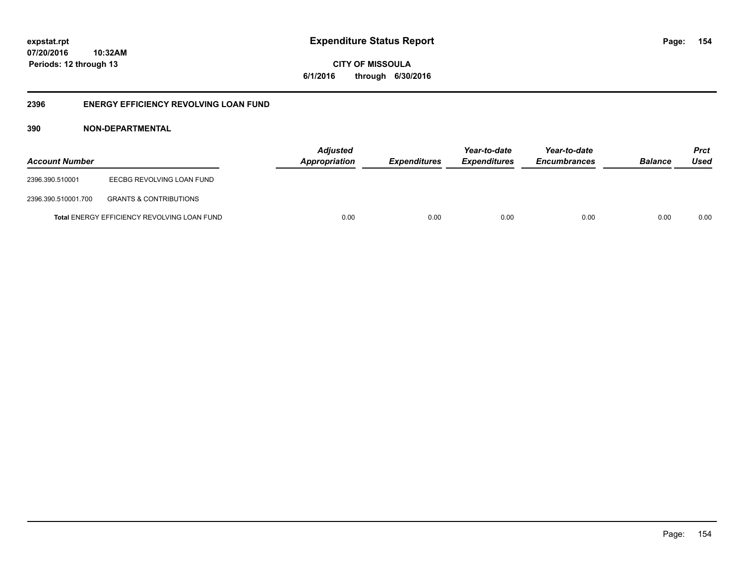# Expenditure Status Report

expstat.rpt
07/20/2016 10:32AM
Periods: 12 through 13

**CITY OF MISSOULA**
**6/1/2016 through 6/30/2016**

## 2396 ENERGY EFFICIENCY REVOLVING LOAN FUND

### 390 NON-DEPARTMENTAL

| Account Number | | Adjusted Appropriation | Expenditures | Year-to-date Expenditures | Year-to-date Encumbrances | Balance | Prct Used |
|---|---|---|---|---|---|---|---|
| 2396.390.510001 | EECBG REVOLVING LOAN FUND | | | | | | |
| 2396.390.510001.700 | GRANTS & CONTRIBUTIONS | | | | | | |
| | **Total** ENERGY EFFICIENCY REVOLVING LOAN FUND | 0.00 | 0.00 | 0.00 | 0.00 | 0.00 | 0.00 |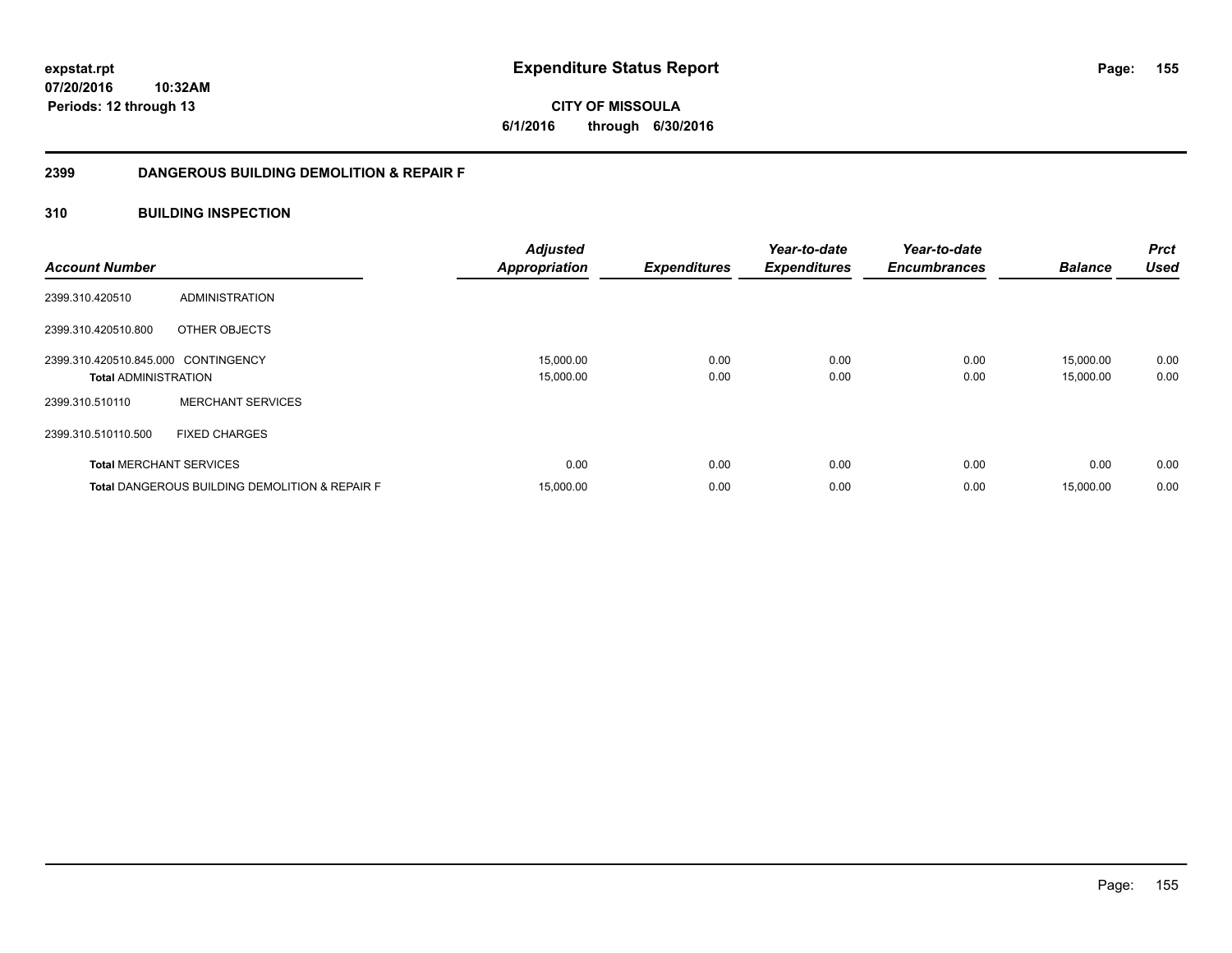# Expenditure Status Report

**expstat.rpt**
**07/20/2016 10:32AM**
**Periods: 12 through 13**

**CITY OF MISSOULA**
**6/1/2016 through 6/30/2016**

## 2399 DANGEROUS BUILDING DEMOLITION & REPAIR F

### 310 BUILDING INSPECTION

| Account Number | | Adjusted Appropriation | Expenditures | Year-to-date Expenditures | Year-to-date Encumbrances | Balance | Prct Used |
|---|---|---|---|---|---|---|---|
| 2399.310.420510 | ADMINISTRATION | | | | | | |
| 2399.310.420510.800 | OTHER OBJECTS | | | | | | |
| 2399.310.420510.845.000 | CONTINGENCY | 15,000.00 | 0.00 | 0.00 | 0.00 | 15,000.00 | 0.00 |
| **Total** ADMINISTRATION | | 15,000.00 | 0.00 | 0.00 | 0.00 | 15,000.00 | 0.00 |
| 2399.310.510110 | MERCHANT SERVICES | | | | | | |
| 2399.310.510110.500 | FIXED CHARGES | | | | | | |
| **Total** MERCHANT SERVICES | | 0.00 | 0.00 | 0.00 | 0.00 | 0.00 | 0.00 |
| **Total** DANGEROUS BUILDING DEMOLITION & REPAIR F | | 15,000.00 | 0.00 | 0.00 | 0.00 | 15,000.00 | 0.00 |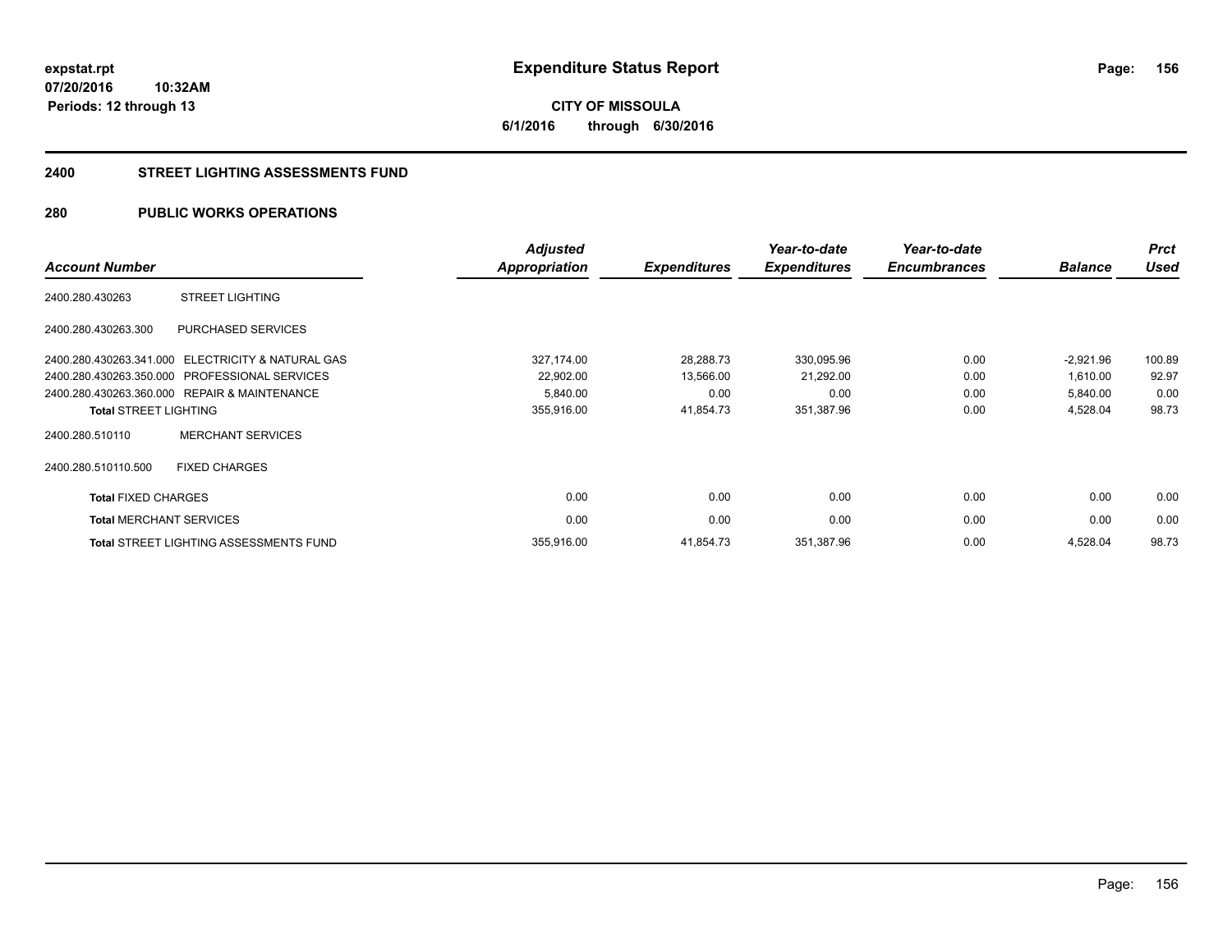**expstat.rpt**
**07/20/2016 10:32AM**
**Periods: 12 through 13**

# Expenditure Status Report

**CITY OF MISSOULA**
**6/1/2016 through 6/30/2016**

## 2400 STREET LIGHTING ASSESSMENTS FUND

## 280 PUBLIC WORKS OPERATIONS

| Account Number | | Adjusted Appropriation | Expenditures | Year-to-date Expenditures | Year-to-date Encumbrances | Balance | Prct Used |
|---|---|---|---|---|---|---|---|
| 2400.280.430263 | STREET LIGHTING | | | | | | |
| 2400.280.430263.300 | PURCHASED SERVICES | | | | | | |
| 2400.280.430263.341.000 | ELECTRICITY & NATURAL GAS | 327,174.00 | 28,288.73 | 330,095.96 | 0.00 | -2,921.96 | 100.89 |
| 2400.280.430263.350.000 | PROFESSIONAL SERVICES | 22,902.00 | 13,566.00 | 21,292.00 | 0.00 | 1,610.00 | 92.97 |
| 2400.280.430263.360.000 | REPAIR & MAINTENANCE | 5,840.00 | 0.00 | 0.00 | 0.00 | 5,840.00 | 0.00 |
| **Total** STREET LIGHTING | | 355,916.00 | 41,854.73 | 351,387.96 | 0.00 | 4,528.04 | 98.73 |
| 2400.280.510110 | MERCHANT SERVICES | | | | | | |
| 2400.280.510110.500 | FIXED CHARGES | | | | | | |
| **Total** FIXED CHARGES | | 0.00 | 0.00 | 0.00 | 0.00 | 0.00 | 0.00 |
| **Total** MERCHANT SERVICES | | 0.00 | 0.00 | 0.00 | 0.00 | 0.00 | 0.00 |
| **Total** STREET LIGHTING ASSESSMENTS FUND | | 355,916.00 | 41,854.73 | 351,387.96 | 0.00 | 4,528.04 | 98.73 |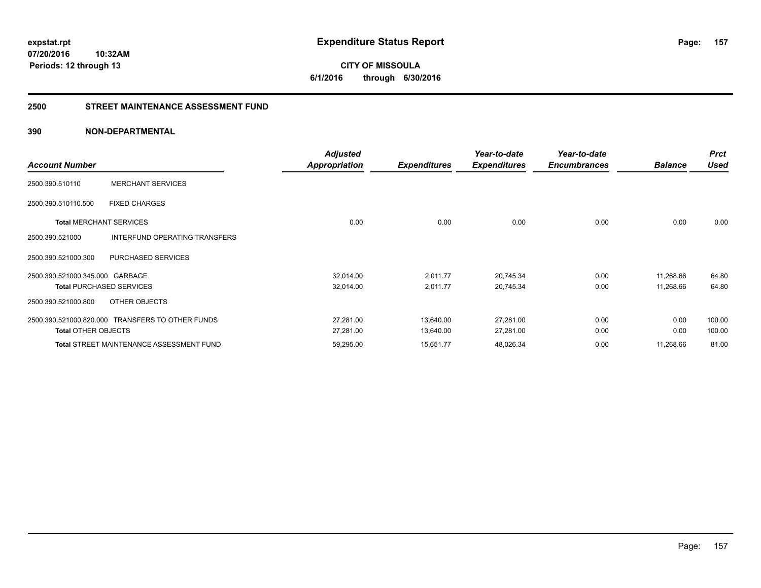# Expenditure Status Report

expstat.rpt
07/20/2016 10:32AM
Periods: 12 through 13

**CITY OF MISSOULA**
**6/1/2016 through 6/30/2016**

## 2500 STREET MAINTENANCE ASSESSMENT FUND

### 390 NON-DEPARTMENTAL

| Account Number | | Adjusted Appropriation | Expenditures | Year-to-date Expenditures | Year-to-date Encumbrances | Balance | Prct Used |
|---|---|---|---|---|---|---|---|
| 2500.390.510110 | MERCHANT SERVICES | | | | | | |
| 2500.390.510110.500 | FIXED CHARGES | | | | | | |
| **Total** MERCHANT SERVICES | | 0.00 | 0.00 | 0.00 | 0.00 | 0.00 | 0.00 |
| 2500.390.521000 | INTERFUND OPERATING TRANSFERS | | | | | | |
| 2500.390.521000.300 | PURCHASED SERVICES | | | | | | |
| 2500.390.521000.345.000 | GARBAGE | 32,014.00 | 2,011.77 | 20,745.34 | 0.00 | 11,268.66 | 64.80 |
| **Total** PURCHASED SERVICES | | 32,014.00 | 2,011.77 | 20,745.34 | 0.00 | 11,268.66 | 64.80 |
| 2500.390.521000.800 | OTHER OBJECTS | | | | | | |
| 2500.390.521000.820.000 | TRANSFERS TO OTHER FUNDS | 27,281.00 | 13,640.00 | 27,281.00 | 0.00 | 0.00 | 100.00 |
| **Total** OTHER OBJECTS | | 27,281.00 | 13,640.00 | 27,281.00 | 0.00 | 0.00 | 100.00 |
| **Total** STREET MAINTENANCE ASSESSMENT FUND | | 59,295.00 | 15,651.77 | 48,026.34 | 0.00 | 11,268.66 | 81.00 |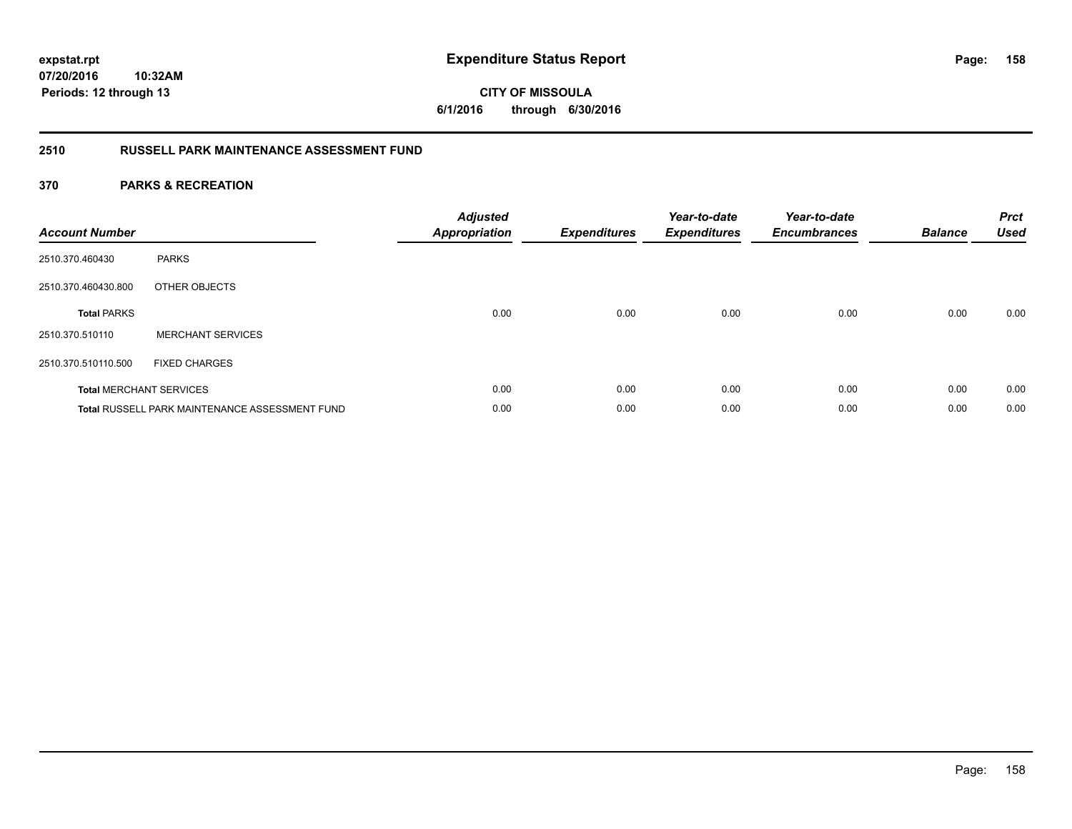**expstat.rpt**
**07/20/2016 10:32AM**
**Periods: 12 through 13**

# Expenditure Status Report

**CITY OF MISSOULA**
**6/1/2016 through 6/30/2016**

## 2510 RUSSELL PARK MAINTENANCE ASSESSMENT FUND

### 370 PARKS & RECREATION

| Account Number | | Adjusted Appropriation | Expenditures | Year-to-date Expenditures | Year-to-date Encumbrances | Balance | Prct Used |
|---|---|---|---|---|---|---|---|
| 2510.370.460430 | PARKS | | | | | | |
| 2510.370.460430.800 | OTHER OBJECTS | | | | | | |
| **Total** PARKS | | 0.00 | 0.00 | 0.00 | 0.00 | 0.00 | 0.00 |
| 2510.370.510110 | MERCHANT SERVICES | | | | | | |
| 2510.370.510110.500 | FIXED CHARGES | | | | | | |
| **Total** MERCHANT SERVICES | | 0.00 | 0.00 | 0.00 | 0.00 | 0.00 | 0.00 |
| **Total** RUSSELL PARK MAINTENANCE ASSESSMENT FUND | | 0.00 | 0.00 | 0.00 | 0.00 | 0.00 | 0.00 |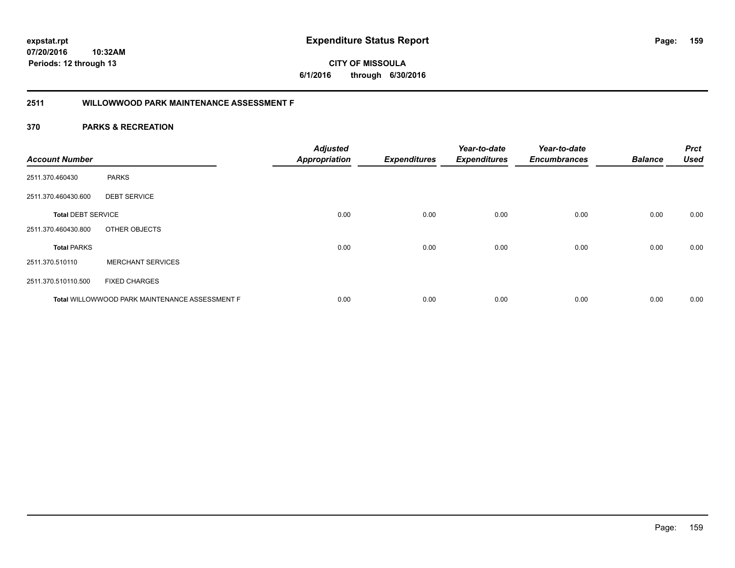# Expenditure Status Report

expstat.rpt
07/20/2016 10:32AM
Periods: 12 through 13

**CITY OF MISSOULA**
**6/1/2016 through 6/30/2016**

## 2511 WILLOWWOOD PARK MAINTENANCE ASSESSMENT F

## 370 PARKS & RECREATION

| Account Number | | Adjusted Appropriation | Expenditures | Year-to-date Expenditures | Year-to-date Encumbrances | Balance | Prct Used |
|---|---|---|---|---|---|---|---|
| 2511.370.460430 | PARKS | | | | | | |
| 2511.370.460430.600 | DEBT SERVICE | | | | | | |
| **Total** DEBT SERVICE | | 0.00 | 0.00 | 0.00 | 0.00 | 0.00 | 0.00 |
| 2511.370.460430.800 | OTHER OBJECTS | | | | | | |
| **Total** PARKS | | 0.00 | 0.00 | 0.00 | 0.00 | 0.00 | 0.00 |
| 2511.370.510110 | MERCHANT SERVICES | | | | | | |
| 2511.370.510110.500 | FIXED CHARGES | | | | | | |
| **Total** WILLOWWOOD PARK MAINTENANCE ASSESSMENT F | | 0.00 | 0.00 | 0.00 | 0.00 | 0.00 | 0.00 |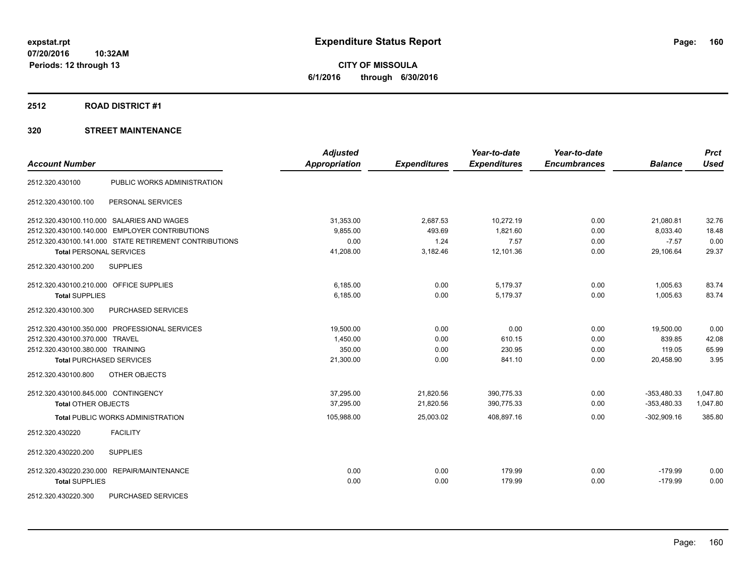# Expenditure Status Report

**CITY OF MISSOULA**
**6/1/2016 through 6/30/2016**

expstat.rpt
07/20/2016 10:32AM
Periods: 12 through 13

## 2512 ROAD DISTRICT #1

### 320 STREET MAINTENANCE

| Account Number | | Adjusted Appropriation | Expenditures | Year-to-date Expenditures | Year-to-date Encumbrances | Balance | Prct Used |
|---|---|---|---|---|---|---|---|
| 2512.320.430100 | PUBLIC WORKS ADMINISTRATION | | | | | | |
| 2512.320.430100.100 | PERSONAL SERVICES | | | | | | |
| 2512.320.430100.110.000 | SALARIES AND WAGES | 31,353.00 | 2,687.53 | 10,272.19 | 0.00 | 21,080.81 | 32.76 |
| 2512.320.430100.140.000 | EMPLOYER CONTRIBUTIONS | 9,855.00 | 493.69 | 1,821.60 | 0.00 | 8,033.40 | 18.48 |
| 2512.320.430100.141.000 | STATE RETIREMENT CONTRIBUTIONS | 0.00 | 1.24 | 7.57 | 0.00 | -7.57 | 0.00 |
| **Total** PERSONAL SERVICES | | 41,208.00 | 3,182.46 | 12,101.36 | 0.00 | 29,106.64 | 29.37 |
| 2512.320.430100.200 | SUPPLIES | | | | | | |
| 2512.320.430100.210.000 | OFFICE SUPPLIES | 6,185.00 | 0.00 | 5,179.37 | 0.00 | 1,005.63 | 83.74 |
| **Total** SUPPLIES | | 6,185.00 | 0.00 | 5,179.37 | 0.00 | 1,005.63 | 83.74 |
| 2512.320.430100.300 | PURCHASED SERVICES | | | | | | |
| 2512.320.430100.350.000 | PROFESSIONAL SERVICES | 19,500.00 | 0.00 | 0.00 | 0.00 | 19,500.00 | 0.00 |
| 2512.320.430100.370.000 | TRAVEL | 1,450.00 | 0.00 | 610.15 | 0.00 | 839.85 | 42.08 |
| 2512.320.430100.380.000 | TRAINING | 350.00 | 0.00 | 230.95 | 0.00 | 119.05 | 65.99 |
| **Total** PURCHASED SERVICES | | 21,300.00 | 0.00 | 841.10 | 0.00 | 20,458.90 | 3.95 |
| 2512.320.430100.800 | OTHER OBJECTS | | | | | | |
| 2512.320.430100.845.000 | CONTINGENCY | 37,295.00 | 21,820.56 | 390,775.33 | 0.00 | -353,480.33 | 1,047.80 |
| **Total** OTHER OBJECTS | | 37,295.00 | 21,820.56 | 390,775.33 | 0.00 | -353,480.33 | 1,047.80 |
| **Total** PUBLIC WORKS ADMINISTRATION | | 105,988.00 | 25,003.02 | 408,897.16 | 0.00 | -302,909.16 | 385.80 |
| 2512.320.430220 | FACILITY | | | | | | |
| 2512.320.430220.200 | SUPPLIES | | | | | | |
| 2512.320.430220.230.000 | REPAIR/MAINTENANCE | 0.00 | 0.00 | 179.99 | 0.00 | -179.99 | 0.00 |
| **Total** SUPPLIES | | 0.00 | 0.00 | 179.99 | 0.00 | -179.99 | 0.00 |
| 2512.320.430220.300 | PURCHASED SERVICES | | | | | | |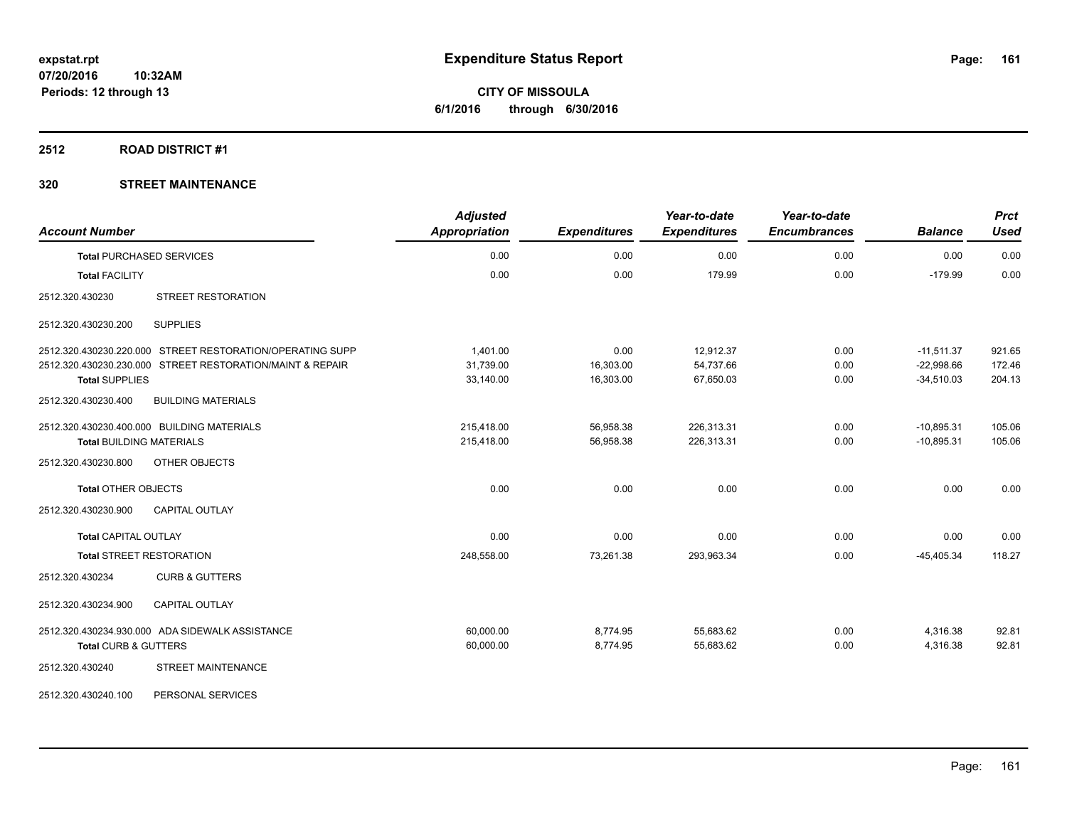**expstat.rpt**
**07/20/2016 10:32AM**
**Periods: 12 through 13**

# Expenditure Status Report

**CITY OF MISSOULA**
**6/1/2016 through 6/30/2016**

## 2512 ROAD DISTRICT #1

## 320 STREET MAINTENANCE

| Account Number | Adjusted Appropriation | Expenditures | Year-to-date Expenditures | Year-to-date Encumbrances | Balance | Prct Used |
|---|---|---|---|---|---|---|
| **Total** PURCHASED SERVICES | 0.00 | 0.00 | 0.00 | 0.00 | 0.00 | 0.00 |
| **Total** FACILITY | 0.00 | 0.00 | 179.99 | 0.00 | -179.99 | 0.00 |
| 2512.320.430230 STREET RESTORATION | | | | | | |
| 2512.320.430230.200 SUPPLIES | | | | | | |
| 2512.320.430230.220.000 STREET RESTORATION/OPERATING SUPP | 1,401.00 | 0.00 | 12,912.37 | 0.00 | -11,511.37 | 921.65 |
| 2512.320.430230.230.000 STREET RESTORATION/MAINT & REPAIR | 31,739.00 | 16,303.00 | 54,737.66 | 0.00 | -22,998.66 | 172.46 |
| **Total** SUPPLIES | 33,140.00 | 16,303.00 | 67,650.03 | 0.00 | -34,510.03 | 204.13 |
| 2512.320.430230.400 BUILDING MATERIALS | | | | | | |
| 2512.320.430230.400.000 BUILDING MATERIALS | 215,418.00 | 56,958.38 | 226,313.31 | 0.00 | -10,895.31 | 105.06 |
| **Total** BUILDING MATERIALS | 215,418.00 | 56,958.38 | 226,313.31 | 0.00 | -10,895.31 | 105.06 |
| 2512.320.430230.800 OTHER OBJECTS | | | | | | |
| **Total** OTHER OBJECTS | 0.00 | 0.00 | 0.00 | 0.00 | 0.00 | 0.00 |
| 2512.320.430230.900 CAPITAL OUTLAY | | | | | | |
| **Total** CAPITAL OUTLAY | 0.00 | 0.00 | 0.00 | 0.00 | 0.00 | 0.00 |
| **Total** STREET RESTORATION | 248,558.00 | 73,261.38 | 293,963.34 | 0.00 | -45,405.34 | 118.27 |
| 2512.320.430234 CURB & GUTTERS | | | | | | |
| 2512.320.430234.900 CAPITAL OUTLAY | | | | | | |
| 2512.320.430234.930.000 ADA SIDEWALK ASSISTANCE | 60,000.00 | 8,774.95 | 55,683.62 | 0.00 | 4,316.38 | 92.81 |
| **Total** CURB & GUTTERS | 60,000.00 | 8,774.95 | 55,683.62 | 0.00 | 4,316.38 | 92.81 |
| 2512.320.430240 STREET MAINTENANCE | | | | | | |
| 2512.320.430240.100 PERSONAL SERVICES | | | | | | |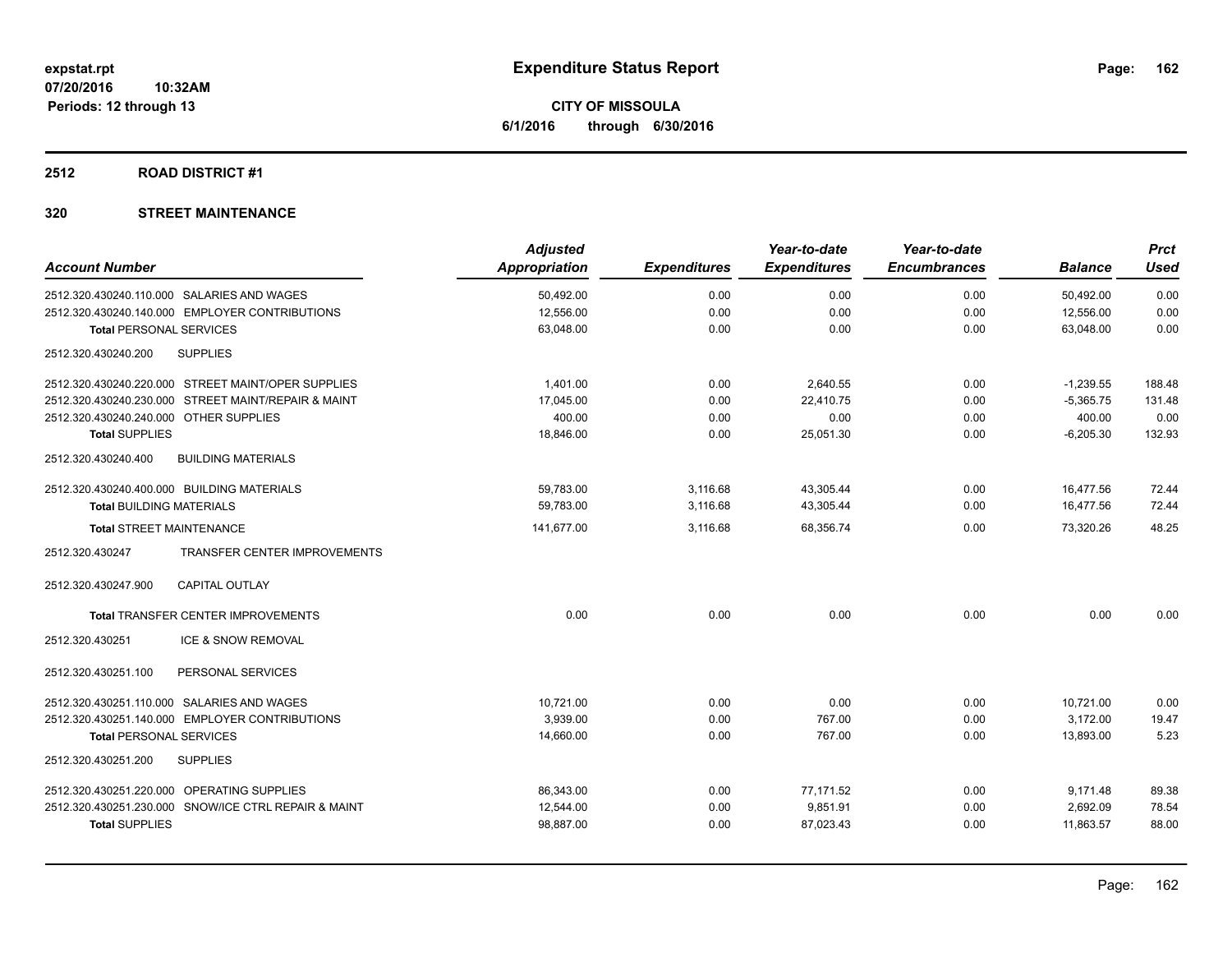**Expenditure Status Report**

**CITY OF MISSOULA**
**6/1/2016 through 6/30/2016**

expstat.rpt
07/20/2016 10:32AM
Periods: 12 through 13

## 2512 ROAD DISTRICT #1

## 320 STREET MAINTENANCE

| Account Number | | Adjusted Appropriation | Expenditures | Year-to-date Expenditures | Year-to-date Encumbrances | Balance | Prct Used |
|---|---|---|---|---|---|---|---|
| 2512.320.430240.110.000 | SALARIES AND WAGES | 50,492.00 | 0.00 | 0.00 | 0.00 | 50,492.00 | 0.00 |
| 2512.320.430240.140.000 | EMPLOYER CONTRIBUTIONS | 12,556.00 | 0.00 | 0.00 | 0.00 | 12,556.00 | 0.00 |
| **Total** PERSONAL SERVICES | | 63,048.00 | 0.00 | 0.00 | 0.00 | 63,048.00 | 0.00 |
| 2512.320.430240.200 | SUPPLIES | | | | | | |
| 2512.320.430240.220.000 | STREET MAINT/OPER SUPPLIES | 1,401.00 | 0.00 | 2,640.55 | 0.00 | -1,239.55 | 188.48 |
| 2512.320.430240.230.000 | STREET MAINT/REPAIR & MAINT | 17,045.00 | 0.00 | 22,410.75 | 0.00 | -5,365.75 | 131.48 |
| 2512.320.430240.240.000 | OTHER SUPPLIES | 400.00 | 0.00 | 0.00 | 0.00 | 400.00 | 0.00 |
| **Total** SUPPLIES | | 18,846.00 | 0.00 | 25,051.30 | 0.00 | -6,205.30 | 132.93 |
| 2512.320.430240.400 | BUILDING MATERIALS | | | | | | |
| 2512.320.430240.400.000 | BUILDING MATERIALS | 59,783.00 | 3,116.68 | 43,305.44 | 0.00 | 16,477.56 | 72.44 |
| **Total** BUILDING MATERIALS | | 59,783.00 | 3,116.68 | 43,305.44 | 0.00 | 16,477.56 | 72.44 |
| **Total** STREET MAINTENANCE | | 141,677.00 | 3,116.68 | 68,356.74 | 0.00 | 73,320.26 | 48.25 |
| 2512.320.430247 | TRANSFER CENTER IMPROVEMENTS | | | | | | |
| 2512.320.430247.900 | CAPITAL OUTLAY | | | | | | |
| **Total** TRANSFER CENTER IMPROVEMENTS | | 0.00 | 0.00 | 0.00 | 0.00 | 0.00 | 0.00 |
| 2512.320.430251 | ICE & SNOW REMOVAL | | | | | | |
| 2512.320.430251.100 | PERSONAL SERVICES | | | | | | |
| 2512.320.430251.110.000 | SALARIES AND WAGES | 10,721.00 | 0.00 | 0.00 | 0.00 | 10,721.00 | 0.00 |
| 2512.320.430251.140.000 | EMPLOYER CONTRIBUTIONS | 3,939.00 | 0.00 | 767.00 | 0.00 | 3,172.00 | 19.47 |
| **Total** PERSONAL SERVICES | | 14,660.00 | 0.00 | 767.00 | 0.00 | 13,893.00 | 5.23 |
| 2512.320.430251.200 | SUPPLIES | | | | | | |
| 2512.320.430251.220.000 | OPERATING SUPPLIES | 86,343.00 | 0.00 | 77,171.52 | 0.00 | 9,171.48 | 89.38 |
| 2512.320.430251.230.000 | SNOW/ICE CTRL REPAIR & MAINT | 12,544.00 | 0.00 | 9,851.91 | 0.00 | 2,692.09 | 78.54 |
| **Total** SUPPLIES | | 98,887.00 | 0.00 | 87,023.43 | 0.00 | 11,863.57 | 88.00 |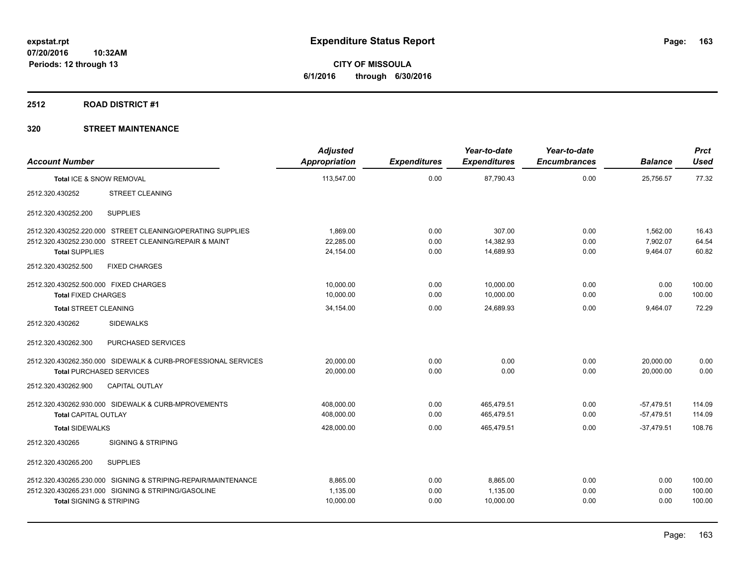# Expenditure Status Report

expstat.rpt
07/20/2016 10:32AM
Periods: 12 through 13

**CITY OF MISSOULA**
**6/1/2016 through 6/30/2016**

## 2512 ROAD DISTRICT #1

### 320 STREET MAINTENANCE

| Account Number | Adjusted Appropriation | Expenditures | Year-to-date Expenditures | Year-to-date Encumbrances | Balance | Prct Used |
|---|---|---|---|---|---|---|
| **Total** ICE & SNOW REMOVAL | 113,547.00 | 0.00 | 87,790.43 | 0.00 | 25,756.57 | 77.32 |
| 2512.320.430252 STREET CLEANING | | | | | | |
| 2512.320.430252.200 SUPPLIES | | | | | | |
| 2512.320.430252.220.000 STREET CLEANING/OPERATING SUPPLIES | 1,869.00 | 0.00 | 307.00 | 0.00 | 1,562.00 | 16.43 |
| 2512.320.430252.230.000 STREET CLEANING/REPAIR & MAINT | 22,285.00 | 0.00 | 14,382.93 | 0.00 | 7,902.07 | 64.54 |
| **Total** SUPPLIES | 24,154.00 | 0.00 | 14,689.93 | 0.00 | 9,464.07 | 60.82 |
| 2512.320.430252.500 FIXED CHARGES | | | | | | |
| 2512.320.430252.500.000 FIXED CHARGES | 10,000.00 | 0.00 | 10,000.00 | 0.00 | 0.00 | 100.00 |
| **Total** FIXED CHARGES | 10,000.00 | 0.00 | 10,000.00 | 0.00 | 0.00 | 100.00 |
| **Total** STREET CLEANING | 34,154.00 | 0.00 | 24,689.93 | 0.00 | 9,464.07 | 72.29 |
| 2512.320.430262 SIDEWALKS | | | | | | |
| 2512.320.430262.300 PURCHASED SERVICES | | | | | | |
| 2512.320.430262.350.000 SIDEWALK & CURB-PROFESSIONAL SERVICES | 20,000.00 | 0.00 | 0.00 | 0.00 | 20,000.00 | 0.00 |
| **Total** PURCHASED SERVICES | 20,000.00 | 0.00 | 0.00 | 0.00 | 20,000.00 | 0.00 |
| 2512.320.430262.900 CAPITAL OUTLAY | | | | | | |
| 2512.320.430262.930.000 SIDEWALK & CURB-MPROVEMENTS | 408,000.00 | 0.00 | 465,479.51 | 0.00 | -57,479.51 | 114.09 |
| **Total** CAPITAL OUTLAY | 408,000.00 | 0.00 | 465,479.51 | 0.00 | -57,479.51 | 114.09 |
| **Total** SIDEWALKS | 428,000.00 | 0.00 | 465,479.51 | 0.00 | -37,479.51 | 108.76 |
| 2512.320.430265 SIGNING & STRIPING | | | | | | |
| 2512.320.430265.200 SUPPLIES | | | | | | |
| 2512.320.430265.230.000 SIGNING & STRIPING-REPAIR/MAINTENANCE | 8,865.00 | 0.00 | 8,865.00 | 0.00 | 0.00 | 100.00 |
| 2512.320.430265.231.000 SIGNING & STRIPING/GASOLINE | 1,135.00 | 0.00 | 1,135.00 | 0.00 | 0.00 | 100.00 |
| **Total** SIGNING & STRIPING | 10,000.00 | 0.00 | 10,000.00 | 0.00 | 0.00 | 100.00 |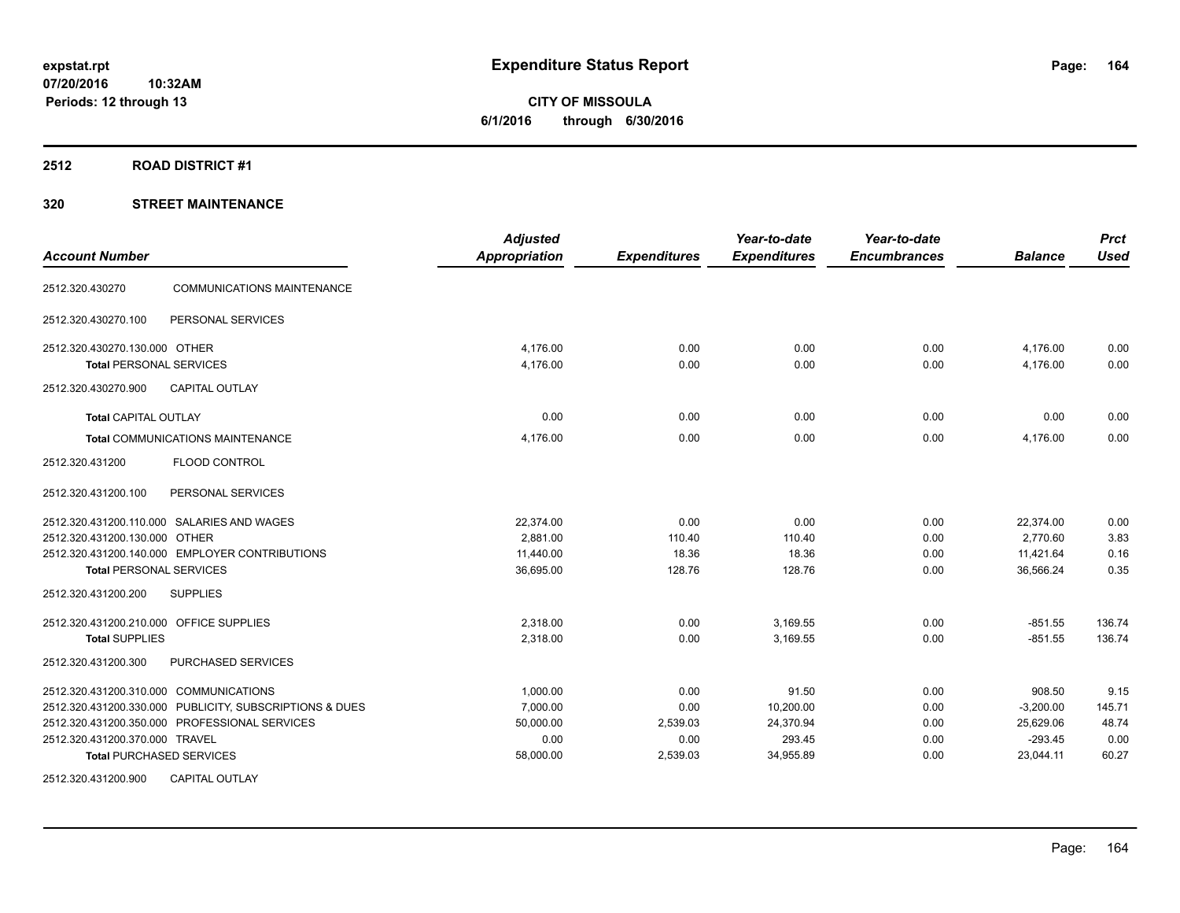# Expenditure Status Report

expstat.rpt
07/20/2016 10:32AM
Periods: 12 through 13

**CITY OF MISSOULA**
**6/1/2016 through 6/30/2016**

## 2512 ROAD DISTRICT #1

### 320 STREET MAINTENANCE

| Account Number | | Adjusted Appropriation | Expenditures | Year-to-date Expenditures | Year-to-date Encumbrances | Balance | Prct Used |
|---|---|---|---|---|---|---|---|
| 2512.320.430270 | COMMUNICATIONS MAINTENANCE | | | | | | |
| 2512.320.430270.100 | PERSONAL SERVICES | | | | | | |
| 2512.320.430270.130.000 | OTHER | 4,176.00 | 0.00 | 0.00 | 0.00 | 4,176.00 | 0.00 |
| **Total** PERSONAL SERVICES | | 4,176.00 | 0.00 | 0.00 | 0.00 | 4,176.00 | 0.00 |
| 2512.320.430270.900 | CAPITAL OUTLAY | | | | | | |
| **Total** CAPITAL OUTLAY | | 0.00 | 0.00 | 0.00 | 0.00 | 0.00 | 0.00 |
| **Total** COMMUNICATIONS MAINTENANCE | | 4,176.00 | 0.00 | 0.00 | 0.00 | 4,176.00 | 0.00 |
| 2512.320.431200 | FLOOD CONTROL | | | | | | |
| 2512.320.431200.100 | PERSONAL SERVICES | | | | | | |
| 2512.320.431200.110.000 | SALARIES AND WAGES | 22,374.00 | 0.00 | 0.00 | 0.00 | 22,374.00 | 0.00 |
| 2512.320.431200.130.000 | OTHER | 2,881.00 | 110.40 | 110.40 | 0.00 | 2,770.60 | 3.83 |
| 2512.320.431200.140.000 | EMPLOYER CONTRIBUTIONS | 11,440.00 | 18.36 | 18.36 | 0.00 | 11,421.64 | 0.16 |
| **Total** PERSONAL SERVICES | | 36,695.00 | 128.76 | 128.76 | 0.00 | 36,566.24 | 0.35 |
| 2512.320.431200.200 | SUPPLIES | | | | | | |
| 2512.320.431200.210.000 | OFFICE SUPPLIES | 2,318.00 | 0.00 | 3,169.55 | 0.00 | -851.55 | 136.74 |
| **Total** SUPPLIES | | 2,318.00 | 0.00 | 3,169.55 | 0.00 | -851.55 | 136.74 |
| 2512.320.431200.300 | PURCHASED SERVICES | | | | | | |
| 2512.320.431200.310.000 | COMMUNICATIONS | 1,000.00 | 0.00 | 91.50 | 0.00 | 908.50 | 9.15 |
| 2512.320.431200.330.000 | PUBLICITY, SUBSCRIPTIONS & DUES | 7,000.00 | 0.00 | 10,200.00 | 0.00 | -3,200.00 | 145.71 |
| 2512.320.431200.350.000 | PROFESSIONAL SERVICES | 50,000.00 | 2,539.03 | 24,370.94 | 0.00 | 25,629.06 | 48.74 |
| 2512.320.431200.370.000 | TRAVEL | 0.00 | 0.00 | 293.45 | 0.00 | -293.45 | 0.00 |
| **Total** PURCHASED SERVICES | | 58,000.00 | 2,539.03 | 34,955.89 | 0.00 | 23,044.11 | 60.27 |
| 2512.320.431200.900 | CAPITAL OUTLAY | | | | | | |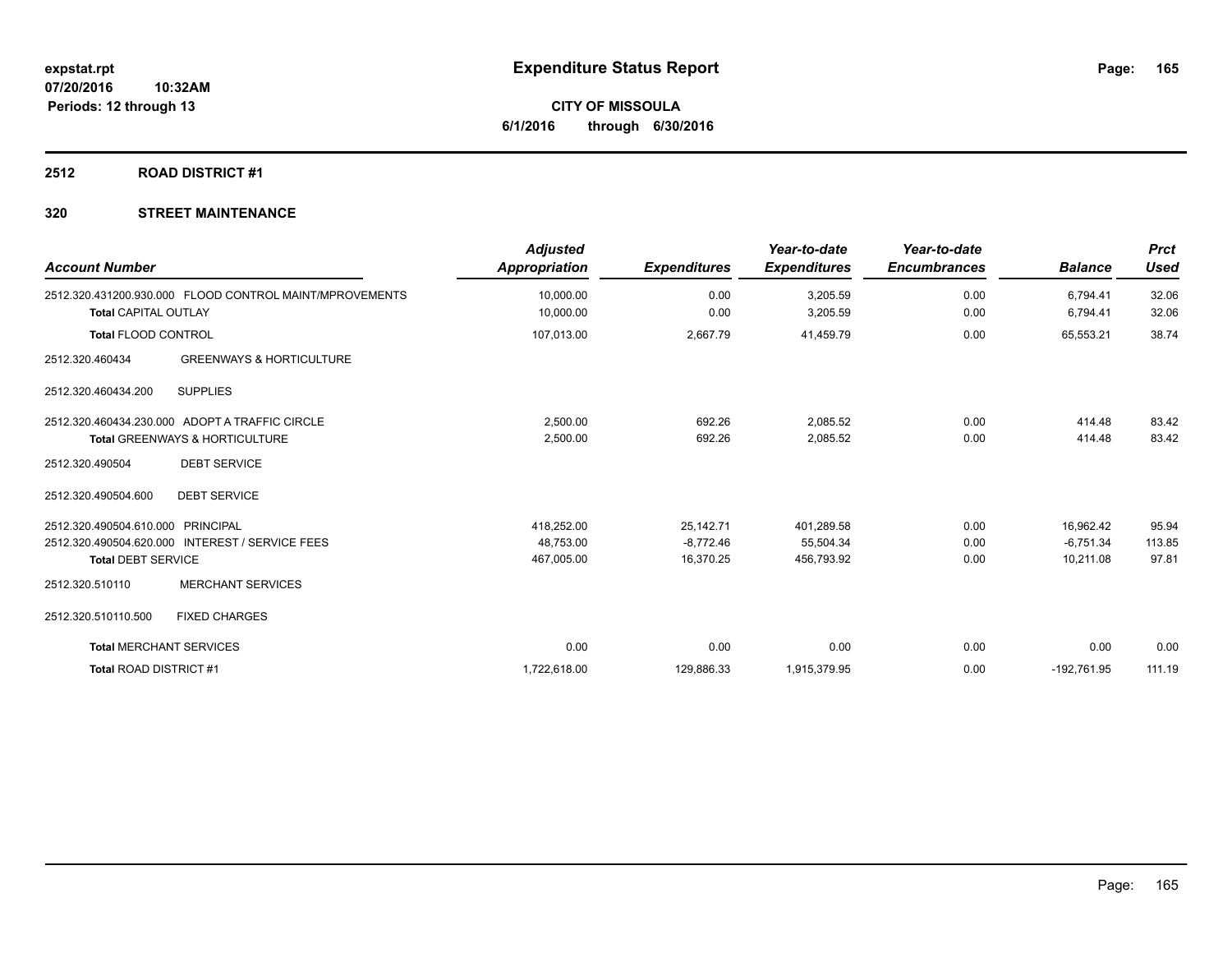# Expenditure Status Report

expstat.rpt
07/20/2016 10:32AM
Periods: 12 through 13

**CITY OF MISSOULA**
**6/1/2016 through 6/30/2016**

## 2512 ROAD DISTRICT #1

### 320 STREET MAINTENANCE

| Account Number | Adjusted Appropriation | Expenditures | Year-to-date Expenditures | Year-to-date Encumbrances | Balance | Prct Used |
|---|---|---|---|---|---|---|
| 2512.320.431200.930.000 FLOOD CONTROL MAINT/MPROVEMENTS | 10,000.00 | 0.00 | 3,205.59 | 0.00 | 6,794.41 | 32.06 |
| **Total** CAPITAL OUTLAY | 10,000.00 | 0.00 | 3,205.59 | 0.00 | 6,794.41 | 32.06 |
| **Total** FLOOD CONTROL | 107,013.00 | 2,667.79 | 41,459.79 | 0.00 | 65,553.21 | 38.74 |
| 2512.320.460434 GREENWAYS & HORTICULTURE | | | | | | |
| 2512.320.460434.200 SUPPLIES | | | | | | |
| 2512.320.460434.230.000 ADOPT A TRAFFIC CIRCLE | 2,500.00 | 692.26 | 2,085.52 | 0.00 | 414.48 | 83.42 |
| **Total** GREENWAYS & HORTICULTURE | 2,500.00 | 692.26 | 2,085.52 | 0.00 | 414.48 | 83.42 |
| 2512.320.490504 DEBT SERVICE | | | | | | |
| 2512.320.490504.600 DEBT SERVICE | | | | | | |
| 2512.320.490504.610.000 PRINCIPAL | 418,252.00 | 25,142.71 | 401,289.58 | 0.00 | 16,962.42 | 95.94 |
| 2512.320.490504.620.000 INTEREST / SERVICE FEES | 48,753.00 | -8,772.46 | 55,504.34 | 0.00 | -6,751.34 | 113.85 |
| **Total** DEBT SERVICE | 467,005.00 | 16,370.25 | 456,793.92 | 0.00 | 10,211.08 | 97.81 |
| 2512.320.510110 MERCHANT SERVICES | | | | | | |
| 2512.320.510110.500 FIXED CHARGES | | | | | | |
| **Total** MERCHANT SERVICES | 0.00 | 0.00 | 0.00 | 0.00 | 0.00 | 0.00 |
| **Total** ROAD DISTRICT #1 | 1,722,618.00 | 129,886.33 | 1,915,379.95 | 0.00 | -192,761.95 | 111.19 |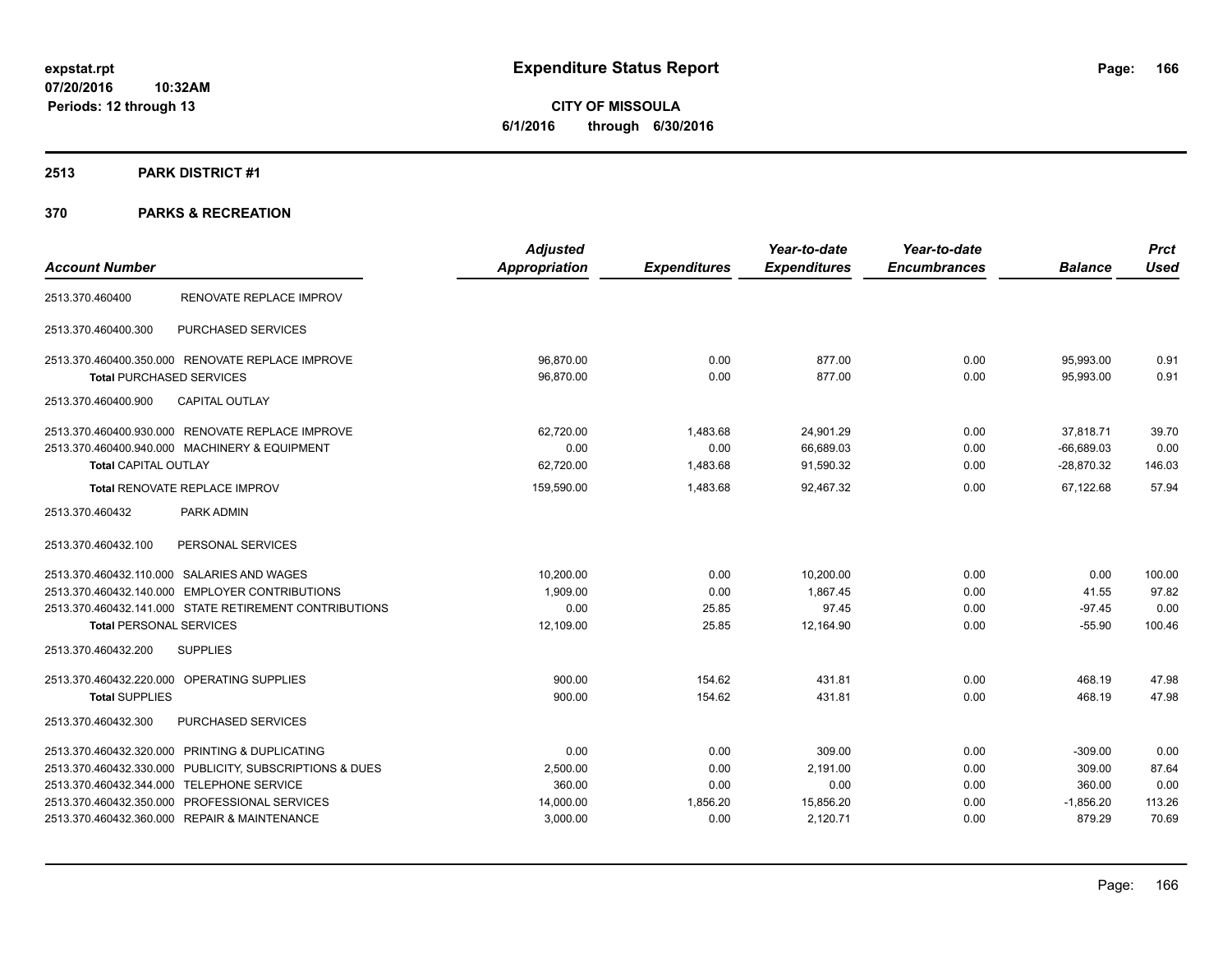**expstat.rpt**
**07/20/2016 10:32AM**
**Periods: 12 through 13**

# Expenditure Status Report

**CITY OF MISSOULA**
**6/1/2016 through 6/30/2016**

## 2513 PARK DISTRICT #1

## 370 PARKS & RECREATION

| Account Number | | Adjusted Appropriation | Expenditures | Year-to-date Expenditures | Year-to-date Encumbrances | Balance | Prct Used |
|---|---|---|---|---|---|---|---|
| 2513.370.460400 | RENOVATE REPLACE IMPROV | | | | | | |
| 2513.370.460400.300 | PURCHASED SERVICES | | | | | | |
| 2513.370.460400.350.000 | RENOVATE REPLACE IMPROVE | 96,870.00 | 0.00 | 877.00 | 0.00 | 95,993.00 | 0.91 |
| **Total** PURCHASED SERVICES | | 96,870.00 | 0.00 | 877.00 | 0.00 | 95,993.00 | 0.91 |
| 2513.370.460400.900 | CAPITAL OUTLAY | | | | | | |
| 2513.370.460400.930.000 | RENOVATE REPLACE IMPROVE | 62,720.00 | 1,483.68 | 24,901.29 | 0.00 | 37,818.71 | 39.70 |
| 2513.370.460400.940.000 | MACHINERY & EQUIPMENT | 0.00 | 0.00 | 66,689.03 | 0.00 | -66,689.03 | 0.00 |
| **Total** CAPITAL OUTLAY | | 62,720.00 | 1,483.68 | 91,590.32 | 0.00 | -28,870.32 | 146.03 |
| **Total** RENOVATE REPLACE IMPROV | | 159,590.00 | 1,483.68 | 92,467.32 | 0.00 | 67,122.68 | 57.94 |
| 2513.370.460432 | PARK ADMIN | | | | | | |
| 2513.370.460432.100 | PERSONAL SERVICES | | | | | | |
| 2513.370.460432.110.000 | SALARIES AND WAGES | 10,200.00 | 0.00 | 10,200.00 | 0.00 | 0.00 | 100.00 |
| 2513.370.460432.140.000 | EMPLOYER CONTRIBUTIONS | 1,909.00 | 0.00 | 1,867.45 | 0.00 | 41.55 | 97.82 |
| 2513.370.460432.141.000 | STATE RETIREMENT CONTRIBUTIONS | 0.00 | 25.85 | 97.45 | 0.00 | -97.45 | 0.00 |
| **Total** PERSONAL SERVICES | | 12,109.00 | 25.85 | 12,164.90 | 0.00 | -55.90 | 100.46 |
| 2513.370.460432.200 | SUPPLIES | | | | | | |
| 2513.370.460432.220.000 | OPERATING SUPPLIES | 900.00 | 154.62 | 431.81 | 0.00 | 468.19 | 47.98 |
| **Total** SUPPLIES | | 900.00 | 154.62 | 431.81 | 0.00 | 468.19 | 47.98 |
| 2513.370.460432.300 | PURCHASED SERVICES | | | | | | |
| 2513.370.460432.320.000 | PRINTING & DUPLICATING | 0.00 | 0.00 | 309.00 | 0.00 | -309.00 | 0.00 |
| 2513.370.460432.330.000 | PUBLICITY, SUBSCRIPTIONS & DUES | 2,500.00 | 0.00 | 2,191.00 | 0.00 | 309.00 | 87.64 |
| 2513.370.460432.344.000 | TELEPHONE SERVICE | 360.00 | 0.00 | 0.00 | 0.00 | 360.00 | 0.00 |
| 2513.370.460432.350.000 | PROFESSIONAL SERVICES | 14,000.00 | 1,856.20 | 15,856.20 | 0.00 | -1,856.20 | 113.26 |
| 2513.370.460432.360.000 | REPAIR & MAINTENANCE | 3,000.00 | 0.00 | 2,120.71 | 0.00 | 879.29 | 70.69 |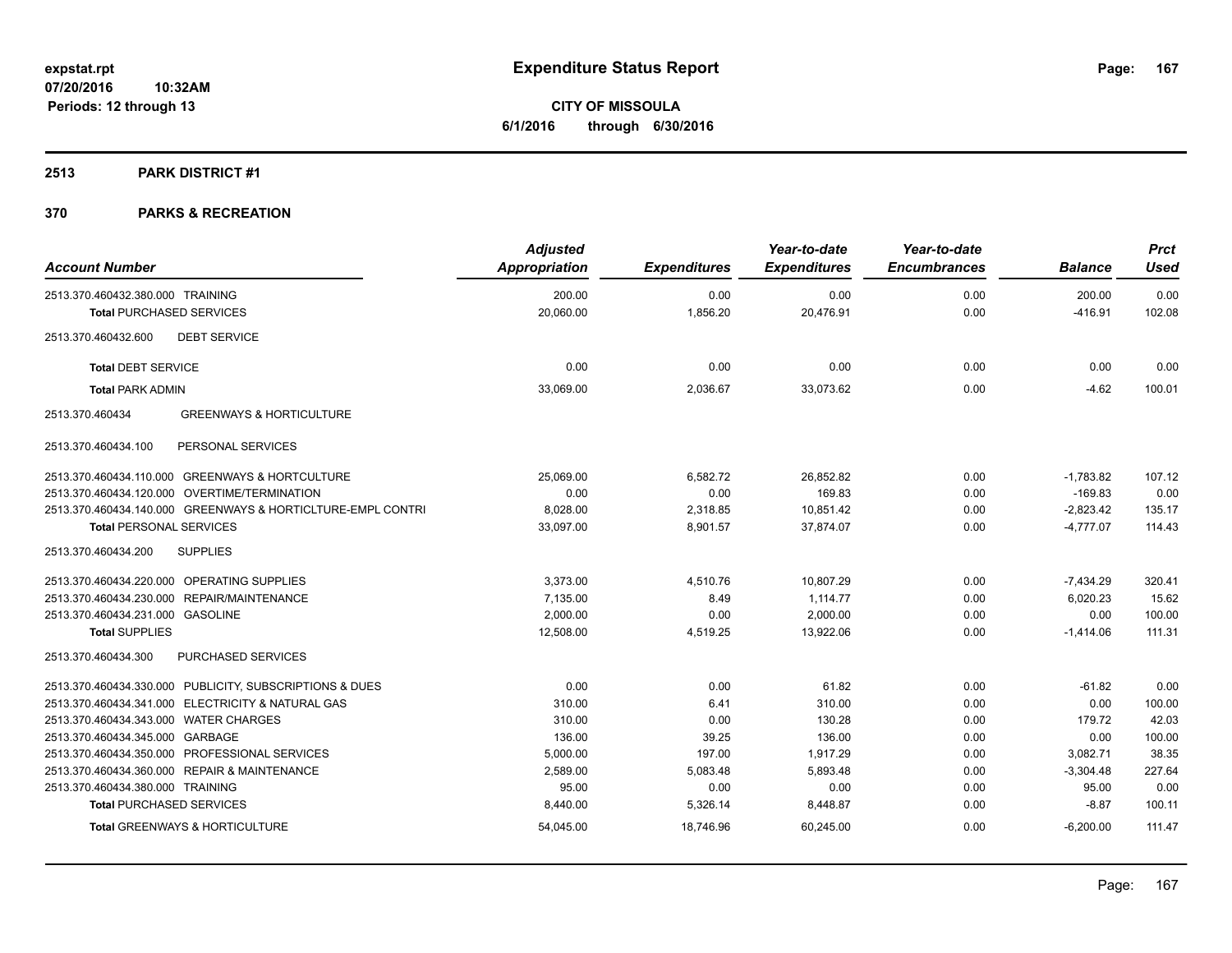**expstat.rpt**
**07/20/2016 10:32AM**
**Periods: 12 through 13**

# Expenditure Status Report

**CITY OF MISSOULA**
**6/1/2016 through 6/30/2016**

## 2513 PARK DISTRICT #1

## 370 PARKS & RECREATION

| Account Number | Adjusted Appropriation | Expenditures | Year-to-date Expenditures | Year-to-date Encumbrances | Balance | Prct Used |
|---|---|---|---|---|---|---|
| 2513.370.460432.380.000 TRAINING | 200.00 | 0.00 | 0.00 | 0.00 | 200.00 | 0.00 |
| **Total** PURCHASED SERVICES | 20,060.00 | 1,856.20 | 20,476.91 | 0.00 | -416.91 | 102.08 |
| 2513.370.460432.600 DEBT SERVICE | | | | | | |
| **Total** DEBT SERVICE | 0.00 | 0.00 | 0.00 | 0.00 | 0.00 | 0.00 |
| **Total** PARK ADMIN | 33,069.00 | 2,036.67 | 33,073.62 | 0.00 | -4.62 | 100.01 |
| 2513.370.460434 GREENWAYS & HORTICULTURE | | | | | | |
| 2513.370.460434.100 PERSONAL SERVICES | | | | | | |
| 2513.370.460434.110.000 GREENWAYS & HORTCULTURE | 25,069.00 | 6,582.72 | 26,852.82 | 0.00 | -1,783.82 | 107.12 |
| 2513.370.460434.120.000 OVERTIME/TERMINATION | 0.00 | 0.00 | 169.83 | 0.00 | -169.83 | 0.00 |
| 2513.370.460434.140.000 GREENWAYS & HORTICLTURE-EMPL CONTRI | 8,028.00 | 2,318.85 | 10,851.42 | 0.00 | -2,823.42 | 135.17 |
| **Total** PERSONAL SERVICES | 33,097.00 | 8,901.57 | 37,874.07 | 0.00 | -4,777.07 | 114.43 |
| 2513.370.460434.200 SUPPLIES | | | | | | |
| 2513.370.460434.220.000 OPERATING SUPPLIES | 3,373.00 | 4,510.76 | 10,807.29 | 0.00 | -7,434.29 | 320.41 |
| 2513.370.460434.230.000 REPAIR/MAINTENANCE | 7,135.00 | 8.49 | 1,114.77 | 0.00 | 6,020.23 | 15.62 |
| 2513.370.460434.231.000 GASOLINE | 2,000.00 | 0.00 | 2,000.00 | 0.00 | 0.00 | 100.00 |
| **Total** SUPPLIES | 12,508.00 | 4,519.25 | 13,922.06 | 0.00 | -1,414.06 | 111.31 |
| 2513.370.460434.300 PURCHASED SERVICES | | | | | | |
| 2513.370.460434.330.000 PUBLICITY, SUBSCRIPTIONS & DUES | 0.00 | 0.00 | 61.82 | 0.00 | -61.82 | 0.00 |
| 2513.370.460434.341.000 ELECTRICITY & NATURAL GAS | 310.00 | 6.41 | 310.00 | 0.00 | 0.00 | 100.00 |
| 2513.370.460434.343.000 WATER CHARGES | 310.00 | 0.00 | 130.28 | 0.00 | 179.72 | 42.03 |
| 2513.370.460434.345.000 GARBAGE | 136.00 | 39.25 | 136.00 | 0.00 | 0.00 | 100.00 |
| 2513.370.460434.350.000 PROFESSIONAL SERVICES | 5,000.00 | 197.00 | 1,917.29 | 0.00 | 3,082.71 | 38.35 |
| 2513.370.460434.360.000 REPAIR & MAINTENANCE | 2,589.00 | 5,083.48 | 5,893.48 | 0.00 | -3,304.48 | 227.64 |
| 2513.370.460434.380.000 TRAINING | 95.00 | 0.00 | 0.00 | 0.00 | 95.00 | 0.00 |
| **Total** PURCHASED SERVICES | 8,440.00 | 5,326.14 | 8,448.87 | 0.00 | -8.87 | 100.11 |
| **Total** GREENWAYS & HORTICULTURE | 54,045.00 | 18,746.96 | 60,245.00 | 0.00 | -6,200.00 | 111.47 |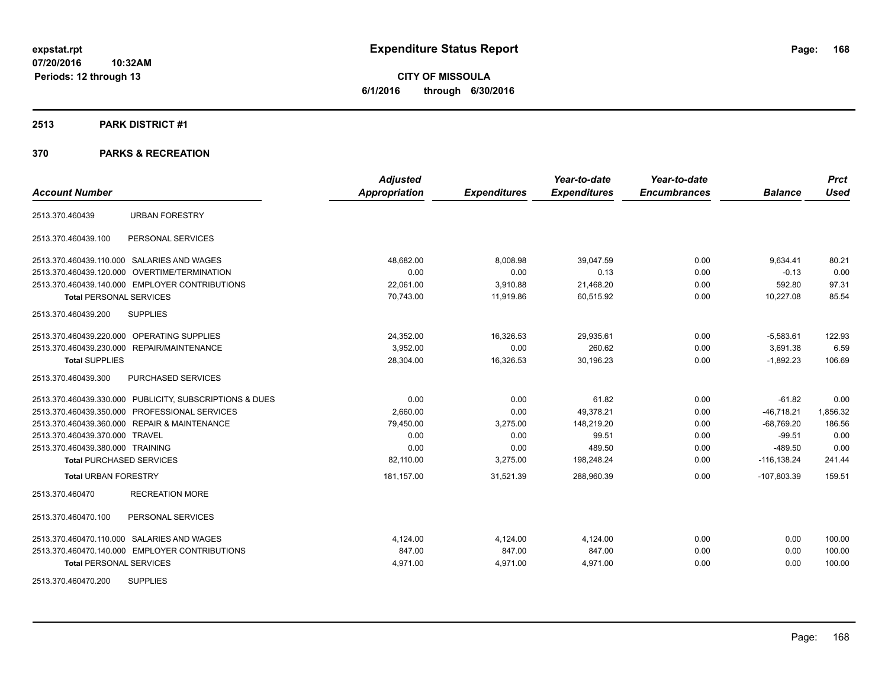# Expenditure Status Report

expstat.rpt
07/20/2016 10:32AM
Periods: 12 through 13

**CITY OF MISSOULA**
**6/1/2016 through 6/30/2016**

## 2513 PARK DISTRICT #1

## 370 PARKS & RECREATION

| Account Number | | Adjusted Appropriation | Expenditures | Year-to-date Expenditures | Year-to-date Encumbrances | Balance | Prct Used |
|---|---|---|---|---|---|---|---|
| 2513.370.460439 | URBAN FORESTRY | | | | | | |
| 2513.370.460439.100 | PERSONAL SERVICES | | | | | | |
| 2513.370.460439.110.000 | SALARIES AND WAGES | 48,682.00 | 8,008.98 | 39,047.59 | 0.00 | 9,634.41 | 80.21 |
| 2513.370.460439.120.000 | OVERTIME/TERMINATION | 0.00 | 0.00 | 0.13 | 0.00 | -0.13 | 0.00 |
| 2513.370.460439.140.000 | EMPLOYER CONTRIBUTIONS | 22,061.00 | 3,910.88 | 21,468.20 | 0.00 | 592.80 | 97.31 |
| **Total** PERSONAL SERVICES | | 70,743.00 | 11,919.86 | 60,515.92 | 0.00 | 10,227.08 | 85.54 |
| 2513.370.460439.200 | SUPPLIES | | | | | | |
| 2513.370.460439.220.000 | OPERATING SUPPLIES | 24,352.00 | 16,326.53 | 29,935.61 | 0.00 | -5,583.61 | 122.93 |
| 2513.370.460439.230.000 | REPAIR/MAINTENANCE | 3,952.00 | 0.00 | 260.62 | 0.00 | 3,691.38 | 6.59 |
| **Total** SUPPLIES | | 28,304.00 | 16,326.53 | 30,196.23 | 0.00 | -1,892.23 | 106.69 |
| 2513.370.460439.300 | PURCHASED SERVICES | | | | | | |
| 2513.370.460439.330.000 | PUBLICITY, SUBSCRIPTIONS & DUES | 0.00 | 0.00 | 61.82 | 0.00 | -61.82 | 0.00 |
| 2513.370.460439.350.000 | PROFESSIONAL SERVICES | 2,660.00 | 0.00 | 49,378.21 | 0.00 | -46,718.21 | 1,856.32 |
| 2513.370.460439.360.000 | REPAIR & MAINTENANCE | 79,450.00 | 3,275.00 | 148,219.20 | 0.00 | -68,769.20 | 186.56 |
| 2513.370.460439.370.000 | TRAVEL | 0.00 | 0.00 | 99.51 | 0.00 | -99.51 | 0.00 |
| 2513.370.460439.380.000 | TRAINING | 0.00 | 0.00 | 489.50 | 0.00 | -489.50 | 0.00 |
| **Total** PURCHASED SERVICES | | 82,110.00 | 3,275.00 | 198,248.24 | 0.00 | -116,138.24 | 241.44 |
| **Total** URBAN FORESTRY | | 181,157.00 | 31,521.39 | 288,960.39 | 0.00 | -107,803.39 | 159.51 |
| 2513.370.460470 | RECREATION MORE | | | | | | |
| 2513.370.460470.100 | PERSONAL SERVICES | | | | | | |
| 2513.370.460470.110.000 | SALARIES AND WAGES | 4,124.00 | 4,124.00 | 4,124.00 | 0.00 | 0.00 | 100.00 |
| 2513.370.460470.140.000 | EMPLOYER CONTRIBUTIONS | 847.00 | 847.00 | 847.00 | 0.00 | 0.00 | 100.00 |
| **Total** PERSONAL SERVICES | | 4,971.00 | 4,971.00 | 4,971.00 | 0.00 | 0.00 | 100.00 |
| 2513.370.460470.200 | SUPPLIES | | | | | | |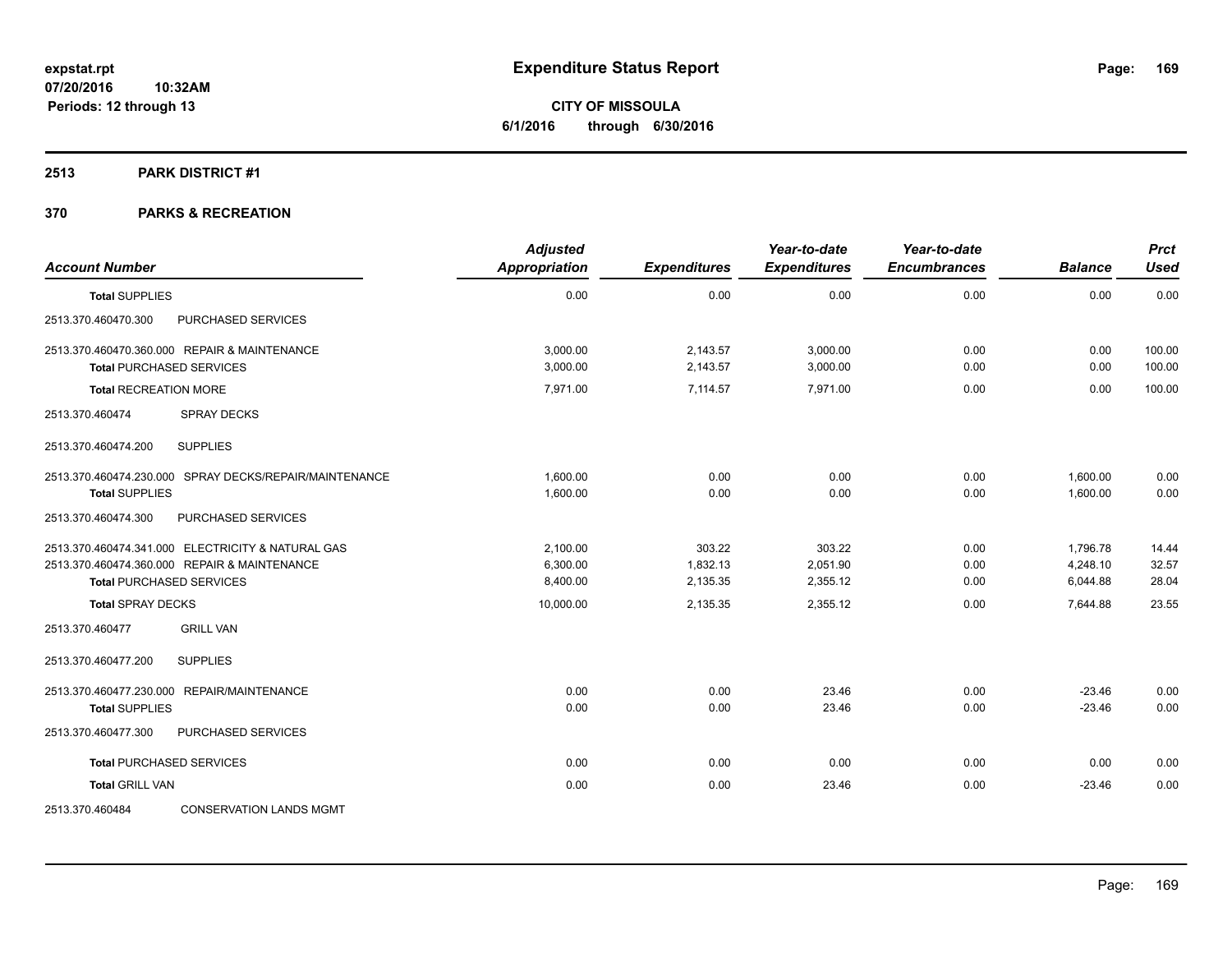# Expenditure Status Report

expstat.rpt
07/20/2016 10:32AM
Periods: 12 through 13

**CITY OF MISSOULA**
**6/1/2016 through 6/30/2016**

## 2513 PARK DISTRICT #1

### 370 PARKS & RECREATION

| Account Number | Adjusted Appropriation | Expenditures | Year-to-date Expenditures | Year-to-date Encumbrances | Balance | Prct Used |
|---|---|---|---|---|---|---|
| **Total** SUPPLIES | 0.00 | 0.00 | 0.00 | 0.00 | 0.00 | 0.00 |
| 2513.370.460470.300 PURCHASED SERVICES | | | | | | |
| 2513.370.460470.360.000 REPAIR & MAINTENANCE | 3,000.00 | 2,143.57 | 3,000.00 | 0.00 | 0.00 | 100.00 |
| **Total** PURCHASED SERVICES | 3,000.00 | 2,143.57 | 3,000.00 | 0.00 | 0.00 | 100.00 |
| **Total** RECREATION MORE | 7,971.00 | 7,114.57 | 7,971.00 | 0.00 | 0.00 | 100.00 |
| 2513.370.460474 SPRAY DECKS | | | | | | |
| 2513.370.460474.200 SUPPLIES | | | | | | |
| 2513.370.460474.230.000 SPRAY DECKS/REPAIR/MAINTENANCE | 1,600.00 | 0.00 | 0.00 | 0.00 | 1,600.00 | 0.00 |
| **Total** SUPPLIES | 1,600.00 | 0.00 | 0.00 | 0.00 | 1,600.00 | 0.00 |
| 2513.370.460474.300 PURCHASED SERVICES | | | | | | |
| 2513.370.460474.341.000 ELECTRICITY & NATURAL GAS | 2,100.00 | 303.22 | 303.22 | 0.00 | 1,796.78 | 14.44 |
| 2513.370.460474.360.000 REPAIR & MAINTENANCE | 6,300.00 | 1,832.13 | 2,051.90 | 0.00 | 4,248.10 | 32.57 |
| **Total** PURCHASED SERVICES | 8,400.00 | 2,135.35 | 2,355.12 | 0.00 | 6,044.88 | 28.04 |
| **Total** SPRAY DECKS | 10,000.00 | 2,135.35 | 2,355.12 | 0.00 | 7,644.88 | 23.55 |
| 2513.370.460477 GRILL VAN | | | | | | |
| 2513.370.460477.200 SUPPLIES | | | | | | |
| 2513.370.460477.230.000 REPAIR/MAINTENANCE | 0.00 | 0.00 | 23.46 | 0.00 | -23.46 | 0.00 |
| **Total** SUPPLIES | 0.00 | 0.00 | 23.46 | 0.00 | -23.46 | 0.00 |
| 2513.370.460477.300 PURCHASED SERVICES | | | | | | |
| **Total** PURCHASED SERVICES | 0.00 | 0.00 | 0.00 | 0.00 | 0.00 | 0.00 |
| **Total** GRILL VAN | 0.00 | 0.00 | 23.46 | 0.00 | -23.46 | 0.00 |
| 2513.370.460484 CONSERVATION LANDS MGMT | | | | | | |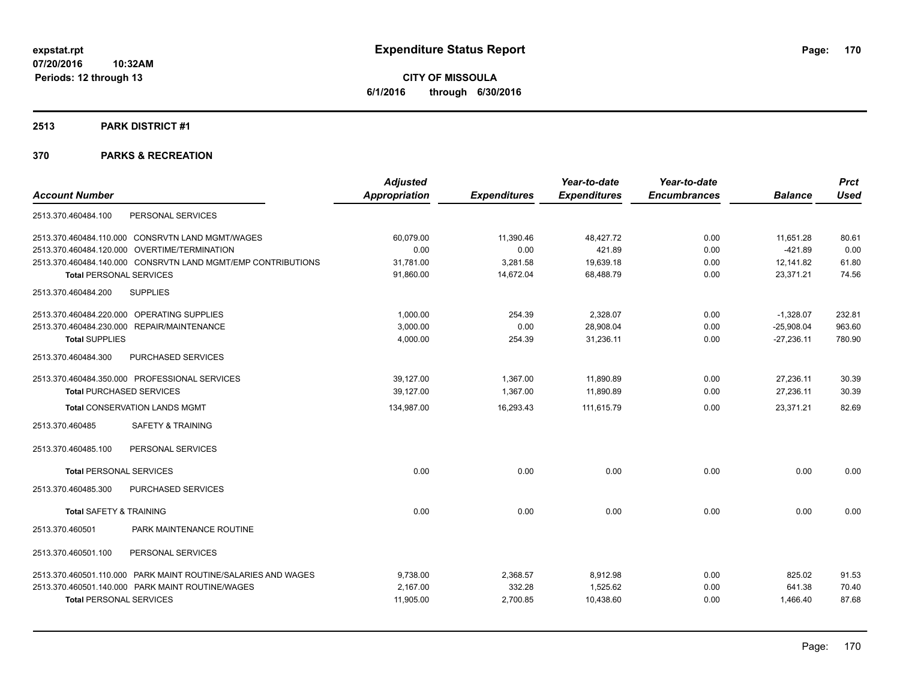**expstat.rpt**
**07/20/2016 10:32AM**
**Periods: 12 through 13**

# Expenditure Status Report

**CITY OF MISSOULA**
**6/1/2016 through 6/30/2016**

## 2513 PARK DISTRICT #1

## 370 PARKS & RECREATION

| Account Number | | Adjusted Appropriation | Expenditures | Year-to-date Expenditures | Year-to-date Encumbrances | Balance | Prct Used |
|---|---|---|---|---|---|---|---|
| 2513.370.460484.100 | PERSONAL SERVICES | | | | | | |
| 2513.370.460484.110.000 | CONSRVTN LAND MGMT/WAGES | 60,079.00 | 11,390.46 | 48,427.72 | 0.00 | 11,651.28 | 80.61 |
| 2513.370.460484.120.000 | OVERTIME/TERMINATION | 0.00 | 0.00 | 421.89 | 0.00 | -421.89 | 0.00 |
| 2513.370.460484.140.000 | CONSRVTN LAND MGMT/EMP CONTRIBUTIONS | 31,781.00 | 3,281.58 | 19,639.18 | 0.00 | 12,141.82 | 61.80 |
| **Total** PERSONAL SERVICES | | 91,860.00 | 14,672.04 | 68,488.79 | 0.00 | 23,371.21 | 74.56 |
| 2513.370.460484.200 | SUPPLIES | | | | | | |
| 2513.370.460484.220.000 | OPERATING SUPPLIES | 1,000.00 | 254.39 | 2,328.07 | 0.00 | -1,328.07 | 232.81 |
| 2513.370.460484.230.000 | REPAIR/MAINTENANCE | 3,000.00 | 0.00 | 28,908.04 | 0.00 | -25,908.04 | 963.60 |
| **Total** SUPPLIES | | 4,000.00 | 254.39 | 31,236.11 | 0.00 | -27,236.11 | 780.90 |
| 2513.370.460484.300 | PURCHASED SERVICES | | | | | | |
| 2513.370.460484.350.000 | PROFESSIONAL SERVICES | 39,127.00 | 1,367.00 | 11,890.89 | 0.00 | 27,236.11 | 30.39 |
| **Total** PURCHASED SERVICES | | 39,127.00 | 1,367.00 | 11,890.89 | 0.00 | 27,236.11 | 30.39 |
| **Total** CONSERVATION LANDS MGMT | | 134,987.00 | 16,293.43 | 111,615.79 | 0.00 | 23,371.21 | 82.69 |
| 2513.370.460485 | SAFETY & TRAINING | | | | | | |
| 2513.370.460485.100 | PERSONAL SERVICES | | | | | | |
| **Total** PERSONAL SERVICES | | 0.00 | 0.00 | 0.00 | 0.00 | 0.00 | 0.00 |
| 2513.370.460485.300 | PURCHASED SERVICES | | | | | | |
| **Total** SAFETY & TRAINING | | 0.00 | 0.00 | 0.00 | 0.00 | 0.00 | 0.00 |
| 2513.370.460501 | PARK MAINTENANCE ROUTINE | | | | | | |
| 2513.370.460501.100 | PERSONAL SERVICES | | | | | | |
| 2513.370.460501.110.000 | PARK MAINT ROUTINE/SALARIES AND WAGES | 9,738.00 | 2,368.57 | 8,912.98 | 0.00 | 825.02 | 91.53 |
| 2513.370.460501.140.000 | PARK MAINT ROUTINE/WAGES | 2,167.00 | 332.28 | 1,525.62 | 0.00 | 641.38 | 70.40 |
| **Total** PERSONAL SERVICES | | 11,905.00 | 2,700.85 | 10,438.60 | 0.00 | 1,466.40 | 87.68 |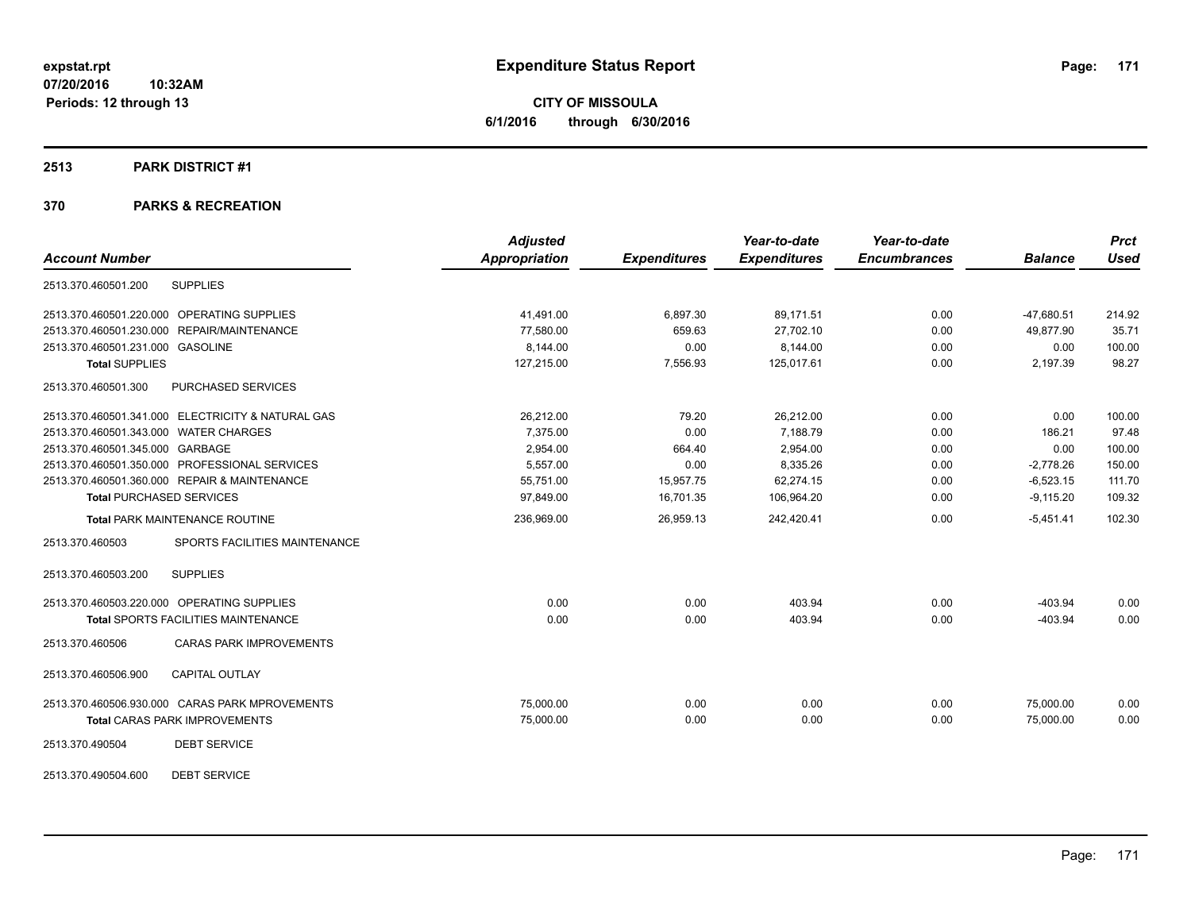# Expenditure Status Report

expstat.rpt
07/20/2016 10:32AM
Periods: 12 through 13

**CITY OF MISSOULA**
**6/1/2016 through 6/30/2016**

## 2513 PARK DISTRICT #1

## 370 PARKS & RECREATION

| Account Number | | Adjusted Appropriation | Expenditures | Year-to-date Expenditures | Year-to-date Encumbrances | Balance | Prct Used |
|---|---|---|---|---|---|---|---|
| 2513.370.460501.200 | SUPPLIES | | | | | | |
| 2513.370.460501.220.000 | OPERATING SUPPLIES | 41,491.00 | 6,897.30 | 89,171.51 | 0.00 | -47,680.51 | 214.92 |
| 2513.370.460501.230.000 | REPAIR/MAINTENANCE | 77,580.00 | 659.63 | 27,702.10 | 0.00 | 49,877.90 | 35.71 |
| 2513.370.460501.231.000 | GASOLINE | 8,144.00 | 0.00 | 8,144.00 | 0.00 | 0.00 | 100.00 |
| **Total** SUPPLIES | | 127,215.00 | 7,556.93 | 125,017.61 | 0.00 | 2,197.39 | 98.27 |
| 2513.370.460501.300 | PURCHASED SERVICES | | | | | | |
| 2513.370.460501.341.000 | ELECTRICITY & NATURAL GAS | 26,212.00 | 79.20 | 26,212.00 | 0.00 | 0.00 | 100.00 |
| 2513.370.460501.343.000 | WATER CHARGES | 7,375.00 | 0.00 | 7,188.79 | 0.00 | 186.21 | 97.48 |
| 2513.370.460501.345.000 | GARBAGE | 2,954.00 | 664.40 | 2,954.00 | 0.00 | 0.00 | 100.00 |
| 2513.370.460501.350.000 | PROFESSIONAL SERVICES | 5,557.00 | 0.00 | 8,335.26 | 0.00 | -2,778.26 | 150.00 |
| 2513.370.460501.360.000 | REPAIR & MAINTENANCE | 55,751.00 | 15,957.75 | 62,274.15 | 0.00 | -6,523.15 | 111.70 |
| **Total** PURCHASED SERVICES | | 97,849.00 | 16,701.35 | 106,964.20 | 0.00 | -9,115.20 | 109.32 |
| **Total** PARK MAINTENANCE ROUTINE | | 236,969.00 | 26,959.13 | 242,420.41 | 0.00 | -5,451.41 | 102.30 |
| 2513.370.460503 | SPORTS FACILITIES MAINTENANCE | | | | | | |
| 2513.370.460503.200 | SUPPLIES | | | | | | |
| 2513.370.460503.220.000 | OPERATING SUPPLIES | 0.00 | 0.00 | 403.94 | 0.00 | -403.94 | 0.00 |
| **Total** SPORTS FACILITIES MAINTENANCE | | 0.00 | 0.00 | 403.94 | 0.00 | -403.94 | 0.00 |
| 2513.370.460506 | CARAS PARK IMPROVEMENTS | | | | | | |
| 2513.370.460506.900 | CAPITAL OUTLAY | | | | | | |
| 2513.370.460506.930.000 | CARAS PARK MPROVEMENTS | 75,000.00 | 0.00 | 0.00 | 0.00 | 75,000.00 | 0.00 |
| **Total** CARAS PARK IMPROVEMENTS | | 75,000.00 | 0.00 | 0.00 | 0.00 | 75,000.00 | 0.00 |
| 2513.370.490504 | DEBT SERVICE | | | | | | |
| 2513.370.490504.600 | DEBT SERVICE | | | | | | |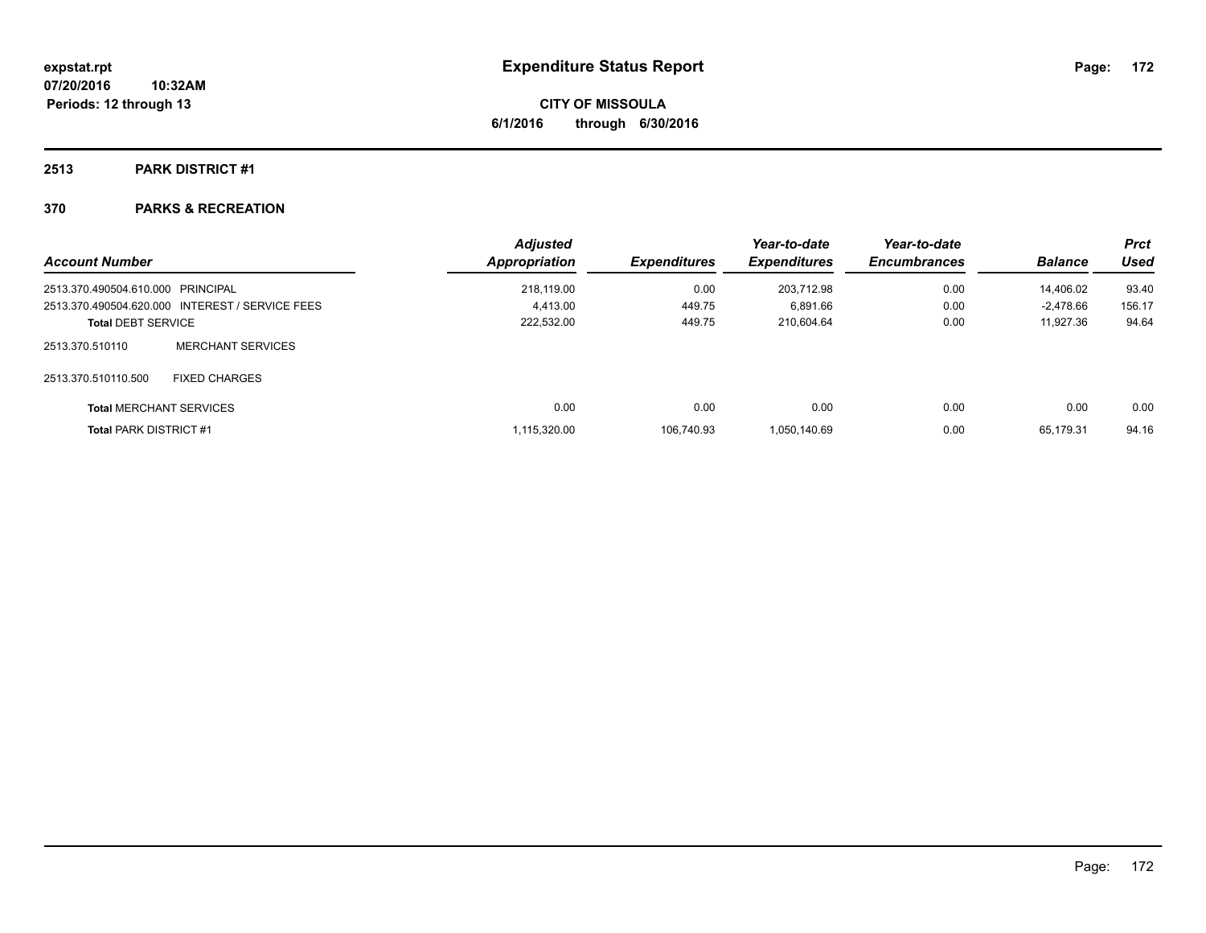# Expenditure Status Report

expstat.rpt
07/20/2016 10:32AM
Periods: 12 through 13

**CITY OF MISSOULA**
**6/1/2016 through 6/30/2016**

## 2513 PARK DISTRICT #1

### 370 PARKS & RECREATION

| Account Number | | Adjusted Appropriation | Expenditures | Year-to-date Expenditures | Year-to-date Encumbrances | Balance | Prct Used |
|---|---|---|---|---|---|---|---|
| 2513.370.490504.610.000 | PRINCIPAL | 218,119.00 | 0.00 | 203,712.98 | 0.00 | 14,406.02 | 93.40 |
| 2513.370.490504.620.000 | INTEREST / SERVICE FEES | 4,413.00 | 449.75 | 6,891.66 | 0.00 | -2,478.66 | 156.17 |
| **Total** DEBT SERVICE | | 222,532.00 | 449.75 | 210,604.64 | 0.00 | 11,927.36 | 94.64 |
| 2513.370.510110 | MERCHANT SERVICES | | | | | | |
| 2513.370.510110.500 | FIXED CHARGES | | | | | | |
| **Total** MERCHANT SERVICES | | 0.00 | 0.00 | 0.00 | 0.00 | 0.00 | 0.00 |
| **Total** PARK DISTRICT #1 | | 1,115,320.00 | 106,740.93 | 1,050,140.69 | 0.00 | 65,179.31 | 94.16 |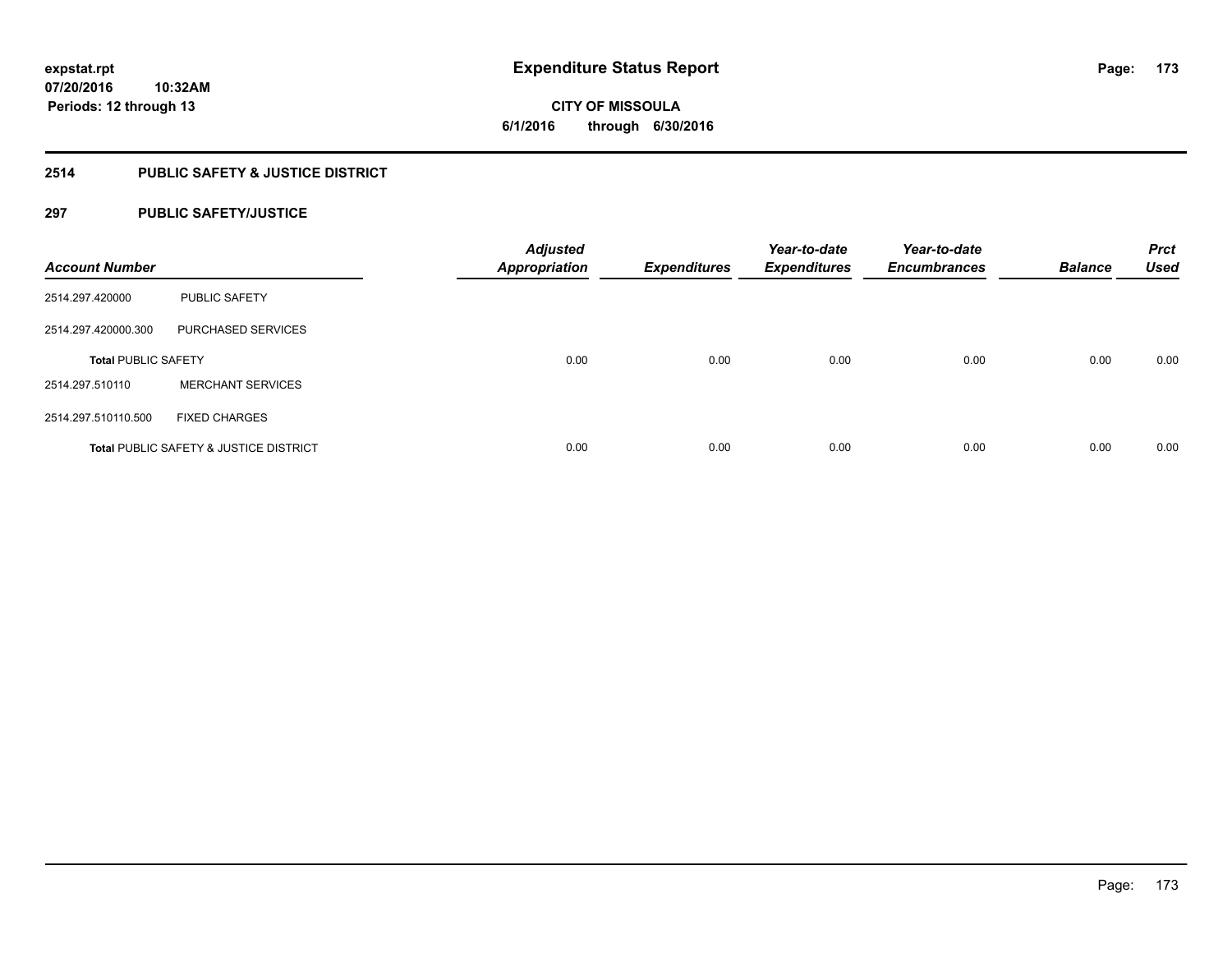**expstat.rpt**
**07/20/2016 10:32AM**
**Periods: 12 through 13**

# Expenditure Status Report

**CITY OF MISSOULA**
**6/1/2016 through 6/30/2016**

## 2514 PUBLIC SAFETY & JUSTICE DISTRICT

### 297 PUBLIC SAFETY/JUSTICE

| Account Number | | Adjusted Appropriation | Expenditures | Year-to-date Expenditures | Year-to-date Encumbrances | Balance | Prct Used |
|---|---|---|---|---|---|---|---|
| 2514.297.420000 | PUBLIC SAFETY | | | | | | |
| 2514.297.420000.300 | PURCHASED SERVICES | | | | | | |
| **Total** PUBLIC SAFETY | | 0.00 | 0.00 | 0.00 | 0.00 | 0.00 | 0.00 |
| 2514.297.510110 | MERCHANT SERVICES | | | | | | |
| 2514.297.510110.500 | FIXED CHARGES | | | | | | |
| **Total** PUBLIC SAFETY & JUSTICE DISTRICT | | 0.00 | 0.00 | 0.00 | 0.00 | 0.00 | 0.00 |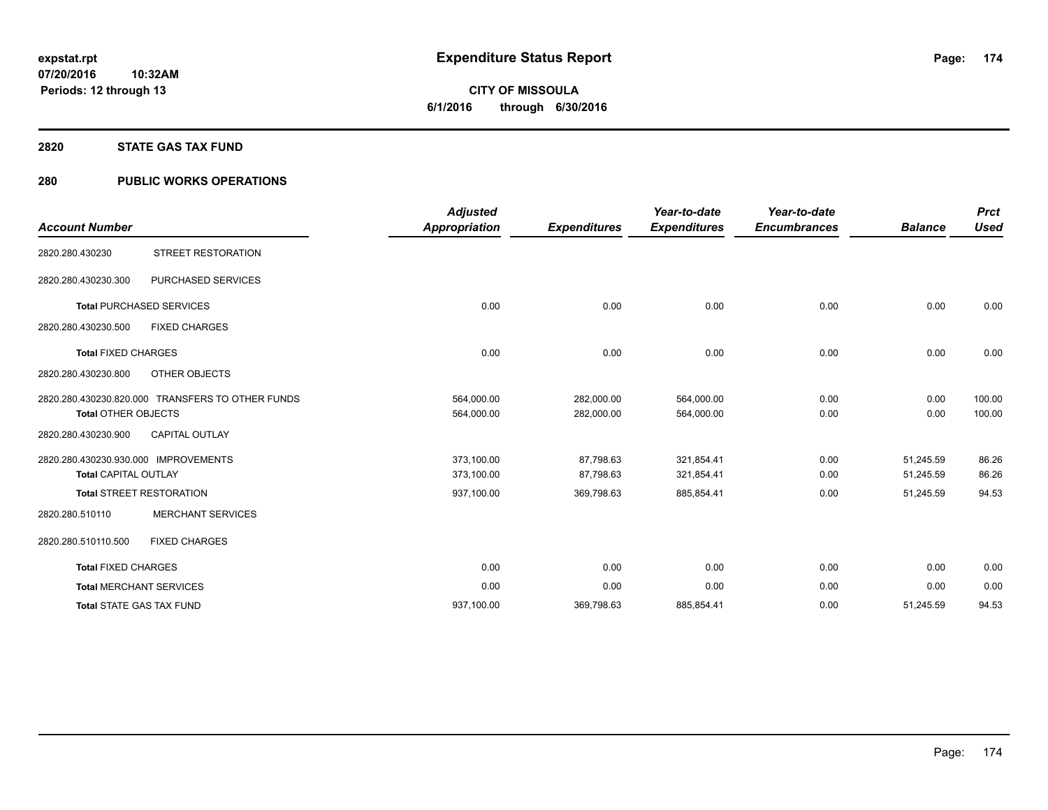**expstat.rpt**
**07/20/2016 10:32AM**
**Periods: 12 through 13**

# Expenditure Status Report

**CITY OF MISSOULA**
**6/1/2016 through 6/30/2016**

## 2820 STATE GAS TAX FUND

## 280 PUBLIC WORKS OPERATIONS

| Account Number | | Adjusted Appropriation | Expenditures | Year-to-date Expenditures | Year-to-date Encumbrances | Balance | Prct Used |
|---|---|---|---|---|---|---|---|
| 2820.280.430230 | STREET RESTORATION | | | | | | |
| 2820.280.430230.300 | PURCHASED SERVICES | | | | | | |
| Total PURCHASED SERVICES | | 0.00 | 0.00 | 0.00 | 0.00 | 0.00 | 0.00 |
| 2820.280.430230.500 | FIXED CHARGES | | | | | | |
| Total FIXED CHARGES | | 0.00 | 0.00 | 0.00 | 0.00 | 0.00 | 0.00 |
| 2820.280.430230.800 | OTHER OBJECTS | | | | | | |
| 2820.280.430230.820.000 | TRANSFERS TO OTHER FUNDS | 564,000.00 | 282,000.00 | 564,000.00 | 0.00 | 0.00 | 100.00 |
| Total OTHER OBJECTS | | 564,000.00 | 282,000.00 | 564,000.00 | 0.00 | 0.00 | 100.00 |
| 2820.280.430230.900 | CAPITAL OUTLAY | | | | | | |
| 2820.280.430230.930.000 | IMPROVEMENTS | 373,100.00 | 87,798.63 | 321,854.41 | 0.00 | 51,245.59 | 86.26 |
| Total CAPITAL OUTLAY | | 373,100.00 | 87,798.63 | 321,854.41 | 0.00 | 51,245.59 | 86.26 |
| Total STREET RESTORATION | | 937,100.00 | 369,798.63 | 885,854.41 | 0.00 | 51,245.59 | 94.53 |
| 2820.280.510110 | MERCHANT SERVICES | | | | | | |
| 2820.280.510110.500 | FIXED CHARGES | | | | | | |
| Total FIXED CHARGES | | 0.00 | 0.00 | 0.00 | 0.00 | 0.00 | 0.00 |
| Total MERCHANT SERVICES | | 0.00 | 0.00 | 0.00 | 0.00 | 0.00 | 0.00 |
| Total STATE GAS TAX FUND | | 937,100.00 | 369,798.63 | 885,854.41 | 0.00 | 51,245.59 | 94.53 |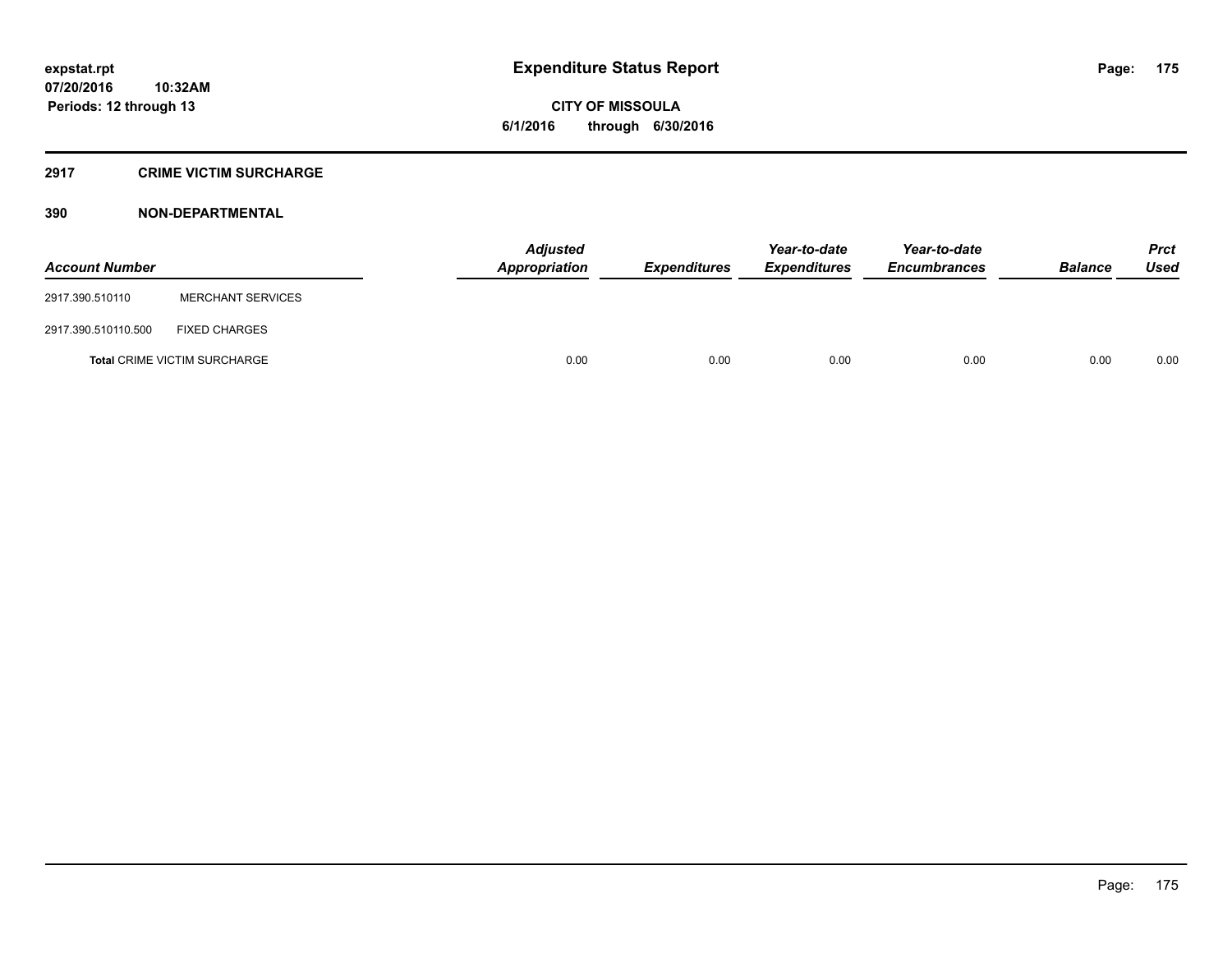**Expenditure Status Report**

**CITY OF MISSOULA**

**6/1/2016 through 6/30/2016**

expstat.rpt
07/20/2016 10:32AM
Periods: 12 through 13

## 2917 CRIME VICTIM SURCHARGE

### 390 NON-DEPARTMENTAL

| Account Number | | Adjusted Appropriation | Expenditures | Year-to-date Expenditures | Year-to-date Encumbrances | Balance | Prct Used |
|---|---|---|---|---|---|---|---|
| 2917.390.510110 | MERCHANT SERVICES | | | | | | |
| 2917.390.510110.500 | FIXED CHARGES | | | | | | |
| **Total** CRIME VICTIM SURCHARGE | | 0.00 | 0.00 | 0.00 | 0.00 | 0.00 | 0.00 |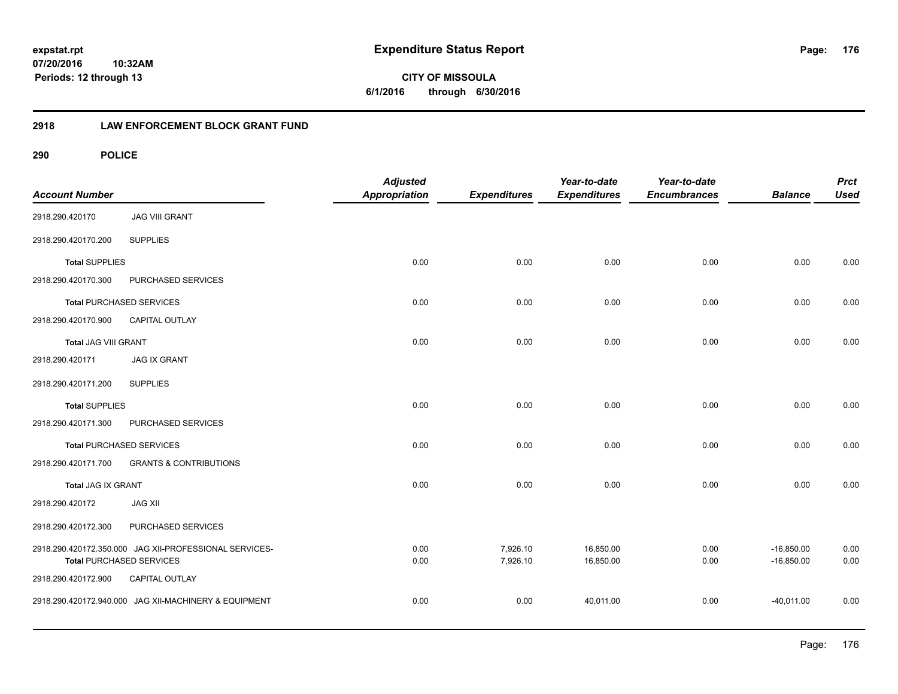# Expenditure Status Report

**CITY OF MISSOULA**

**6/1/2016 through 6/30/2016**

expstat.rpt
07/20/2016 10:32AM
Periods: 12 through 13

## 2918 LAW ENFORCEMENT BLOCK GRANT FUND

### 290 POLICE

| Account Number | | Adjusted Appropriation | Expenditures | Year-to-date Expenditures | Year-to-date Encumbrances | Balance | Prct Used |
|---|---|---|---|---|---|---|---|
| 2918.290.420170 | JAG VIII GRANT | | | | | | |
| 2918.290.420170.200 | SUPPLIES | | | | | | |
| **Total** SUPPLIES | | 0.00 | 0.00 | 0.00 | 0.00 | 0.00 | 0.00 |
| 2918.290.420170.300 | PURCHASED SERVICES | | | | | | |
| **Total** PURCHASED SERVICES | | 0.00 | 0.00 | 0.00 | 0.00 | 0.00 | 0.00 |
| 2918.290.420170.900 | CAPITAL OUTLAY | | | | | | |
| **Total** JAG VIII GRANT | | 0.00 | 0.00 | 0.00 | 0.00 | 0.00 | 0.00 |
| 2918.290.420171 | JAG IX GRANT | | | | | | |
| 2918.290.420171.200 | SUPPLIES | | | | | | |
| **Total** SUPPLIES | | 0.00 | 0.00 | 0.00 | 0.00 | 0.00 | 0.00 |
| 2918.290.420171.300 | PURCHASED SERVICES | | | | | | |
| **Total** PURCHASED SERVICES | | 0.00 | 0.00 | 0.00 | 0.00 | 0.00 | 0.00 |
| 2918.290.420171.700 | GRANTS & CONTRIBUTIONS | | | | | | |
| **Total** JAG IX GRANT | | 0.00 | 0.00 | 0.00 | 0.00 | 0.00 | 0.00 |
| 2918.290.420172 | JAG XII | | | | | | |
| 2918.290.420172.300 | PURCHASED SERVICES | | | | | | |
| 2918.290.420172.350.000 | JAG XII-PROFESSIONAL SERVICES- | 0.00 | 7,926.10 | 16,850.00 | 0.00 | -16,850.00 | 0.00 |
| **Total** PURCHASED SERVICES | | 0.00 | 7,926.10 | 16,850.00 | 0.00 | -16,850.00 | 0.00 |
| 2918.290.420172.900 | CAPITAL OUTLAY | | | | | | |
| 2918.290.420172.940.000 | JAG XII-MACHINERY & EQUIPMENT | 0.00 | 0.00 | 40,011.00 | 0.00 | -40,011.00 | 0.00 |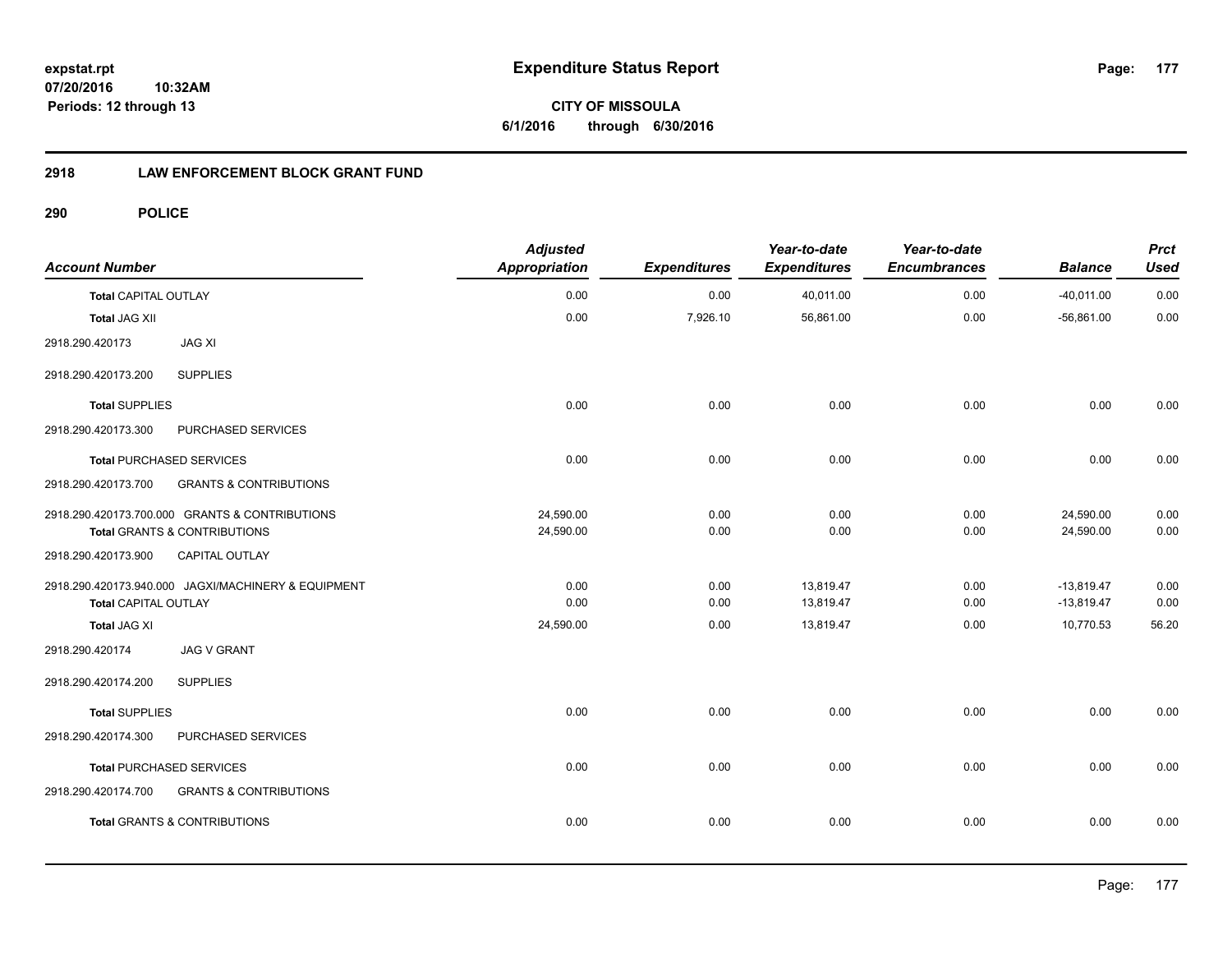# Expenditure Status Report

expstat.rpt
07/20/2016 10:32AM
Periods: 12 through 13

**CITY OF MISSOULA**
**6/1/2016 through 6/30/2016**

## 2918 LAW ENFORCEMENT BLOCK GRANT FUND

### 290 POLICE

| Account Number | | Adjusted Appropriation | Expenditures | Year-to-date Expenditures | Year-to-date Encumbrances | Balance | Prct Used |
|---|---|---|---|---|---|---|---|
| **Total** CAPITAL OUTLAY | | 0.00 | 0.00 | 40,011.00 | 0.00 | -40,011.00 | 0.00 |
| **Total** JAG XII | | 0.00 | 7,926.10 | 56,861.00 | 0.00 | -56,861.00 | 0.00 |
| 2918.290.420173 | JAG XI | | | | | | |
| 2918.290.420173.200 | SUPPLIES | | | | | | |
| **Total** SUPPLIES | | 0.00 | 0.00 | 0.00 | 0.00 | 0.00 | 0.00 |
| 2918.290.420173.300 | PURCHASED SERVICES | | | | | | |
| **Total** PURCHASED SERVICES | | 0.00 | 0.00 | 0.00 | 0.00 | 0.00 | 0.00 |
| 2918.290.420173.700 | GRANTS & CONTRIBUTIONS | | | | | | |
| 2918.290.420173.700.000 | GRANTS & CONTRIBUTIONS | 24,590.00 | 0.00 | 0.00 | 0.00 | 24,590.00 | 0.00 |
| **Total** GRANTS & CONTRIBUTIONS | | 24,590.00 | 0.00 | 0.00 | 0.00 | 24,590.00 | 0.00 |
| 2918.290.420173.900 | CAPITAL OUTLAY | | | | | | |
| 2918.290.420173.940.000 | JAGXI/MACHINERY & EQUIPMENT | 0.00 | 0.00 | 13,819.47 | 0.00 | -13,819.47 | 0.00 |
| **Total** CAPITAL OUTLAY | | 0.00 | 0.00 | 13,819.47 | 0.00 | -13,819.47 | 0.00 |
| **Total** JAG XI | | 24,590.00 | 0.00 | 13,819.47 | 0.00 | 10,770.53 | 56.20 |
| 2918.290.420174 | JAG V GRANT | | | | | | |
| 2918.290.420174.200 | SUPPLIES | | | | | | |
| **Total** SUPPLIES | | 0.00 | 0.00 | 0.00 | 0.00 | 0.00 | 0.00 |
| 2918.290.420174.300 | PURCHASED SERVICES | | | | | | |
| **Total** PURCHASED SERVICES | | 0.00 | 0.00 | 0.00 | 0.00 | 0.00 | 0.00 |
| 2918.290.420174.700 | GRANTS & CONTRIBUTIONS | | | | | | |
| **Total** GRANTS & CONTRIBUTIONS | | 0.00 | 0.00 | 0.00 | 0.00 | 0.00 | 0.00 |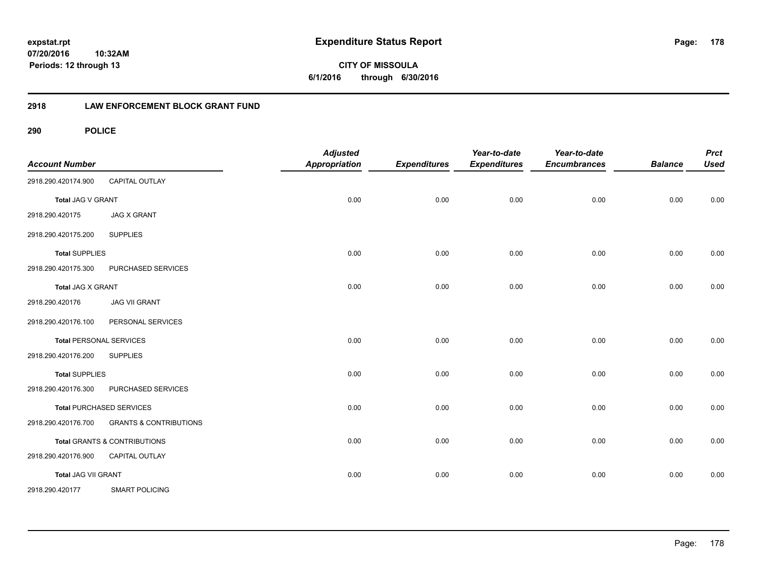# Expenditure Status Report

**CITY OF MISSOULA**

**6/1/2016 through 6/30/2016**

expstat.rpt
07/20/2016 10:32AM
Periods: 12 through 13

## 2918 LAW ENFORCEMENT BLOCK GRANT FUND

### 290 POLICE

| Account Number | | Adjusted Appropriation | Expenditures | Year-to-date Expenditures | Year-to-date Encumbrances | Balance | Prct Used |
|---|---|---|---|---|---|---|---|
| 2918.290.420174.900 | CAPITAL OUTLAY | | | | | | |
| **Total** JAG V GRANT | | 0.00 | 0.00 | 0.00 | 0.00 | 0.00 | 0.00 |
| 2918.290.420175 | JAG X GRANT | | | | | | |
| 2918.290.420175.200 | SUPPLIES | | | | | | |
| **Total** SUPPLIES | | 0.00 | 0.00 | 0.00 | 0.00 | 0.00 | 0.00 |
| 2918.290.420175.300 | PURCHASED SERVICES | | | | | | |
| **Total** JAG X GRANT | | 0.00 | 0.00 | 0.00 | 0.00 | 0.00 | 0.00 |
| 2918.290.420176 | JAG VII GRANT | | | | | | |
| 2918.290.420176.100 | PERSONAL SERVICES | | | | | | |
| **Total** PERSONAL SERVICES | | 0.00 | 0.00 | 0.00 | 0.00 | 0.00 | 0.00 |
| 2918.290.420176.200 | SUPPLIES | | | | | | |
| **Total** SUPPLIES | | 0.00 | 0.00 | 0.00 | 0.00 | 0.00 | 0.00 |
| 2918.290.420176.300 | PURCHASED SERVICES | | | | | | |
| **Total** PURCHASED SERVICES | | 0.00 | 0.00 | 0.00 | 0.00 | 0.00 | 0.00 |
| 2918.290.420176.700 | GRANTS & CONTRIBUTIONS | | | | | | |
| **Total** GRANTS & CONTRIBUTIONS | | 0.00 | 0.00 | 0.00 | 0.00 | 0.00 | 0.00 |
| 2918.290.420176.900 | CAPITAL OUTLAY | | | | | | |
| **Total** JAG VII GRANT | | 0.00 | 0.00 | 0.00 | 0.00 | 0.00 | 0.00 |
| 2918.290.420177 | SMART POLICING | | | | | | |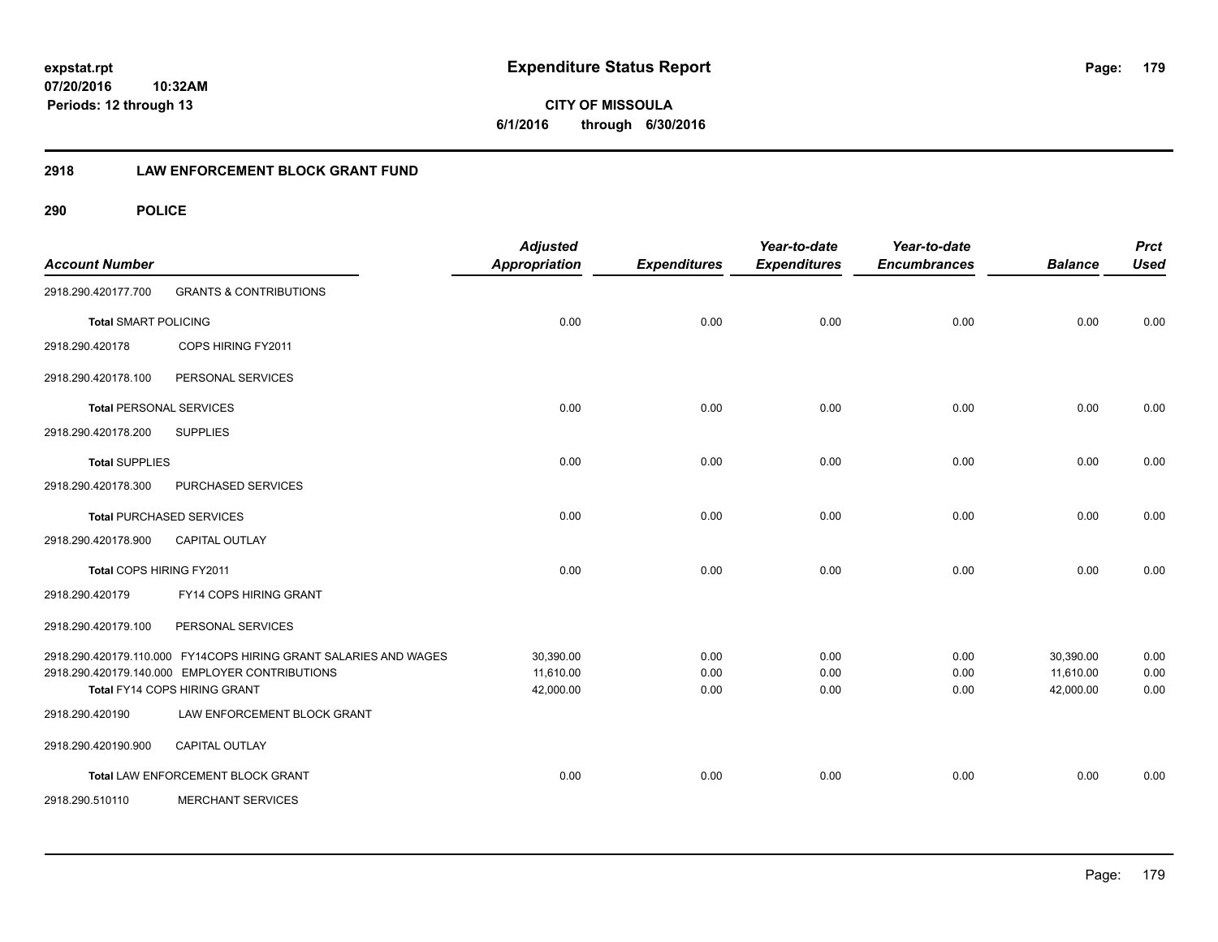**expstat.rpt**
**07/20/2016 10:32AM**
**Periods: 12 through 13**

# Expenditure Status Report

**CITY OF MISSOULA**
**6/1/2016 through 6/30/2016**

## 2918 LAW ENFORCEMENT BLOCK GRANT FUND

## 290 POLICE

| Account Number | | Adjusted Appropriation | Expenditures | Year-to-date Expenditures | Year-to-date Encumbrances | Balance | Prct Used |
|---|---|---|---|---|---|---|---|
| 2918.290.420177.700 | GRANTS & CONTRIBUTIONS | | | | | | |
| **Total** SMART POLICING | | 0.00 | 0.00 | 0.00 | 0.00 | 0.00 | 0.00 |
| 2918.290.420178 | COPS HIRING FY2011 | | | | | | |
| 2918.290.420178.100 | PERSONAL SERVICES | | | | | | |
| **Total** PERSONAL SERVICES | | 0.00 | 0.00 | 0.00 | 0.00 | 0.00 | 0.00 |
| 2918.290.420178.200 | SUPPLIES | | | | | | |
| **Total** SUPPLIES | | 0.00 | 0.00 | 0.00 | 0.00 | 0.00 | 0.00 |
| 2918.290.420178.300 | PURCHASED SERVICES | | | | | | |
| **Total** PURCHASED SERVICES | | 0.00 | 0.00 | 0.00 | 0.00 | 0.00 | 0.00 |
| 2918.290.420178.900 | CAPITAL OUTLAY | | | | | | |
| **Total** COPS HIRING FY2011 | | 0.00 | 0.00 | 0.00 | 0.00 | 0.00 | 0.00 |
| 2918.290.420179 | FY14 COPS HIRING GRANT | | | | | | |
| 2918.290.420179.100 | PERSONAL SERVICES | | | | | | |
| 2918.290.420179.110.000 | FY14COPS HIRING GRANT SALARIES AND WAGES | 30,390.00 | 0.00 | 0.00 | 0.00 | 30,390.00 | 0.00 |
| 2918.290.420179.140.000 | EMPLOYER CONTRIBUTIONS | 11,610.00 | 0.00 | 0.00 | 0.00 | 11,610.00 | 0.00 |
| **Total** FY14 COPS HIRING GRANT | | 42,000.00 | 0.00 | 0.00 | 0.00 | 42,000.00 | 0.00 |
| 2918.290.420190 | LAW ENFORCEMENT BLOCK GRANT | | | | | | |
| 2918.290.420190.900 | CAPITAL OUTLAY | | | | | | |
| **Total** LAW ENFORCEMENT BLOCK GRANT | | 0.00 | 0.00 | 0.00 | 0.00 | 0.00 | 0.00 |
| 2918.290.510110 | MERCHANT SERVICES | | | | | | |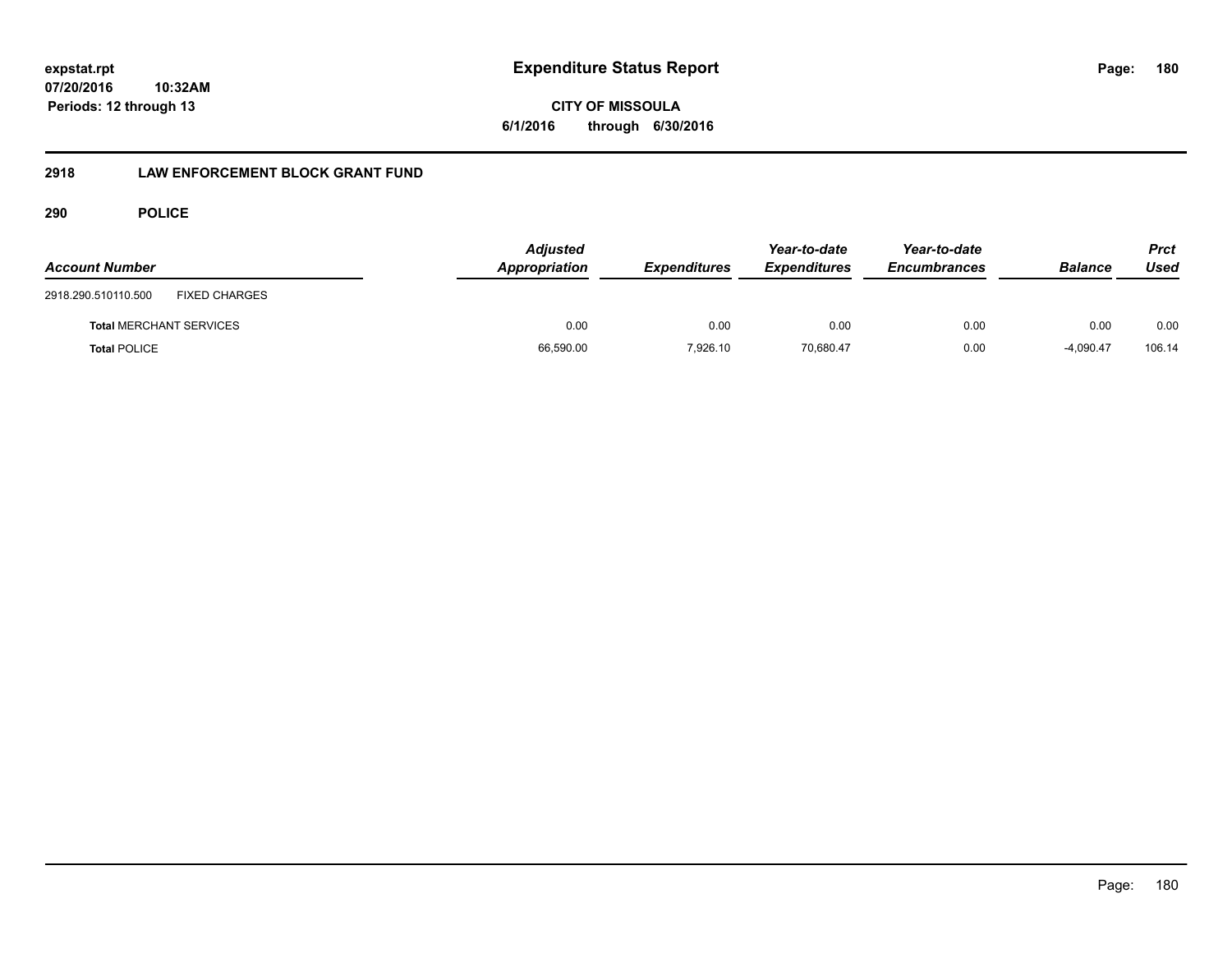**CITY OF MISSOULA**

**6/1/2016 through 6/30/2016**

## 2918 LAW ENFORCEMENT BLOCK GRANT FUND

### 290 POLICE

| Account Number | | Adjusted Appropriation | Expenditures | Year-to-date Expenditures | Year-to-date Encumbrances | Balance | Prct Used |
|---|---|---|---|---|---|---|---|
| 2918.290.510110.500 | FIXED CHARGES | | | | | | |
| **Total** MERCHANT SERVICES | | 0.00 | 0.00 | 0.00 | 0.00 | 0.00 | 0.00 |
| **Total** POLICE | | 66,590.00 | 7,926.10 | 70,680.47 | 0.00 | -4,090.47 | 106.14 |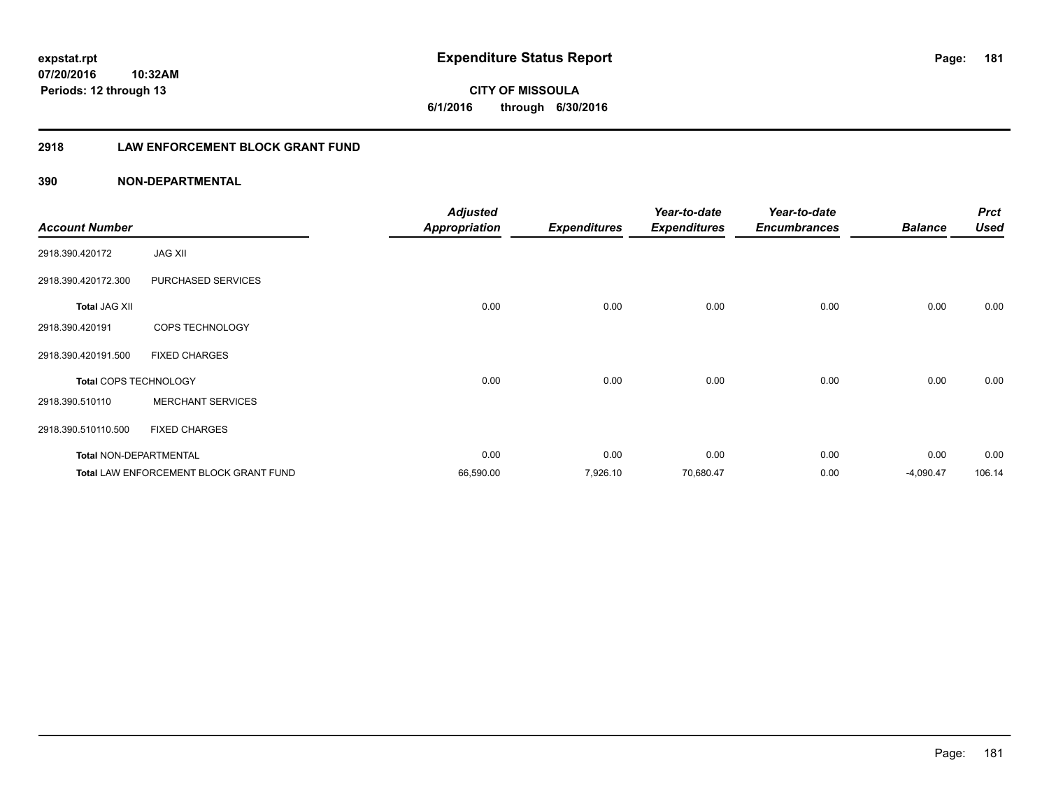**Expenditure Status Report**

**CITY OF MISSOULA**

**6/1/2016 through 6/30/2016**

expstat.rpt
07/20/2016 10:32AM
Periods: 12 through 13

## 2918 LAW ENFORCEMENT BLOCK GRANT FUND

### 390 NON-DEPARTMENTAL

| Account Number | | Adjusted Appropriation | Expenditures | Year-to-date Expenditures | Year-to-date Encumbrances | Balance | Prct Used |
|---|---|---|---|---|---|---|---|
| 2918.390.420172 | JAG XII | | | | | | |
| 2918.390.420172.300 | PURCHASED SERVICES | | | | | | |
| **Total** JAG XII | | 0.00 | 0.00 | 0.00 | 0.00 | 0.00 | 0.00 |
| 2918.390.420191 | COPS TECHNOLOGY | | | | | | |
| 2918.390.420191.500 | FIXED CHARGES | | | | | | |
| **Total** COPS TECHNOLOGY | | 0.00 | 0.00 | 0.00 | 0.00 | 0.00 | 0.00 |
| 2918.390.510110 | MERCHANT SERVICES | | | | | | |
| 2918.390.510110.500 | FIXED CHARGES | | | | | | |
| **Total** NON-DEPARTMENTAL | | 0.00 | 0.00 | 0.00 | 0.00 | 0.00 | 0.00 |
| **Total** LAW ENFORCEMENT BLOCK GRANT FUND | | 66,590.00 | 7,926.10 | 70,680.47 | 0.00 | -4,090.47 | 106.14 |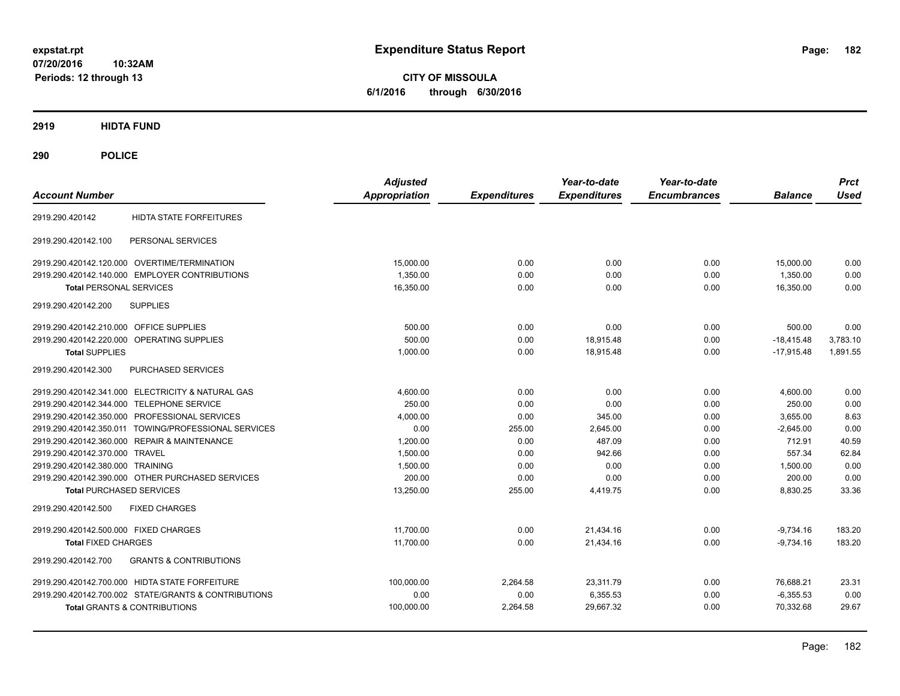**expstat.rpt**
**07/20/2016 10:32AM**
**Periods: 12 through 13**

# Expenditure Status Report

**CITY OF MISSOULA**
**6/1/2016 through 6/30/2016**

## 2919 HIDTA FUND

## 290 POLICE

| Account Number | | Adjusted Appropriation | Expenditures | Year-to-date Expenditures | Year-to-date Encumbrances | Balance | Prct Used |
|---|---|---|---|---|---|---|---|
| 2919.290.420142 | HIDTA STATE FORFEITURES | | | | | | |
| 2919.290.420142.100 | PERSONAL SERVICES | | | | | | |
| 2919.290.420142.120.000 | OVERTIME/TERMINATION | 15,000.00 | 0.00 | 0.00 | 0.00 | 15,000.00 | 0.00 |
| 2919.290.420142.140.000 | EMPLOYER CONTRIBUTIONS | 1,350.00 | 0.00 | 0.00 | 0.00 | 1,350.00 | 0.00 |
| **Total** PERSONAL SERVICES | | 16,350.00 | 0.00 | 0.00 | 0.00 | 16,350.00 | 0.00 |
| 2919.290.420142.200 | SUPPLIES | | | | | | |
| 2919.290.420142.210.000 | OFFICE SUPPLIES | 500.00 | 0.00 | 0.00 | 0.00 | 500.00 | 0.00 |
| 2919.290.420142.220.000 | OPERATING SUPPLIES | 500.00 | 0.00 | 18,915.48 | 0.00 | -18,415.48 | 3,783.10 |
| **Total** SUPPLIES | | 1,000.00 | 0.00 | 18,915.48 | 0.00 | -17,915.48 | 1,891.55 |
| 2919.290.420142.300 | PURCHASED SERVICES | | | | | | |
| 2919.290.420142.341.000 | ELECTRICITY & NATURAL GAS | 4,600.00 | 0.00 | 0.00 | 0.00 | 4,600.00 | 0.00 |
| 2919.290.420142.344.000 | TELEPHONE SERVICE | 250.00 | 0.00 | 0.00 | 0.00 | 250.00 | 0.00 |
| 2919.290.420142.350.000 | PROFESSIONAL SERVICES | 4,000.00 | 0.00 | 345.00 | 0.00 | 3,655.00 | 8.63 |
| 2919.290.420142.350.011 | TOWING/PROFESSIONAL SERVICES | 0.00 | 255.00 | 2,645.00 | 0.00 | -2,645.00 | 0.00 |
| 2919.290.420142.360.000 | REPAIR & MAINTENANCE | 1,200.00 | 0.00 | 487.09 | 0.00 | 712.91 | 40.59 |
| 2919.290.420142.370.000 | TRAVEL | 1,500.00 | 0.00 | 942.66 | 0.00 | 557.34 | 62.84 |
| 2919.290.420142.380.000 | TRAINING | 1,500.00 | 0.00 | 0.00 | 0.00 | 1,500.00 | 0.00 |
| 2919.290.420142.390.000 | OTHER PURCHASED SERVICES | 200.00 | 0.00 | 0.00 | 0.00 | 200.00 | 0.00 |
| **Total** PURCHASED SERVICES | | 13,250.00 | 255.00 | 4,419.75 | 0.00 | 8,830.25 | 33.36 |
| 2919.290.420142.500 | FIXED CHARGES | | | | | | |
| 2919.290.420142.500.000 | FIXED CHARGES | 11,700.00 | 0.00 | 21,434.16 | 0.00 | -9,734.16 | 183.20 |
| **Total** FIXED CHARGES | | 11,700.00 | 0.00 | 21,434.16 | 0.00 | -9,734.16 | 183.20 |
| 2919.290.420142.700 | GRANTS & CONTRIBUTIONS | | | | | | |
| 2919.290.420142.700.000 | HIDTA STATE FORFEITURE | 100,000.00 | 2,264.58 | 23,311.79 | 0.00 | 76,688.21 | 23.31 |
| 2919.290.420142.700.002 | STATE/GRANTS & CONTRIBUTIONS | 0.00 | 0.00 | 6,355.53 | 0.00 | -6,355.53 | 0.00 |
| **Total** GRANTS & CONTRIBUTIONS | | 100,000.00 | 2,264.58 | 29,667.32 | 0.00 | 70,332.68 | 29.67 |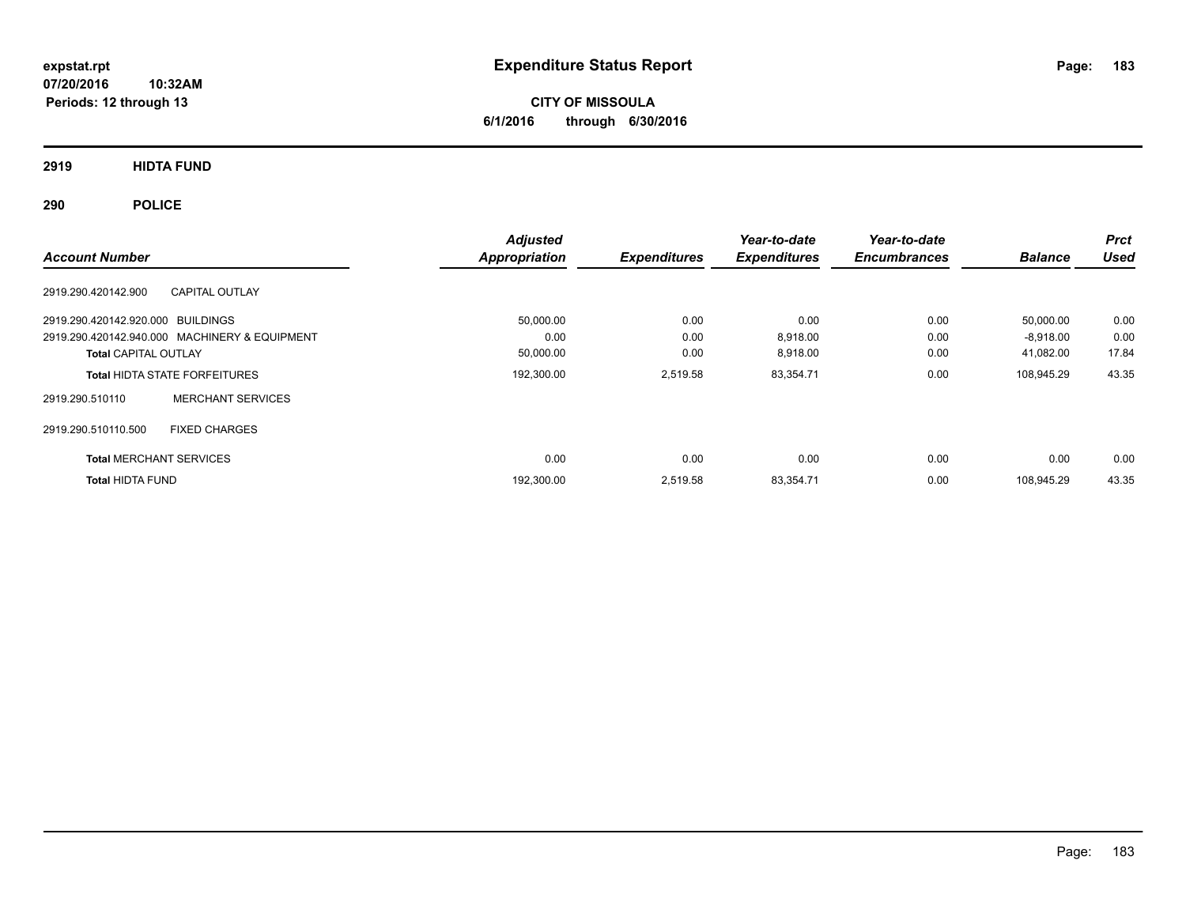# Expenditure Status Report

expstat.rpt
07/20/2016 10:32AM
Periods: 12 through 13

**CITY OF MISSOULA**
**6/1/2016 through 6/30/2016**

## 2919 HIDTA FUND

## 290 POLICE

| Account Number | | Adjusted Appropriation | Expenditures | Year-to-date Expenditures | Year-to-date Encumbrances | Balance | Prct Used |
|---|---|---|---|---|---|---|---|
| 2919.290.420142.900 | CAPITAL OUTLAY | | | | | | |
| 2919.290.420142.920.000 | BUILDINGS | 50,000.00 | 0.00 | 0.00 | 0.00 | 50,000.00 | 0.00 |
| 2919.290.420142.940.000 | MACHINERY & EQUIPMENT | 0.00 | 0.00 | 8,918.00 | 0.00 | -8,918.00 | 0.00 |
| **Total** CAPITAL OUTLAY | | 50,000.00 | 0.00 | 8,918.00 | 0.00 | 41,082.00 | 17.84 |
| **Total** HIDTA STATE FORFEITURES | | 192,300.00 | 2,519.58 | 83,354.71 | 0.00 | 108,945.29 | 43.35 |
| 2919.290.510110 | MERCHANT SERVICES | | | | | | |
| 2919.290.510110.500 | FIXED CHARGES | | | | | | |
| **Total** MERCHANT SERVICES | | 0.00 | 0.00 | 0.00 | 0.00 | 0.00 | 0.00 |
| **Total** HIDTA FUND | | 192,300.00 | 2,519.58 | 83,354.71 | 0.00 | 108,945.29 | 43.35 |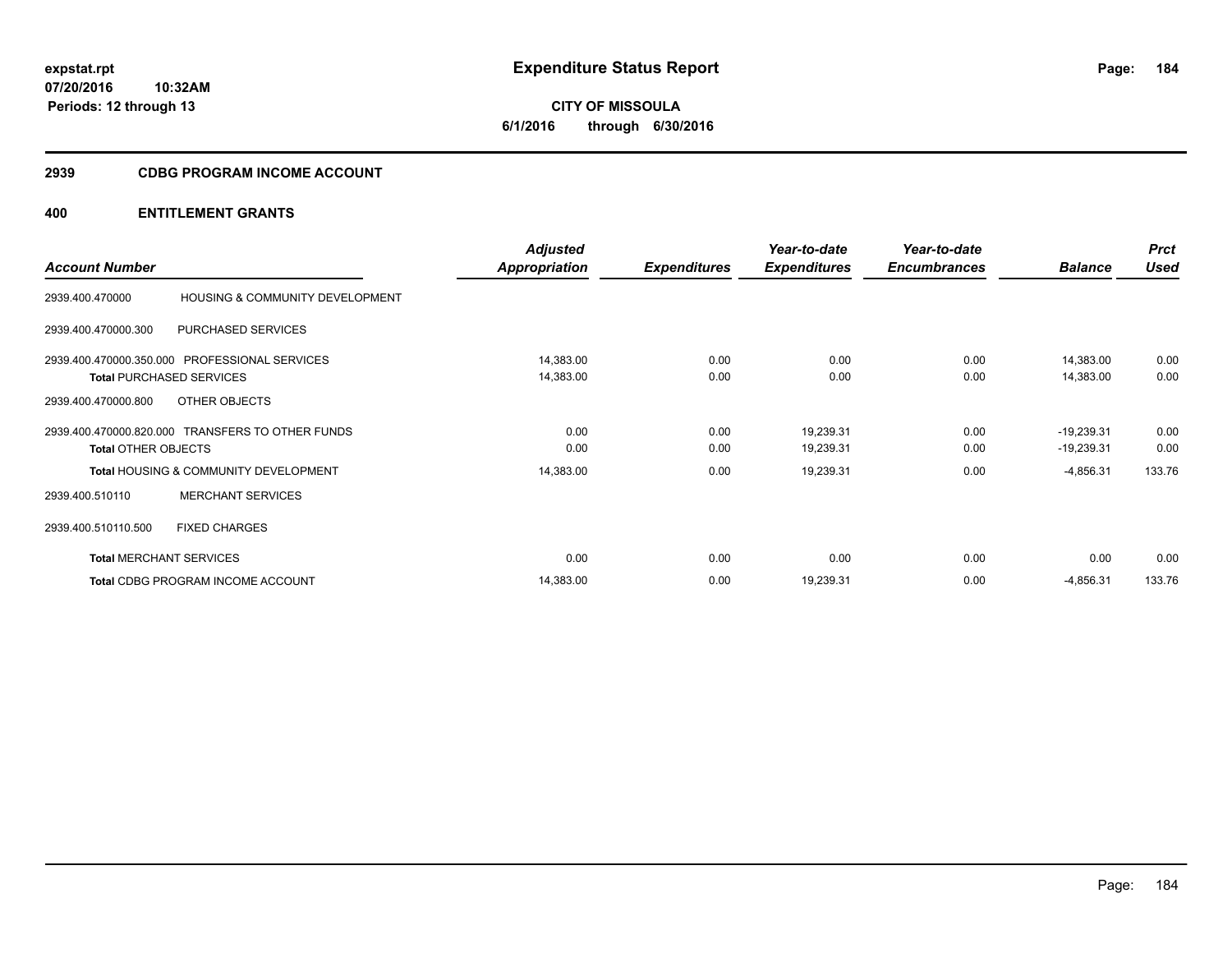**expstat.rpt**
**07/20/2016 10:32AM**
**Periods: 12 through 13**

# Expenditure Status Report

**CITY OF MISSOULA**
**6/1/2016 through 6/30/2016**

## 2939 CDBG PROGRAM INCOME ACCOUNT

### 400 ENTITLEMENT GRANTS

| Account Number | | Adjusted Appropriation | Expenditures | Year-to-date Expenditures | Year-to-date Encumbrances | Balance | Prct Used |
|---|---|---|---|---|---|---|---|
| 2939.400.470000 | HOUSING & COMMUNITY DEVELOPMENT | | | | | | |
| 2939.400.470000.300 | PURCHASED SERVICES | | | | | | |
| 2939.400.470000.350.000 | PROFESSIONAL SERVICES | 14,383.00 | 0.00 | 0.00 | 0.00 | 14,383.00 | 0.00 |
| **Total** PURCHASED SERVICES | | 14,383.00 | 0.00 | 0.00 | 0.00 | 14,383.00 | 0.00 |
| 2939.400.470000.800 | OTHER OBJECTS | | | | | | |
| 2939.400.470000.820.000 | TRANSFERS TO OTHER FUNDS | 0.00 | 0.00 | 19,239.31 | 0.00 | -19,239.31 | 0.00 |
| **Total** OTHER OBJECTS | | 0.00 | 0.00 | 19,239.31 | 0.00 | -19,239.31 | 0.00 |
| **Total** HOUSING & COMMUNITY DEVELOPMENT | | 14,383.00 | 0.00 | 19,239.31 | 0.00 | -4,856.31 | 133.76 |
| 2939.400.510110 | MERCHANT SERVICES | | | | | | |
| 2939.400.510110.500 | FIXED CHARGES | | | | | | |
| **Total** MERCHANT SERVICES | | 0.00 | 0.00 | 0.00 | 0.00 | 0.00 | 0.00 |
| **Total** CDBG PROGRAM INCOME ACCOUNT | | 14,383.00 | 0.00 | 19,239.31 | 0.00 | -4,856.31 | 133.76 |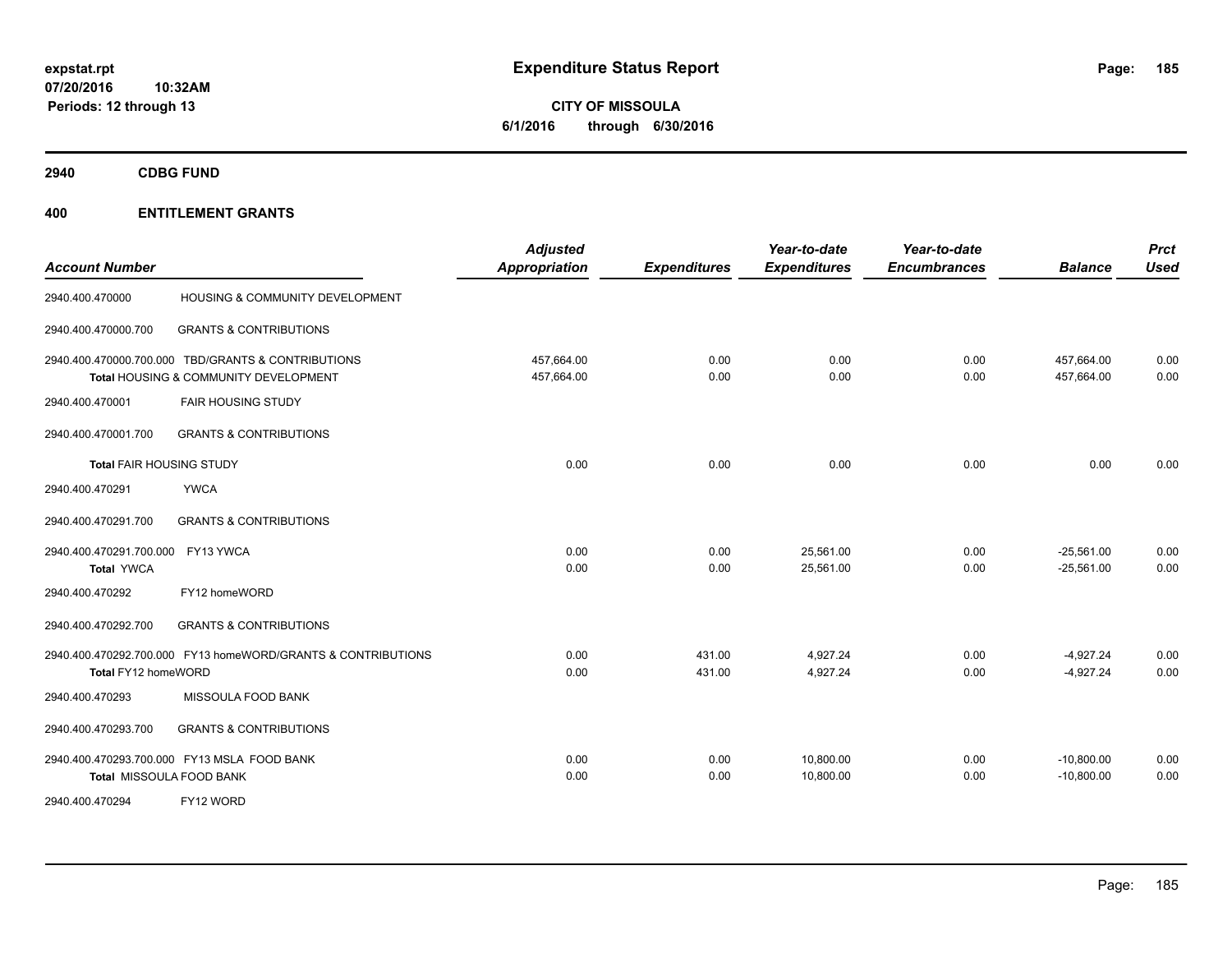expstat.rpt
07/20/2016 10:32AM
Periods: 12 through 13

# Expenditure Status Report

**CITY OF MISSOULA**
**6/1/2016 through 6/30/2016**

## 2940 CDBG FUND

## 400 ENTITLEMENT GRANTS

| Account Number | | Adjusted Appropriation | Expenditures | Year-to-date Expenditures | Year-to-date Encumbrances | Balance | Prct Used |
|---|---|---|---|---|---|---|---|
| 2940.400.470000 | HOUSING & COMMUNITY DEVELOPMENT | | | | | | |
| 2940.400.470000.700 | GRANTS & CONTRIBUTIONS | | | | | | |
| 2940.400.470000.700.000 | TBD/GRANTS & CONTRIBUTIONS | 457,664.00 | 0.00 | 0.00 | 0.00 | 457,664.00 | 0.00 |
| **Total** HOUSING & COMMUNITY DEVELOPMENT | | 457,664.00 | 0.00 | 0.00 | 0.00 | 457,664.00 | 0.00 |
| 2940.400.470001 | FAIR HOUSING STUDY | | | | | | |
| 2940.400.470001.700 | GRANTS & CONTRIBUTIONS | | | | | | |
| **Total** FAIR HOUSING STUDY | | 0.00 | 0.00 | 0.00 | 0.00 | 0.00 | 0.00 |
| 2940.400.470291 | YWCA | | | | | | |
| 2940.400.470291.700 | GRANTS & CONTRIBUTIONS | | | | | | |
| 2940.400.470291.700.000 | FY13 YWCA | 0.00 | 0.00 | 25,561.00 | 0.00 | -25,561.00 | 0.00 |
| **Total** YWCA | | 0.00 | 0.00 | 25,561.00 | 0.00 | -25,561.00 | 0.00 |
| 2940.400.470292 | FY12 homeWORD | | | | | | |
| 2940.400.470292.700 | GRANTS & CONTRIBUTIONS | | | | | | |
| 2940.400.470292.700.000 | FY13 homeWORD/GRANTS & CONTRIBUTIONS | 0.00 | 431.00 | 4,927.24 | 0.00 | -4,927.24 | 0.00 |
| **Total** FY12 homeWORD | | 0.00 | 431.00 | 4,927.24 | 0.00 | -4,927.24 | 0.00 |
| 2940.400.470293 | MISSOULA FOOD BANK | | | | | | |
| 2940.400.470293.700 | GRANTS & CONTRIBUTIONS | | | | | | |
| 2940.400.470293.700.000 | FY13 MSLA FOOD BANK | 0.00 | 0.00 | 10,800.00 | 0.00 | -10,800.00 | 0.00 |
| **Total** MISSOULA FOOD BANK | | 0.00 | 0.00 | 10,800.00 | 0.00 | -10,800.00 | 0.00 |
| 2940.400.470294 | FY12 WORD | | | | | | |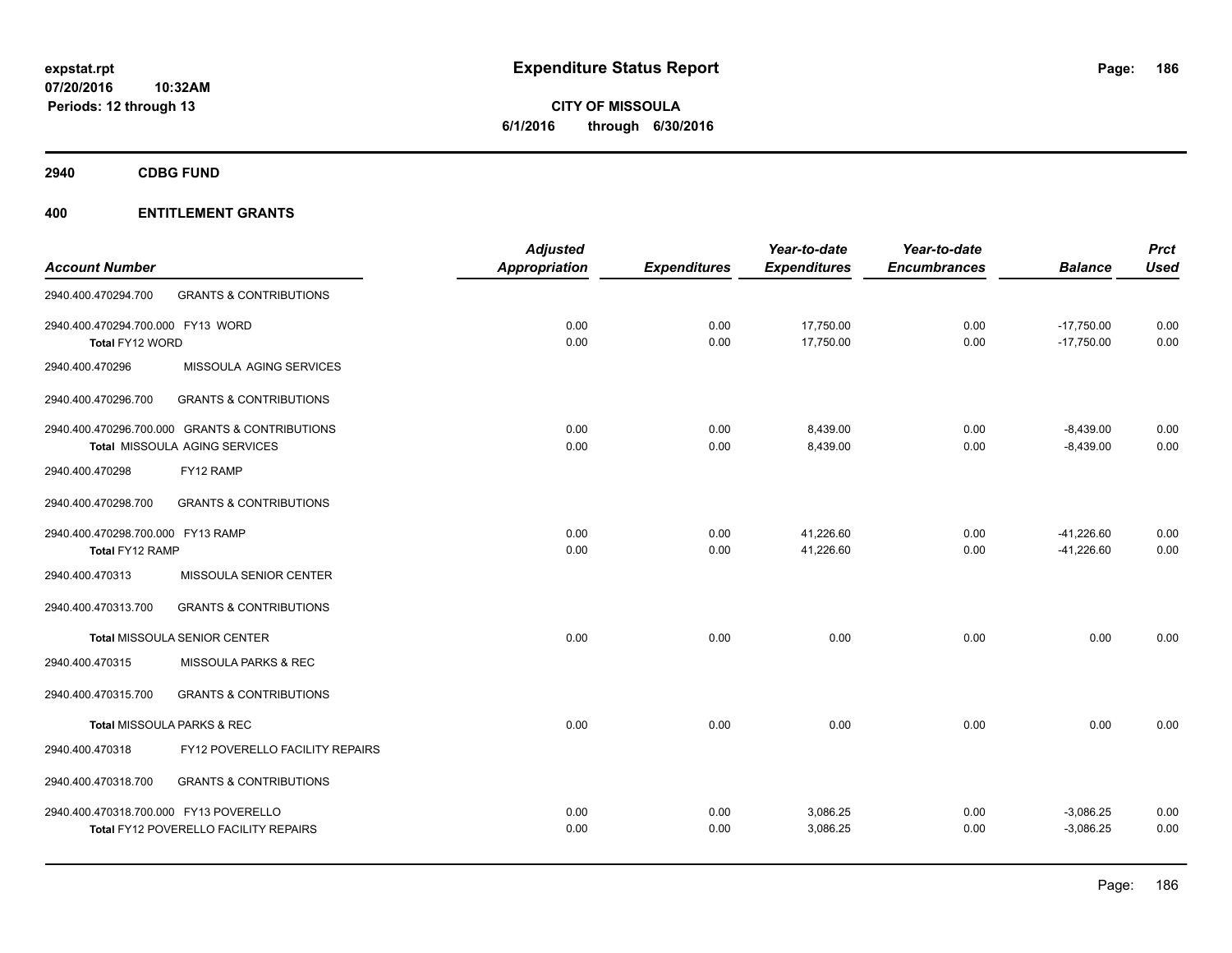**expstat.rpt**
**07/20/2016 10:32AM**
**Periods: 12 through 13**

# Expenditure Status Report

**CITY OF MISSOULA**
**6/1/2016 through 6/30/2016**

## 2940 CDBG FUND

## 400 ENTITLEMENT GRANTS

| Account Number | | Adjusted Appropriation | Expenditures | Year-to-date Expenditures | Year-to-date Encumbrances | Balance | Prct Used |
|---|---|---|---|---|---|---|---|
| 2940.400.470294.700 | GRANTS & CONTRIBUTIONS | | | | | | |
| 2940.400.470294.700.000 FY13 WORD | | 0.00 | 0.00 | 17,750.00 | 0.00 | -17,750.00 | 0.00 |
| **Total** FY12 WORD | | 0.00 | 0.00 | 17,750.00 | 0.00 | -17,750.00 | 0.00 |
| 2940.400.470296 | MISSOULA AGING SERVICES | | | | | | |
| 2940.400.470296.700 | GRANTS & CONTRIBUTIONS | | | | | | |
| 2940.400.470296.700.000 GRANTS & CONTRIBUTIONS | | 0.00 | 0.00 | 8,439.00 | 0.00 | -8,439.00 | 0.00 |
| **Total** MISSOULA AGING SERVICES | | 0.00 | 0.00 | 8,439.00 | 0.00 | -8,439.00 | 0.00 |
| 2940.400.470298 | FY12 RAMP | | | | | | |
| 2940.400.470298.700 | GRANTS & CONTRIBUTIONS | | | | | | |
| 2940.400.470298.700.000 FY13 RAMP | | 0.00 | 0.00 | 41,226.60 | 0.00 | -41,226.60 | 0.00 |
| **Total** FY12 RAMP | | 0.00 | 0.00 | 41,226.60 | 0.00 | -41,226.60 | 0.00 |
| 2940.400.470313 | MISSOULA SENIOR CENTER | | | | | | |
| 2940.400.470313.700 | GRANTS & CONTRIBUTIONS | | | | | | |
| **Total** MISSOULA SENIOR CENTER | | 0.00 | 0.00 | 0.00 | 0.00 | 0.00 | 0.00 |
| 2940.400.470315 | MISSOULA PARKS & REC | | | | | | |
| 2940.400.470315.700 | GRANTS & CONTRIBUTIONS | | | | | | |
| **Total** MISSOULA PARKS & REC | | 0.00 | 0.00 | 0.00 | 0.00 | 0.00 | 0.00 |
| 2940.400.470318 | FY12 POVERELLO FACILITY REPAIRS | | | | | | |
| 2940.400.470318.700 | GRANTS & CONTRIBUTIONS | | | | | | |
| 2940.400.470318.700.000 FY13 POVERELLO | | 0.00 | 0.00 | 3,086.25 | 0.00 | -3,086.25 | 0.00 |
| **Total** FY12 POVERELLO FACILITY REPAIRS | | 0.00 | 0.00 | 3,086.25 | 0.00 | -3,086.25 | 0.00 |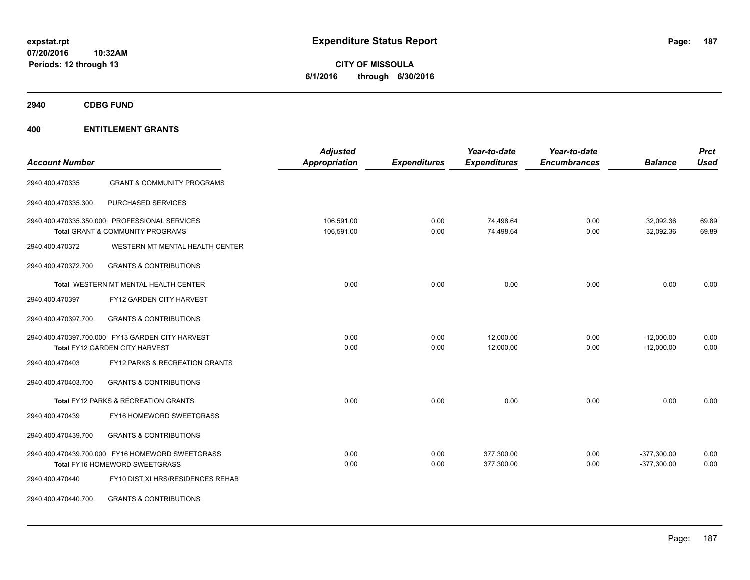**expstat.rpt**
**07/20/2016 10:32AM**
**Periods: 12 through 13**

# Expenditure Status Report

**CITY OF MISSOULA**
**6/1/2016 through 6/30/2016**

## 2940 CDBG FUND

## 400 ENTITLEMENT GRANTS

| Account Number | | Adjusted Appropriation | Expenditures | Year-to-date Expenditures | Year-to-date Encumbrances | Balance | Prct Used |
|---|---|---|---|---|---|---|---|
| 2940.400.470335 | GRANT & COMMUNITY PROGRAMS | | | | | | |
| 2940.400.470335.300 | PURCHASED SERVICES | | | | | | |
| 2940.400.470335.350.000 | PROFESSIONAL SERVICES | 106,591.00 | 0.00 | 74,498.64 | 0.00 | 32,092.36 | 69.89 |
| | **Total** GRANT & COMMUNITY PROGRAMS | 106,591.00 | 0.00 | 74,498.64 | 0.00 | 32,092.36 | 69.89 |
| 2940.400.470372 | WESTERN MT MENTAL HEALTH CENTER | | | | | | |
| 2940.400.470372.700 | GRANTS & CONTRIBUTIONS | | | | | | |
| | **Total** WESTERN MT MENTAL HEALTH CENTER | 0.00 | 0.00 | 0.00 | 0.00 | 0.00 | 0.00 |
| 2940.400.470397 | FY12 GARDEN CITY HARVEST | | | | | | |
| 2940.400.470397.700 | GRANTS & CONTRIBUTIONS | | | | | | |
| 2940.400.470397.700.000 | FY13 GARDEN CITY HARVEST | 0.00 | 0.00 | 12,000.00 | 0.00 | -12,000.00 | 0.00 |
| | **Total** FY12 GARDEN CITY HARVEST | 0.00 | 0.00 | 12,000.00 | 0.00 | -12,000.00 | 0.00 |
| 2940.400.470403 | FY12 PARKS & RECREATION GRANTS | | | | | | |
| 2940.400.470403.700 | GRANTS & CONTRIBUTIONS | | | | | | |
| | **Total** FY12 PARKS & RECREATION GRANTS | 0.00 | 0.00 | 0.00 | 0.00 | 0.00 | 0.00 |
| 2940.400.470439 | FY16 HOMEWORD SWEETGRASS | | | | | | |
| 2940.400.470439.700 | GRANTS & CONTRIBUTIONS | | | | | | |
| 2940.400.470439.700.000 | FY16 HOMEWORD SWEETGRASS | 0.00 | 0.00 | 377,300.00 | 0.00 | -377,300.00 | 0.00 |
| | **Total** FY16 HOMEWORD SWEETGRASS | 0.00 | 0.00 | 377,300.00 | 0.00 | -377,300.00 | 0.00 |
| 2940.400.470440 | FY10 DIST XI HRS/RESIDENCES REHAB | | | | | | |
| 2940.400.470440.700 | GRANTS & CONTRIBUTIONS | | | | | | |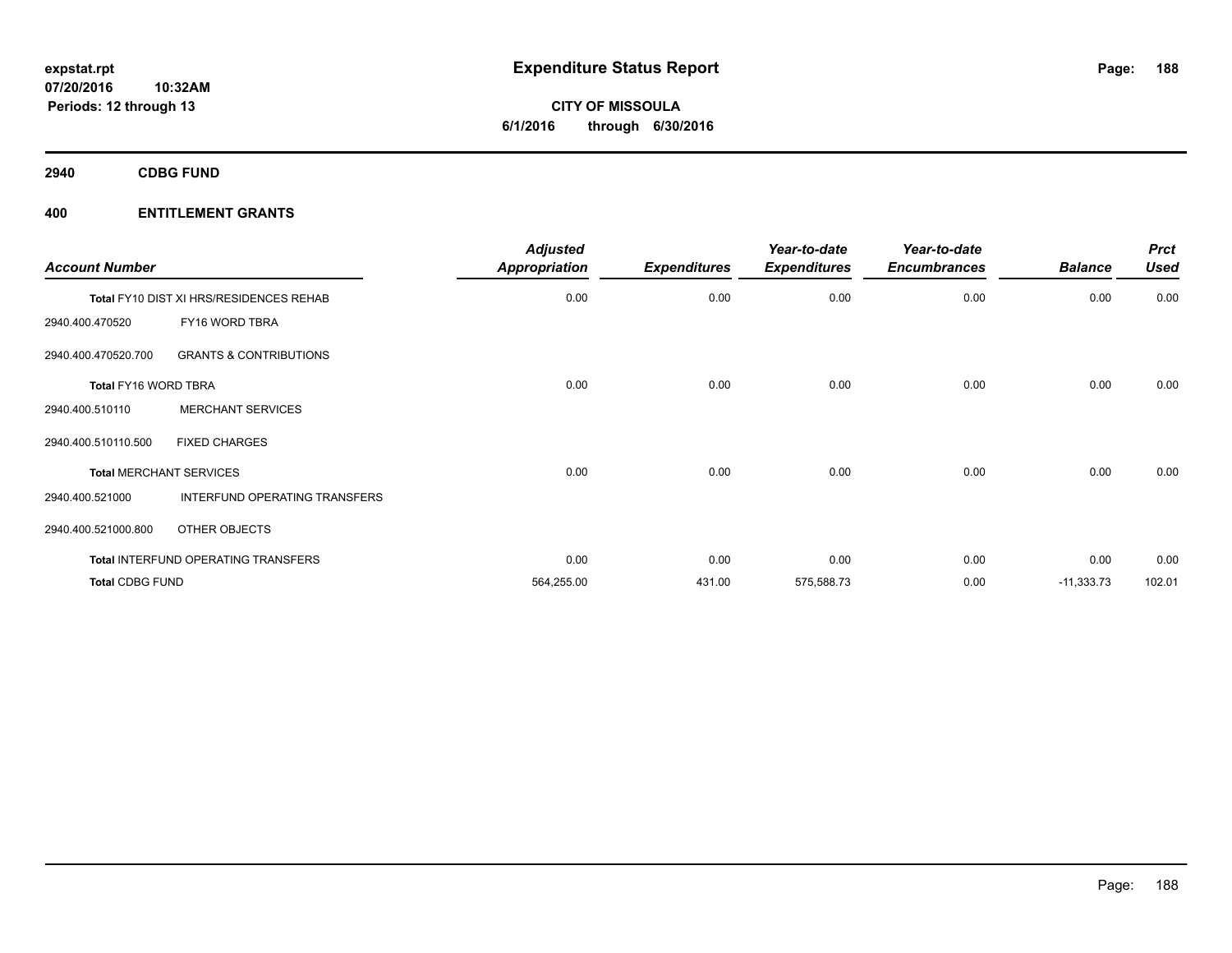expstat.rpt
07/20/2016 10:32AM
Periods: 12 through 13

# Expenditure Status Report

**CITY OF MISSOULA**
**6/1/2016 through 6/30/2016**

## 2940 CDBG FUND

## 400 ENTITLEMENT GRANTS

| Account Number | | Adjusted Appropriation | Expenditures | Year-to-date Expenditures | Year-to-date Encumbrances | Balance | Prct Used |
|---|---|---|---|---|---|---|---|
| **Total** FY10 DIST XI HRS/RESIDENCES REHAB | | 0.00 | 0.00 | 0.00 | 0.00 | 0.00 | 0.00 |
| 2940.400.470520 | FY16 WORD TBRA | | | | | | |
| 2940.400.470520.700 | GRANTS & CONTRIBUTIONS | | | | | | |
| **Total** FY16 WORD TBRA | | 0.00 | 0.00 | 0.00 | 0.00 | 0.00 | 0.00 |
| 2940.400.510110 | MERCHANT SERVICES | | | | | | |
| 2940.400.510110.500 | FIXED CHARGES | | | | | | |
| **Total** MERCHANT SERVICES | | 0.00 | 0.00 | 0.00 | 0.00 | 0.00 | 0.00 |
| 2940.400.521000 | INTERFUND OPERATING TRANSFERS | | | | | | |
| 2940.400.521000.800 | OTHER OBJECTS | | | | | | |
| **Total** INTERFUND OPERATING TRANSFERS | | 0.00 | 0.00 | 0.00 | 0.00 | 0.00 | 0.00 |
| **Total CDBG FUND** | | 564,255.00 | 431.00 | 575,588.73 | 0.00 | -11,333.73 | 102.01 |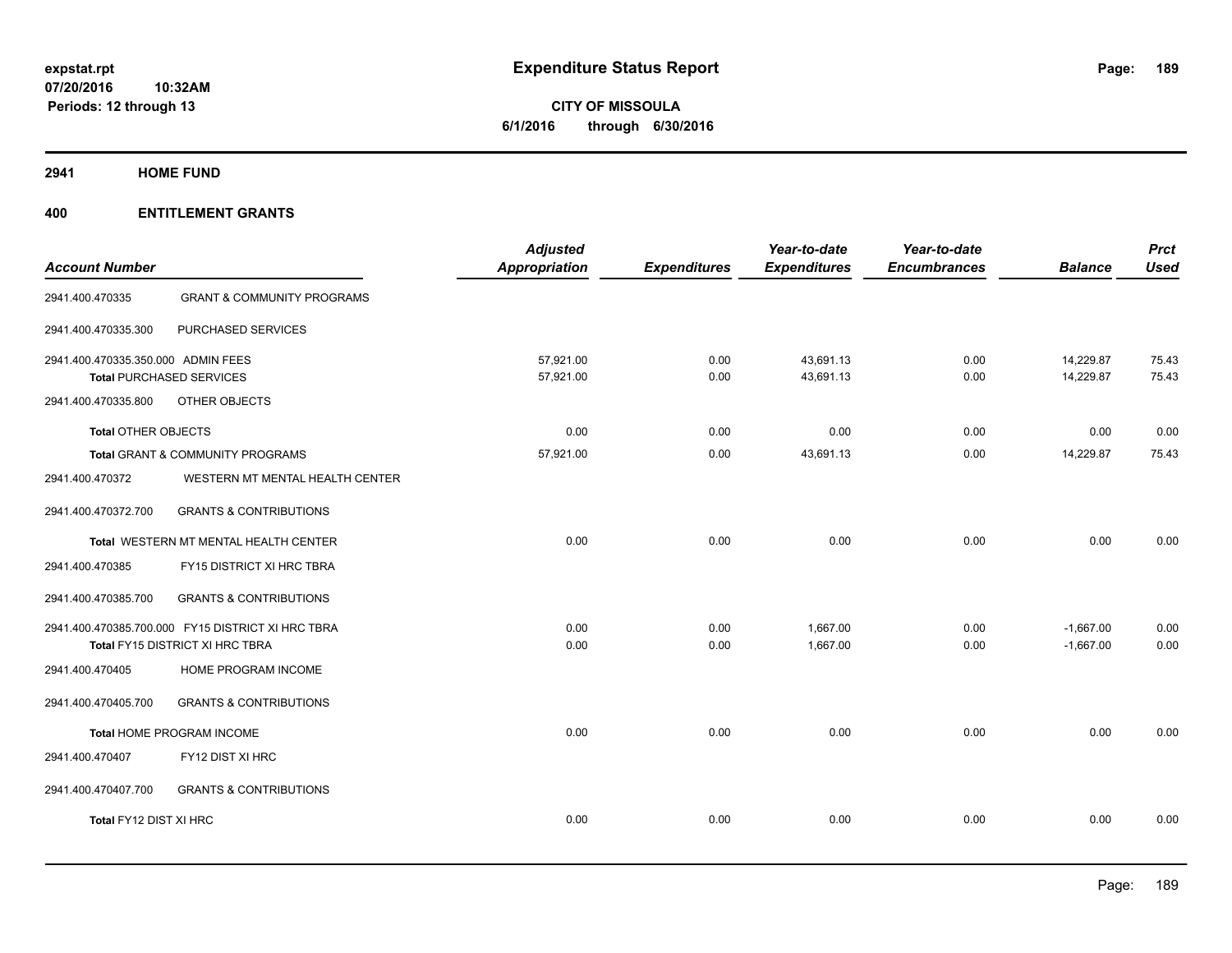# Expenditure Status Report

expstat.rpt
07/20/2016 10:32AM
Periods: 12 through 13

**CITY OF MISSOULA**
**6/1/2016 through 6/30/2016**

## 2941 HOME FUND

## 400 ENTITLEMENT GRANTS

| Account Number | | Adjusted Appropriation | Expenditures | Year-to-date Expenditures | Year-to-date Encumbrances | Balance | Prct Used |
|---|---|---|---|---|---|---|---|
| 2941.400.470335 | GRANT & COMMUNITY PROGRAMS | | | | | | |
| 2941.400.470335.300 | PURCHASED SERVICES | | | | | | |
| 2941.400.470335.350.000 | ADMIN FEES | 57,921.00 | 0.00 | 43,691.13 | 0.00 | 14,229.87 | 75.43 |
| Total PURCHASED SERVICES | | 57,921.00 | 0.00 | 43,691.13 | 0.00 | 14,229.87 | 75.43 |
| 2941.400.470335.800 | OTHER OBJECTS | | | | | | |
| Total OTHER OBJECTS | | 0.00 | 0.00 | 0.00 | 0.00 | 0.00 | 0.00 |
| Total GRANT & COMMUNITY PROGRAMS | | 57,921.00 | 0.00 | 43,691.13 | 0.00 | 14,229.87 | 75.43 |
| 2941.400.470372 | WESTERN MT MENTAL HEALTH CENTER | | | | | | |
| 2941.400.470372.700 | GRANTS & CONTRIBUTIONS | | | | | | |
| Total WESTERN MT MENTAL HEALTH CENTER | | 0.00 | 0.00 | 0.00 | 0.00 | 0.00 | 0.00 |
| 2941.400.470385 | FY15 DISTRICT XI HRC TBRA | | | | | | |
| 2941.400.470385.700 | GRANTS & CONTRIBUTIONS | | | | | | |
| 2941.400.470385.700.000 | FY15 DISTRICT XI HRC TBRA | 0.00 | 0.00 | 1,667.00 | 0.00 | -1,667.00 | 0.00 |
| Total FY15 DISTRICT XI HRC TBRA | | 0.00 | 0.00 | 1,667.00 | 0.00 | -1,667.00 | 0.00 |
| 2941.400.470405 | HOME PROGRAM INCOME | | | | | | |
| 2941.400.470405.700 | GRANTS & CONTRIBUTIONS | | | | | | |
| Total HOME PROGRAM INCOME | | 0.00 | 0.00 | 0.00 | 0.00 | 0.00 | 0.00 |
| 2941.400.470407 | FY12 DIST XI HRC | | | | | | |
| 2941.400.470407.700 | GRANTS & CONTRIBUTIONS | | | | | | |
| Total FY12 DIST XI HRC | | 0.00 | 0.00 | 0.00 | 0.00 | 0.00 | 0.00 |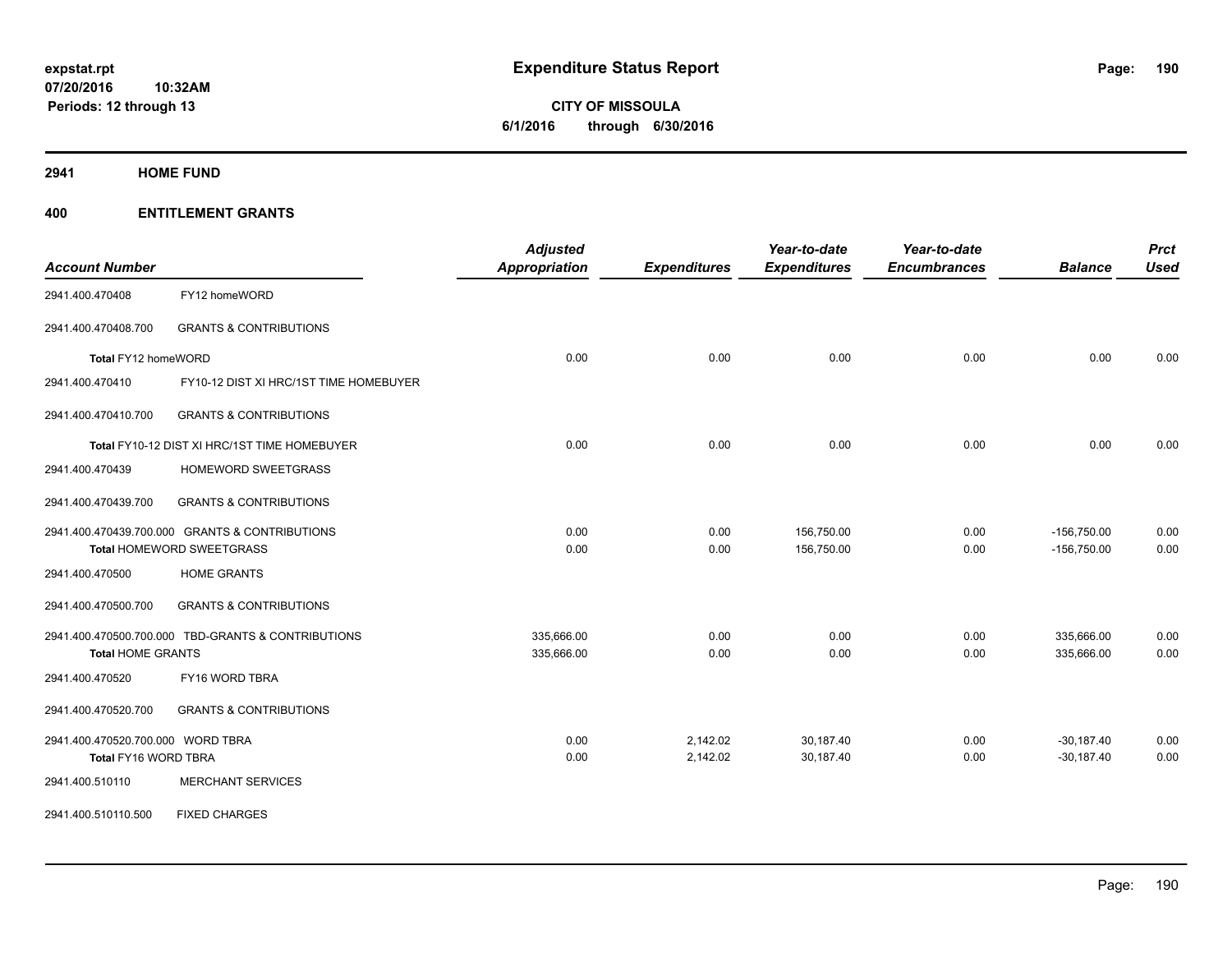expstat.rpt
07/20/2016 10:32AM
Periods: 12 through 13

# Expenditure Status Report

**CITY OF MISSOULA**
**6/1/2016 through 6/30/2016**

## 2941 HOME FUND

## 400 ENTITLEMENT GRANTS

| Account Number | | Adjusted Appropriation | Expenditures | Year-to-date Expenditures | Year-to-date Encumbrances | Balance | Prct Used |
|---|---|---|---|---|---|---|---|
| 2941.400.470408 | FY12 homeWORD | | | | | | |
| 2941.400.470408.700 | GRANTS & CONTRIBUTIONS | | | | | | |
| Total FY12 homeWORD | | 0.00 | 0.00 | 0.00 | 0.00 | 0.00 | 0.00 |
| 2941.400.470410 | FY10-12 DIST XI HRC/1ST TIME HOMEBUYER | | | | | | |
| 2941.400.470410.700 | GRANTS & CONTRIBUTIONS | | | | | | |
| Total FY10-12 DIST XI HRC/1ST TIME HOMEBUYER | | 0.00 | 0.00 | 0.00 | 0.00 | 0.00 | 0.00 |
| 2941.400.470439 | HOMEWORD SWEETGRASS | | | | | | |
| 2941.400.470439.700 | GRANTS & CONTRIBUTIONS | | | | | | |
| 2941.400.470439.700.000 | GRANTS & CONTRIBUTIONS | 0.00 | 0.00 | 156,750.00 | 0.00 | -156,750.00 | 0.00 |
| Total HOMEWORD SWEETGRASS | | 0.00 | 0.00 | 156,750.00 | 0.00 | -156,750.00 | 0.00 |
| 2941.400.470500 | HOME GRANTS | | | | | | |
| 2941.400.470500.700 | GRANTS & CONTRIBUTIONS | | | | | | |
| 2941.400.470500.700.000 | TBD-GRANTS & CONTRIBUTIONS | 335,666.00 | 0.00 | 0.00 | 0.00 | 335,666.00 | 0.00 |
| Total HOME GRANTS | | 335,666.00 | 0.00 | 0.00 | 0.00 | 335,666.00 | 0.00 |
| 2941.400.470520 | FY16 WORD TBRA | | | | | | |
| 2941.400.470520.700 | GRANTS & CONTRIBUTIONS | | | | | | |
| 2941.400.470520.700.000 | WORD TBRA | 0.00 | 2,142.02 | 30,187.40 | 0.00 | -30,187.40 | 0.00 |
| Total FY16 WORD TBRA | | 0.00 | 2,142.02 | 30,187.40 | 0.00 | -30,187.40 | 0.00 |
| 2941.400.510110 | MERCHANT SERVICES | | | | | | |
| 2941.400.510110.500 | FIXED CHARGES | | | | | | |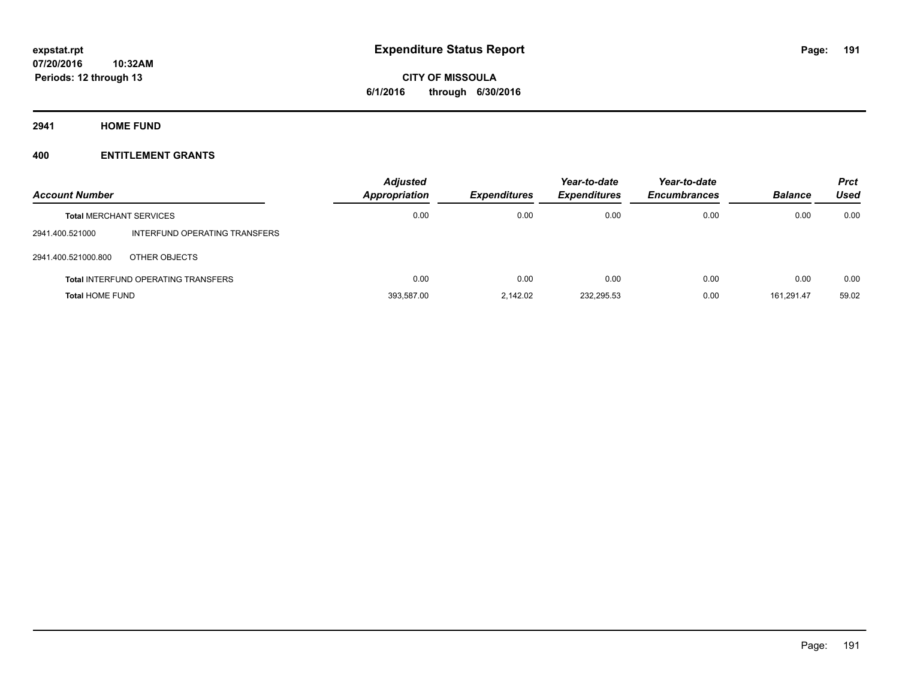**expstat.rpt**
**07/20/2016 10:32AM**
**Periods: 12 through 13**

# Expenditure Status Report

**CITY OF MISSOULA**
**6/1/2016 through 6/30/2016**

## 2941 HOME FUND

## 400 ENTITLEMENT GRANTS

| Account Number | | Adjusted Appropriation | Expenditures | Year-to-date Expenditures | Year-to-date Encumbrances | Balance | Prct Used |
|---|---|---|---|---|---|---|---|
| **Total** MERCHANT SERVICES | | 0.00 | 0.00 | 0.00 | 0.00 | 0.00 | 0.00 |
| 2941.400.521000 | INTERFUND OPERATING TRANSFERS | | | | | | |
| 2941.400.521000.800 | OTHER OBJECTS | | | | | | |
| **Total** INTERFUND OPERATING TRANSFERS | | 0.00 | 0.00 | 0.00 | 0.00 | 0.00 | 0.00 |
| **Total** HOME FUND | | 393,587.00 | 2,142.02 | 232,295.53 | 0.00 | 161,291.47 | 59.02 |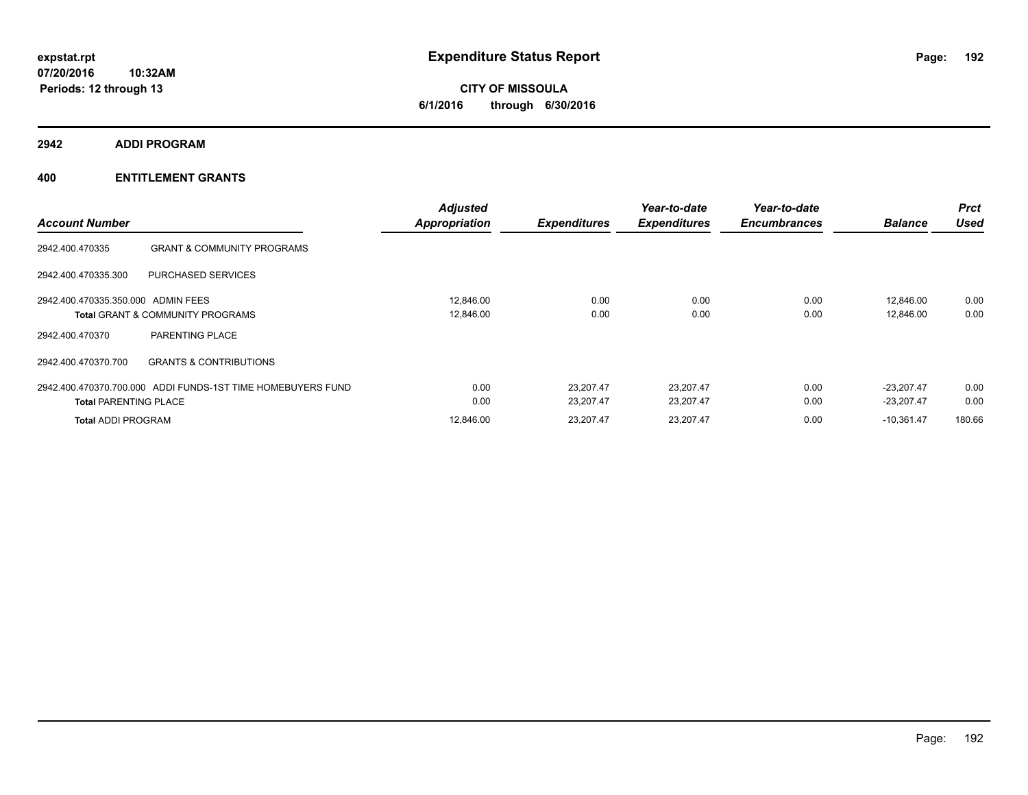**expstat.rpt**
**07/20/2016 10:32AM**
**Periods: 12 through 13**

# Expenditure Status Report

**CITY OF MISSOULA**
**6/1/2016 through 6/30/2016**

## 2942 ADDI PROGRAM

## 400 ENTITLEMENT GRANTS

| Account Number | | Adjusted Appropriation | Expenditures | Year-to-date Expenditures | Year-to-date Encumbrances | Balance | Prct Used |
|---|---|---|---|---|---|---|---|
| 2942.400.470335 | GRANT & COMMUNITY PROGRAMS | | | | | | |
| 2942.400.470335.300 | PURCHASED SERVICES | | | | | | |
| 2942.400.470335.350.000 | ADMIN FEES | 12,846.00 | 0.00 | 0.00 | 0.00 | 12,846.00 | 0.00 |
| **Total** GRANT & COMMUNITY PROGRAMS | | 12,846.00 | 0.00 | 0.00 | 0.00 | 12,846.00 | 0.00 |
| 2942.400.470370 | PARENTING PLACE | | | | | | |
| 2942.400.470370.700 | GRANTS & CONTRIBUTIONS | | | | | | |
| 2942.400.470370.700.000 | ADDI FUNDS-1ST TIME HOMEBUYERS FUND | 0.00 | 23,207.47 | 23,207.47 | 0.00 | -23,207.47 | 0.00 |
| **Total** PARENTING PLACE | | 0.00 | 23,207.47 | 23,207.47 | 0.00 | -23,207.47 | 0.00 |
| **Total** ADDI PROGRAM | | 12,846.00 | 23,207.47 | 23,207.47 | 0.00 | -10,361.47 | 180.66 |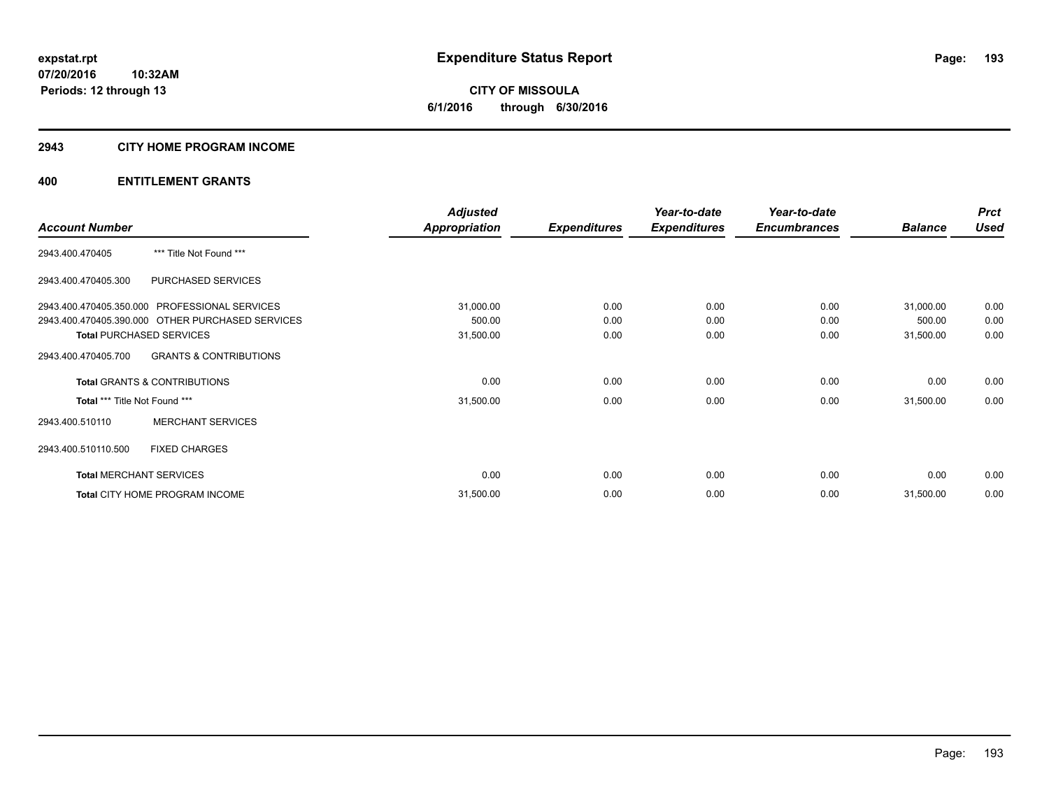# Expenditure Status Report

expstat.rpt
07/20/2016 10:32AM
Periods: 12 through 13

**CITY OF MISSOULA**
**6/1/2016 through 6/30/2016**

## 2943 CITY HOME PROGRAM INCOME

## 400 ENTITLEMENT GRANTS

| Account Number | | Adjusted Appropriation | Expenditures | Year-to-date Expenditures | Year-to-date Encumbrances | Balance | Prct Used |
|---|---|---|---|---|---|---|---|
| 2943.400.470405 | *** Title Not Found *** | | | | | | |
| 2943.400.470405.300 | PURCHASED SERVICES | | | | | | |
| 2943.400.470405.350.000 | PROFESSIONAL SERVICES | 31,000.00 | 0.00 | 0.00 | 0.00 | 31,000.00 | 0.00 |
| 2943.400.470405.390.000 | OTHER PURCHASED SERVICES | 500.00 | 0.00 | 0.00 | 0.00 | 500.00 | 0.00 |
| **Total** PURCHASED SERVICES | | 31,500.00 | 0.00 | 0.00 | 0.00 | 31,500.00 | 0.00 |
| 2943.400.470405.700 | GRANTS & CONTRIBUTIONS | | | | | | |
| **Total** GRANTS & CONTRIBUTIONS | | 0.00 | 0.00 | 0.00 | 0.00 | 0.00 | 0.00 |
| **Total** *** Title Not Found *** | | 31,500.00 | 0.00 | 0.00 | 0.00 | 31,500.00 | 0.00 |
| 2943.400.510110 | MERCHANT SERVICES | | | | | | |
| 2943.400.510110.500 | FIXED CHARGES | | | | | | |
| **Total** MERCHANT SERVICES | | 0.00 | 0.00 | 0.00 | 0.00 | 0.00 | 0.00 |
| **Total** CITY HOME PROGRAM INCOME | | 31,500.00 | 0.00 | 0.00 | 0.00 | 31,500.00 | 0.00 |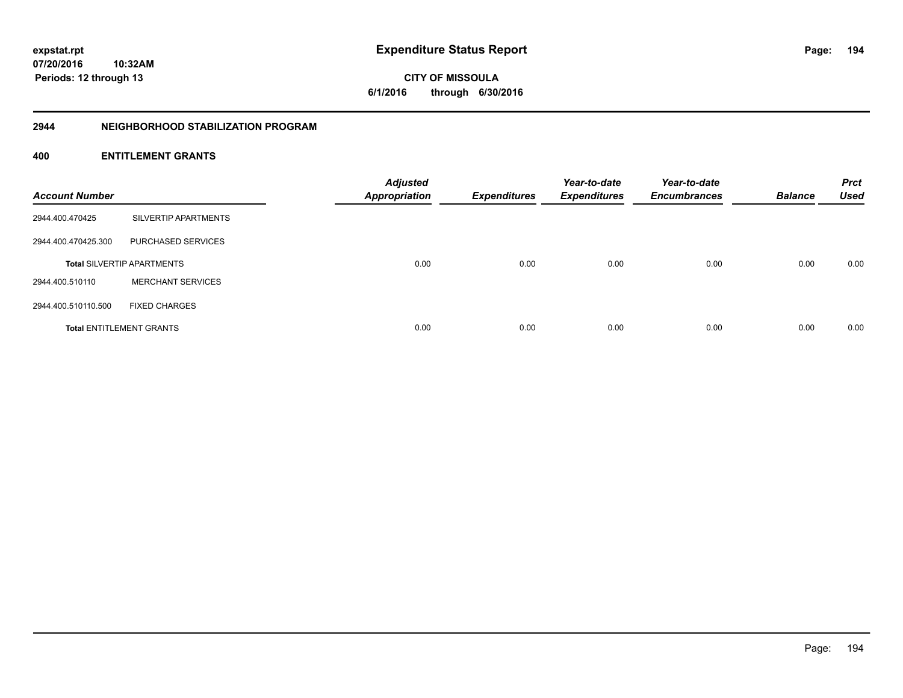**expstat.rpt**
**07/20/2016 10:32AM**
**Periods: 12 through 13**

# Expenditure Status Report

**CITY OF MISSOULA**
**6/1/2016 through 6/30/2016**

## 2944 NEIGHBORHOOD STABILIZATION PROGRAM

### 400 ENTITLEMENT GRANTS

| Account Number | | Adjusted Appropriation | Expenditures | Year-to-date Expenditures | Year-to-date Encumbrances | Balance | Prct Used |
|---|---|---|---|---|---|---|---|
| 2944.400.470425 | SILVERTIP APARTMENTS | | | | | | |
| 2944.400.470425.300 | PURCHASED SERVICES | | | | | | |
| **Total** SILVERTIP APARTMENTS | | 0.00 | 0.00 | 0.00 | 0.00 | 0.00 | 0.00 |
| 2944.400.510110 | MERCHANT SERVICES | | | | | | |
| 2944.400.510110.500 | FIXED CHARGES | | | | | | |
| **Total** ENTITLEMENT GRANTS | | 0.00 | 0.00 | 0.00 | 0.00 | 0.00 | 0.00 |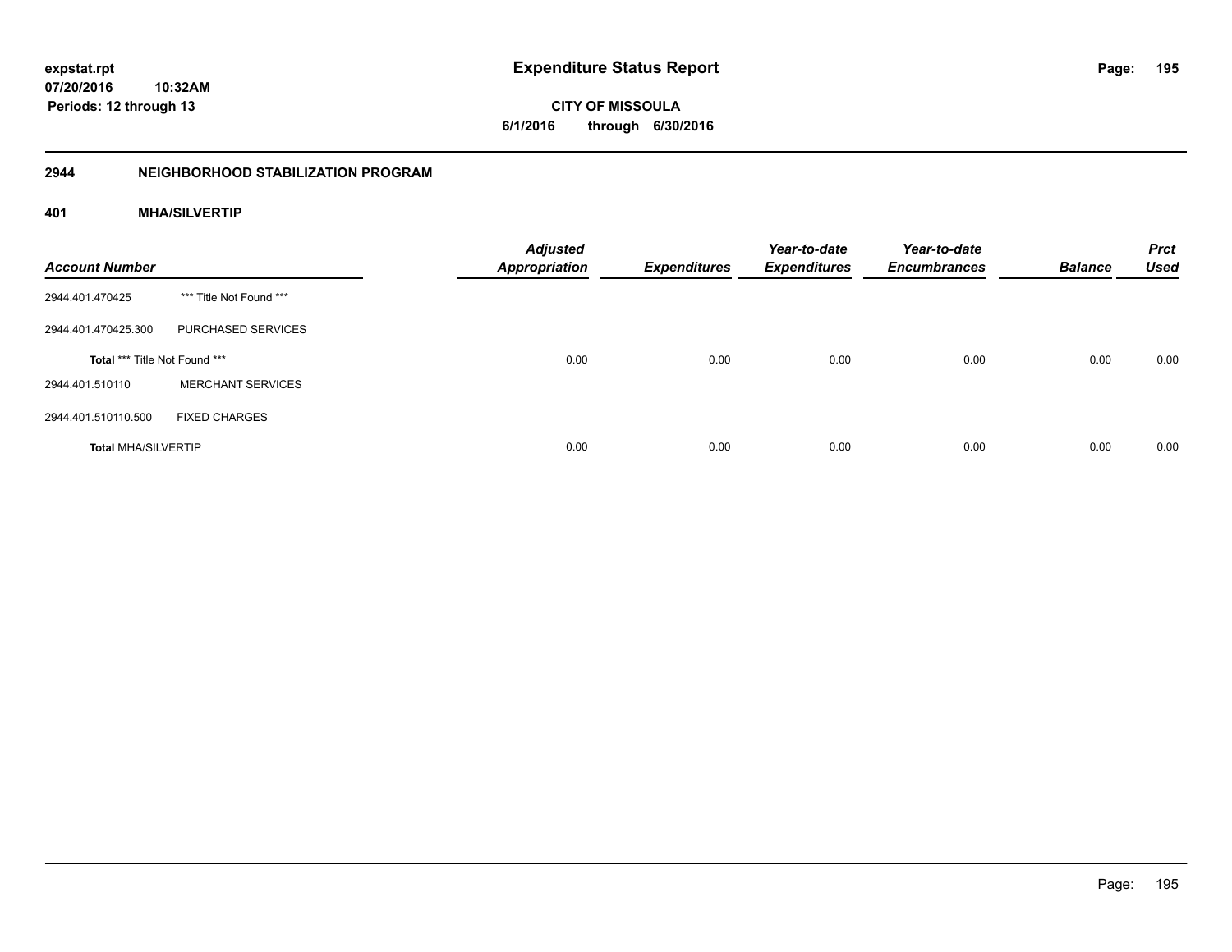**expstat.rpt**
**07/20/2016 10:32AM**
**Periods: 12 through 13**

# Expenditure Status Report

**CITY OF MISSOULA**
**6/1/2016 through 6/30/2016**

## 2944 NEIGHBORHOOD STABILIZATION PROGRAM

### 401 MHA/SILVERTIP

| Account Number | | Adjusted Appropriation | Expenditures | Year-to-date Expenditures | Year-to-date Encumbrances | Balance | Prct Used |
|---|---|---|---|---|---|---|---|
| 2944.401.470425 | *** Title Not Found *** | | | | | | |
| 2944.401.470425.300 | PURCHASED SERVICES | | | | | | |
| **Total** *** Title Not Found *** | | 0.00 | 0.00 | 0.00 | 0.00 | 0.00 | 0.00 |
| 2944.401.510110 | MERCHANT SERVICES | | | | | | |
| 2944.401.510110.500 | FIXED CHARGES | | | | | | |
| **Total** MHA/SILVERTIP | | 0.00 | 0.00 | 0.00 | 0.00 | 0.00 | 0.00 |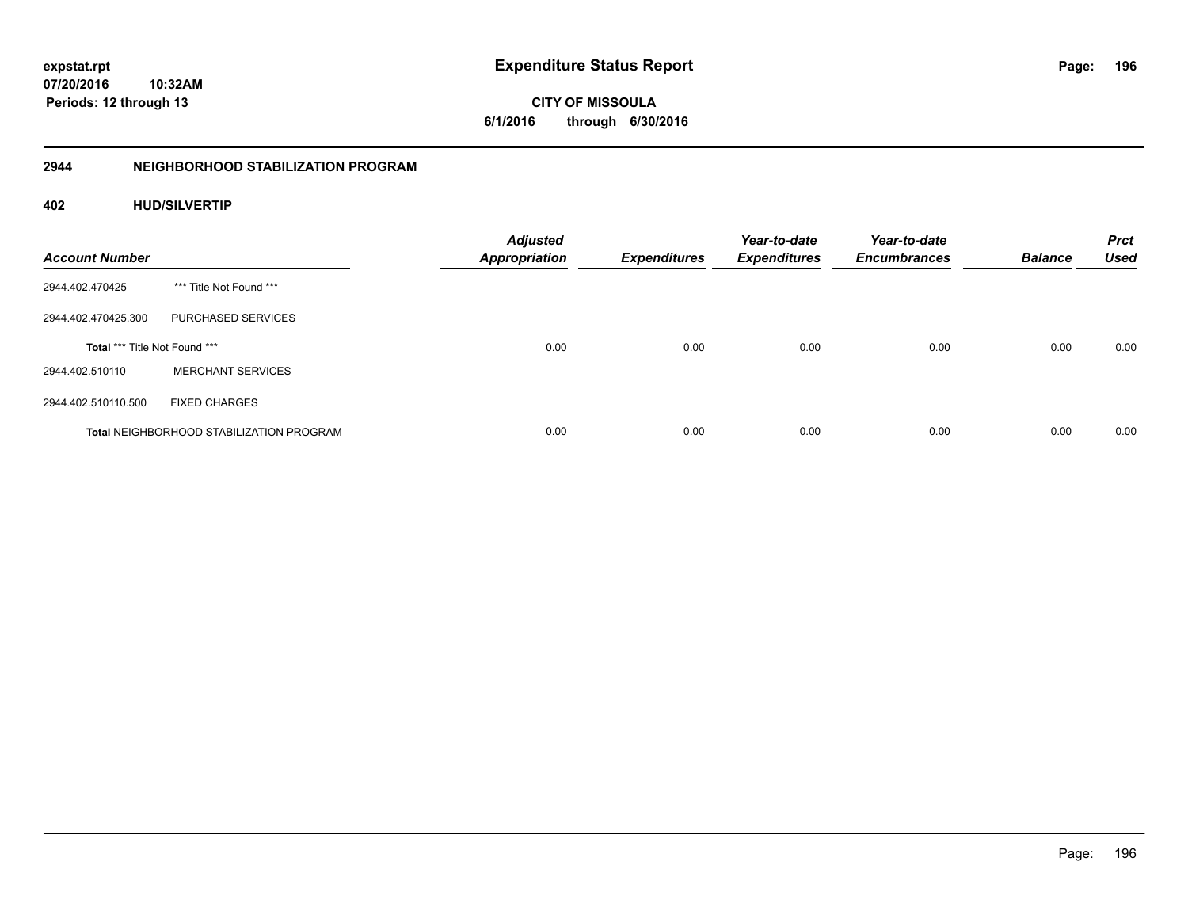**expstat.rpt**
**07/20/2016 10:32AM**
**Periods: 12 through 13**

# Expenditure Status Report

**CITY OF MISSOULA**
**6/1/2016 through 6/30/2016**

## 2944 NEIGHBORHOOD STABILIZATION PROGRAM

### 402 HUD/SILVERTIP

| Account Number | | Adjusted Appropriation | Expenditures | Year-to-date Expenditures | Year-to-date Encumbrances | Balance | Prct Used |
|---|---|---|---|---|---|---|---|
| 2944.402.470425 | *** Title Not Found *** | | | | | | |
| 2944.402.470425.300 | PURCHASED SERVICES | | | | | | |
| **Total** *** Title Not Found *** | | 0.00 | 0.00 | 0.00 | 0.00 | 0.00 | 0.00 |
| 2944.402.510110 | MERCHANT SERVICES | | | | | | |
| 2944.402.510110.500 | FIXED CHARGES | | | | | | |
| **Total** NEIGHBORHOOD STABILIZATION PROGRAM | | 0.00 | 0.00 | 0.00 | 0.00 | 0.00 | 0.00 |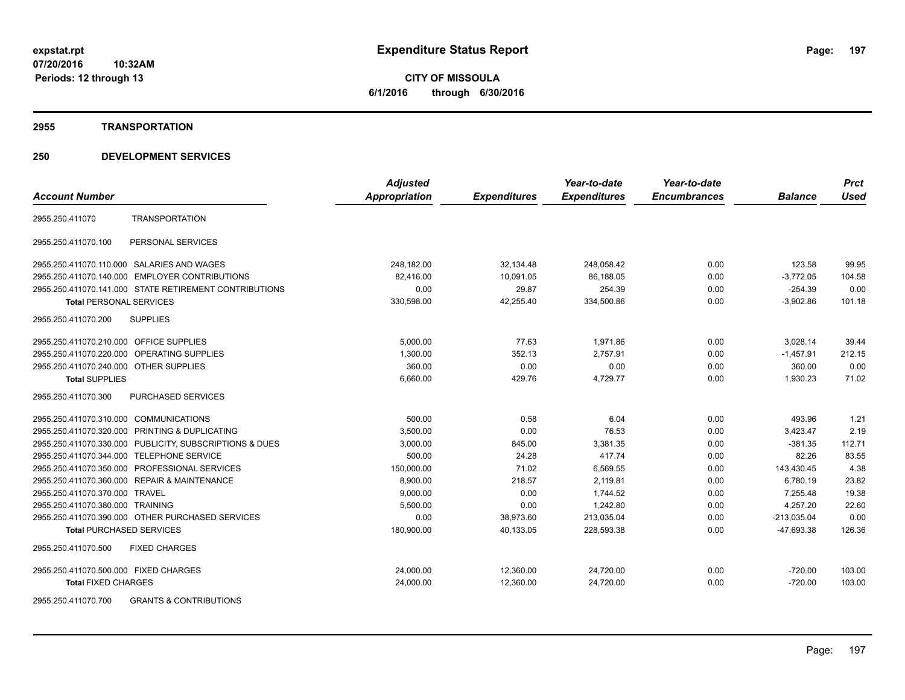expstat.rpt
07/20/2016 10:32AM
Periods: 12 through 13

# Expenditure Status Report

**CITY OF MISSOULA**
**6/1/2016 through 6/30/2016**

## 2955 TRANSPORTATION

## 250 DEVELOPMENT SERVICES

| Account Number | | Adjusted Appropriation | Expenditures | Year-to-date Expenditures | Year-to-date Encumbrances | Balance | Prct Used |
|---|---|---|---|---|---|---|---|
| 2955.250.411070 | TRANSPORTATION | | | | | | |
| 2955.250.411070.100 | PERSONAL SERVICES | | | | | | |
| 2955.250.411070.110.000 | SALARIES AND WAGES | 248,182.00 | 32,134.48 | 248,058.42 | 0.00 | 123.58 | 99.95 |
| 2955.250.411070.140.000 | EMPLOYER CONTRIBUTIONS | 82,416.00 | 10,091.05 | 86,188.05 | 0.00 | -3,772.05 | 104.58 |
| 2955.250.411070.141.000 | STATE RETIREMENT CONTRIBUTIONS | 0.00 | 29.87 | 254.39 | 0.00 | -254.39 | 0.00 |
| **Total** PERSONAL SERVICES | | 330,598.00 | 42,255.40 | 334,500.86 | 0.00 | -3,902.86 | 101.18 |
| 2955.250.411070.200 | SUPPLIES | | | | | | |
| 2955.250.411070.210.000 | OFFICE SUPPLIES | 5,000.00 | 77.63 | 1,971.86 | 0.00 | 3,028.14 | 39.44 |
| 2955.250.411070.220.000 | OPERATING SUPPLIES | 1,300.00 | 352.13 | 2,757.91 | 0.00 | -1,457.91 | 212.15 |
| 2955.250.411070.240.000 | OTHER SUPPLIES | 360.00 | 0.00 | 0.00 | 0.00 | 360.00 | 0.00 |
| **Total** SUPPLIES | | 6,660.00 | 429.76 | 4,729.77 | 0.00 | 1,930.23 | 71.02 |
| 2955.250.411070.300 | PURCHASED SERVICES | | | | | | |
| 2955.250.411070.310.000 | COMMUNICATIONS | 500.00 | 0.58 | 6.04 | 0.00 | 493.96 | 1.21 |
| 2955.250.411070.320.000 | PRINTING & DUPLICATING | 3,500.00 | 0.00 | 76.53 | 0.00 | 3,423.47 | 2.19 |
| 2955.250.411070.330.000 | PUBLICITY, SUBSCRIPTIONS & DUES | 3,000.00 | 845.00 | 3,381.35 | 0.00 | -381.35 | 112.71 |
| 2955.250.411070.344.000 | TELEPHONE SERVICE | 500.00 | 24.28 | 417.74 | 0.00 | 82.26 | 83.55 |
| 2955.250.411070.350.000 | PROFESSIONAL SERVICES | 150,000.00 | 71.02 | 6,569.55 | 0.00 | 143,430.45 | 4.38 |
| 2955.250.411070.360.000 | REPAIR & MAINTENANCE | 8,900.00 | 218.57 | 2,119.81 | 0.00 | 6,780.19 | 23.82 |
| 2955.250.411070.370.000 | TRAVEL | 9,000.00 | 0.00 | 1,744.52 | 0.00 | 7,255.48 | 19.38 |
| 2955.250.411070.380.000 | TRAINING | 5,500.00 | 0.00 | 1,242.80 | 0.00 | 4,257.20 | 22.60 |
| 2955.250.411070.390.000 | OTHER PURCHASED SERVICES | 0.00 | 38,973.60 | 213,035.04 | 0.00 | -213,035.04 | 0.00 |
| **Total** PURCHASED SERVICES | | 180,900.00 | 40,133.05 | 228,593.38 | 0.00 | -47,693.38 | 126.36 |
| 2955.250.411070.500 | FIXED CHARGES | | | | | | |
| 2955.250.411070.500.000 | FIXED CHARGES | 24,000.00 | 12,360.00 | 24,720.00 | 0.00 | -720.00 | 103.00 |
| **Total** FIXED CHARGES | | 24,000.00 | 12,360.00 | 24,720.00 | 0.00 | -720.00 | 103.00 |
| 2955.250.411070.700 | GRANTS & CONTRIBUTIONS | | | | | | |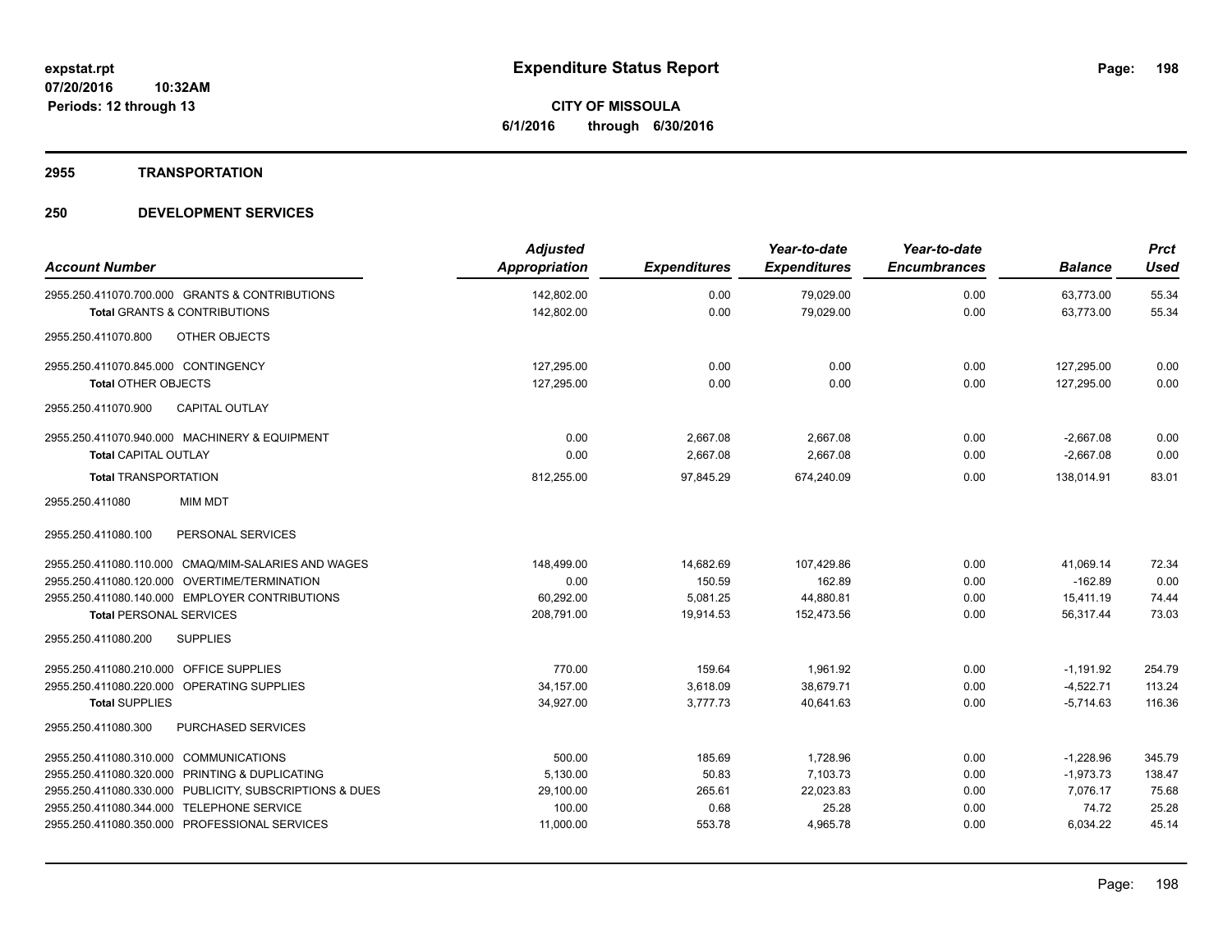**expstat.rpt**
**07/20/2016 10:32AM**
**Periods: 12 through 13**

# Expenditure Status Report

**CITY OF MISSOULA**
**6/1/2016 through 6/30/2016**

## 2955 TRANSPORTATION

## 250 DEVELOPMENT SERVICES

| Account Number | Adjusted Appropriation | Expenditures | Year-to-date Expenditures | Year-to-date Encumbrances | Balance | Prct Used |
|---|---|---|---|---|---|---|
| 2955.250.411070.700.000 GRANTS & CONTRIBUTIONS | 142,802.00 | 0.00 | 79,029.00 | 0.00 | 63,773.00 | 55.34 |
| **Total** GRANTS & CONTRIBUTIONS | 142,802.00 | 0.00 | 79,029.00 | 0.00 | 63,773.00 | 55.34 |
| 2955.250.411070.800 OTHER OBJECTS | | | | | | |
| 2955.250.411070.845.000 CONTINGENCY | 127,295.00 | 0.00 | 0.00 | 0.00 | 127,295.00 | 0.00 |
| **Total** OTHER OBJECTS | 127,295.00 | 0.00 | 0.00 | 0.00 | 127,295.00 | 0.00 |
| 2955.250.411070.900 CAPITAL OUTLAY | | | | | | |
| 2955.250.411070.940.000 MACHINERY & EQUIPMENT | 0.00 | 2,667.08 | 2,667.08 | 0.00 | -2,667.08 | 0.00 |
| **Total** CAPITAL OUTLAY | 0.00 | 2,667.08 | 2,667.08 | 0.00 | -2,667.08 | 0.00 |
| **Total** TRANSPORTATION | 812,255.00 | 97,845.29 | 674,240.09 | 0.00 | 138,014.91 | 83.01 |
| 2955.250.411080 MIM MDT | | | | | | |
| 2955.250.411080.100 PERSONAL SERVICES | | | | | | |
| 2955.250.411080.110.000 CMAQ/MIM-SALARIES AND WAGES | 148,499.00 | 14,682.69 | 107,429.86 | 0.00 | 41,069.14 | 72.34 |
| 2955.250.411080.120.000 OVERTIME/TERMINATION | 0.00 | 150.59 | 162.89 | 0.00 | -162.89 | 0.00 |
| 2955.250.411080.140.000 EMPLOYER CONTRIBUTIONS | 60,292.00 | 5,081.25 | 44,880.81 | 0.00 | 15,411.19 | 74.44 |
| **Total** PERSONAL SERVICES | 208,791.00 | 19,914.53 | 152,473.56 | 0.00 | 56,317.44 | 73.03 |
| 2955.250.411080.200 SUPPLIES | | | | | | |
| 2955.250.411080.210.000 OFFICE SUPPLIES | 770.00 | 159.64 | 1,961.92 | 0.00 | -1,191.92 | 254.79 |
| 2955.250.411080.220.000 OPERATING SUPPLIES | 34,157.00 | 3,618.09 | 38,679.71 | 0.00 | -4,522.71 | 113.24 |
| **Total** SUPPLIES | 34,927.00 | 3,777.73 | 40,641.63 | 0.00 | -5,714.63 | 116.36 |
| 2955.250.411080.300 PURCHASED SERVICES | | | | | | |
| 2955.250.411080.310.000 COMMUNICATIONS | 500.00 | 185.69 | 1,728.96 | 0.00 | -1,228.96 | 345.79 |
| 2955.250.411080.320.000 PRINTING & DUPLICATING | 5,130.00 | 50.83 | 7,103.73 | 0.00 | -1,973.73 | 138.47 |
| 2955.250.411080.330.000 PUBLICITY, SUBSCRIPTIONS & DUES | 29,100.00 | 265.61 | 22,023.83 | 0.00 | 7,076.17 | 75.68 |
| 2955.250.411080.344.000 TELEPHONE SERVICE | 100.00 | 0.68 | 25.28 | 0.00 | 74.72 | 25.28 |
| 2955.250.411080.350.000 PROFESSIONAL SERVICES | 11,000.00 | 553.78 | 4,965.78 | 0.00 | 6,034.22 | 45.14 |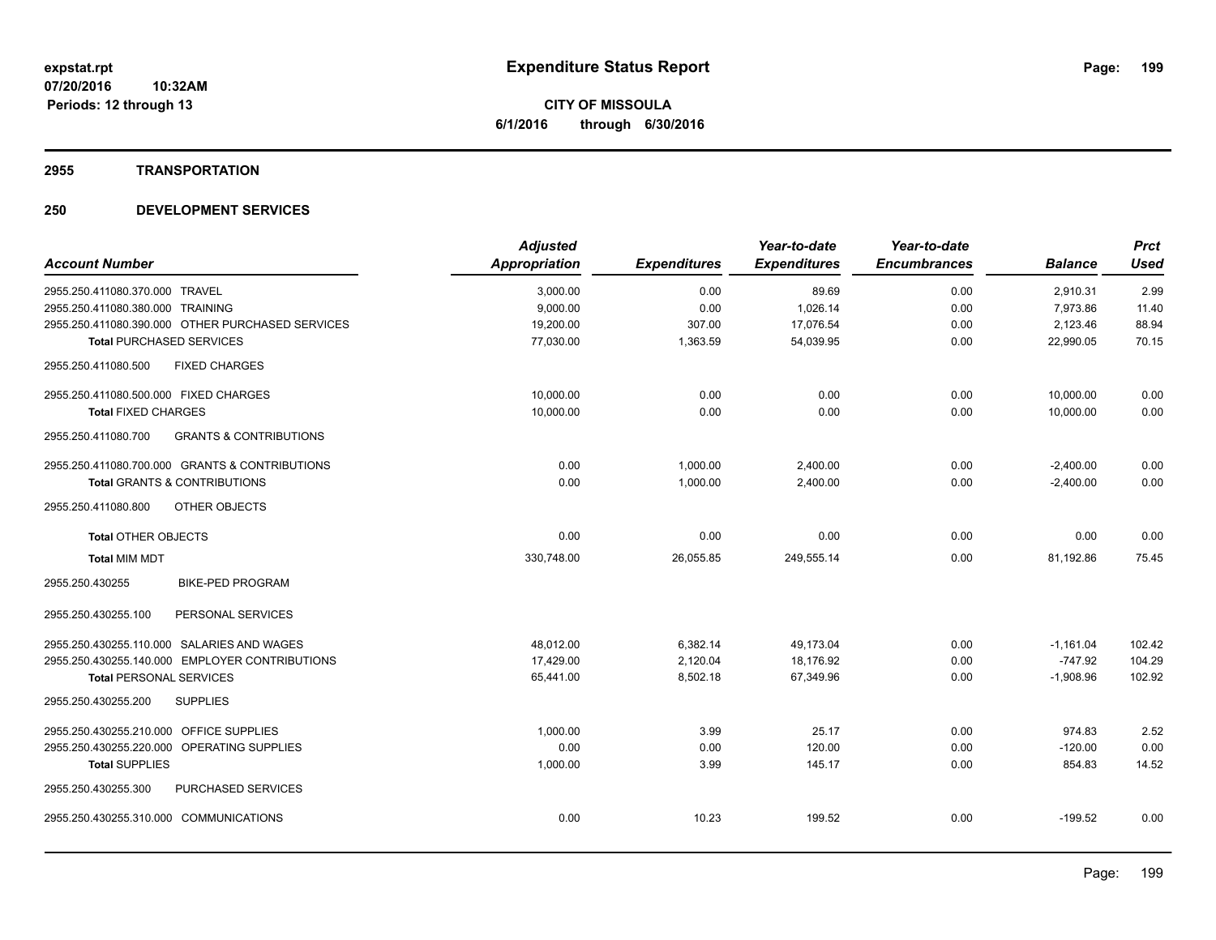**expstat.rpt**
**07/20/2016 10:32AM**
**Periods: 12 through 13**

# Expenditure Status Report

**CITY OF MISSOULA**
**6/1/2016 through 6/30/2016**

## 2955 TRANSPORTATION

## 250 DEVELOPMENT SERVICES

| Account Number | Adjusted Appropriation | Expenditures | Year-to-date Expenditures | Year-to-date Encumbrances | Balance | Prct Used |
|---|---|---|---|---|---|---|
| 2955.250.411080.370.000 TRAVEL | 3,000.00 | 0.00 | 89.69 | 0.00 | 2,910.31 | 2.99 |
| 2955.250.411080.380.000 TRAINING | 9,000.00 | 0.00 | 1,026.14 | 0.00 | 7,973.86 | 11.40 |
| 2955.250.411080.390.000 OTHER PURCHASED SERVICES | 19,200.00 | 307.00 | 17,076.54 | 0.00 | 2,123.46 | 88.94 |
| **Total** PURCHASED SERVICES | 77,030.00 | 1,363.59 | 54,039.95 | 0.00 | 22,990.05 | 70.15 |
| 2955.250.411080.500 FIXED CHARGES | | | | | | |
| 2955.250.411080.500.000 FIXED CHARGES | 10,000.00 | 0.00 | 0.00 | 0.00 | 10,000.00 | 0.00 |
| **Total** FIXED CHARGES | 10,000.00 | 0.00 | 0.00 | 0.00 | 10,000.00 | 0.00 |
| 2955.250.411080.700 GRANTS & CONTRIBUTIONS | | | | | | |
| 2955.250.411080.700.000 GRANTS & CONTRIBUTIONS | 0.00 | 1,000.00 | 2,400.00 | 0.00 | -2,400.00 | 0.00 |
| **Total** GRANTS & CONTRIBUTIONS | 0.00 | 1,000.00 | 2,400.00 | 0.00 | -2,400.00 | 0.00 |
| 2955.250.411080.800 OTHER OBJECTS | | | | | | |
| **Total** OTHER OBJECTS | 0.00 | 0.00 | 0.00 | 0.00 | 0.00 | 0.00 |
| **Total** MIM MDT | 330,748.00 | 26,055.85 | 249,555.14 | 0.00 | 81,192.86 | 75.45 |
| 2955.250.430255 BIKE-PED PROGRAM | | | | | | |
| 2955.250.430255.100 PERSONAL SERVICES | | | | | | |
| 2955.250.430255.110.000 SALARIES AND WAGES | 48,012.00 | 6,382.14 | 49,173.04 | 0.00 | -1,161.04 | 102.42 |
| 2955.250.430255.140.000 EMPLOYER CONTRIBUTIONS | 17,429.00 | 2,120.04 | 18,176.92 | 0.00 | -747.92 | 104.29 |
| **Total** PERSONAL SERVICES | 65,441.00 | 8,502.18 | 67,349.96 | 0.00 | -1,908.96 | 102.92 |
| 2955.250.430255.200 SUPPLIES | | | | | | |
| 2955.250.430255.210.000 OFFICE SUPPLIES | 1,000.00 | 3.99 | 25.17 | 0.00 | 974.83 | 2.52 |
| 2955.250.430255.220.000 OPERATING SUPPLIES | 0.00 | 0.00 | 120.00 | 0.00 | -120.00 | 0.00 |
| **Total** SUPPLIES | 1,000.00 | 3.99 | 145.17 | 0.00 | 854.83 | 14.52 |
| 2955.250.430255.300 PURCHASED SERVICES | | | | | | |
| 2955.250.430255.310.000 COMMUNICATIONS | 0.00 | 10.23 | 199.52 | 0.00 | -199.52 | 0.00 |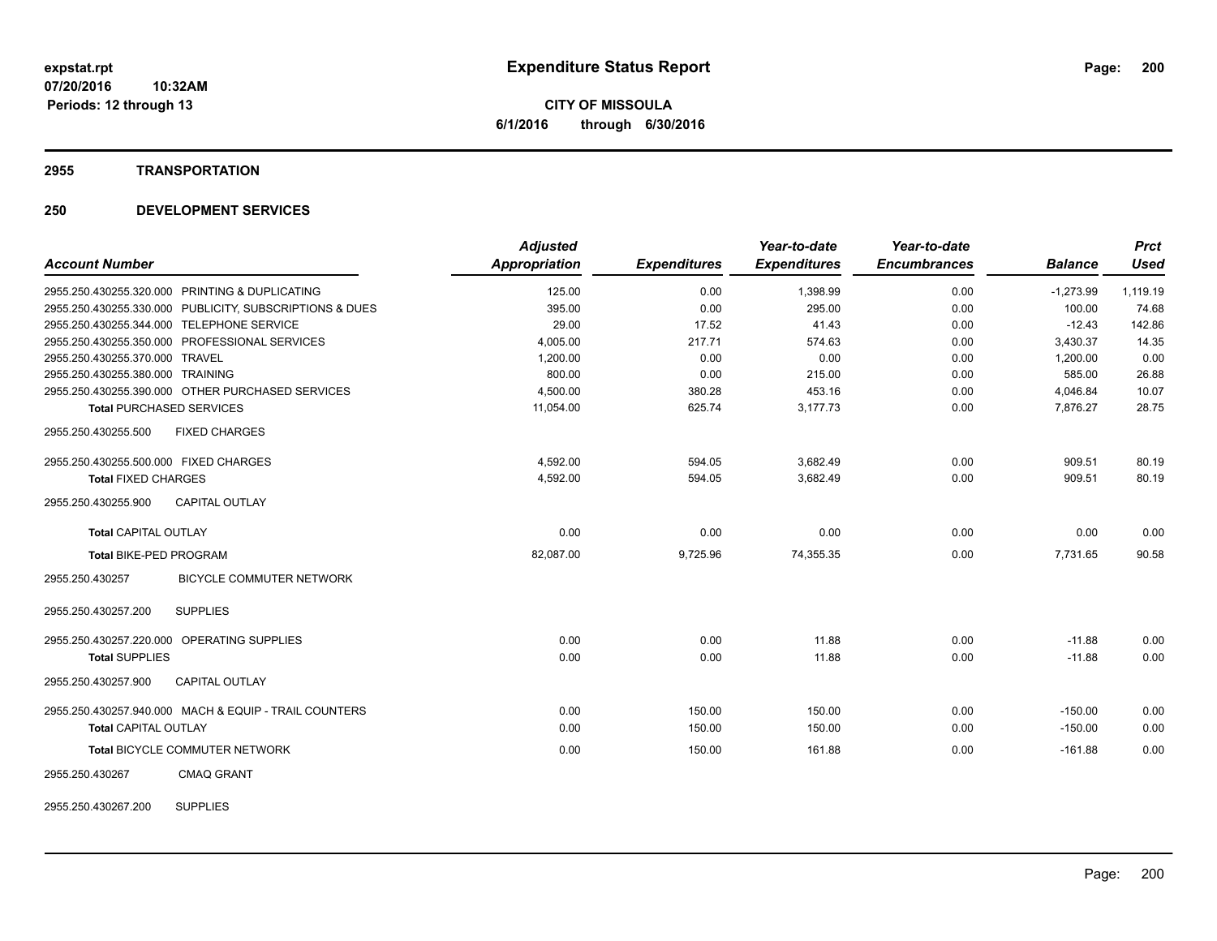# Expenditure Status Report

**CITY OF MISSOULA**
**6/1/2016 through 6/30/2016**

expstat.rpt
07/20/2016 10:32AM
Periods: 12 through 13

## 2955 TRANSPORTATION

## 250 DEVELOPMENT SERVICES

| Account Number | Adjusted Appropriation | Expenditures | Year-to-date Expenditures | Year-to-date Encumbrances | Balance | Prct Used |
|---|---|---|---|---|---|---|
| 2955.250.430255.320.000 PRINTING & DUPLICATING | 125.00 | 0.00 | 1,398.99 | 0.00 | -1,273.99 | 1,119.19 |
| 2955.250.430255.330.000 PUBLICITY, SUBSCRIPTIONS & DUES | 395.00 | 0.00 | 295.00 | 0.00 | 100.00 | 74.68 |
| 2955.250.430255.344.000 TELEPHONE SERVICE | 29.00 | 17.52 | 41.43 | 0.00 | -12.43 | 142.86 |
| 2955.250.430255.350.000 PROFESSIONAL SERVICES | 4,005.00 | 217.71 | 574.63 | 0.00 | 3,430.37 | 14.35 |
| 2955.250.430255.370.000 TRAVEL | 1,200.00 | 0.00 | 0.00 | 0.00 | 1,200.00 | 0.00 |
| 2955.250.430255.380.000 TRAINING | 800.00 | 0.00 | 215.00 | 0.00 | 585.00 | 26.88 |
| 2955.250.430255.390.000 OTHER PURCHASED SERVICES | 4,500.00 | 380.28 | 453.16 | 0.00 | 4,046.84 | 10.07 |
| **Total** PURCHASED SERVICES | 11,054.00 | 625.74 | 3,177.73 | 0.00 | 7,876.27 | 28.75 |
| 2955.250.430255.500 FIXED CHARGES | | | | | | |
| 2955.250.430255.500.000 FIXED CHARGES | 4,592.00 | 594.05 | 3,682.49 | 0.00 | 909.51 | 80.19 |
| **Total** FIXED CHARGES | 4,592.00 | 594.05 | 3,682.49 | 0.00 | 909.51 | 80.19 |
| 2955.250.430255.900 CAPITAL OUTLAY | | | | | | |
| **Total** CAPITAL OUTLAY | 0.00 | 0.00 | 0.00 | 0.00 | 0.00 | 0.00 |
| **Total** BIKE-PED PROGRAM | 82,087.00 | 9,725.96 | 74,355.35 | 0.00 | 7,731.65 | 90.58 |
| 2955.250.430257 BICYCLE COMMUTER NETWORK | | | | | | |
| 2955.250.430257.200 SUPPLIES | | | | | | |
| 2955.250.430257.220.000 OPERATING SUPPLIES | 0.00 | 0.00 | 11.88 | 0.00 | -11.88 | 0.00 |
| **Total** SUPPLIES | 0.00 | 0.00 | 11.88 | 0.00 | -11.88 | 0.00 |
| 2955.250.430257.900 CAPITAL OUTLAY | | | | | | |
| 2955.250.430257.940.000 MACH & EQUIP - TRAIL COUNTERS | 0.00 | 150.00 | 150.00 | 0.00 | -150.00 | 0.00 |
| **Total** CAPITAL OUTLAY | 0.00 | 150.00 | 150.00 | 0.00 | -150.00 | 0.00 |
| **Total** BICYCLE COMMUTER NETWORK | 0.00 | 150.00 | 161.88 | 0.00 | -161.88 | 0.00 |
| 2955.250.430267 CMAQ GRANT | | | | | | |
| 2955.250.430267.200 SUPPLIES | | | | | | |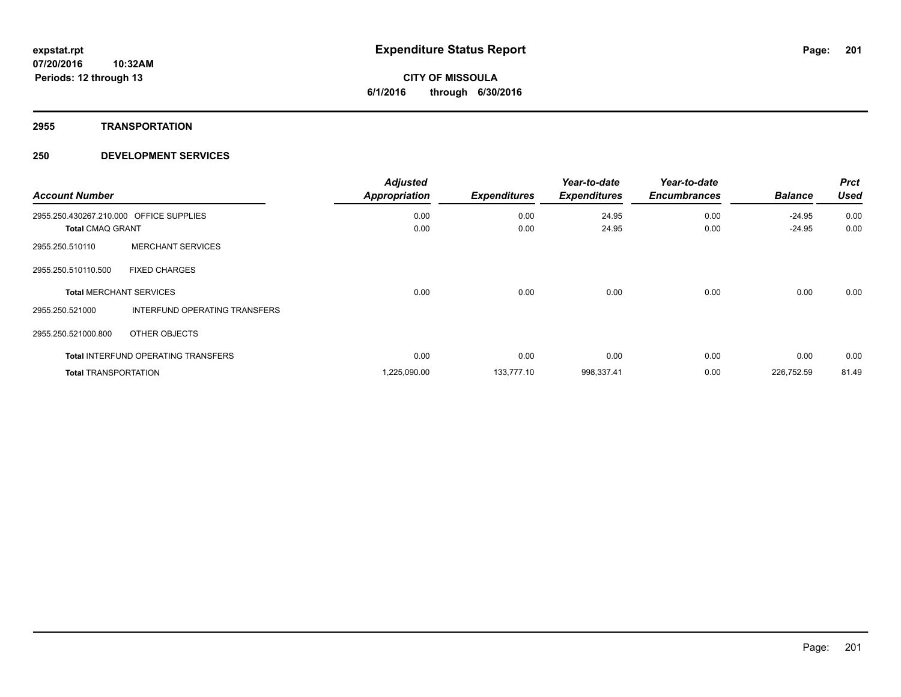**expstat.rpt**
**07/20/2016 10:32AM**
**Periods: 12 through 13**

# Expenditure Status Report

**CITY OF MISSOULA**
**6/1/2016 through 6/30/2016**

## 2955 TRANSPORTATION

## 250 DEVELOPMENT SERVICES

| Account Number | | Adjusted Appropriation | Expenditures | Year-to-date Expenditures | Year-to-date Encumbrances | Balance | Prct Used |
|---|---|---|---|---|---|---|---|
| 2955.250.430267.210.000 | OFFICE SUPPLIES | 0.00 | 0.00 | 24.95 | 0.00 | -24.95 | 0.00 |
| **Total** CMAQ GRANT | | 0.00 | 0.00 | 24.95 | 0.00 | -24.95 | 0.00 |
| 2955.250.510110 | MERCHANT SERVICES | | | | | | |
| 2955.250.510110.500 | FIXED CHARGES | | | | | | |
| **Total** MERCHANT SERVICES | | 0.00 | 0.00 | 0.00 | 0.00 | 0.00 | 0.00 |
| 2955.250.521000 | INTERFUND OPERATING TRANSFERS | | | | | | |
| 2955.250.521000.800 | OTHER OBJECTS | | | | | | |
| **Total** INTERFUND OPERATING TRANSFERS | | 0.00 | 0.00 | 0.00 | 0.00 | 0.00 | 0.00 |
| **Total** TRANSPORTATION | | 1,225,090.00 | 133,777.10 | 998,337.41 | 0.00 | 226,752.59 | 81.49 |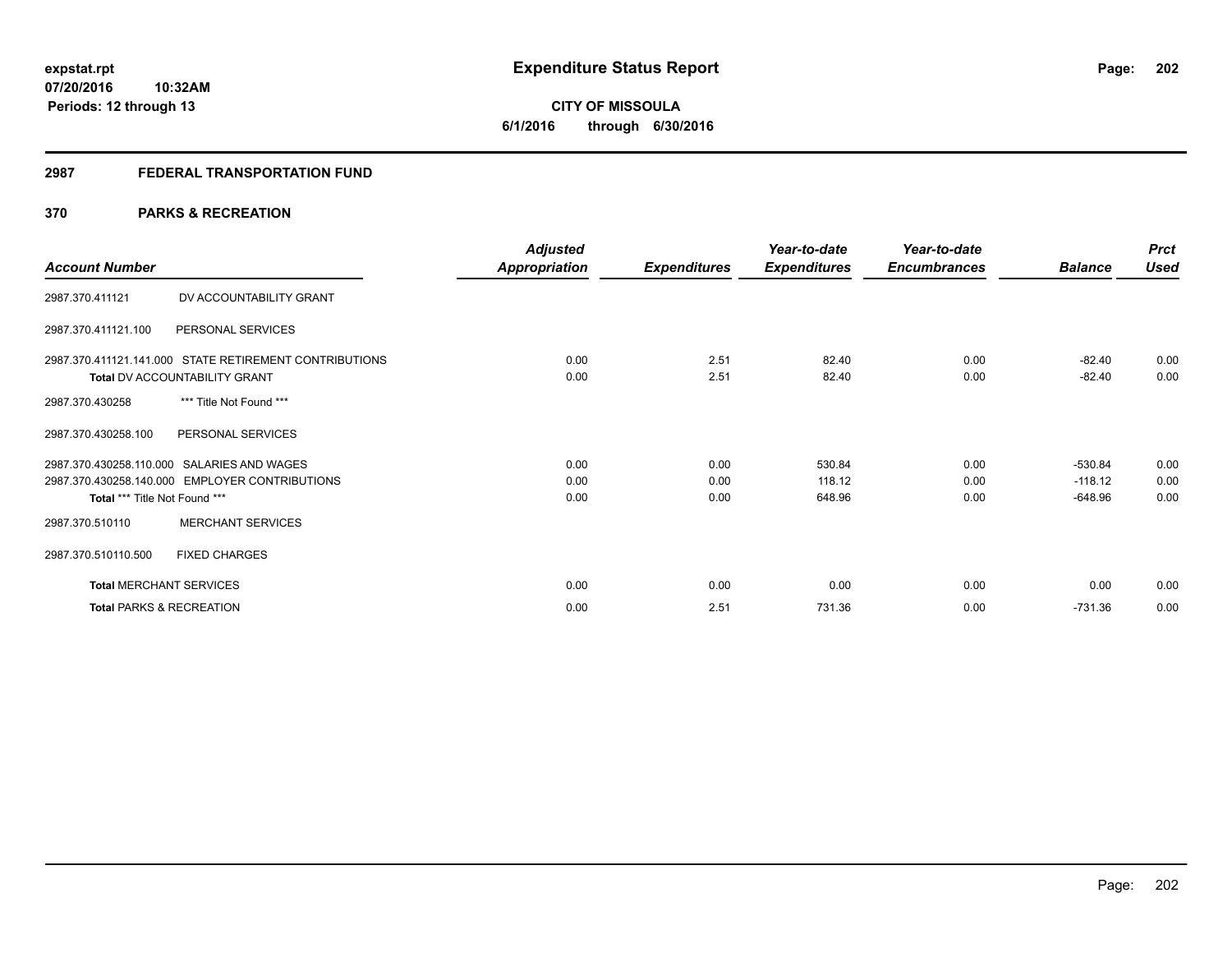expstat.rpt
07/20/2016 10:32AM
Periods: 12 through 13

# Expenditure Status Report

**CITY OF MISSOULA**
**6/1/2016 through 6/30/2016**

## 2987 FEDERAL TRANSPORTATION FUND

## 370 PARKS & RECREATION

| Account Number | | Adjusted Appropriation | Expenditures | Year-to-date Expenditures | Year-to-date Encumbrances | Balance | Prct Used |
|---|---|---|---|---|---|---|---|
| 2987.370.411121 | DV ACCOUNTABILITY GRANT | | | | | | |
| 2987.370.411121.100 | PERSONAL SERVICES | | | | | | |
| 2987.370.411121.141.000 | STATE RETIREMENT CONTRIBUTIONS | 0.00 | 2.51 | 82.40 | 0.00 | -82.40 | 0.00 |
| **Total** DV ACCOUNTABILITY GRANT | | 0.00 | 2.51 | 82.40 | 0.00 | -82.40 | 0.00 |
| 2987.370.430258 | *** Title Not Found *** | | | | | | |
| 2987.370.430258.100 | PERSONAL SERVICES | | | | | | |
| 2987.370.430258.110.000 | SALARIES AND WAGES | 0.00 | 0.00 | 530.84 | 0.00 | -530.84 | 0.00 |
| 2987.370.430258.140.000 | EMPLOYER CONTRIBUTIONS | 0.00 | 0.00 | 118.12 | 0.00 | -118.12 | 0.00 |
| **Total** *** Title Not Found *** | | 0.00 | 0.00 | 648.96 | 0.00 | -648.96 | 0.00 |
| 2987.370.510110 | MERCHANT SERVICES | | | | | | |
| 2987.370.510110.500 | FIXED CHARGES | | | | | | |
| **Total** MERCHANT SERVICES | | 0.00 | 0.00 | 0.00 | 0.00 | 0.00 | 0.00 |
| **Total** PARKS & RECREATION | | 0.00 | 2.51 | 731.36 | 0.00 | -731.36 | 0.00 |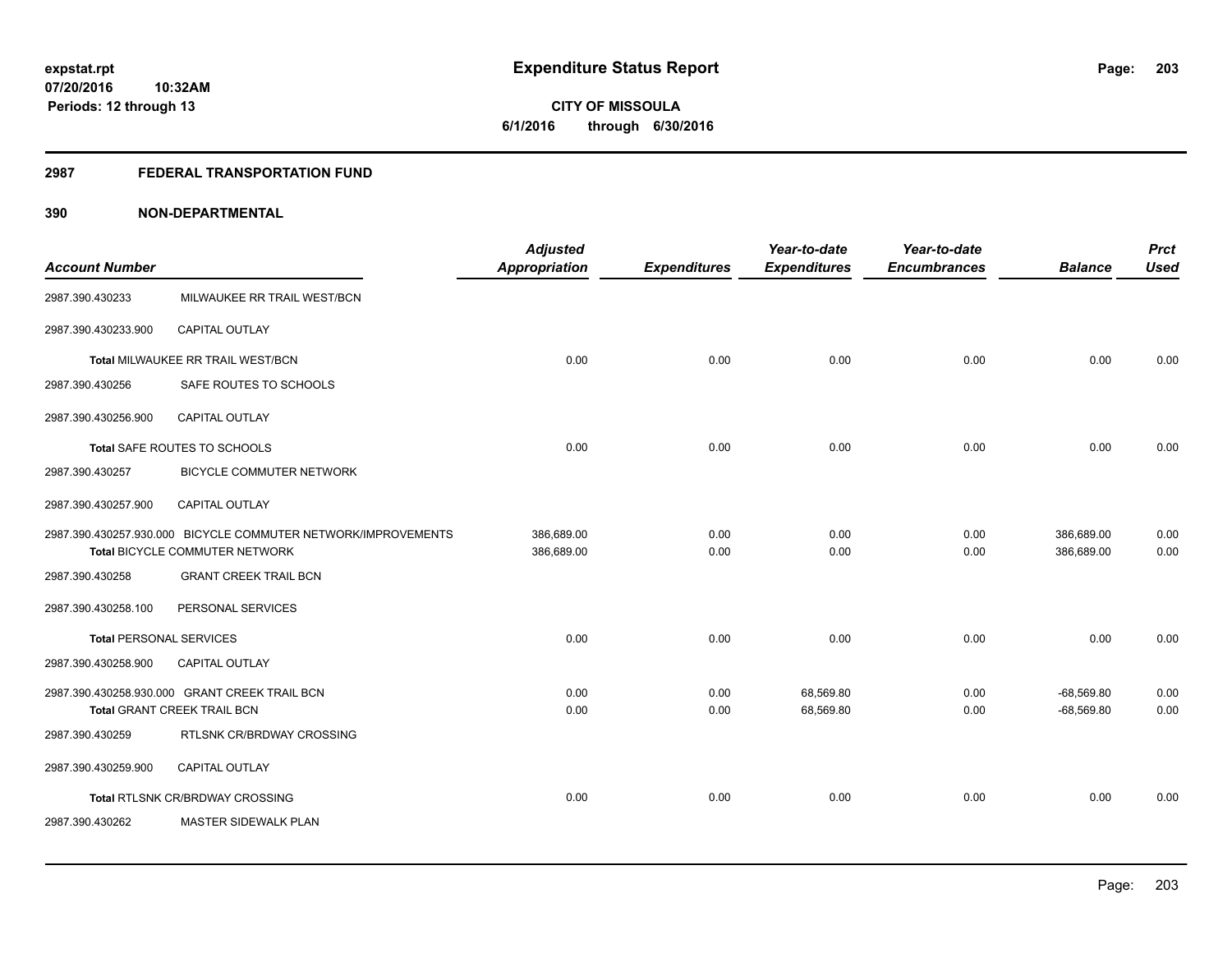expstat.rpt
07/20/2016 10:32AM
Periods: 12 through 13

# Expenditure Status Report

**CITY OF MISSOULA**
**6/1/2016 through 6/30/2016**

## 2987 FEDERAL TRANSPORTATION FUND

### 390 NON-DEPARTMENTAL

| Account Number | | Adjusted Appropriation | Expenditures | Year-to-date Expenditures | Year-to-date Encumbrances | Balance | Prct Used |
|---|---|---|---|---|---|---|---|
| 2987.390.430233 | MILWAUKEE RR TRAIL WEST/BCN | | | | | | |
| 2987.390.430233.900 | CAPITAL OUTLAY | | | | | | |
| | Total MILWAUKEE RR TRAIL WEST/BCN | 0.00 | 0.00 | 0.00 | 0.00 | 0.00 | 0.00 |
| 2987.390.430256 | SAFE ROUTES TO SCHOOLS | | | | | | |
| 2987.390.430256.900 | CAPITAL OUTLAY | | | | | | |
| | Total SAFE ROUTES TO SCHOOLS | 0.00 | 0.00 | 0.00 | 0.00 | 0.00 | 0.00 |
| 2987.390.430257 | BICYCLE COMMUTER NETWORK | | | | | | |
| 2987.390.430257.900 | CAPITAL OUTLAY | | | | | | |
| 2987.390.430257.930.000 | BICYCLE COMMUTER NETWORK/IMPROVEMENTS | 386,689.00 | 0.00 | 0.00 | 0.00 | 386,689.00 | 0.00 |
| | Total BICYCLE COMMUTER NETWORK | 386,689.00 | 0.00 | 0.00 | 0.00 | 386,689.00 | 0.00 |
| 2987.390.430258 | GRANT CREEK TRAIL BCN | | | | | | |
| 2987.390.430258.100 | PERSONAL SERVICES | | | | | | |
| | Total PERSONAL SERVICES | 0.00 | 0.00 | 0.00 | 0.00 | 0.00 | 0.00 |
| 2987.390.430258.900 | CAPITAL OUTLAY | | | | | | |
| 2987.390.430258.930.000 | GRANT CREEK TRAIL BCN | 0.00 | 0.00 | 68,569.80 | 0.00 | -68,569.80 | 0.00 |
| | Total GRANT CREEK TRAIL BCN | 0.00 | 0.00 | 68,569.80 | 0.00 | -68,569.80 | 0.00 |
| 2987.390.430259 | RTLSNK CR/BRDWAY CROSSING | | | | | | |
| 2987.390.430259.900 | CAPITAL OUTLAY | | | | | | |
| | Total RTLSNK CR/BRDWAY CROSSING | 0.00 | 0.00 | 0.00 | 0.00 | 0.00 | 0.00 |
| 2987.390.430262 | MASTER SIDEWALK PLAN | | | | | | |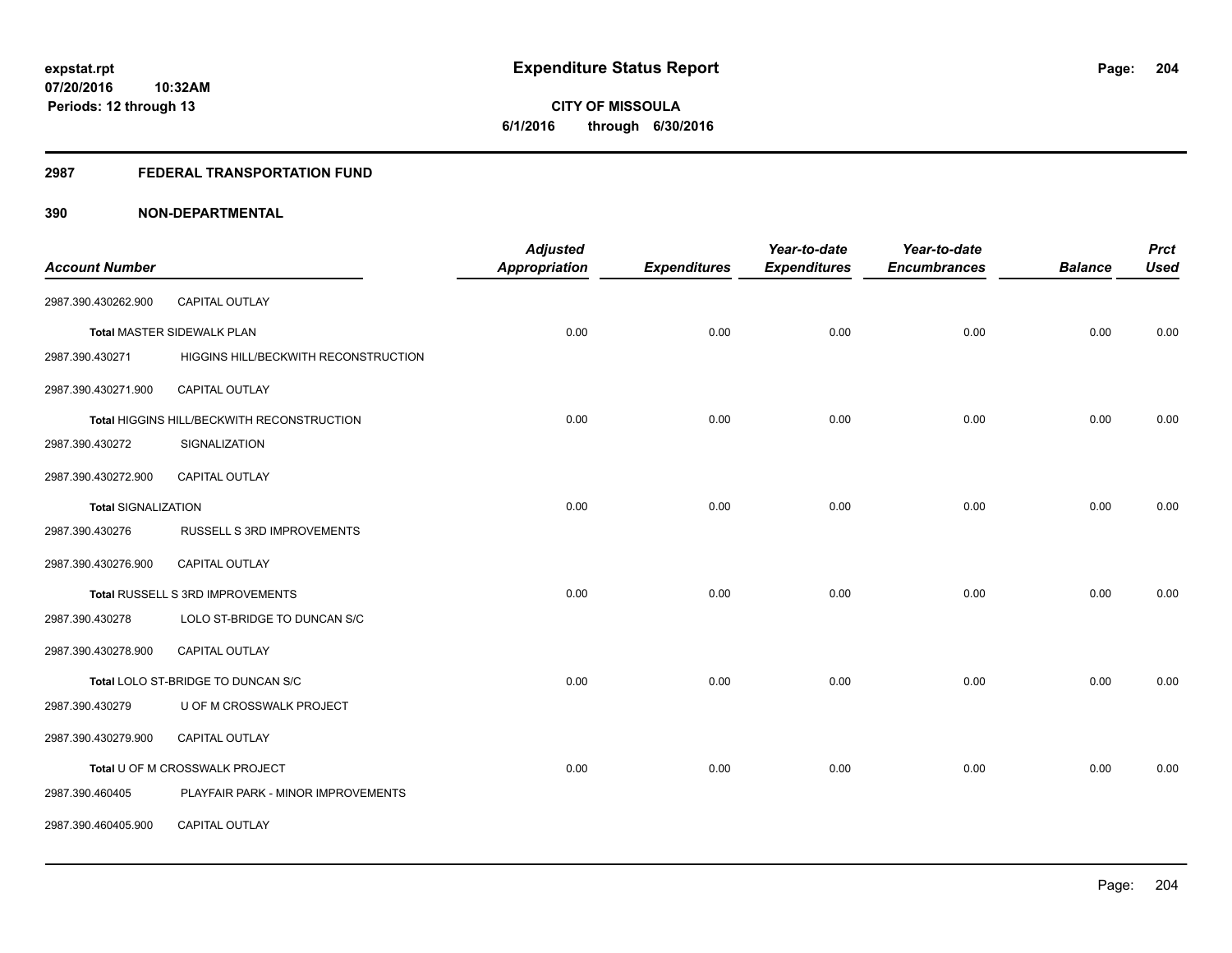**expstat.rpt**
**07/20/2016 10:32AM**
**Periods: 12 through 13**

# Expenditure Status Report

**CITY OF MISSOULA**
**6/1/2016 through 6/30/2016**

## 2987 FEDERAL TRANSPORTATION FUND

## 390 NON-DEPARTMENTAL

| Account Number | | Adjusted Appropriation | Expenditures | Year-to-date Expenditures | Year-to-date Encumbrances | Balance | Prct Used |
|---|---|---|---|---|---|---|---|
| 2987.390.430262.900 | CAPITAL OUTLAY | | | | | | |
| **Total** MASTER SIDEWALK PLAN | | 0.00 | 0.00 | 0.00 | 0.00 | 0.00 | 0.00 |
| 2987.390.430271 | HIGGINS HILL/BECKWITH RECONSTRUCTION | | | | | | |
| 2987.390.430271.900 | CAPITAL OUTLAY | | | | | | |
| **Total** HIGGINS HILL/BECKWITH RECONSTRUCTION | | 0.00 | 0.00 | 0.00 | 0.00 | 0.00 | 0.00 |
| 2987.390.430272 | SIGNALIZATION | | | | | | |
| 2987.390.430272.900 | CAPITAL OUTLAY | | | | | | |
| **Total SIGNALIZATION** | | 0.00 | 0.00 | 0.00 | 0.00 | 0.00 | 0.00 |
| 2987.390.430276 | RUSSELL S 3RD IMPROVEMENTS | | | | | | |
| 2987.390.430276.900 | CAPITAL OUTLAY | | | | | | |
| **Total** RUSSELL S 3RD IMPROVEMENTS | | 0.00 | 0.00 | 0.00 | 0.00 | 0.00 | 0.00 |
| 2987.390.430278 | LOLO ST-BRIDGE TO DUNCAN S/C | | | | | | |
| 2987.390.430278.900 | CAPITAL OUTLAY | | | | | | |
| **Total** LOLO ST-BRIDGE TO DUNCAN S/C | | 0.00 | 0.00 | 0.00 | 0.00 | 0.00 | 0.00 |
| 2987.390.430279 | U OF M CROSSWALK PROJECT | | | | | | |
| 2987.390.430279.900 | CAPITAL OUTLAY | | | | | | |
| **Total** U OF M CROSSWALK PROJECT | | 0.00 | 0.00 | 0.00 | 0.00 | 0.00 | 0.00 |
| 2987.390.460405 | PLAYFAIR PARK - MINOR IMPROVEMENTS | | | | | | |
| 2987.390.460405.900 | CAPITAL OUTLAY | | | | | | |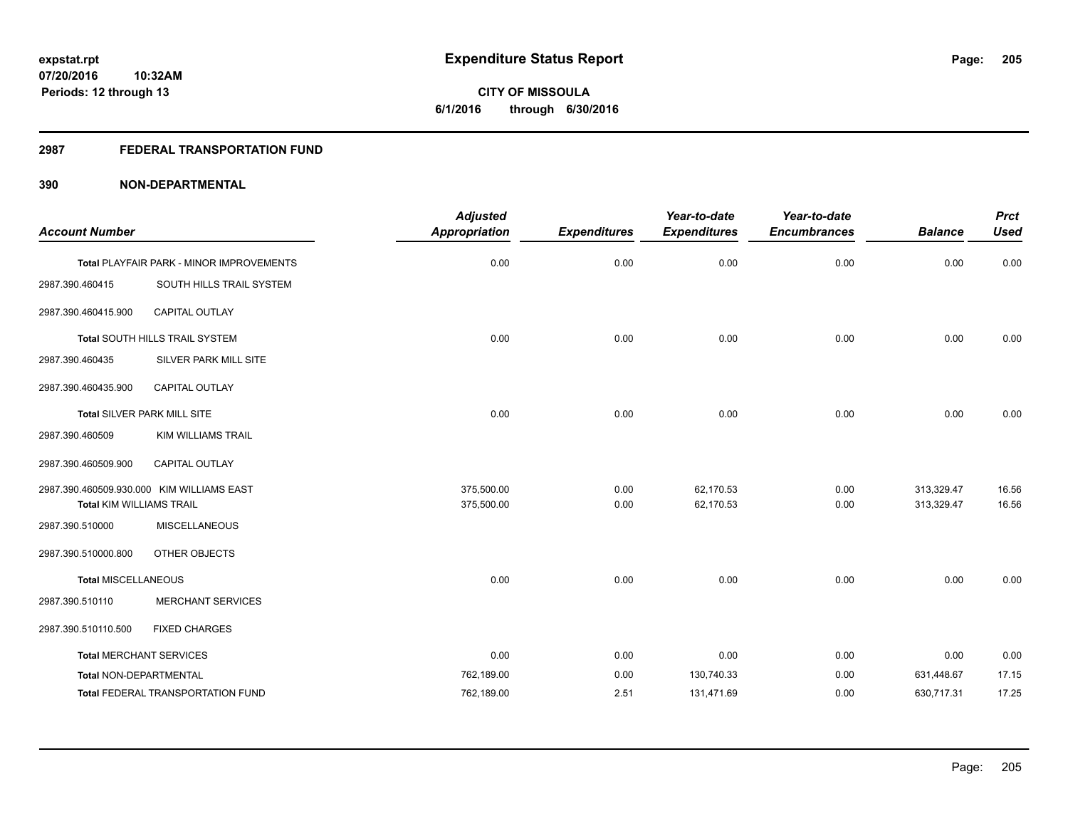**expstat.rpt**
**07/20/2016 10:32AM**
**Periods: 12 through 13**

# Expenditure Status Report

**CITY OF MISSOULA**
**6/1/2016 through 6/30/2016**

## 2987 FEDERAL TRANSPORTATION FUND

### 390 NON-DEPARTMENTAL

| Account Number | | Adjusted Appropriation | Expenditures | Year-to-date Expenditures | Year-to-date Encumbrances | Balance | Prct Used |
|---|---|---|---|---|---|---|---|
| Total PLAYFAIR PARK - MINOR IMPROVEMENTS | | 0.00 | 0.00 | 0.00 | 0.00 | 0.00 | 0.00 |
| 2987.390.460415 | SOUTH HILLS TRAIL SYSTEM | | | | | | |
| 2987.390.460415.900 | CAPITAL OUTLAY | | | | | | |
| Total SOUTH HILLS TRAIL SYSTEM | | 0.00 | 0.00 | 0.00 | 0.00 | 0.00 | 0.00 |
| 2987.390.460435 | SILVER PARK MILL SITE | | | | | | |
| 2987.390.460435.900 | CAPITAL OUTLAY | | | | | | |
| Total SILVER PARK MILL SITE | | 0.00 | 0.00 | 0.00 | 0.00 | 0.00 | 0.00 |
| 2987.390.460509 | KIM WILLIAMS TRAIL | | | | | | |
| 2987.390.460509.900 | CAPITAL OUTLAY | | | | | | |
| 2987.390.460509.930.000 | KIM WILLIAMS EAST | 375,500.00 | 0.00 | 62,170.53 | 0.00 | 313,329.47 | 16.56 |
| Total KIM WILLIAMS TRAIL | | 375,500.00 | 0.00 | 62,170.53 | 0.00 | 313,329.47 | 16.56 |
| 2987.390.510000 | MISCELLANEOUS | | | | | | |
| 2987.390.510000.800 | OTHER OBJECTS | | | | | | |
| Total MISCELLANEOUS | | 0.00 | 0.00 | 0.00 | 0.00 | 0.00 | 0.00 |
| 2987.390.510110 | MERCHANT SERVICES | | | | | | |
| 2987.390.510110.500 | FIXED CHARGES | | | | | | |
| Total MERCHANT SERVICES | | 0.00 | 0.00 | 0.00 | 0.00 | 0.00 | 0.00 |
| Total NON-DEPARTMENTAL | | 762,189.00 | 0.00 | 130,740.33 | 0.00 | 631,448.67 | 17.15 |
| Total FEDERAL TRANSPORTATION FUND | | 762,189.00 | 2.51 | 131,471.69 | 0.00 | 630,717.31 | 17.25 |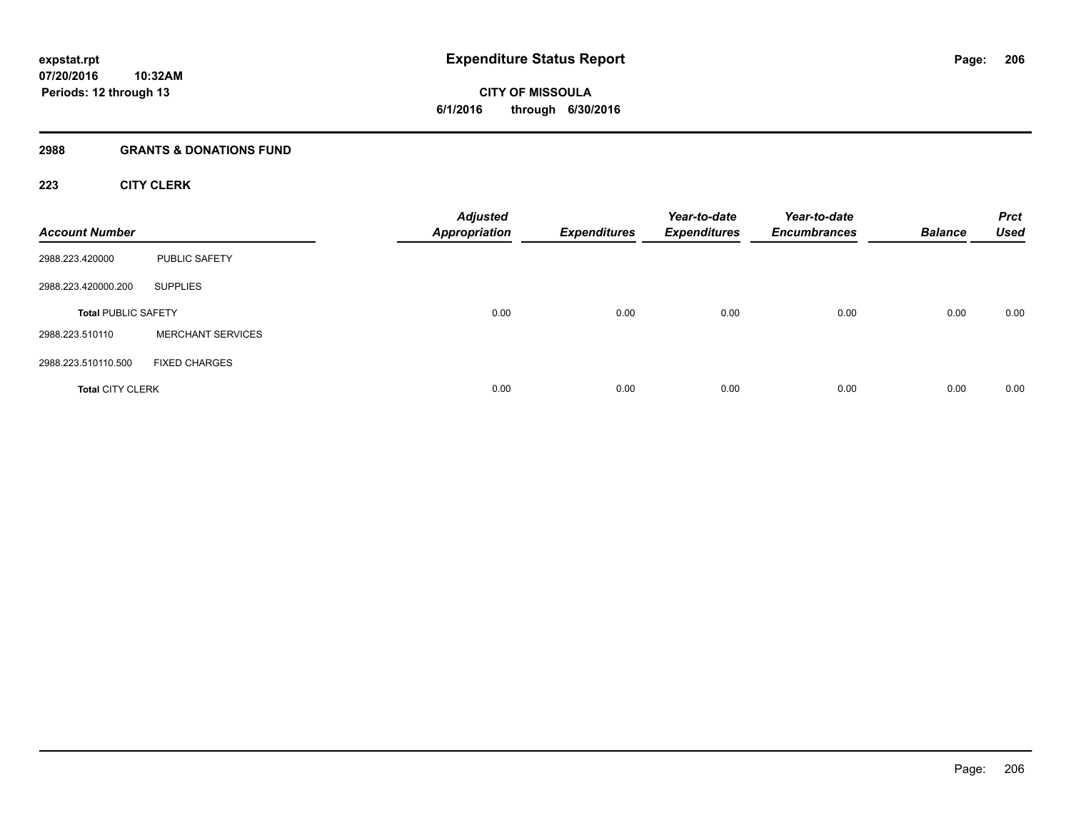expstat.rpt
07/20/2016 10:32AM
Periods: 12 through 13

# Expenditure Status Report

**CITY OF MISSOULA**
**6/1/2016 through 6/30/2016**

## 2988 GRANTS & DONATIONS FUND

### 223 CITY CLERK

| Account Number | | Adjusted Appropriation | Expenditures | Year-to-date Expenditures | Year-to-date Encumbrances | Balance | Prct Used |
|---|---|---|---|---|---|---|---|
| 2988.223.420000 | PUBLIC SAFETY | | | | | | |
| 2988.223.420000.200 | SUPPLIES | | | | | | |
| **Total** PUBLIC SAFETY | | 0.00 | 0.00 | 0.00 | 0.00 | 0.00 | 0.00 |
| 2988.223.510110 | MERCHANT SERVICES | | | | | | |
| 2988.223.510110.500 | FIXED CHARGES | | | | | | |
| **Total** CITY CLERK | | 0.00 | 0.00 | 0.00 | 0.00 | 0.00 | 0.00 |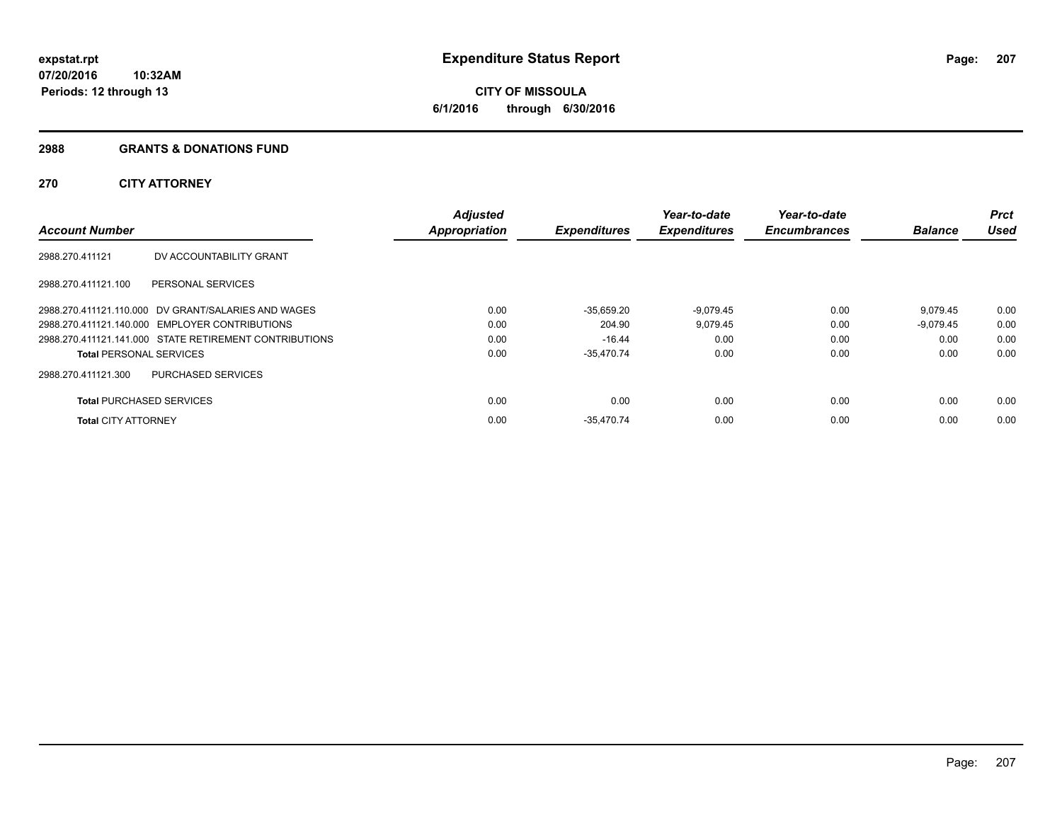# Expenditure Status Report

expstat.rpt
07/20/2016 10:32AM
Periods: 12 through 13

**CITY OF MISSOULA**
**6/1/2016 through 6/30/2016**

## 2988 GRANTS & DONATIONS FUND

### 270 CITY ATTORNEY

| Account Number | | Adjusted Appropriation | Expenditures | Year-to-date Expenditures | Year-to-date Encumbrances | Balance | Prct Used |
|---|---|---|---|---|---|---|---|
| 2988.270.411121 | DV ACCOUNTABILITY GRANT | | | | | | |
| 2988.270.411121.100 | PERSONAL SERVICES | | | | | | |
| 2988.270.411121.110.000 | DV GRANT/SALARIES AND WAGES | 0.00 | -35,659.20 | -9,079.45 | 0.00 | 9,079.45 | 0.00 |
| 2988.270.411121.140.000 | EMPLOYER CONTRIBUTIONS | 0.00 | 204.90 | 9,079.45 | 0.00 | -9,079.45 | 0.00 |
| 2988.270.411121.141.000 | STATE RETIREMENT CONTRIBUTIONS | 0.00 | -16.44 | 0.00 | 0.00 | 0.00 | 0.00 |
| Total PERSONAL SERVICES | | 0.00 | -35,470.74 | 0.00 | 0.00 | 0.00 | 0.00 |
| 2988.270.411121.300 | PURCHASED SERVICES | | | | | | |
| Total PURCHASED SERVICES | | 0.00 | 0.00 | 0.00 | 0.00 | 0.00 | 0.00 |
| Total CITY ATTORNEY | | 0.00 | -35,470.74 | 0.00 | 0.00 | 0.00 | 0.00 |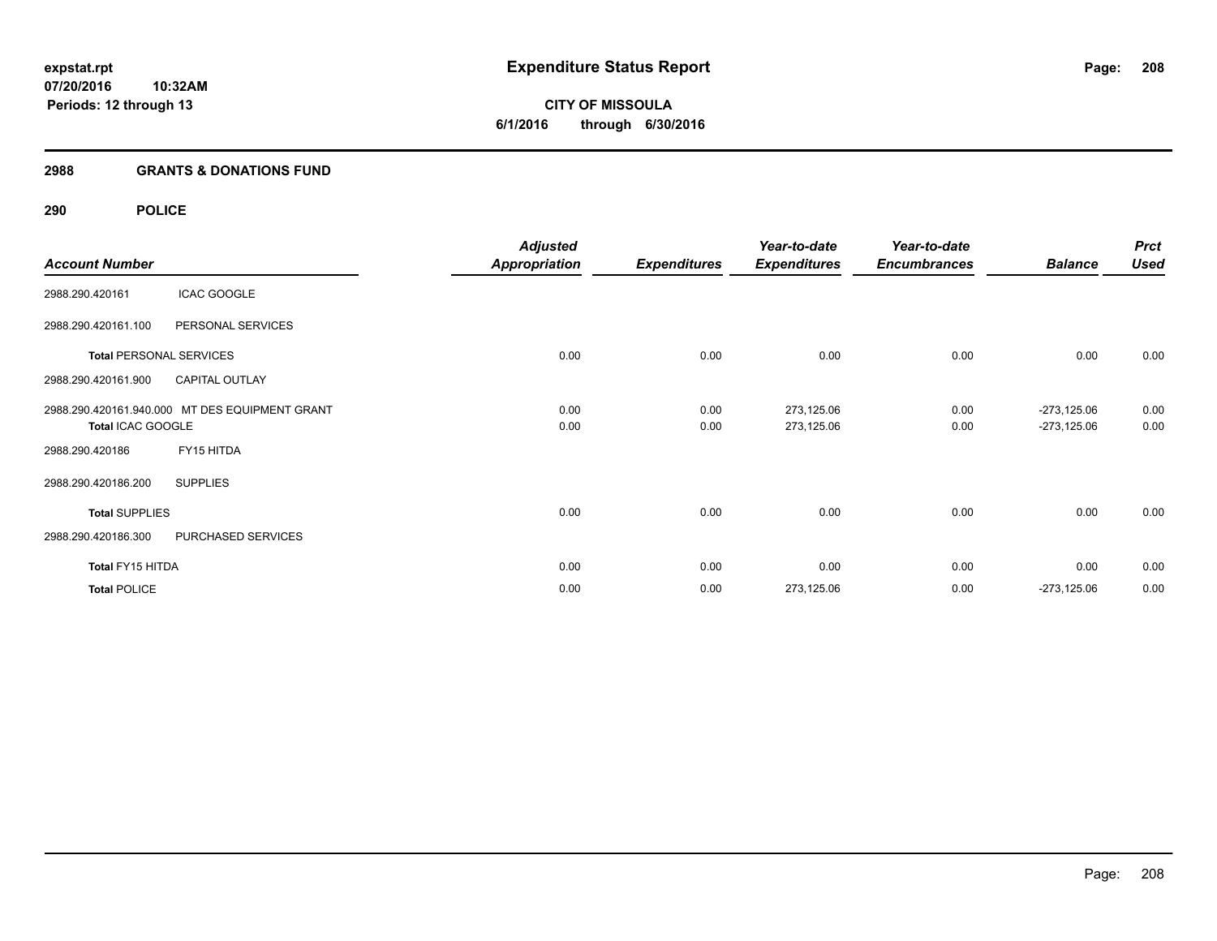# Expenditure Status Report

**CITY OF MISSOULA**

**6/1/2016 through 6/30/2016**

expstat.rpt
07/20/2016 10:32AM
Periods: 12 through 13

## 2988 GRANTS & DONATIONS FUND

## 290 POLICE

| Account Number | | Adjusted Appropriation | Expenditures | Year-to-date Expenditures | Year-to-date Encumbrances | Balance | Prct Used |
|---|---|---|---|---|---|---|---|
| 2988.290.420161 | ICAC GOOGLE | | | | | | |
| 2988.290.420161.100 | PERSONAL SERVICES | | | | | | |
| **Total** PERSONAL SERVICES | | 0.00 | 0.00 | 0.00 | 0.00 | 0.00 | 0.00 |
| 2988.290.420161.900 | CAPITAL OUTLAY | | | | | | |
| 2988.290.420161.940.000 | MT DES EQUIPMENT GRANT | 0.00 | 0.00 | 273,125.06 | 0.00 | -273,125.06 | 0.00 |
| **Total** ICAC GOOGLE | | 0.00 | 0.00 | 273,125.06 | 0.00 | -273,125.06 | 0.00 |
| 2988.290.420186 | FY15 HITDA | | | | | | |
| 2988.290.420186.200 | SUPPLIES | | | | | | |
| **Total** SUPPLIES | | 0.00 | 0.00 | 0.00 | 0.00 | 0.00 | 0.00 |
| 2988.290.420186.300 | PURCHASED SERVICES | | | | | | |
| **Total** FY15 HITDA | | 0.00 | 0.00 | 0.00 | 0.00 | 0.00 | 0.00 |
| **Total** POLICE | | 0.00 | 0.00 | 273,125.06 | 0.00 | -273,125.06 | 0.00 |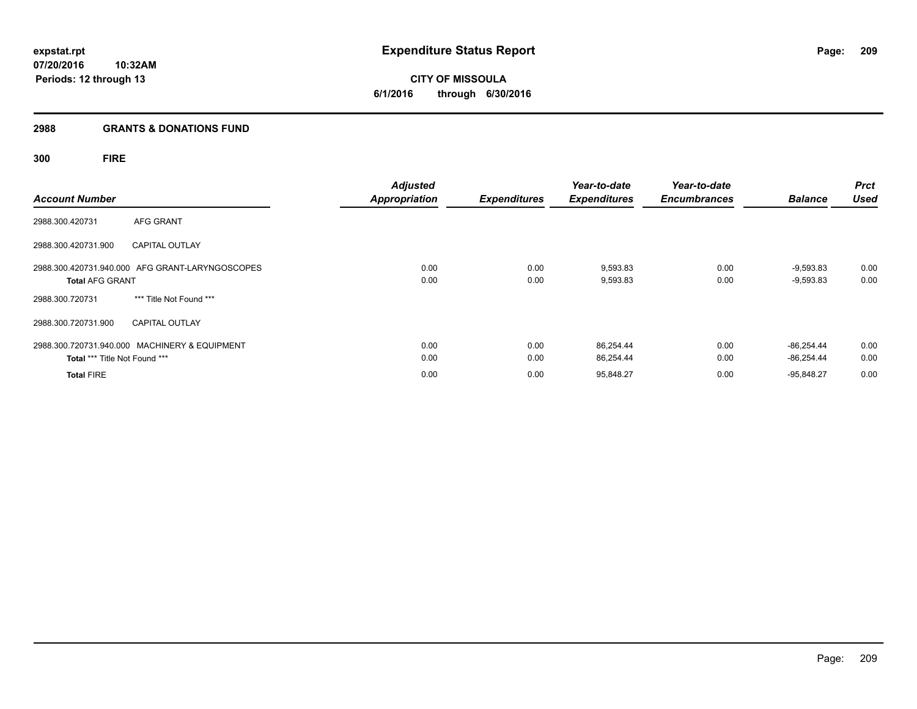## 2988 GRANTS & DONATIONS FUND

### 300 FIRE

| Account Number | | Adjusted Appropriation | Expenditures | Year-to-date Expenditures | Year-to-date Encumbrances | Balance | Prct Used |
|---|---|---|---|---|---|---|---|
| 2988.300.420731 | AFG GRANT | | | | | | |
| 2988.300.420731.900 | CAPITAL OUTLAY | | | | | | |
| 2988.300.420731.940.000 | AFG GRANT-LARYNGOSCOPES | 0.00 | 0.00 | 9,593.83 | 0.00 | -9,593.83 | 0.00 |
| **Total** AFG GRANT | | 0.00 | 0.00 | 9,593.83 | 0.00 | -9,593.83 | 0.00 |
| 2988.300.720731 | *** Title Not Found *** | | | | | | |
| 2988.300.720731.900 | CAPITAL OUTLAY | | | | | | |
| 2988.300.720731.940.000 | MACHINERY & EQUIPMENT | 0.00 | 0.00 | 86,254.44 | 0.00 | -86,254.44 | 0.00 |
| **Total** *** Title Not Found *** | | 0.00 | 0.00 | 86,254.44 | 0.00 | -86,254.44 | 0.00 |
| **Total** FIRE | | 0.00 | 0.00 | 95,848.27 | 0.00 | -95,848.27 | 0.00 |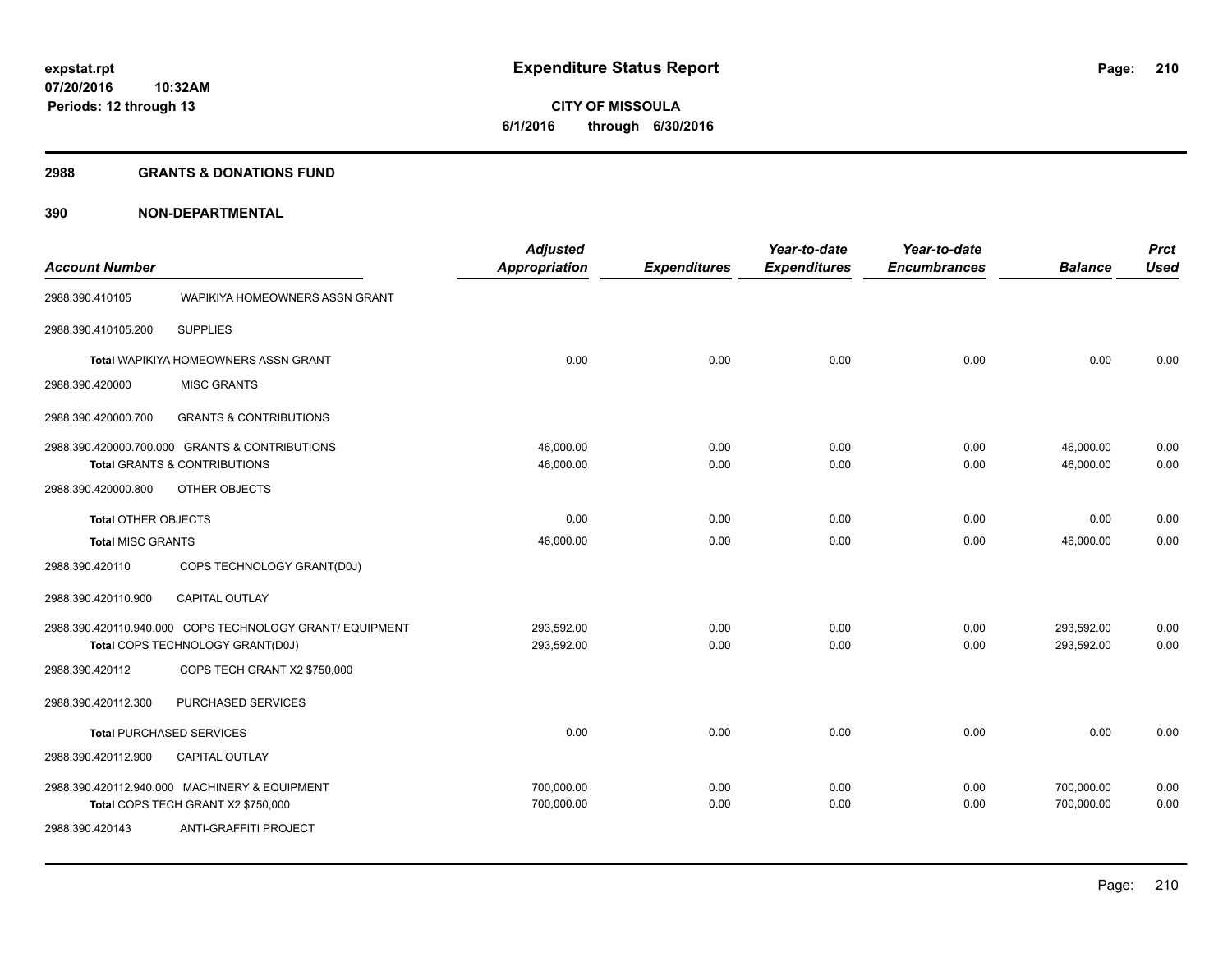# Expenditure Status Report

expstat.rpt
07/20/2016 10:32AM
Periods: 12 through 13

**CITY OF MISSOULA**
**6/1/2016 through 6/30/2016**

## 2988 GRANTS & DONATIONS FUND

## 390 NON-DEPARTMENTAL

| Account Number | | Adjusted Appropriation | Expenditures | Year-to-date Expenditures | Year-to-date Encumbrances | Balance | Prct Used |
|---|---|---|---|---|---|---|---|
| 2988.390.410105 | WAPIKIYA HOMEOWNERS ASSN GRANT | | | | | | |
| 2988.390.410105.200 | SUPPLIES | | | | | | |
| Total WAPIKIYA HOMEOWNERS ASSN GRANT | | 0.00 | 0.00 | 0.00 | 0.00 | 0.00 | 0.00 |
| 2988.390.420000 | MISC GRANTS | | | | | | |
| 2988.390.420000.700 | GRANTS & CONTRIBUTIONS | | | | | | |
| 2988.390.420000.700.000 GRANTS & CONTRIBUTIONS | | 46,000.00 | 0.00 | 0.00 | 0.00 | 46,000.00 | 0.00 |
| Total GRANTS & CONTRIBUTIONS | | 46,000.00 | 0.00 | 0.00 | 0.00 | 46,000.00 | 0.00 |
| 2988.390.420000.800 | OTHER OBJECTS | | | | | | |
| Total OTHER OBJECTS | | 0.00 | 0.00 | 0.00 | 0.00 | 0.00 | 0.00 |
| Total MISC GRANTS | | 46,000.00 | 0.00 | 0.00 | 0.00 | 46,000.00 | 0.00 |
| 2988.390.420110 | COPS TECHNOLOGY GRANT(D0J) | | | | | | |
| 2988.390.420110.900 | CAPITAL OUTLAY | | | | | | |
| 2988.390.420110.940.000 COPS TECHNOLOGY GRANT/ EQUIPMENT | | 293,592.00 | 0.00 | 0.00 | 0.00 | 293,592.00 | 0.00 |
| Total COPS TECHNOLOGY GRANT(D0J) | | 293,592.00 | 0.00 | 0.00 | 0.00 | 293,592.00 | 0.00 |
| 2988.390.420112 | COPS TECH GRANT X2 $750,000 | | | | | | |
| 2988.390.420112.300 | PURCHASED SERVICES | | | | | | |
| Total PURCHASED SERVICES | | 0.00 | 0.00 | 0.00 | 0.00 | 0.00 | 0.00 |
| 2988.390.420112.900 | CAPITAL OUTLAY | | | | | | |
| 2988.390.420112.940.000 MACHINERY & EQUIPMENT | | 700,000.00 | 0.00 | 0.00 | 0.00 | 700,000.00 | 0.00 |
| Total COPS TECH GRANT X2 $750,000 | | 700,000.00 | 0.00 | 0.00 | 0.00 | 700,000.00 | 0.00 |
| 2988.390.420143 | ANTI-GRAFFITI PROJECT | | | | | | |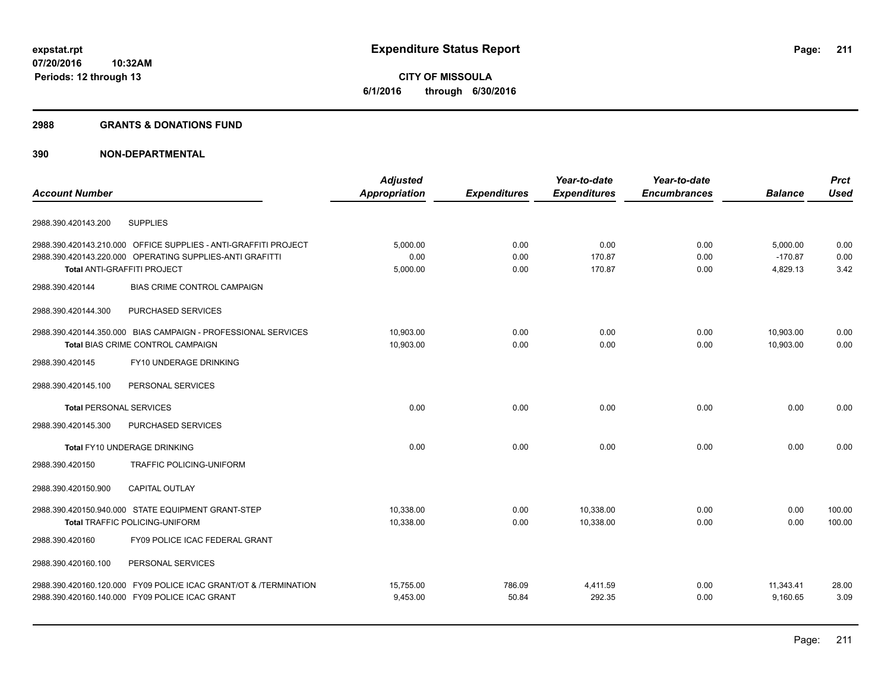**expstat.rpt**
**07/20/2016 10:32AM**
**Periods: 12 through 13**

# Expenditure Status Report

**CITY OF MISSOULA**
**6/1/2016 through 6/30/2016**

## 2988 GRANTS & DONATIONS FUND

### 390 NON-DEPARTMENTAL

| Account Number | Adjusted Appropriation | Expenditures | Year-to-date Expenditures | Year-to-date Encumbrances | Balance | Prct Used |
|---|---|---|---|---|---|---|
| 2988.390.420143.200 SUPPLIES | | | | | | |
| 2988.390.420143.210.000 OFFICE SUPPLIES - ANTI-GRAFFITI PROJECT | 5,000.00 | 0.00 | 0.00 | 0.00 | 5,000.00 | 0.00 |
| 2988.390.420143.220.000 OPERATING SUPPLIES-ANTI GRAFITTI | 0.00 | 0.00 | 170.87 | 0.00 | -170.87 | 0.00 |
| **Total** ANTI-GRAFFITI PROJECT | 5,000.00 | 0.00 | 170.87 | 0.00 | 4,829.13 | 3.42 |
| 2988.390.420144 BIAS CRIME CONTROL CAMPAIGN | | | | | | |
| 2988.390.420144.300 PURCHASED SERVICES | | | | | | |
| 2988.390.420144.350.000 BIAS CAMPAIGN - PROFESSIONAL SERVICES | 10,903.00 | 0.00 | 0.00 | 0.00 | 10,903.00 | 0.00 |
| **Total** BIAS CRIME CONTROL CAMPAIGN | 10,903.00 | 0.00 | 0.00 | 0.00 | 10,903.00 | 0.00 |
| 2988.390.420145 FY10 UNDERAGE DRINKING | | | | | | |
| 2988.390.420145.100 PERSONAL SERVICES | | | | | | |
| **Total** PERSONAL SERVICES | 0.00 | 0.00 | 0.00 | 0.00 | 0.00 | 0.00 |
| 2988.390.420145.300 PURCHASED SERVICES | | | | | | |
| **Total** FY10 UNDERAGE DRINKING | 0.00 | 0.00 | 0.00 | 0.00 | 0.00 | 0.00 |
| 2988.390.420150 TRAFFIC POLICING-UNIFORM | | | | | | |
| 2988.390.420150.900 CAPITAL OUTLAY | | | | | | |
| 2988.390.420150.940.000 STATE EQUIPMENT GRANT-STEP | 10,338.00 | 0.00 | 10,338.00 | 0.00 | 0.00 | 100.00 |
| **Total** TRAFFIC POLICING-UNIFORM | 10,338.00 | 0.00 | 10,338.00 | 0.00 | 0.00 | 100.00 |
| 2988.390.420160 FY09 POLICE ICAC FEDERAL GRANT | | | | | | |
| 2988.390.420160.100 PERSONAL SERVICES | | | | | | |
| 2988.390.420160.120.000 FY09 POLICE ICAC GRANT/OT & /TERMINATION | 15,755.00 | 786.09 | 4,411.59 | 0.00 | 11,343.41 | 28.00 |
| 2988.390.420160.140.000 FY09 POLICE ICAC GRANT | 9,453.00 | 50.84 | 292.35 | 0.00 | 9,160.65 | 3.09 |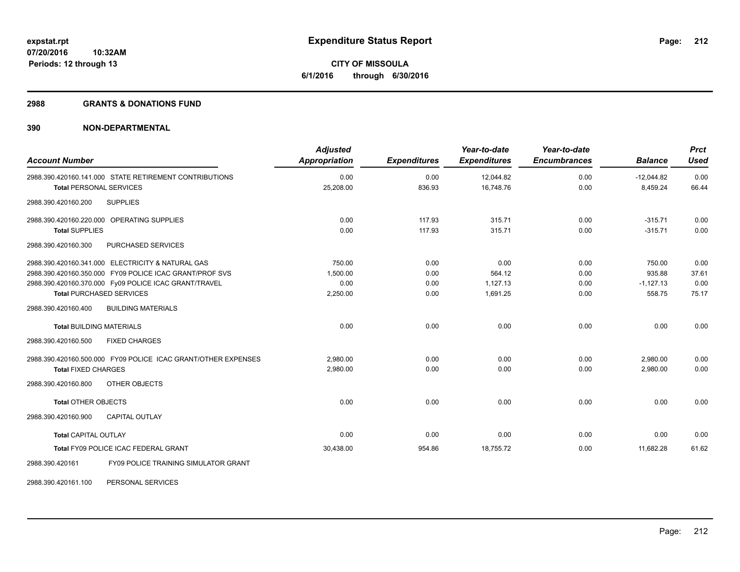**expstat.rpt**
**07/20/2016 10:32AM**
**Periods: 12 through 13**

# Expenditure Status Report

**CITY OF MISSOULA**
**6/1/2016 through 6/30/2016**

## 2988 GRANTS & DONATIONS FUND

## 390 NON-DEPARTMENTAL

| Account Number | Adjusted Appropriation | Expenditures | Year-to-date Expenditures | Year-to-date Encumbrances | Balance | Prct Used |
|---|---|---|---|---|---|---|
| 2988.390.420160.141.000 STATE RETIREMENT CONTRIBUTIONS | 0.00 | 0.00 | 12,044.82 | 0.00 | -12,044.82 | 0.00 |
| **Total** PERSONAL SERVICES | 25,208.00 | 836.93 | 16,748.76 | 0.00 | 8,459.24 | 66.44 |
| 2988.390.420160.200 SUPPLIES | | | | | | |
| 2988.390.420160.220.000 OPERATING SUPPLIES | 0.00 | 117.93 | 315.71 | 0.00 | -315.71 | 0.00 |
| **Total** SUPPLIES | 0.00 | 117.93 | 315.71 | 0.00 | -315.71 | 0.00 |
| 2988.390.420160.300 PURCHASED SERVICES | | | | | | |
| 2988.390.420160.341.000 ELECTRICITY & NATURAL GAS | 750.00 | 0.00 | 0.00 | 0.00 | 750.00 | 0.00 |
| 2988.390.420160.350.000 FY09 POLICE ICAC GRANT/PROF SVS | 1,500.00 | 0.00 | 564.12 | 0.00 | 935.88 | 37.61 |
| 2988.390.420160.370.000 Fy09 POLICE ICAC GRANT/TRAVEL | 0.00 | 0.00 | 1,127.13 | 0.00 | -1,127.13 | 0.00 |
| **Total** PURCHASED SERVICES | 2,250.00 | 0.00 | 1,691.25 | 0.00 | 558.75 | 75.17 |
| 2988.390.420160.400 BUILDING MATERIALS | | | | | | |
| **Total** BUILDING MATERIALS | 0.00 | 0.00 | 0.00 | 0.00 | 0.00 | 0.00 |
| 2988.390.420160.500 FIXED CHARGES | | | | | | |
| 2988.390.420160.500.000 FY09 POLICE ICAC GRANT/OTHER EXPENSES | 2,980.00 | 0.00 | 0.00 | 0.00 | 2,980.00 | 0.00 |
| **Total** FIXED CHARGES | 2,980.00 | 0.00 | 0.00 | 0.00 | 2,980.00 | 0.00 |
| 2988.390.420160.800 OTHER OBJECTS | | | | | | |
| **Total** OTHER OBJECTS | 0.00 | 0.00 | 0.00 | 0.00 | 0.00 | 0.00 |
| 2988.390.420160.900 CAPITAL OUTLAY | | | | | | |
| **Total** CAPITAL OUTLAY | 0.00 | 0.00 | 0.00 | 0.00 | 0.00 | 0.00 |
| **Total FY09 POLICE ICAC FEDERAL GRANT** | 30,438.00 | 954.86 | 18,755.72 | 0.00 | 11,682.28 | 61.62 |
| 2988.390.420161 FY09 POLICE TRAINING SIMULATOR GRANT | | | | | | |
| 2988.390.420161.100 PERSONAL SERVICES | | | | | | |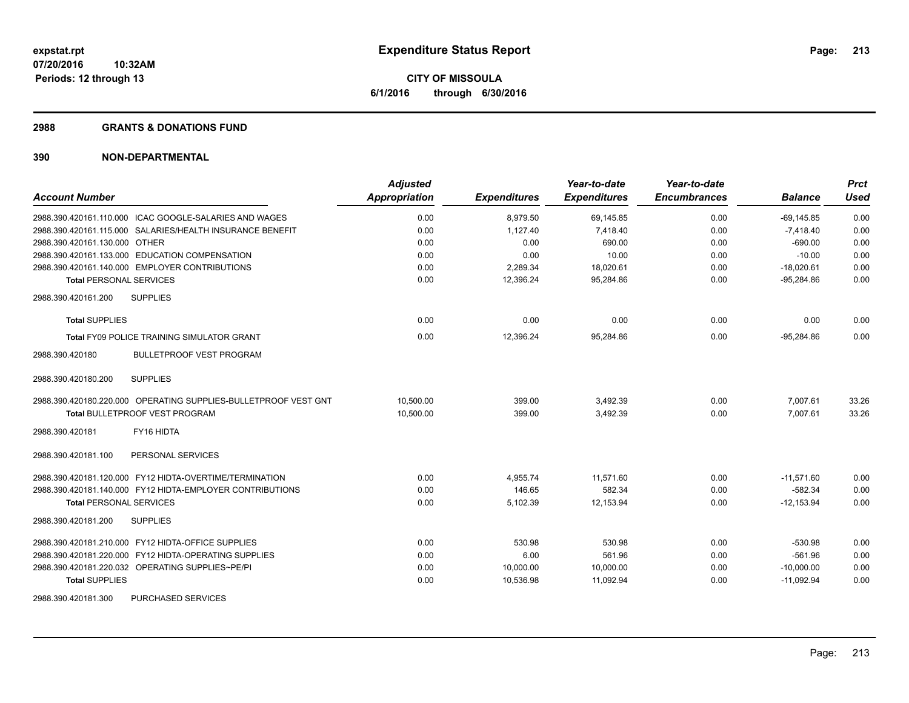# Expenditure Status Report

**CITY OF MISSOULA**
**6/1/2016 through 6/30/2016**

expstat.rpt
07/20/2016 10:32AM
Periods: 12 through 13

## 2988 GRANTS & DONATIONS FUND

## 390 NON-DEPARTMENTAL

| Account Number | Adjusted Appropriation | Expenditures | Year-to-date Expenditures | Year-to-date Encumbrances | Balance | Prct Used |
|---|---|---|---|---|---|---|
| 2988.390.420161.110.000 ICAC GOOGLE-SALARIES AND WAGES | 0.00 | 8,979.50 | 69,145.85 | 0.00 | -69,145.85 | 0.00 |
| 2988.390.420161.115.000 SALARIES/HEALTH INSURANCE BENEFIT | 0.00 | 1,127.40 | 7,418.40 | 0.00 | -7,418.40 | 0.00 |
| 2988.390.420161.130.000 OTHER | 0.00 | 0.00 | 690.00 | 0.00 | -690.00 | 0.00 |
| 2988.390.420161.133.000 EDUCATION COMPENSATION | 0.00 | 0.00 | 10.00 | 0.00 | -10.00 | 0.00 |
| 2988.390.420161.140.000 EMPLOYER CONTRIBUTIONS | 0.00 | 2,289.34 | 18,020.61 | 0.00 | -18,020.61 | 0.00 |
| **Total** PERSONAL SERVICES | 0.00 | 12,396.24 | 95,284.86 | 0.00 | -95,284.86 | 0.00 |
| 2988.390.420161.200 SUPPLIES | | | | | | |
| **Total** SUPPLIES | 0.00 | 0.00 | 0.00 | 0.00 | 0.00 | 0.00 |
| **Total** FY09 POLICE TRAINING SIMULATOR GRANT | 0.00 | 12,396.24 | 95,284.86 | 0.00 | -95,284.86 | 0.00 |
| 2988.390.420180 BULLETPROOF VEST PROGRAM | | | | | | |
| 2988.390.420180.200 SUPPLIES | | | | | | |
| 2988.390.420180.220.000 OPERATING SUPPLIES-BULLETPROOF VEST GNT | 10,500.00 | 399.00 | 3,492.39 | 0.00 | 7,007.61 | 33.26 |
| **Total** BULLETPROOF VEST PROGRAM | 10,500.00 | 399.00 | 3,492.39 | 0.00 | 7,007.61 | 33.26 |
| 2988.390.420181 FY16 HIDTA | | | | | | |
| 2988.390.420181.100 PERSONAL SERVICES | | | | | | |
| 2988.390.420181.120.000 FY12 HIDTA-OVERTIME/TERMINATION | 0.00 | 4,955.74 | 11,571.60 | 0.00 | -11,571.60 | 0.00 |
| 2988.390.420181.140.000 FY12 HIDTA-EMPLOYER CONTRIBUTIONS | 0.00 | 146.65 | 582.34 | 0.00 | -582.34 | 0.00 |
| **Total** PERSONAL SERVICES | 0.00 | 5,102.39 | 12,153.94 | 0.00 | -12,153.94 | 0.00 |
| 2988.390.420181.200 SUPPLIES | | | | | | |
| 2988.390.420181.210.000 FY12 HIDTA-OFFICE SUPPLIES | 0.00 | 530.98 | 530.98 | 0.00 | -530.98 | 0.00 |
| 2988.390.420181.220.000 FY12 HIDTA-OPERATING SUPPLIES | 0.00 | 6.00 | 561.96 | 0.00 | -561.96 | 0.00 |
| 2988.390.420181.220.032 OPERATING SUPPLIES~PE/PI | 0.00 | 10,000.00 | 10,000.00 | 0.00 | -10,000.00 | 0.00 |
| **Total** SUPPLIES | 0.00 | 10,536.98 | 11,092.94 | 0.00 | -11,092.94 | 0.00 |
| 2988.390.420181.300 PURCHASED SERVICES | | | | | | |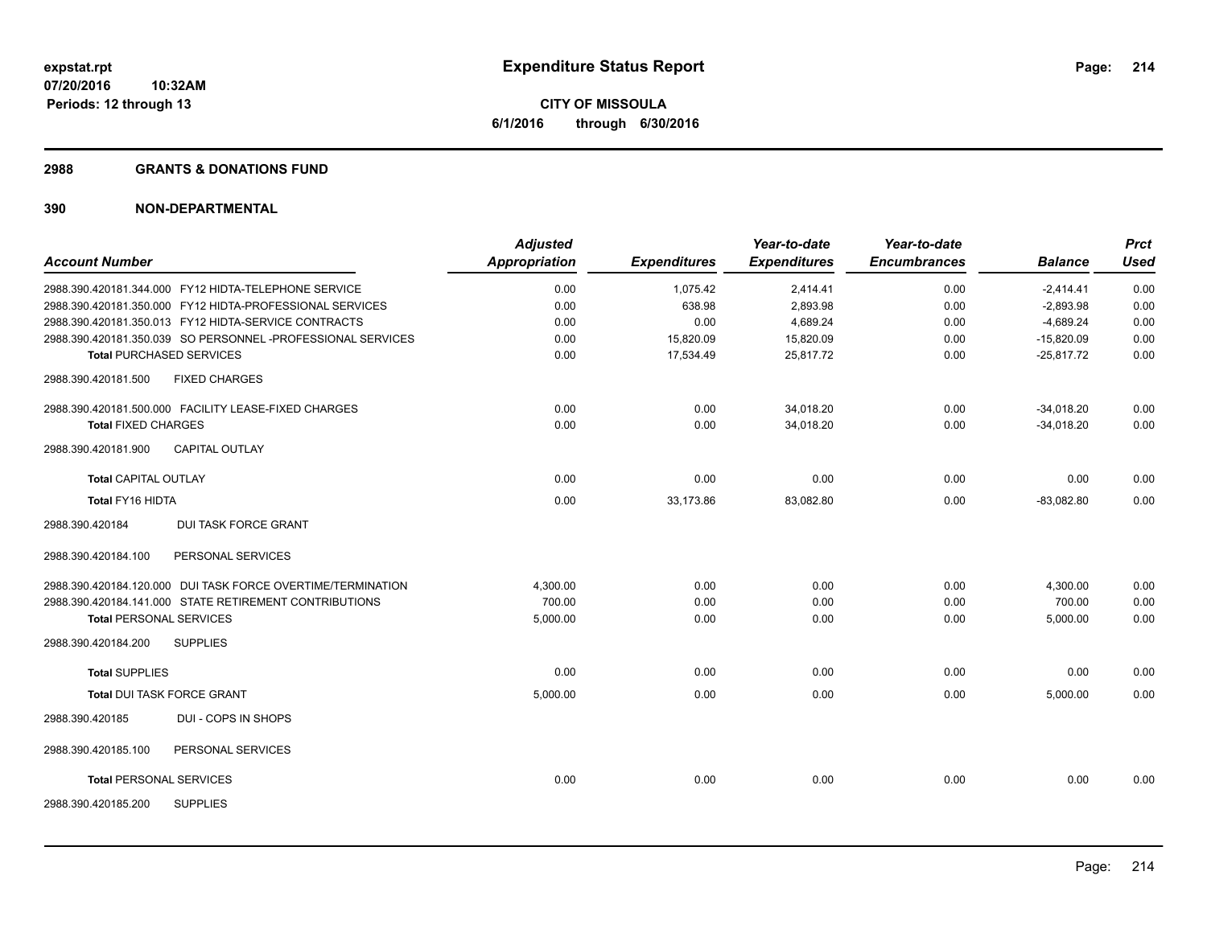# Expenditure Status Report

**expstat.rpt**
**07/20/2016 10:32AM**
**Periods: 12 through 13**

**CITY OF MISSOULA**
**6/1/2016 through 6/30/2016**

## 2988 GRANTS & DONATIONS FUND

### 390 NON-DEPARTMENTAL

| Account Number | Adjusted Appropriation | Expenditures | Year-to-date Expenditures | Year-to-date Encumbrances | Balance | Prct Used |
|---|---|---|---|---|---|---|
| 2988.390.420181.344.000 FY12 HIDTA-TELEPHONE SERVICE | 0.00 | 1,075.42 | 2,414.41 | 0.00 | -2,414.41 | 0.00 |
| 2988.390.420181.350.000 FY12 HIDTA-PROFESSIONAL SERVICES | 0.00 | 638.98 | 2,893.98 | 0.00 | -2,893.98 | 0.00 |
| 2988.390.420181.350.013 FY12 HIDTA-SERVICE CONTRACTS | 0.00 | 0.00 | 4,689.24 | 0.00 | -4,689.24 | 0.00 |
| 2988.390.420181.350.039 SO PERSONNEL -PROFESSIONAL SERVICES | 0.00 | 15,820.09 | 15,820.09 | 0.00 | -15,820.09 | 0.00 |
| **Total PURCHASED SERVICES** | 0.00 | 17,534.49 | 25,817.72 | 0.00 | -25,817.72 | 0.00 |
| 2988.390.420181.500 FIXED CHARGES | | | | | | |
| 2988.390.420181.500.000 FACILITY LEASE-FIXED CHARGES | 0.00 | 0.00 | 34,018.20 | 0.00 | -34,018.20 | 0.00 |
| **Total FIXED CHARGES** | 0.00 | 0.00 | 34,018.20 | 0.00 | -34,018.20 | 0.00 |
| 2988.390.420181.900 CAPITAL OUTLAY | | | | | | |
| **Total CAPITAL OUTLAY** | 0.00 | 0.00 | 0.00 | 0.00 | 0.00 | 0.00 |
| **Total FY16 HIDTA** | 0.00 | 33,173.86 | 83,082.80 | 0.00 | -83,082.80 | 0.00 |
| 2988.390.420184 DUI TASK FORCE GRANT | | | | | | |
| 2988.390.420184.100 PERSONAL SERVICES | | | | | | |
| 2988.390.420184.120.000 DUI TASK FORCE OVERTIME/TERMINATION | 4,300.00 | 0.00 | 0.00 | 0.00 | 4,300.00 | 0.00 |
| 2988.390.420184.141.000 STATE RETIREMENT CONTRIBUTIONS | 700.00 | 0.00 | 0.00 | 0.00 | 700.00 | 0.00 |
| **Total PERSONAL SERVICES** | 5,000.00 | 0.00 | 0.00 | 0.00 | 5,000.00 | 0.00 |
| 2988.390.420184.200 SUPPLIES | | | | | | |
| **Total SUPPLIES** | 0.00 | 0.00 | 0.00 | 0.00 | 0.00 | 0.00 |
| **Total DUI TASK FORCE GRANT** | 5,000.00 | 0.00 | 0.00 | 0.00 | 5,000.00 | 0.00 |
| 2988.390.420185 DUI - COPS IN SHOPS | | | | | | |
| 2988.390.420185.100 PERSONAL SERVICES | | | | | | |
| **Total PERSONAL SERVICES** | 0.00 | 0.00 | 0.00 | 0.00 | 0.00 | 0.00 |
| 2988.390.420185.200 SUPPLIES | | | | | | |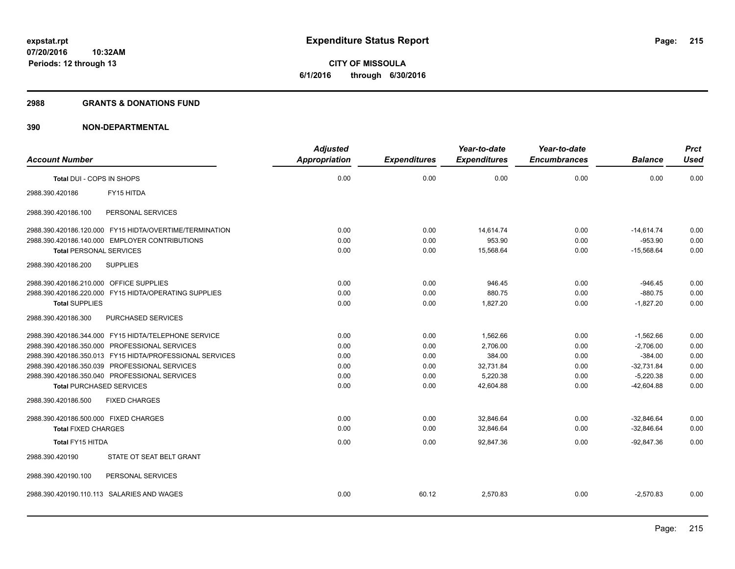expstat.rpt
07/20/2016 10:32AM
Periods: 12 through 13

# Expenditure Status Report

CITY OF MISSOULA
6/1/2016 through 6/30/2016

## 2988 GRANTS & DONATIONS FUND

## 390 NON-DEPARTMENTAL

| Account Number | Adjusted Appropriation | Expenditures | Year-to-date Expenditures | Year-to-date Encumbrances | Balance | Prct Used |
|---|---|---|---|---|---|---|
| Total DUI - COPS IN SHOPS | 0.00 | 0.00 | 0.00 | 0.00 | 0.00 | 0.00 |
| 2988.390.420186 FY15 HITDA | | | | | | |
| 2988.390.420186.100 PERSONAL SERVICES | | | | | | |
| 2988.390.420186.120.000 FY15 HIDTA/OVERTIME/TERMINATION | 0.00 | 0.00 | 14,614.74 | 0.00 | -14,614.74 | 0.00 |
| 2988.390.420186.140.000 EMPLOYER CONTRIBUTIONS | 0.00 | 0.00 | 953.90 | 0.00 | -953.90 | 0.00 |
| Total PERSONAL SERVICES | 0.00 | 0.00 | 15,568.64 | 0.00 | -15,568.64 | 0.00 |
| 2988.390.420186.200 SUPPLIES | | | | | | |
| 2988.390.420186.210.000 OFFICE SUPPLIES | 0.00 | 0.00 | 946.45 | 0.00 | -946.45 | 0.00 |
| 2988.390.420186.220.000 FY15 HIDTA/OPERATING SUPPLIES | 0.00 | 0.00 | 880.75 | 0.00 | -880.75 | 0.00 |
| Total SUPPLIES | 0.00 | 0.00 | 1,827.20 | 0.00 | -1,827.20 | 0.00 |
| 2988.390.420186.300 PURCHASED SERVICES | | | | | | |
| 2988.390.420186.344.000 FY15 HIDTA/TELEPHONE SERVICE | 0.00 | 0.00 | 1,562.66 | 0.00 | -1,562.66 | 0.00 |
| 2988.390.420186.350.000 PROFESSIONAL SERVICES | 0.00 | 0.00 | 2,706.00 | 0.00 | -2,706.00 | 0.00 |
| 2988.390.420186.350.013 FY15 HIDTA/PROFESSIONAL SERVICES | 0.00 | 0.00 | 384.00 | 0.00 | -384.00 | 0.00 |
| 2988.390.420186.350.039 PROFESSIONAL SERVICES | 0.00 | 0.00 | 32,731.84 | 0.00 | -32,731.84 | 0.00 |
| 2988.390.420186.350.040 PROFESSIONAL SERVICES | 0.00 | 0.00 | 5,220.38 | 0.00 | -5,220.38 | 0.00 |
| Total PURCHASED SERVICES | 0.00 | 0.00 | 42,604.88 | 0.00 | -42,604.88 | 0.00 |
| 2988.390.420186.500 FIXED CHARGES | | | | | | |
| 2988.390.420186.500.000 FIXED CHARGES | 0.00 | 0.00 | 32,846.64 | 0.00 | -32,846.64 | 0.00 |
| Total FIXED CHARGES | 0.00 | 0.00 | 32,846.64 | 0.00 | -32,846.64 | 0.00 |
| Total FY15 HITDA | 0.00 | 0.00 | 92,847.36 | 0.00 | -92,847.36 | 0.00 |
| 2988.390.420190 STATE OT SEAT BELT GRANT | | | | | | |
| 2988.390.420190.100 PERSONAL SERVICES | | | | | | |
| 2988.390.420190.110.113 SALARIES AND WAGES | 0.00 | 60.12 | 2,570.83 | 0.00 | -2,570.83 | 0.00 |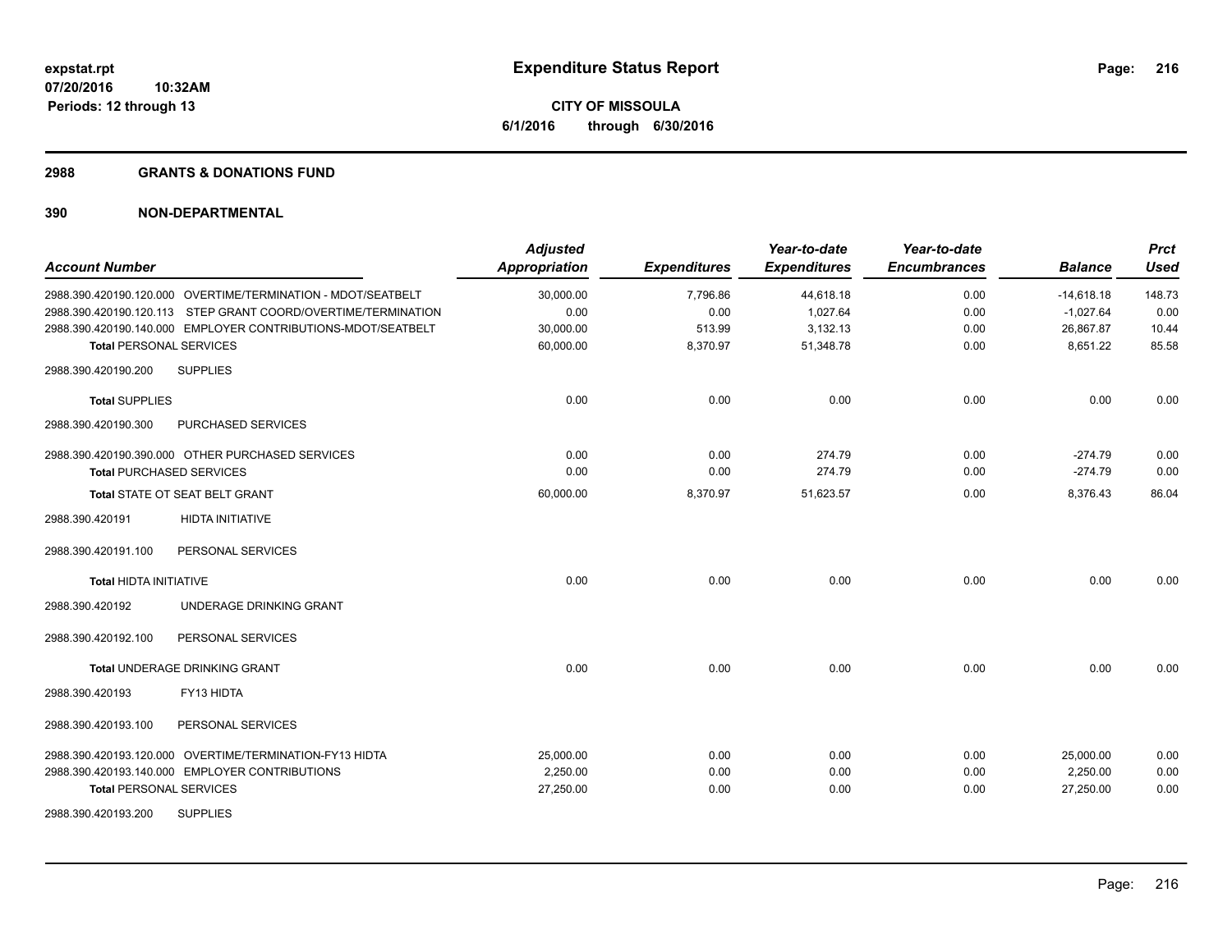# Expenditure Status Report

**CITY OF MISSOULA**
**6/1/2016 through 6/30/2016**

expstat.rpt
07/20/2016 10:32AM
Periods: 12 through 13

## 2988 GRANTS & DONATIONS FUND

## 390 NON-DEPARTMENTAL

| Account Number | | Adjusted Appropriation | Expenditures | Year-to-date Expenditures | Year-to-date Encumbrances | Balance | Prct Used |
|---|---|---|---|---|---|---|---|
| 2988.390.420190.120.000 | OVERTIME/TERMINATION - MDOT/SEATBELT | 30,000.00 | 7,796.86 | 44,618.18 | 0.00 | -14,618.18 | 148.73 |
| 2988.390.420190.120.113 | STEP GRANT COORD/OVERTIME/TERMINATION | 0.00 | 0.00 | 1,027.64 | 0.00 | -1,027.64 | 0.00 |
| 2988.390.420190.140.000 | EMPLOYER CONTRIBUTIONS-MDOT/SEATBELT | 30,000.00 | 513.99 | 3,132.13 | 0.00 | 26,867.87 | 10.44 |
| **Total** PERSONAL SERVICES | | 60,000.00 | 8,370.97 | 51,348.78 | 0.00 | 8,651.22 | 85.58 |
| 2988.390.420190.200 | SUPPLIES | | | | | | |
| **Total** SUPPLIES | | 0.00 | 0.00 | 0.00 | 0.00 | 0.00 | 0.00 |
| 2988.390.420190.300 | PURCHASED SERVICES | | | | | | |
| 2988.390.420190.390.000 | OTHER PURCHASED SERVICES | 0.00 | 0.00 | 274.79 | 0.00 | -274.79 | 0.00 |
| **Total** PURCHASED SERVICES | | 0.00 | 0.00 | 274.79 | 0.00 | -274.79 | 0.00 |
| **Total** STATE OT SEAT BELT GRANT | | 60,000.00 | 8,370.97 | 51,623.57 | 0.00 | 8,376.43 | 86.04 |
| 2988.390.420191 | HIDTA INITIATIVE | | | | | | |
| 2988.390.420191.100 | PERSONAL SERVICES | | | | | | |
| **Total** HIDTA INITIATIVE | | 0.00 | 0.00 | 0.00 | 0.00 | 0.00 | 0.00 |
| 2988.390.420192 | UNDERAGE DRINKING GRANT | | | | | | |
| 2988.390.420192.100 | PERSONAL SERVICES | | | | | | |
| **Total** UNDERAGE DRINKING GRANT | | 0.00 | 0.00 | 0.00 | 0.00 | 0.00 | 0.00 |
| 2988.390.420193 | FY13 HIDTA | | | | | | |
| 2988.390.420193.100 | PERSONAL SERVICES | | | | | | |
| 2988.390.420193.120.000 | OVERTIME/TERMINATION-FY13 HIDTA | 25,000.00 | 0.00 | 0.00 | 0.00 | 25,000.00 | 0.00 |
| 2988.390.420193.140.000 | EMPLOYER CONTRIBUTIONS | 2,250.00 | 0.00 | 0.00 | 0.00 | 2,250.00 | 0.00 |
| **Total** PERSONAL SERVICES | | 27,250.00 | 0.00 | 0.00 | 0.00 | 27,250.00 | 0.00 |
| 2988.390.420193.200 | SUPPLIES | | | | | | |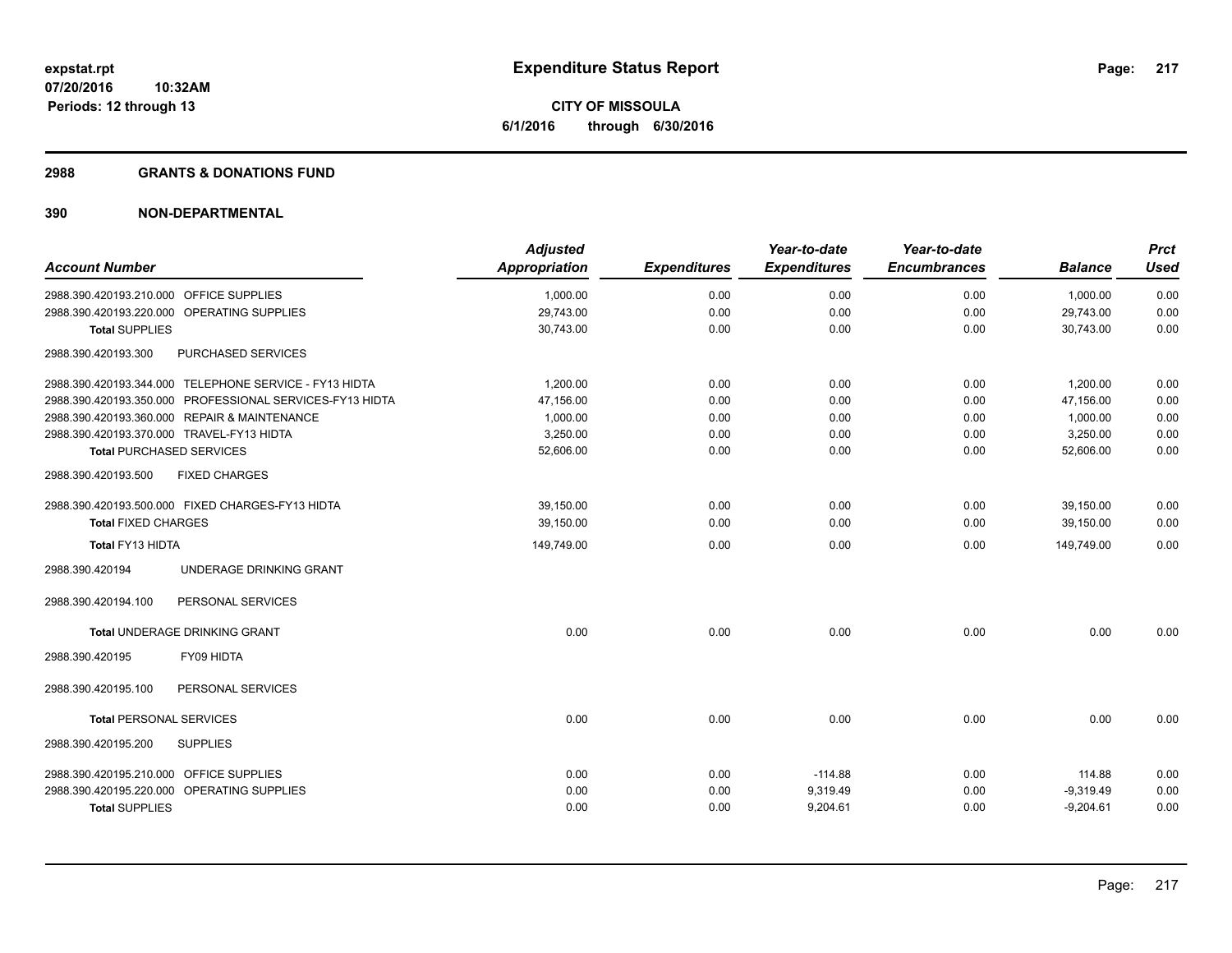expstat.rpt
07/20/2016 10:32AM
Periods: 12 through 13

# Expenditure Status Report

CITY OF MISSOULA
6/1/2016 through 6/30/2016

## 2988 GRANTS & DONATIONS FUND

## 390 NON-DEPARTMENTAL

| Account Number | Adjusted Appropriation | Expenditures | Year-to-date Expenditures | Year-to-date Encumbrances | Balance | Prct Used |
|---|---|---|---|---|---|---|
| 2988.390.420193.210.000 OFFICE SUPPLIES | 1,000.00 | 0.00 | 0.00 | 0.00 | 1,000.00 | 0.00 |
| 2988.390.420193.220.000 OPERATING SUPPLIES | 29,743.00 | 0.00 | 0.00 | 0.00 | 29,743.00 | 0.00 |
| **Total** SUPPLIES | 30,743.00 | 0.00 | 0.00 | 0.00 | 30,743.00 | 0.00 |
| 2988.390.420193.300 PURCHASED SERVICES | | | | | | |
| 2988.390.420193.344.000 TELEPHONE SERVICE - FY13 HIDTA | 1,200.00 | 0.00 | 0.00 | 0.00 | 1,200.00 | 0.00 |
| 2988.390.420193.350.000 PROFESSIONAL SERVICES-FY13 HIDTA | 47,156.00 | 0.00 | 0.00 | 0.00 | 47,156.00 | 0.00 |
| 2988.390.420193.360.000 REPAIR & MAINTENANCE | 1,000.00 | 0.00 | 0.00 | 0.00 | 1,000.00 | 0.00 |
| 2988.390.420193.370.000 TRAVEL-FY13 HIDTA | 3,250.00 | 0.00 | 0.00 | 0.00 | 3,250.00 | 0.00 |
| **Total** PURCHASED SERVICES | 52,606.00 | 0.00 | 0.00 | 0.00 | 52,606.00 | 0.00 |
| 2988.390.420193.500 FIXED CHARGES | | | | | | |
| 2988.390.420193.500.000 FIXED CHARGES-FY13 HIDTA | 39,150.00 | 0.00 | 0.00 | 0.00 | 39,150.00 | 0.00 |
| **Total** FIXED CHARGES | 39,150.00 | 0.00 | 0.00 | 0.00 | 39,150.00 | 0.00 |
| **Total** FY13 HIDTA | 149,749.00 | 0.00 | 0.00 | 0.00 | 149,749.00 | 0.00 |
| 2988.390.420194 UNDERAGE DRINKING GRANT | | | | | | |
| 2988.390.420194.100 PERSONAL SERVICES | | | | | | |
| **Total** UNDERAGE DRINKING GRANT | 0.00 | 0.00 | 0.00 | 0.00 | 0.00 | 0.00 |
| 2988.390.420195 FY09 HIDTA | | | | | | |
| 2988.390.420195.100 PERSONAL SERVICES | | | | | | |
| **Total** PERSONAL SERVICES | 0.00 | 0.00 | 0.00 | 0.00 | 0.00 | 0.00 |
| 2988.390.420195.200 SUPPLIES | | | | | | |
| 2988.390.420195.210.000 OFFICE SUPPLIES | 0.00 | 0.00 | -114.88 | 0.00 | 114.88 | 0.00 |
| 2988.390.420195.220.000 OPERATING SUPPLIES | 0.00 | 0.00 | 9,319.49 | 0.00 | -9,319.49 | 0.00 |
| **Total** SUPPLIES | 0.00 | 0.00 | 9,204.61 | 0.00 | -9,204.61 | 0.00 |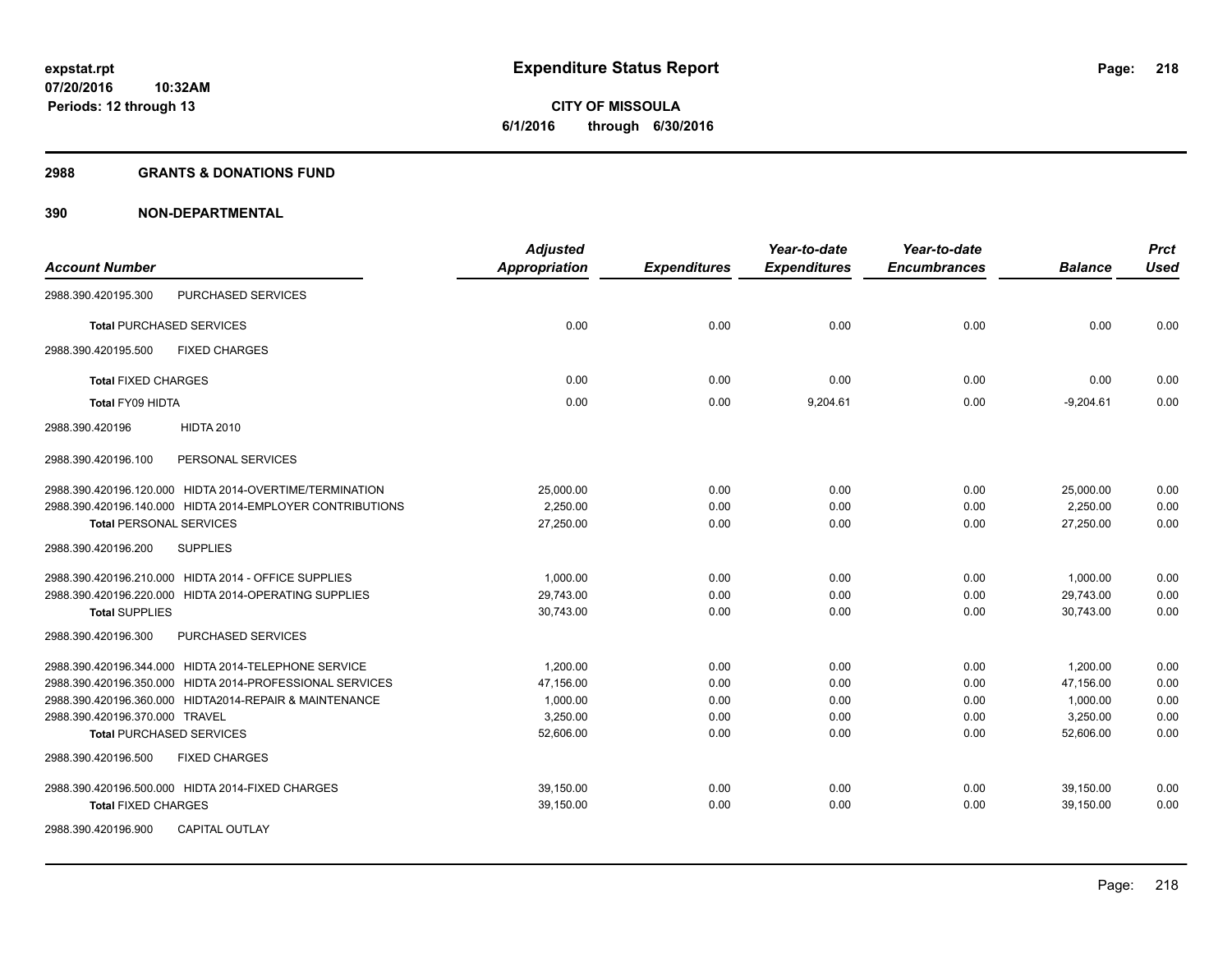# Expenditure Status Report

expstat.rpt
07/20/2016 10:32AM
Periods: 12 through 13

**CITY OF MISSOULA**
**6/1/2016 through 6/30/2016**

## 2988 GRANTS & DONATIONS FUND

## 390 NON-DEPARTMENTAL

| Account Number | | Adjusted Appropriation | Expenditures | Year-to-date Expenditures | Year-to-date Encumbrances | Balance | Prct Used |
|---|---|---|---|---|---|---|---|
| 2988.390.420195.300 | PURCHASED SERVICES | | | | | | |
| Total PURCHASED SERVICES | | 0.00 | 0.00 | 0.00 | 0.00 | 0.00 | 0.00 |
| 2988.390.420195.500 | FIXED CHARGES | | | | | | |
| Total FIXED CHARGES | | 0.00 | 0.00 | 0.00 | 0.00 | 0.00 | 0.00 |
| Total FY09 HIDTA | | 0.00 | 0.00 | 9,204.61 | 0.00 | -9,204.61 | 0.00 |
| 2988.390.420196 | HIDTA 2010 | | | | | | |
| 2988.390.420196.100 | PERSONAL SERVICES | | | | | | |
| 2988.390.420196.120.000 | HIDTA 2014-OVERTIME/TERMINATION | 25,000.00 | 0.00 | 0.00 | 0.00 | 25,000.00 | 0.00 |
| 2988.390.420196.140.000 | HIDTA 2014-EMPLOYER CONTRIBUTIONS | 2,250.00 | 0.00 | 0.00 | 0.00 | 2,250.00 | 0.00 |
| Total PERSONAL SERVICES | | 27,250.00 | 0.00 | 0.00 | 0.00 | 27,250.00 | 0.00 |
| 2988.390.420196.200 | SUPPLIES | | | | | | |
| 2988.390.420196.210.000 | HIDTA 2014 - OFFICE SUPPLIES | 1,000.00 | 0.00 | 0.00 | 0.00 | 1,000.00 | 0.00 |
| 2988.390.420196.220.000 | HIDTA 2014-OPERATING SUPPLIES | 29,743.00 | 0.00 | 0.00 | 0.00 | 29,743.00 | 0.00 |
| Total SUPPLIES | | 30,743.00 | 0.00 | 0.00 | 0.00 | 30,743.00 | 0.00 |
| 2988.390.420196.300 | PURCHASED SERVICES | | | | | | |
| 2988.390.420196.344.000 | HIDTA 2014-TELEPHONE SERVICE | 1,200.00 | 0.00 | 0.00 | 0.00 | 1,200.00 | 0.00 |
| 2988.390.420196.350.000 | HIDTA 2014-PROFESSIONAL SERVICES | 47,156.00 | 0.00 | 0.00 | 0.00 | 47,156.00 | 0.00 |
| 2988.390.420196.360.000 | HIDTA2014-REPAIR & MAINTENANCE | 1,000.00 | 0.00 | 0.00 | 0.00 | 1,000.00 | 0.00 |
| 2988.390.420196.370.000 | TRAVEL | 3,250.00 | 0.00 | 0.00 | 0.00 | 3,250.00 | 0.00 |
| Total PURCHASED SERVICES | | 52,606.00 | 0.00 | 0.00 | 0.00 | 52,606.00 | 0.00 |
| 2988.390.420196.500 | FIXED CHARGES | | | | | | |
| 2988.390.420196.500.000 | HIDTA 2014-FIXED CHARGES | 39,150.00 | 0.00 | 0.00 | 0.00 | 39,150.00 | 0.00 |
| Total FIXED CHARGES | | 39,150.00 | 0.00 | 0.00 | 0.00 | 39,150.00 | 0.00 |
| 2988.390.420196.900 | CAPITAL OUTLAY | | | | | | |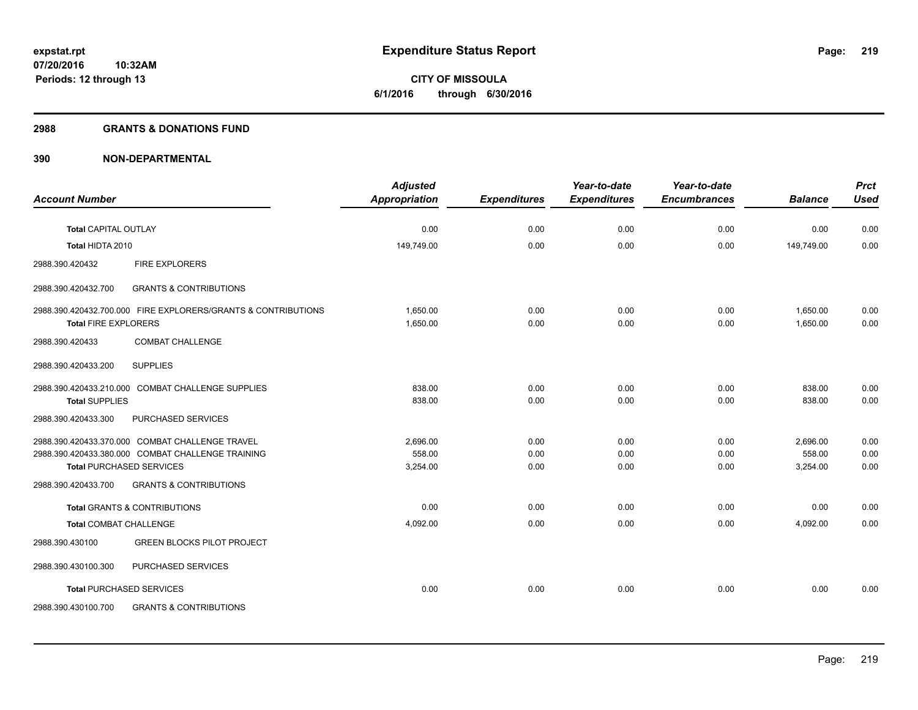**expstat.rpt**
**07/20/2016 10:32AM**
**Periods: 12 through 13**

# Expenditure Status Report

**CITY OF MISSOULA**
**6/1/2016 through 6/30/2016**

## 2988 GRANTS & DONATIONS FUND

## 390 NON-DEPARTMENTAL

| Account Number | | Adjusted Appropriation | Expenditures | Year-to-date Expenditures | Year-to-date Encumbrances | Balance | Prct Used |
|---|---|---|---|---|---|---|---|
| **Total** CAPITAL OUTLAY | | 0.00 | 0.00 | 0.00 | 0.00 | 0.00 | 0.00 |
| **Total** HIDTA 2010 | | 149,749.00 | 0.00 | 0.00 | 0.00 | 149,749.00 | 0.00 |
| 2988.390.420432 | FIRE EXPLORERS | | | | | | |
| 2988.390.420432.700 | GRANTS & CONTRIBUTIONS | | | | | | |
| 2988.390.420432.700.000 | FIRE EXPLORERS/GRANTS & CONTRIBUTIONS | 1,650.00 | 0.00 | 0.00 | 0.00 | 1,650.00 | 0.00 |
| **Total** FIRE EXPLORERS | | 1,650.00 | 0.00 | 0.00 | 0.00 | 1,650.00 | 0.00 |
| 2988.390.420433 | COMBAT CHALLENGE | | | | | | |
| 2988.390.420433.200 | SUPPLIES | | | | | | |
| 2988.390.420433.210.000 | COMBAT CHALLENGE SUPPLIES | 838.00 | 0.00 | 0.00 | 0.00 | 838.00 | 0.00 |
| **Total** SUPPLIES | | 838.00 | 0.00 | 0.00 | 0.00 | 838.00 | 0.00 |
| 2988.390.420433.300 | PURCHASED SERVICES | | | | | | |
| 2988.390.420433.370.000 | COMBAT CHALLENGE TRAVEL | 2,696.00 | 0.00 | 0.00 | 0.00 | 2,696.00 | 0.00 |
| 2988.390.420433.380.000 | COMBAT CHALLENGE TRAINING | 558.00 | 0.00 | 0.00 | 0.00 | 558.00 | 0.00 |
| **Total** PURCHASED SERVICES | | 3,254.00 | 0.00 | 0.00 | 0.00 | 3,254.00 | 0.00 |
| 2988.390.420433.700 | GRANTS & CONTRIBUTIONS | | | | | | |
| **Total** GRANTS & CONTRIBUTIONS | | 0.00 | 0.00 | 0.00 | 0.00 | 0.00 | 0.00 |
| **Total** COMBAT CHALLENGE | | 4,092.00 | 0.00 | 0.00 | 0.00 | 4,092.00 | 0.00 |
| 2988.390.430100 | GREEN BLOCKS PILOT PROJECT | | | | | | |
| 2988.390.430100.300 | PURCHASED SERVICES | | | | | | |
| **Total** PURCHASED SERVICES | | 0.00 | 0.00 | 0.00 | 0.00 | 0.00 | 0.00 |
| 2988.390.430100.700 | GRANTS & CONTRIBUTIONS | | | | | | |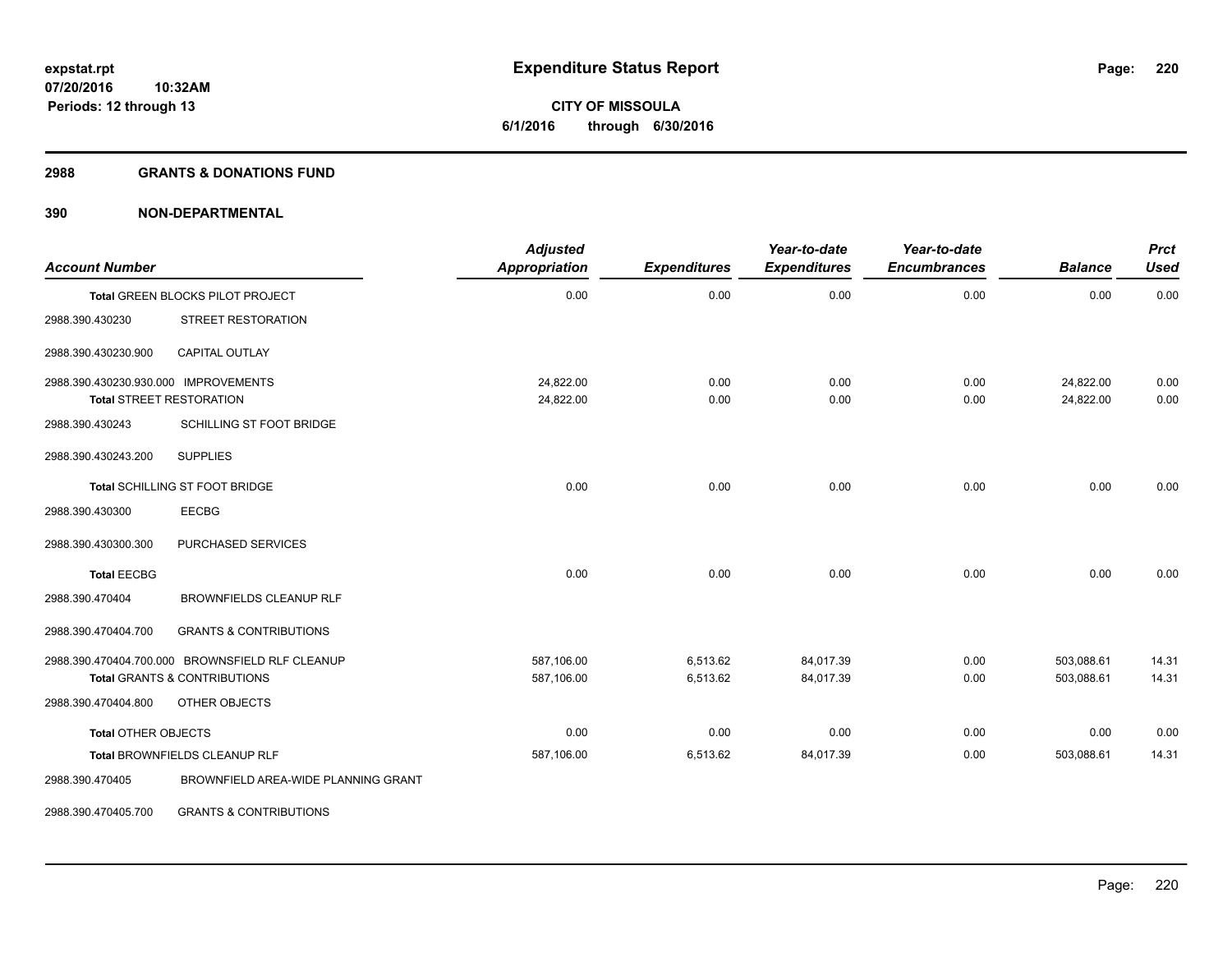# Expenditure Status Report

expstat.rpt
07/20/2016 10:32AM
Periods: 12 through 13

**CITY OF MISSOULA**
**6/1/2016 through 6/30/2016**

## 2988 GRANTS & DONATIONS FUND

### 390 NON-DEPARTMENTAL

| Account Number | | Adjusted Appropriation | Expenditures | Year-to-date Expenditures | Year-to-date Encumbrances | Balance | Prct Used |
|---|---|---|---|---|---|---|---|
| **Total** GREEN BLOCKS PILOT PROJECT | | 0.00 | 0.00 | 0.00 | 0.00 | 0.00 | 0.00 |
| 2988.390.430230 | STREET RESTORATION | | | | | | |
| 2988.390.430230.900 | CAPITAL OUTLAY | | | | | | |
| 2988.390.430230.930.000 | IMPROVEMENTS | 24,822.00 | 0.00 | 0.00 | 0.00 | 24,822.00 | 0.00 |
| **Total** STREET RESTORATION | | 24,822.00 | 0.00 | 0.00 | 0.00 | 24,822.00 | 0.00 |
| 2988.390.430243 | SCHILLING ST FOOT BRIDGE | | | | | | |
| 2988.390.430243.200 | SUPPLIES | | | | | | |
| **Total** SCHILLING ST FOOT BRIDGE | | 0.00 | 0.00 | 0.00 | 0.00 | 0.00 | 0.00 |
| 2988.390.430300 | EECBG | | | | | | |
| 2988.390.430300.300 | PURCHASED SERVICES | | | | | | |
| **Total** EECBG | | 0.00 | 0.00 | 0.00 | 0.00 | 0.00 | 0.00 |
| 2988.390.470404 | BROWNFIELDS CLEANUP RLF | | | | | | |
| 2988.390.470404.700 | GRANTS & CONTRIBUTIONS | | | | | | |
| 2988.390.470404.700.000 | BROWNSFIELD RLF CLEANUP | 587,106.00 | 6,513.62 | 84,017.39 | 0.00 | 503,088.61 | 14.31 |
| **Total** GRANTS & CONTRIBUTIONS | | 587,106.00 | 6,513.62 | 84,017.39 | 0.00 | 503,088.61 | 14.31 |
| 2988.390.470404.800 | OTHER OBJECTS | | | | | | |
| **Total** OTHER OBJECTS | | 0.00 | 0.00 | 0.00 | 0.00 | 0.00 | 0.00 |
| **Total** BROWNFIELDS CLEANUP RLF | | 587,106.00 | 6,513.62 | 84,017.39 | 0.00 | 503,088.61 | 14.31 |
| 2988.390.470405 | BROWNFIELD AREA-WIDE PLANNING GRANT | | | | | | |
| 2988.390.470405.700 | GRANTS & CONTRIBUTIONS | | | | | | |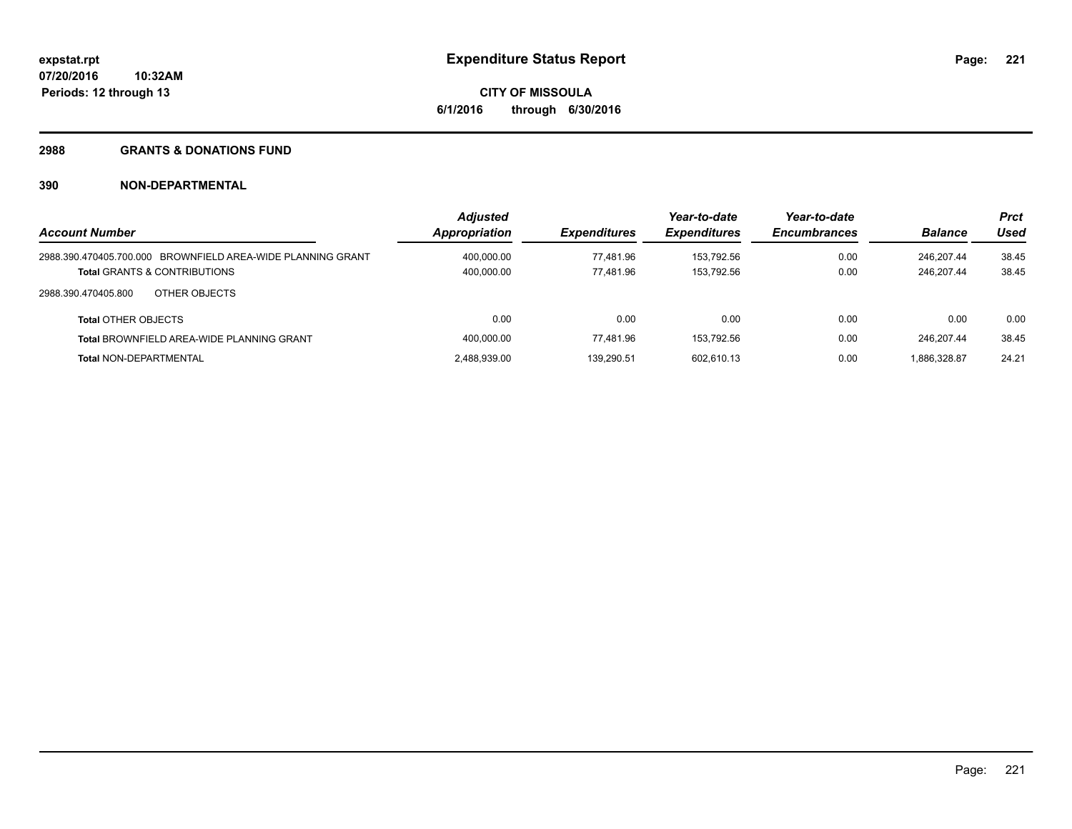**expstat.rpt**
**07/20/2016 10:32AM**
**Periods: 12 through 13**

# Expenditure Status Report

**CITY OF MISSOULA**
**6/1/2016 through 6/30/2016**

## 2988 GRANTS & DONATIONS FUND

## 390 NON-DEPARTMENTAL

| *Account Number* | *Adjusted Appropriation* | *Expenditures* | *Year-to-date Expenditures* | *Year-to-date Encumbrances* | *Balance* | *Prct Used* |
|---|---|---|---|---|---|---|
| 2988.390.470405.700.000 BROWNFIELD AREA-WIDE PLANNING GRANT | 400,000.00 | 77,481.96 | 153,792.56 | 0.00 | 246,207.44 | 38.45 |
| **Total** GRANTS & CONTRIBUTIONS | 400,000.00 | 77,481.96 | 153,792.56 | 0.00 | 246,207.44 | 38.45 |
| 2988.390.470405.800 OTHER OBJECTS | | | | | | |
| **Total** OTHER OBJECTS | 0.00 | 0.00 | 0.00 | 0.00 | 0.00 | 0.00 |
| **Total** BROWNFIELD AREA-WIDE PLANNING GRANT | 400,000.00 | 77,481.96 | 153,792.56 | 0.00 | 246,207.44 | 38.45 |
| **Total** NON-DEPARTMENTAL | 2,488,939.00 | 139,290.51 | 602,610.13 | 0.00 | 1,886,328.87 | 24.21 |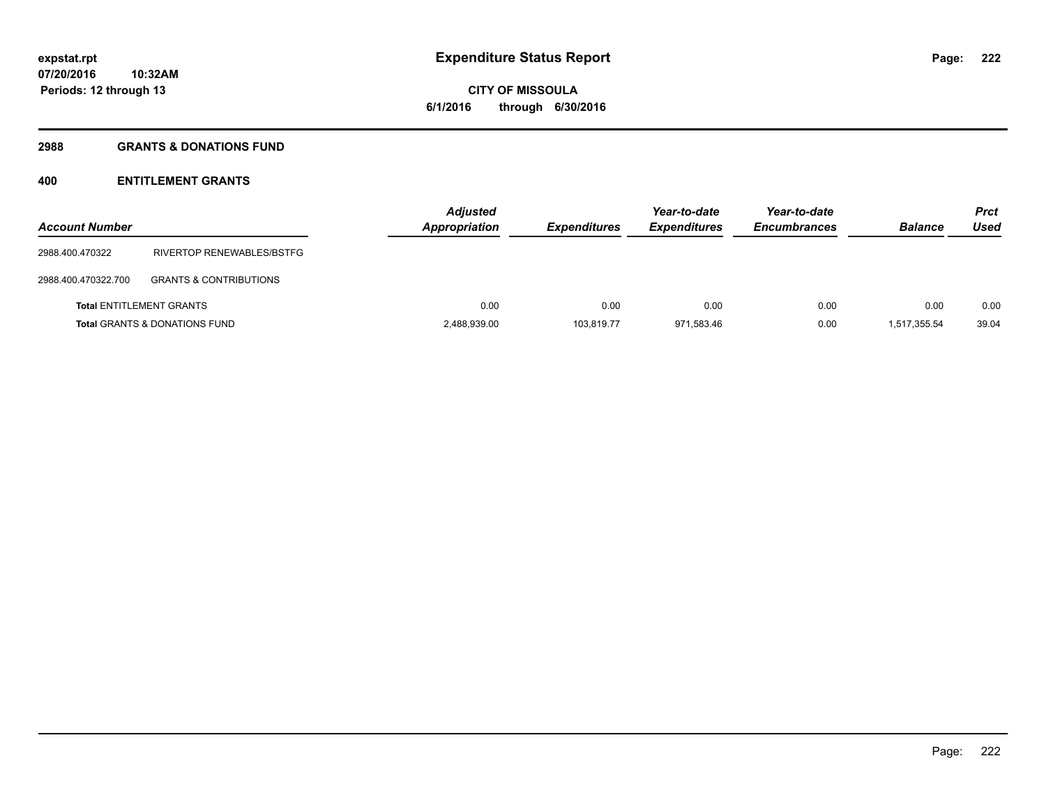# Expenditure Status Report

**CITY OF MISSOULA**

**6/1/2016 through 6/30/2016**

expstat.rpt
07/20/2016 10:32AM
Periods: 12 through 13

## 2988 GRANTS & DONATIONS FUND

### 400 ENTITLEMENT GRANTS

| Account Number | | Adjusted Appropriation | Expenditures | Year-to-date Expenditures | Year-to-date Encumbrances | Balance | Prct Used |
|---|---|---|---|---|---|---|---|
| 2988.400.470322 | RIVERTOP RENEWABLES/BSTFG | | | | | | |
| 2988.400.470322.700 | GRANTS & CONTRIBUTIONS | | | | | | |
| **Total** ENTITLEMENT GRANTS | | 0.00 | 0.00 | 0.00 | 0.00 | 0.00 | 0.00 |
| **Total** GRANTS & DONATIONS FUND | | 2,488,939.00 | 103,819.77 | 971,583.46 | 0.00 | 1,517,355.54 | 39.04 |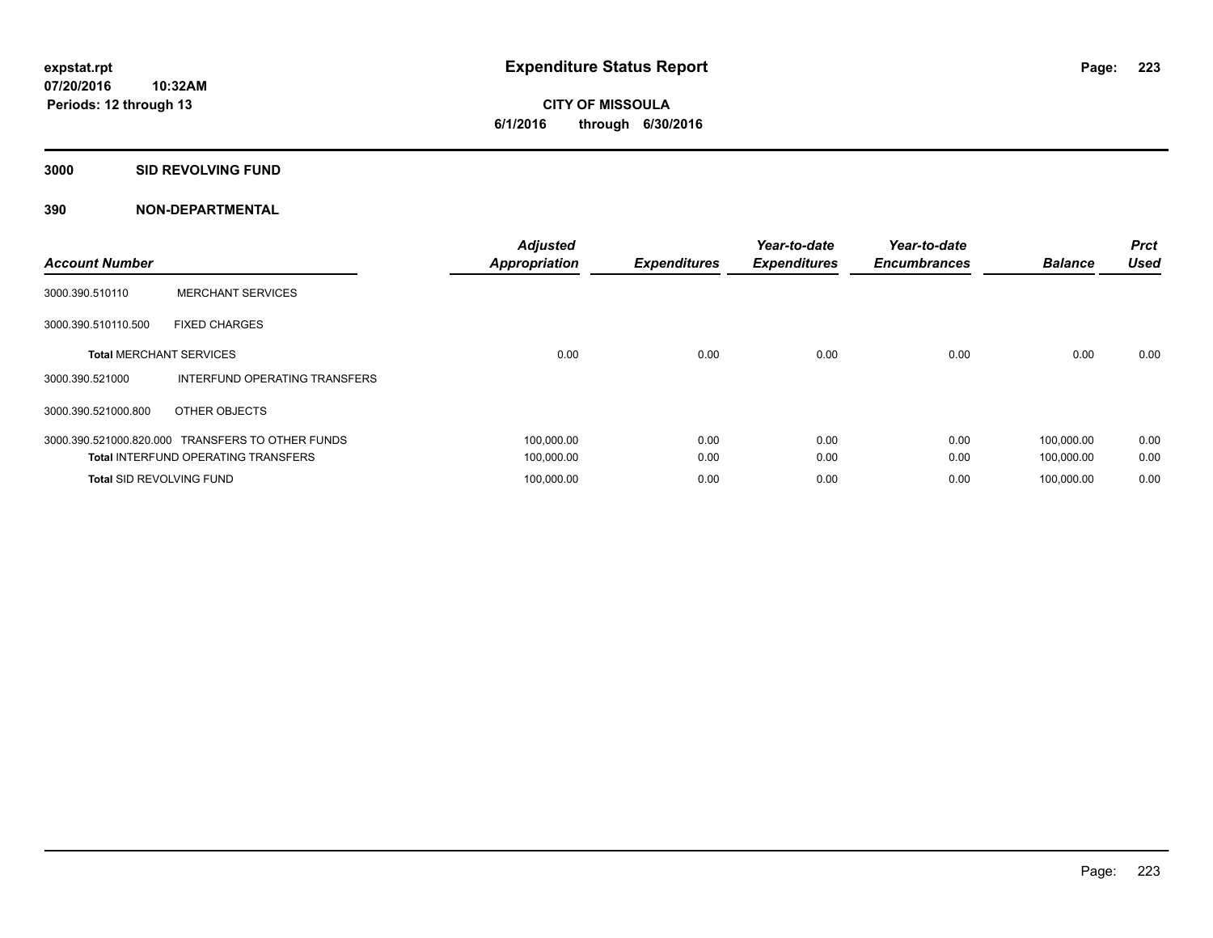**expstat.rpt**
**07/20/2016 10:32AM**
**Periods: 12 through 13**

# Expenditure Status Report

**CITY OF MISSOULA**
**6/1/2016 through 6/30/2016**

## 3000 SID REVOLVING FUND

## 390 NON-DEPARTMENTAL

| Account Number | | Adjusted Appropriation | Expenditures | Year-to-date Expenditures | Year-to-date Encumbrances | Balance | Prct Used |
|---|---|---|---|---|---|---|---|
| 3000.390.510110 | MERCHANT SERVICES | | | | | | |
| 3000.390.510110.500 | FIXED CHARGES | | | | | | |
| **Total** MERCHANT SERVICES | | 0.00 | 0.00 | 0.00 | 0.00 | 0.00 | 0.00 |
| 3000.390.521000 | INTERFUND OPERATING TRANSFERS | | | | | | |
| 3000.390.521000.800 | OTHER OBJECTS | | | | | | |
| 3000.390.521000.820.000 | TRANSFERS TO OTHER FUNDS | 100,000.00 | 0.00 | 0.00 | 0.00 | 100,000.00 | 0.00 |
| **Total** INTERFUND OPERATING TRANSFERS | | 100,000.00 | 0.00 | 0.00 | 0.00 | 100,000.00 | 0.00 |
| **Total** SID REVOLVING FUND | | 100,000.00 | 0.00 | 0.00 | 0.00 | 100,000.00 | 0.00 |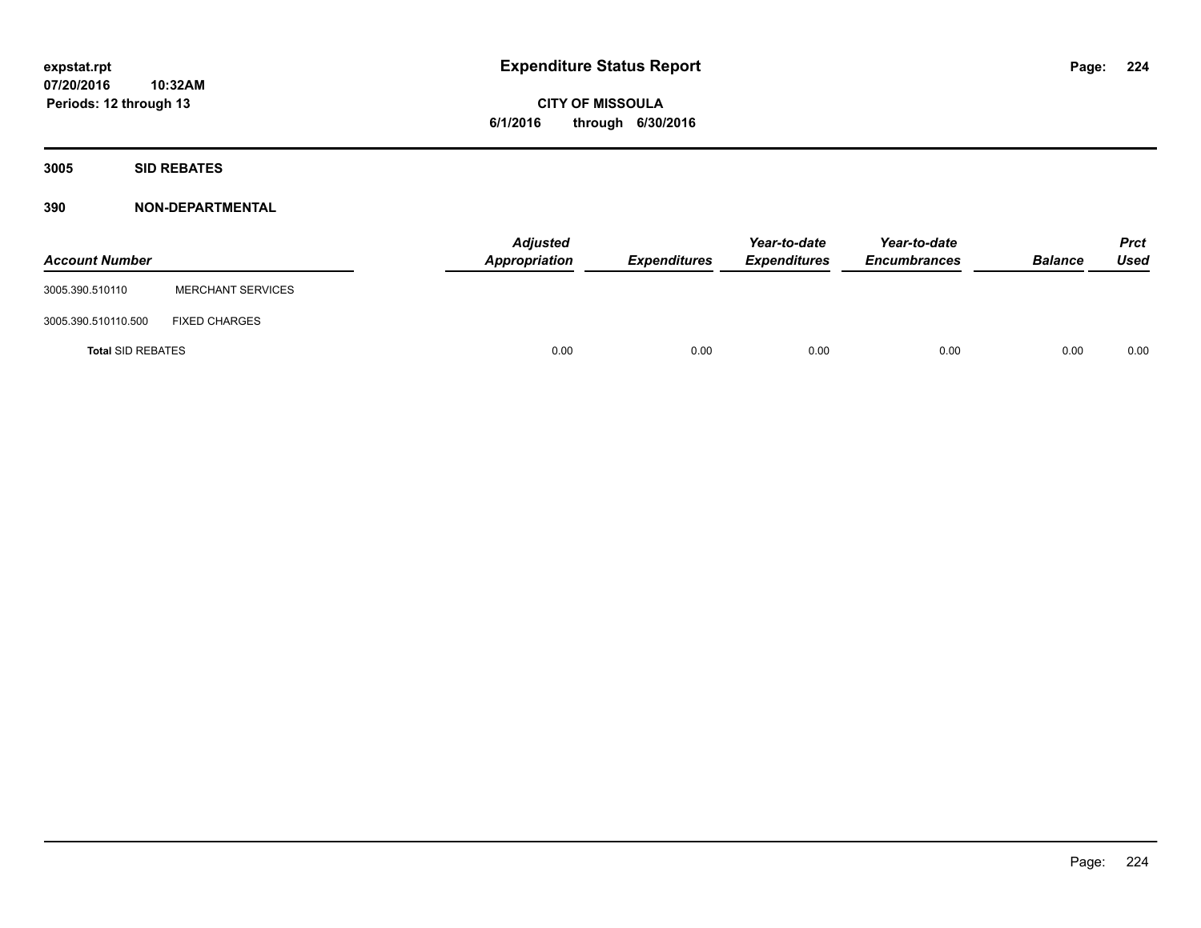**expstat.rpt**
**07/20/2016 10:32AM**
**Periods: 12 through 13**

# Expenditure Status Report

**CITY OF MISSOULA**
**6/1/2016 through 6/30/2016**

## 3005 SID REBATES

## 390 NON-DEPARTMENTAL

| Account Number | | Adjusted Appropriation | Expenditures | Year-to-date Expenditures | Year-to-date Encumbrances | Balance | Prct Used |
|---|---|---|---|---|---|---|---|
| 3005.390.510110 | MERCHANT SERVICES | | | | | | |
| 3005.390.510110.500 | FIXED CHARGES | | | | | | |
| **Total** SID REBATES | | 0.00 | 0.00 | 0.00 | 0.00 | 0.00 | 0.00 |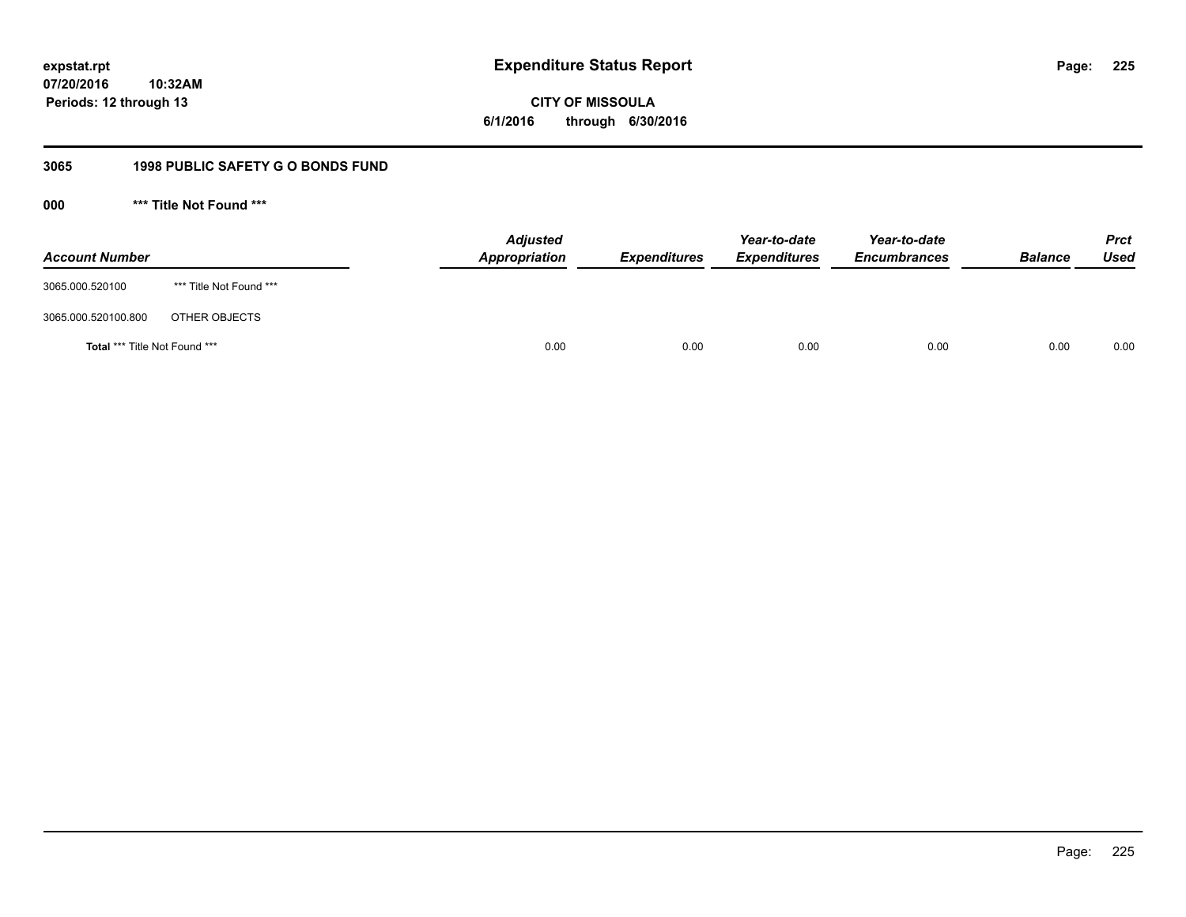**expstat.rpt**
**07/20/2016 10:32AM**
**Periods: 12 through 13**

# Expenditure Status Report

**CITY OF MISSOULA**
**6/1/2016 through 6/30/2016**

## 3065 1998 PUBLIC SAFETY G O BONDS FUND

### 000 *** Title Not Found ***

| Account Number | | Adjusted Appropriation | Expenditures | Year-to-date Expenditures | Year-to-date Encumbrances | Balance | Prct Used |
|---|---|---|---|---|---|---|---|
| 3065.000.520100 | *** Title Not Found *** | | | | | | |
| 3065.000.520100.800 | OTHER OBJECTS | | | | | | |
| **Total** *** Title Not Found *** | | 0.00 | 0.00 | 0.00 | 0.00 | 0.00 | 0.00 |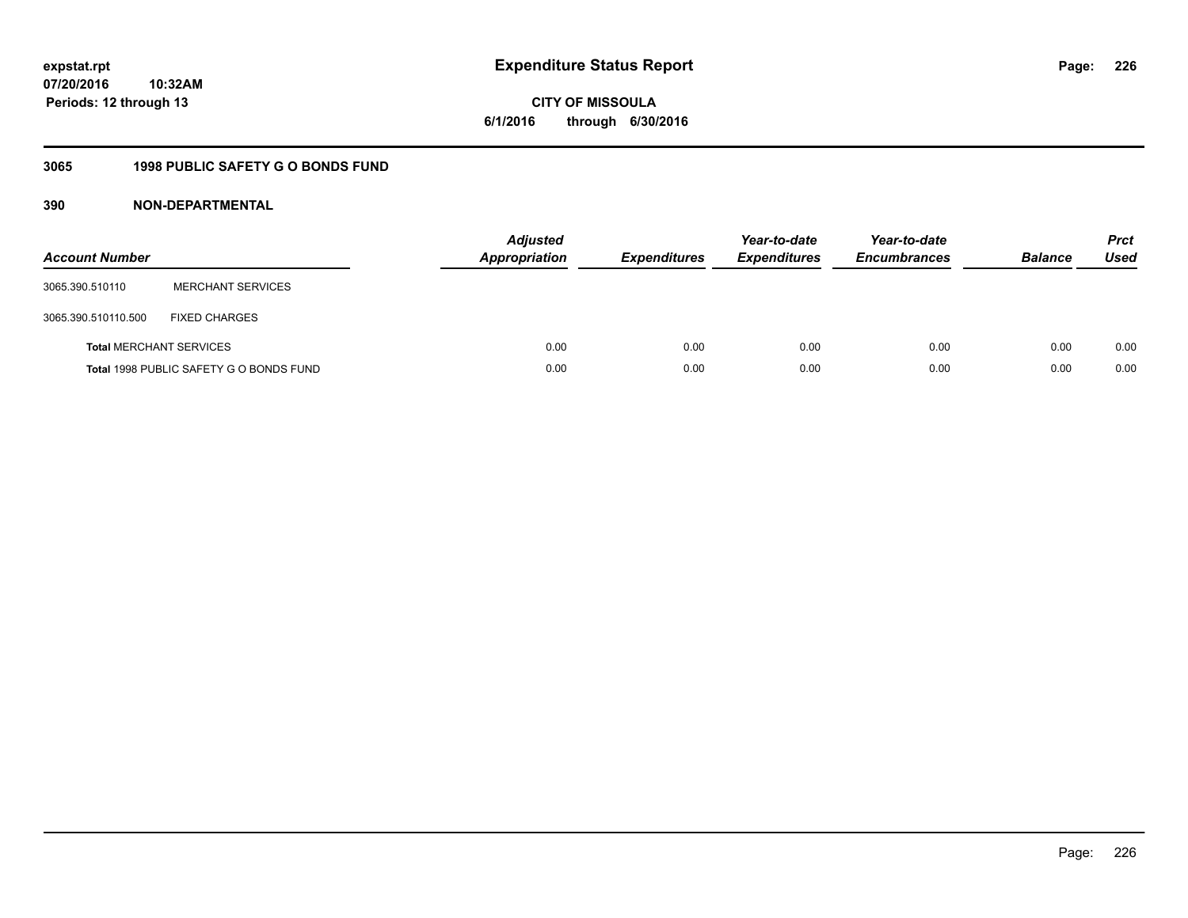**expstat.rpt**
**07/20/2016 10:32AM**
**Periods: 12 through 13**

# Expenditure Status Report

**CITY OF MISSOULA**
**6/1/2016 through 6/30/2016**

## 3065 1998 PUBLIC SAFETY G O BONDS FUND

### 390 NON-DEPARTMENTAL

| Account Number | | Adjusted Appropriation | Expenditures | Year-to-date Expenditures | Year-to-date Encumbrances | Balance | Prct Used |
|---|---|---|---|---|---|---|---|
| 3065.390.510110 | MERCHANT SERVICES | | | | | | |
| 3065.390.510110.500 | FIXED CHARGES | | | | | | |
| **Total** MERCHANT SERVICES | | 0.00 | 0.00 | 0.00 | 0.00 | 0.00 | 0.00 |
| **Total** 1998 PUBLIC SAFETY G O BONDS FUND | | 0.00 | 0.00 | 0.00 | 0.00 | 0.00 | 0.00 |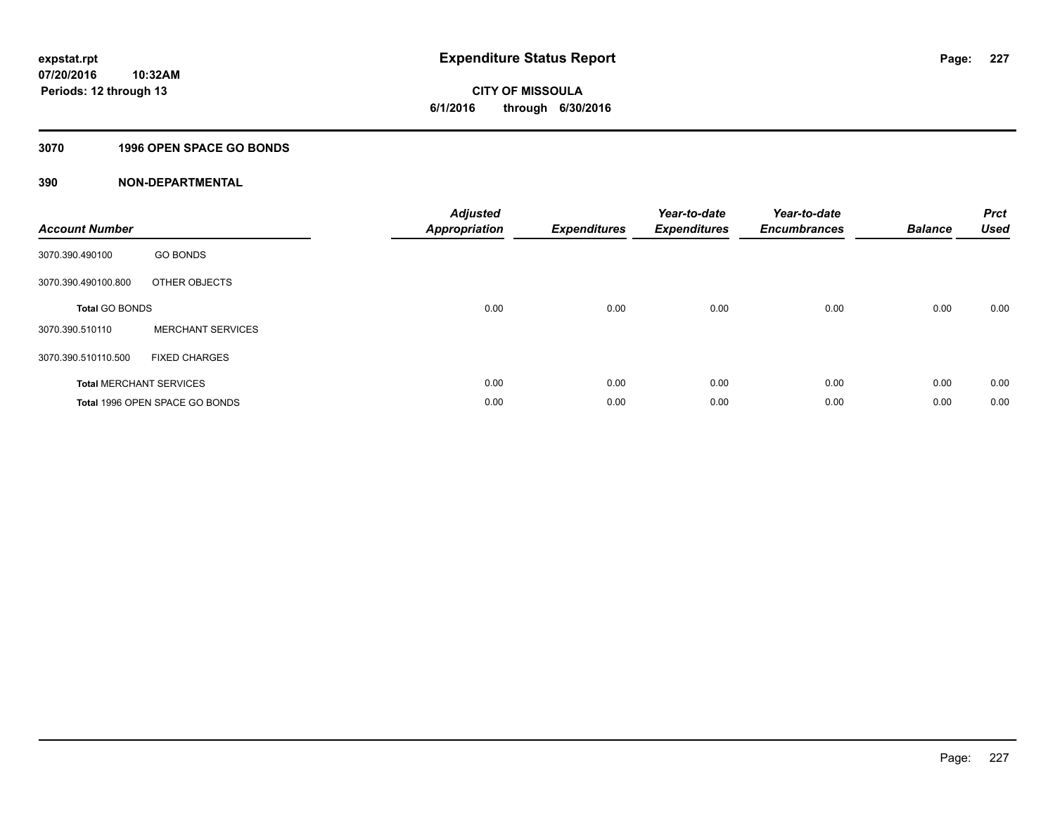# Expenditure Status Report

**expstat.rpt**
**07/20/2016 10:32AM**
**Periods: 12 through 13**

**CITY OF MISSOULA**
**6/1/2016 through 6/30/2016**

## 3070 1996 OPEN SPACE GO BONDS

### 390 NON-DEPARTMENTAL

| Account Number | | Adjusted Appropriation | Expenditures | Year-to-date Expenditures | Year-to-date Encumbrances | Balance | Prct Used |
|---|---|---|---|---|---|---|---|
| 3070.390.490100 | GO BONDS | | | | | | |
| 3070.390.490100.800 | OTHER OBJECTS | | | | | | |
| **Total** GO BONDS | | 0.00 | 0.00 | 0.00 | 0.00 | 0.00 | 0.00 |
| 3070.390.510110 | MERCHANT SERVICES | | | | | | |
| 3070.390.510110.500 | FIXED CHARGES | | | | | | |
| **Total** MERCHANT SERVICES | | 0.00 | 0.00 | 0.00 | 0.00 | 0.00 | 0.00 |
| **Total** 1996 OPEN SPACE GO BONDS | | 0.00 | 0.00 | 0.00 | 0.00 | 0.00 | 0.00 |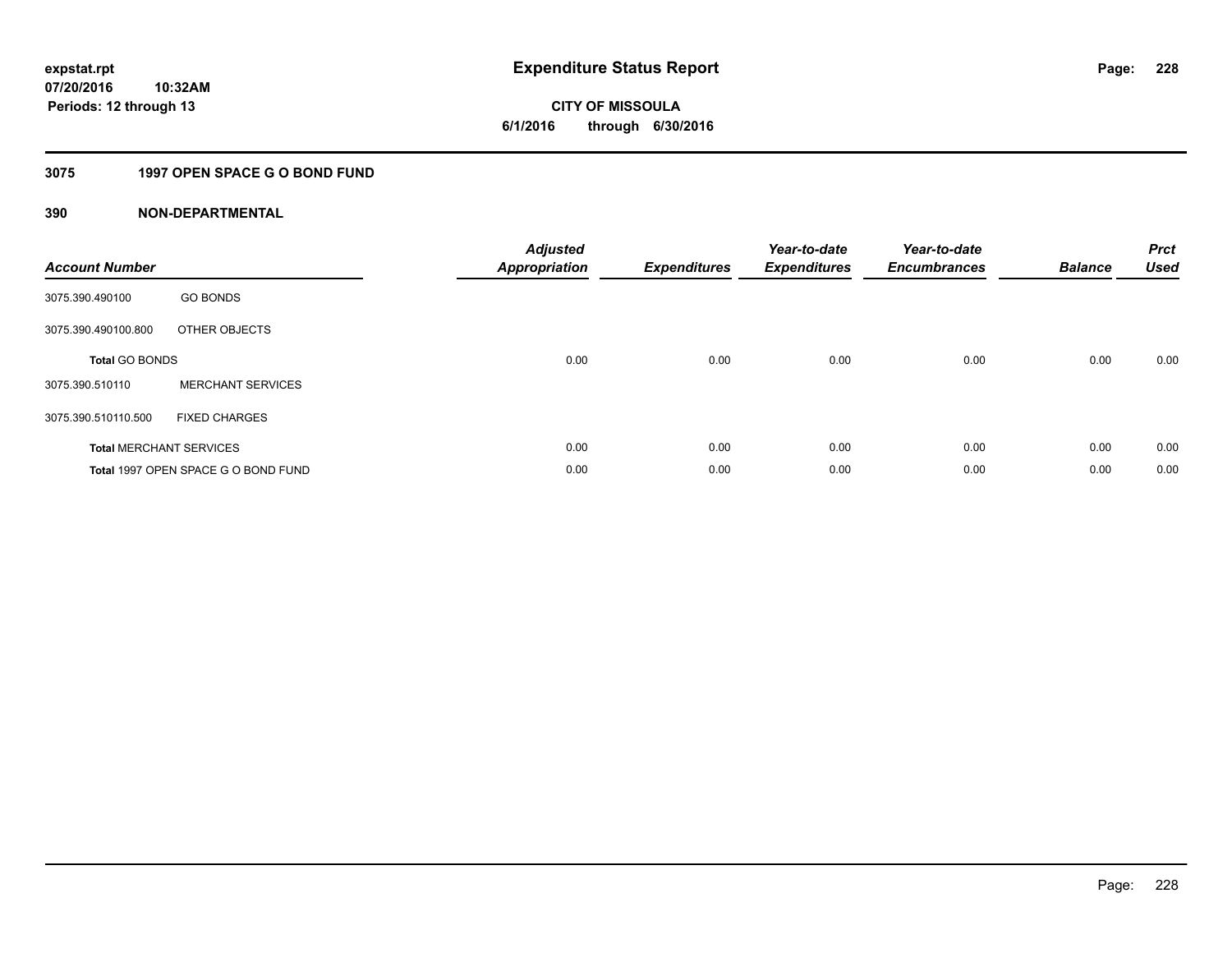**expstat.rpt**
**07/20/2016 10:32AM**
**Periods: 12 through 13**

# Expenditure Status Report

**CITY OF MISSOULA**
**6/1/2016 through 6/30/2016**

## 3075 1997 OPEN SPACE G O BOND FUND

## 390 NON-DEPARTMENTAL

| Account Number | | Adjusted Appropriation | Expenditures | Year-to-date Expenditures | Year-to-date Encumbrances | Balance | Prct Used |
|---|---|---|---|---|---|---|---|
| 3075.390.490100 | GO BONDS | | | | | | |
| 3075.390.490100.800 | OTHER OBJECTS | | | | | | |
| **Total** GO BONDS | | 0.00 | 0.00 | 0.00 | 0.00 | 0.00 | 0.00 |
| 3075.390.510110 | MERCHANT SERVICES | | | | | | |
| 3075.390.510110.500 | FIXED CHARGES | | | | | | |
| **Total** MERCHANT SERVICES | | 0.00 | 0.00 | 0.00 | 0.00 | 0.00 | 0.00 |
| **Total** 1997 OPEN SPACE G O BOND FUND | | 0.00 | 0.00 | 0.00 | 0.00 | 0.00 | 0.00 |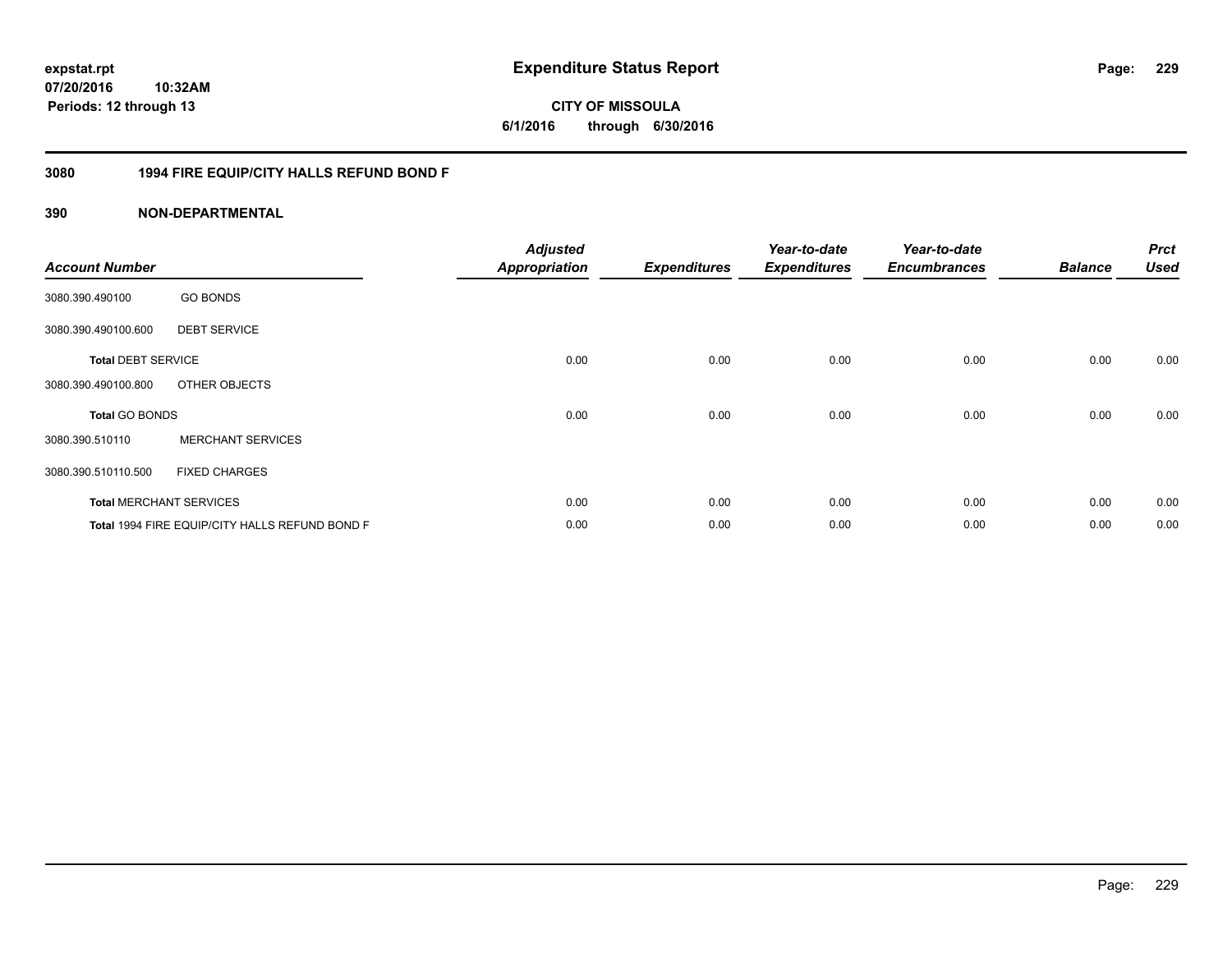expstat.rpt
07/20/2016 10:32AM
Periods: 12 through 13

# Expenditure Status Report

**CITY OF MISSOULA**
**6/1/2016 through 6/30/2016**

## 3080 1994 FIRE EQUIP/CITY HALLS REFUND BOND F

## 390 NON-DEPARTMENTAL

| Account Number | | Adjusted Appropriation | Expenditures | Year-to-date Expenditures | Year-to-date Encumbrances | Balance | Prct Used |
|---|---|---|---|---|---|---|---|
| 3080.390.490100 | GO BONDS | | | | | | |
| 3080.390.490100.600 | DEBT SERVICE | | | | | | |
| **Total** DEBT SERVICE | | 0.00 | 0.00 | 0.00 | 0.00 | 0.00 | 0.00 |
| 3080.390.490100.800 | OTHER OBJECTS | | | | | | |
| **Total** GO BONDS | | 0.00 | 0.00 | 0.00 | 0.00 | 0.00 | 0.00 |
| 3080.390.510110 | MERCHANT SERVICES | | | | | | |
| 3080.390.510110.500 | FIXED CHARGES | | | | | | |
| **Total** MERCHANT SERVICES | | 0.00 | 0.00 | 0.00 | 0.00 | 0.00 | 0.00 |
| **Total** 1994 FIRE EQUIP/CITY HALLS REFUND BOND F | | 0.00 | 0.00 | 0.00 | 0.00 | 0.00 | 0.00 |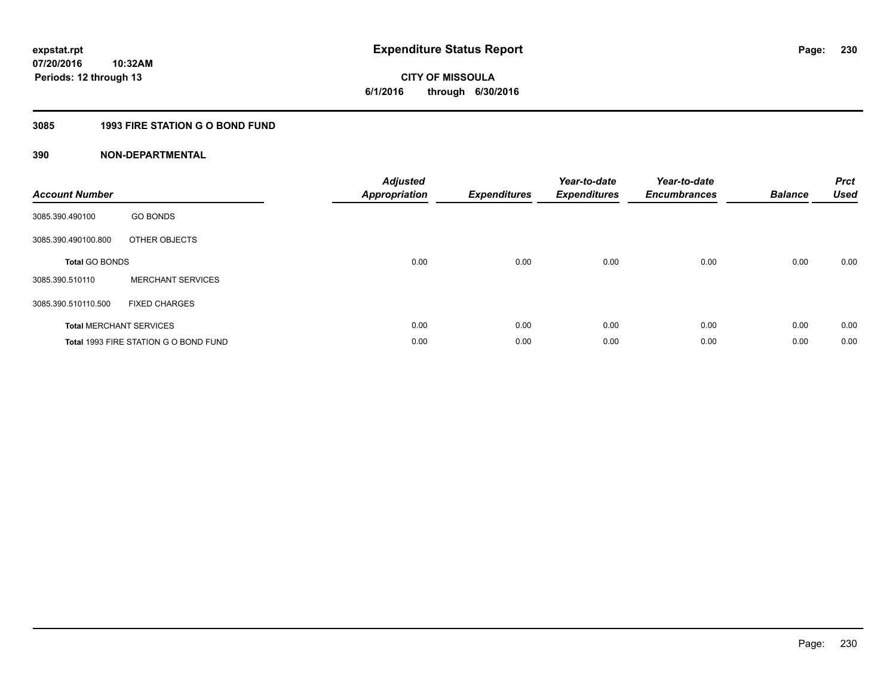**expstat.rpt**
**07/20/2016 10:32AM**
**Periods: 12 through 13**

# Expenditure Status Report

**CITY OF MISSOULA**
**6/1/2016 through 6/30/2016**

## 3085 1993 FIRE STATION G O BOND FUND

### 390 NON-DEPARTMENTAL

| Account Number | | Adjusted Appropriation | Expenditures | Year-to-date Expenditures | Year-to-date Encumbrances | Balance | Prct Used |
|---|---|---|---|---|---|---|---|
| 3085.390.490100 | GO BONDS | | | | | | |
| 3085.390.490100.800 | OTHER OBJECTS | | | | | | |
| **Total** GO BONDS | | 0.00 | 0.00 | 0.00 | 0.00 | 0.00 | 0.00 |
| 3085.390.510110 | MERCHANT SERVICES | | | | | | |
| 3085.390.510110.500 | FIXED CHARGES | | | | | | |
| **Total** MERCHANT SERVICES | | 0.00 | 0.00 | 0.00 | 0.00 | 0.00 | 0.00 |
| **Total** 1993 FIRE STATION G O BOND FUND | | 0.00 | 0.00 | 0.00 | 0.00 | 0.00 | 0.00 |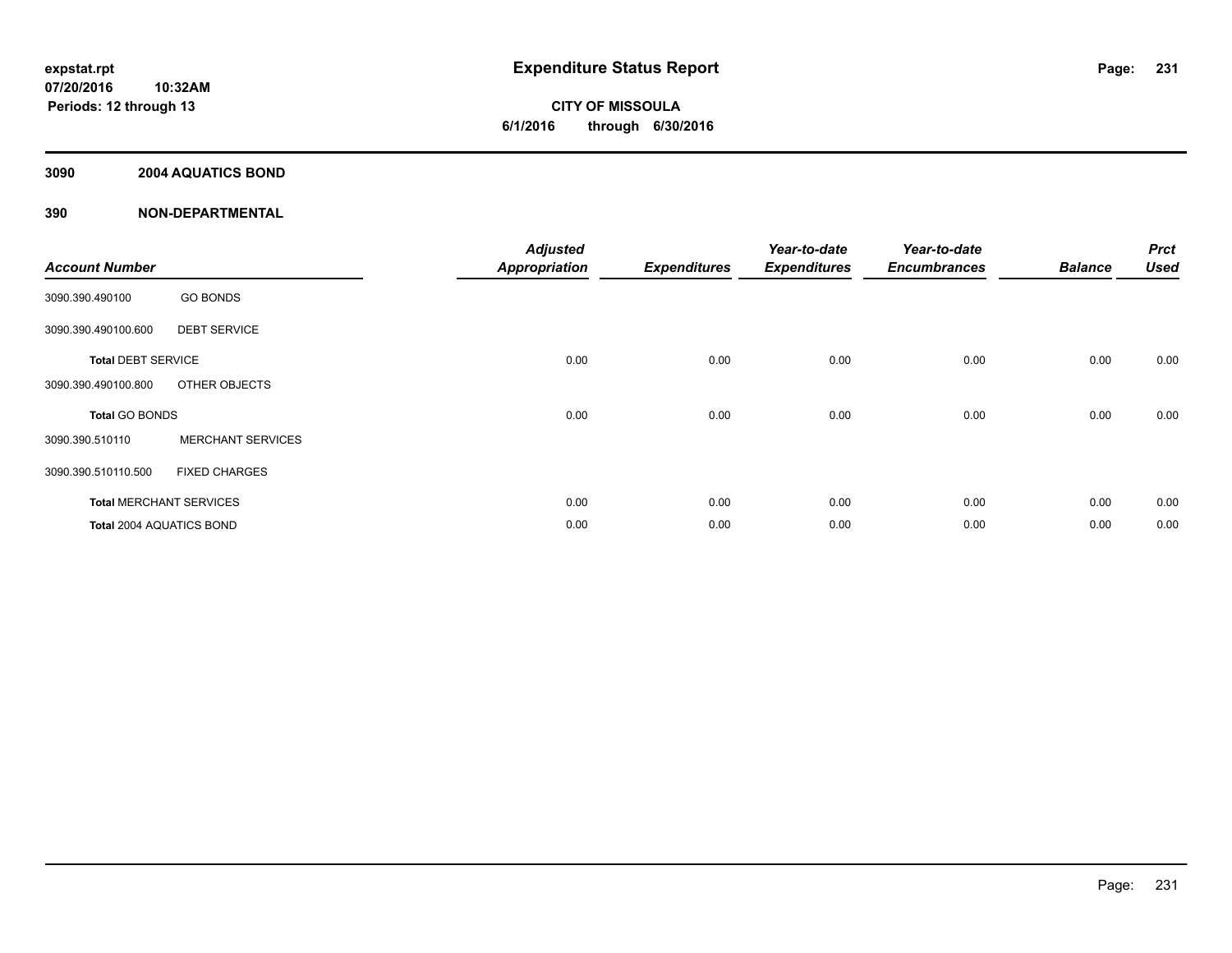# Expenditure Status Report

expstat.rpt
07/20/2016 10:32AM
Periods: 12 through 13

**CITY OF MISSOULA**
**6/1/2016 through 6/30/2016**

## 3090 2004 AQUATICS BOND

## 390 NON-DEPARTMENTAL

| Account Number | | Adjusted Appropriation | Expenditures | Year-to-date Expenditures | Year-to-date Encumbrances | Balance | Prct Used |
|---|---|---|---|---|---|---|---|
| 3090.390.490100 | GO BONDS | | | | | | |
| 3090.390.490100.600 | DEBT SERVICE | | | | | | |
| **Total** DEBT SERVICE | | 0.00 | 0.00 | 0.00 | 0.00 | 0.00 | 0.00 |
| 3090.390.490100.800 | OTHER OBJECTS | | | | | | |
| **Total** GO BONDS | | 0.00 | 0.00 | 0.00 | 0.00 | 0.00 | 0.00 |
| 3090.390.510110 | MERCHANT SERVICES | | | | | | |
| 3090.390.510110.500 | FIXED CHARGES | | | | | | |
| **Total** MERCHANT SERVICES | | 0.00 | 0.00 | 0.00 | 0.00 | 0.00 | 0.00 |
| **Total** 2004 AQUATICS BOND | | 0.00 | 0.00 | 0.00 | 0.00 | 0.00 | 0.00 |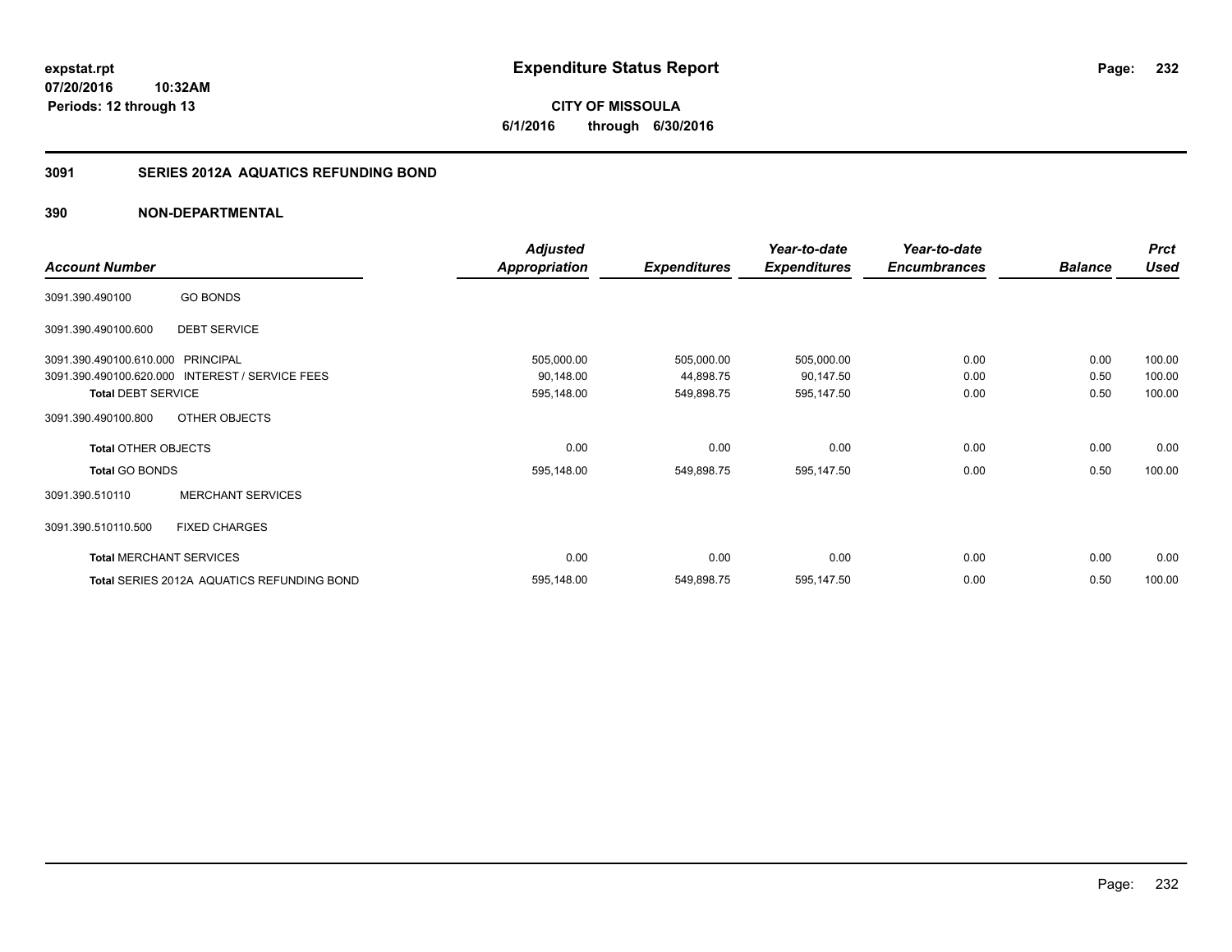**expstat.rpt**
**07/20/2016 10:32AM**
**Periods: 12 through 13**

# Expenditure Status Report

**CITY OF MISSOULA**
**6/1/2016 through 6/30/2016**

## 3091 SERIES 2012A AQUATICS REFUNDING BOND

### 390 NON-DEPARTMENTAL

| Account Number | | Adjusted Appropriation | Expenditures | Year-to-date Expenditures | Year-to-date Encumbrances | Balance | Prct Used |
|---|---|---|---|---|---|---|---|
| 3091.390.490100 | GO BONDS | | | | | | |
| 3091.390.490100.600 | DEBT SERVICE | | | | | | |
| 3091.390.490100.610.000 | PRINCIPAL | 505,000.00 | 505,000.00 | 505,000.00 | 0.00 | 0.00 | 100.00 |
| 3091.390.490100.620.000 | INTEREST / SERVICE FEES | 90,148.00 | 44,898.75 | 90,147.50 | 0.00 | 0.50 | 100.00 |
| **Total** DEBT SERVICE | | 595,148.00 | 549,898.75 | 595,147.50 | 0.00 | 0.50 | 100.00 |
| 3091.390.490100.800 | OTHER OBJECTS | | | | | | |
| **Total** OTHER OBJECTS | | 0.00 | 0.00 | 0.00 | 0.00 | 0.00 | 0.00 |
| **Total** GO BONDS | | 595,148.00 | 549,898.75 | 595,147.50 | 0.00 | 0.50 | 100.00 |
| 3091.390.510110 | MERCHANT SERVICES | | | | | | |
| 3091.390.510110.500 | FIXED CHARGES | | | | | | |
| **Total** MERCHANT SERVICES | | 0.00 | 0.00 | 0.00 | 0.00 | 0.00 | 0.00 |
| **Total** SERIES 2012A AQUATICS REFUNDING BOND | | 595,148.00 | 549,898.75 | 595,147.50 | 0.00 | 0.50 | 100.00 |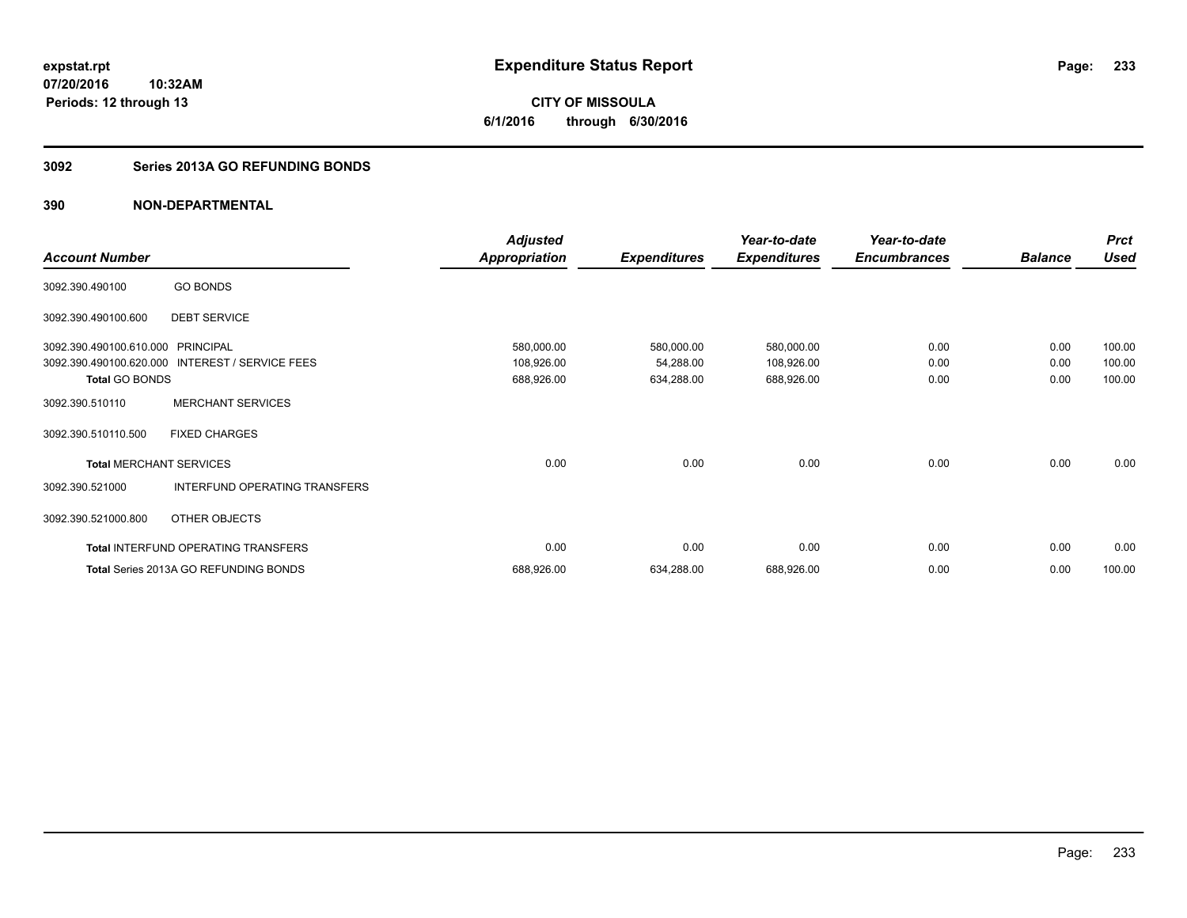**expstat.rpt**
**07/20/2016 10:32AM**
**Periods: 12 through 13**

# Expenditure Status Report

**CITY OF MISSOULA**
**6/1/2016 through 6/30/2016**

## 3092 Series 2013A GO REFUNDING BONDS

## 390 NON-DEPARTMENTAL

| Account Number | | Adjusted Appropriation | Expenditures | Year-to-date Expenditures | Year-to-date Encumbrances | Balance | Prct Used |
|---|---|---|---|---|---|---|---|
| 3092.390.490100 | GO BONDS | | | | | | |
| 3092.390.490100.600 | DEBT SERVICE | | | | | | |
| 3092.390.490100.610.000 | PRINCIPAL | 580,000.00 | 580,000.00 | 580,000.00 | 0.00 | 0.00 | 100.00 |
| 3092.390.490100.620.000 | INTEREST / SERVICE FEES | 108,926.00 | 54,288.00 | 108,926.00 | 0.00 | 0.00 | 100.00 |
| **Total** GO BONDS | | 688,926.00 | 634,288.00 | 688,926.00 | 0.00 | 0.00 | 100.00 |
| 3092.390.510110 | MERCHANT SERVICES | | | | | | |
| 3092.390.510110.500 | FIXED CHARGES | | | | | | |
| **Total** MERCHANT SERVICES | | 0.00 | 0.00 | 0.00 | 0.00 | 0.00 | 0.00 |
| 3092.390.521000 | INTERFUND OPERATING TRANSFERS | | | | | | |
| 3092.390.521000.800 | OTHER OBJECTS | | | | | | |
| **Total** INTERFUND OPERATING TRANSFERS | | 0.00 | 0.00 | 0.00 | 0.00 | 0.00 | 0.00 |
| **Total** Series 2013A GO REFUNDING BONDS | | 688,926.00 | 634,288.00 | 688,926.00 | 0.00 | 0.00 | 100.00 |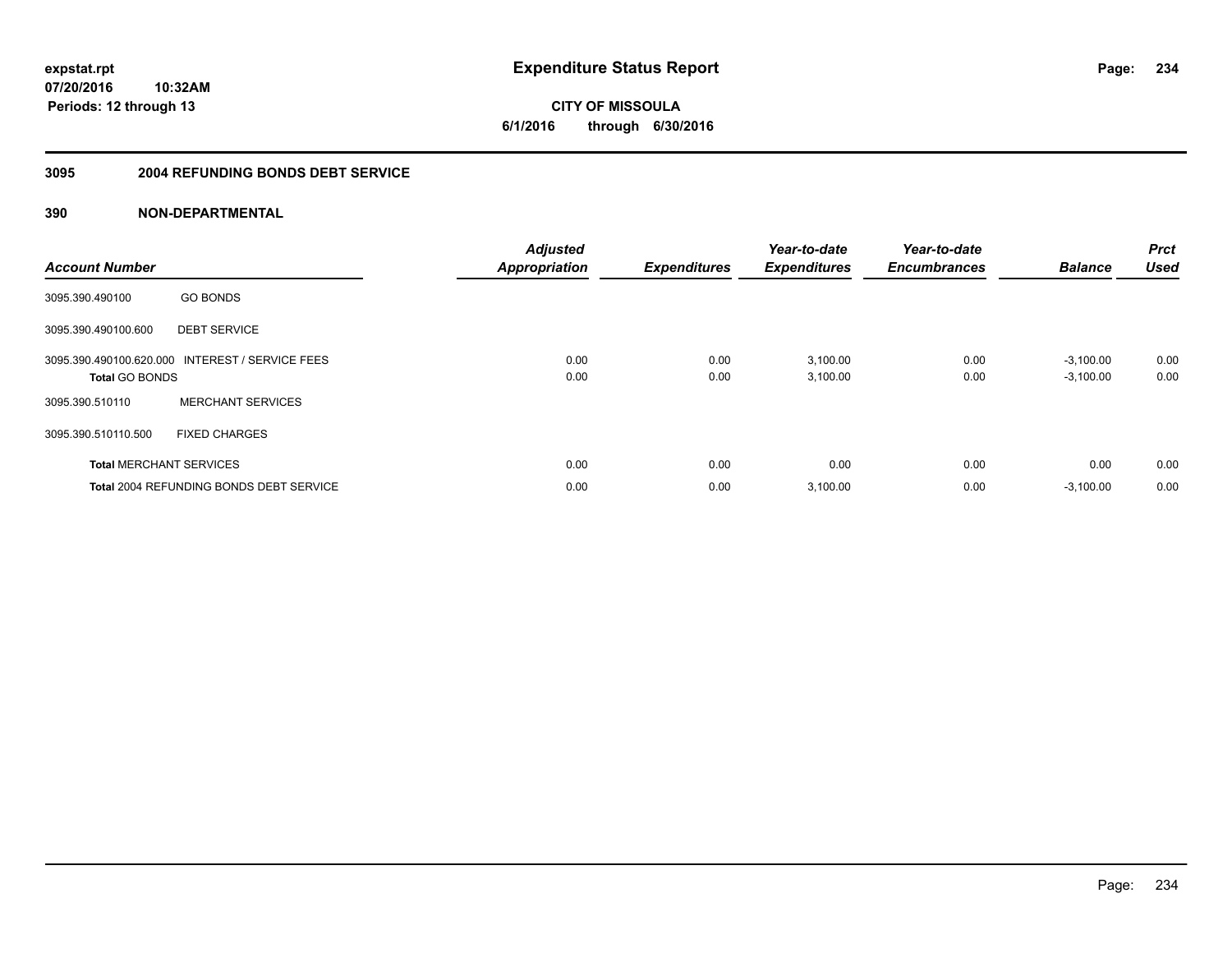**expstat.rpt**
**07/20/2016 10:32AM**
**Periods: 12 through 13**

# Expenditure Status Report

**CITY OF MISSOULA**
**6/1/2016 through 6/30/2016**

## 3095 2004 REFUNDING BONDS DEBT SERVICE

## 390 NON-DEPARTMENTAL

| Account Number | | Adjusted Appropriation | Expenditures | Year-to-date Expenditures | Year-to-date Encumbrances | Balance | Prct Used |
|---|---|---|---|---|---|---|---|
| 3095.390.490100 | GO BONDS | | | | | | |
| 3095.390.490100.600 | DEBT SERVICE | | | | | | |
| 3095.390.490100.620.000 | INTEREST / SERVICE FEES | 0.00 | 0.00 | 3,100.00 | 0.00 | -3,100.00 | 0.00 |
| **Total** GO BONDS | | 0.00 | 0.00 | 3,100.00 | 0.00 | -3,100.00 | 0.00 |
| 3095.390.510110 | MERCHANT SERVICES | | | | | | |
| 3095.390.510110.500 | FIXED CHARGES | | | | | | |
| **Total** MERCHANT SERVICES | | 0.00 | 0.00 | 0.00 | 0.00 | 0.00 | 0.00 |
| **Total** 2004 REFUNDING BONDS DEBT SERVICE | | 0.00 | 0.00 | 3,100.00 | 0.00 | -3,100.00 | 0.00 |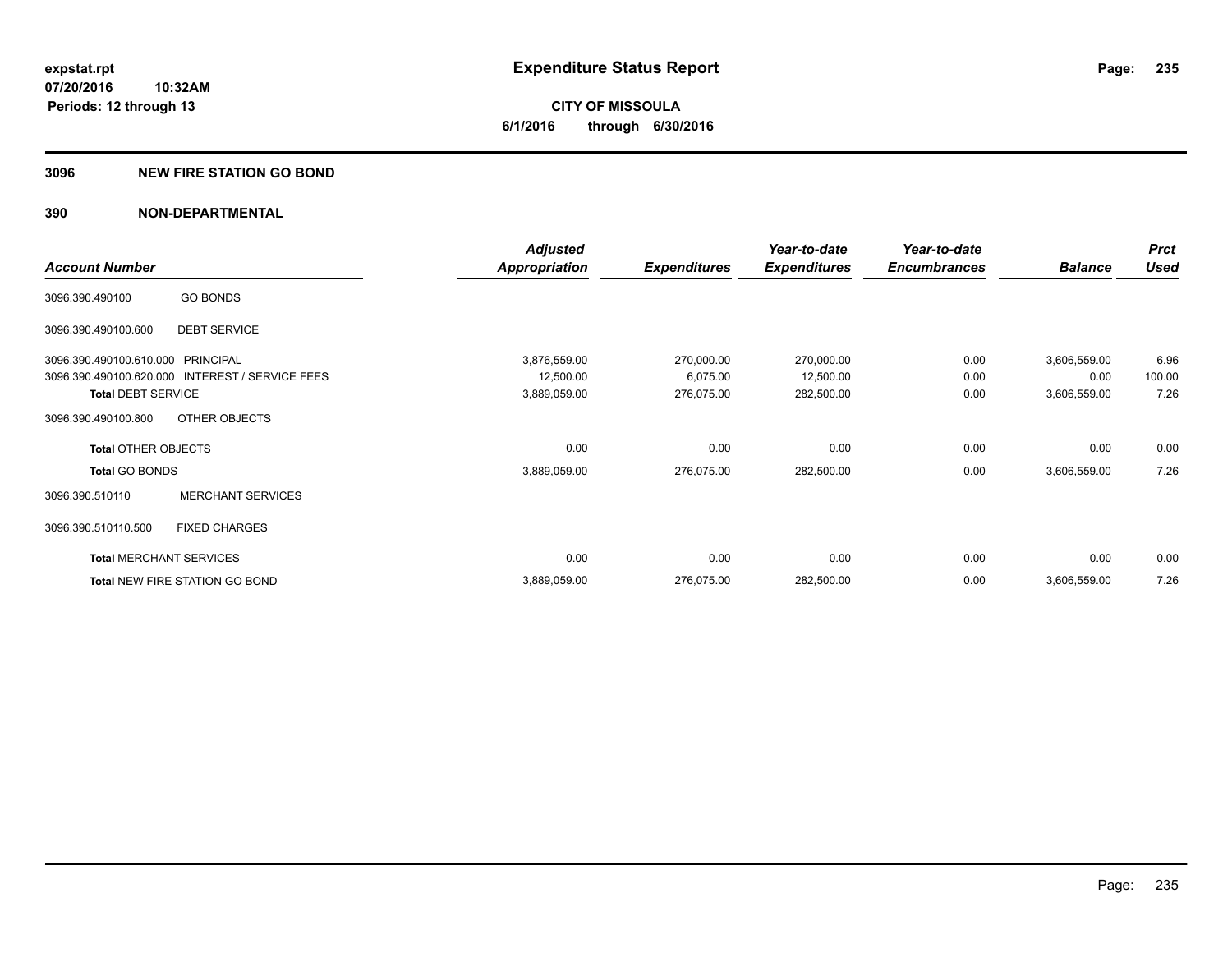**expstat.rpt**
**07/20/2016 10:32AM**
**Periods: 12 through 13**

# Expenditure Status Report

**CITY OF MISSOULA**
**6/1/2016 through 6/30/2016**

## 3096 NEW FIRE STATION GO BOND

## 390 NON-DEPARTMENTAL

| Account Number | | Adjusted Appropriation | Expenditures | Year-to-date Expenditures | Year-to-date Encumbrances | Balance | Prct Used |
|---|---|---|---|---|---|---|---|
| 3096.390.490100 | GO BONDS | | | | | | |
| 3096.390.490100.600 | DEBT SERVICE | | | | | | |
| 3096.390.490100.610.000 | PRINCIPAL | 3,876,559.00 | 270,000.00 | 270,000.00 | 0.00 | 3,606,559.00 | 6.96 |
| 3096.390.490100.620.000 | INTEREST / SERVICE FEES | 12,500.00 | 6,075.00 | 12,500.00 | 0.00 | 0.00 | 100.00 |
| **Total** DEBT SERVICE | | 3,889,059.00 | 276,075.00 | 282,500.00 | 0.00 | 3,606,559.00 | 7.26 |
| 3096.390.490100.800 | OTHER OBJECTS | | | | | | |
| **Total** OTHER OBJECTS | | 0.00 | 0.00 | 0.00 | 0.00 | 0.00 | 0.00 |
| **Total** GO BONDS | | 3,889,059.00 | 276,075.00 | 282,500.00 | 0.00 | 3,606,559.00 | 7.26 |
| 3096.390.510110 | MERCHANT SERVICES | | | | | | |
| 3096.390.510110.500 | FIXED CHARGES | | | | | | |
| **Total** MERCHANT SERVICES | | 0.00 | 0.00 | 0.00 | 0.00 | 0.00 | 0.00 |
| **Total** NEW FIRE STATION GO BOND | | 3,889,059.00 | 276,075.00 | 282,500.00 | 0.00 | 3,606,559.00 | 7.26 |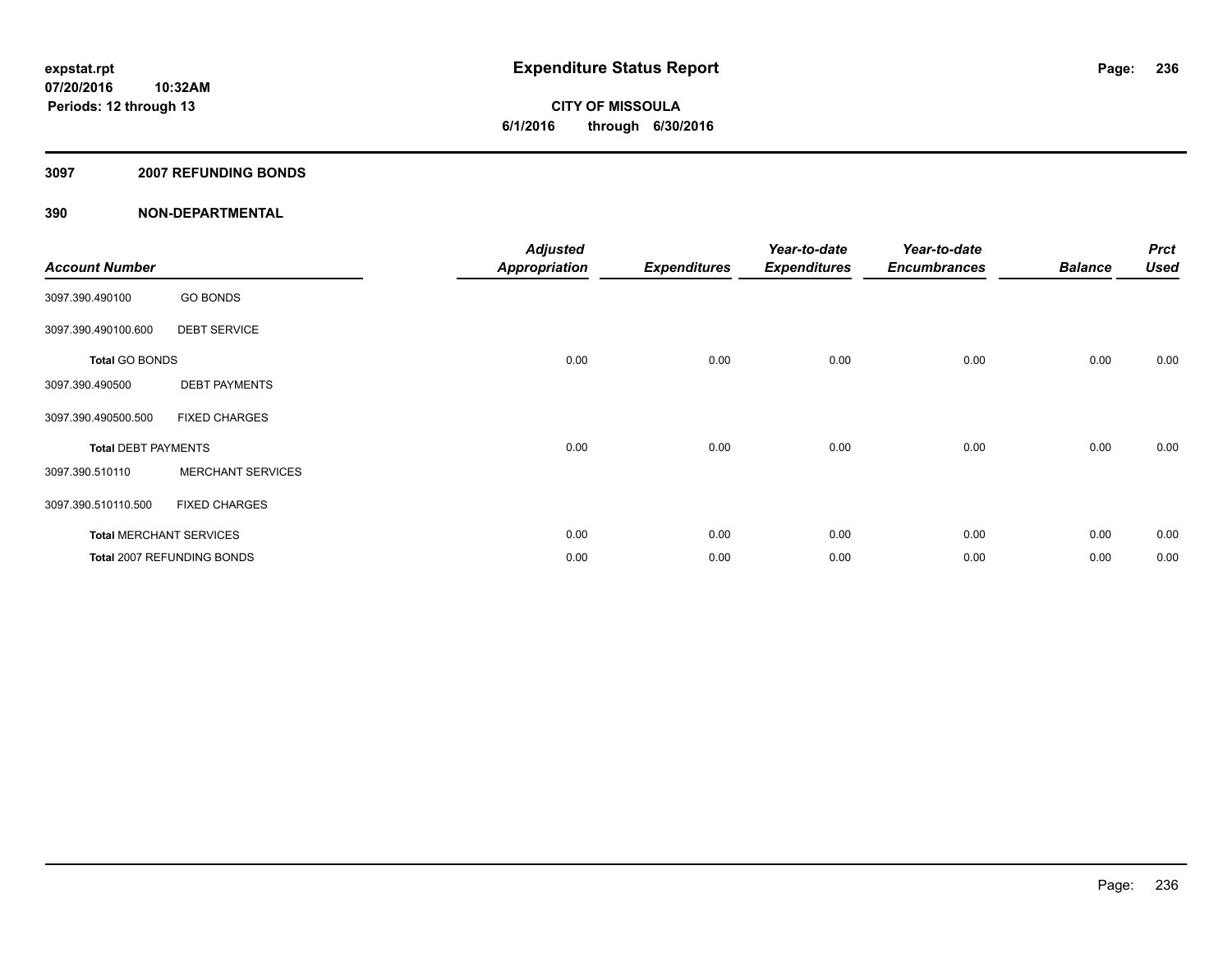# Expenditure Status Report

**CITY OF MISSOULA**
**6/1/2016 through 6/30/2016**

expstat.rpt
07/20/2016 10:32AM
Periods: 12 through 13

## 3097 2007 REFUNDING BONDS

## 390 NON-DEPARTMENTAL

| Account Number | | Adjusted Appropriation | Expenditures | Year-to-date Expenditures | Year-to-date Encumbrances | Balance | Prct Used |
|---|---|---|---|---|---|---|---|
| 3097.390.490100 | GO BONDS | | | | | | |
| 3097.390.490100.600 | DEBT SERVICE | | | | | | |
| **Total** GO BONDS | | 0.00 | 0.00 | 0.00 | 0.00 | 0.00 | 0.00 |
| 3097.390.490500 | DEBT PAYMENTS | | | | | | |
| 3097.390.490500.500 | FIXED CHARGES | | | | | | |
| **Total** DEBT PAYMENTS | | 0.00 | 0.00 | 0.00 | 0.00 | 0.00 | 0.00 |
| 3097.390.510110 | MERCHANT SERVICES | | | | | | |
| 3097.390.510110.500 | FIXED CHARGES | | | | | | |
| **Total** MERCHANT SERVICES | | 0.00 | 0.00 | 0.00 | 0.00 | 0.00 | 0.00 |
| **Total** 2007 REFUNDING BONDS | | 0.00 | 0.00 | 0.00 | 0.00 | 0.00 | 0.00 |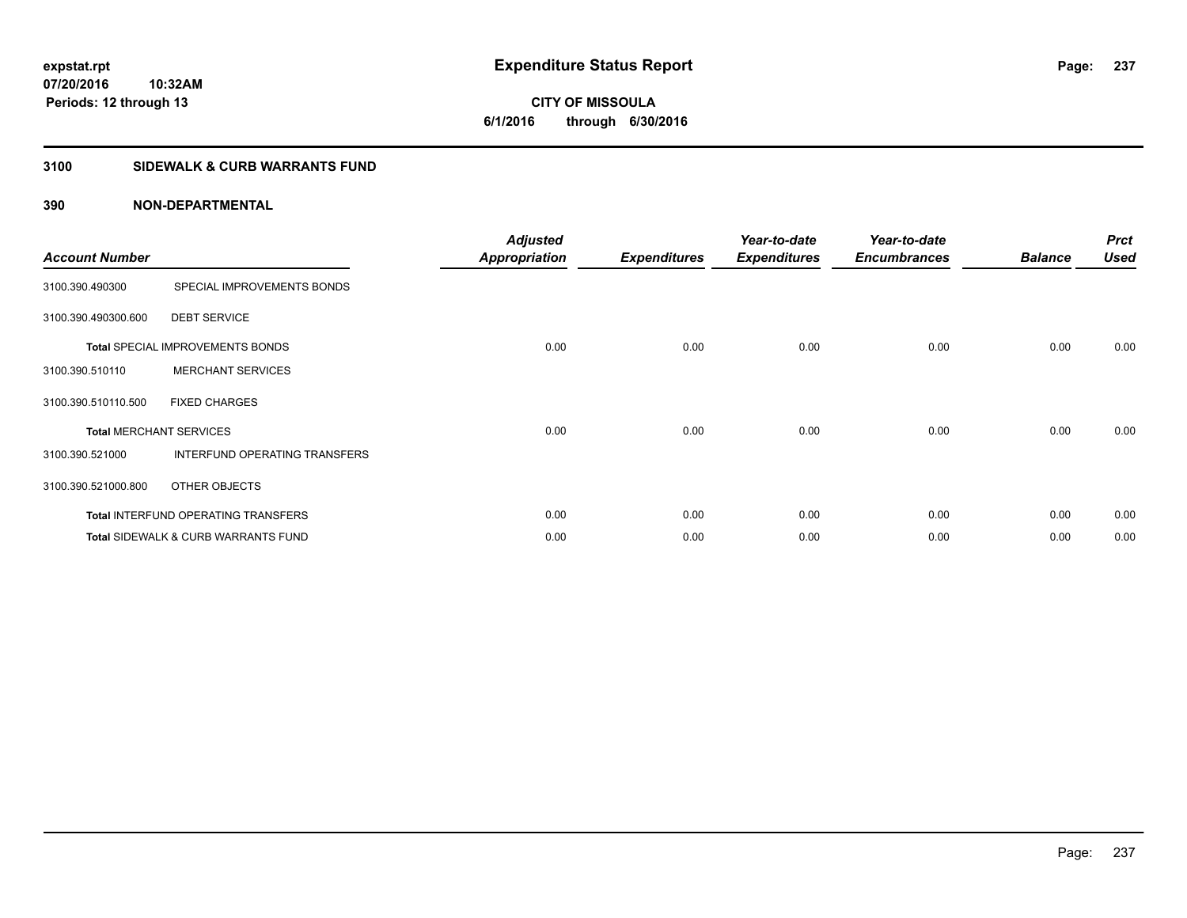# Expenditure Status Report

expstat.rpt
07/20/2016 10:32AM
Periods: 12 through 13

**CITY OF MISSOULA**
**6/1/2016 through 6/30/2016**

## 3100 SIDEWALK & CURB WARRANTS FUND

## 390 NON-DEPARTMENTAL

| Account Number | | Adjusted Appropriation | Expenditures | Year-to-date Expenditures | Year-to-date Encumbrances | Balance | Prct Used |
|---|---|---|---|---|---|---|---|
| 3100.390.490300 | SPECIAL IMPROVEMENTS BONDS | | | | | | |
| 3100.390.490300.600 | DEBT SERVICE | | | | | | |
| **Total** SPECIAL IMPROVEMENTS BONDS | | 0.00 | 0.00 | 0.00 | 0.00 | 0.00 | 0.00 |
| 3100.390.510110 | MERCHANT SERVICES | | | | | | |
| 3100.390.510110.500 | FIXED CHARGES | | | | | | |
| **Total** MERCHANT SERVICES | | 0.00 | 0.00 | 0.00 | 0.00 | 0.00 | 0.00 |
| 3100.390.521000 | INTERFUND OPERATING TRANSFERS | | | | | | |
| 3100.390.521000.800 | OTHER OBJECTS | | | | | | |
| **Total** INTERFUND OPERATING TRANSFERS | | 0.00 | 0.00 | 0.00 | 0.00 | 0.00 | 0.00 |
| **Total** SIDEWALK & CURB WARRANTS FUND | | 0.00 | 0.00 | 0.00 | 0.00 | 0.00 | 0.00 |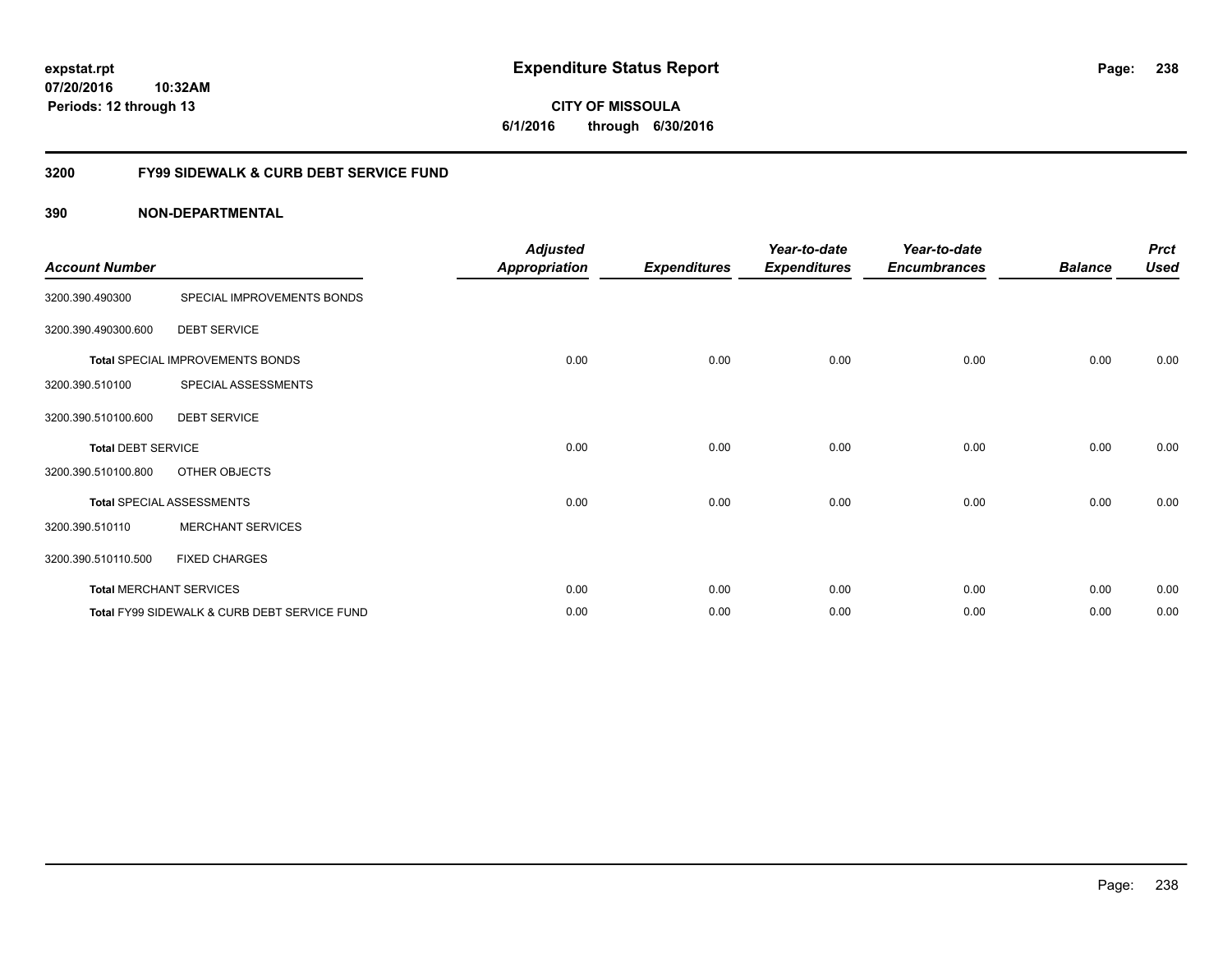# Expenditure Status Report

**CITY OF MISSOULA**
**6/1/2016 through 6/30/2016**

expstat.rpt
07/20/2016 10:32AM
Periods: 12 through 13

## 3200 FY99 SIDEWALK & CURB DEBT SERVICE FUND

### 390 NON-DEPARTMENTAL

| Account Number | | Adjusted Appropriation | Expenditures | Year-to-date Expenditures | Year-to-date Encumbrances | Balance | Prct Used |
|---|---|---|---|---|---|---|---|
| 3200.390.490300 | SPECIAL IMPROVEMENTS BONDS | | | | | | |
| 3200.390.490300.600 | DEBT SERVICE | | | | | | |
| **Total** SPECIAL IMPROVEMENTS BONDS | | 0.00 | 0.00 | 0.00 | 0.00 | 0.00 | 0.00 |
| 3200.390.510100 | SPECIAL ASSESSMENTS | | | | | | |
| 3200.390.510100.600 | DEBT SERVICE | | | | | | |
| **Total** DEBT SERVICE | | 0.00 | 0.00 | 0.00 | 0.00 | 0.00 | 0.00 |
| 3200.390.510100.800 | OTHER OBJECTS | | | | | | |
| **Total** SPECIAL ASSESSMENTS | | 0.00 | 0.00 | 0.00 | 0.00 | 0.00 | 0.00 |
| 3200.390.510110 | MERCHANT SERVICES | | | | | | |
| 3200.390.510110.500 | FIXED CHARGES | | | | | | |
| **Total** MERCHANT SERVICES | | 0.00 | 0.00 | 0.00 | 0.00 | 0.00 | 0.00 |
| **Total** FY99 SIDEWALK & CURB DEBT SERVICE FUND | | 0.00 | 0.00 | 0.00 | 0.00 | 0.00 | 0.00 |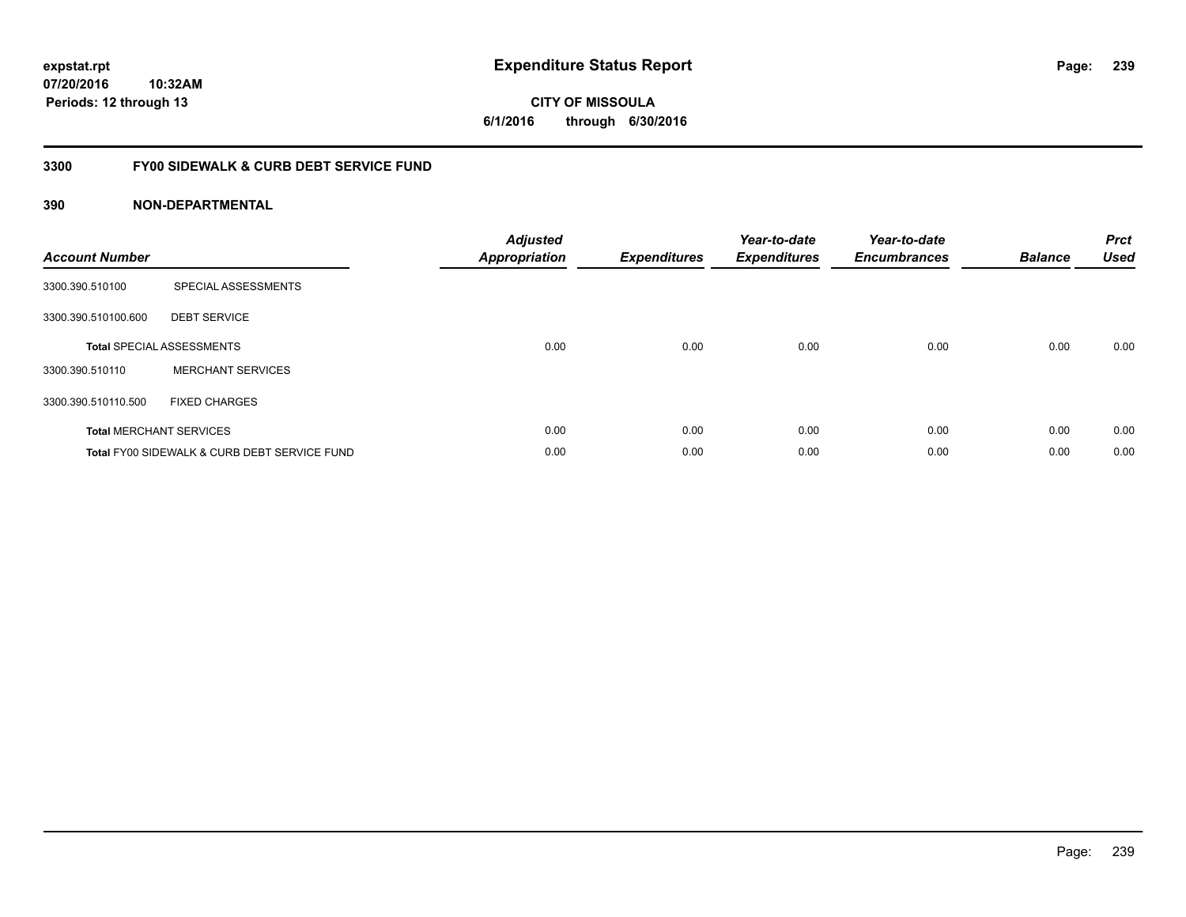**expstat.rpt**
**07/20/2016 10:32AM**
**Periods: 12 through 13**

# Expenditure Status Report

**CITY OF MISSOULA**
**6/1/2016 through 6/30/2016**

## 3300 FY00 SIDEWALK & CURB DEBT SERVICE FUND

### 390 NON-DEPARTMENTAL

| Account Number | | Adjusted Appropriation | Expenditures | Year-to-date Expenditures | Year-to-date Encumbrances | Balance | Prct Used |
|---|---|---|---|---|---|---|---|
| 3300.390.510100 | SPECIAL ASSESSMENTS | | | | | | |
| 3300.390.510100.600 | DEBT SERVICE | | | | | | |
| **Total** SPECIAL ASSESSMENTS | | 0.00 | 0.00 | 0.00 | 0.00 | 0.00 | 0.00 |
| 3300.390.510110 | MERCHANT SERVICES | | | | | | |
| 3300.390.510110.500 | FIXED CHARGES | | | | | | |
| **Total** MERCHANT SERVICES | | 0.00 | 0.00 | 0.00 | 0.00 | 0.00 | 0.00 |
| **Total** FY00 SIDEWALK & CURB DEBT SERVICE FUND | | 0.00 | 0.00 | 0.00 | 0.00 | 0.00 | 0.00 |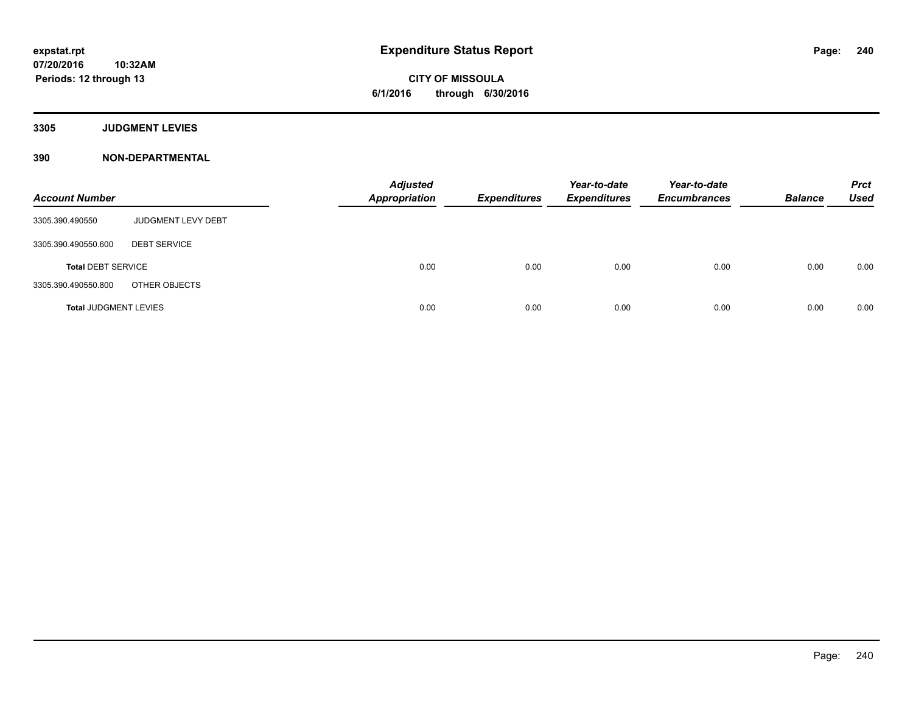**expstat.rpt**
**07/20/2016 10:32AM**
**Periods: 12 through 13**

# Expenditure Status Report

**CITY OF MISSOULA**
**6/1/2016 through 6/30/2016**

## 3305 JUDGMENT LEVIES

## 390 NON-DEPARTMENTAL

| Account Number | | Adjusted Appropriation | Expenditures | Year-to-date Expenditures | Year-to-date Encumbrances | Balance | Prct Used |
|---|---|---|---|---|---|---|---|
| 3305.390.490550 | JUDGMENT LEVY DEBT | | | | | | |
| 3305.390.490550.600 | DEBT SERVICE | | | | | | |
| **Total** DEBT SERVICE | | 0.00 | 0.00 | 0.00 | 0.00 | 0.00 | 0.00 |
| 3305.390.490550.800 | OTHER OBJECTS | | | | | | |
| **Total** JUDGMENT LEVIES | | 0.00 | 0.00 | 0.00 | 0.00 | 0.00 | 0.00 |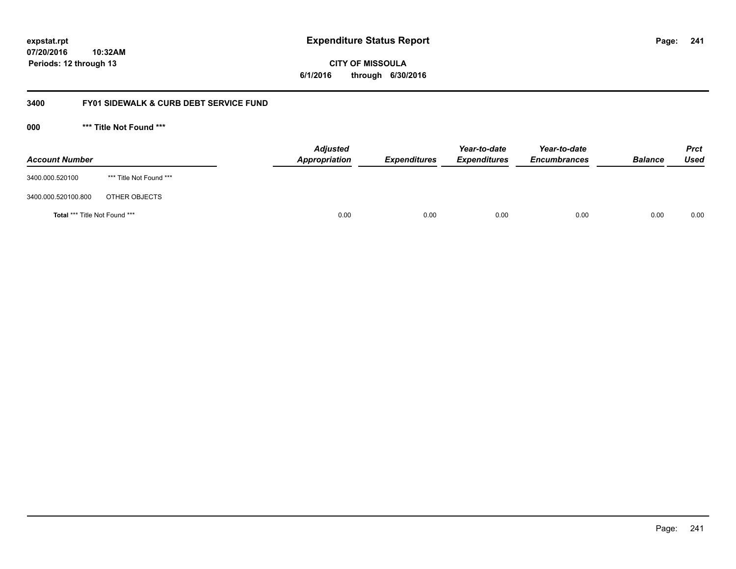**Expenditure Status Report**

expstat.rpt
07/20/2016 10:32AM
Periods: 12 through 13

**CITY OF MISSOULA**
**6/1/2016 through 6/30/2016**

## 3400 FY01 SIDEWALK & CURB DEBT SERVICE FUND

### 000 *** Title Not Found ***

| Account Number | | Adjusted Appropriation | Expenditures | Year-to-date Expenditures | Year-to-date Encumbrances | Balance | Prct Used |
|---|---|---|---|---|---|---|---|
| 3400.000.520100 | *** Title Not Found *** | | | | | | |
| 3400.000.520100.800 | OTHER OBJECTS | | | | | | |
| **Total** *** Title Not Found *** | | 0.00 | 0.00 | 0.00 | 0.00 | 0.00 | 0.00 |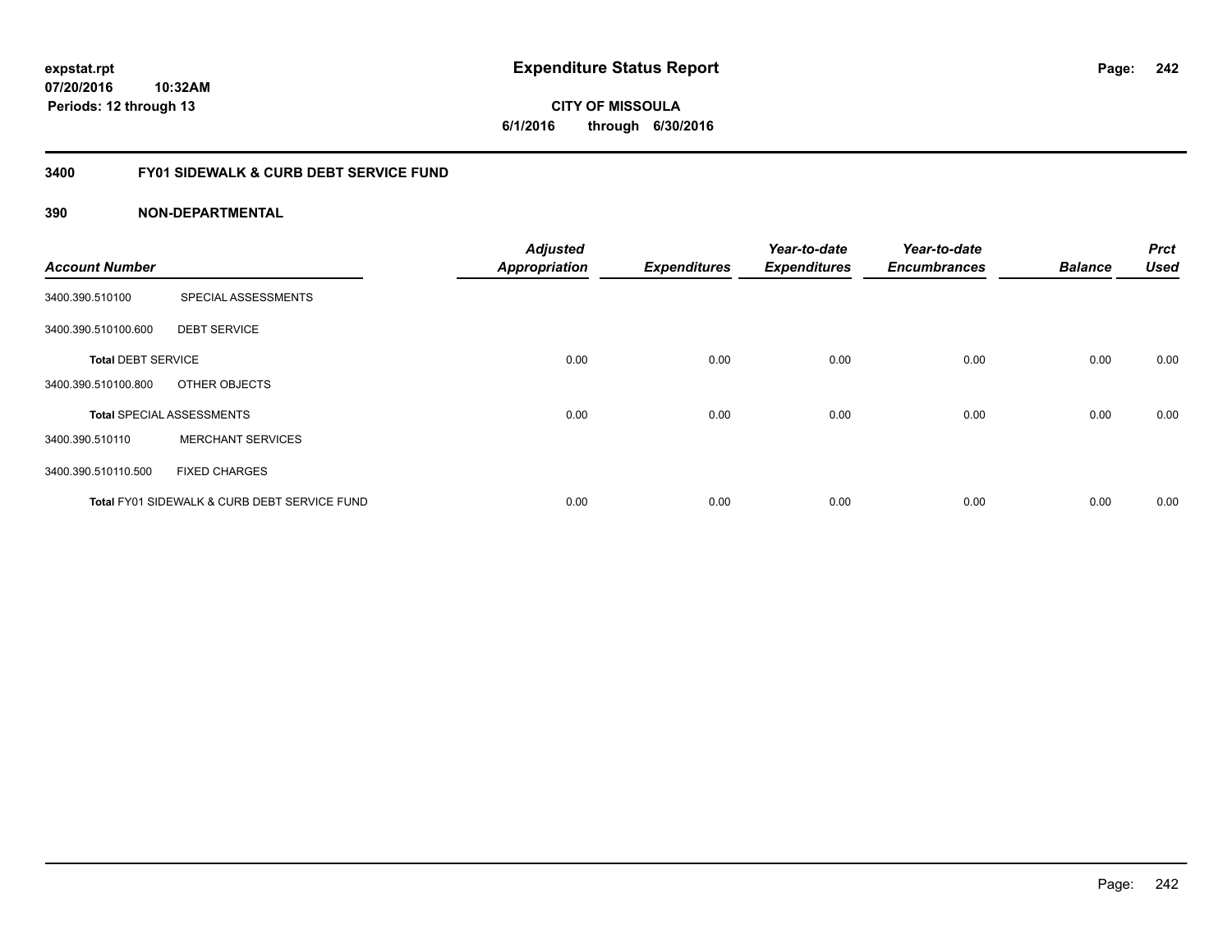# Expenditure Status Report

expstat.rpt
07/20/2016 10:32AM
Periods: 12 through 13

**CITY OF MISSOULA**
**6/1/2016 through 6/30/2016**

## 3400 FY01 SIDEWALK & CURB DEBT SERVICE FUND

### 390 NON-DEPARTMENTAL

| Account Number | | Adjusted Appropriation | Expenditures | Year-to-date Expenditures | Year-to-date Encumbrances | Balance | Prct Used |
|---|---|---|---|---|---|---|---|
| 3400.390.510100 | SPECIAL ASSESSMENTS | | | | | | |
| 3400.390.510100.600 | DEBT SERVICE | | | | | | |
| **Total** DEBT SERVICE | | 0.00 | 0.00 | 0.00 | 0.00 | 0.00 | 0.00 |
| 3400.390.510100.800 | OTHER OBJECTS | | | | | | |
| **Total** SPECIAL ASSESSMENTS | | 0.00 | 0.00 | 0.00 | 0.00 | 0.00 | 0.00 |
| 3400.390.510110 | MERCHANT SERVICES | | | | | | |
| 3400.390.510110.500 | FIXED CHARGES | | | | | | |
| **Total** FY01 SIDEWALK & CURB DEBT SERVICE FUND | | 0.00 | 0.00 | 0.00 | 0.00 | 0.00 | 0.00 |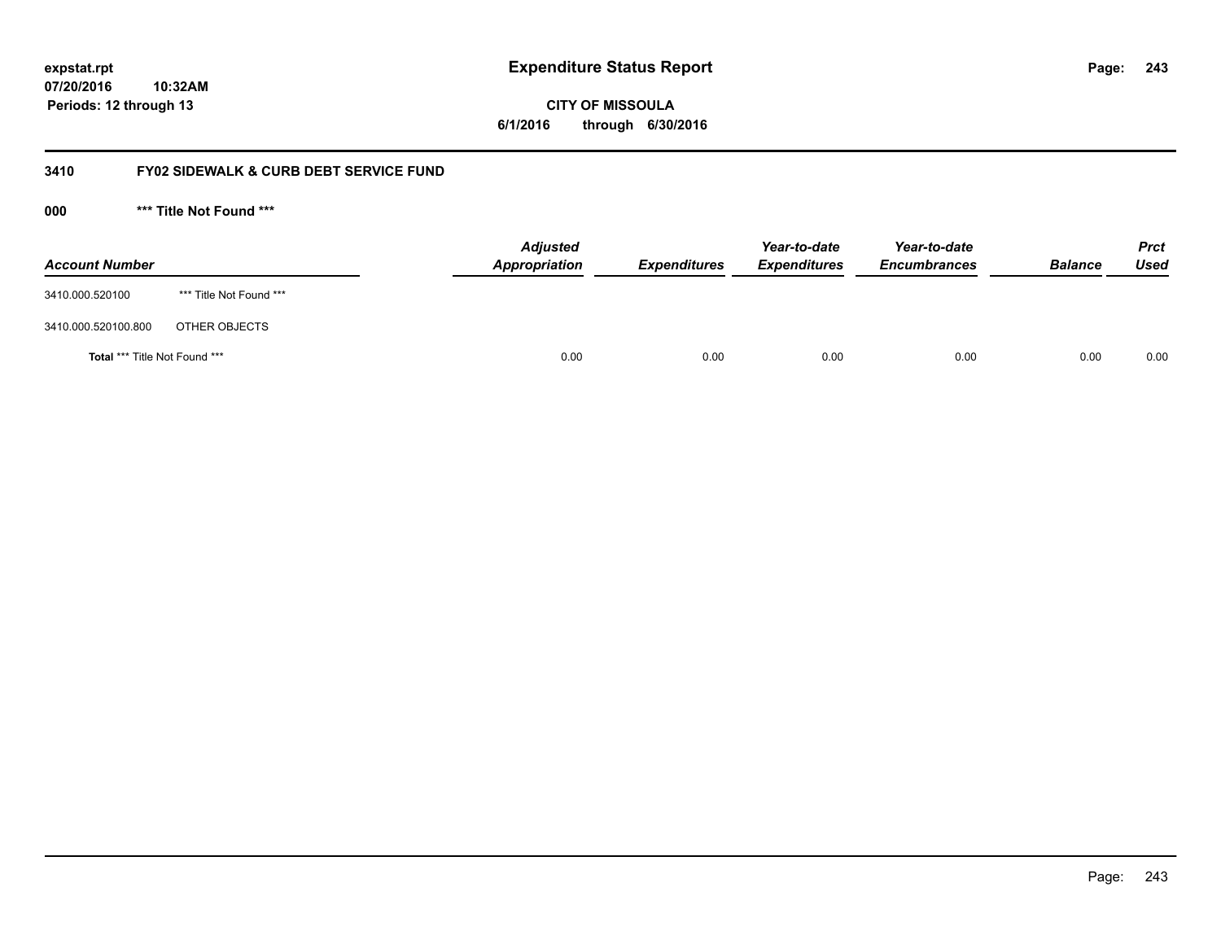**expstat.rpt**
**07/20/2016 10:32AM**
**Periods: 12 through 13**

# Expenditure Status Report

**CITY OF MISSOULA**
**6/1/2016 through 6/30/2016**

## 3410 FY02 SIDEWALK & CURB DEBT SERVICE FUND

### 000 *** Title Not Found ***

| Account Number | | Adjusted Appropriation | Expenditures | Year-to-date Expenditures | Year-to-date Encumbrances | Balance | Prct Used |
|---|---|---|---|---|---|---|---|
| 3410.000.520100 | *** Title Not Found *** | | | | | | |
| 3410.000.520100.800 | OTHER OBJECTS | | | | | | |
| **Total** *** Title Not Found *** | | 0.00 | 0.00 | 0.00 | 0.00 | 0.00 | 0.00 |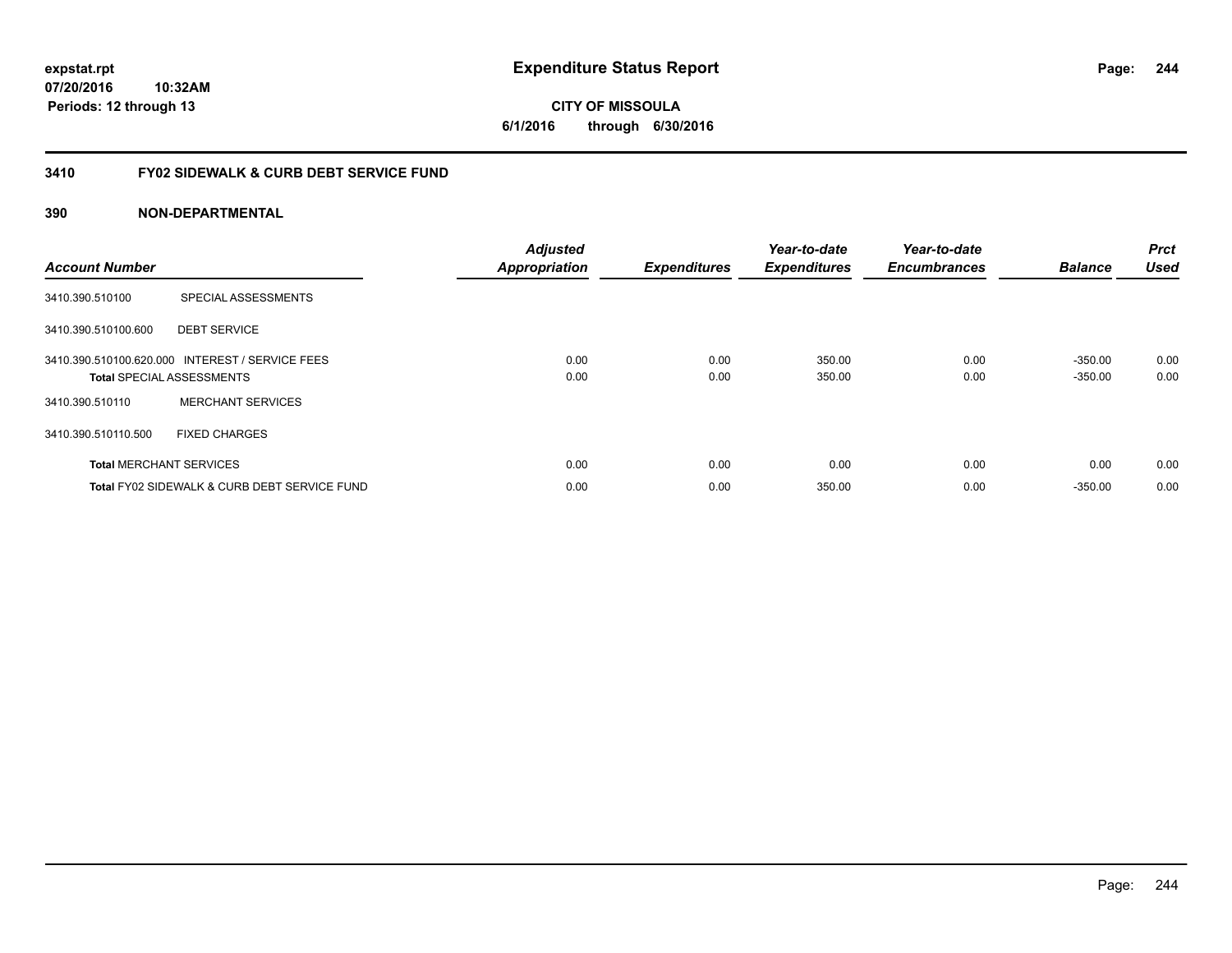**expstat.rpt**
**07/20/2016 10:32AM**
**Periods: 12 through 13**

# Expenditure Status Report

**CITY OF MISSOULA**
**6/1/2016 through 6/30/2016**

## 3410 FY02 SIDEWALK & CURB DEBT SERVICE FUND

### 390 NON-DEPARTMENTAL

| Account Number | | Adjusted Appropriation | Expenditures | Year-to-date Expenditures | Year-to-date Encumbrances | Balance | Prct Used |
|---|---|---|---|---|---|---|---|
| 3410.390.510100 | SPECIAL ASSESSMENTS | | | | | | |
| 3410.390.510100.600 | DEBT SERVICE | | | | | | |
| 3410.390.510100.620.000 | INTEREST / SERVICE FEES | 0.00 | 0.00 | 350.00 | 0.00 | -350.00 | 0.00 |
| **Total** SPECIAL ASSESSMENTS | | 0.00 | 0.00 | 350.00 | 0.00 | -350.00 | 0.00 |
| 3410.390.510110 | MERCHANT SERVICES | | | | | | |
| 3410.390.510110.500 | FIXED CHARGES | | | | | | |
| **Total** MERCHANT SERVICES | | 0.00 | 0.00 | 0.00 | 0.00 | 0.00 | 0.00 |
| **Total** FY02 SIDEWALK & CURB DEBT SERVICE FUND | | 0.00 | 0.00 | 350.00 | 0.00 | -350.00 | 0.00 |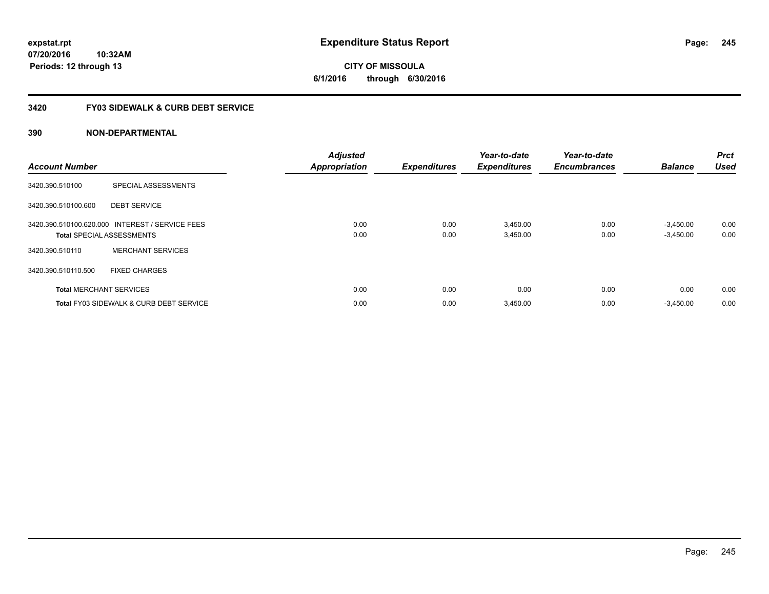**expstat.rpt**
**07/20/2016 10:32AM**
**Periods: 12 through 13**

# Expenditure Status Report

**CITY OF MISSOULA**
**6/1/2016 through 6/30/2016**

## 3420 FY03 SIDEWALK & CURB DEBT SERVICE

### 390 NON-DEPARTMENTAL

| Account Number | | Adjusted Appropriation | Expenditures | Year-to-date Expenditures | Year-to-date Encumbrances | Balance | Prct Used |
|---|---|---|---|---|---|---|---|
| 3420.390.510100 | SPECIAL ASSESSMENTS | | | | | | |
| 3420.390.510100.600 | DEBT SERVICE | | | | | | |
| 3420.390.510100.620.000 | INTEREST / SERVICE FEES | 0.00 | 0.00 | 3,450.00 | 0.00 | -3,450.00 | 0.00 |
| **Total** SPECIAL ASSESSMENTS | | 0.00 | 0.00 | 3,450.00 | 0.00 | -3,450.00 | 0.00 |
| 3420.390.510110 | MERCHANT SERVICES | | | | | | |
| 3420.390.510110.500 | FIXED CHARGES | | | | | | |
| **Total** MERCHANT SERVICES | | 0.00 | 0.00 | 0.00 | 0.00 | 0.00 | 0.00 |
| **Total** FY03 SIDEWALK & CURB DEBT SERVICE | | 0.00 | 0.00 | 3,450.00 | 0.00 | -3,450.00 | 0.00 |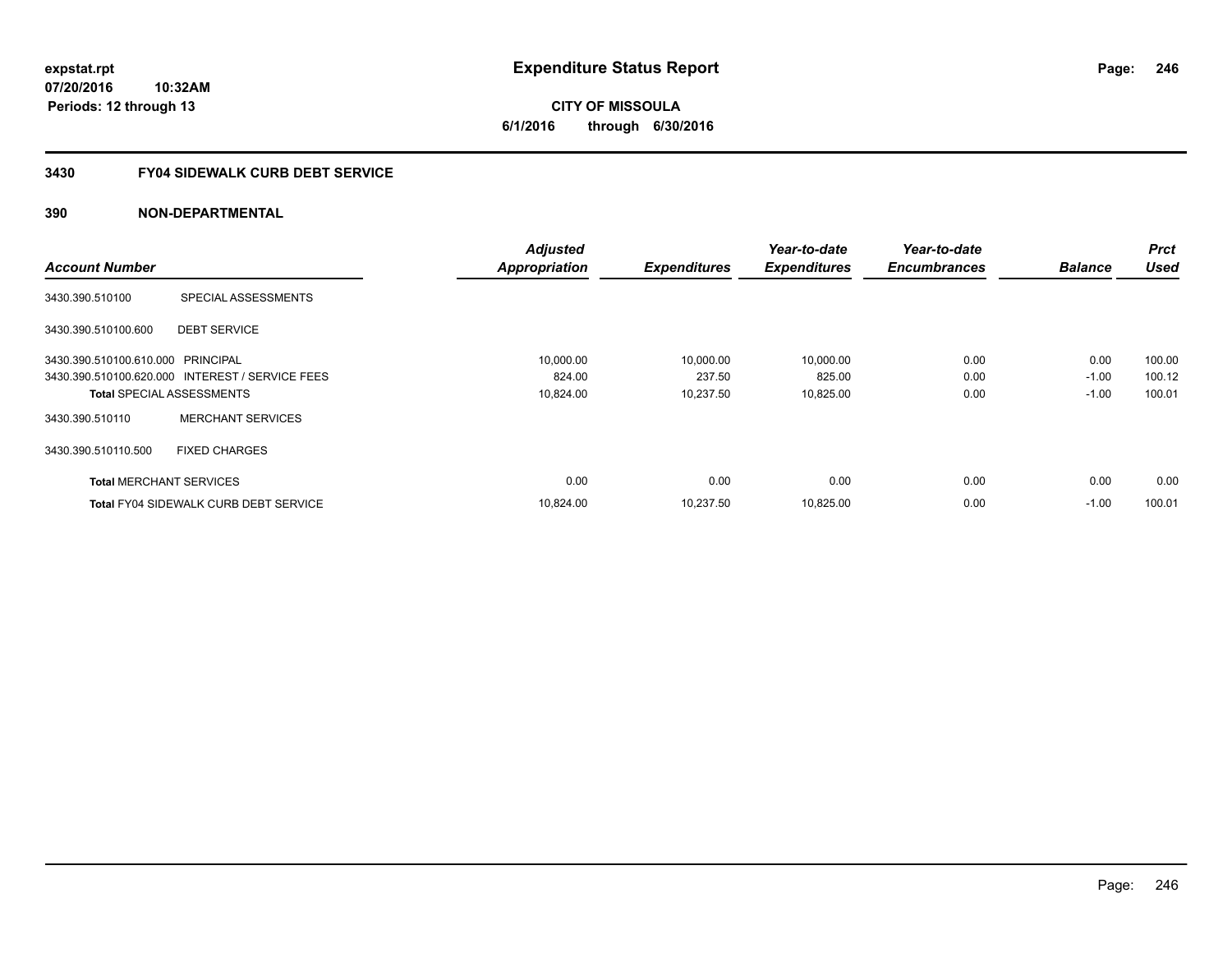expstat.rpt
07/20/2016 10:32AM
Periods: 12 through 13

# Expenditure Status Report

**CITY OF MISSOULA**
**6/1/2016 through 6/30/2016**

## 3430 FY04 SIDEWALK CURB DEBT SERVICE

### 390 NON-DEPARTMENTAL

| Account Number | | Adjusted Appropriation | Expenditures | Year-to-date Expenditures | Year-to-date Encumbrances | Balance | Prct Used |
|---|---|---|---|---|---|---|---|
| 3430.390.510100 | SPECIAL ASSESSMENTS | | | | | | |
| 3430.390.510100.600 | DEBT SERVICE | | | | | | |
| 3430.390.510100.610.000 | PRINCIPAL | 10,000.00 | 10,000.00 | 10,000.00 | 0.00 | 0.00 | 100.00 |
| 3430.390.510100.620.000 | INTEREST / SERVICE FEES | 824.00 | 237.50 | 825.00 | 0.00 | -1.00 | 100.12 |
| **Total** SPECIAL ASSESSMENTS | | 10,824.00 | 10,237.50 | 10,825.00 | 0.00 | -1.00 | 100.01 |
| 3430.390.510110 | MERCHANT SERVICES | | | | | | |
| 3430.390.510110.500 | FIXED CHARGES | | | | | | |
| **Total** MERCHANT SERVICES | | 0.00 | 0.00 | 0.00 | 0.00 | 0.00 | 0.00 |
| **Total** FY04 SIDEWALK CURB DEBT SERVICE | | 10,824.00 | 10,237.50 | 10,825.00 | 0.00 | -1.00 | 100.01 |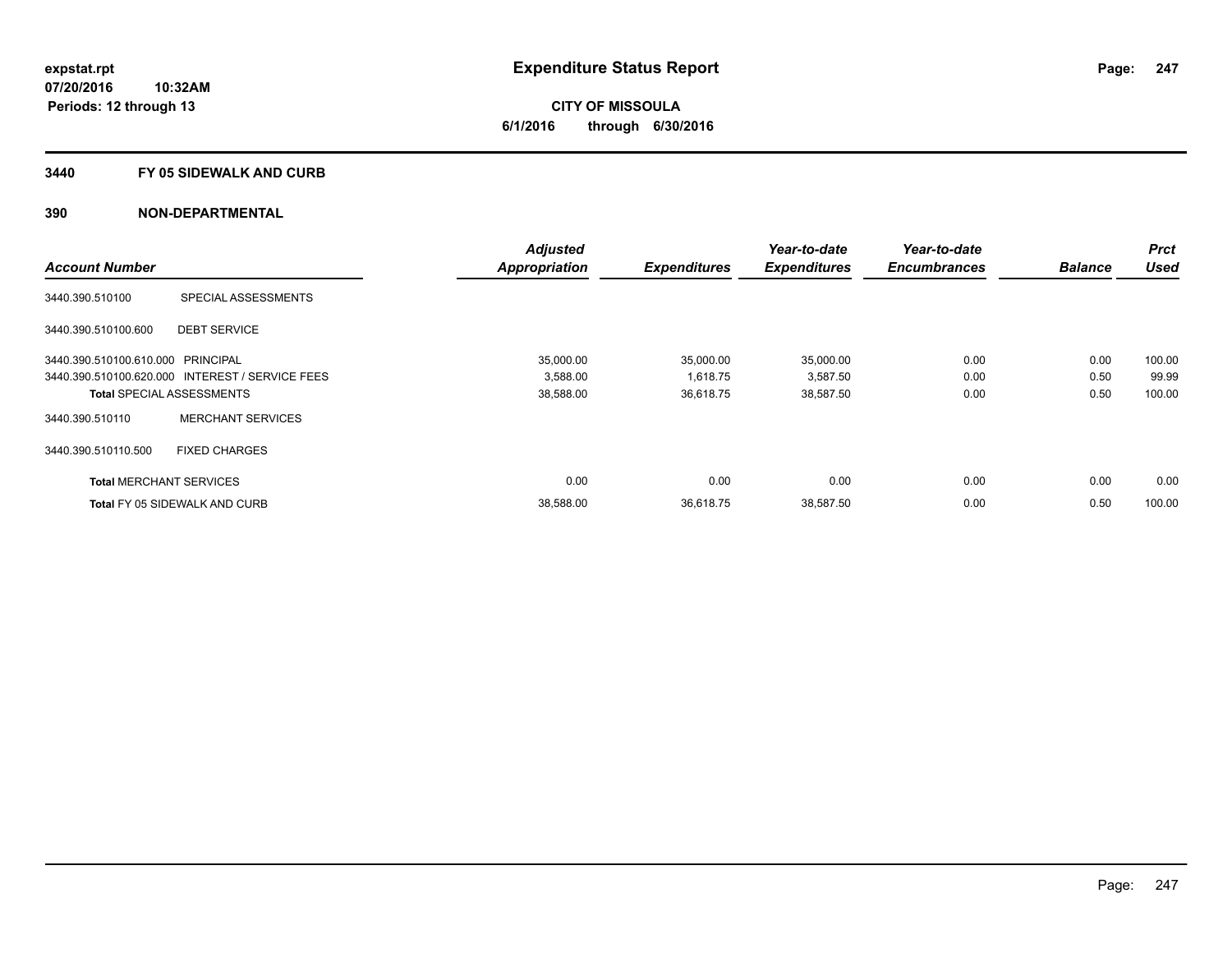# Expenditure Status Report

expstat.rpt
07/20/2016 10:32AM
Periods: 12 through 13

CITY OF MISSOULA
6/1/2016 through 6/30/2016

## 3440 FY 05 SIDEWALK AND CURB

### 390 NON-DEPARTMENTAL

| Account Number | | Adjusted Appropriation | Expenditures | Year-to-date Expenditures | Year-to-date Encumbrances | Balance | Prct Used |
|---|---|---|---|---|---|---|---|
| 3440.390.510100 | SPECIAL ASSESSMENTS | | | | | | |
| 3440.390.510100.600 | DEBT SERVICE | | | | | | |
| 3440.390.510100.610.000 | PRINCIPAL | 35,000.00 | 35,000.00 | 35,000.00 | 0.00 | 0.00 | 100.00 |
| 3440.390.510100.620.000 | INTEREST / SERVICE FEES | 3,588.00 | 1,618.75 | 3,587.50 | 0.00 | 0.50 | 99.99 |
| **Total** SPECIAL ASSESSMENTS | | 38,588.00 | 36,618.75 | 38,587.50 | 0.00 | 0.50 | 100.00 |
| 3440.390.510110 | MERCHANT SERVICES | | | | | | |
| 3440.390.510110.500 | FIXED CHARGES | | | | | | |
| **Total** MERCHANT SERVICES | | 0.00 | 0.00 | 0.00 | 0.00 | 0.00 | 0.00 |
| **Total** FY 05 SIDEWALK AND CURB | | 38,588.00 | 36,618.75 | 38,587.50 | 0.00 | 0.50 | 100.00 |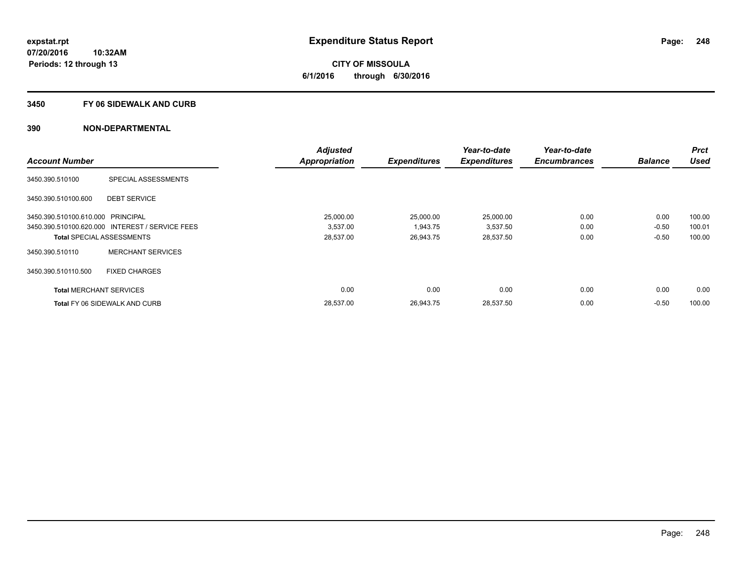**expstat.rpt**
**07/20/2016 10:32AM**
**Periods: 12 through 13**

# Expenditure Status Report

**CITY OF MISSOULA**
**6/1/2016 through 6/30/2016**

## 3450 FY 06 SIDEWALK AND CURB

### 390 NON-DEPARTMENTAL

| Account Number | | Adjusted Appropriation | Expenditures | Year-to-date Expenditures | Year-to-date Encumbrances | Balance | Prct Used |
|---|---|---|---|---|---|---|---|
| 3450.390.510100 | SPECIAL ASSESSMENTS | | | | | | |
| 3450.390.510100.600 | DEBT SERVICE | | | | | | |
| 3450.390.510100.610.000 | PRINCIPAL | 25,000.00 | 25,000.00 | 25,000.00 | 0.00 | 0.00 | 100.00 |
| 3450.390.510100.620.000 | INTEREST / SERVICE FEES | 3,537.00 | 1,943.75 | 3,537.50 | 0.00 | -0.50 | 100.01 |
| **Total** SPECIAL ASSESSMENTS | | 28,537.00 | 26,943.75 | 28,537.50 | 0.00 | -0.50 | 100.00 |
| 3450.390.510110 | MERCHANT SERVICES | | | | | | |
| 3450.390.510110.500 | FIXED CHARGES | | | | | | |
| **Total** MERCHANT SERVICES | | 0.00 | 0.00 | 0.00 | 0.00 | 0.00 | 0.00 |
| **Total** FY 06 SIDEWALK AND CURB | | 28,537.00 | 26,943.75 | 28,537.50 | 0.00 | -0.50 | 100.00 |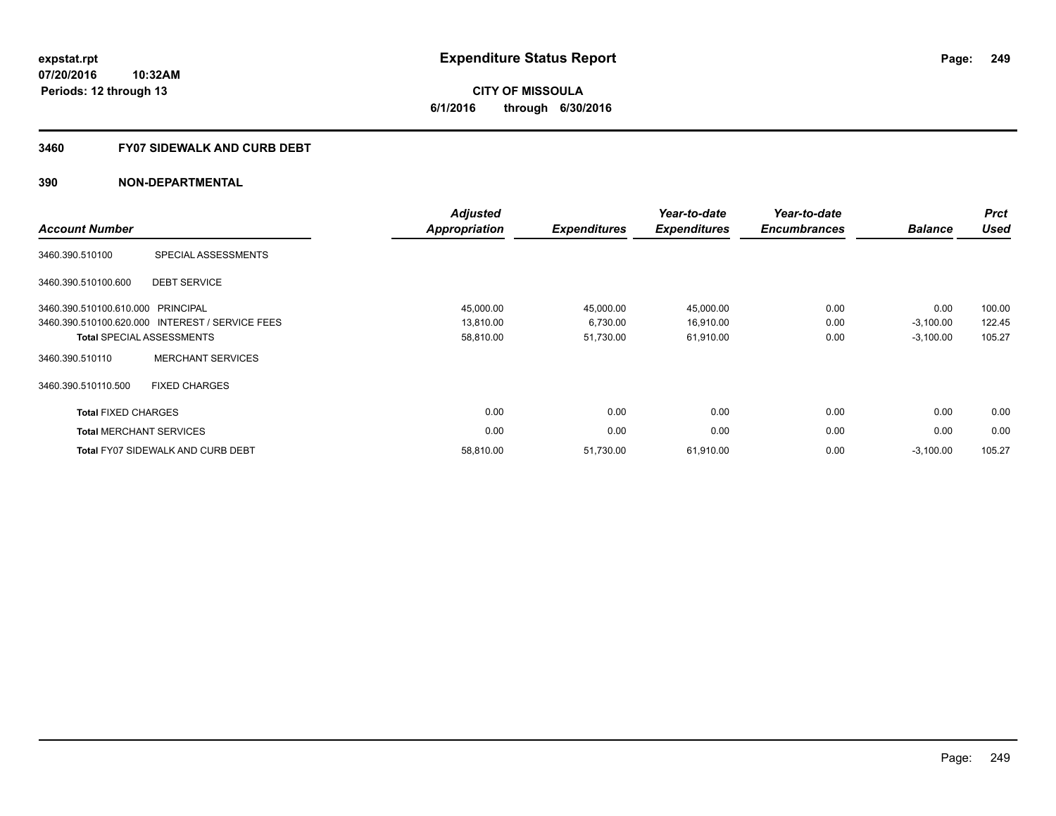# Expenditure Status Report

expstat.rpt
07/20/2016 10:32AM
Periods: 12 through 13

**CITY OF MISSOULA**
**6/1/2016 through 6/30/2016**

## 3460 FY07 SIDEWALK AND CURB DEBT

### 390 NON-DEPARTMENTAL

| Account Number | | Adjusted Appropriation | Expenditures | Year-to-date Expenditures | Year-to-date Encumbrances | Balance | Prct Used |
|---|---|---|---|---|---|---|---|
| 3460.390.510100 | SPECIAL ASSESSMENTS | | | | | | |
| 3460.390.510100.600 | DEBT SERVICE | | | | | | |
| 3460.390.510100.610.000 | PRINCIPAL | 45,000.00 | 45,000.00 | 45,000.00 | 0.00 | 0.00 | 100.00 |
| 3460.390.510100.620.000 | INTEREST / SERVICE FEES | 13,810.00 | 6,730.00 | 16,910.00 | 0.00 | -3,100.00 | 122.45 |
| **Total** SPECIAL ASSESSMENTS | | 58,810.00 | 51,730.00 | 61,910.00 | 0.00 | -3,100.00 | 105.27 |
| 3460.390.510110 | MERCHANT SERVICES | | | | | | |
| 3460.390.510110.500 | FIXED CHARGES | | | | | | |
| **Total** FIXED CHARGES | | 0.00 | 0.00 | 0.00 | 0.00 | 0.00 | 0.00 |
| **Total** MERCHANT SERVICES | | 0.00 | 0.00 | 0.00 | 0.00 | 0.00 | 0.00 |
| **Total** FY07 SIDEWALK AND CURB DEBT | | 58,810.00 | 51,730.00 | 61,910.00 | 0.00 | -3,100.00 | 105.27 |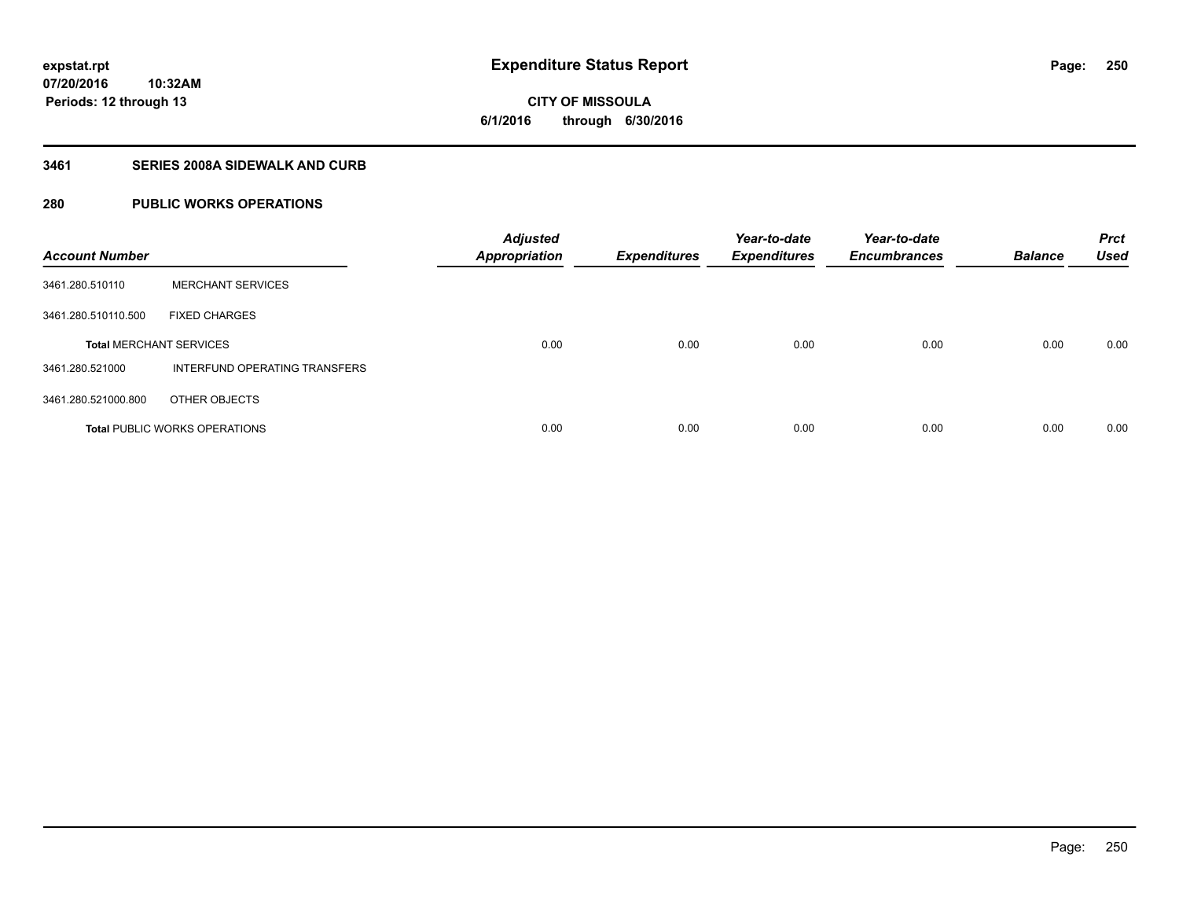# Expenditure Status Report

expstat.rpt
07/20/2016 10:32AM
Periods: 12 through 13

**CITY OF MISSOULA**
**6/1/2016 through 6/30/2016**

## 3461 SERIES 2008A SIDEWALK AND CURB

## 280 PUBLIC WORKS OPERATIONS

| Account Number | | Adjusted Appropriation | Expenditures | Year-to-date Expenditures | Year-to-date Encumbrances | Balance | Prct Used |
|---|---|---|---|---|---|---|---|
| 3461.280.510110 | MERCHANT SERVICES | | | | | | |
| 3461.280.510110.500 | FIXED CHARGES | | | | | | |
| **Total** MERCHANT SERVICES | | 0.00 | 0.00 | 0.00 | 0.00 | 0.00 | 0.00 |
| 3461.280.521000 | INTERFUND OPERATING TRANSFERS | | | | | | |
| 3461.280.521000.800 | OTHER OBJECTS | | | | | | |
| **Total** PUBLIC WORKS OPERATIONS | | 0.00 | 0.00 | 0.00 | 0.00 | 0.00 | 0.00 |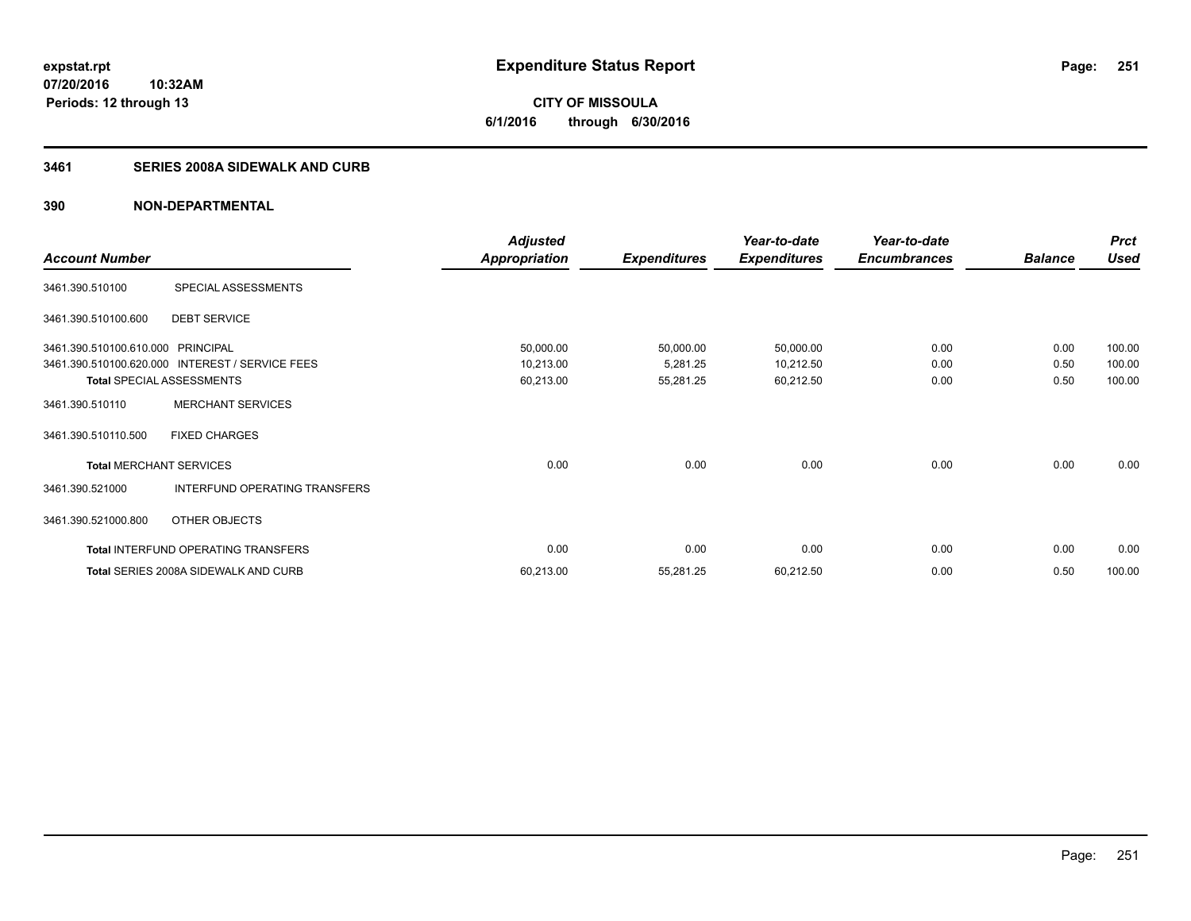**expstat.rpt**
**07/20/2016 10:32AM**
**Periods: 12 through 13**

# Expenditure Status Report

**CITY OF MISSOULA**
**6/1/2016 through 6/30/2016**

## 3461 SERIES 2008A SIDEWALK AND CURB

### 390 NON-DEPARTMENTAL

| Account Number | | Adjusted Appropriation | Expenditures | Year-to-date Expenditures | Year-to-date Encumbrances | Balance | Prct Used |
|---|---|---|---|---|---|---|---|
| 3461.390.510100 | SPECIAL ASSESSMENTS | | | | | | |
| 3461.390.510100.600 | DEBT SERVICE | | | | | | |
| 3461.390.510100.610.000 | PRINCIPAL | 50,000.00 | 50,000.00 | 50,000.00 | 0.00 | 0.00 | 100.00 |
| 3461.390.510100.620.000 | INTEREST / SERVICE FEES | 10,213.00 | 5,281.25 | 10,212.50 | 0.00 | 0.50 | 100.00 |
| **Total** SPECIAL ASSESSMENTS | | 60,213.00 | 55,281.25 | 60,212.50 | 0.00 | 0.50 | 100.00 |
| 3461.390.510110 | MERCHANT SERVICES | | | | | | |
| 3461.390.510110.500 | FIXED CHARGES | | | | | | |
| **Total** MERCHANT SERVICES | | 0.00 | 0.00 | 0.00 | 0.00 | 0.00 | 0.00 |
| 3461.390.521000 | INTERFUND OPERATING TRANSFERS | | | | | | |
| 3461.390.521000.800 | OTHER OBJECTS | | | | | | |
| **Total** INTERFUND OPERATING TRANSFERS | | 0.00 | 0.00 | 0.00 | 0.00 | 0.00 | 0.00 |
| **Total** SERIES 2008A SIDEWALK AND CURB | | 60,213.00 | 55,281.25 | 60,212.50 | 0.00 | 0.50 | 100.00 |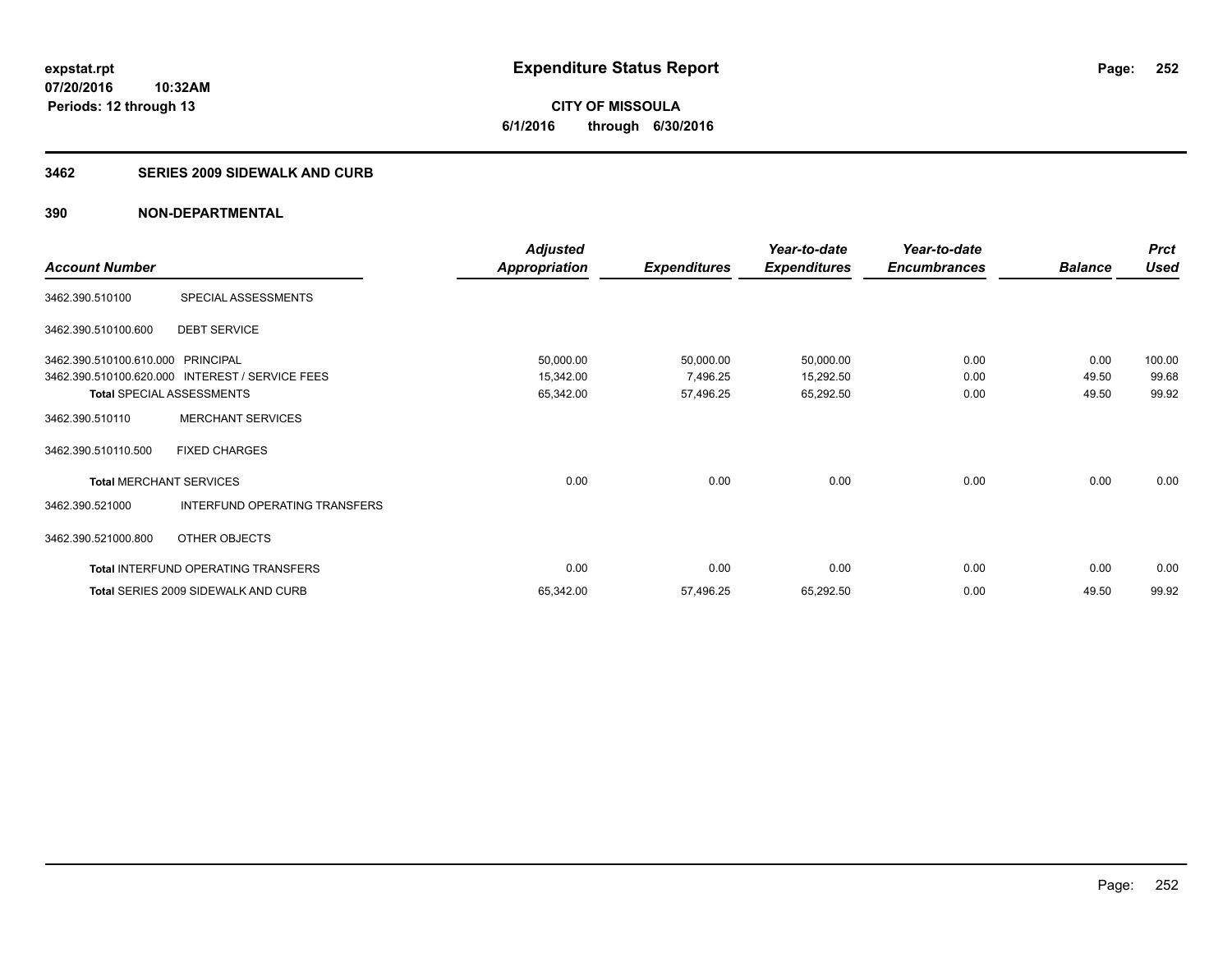# Expenditure Status Report

expstat.rpt
07/20/2016 10:32AM
Periods: 12 through 13

**CITY OF MISSOULA**
**6/1/2016 through 6/30/2016**

## 3462 SERIES 2009 SIDEWALK AND CURB

### 390 NON-DEPARTMENTAL

| Account Number | | Adjusted Appropriation | Expenditures | Year-to-date Expenditures | Year-to-date Encumbrances | Balance | Prct Used |
|---|---|---|---|---|---|---|---|
| 3462.390.510100 | SPECIAL ASSESSMENTS | | | | | | |
| 3462.390.510100.600 | DEBT SERVICE | | | | | | |
| 3462.390.510100.610.000 | PRINCIPAL | 50,000.00 | 50,000.00 | 50,000.00 | 0.00 | 0.00 | 100.00 |
| 3462.390.510100.620.000 | INTEREST / SERVICE FEES | 15,342.00 | 7,496.25 | 15,292.50 | 0.00 | 49.50 | 99.68 |
| **Total** SPECIAL ASSESSMENTS | | 65,342.00 | 57,496.25 | 65,292.50 | 0.00 | 49.50 | 99.92 |
| 3462.390.510110 | MERCHANT SERVICES | | | | | | |
| 3462.390.510110.500 | FIXED CHARGES | | | | | | |
| **Total** MERCHANT SERVICES | | 0.00 | 0.00 | 0.00 | 0.00 | 0.00 | 0.00 |
| 3462.390.521000 | INTERFUND OPERATING TRANSFERS | | | | | | |
| 3462.390.521000.800 | OTHER OBJECTS | | | | | | |
| **Total** INTERFUND OPERATING TRANSFERS | | 0.00 | 0.00 | 0.00 | 0.00 | 0.00 | 0.00 |
| **Total** SERIES 2009 SIDEWALK AND CURB | | 65,342.00 | 57,496.25 | 65,292.50 | 0.00 | 49.50 | 99.92 |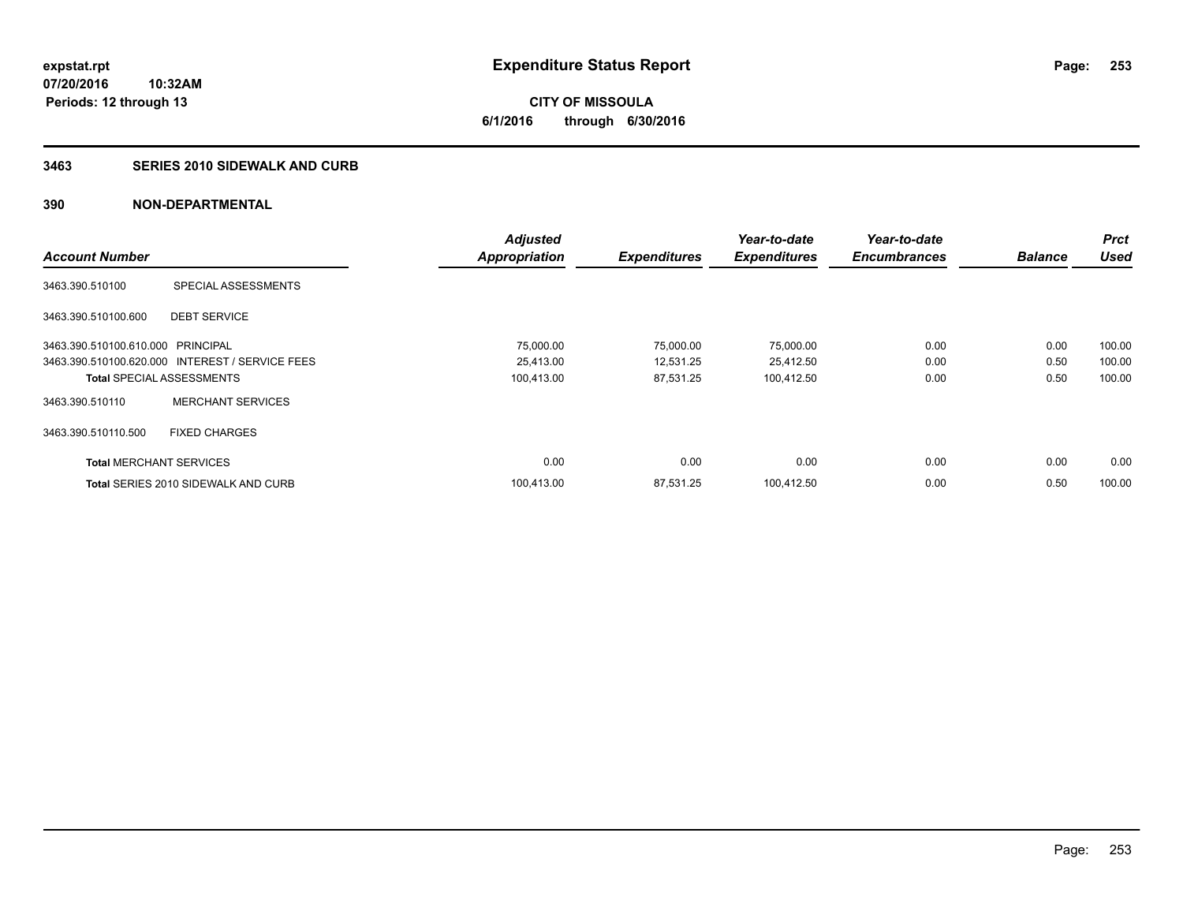**Expenditure Status Report**

**CITY OF MISSOULA**

**6/1/2016 through 6/30/2016**

expstat.rpt
07/20/2016 10:32AM
Periods: 12 through 13

## 3463 SERIES 2010 SIDEWALK AND CURB

## 390 NON-DEPARTMENTAL

| Account Number | | Adjusted Appropriation | Expenditures | Year-to-date Expenditures | Year-to-date Encumbrances | Balance | Prct Used |
|---|---|---|---|---|---|---|---|
| 3463.390.510100 | SPECIAL ASSESSMENTS | | | | | | |
| 3463.390.510100.600 | DEBT SERVICE | | | | | | |
| 3463.390.510100.610.000 | PRINCIPAL | 75,000.00 | 75,000.00 | 75,000.00 | 0.00 | 0.00 | 100.00 |
| 3463.390.510100.620.000 | INTEREST / SERVICE FEES | 25,413.00 | 12,531.25 | 25,412.50 | 0.00 | 0.50 | 100.00 |
| **Total** SPECIAL ASSESSMENTS | | 100,413.00 | 87,531.25 | 100,412.50 | 0.00 | 0.50 | 100.00 |
| 3463.390.510110 | MERCHANT SERVICES | | | | | | |
| 3463.390.510110.500 | FIXED CHARGES | | | | | | |
| **Total** MERCHANT SERVICES | | 0.00 | 0.00 | 0.00 | 0.00 | 0.00 | 0.00 |
| **Total** SERIES 2010 SIDEWALK AND CURB | | 100,413.00 | 87,531.25 | 100,412.50 | 0.00 | 0.50 | 100.00 |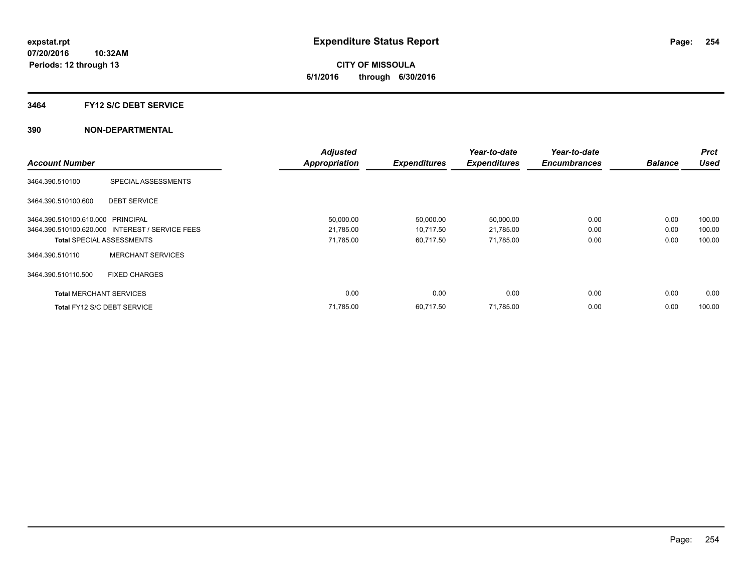**expstat.rpt**
**07/20/2016 10:32AM**
**Periods: 12 through 13**

# Expenditure Status Report

**CITY OF MISSOULA**
**6/1/2016 through 6/30/2016**

## 3464 FY12 S/C DEBT SERVICE

## 390 NON-DEPARTMENTAL

| Account Number | | Adjusted Appropriation | Expenditures | Year-to-date Expenditures | Year-to-date Encumbrances | Balance | Prct Used |
|---|---|---|---|---|---|---|---|
| 3464.390.510100 | SPECIAL ASSESSMENTS | | | | | | |
| 3464.390.510100.600 | DEBT SERVICE | | | | | | |
| 3464.390.510100.610.000 | PRINCIPAL | 50,000.00 | 50,000.00 | 50,000.00 | 0.00 | 0.00 | 100.00 |
| 3464.390.510100.620.000 | INTEREST / SERVICE FEES | 21,785.00 | 10,717.50 | 21,785.00 | 0.00 | 0.00 | 100.00 |
| **Total** SPECIAL ASSESSMENTS | | 71,785.00 | 60,717.50 | 71,785.00 | 0.00 | 0.00 | 100.00 |
| 3464.390.510110 | MERCHANT SERVICES | | | | | | |
| 3464.390.510110.500 | FIXED CHARGES | | | | | | |
| **Total** MERCHANT SERVICES | | 0.00 | 0.00 | 0.00 | 0.00 | 0.00 | 0.00 |
| **Total** FY12 S/C DEBT SERVICE | | 71,785.00 | 60,717.50 | 71,785.00 | 0.00 | 0.00 | 100.00 |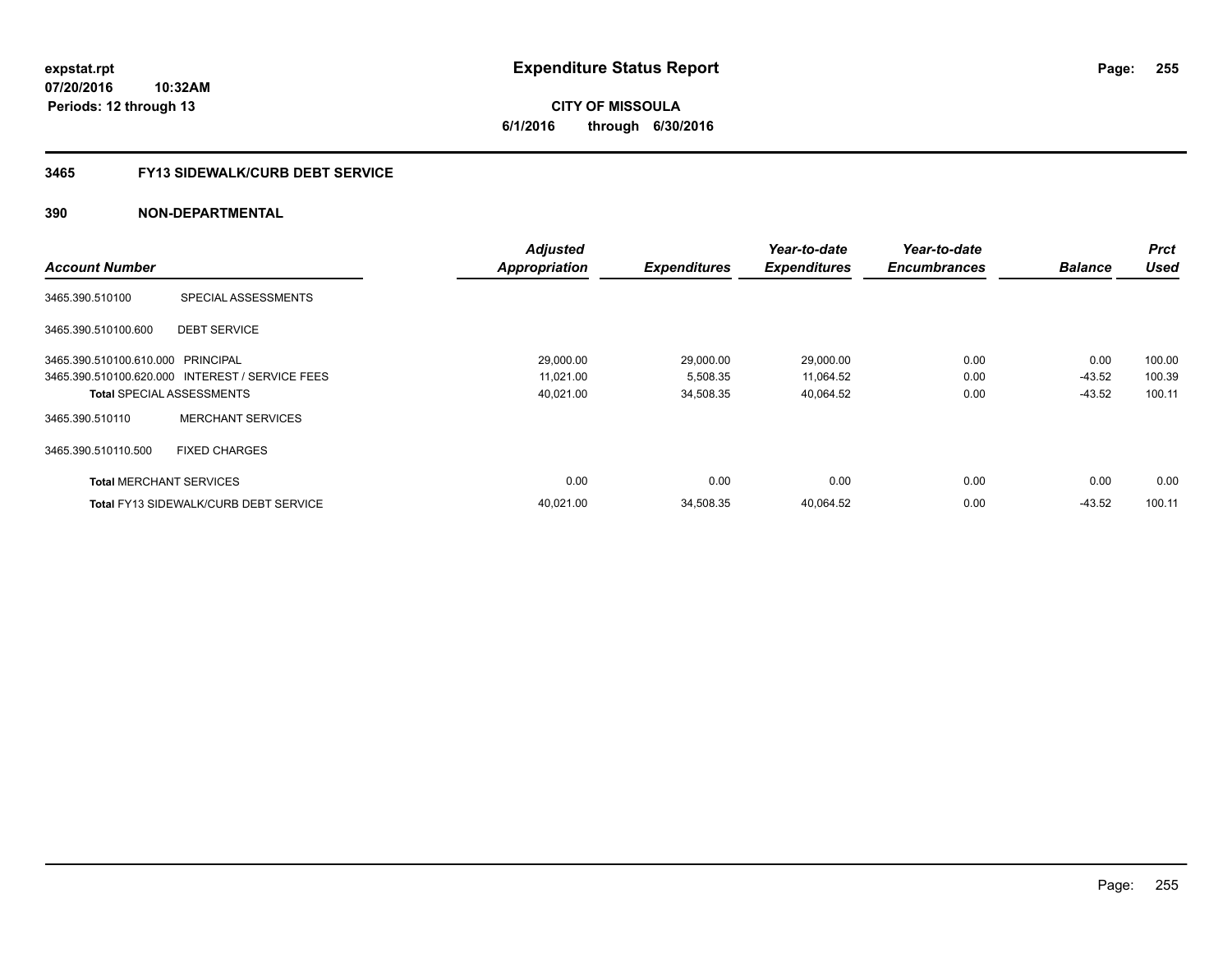**expstat.rpt**
**07/20/2016 10:32AM**
**Periods: 12 through 13**

# Expenditure Status Report

**CITY OF MISSOULA**
**6/1/2016 through 6/30/2016**

## 3465 FY13 SIDEWALK/CURB DEBT SERVICE

## 390 NON-DEPARTMENTAL

| Account Number | | Adjusted Appropriation | Expenditures | Year-to-date Expenditures | Year-to-date Encumbrances | Balance | Prct Used |
|---|---|---|---|---|---|---|---|
| 3465.390.510100 | SPECIAL ASSESSMENTS | | | | | | |
| 3465.390.510100.600 | DEBT SERVICE | | | | | | |
| 3465.390.510100.610.000 | PRINCIPAL | 29,000.00 | 29,000.00 | 29,000.00 | 0.00 | 0.00 | 100.00 |
| 3465.390.510100.620.000 | INTEREST / SERVICE FEES | 11,021.00 | 5,508.35 | 11,064.52 | 0.00 | -43.52 | 100.39 |
| **Total** SPECIAL ASSESSMENTS | | 40,021.00 | 34,508.35 | 40,064.52 | 0.00 | -43.52 | 100.11 |
| 3465.390.510110 | MERCHANT SERVICES | | | | | | |
| 3465.390.510110.500 | FIXED CHARGES | | | | | | |
| **Total** MERCHANT SERVICES | | 0.00 | 0.00 | 0.00 | 0.00 | 0.00 | 0.00 |
| **Total** FY13 SIDEWALK/CURB DEBT SERVICE | | 40,021.00 | 34,508.35 | 40,064.52 | 0.00 | -43.52 | 100.11 |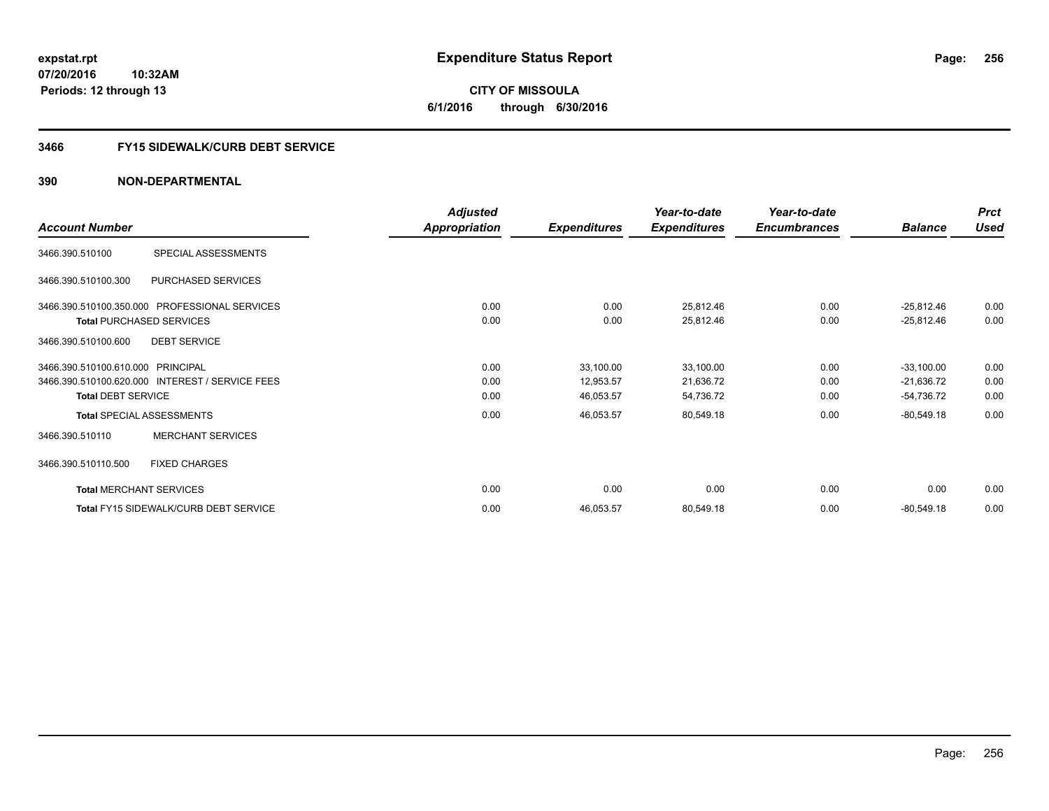# Expenditure Status Report

expstat.rpt
07/20/2016 10:32AM
Periods: 12 through 13

**CITY OF MISSOULA**
**6/1/2016 through 6/30/2016**

## 3466 FY15 SIDEWALK/CURB DEBT SERVICE

### 390 NON-DEPARTMENTAL

| Account Number | | Adjusted Appropriation | Expenditures | Year-to-date Expenditures | Year-to-date Encumbrances | Balance | Prct Used |
|---|---|---|---|---|---|---|---|
| 3466.390.510100 | SPECIAL ASSESSMENTS | | | | | | |
| 3466.390.510100.300 | PURCHASED SERVICES | | | | | | |
| 3466.390.510100.350.000 | PROFESSIONAL SERVICES | 0.00 | 0.00 | 25,812.46 | 0.00 | -25,812.46 | 0.00 |
| **Total** PURCHASED SERVICES | | 0.00 | 0.00 | 25,812.46 | 0.00 | -25,812.46 | 0.00 |
| 3466.390.510100.600 | DEBT SERVICE | | | | | | |
| 3466.390.510100.610.000 | PRINCIPAL | 0.00 | 33,100.00 | 33,100.00 | 0.00 | -33,100.00 | 0.00 |
| 3466.390.510100.620.000 | INTEREST / SERVICE FEES | 0.00 | 12,953.57 | 21,636.72 | 0.00 | -21,636.72 | 0.00 |
| **Total** DEBT SERVICE | | 0.00 | 46,053.57 | 54,736.72 | 0.00 | -54,736.72 | 0.00 |
| **Total** SPECIAL ASSESSMENTS | | 0.00 | 46,053.57 | 80,549.18 | 0.00 | -80,549.18 | 0.00 |
| 3466.390.510110 | MERCHANT SERVICES | | | | | | |
| 3466.390.510110.500 | FIXED CHARGES | | | | | | |
| **Total** MERCHANT SERVICES | | 0.00 | 0.00 | 0.00 | 0.00 | 0.00 | 0.00 |
| **Total** FY15 SIDEWALK/CURB DEBT SERVICE | | 0.00 | 46,053.57 | 80,549.18 | 0.00 | -80,549.18 | 0.00 |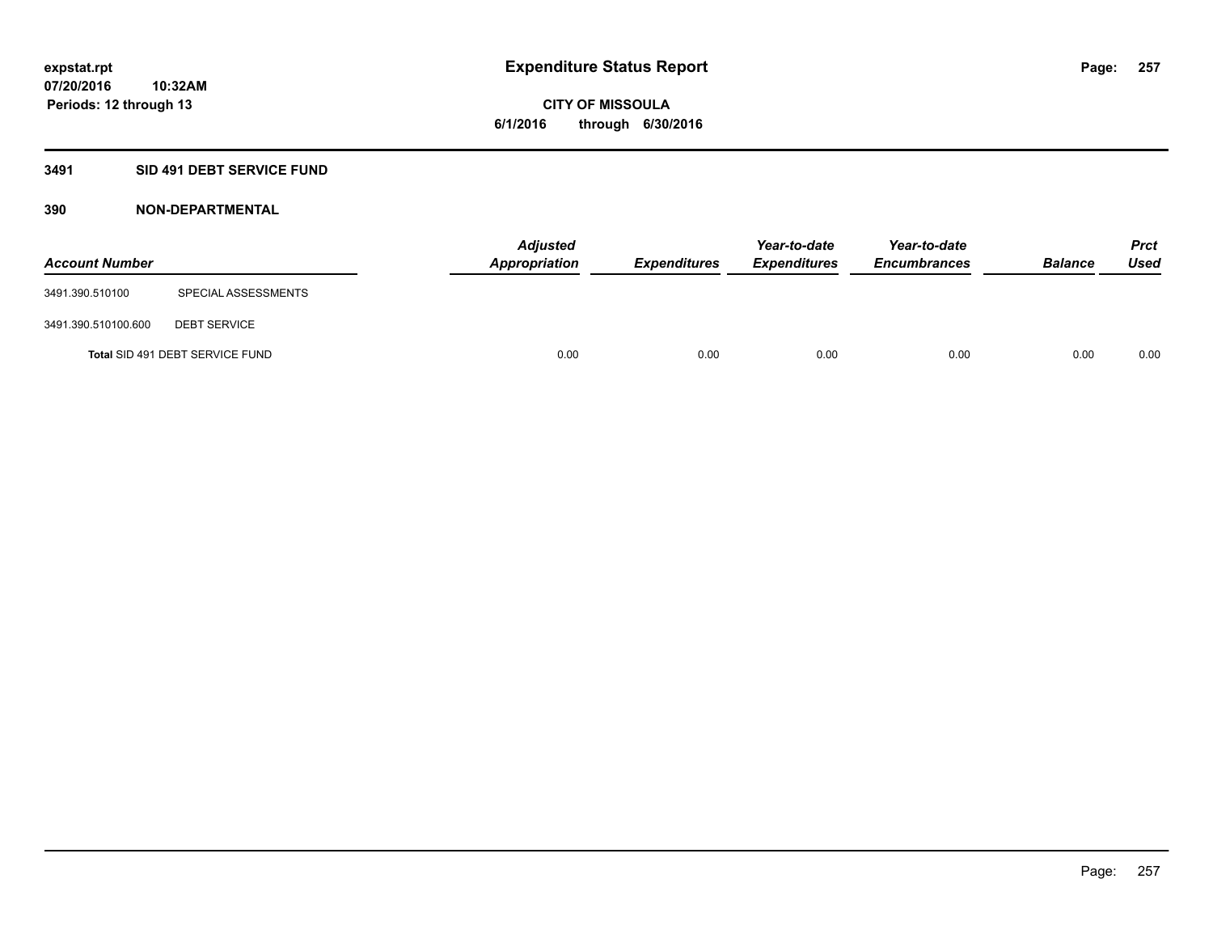expstat.rpt
07/20/2016 10:32AM
Periods: 12 through 13

# Expenditure Status Report

**CITY OF MISSOULA**
**6/1/2016 through 6/30/2016**

## 3491 SID 491 DEBT SERVICE FUND

### 390 NON-DEPARTMENTAL

| Account Number | | Adjusted Appropriation | Expenditures | Year-to-date Expenditures | Year-to-date Encumbrances | Balance | Prct Used |
|---|---|---|---|---|---|---|---|
| 3491.390.510100 | SPECIAL ASSESSMENTS | | | | | | |
| 3491.390.510100.600 | DEBT SERVICE | | | | | | |
| Total SID 491 DEBT SERVICE FUND | | 0.00 | 0.00 | 0.00 | 0.00 | 0.00 | 0.00 |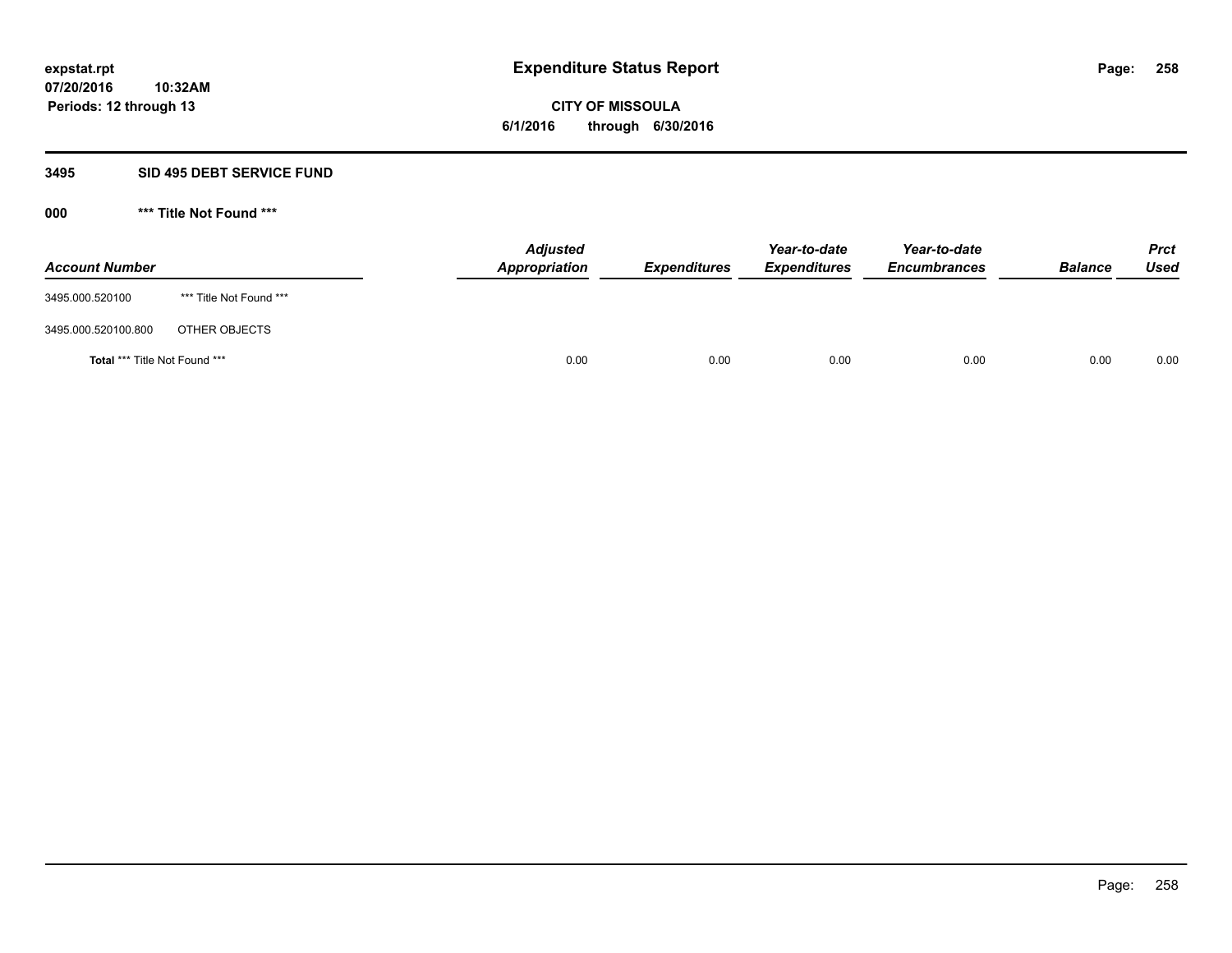# Expenditure Status Report

expstat.rpt
07/20/2016 10:32AM
Periods: 12 through 13

**CITY OF MISSOULA**
**6/1/2016 through 6/30/2016**

## 3495 SID 495 DEBT SERVICE FUND

### 000 *** Title Not Found ***

| Account Number | | Adjusted Appropriation | Expenditures | Year-to-date Expenditures | Year-to-date Encumbrances | Balance | Prct Used |
|---|---|---|---|---|---|---|---|
| 3495.000.520100 | *** Title Not Found *** | | | | | | |
| 3495.000.520100.800 | OTHER OBJECTS | | | | | | |
| **Total** *** Title Not Found *** | | 0.00 | 0.00 | 0.00 | 0.00 | 0.00 | 0.00 |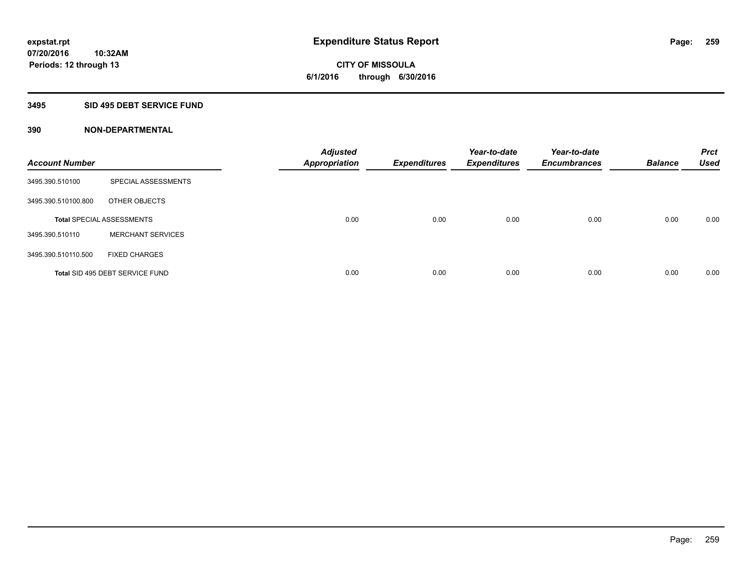**expstat.rpt**
**07/20/2016 10:32AM**
**Periods: 12 through 13**

# Expenditure Status Report

**CITY OF MISSOULA**
**6/1/2016 through 6/30/2016**

## 3495 SID 495 DEBT SERVICE FUND

### 390 NON-DEPARTMENTAL

| Account Number | | Adjusted Appropriation | Expenditures | Year-to-date Expenditures | Year-to-date Encumbrances | Balance | Prct Used |
|---|---|---|---|---|---|---|---|
| 3495.390.510100 | SPECIAL ASSESSMENTS | | | | | | |
| 3495.390.510100.800 | OTHER OBJECTS | | | | | | |
| **Total** SPECIAL ASSESSMENTS | | 0.00 | 0.00 | 0.00 | 0.00 | 0.00 | 0.00 |
| 3495.390.510110 | MERCHANT SERVICES | | | | | | |
| 3495.390.510110.500 | FIXED CHARGES | | | | | | |
| **Total** SID 495 DEBT SERVICE FUND | | 0.00 | 0.00 | 0.00 | 0.00 | 0.00 | 0.00 |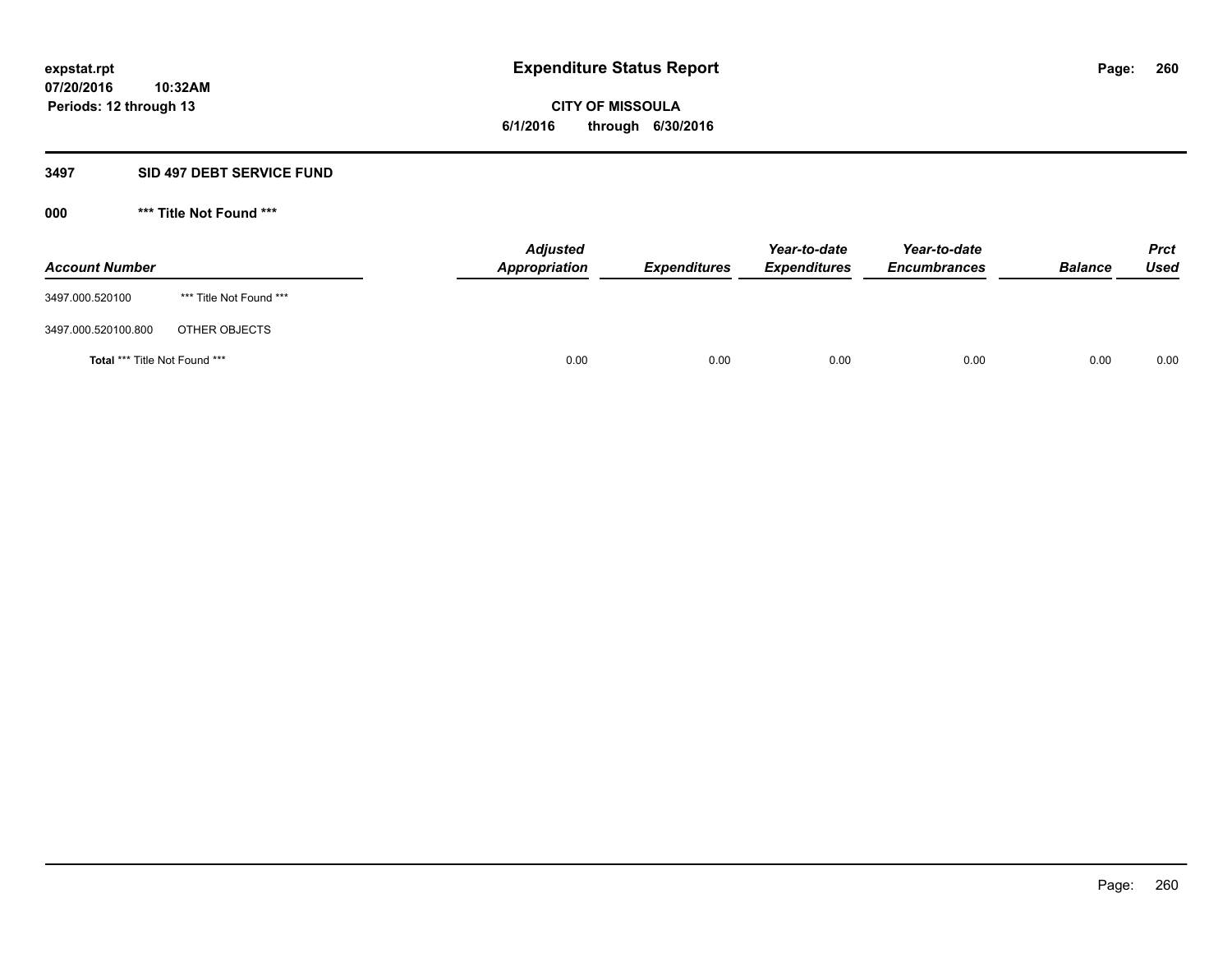# Expenditure Status Report

expstat.rpt
07/20/2016 10:32AM
Periods: 12 through 13

**CITY OF MISSOULA**
**6/1/2016 through 6/30/2016**

## 3497 SID 497 DEBT SERVICE FUND

### 000 *** Title Not Found ***

| Account Number | | Adjusted Appropriation | Expenditures | Year-to-date Expenditures | Year-to-date Encumbrances | Balance | Prct Used |
|---|---|---|---|---|---|---|---|
| 3497.000.520100 | *** Title Not Found *** | | | | | | |
| 3497.000.520100.800 | OTHER OBJECTS | | | | | | |
| **Total** *** Title Not Found *** | | 0.00 | 0.00 | 0.00 | 0.00 | 0.00 | 0.00 |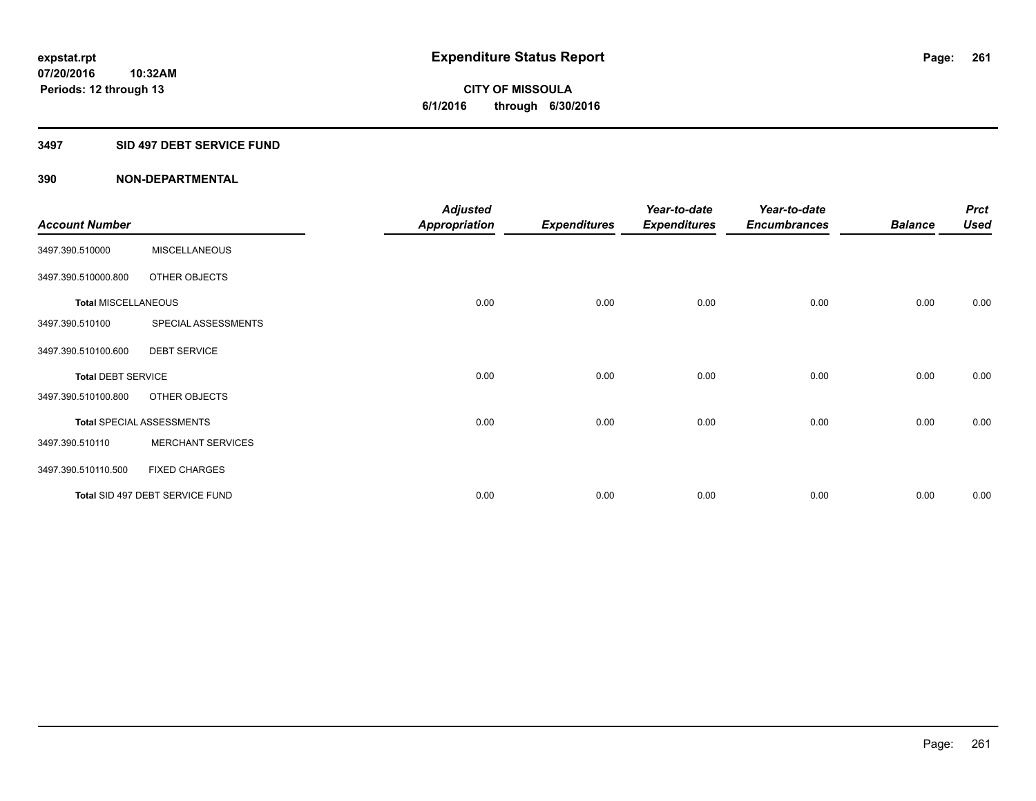**expstat.rpt**
**07/20/2016 10:32AM**
**Periods: 12 through 13**

# Expenditure Status Report

**CITY OF MISSOULA**
**6/1/2016 through 6/30/2016**

## 3497 SID 497 DEBT SERVICE FUND

### 390 NON-DEPARTMENTAL

| Account Number | | Adjusted Appropriation | Expenditures | Year-to-date Expenditures | Year-to-date Encumbrances | Balance | Prct Used |
|---|---|---|---|---|---|---|---|
| 3497.390.510000 | MISCELLANEOUS | | | | | | |
| 3497.390.510000.800 | OTHER OBJECTS | | | | | | |
| **Total** MISCELLANEOUS | | 0.00 | 0.00 | 0.00 | 0.00 | 0.00 | 0.00 |
| 3497.390.510100 | SPECIAL ASSESSMENTS | | | | | | |
| 3497.390.510100.600 | DEBT SERVICE | | | | | | |
| **Total** DEBT SERVICE | | 0.00 | 0.00 | 0.00 | 0.00 | 0.00 | 0.00 |
| 3497.390.510100.800 | OTHER OBJECTS | | | | | | |
| **Total** SPECIAL ASSESSMENTS | | 0.00 | 0.00 | 0.00 | 0.00 | 0.00 | 0.00 |
| 3497.390.510110 | MERCHANT SERVICES | | | | | | |
| 3497.390.510110.500 | FIXED CHARGES | | | | | | |
| **Total** SID 497 DEBT SERVICE FUND | | 0.00 | 0.00 | 0.00 | 0.00 | 0.00 | 0.00 |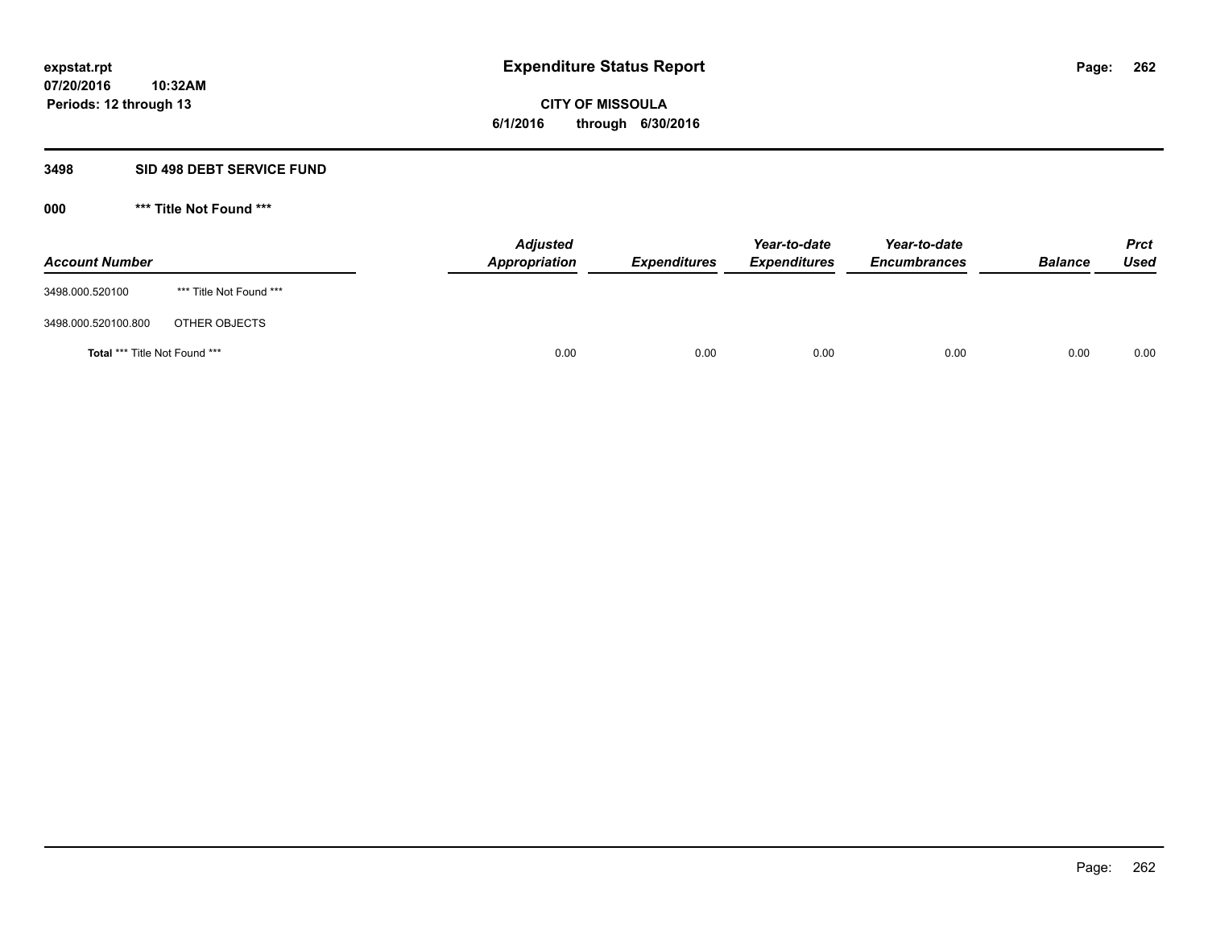**Expenditure Status Report**

**CITY OF MISSOULA**

**6/1/2016 through 6/30/2016**

expstat.rpt
07/20/2016 10:32AM
Periods: 12 through 13

## 3498 SID 498 DEBT SERVICE FUND

### 000 *** Title Not Found ***

| Account Number | | Adjusted Appropriation | Expenditures | Year-to-date Expenditures | Year-to-date Encumbrances | Balance | Prct Used |
|---|---|---|---|---|---|---|---|
| 3498.000.520100 | *** Title Not Found *** | | | | | | |
| 3498.000.520100.800 | OTHER OBJECTS | | | | | | |
| **Total** *** Title Not Found *** | | 0.00 | 0.00 | 0.00 | 0.00 | 0.00 | 0.00 |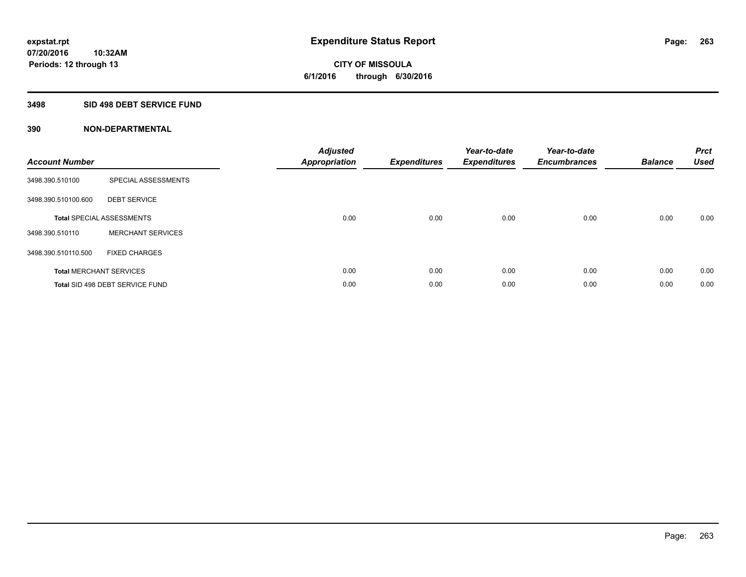**expstat.rpt**
**07/20/2016 10:32AM**
**Periods: 12 through 13**

# Expenditure Status Report

**CITY OF MISSOULA**
**6/1/2016 through 6/30/2016**

## 3498 SID 498 DEBT SERVICE FUND

### 390 NON-DEPARTMENTAL

| Account Number | | Adjusted Appropriation | Expenditures | Year-to-date Expenditures | Year-to-date Encumbrances | Balance | Prct Used |
|---|---|---|---|---|---|---|---|
| 3498.390.510100 | SPECIAL ASSESSMENTS | | | | | | |
| 3498.390.510100.600 | DEBT SERVICE | | | | | | |
| **Total** SPECIAL ASSESSMENTS | | 0.00 | 0.00 | 0.00 | 0.00 | 0.00 | 0.00 |
| 3498.390.510110 | MERCHANT SERVICES | | | | | | |
| 3498.390.510110.500 | FIXED CHARGES | | | | | | |
| **Total** MERCHANT SERVICES | | 0.00 | 0.00 | 0.00 | 0.00 | 0.00 | 0.00 |
| **Total** SID 498 DEBT SERVICE FUND | | 0.00 | 0.00 | 0.00 | 0.00 | 0.00 | 0.00 |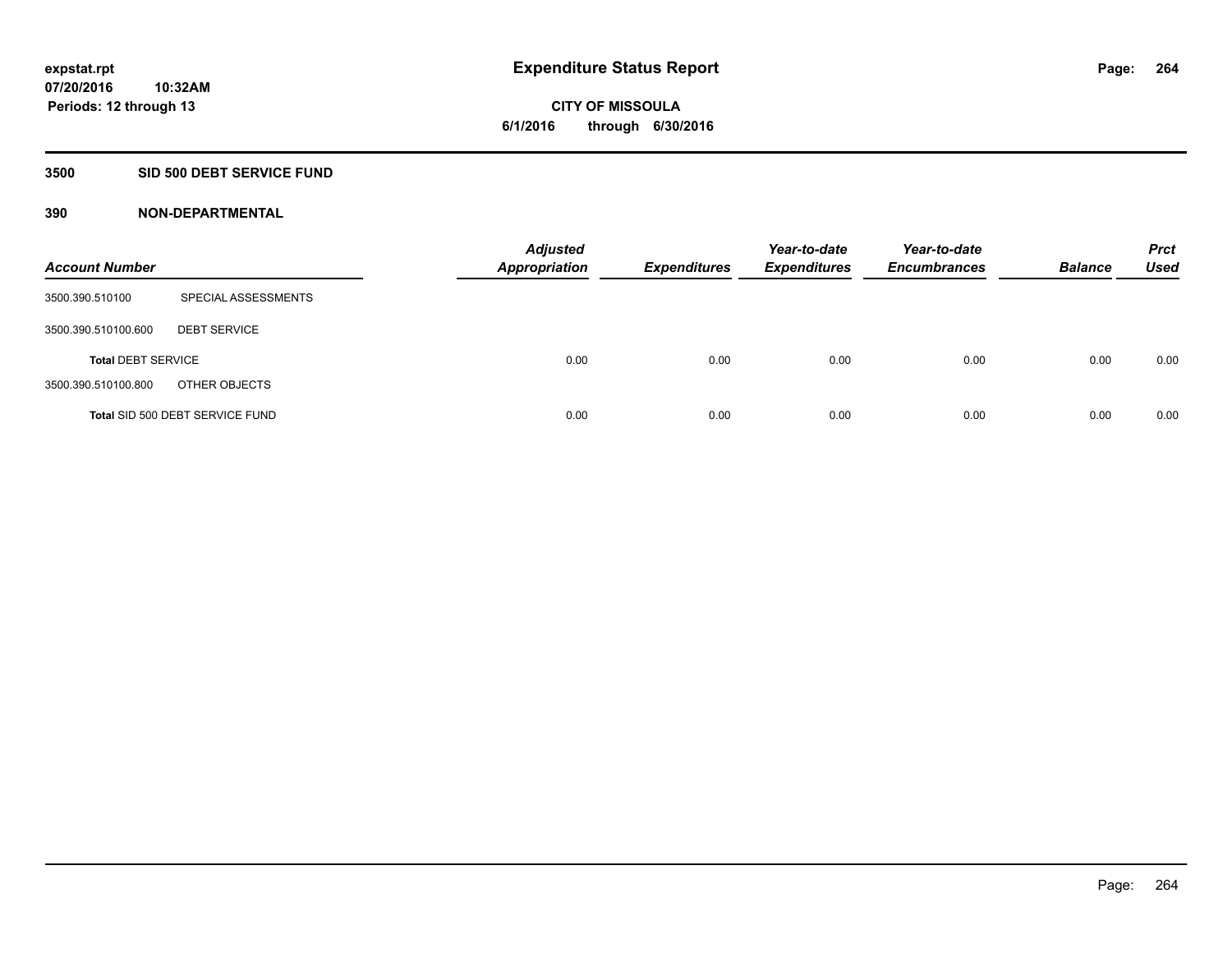**expstat.rpt**
**07/20/2016 10:32AM**
**Periods: 12 through 13**

# Expenditure Status Report

**CITY OF MISSOULA**
**6/1/2016 through 6/30/2016**

## 3500 SID 500 DEBT SERVICE FUND

## 390 NON-DEPARTMENTAL

| Account Number | | Adjusted Appropriation | Expenditures | Year-to-date Expenditures | Year-to-date Encumbrances | Balance | Prct Used |
|---|---|---|---|---|---|---|---|
| 3500.390.510100 | SPECIAL ASSESSMENTS | | | | | | |
| 3500.390.510100.600 | DEBT SERVICE | | | | | | |
| **Total** DEBT SERVICE | | 0.00 | 0.00 | 0.00 | 0.00 | 0.00 | 0.00 |
| 3500.390.510100.800 | OTHER OBJECTS | | | | | | |
| **Total** SID 500 DEBT SERVICE FUND | | 0.00 | 0.00 | 0.00 | 0.00 | 0.00 | 0.00 |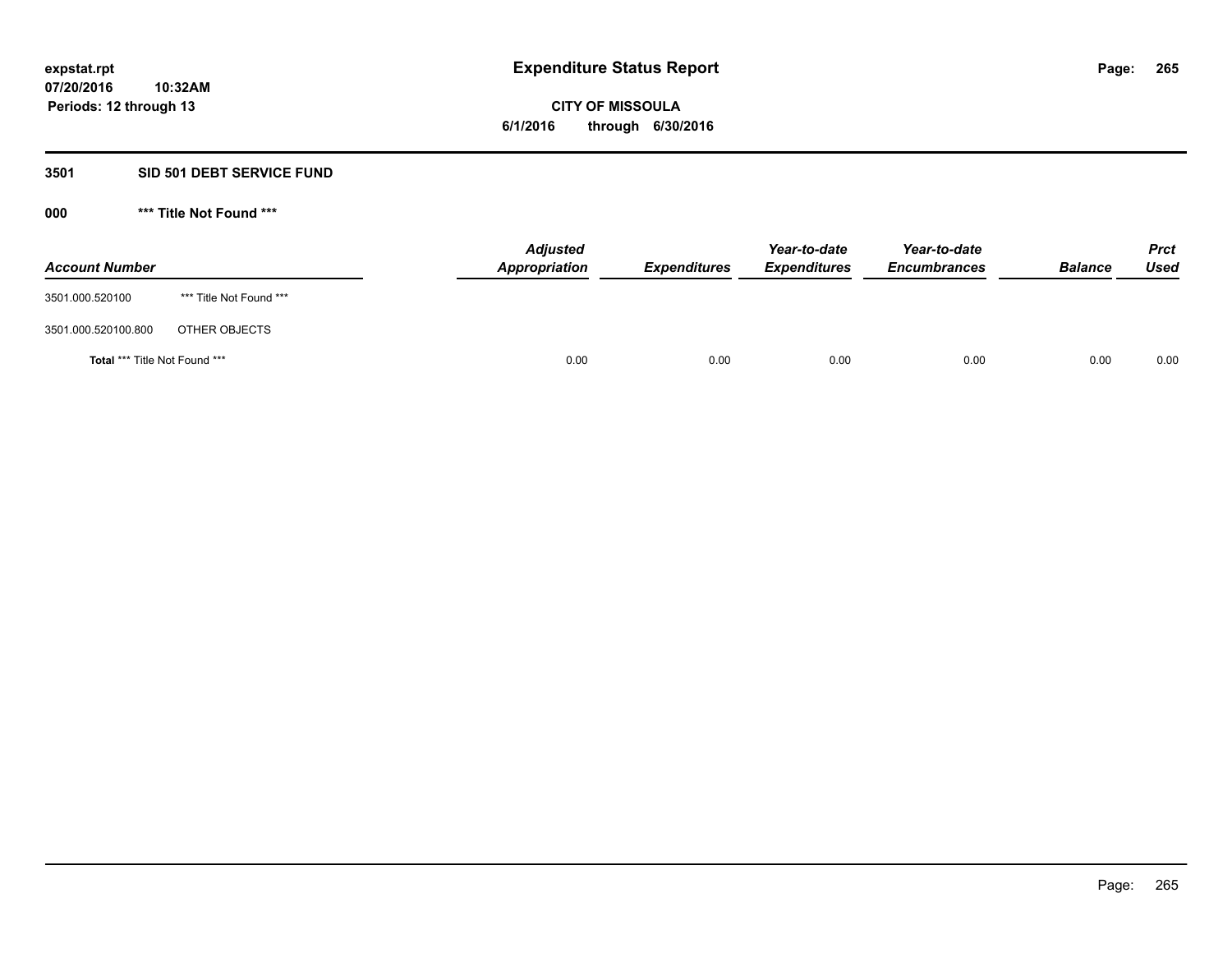**expstat.rpt**
**07/20/2016 10:32AM**
**Periods: 12 through 13**

# Expenditure Status Report

**CITY OF MISSOULA**
**6/1/2016 through 6/30/2016**

## 3501 SID 501 DEBT SERVICE FUND

### 000 *** Title Not Found ***

| Account Number | | Adjusted Appropriation | Expenditures | Year-to-date Expenditures | Year-to-date Encumbrances | Balance | Prct Used |
|---|---|---|---|---|---|---|---|
| 3501.000.520100 | *** Title Not Found *** | | | | | | |
| 3501.000.520100.800 | OTHER OBJECTS | | | | | | |
| **Total** *** Title Not Found *** | | 0.00 | 0.00 | 0.00 | 0.00 | 0.00 | 0.00 |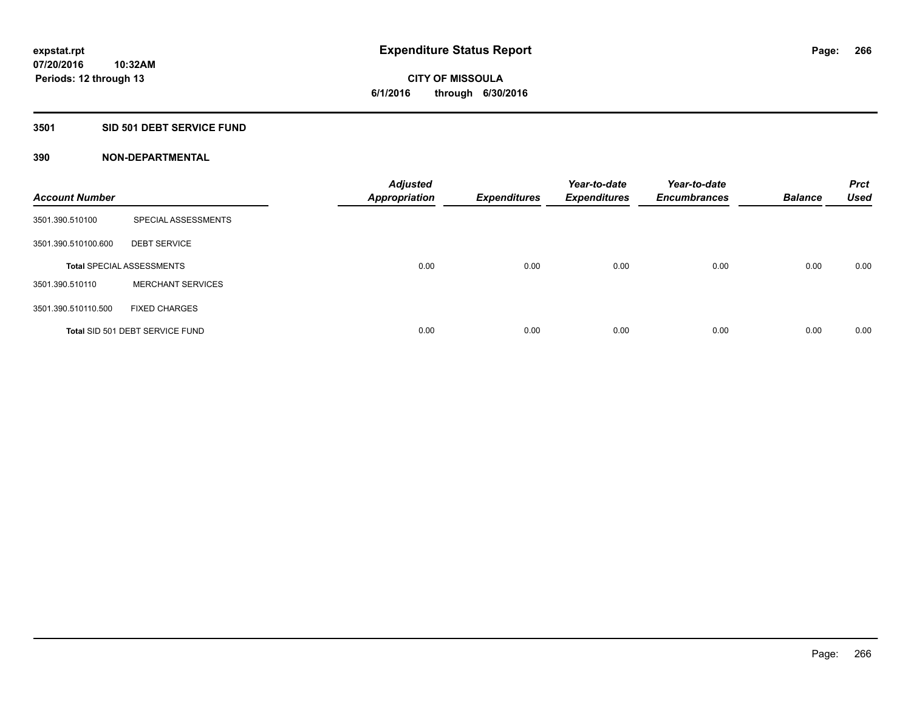**expstat.rpt**
**07/20/2016 10:32AM**
**Periods: 12 through 13**

# Expenditure Status Report

**CITY OF MISSOULA**
**6/1/2016 through 6/30/2016**

## 3501 SID 501 DEBT SERVICE FUND

### 390 NON-DEPARTMENTAL

| Account Number | | Adjusted Appropriation | Expenditures | Year-to-date Expenditures | Year-to-date Encumbrances | Balance | Prct Used |
|---|---|---|---|---|---|---|---|
| 3501.390.510100 | SPECIAL ASSESSMENTS | | | | | | |
| 3501.390.510100.600 | DEBT SERVICE | | | | | | |
| Total SPECIAL ASSESSMENTS | | 0.00 | 0.00 | 0.00 | 0.00 | 0.00 | 0.00 |
| 3501.390.510110 | MERCHANT SERVICES | | | | | | |
| 3501.390.510110.500 | FIXED CHARGES | | | | | | |
| Total SID 501 DEBT SERVICE FUND | | 0.00 | 0.00 | 0.00 | 0.00 | 0.00 | 0.00 |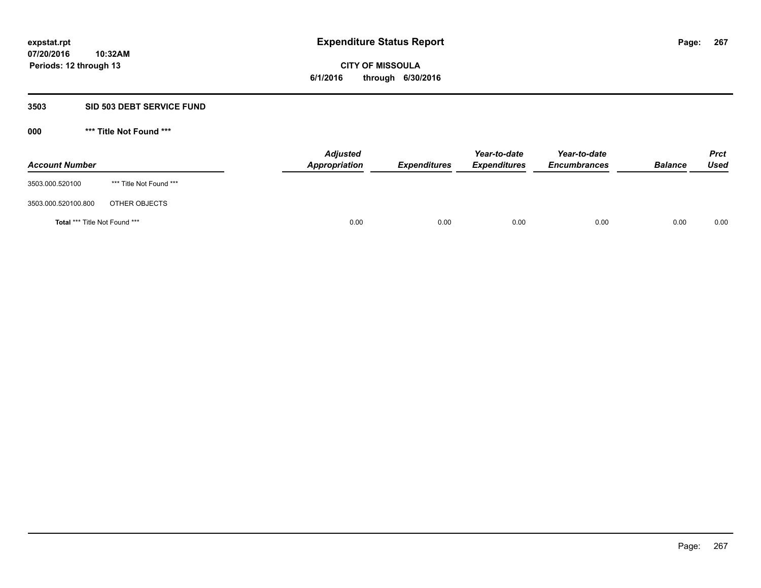expstat.rpt
07/20/2016 10:32AM
Periods: 12 through 13

# Expenditure Status Report

**CITY OF MISSOULA**
**6/1/2016 through 6/30/2016**

## 3503 SID 503 DEBT SERVICE FUND

### 000 *** Title Not Found ***

| Account Number | | Adjusted Appropriation | Expenditures | Year-to-date Expenditures | Year-to-date Encumbrances | Balance | Prct Used |
|---|---|---|---|---|---|---|---|
| 3503.000.520100 | *** Title Not Found *** | | | | | | |
| 3503.000.520100.800 | OTHER OBJECTS | | | | | | |
| **Total** *** Title Not Found *** | | 0.00 | 0.00 | 0.00 | 0.00 | 0.00 | 0.00 |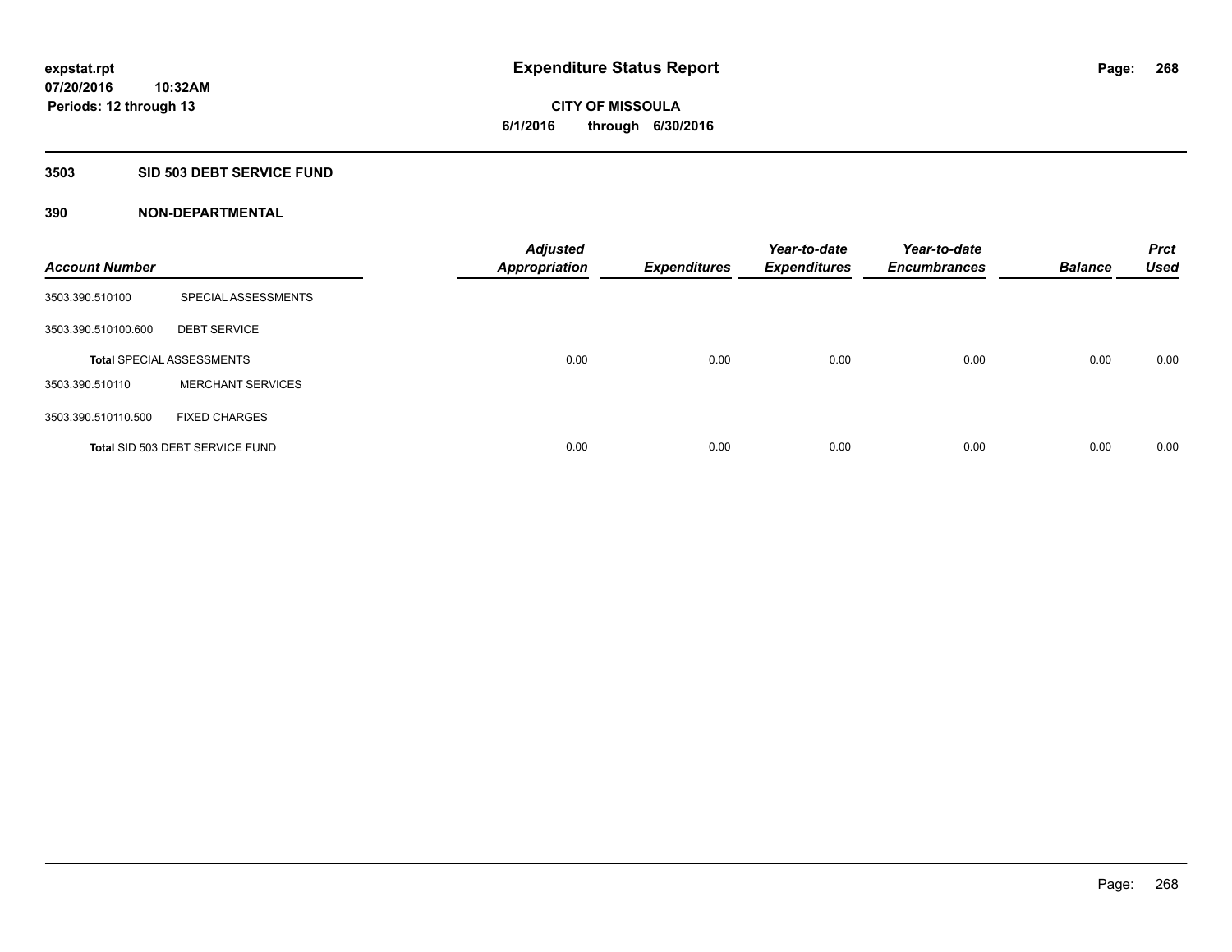**expstat.rpt**
**07/20/2016 10:32AM**
**Periods: 12 through 13**

# Expenditure Status Report

**CITY OF MISSOULA**
**6/1/2016 through 6/30/2016**

## 3503 SID 503 DEBT SERVICE FUND

### 390 NON-DEPARTMENTAL

| Account Number | | Adjusted Appropriation | Expenditures | Year-to-date Expenditures | Year-to-date Encumbrances | Balance | Prct Used |
|---|---|---|---|---|---|---|---|
| 3503.390.510100 | SPECIAL ASSESSMENTS | | | | | | |
| 3503.390.510100.600 | DEBT SERVICE | | | | | | |
| **Total** SPECIAL ASSESSMENTS | | 0.00 | 0.00 | 0.00 | 0.00 | 0.00 | 0.00 |
| 3503.390.510110 | MERCHANT SERVICES | | | | | | |
| 3503.390.510110.500 | FIXED CHARGES | | | | | | |
| **Total** SID 503 DEBT SERVICE FUND | | 0.00 | 0.00 | 0.00 | 0.00 | 0.00 | 0.00 |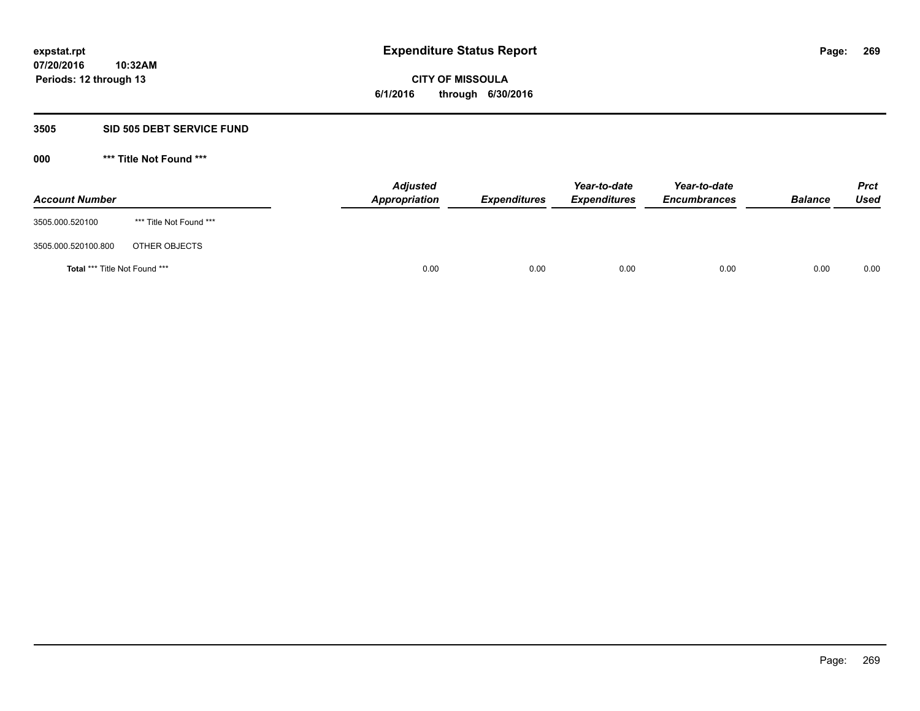**Expenditure Status Report**

**CITY OF MISSOULA**
**6/1/2016 through 6/30/2016**

expstat.rpt
07/20/2016 10:32AM
Periods: 12 through 13

## 3505 SID 505 DEBT SERVICE FUND

### 000 *** Title Not Found ***

| Account Number | | Adjusted Appropriation | Expenditures | Year-to-date Expenditures | Year-to-date Encumbrances | Balance | Prct Used |
|---|---|---|---|---|---|---|---|
| 3505.000.520100 | *** Title Not Found *** | | | | | | |
| 3505.000.520100.800 | OTHER OBJECTS | | | | | | |
| **Total** *** Title Not Found *** | | 0.00 | 0.00 | 0.00 | 0.00 | 0.00 | 0.00 |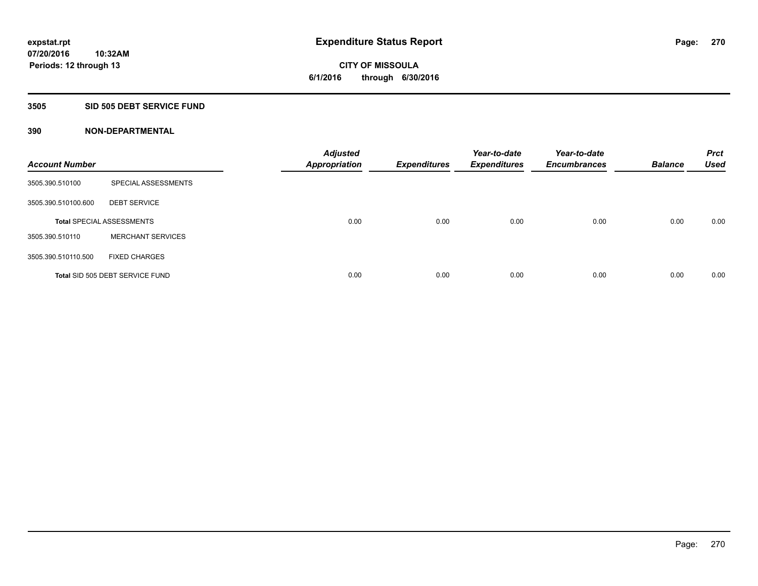**expstat.rpt**
**07/20/2016 10:32AM**
**Periods: 12 through 13**

# Expenditure Status Report

**CITY OF MISSOULA**
**6/1/2016 through 6/30/2016**

## 3505 SID 505 DEBT SERVICE FUND

### 390 NON-DEPARTMENTAL

| Account Number | | Adjusted Appropriation | Expenditures | Year-to-date Expenditures | Year-to-date Encumbrances | Balance | Prct Used |
|---|---|---|---|---|---|---|---|
| 3505.390.510100 | SPECIAL ASSESSMENTS | | | | | | |
| 3505.390.510100.600 | DEBT SERVICE | | | | | | |
| Total SPECIAL ASSESSMENTS | | 0.00 | 0.00 | 0.00 | 0.00 | 0.00 | 0.00 |
| 3505.390.510110 | MERCHANT SERVICES | | | | | | |
| 3505.390.510110.500 | FIXED CHARGES | | | | | | |
| Total SID 505 DEBT SERVICE FUND | | 0.00 | 0.00 | 0.00 | 0.00 | 0.00 | 0.00 |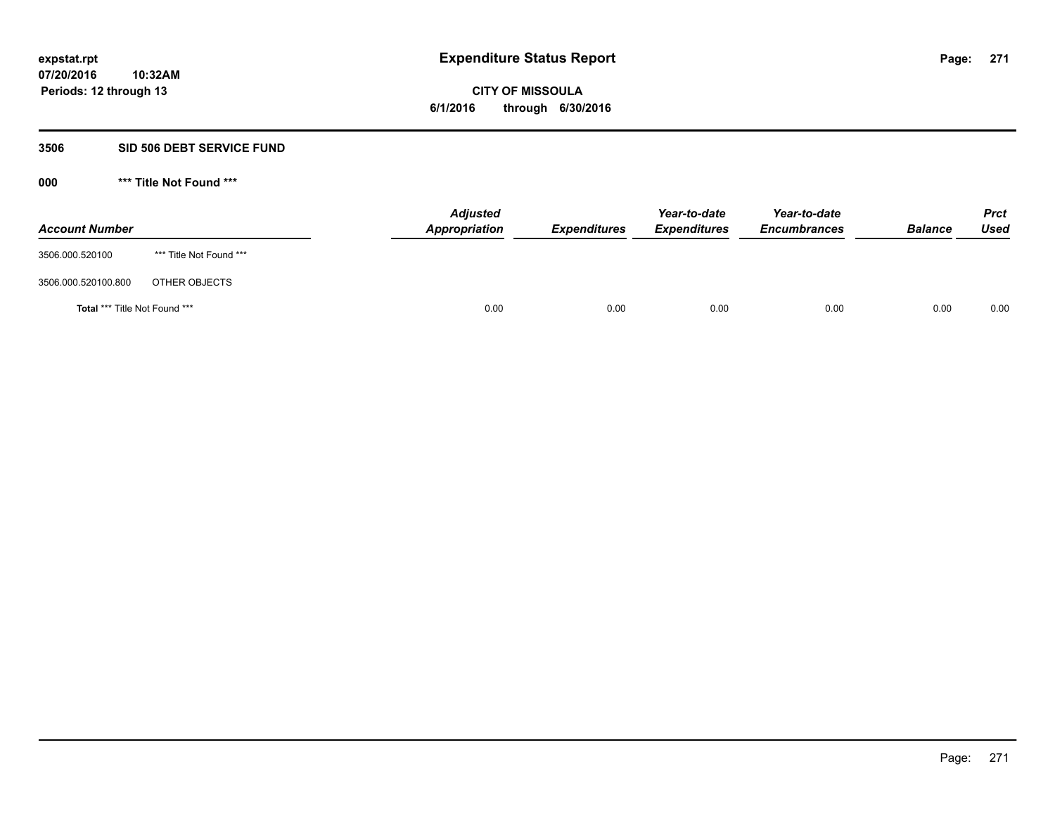**expstat.rpt**
**07/20/2016 10:32AM**
**Periods: 12 through 13**

# Expenditure Status Report

**CITY OF MISSOULA**
**6/1/2016 through 6/30/2016**

## 3506 SID 506 DEBT SERVICE FUND

### 000 *** Title Not Found ***

| Account Number | | Adjusted Appropriation | Expenditures | Year-to-date Expenditures | Year-to-date Encumbrances | Balance | Prct Used |
|---|---|---|---|---|---|---|---|
| 3506.000.520100 | *** Title Not Found *** | | | | | | |
| 3506.000.520100.800 | OTHER OBJECTS | | | | | | |
| **Total** *** Title Not Found *** | | 0.00 | 0.00 | 0.00 | 0.00 | 0.00 | 0.00 |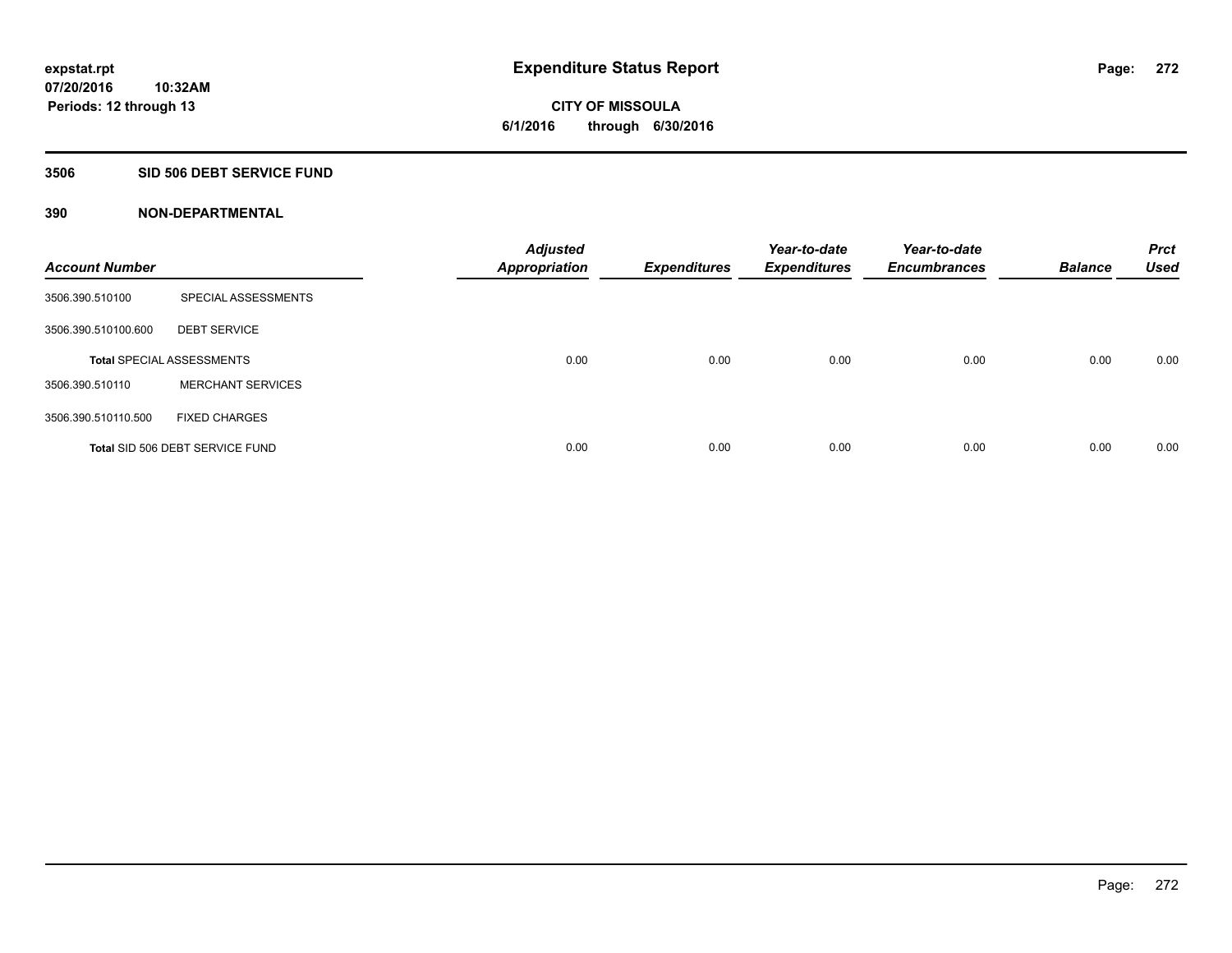# Expenditure Status Report

expstat.rpt
07/20/2016 10:32AM
Periods: 12 through 13

CITY OF MISSOULA
6/1/2016 through 6/30/2016

## 3506 SID 506 DEBT SERVICE FUND

### 390 NON-DEPARTMENTAL

| Account Number | | Adjusted Appropriation | Expenditures | Year-to-date Expenditures | Year-to-date Encumbrances | Balance | Prct Used |
|---|---|---|---|---|---|---|---|
| 3506.390.510100 | SPECIAL ASSESSMENTS | | | | | | |
| 3506.390.510100.600 | DEBT SERVICE | | | | | | |
| **Total** SPECIAL ASSESSMENTS | | 0.00 | 0.00 | 0.00 | 0.00 | 0.00 | 0.00 |
| 3506.390.510110 | MERCHANT SERVICES | | | | | | |
| 3506.390.510110.500 | FIXED CHARGES | | | | | | |
| **Total** SID 506 DEBT SERVICE FUND | | 0.00 | 0.00 | 0.00 | 0.00 | 0.00 | 0.00 |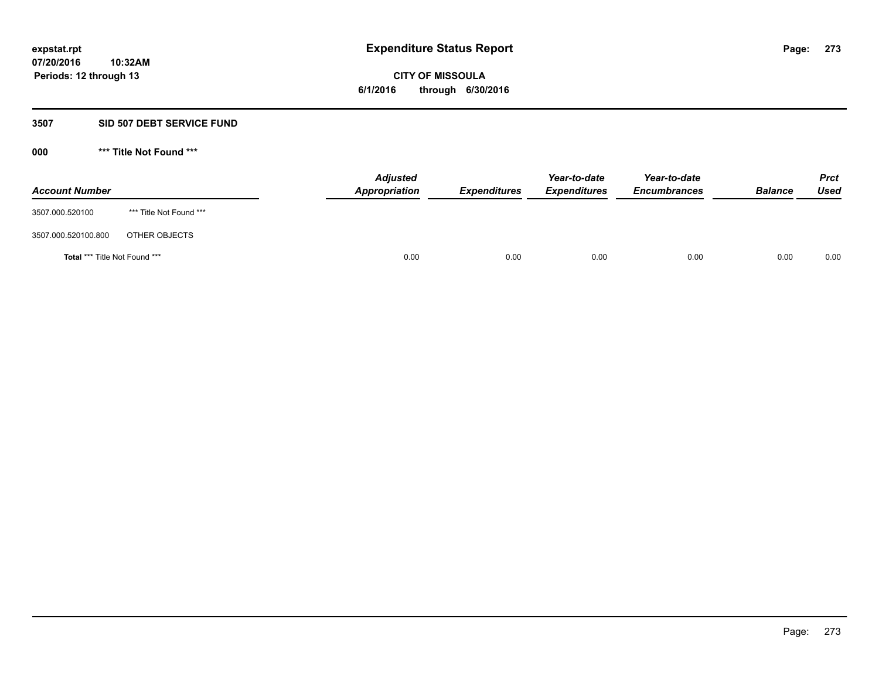**expstat.rpt**
**07/20/2016 10:32AM**
**Periods: 12 through 13**

# Expenditure Status Report

**CITY OF MISSOULA**
**6/1/2016 through 6/30/2016**

## 3507 SID 507 DEBT SERVICE FUND

### 000 *** Title Not Found ***

| Account Number | | Adjusted Appropriation | Expenditures | Year-to-date Expenditures | Year-to-date Encumbrances | Balance | Prct Used |
|---|---|---|---|---|---|---|---|
| 3507.000.520100 | *** Title Not Found *** | | | | | | |
| 3507.000.520100.800 | OTHER OBJECTS | | | | | | |
| **Total** *** Title Not Found *** | | 0.00 | 0.00 | 0.00 | 0.00 | 0.00 | 0.00 |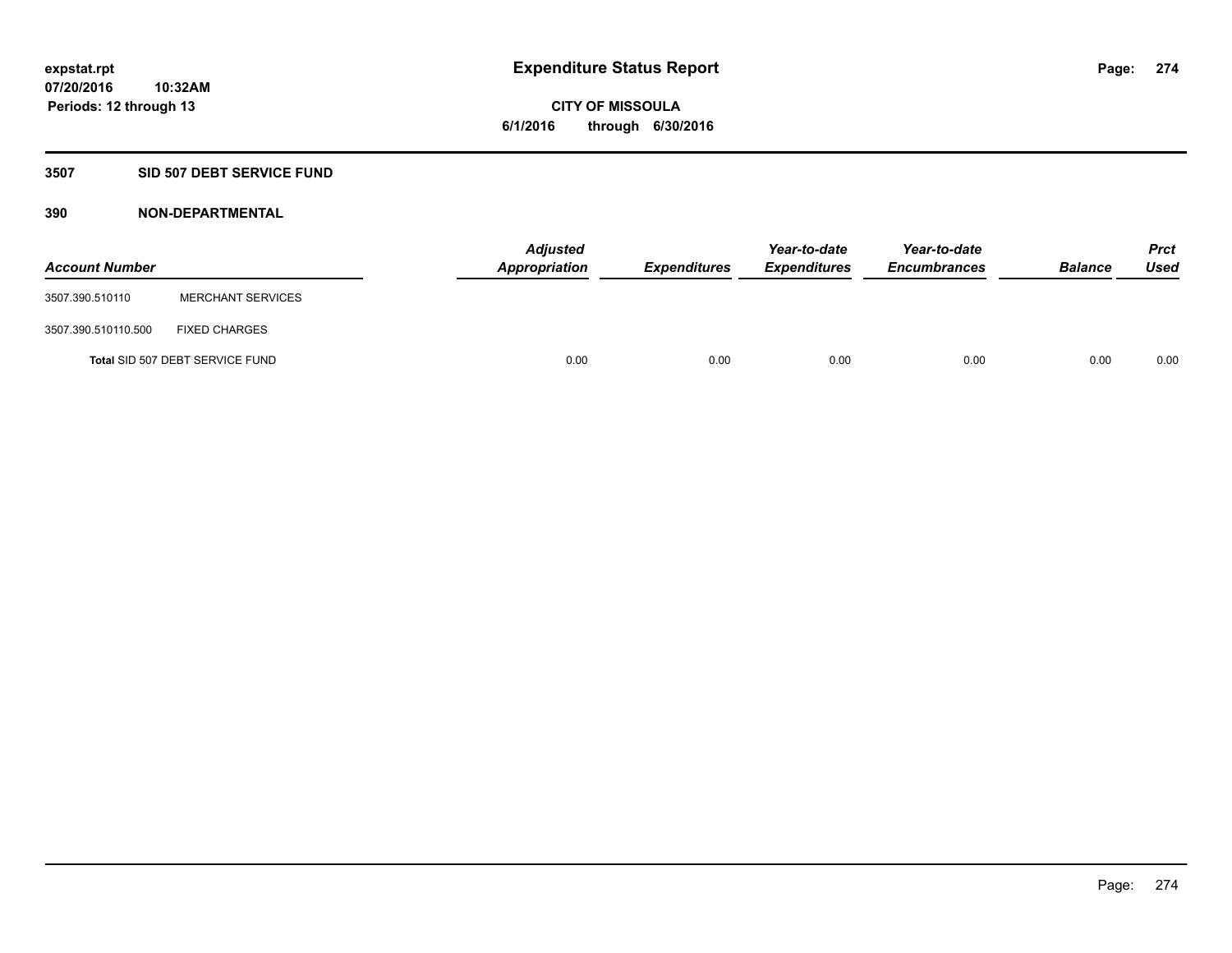**Expenditure Status Report**

**CITY OF MISSOULA**
**6/1/2016 through 6/30/2016**

expstat.rpt
07/20/2016 10:32AM
Periods: 12 through 13

## 3507 SID 507 DEBT SERVICE FUND

### 390 NON-DEPARTMENTAL

| Account Number | | Adjusted Appropriation | Expenditures | Year-to-date Expenditures | Year-to-date Encumbrances | Balance | Prct Used |
|---|---|---|---|---|---|---|---|
| 3507.390.510110 | MERCHANT SERVICES | | | | | | |
| 3507.390.510110.500 | FIXED CHARGES | | | | | | |
| Total SID 507 DEBT SERVICE FUND | | 0.00 | 0.00 | 0.00 | 0.00 | 0.00 | 0.00 |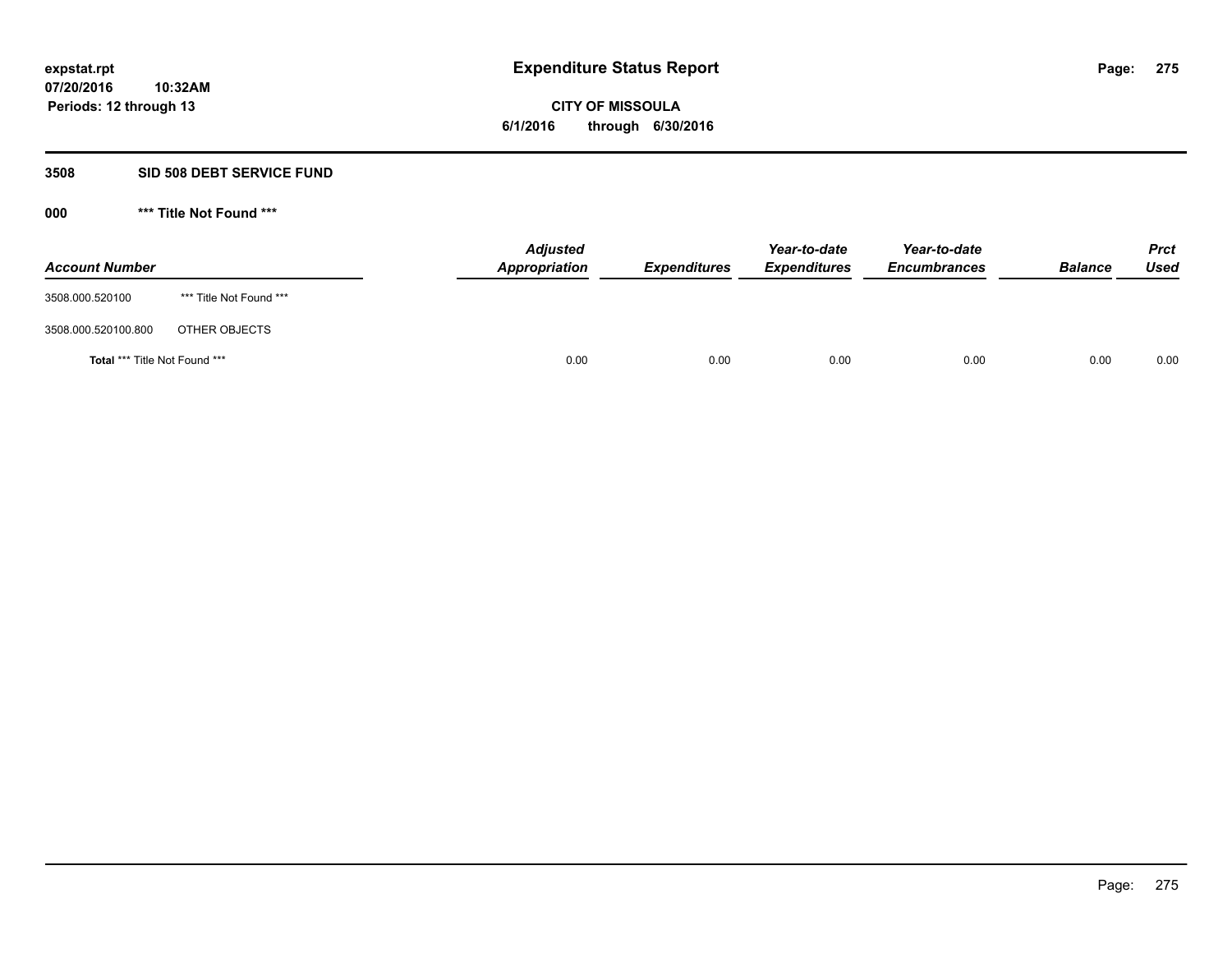**expstat.rpt**
**07/20/2016 10:32AM**
**Periods: 12 through 13**

# Expenditure Status Report

**CITY OF MISSOULA**
**6/1/2016 through 6/30/2016**

## 3508 SID 508 DEBT SERVICE FUND

### 000 *** Title Not Found ***

| Account Number | | Adjusted Appropriation | Expenditures | Year-to-date Expenditures | Year-to-date Encumbrances | Balance | Prct Used |
|---|---|---|---|---|---|---|---|
| 3508.000.520100 | *** Title Not Found *** | | | | | | |
| 3508.000.520100.800 | OTHER OBJECTS | | | | | | |
| **Total** *** Title Not Found *** | | 0.00 | 0.00 | 0.00 | 0.00 | 0.00 | 0.00 |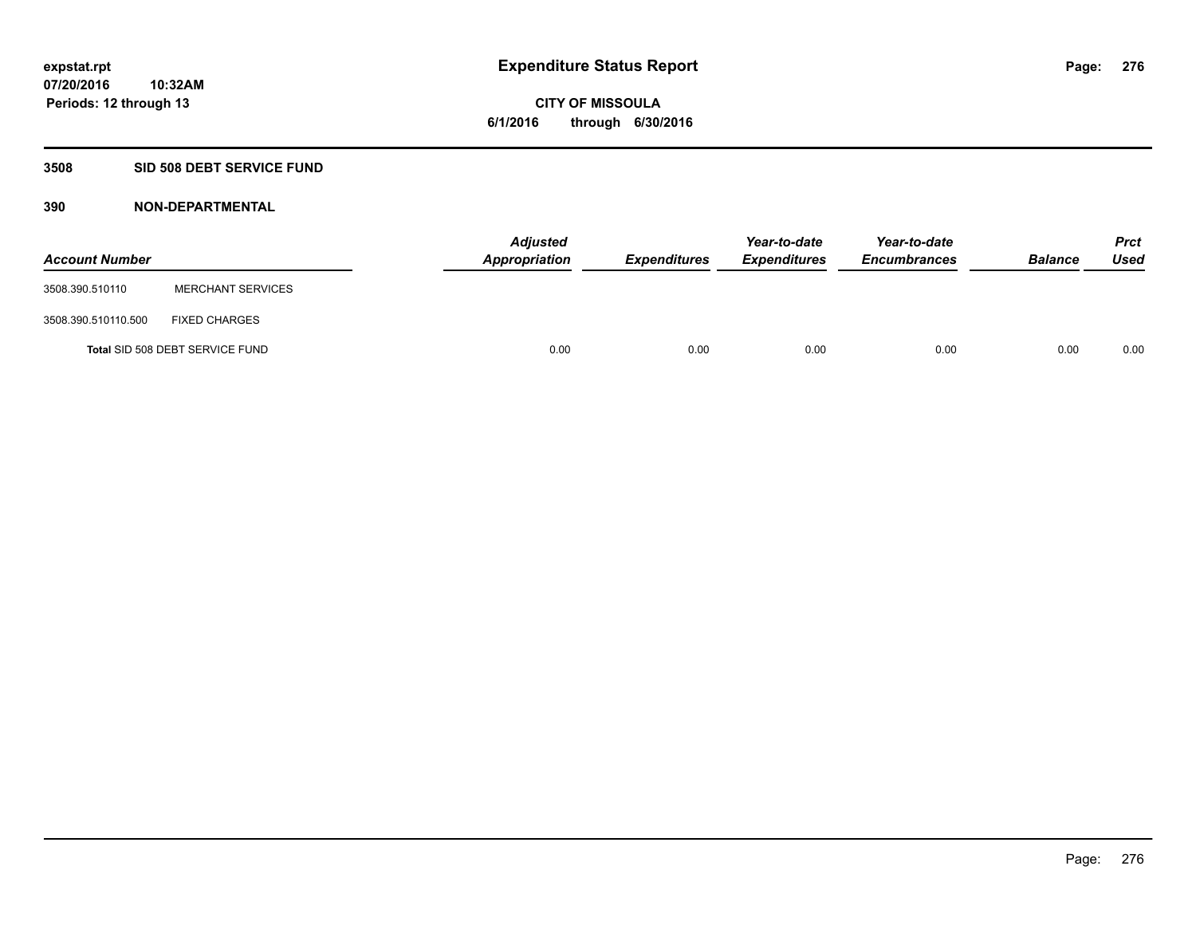**expstat.rpt**
**07/20/2016 10:32AM**
**Periods: 12 through 13**

# Expenditure Status Report

**CITY OF MISSOULA**
**6/1/2016 through 6/30/2016**

## 3508 SID 508 DEBT SERVICE FUND

### 390 NON-DEPARTMENTAL

| Account Number | | Adjusted Appropriation | Expenditures | Year-to-date Expenditures | Year-to-date Encumbrances | Balance | Prct Used |
|---|---|---|---|---|---|---|---|
| 3508.390.510110 | MERCHANT SERVICES | | | | | | |
| 3508.390.510110.500 | FIXED CHARGES | | | | | | |
| Total SID 508 DEBT SERVICE FUND | | 0.00 | 0.00 | 0.00 | 0.00 | 0.00 | 0.00 |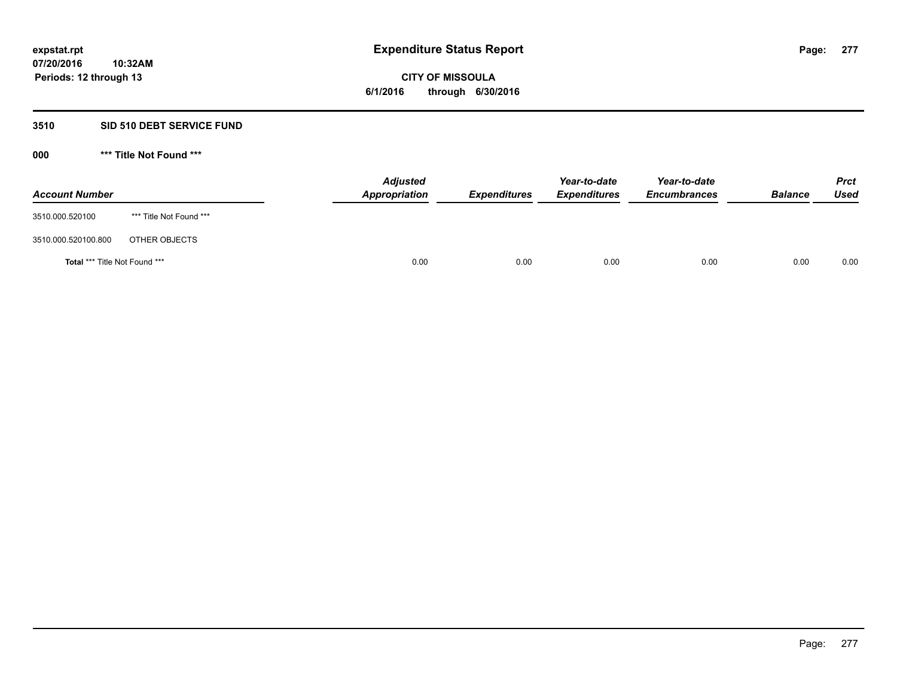**expstat.rpt**
**07/20/2016 10:32AM**
**Periods: 12 through 13**

# Expenditure Status Report

**CITY OF MISSOULA**
**6/1/2016 through 6/30/2016**

## 3510 SID 510 DEBT SERVICE FUND

### 000 *** Title Not Found ***

| Account Number | | Adjusted Appropriation | Expenditures | Year-to-date Expenditures | Year-to-date Encumbrances | Balance | Prct Used |
|---|---|---|---|---|---|---|---|
| 3510.000.520100 | *** Title Not Found *** | | | | | | |
| 3510.000.520100.800 | OTHER OBJECTS | | | | | | |
| **Total** *** Title Not Found *** | | 0.00 | 0.00 | 0.00 | 0.00 | 0.00 | 0.00 |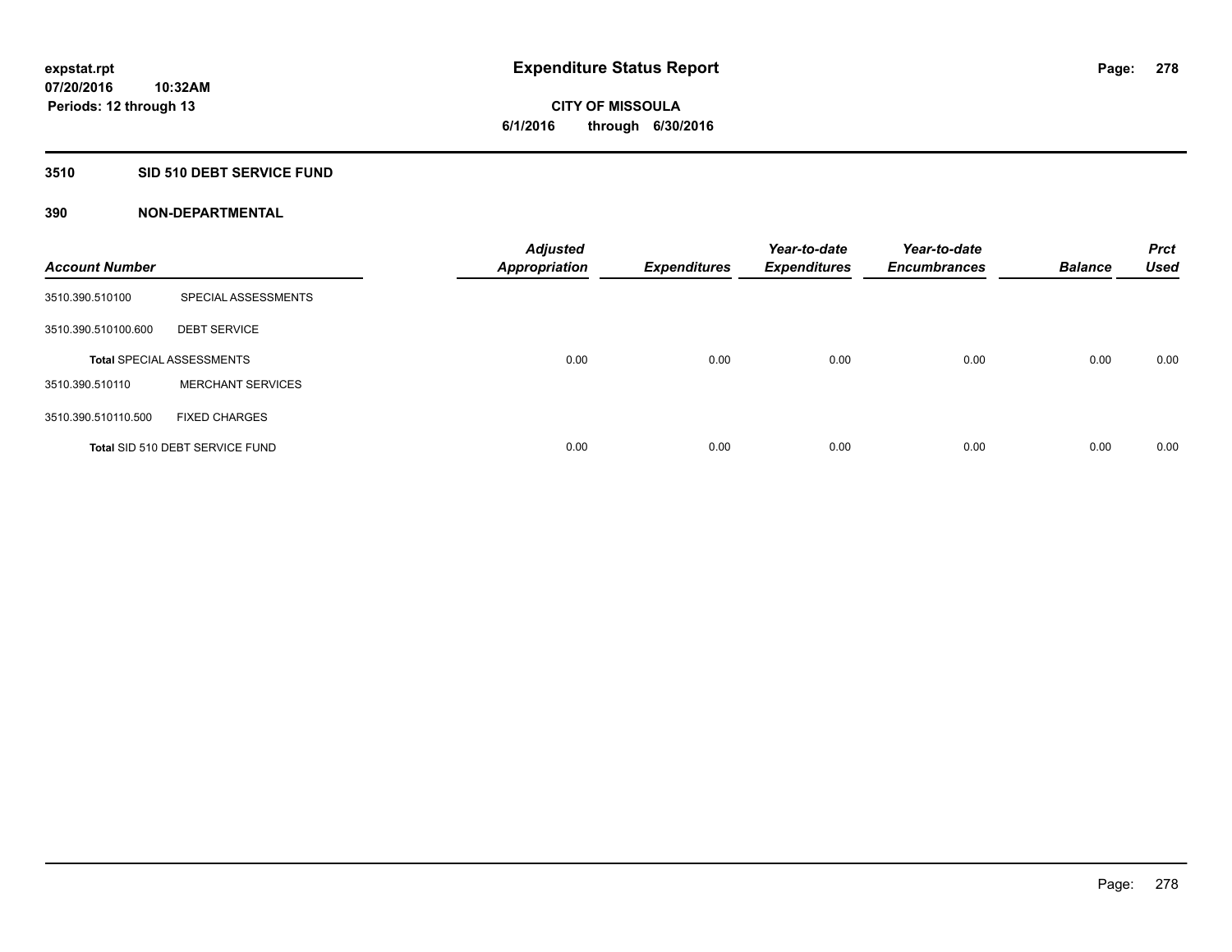**expstat.rpt**
**07/20/2016 10:32AM**
**Periods: 12 through 13**

# Expenditure Status Report

**CITY OF MISSOULA**
**6/1/2016 through 6/30/2016**

## 3510 SID 510 DEBT SERVICE FUND

## 390 NON-DEPARTMENTAL

| Account Number | | Adjusted Appropriation | Expenditures | Year-to-date Expenditures | Year-to-date Encumbrances | Balance | Prct Used |
|---|---|---|---|---|---|---|---|
| 3510.390.510100 | SPECIAL ASSESSMENTS | | | | | | |
| 3510.390.510100.600 | DEBT SERVICE | | | | | | |
| Total SPECIAL ASSESSMENTS | | 0.00 | 0.00 | 0.00 | 0.00 | 0.00 | 0.00 |
| 3510.390.510110 | MERCHANT SERVICES | | | | | | |
| 3510.390.510110.500 | FIXED CHARGES | | | | | | |
| Total SID 510 DEBT SERVICE FUND | | 0.00 | 0.00 | 0.00 | 0.00 | 0.00 | 0.00 |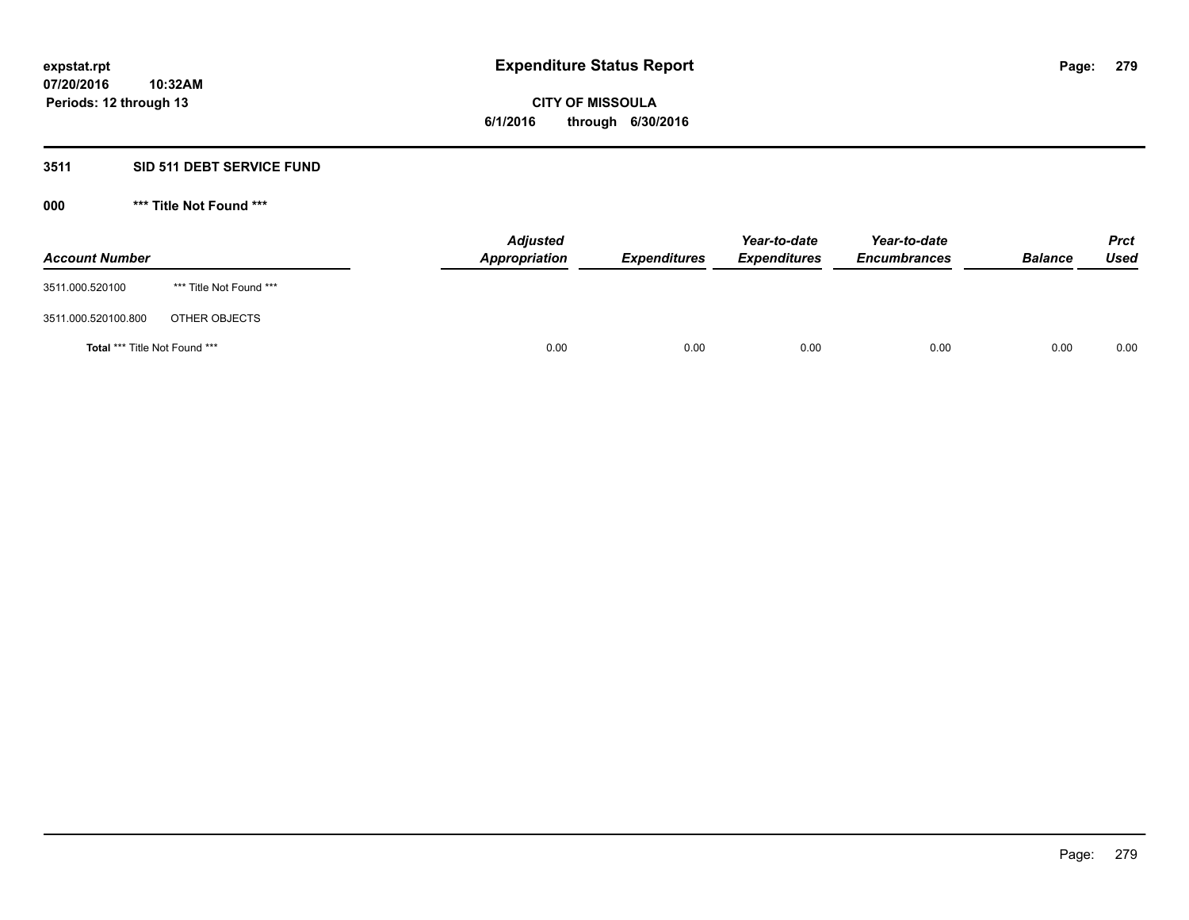expstat.rpt
07/20/2016 10:32AM
Periods: 12 through 13

# Expenditure Status Report

**CITY OF MISSOULA**
**6/1/2016 through 6/30/2016**

## 3511 SID 511 DEBT SERVICE FUND

### 000 *** Title Not Found ***

| Account Number | | Adjusted Appropriation | Expenditures | Year-to-date Expenditures | Year-to-date Encumbrances | Balance | Prct Used |
|---|---|---|---|---|---|---|---|
| 3511.000.520100 | *** Title Not Found *** | | | | | | |
| 3511.000.520100.800 | OTHER OBJECTS | | | | | | |
| **Total** *** Title Not Found *** | | 0.00 | 0.00 | 0.00 | 0.00 | 0.00 | 0.00 |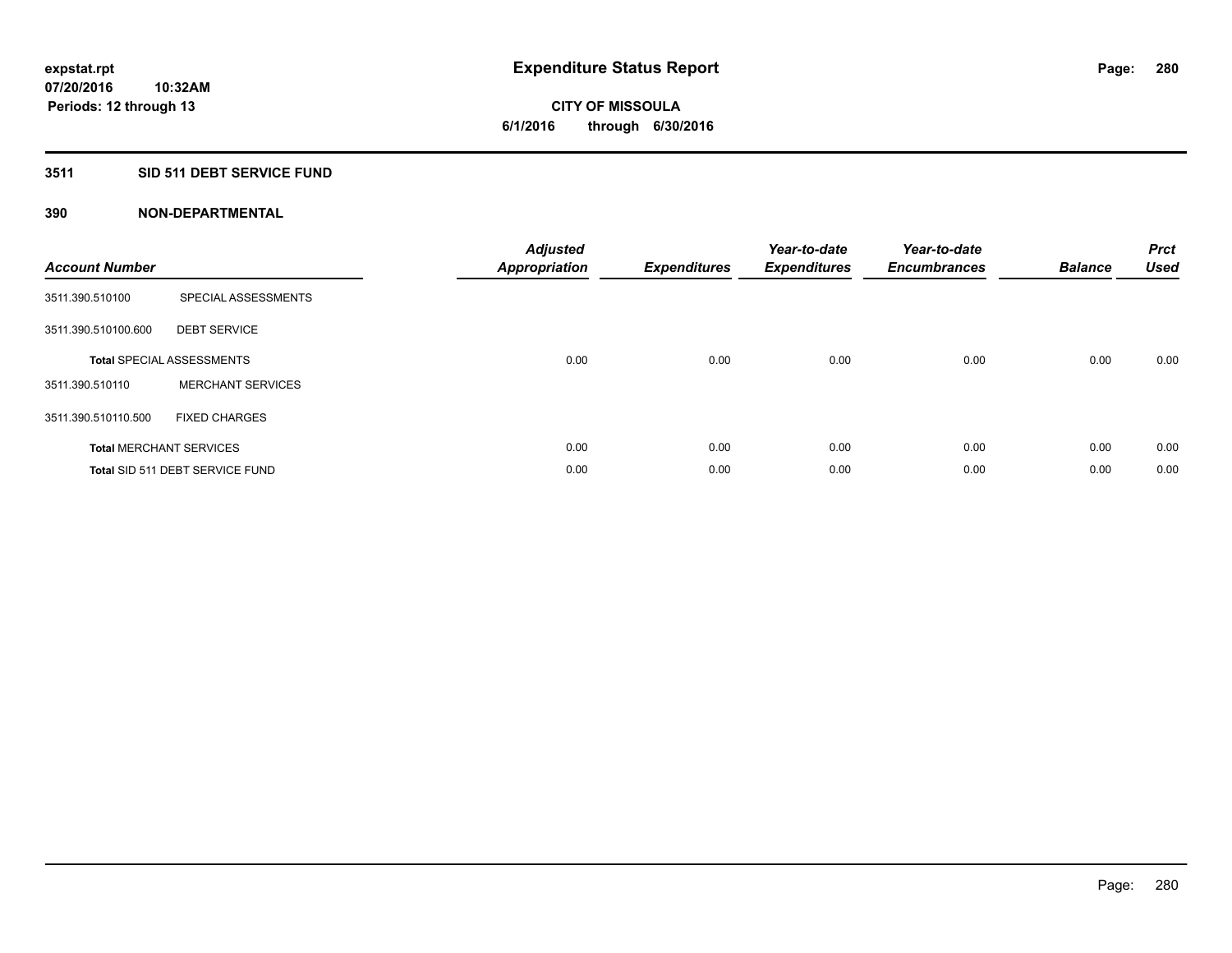# Expenditure Status Report

expstat.rpt
07/20/2016 10:32AM
Periods: 12 through 13

**CITY OF MISSOULA**
**6/1/2016 through 6/30/2016**

## 3511 SID 511 DEBT SERVICE FUND

### 390 NON-DEPARTMENTAL

| Account Number | | Adjusted Appropriation | Expenditures | Year-to-date Expenditures | Year-to-date Encumbrances | Balance | Prct Used |
|---|---|---|---|---|---|---|---|
| 3511.390.510100 | SPECIAL ASSESSMENTS | | | | | | |
| 3511.390.510100.600 | DEBT SERVICE | | | | | | |
| **Total** SPECIAL ASSESSMENTS | | 0.00 | 0.00 | 0.00 | 0.00 | 0.00 | 0.00 |
| 3511.390.510110 | MERCHANT SERVICES | | | | | | |
| 3511.390.510110.500 | FIXED CHARGES | | | | | | |
| **Total** MERCHANT SERVICES | | 0.00 | 0.00 | 0.00 | 0.00 | 0.00 | 0.00 |
| **Total** SID 511 DEBT SERVICE FUND | | 0.00 | 0.00 | 0.00 | 0.00 | 0.00 | 0.00 |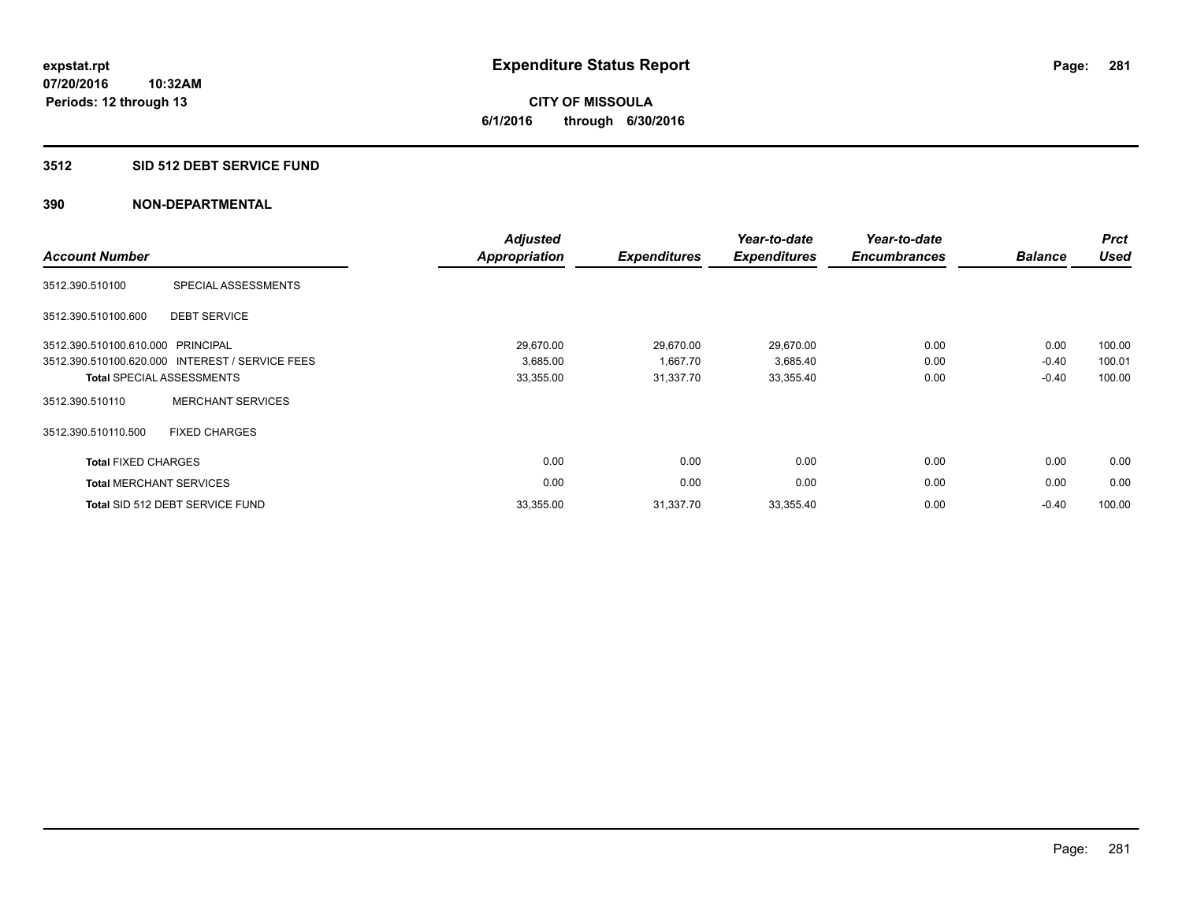**expstat.rpt**
**07/20/2016 10:32AM**
**Periods: 12 through 13**

# Expenditure Status Report

**CITY OF MISSOULA**
**6/1/2016 through 6/30/2016**

## 3512 SID 512 DEBT SERVICE FUND

## 390 NON-DEPARTMENTAL

| Account Number | | Adjusted Appropriation | Expenditures | Year-to-date Expenditures | Year-to-date Encumbrances | Balance | Prct Used |
|---|---|---|---|---|---|---|---|
| 3512.390.510100 | SPECIAL ASSESSMENTS | | | | | | |
| 3512.390.510100.600 | DEBT SERVICE | | | | | | |
| 3512.390.510100.610.000 | PRINCIPAL | 29,670.00 | 29,670.00 | 29,670.00 | 0.00 | 0.00 | 100.00 |
| 3512.390.510100.620.000 | INTEREST / SERVICE FEES | 3,685.00 | 1,667.70 | 3,685.40 | 0.00 | -0.40 | 100.01 |
| **Total** SPECIAL ASSESSMENTS | | 33,355.00 | 31,337.70 | 33,355.40 | 0.00 | -0.40 | 100.00 |
| 3512.390.510110 | MERCHANT SERVICES | | | | | | |
| 3512.390.510110.500 | FIXED CHARGES | | | | | | |
| **Total** FIXED CHARGES | | 0.00 | 0.00 | 0.00 | 0.00 | 0.00 | 0.00 |
| **Total** MERCHANT SERVICES | | 0.00 | 0.00 | 0.00 | 0.00 | 0.00 | 0.00 |
| **Total** SID 512 DEBT SERVICE FUND | | 33,355.00 | 31,337.70 | 33,355.40 | 0.00 | -0.40 | 100.00 |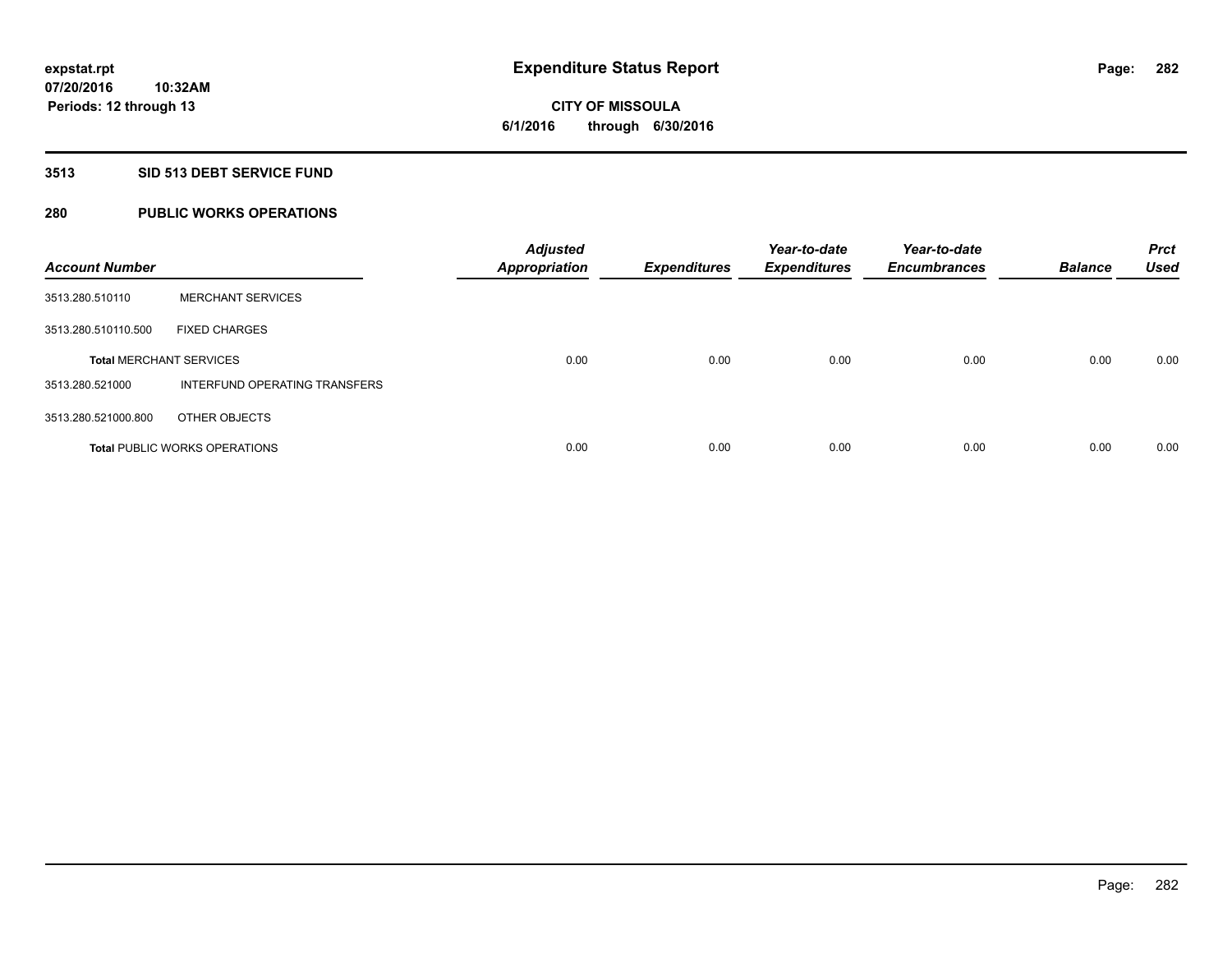# Expenditure Status Report

expstat.rpt
07/20/2016 10:32AM
Periods: 12 through 13

**CITY OF MISSOULA**
**6/1/2016 through 6/30/2016**

## 3513 SID 513 DEBT SERVICE FUND

## 280 PUBLIC WORKS OPERATIONS

| Account Number | | Adjusted Appropriation | Expenditures | Year-to-date Expenditures | Year-to-date Encumbrances | Balance | Prct Used |
|---|---|---|---|---|---|---|---|
| 3513.280.510110 | MERCHANT SERVICES | | | | | | |
| 3513.280.510110.500 | FIXED CHARGES | | | | | | |
| **Total** MERCHANT SERVICES | | 0.00 | 0.00 | 0.00 | 0.00 | 0.00 | 0.00 |
| 3513.280.521000 | INTERFUND OPERATING TRANSFERS | | | | | | |
| 3513.280.521000.800 | OTHER OBJECTS | | | | | | |
| **Total** PUBLIC WORKS OPERATIONS | | 0.00 | 0.00 | 0.00 | 0.00 | 0.00 | 0.00 |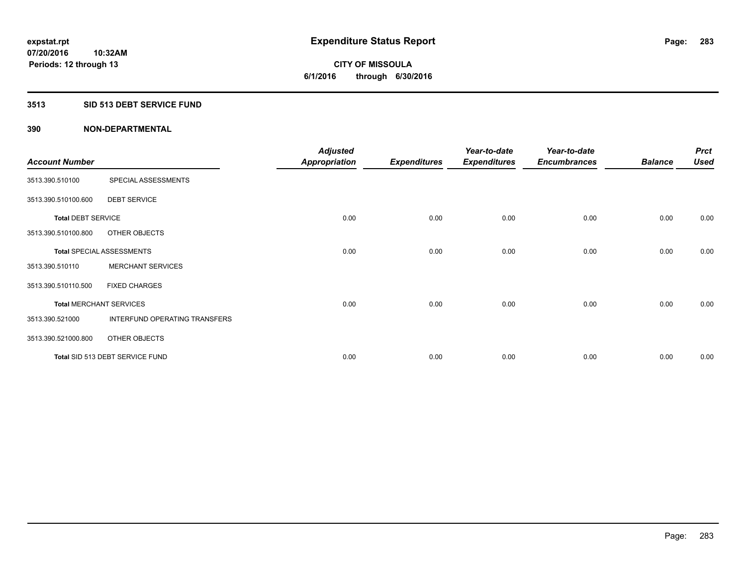**expstat.rpt**
**07/20/2016 10:32AM**
**Periods: 12 through 13**

# Expenditure Status Report

**CITY OF MISSOULA**
**6/1/2016 through 6/30/2016**

## 3513 SID 513 DEBT SERVICE FUND

### 390 NON-DEPARTMENTAL

| Account Number | | Adjusted Appropriation | Expenditures | Year-to-date Expenditures | Year-to-date Encumbrances | Balance | Prct Used |
|---|---|---|---|---|---|---|---|
| 3513.390.510100 | SPECIAL ASSESSMENTS | | | | | | |
| 3513.390.510100.600 | DEBT SERVICE | | | | | | |
| **Total** DEBT SERVICE | | 0.00 | 0.00 | 0.00 | 0.00 | 0.00 | 0.00 |
| 3513.390.510100.800 | OTHER OBJECTS | | | | | | |
| **Total** SPECIAL ASSESSMENTS | | 0.00 | 0.00 | 0.00 | 0.00 | 0.00 | 0.00 |
| 3513.390.510110 | MERCHANT SERVICES | | | | | | |
| 3513.390.510110.500 | FIXED CHARGES | | | | | | |
| **Total** MERCHANT SERVICES | | 0.00 | 0.00 | 0.00 | 0.00 | 0.00 | 0.00 |
| 3513.390.521000 | INTERFUND OPERATING TRANSFERS | | | | | | |
| 3513.390.521000.800 | OTHER OBJECTS | | | | | | |
| **Total** SID 513 DEBT SERVICE FUND | | 0.00 | 0.00 | 0.00 | 0.00 | 0.00 | 0.00 |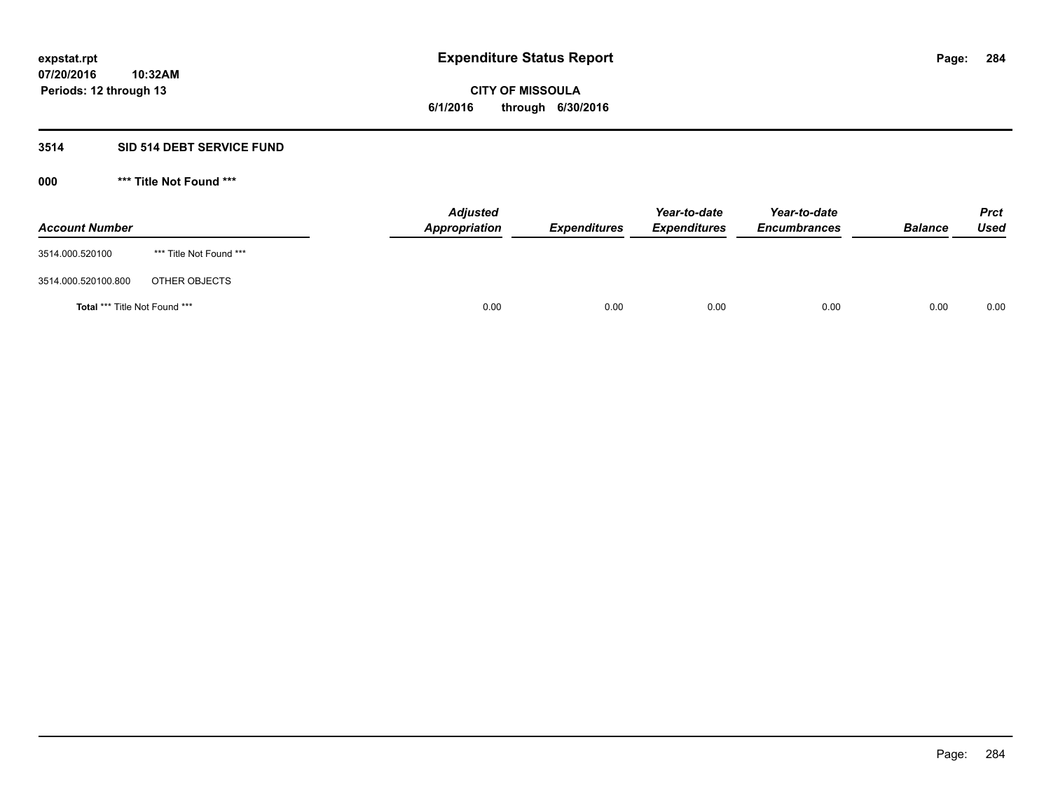# Expenditure Status Report

expstat.rpt
07/20/2016 10:32AM
Periods: 12 through 13

**CITY OF MISSOULA**
**6/1/2016 through 6/30/2016**

## 3514 SID 514 DEBT SERVICE FUND

### 000 *** Title Not Found ***

| Account Number | | Adjusted Appropriation | Expenditures | Year-to-date Expenditures | Year-to-date Encumbrances | Balance | Prct Used |
|---|---|---|---|---|---|---|---|
| 3514.000.520100 | *** Title Not Found *** | | | | | | |
| 3514.000.520100.800 | OTHER OBJECTS | | | | | | |
| **Total** *** Title Not Found *** | | 0.00 | 0.00 | 0.00 | 0.00 | 0.00 | 0.00 |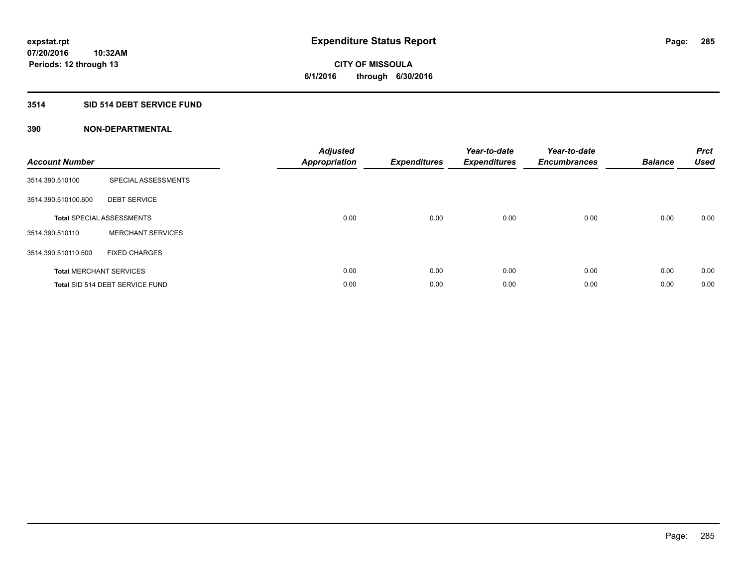expstat.rpt
07/20/2016 10:32AM
Periods: 12 through 13

# Expenditure Status Report

CITY OF MISSOULA
6/1/2016 through 6/30/2016

## 3514 SID 514 DEBT SERVICE FUND

### 390 NON-DEPARTMENTAL

| Account Number | | Adjusted Appropriation | Expenditures | Year-to-date Expenditures | Year-to-date Encumbrances | Balance | Prct Used |
|---|---|---|---|---|---|---|---|
| 3514.390.510100 | SPECIAL ASSESSMENTS | | | | | | |
| 3514.390.510100.600 | DEBT SERVICE | | | | | | |
| **Total** SPECIAL ASSESSMENTS | | 0.00 | 0.00 | 0.00 | 0.00 | 0.00 | 0.00 |
| 3514.390.510110 | MERCHANT SERVICES | | | | | | |
| 3514.390.510110.500 | FIXED CHARGES | | | | | | |
| **Total** MERCHANT SERVICES | | 0.00 | 0.00 | 0.00 | 0.00 | 0.00 | 0.00 |
| **Total** SID 514 DEBT SERVICE FUND | | 0.00 | 0.00 | 0.00 | 0.00 | 0.00 | 0.00 |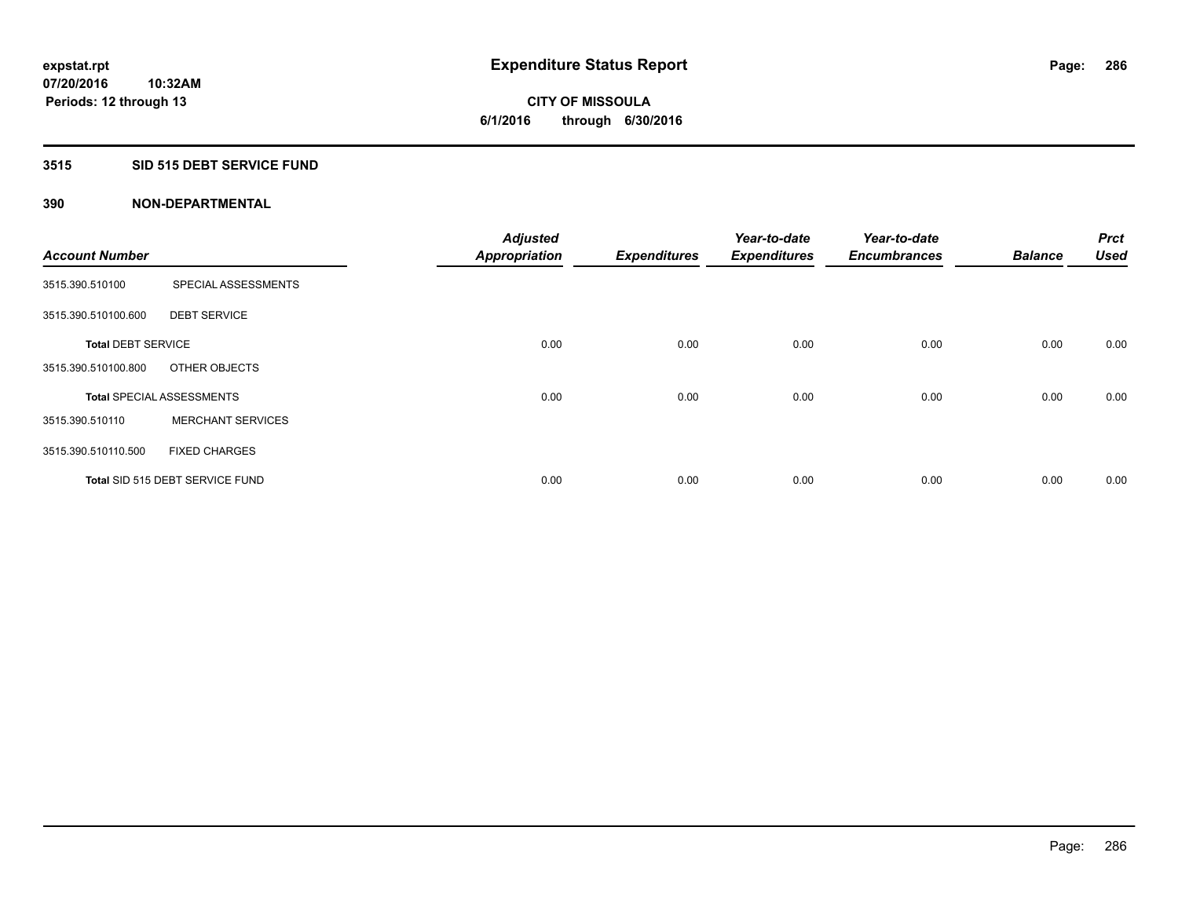expstat.rpt
07/20/2016 10:32AM
Periods: 12 through 13

# Expenditure Status Report

**CITY OF MISSOULA**
**6/1/2016 through 6/30/2016**

## 3515 SID 515 DEBT SERVICE FUND

## 390 NON-DEPARTMENTAL

| Account Number | | Adjusted Appropriation | Expenditures | Year-to-date Expenditures | Year-to-date Encumbrances | Balance | Prct Used |
|---|---|---|---|---|---|---|---|
| 3515.390.510100 | SPECIAL ASSESSMENTS | | | | | | |
| 3515.390.510100.600 | DEBT SERVICE | | | | | | |
| **Total** DEBT SERVICE | | 0.00 | 0.00 | 0.00 | 0.00 | 0.00 | 0.00 |
| 3515.390.510100.800 | OTHER OBJECTS | | | | | | |
| **Total** SPECIAL ASSESSMENTS | | 0.00 | 0.00 | 0.00 | 0.00 | 0.00 | 0.00 |
| 3515.390.510110 | MERCHANT SERVICES | | | | | | |
| 3515.390.510110.500 | FIXED CHARGES | | | | | | |
| **Total** SID 515 DEBT SERVICE FUND | | 0.00 | 0.00 | 0.00 | 0.00 | 0.00 | 0.00 |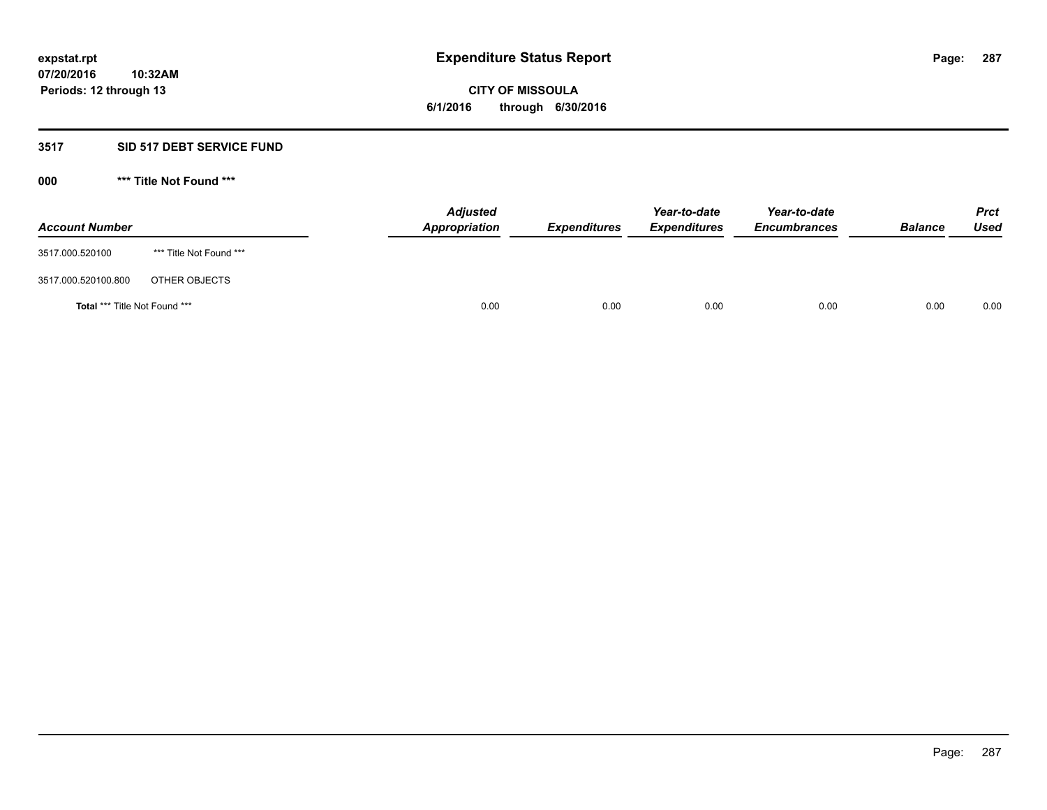**expstat.rpt**
**07/20/2016 10:32AM**
**Periods: 12 through 13**

# Expenditure Status Report

**CITY OF MISSOULA**
**6/1/2016 through 6/30/2016**

## 3517 SID 517 DEBT SERVICE FUND

### 000 *** Title Not Found ***

| Account Number | | Adjusted Appropriation | Expenditures | Year-to-date Expenditures | Year-to-date Encumbrances | Balance | Prct Used |
|---|---|---|---|---|---|---|---|
| 3517.000.520100 | *** Title Not Found *** | | | | | | |
| 3517.000.520100.800 | OTHER OBJECTS | | | | | | |
| **Total** *** Title Not Found *** | | 0.00 | 0.00 | 0.00 | 0.00 | 0.00 | 0.00 |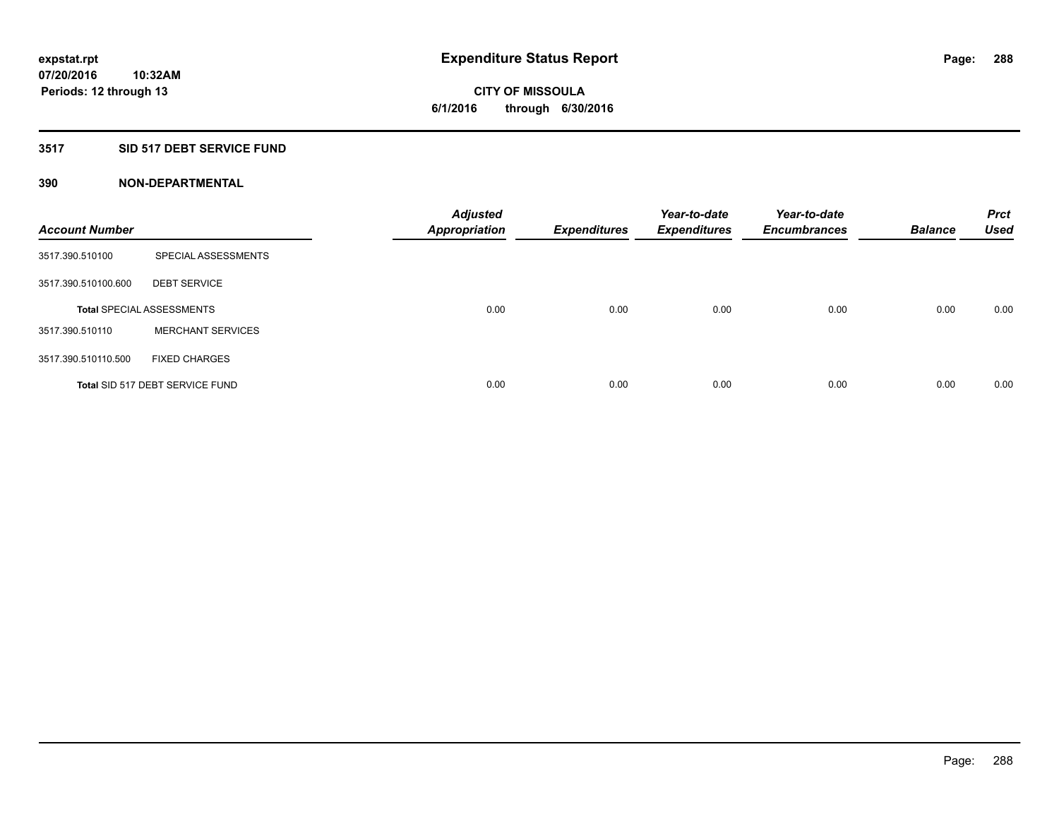# Expenditure Status Report

expstat.rpt
07/20/2016 10:32AM
Periods: 12 through 13

**CITY OF MISSOULA**
**6/1/2016 through 6/30/2016**

## 3517 SID 517 DEBT SERVICE FUND

### 390 NON-DEPARTMENTAL

| Account Number | | Adjusted Appropriation | Expenditures | Year-to-date Expenditures | Year-to-date Encumbrances | Balance | Prct Used |
|---|---|---|---|---|---|---|---|
| 3517.390.510100 | SPECIAL ASSESSMENTS | | | | | | |
| 3517.390.510100.600 | DEBT SERVICE | | | | | | |
| **Total** SPECIAL ASSESSMENTS | | 0.00 | 0.00 | 0.00 | 0.00 | 0.00 | 0.00 |
| 3517.390.510110 | MERCHANT SERVICES | | | | | | |
| 3517.390.510110.500 | FIXED CHARGES | | | | | | |
| **Total** SID 517 DEBT SERVICE FUND | | 0.00 | 0.00 | 0.00 | 0.00 | 0.00 | 0.00 |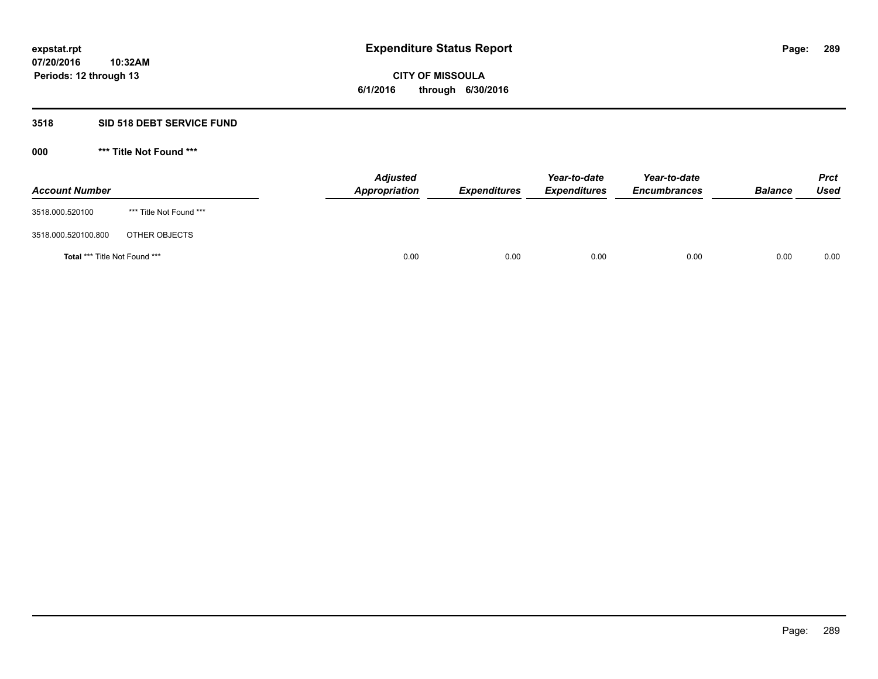# Expenditure Status Report

**CITY OF MISSOULA**

**6/1/2016 through 6/30/2016**

**expstat.rpt**
**07/20/2016 10:32AM**
**Periods: 12 through 13**

## 3518 SID 518 DEBT SERVICE FUND

### 000 *** Title Not Found ***

| Account Number | | Adjusted Appropriation | Expenditures | Year-to-date Expenditures | Year-to-date Encumbrances | Balance | Prct Used |
|---|---|---|---|---|---|---|---|
| 3518.000.520100 | *** Title Not Found *** | | | | | | |
| 3518.000.520100.800 | OTHER OBJECTS | | | | | | |
| **Total** *** Title Not Found *** | | 0.00 | 0.00 | 0.00 | 0.00 | 0.00 | 0.00 |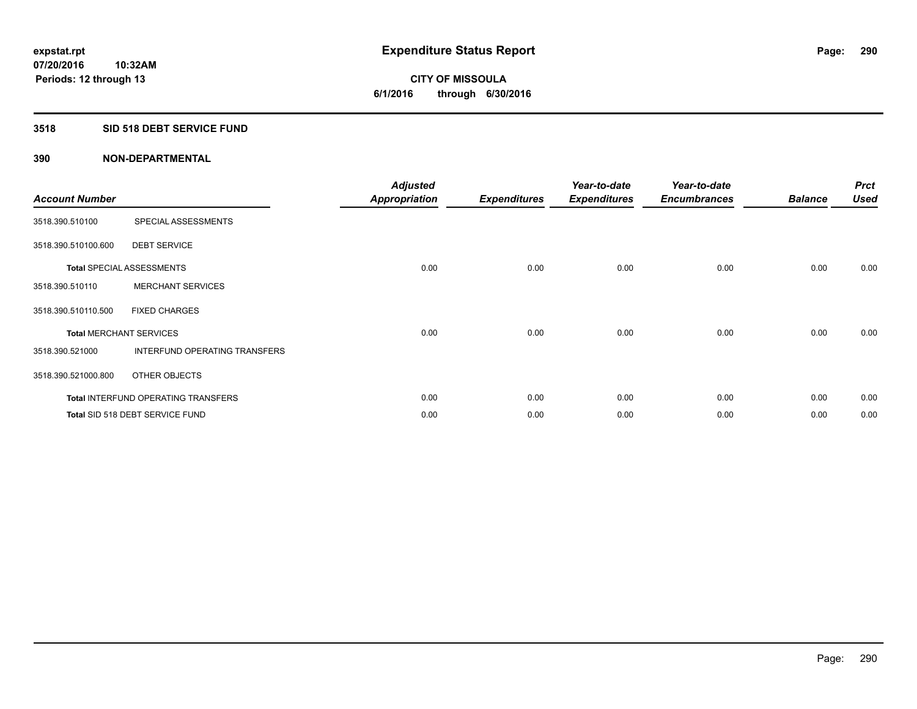# Expenditure Status Report

expstat.rpt
07/20/2016 10:32AM
Periods: 12 through 13

**CITY OF MISSOULA**
**6/1/2016 through 6/30/2016**

## 3518 SID 518 DEBT SERVICE FUND

## 390 NON-DEPARTMENTAL

| Account Number | | Adjusted Appropriation | Expenditures | Year-to-date Expenditures | Year-to-date Encumbrances | Balance | Prct Used |
|---|---|---|---|---|---|---|---|
| 3518.390.510100 | SPECIAL ASSESSMENTS | | | | | | |
| 3518.390.510100.600 | DEBT SERVICE | | | | | | |
| **Total** SPECIAL ASSESSMENTS | | 0.00 | 0.00 | 0.00 | 0.00 | 0.00 | 0.00 |
| 3518.390.510110 | MERCHANT SERVICES | | | | | | |
| 3518.390.510110.500 | FIXED CHARGES | | | | | | |
| **Total** MERCHANT SERVICES | | 0.00 | 0.00 | 0.00 | 0.00 | 0.00 | 0.00 |
| 3518.390.521000 | INTERFUND OPERATING TRANSFERS | | | | | | |
| 3518.390.521000.800 | OTHER OBJECTS | | | | | | |
| **Total** INTERFUND OPERATING TRANSFERS | | 0.00 | 0.00 | 0.00 | 0.00 | 0.00 | 0.00 |
| **Total** SID 518 DEBT SERVICE FUND | | 0.00 | 0.00 | 0.00 | 0.00 | 0.00 | 0.00 |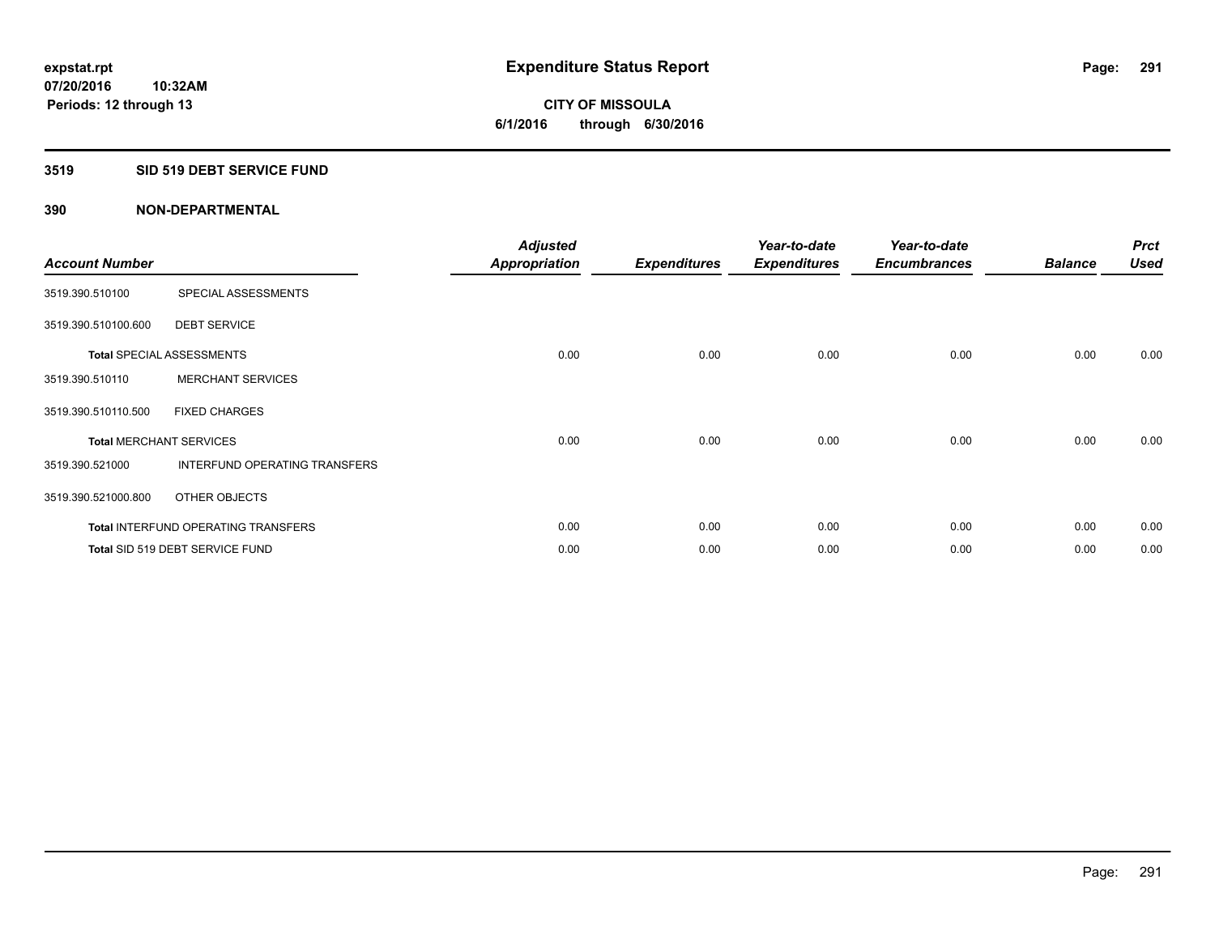# Expenditure Status Report

expstat.rpt
07/20/2016 10:32AM
Periods: 12 through 13

CITY OF MISSOULA
6/1/2016 through 6/30/2016

## 3519 SID 519 DEBT SERVICE FUND

### 390 NON-DEPARTMENTAL

| Account Number | | Adjusted Appropriation | Expenditures | Year-to-date Expenditures | Year-to-date Encumbrances | Balance | Prct Used |
|---|---|---|---|---|---|---|---|
| 3519.390.510100 | SPECIAL ASSESSMENTS | | | | | | |
| 3519.390.510100.600 | DEBT SERVICE | | | | | | |
| **Total** SPECIAL ASSESSMENTS | | 0.00 | 0.00 | 0.00 | 0.00 | 0.00 | 0.00 |
| 3519.390.510110 | MERCHANT SERVICES | | | | | | |
| 3519.390.510110.500 | FIXED CHARGES | | | | | | |
| **Total** MERCHANT SERVICES | | 0.00 | 0.00 | 0.00 | 0.00 | 0.00 | 0.00 |
| 3519.390.521000 | INTERFUND OPERATING TRANSFERS | | | | | | |
| 3519.390.521000.800 | OTHER OBJECTS | | | | | | |
| **Total** INTERFUND OPERATING TRANSFERS | | 0.00 | 0.00 | 0.00 | 0.00 | 0.00 | 0.00 |
| **Total** SID 519 DEBT SERVICE FUND | | 0.00 | 0.00 | 0.00 | 0.00 | 0.00 | 0.00 |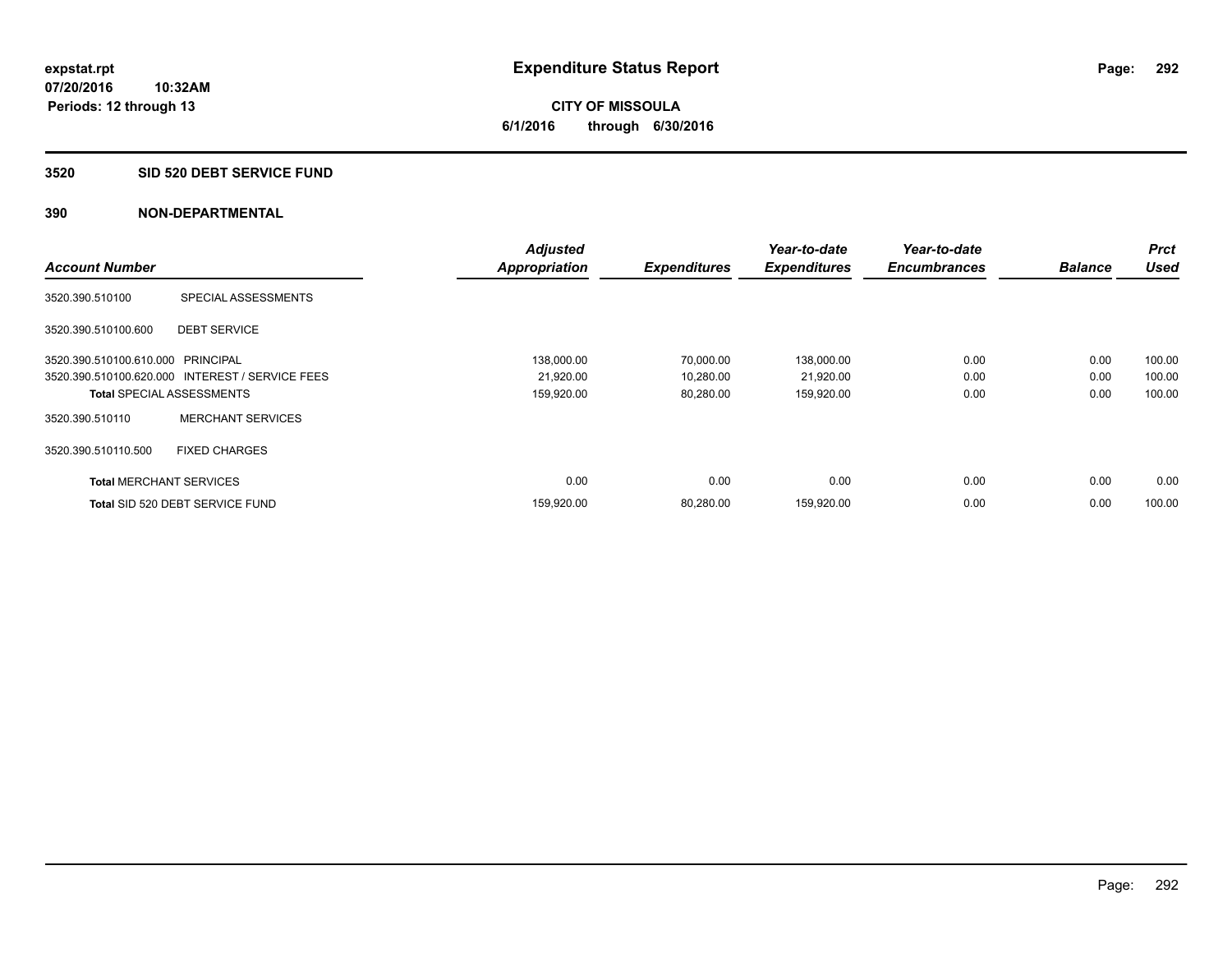**Expenditure Status Report**

**CITY OF MISSOULA**

**6/1/2016 through 6/30/2016**

expstat.rpt
07/20/2016 10:32AM
Periods: 12 through 13

## 3520 SID 520 DEBT SERVICE FUND

## 390 NON-DEPARTMENTAL

| Account Number | | Adjusted Appropriation | Expenditures | Year-to-date Expenditures | Year-to-date Encumbrances | Balance | Prct Used |
|---|---|---|---|---|---|---|---|
| 3520.390.510100 | SPECIAL ASSESSMENTS | | | | | | |
| 3520.390.510100.600 | DEBT SERVICE | | | | | | |
| 3520.390.510100.610.000 | PRINCIPAL | 138,000.00 | 70,000.00 | 138,000.00 | 0.00 | 0.00 | 100.00 |
| 3520.390.510100.620.000 | INTEREST / SERVICE FEES | 21,920.00 | 10,280.00 | 21,920.00 | 0.00 | 0.00 | 100.00 |
| **Total** SPECIAL ASSESSMENTS | | 159,920.00 | 80,280.00 | 159,920.00 | 0.00 | 0.00 | 100.00 |
| 3520.390.510110 | MERCHANT SERVICES | | | | | | |
| 3520.390.510110.500 | FIXED CHARGES | | | | | | |
| **Total** MERCHANT SERVICES | | 0.00 | 0.00 | 0.00 | 0.00 | 0.00 | 0.00 |
| **Total** SID 520 DEBT SERVICE FUND | | 159,920.00 | 80,280.00 | 159,920.00 | 0.00 | 0.00 | 100.00 |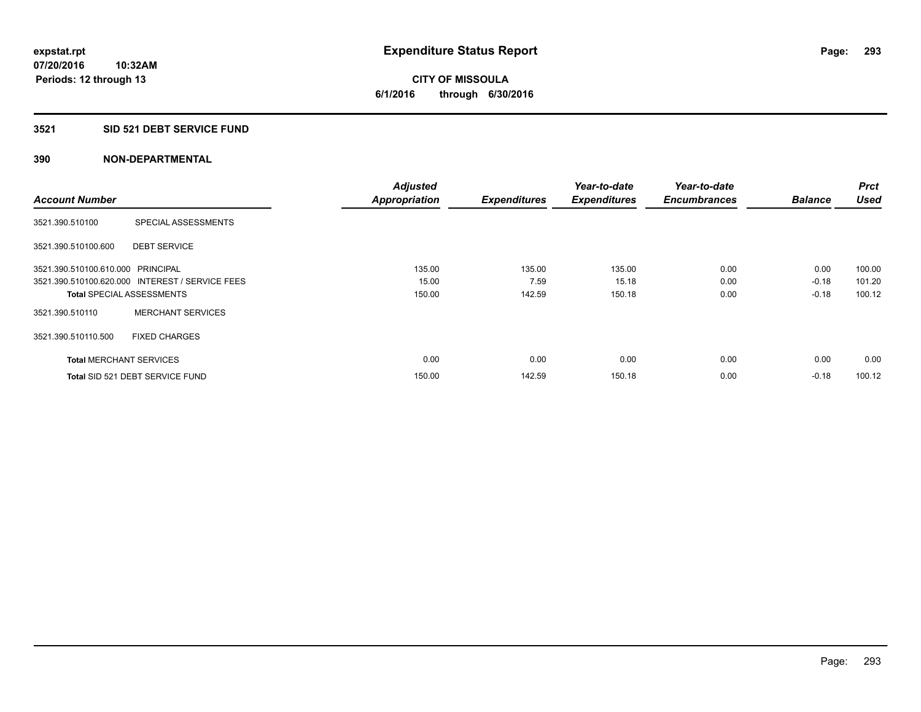**expstat.rpt**
**07/20/2016 10:32AM**
**Periods: 12 through 13**

# Expenditure Status Report

**CITY OF MISSOULA**
**6/1/2016 through 6/30/2016**

## 3521 SID 521 DEBT SERVICE FUND

### 390 NON-DEPARTMENTAL

| Account Number | | Adjusted Appropriation | Expenditures | Year-to-date Expenditures | Year-to-date Encumbrances | Balance | Prct Used |
|---|---|---|---|---|---|---|---|
| 3521.390.510100 | SPECIAL ASSESSMENTS | | | | | | |
| 3521.390.510100.600 | DEBT SERVICE | | | | | | |
| 3521.390.510100.610.000 | PRINCIPAL | 135.00 | 135.00 | 135.00 | 0.00 | 0.00 | 100.00 |
| 3521.390.510100.620.000 | INTEREST / SERVICE FEES | 15.00 | 7.59 | 15.18 | 0.00 | -0.18 | 101.20 |
| **Total** SPECIAL ASSESSMENTS | | 150.00 | 142.59 | 150.18 | 0.00 | -0.18 | 100.12 |
| 3521.390.510110 | MERCHANT SERVICES | | | | | | |
| 3521.390.510110.500 | FIXED CHARGES | | | | | | |
| **Total** MERCHANT SERVICES | | 0.00 | 0.00 | 0.00 | 0.00 | 0.00 | 0.00 |
| **Total** SID 521 DEBT SERVICE FUND | | 150.00 | 142.59 | 150.18 | 0.00 | -0.18 | 100.12 |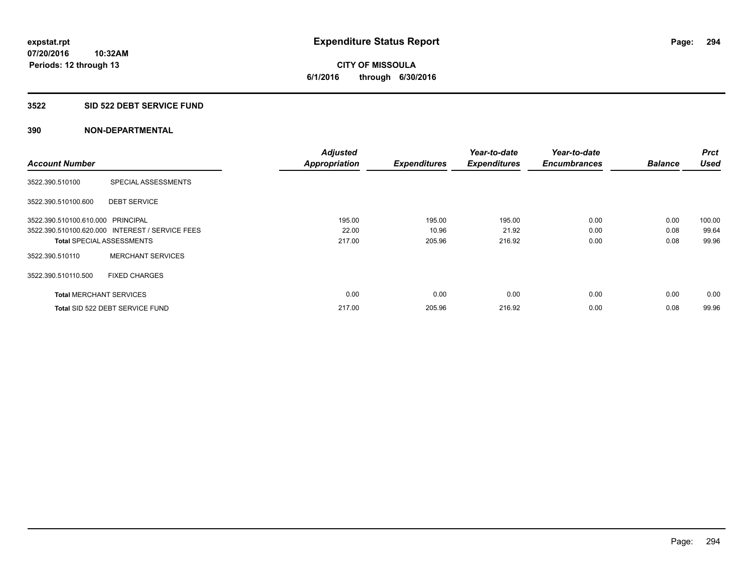**expstat.rpt**
**07/20/2016 10:32AM**
**Periods: 12 through 13**

# Expenditure Status Report

**CITY OF MISSOULA**
**6/1/2016 through 6/30/2016**

## 3522 SID 522 DEBT SERVICE FUND

## 390 NON-DEPARTMENTAL

| Account Number | | Adjusted Appropriation | Expenditures | Year-to-date Expenditures | Year-to-date Encumbrances | Balance | Prct Used |
|---|---|---|---|---|---|---|---|
| 3522.390.510100 | SPECIAL ASSESSMENTS | | | | | | |
| 3522.390.510100.600 | DEBT SERVICE | | | | | | |
| 3522.390.510100.610.000 | PRINCIPAL | 195.00 | 195.00 | 195.00 | 0.00 | 0.00 | 100.00 |
| 3522.390.510100.620.000 | INTEREST / SERVICE FEES | 22.00 | 10.96 | 21.92 | 0.00 | 0.08 | 99.64 |
| **Total** SPECIAL ASSESSMENTS | | 217.00 | 205.96 | 216.92 | 0.00 | 0.08 | 99.96 |
| 3522.390.510110 | MERCHANT SERVICES | | | | | | |
| 3522.390.510110.500 | FIXED CHARGES | | | | | | |
| **Total** MERCHANT SERVICES | | 0.00 | 0.00 | 0.00 | 0.00 | 0.00 | 0.00 |
| **Total** SID 522 DEBT SERVICE FUND | | 217.00 | 205.96 | 216.92 | 0.00 | 0.08 | 99.96 |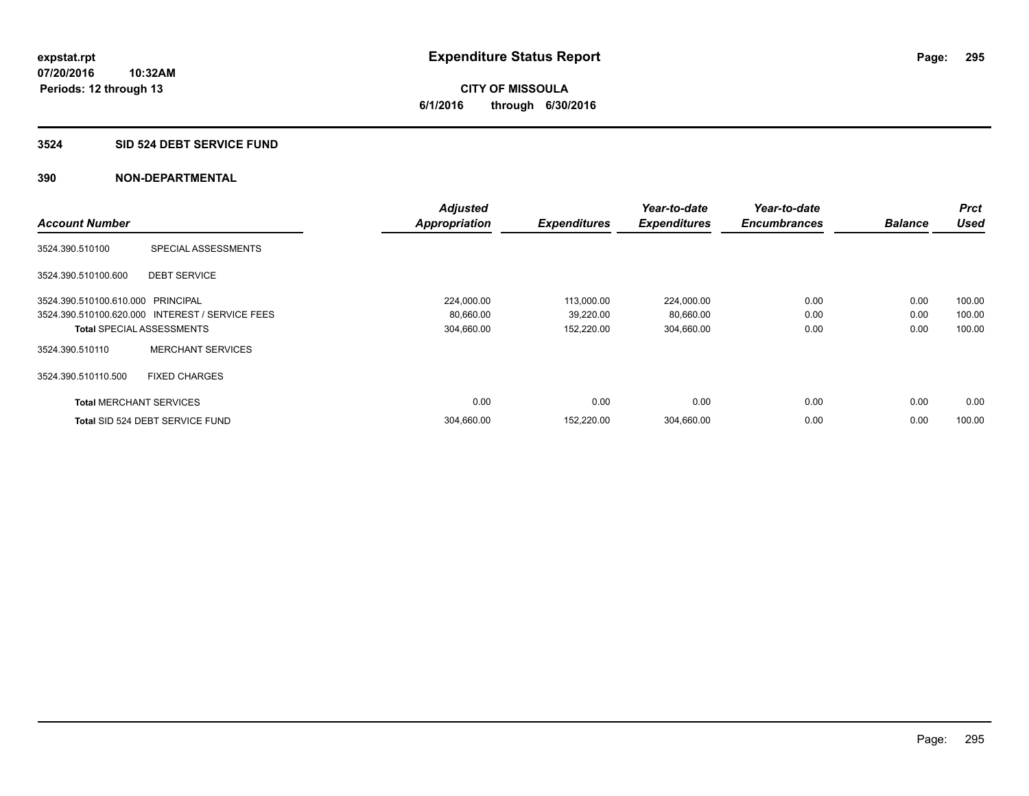# Expenditure Status Report

**CITY OF MISSOULA**

**6/1/2016 through 6/30/2016**

expstat.rpt
07/20/2016 10:32AM
Periods: 12 through 13

## 3524 SID 524 DEBT SERVICE FUND

### 390 NON-DEPARTMENTAL

| Account Number | | Adjusted Appropriation | Expenditures | Year-to-date Expenditures | Year-to-date Encumbrances | Balance | Prct Used |
|---|---|---|---|---|---|---|---|
| 3524.390.510100 | SPECIAL ASSESSMENTS | | | | | | |
| 3524.390.510100.600 | DEBT SERVICE | | | | | | |
| 3524.390.510100.610.000 | PRINCIPAL | 224,000.00 | 113,000.00 | 224,000.00 | 0.00 | 0.00 | 100.00 |
| 3524.390.510100.620.000 | INTEREST / SERVICE FEES | 80,660.00 | 39,220.00 | 80,660.00 | 0.00 | 0.00 | 100.00 |
| **Total** SPECIAL ASSESSMENTS | | 304,660.00 | 152,220.00 | 304,660.00 | 0.00 | 0.00 | 100.00 |
| 3524.390.510110 | MERCHANT SERVICES | | | | | | |
| 3524.390.510110.500 | FIXED CHARGES | | | | | | |
| **Total** MERCHANT SERVICES | | 0.00 | 0.00 | 0.00 | 0.00 | 0.00 | 0.00 |
| **Total** SID 524 DEBT SERVICE FUND | | 304,660.00 | 152,220.00 | 304,660.00 | 0.00 | 0.00 | 100.00 |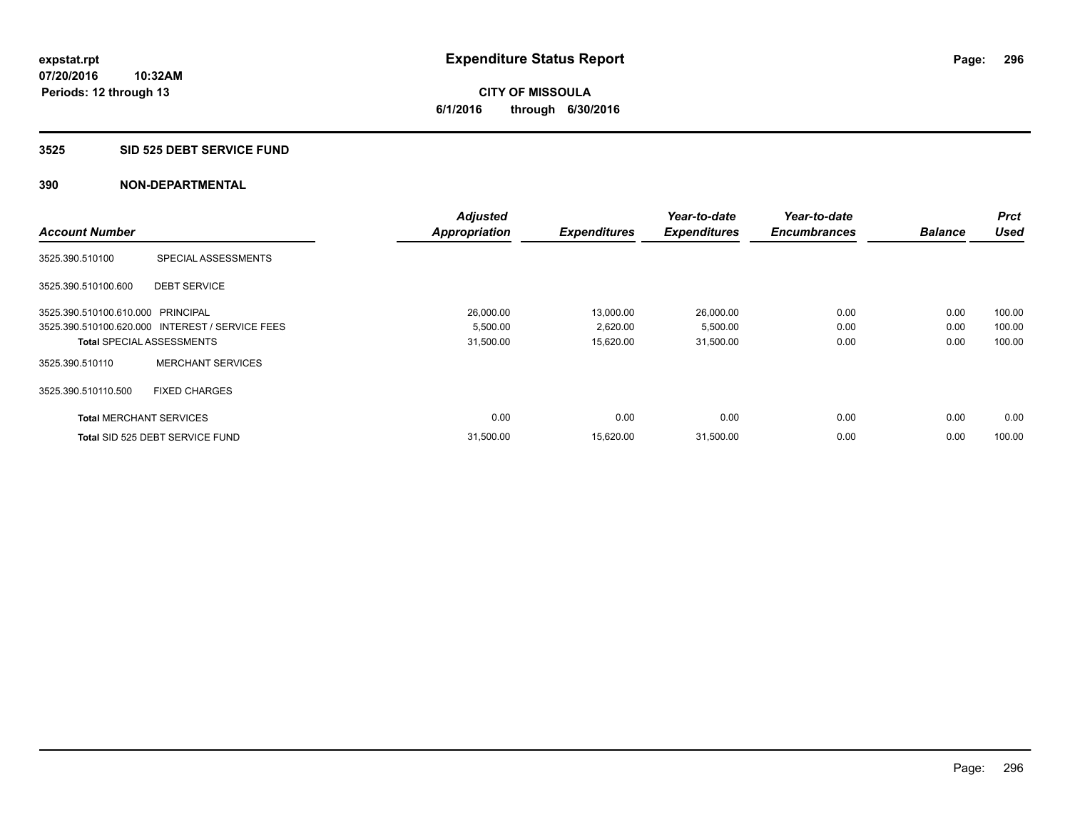**expstat.rpt**
**07/20/2016 10:32AM**
**Periods: 12 through 13**

# Expenditure Status Report

**CITY OF MISSOULA**
**6/1/2016 through 6/30/2016**

## 3525 SID 525 DEBT SERVICE FUND

### 390 NON-DEPARTMENTAL

| Account Number | | Adjusted Appropriation | Expenditures | Year-to-date Expenditures | Year-to-date Encumbrances | Balance | Prct Used |
|---|---|---|---|---|---|---|---|
| 3525.390.510100 | SPECIAL ASSESSMENTS | | | | | | |
| 3525.390.510100.600 | DEBT SERVICE | | | | | | |
| 3525.390.510100.610.000 | PRINCIPAL | 26,000.00 | 13,000.00 | 26,000.00 | 0.00 | 0.00 | 100.00 |
| 3525.390.510100.620.000 | INTEREST / SERVICE FEES | 5,500.00 | 2,620.00 | 5,500.00 | 0.00 | 0.00 | 100.00 |
| **Total** SPECIAL ASSESSMENTS | | 31,500.00 | 15,620.00 | 31,500.00 | 0.00 | 0.00 | 100.00 |
| 3525.390.510110 | MERCHANT SERVICES | | | | | | |
| 3525.390.510110.500 | FIXED CHARGES | | | | | | |
| **Total** MERCHANT SERVICES | | 0.00 | 0.00 | 0.00 | 0.00 | 0.00 | 0.00 |
| **Total** SID 525 DEBT SERVICE FUND | | 31,500.00 | 15,620.00 | 31,500.00 | 0.00 | 0.00 | 100.00 |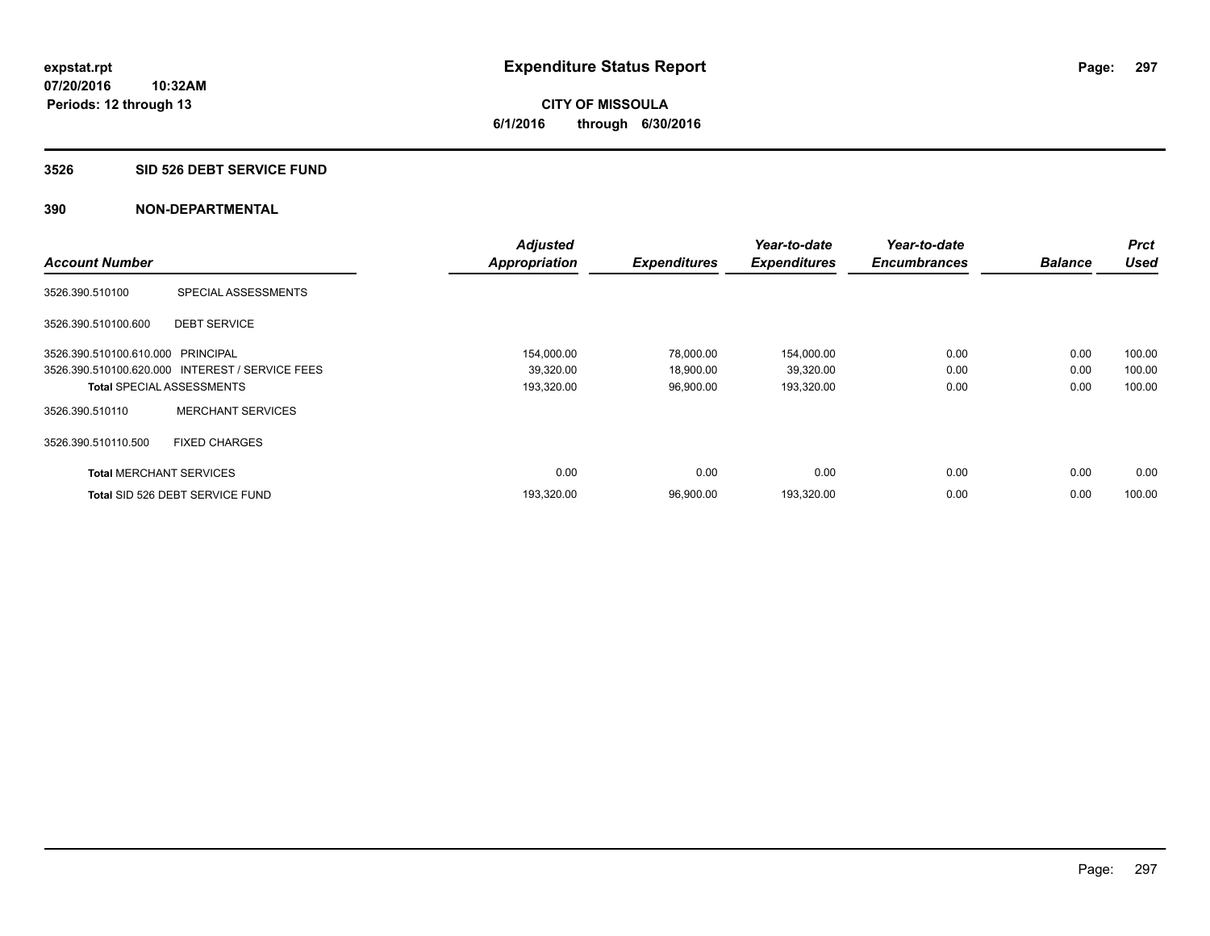**expstat.rpt**
**07/20/2016 10:32AM**
**Periods: 12 through 13**

# Expenditure Status Report

**CITY OF MISSOULA**
**6/1/2016 through 6/30/2016**

## 3526 SID 526 DEBT SERVICE FUND

## 390 NON-DEPARTMENTAL

| Account Number | | Adjusted Appropriation | Expenditures | Year-to-date Expenditures | Year-to-date Encumbrances | Balance | Prct Used |
|---|---|---|---|---|---|---|---|
| 3526.390.510100 | SPECIAL ASSESSMENTS | | | | | | |
| 3526.390.510100.600 | DEBT SERVICE | | | | | | |
| 3526.390.510100.610.000 | PRINCIPAL | 154,000.00 | 78,000.00 | 154,000.00 | 0.00 | 0.00 | 100.00 |
| 3526.390.510100.620.000 | INTEREST / SERVICE FEES | 39,320.00 | 18,900.00 | 39,320.00 | 0.00 | 0.00 | 100.00 |
| **Total** SPECIAL ASSESSMENTS | | 193,320.00 | 96,900.00 | 193,320.00 | 0.00 | 0.00 | 100.00 |
| 3526.390.510110 | MERCHANT SERVICES | | | | | | |
| 3526.390.510110.500 | FIXED CHARGES | | | | | | |
| **Total** MERCHANT SERVICES | | 0.00 | 0.00 | 0.00 | 0.00 | 0.00 | 0.00 |
| **Total** SID 526 DEBT SERVICE FUND | | 193,320.00 | 96,900.00 | 193,320.00 | 0.00 | 0.00 | 100.00 |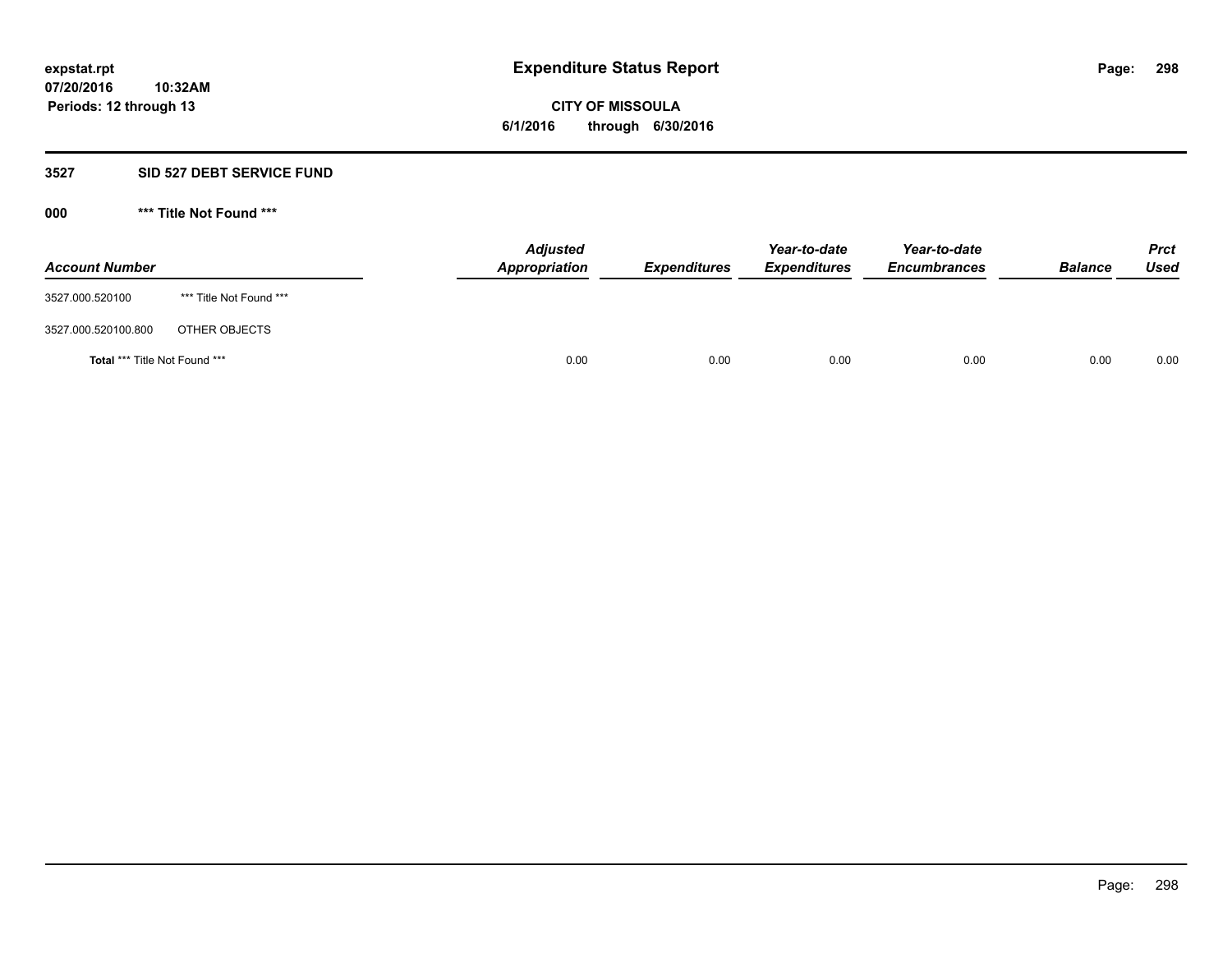**expstat.rpt**
**07/20/2016 10:32AM**
**Periods: 12 through 13**

# Expenditure Status Report

**CITY OF MISSOULA**
**6/1/2016 through 6/30/2016**

## 3527 SID 527 DEBT SERVICE FUND

### 000 *** Title Not Found ***

| Account Number | | Adjusted Appropriation | Expenditures | Year-to-date Expenditures | Year-to-date Encumbrances | Balance | Prct Used |
|---|---|---|---|---|---|---|---|
| 3527.000.520100 | *** Title Not Found *** | | | | | | |
| 3527.000.520100.800 | OTHER OBJECTS | | | | | | |
| **Total** *** Title Not Found *** | | 0.00 | 0.00 | 0.00 | 0.00 | 0.00 | 0.00 |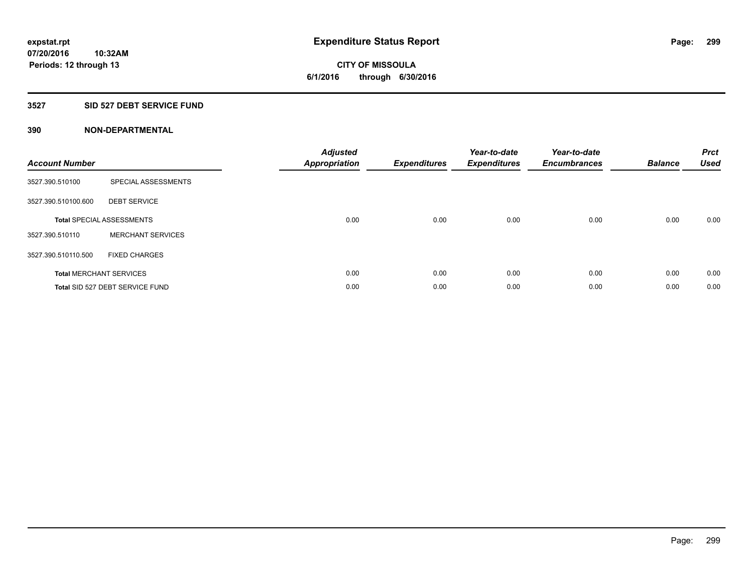**expstat.rpt**
**07/20/2016 10:32AM**
**Periods: 12 through 13**

# Expenditure Status Report

**CITY OF MISSOULA**
**6/1/2016 through 6/30/2016**

## 3527 SID 527 DEBT SERVICE FUND

### 390 NON-DEPARTMENTAL

| Account Number | | Adjusted Appropriation | Expenditures | Year-to-date Expenditures | Year-to-date Encumbrances | Balance | Prct Used |
|---|---|---|---|---|---|---|---|
| 3527.390.510100 | SPECIAL ASSESSMENTS | | | | | | |
| 3527.390.510100.600 | DEBT SERVICE | | | | | | |
| **Total** SPECIAL ASSESSMENTS | | 0.00 | 0.00 | 0.00 | 0.00 | 0.00 | 0.00 |
| 3527.390.510110 | MERCHANT SERVICES | | | | | | |
| 3527.390.510110.500 | FIXED CHARGES | | | | | | |
| **Total** MERCHANT SERVICES | | 0.00 | 0.00 | 0.00 | 0.00 | 0.00 | 0.00 |
| **Total** SID 527 DEBT SERVICE FUND | | 0.00 | 0.00 | 0.00 | 0.00 | 0.00 | 0.00 |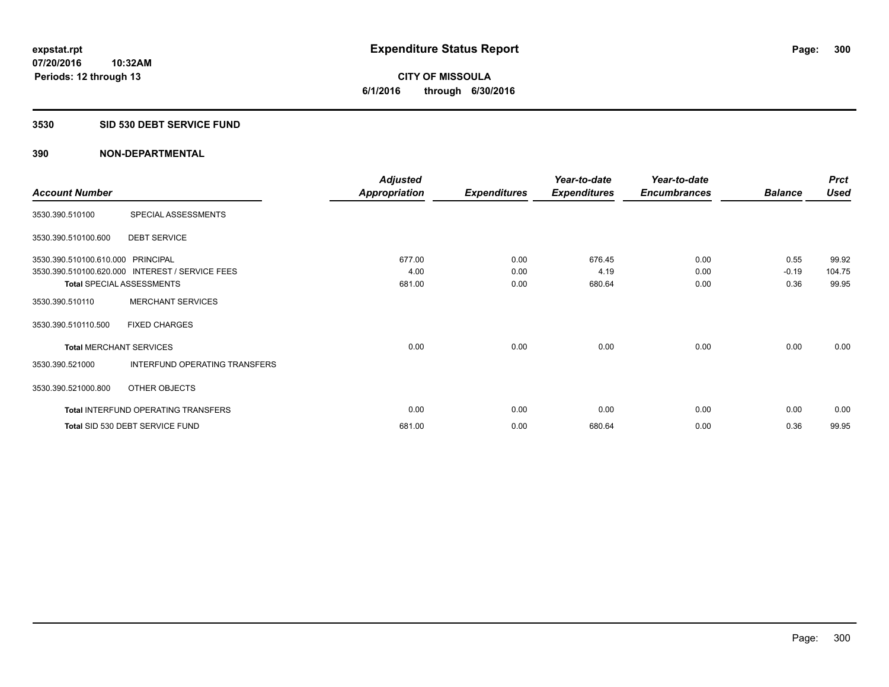# Expenditure Status Report

expstat.rpt
07/20/2016 10:32AM
Periods: 12 through 13

**CITY OF MISSOULA**
**6/1/2016 through 6/30/2016**

## 3530 SID 530 DEBT SERVICE FUND

## 390 NON-DEPARTMENTAL

| Account Number | | Adjusted Appropriation | Expenditures | Year-to-date Expenditures | Year-to-date Encumbrances | Balance | Prct Used |
|---|---|---|---|---|---|---|---|
| 3530.390.510100 | SPECIAL ASSESSMENTS | | | | | | |
| 3530.390.510100.600 | DEBT SERVICE | | | | | | |
| 3530.390.510100.610.000 | PRINCIPAL | 677.00 | 0.00 | 676.45 | 0.00 | 0.55 | 99.92 |
| 3530.390.510100.620.000 | INTEREST / SERVICE FEES | 4.00 | 0.00 | 4.19 | 0.00 | -0.19 | 104.75 |
| **Total** SPECIAL ASSESSMENTS | | 681.00 | 0.00 | 680.64 | 0.00 | 0.36 | 99.95 |
| 3530.390.510110 | MERCHANT SERVICES | | | | | | |
| 3530.390.510110.500 | FIXED CHARGES | | | | | | |
| **Total** MERCHANT SERVICES | | 0.00 | 0.00 | 0.00 | 0.00 | 0.00 | 0.00 |
| 3530.390.521000 | INTERFUND OPERATING TRANSFERS | | | | | | |
| 3530.390.521000.800 | OTHER OBJECTS | | | | | | |
| **Total** INTERFUND OPERATING TRANSFERS | | 0.00 | 0.00 | 0.00 | 0.00 | 0.00 | 0.00 |
| **Total** SID 530 DEBT SERVICE FUND | | 681.00 | 0.00 | 680.64 | 0.00 | 0.36 | 99.95 |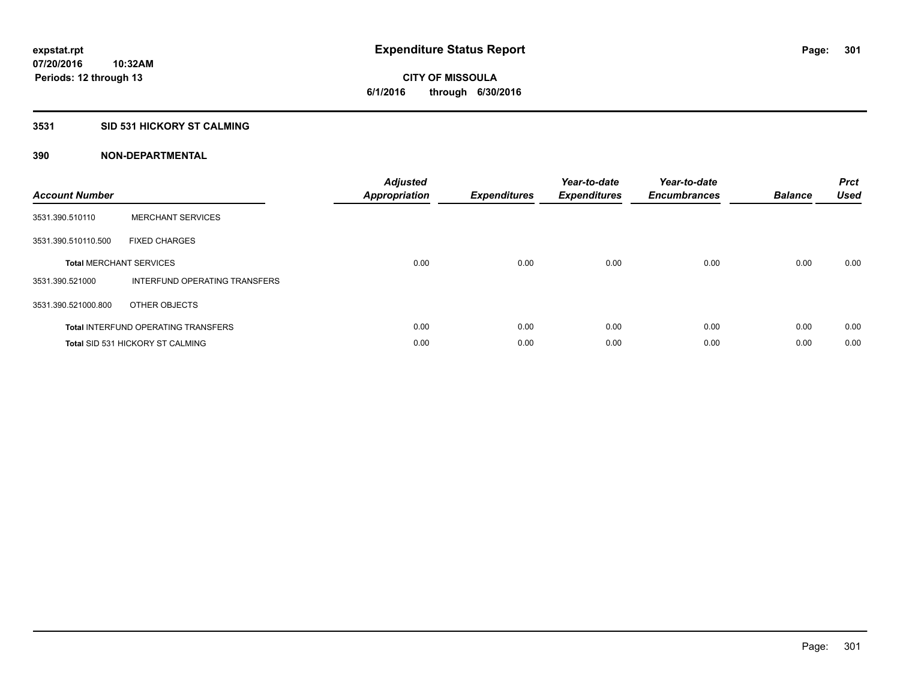# Expenditure Status Report

**CITY OF MISSOULA**

**6/1/2016 through 6/30/2016**

expstat.rpt
07/20/2016 10:32AM
Periods: 12 through 13

## 3531 SID 531 HICKORY ST CALMING

### 390 NON-DEPARTMENTAL

| Account Number | | Adjusted Appropriation | Expenditures | Year-to-date Expenditures | Year-to-date Encumbrances | Balance | Prct Used |
|---|---|---|---|---|---|---|---|
| 3531.390.510110 | MERCHANT SERVICES | | | | | | |
| 3531.390.510110.500 | FIXED CHARGES | | | | | | |
| **Total** MERCHANT SERVICES | | 0.00 | 0.00 | 0.00 | 0.00 | 0.00 | 0.00 |
| 3531.390.521000 | INTERFUND OPERATING TRANSFERS | | | | | | |
| 3531.390.521000.800 | OTHER OBJECTS | | | | | | |
| **Total** INTERFUND OPERATING TRANSFERS | | 0.00 | 0.00 | 0.00 | 0.00 | 0.00 | 0.00 |
| **Total** SID 531 HICKORY ST CALMING | | 0.00 | 0.00 | 0.00 | 0.00 | 0.00 | 0.00 |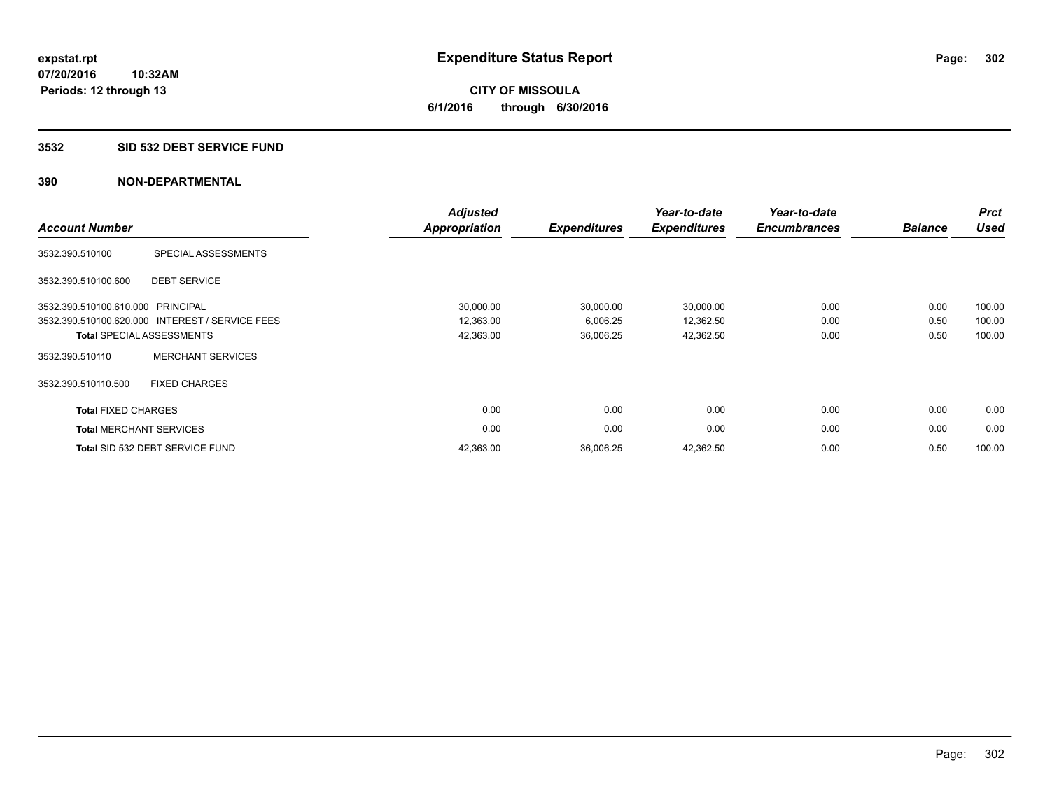**expstat.rpt**
**07/20/2016 10:32AM**
**Periods: 12 through 13**

# Expenditure Status Report

**CITY OF MISSOULA**
**6/1/2016 through 6/30/2016**

## 3532 SID 532 DEBT SERVICE FUND

## 390 NON-DEPARTMENTAL

| Account Number | | Adjusted Appropriation | Expenditures | Year-to-date Expenditures | Year-to-date Encumbrances | Balance | Prct Used |
|---|---|---|---|---|---|---|---|
| 3532.390.510100 | SPECIAL ASSESSMENTS | | | | | | |
| 3532.390.510100.600 | DEBT SERVICE | | | | | | |
| 3532.390.510100.610.000 | PRINCIPAL | 30,000.00 | 30,000.00 | 30,000.00 | 0.00 | 0.00 | 100.00 |
| 3532.390.510100.620.000 | INTEREST / SERVICE FEES | 12,363.00 | 6,006.25 | 12,362.50 | 0.00 | 0.50 | 100.00 |
| **Total** SPECIAL ASSESSMENTS | | 42,363.00 | 36,006.25 | 42,362.50 | 0.00 | 0.50 | 100.00 |
| 3532.390.510110 | MERCHANT SERVICES | | | | | | |
| 3532.390.510110.500 | FIXED CHARGES | | | | | | |
| **Total** FIXED CHARGES | | 0.00 | 0.00 | 0.00 | 0.00 | 0.00 | 0.00 |
| **Total** MERCHANT SERVICES | | 0.00 | 0.00 | 0.00 | 0.00 | 0.00 | 0.00 |
| **Total** SID 532 DEBT SERVICE FUND | | 42,363.00 | 36,006.25 | 42,362.50 | 0.00 | 0.50 | 100.00 |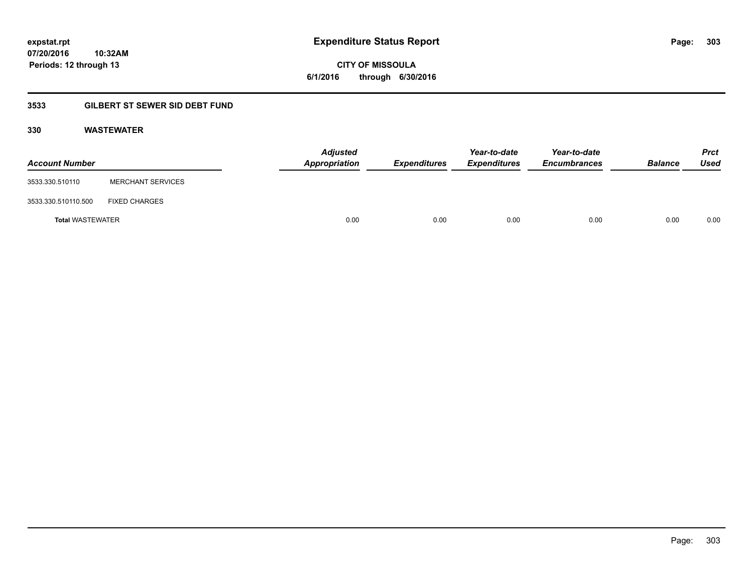**expstat.rpt**
**07/20/2016 10:32AM**
**Periods: 12 through 13**

# Expenditure Status Report

**CITY OF MISSOULA**
**6/1/2016 through 6/30/2016**

## 3533 GILBERT ST SEWER SID DEBT FUND

### 330 WASTEWATER

| Account Number | | Adjusted Appropriation | Expenditures | Year-to-date Expenditures | Year-to-date Encumbrances | Balance | Prct Used |
|---|---|---|---|---|---|---|---|
| 3533.330.510110 | MERCHANT SERVICES | | | | | | |
| 3533.330.510110.500 | FIXED CHARGES | | | | | | |
| **Total** WASTEWATER | | 0.00 | 0.00 | 0.00 | 0.00 | 0.00 | 0.00 |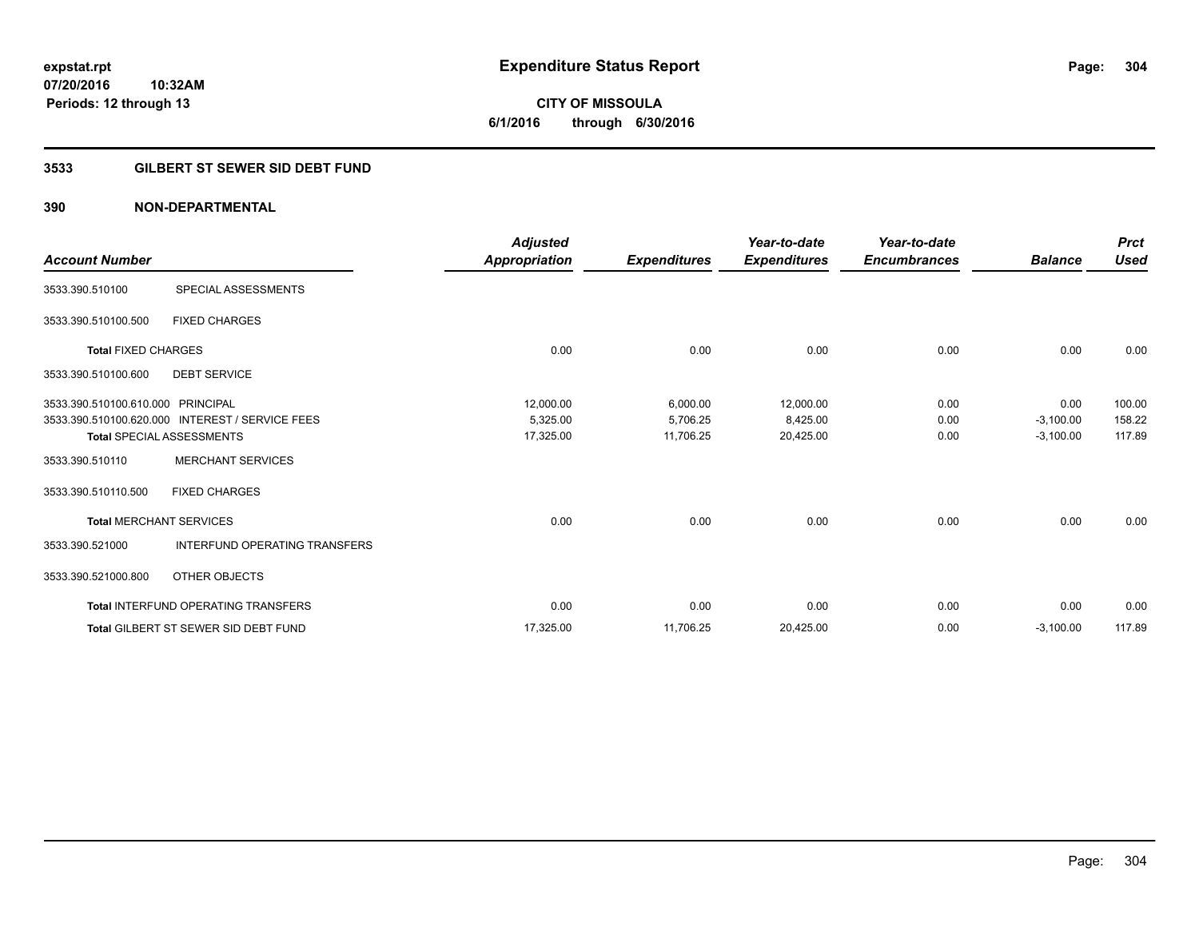**expstat.rpt**
**07/20/2016 10:32AM**
**Periods: 12 through 13**

# Expenditure Status Report

**CITY OF MISSOULA**
**6/1/2016 through 6/30/2016**

## 3533 GILBERT ST SEWER SID DEBT FUND

### 390 NON-DEPARTMENTAL

| Account Number | | Adjusted Appropriation | Expenditures | Year-to-date Expenditures | Year-to-date Encumbrances | Balance | Prct Used |
|---|---|---|---|---|---|---|---|
| 3533.390.510100 | SPECIAL ASSESSMENTS | | | | | | |
| 3533.390.510100.500 | FIXED CHARGES | | | | | | |
| **Total** FIXED CHARGES | | 0.00 | 0.00 | 0.00 | 0.00 | 0.00 | 0.00 |
| 3533.390.510100.600 | DEBT SERVICE | | | | | | |
| 3533.390.510100.610.000 | PRINCIPAL | 12,000.00 | 6,000.00 | 12,000.00 | 0.00 | 0.00 | 100.00 |
| 3533.390.510100.620.000 | INTEREST / SERVICE FEES | 5,325.00 | 5,706.25 | 8,425.00 | 0.00 | -3,100.00 | 158.22 |
| **Total** SPECIAL ASSESSMENTS | | 17,325.00 | 11,706.25 | 20,425.00 | 0.00 | -3,100.00 | 117.89 |
| 3533.390.510110 | MERCHANT SERVICES | | | | | | |
| 3533.390.510110.500 | FIXED CHARGES | | | | | | |
| **Total** MERCHANT SERVICES | | 0.00 | 0.00 | 0.00 | 0.00 | 0.00 | 0.00 |
| 3533.390.521000 | INTERFUND OPERATING TRANSFERS | | | | | | |
| 3533.390.521000.800 | OTHER OBJECTS | | | | | | |
| **Total** INTERFUND OPERATING TRANSFERS | | 0.00 | 0.00 | 0.00 | 0.00 | 0.00 | 0.00 |
| **Total** GILBERT ST SEWER SID DEBT FUND | | 17,325.00 | 11,706.25 | 20,425.00 | 0.00 | -3,100.00 | 117.89 |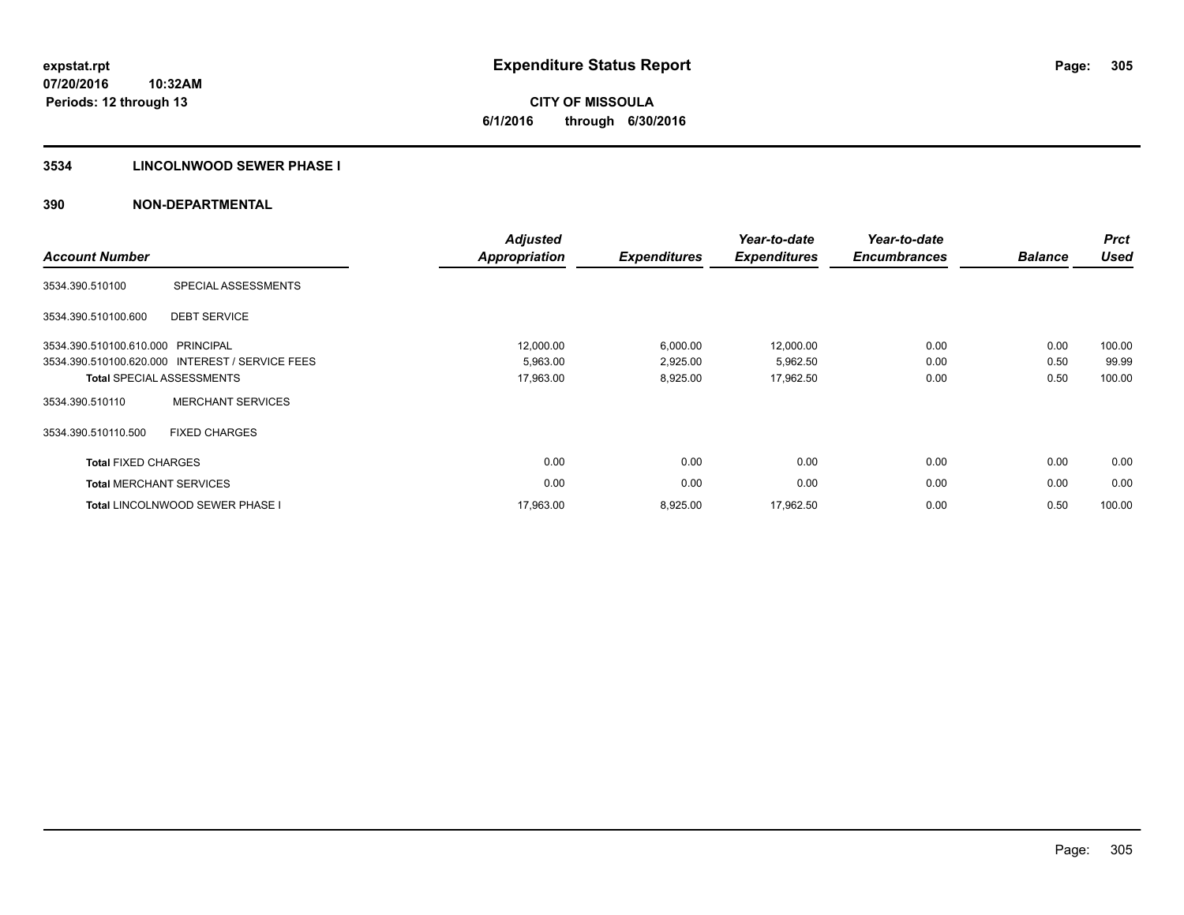**expstat.rpt**
**07/20/2016 10:32AM**
**Periods: 12 through 13**

# Expenditure Status Report

**CITY OF MISSOULA**
**6/1/2016 through 6/30/2016**

## 3534 LINCOLNWOOD SEWER PHASE I

## 390 NON-DEPARTMENTAL

| Account Number | | Adjusted Appropriation | Expenditures | Year-to-date Expenditures | Year-to-date Encumbrances | Balance | Prct Used |
|---|---|---|---|---|---|---|---|
| 3534.390.510100 | SPECIAL ASSESSMENTS | | | | | | |
| 3534.390.510100.600 | DEBT SERVICE | | | | | | |
| 3534.390.510100.610.000 | PRINCIPAL | 12,000.00 | 6,000.00 | 12,000.00 | 0.00 | 0.00 | 100.00 |
| 3534.390.510100.620.000 | INTEREST / SERVICE FEES | 5,963.00 | 2,925.00 | 5,962.50 | 0.00 | 0.50 | 99.99 |
| **Total** SPECIAL ASSESSMENTS | | 17,963.00 | 8,925.00 | 17,962.50 | 0.00 | 0.50 | 100.00 |
| 3534.390.510110 | MERCHANT SERVICES | | | | | | |
| 3534.390.510110.500 | FIXED CHARGES | | | | | | |
| **Total** FIXED CHARGES | | 0.00 | 0.00 | 0.00 | 0.00 | 0.00 | 0.00 |
| **Total** MERCHANT SERVICES | | 0.00 | 0.00 | 0.00 | 0.00 | 0.00 | 0.00 |
| **Total** LINCOLNWOOD SEWER PHASE I | | 17,963.00 | 8,925.00 | 17,962.50 | 0.00 | 0.50 | 100.00 |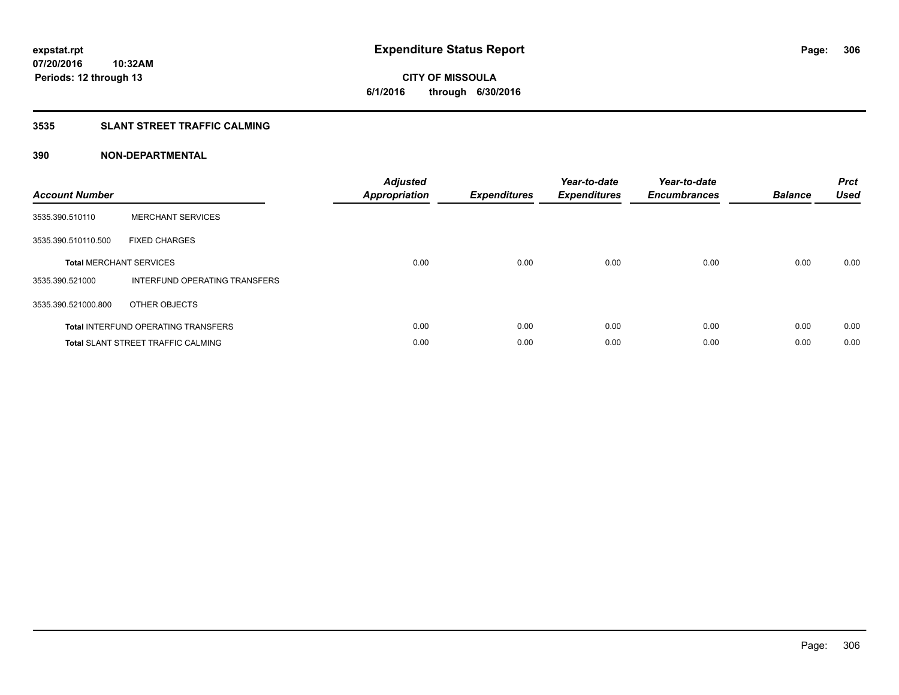**expstat.rpt**
**07/20/2016 10:32AM**
**Periods: 12 through 13**

# Expenditure Status Report

**CITY OF MISSOULA**
**6/1/2016 through 6/30/2016**

## 3535 SLANT STREET TRAFFIC CALMING

## 390 NON-DEPARTMENTAL

| Account Number | | Adjusted Appropriation | Expenditures | Year-to-date Expenditures | Year-to-date Encumbrances | Balance | Prct Used |
|---|---|---|---|---|---|---|---|
| 3535.390.510110 | MERCHANT SERVICES | | | | | | |
| 3535.390.510110.500 | FIXED CHARGES | | | | | | |
| **Total** MERCHANT SERVICES | | 0.00 | 0.00 | 0.00 | 0.00 | 0.00 | 0.00 |
| 3535.390.521000 | INTERFUND OPERATING TRANSFERS | | | | | | |
| 3535.390.521000.800 | OTHER OBJECTS | | | | | | |
| **Total** INTERFUND OPERATING TRANSFERS | | 0.00 | 0.00 | 0.00 | 0.00 | 0.00 | 0.00 |
| **Total** SLANT STREET TRAFFIC CALMING | | 0.00 | 0.00 | 0.00 | 0.00 | 0.00 | 0.00 |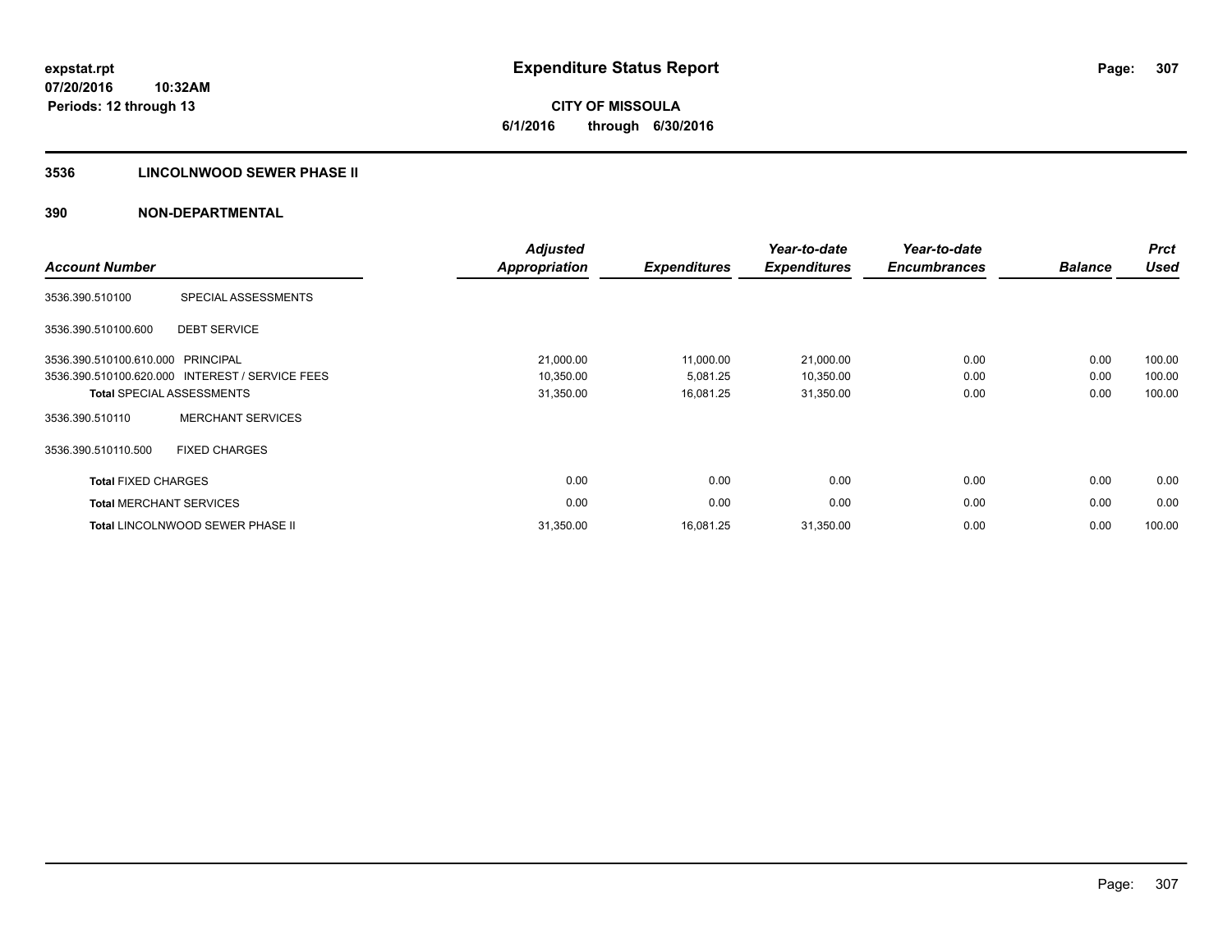**expstat.rpt**
**07/20/2016 10:32AM**
**Periods: 12 through 13**

# Expenditure Status Report

**CITY OF MISSOULA**
**6/1/2016 through 6/30/2016**

## 3536 LINCOLNWOOD SEWER PHASE II

### 390 NON-DEPARTMENTAL

| Account Number | | Adjusted Appropriation | Expenditures | Year-to-date Expenditures | Year-to-date Encumbrances | Balance | Prct Used |
|---|---|---|---|---|---|---|---|
| 3536.390.510100 | SPECIAL ASSESSMENTS | | | | | | |
| 3536.390.510100.600 | DEBT SERVICE | | | | | | |
| 3536.390.510100.610.000 | PRINCIPAL | 21,000.00 | 11,000.00 | 21,000.00 | 0.00 | 0.00 | 100.00 |
| 3536.390.510100.620.000 | INTEREST / SERVICE FEES | 10,350.00 | 5,081.25 | 10,350.00 | 0.00 | 0.00 | 100.00 |
| **Total** SPECIAL ASSESSMENTS | | 31,350.00 | 16,081.25 | 31,350.00 | 0.00 | 0.00 | 100.00 |
| 3536.390.510110 | MERCHANT SERVICES | | | | | | |
| 3536.390.510110.500 | FIXED CHARGES | | | | | | |
| **Total** FIXED CHARGES | | 0.00 | 0.00 | 0.00 | 0.00 | 0.00 | 0.00 |
| **Total** MERCHANT SERVICES | | 0.00 | 0.00 | 0.00 | 0.00 | 0.00 | 0.00 |
| **Total** LINCOLNWOOD SEWER PHASE II | | 31,350.00 | 16,081.25 | 31,350.00 | 0.00 | 0.00 | 100.00 |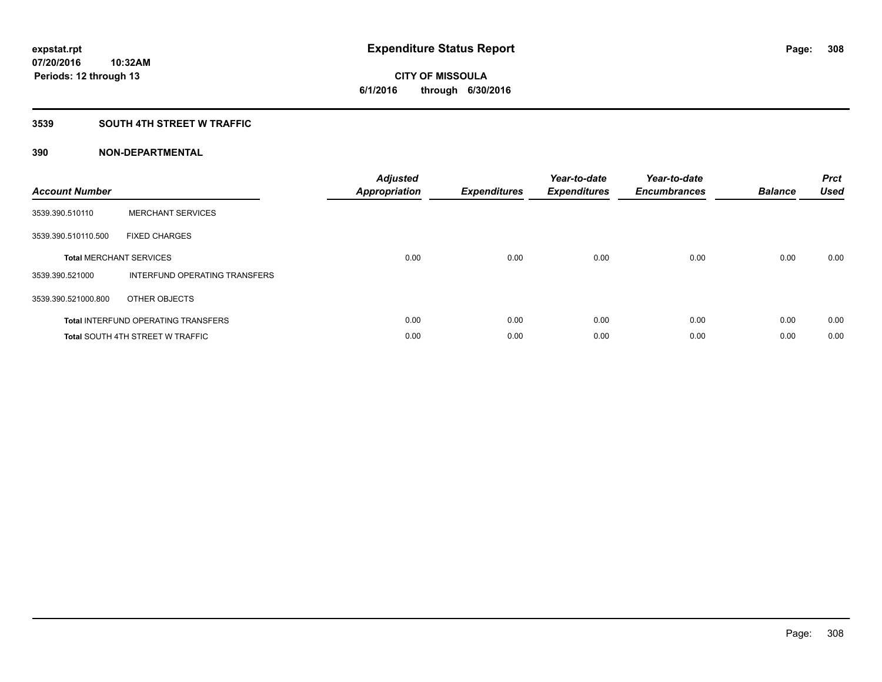**expstat.rpt**
**07/20/2016 10:32AM**
**Periods: 12 through 13**

# Expenditure Status Report

**CITY OF MISSOULA**
**6/1/2016 through 6/30/2016**

## 3539 SOUTH 4TH STREET W TRAFFIC

## 390 NON-DEPARTMENTAL

| Account Number | | Adjusted Appropriation | Expenditures | Year-to-date Expenditures | Year-to-date Encumbrances | Balance | Prct Used |
|---|---|---|---|---|---|---|---|
| 3539.390.510110 | MERCHANT SERVICES | | | | | | |
| 3539.390.510110.500 | FIXED CHARGES | | | | | | |
| **Total** MERCHANT SERVICES | | 0.00 | 0.00 | 0.00 | 0.00 | 0.00 | 0.00 |
| 3539.390.521000 | INTERFUND OPERATING TRANSFERS | | | | | | |
| 3539.390.521000.800 | OTHER OBJECTS | | | | | | |
| **Total** INTERFUND OPERATING TRANSFERS | | 0.00 | 0.00 | 0.00 | 0.00 | 0.00 | 0.00 |
| **Total** SOUTH 4TH STREET W TRAFFIC | | 0.00 | 0.00 | 0.00 | 0.00 | 0.00 | 0.00 |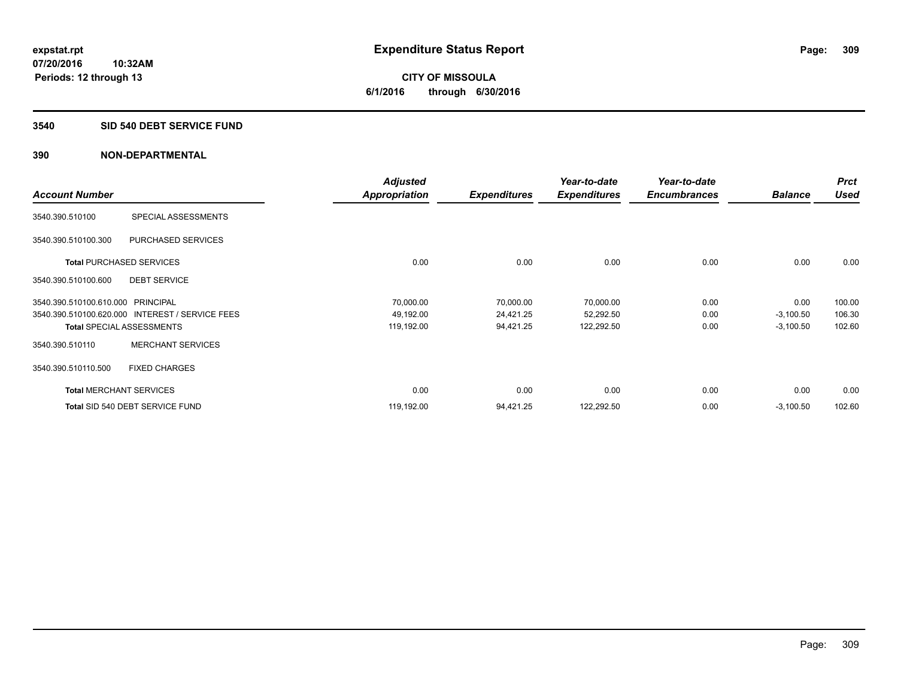expstat.rpt
07/20/2016 10:32AM
Periods: 12 through 13

# Expenditure Status Report

**CITY OF MISSOULA**
**6/1/2016 through 6/30/2016**

## 3540 SID 540 DEBT SERVICE FUND

## 390 NON-DEPARTMENTAL

| Account Number | | Adjusted Appropriation | Expenditures | Year-to-date Expenditures | Year-to-date Encumbrances | Balance | Prct Used |
|---|---|---|---|---|---|---|---|
| 3540.390.510100 | SPECIAL ASSESSMENTS | | | | | | |
| 3540.390.510100.300 | PURCHASED SERVICES | | | | | | |
| **Total** PURCHASED SERVICES | | 0.00 | 0.00 | 0.00 | 0.00 | 0.00 | 0.00 |
| 3540.390.510100.600 | DEBT SERVICE | | | | | | |
| 3540.390.510100.610.000 | PRINCIPAL | 70,000.00 | 70,000.00 | 70,000.00 | 0.00 | 0.00 | 100.00 |
| 3540.390.510100.620.000 | INTEREST / SERVICE FEES | 49,192.00 | 24,421.25 | 52,292.50 | 0.00 | -3,100.50 | 106.30 |
| **Total** SPECIAL ASSESSMENTS | | 119,192.00 | 94,421.25 | 122,292.50 | 0.00 | -3,100.50 | 102.60 |
| 3540.390.510110 | MERCHANT SERVICES | | | | | | |
| 3540.390.510110.500 | FIXED CHARGES | | | | | | |
| **Total** MERCHANT SERVICES | | 0.00 | 0.00 | 0.00 | 0.00 | 0.00 | 0.00 |
| **Total** SID 540 DEBT SERVICE FUND | | 119,192.00 | 94,421.25 | 122,292.50 | 0.00 | -3,100.50 | 102.60 |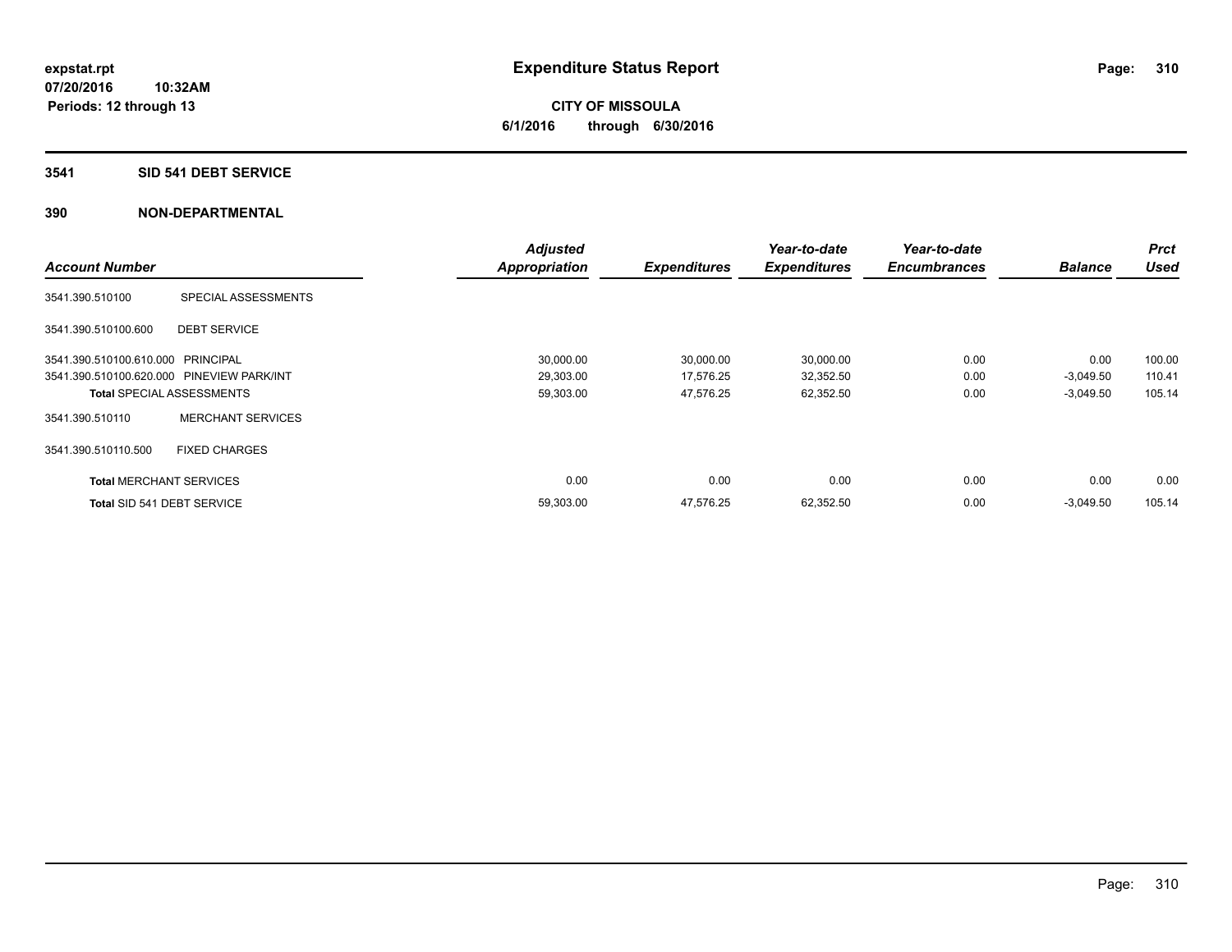# Expenditure Status Report

expstat.rpt
07/20/2016 10:32AM
Periods: 12 through 13

**CITY OF MISSOULA**
**6/1/2016 through 6/30/2016**

## 3541 SID 541 DEBT SERVICE

### 390 NON-DEPARTMENTAL

| Account Number | | Adjusted Appropriation | Expenditures | Year-to-date Expenditures | Year-to-date Encumbrances | Balance | Prct Used |
|---|---|---|---|---|---|---|---|
| 3541.390.510100 | SPECIAL ASSESSMENTS | | | | | | |
| 3541.390.510100.600 | DEBT SERVICE | | | | | | |
| 3541.390.510100.610.000 | PRINCIPAL | 30,000.00 | 30,000.00 | 30,000.00 | 0.00 | 0.00 | 100.00 |
| 3541.390.510100.620.000 | PINEVIEW PARK/INT | 29,303.00 | 17,576.25 | 32,352.50 | 0.00 | -3,049.50 | 110.41 |
| **Total** SPECIAL ASSESSMENTS | | 59,303.00 | 47,576.25 | 62,352.50 | 0.00 | -3,049.50 | 105.14 |
| 3541.390.510110 | MERCHANT SERVICES | | | | | | |
| 3541.390.510110.500 | FIXED CHARGES | | | | | | |
| **Total** MERCHANT SERVICES | | 0.00 | 0.00 | 0.00 | 0.00 | 0.00 | 0.00 |
| **Total** SID 541 DEBT SERVICE | | 59,303.00 | 47,576.25 | 62,352.50 | 0.00 | -3,049.50 | 105.14 |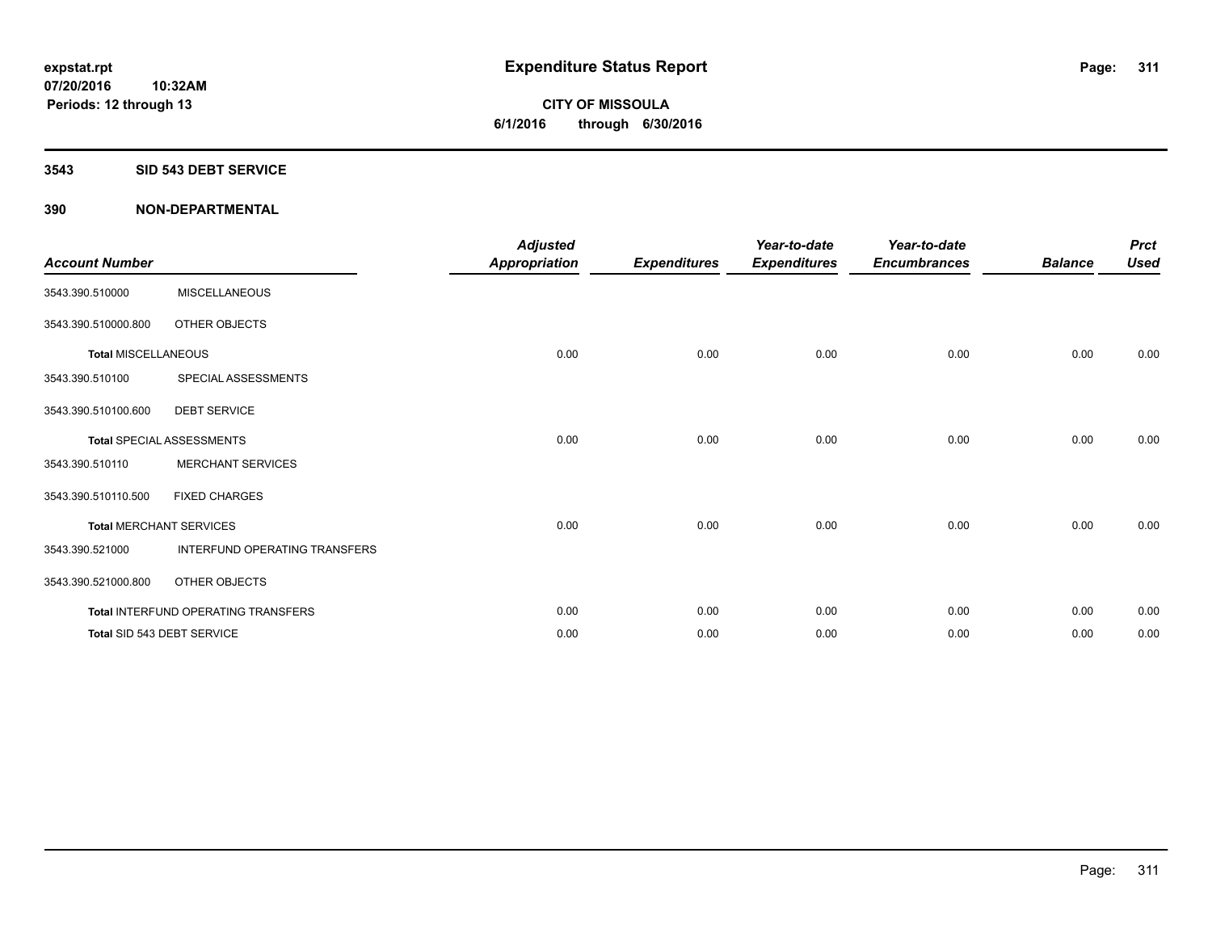expstat.rpt
07/20/2016 10:32AM
Periods: 12 through 13

# Expenditure Status Report

**CITY OF MISSOULA**
**6/1/2016 through 6/30/2016**

## 3543 SID 543 DEBT SERVICE

## 390 NON-DEPARTMENTAL

| Account Number | | Adjusted Appropriation | Expenditures | Year-to-date Expenditures | Year-to-date Encumbrances | Balance | Prct Used |
|---|---|---|---|---|---|---|---|
| 3543.390.510000 | MISCELLANEOUS | | | | | | |
| 3543.390.510000.800 | OTHER OBJECTS | | | | | | |
| **Total** MISCELLANEOUS | | 0.00 | 0.00 | 0.00 | 0.00 | 0.00 | 0.00 |
| 3543.390.510100 | SPECIAL ASSESSMENTS | | | | | | |
| 3543.390.510100.600 | DEBT SERVICE | | | | | | |
| **Total** SPECIAL ASSESSMENTS | | 0.00 | 0.00 | 0.00 | 0.00 | 0.00 | 0.00 |
| 3543.390.510110 | MERCHANT SERVICES | | | | | | |
| 3543.390.510110.500 | FIXED CHARGES | | | | | | |
| **Total** MERCHANT SERVICES | | 0.00 | 0.00 | 0.00 | 0.00 | 0.00 | 0.00 |
| 3543.390.521000 | INTERFUND OPERATING TRANSFERS | | | | | | |
| 3543.390.521000.800 | OTHER OBJECTS | | | | | | |
| **Total** INTERFUND OPERATING TRANSFERS | | 0.00 | 0.00 | 0.00 | 0.00 | 0.00 | 0.00 |
| **Total** SID 543 DEBT SERVICE | | 0.00 | 0.00 | 0.00 | 0.00 | 0.00 | 0.00 |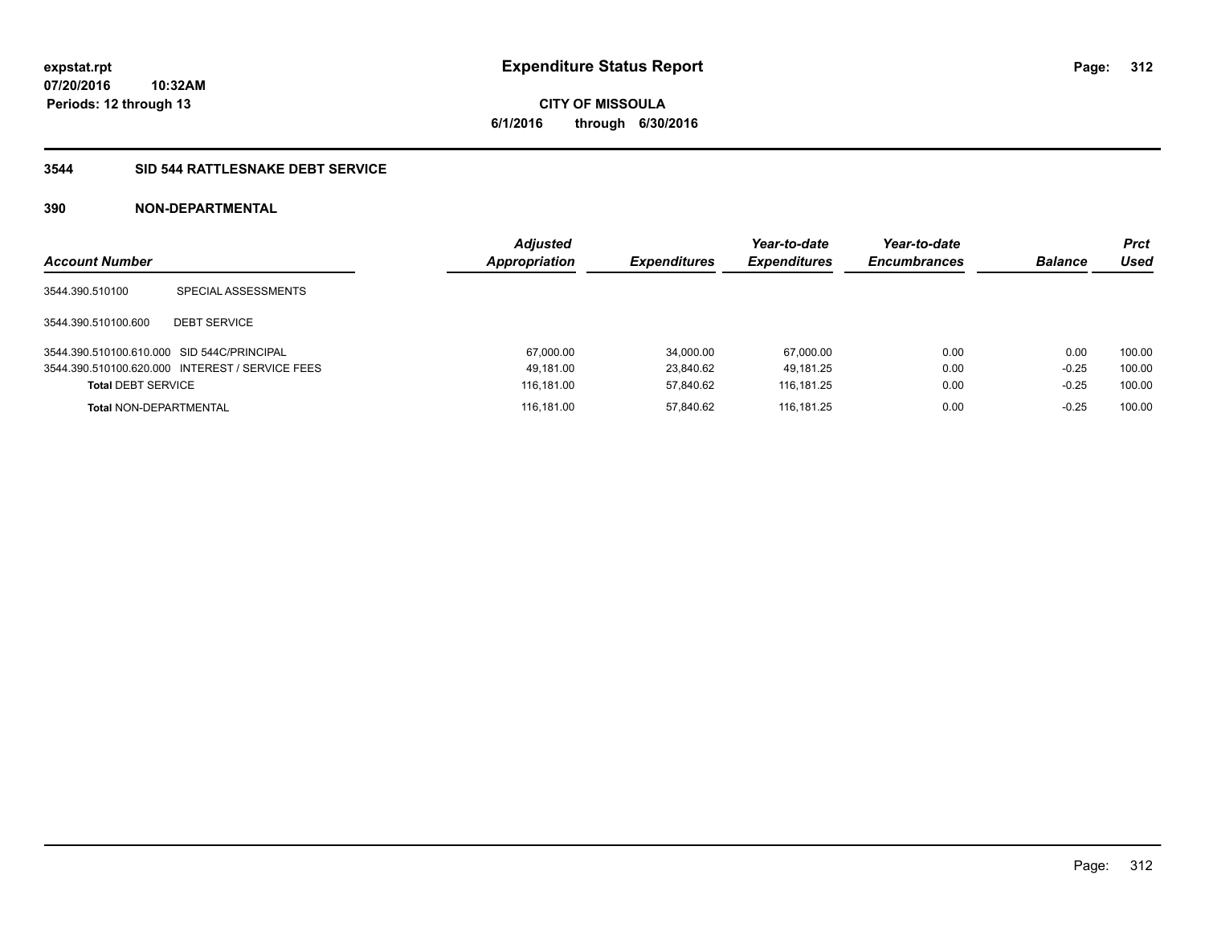**expstat.rpt**
**07/20/2016 10:32AM**
**Periods: 12 through 13**

# Expenditure Status Report

**CITY OF MISSOULA**
**6/1/2016 through 6/30/2016**

## 3544 SID 544 RATTLESNAKE DEBT SERVICE

### 390 NON-DEPARTMENTAL

| Account Number | | Adjusted Appropriation | Expenditures | Year-to-date Expenditures | Year-to-date Encumbrances | Balance | Prct Used |
|---|---|---|---|---|---|---|---|
| 3544.390.510100 | SPECIAL ASSESSMENTS | | | | | | |
| 3544.390.510100.600 | DEBT SERVICE | | | | | | |
| 3544.390.510100.610.000 | SID 544C/PRINCIPAL | 67,000.00 | 34,000.00 | 67,000.00 | 0.00 | 0.00 | 100.00 |
| 3544.390.510100.620.000 | INTEREST / SERVICE FEES | 49,181.00 | 23,840.62 | 49,181.25 | 0.00 | -0.25 | 100.00 |
| **Total** DEBT SERVICE | | 116,181.00 | 57,840.62 | 116,181.25 | 0.00 | -0.25 | 100.00 |
| **Total** NON-DEPARTMENTAL | | 116,181.00 | 57,840.62 | 116,181.25 | 0.00 | -0.25 | 100.00 |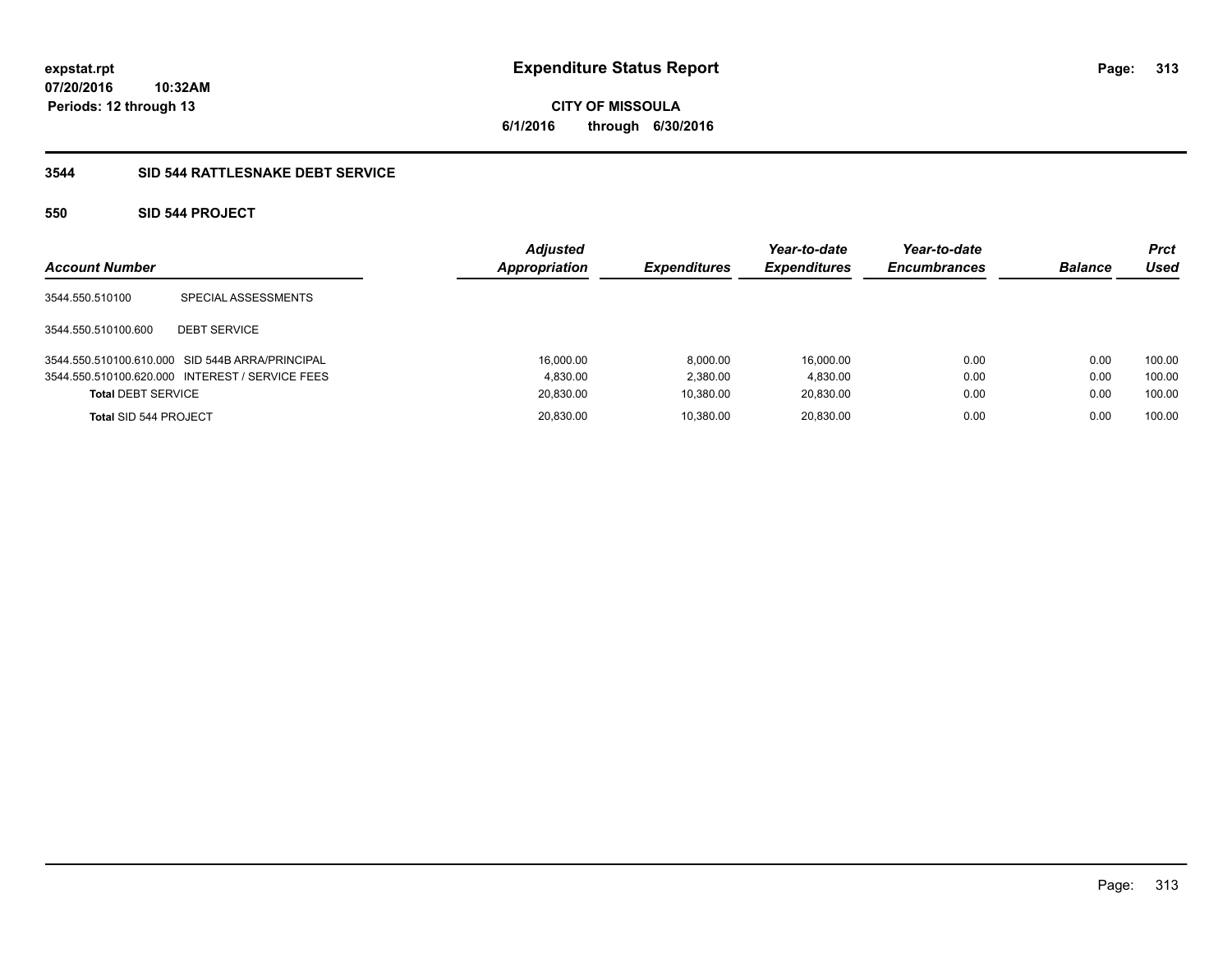# Expenditure Status Report

**CITY OF MISSOULA**

**6/1/2016 through 6/30/2016**

expstat.rpt
07/20/2016 10:32AM
Periods: 12 through 13

## 3544 SID 544 RATTLESNAKE DEBT SERVICE

### 550 SID 544 PROJECT

| Account Number | | Adjusted Appropriation | Expenditures | Year-to-date Expenditures | Year-to-date Encumbrances | Balance | Prct Used |
|---|---|---|---|---|---|---|---|
| 3544.550.510100 | SPECIAL ASSESSMENTS | | | | | | |
| 3544.550.510100.600 | DEBT SERVICE | | | | | | |
| 3544.550.510100.610.000 | SID 544B ARRA/PRINCIPAL | 16,000.00 | 8,000.00 | 16,000.00 | 0.00 | 0.00 | 100.00 |
| 3544.550.510100.620.000 | INTEREST / SERVICE FEES | 4,830.00 | 2,380.00 | 4,830.00 | 0.00 | 0.00 | 100.00 |
| **Total** DEBT SERVICE | | 20,830.00 | 10,380.00 | 20,830.00 | 0.00 | 0.00 | 100.00 |
| **Total** SID 544 PROJECT | | 20,830.00 | 10,380.00 | 20,830.00 | 0.00 | 0.00 | 100.00 |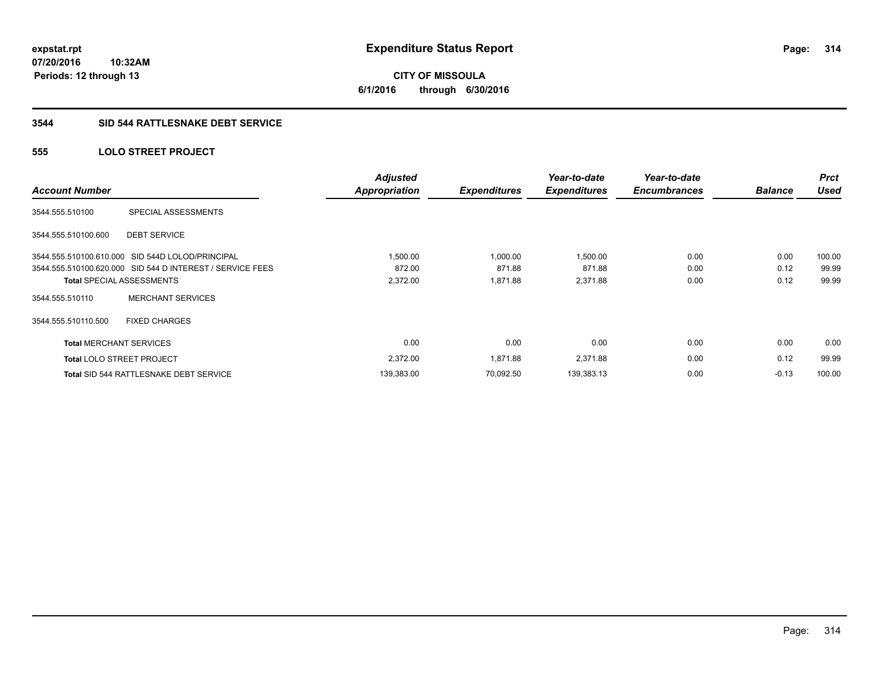**expstat.rpt**
**07/20/2016 10:32AM**
**Periods: 12 through 13**

# Expenditure Status Report

**CITY OF MISSOULA**
**6/1/2016 through 6/30/2016**

## 3544 SID 544 RATTLESNAKE DEBT SERVICE

### 555 LOLO STREET PROJECT

| Account Number | | Adjusted Appropriation | Expenditures | Year-to-date Expenditures | Year-to-date Encumbrances | Balance | Prct Used |
|---|---|---|---|---|---|---|---|
| 3544.555.510100 | SPECIAL ASSESSMENTS | | | | | | |
| 3544.555.510100.600 | DEBT SERVICE | | | | | | |
| 3544.555.510100.610.000 | SID 544D LOLOD/PRINCIPAL | 1,500.00 | 1,000.00 | 1,500.00 | 0.00 | 0.00 | 100.00 |
| 3544.555.510100.620.000 | SID 544 D INTEREST / SERVICE FEES | 872.00 | 871.88 | 871.88 | 0.00 | 0.12 | 99.99 |
| **Total** SPECIAL ASSESSMENTS | | 2,372.00 | 1,871.88 | 2,371.88 | 0.00 | 0.12 | 99.99 |
| 3544.555.510110 | MERCHANT SERVICES | | | | | | |
| 3544.555.510110.500 | FIXED CHARGES | | | | | | |
| **Total** MERCHANT SERVICES | | 0.00 | 0.00 | 0.00 | 0.00 | 0.00 | 0.00 |
| **Total** LOLO STREET PROJECT | | 2,372.00 | 1,871.88 | 2,371.88 | 0.00 | 0.12 | 99.99 |
| **Total** SID 544 RATTLESNAKE DEBT SERVICE | | 139,383.00 | 70,092.50 | 139,383.13 | 0.00 | -0.13 | 100.00 |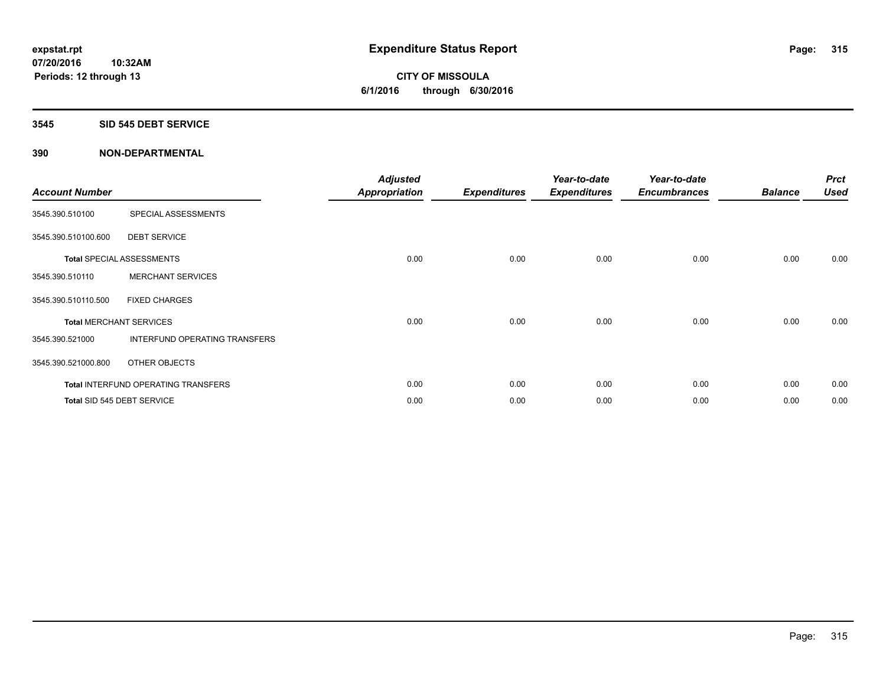# Expenditure Status Report

**expstat.rpt**
**07/20/2016 10:32AM**
**Periods: 12 through 13**

**CITY OF MISSOULA**
**6/1/2016 through 6/30/2016**

## 3545 SID 545 DEBT SERVICE

## 390 NON-DEPARTMENTAL

| Account Number | | Adjusted Appropriation | Expenditures | Year-to-date Expenditures | Year-to-date Encumbrances | Balance | Prct Used |
|---|---|---|---|---|---|---|---|
| 3545.390.510100 | SPECIAL ASSESSMENTS | | | | | | |
| 3545.390.510100.600 | DEBT SERVICE | | | | | | |
| Total SPECIAL ASSESSMENTS | | 0.00 | 0.00 | 0.00 | 0.00 | 0.00 | 0.00 |
| 3545.390.510110 | MERCHANT SERVICES | | | | | | |
| 3545.390.510110.500 | FIXED CHARGES | | | | | | |
| Total MERCHANT SERVICES | | 0.00 | 0.00 | 0.00 | 0.00 | 0.00 | 0.00 |
| 3545.390.521000 | INTERFUND OPERATING TRANSFERS | | | | | | |
| 3545.390.521000.800 | OTHER OBJECTS | | | | | | |
| Total INTERFUND OPERATING TRANSFERS | | 0.00 | 0.00 | 0.00 | 0.00 | 0.00 | 0.00 |
| Total SID 545 DEBT SERVICE | | 0.00 | 0.00 | 0.00 | 0.00 | 0.00 | 0.00 |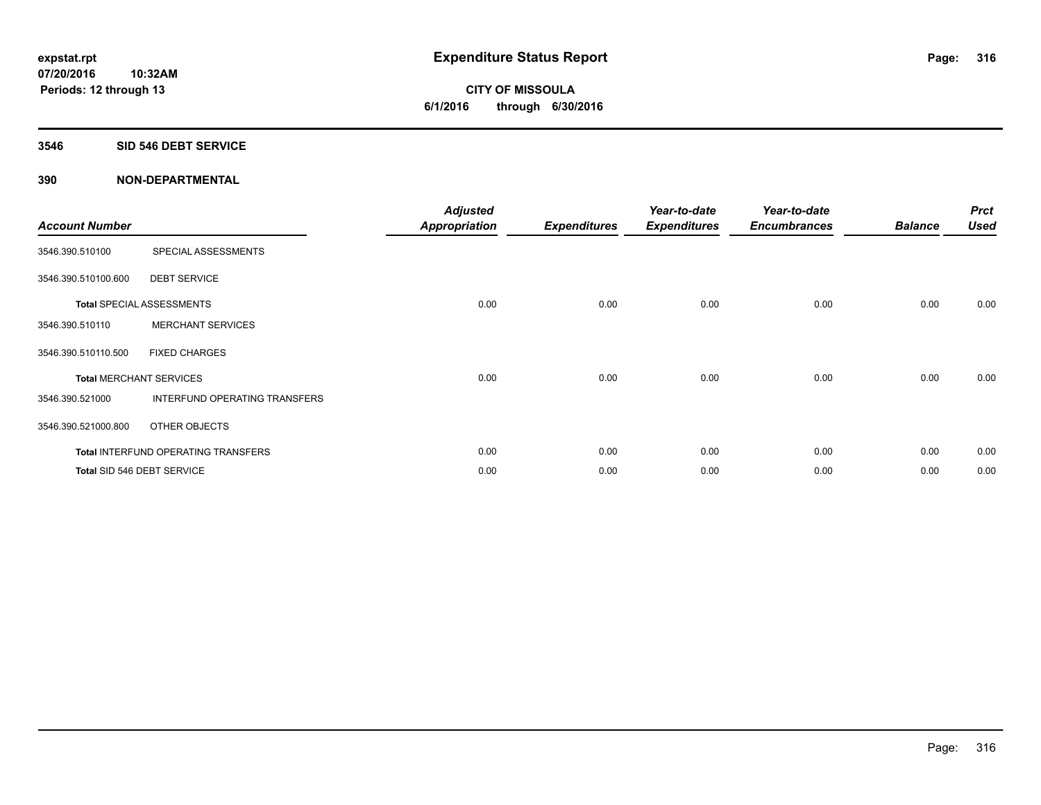# Expenditure Status Report

expstat.rpt
07/20/2016 10:32AM
Periods: 12 through 13

**CITY OF MISSOULA**
**6/1/2016 through 6/30/2016**

## 3546 SID 546 DEBT SERVICE

### 390 NON-DEPARTMENTAL

| Account Number | | Adjusted Appropriation | Expenditures | Year-to-date Expenditures | Year-to-date Encumbrances | Balance | Prct Used |
|---|---|---|---|---|---|---|---|
| 3546.390.510100 | SPECIAL ASSESSMENTS | | | | | | |
| 3546.390.510100.600 | DEBT SERVICE | | | | | | |
| **Total** SPECIAL ASSESSMENTS | | 0.00 | 0.00 | 0.00 | 0.00 | 0.00 | 0.00 |
| 3546.390.510110 | MERCHANT SERVICES | | | | | | |
| 3546.390.510110.500 | FIXED CHARGES | | | | | | |
| **Total** MERCHANT SERVICES | | 0.00 | 0.00 | 0.00 | 0.00 | 0.00 | 0.00 |
| 3546.390.521000 | INTERFUND OPERATING TRANSFERS | | | | | | |
| 3546.390.521000.800 | OTHER OBJECTS | | | | | | |
| **Total** INTERFUND OPERATING TRANSFERS | | 0.00 | 0.00 | 0.00 | 0.00 | 0.00 | 0.00 |
| **Total** SID 546 DEBT SERVICE | | 0.00 | 0.00 | 0.00 | 0.00 | 0.00 | 0.00 |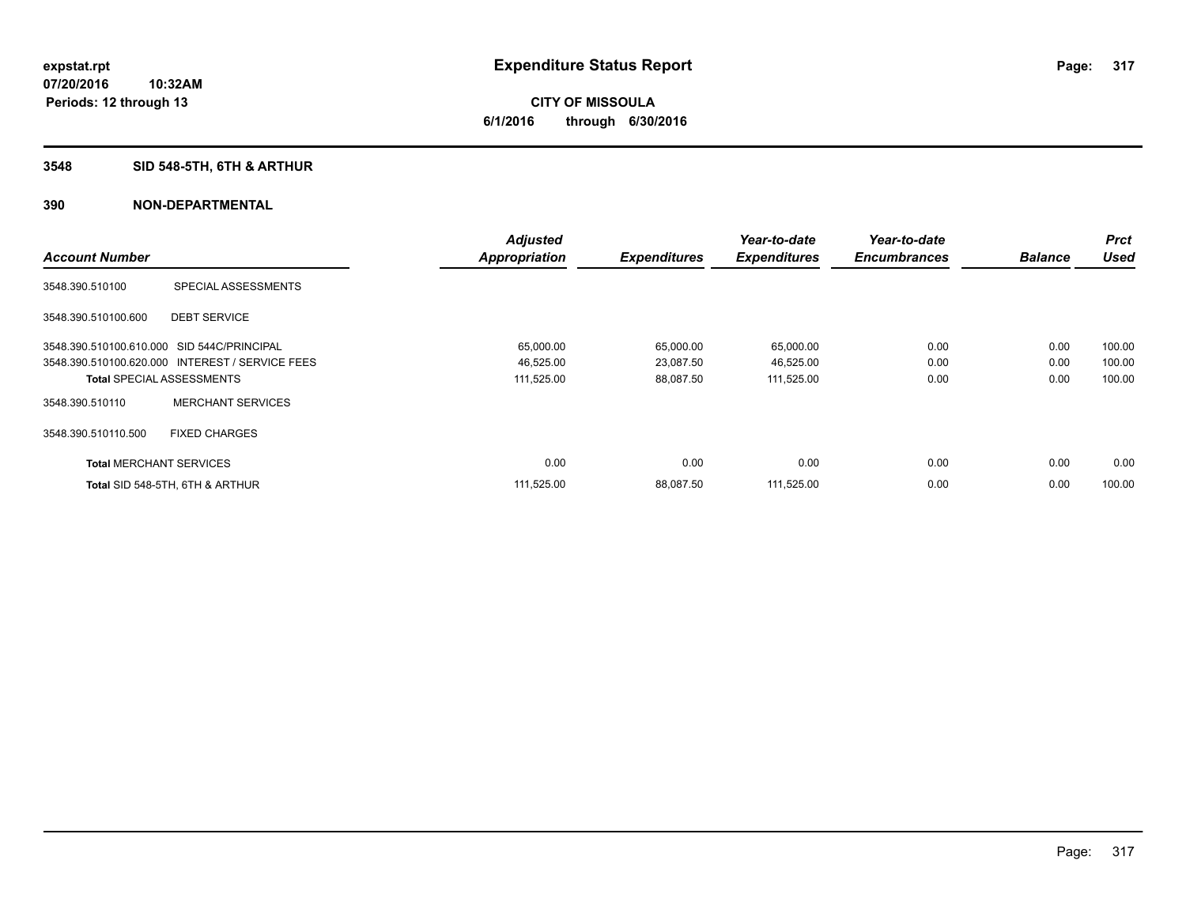expstat.rpt
07/20/2016 10:32AM
Periods: 12 through 13

# Expenditure Status Report

**CITY OF MISSOULA**
**6/1/2016 through 6/30/2016**

## 3548 SID 548-5TH, 6TH & ARTHUR

## 390 NON-DEPARTMENTAL

| Account Number | | Adjusted Appropriation | Expenditures | Year-to-date Expenditures | Year-to-date Encumbrances | Balance | Prct Used |
|---|---|---|---|---|---|---|---|
| 3548.390.510100 | SPECIAL ASSESSMENTS | | | | | | |
| 3548.390.510100.600 | DEBT SERVICE | | | | | | |
| 3548.390.510100.610.000 | SID 544C/PRINCIPAL | 65,000.00 | 65,000.00 | 65,000.00 | 0.00 | 0.00 | 100.00 |
| 3548.390.510100.620.000 | INTEREST / SERVICE FEES | 46,525.00 | 23,087.50 | 46,525.00 | 0.00 | 0.00 | 100.00 |
| **Total** SPECIAL ASSESSMENTS | | 111,525.00 | 88,087.50 | 111,525.00 | 0.00 | 0.00 | 100.00 |
| 3548.390.510110 | MERCHANT SERVICES | | | | | | |
| 3548.390.510110.500 | FIXED CHARGES | | | | | | |
| **Total** MERCHANT SERVICES | | 0.00 | 0.00 | 0.00 | 0.00 | 0.00 | 0.00 |
| **Total** SID 548-5TH, 6TH & ARTHUR | | 111,525.00 | 88,087.50 | 111,525.00 | 0.00 | 0.00 | 100.00 |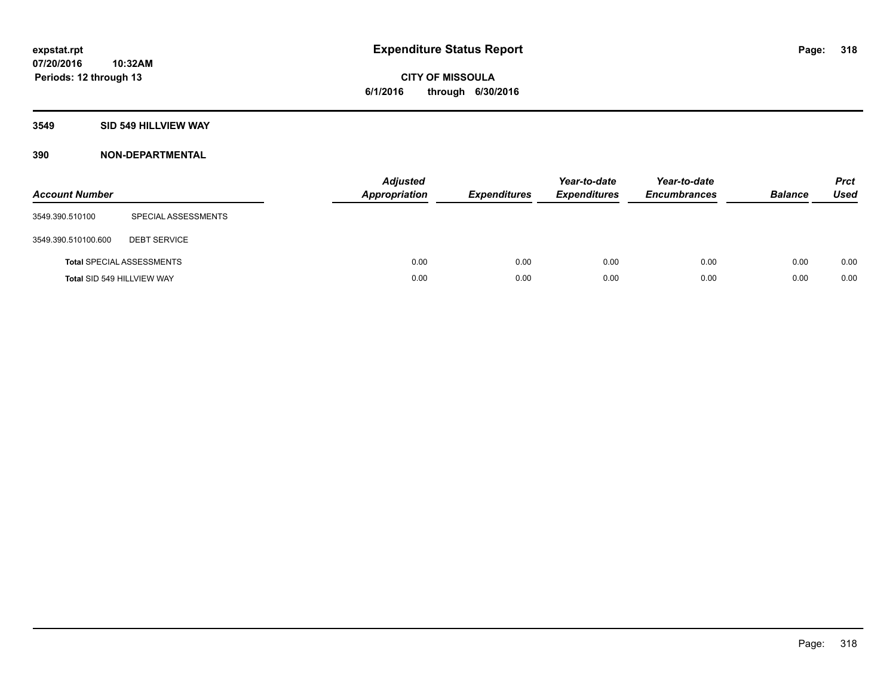expstat.rpt
07/20/2016 10:32AM
Periods: 12 through 13

# Expenditure Status Report

CITY OF MISSOULA
6/1/2016 through 6/30/2016

## 3549 SID 549 HILLVIEW WAY

## 390 NON-DEPARTMENTAL

| Account Number | | Adjusted Appropriation | Expenditures | Year-to-date Expenditures | Year-to-date Encumbrances | Balance | Prct Used |
|---|---|---|---|---|---|---|---|
| 3549.390.510100 | SPECIAL ASSESSMENTS | | | | | | |
| 3549.390.510100.600 | DEBT SERVICE | | | | | | |
| **Total** SPECIAL ASSESSMENTS | | 0.00 | 0.00 | 0.00 | 0.00 | 0.00 | 0.00 |
| **Total** SID 549 HILLVIEW WAY | | 0.00 | 0.00 | 0.00 | 0.00 | 0.00 | 0.00 |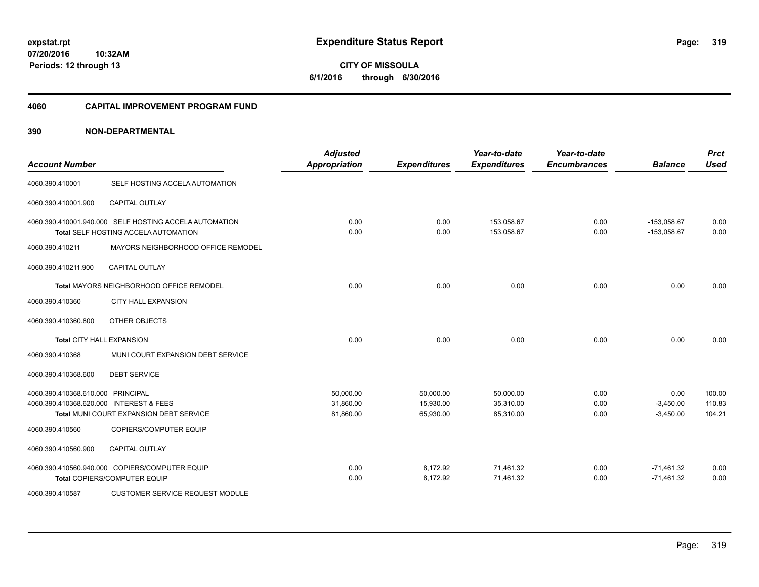# Expenditure Status Report

**CITY OF MISSOULA**
**6/1/2016 through 6/30/2016**

expstat.rpt
07/20/2016 10:32AM
Periods: 12 through 13

## 4060 CAPITAL IMPROVEMENT PROGRAM FUND

### 390 NON-DEPARTMENTAL

| Account Number | | Adjusted Appropriation | Expenditures | Year-to-date Expenditures | Year-to-date Encumbrances | Balance | Prct Used |
|---|---|---|---|---|---|---|---|
| 4060.390.410001 | SELF HOSTING ACCELA AUTOMATION | | | | | | |
| 4060.390.410001.900 | CAPITAL OUTLAY | | | | | | |
| 4060.390.410001.940.000 | SELF HOSTING ACCELA AUTOMATION | 0.00 | 0.00 | 153,058.67 | 0.00 | -153,058.67 | 0.00 |
| | Total SELF HOSTING ACCELA AUTOMATION | 0.00 | 0.00 | 153,058.67 | 0.00 | -153,058.67 | 0.00 |
| 4060.390.410211 | MAYORS NEIGHBORHOOD OFFICE REMODEL | | | | | | |
| 4060.390.410211.900 | CAPITAL OUTLAY | | | | | | |
| | Total MAYORS NEIGHBORHOOD OFFICE REMODEL | 0.00 | 0.00 | 0.00 | 0.00 | 0.00 | 0.00 |
| 4060.390.410360 | CITY HALL EXPANSION | | | | | | |
| 4060.390.410360.800 | OTHER OBJECTS | | | | | | |
| | Total CITY HALL EXPANSION | 0.00 | 0.00 | 0.00 | 0.00 | 0.00 | 0.00 |
| 4060.390.410368 | MUNI COURT EXPANSION DEBT SERVICE | | | | | | |
| 4060.390.410368.600 | DEBT SERVICE | | | | | | |
| 4060.390.410368.610.000 | PRINCIPAL | 50,000.00 | 50,000.00 | 50,000.00 | 0.00 | 0.00 | 100.00 |
| 4060.390.410368.620.000 | INTEREST & FEES | 31,860.00 | 15,930.00 | 35,310.00 | 0.00 | -3,450.00 | 110.83 |
| | Total MUNI COURT EXPANSION DEBT SERVICE | 81,860.00 | 65,930.00 | 85,310.00 | 0.00 | -3,450.00 | 104.21 |
| 4060.390.410560 | COPIERS/COMPUTER EQUIP | | | | | | |
| 4060.390.410560.900 | CAPITAL OUTLAY | | | | | | |
| 4060.390.410560.940.000 | COPIERS/COMPUTER EQUIP | 0.00 | 8,172.92 | 71,461.32 | 0.00 | -71,461.32 | 0.00 |
| | Total COPIERS/COMPUTER EQUIP | 0.00 | 8,172.92 | 71,461.32 | 0.00 | -71,461.32 | 0.00 |
| 4060.390.410587 | CUSTOMER SERVICE REQUEST MODULE | | | | | | |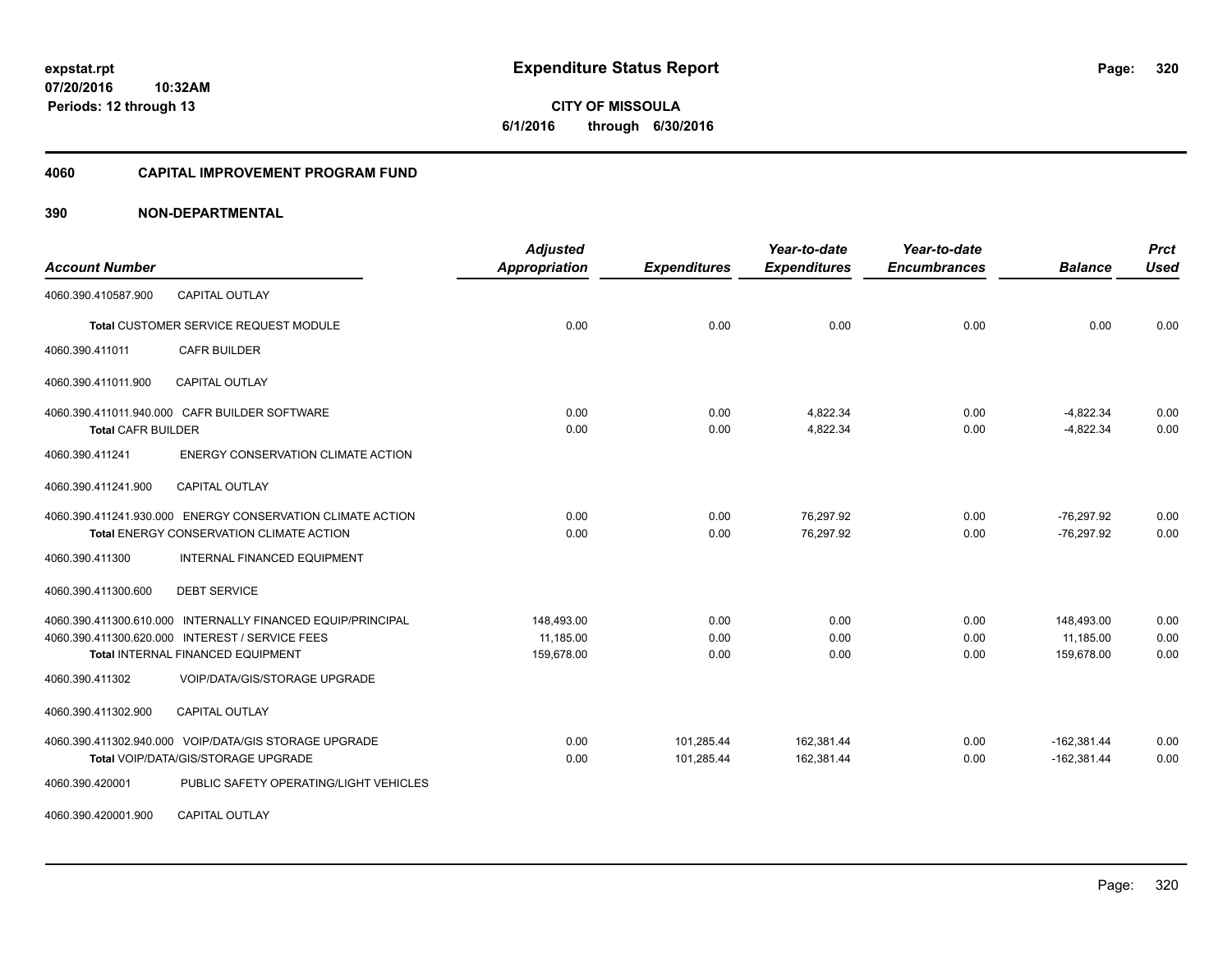# Expenditure Status Report

**CITY OF MISSOULA**

**6/1/2016 through 6/30/2016**

expstat.rpt
07/20/2016 10:32AM
Periods: 12 through 13

## 4060 CAPITAL IMPROVEMENT PROGRAM FUND

### 390 NON-DEPARTMENTAL

| Account Number | | Adjusted Appropriation | Expenditures | Year-to-date Expenditures | Year-to-date Encumbrances | Balance | Prct Used |
|---|---|---|---|---|---|---|---|
| 4060.390.410587.900 | CAPITAL OUTLAY | | | | | | |
| Total CUSTOMER SERVICE REQUEST MODULE | | 0.00 | 0.00 | 0.00 | 0.00 | 0.00 | 0.00 |
| 4060.390.411011 | CAFR BUILDER | | | | | | |
| 4060.390.411011.900 | CAPITAL OUTLAY | | | | | | |
| 4060.390.411011.940.000 | CAFR BUILDER SOFTWARE | 0.00 | 0.00 | 4,822.34 | 0.00 | -4,822.34 | 0.00 |
| Total CAFR BUILDER | | 0.00 | 0.00 | 4,822.34 | 0.00 | -4,822.34 | 0.00 |
| 4060.390.411241 | ENERGY CONSERVATION CLIMATE ACTION | | | | | | |
| 4060.390.411241.900 | CAPITAL OUTLAY | | | | | | |
| 4060.390.411241.930.000 | ENERGY CONSERVATION CLIMATE ACTION | 0.00 | 0.00 | 76,297.92 | 0.00 | -76,297.92 | 0.00 |
| Total ENERGY CONSERVATION CLIMATE ACTION | | 0.00 | 0.00 | 76,297.92 | 0.00 | -76,297.92 | 0.00 |
| 4060.390.411300 | INTERNAL FINANCED EQUIPMENT | | | | | | |
| 4060.390.411300.600 | DEBT SERVICE | | | | | | |
| 4060.390.411300.610.000 | INTERNALLY FINANCED EQUIP/PRINCIPAL | 148,493.00 | 0.00 | 0.00 | 0.00 | 148,493.00 | 0.00 |
| 4060.390.411300.620.000 | INTEREST / SERVICE FEES | 11,185.00 | 0.00 | 0.00 | 0.00 | 11,185.00 | 0.00 |
| Total INTERNAL FINANCED EQUIPMENT | | 159,678.00 | 0.00 | 0.00 | 0.00 | 159,678.00 | 0.00 |
| 4060.390.411302 | VOIP/DATA/GIS/STORAGE UPGRADE | | | | | | |
| 4060.390.411302.900 | CAPITAL OUTLAY | | | | | | |
| 4060.390.411302.940.000 | VOIP/DATA/GIS STORAGE UPGRADE | 0.00 | 101,285.44 | 162,381.44 | 0.00 | -162,381.44 | 0.00 |
| Total VOIP/DATA/GIS/STORAGE UPGRADE | | 0.00 | 101,285.44 | 162,381.44 | 0.00 | -162,381.44 | 0.00 |
| 4060.390.420001 | PUBLIC SAFETY OPERATING/LIGHT VEHICLES | | | | | | |
| 4060.390.420001.900 | CAPITAL OUTLAY | | | | | | |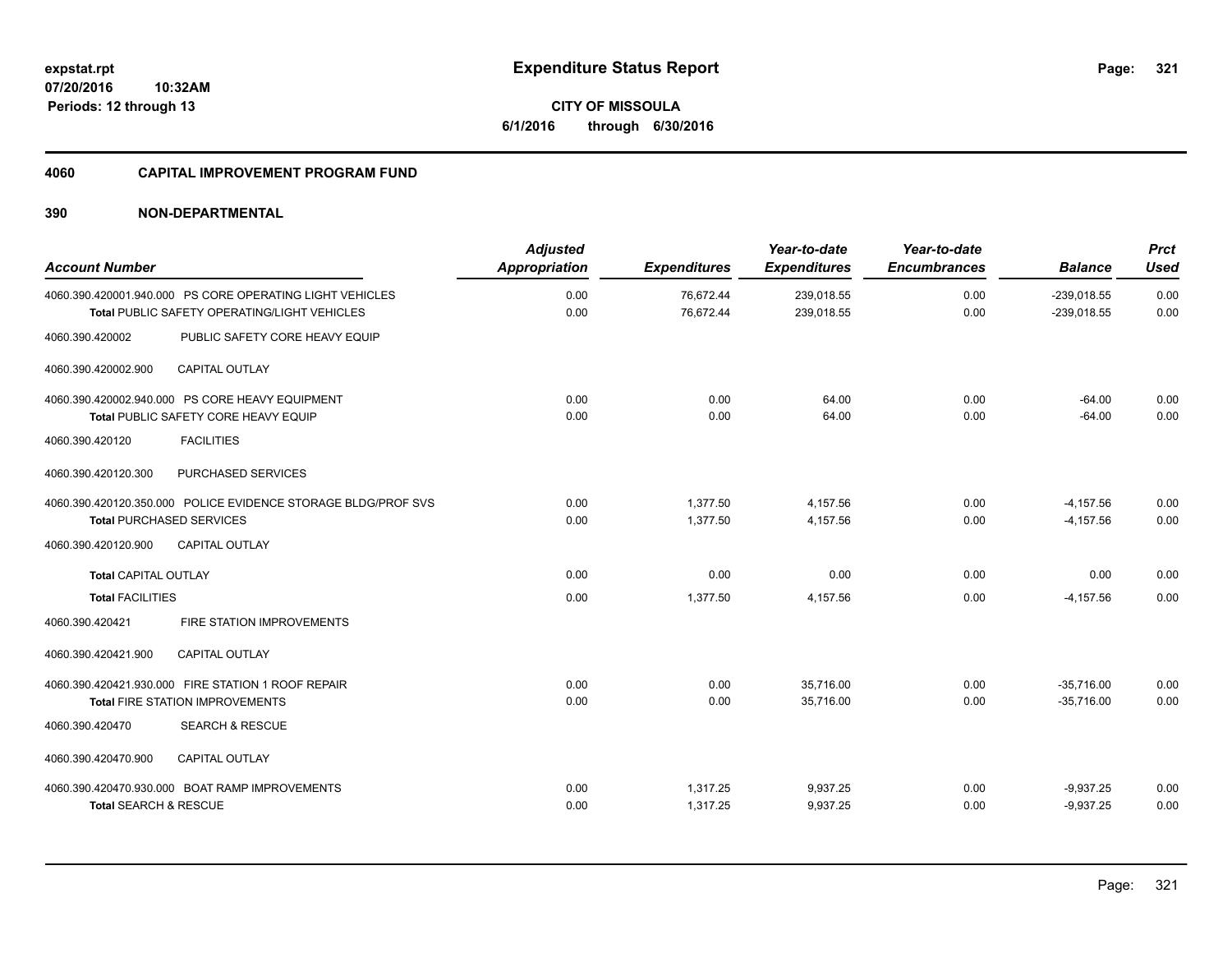**expstat.rpt**
**07/20/2016 10:32AM**
**Periods: 12 through 13**

# Expenditure Status Report

**CITY OF MISSOULA**
**6/1/2016 through 6/30/2016**

## 4060 CAPITAL IMPROVEMENT PROGRAM FUND

## 390 NON-DEPARTMENTAL

| Account Number | Adjusted Appropriation | Expenditures | Year-to-date Expenditures | Year-to-date Encumbrances | Balance | Prct Used |
|---|---|---|---|---|---|---|
| 4060.390.420001.940.000 PS CORE OPERATING LIGHT VEHICLES | 0.00 | 76,672.44 | 239,018.55 | 0.00 | -239,018.55 | 0.00 |
| **Total** PUBLIC SAFETY OPERATING/LIGHT VEHICLES | 0.00 | 76,672.44 | 239,018.55 | 0.00 | -239,018.55 | 0.00 |
| 4060.390.420002 PUBLIC SAFETY CORE HEAVY EQUIP | | | | | | |
| 4060.390.420002.900 CAPITAL OUTLAY | | | | | | |
| 4060.390.420002.940.000 PS CORE HEAVY EQUIPMENT | 0.00 | 0.00 | 64.00 | 0.00 | -64.00 | 0.00 |
| **Total** PUBLIC SAFETY CORE HEAVY EQUIP | 0.00 | 0.00 | 64.00 | 0.00 | -64.00 | 0.00 |
| 4060.390.420120 FACILITIES | | | | | | |
| 4060.390.420120.300 PURCHASED SERVICES | | | | | | |
| 4060.390.420120.350.000 POLICE EVIDENCE STORAGE BLDG/PROF SVS | 0.00 | 1,377.50 | 4,157.56 | 0.00 | -4,157.56 | 0.00 |
| **Total** PURCHASED SERVICES | 0.00 | 1,377.50 | 4,157.56 | 0.00 | -4,157.56 | 0.00 |
| 4060.390.420120.900 CAPITAL OUTLAY | | | | | | |
| **Total** CAPITAL OUTLAY | 0.00 | 0.00 | 0.00 | 0.00 | 0.00 | 0.00 |
| **Total** FACILITIES | 0.00 | 1,377.50 | 4,157.56 | 0.00 | -4,157.56 | 0.00 |
| 4060.390.420421 FIRE STATION IMPROVEMENTS | | | | | | |
| 4060.390.420421.900 CAPITAL OUTLAY | | | | | | |
| 4060.390.420421.930.000 FIRE STATION 1 ROOF REPAIR | 0.00 | 0.00 | 35,716.00 | 0.00 | -35,716.00 | 0.00 |
| **Total** FIRE STATION IMPROVEMENTS | 0.00 | 0.00 | 35,716.00 | 0.00 | -35,716.00 | 0.00 |
| 4060.390.420470 SEARCH & RESCUE | | | | | | |
| 4060.390.420470.900 CAPITAL OUTLAY | | | | | | |
| 4060.390.420470.930.000 BOAT RAMP IMPROVEMENTS | 0.00 | 1,317.25 | 9,937.25 | 0.00 | -9,937.25 | 0.00 |
| **Total** SEARCH & RESCUE | 0.00 | 1,317.25 | 9,937.25 | 0.00 | -9,937.25 | 0.00 |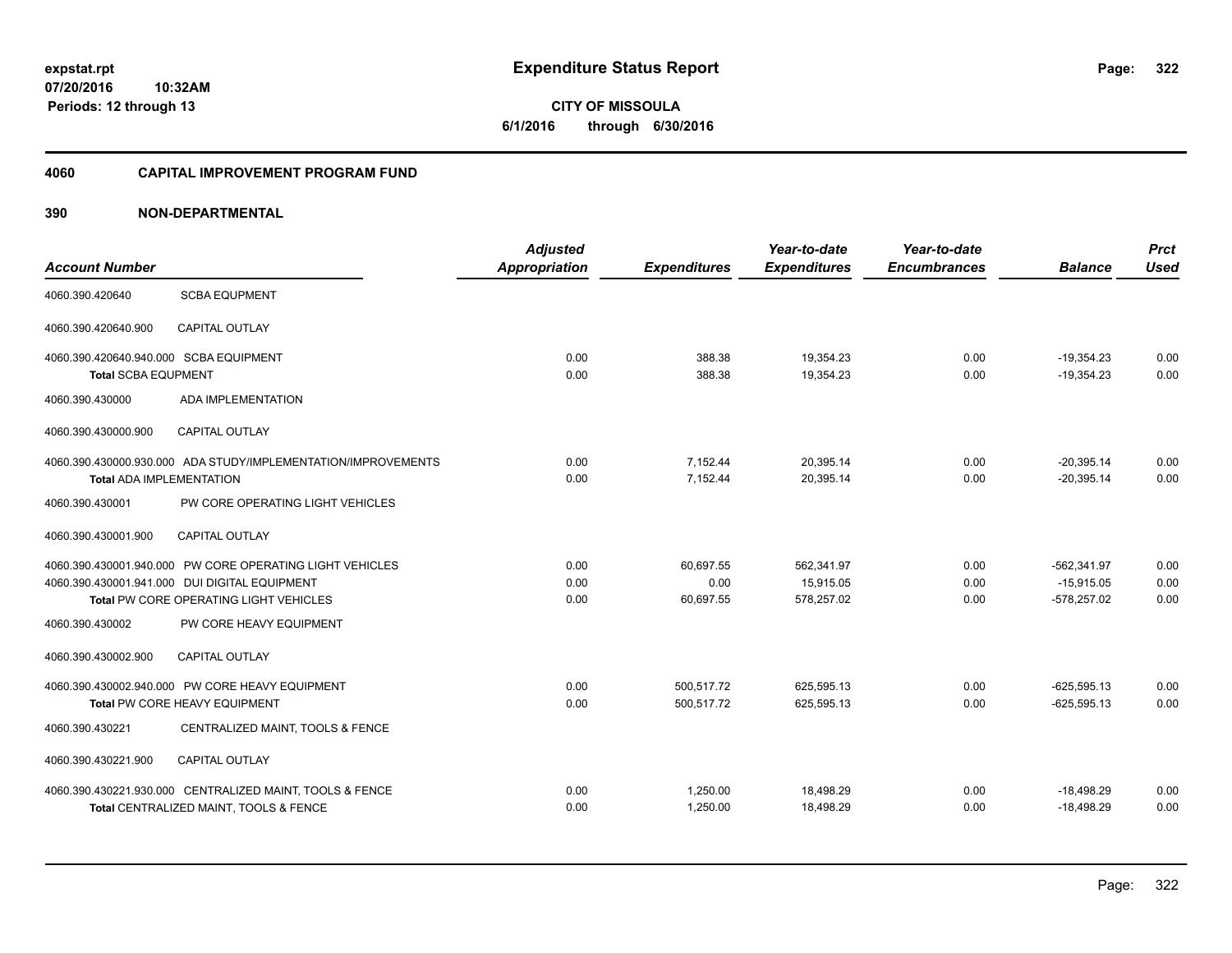**expstat.rpt**
**07/20/2016 10:32AM**
**Periods: 12 through 13**

# Expenditure Status Report

**CITY OF MISSOULA**
**6/1/2016 through 6/30/2016**

## 4060 CAPITAL IMPROVEMENT PROGRAM FUND

### 390 NON-DEPARTMENTAL

| Account Number | | Adjusted Appropriation | Expenditures | Year-to-date Expenditures | Year-to-date Encumbrances | Balance | Prct Used |
|---|---|---|---|---|---|---|---|
| 4060.390.420640 | SCBA EQUPMENT | | | | | | |
| 4060.390.420640.900 | CAPITAL OUTLAY | | | | | | |
| 4060.390.420640.940.000 | SCBA EQUIPMENT | 0.00 | 388.38 | 19,354.23 | 0.00 | -19,354.23 | 0.00 |
| **Total** SCBA EQUPMENT | | 0.00 | 388.38 | 19,354.23 | 0.00 | -19,354.23 | 0.00 |
| 4060.390.430000 | ADA IMPLEMENTATION | | | | | | |
| 4060.390.430000.900 | CAPITAL OUTLAY | | | | | | |
| 4060.390.430000.930.000 | ADA STUDY/IMPLEMENTATION/IMPROVEMENTS | 0.00 | 7,152.44 | 20,395.14 | 0.00 | -20,395.14 | 0.00 |
| **Total** ADA IMPLEMENTATION | | 0.00 | 7,152.44 | 20,395.14 | 0.00 | -20,395.14 | 0.00 |
| 4060.390.430001 | PW CORE OPERATING LIGHT VEHICLES | | | | | | |
| 4060.390.430001.900 | CAPITAL OUTLAY | | | | | | |
| 4060.390.430001.940.000 | PW CORE OPERATING LIGHT VEHICLES | 0.00 | 60,697.55 | 562,341.97 | 0.00 | -562,341.97 | 0.00 |
| 4060.390.430001.941.000 | DUI DIGITAL EQUIPMENT | 0.00 | 0.00 | 15,915.05 | 0.00 | -15,915.05 | 0.00 |
| **Total** PW CORE OPERATING LIGHT VEHICLES | | 0.00 | 60,697.55 | 578,257.02 | 0.00 | -578,257.02 | 0.00 |
| 4060.390.430002 | PW CORE HEAVY EQUIPMENT | | | | | | |
| 4060.390.430002.900 | CAPITAL OUTLAY | | | | | | |
| 4060.390.430002.940.000 | PW CORE HEAVY EQUIPMENT | 0.00 | 500,517.72 | 625,595.13 | 0.00 | -625,595.13 | 0.00 |
| **Total** PW CORE HEAVY EQUIPMENT | | 0.00 | 500,517.72 | 625,595.13 | 0.00 | -625,595.13 | 0.00 |
| 4060.390.430221 | CENTRALIZED MAINT, TOOLS & FENCE | | | | | | |
| 4060.390.430221.900 | CAPITAL OUTLAY | | | | | | |
| 4060.390.430221.930.000 | CENTRALIZED MAINT, TOOLS & FENCE | 0.00 | 1,250.00 | 18,498.29 | 0.00 | -18,498.29 | 0.00 |
| **Total** CENTRALIZED MAINT, TOOLS & FENCE | | 0.00 | 1,250.00 | 18,498.29 | 0.00 | -18,498.29 | 0.00 |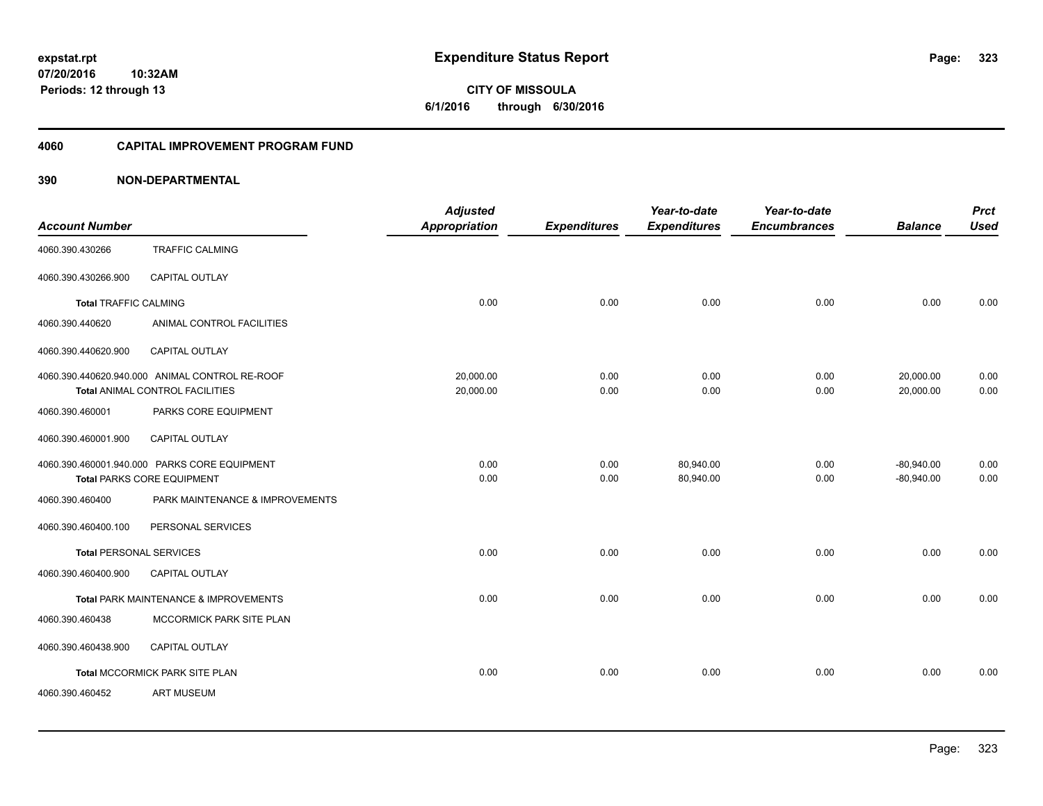expstat.rpt
07/20/2016 10:32AM
Periods: 12 through 13

# Expenditure Status Report

**CITY OF MISSOULA**
**6/1/2016 through 6/30/2016**

## 4060 CAPITAL IMPROVEMENT PROGRAM FUND

## 390 NON-DEPARTMENTAL

| Account Number | | Adjusted Appropriation | Expenditures | Year-to-date Expenditures | Year-to-date Encumbrances | Balance | Prct Used |
|---|---|---|---|---|---|---|---|
| 4060.390.430266 | TRAFFIC CALMING | | | | | | |
| 4060.390.430266.900 | CAPITAL OUTLAY | | | | | | |
| **Total** TRAFFIC CALMING | | 0.00 | 0.00 | 0.00 | 0.00 | 0.00 | 0.00 |
| 4060.390.440620 | ANIMAL CONTROL FACILITIES | | | | | | |
| 4060.390.440620.900 | CAPITAL OUTLAY | | | | | | |
| 4060.390.440620.940.000 | ANIMAL CONTROL RE-ROOF | 20,000.00 | 0.00 | 0.00 | 0.00 | 20,000.00 | 0.00 |
| **Total** ANIMAL CONTROL FACILITIES | | 20,000.00 | 0.00 | 0.00 | 0.00 | 20,000.00 | 0.00 |
| 4060.390.460001 | PARKS CORE EQUIPMENT | | | | | | |
| 4060.390.460001.900 | CAPITAL OUTLAY | | | | | | |
| 4060.390.460001.940.000 | PARKS CORE EQUIPMENT | 0.00 | 0.00 | 80,940.00 | 0.00 | -80,940.00 | 0.00 |
| **Total** PARKS CORE EQUIPMENT | | 0.00 | 0.00 | 80,940.00 | 0.00 | -80,940.00 | 0.00 |
| 4060.390.460400 | PARK MAINTENANCE & IMPROVEMENTS | | | | | | |
| 4060.390.460400.100 | PERSONAL SERVICES | | | | | | |
| **Total** PERSONAL SERVICES | | 0.00 | 0.00 | 0.00 | 0.00 | 0.00 | 0.00 |
| 4060.390.460400.900 | CAPITAL OUTLAY | | | | | | |
| **Total** PARK MAINTENANCE & IMPROVEMENTS | | 0.00 | 0.00 | 0.00 | 0.00 | 0.00 | 0.00 |
| 4060.390.460438 | MCCORMICK PARK SITE PLAN | | | | | | |
| 4060.390.460438.900 | CAPITAL OUTLAY | | | | | | |
| **Total** MCCORMICK PARK SITE PLAN | | 0.00 | 0.00 | 0.00 | 0.00 | 0.00 | 0.00 |
| 4060.390.460452 | ART MUSEUM | | | | | | |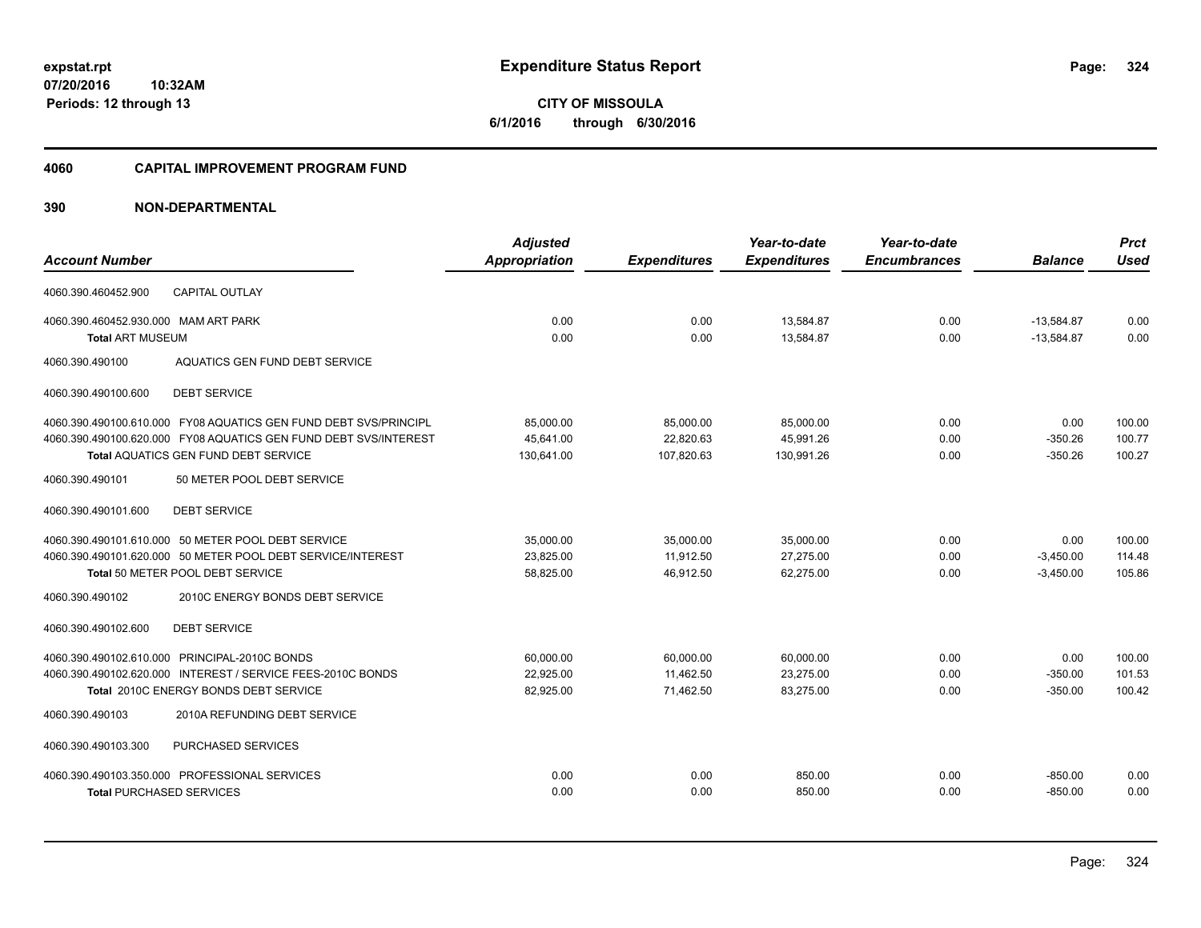**expstat.rpt**
**07/20/2016 10:32AM**
**Periods: 12 through 13**

# Expenditure Status Report

**CITY OF MISSOULA**
**6/1/2016 through 6/30/2016**

## 4060 CAPITAL IMPROVEMENT PROGRAM FUND

## 390 NON-DEPARTMENTAL

| Account Number | Adjusted Appropriation | Expenditures | Year-to-date Expenditures | Year-to-date Encumbrances | Balance | Prct Used |
|---|---|---|---|---|---|---|
| 4060.390.460452.900 CAPITAL OUTLAY | | | | | | |
| 4060.390.460452.930.000 MAM ART PARK | 0.00 | 0.00 | 13,584.87 | 0.00 | -13,584.87 | 0.00 |
| **Total** ART MUSEUM | 0.00 | 0.00 | 13,584.87 | 0.00 | -13,584.87 | 0.00 |
| 4060.390.490100 AQUATICS GEN FUND DEBT SERVICE | | | | | | |
| 4060.390.490100.600 DEBT SERVICE | | | | | | |
| 4060.390.490100.610.000 FY08 AQUATICS GEN FUND DEBT SVS/PRINCIPL | 85,000.00 | 85,000.00 | 85,000.00 | 0.00 | 0.00 | 100.00 |
| 4060.390.490100.620.000 FY08 AQUATICS GEN FUND DEBT SVS/INTEREST | 45,641.00 | 22,820.63 | 45,991.26 | 0.00 | -350.26 | 100.77 |
| **Total** AQUATICS GEN FUND DEBT SERVICE | 130,641.00 | 107,820.63 | 130,991.26 | 0.00 | -350.26 | 100.27 |
| 4060.390.490101 50 METER POOL DEBT SERVICE | | | | | | |
| 4060.390.490101.600 DEBT SERVICE | | | | | | |
| 4060.390.490101.610.000 50 METER POOL DEBT SERVICE | 35,000.00 | 35,000.00 | 35,000.00 | 0.00 | 0.00 | 100.00 |
| 4060.390.490101.620.000 50 METER POOL DEBT SERVICE/INTEREST | 23,825.00 | 11,912.50 | 27,275.00 | 0.00 | -3,450.00 | 114.48 |
| **Total** 50 METER POOL DEBT SERVICE | 58,825.00 | 46,912.50 | 62,275.00 | 0.00 | -3,450.00 | 105.86 |
| 4060.390.490102 2010C ENERGY BONDS DEBT SERVICE | | | | | | |
| 4060.390.490102.600 DEBT SERVICE | | | | | | |
| 4060.390.490102.610.000 PRINCIPAL-2010C BONDS | 60,000.00 | 60,000.00 | 60,000.00 | 0.00 | 0.00 | 100.00 |
| 4060.390.490102.620.000 INTEREST / SERVICE FEES-2010C BONDS | 22,925.00 | 11,462.50 | 23,275.00 | 0.00 | -350.00 | 101.53 |
| **Total** 2010C ENERGY BONDS DEBT SERVICE | 82,925.00 | 71,462.50 | 83,275.00 | 0.00 | -350.00 | 100.42 |
| 4060.390.490103 2010A REFUNDING DEBT SERVICE | | | | | | |
| 4060.390.490103.300 PURCHASED SERVICES | | | | | | |
| 4060.390.490103.350.000 PROFESSIONAL SERVICES | 0.00 | 0.00 | 850.00 | 0.00 | -850.00 | 0.00 |
| **Total** PURCHASED SERVICES | 0.00 | 0.00 | 850.00 | 0.00 | -850.00 | 0.00 |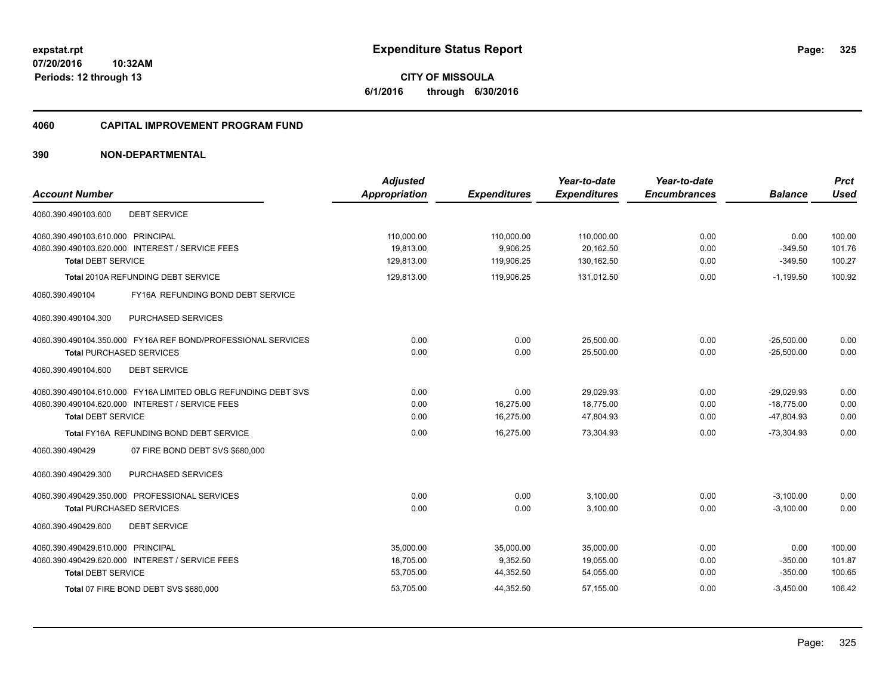expstat.rpt
07/20/2016 10:32AM
Periods: 12 through 13

# Expenditure Status Report

CITY OF MISSOULA
6/1/2016 through 6/30/2016

## 4060 CAPITAL IMPROVEMENT PROGRAM FUND

## 390 NON-DEPARTMENTAL

| Account Number | Adjusted Appropriation | Expenditures | Year-to-date Expenditures | Year-to-date Encumbrances | Balance | Prct Used |
|---|---|---|---|---|---|---|
| 4060.390.490103.600 DEBT SERVICE | | | | | | |
| 4060.390.490103.610.000 PRINCIPAL | 110,000.00 | 110,000.00 | 110,000.00 | 0.00 | 0.00 | 100.00 |
| 4060.390.490103.620.000 INTEREST / SERVICE FEES | 19,813.00 | 9,906.25 | 20,162.50 | 0.00 | -349.50 | 101.76 |
| Total DEBT SERVICE | 129,813.00 | 119,906.25 | 130,162.50 | 0.00 | -349.50 | 100.27 |
| Total 2010A REFUNDING DEBT SERVICE | 129,813.00 | 119,906.25 | 131,012.50 | 0.00 | -1,199.50 | 100.92 |
| 4060.390.490104 FY16A REFUNDING BOND DEBT SERVICE | | | | | | |
| 4060.390.490104.300 PURCHASED SERVICES | | | | | | |
| 4060.390.490104.350.000 FY16A REF BOND/PROFESSIONAL SERVICES | 0.00 | 0.00 | 25,500.00 | 0.00 | -25,500.00 | 0.00 |
| Total PURCHASED SERVICES | 0.00 | 0.00 | 25,500.00 | 0.00 | -25,500.00 | 0.00 |
| 4060.390.490104.600 DEBT SERVICE | | | | | | |
| 4060.390.490104.610.000 FY16A LIMITED OBLG REFUNDING DEBT SVS | 0.00 | 0.00 | 29,029.93 | 0.00 | -29,029.93 | 0.00 |
| 4060.390.490104.620.000 INTEREST / SERVICE FEES | 0.00 | 16,275.00 | 18,775.00 | 0.00 | -18,775.00 | 0.00 |
| Total DEBT SERVICE | 0.00 | 16,275.00 | 47,804.93 | 0.00 | -47,804.93 | 0.00 |
| Total FY16A REFUNDING BOND DEBT SERVICE | 0.00 | 16,275.00 | 73,304.93 | 0.00 | -73,304.93 | 0.00 |
| 4060.390.490429 07 FIRE BOND DEBT SVS $680,000 | | | | | | |
| 4060.390.490429.300 PURCHASED SERVICES | | | | | | |
| 4060.390.490429.350.000 PROFESSIONAL SERVICES | 0.00 | 0.00 | 3,100.00 | 0.00 | -3,100.00 | 0.00 |
| Total PURCHASED SERVICES | 0.00 | 0.00 | 3,100.00 | 0.00 | -3,100.00 | 0.00 |
| 4060.390.490429.600 DEBT SERVICE | | | | | | |
| 4060.390.490429.610.000 PRINCIPAL | 35,000.00 | 35,000.00 | 35,000.00 | 0.00 | 0.00 | 100.00 |
| 4060.390.490429.620.000 INTEREST / SERVICE FEES | 18,705.00 | 9,352.50 | 19,055.00 | 0.00 | -350.00 | 101.87 |
| Total DEBT SERVICE | 53,705.00 | 44,352.50 | 54,055.00 | 0.00 | -350.00 | 100.65 |
| Total 07 FIRE BOND DEBT SVS $680,000 | 53,705.00 | 44,352.50 | 57,155.00 | 0.00 | -3,450.00 | 106.42 |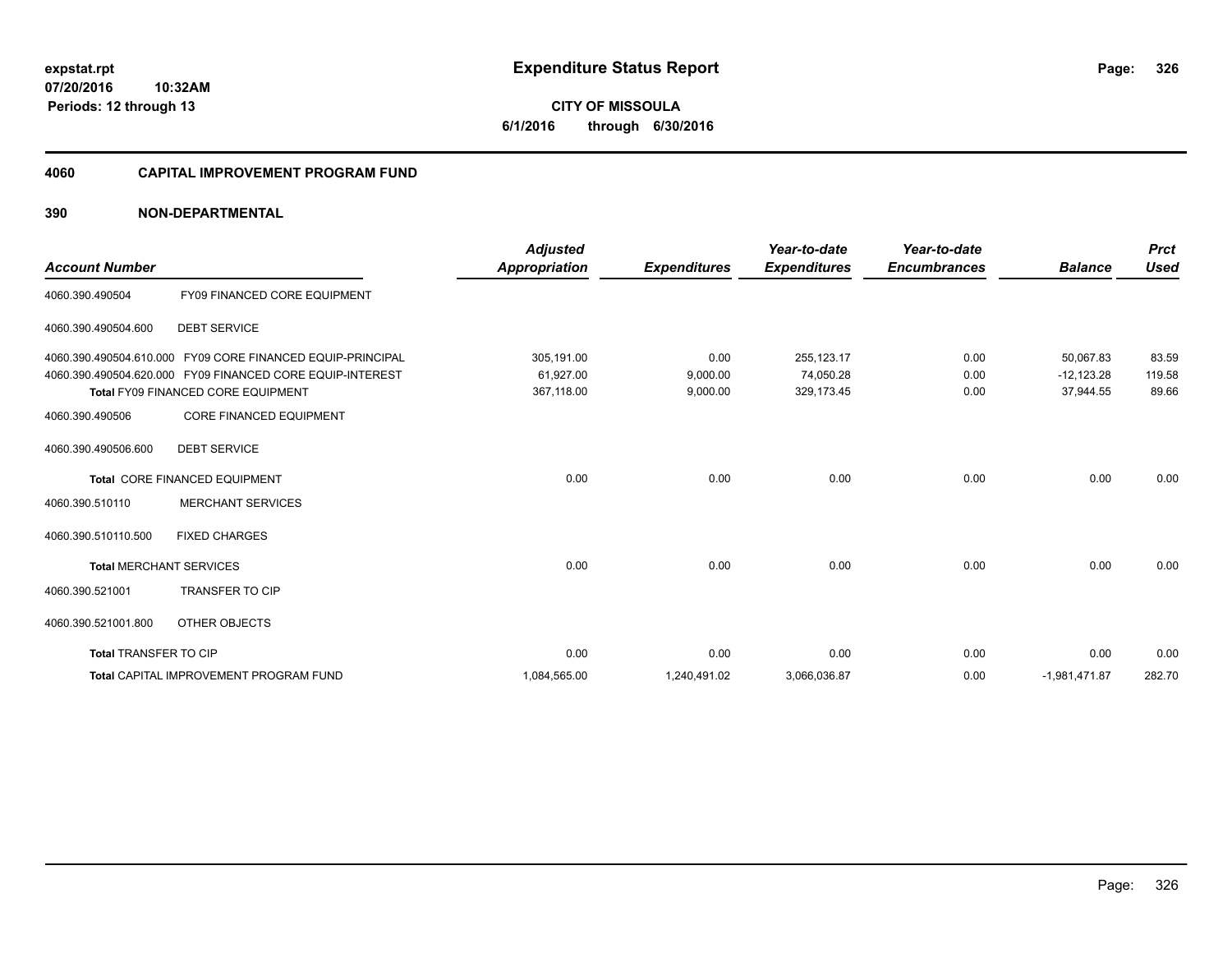**expstat.rpt**
**07/20/2016 10:32AM**
**Periods: 12 through 13**

# Expenditure Status Report

**CITY OF MISSOULA**
**6/1/2016 through 6/30/2016**

## 4060 CAPITAL IMPROVEMENT PROGRAM FUND

## 390 NON-DEPARTMENTAL

| Account Number | | Adjusted Appropriation | Expenditures | Year-to-date Expenditures | Year-to-date Encumbrances | Balance | Prct Used |
|---|---|---|---|---|---|---|---|
| 4060.390.490504 | FY09 FINANCED CORE EQUIPMENT | | | | | | |
| 4060.390.490504.600 | DEBT SERVICE | | | | | | |
| 4060.390.490504.610.000 | FY09 CORE FINANCED EQUIP-PRINCIPAL | 305,191.00 | 0.00 | 255,123.17 | 0.00 | 50,067.83 | 83.59 |
| 4060.390.490504.620.000 | FY09 FINANCED CORE EQUIP-INTEREST | 61,927.00 | 9,000.00 | 74,050.28 | 0.00 | -12,123.28 | 119.58 |
| | **Total** FY09 FINANCED CORE EQUIPMENT | 367,118.00 | 9,000.00 | 329,173.45 | 0.00 | 37,944.55 | 89.66 |
| 4060.390.490506 | CORE FINANCED EQUIPMENT | | | | | | |
| 4060.390.490506.600 | DEBT SERVICE | | | | | | |
| | **Total** CORE FINANCED EQUIPMENT | 0.00 | 0.00 | 0.00 | 0.00 | 0.00 | 0.00 |
| 4060.390.510110 | MERCHANT SERVICES | | | | | | |
| 4060.390.510110.500 | FIXED CHARGES | | | | | | |
| | **Total** MERCHANT SERVICES | 0.00 | 0.00 | 0.00 | 0.00 | 0.00 | 0.00 |
| 4060.390.521001 | TRANSFER TO CIP | | | | | | |
| 4060.390.521001.800 | OTHER OBJECTS | | | | | | |
| | **Total** TRANSFER TO CIP | 0.00 | 0.00 | 0.00 | 0.00 | 0.00 | 0.00 |
| | **Total** CAPITAL IMPROVEMENT PROGRAM FUND | 1,084,565.00 | 1,240,491.02 | 3,066,036.87 | 0.00 | -1,981,471.87 | 282.70 |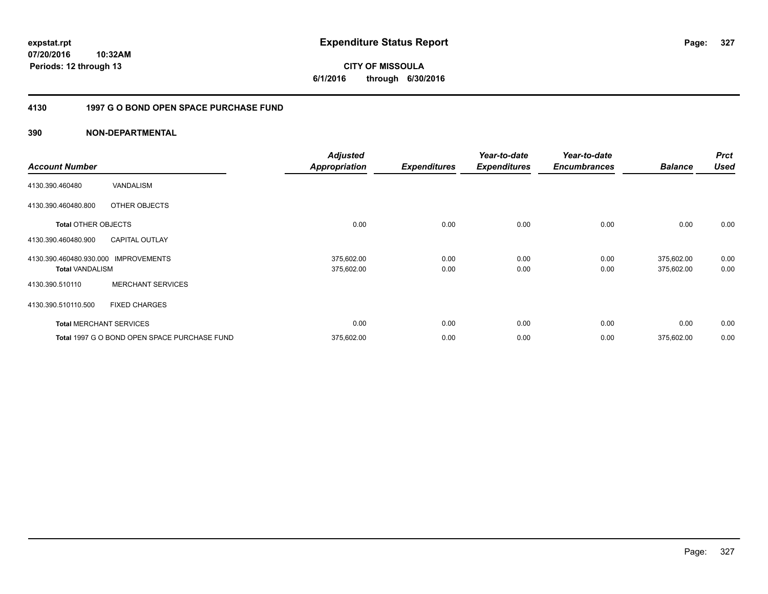**expstat.rpt**
**07/20/2016 10:32AM**
**Periods: 12 through 13**

# Expenditure Status Report

**CITY OF MISSOULA**
**6/1/2016 through 6/30/2016**

## 4130 1997 G O BOND OPEN SPACE PURCHASE FUND

### 390 NON-DEPARTMENTAL

| Account Number | | Adjusted Appropriation | Expenditures | Year-to-date Expenditures | Year-to-date Encumbrances | Balance | Prct Used |
|---|---|---|---|---|---|---|---|
| 4130.390.460480 | VANDALISM | | | | | | |
| 4130.390.460480.800 | OTHER OBJECTS | | | | | | |
| **Total** OTHER OBJECTS | | 0.00 | 0.00 | 0.00 | 0.00 | 0.00 | 0.00 |
| 4130.390.460480.900 | CAPITAL OUTLAY | | | | | | |
| 4130.390.460480.930.000 | IMPROVEMENTS | 375,602.00 | 0.00 | 0.00 | 0.00 | 375,602.00 | 0.00 |
| **Total VANDALISM** | | 375,602.00 | 0.00 | 0.00 | 0.00 | 375,602.00 | 0.00 |
| 4130.390.510110 | MERCHANT SERVICES | | | | | | |
| 4130.390.510110.500 | FIXED CHARGES | | | | | | |
| **Total** MERCHANT SERVICES | | 0.00 | 0.00 | 0.00 | 0.00 | 0.00 | 0.00 |
| **Total** 1997 G O BOND OPEN SPACE PURCHASE FUND | | 375,602.00 | 0.00 | 0.00 | 0.00 | 375,602.00 | 0.00 |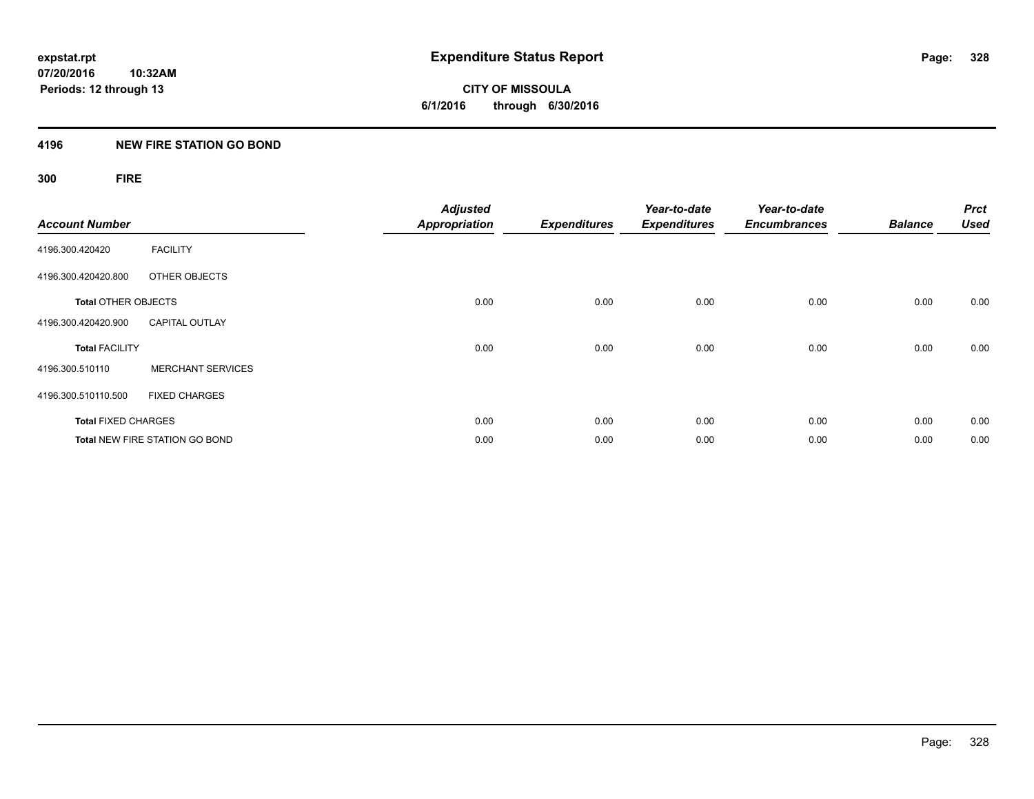# Expenditure Status Report

**CITY OF MISSOULA**
**6/1/2016 through 6/30/2016**

expstat.rpt
07/20/2016 10:32AM
Periods: 12 through 13

## 4196 NEW FIRE STATION GO BOND

### 300 FIRE

| Account Number | | Adjusted Appropriation | Expenditures | Year-to-date Expenditures | Year-to-date Encumbrances | Balance | Prct Used |
|---|---|---|---|---|---|---|---|
| 4196.300.420420 | FACILITY | | | | | | |
| 4196.300.420420.800 | OTHER OBJECTS | | | | | | |
| **Total** OTHER OBJECTS | | 0.00 | 0.00 | 0.00 | 0.00 | 0.00 | 0.00 |
| 4196.300.420420.900 | CAPITAL OUTLAY | | | | | | |
| **Total** FACILITY | | 0.00 | 0.00 | 0.00 | 0.00 | 0.00 | 0.00 |
| 4196.300.510110 | MERCHANT SERVICES | | | | | | |
| 4196.300.510110.500 | FIXED CHARGES | | | | | | |
| **Total** FIXED CHARGES | | 0.00 | 0.00 | 0.00 | 0.00 | 0.00 | 0.00 |
| **Total** NEW FIRE STATION GO BOND | | 0.00 | 0.00 | 0.00 | 0.00 | 0.00 | 0.00 |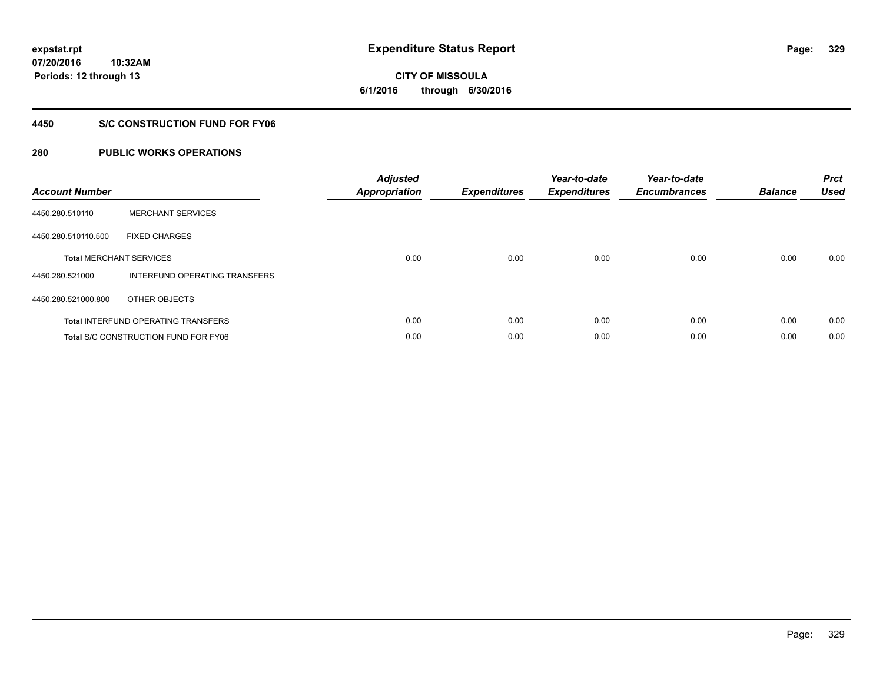**expstat.rpt**
**07/20/2016 10:32AM**
**Periods: 12 through 13**

# Expenditure Status Report

**CITY OF MISSOULA**
**6/1/2016 through 6/30/2016**

## 4450 S/C CONSTRUCTION FUND FOR FY06

## 280 PUBLIC WORKS OPERATIONS

| Account Number | | Adjusted Appropriation | Expenditures | Year-to-date Expenditures | Year-to-date Encumbrances | Balance | Prct Used |
|---|---|---|---|---|---|---|---|
| 4450.280.510110 | MERCHANT SERVICES | | | | | | |
| 4450.280.510110.500 | FIXED CHARGES | | | | | | |
| **Total** MERCHANT SERVICES | | 0.00 | 0.00 | 0.00 | 0.00 | 0.00 | 0.00 |
| 4450.280.521000 | INTERFUND OPERATING TRANSFERS | | | | | | |
| 4450.280.521000.800 | OTHER OBJECTS | | | | | | |
| **Total** INTERFUND OPERATING TRANSFERS | | 0.00 | 0.00 | 0.00 | 0.00 | 0.00 | 0.00 |
| **Total** S/C CONSTRUCTION FUND FOR FY06 | | 0.00 | 0.00 | 0.00 | 0.00 | 0.00 | 0.00 |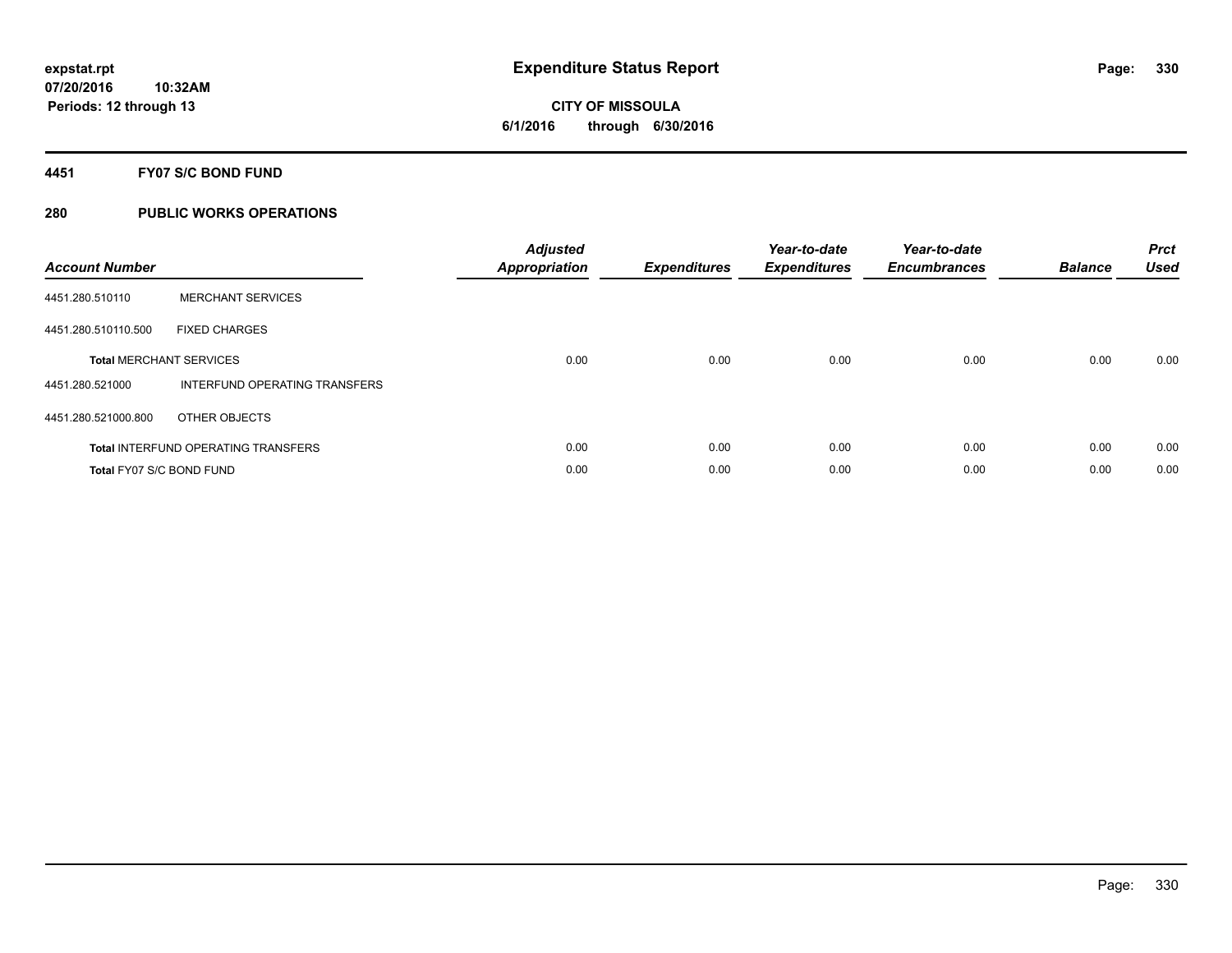expstat.rpt
07/20/2016 10:32AM
Periods: 12 through 13

# Expenditure Status Report

**CITY OF MISSOULA**
**6/1/2016 through 6/30/2016**

## 4451 FY07 S/C BOND FUND

## 280 PUBLIC WORKS OPERATIONS

| Account Number | | Adjusted Appropriation | Expenditures | Year-to-date Expenditures | Year-to-date Encumbrances | Balance | Prct Used |
|---|---|---|---|---|---|---|---|
| 4451.280.510110 | MERCHANT SERVICES | | | | | | |
| 4451.280.510110.500 | FIXED CHARGES | | | | | | |
| **Total** MERCHANT SERVICES | | 0.00 | 0.00 | 0.00 | 0.00 | 0.00 | 0.00 |
| 4451.280.521000 | INTERFUND OPERATING TRANSFERS | | | | | | |
| 4451.280.521000.800 | OTHER OBJECTS | | | | | | |
| **Total** INTERFUND OPERATING TRANSFERS | | 0.00 | 0.00 | 0.00 | 0.00 | 0.00 | 0.00 |
| **Total** FY07 S/C BOND FUND | | 0.00 | 0.00 | 0.00 | 0.00 | 0.00 | 0.00 |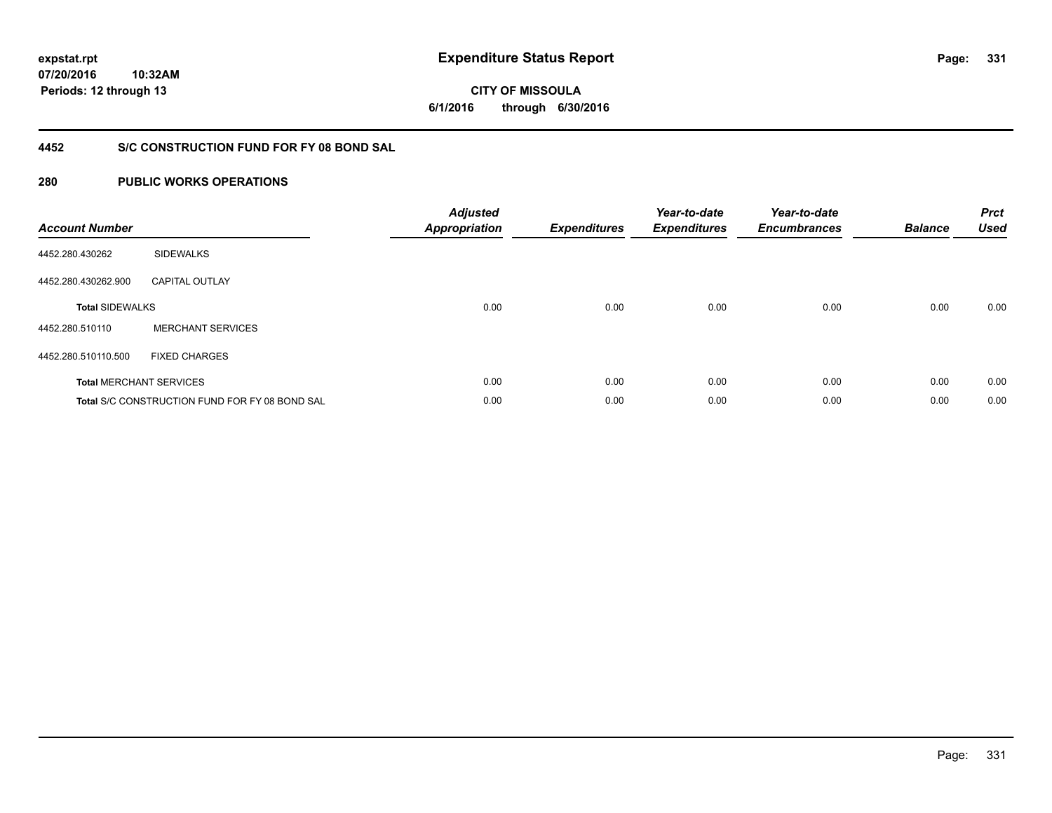expstat.rpt
07/20/2016 10:32AM
Periods: 12 through 13

# Expenditure Status Report

**CITY OF MISSOULA**
**6/1/2016 through 6/30/2016**

## 4452 S/C CONSTRUCTION FUND FOR FY 08 BOND SAL

## 280 PUBLIC WORKS OPERATIONS

| Account Number | | Adjusted Appropriation | Expenditures | Year-to-date Expenditures | Year-to-date Encumbrances | Balance | Prct Used |
|---|---|---|---|---|---|---|---|
| 4452.280.430262 | SIDEWALKS | | | | | | |
| 4452.280.430262.900 | CAPITAL OUTLAY | | | | | | |
| **Total** SIDEWALKS | | 0.00 | 0.00 | 0.00 | 0.00 | 0.00 | 0.00 |
| 4452.280.510110 | MERCHANT SERVICES | | | | | | |
| 4452.280.510110.500 | FIXED CHARGES | | | | | | |
| **Total** MERCHANT SERVICES | | 0.00 | 0.00 | 0.00 | 0.00 | 0.00 | 0.00 |
| **Total** S/C CONSTRUCTION FUND FOR FY 08 BOND SAL | | 0.00 | 0.00 | 0.00 | 0.00 | 0.00 | 0.00 |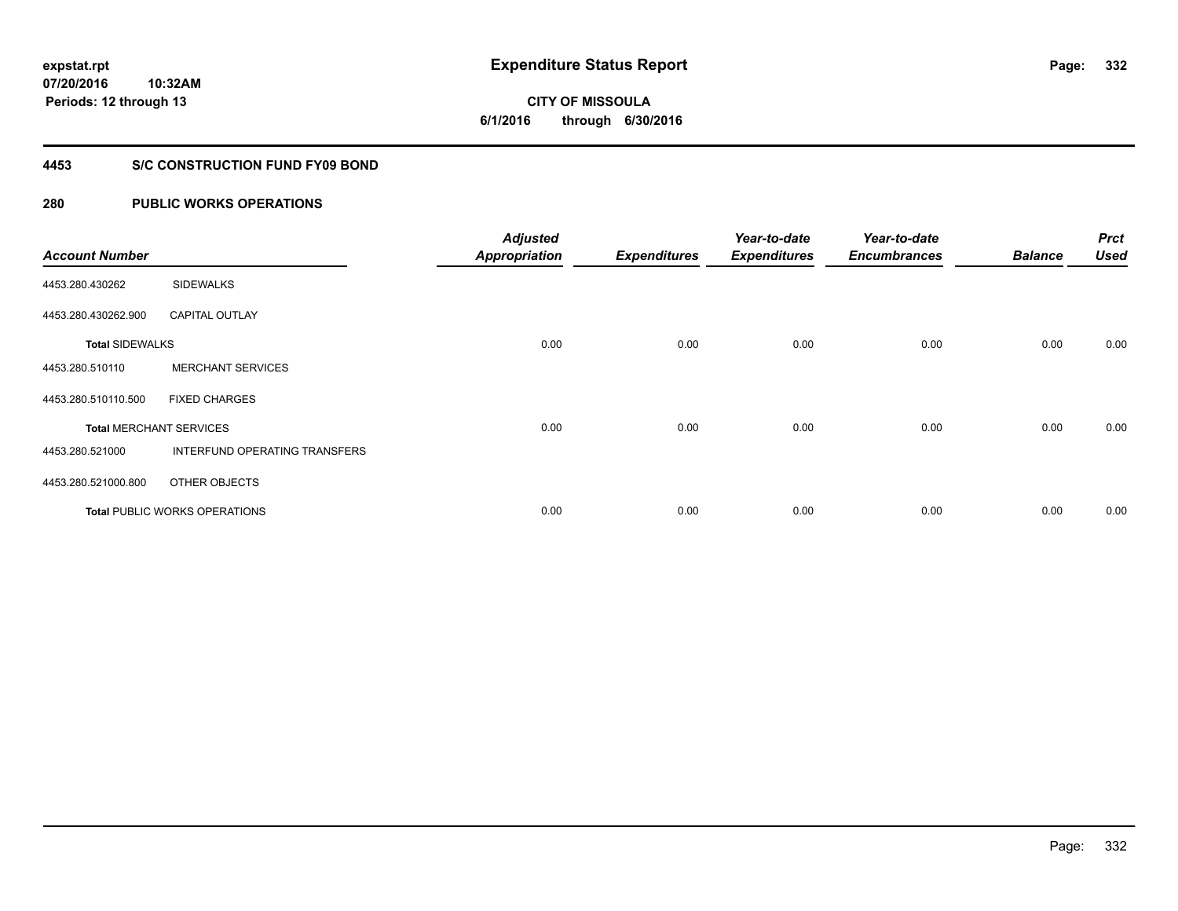**expstat.rpt**
**07/20/2016 10:32AM**
**Periods: 12 through 13**

# Expenditure Status Report

**CITY OF MISSOULA**
**6/1/2016 through 6/30/2016**

## 4453 S/C CONSTRUCTION FUND FY09 BOND

## 280 PUBLIC WORKS OPERATIONS

| Account Number | | Adjusted Appropriation | Expenditures | Year-to-date Expenditures | Year-to-date Encumbrances | Balance | Prct Used |
|---|---|---|---|---|---|---|---|
| 4453.280.430262 | SIDEWALKS | | | | | | |
| 4453.280.430262.900 | CAPITAL OUTLAY | | | | | | |
| **Total** SIDEWALKS | | 0.00 | 0.00 | 0.00 | 0.00 | 0.00 | 0.00 |
| 4453.280.510110 | MERCHANT SERVICES | | | | | | |
| 4453.280.510110.500 | FIXED CHARGES | | | | | | |
| **Total** MERCHANT SERVICES | | 0.00 | 0.00 | 0.00 | 0.00 | 0.00 | 0.00 |
| 4453.280.521000 | INTERFUND OPERATING TRANSFERS | | | | | | |
| 4453.280.521000.800 | OTHER OBJECTS | | | | | | |
| **Total** PUBLIC WORKS OPERATIONS | | 0.00 | 0.00 | 0.00 | 0.00 | 0.00 | 0.00 |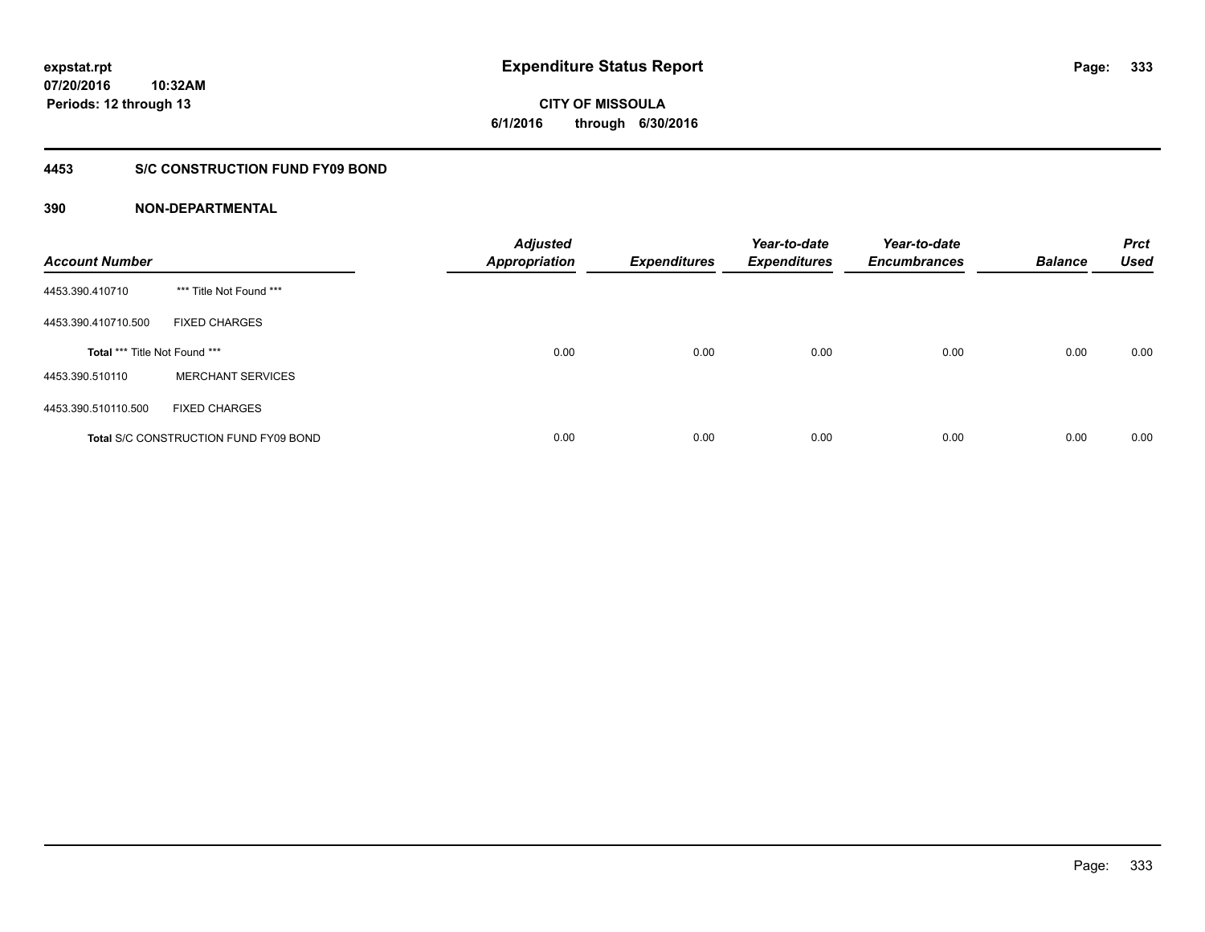expstat.rpt
07/20/2016 10:32AM
Periods: 12 through 13

# Expenditure Status Report

**CITY OF MISSOULA**
**6/1/2016 through 6/30/2016**

## 4453 S/C CONSTRUCTION FUND FY09 BOND

### 390 NON-DEPARTMENTAL

| Account Number | | Adjusted Appropriation | Expenditures | Year-to-date Expenditures | Year-to-date Encumbrances | Balance | Prct Used |
|---|---|---|---|---|---|---|---|
| 4453.390.410710 | *** Title Not Found *** | | | | | | |
| 4453.390.410710.500 | FIXED CHARGES | | | | | | |
| **Total** *** Title Not Found *** | | 0.00 | 0.00 | 0.00 | 0.00 | 0.00 | 0.00 |
| 4453.390.510110 | MERCHANT SERVICES | | | | | | |
| 4453.390.510110.500 | FIXED CHARGES | | | | | | |
| **Total** S/C CONSTRUCTION FUND FY09 BOND | | 0.00 | 0.00 | 0.00 | 0.00 | 0.00 | 0.00 |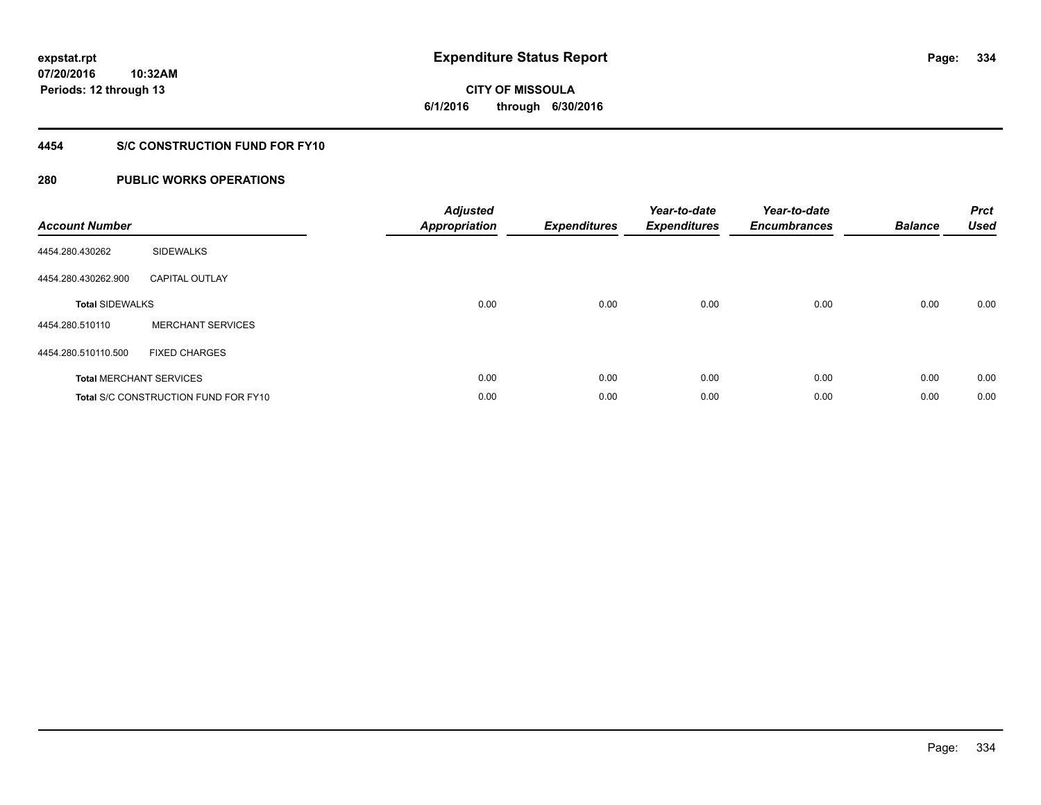# Expenditure Status Report

expstat.rpt
07/20/2016 10:32AM
Periods: 12 through 13

**CITY OF MISSOULA**
**6/1/2016 through 6/30/2016**

## 4454 S/C CONSTRUCTION FUND FOR FY10

### 280 PUBLIC WORKS OPERATIONS

| Account Number | | Adjusted Appropriation | Expenditures | Year-to-date Expenditures | Year-to-date Encumbrances | Balance | Prct Used |
|---|---|---|---|---|---|---|---|
| 4454.280.430262 | SIDEWALKS | | | | | | |
| 4454.280.430262.900 | CAPITAL OUTLAY | | | | | | |
| **Total** SIDEWALKS | | 0.00 | 0.00 | 0.00 | 0.00 | 0.00 | 0.00 |
| 4454.280.510110 | MERCHANT SERVICES | | | | | | |
| 4454.280.510110.500 | FIXED CHARGES | | | | | | |
| **Total** MERCHANT SERVICES | | 0.00 | 0.00 | 0.00 | 0.00 | 0.00 | 0.00 |
| **Total** S/C CONSTRUCTION FUND FOR FY10 | | 0.00 | 0.00 | 0.00 | 0.00 | 0.00 | 0.00 |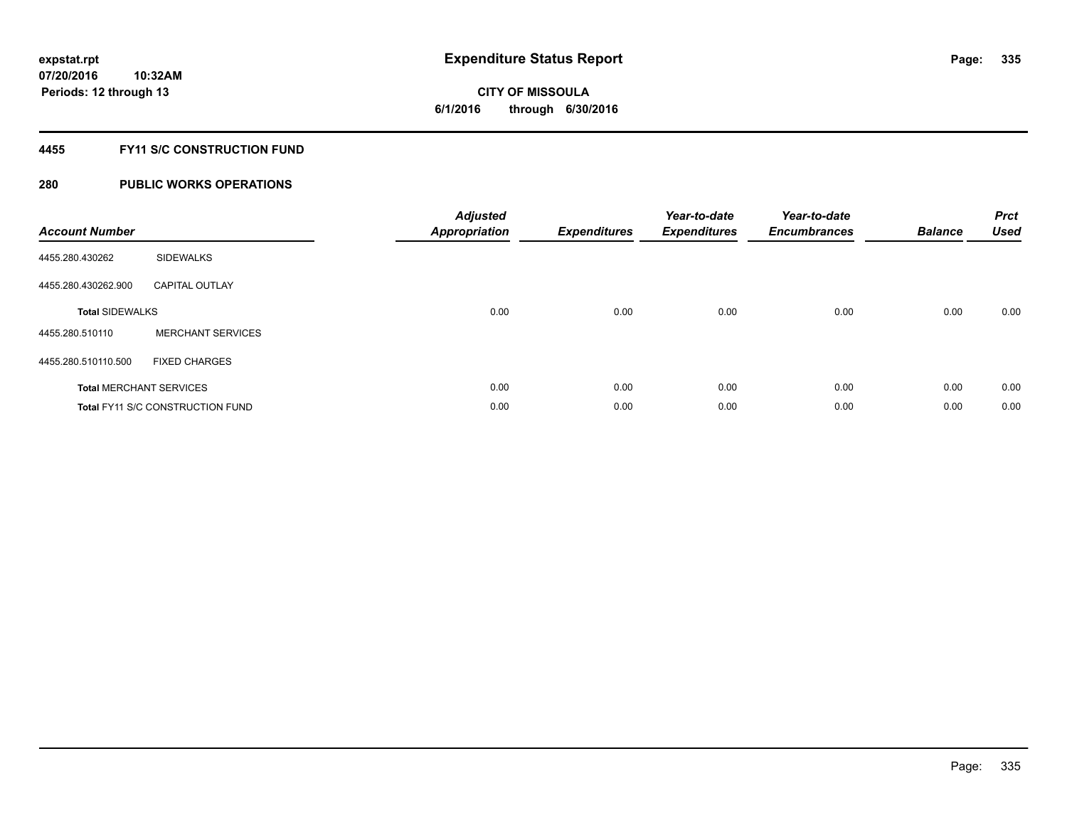**expstat.rpt**
**07/20/2016 10:32AM**
**Periods: 12 through 13**

# Expenditure Status Report

**CITY OF MISSOULA**
**6/1/2016 through 6/30/2016**

## 4455 FY11 S/C CONSTRUCTION FUND

## 280 PUBLIC WORKS OPERATIONS

| Account Number | | Adjusted Appropriation | Expenditures | Year-to-date Expenditures | Year-to-date Encumbrances | Balance | Prct Used |
|---|---|---|---|---|---|---|---|
| 4455.280.430262 | SIDEWALKS | | | | | | |
| 4455.280.430262.900 | CAPITAL OUTLAY | | | | | | |
| **Total** SIDEWALKS | | 0.00 | 0.00 | 0.00 | 0.00 | 0.00 | 0.00 |
| 4455.280.510110 | MERCHANT SERVICES | | | | | | |
| 4455.280.510110.500 | FIXED CHARGES | | | | | | |
| **Total** MERCHANT SERVICES | | 0.00 | 0.00 | 0.00 | 0.00 | 0.00 | 0.00 |
| **Total** FY11 S/C CONSTRUCTION FUND | | 0.00 | 0.00 | 0.00 | 0.00 | 0.00 | 0.00 |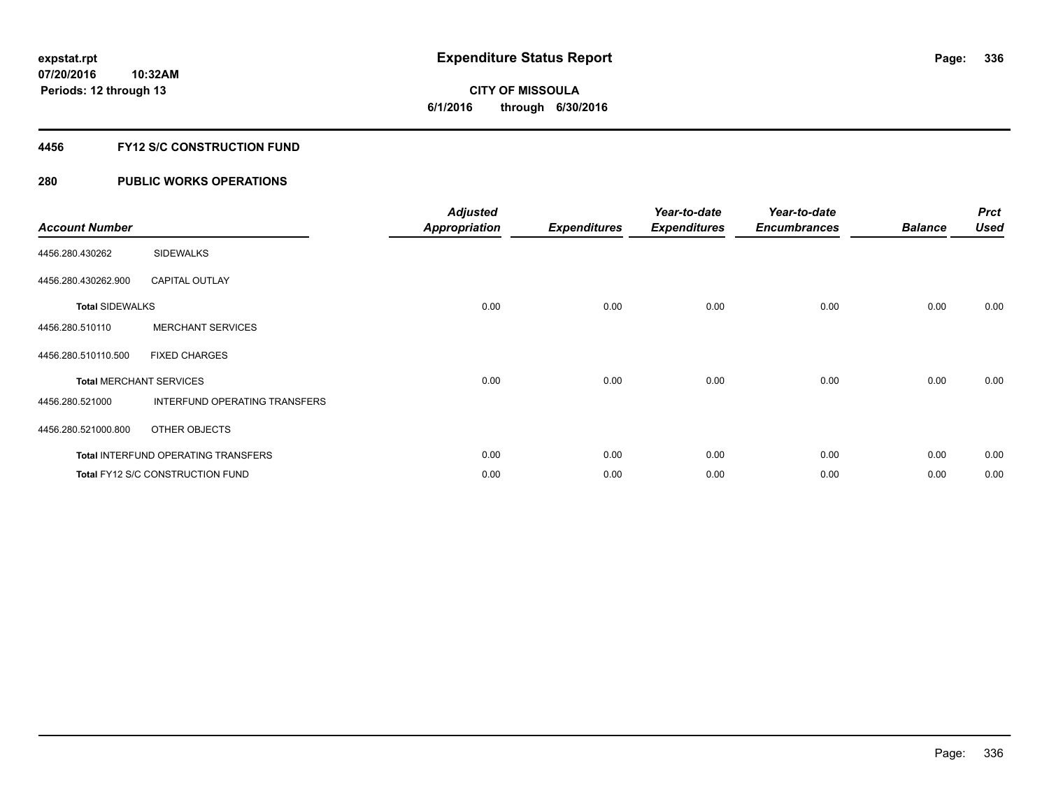# Expenditure Status Report

expstat.rpt
07/20/2016 10:32AM
Periods: 12 through 13

**CITY OF MISSOULA**
**6/1/2016 through 6/30/2016**

## 4456 FY12 S/C CONSTRUCTION FUND

### 280 PUBLIC WORKS OPERATIONS

| Account Number | | Adjusted Appropriation | Expenditures | Year-to-date Expenditures | Year-to-date Encumbrances | Balance | Prct Used |
|---|---|---|---|---|---|---|---|
| 4456.280.430262 | SIDEWALKS | | | | | | |
| 4456.280.430262.900 | CAPITAL OUTLAY | | | | | | |
| **Total** SIDEWALKS | | 0.00 | 0.00 | 0.00 | 0.00 | 0.00 | 0.00 |
| 4456.280.510110 | MERCHANT SERVICES | | | | | | |
| 4456.280.510110.500 | FIXED CHARGES | | | | | | |
| **Total** MERCHANT SERVICES | | 0.00 | 0.00 | 0.00 | 0.00 | 0.00 | 0.00 |
| 4456.280.521000 | INTERFUND OPERATING TRANSFERS | | | | | | |
| 4456.280.521000.800 | OTHER OBJECTS | | | | | | |
| **Total** INTERFUND OPERATING TRANSFERS | | 0.00 | 0.00 | 0.00 | 0.00 | 0.00 | 0.00 |
| **Total** FY12 S/C CONSTRUCTION FUND | | 0.00 | 0.00 | 0.00 | 0.00 | 0.00 | 0.00 |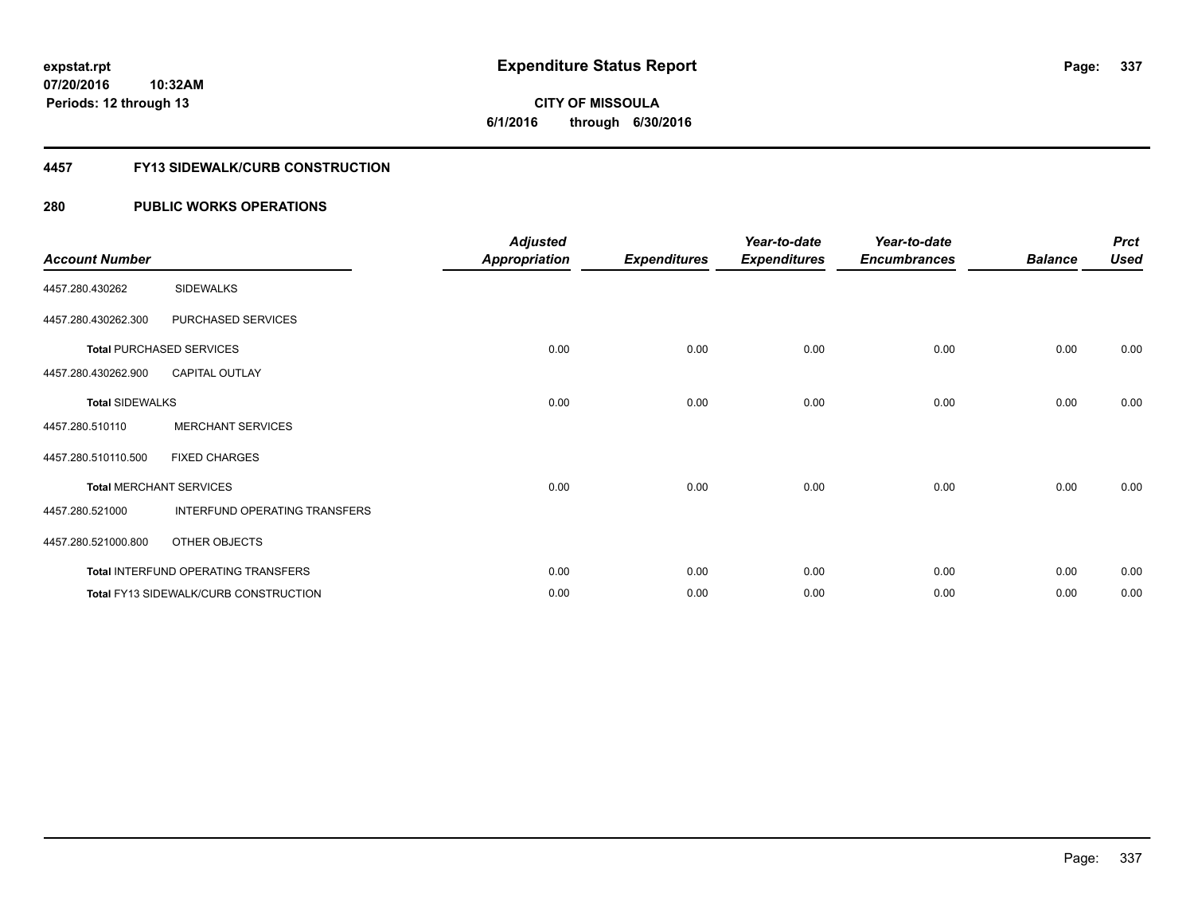# Expenditure Status Report

expstat.rpt
07/20/2016 10:32AM
Periods: 12 through 13

**CITY OF MISSOULA**
**6/1/2016 through 6/30/2016**

## 4457 FY13 SIDEWALK/CURB CONSTRUCTION

### 280 PUBLIC WORKS OPERATIONS

| Account Number | | Adjusted Appropriation | Expenditures | Year-to-date Expenditures | Year-to-date Encumbrances | Balance | Prct Used |
|---|---|---|---|---|---|---|---|
| 4457.280.430262 | SIDEWALKS | | | | | | |
| 4457.280.430262.300 | PURCHASED SERVICES | | | | | | |
| **Total** PURCHASED SERVICES | | 0.00 | 0.00 | 0.00 | 0.00 | 0.00 | 0.00 |
| 4457.280.430262.900 | CAPITAL OUTLAY | | | | | | |
| **Total** SIDEWALKS | | 0.00 | 0.00 | 0.00 | 0.00 | 0.00 | 0.00 |
| 4457.280.510110 | MERCHANT SERVICES | | | | | | |
| 4457.280.510110.500 | FIXED CHARGES | | | | | | |
| **Total** MERCHANT SERVICES | | 0.00 | 0.00 | 0.00 | 0.00 | 0.00 | 0.00 |
| 4457.280.521000 | INTERFUND OPERATING TRANSFERS | | | | | | |
| 4457.280.521000.800 | OTHER OBJECTS | | | | | | |
| **Total** INTERFUND OPERATING TRANSFERS | | 0.00 | 0.00 | 0.00 | 0.00 | 0.00 | 0.00 |
| **Total** FY13 SIDEWALK/CURB CONSTRUCTION | | 0.00 | 0.00 | 0.00 | 0.00 | 0.00 | 0.00 |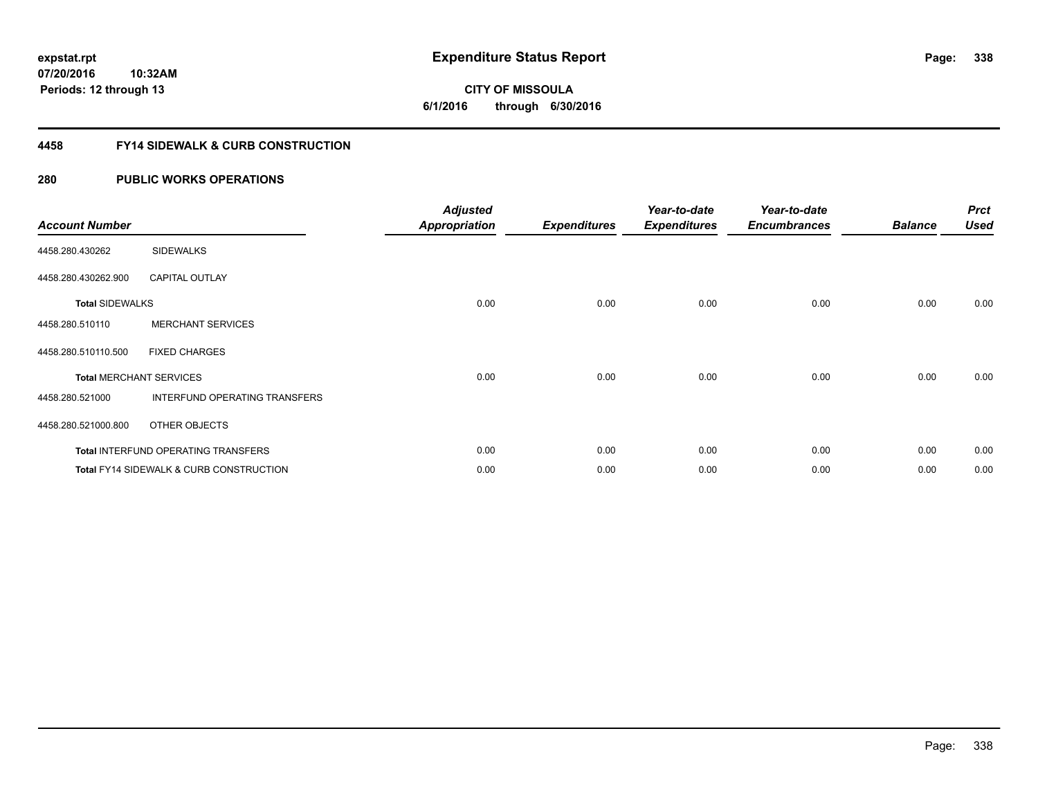# Expenditure Status Report

**CITY OF MISSOULA**

**6/1/2016 through 6/30/2016**

expstat.rpt
07/20/2016 10:32AM
Periods: 12 through 13

## 4458 FY14 SIDEWALK & CURB CONSTRUCTION

### 280 PUBLIC WORKS OPERATIONS

| Account Number | | Adjusted Appropriation | Expenditures | Year-to-date Expenditures | Year-to-date Encumbrances | Balance | Prct Used |
|---|---|---|---|---|---|---|---|
| 4458.280.430262 | SIDEWALKS | | | | | | |
| 4458.280.430262.900 | CAPITAL OUTLAY | | | | | | |
| **Total** SIDEWALKS | | 0.00 | 0.00 | 0.00 | 0.00 | 0.00 | 0.00 |
| 4458.280.510110 | MERCHANT SERVICES | | | | | | |
| 4458.280.510110.500 | FIXED CHARGES | | | | | | |
| **Total** MERCHANT SERVICES | | 0.00 | 0.00 | 0.00 | 0.00 | 0.00 | 0.00 |
| 4458.280.521000 | INTERFUND OPERATING TRANSFERS | | | | | | |
| 4458.280.521000.800 | OTHER OBJECTS | | | | | | |
| **Total** INTERFUND OPERATING TRANSFERS | | 0.00 | 0.00 | 0.00 | 0.00 | 0.00 | 0.00 |
| **Total** FY14 SIDEWALK & CURB CONSTRUCTION | | 0.00 | 0.00 | 0.00 | 0.00 | 0.00 | 0.00 |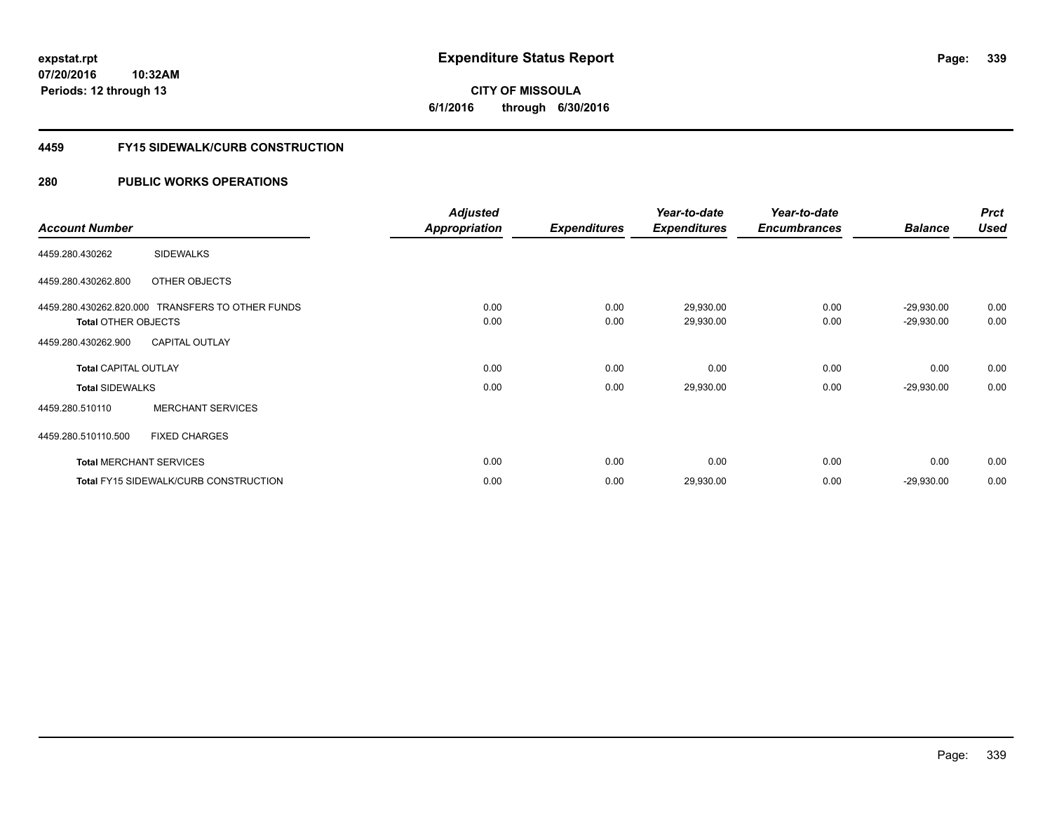**expstat.rpt**
**07/20/2016 10:32AM**
**Periods: 12 through 13**

# Expenditure Status Report

**CITY OF MISSOULA**
**6/1/2016 through 6/30/2016**

## 4459 FY15 SIDEWALK/CURB CONSTRUCTION

## 280 PUBLIC WORKS OPERATIONS

| Account Number | | Adjusted Appropriation | Expenditures | Year-to-date Expenditures | Year-to-date Encumbrances | Balance | Prct Used |
|---|---|---|---|---|---|---|---|
| 4459.280.430262 | SIDEWALKS | | | | | | |
| 4459.280.430262.800 | OTHER OBJECTS | | | | | | |
| 4459.280.430262.820.000 | TRANSFERS TO OTHER FUNDS | 0.00 | 0.00 | 29,930.00 | 0.00 | -29,930.00 | 0.00 |
| **Total** OTHER OBJECTS | | 0.00 | 0.00 | 29,930.00 | 0.00 | -29,930.00 | 0.00 |
| 4459.280.430262.900 | CAPITAL OUTLAY | | | | | | |
| **Total** CAPITAL OUTLAY | | 0.00 | 0.00 | 0.00 | 0.00 | 0.00 | 0.00 |
| **Total** SIDEWALKS | | 0.00 | 0.00 | 29,930.00 | 0.00 | -29,930.00 | 0.00 |
| 4459.280.510110 | MERCHANT SERVICES | | | | | | |
| 4459.280.510110.500 | FIXED CHARGES | | | | | | |
| **Total** MERCHANT SERVICES | | 0.00 | 0.00 | 0.00 | 0.00 | 0.00 | 0.00 |
| **Total** FY15 SIDEWALK/CURB CONSTRUCTION | | 0.00 | 0.00 | 29,930.00 | 0.00 | -29,930.00 | 0.00 |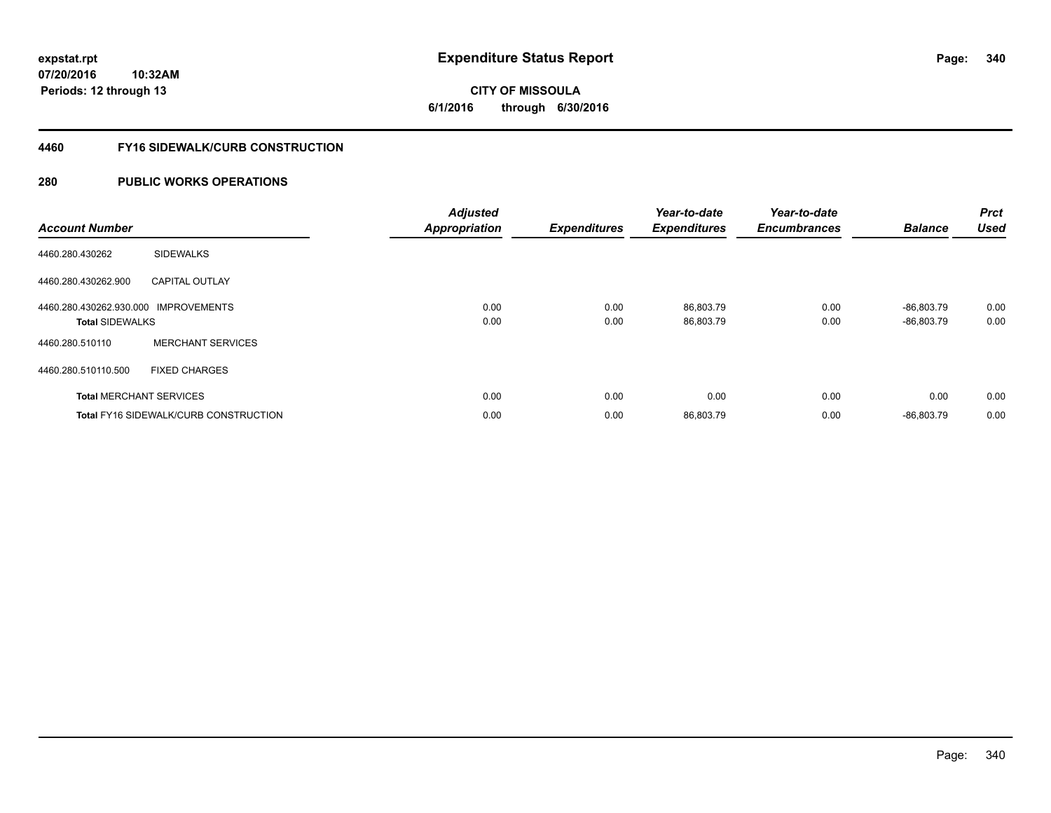**expstat.rpt**
**07/20/2016 10:32AM**
**Periods: 12 through 13**

# Expenditure Status Report

**CITY OF MISSOULA**
**6/1/2016 through 6/30/2016**

## 4460 FY16 SIDEWALK/CURB CONSTRUCTION

## 280 PUBLIC WORKS OPERATIONS

| Account Number | | Adjusted Appropriation | Expenditures | Year-to-date Expenditures | Year-to-date Encumbrances | Balance | Prct Used |
|---|---|---|---|---|---|---|---|
| 4460.280.430262 | SIDEWALKS | | | | | | |
| 4460.280.430262.900 | CAPITAL OUTLAY | | | | | | |
| 4460.280.430262.930.000 | IMPROVEMENTS | 0.00 | 0.00 | 86,803.79 | 0.00 | -86,803.79 | 0.00 |
| **Total** SIDEWALKS | | 0.00 | 0.00 | 86,803.79 | 0.00 | -86,803.79 | 0.00 |
| 4460.280.510110 | MERCHANT SERVICES | | | | | | |
| 4460.280.510110.500 | FIXED CHARGES | | | | | | |
| **Total** MERCHANT SERVICES | | 0.00 | 0.00 | 0.00 | 0.00 | 0.00 | 0.00 |
| **Total** FY16 SIDEWALK/CURB CONSTRUCTION | | 0.00 | 0.00 | 86,803.79 | 0.00 | -86,803.79 | 0.00 |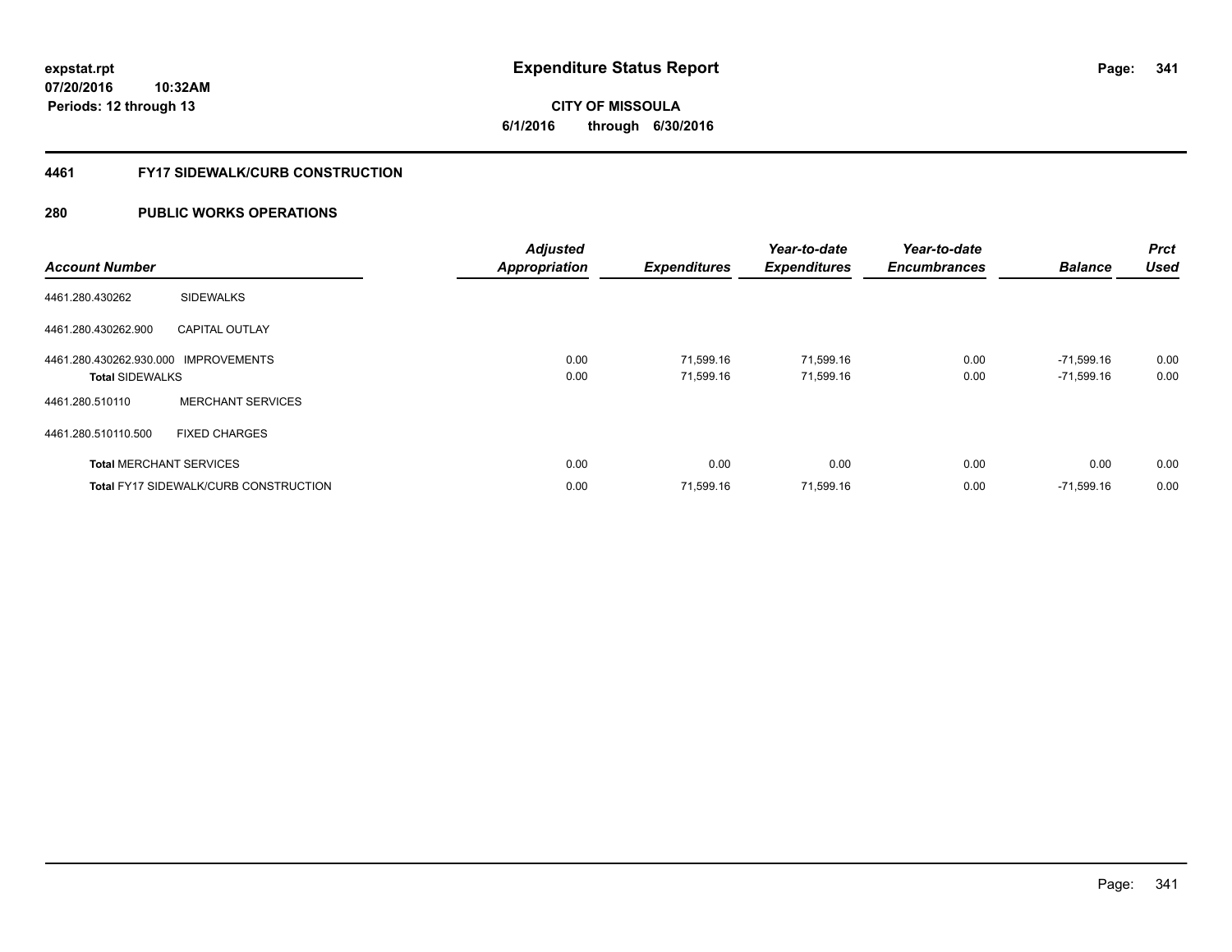**Expenditure Status Report**

**CITY OF MISSOULA**

**6/1/2016 through 6/30/2016**

expstat.rpt
07/20/2016 10:32AM
Periods: 12 through 13

## 4461 FY17 SIDEWALK/CURB CONSTRUCTION

## 280 PUBLIC WORKS OPERATIONS

| Account Number | | Adjusted Appropriation | Expenditures | Year-to-date Expenditures | Year-to-date Encumbrances | Balance | Prct Used |
|---|---|---|---|---|---|---|---|
| 4461.280.430262 | SIDEWALKS | | | | | | |
| 4461.280.430262.900 | CAPITAL OUTLAY | | | | | | |
| 4461.280.430262.930.000 | IMPROVEMENTS | 0.00 | 71,599.16 | 71,599.16 | 0.00 | -71,599.16 | 0.00 |
| **Total** SIDEWALKS | | 0.00 | 71,599.16 | 71,599.16 | 0.00 | -71,599.16 | 0.00 |
| 4461.280.510110 | MERCHANT SERVICES | | | | | | |
| 4461.280.510110.500 | FIXED CHARGES | | | | | | |
| **Total** MERCHANT SERVICES | | 0.00 | 0.00 | 0.00 | 0.00 | 0.00 | 0.00 |
| **Total** FY17 SIDEWALK/CURB CONSTRUCTION | | 0.00 | 71,599.16 | 71,599.16 | 0.00 | -71,599.16 | 0.00 |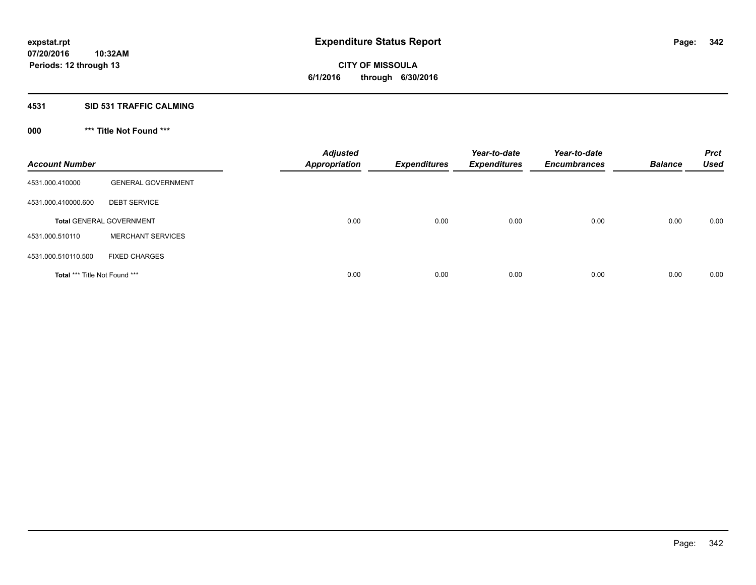# Expenditure Status Report

**CITY OF MISSOULA**

**6/1/2016 through 6/30/2016**

expstat.rpt
07/20/2016 10:32AM
Periods: 12 through 13

## 4531 SID 531 TRAFFIC CALMING

### 000 *** Title Not Found ***

| Account Number | | Adjusted Appropriation | Expenditures | Year-to-date Expenditures | Year-to-date Encumbrances | Balance | Prct Used |
|---|---|---|---|---|---|---|---|
| 4531.000.410000 | GENERAL GOVERNMENT | | | | | | |
| 4531.000.410000.600 | DEBT SERVICE | | | | | | |
| **Total** GENERAL GOVERNMENT | | 0.00 | 0.00 | 0.00 | 0.00 | 0.00 | 0.00 |
| 4531.000.510110 | MERCHANT SERVICES | | | | | | |
| 4531.000.510110.500 | FIXED CHARGES | | | | | | |
| **Total** *** Title Not Found *** | | 0.00 | 0.00 | 0.00 | 0.00 | 0.00 | 0.00 |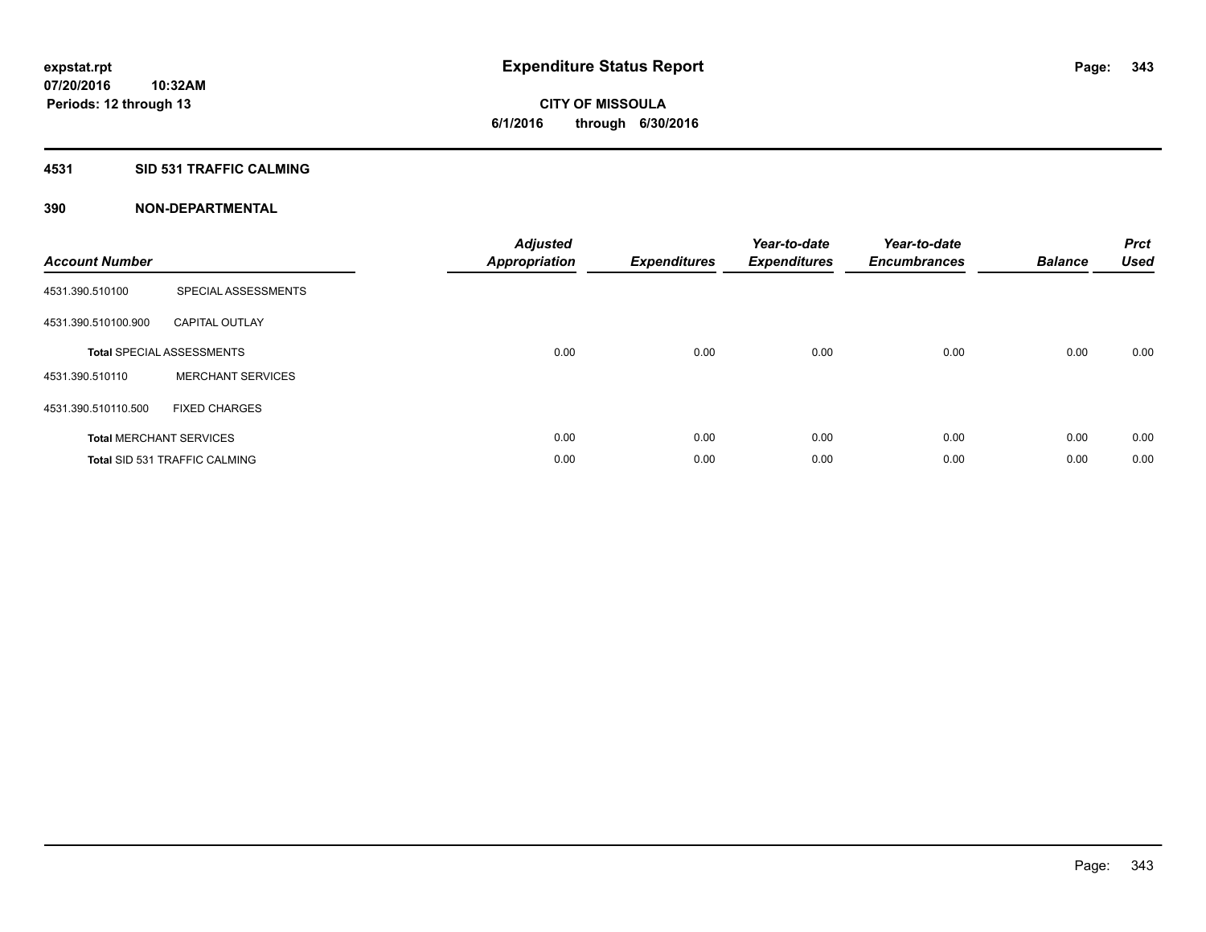**expstat.rpt**
**07/20/2016 10:32AM**
**Periods: 12 through 13**

# Expenditure Status Report

**CITY OF MISSOULA**
**6/1/2016 through 6/30/2016**

## 4531 SID 531 TRAFFIC CALMING

## 390 NON-DEPARTMENTAL

| Account Number | | Adjusted Appropriation | Expenditures | Year-to-date Expenditures | Year-to-date Encumbrances | Balance | Prct Used |
|---|---|---|---|---|---|---|---|
| 4531.390.510100 | SPECIAL ASSESSMENTS | | | | | | |
| 4531.390.510100.900 | CAPITAL OUTLAY | | | | | | |
| **Total** SPECIAL ASSESSMENTS | | 0.00 | 0.00 | 0.00 | 0.00 | 0.00 | 0.00 |
| 4531.390.510110 | MERCHANT SERVICES | | | | | | |
| 4531.390.510110.500 | FIXED CHARGES | | | | | | |
| **Total** MERCHANT SERVICES | | 0.00 | 0.00 | 0.00 | 0.00 | 0.00 | 0.00 |
| **Total** SID 531 TRAFFIC CALMING | | 0.00 | 0.00 | 0.00 | 0.00 | 0.00 | 0.00 |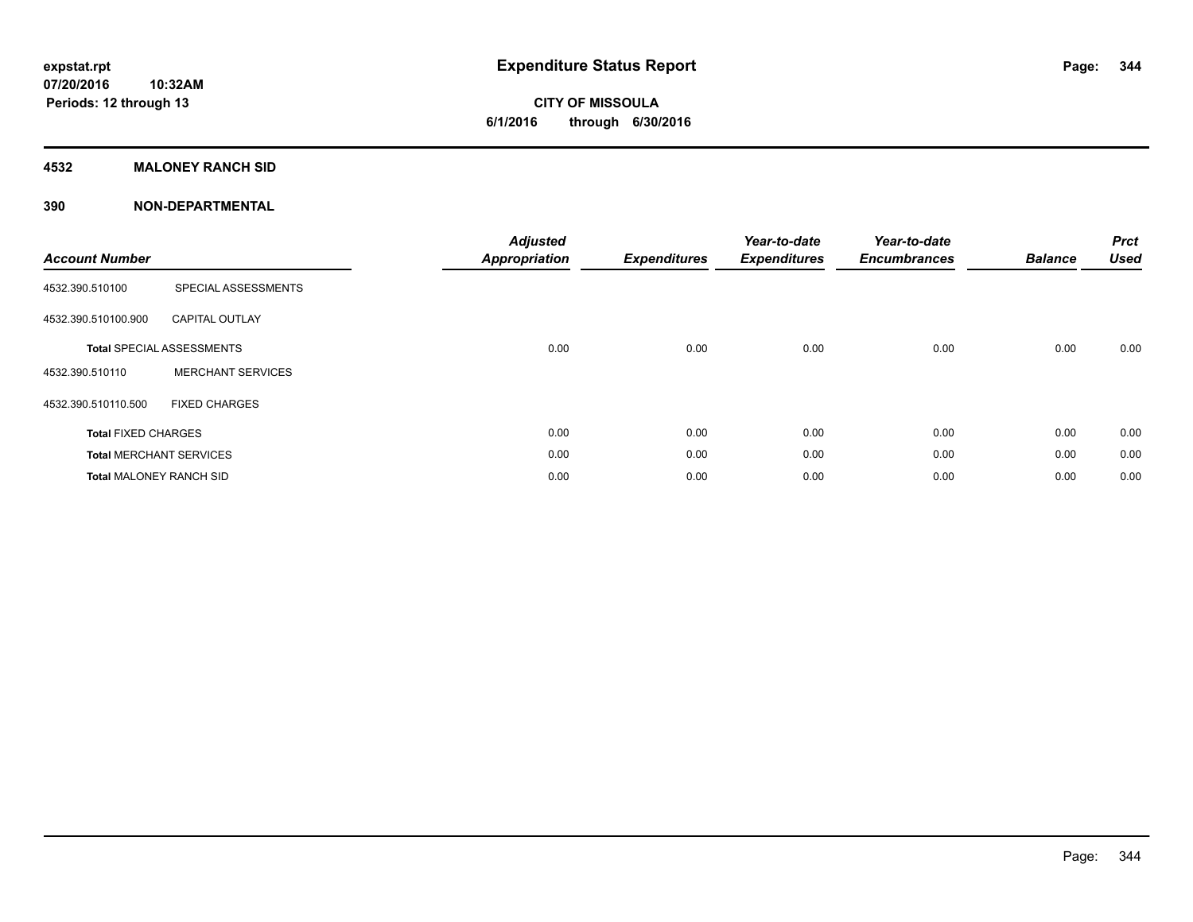# Expenditure Status Report

expstat.rpt
07/20/2016 10:32AM
Periods: 12 through 13

**CITY OF MISSOULA**
**6/1/2016 through 6/30/2016**

## 4532 MALONEY RANCH SID

## 390 NON-DEPARTMENTAL

| Account Number | | Adjusted Appropriation | Expenditures | Year-to-date Expenditures | Year-to-date Encumbrances | Balance | Prct Used |
|---|---|---|---|---|---|---|---|
| 4532.390.510100 | SPECIAL ASSESSMENTS | | | | | | |
| 4532.390.510100.900 | CAPITAL OUTLAY | | | | | | |
| **Total** SPECIAL ASSESSMENTS | | 0.00 | 0.00 | 0.00 | 0.00 | 0.00 | 0.00 |
| 4532.390.510110 | MERCHANT SERVICES | | | | | | |
| 4532.390.510110.500 | FIXED CHARGES | | | | | | |
| **Total** FIXED CHARGES | | 0.00 | 0.00 | 0.00 | 0.00 | 0.00 | 0.00 |
| **Total** MERCHANT SERVICES | | 0.00 | 0.00 | 0.00 | 0.00 | 0.00 | 0.00 |
| **Total** MALONEY RANCH SID | | 0.00 | 0.00 | 0.00 | 0.00 | 0.00 | 0.00 |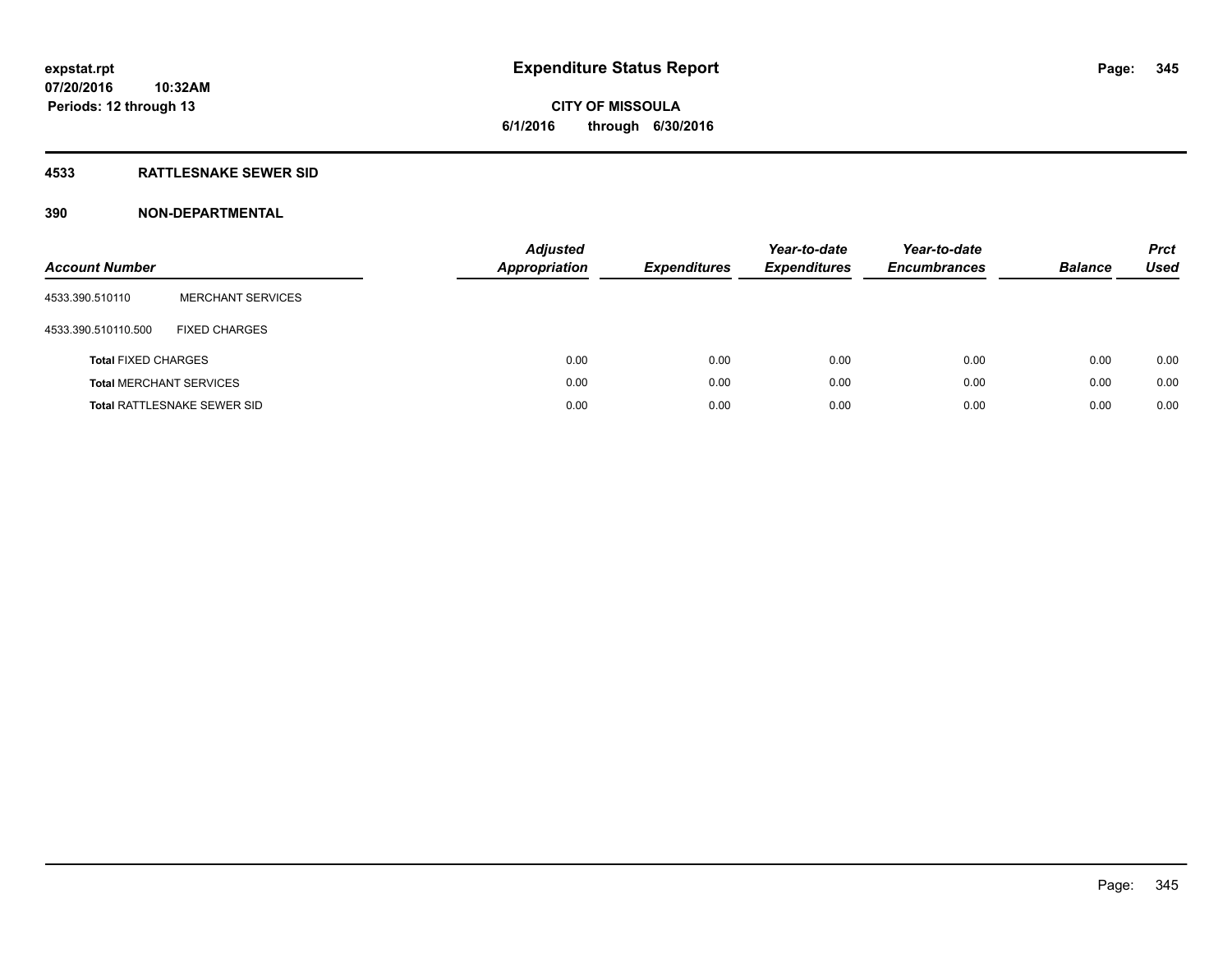expstat.rpt
07/20/2016 10:32AM
Periods: 12 through 13

# Expenditure Status Report

CITY OF MISSOULA
6/1/2016 through 6/30/2016

## 4533 RATTLESNAKE SEWER SID

## 390 NON-DEPARTMENTAL

| Account Number | | Adjusted Appropriation | Expenditures | Year-to-date Expenditures | Year-to-date Encumbrances | Balance | Prct Used |
|---|---|---|---|---|---|---|---|
| 4533.390.510110 | MERCHANT SERVICES | | | | | | |
| 4533.390.510110.500 | FIXED CHARGES | | | | | | |
| **Total** FIXED CHARGES | | 0.00 | 0.00 | 0.00 | 0.00 | 0.00 | 0.00 |
| **Total** MERCHANT SERVICES | | 0.00 | 0.00 | 0.00 | 0.00 | 0.00 | 0.00 |
| **Total** RATTLESNAKE SEWER SID | | 0.00 | 0.00 | 0.00 | 0.00 | 0.00 | 0.00 |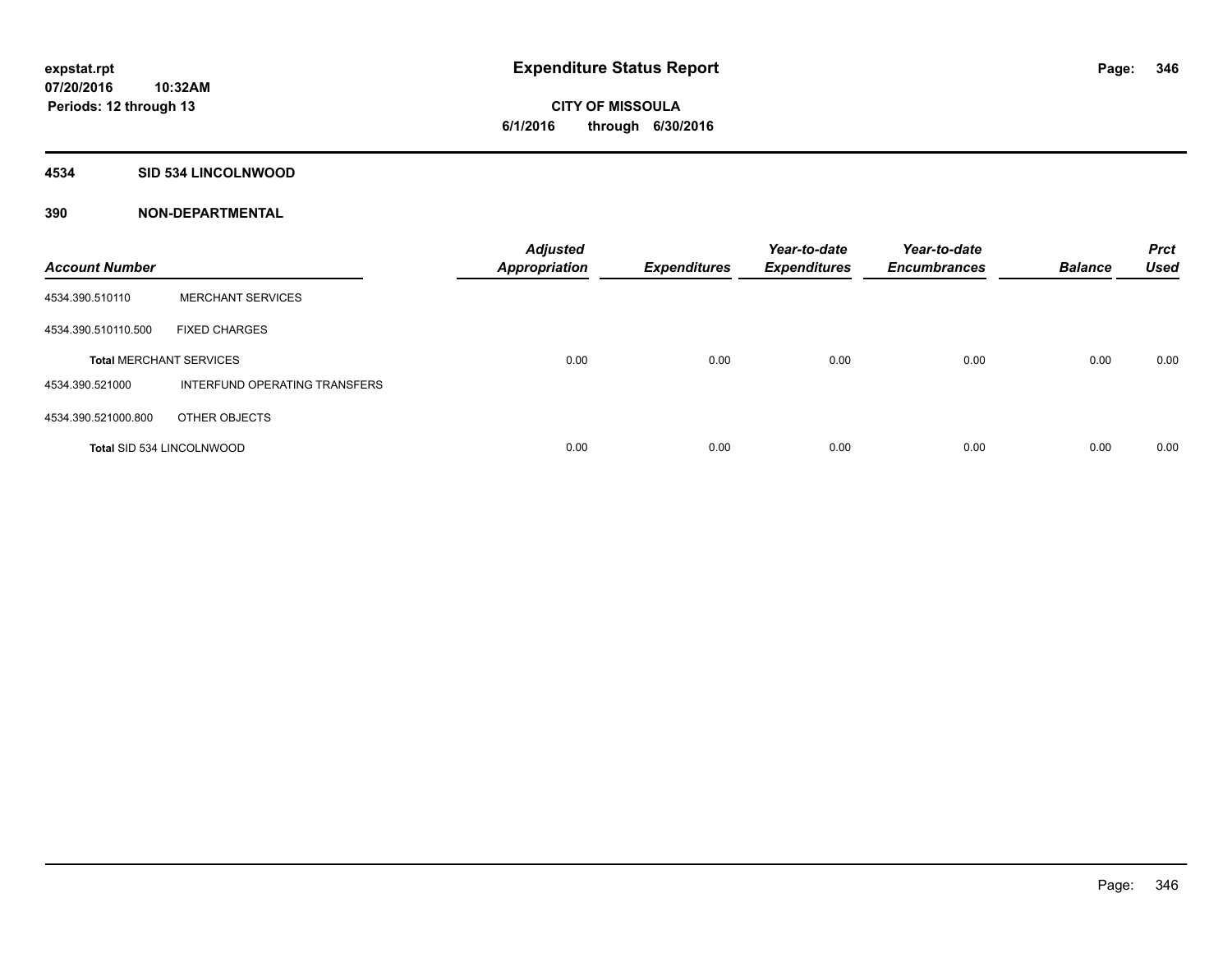**expstat.rpt**
**07/20/2016 10:32AM**
**Periods: 12 through 13**

# Expenditure Status Report

**CITY OF MISSOULA**
**6/1/2016 through 6/30/2016**

## 4534 SID 534 LINCOLNWOOD

### 390 NON-DEPARTMENTAL

| Account Number | | Adjusted Appropriation | Expenditures | Year-to-date Expenditures | Year-to-date Encumbrances | Balance | Prct Used |
|---|---|---|---|---|---|---|---|
| 4534.390.510110 | MERCHANT SERVICES | | | | | | |
| 4534.390.510110.500 | FIXED CHARGES | | | | | | |
| **Total** MERCHANT SERVICES | | 0.00 | 0.00 | 0.00 | 0.00 | 0.00 | 0.00 |
| 4534.390.521000 | INTERFUND OPERATING TRANSFERS | | | | | | |
| 4534.390.521000.800 | OTHER OBJECTS | | | | | | |
| **Total** SID 534 LINCOLNWOOD | | 0.00 | 0.00 | 0.00 | 0.00 | 0.00 | 0.00 |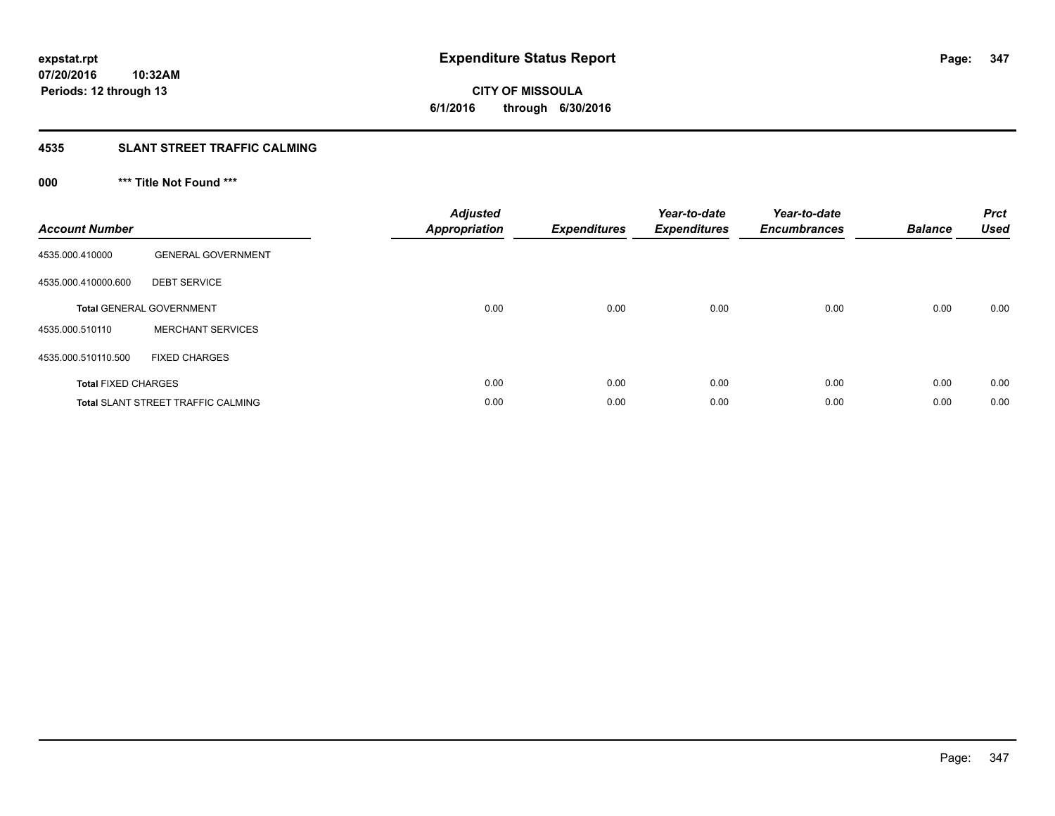# Expenditure Status Report

expstat.rpt
07/20/2016 10:32AM
Periods: 12 through 13

**CITY OF MISSOULA**
**6/1/2016 through 6/30/2016**

## 4535 SLANT STREET TRAFFIC CALMING

### 000 *** Title Not Found ***

| Account Number | | Adjusted Appropriation | Expenditures | Year-to-date Expenditures | Year-to-date Encumbrances | Balance | Prct Used |
|---|---|---|---|---|---|---|---|
| 4535.000.410000 | GENERAL GOVERNMENT | | | | | | |
| 4535.000.410000.600 | DEBT SERVICE | | | | | | |
| **Total** GENERAL GOVERNMENT | | 0.00 | 0.00 | 0.00 | 0.00 | 0.00 | 0.00 |
| 4535.000.510110 | MERCHANT SERVICES | | | | | | |
| 4535.000.510110.500 | FIXED CHARGES | | | | | | |
| **Total** FIXED CHARGES | | 0.00 | 0.00 | 0.00 | 0.00 | 0.00 | 0.00 |
| **Total** SLANT STREET TRAFFIC CALMING | | 0.00 | 0.00 | 0.00 | 0.00 | 0.00 | 0.00 |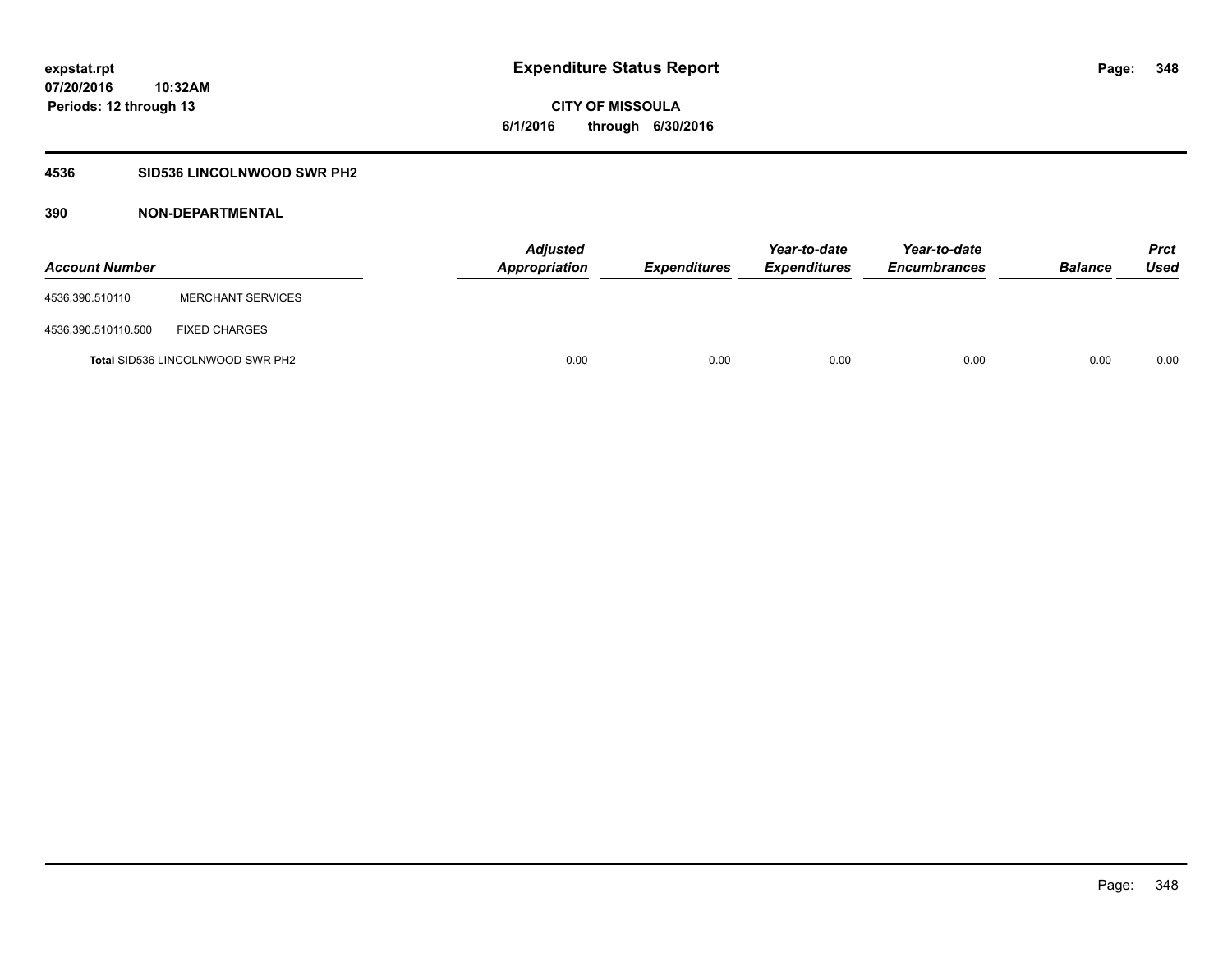**expstat.rpt**
**07/20/2016 10:32AM**
**Periods: 12 through 13**

# Expenditure Status Report

**CITY OF MISSOULA**
**6/1/2016 through 6/30/2016**

## 4536 SID536 LINCOLNWOOD SWR PH2

### 390 NON-DEPARTMENTAL

| Account Number | | Adjusted Appropriation | Expenditures | Year-to-date Expenditures | Year-to-date Encumbrances | Balance | Prct Used |
|---|---|---|---|---|---|---|---|
| 4536.390.510110 | MERCHANT SERVICES | | | | | | |
| 4536.390.510110.500 | FIXED CHARGES | | | | | | |
| **Total** SID536 LINCOLNWOOD SWR PH2 | | 0.00 | 0.00 | 0.00 | 0.00 | 0.00 | 0.00 |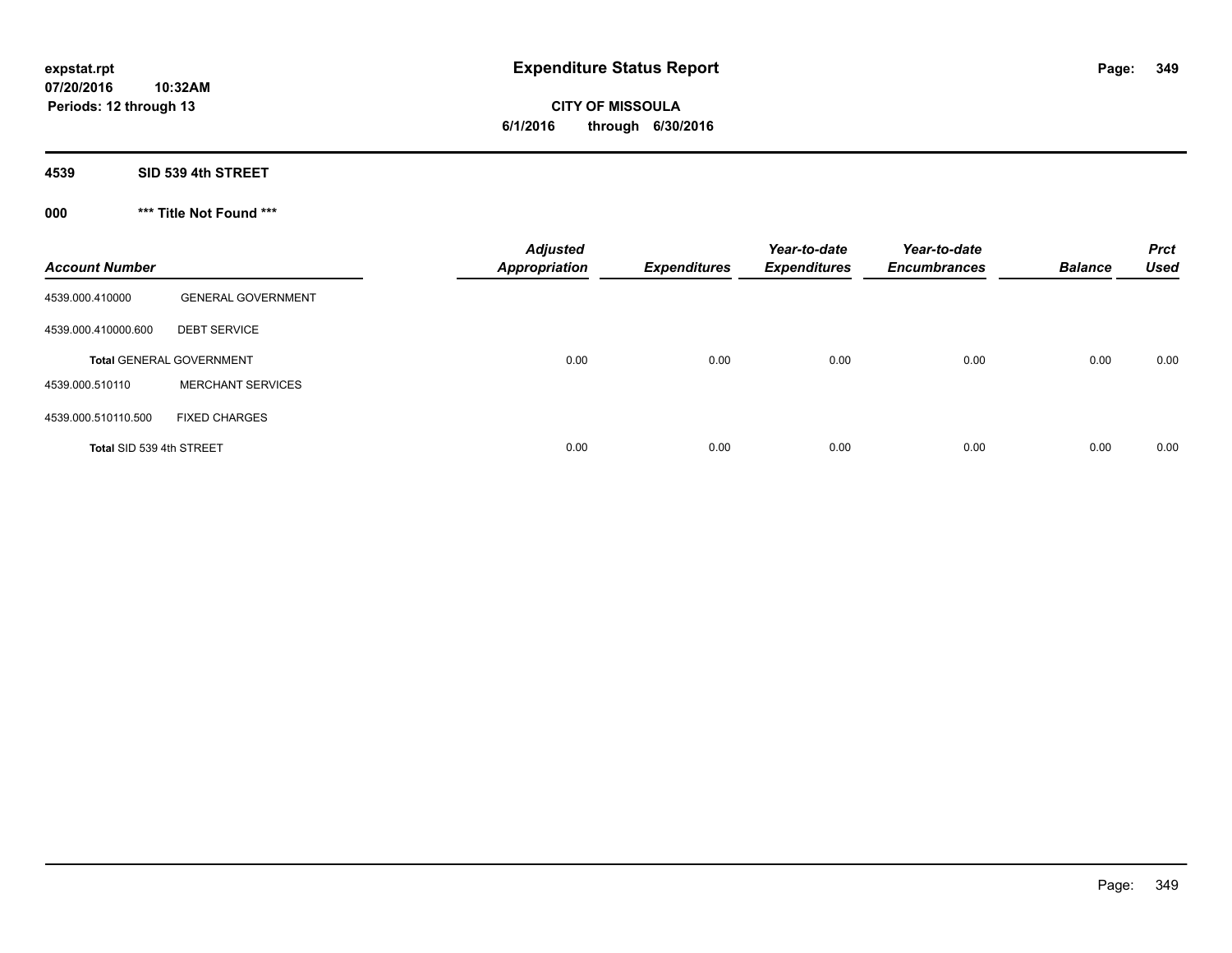expstat.rpt
07/20/2016 10:32AM
Periods: 12 through 13

# Expenditure Status Report

**CITY OF MISSOULA**
**6/1/2016 through 6/30/2016**

## 4539 SID 539 4th STREET

### 000 *** Title Not Found ***

| Account Number | | Adjusted Appropriation | Expenditures | Year-to-date Expenditures | Year-to-date Encumbrances | Balance | Prct Used |
|---|---|---|---|---|---|---|---|
| 4539.000.410000 | GENERAL GOVERNMENT | | | | | | |
| 4539.000.410000.600 | DEBT SERVICE | | | | | | |
| **Total** GENERAL GOVERNMENT | | 0.00 | 0.00 | 0.00 | 0.00 | 0.00 | 0.00 |
| 4539.000.510110 | MERCHANT SERVICES | | | | | | |
| 4539.000.510110.500 | FIXED CHARGES | | | | | | |
| **Total** SID 539 4th STREET | | 0.00 | 0.00 | 0.00 | 0.00 | 0.00 | 0.00 |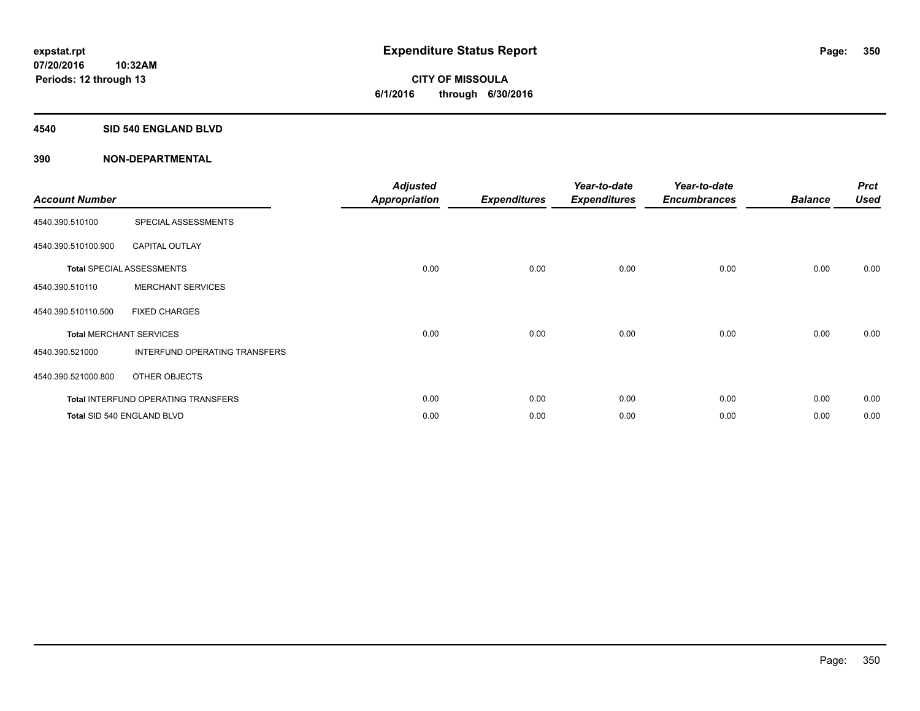**expstat.rpt**
**07/20/2016 10:32AM**
**Periods: 12 through 13**

# Expenditure Status Report

**CITY OF MISSOULA**
**6/1/2016 through 6/30/2016**

## 4540 SID 540 ENGLAND BLVD

## 390 NON-DEPARTMENTAL

| Account Number | | Adjusted Appropriation | Expenditures | Year-to-date Expenditures | Year-to-date Encumbrances | Balance | Prct Used |
|---|---|---|---|---|---|---|---|
| 4540.390.510100 | SPECIAL ASSESSMENTS | | | | | | |
| 4540.390.510100.900 | CAPITAL OUTLAY | | | | | | |
| **Total** SPECIAL ASSESSMENTS | | 0.00 | 0.00 | 0.00 | 0.00 | 0.00 | 0.00 |
| 4540.390.510110 | MERCHANT SERVICES | | | | | | |
| 4540.390.510110.500 | FIXED CHARGES | | | | | | |
| **Total** MERCHANT SERVICES | | 0.00 | 0.00 | 0.00 | 0.00 | 0.00 | 0.00 |
| 4540.390.521000 | INTERFUND OPERATING TRANSFERS | | | | | | |
| 4540.390.521000.800 | OTHER OBJECTS | | | | | | |
| **Total** INTERFUND OPERATING TRANSFERS | | 0.00 | 0.00 | 0.00 | 0.00 | 0.00 | 0.00 |
| **Total** SID 540 ENGLAND BLVD | | 0.00 | 0.00 | 0.00 | 0.00 | 0.00 | 0.00 |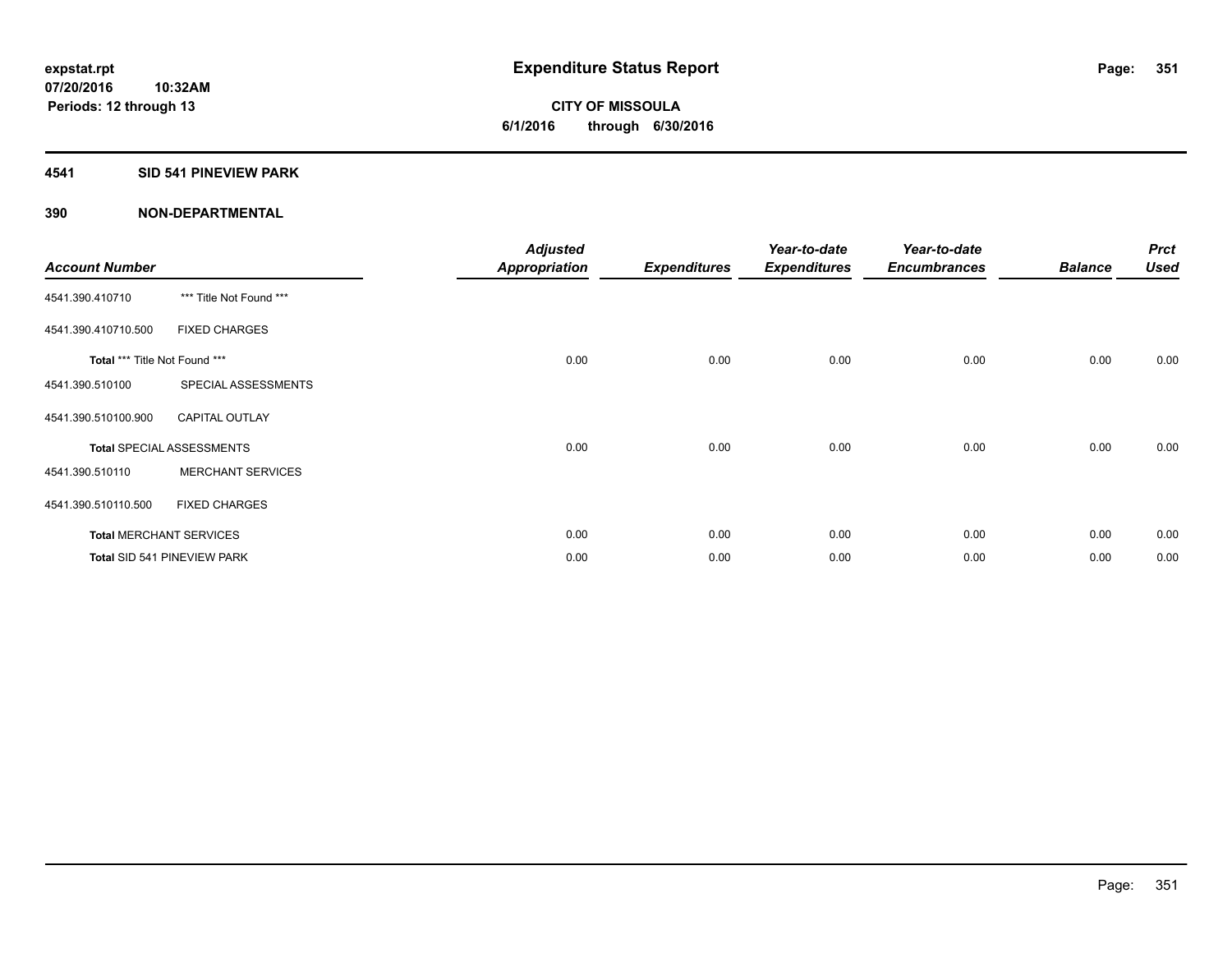expstat.rpt
07/20/2016 10:32AM
Periods: 12 through 13

# Expenditure Status Report

CITY OF MISSOULA
6/1/2016 through 6/30/2016

## 4541 SID 541 PINEVIEW PARK

## 390 NON-DEPARTMENTAL

| Account Number | | Adjusted Appropriation | Expenditures | Year-to-date Expenditures | Year-to-date Encumbrances | Balance | Prct Used |
|---|---|---|---|---|---|---|---|
| 4541.390.410710 | *** Title Not Found *** | | | | | | |
| 4541.390.410710.500 | FIXED CHARGES | | | | | | |
| Total *** Title Not Found *** | | 0.00 | 0.00 | 0.00 | 0.00 | 0.00 | 0.00 |
| 4541.390.510100 | SPECIAL ASSESSMENTS | | | | | | |
| 4541.390.510100.900 | CAPITAL OUTLAY | | | | | | |
| Total SPECIAL ASSESSMENTS | | 0.00 | 0.00 | 0.00 | 0.00 | 0.00 | 0.00 |
| 4541.390.510110 | MERCHANT SERVICES | | | | | | |
| 4541.390.510110.500 | FIXED CHARGES | | | | | | |
| Total MERCHANT SERVICES | | 0.00 | 0.00 | 0.00 | 0.00 | 0.00 | 0.00 |
| Total SID 541 PINEVIEW PARK | | 0.00 | 0.00 | 0.00 | 0.00 | 0.00 | 0.00 |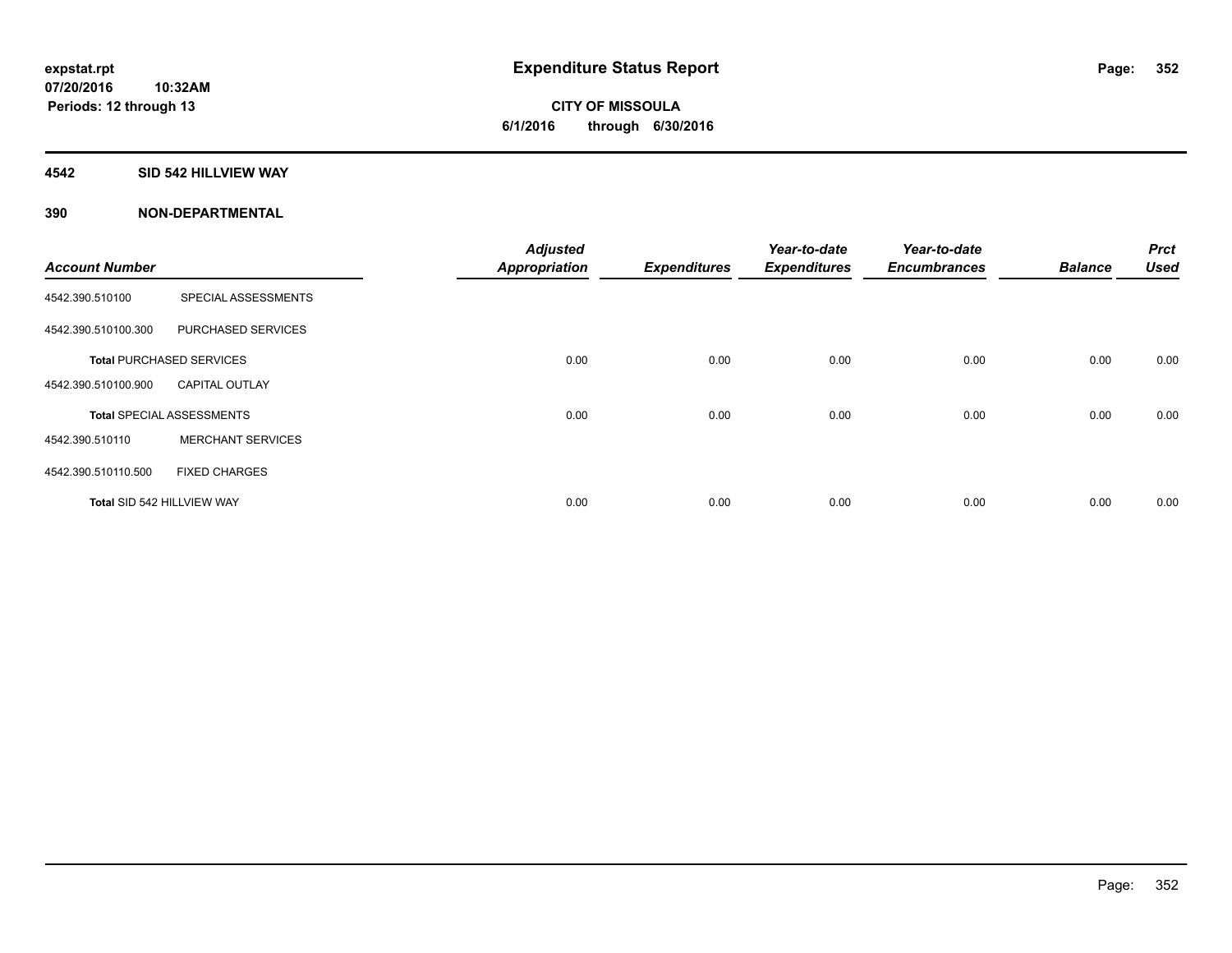# Expenditure Status Report

expstat.rpt
07/20/2016 10:32AM
Periods: 12 through 13

**CITY OF MISSOULA**
**6/1/2016 through 6/30/2016**

## 4542 SID 542 HILLVIEW WAY

### 390 NON-DEPARTMENTAL

| Account Number | | Adjusted Appropriation | Expenditures | Year-to-date Expenditures | Year-to-date Encumbrances | Balance | Prct Used |
|---|---|---|---|---|---|---|---|
| 4542.390.510100 | SPECIAL ASSESSMENTS | | | | | | |
| 4542.390.510100.300 | PURCHASED SERVICES | | | | | | |
| **Total** PURCHASED SERVICES | | 0.00 | 0.00 | 0.00 | 0.00 | 0.00 | 0.00 |
| 4542.390.510100.900 | CAPITAL OUTLAY | | | | | | |
| **Total** SPECIAL ASSESSMENTS | | 0.00 | 0.00 | 0.00 | 0.00 | 0.00 | 0.00 |
| 4542.390.510110 | MERCHANT SERVICES | | | | | | |
| 4542.390.510110.500 | FIXED CHARGES | | | | | | |
| **Total** SID 542 HILLVIEW WAY | | 0.00 | 0.00 | 0.00 | 0.00 | 0.00 | 0.00 |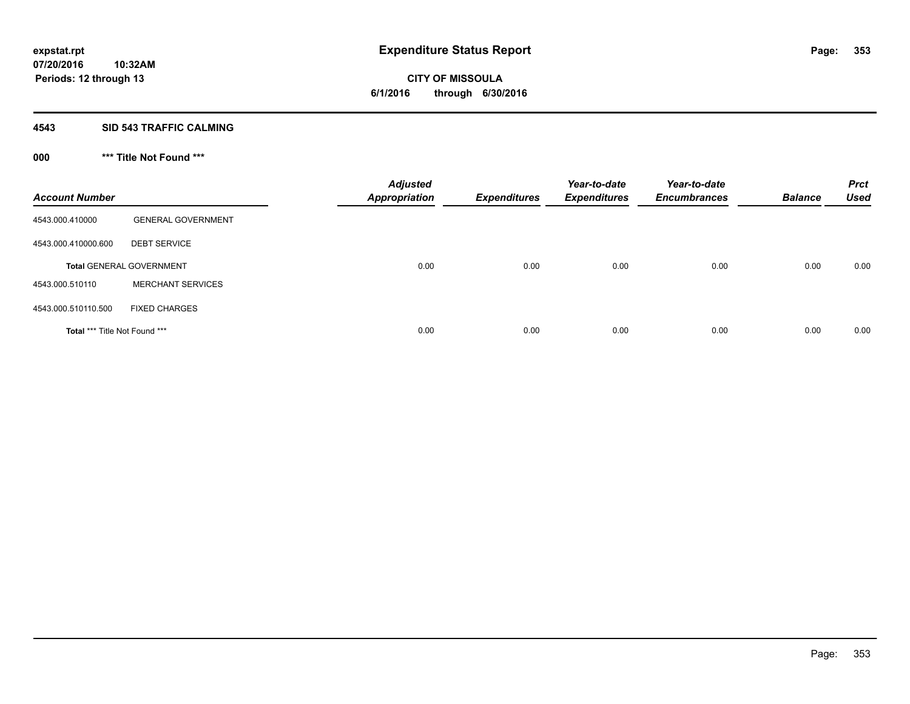**expstat.rpt**
**07/20/2016 10:32AM**
**Periods: 12 through 13**

# Expenditure Status Report

**CITY OF MISSOULA**
**6/1/2016 through 6/30/2016**

## 4543 SID 543 TRAFFIC CALMING

### 000 *** Title Not Found ***

| Account Number | | Adjusted Appropriation | Expenditures | Year-to-date Expenditures | Year-to-date Encumbrances | Balance | Prct Used |
|---|---|---|---|---|---|---|---|
| 4543.000.410000 | GENERAL GOVERNMENT | | | | | | |
| 4543.000.410000.600 | DEBT SERVICE | | | | | | |
| **Total** GENERAL GOVERNMENT | | 0.00 | 0.00 | 0.00 | 0.00 | 0.00 | 0.00 |
| 4543.000.510110 | MERCHANT SERVICES | | | | | | |
| 4543.000.510110.500 | FIXED CHARGES | | | | | | |
| **Total** *** Title Not Found *** | | 0.00 | 0.00 | 0.00 | 0.00 | 0.00 | 0.00 |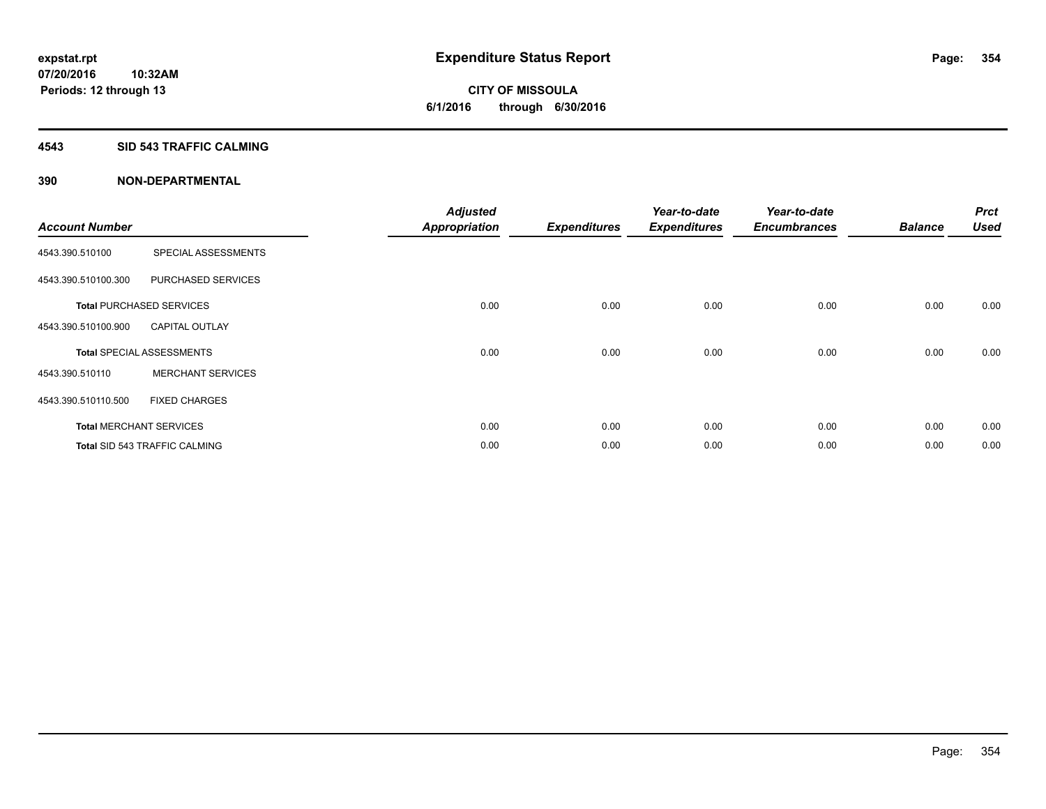# Expenditure Status Report

expstat.rpt
07/20/2016 10:32AM
Periods: 12 through 13

**CITY OF MISSOULA**
**6/1/2016 through 6/30/2016**

## 4543 SID 543 TRAFFIC CALMING

## 390 NON-DEPARTMENTAL

| Account Number | | Adjusted Appropriation | Expenditures | Year-to-date Expenditures | Year-to-date Encumbrances | Balance | Prct Used |
|---|---|---|---|---|---|---|---|
| 4543.390.510100 | SPECIAL ASSESSMENTS | | | | | | |
| 4543.390.510100.300 | PURCHASED SERVICES | | | | | | |
| **Total** PURCHASED SERVICES | | 0.00 | 0.00 | 0.00 | 0.00 | 0.00 | 0.00 |
| 4543.390.510100.900 | CAPITAL OUTLAY | | | | | | |
| **Total** SPECIAL ASSESSMENTS | | 0.00 | 0.00 | 0.00 | 0.00 | 0.00 | 0.00 |
| 4543.390.510110 | MERCHANT SERVICES | | | | | | |
| 4543.390.510110.500 | FIXED CHARGES | | | | | | |
| **Total** MERCHANT SERVICES | | 0.00 | 0.00 | 0.00 | 0.00 | 0.00 | 0.00 |
| **Total** SID 543 TRAFFIC CALMING | | 0.00 | 0.00 | 0.00 | 0.00 | 0.00 | 0.00 |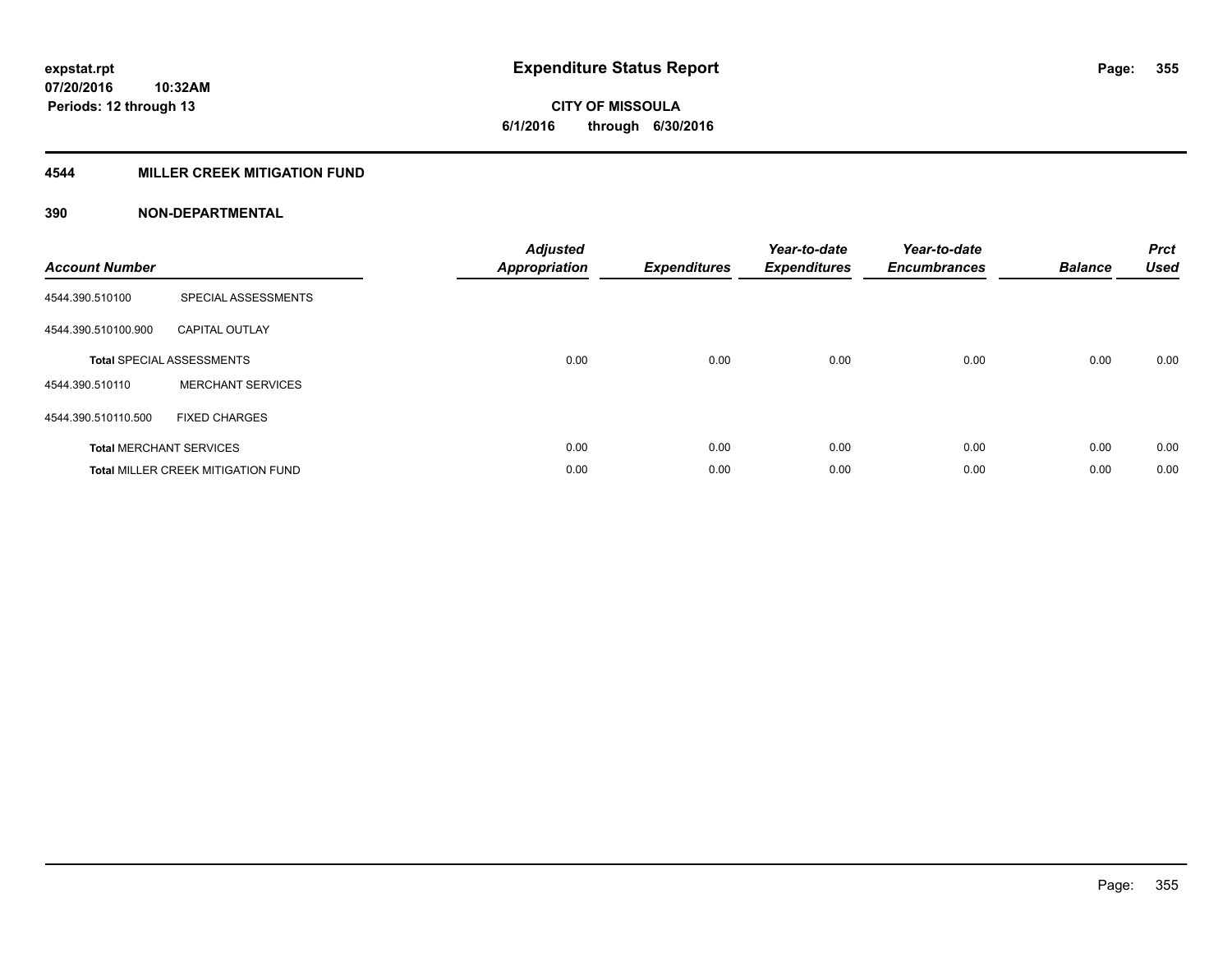# Expenditure Status Report

**expstat.rpt**
**07/20/2016 10:32AM**
**Periods: 12 through 13**

**CITY OF MISSOULA**
**6/1/2016 through 6/30/2016**

## 4544 MILLER CREEK MITIGATION FUND

### 390 NON-DEPARTMENTAL

| Account Number | | Adjusted Appropriation | Expenditures | Year-to-date Expenditures | Year-to-date Encumbrances | Balance | Prct Used |
|---|---|---|---|---|---|---|---|
| 4544.390.510100 | SPECIAL ASSESSMENTS | | | | | | |
| 4544.390.510100.900 | CAPITAL OUTLAY | | | | | | |
| **Total** SPECIAL ASSESSMENTS | | 0.00 | 0.00 | 0.00 | 0.00 | 0.00 | 0.00 |
| 4544.390.510110 | MERCHANT SERVICES | | | | | | |
| 4544.390.510110.500 | FIXED CHARGES | | | | | | |
| **Total** MERCHANT SERVICES | | 0.00 | 0.00 | 0.00 | 0.00 | 0.00 | 0.00 |
| **Total** MILLER CREEK MITIGATION FUND | | 0.00 | 0.00 | 0.00 | 0.00 | 0.00 | 0.00 |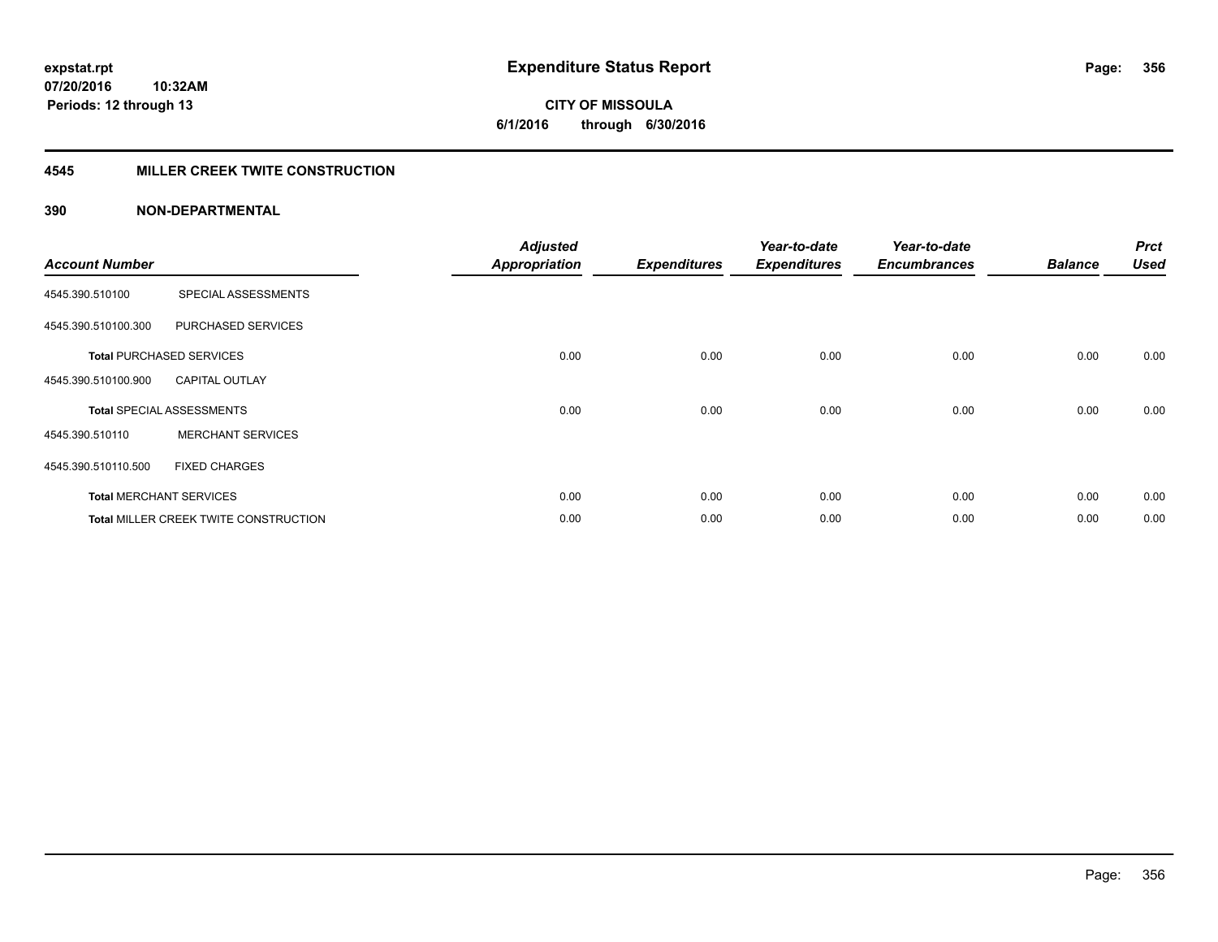**expstat.rpt**
**07/20/2016 10:32AM**
**Periods: 12 through 13**

# Expenditure Status Report

**CITY OF MISSOULA**
**6/1/2016 through 6/30/2016**

## 4545 MILLER CREEK TWITE CONSTRUCTION

### 390 NON-DEPARTMENTAL

| Account Number | | Adjusted Appropriation | Expenditures | Year-to-date Expenditures | Year-to-date Encumbrances | Balance | Prct Used |
|---|---|---|---|---|---|---|---|
| 4545.390.510100 | SPECIAL ASSESSMENTS | | | | | | |
| 4545.390.510100.300 | PURCHASED SERVICES | | | | | | |
| **Total** PURCHASED SERVICES | | 0.00 | 0.00 | 0.00 | 0.00 | 0.00 | 0.00 |
| 4545.390.510100.900 | CAPITAL OUTLAY | | | | | | |
| **Total** SPECIAL ASSESSMENTS | | 0.00 | 0.00 | 0.00 | 0.00 | 0.00 | 0.00 |
| 4545.390.510110 | MERCHANT SERVICES | | | | | | |
| 4545.390.510110.500 | FIXED CHARGES | | | | | | |
| **Total** MERCHANT SERVICES | | 0.00 | 0.00 | 0.00 | 0.00 | 0.00 | 0.00 |
| **Total** MILLER CREEK TWITE CONSTRUCTION | | 0.00 | 0.00 | 0.00 | 0.00 | 0.00 | 0.00 |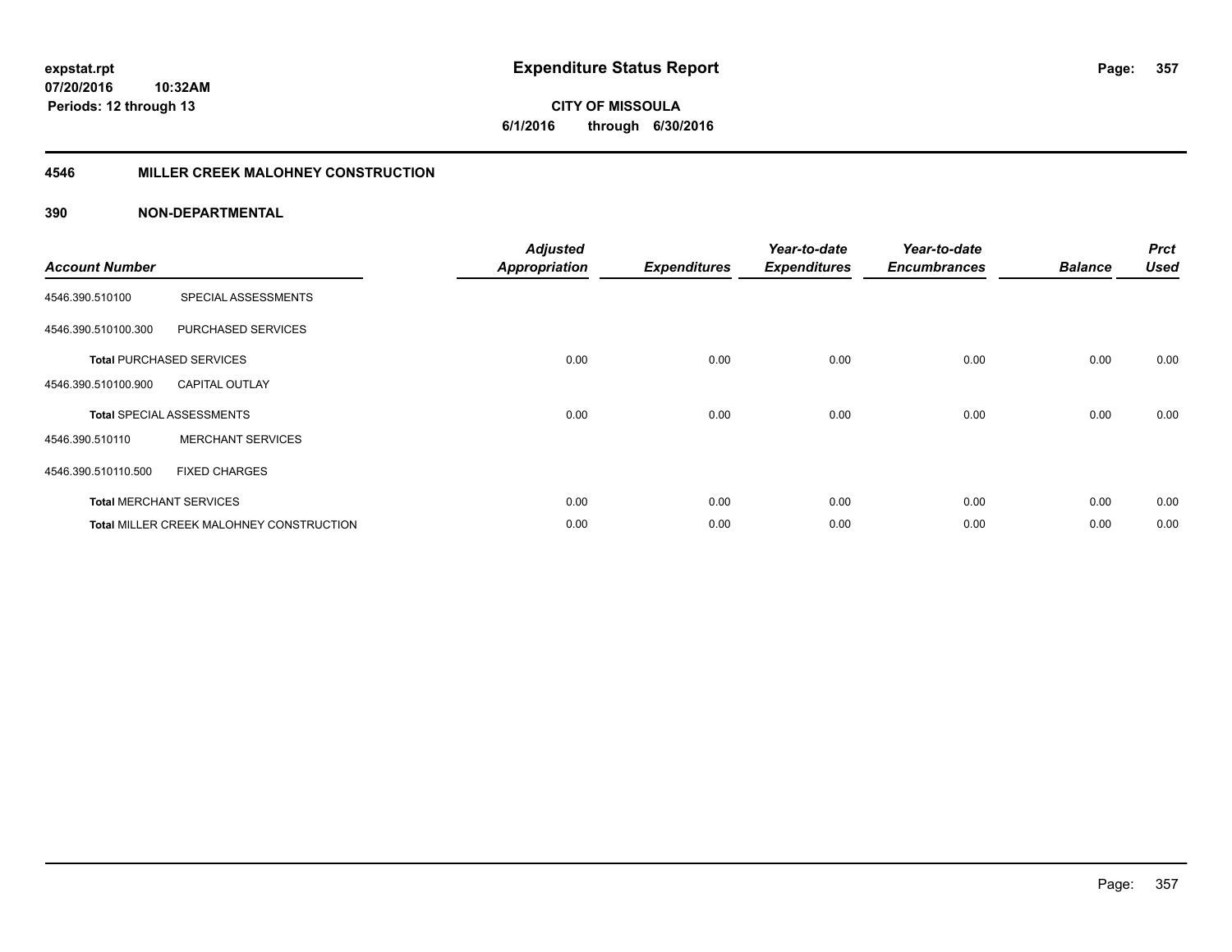# Expenditure Status Report

expstat.rpt
07/20/2016 10:32AM
Periods: 12 through 13

**CITY OF MISSOULA**
**6/1/2016 through 6/30/2016**

## 4546 MILLER CREEK MALOHNEY CONSTRUCTION

### 390 NON-DEPARTMENTAL

| Account Number | | Adjusted Appropriation | Expenditures | Year-to-date Expenditures | Year-to-date Encumbrances | Balance | Prct Used |
|---|---|---|---|---|---|---|---|
| 4546.390.510100 | SPECIAL ASSESSMENTS | | | | | | |
| 4546.390.510100.300 | PURCHASED SERVICES | | | | | | |
| **Total** PURCHASED SERVICES | | 0.00 | 0.00 | 0.00 | 0.00 | 0.00 | 0.00 |
| 4546.390.510100.900 | CAPITAL OUTLAY | | | | | | |
| **Total** SPECIAL ASSESSMENTS | | 0.00 | 0.00 | 0.00 | 0.00 | 0.00 | 0.00 |
| 4546.390.510110 | MERCHANT SERVICES | | | | | | |
| 4546.390.510110.500 | FIXED CHARGES | | | | | | |
| **Total** MERCHANT SERVICES | | 0.00 | 0.00 | 0.00 | 0.00 | 0.00 | 0.00 |
| **Total** MILLER CREEK MALOHNEY CONSTRUCTION | | 0.00 | 0.00 | 0.00 | 0.00 | 0.00 | 0.00 |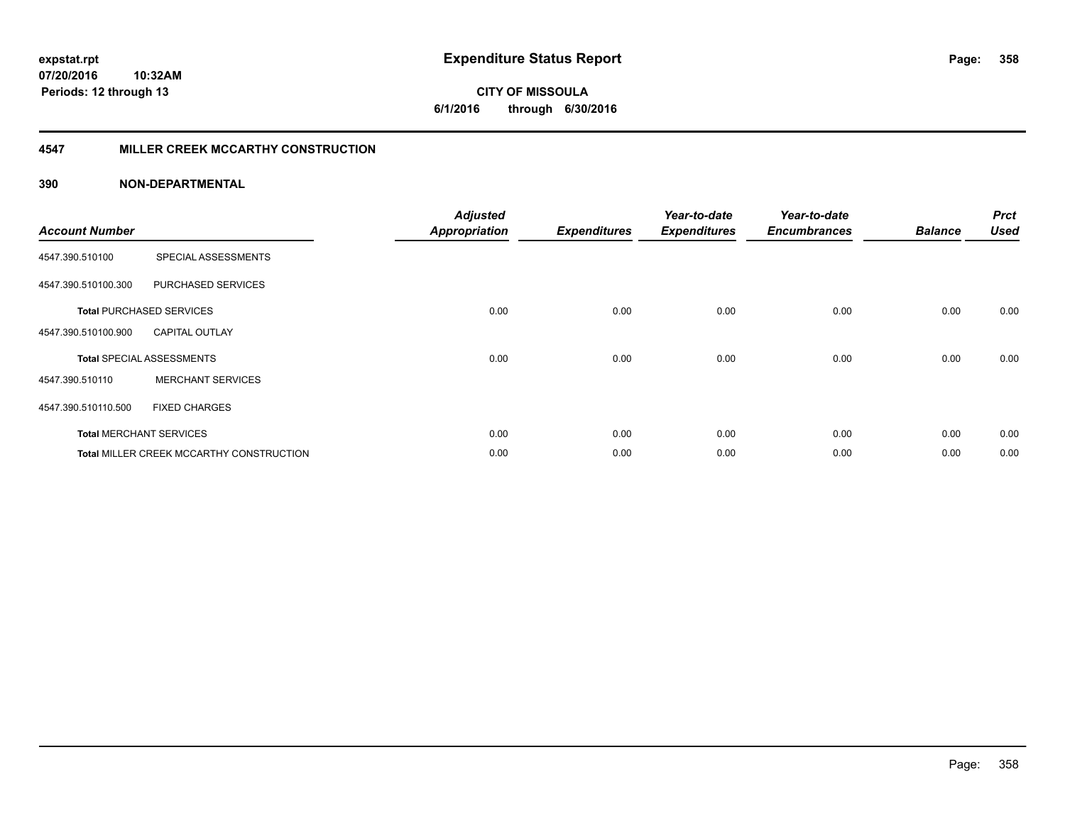# Expenditure Status Report

**CITY OF MISSOULA**
**6/1/2016 through 6/30/2016**

expstat.rpt
07/20/2016 10:32AM
Periods: 12 through 13

## 4547 MILLER CREEK MCCARTHY CONSTRUCTION

### 390 NON-DEPARTMENTAL

| Account Number | | Adjusted Appropriation | Expenditures | Year-to-date Expenditures | Year-to-date Encumbrances | Balance | Prct Used |
|---|---|---|---|---|---|---|---|
| 4547.390.510100 | SPECIAL ASSESSMENTS | | | | | | |
| 4547.390.510100.300 | PURCHASED SERVICES | | | | | | |
| **Total** PURCHASED SERVICES | | 0.00 | 0.00 | 0.00 | 0.00 | 0.00 | 0.00 |
| 4547.390.510100.900 | CAPITAL OUTLAY | | | | | | |
| **Total** SPECIAL ASSESSMENTS | | 0.00 | 0.00 | 0.00 | 0.00 | 0.00 | 0.00 |
| 4547.390.510110 | MERCHANT SERVICES | | | | | | |
| 4547.390.510110.500 | FIXED CHARGES | | | | | | |
| **Total** MERCHANT SERVICES | | 0.00 | 0.00 | 0.00 | 0.00 | 0.00 | 0.00 |
| **Total** MILLER CREEK MCCARTHY CONSTRUCTION | | 0.00 | 0.00 | 0.00 | 0.00 | 0.00 | 0.00 |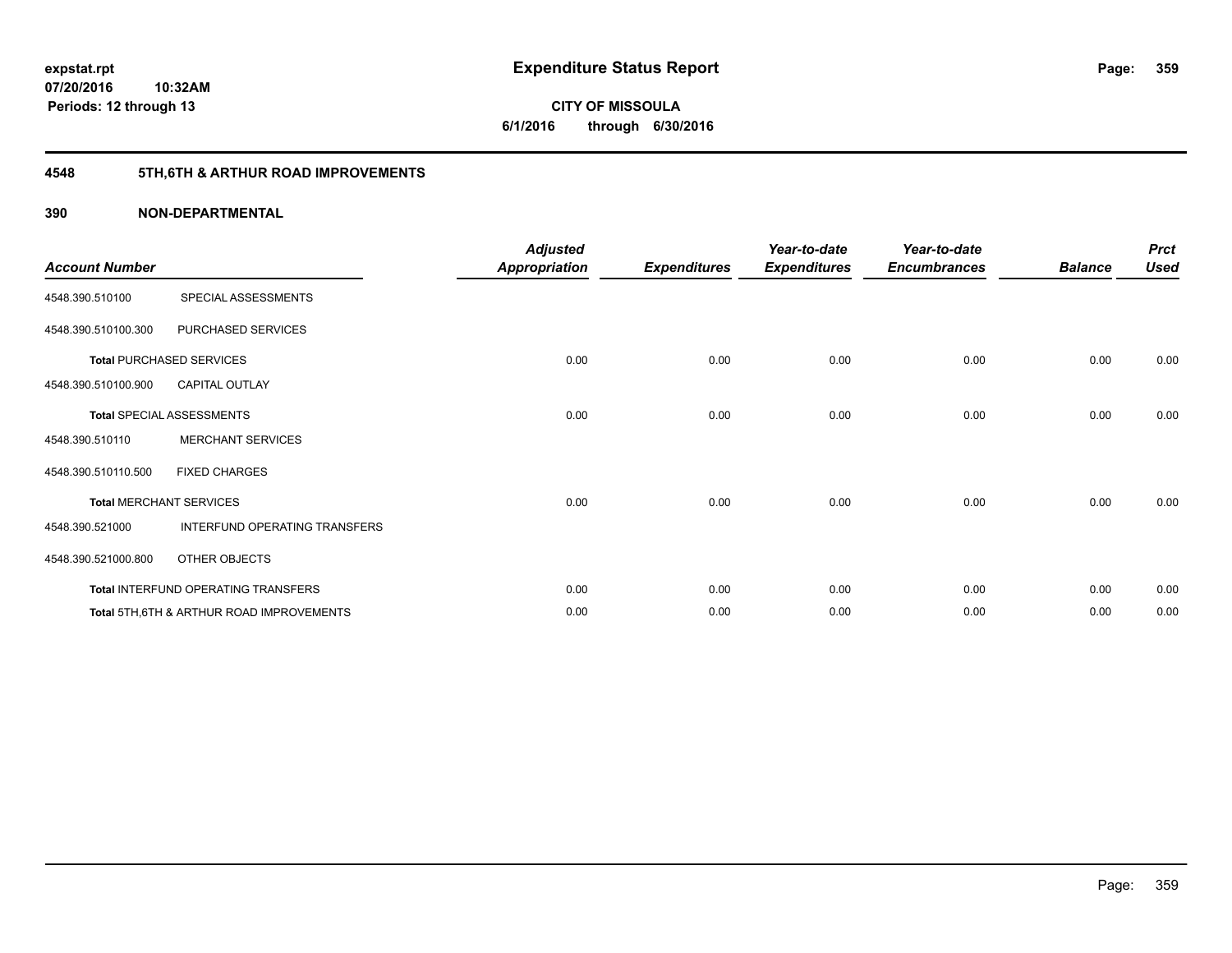**expstat.rpt**
**07/20/2016 10:32AM**
**Periods: 12 through 13**

# Expenditure Status Report

**CITY OF MISSOULA**
**6/1/2016 through 6/30/2016**

## 4548 5TH,6TH & ARTHUR ROAD IMPROVEMENTS

### 390 NON-DEPARTMENTAL

| Account Number | | Adjusted Appropriation | Expenditures | Year-to-date Expenditures | Year-to-date Encumbrances | Balance | Prct Used |
|---|---|---|---|---|---|---|---|
| 4548.390.510100 | SPECIAL ASSESSMENTS | | | | | | |
| 4548.390.510100.300 | PURCHASED SERVICES | | | | | | |
| **Total** PURCHASED SERVICES | | 0.00 | 0.00 | 0.00 | 0.00 | 0.00 | 0.00 |
| 4548.390.510100.900 | CAPITAL OUTLAY | | | | | | |
| **Total** SPECIAL ASSESSMENTS | | 0.00 | 0.00 | 0.00 | 0.00 | 0.00 | 0.00 |
| 4548.390.510110 | MERCHANT SERVICES | | | | | | |
| 4548.390.510110.500 | FIXED CHARGES | | | | | | |
| **Total** MERCHANT SERVICES | | 0.00 | 0.00 | 0.00 | 0.00 | 0.00 | 0.00 |
| 4548.390.521000 | INTERFUND OPERATING TRANSFERS | | | | | | |
| 4548.390.521000.800 | OTHER OBJECTS | | | | | | |
| **Total** INTERFUND OPERATING TRANSFERS | | 0.00 | 0.00 | 0.00 | 0.00 | 0.00 | 0.00 |
| **Total** 5TH,6TH & ARTHUR ROAD IMPROVEMENTS | | 0.00 | 0.00 | 0.00 | 0.00 | 0.00 | 0.00 |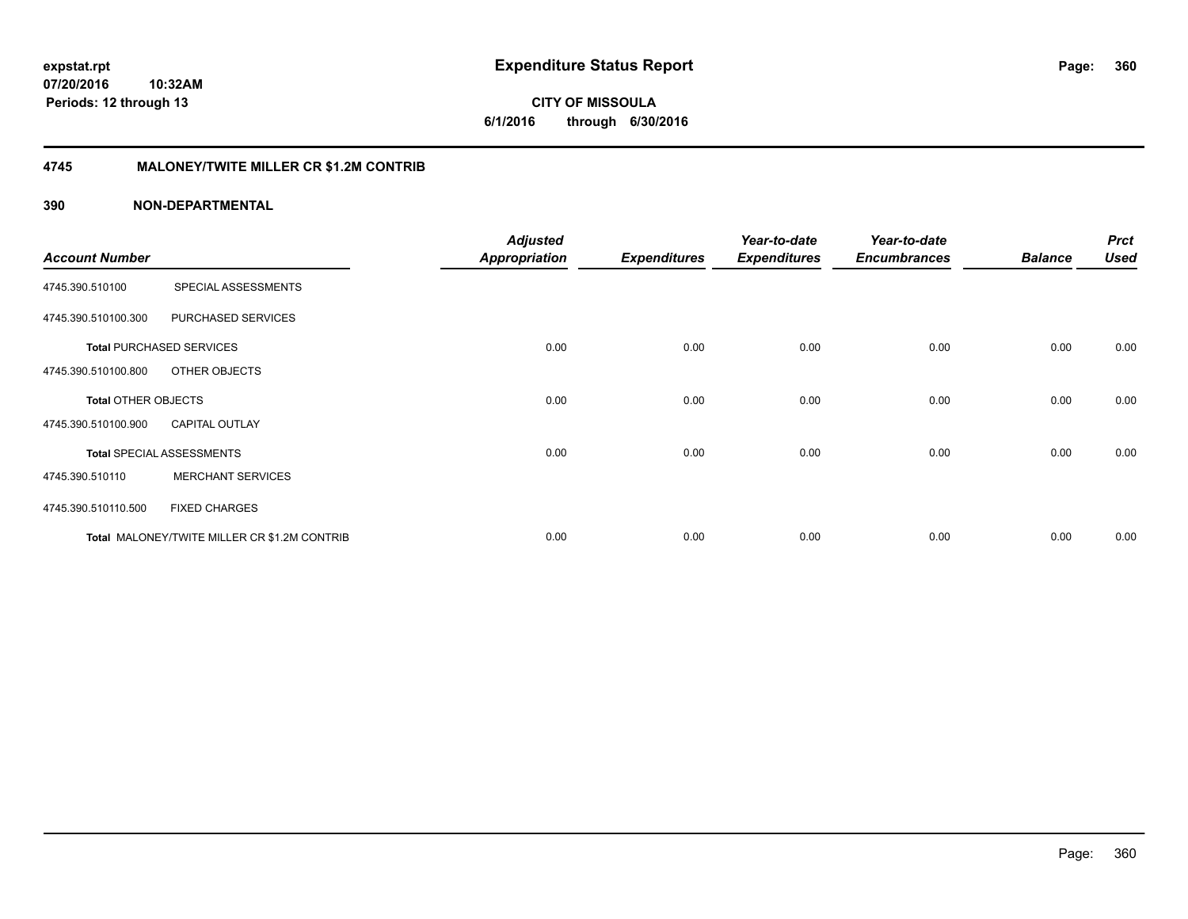**expstat.rpt**
**07/20/2016 10:32AM**
**Periods: 12 through 13**

# Expenditure Status Report

**CITY OF MISSOULA**
**6/1/2016 through 6/30/2016**

## 4745 MALONEY/TWITE MILLER CR $1.2M CONTRIB

### 390 NON-DEPARTMENTAL

| Account Number | | Adjusted Appropriation | Expenditures | Year-to-date Expenditures | Year-to-date Encumbrances | Balance | Prct Used |
|---|---|---|---|---|---|---|---|
| 4745.390.510100 | SPECIAL ASSESSMENTS | | | | | | |
| 4745.390.510100.300 | PURCHASED SERVICES | | | | | | |
| **Total** PURCHASED SERVICES | | 0.00 | 0.00 | 0.00 | 0.00 | 0.00 | 0.00 |
| 4745.390.510100.800 | OTHER OBJECTS | | | | | | |
| **Total** OTHER OBJECTS | | 0.00 | 0.00 | 0.00 | 0.00 | 0.00 | 0.00 |
| 4745.390.510100.900 | CAPITAL OUTLAY | | | | | | |
| **Total** SPECIAL ASSESSMENTS | | 0.00 | 0.00 | 0.00 | 0.00 | 0.00 | 0.00 |
| 4745.390.510110 | MERCHANT SERVICES | | | | | | |
| 4745.390.510110.500 | FIXED CHARGES | | | | | | |
| **Total** MALONEY/TWITE MILLER CR $1.2M CONTRIB | | 0.00 | 0.00 | 0.00 | 0.00 | 0.00 | 0.00 |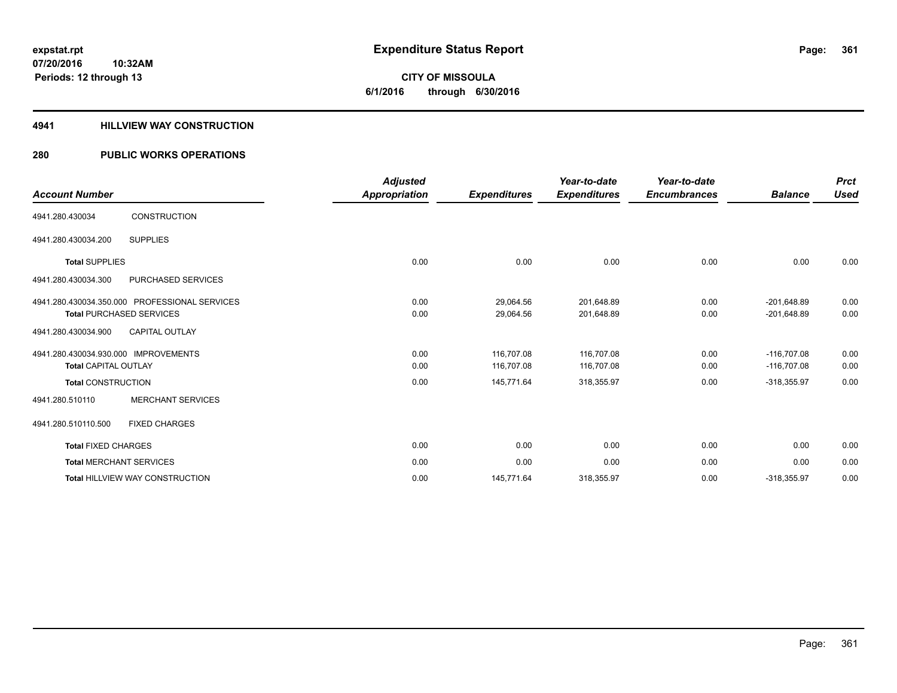# Expenditure Status Report

expstat.rpt
07/20/2016 10:32AM
Periods: 12 through 13

**CITY OF MISSOULA**
**6/1/2016 through 6/30/2016**

## 4941 HILLVIEW WAY CONSTRUCTION

## 280 PUBLIC WORKS OPERATIONS

| Account Number | | Adjusted Appropriation | Expenditures | Year-to-date Expenditures | Year-to-date Encumbrances | Balance | Prct Used |
|---|---|---|---|---|---|---|---|
| 4941.280.430034 | CONSTRUCTION | | | | | | |
| 4941.280.430034.200 | SUPPLIES | | | | | | |
| **Total** SUPPLIES | | 0.00 | 0.00 | 0.00 | 0.00 | 0.00 | 0.00 |
| 4941.280.430034.300 | PURCHASED SERVICES | | | | | | |
| 4941.280.430034.350.000 | PROFESSIONAL SERVICES | 0.00 | 29,064.56 | 201,648.89 | 0.00 | -201,648.89 | 0.00 |
| **Total** PURCHASED SERVICES | | 0.00 | 29,064.56 | 201,648.89 | 0.00 | -201,648.89 | 0.00 |
| 4941.280.430034.900 | CAPITAL OUTLAY | | | | | | |
| 4941.280.430034.930.000 | IMPROVEMENTS | 0.00 | 116,707.08 | 116,707.08 | 0.00 | -116,707.08 | 0.00 |
| **Total** CAPITAL OUTLAY | | 0.00 | 116,707.08 | 116,707.08 | 0.00 | -116,707.08 | 0.00 |
| **Total** CONSTRUCTION | | 0.00 | 145,771.64 | 318,355.97 | 0.00 | -318,355.97 | 0.00 |
| 4941.280.510110 | MERCHANT SERVICES | | | | | | |
| 4941.280.510110.500 | FIXED CHARGES | | | | | | |
| **Total** FIXED CHARGES | | 0.00 | 0.00 | 0.00 | 0.00 | 0.00 | 0.00 |
| **Total** MERCHANT SERVICES | | 0.00 | 0.00 | 0.00 | 0.00 | 0.00 | 0.00 |
| **Total** HILLVIEW WAY CONSTRUCTION | | 0.00 | 145,771.64 | 318,355.97 | 0.00 | -318,355.97 | 0.00 |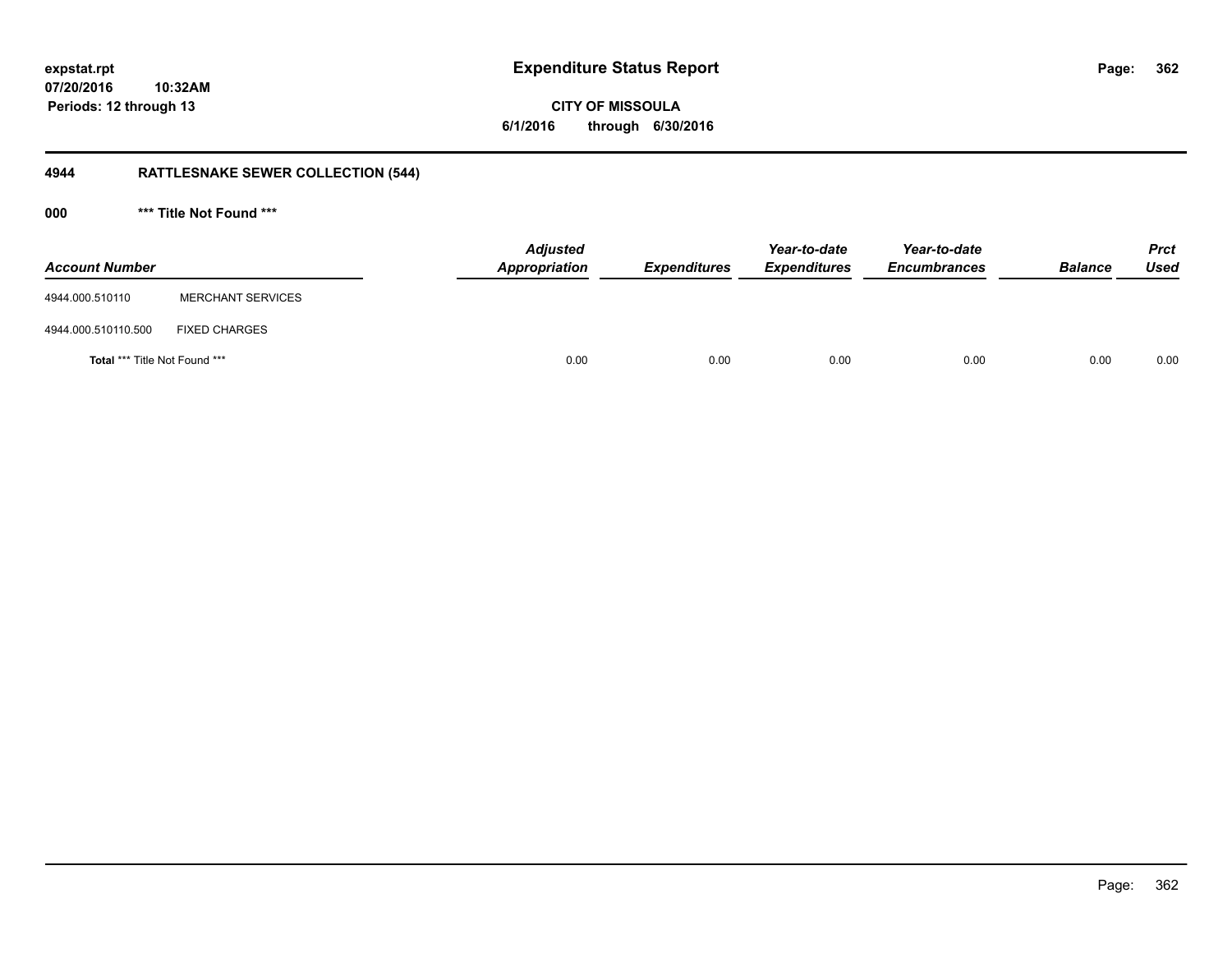# Expenditure Status Report

**CITY OF MISSOULA**

**6/1/2016 through 6/30/2016**

expstat.rpt
07/20/2016 10:32AM
Periods: 12 through 13

## 4944 RATTLESNAKE SEWER COLLECTION (544)

### 000 *** Title Not Found ***

| Account Number | | Adjusted Appropriation | Expenditures | Year-to-date Expenditures | Year-to-date Encumbrances | Balance | Prct Used |
|---|---|---|---|---|---|---|---|
| 4944.000.510110 | MERCHANT SERVICES | | | | | | |
| 4944.000.510110.500 | FIXED CHARGES | | | | | | |
| **Total** *** Title Not Found *** | | 0.00 | 0.00 | 0.00 | 0.00 | 0.00 | 0.00 |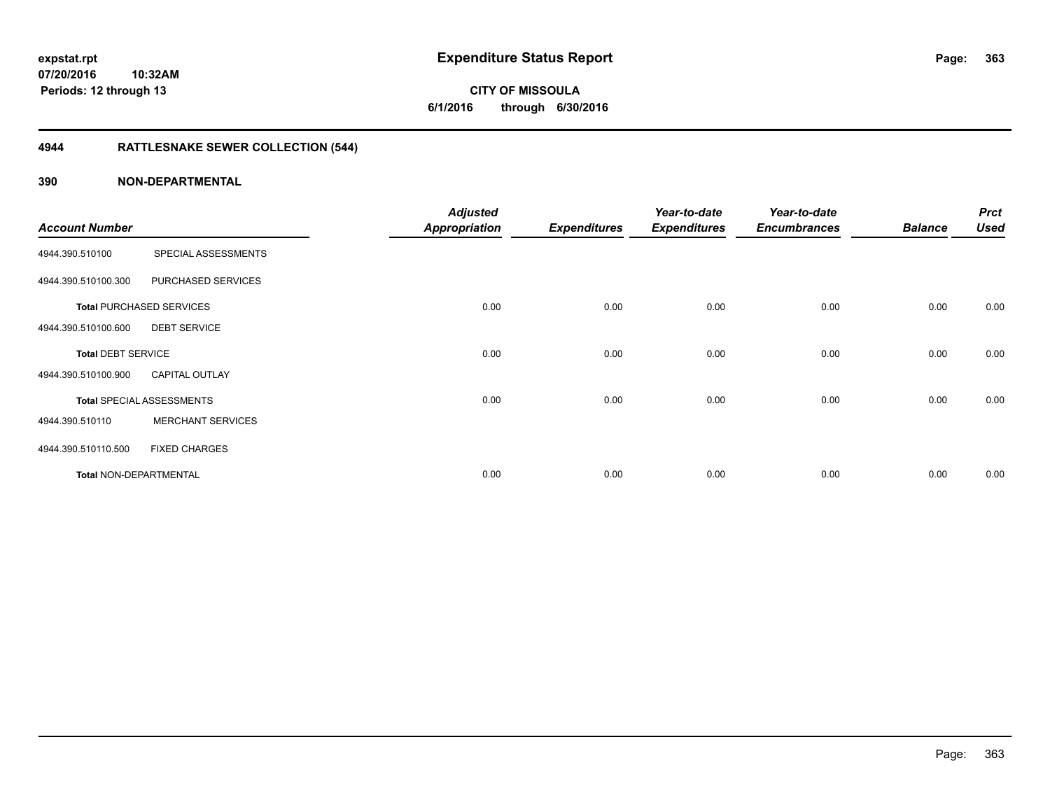**expstat.rpt**
**07/20/2016 10:32AM**
**Periods: 12 through 13**

# Expenditure Status Report

**CITY OF MISSOULA**
**6/1/2016 through 6/30/2016**

## 4944 RATTLESNAKE SEWER COLLECTION (544)

## 390 NON-DEPARTMENTAL

| Account Number | | *Adjusted Appropriation* | *Expenditures* | *Year-to-date Expenditures* | *Year-to-date Encumbrances* | *Balance* | *Prct Used* |
|---|---|---|---|---|---|---|---|
| 4944.390.510100 | SPECIAL ASSESSMENTS | | | | | | |
| 4944.390.510100.300 | PURCHASED SERVICES | | | | | | |
| **Total** PURCHASED SERVICES | | 0.00 | 0.00 | 0.00 | 0.00 | 0.00 | 0.00 |
| 4944.390.510100.600 | DEBT SERVICE | | | | | | |
| **Total** DEBT SERVICE | | 0.00 | 0.00 | 0.00 | 0.00 | 0.00 | 0.00 |
| 4944.390.510100.900 | CAPITAL OUTLAY | | | | | | |
| **Total** SPECIAL ASSESSMENTS | | 0.00 | 0.00 | 0.00 | 0.00 | 0.00 | 0.00 |
| 4944.390.510110 | MERCHANT SERVICES | | | | | | |
| 4944.390.510110.500 | FIXED CHARGES | | | | | | |
| **Total** NON-DEPARTMENTAL | | 0.00 | 0.00 | 0.00 | 0.00 | 0.00 | 0.00 |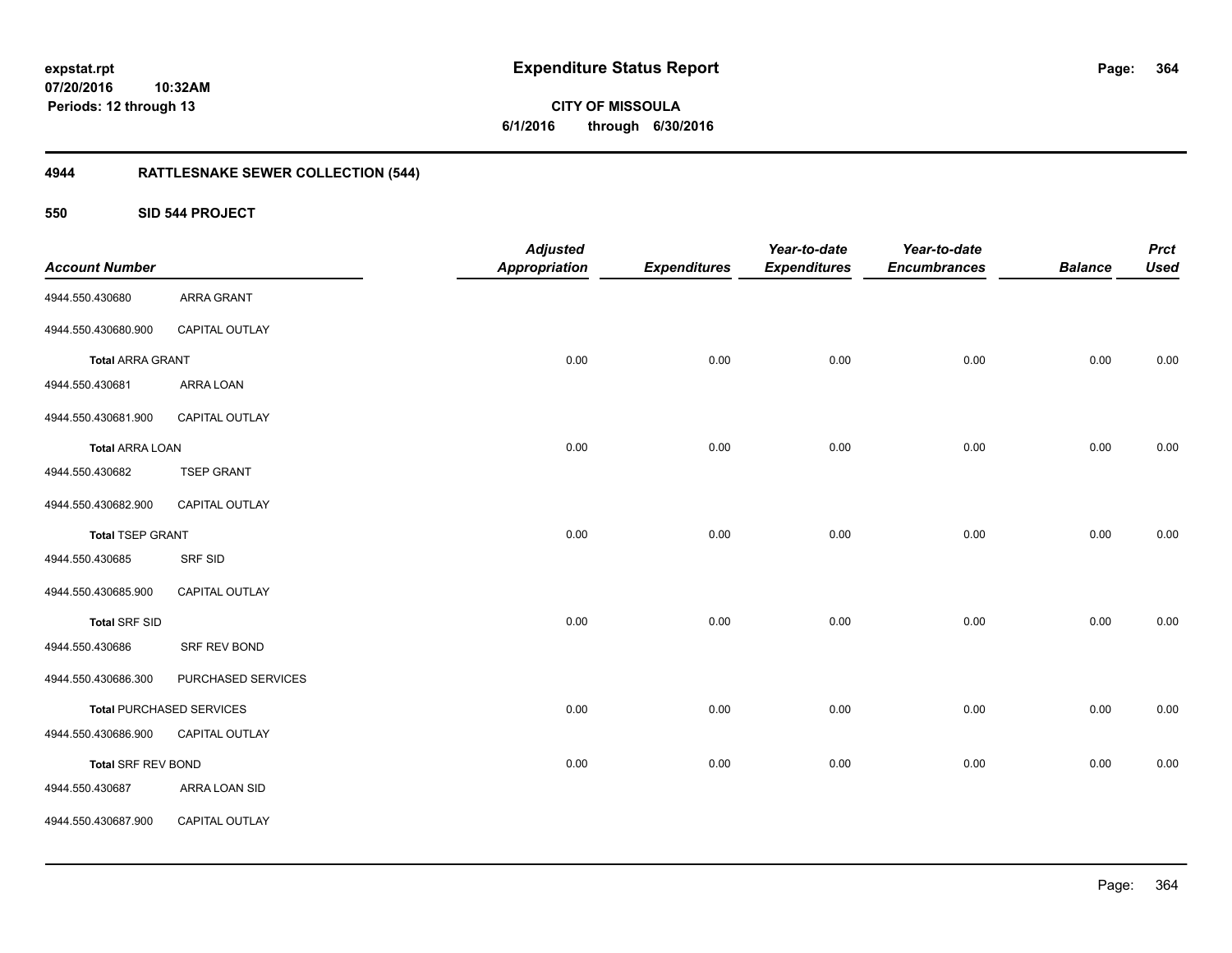expstat.rpt
07/20/2016 10:32AM
Periods: 12 through 13

# Expenditure Status Report

**CITY OF MISSOULA**
**6/1/2016 through 6/30/2016**

## 4944 RATTLESNAKE SEWER COLLECTION (544)

### 550 SID 544 PROJECT

| Account Number | | Adjusted Appropriation | Expenditures | Year-to-date Expenditures | Year-to-date Encumbrances | Balance | Prct Used |
|---|---|---|---|---|---|---|---|
| 4944.550.430680 | ARRA GRANT | | | | | | |
| 4944.550.430680.900 | CAPITAL OUTLAY | | | | | | |
| **Total** ARRA GRANT | | 0.00 | 0.00 | 0.00 | 0.00 | 0.00 | 0.00 |
| 4944.550.430681 | ARRA LOAN | | | | | | |
| 4944.550.430681.900 | CAPITAL OUTLAY | | | | | | |
| **Total** ARRA LOAN | | 0.00 | 0.00 | 0.00 | 0.00 | 0.00 | 0.00 |
| 4944.550.430682 | TSEP GRANT | | | | | | |
| 4944.550.430682.900 | CAPITAL OUTLAY | | | | | | |
| **Total** TSEP GRANT | | 0.00 | 0.00 | 0.00 | 0.00 | 0.00 | 0.00 |
| 4944.550.430685 | SRF SID | | | | | | |
| 4944.550.430685.900 | CAPITAL OUTLAY | | | | | | |
| **Total** SRF SID | | 0.00 | 0.00 | 0.00 | 0.00 | 0.00 | 0.00 |
| 4944.550.430686 | SRF REV BOND | | | | | | |
| 4944.550.430686.300 | PURCHASED SERVICES | | | | | | |
| **Total** PURCHASED SERVICES | | 0.00 | 0.00 | 0.00 | 0.00 | 0.00 | 0.00 |
| 4944.550.430686.900 | CAPITAL OUTLAY | | | | | | |
| **Total** SRF REV BOND | | 0.00 | 0.00 | 0.00 | 0.00 | 0.00 | 0.00 |
| 4944.550.430687 | ARRA LOAN SID | | | | | | |
| 4944.550.430687.900 | CAPITAL OUTLAY | | | | | | |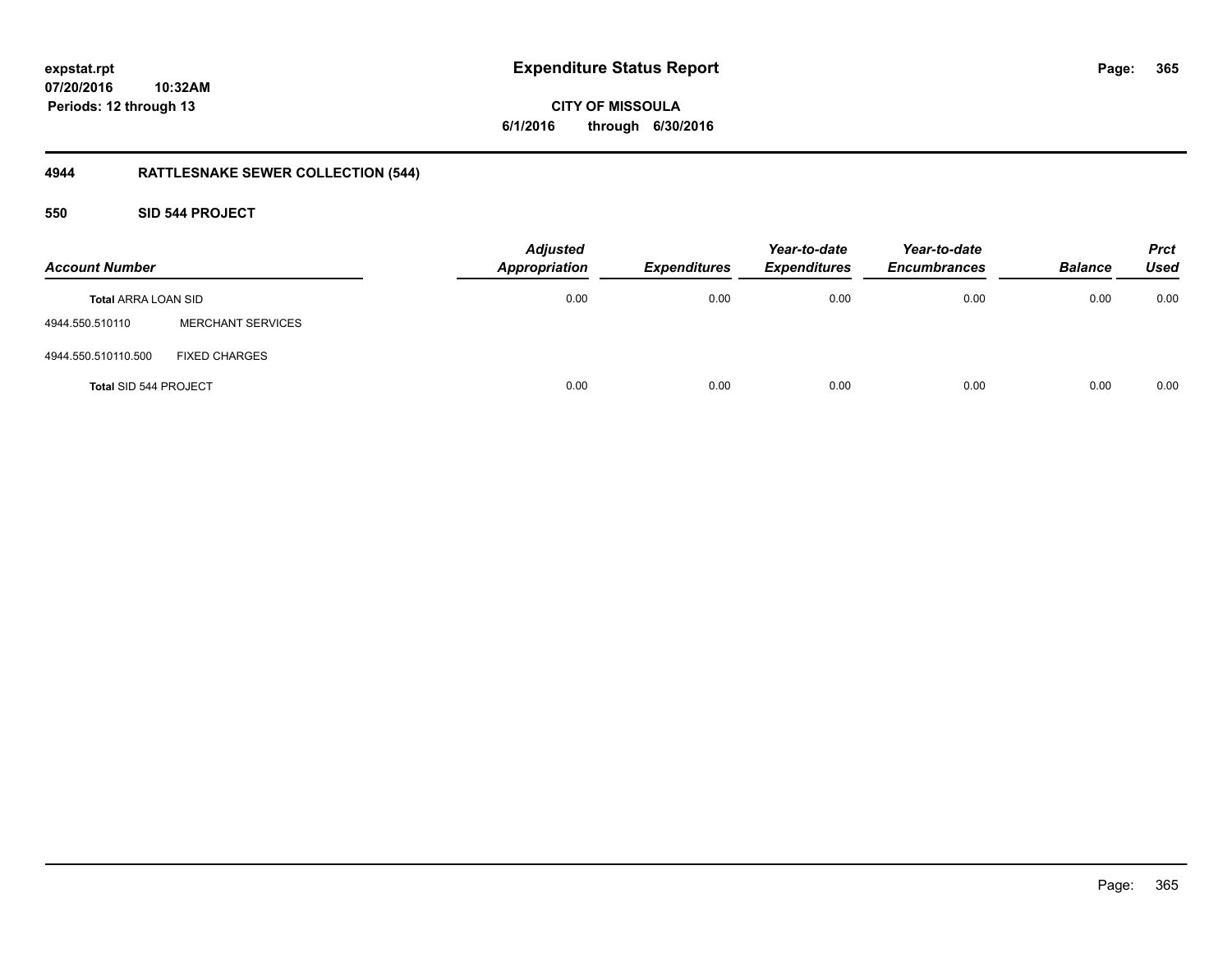expstat.rpt
07/20/2016 10:32AM
Periods: 12 through 13

# Expenditure Status Report

CITY OF MISSOULA
6/1/2016 through 6/30/2016

## 4944 RATTLESNAKE SEWER COLLECTION (544)

### 550 SID 544 PROJECT

| Account Number | | Adjusted Appropriation | Expenditures | Year-to-date Expenditures | Year-to-date Encumbrances | Balance | Prct Used |
|---|---|---|---|---|---|---|---|
| **Total** ARRA LOAN SID | | 0.00 | 0.00 | 0.00 | 0.00 | 0.00 | 0.00 |
| 4944.550.510110 | MERCHANT SERVICES | | | | | | |
| 4944.550.510110.500 | FIXED CHARGES | | | | | | |
| **Total** SID 544 PROJECT | | 0.00 | 0.00 | 0.00 | 0.00 | 0.00 | 0.00 |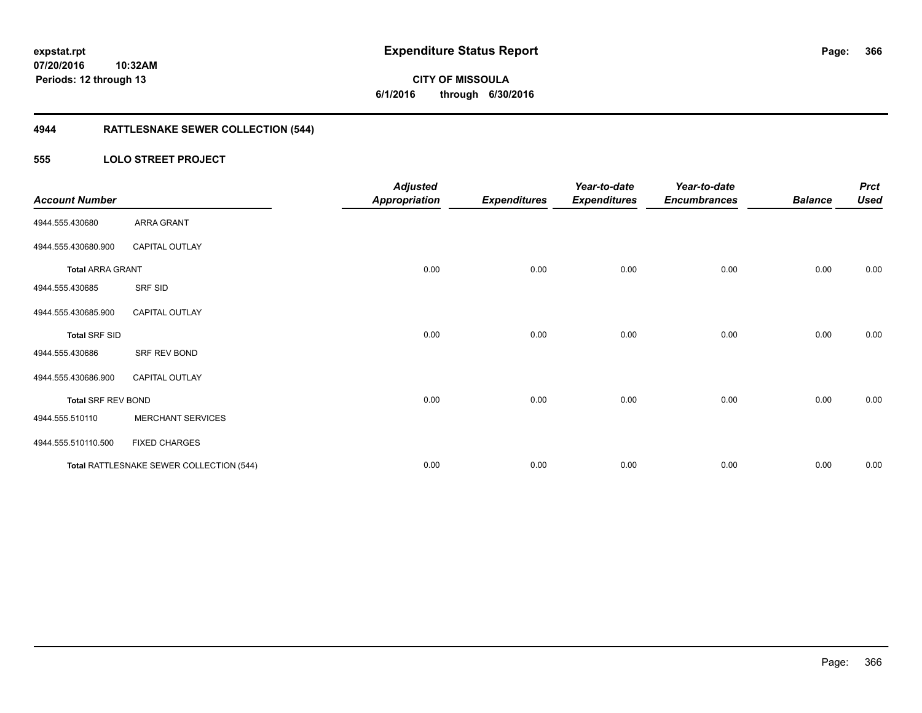**expstat.rpt**
**07/20/2016 10:32AM**
**Periods: 12 through 13**

# Expenditure Status Report

**CITY OF MISSOULA**
**6/1/2016 through 6/30/2016**

## 4944 RATTLESNAKE SEWER COLLECTION (544)

### 555 LOLO STREET PROJECT

| Account Number | | Adjusted Appropriation | Expenditures | Year-to-date Expenditures | Year-to-date Encumbrances | Balance | Prct Used |
|---|---|---|---|---|---|---|---|
| 4944.555.430680 | ARRA GRANT | | | | | | |
| 4944.555.430680.900 | CAPITAL OUTLAY | | | | | | |
| **Total** ARRA GRANT | | 0.00 | 0.00 | 0.00 | 0.00 | 0.00 | 0.00 |
| 4944.555.430685 | SRF SID | | | | | | |
| 4944.555.430685.900 | CAPITAL OUTLAY | | | | | | |
| **Total** SRF SID | | 0.00 | 0.00 | 0.00 | 0.00 | 0.00 | 0.00 |
| 4944.555.430686 | SRF REV BOND | | | | | | |
| 4944.555.430686.900 | CAPITAL OUTLAY | | | | | | |
| **Total** SRF REV BOND | | 0.00 | 0.00 | 0.00 | 0.00 | 0.00 | 0.00 |
| 4944.555.510110 | MERCHANT SERVICES | | | | | | |
| 4944.555.510110.500 | FIXED CHARGES | | | | | | |
| **Total** RATTLESNAKE SEWER COLLECTION (544) | | 0.00 | 0.00 | 0.00 | 0.00 | 0.00 | 0.00 |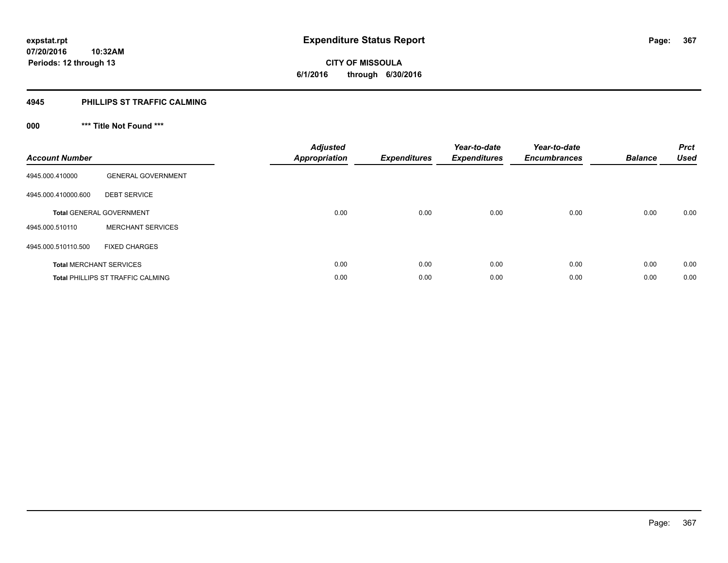# Expenditure Status Report

expstat.rpt
07/20/2016 10:32AM
Periods: 12 through 13

**CITY OF MISSOULA**
**6/1/2016 through 6/30/2016**

## 4945 PHILLIPS ST TRAFFIC CALMING

### 000 *** Title Not Found ***

| Account Number | | Adjusted Appropriation | Expenditures | Year-to-date Expenditures | Year-to-date Encumbrances | Balance | Prct Used |
|---|---|---|---|---|---|---|---|
| 4945.000.410000 | GENERAL GOVERNMENT | | | | | | |
| 4945.000.410000.600 | DEBT SERVICE | | | | | | |
| **Total** GENERAL GOVERNMENT | | 0.00 | 0.00 | 0.00 | 0.00 | 0.00 | 0.00 |
| 4945.000.510110 | MERCHANT SERVICES | | | | | | |
| 4945.000.510110.500 | FIXED CHARGES | | | | | | |
| **Total** MERCHANT SERVICES | | 0.00 | 0.00 | 0.00 | 0.00 | 0.00 | 0.00 |
| **Total** PHILLIPS ST TRAFFIC CALMING | | 0.00 | 0.00 | 0.00 | 0.00 | 0.00 | 0.00 |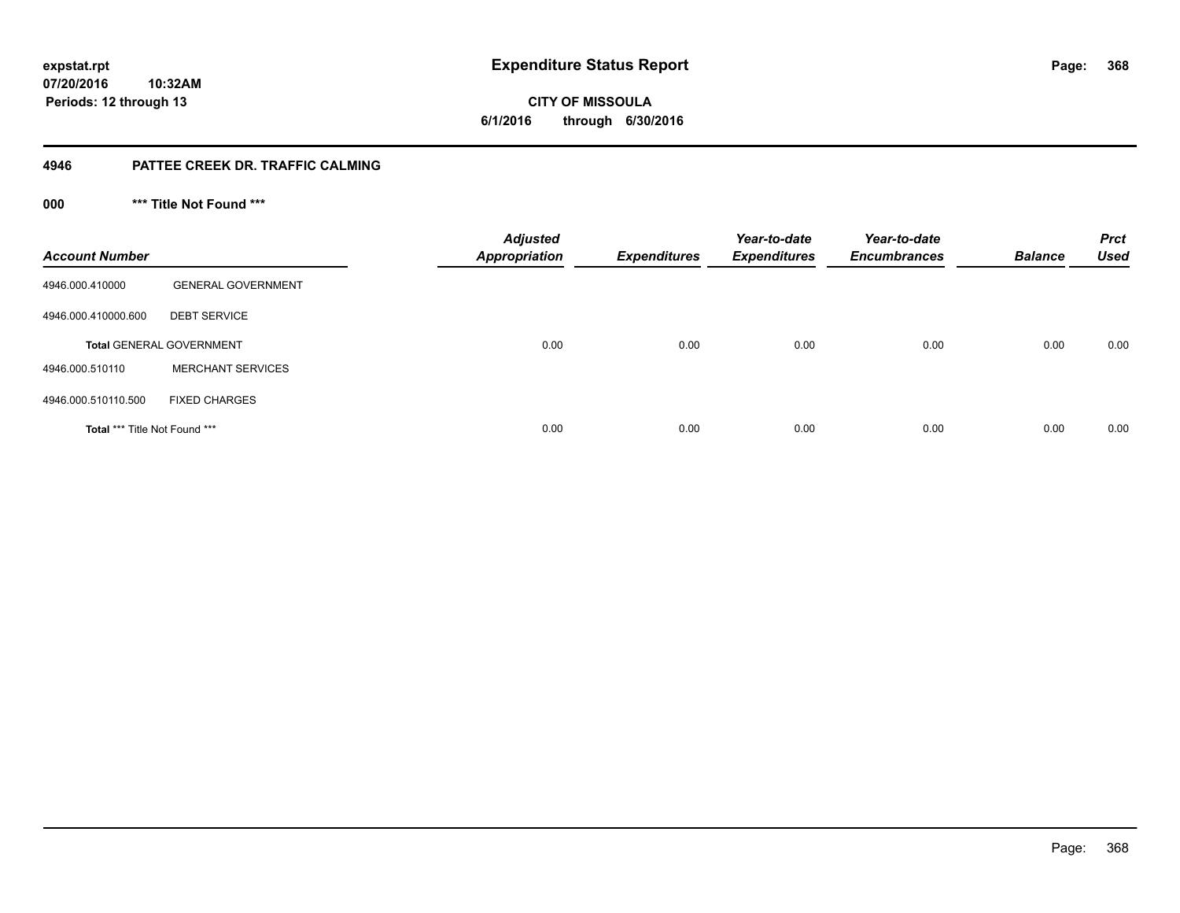# Expenditure Status Report

expstat.rpt
07/20/2016 10:32AM
Periods: 12 through 13

**CITY OF MISSOULA**
**6/1/2016 through 6/30/2016**

## 4946 PATTEE CREEK DR. TRAFFIC CALMING

### 000 *** Title Not Found ***

| Account Number | | Adjusted Appropriation | Expenditures | Year-to-date Expenditures | Year-to-date Encumbrances | Balance | Prct Used |
|---|---|---|---|---|---|---|---|
| 4946.000.410000 | GENERAL GOVERNMENT | | | | | | |
| 4946.000.410000.600 | DEBT SERVICE | | | | | | |
| **Total** GENERAL GOVERNMENT | | 0.00 | 0.00 | 0.00 | 0.00 | 0.00 | 0.00 |
| 4946.000.510110 | MERCHANT SERVICES | | | | | | |
| 4946.000.510110.500 | FIXED CHARGES | | | | | | |
| **Total** *** Title Not Found *** | | 0.00 | 0.00 | 0.00 | 0.00 | 0.00 | 0.00 |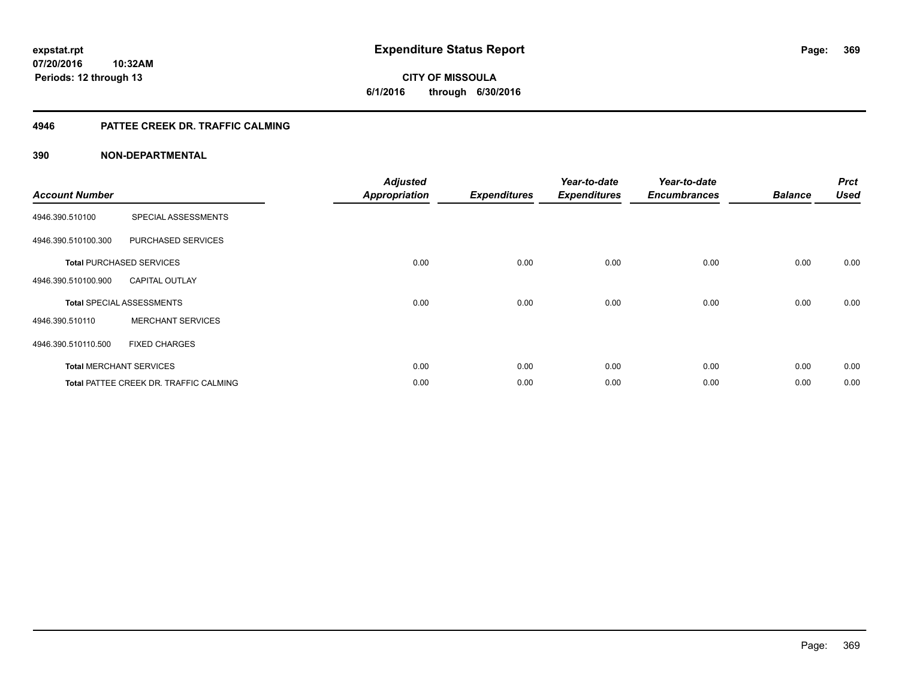# Expenditure Status Report

expstat.rpt
07/20/2016 10:32AM
Periods: 12 through 13

**CITY OF MISSOULA**
**6/1/2016 through 6/30/2016**

## 4946 PATTEE CREEK DR. TRAFFIC CALMING

### 390 NON-DEPARTMENTAL

| Account Number | | Adjusted Appropriation | Expenditures | Year-to-date Expenditures | Year-to-date Encumbrances | Balance | Prct Used |
|---|---|---|---|---|---|---|---|
| 4946.390.510100 | SPECIAL ASSESSMENTS | | | | | | |
| 4946.390.510100.300 | PURCHASED SERVICES | | | | | | |
| **Total** PURCHASED SERVICES | | 0.00 | 0.00 | 0.00 | 0.00 | 0.00 | 0.00 |
| 4946.390.510100.900 | CAPITAL OUTLAY | | | | | | |
| **Total** SPECIAL ASSESSMENTS | | 0.00 | 0.00 | 0.00 | 0.00 | 0.00 | 0.00 |
| 4946.390.510110 | MERCHANT SERVICES | | | | | | |
| 4946.390.510110.500 | FIXED CHARGES | | | | | | |
| **Total** MERCHANT SERVICES | | 0.00 | 0.00 | 0.00 | 0.00 | 0.00 | 0.00 |
| **Total** PATTEE CREEK DR. TRAFFIC CALMING | | 0.00 | 0.00 | 0.00 | 0.00 | 0.00 | 0.00 |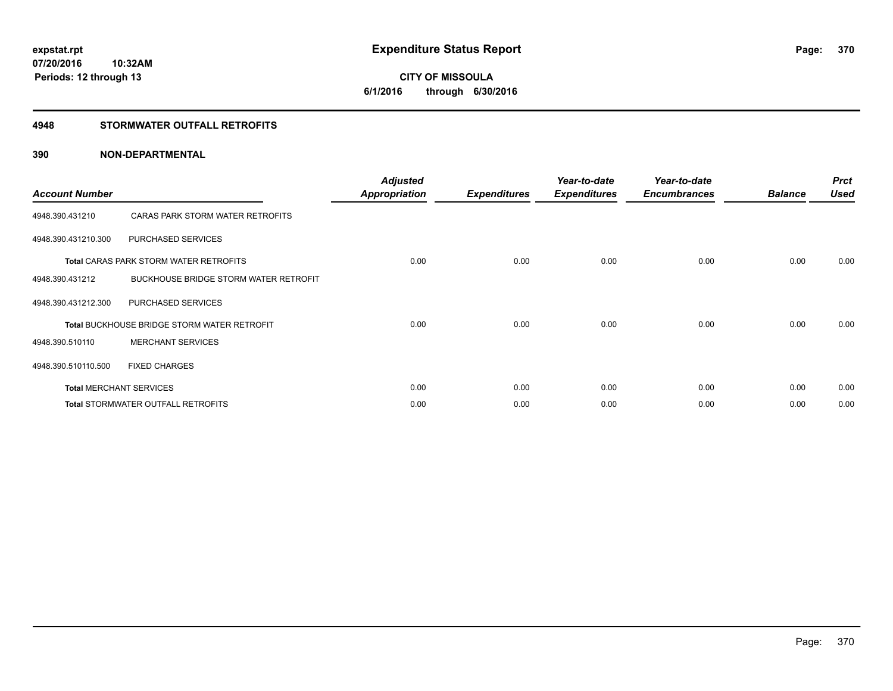expstat.rpt
07/20/2016 10:32AM
Periods: 12 through 13

# Expenditure Status Report

CITY OF MISSOULA
6/1/2016 through 6/30/2016

## 4948 STORMWATER OUTFALL RETROFITS

## 390 NON-DEPARTMENTAL

| Account Number | | Adjusted Appropriation | Expenditures | Year-to-date Expenditures | Year-to-date Encumbrances | Balance | Prct Used |
|---|---|---|---|---|---|---|---|
| 4948.390.431210 | CARAS PARK STORM WATER RETROFITS | | | | | | |
| 4948.390.431210.300 | PURCHASED SERVICES | | | | | | |
| **Total** CARAS PARK STORM WATER RETROFITS | | 0.00 | 0.00 | 0.00 | 0.00 | 0.00 | 0.00 |
| 4948.390.431212 | BUCKHOUSE BRIDGE STORM WATER RETROFIT | | | | | | |
| 4948.390.431212.300 | PURCHASED SERVICES | | | | | | |
| **Total** BUCKHOUSE BRIDGE STORM WATER RETROFIT | | 0.00 | 0.00 | 0.00 | 0.00 | 0.00 | 0.00 |
| 4948.390.510110 | MERCHANT SERVICES | | | | | | |
| 4948.390.510110.500 | FIXED CHARGES | | | | | | |
| **Total** MERCHANT SERVICES | | 0.00 | 0.00 | 0.00 | 0.00 | 0.00 | 0.00 |
| **Total** STORMWATER OUTFALL RETROFITS | | 0.00 | 0.00 | 0.00 | 0.00 | 0.00 | 0.00 |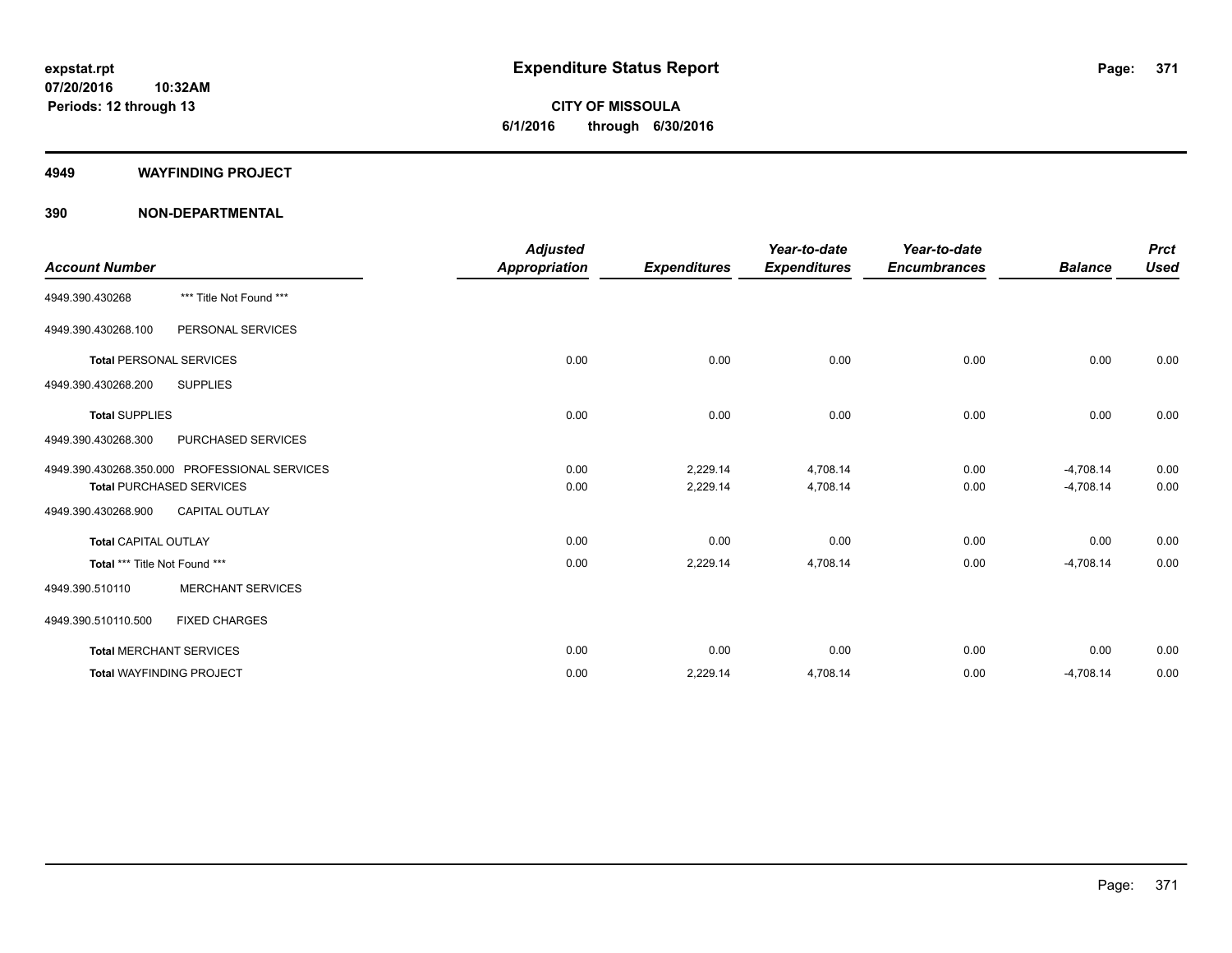**expstat.rpt**
**07/20/2016 10:32AM**
**Periods: 12 through 13**

# Expenditure Status Report

**CITY OF MISSOULA**
**6/1/2016 through 6/30/2016**

## 4949 WAYFINDING PROJECT

## 390 NON-DEPARTMENTAL

| Account Number | | Adjusted Appropriation | Expenditures | Year-to-date Expenditures | Year-to-date Encumbrances | Balance | Prct Used |
|---|---|---|---|---|---|---|---|
| 4949.390.430268 | *** Title Not Found *** | | | | | | |
| 4949.390.430268.100 | PERSONAL SERVICES | | | | | | |
| **Total** PERSONAL SERVICES | | 0.00 | 0.00 | 0.00 | 0.00 | 0.00 | 0.00 |
| 4949.390.430268.200 | SUPPLIES | | | | | | |
| **Total** SUPPLIES | | 0.00 | 0.00 | 0.00 | 0.00 | 0.00 | 0.00 |
| 4949.390.430268.300 | PURCHASED SERVICES | | | | | | |
| 4949.390.430268.350.000 | PROFESSIONAL SERVICES | 0.00 | 2,229.14 | 4,708.14 | 0.00 | -4,708.14 | 0.00 |
| **Total** PURCHASED SERVICES | | 0.00 | 2,229.14 | 4,708.14 | 0.00 | -4,708.14 | 0.00 |
| 4949.390.430268.900 | CAPITAL OUTLAY | | | | | | |
| **Total** CAPITAL OUTLAY | | 0.00 | 0.00 | 0.00 | 0.00 | 0.00 | 0.00 |
| **Total** *** Title Not Found *** | | 0.00 | 2,229.14 | 4,708.14 | 0.00 | -4,708.14 | 0.00 |
| 4949.390.510110 | MERCHANT SERVICES | | | | | | |
| 4949.390.510110.500 | FIXED CHARGES | | | | | | |
| **Total** MERCHANT SERVICES | | 0.00 | 0.00 | 0.00 | 0.00 | 0.00 | 0.00 |
| **Total** WAYFINDING PROJECT | | 0.00 | 2,229.14 | 4,708.14 | 0.00 | -4,708.14 | 0.00 |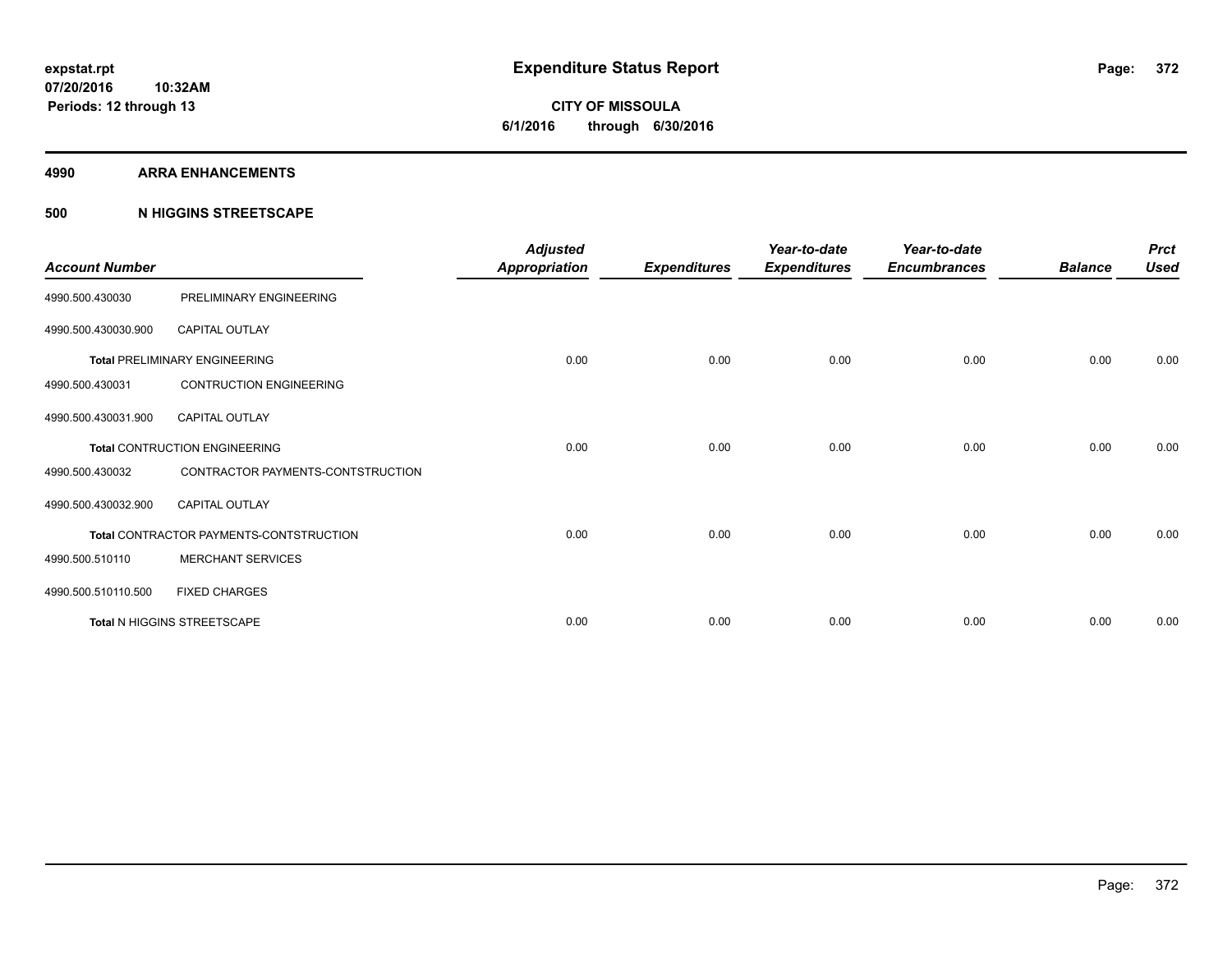**expstat.rpt**
**07/20/2016 10:32AM**
**Periods: 12 through 13**

# Expenditure Status Report

**CITY OF MISSOULA**
**6/1/2016 through 6/30/2016**

## 4990 ARRA ENHANCEMENTS

### 500 N HIGGINS STREETSCAPE

| Account Number | | Adjusted Appropriation | Expenditures | Year-to-date Expenditures | Year-to-date Encumbrances | Balance | Prct Used |
|---|---|---|---|---|---|---|---|
| 4990.500.430030 | PRELIMINARY ENGINEERING | | | | | | |
| 4990.500.430030.900 | CAPITAL OUTLAY | | | | | | |
| **Total** PRELIMINARY ENGINEERING | | 0.00 | 0.00 | 0.00 | 0.00 | 0.00 | 0.00 |
| 4990.500.430031 | CONTRUCTION ENGINEERING | | | | | | |
| 4990.500.430031.900 | CAPITAL OUTLAY | | | | | | |
| **Total** CONTRUCTION ENGINEERING | | 0.00 | 0.00 | 0.00 | 0.00 | 0.00 | 0.00 |
| 4990.500.430032 | CONTRACTOR PAYMENTS-CONTSTRUCTION | | | | | | |
| 4990.500.430032.900 | CAPITAL OUTLAY | | | | | | |
| **Total** CONTRACTOR PAYMENTS-CONTSTRUCTION | | 0.00 | 0.00 | 0.00 | 0.00 | 0.00 | 0.00 |
| 4990.500.510110 | MERCHANT SERVICES | | | | | | |
| 4990.500.510110.500 | FIXED CHARGES | | | | | | |
| **Total** N HIGGINS STREETSCAPE | | 0.00 | 0.00 | 0.00 | 0.00 | 0.00 | 0.00 |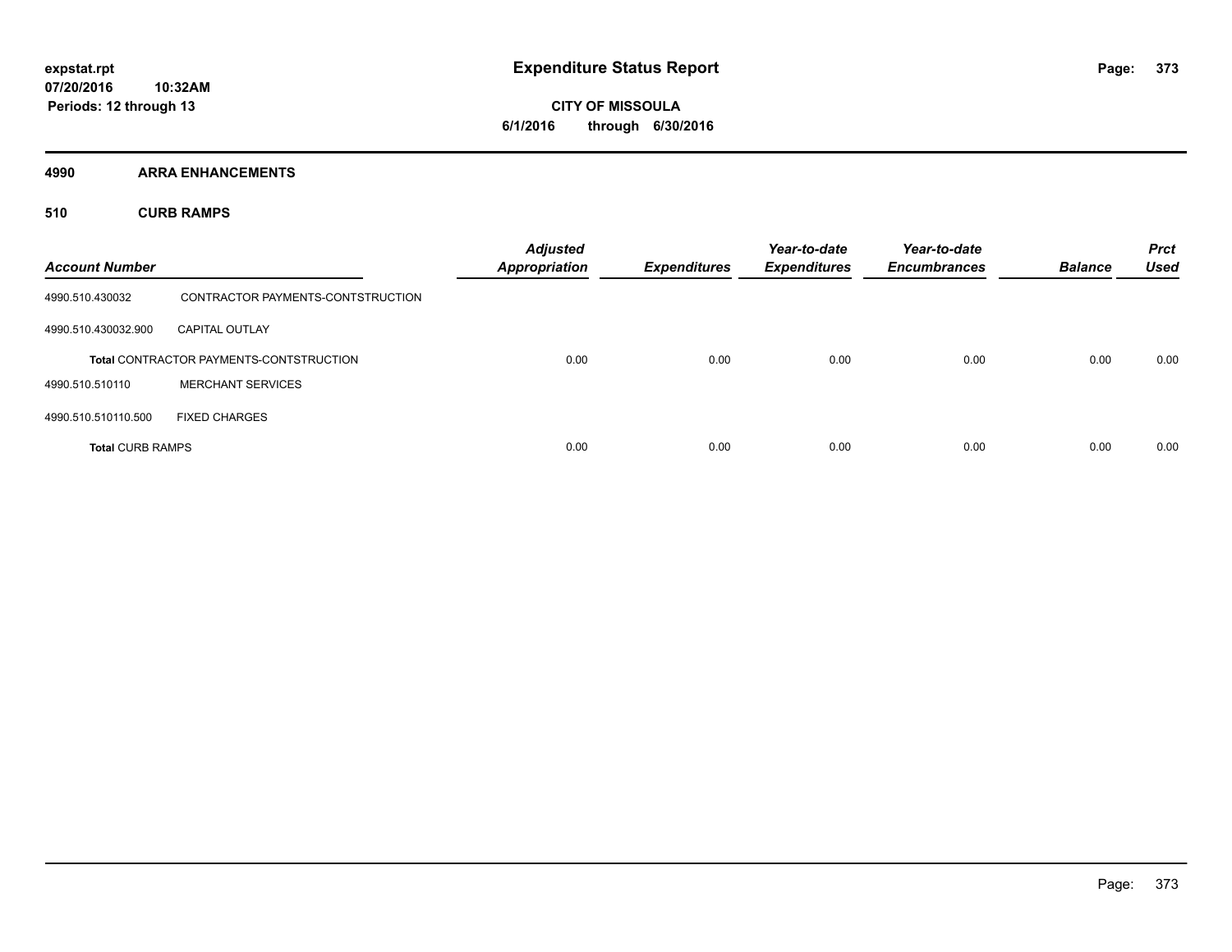# Expenditure Status Report

expstat.rpt
07/20/2016 10:32AM
Periods: 12 through 13

**CITY OF MISSOULA**
**6/1/2016 through 6/30/2016**

## 4990 ARRA ENHANCEMENTS

### 510 CURB RAMPS

| Account Number | | Adjusted Appropriation | Expenditures | Year-to-date Expenditures | Year-to-date Encumbrances | Balance | Prct Used |
|---|---|---|---|---|---|---|---|
| 4990.510.430032 | CONTRACTOR PAYMENTS-CONTSTRUCTION | | | | | | |
| 4990.510.430032.900 | CAPITAL OUTLAY | | | | | | |
| | **Total** CONTRACTOR PAYMENTS-CONTSTRUCTION | 0.00 | 0.00 | 0.00 | 0.00 | 0.00 | 0.00 |
| 4990.510.510110 | MERCHANT SERVICES | | | | | | |
| 4990.510.510110.500 | FIXED CHARGES | | | | | | |
| **Total** CURB RAMPS | | 0.00 | 0.00 | 0.00 | 0.00 | 0.00 | 0.00 |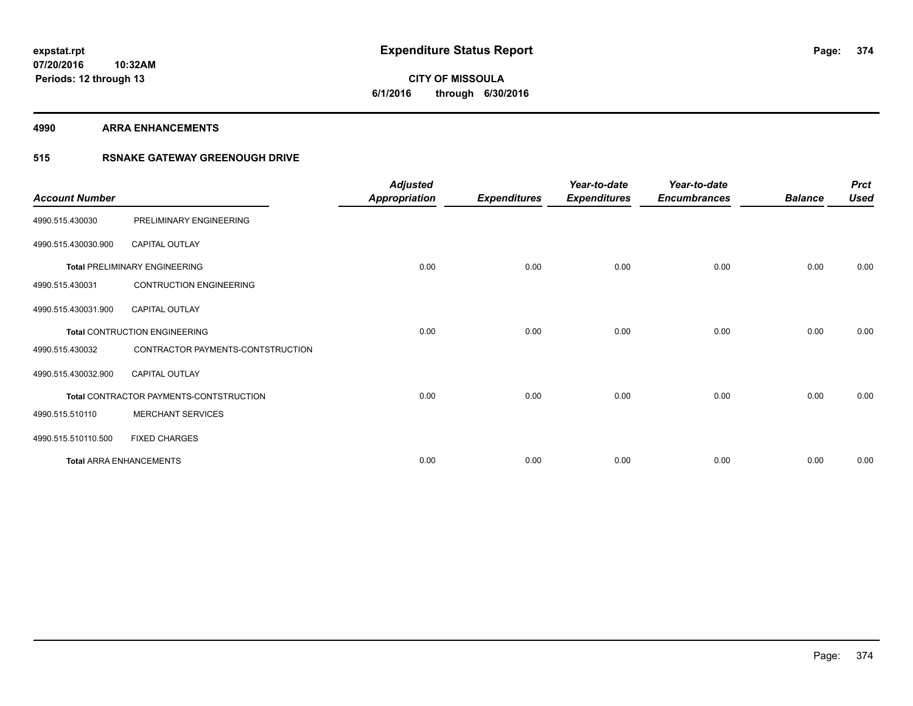**expstat.rpt**
**07/20/2016 10:32AM**
**Periods: 12 through 13**

# Expenditure Status Report

**CITY OF MISSOULA**
**6/1/2016 through 6/30/2016**

## 4990 ARRA ENHANCEMENTS

## 515 RSNAKE GATEWAY GREENOUGH DRIVE

| Account Number | | Adjusted Appropriation | Expenditures | Year-to-date Expenditures | Year-to-date Encumbrances | Balance | Prct Used |
|---|---|---|---|---|---|---|---|
| 4990.515.430030 | PRELIMINARY ENGINEERING | | | | | | |
| 4990.515.430030.900 | CAPITAL OUTLAY | | | | | | |
| **Total** PRELIMINARY ENGINEERING | | 0.00 | 0.00 | 0.00 | 0.00 | 0.00 | 0.00 |
| 4990.515.430031 | CONTRUCTION ENGINEERING | | | | | | |
| 4990.515.430031.900 | CAPITAL OUTLAY | | | | | | |
| **Total** CONTRUCTION ENGINEERING | | 0.00 | 0.00 | 0.00 | 0.00 | 0.00 | 0.00 |
| 4990.515.430032 | CONTRACTOR PAYMENTS-CONTSTRUCTION | | | | | | |
| 4990.515.430032.900 | CAPITAL OUTLAY | | | | | | |
| **Total** CONTRACTOR PAYMENTS-CONTSTRUCTION | | 0.00 | 0.00 | 0.00 | 0.00 | 0.00 | 0.00 |
| 4990.515.510110 | MERCHANT SERVICES | | | | | | |
| 4990.515.510110.500 | FIXED CHARGES | | | | | | |
| **Total** ARRA ENHANCEMENTS | | 0.00 | 0.00 | 0.00 | 0.00 | 0.00 | 0.00 |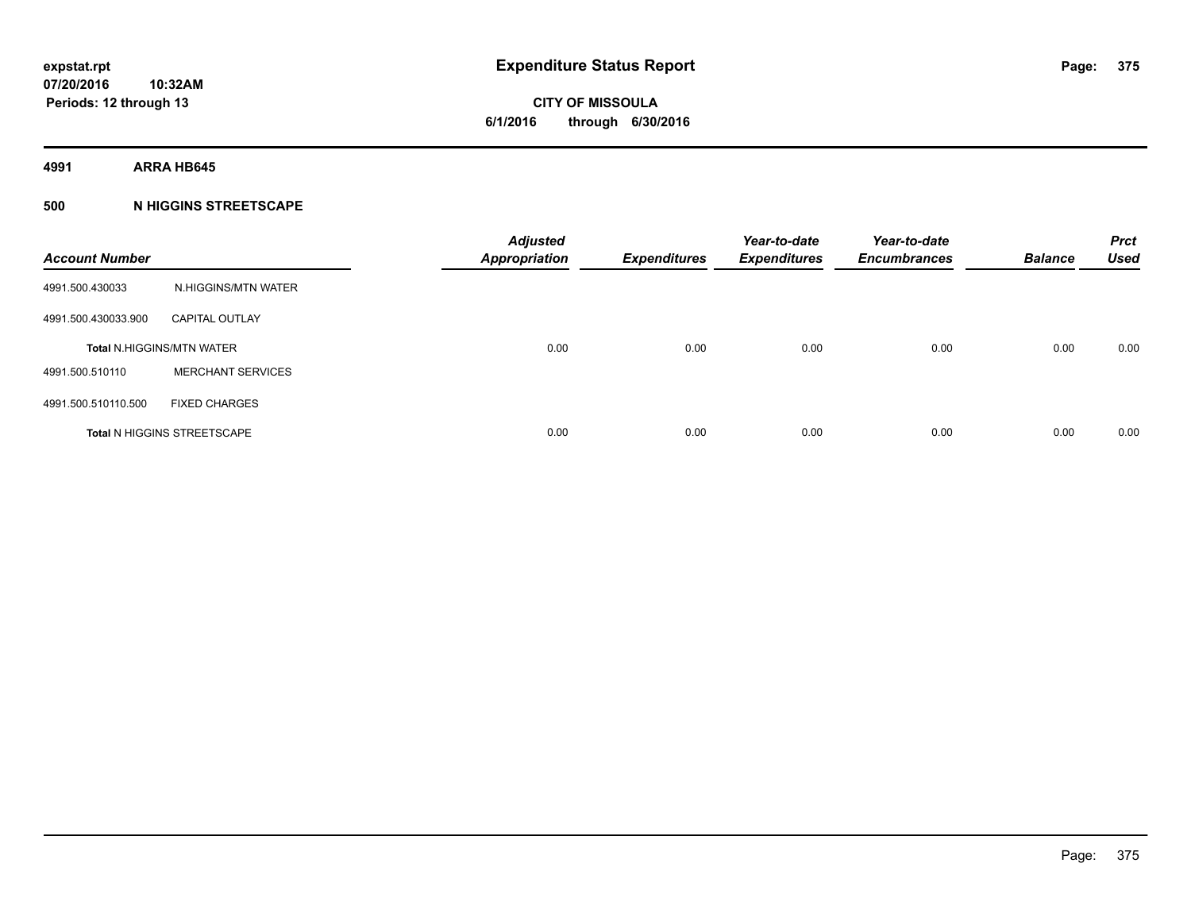**expstat.rpt**
**07/20/2016 10:32AM**
**Periods: 12 through 13**

# Expenditure Status Report

**CITY OF MISSOULA**
**6/1/2016 through 6/30/2016**

**4991 ARRA HB645**

**500 N HIGGINS STREETSCAPE**

| Account Number | | Adjusted Appropriation | Expenditures | Year-to-date Expenditures | Year-to-date Encumbrances | Balance | Prct Used |
|---|---|---|---|---|---|---|---|
| 4991.500.430033 | N.HIGGINS/MTN WATER | | | | | | |
| 4991.500.430033.900 | CAPITAL OUTLAY | | | | | | |
| **Total** N.HIGGINS/MTN WATER | | 0.00 | 0.00 | 0.00 | 0.00 | 0.00 | 0.00 |
| 4991.500.510110 | MERCHANT SERVICES | | | | | | |
| 4991.500.510110.500 | FIXED CHARGES | | | | | | |
| **Total** N HIGGINS STREETSCAPE | | 0.00 | 0.00 | 0.00 | 0.00 | 0.00 | 0.00 |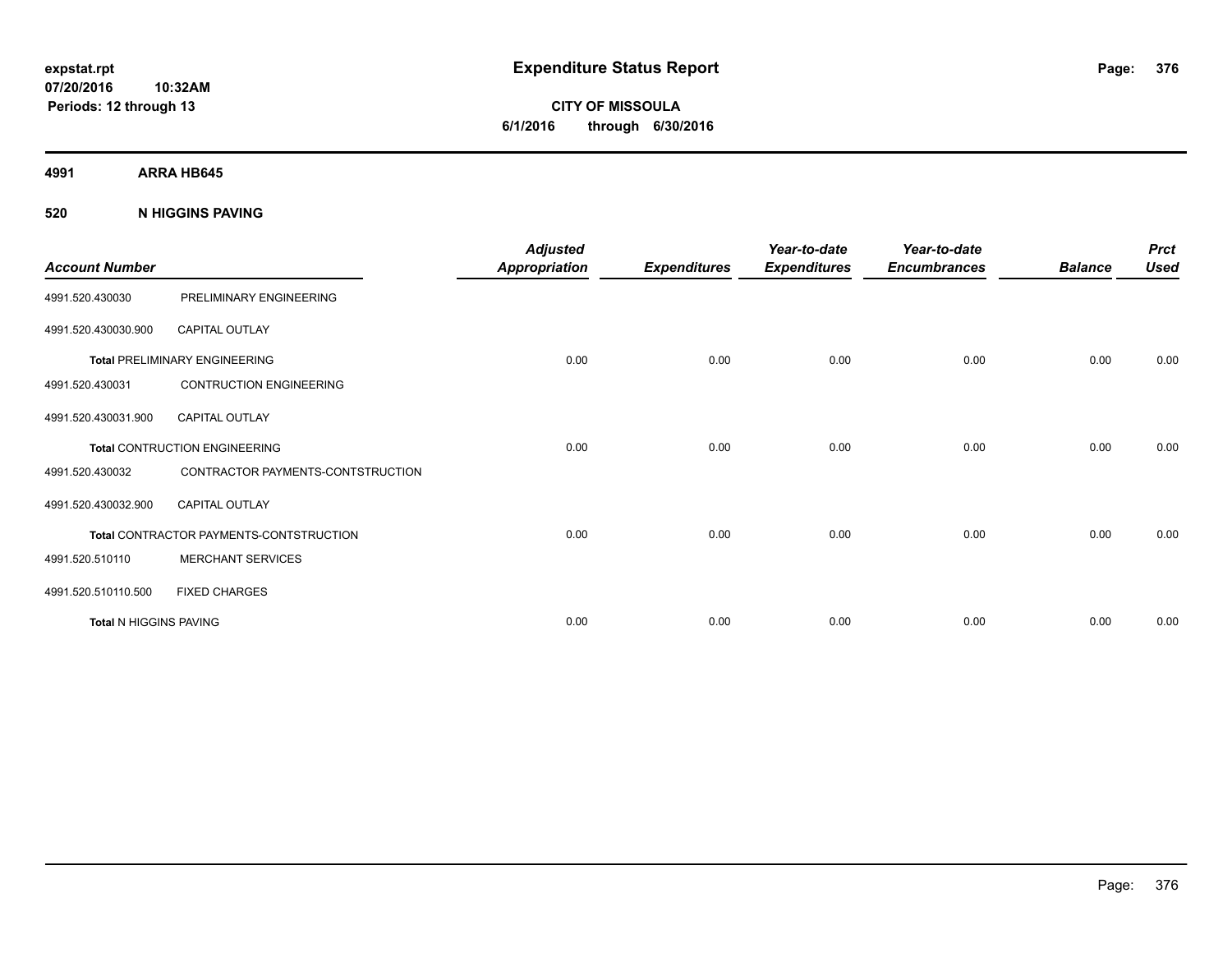**expstat.rpt**
**07/20/2016 10:32AM**
**Periods: 12 through 13**

# Expenditure Status Report

**CITY OF MISSOULA**
**6/1/2016 through 6/30/2016**

## 4991 ARRA HB645

### 520 N HIGGINS PAVING

| Account Number | | Adjusted Appropriation | Expenditures | Year-to-date Expenditures | Year-to-date Encumbrances | Balance | Prct Used |
|---|---|---|---|---|---|---|---|
| 4991.520.430030 | PRELIMINARY ENGINEERING | | | | | | |
| 4991.520.430030.900 | CAPITAL OUTLAY | | | | | | |
| **Total** PRELIMINARY ENGINEERING | | 0.00 | 0.00 | 0.00 | 0.00 | 0.00 | 0.00 |
| 4991.520.430031 | CONTRUCTION ENGINEERING | | | | | | |
| 4991.520.430031.900 | CAPITAL OUTLAY | | | | | | |
| **Total** CONTRUCTION ENGINEERING | | 0.00 | 0.00 | 0.00 | 0.00 | 0.00 | 0.00 |
| 4991.520.430032 | CONTRACTOR PAYMENTS-CONTSTRUCTION | | | | | | |
| 4991.520.430032.900 | CAPITAL OUTLAY | | | | | | |
| **Total** CONTRACTOR PAYMENTS-CONTSTRUCTION | | 0.00 | 0.00 | 0.00 | 0.00 | 0.00 | 0.00 |
| 4991.520.510110 | MERCHANT SERVICES | | | | | | |
| 4991.520.510110.500 | FIXED CHARGES | | | | | | |
| **Total** N HIGGINS PAVING | | 0.00 | 0.00 | 0.00 | 0.00 | 0.00 | 0.00 |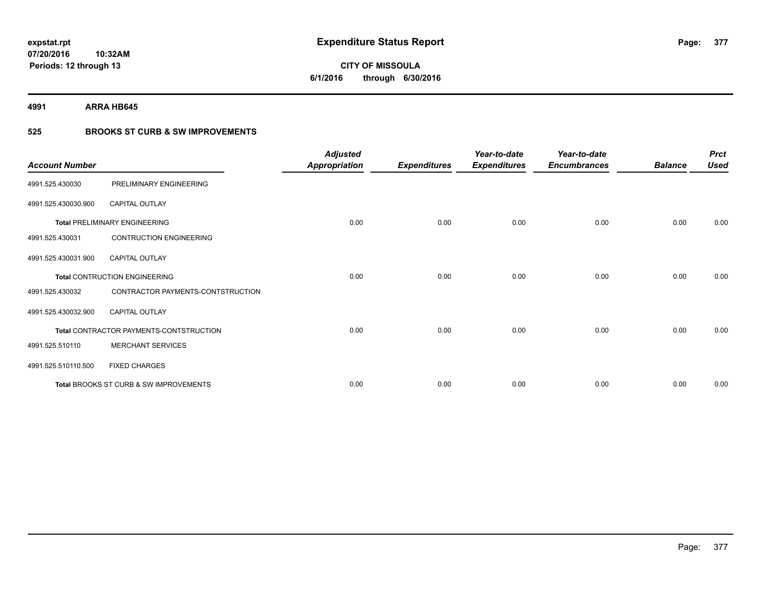**expstat.rpt**
**07/20/2016 10:32AM**
**Periods: 12 through 13**

# Expenditure Status Report

**CITY OF MISSOULA**
**6/1/2016 through 6/30/2016**

## 4991 ARRA HB645

## 525 BROOKS ST CURB & SW IMPROVEMENTS

| Account Number | | Adjusted Appropriation | Expenditures | Year-to-date Expenditures | Year-to-date Encumbrances | Balance | Prct Used |
|---|---|---|---|---|---|---|---|
| 4991.525.430030 | PRELIMINARY ENGINEERING | | | | | | |
| 4991.525.430030.900 | CAPITAL OUTLAY | | | | | | |
| **Total** PRELIMINARY ENGINEERING | | 0.00 | 0.00 | 0.00 | 0.00 | 0.00 | 0.00 |
| 4991.525.430031 | CONTRUCTION ENGINEERING | | | | | | |
| 4991.525.430031.900 | CAPITAL OUTLAY | | | | | | |
| **Total** CONTRUCTION ENGINEERING | | 0.00 | 0.00 | 0.00 | 0.00 | 0.00 | 0.00 |
| 4991.525.430032 | CONTRACTOR PAYMENTS-CONTSTRUCTION | | | | | | |
| 4991.525.430032.900 | CAPITAL OUTLAY | | | | | | |
| **Total** CONTRACTOR PAYMENTS-CONTSTRUCTION | | 0.00 | 0.00 | 0.00 | 0.00 | 0.00 | 0.00 |
| 4991.525.510110 | MERCHANT SERVICES | | | | | | |
| 4991.525.510110.500 | FIXED CHARGES | | | | | | |
| **Total** BROOKS ST CURB & SW IMPROVEMENTS | | 0.00 | 0.00 | 0.00 | 0.00 | 0.00 | 0.00 |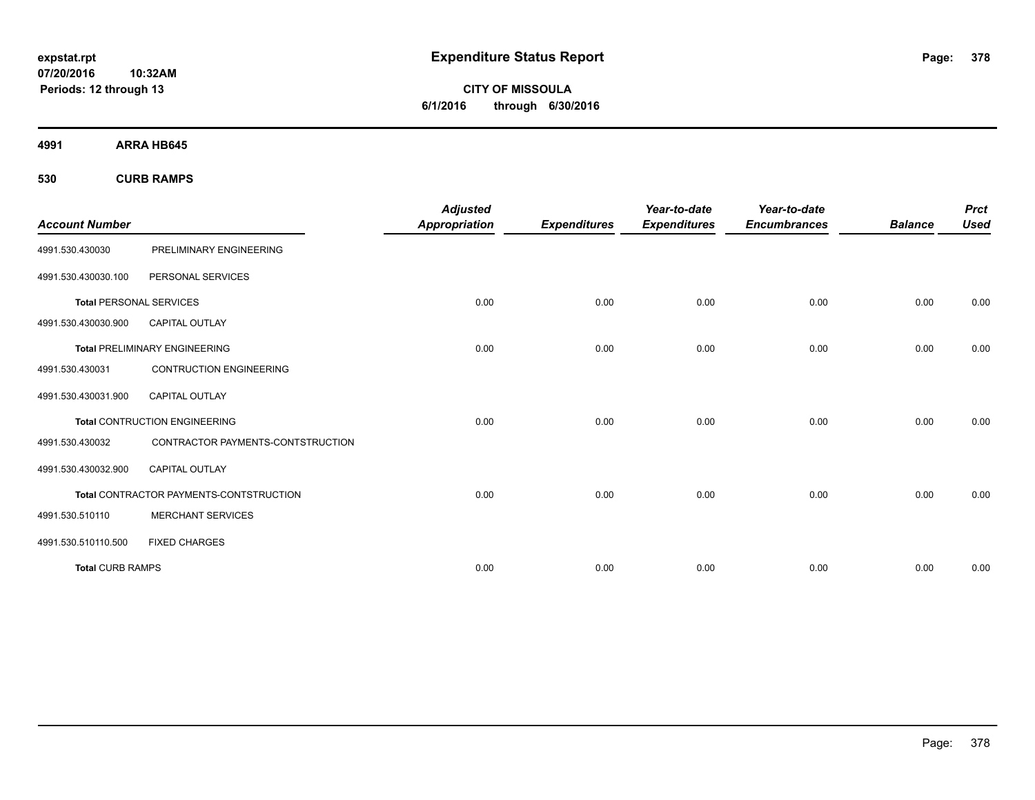**expstat.rpt**
**07/20/2016 10:32AM**
**Periods: 12 through 13**

# Expenditure Status Report

**CITY OF MISSOULA**
**6/1/2016 through 6/30/2016**

**4991 ARRA HB645**

**530 CURB RAMPS**

| Account Number | | Adjusted Appropriation | Expenditures | Year-to-date Expenditures | Year-to-date Encumbrances | Balance | Prct Used |
|---|---|---|---|---|---|---|---|
| 4991.530.430030 | PRELIMINARY ENGINEERING | | | | | | |
| 4991.530.430030.100 | PERSONAL SERVICES | | | | | | |
| **Total** PERSONAL SERVICES | | 0.00 | 0.00 | 0.00 | 0.00 | 0.00 | 0.00 |
| 4991.530.430030.900 | CAPITAL OUTLAY | | | | | | |
| **Total** PRELIMINARY ENGINEERING | | 0.00 | 0.00 | 0.00 | 0.00 | 0.00 | 0.00 |
| 4991.530.430031 | CONTRUCTION ENGINEERING | | | | | | |
| 4991.530.430031.900 | CAPITAL OUTLAY | | | | | | |
| **Total** CONTRUCTION ENGINEERING | | 0.00 | 0.00 | 0.00 | 0.00 | 0.00 | 0.00 |
| 4991.530.430032 | CONTRACTOR PAYMENTS-CONTSTRUCTION | | | | | | |
| 4991.530.430032.900 | CAPITAL OUTLAY | | | | | | |
| **Total** CONTRACTOR PAYMENTS-CONTSTRUCTION | | 0.00 | 0.00 | 0.00 | 0.00 | 0.00 | 0.00 |
| 4991.530.510110 | MERCHANT SERVICES | | | | | | |
| 4991.530.510110.500 | FIXED CHARGES | | | | | | |
| **Total** CURB RAMPS | | 0.00 | 0.00 | 0.00 | 0.00 | 0.00 | 0.00 |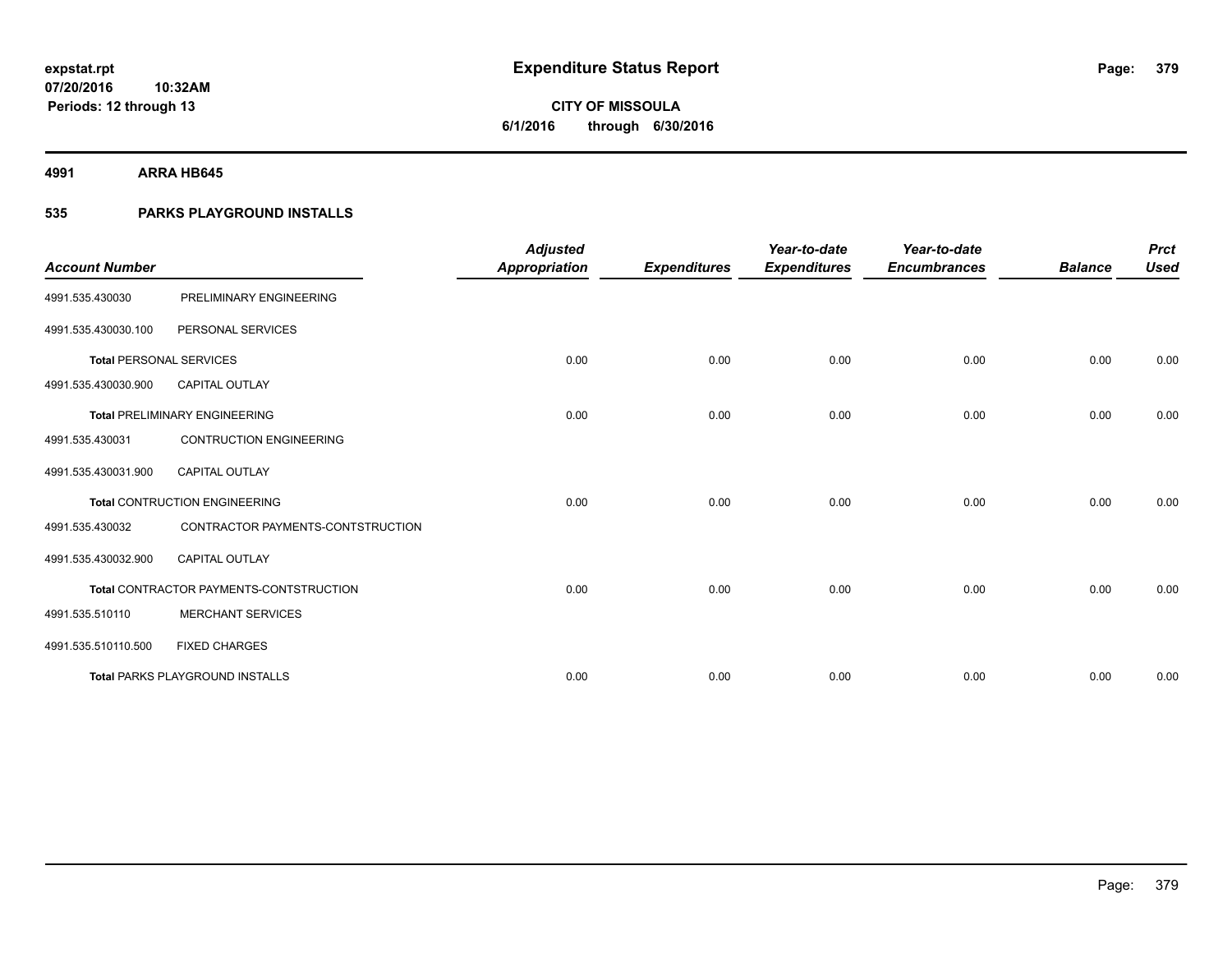**Expenditure Status Report**

**CITY OF MISSOULA**
**6/1/2016 through 6/30/2016**

expstat.rpt
07/20/2016 10:32AM
Periods: 12 through 13

**4991 ARRA HB645**

**535 PARKS PLAYGROUND INSTALLS**

| Account Number | | Adjusted Appropriation | Expenditures | Year-to-date Expenditures | Year-to-date Encumbrances | Balance | Prct Used |
|---|---|---|---|---|---|---|---|
| 4991.535.430030 | PRELIMINARY ENGINEERING | | | | | | |
| 4991.535.430030.100 | PERSONAL SERVICES | | | | | | |
| Total PERSONAL SERVICES | | 0.00 | 0.00 | 0.00 | 0.00 | 0.00 | 0.00 |
| 4991.535.430030.900 | CAPITAL OUTLAY | | | | | | |
| Total PRELIMINARY ENGINEERING | | 0.00 | 0.00 | 0.00 | 0.00 | 0.00 | 0.00 |
| 4991.535.430031 | CONTRUCTION ENGINEERING | | | | | | |
| 4991.535.430031.900 | CAPITAL OUTLAY | | | | | | |
| Total CONTRUCTION ENGINEERING | | 0.00 | 0.00 | 0.00 | 0.00 | 0.00 | 0.00 |
| 4991.535.430032 | CONTRACTOR PAYMENTS-CONTSTRUCTION | | | | | | |
| 4991.535.430032.900 | CAPITAL OUTLAY | | | | | | |
| Total CONTRACTOR PAYMENTS-CONTSTRUCTION | | 0.00 | 0.00 | 0.00 | 0.00 | 0.00 | 0.00 |
| 4991.535.510110 | MERCHANT SERVICES | | | | | | |
| 4991.535.510110.500 | FIXED CHARGES | | | | | | |
| Total PARKS PLAYGROUND INSTALLS | | 0.00 | 0.00 | 0.00 | 0.00 | 0.00 | 0.00 |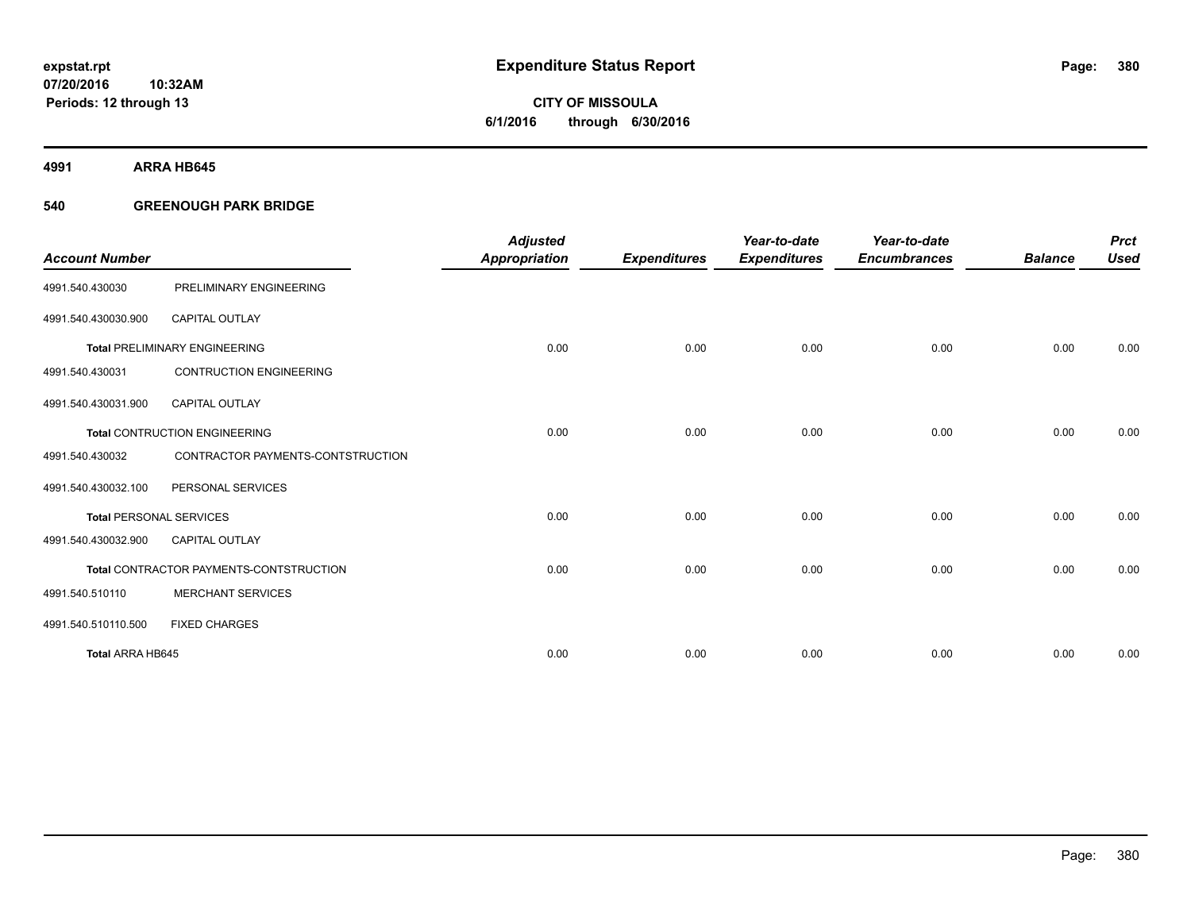# Expenditure Status Report

expstat.rpt
07/20/2016 10:32AM
Periods: 12 through 13

**CITY OF MISSOULA**
**6/1/2016 through 6/30/2016**

**4991 ARRA HB645**

**540 GREENOUGH PARK BRIDGE**

| Account Number | | Adjusted Appropriation | Expenditures | Year-to-date Expenditures | Year-to-date Encumbrances | Balance | Prct Used |
|---|---|---|---|---|---|---|---|
| 4991.540.430030 | PRELIMINARY ENGINEERING | | | | | | |
| 4991.540.430030.900 | CAPITAL OUTLAY | | | | | | |
| **Total** PRELIMINARY ENGINEERING | | 0.00 | 0.00 | 0.00 | 0.00 | 0.00 | 0.00 |
| 4991.540.430031 | CONTRUCTION ENGINEERING | | | | | | |
| 4991.540.430031.900 | CAPITAL OUTLAY | | | | | | |
| **Total** CONTRUCTION ENGINEERING | | 0.00 | 0.00 | 0.00 | 0.00 | 0.00 | 0.00 |
| 4991.540.430032 | CONTRACTOR PAYMENTS-CONTSTRUCTION | | | | | | |
| 4991.540.430032.100 | PERSONAL SERVICES | | | | | | |
| **Total** PERSONAL SERVICES | | 0.00 | 0.00 | 0.00 | 0.00 | 0.00 | 0.00 |
| 4991.540.430032.900 | CAPITAL OUTLAY | | | | | | |
| **Total** CONTRACTOR PAYMENTS-CONTSTRUCTION | | 0.00 | 0.00 | 0.00 | 0.00 | 0.00 | 0.00 |
| 4991.540.510110 | MERCHANT SERVICES | | | | | | |
| 4991.540.510110.500 | FIXED CHARGES | | | | | | |
| **Total ARRA HB645** | | 0.00 | 0.00 | 0.00 | 0.00 | 0.00 | 0.00 |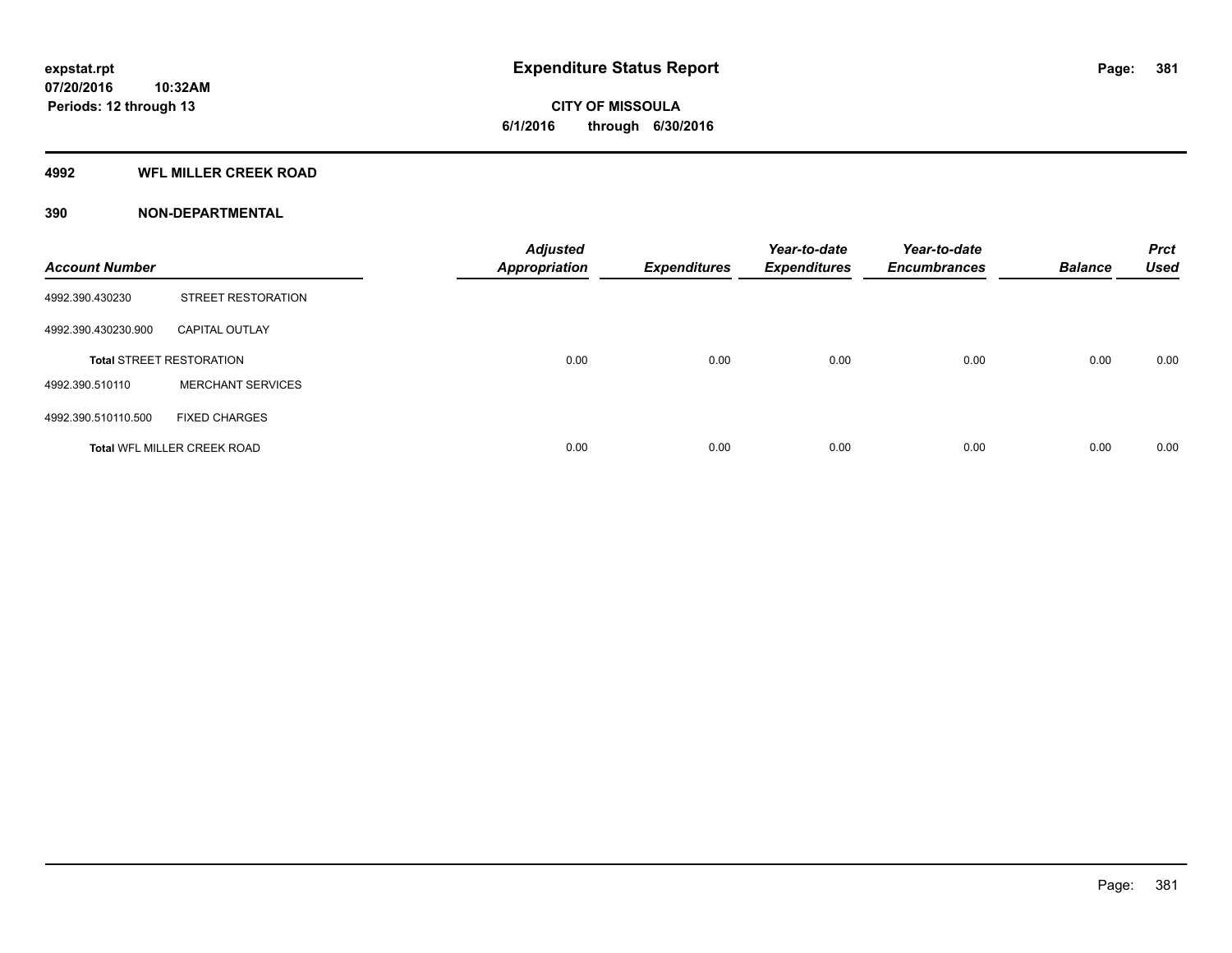**expstat.rpt**
**07/20/2016 10:32AM**
**Periods: 12 through 13**

# Expenditure Status Report

**CITY OF MISSOULA**
**6/1/2016 through 6/30/2016**

## 4992 WFL MILLER CREEK ROAD

## 390 NON-DEPARTMENTAL

| Account Number | | Adjusted Appropriation | Expenditures | Year-to-date Expenditures | Year-to-date Encumbrances | Balance | Prct Used |
|---|---|---|---|---|---|---|---|
| 4992.390.430230 | STREET RESTORATION | | | | | | |
| 4992.390.430230.900 | CAPITAL OUTLAY | | | | | | |
| **Total** STREET RESTORATION | | 0.00 | 0.00 | 0.00 | 0.00 | 0.00 | 0.00 |
| 4992.390.510110 | MERCHANT SERVICES | | | | | | |
| 4992.390.510110.500 | FIXED CHARGES | | | | | | |
| **Total** WFL MILLER CREEK ROAD | | 0.00 | 0.00 | 0.00 | 0.00 | 0.00 | 0.00 |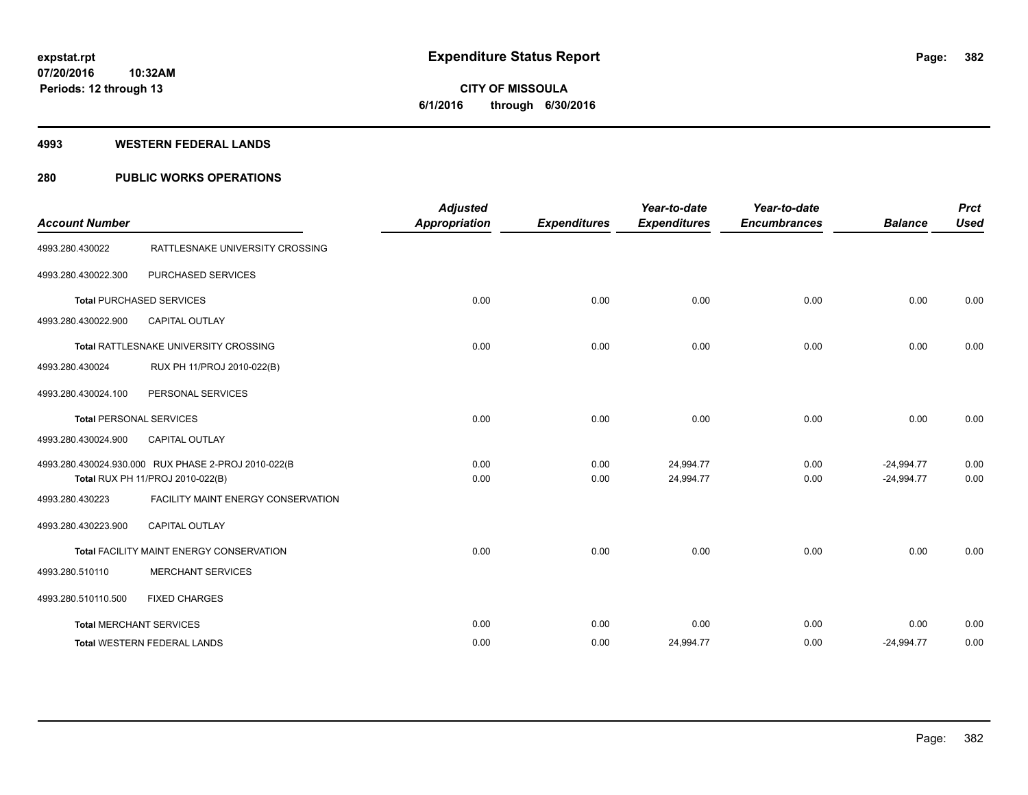**expstat.rpt**
**07/20/2016 10:32AM**
**Periods: 12 through 13**

# Expenditure Status Report

**CITY OF MISSOULA**
**6/1/2016 through 6/30/2016**

## 4993 WESTERN FEDERAL LANDS

## 280 PUBLIC WORKS OPERATIONS

| Account Number | | Adjusted Appropriation | Expenditures | Year-to-date Expenditures | Year-to-date Encumbrances | Balance | Prct Used |
|---|---|---|---|---|---|---|---|
| 4993.280.430022 | RATTLESNAKE UNIVERSITY CROSSING | | | | | | |
| 4993.280.430022.300 | PURCHASED SERVICES | | | | | | |
| **Total** PURCHASED SERVICES | | 0.00 | 0.00 | 0.00 | 0.00 | 0.00 | 0.00 |
| 4993.280.430022.900 | CAPITAL OUTLAY | | | | | | |
| **Total** RATTLESNAKE UNIVERSITY CROSSING | | 0.00 | 0.00 | 0.00 | 0.00 | 0.00 | 0.00 |
| 4993.280.430024 | RUX PH 11/PROJ 2010-022(B) | | | | | | |
| 4993.280.430024.100 | PERSONAL SERVICES | | | | | | |
| **Total** PERSONAL SERVICES | | 0.00 | 0.00 | 0.00 | 0.00 | 0.00 | 0.00 |
| 4993.280.430024.900 | CAPITAL OUTLAY | | | | | | |
| 4993.280.430024.930.000 | RUX PHASE 2-PROJ 2010-022(B | 0.00 | 0.00 | 24,994.77 | 0.00 | -24,994.77 | 0.00 |
| **Total** RUX PH 11/PROJ 2010-022(B) | | 0.00 | 0.00 | 24,994.77 | 0.00 | -24,994.77 | 0.00 |
| 4993.280.430223 | FACILITY MAINT ENERGY CONSERVATION | | | | | | |
| 4993.280.430223.900 | CAPITAL OUTLAY | | | | | | |
| **Total** FACILITY MAINT ENERGY CONSERVATION | | 0.00 | 0.00 | 0.00 | 0.00 | 0.00 | 0.00 |
| 4993.280.510110 | MERCHANT SERVICES | | | | | | |
| 4993.280.510110.500 | FIXED CHARGES | | | | | | |
| **Total** MERCHANT SERVICES | | 0.00 | 0.00 | 0.00 | 0.00 | 0.00 | 0.00 |
| **Total** WESTERN FEDERAL LANDS | | 0.00 | 0.00 | 24,994.77 | 0.00 | -24,994.77 | 0.00 |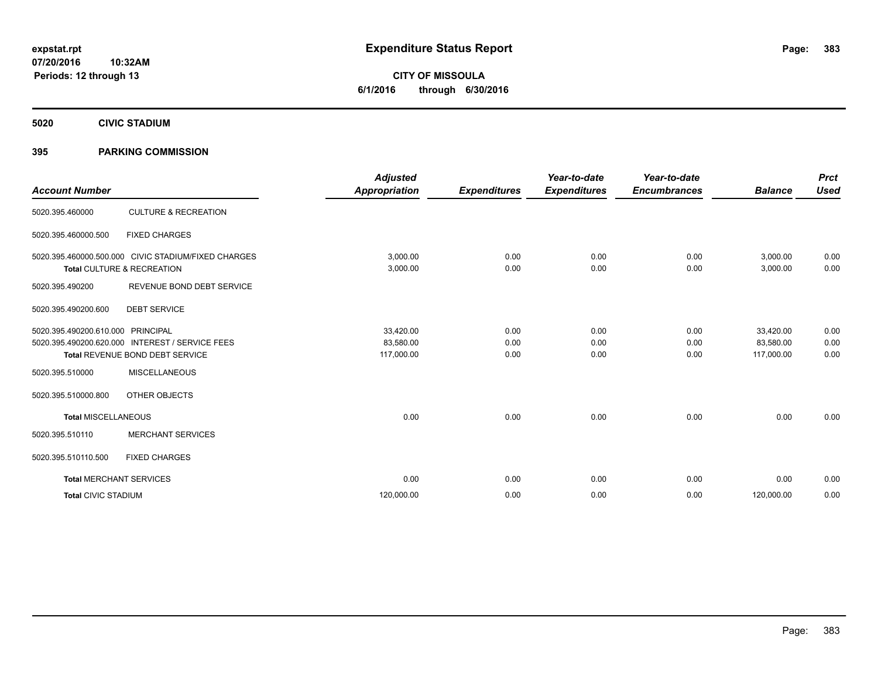**expstat.rpt**
**07/20/2016 10:32AM**
**Periods: 12 through 13**

# Expenditure Status Report

**CITY OF MISSOULA**
**6/1/2016 through 6/30/2016**

## 5020 CIVIC STADIUM

## 395 PARKING COMMISSION

| Account Number | | Adjusted Appropriation | Expenditures | Year-to-date Expenditures | Year-to-date Encumbrances | Balance | Prct Used |
|---|---|---|---|---|---|---|---|
| 5020.395.460000 | CULTURE & RECREATION | | | | | | |
| 5020.395.460000.500 | FIXED CHARGES | | | | | | |
| 5020.395.460000.500.000 | CIVIC STADIUM/FIXED CHARGES | 3,000.00 | 0.00 | 0.00 | 0.00 | 3,000.00 | 0.00 |
| **Total** CULTURE & RECREATION | | 3,000.00 | 0.00 | 0.00 | 0.00 | 3,000.00 | 0.00 |
| 5020.395.490200 | REVENUE BOND DEBT SERVICE | | | | | | |
| 5020.395.490200.600 | DEBT SERVICE | | | | | | |
| 5020.395.490200.610.000 | PRINCIPAL | 33,420.00 | 0.00 | 0.00 | 0.00 | 33,420.00 | 0.00 |
| 5020.395.490200.620.000 | INTEREST / SERVICE FEES | 83,580.00 | 0.00 | 0.00 | 0.00 | 83,580.00 | 0.00 |
| **Total** REVENUE BOND DEBT SERVICE | | 117,000.00 | 0.00 | 0.00 | 0.00 | 117,000.00 | 0.00 |
| 5020.395.510000 | MISCELLANEOUS | | | | | | |
| 5020.395.510000.800 | OTHER OBJECTS | | | | | | |
| **Total** MISCELLANEOUS | | 0.00 | 0.00 | 0.00 | 0.00 | 0.00 | 0.00 |
| 5020.395.510110 | MERCHANT SERVICES | | | | | | |
| 5020.395.510110.500 | FIXED CHARGES | | | | | | |
| **Total** MERCHANT SERVICES | | 0.00 | 0.00 | 0.00 | 0.00 | 0.00 | 0.00 |
| **Total** CIVIC STADIUM | | 120,000.00 | 0.00 | 0.00 | 0.00 | 120,000.00 | 0.00 |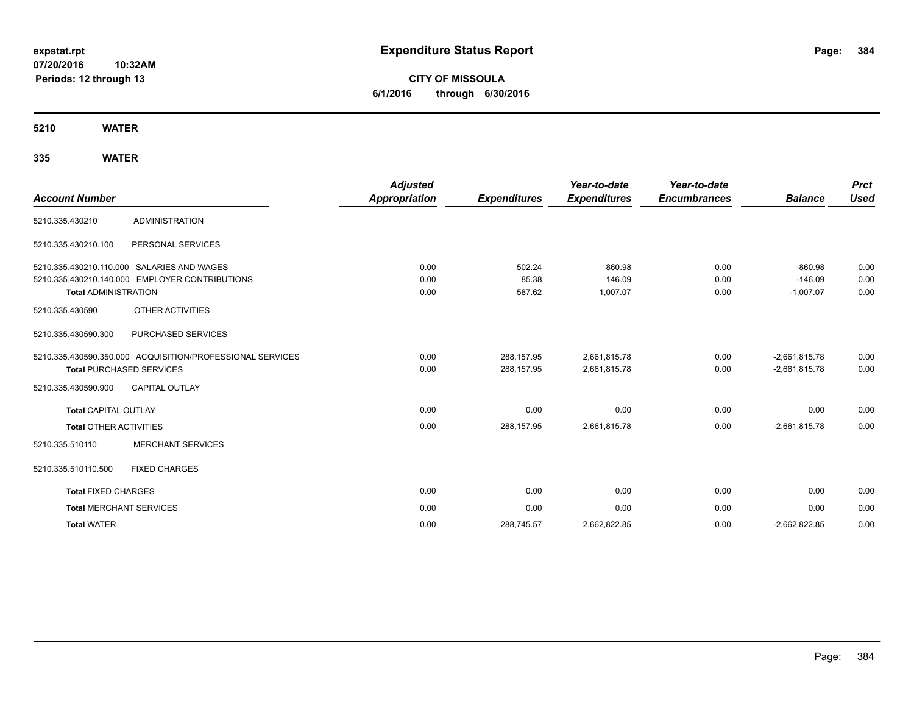**expstat.rpt**
**07/20/2016 10:32AM**
**Periods: 12 through 13**

# Expenditure Status Report

**CITY OF MISSOULA**
**6/1/2016 through 6/30/2016**

## 5210 WATER

## 335 WATER

| Account Number | | Adjusted Appropriation | Expenditures | Year-to-date Expenditures | Year-to-date Encumbrances | Balance | Prct Used |
|---|---|---|---|---|---|---|---|
| 5210.335.430210 | ADMINISTRATION | | | | | | |
| 5210.335.430210.100 | PERSONAL SERVICES | | | | | | |
| 5210.335.430210.110.000 | SALARIES AND WAGES | 0.00 | 502.24 | 860.98 | 0.00 | -860.98 | 0.00 |
| 5210.335.430210.140.000 | EMPLOYER CONTRIBUTIONS | 0.00 | 85.38 | 146.09 | 0.00 | -146.09 | 0.00 |
| **Total** ADMINISTRATION | | 0.00 | 587.62 | 1,007.07 | 0.00 | -1,007.07 | 0.00 |
| 5210.335.430590 | OTHER ACTIVITIES | | | | | | |
| 5210.335.430590.300 | PURCHASED SERVICES | | | | | | |
| 5210.335.430590.350.000 | ACQUISITION/PROFESSIONAL SERVICES | 0.00 | 288,157.95 | 2,661,815.78 | 0.00 | -2,661,815.78 | 0.00 |
| **Total** PURCHASED SERVICES | | 0.00 | 288,157.95 | 2,661,815.78 | 0.00 | -2,661,815.78 | 0.00 |
| 5210.335.430590.900 | CAPITAL OUTLAY | | | | | | |
| **Total** CAPITAL OUTLAY | | 0.00 | 0.00 | 0.00 | 0.00 | 0.00 | 0.00 |
| **Total** OTHER ACTIVITIES | | 0.00 | 288,157.95 | 2,661,815.78 | 0.00 | -2,661,815.78 | 0.00 |
| 5210.335.510110 | MERCHANT SERVICES | | | | | | |
| 5210.335.510110.500 | FIXED CHARGES | | | | | | |
| **Total** FIXED CHARGES | | 0.00 | 0.00 | 0.00 | 0.00 | 0.00 | 0.00 |
| **Total** MERCHANT SERVICES | | 0.00 | 0.00 | 0.00 | 0.00 | 0.00 | 0.00 |
| **Total** WATER | | 0.00 | 288,745.57 | 2,662,822.85 | 0.00 | -2,662,822.85 | 0.00 |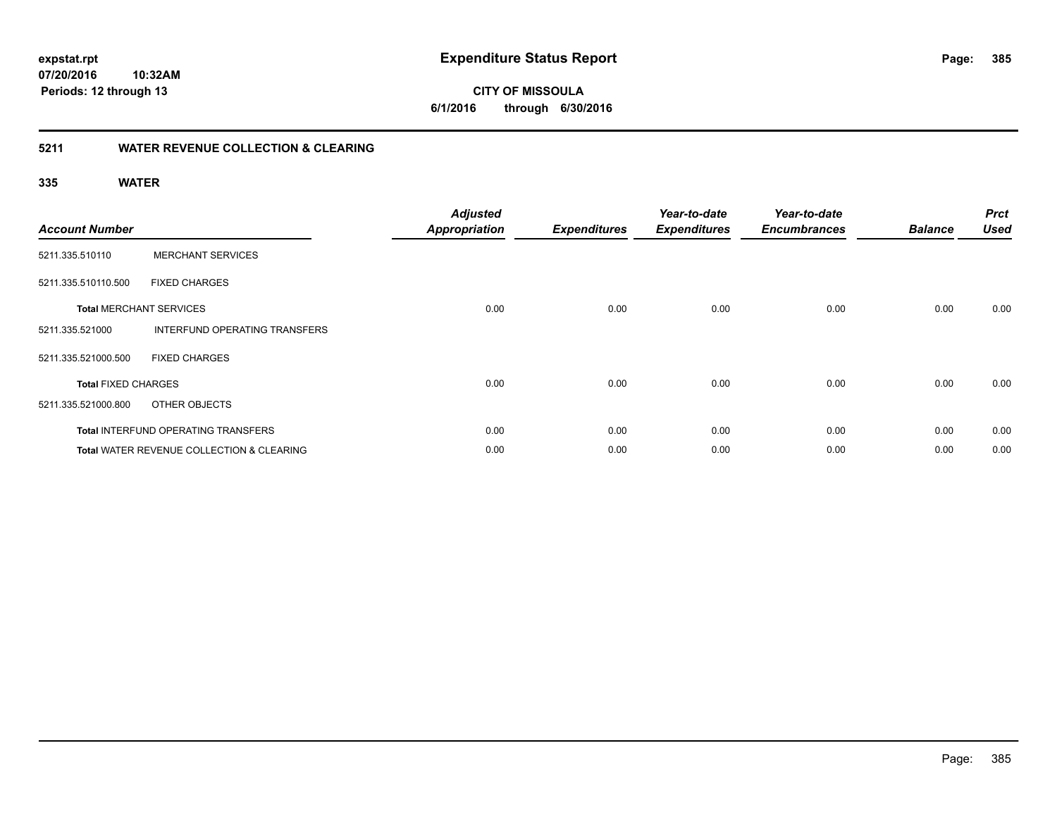**expstat.rpt**
**07/20/2016 10:32AM**
**Periods: 12 through 13**

# Expenditure Status Report

**CITY OF MISSOULA**
**6/1/2016 through 6/30/2016**

## 5211 WATER REVENUE COLLECTION & CLEARING

### 335 WATER

| Account Number | | Adjusted Appropriation | Expenditures | Year-to-date Expenditures | Year-to-date Encumbrances | Balance | Prct Used |
|---|---|---|---|---|---|---|---|
| 5211.335.510110 | MERCHANT SERVICES | | | | | | |
| 5211.335.510110.500 | FIXED CHARGES | | | | | | |
| **Total** MERCHANT SERVICES | | 0.00 | 0.00 | 0.00 | 0.00 | 0.00 | 0.00 |
| 5211.335.521000 | INTERFUND OPERATING TRANSFERS | | | | | | |
| 5211.335.521000.500 | FIXED CHARGES | | | | | | |
| **Total** FIXED CHARGES | | 0.00 | 0.00 | 0.00 | 0.00 | 0.00 | 0.00 |
| 5211.335.521000.800 | OTHER OBJECTS | | | | | | |
| **Total** INTERFUND OPERATING TRANSFERS | | 0.00 | 0.00 | 0.00 | 0.00 | 0.00 | 0.00 |
| **Total** WATER REVENUE COLLECTION & CLEARING | | 0.00 | 0.00 | 0.00 | 0.00 | 0.00 | 0.00 |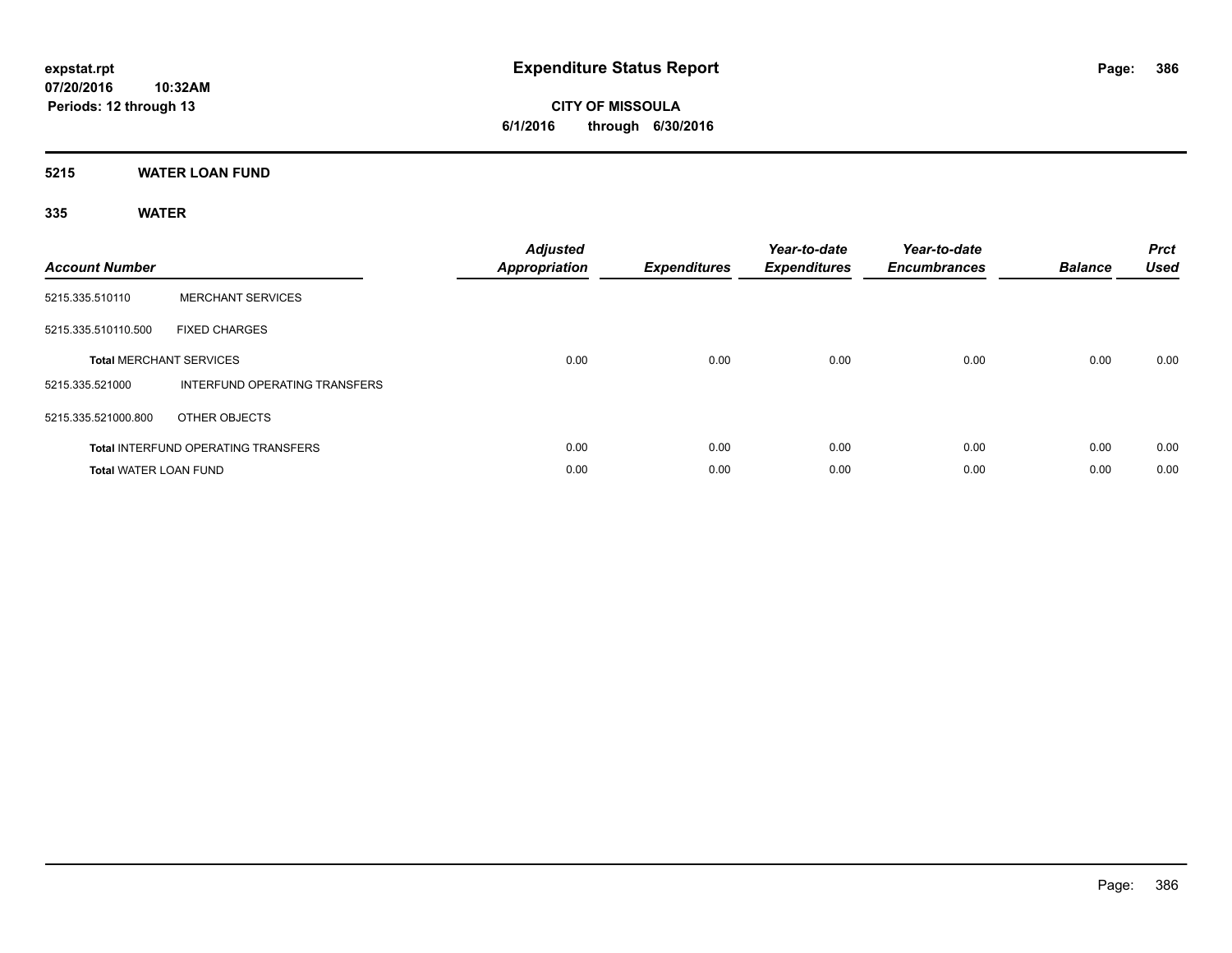**expstat.rpt**
**07/20/2016 10:32AM**
**Periods: 12 through 13**

# Expenditure Status Report

**CITY OF MISSOULA**
**6/1/2016 through 6/30/2016**

## 5215 WATER LOAN FUND

### 335 WATER

| Account Number | | Adjusted Appropriation | Expenditures | Year-to-date Expenditures | Year-to-date Encumbrances | Balance | Prct Used |
|---|---|---|---|---|---|---|---|
| 5215.335.510110 | MERCHANT SERVICES | | | | | | |
| 5215.335.510110.500 | FIXED CHARGES | | | | | | |
| **Total** MERCHANT SERVICES | | 0.00 | 0.00 | 0.00 | 0.00 | 0.00 | 0.00 |
| 5215.335.521000 | INTERFUND OPERATING TRANSFERS | | | | | | |
| 5215.335.521000.800 | OTHER OBJECTS | | | | | | |
| **Total** INTERFUND OPERATING TRANSFERS | | 0.00 | 0.00 | 0.00 | 0.00 | 0.00 | 0.00 |
| **Total** WATER LOAN FUND | | 0.00 | 0.00 | 0.00 | 0.00 | 0.00 | 0.00 |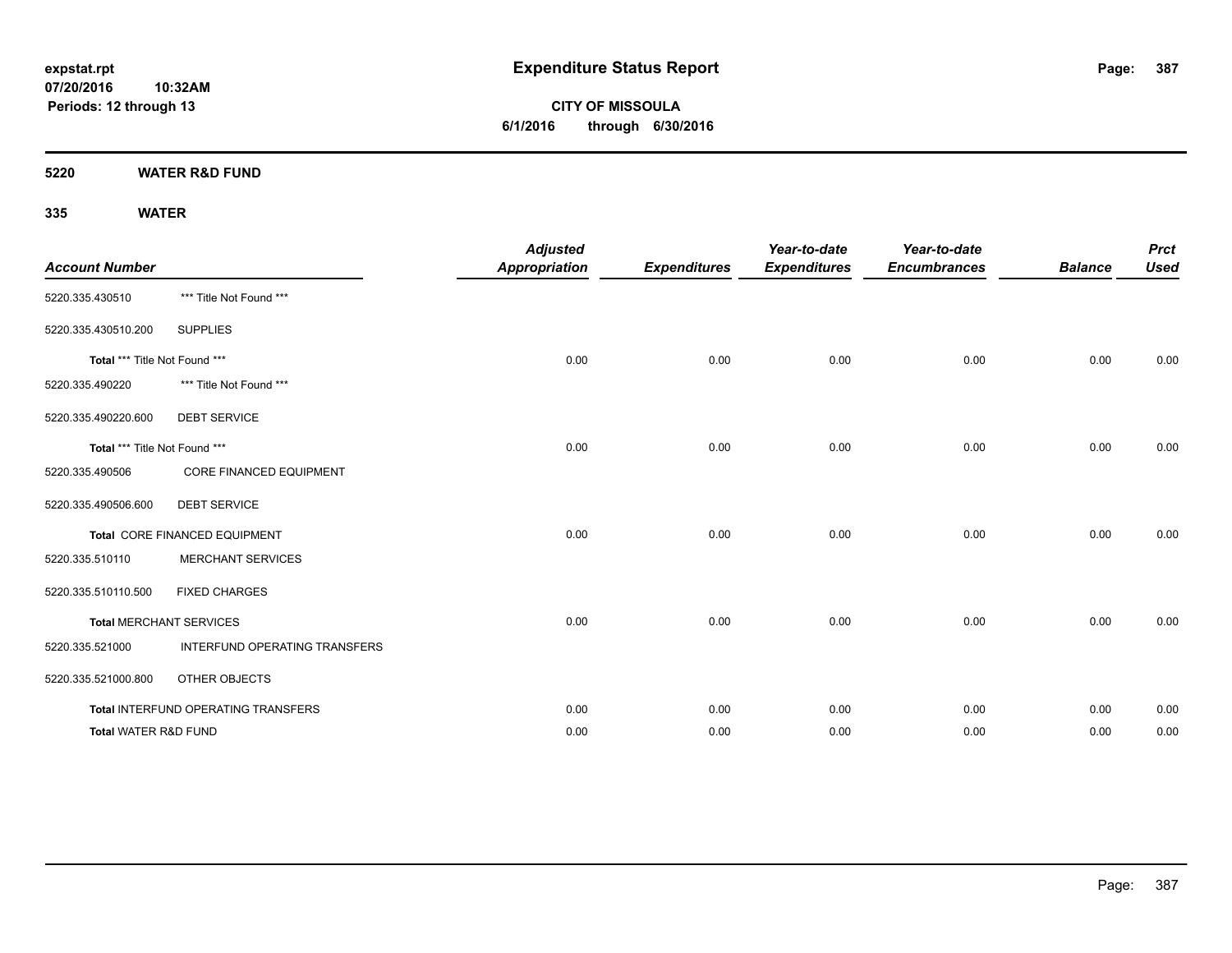**expstat.rpt**
**07/20/2016 10:32AM**
**Periods: 12 through 13**

# Expenditure Status Report

**CITY OF MISSOULA**
**6/1/2016 through 6/30/2016**

## 5220 WATER R&D FUND

### 335 WATER

| Account Number | | Adjusted Appropriation | Expenditures | Year-to-date Expenditures | Year-to-date Encumbrances | Balance | Prct Used |
|---|---|---|---|---|---|---|---|
| 5220.335.430510 | *** Title Not Found *** | | | | | | |
| 5220.335.430510.200 | SUPPLIES | | | | | | |
| **Total** *** Title Not Found *** | | 0.00 | 0.00 | 0.00 | 0.00 | 0.00 | 0.00 |
| 5220.335.490220 | *** Title Not Found *** | | | | | | |
| 5220.335.490220.600 | DEBT SERVICE | | | | | | |
| **Total** *** Title Not Found *** | | 0.00 | 0.00 | 0.00 | 0.00 | 0.00 | 0.00 |
| 5220.335.490506 | CORE FINANCED EQUIPMENT | | | | | | |
| 5220.335.490506.600 | DEBT SERVICE | | | | | | |
| **Total** CORE FINANCED EQUIPMENT | | 0.00 | 0.00 | 0.00 | 0.00 | 0.00 | 0.00 |
| 5220.335.510110 | MERCHANT SERVICES | | | | | | |
| 5220.335.510110.500 | FIXED CHARGES | | | | | | |
| **Total** MERCHANT SERVICES | | 0.00 | 0.00 | 0.00 | 0.00 | 0.00 | 0.00 |
| 5220.335.521000 | INTERFUND OPERATING TRANSFERS | | | | | | |
| 5220.335.521000.800 | OTHER OBJECTS | | | | | | |
| **Total** INTERFUND OPERATING TRANSFERS | | 0.00 | 0.00 | 0.00 | 0.00 | 0.00 | 0.00 |
| **Total** WATER R&D FUND | | 0.00 | 0.00 | 0.00 | 0.00 | 0.00 | 0.00 |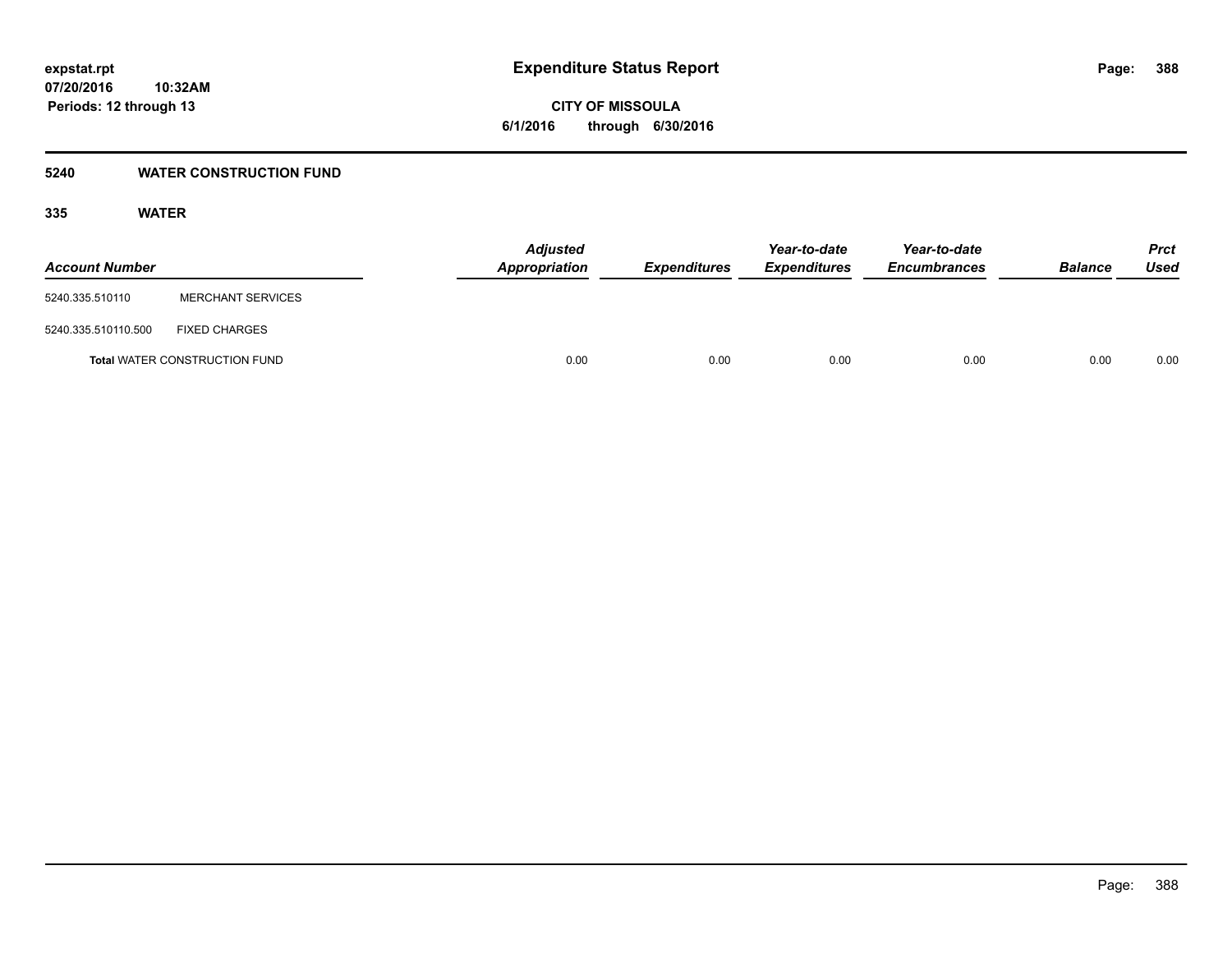**expstat.rpt**
**07/20/2016 10:32AM**
**Periods: 12 through 13**

# Expenditure Status Report

**CITY OF MISSOULA**
**6/1/2016 through 6/30/2016**

## 5240 WATER CONSTRUCTION FUND

### 335 WATER

| Account Number | | *Adjusted Appropriation* | *Expenditures* | *Year-to-date Expenditures* | *Year-to-date Encumbrances* | *Balance* | *Prct Used* |
|---|---|---|---|---|---|---|---|
| 5240.335.510110 | MERCHANT SERVICES | | | | | | |
| 5240.335.510110.500 | FIXED CHARGES | | | | | | |
| **Total** WATER CONSTRUCTION FUND | | 0.00 | 0.00 | 0.00 | 0.00 | 0.00 | 0.00 |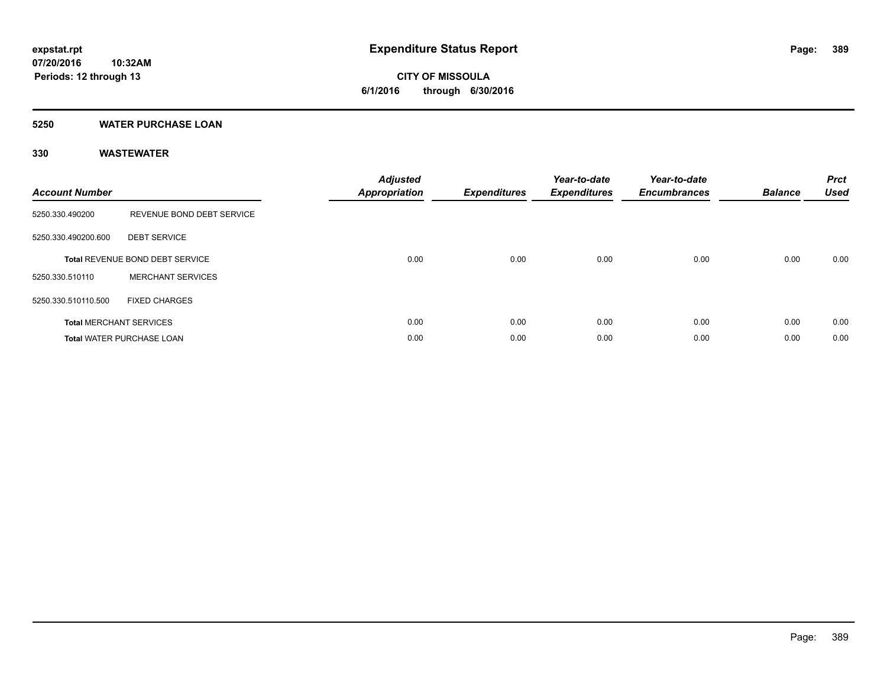# Expenditure Status Report

**expstat.rpt**
**07/20/2016 10:32AM**
**Periods: 12 through 13**

**CITY OF MISSOULA**
**6/1/2016 through 6/30/2016**

## 5250 WATER PURCHASE LOAN

### 330 WASTEWATER

| Account Number | | Adjusted Appropriation | Expenditures | Year-to-date Expenditures | Year-to-date Encumbrances | Balance | Prct Used |
|---|---|---|---|---|---|---|---|
| 5250.330.490200 | REVENUE BOND DEBT SERVICE | | | | | | |
| 5250.330.490200.600 | DEBT SERVICE | | | | | | |
| **Total** REVENUE BOND DEBT SERVICE | | 0.00 | 0.00 | 0.00 | 0.00 | 0.00 | 0.00 |
| 5250.330.510110 | MERCHANT SERVICES | | | | | | |
| 5250.330.510110.500 | FIXED CHARGES | | | | | | |
| **Total** MERCHANT SERVICES | | 0.00 | 0.00 | 0.00 | 0.00 | 0.00 | 0.00 |
| **Total** WATER PURCHASE LOAN | | 0.00 | 0.00 | 0.00 | 0.00 | 0.00 | 0.00 |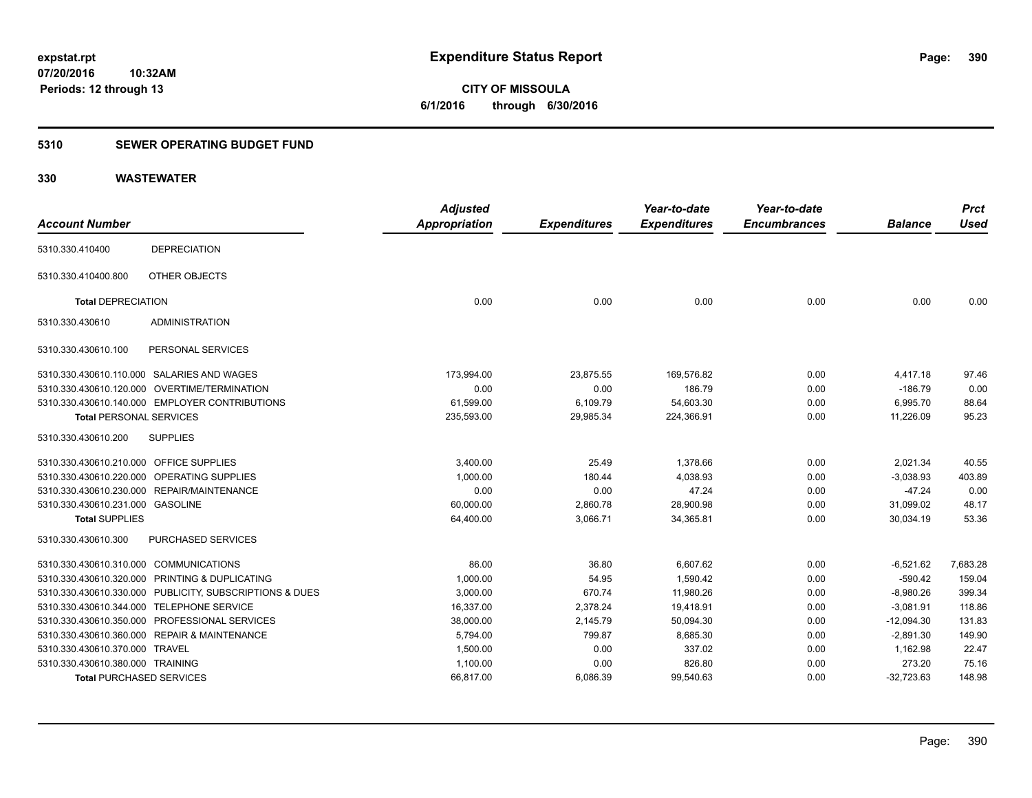**expstat.rpt**
**07/20/2016 10:32AM**
**Periods: 12 through 13**

# Expenditure Status Report

**CITY OF MISSOULA**
**6/1/2016 through 6/30/2016**

## 5310 SEWER OPERATING BUDGET FUND

## 330 WASTEWATER

| Account Number | | Adjusted Appropriation | Expenditures | Year-to-date Expenditures | Year-to-date Encumbrances | Balance | Prct Used |
|---|---|---|---|---|---|---|---|
| 5310.330.410400 | DEPRECIATION | | | | | | |
| 5310.330.410400.800 | OTHER OBJECTS | | | | | | |
| **Total** DEPRECIATION | | 0.00 | 0.00 | 0.00 | 0.00 | 0.00 | 0.00 |
| 5310.330.430610 | ADMINISTRATION | | | | | | |
| 5310.330.430610.100 | PERSONAL SERVICES | | | | | | |
| 5310.330.430610.110.000 | SALARIES AND WAGES | 173,994.00 | 23,875.55 | 169,576.82 | 0.00 | 4,417.18 | 97.46 |
| 5310.330.430610.120.000 | OVERTIME/TERMINATION | 0.00 | 0.00 | 186.79 | 0.00 | -186.79 | 0.00 |
| 5310.330.430610.140.000 | EMPLOYER CONTRIBUTIONS | 61,599.00 | 6,109.79 | 54,603.30 | 0.00 | 6,995.70 | 88.64 |
| **Total** PERSONAL SERVICES | | 235,593.00 | 29,985.34 | 224,366.91 | 0.00 | 11,226.09 | 95.23 |
| 5310.330.430610.200 | SUPPLIES | | | | | | |
| 5310.330.430610.210.000 | OFFICE SUPPLIES | 3,400.00 | 25.49 | 1,378.66 | 0.00 | 2,021.34 | 40.55 |
| 5310.330.430610.220.000 | OPERATING SUPPLIES | 1,000.00 | 180.44 | 4,038.93 | 0.00 | -3,038.93 | 403.89 |
| 5310.330.430610.230.000 | REPAIR/MAINTENANCE | 0.00 | 0.00 | 47.24 | 0.00 | -47.24 | 0.00 |
| 5310.330.430610.231.000 | GASOLINE | 60,000.00 | 2,860.78 | 28,900.98 | 0.00 | 31,099.02 | 48.17 |
| **Total** SUPPLIES | | 64,400.00 | 3,066.71 | 34,365.81 | 0.00 | 30,034.19 | 53.36 |
| 5310.330.430610.300 | PURCHASED SERVICES | | | | | | |
| 5310.330.430610.310.000 | COMMUNICATIONS | 86.00 | 36.80 | 6,607.62 | 0.00 | -6,521.62 | 7,683.28 |
| 5310.330.430610.320.000 | PRINTING & DUPLICATING | 1,000.00 | 54.95 | 1,590.42 | 0.00 | -590.42 | 159.04 |
| 5310.330.430610.330.000 | PUBLICITY, SUBSCRIPTIONS & DUES | 3,000.00 | 670.74 | 11,980.26 | 0.00 | -8,980.26 | 399.34 |
| 5310.330.430610.344.000 | TELEPHONE SERVICE | 16,337.00 | 2,378.24 | 19,418.91 | 0.00 | -3,081.91 | 118.86 |
| 5310.330.430610.350.000 | PROFESSIONAL SERVICES | 38,000.00 | 2,145.79 | 50,094.30 | 0.00 | -12,094.30 | 131.83 |
| 5310.330.430610.360.000 | REPAIR & MAINTENANCE | 5,794.00 | 799.87 | 8,685.30 | 0.00 | -2,891.30 | 149.90 |
| 5310.330.430610.370.000 | TRAVEL | 1,500.00 | 0.00 | 337.02 | 0.00 | 1,162.98 | 22.47 |
| 5310.330.430610.380.000 | TRAINING | 1,100.00 | 0.00 | 826.80 | 0.00 | 273.20 | 75.16 |
| **Total** PURCHASED SERVICES | | 66,817.00 | 6,086.39 | 99,540.63 | 0.00 | -32,723.63 | 148.98 |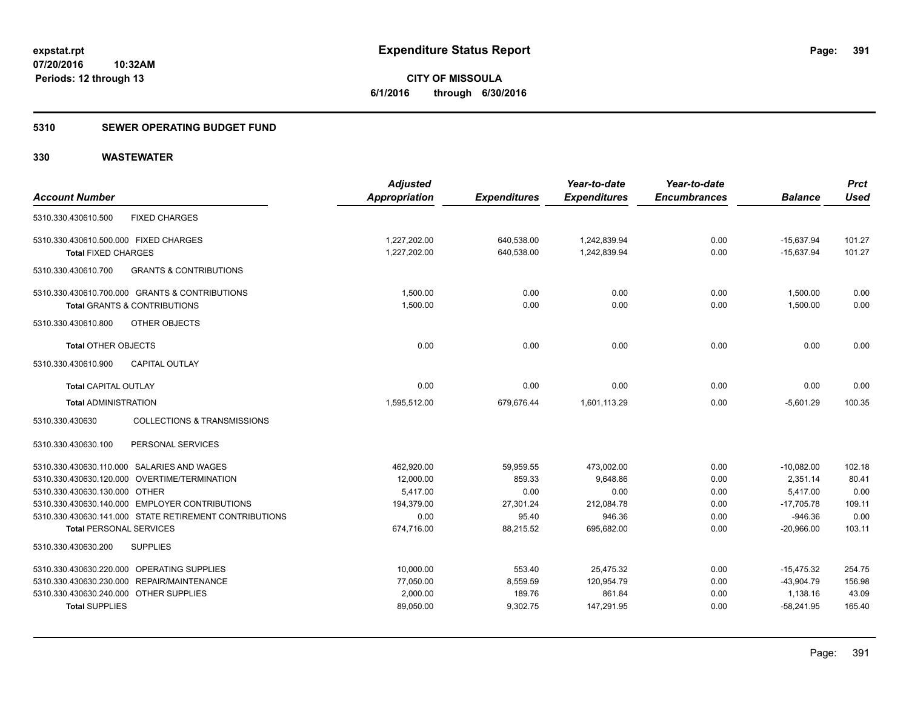**expstat.rpt**
**07/20/2016 10:32AM**
**Periods: 12 through 13**

# Expenditure Status Report

**CITY OF MISSOULA**
**6/1/2016 through 6/30/2016**

## 5310 SEWER OPERATING BUDGET FUND

## 330 WASTEWATER

| Account Number | Adjusted Appropriation | Expenditures | Year-to-date Expenditures | Year-to-date Encumbrances | Balance | Prct Used |
|---|---|---|---|---|---|---|
| 5310.330.430610.500 FIXED CHARGES | | | | | | |
| 5310.330.430610.500.000 FIXED CHARGES | 1,227,202.00 | 640,538.00 | 1,242,839.94 | 0.00 | -15,637.94 | 101.27 |
| **Total** FIXED CHARGES | 1,227,202.00 | 640,538.00 | 1,242,839.94 | 0.00 | -15,637.94 | 101.27 |
| 5310.330.430610.700 GRANTS & CONTRIBUTIONS | | | | | | |
| 5310.330.430610.700.000 GRANTS & CONTRIBUTIONS | 1,500.00 | 0.00 | 0.00 | 0.00 | 1,500.00 | 0.00 |
| **Total** GRANTS & CONTRIBUTIONS | 1,500.00 | 0.00 | 0.00 | 0.00 | 1,500.00 | 0.00 |
| 5310.330.430610.800 OTHER OBJECTS | | | | | | |
| **Total** OTHER OBJECTS | 0.00 | 0.00 | 0.00 | 0.00 | 0.00 | 0.00 |
| 5310.330.430610.900 CAPITAL OUTLAY | | | | | | |
| **Total** CAPITAL OUTLAY | 0.00 | 0.00 | 0.00 | 0.00 | 0.00 | 0.00 |
| **Total** ADMINISTRATION | 1,595,512.00 | 679,676.44 | 1,601,113.29 | 0.00 | -5,601.29 | 100.35 |
| 5310.330.430630 COLLECTIONS & TRANSMISSIONS | | | | | | |
| 5310.330.430630.100 PERSONAL SERVICES | | | | | | |
| 5310.330.430630.110.000 SALARIES AND WAGES | 462,920.00 | 59,959.55 | 473,002.00 | 0.00 | -10,082.00 | 102.18 |
| 5310.330.430630.120.000 OVERTIME/TERMINATION | 12,000.00 | 859.33 | 9,648.86 | 0.00 | 2,351.14 | 80.41 |
| 5310.330.430630.130.000 OTHER | 5,417.00 | 0.00 | 0.00 | 0.00 | 5,417.00 | 0.00 |
| 5310.330.430630.140.000 EMPLOYER CONTRIBUTIONS | 194,379.00 | 27,301.24 | 212,084.78 | 0.00 | -17,705.78 | 109.11 |
| 5310.330.430630.141.000 STATE RETIREMENT CONTRIBUTIONS | 0.00 | 95.40 | 946.36 | 0.00 | -946.36 | 0.00 |
| **Total** PERSONAL SERVICES | 674,716.00 | 88,215.52 | 695,682.00 | 0.00 | -20,966.00 | 103.11 |
| 5310.330.430630.200 SUPPLIES | | | | | | |
| 5310.330.430630.220.000 OPERATING SUPPLIES | 10,000.00 | 553.40 | 25,475.32 | 0.00 | -15,475.32 | 254.75 |
| 5310.330.430630.230.000 REPAIR/MAINTENANCE | 77,050.00 | 8,559.59 | 120,954.79 | 0.00 | -43,904.79 | 156.98 |
| 5310.330.430630.240.000 OTHER SUPPLIES | 2,000.00 | 189.76 | 861.84 | 0.00 | 1,138.16 | 43.09 |
| **Total** SUPPLIES | 89,050.00 | 9,302.75 | 147,291.95 | 0.00 | -58,241.95 | 165.40 |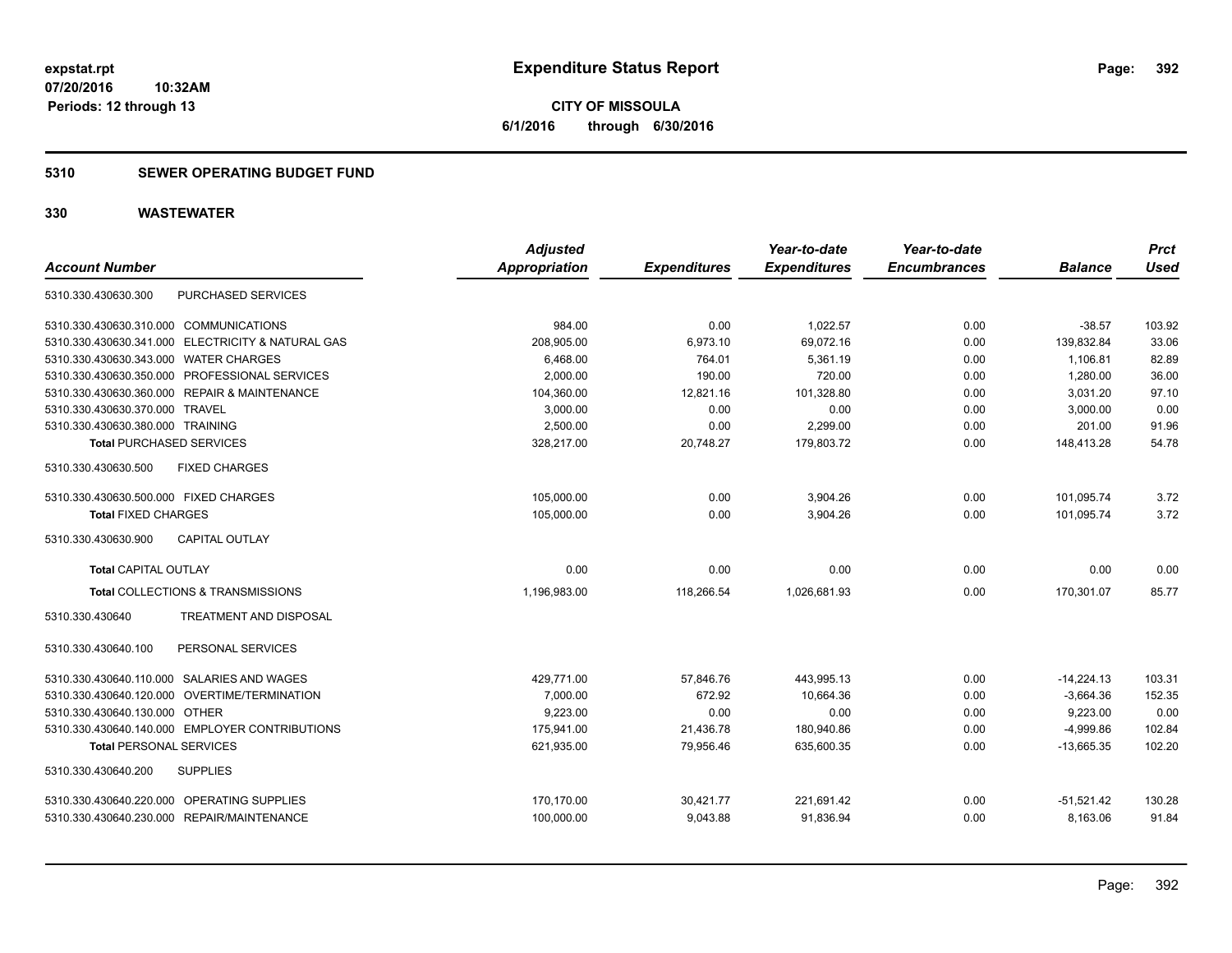expstat.rpt
07/20/2016 10:32AM
Periods: 12 through 13

# Expenditure Status Report

**CITY OF MISSOULA**
**6/1/2016 through 6/30/2016**

## 5310 SEWER OPERATING BUDGET FUND

## 330 WASTEWATER

| Account Number | | Adjusted Appropriation | Expenditures | Year-to-date Expenditures | Year-to-date Encumbrances | Balance | Prct Used |
|---|---|---|---|---|---|---|---|
| 5310.330.430630.300 | PURCHASED SERVICES | | | | | | |
| 5310.330.430630.310.000 | COMMUNICATIONS | 984.00 | 0.00 | 1,022.57 | 0.00 | -38.57 | 103.92 |
| 5310.330.430630.341.000 | ELECTRICITY & NATURAL GAS | 208,905.00 | 6,973.10 | 69,072.16 | 0.00 | 139,832.84 | 33.06 |
| 5310.330.430630.343.000 | WATER CHARGES | 6,468.00 | 764.01 | 5,361.19 | 0.00 | 1,106.81 | 82.89 |
| 5310.330.430630.350.000 | PROFESSIONAL SERVICES | 2,000.00 | 190.00 | 720.00 | 0.00 | 1,280.00 | 36.00 |
| 5310.330.430630.360.000 | REPAIR & MAINTENANCE | 104,360.00 | 12,821.16 | 101,328.80 | 0.00 | 3,031.20 | 97.10 |
| 5310.330.430630.370.000 | TRAVEL | 3,000.00 | 0.00 | 0.00 | 0.00 | 3,000.00 | 0.00 |
| 5310.330.430630.380.000 | TRAINING | 2,500.00 | 0.00 | 2,299.00 | 0.00 | 201.00 | 91.96 |
| **Total** PURCHASED SERVICES | | 328,217.00 | 20,748.27 | 179,803.72 | 0.00 | 148,413.28 | 54.78 |
| 5310.330.430630.500 | FIXED CHARGES | | | | | | |
| 5310.330.430630.500.000 | FIXED CHARGES | 105,000.00 | 0.00 | 3,904.26 | 0.00 | 101,095.74 | 3.72 |
| **Total** FIXED CHARGES | | 105,000.00 | 0.00 | 3,904.26 | 0.00 | 101,095.74 | 3.72 |
| 5310.330.430630.900 | CAPITAL OUTLAY | | | | | | |
| **Total** CAPITAL OUTLAY | | 0.00 | 0.00 | 0.00 | 0.00 | 0.00 | 0.00 |
| **Total** COLLECTIONS & TRANSMISSIONS | | 1,196,983.00 | 118,266.54 | 1,026,681.93 | 0.00 | 170,301.07 | 85.77 |
| 5310.330.430640 | TREATMENT AND DISPOSAL | | | | | | |
| 5310.330.430640.100 | PERSONAL SERVICES | | | | | | |
| 5310.330.430640.110.000 | SALARIES AND WAGES | 429,771.00 | 57,846.76 | 443,995.13 | 0.00 | -14,224.13 | 103.31 |
| 5310.330.430640.120.000 | OVERTIME/TERMINATION | 7,000.00 | 672.92 | 10,664.36 | 0.00 | -3,664.36 | 152.35 |
| 5310.330.430640.130.000 | OTHER | 9,223.00 | 0.00 | 0.00 | 0.00 | 9,223.00 | 0.00 |
| 5310.330.430640.140.000 | EMPLOYER CONTRIBUTIONS | 175,941.00 | 21,436.78 | 180,940.86 | 0.00 | -4,999.86 | 102.84 |
| **Total** PERSONAL SERVICES | | 621,935.00 | 79,956.46 | 635,600.35 | 0.00 | -13,665.35 | 102.20 |
| 5310.330.430640.200 | SUPPLIES | | | | | | |
| 5310.330.430640.220.000 | OPERATING SUPPLIES | 170,170.00 | 30,421.77 | 221,691.42 | 0.00 | -51,521.42 | 130.28 |
| 5310.330.430640.230.000 | REPAIR/MAINTENANCE | 100,000.00 | 9,043.88 | 91,836.94 | 0.00 | 8,163.06 | 91.84 |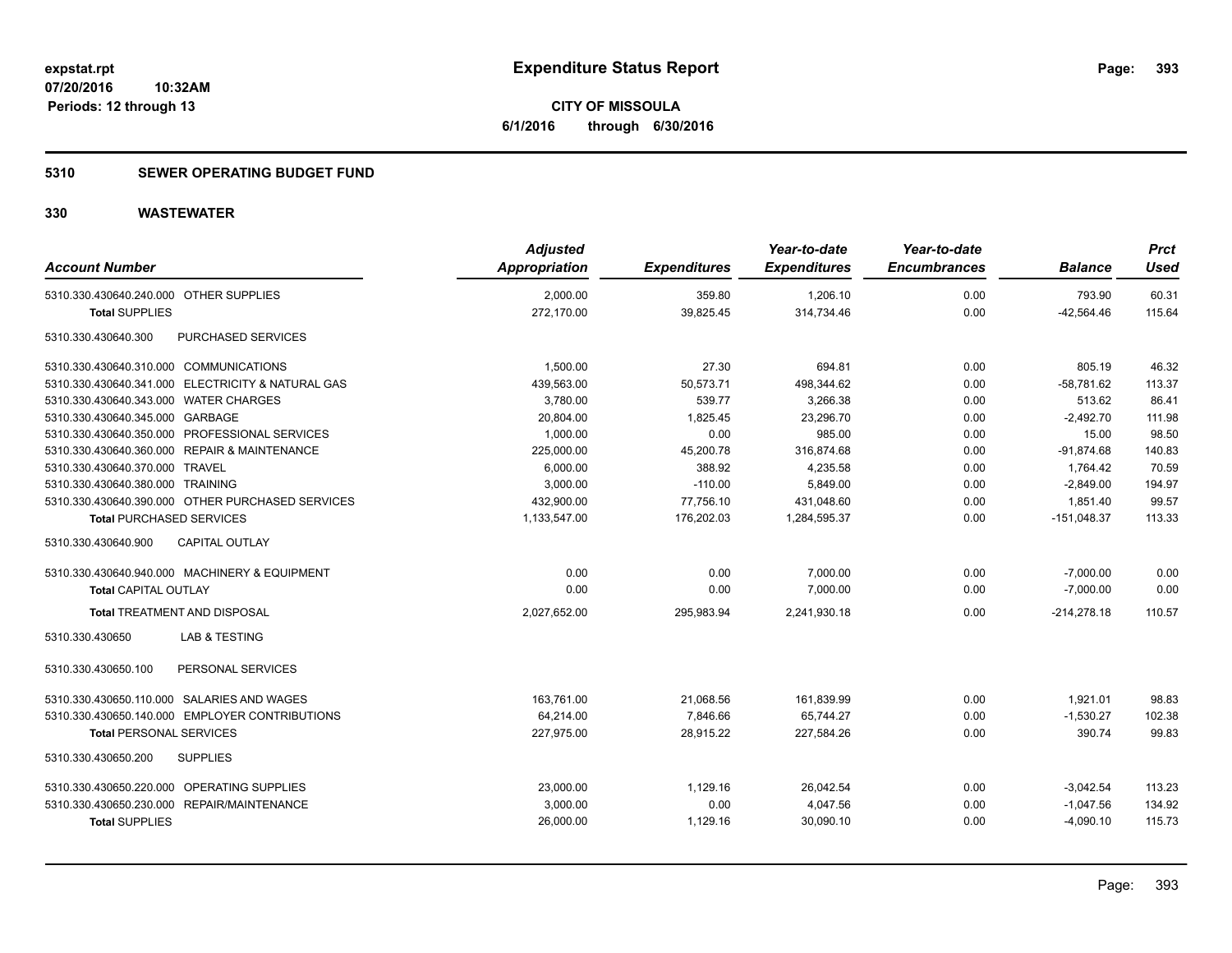# Expenditure Status Report

**CITY OF MISSOULA**
**6/1/2016 through 6/30/2016**

expstat.rpt
07/20/2016 10:32AM
Periods: 12 through 13

## 5310 SEWER OPERATING BUDGET FUND

## 330 WASTEWATER

| Account Number | Adjusted Appropriation | Expenditures | Year-to-date Expenditures | Year-to-date Encumbrances | Balance | Prct Used |
|---|---|---|---|---|---|---|
| 5310.330.430640.240.000 OTHER SUPPLIES | 2,000.00 | 359.80 | 1,206.10 | 0.00 | 793.90 | 60.31 |
| **Total** SUPPLIES | 272,170.00 | 39,825.45 | 314,734.46 | 0.00 | -42,564.46 | 115.64 |
| 5310.330.430640.300 PURCHASED SERVICES | | | | | | |
| 5310.330.430640.310.000 COMMUNICATIONS | 1,500.00 | 27.30 | 694.81 | 0.00 | 805.19 | 46.32 |
| 5310.330.430640.341.000 ELECTRICITY & NATURAL GAS | 439,563.00 | 50,573.71 | 498,344.62 | 0.00 | -58,781.62 | 113.37 |
| 5310.330.430640.343.000 WATER CHARGES | 3,780.00 | 539.77 | 3,266.38 | 0.00 | 513.62 | 86.41 |
| 5310.330.430640.345.000 GARBAGE | 20,804.00 | 1,825.45 | 23,296.70 | 0.00 | -2,492.70 | 111.98 |
| 5310.330.430640.350.000 PROFESSIONAL SERVICES | 1,000.00 | 0.00 | 985.00 | 0.00 | 15.00 | 98.50 |
| 5310.330.430640.360.000 REPAIR & MAINTENANCE | 225,000.00 | 45,200.78 | 316,874.68 | 0.00 | -91,874.68 | 140.83 |
| 5310.330.430640.370.000 TRAVEL | 6,000.00 | 388.92 | 4,235.58 | 0.00 | 1,764.42 | 70.59 |
| 5310.330.430640.380.000 TRAINING | 3,000.00 | -110.00 | 5,849.00 | 0.00 | -2,849.00 | 194.97 |
| 5310.330.430640.390.000 OTHER PURCHASED SERVICES | 432,900.00 | 77,756.10 | 431,048.60 | 0.00 | 1,851.40 | 99.57 |
| **Total** PURCHASED SERVICES | 1,133,547.00 | 176,202.03 | 1,284,595.37 | 0.00 | -151,048.37 | 113.33 |
| 5310.330.430640.900 CAPITAL OUTLAY | | | | | | |
| 5310.330.430640.940.000 MACHINERY & EQUIPMENT | 0.00 | 0.00 | 7,000.00 | 0.00 | -7,000.00 | 0.00 |
| **Total** CAPITAL OUTLAY | 0.00 | 0.00 | 7,000.00 | 0.00 | -7,000.00 | 0.00 |
| **Total** TREATMENT AND DISPOSAL | 2,027,652.00 | 295,983.94 | 2,241,930.18 | 0.00 | -214,278.18 | 110.57 |
| 5310.330.430650 LAB & TESTING | | | | | | |
| 5310.330.430650.100 PERSONAL SERVICES | | | | | | |
| 5310.330.430650.110.000 SALARIES AND WAGES | 163,761.00 | 21,068.56 | 161,839.99 | 0.00 | 1,921.01 | 98.83 |
| 5310.330.430650.140.000 EMPLOYER CONTRIBUTIONS | 64,214.00 | 7,846.66 | 65,744.27 | 0.00 | -1,530.27 | 102.38 |
| **Total** PERSONAL SERVICES | 227,975.00 | 28,915.22 | 227,584.26 | 0.00 | 390.74 | 99.83 |
| 5310.330.430650.200 SUPPLIES | | | | | | |
| 5310.330.430650.220.000 OPERATING SUPPLIES | 23,000.00 | 1,129.16 | 26,042.54 | 0.00 | -3,042.54 | 113.23 |
| 5310.330.430650.230.000 REPAIR/MAINTENANCE | 3,000.00 | 0.00 | 4,047.56 | 0.00 | -1,047.56 | 134.92 |
| **Total** SUPPLIES | 26,000.00 | 1,129.16 | 30,090.10 | 0.00 | -4,090.10 | 115.73 |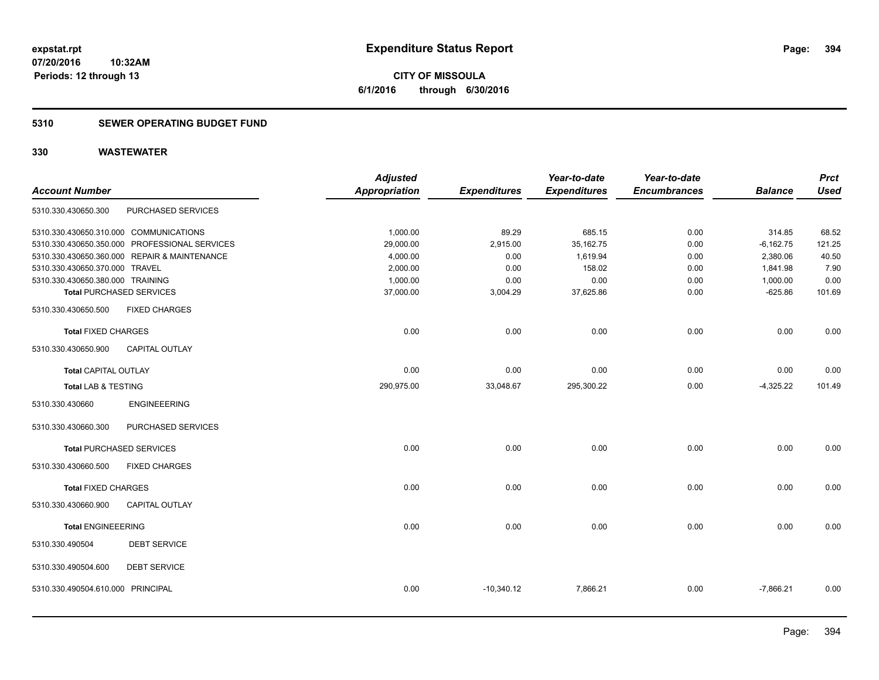**expstat.rpt**
**07/20/2016 10:32AM**
**Periods: 12 through 13**

# Expenditure Status Report

**CITY OF MISSOULA**
**6/1/2016 through 6/30/2016**

## 5310 SEWER OPERATING BUDGET FUND

## 330 WASTEWATER

| Account Number | | Adjusted Appropriation | Expenditures | Year-to-date Expenditures | Year-to-date Encumbrances | Balance | Prct Used |
|---|---|---|---|---|---|---|---|
| 5310.330.430650.300 | PURCHASED SERVICES | | | | | | |
| 5310.330.430650.310.000 | COMMUNICATIONS | 1,000.00 | 89.29 | 685.15 | 0.00 | 314.85 | 68.52 |
| 5310.330.430650.350.000 | PROFESSIONAL SERVICES | 29,000.00 | 2,915.00 | 35,162.75 | 0.00 | -6,162.75 | 121.25 |
| 5310.330.430650.360.000 | REPAIR & MAINTENANCE | 4,000.00 | 0.00 | 1,619.94 | 0.00 | 2,380.06 | 40.50 |
| 5310.330.430650.370.000 | TRAVEL | 2,000.00 | 0.00 | 158.02 | 0.00 | 1,841.98 | 7.90 |
| 5310.330.430650.380.000 | TRAINING | 1,000.00 | 0.00 | 0.00 | 0.00 | 1,000.00 | 0.00 |
| **Total** PURCHASED SERVICES | | 37,000.00 | 3,004.29 | 37,625.86 | 0.00 | -625.86 | 101.69 |
| 5310.330.430650.500 | FIXED CHARGES | | | | | | |
| **Total** FIXED CHARGES | | 0.00 | 0.00 | 0.00 | 0.00 | 0.00 | 0.00 |
| 5310.330.430650.900 | CAPITAL OUTLAY | | | | | | |
| **Total** CAPITAL OUTLAY | | 0.00 | 0.00 | 0.00 | 0.00 | 0.00 | 0.00 |
| **Total** LAB & TESTING | | 290,975.00 | 33,048.67 | 295,300.22 | 0.00 | -4,325.22 | 101.49 |
| 5310.330.430660 | ENGINEEERING | | | | | | |
| 5310.330.430660.300 | PURCHASED SERVICES | | | | | | |
| **Total** PURCHASED SERVICES | | 0.00 | 0.00 | 0.00 | 0.00 | 0.00 | 0.00 |
| 5310.330.430660.500 | FIXED CHARGES | | | | | | |
| **Total** FIXED CHARGES | | 0.00 | 0.00 | 0.00 | 0.00 | 0.00 | 0.00 |
| 5310.330.430660.900 | CAPITAL OUTLAY | | | | | | |
| **Total** ENGINEEERING | | 0.00 | 0.00 | 0.00 | 0.00 | 0.00 | 0.00 |
| 5310.330.490504 | DEBT SERVICE | | | | | | |
| 5310.330.490504.600 | DEBT SERVICE | | | | | | |
| 5310.330.490504.610.000 | PRINCIPAL | 0.00 | -10,340.12 | 7,866.21 | 0.00 | -7,866.21 | 0.00 |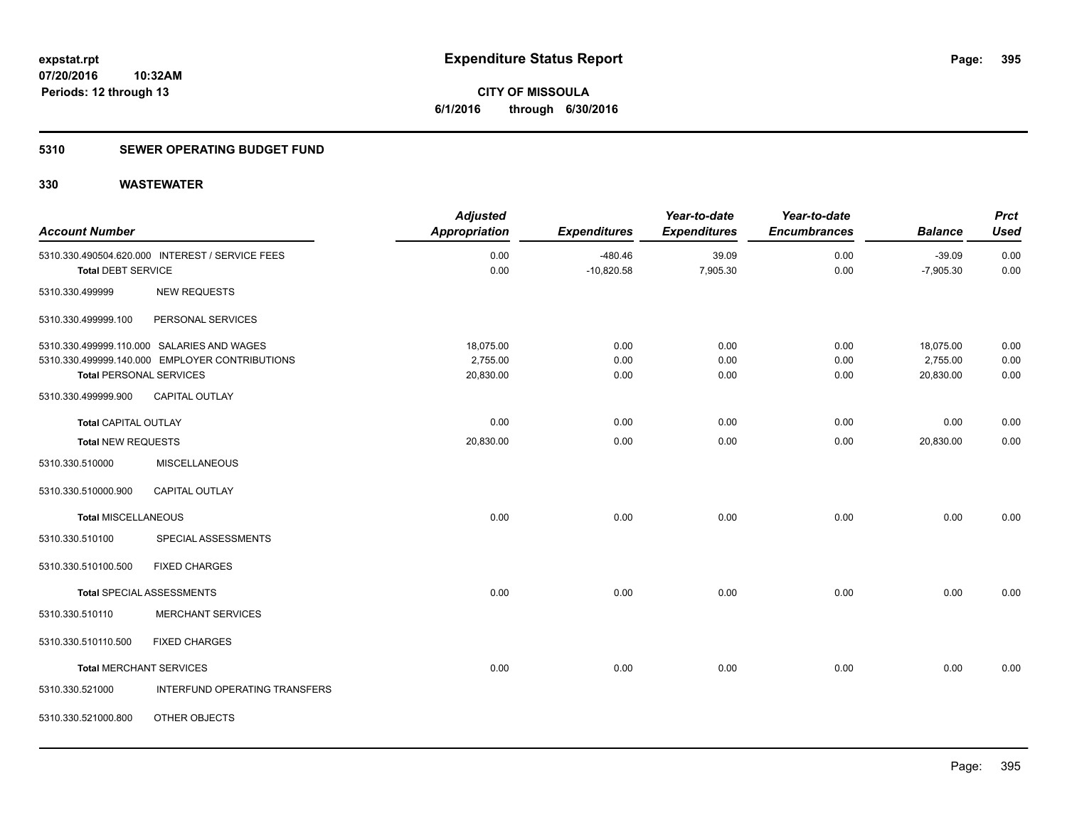**expstat.rpt**
**07/20/2016 10:32AM**
**Periods: 12 through 13**

# Expenditure Status Report

**CITY OF MISSOULA**
**6/1/2016 through 6/30/2016**

## 5310 SEWER OPERATING BUDGET FUND

## 330 WASTEWATER

| Account Number | | Adjusted Appropriation | Expenditures | Year-to-date Expenditures | Year-to-date Encumbrances | Balance | Prct Used |
|---|---|---|---|---|---|---|---|
| 5310.330.490504.620.000 | INTEREST / SERVICE FEES | 0.00 | -480.46 | 39.09 | 0.00 | -39.09 | 0.00 |
| **Total** DEBT SERVICE | | 0.00 | -10,820.58 | 7,905.30 | 0.00 | -7,905.30 | 0.00 |
| 5310.330.499999 | NEW REQUESTS | | | | | | |
| 5310.330.499999.100 | PERSONAL SERVICES | | | | | | |
| 5310.330.499999.110.000 | SALARIES AND WAGES | 18,075.00 | 0.00 | 0.00 | 0.00 | 18,075.00 | 0.00 |
| 5310.330.499999.140.000 | EMPLOYER CONTRIBUTIONS | 2,755.00 | 0.00 | 0.00 | 0.00 | 2,755.00 | 0.00 |
| **Total** PERSONAL SERVICES | | 20,830.00 | 0.00 | 0.00 | 0.00 | 20,830.00 | 0.00 |
| 5310.330.499999.900 | CAPITAL OUTLAY | | | | | | |
| **Total** CAPITAL OUTLAY | | 0.00 | 0.00 | 0.00 | 0.00 | 0.00 | 0.00 |
| **Total** NEW REQUESTS | | 20,830.00 | 0.00 | 0.00 | 0.00 | 20,830.00 | 0.00 |
| 5310.330.510000 | MISCELLANEOUS | | | | | | |
| 5310.330.510000.900 | CAPITAL OUTLAY | | | | | | |
| **Total** MISCELLANEOUS | | 0.00 | 0.00 | 0.00 | 0.00 | 0.00 | 0.00 |
| 5310.330.510100 | SPECIAL ASSESSMENTS | | | | | | |
| 5310.330.510100.500 | FIXED CHARGES | | | | | | |
| **Total** SPECIAL ASSESSMENTS | | 0.00 | 0.00 | 0.00 | 0.00 | 0.00 | 0.00 |
| 5310.330.510110 | MERCHANT SERVICES | | | | | | |
| 5310.330.510110.500 | FIXED CHARGES | | | | | | |
| **Total** MERCHANT SERVICES | | 0.00 | 0.00 | 0.00 | 0.00 | 0.00 | 0.00 |
| 5310.330.521000 | INTERFUND OPERATING TRANSFERS | | | | | | |
| 5310.330.521000.800 | OTHER OBJECTS | | | | | | |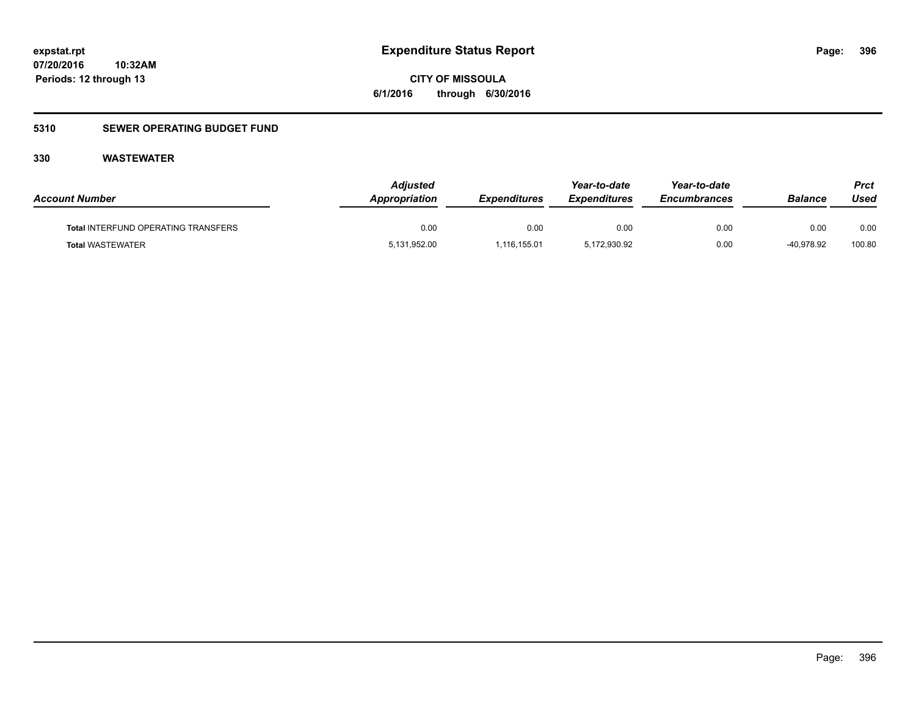# Expenditure Status Report

**CITY OF MISSOULA**

**6/1/2016 through 6/30/2016**

expstat.rpt
07/20/2016 10:32AM
Periods: 12 through 13

## 5310 SEWER OPERATING BUDGET FUND

### 330 WASTEWATER

| Account Number | Adjusted Appropriation | Expenditures | Year-to-date Expenditures | Year-to-date Encumbrances | Balance | Prct Used |
|---|---|---|---|---|---|---|
| **Total** INTERFUND OPERATING TRANSFERS | 0.00 | 0.00 | 0.00 | 0.00 | 0.00 | 0.00 |
| **Total** WASTEWATER | 5,131,952.00 | 1,116,155.01 | 5,172,930.92 | 0.00 | -40,978.92 | 100.80 |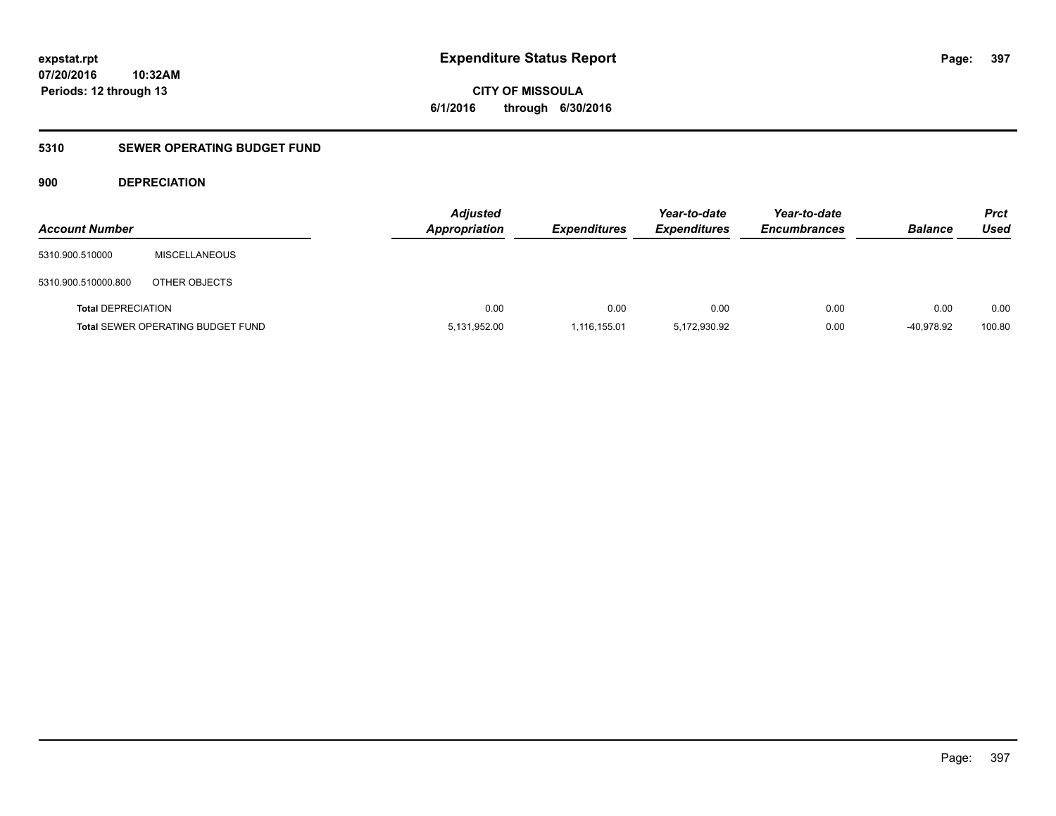**expstat.rpt**
**07/20/2016 10:32AM**
**Periods: 12 through 13**

# Expenditure Status Report

**CITY OF MISSOULA**
**6/1/2016 through 6/30/2016**

## 5310 SEWER OPERATING BUDGET FUND

### 900 DEPRECIATION

| Account Number | | Adjusted Appropriation | Expenditures | Year-to-date Expenditures | Year-to-date Encumbrances | Balance | Prct Used |
|---|---|---|---|---|---|---|---|
| 5310.900.510000 | MISCELLANEOUS | | | | | | |
| 5310.900.510000.800 | OTHER OBJECTS | | | | | | |
| **Total** DEPRECIATION | | 0.00 | 0.00 | 0.00 | 0.00 | 0.00 | 0.00 |
| **Total** SEWER OPERATING BUDGET FUND | | 5,131,952.00 | 1,116,155.01 | 5,172,930.92 | 0.00 | -40,978.92 | 100.80 |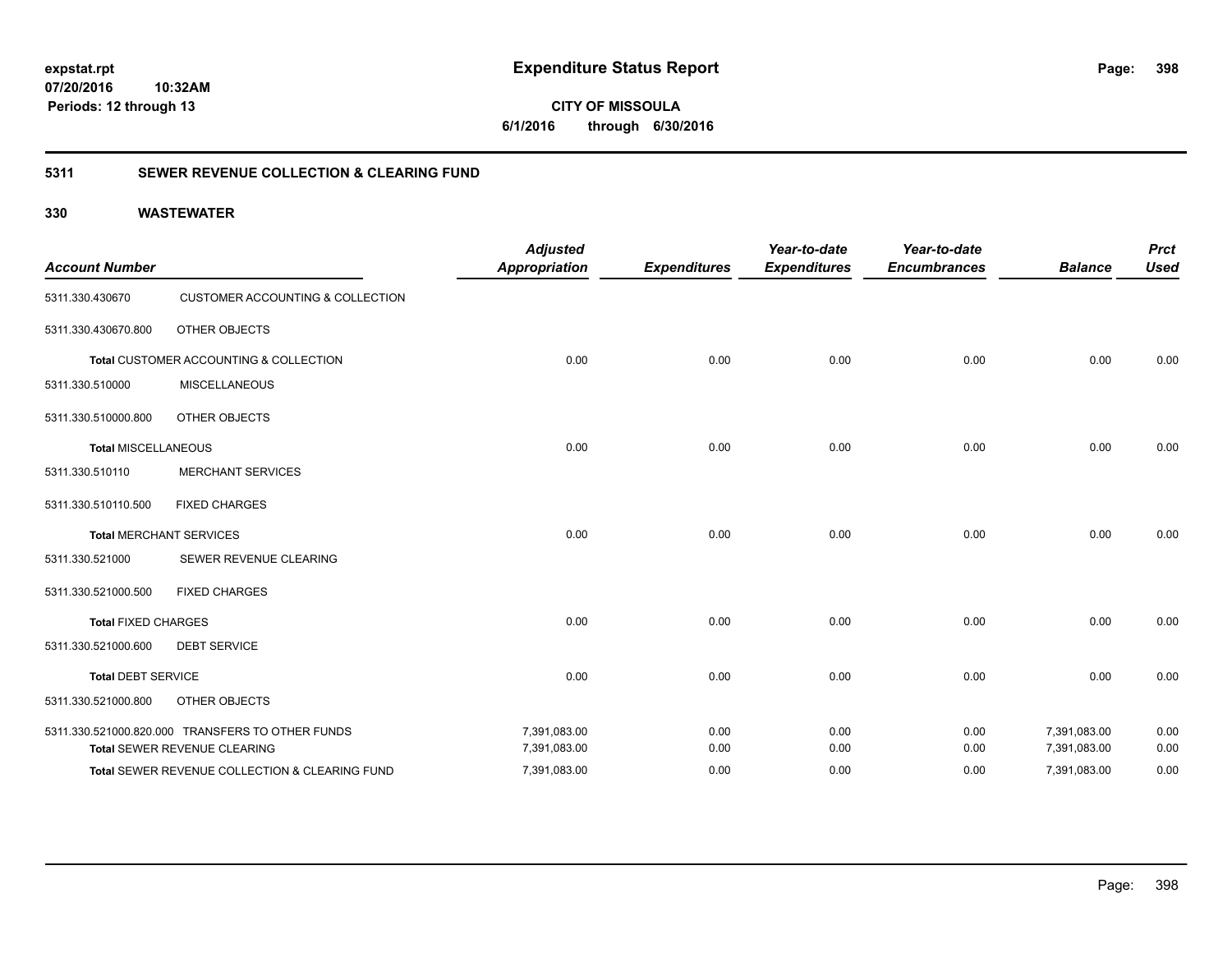**expstat.rpt**
**07/20/2016 10:32AM**
**Periods: 12 through 13**

# Expenditure Status Report

**CITY OF MISSOULA**
**6/1/2016 through 6/30/2016**

## 5311 SEWER REVENUE COLLECTION & CLEARING FUND

### 330 WASTEWATER

| Account Number | | Adjusted Appropriation | Expenditures | Year-to-date Expenditures | Year-to-date Encumbrances | Balance | Prct Used |
|---|---|---|---|---|---|---|---|
| 5311.330.430670 | CUSTOMER ACCOUNTING & COLLECTION | | | | | | |
| 5311.330.430670.800 | OTHER OBJECTS | | | | | | |
| Total CUSTOMER ACCOUNTING & COLLECTION | | 0.00 | 0.00 | 0.00 | 0.00 | 0.00 | 0.00 |
| 5311.330.510000 | MISCELLANEOUS | | | | | | |
| 5311.330.510000.800 | OTHER OBJECTS | | | | | | |
| Total MISCELLANEOUS | | 0.00 | 0.00 | 0.00 | 0.00 | 0.00 | 0.00 |
| 5311.330.510110 | MERCHANT SERVICES | | | | | | |
| 5311.330.510110.500 | FIXED CHARGES | | | | | | |
| Total MERCHANT SERVICES | | 0.00 | 0.00 | 0.00 | 0.00 | 0.00 | 0.00 |
| 5311.330.521000 | SEWER REVENUE CLEARING | | | | | | |
| 5311.330.521000.500 | FIXED CHARGES | | | | | | |
| Total FIXED CHARGES | | 0.00 | 0.00 | 0.00 | 0.00 | 0.00 | 0.00 |
| 5311.330.521000.600 | DEBT SERVICE | | | | | | |
| Total DEBT SERVICE | | 0.00 | 0.00 | 0.00 | 0.00 | 0.00 | 0.00 |
| 5311.330.521000.800 | OTHER OBJECTS | | | | | | |
| 5311.330.521000.820.000 | TRANSFERS TO OTHER FUNDS | 7,391,083.00 | 0.00 | 0.00 | 0.00 | 7,391,083.00 | 0.00 |
| Total SEWER REVENUE CLEARING | | 7,391,083.00 | 0.00 | 0.00 | 0.00 | 7,391,083.00 | 0.00 |
| Total SEWER REVENUE COLLECTION & CLEARING FUND | | 7,391,083.00 | 0.00 | 0.00 | 0.00 | 7,391,083.00 | 0.00 |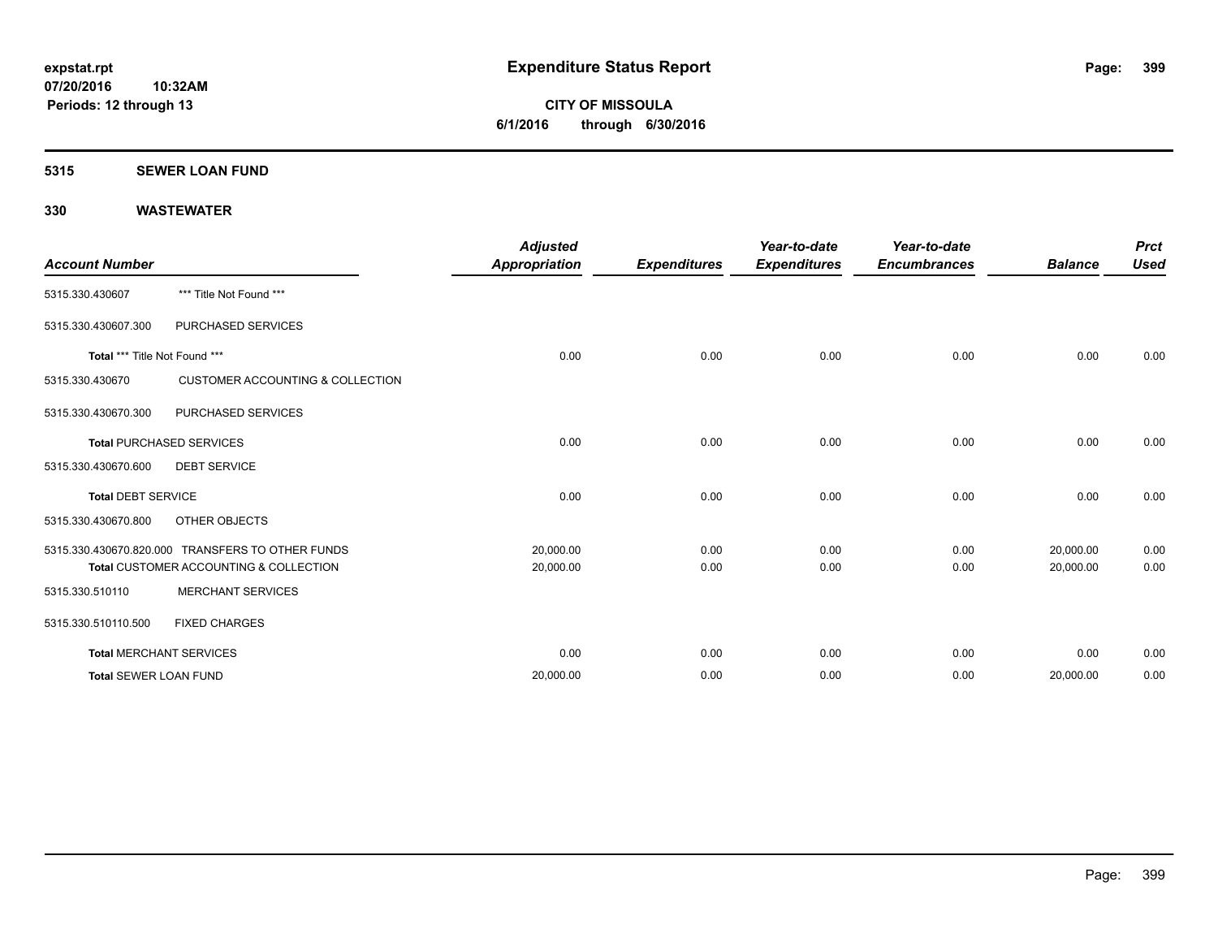# Expenditure Status Report

expstat.rpt
07/20/2016 10:32AM
Periods: 12 through 13

**CITY OF MISSOULA**
**6/1/2016 through 6/30/2016**

## 5315 SEWER LOAN FUND

## 330 WASTEWATER

| Account Number | | Adjusted Appropriation | Expenditures | Year-to-date Expenditures | Year-to-date Encumbrances | Balance | Prct Used |
|---|---|---|---|---|---|---|---|
| 5315.330.430607 | *** Title Not Found *** | | | | | | |
| 5315.330.430607.300 | PURCHASED SERVICES | | | | | | |
| **Total** *** Title Not Found *** | | 0.00 | 0.00 | 0.00 | 0.00 | 0.00 | 0.00 |
| 5315.330.430670 | CUSTOMER ACCOUNTING & COLLECTION | | | | | | |
| 5315.330.430670.300 | PURCHASED SERVICES | | | | | | |
| **Total** PURCHASED SERVICES | | 0.00 | 0.00 | 0.00 | 0.00 | 0.00 | 0.00 |
| 5315.330.430670.600 | DEBT SERVICE | | | | | | |
| **Total** DEBT SERVICE | | 0.00 | 0.00 | 0.00 | 0.00 | 0.00 | 0.00 |
| 5315.330.430670.800 | OTHER OBJECTS | | | | | | |
| 5315.330.430670.820.000 | TRANSFERS TO OTHER FUNDS | 20,000.00 | 0.00 | 0.00 | 0.00 | 20,000.00 | 0.00 |
| **Total** CUSTOMER ACCOUNTING & COLLECTION | | 20,000.00 | 0.00 | 0.00 | 0.00 | 20,000.00 | 0.00 |
| 5315.330.510110 | MERCHANT SERVICES | | | | | | |
| 5315.330.510110.500 | FIXED CHARGES | | | | | | |
| **Total** MERCHANT SERVICES | | 0.00 | 0.00 | 0.00 | 0.00 | 0.00 | 0.00 |
| **Total** SEWER LOAN FUND | | 20,000.00 | 0.00 | 0.00 | 0.00 | 20,000.00 | 0.00 |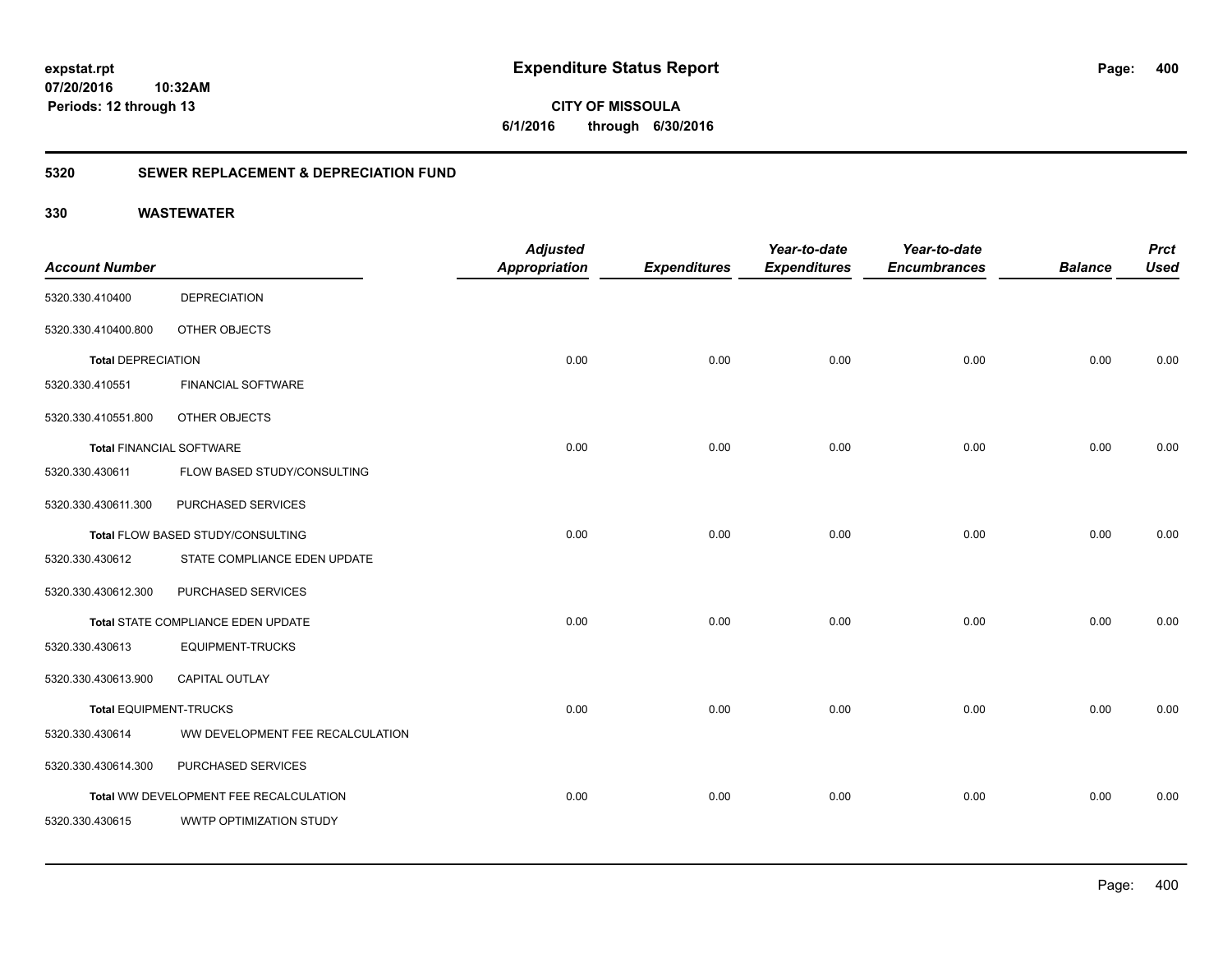**expstat.rpt**
**07/20/2016 10:32AM**
**Periods: 12 through 13**

# Expenditure Status Report

**CITY OF MISSOULA**
**6/1/2016 through 6/30/2016**

## 5320 SEWER REPLACEMENT & DEPRECIATION FUND

## 330 WASTEWATER

| Account Number | | Adjusted Appropriation | Expenditures | Year-to-date Expenditures | Year-to-date Encumbrances | Balance | Prct Used |
|---|---|---|---|---|---|---|---|
| 5320.330.410400 | DEPRECIATION | | | | | | |
| 5320.330.410400.800 | OTHER OBJECTS | | | | | | |
| **Total** DEPRECIATION | | 0.00 | 0.00 | 0.00 | 0.00 | 0.00 | 0.00 |
| 5320.330.410551 | FINANCIAL SOFTWARE | | | | | | |
| 5320.330.410551.800 | OTHER OBJECTS | | | | | | |
| **Total** FINANCIAL SOFTWARE | | 0.00 | 0.00 | 0.00 | 0.00 | 0.00 | 0.00 |
| 5320.330.430611 | FLOW BASED STUDY/CONSULTING | | | | | | |
| 5320.330.430611.300 | PURCHASED SERVICES | | | | | | |
| **Total** FLOW BASED STUDY/CONSULTING | | 0.00 | 0.00 | 0.00 | 0.00 | 0.00 | 0.00 |
| 5320.330.430612 | STATE COMPLIANCE EDEN UPDATE | | | | | | |
| 5320.330.430612.300 | PURCHASED SERVICES | | | | | | |
| **Total** STATE COMPLIANCE EDEN UPDATE | | 0.00 | 0.00 | 0.00 | 0.00 | 0.00 | 0.00 |
| 5320.330.430613 | EQUIPMENT-TRUCKS | | | | | | |
| 5320.330.430613.900 | CAPITAL OUTLAY | | | | | | |
| **Total** EQUIPMENT-TRUCKS | | 0.00 | 0.00 | 0.00 | 0.00 | 0.00 | 0.00 |
| 5320.330.430614 | WW DEVELOPMENT FEE RECALCULATION | | | | | | |
| 5320.330.430614.300 | PURCHASED SERVICES | | | | | | |
| **Total** WW DEVELOPMENT FEE RECALCULATION | | 0.00 | 0.00 | 0.00 | 0.00 | 0.00 | 0.00 |
| 5320.330.430615 | WWTP OPTIMIZATION STUDY | | | | | | |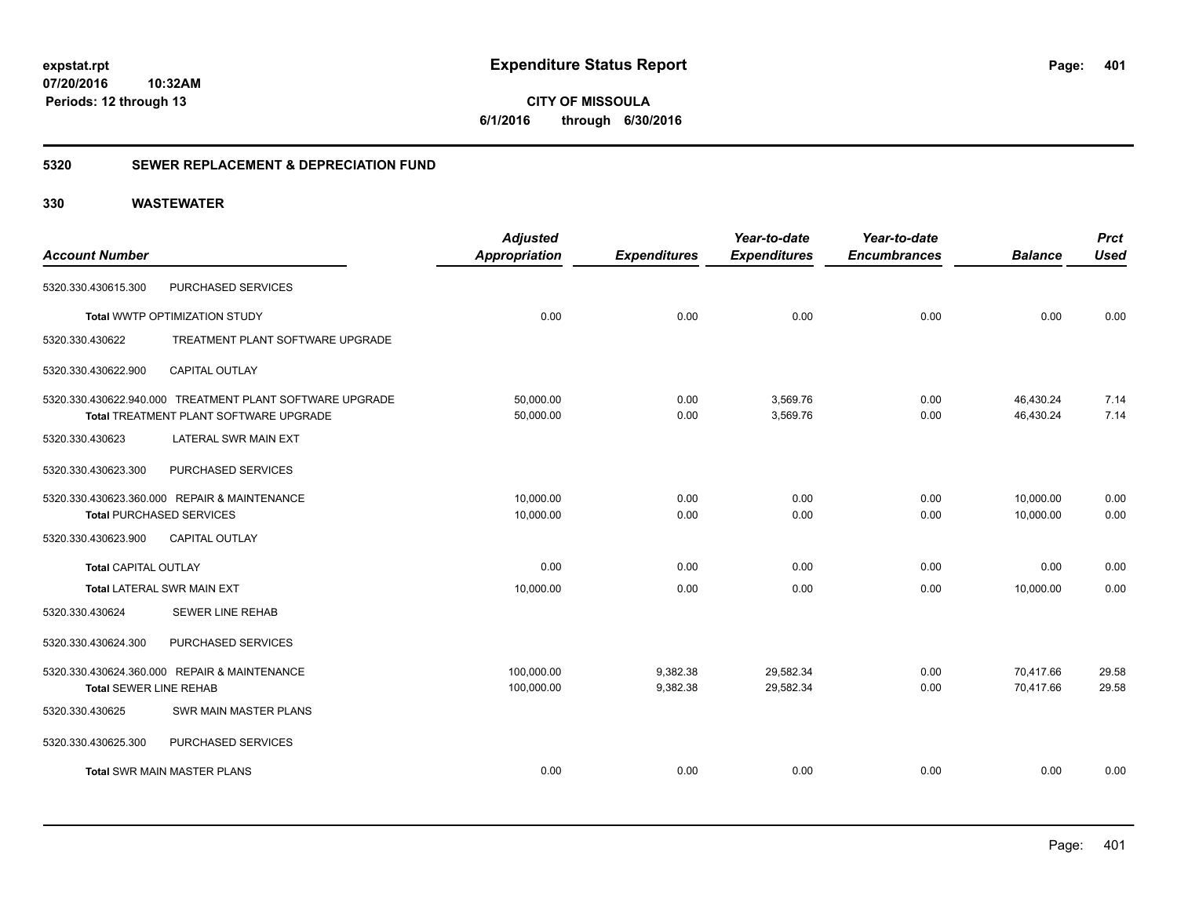# Expenditure Status Report

expstat.rpt
07/20/2016 10:32AM
Periods: 12 through 13

**CITY OF MISSOULA**
**6/1/2016 through 6/30/2016**

## 5320 SEWER REPLACEMENT & DEPRECIATION FUND

### 330 WASTEWATER

| Account Number | | Adjusted Appropriation | Expenditures | Year-to-date Expenditures | Year-to-date Encumbrances | Balance | Prct Used |
|---|---|---|---|---|---|---|---|
| 5320.330.430615.300 | PURCHASED SERVICES | | | | | | |
| **Total** WWTP OPTIMIZATION STUDY | | 0.00 | 0.00 | 0.00 | 0.00 | 0.00 | 0.00 |
| 5320.330.430622 | TREATMENT PLANT SOFTWARE UPGRADE | | | | | | |
| 5320.330.430622.900 | CAPITAL OUTLAY | | | | | | |
| 5320.330.430622.940.000 | TREATMENT PLANT SOFTWARE UPGRADE | 50,000.00 | 0.00 | 3,569.76 | 0.00 | 46,430.24 | 7.14 |
| **Total** TREATMENT PLANT SOFTWARE UPGRADE | | 50,000.00 | 0.00 | 3,569.76 | 0.00 | 46,430.24 | 7.14 |
| 5320.330.430623 | LATERAL SWR MAIN EXT | | | | | | |
| 5320.330.430623.300 | PURCHASED SERVICES | | | | | | |
| 5320.330.430623.360.000 | REPAIR & MAINTENANCE | 10,000.00 | 0.00 | 0.00 | 0.00 | 10,000.00 | 0.00 |
| **Total** PURCHASED SERVICES | | 10,000.00 | 0.00 | 0.00 | 0.00 | 10,000.00 | 0.00 |
| 5320.330.430623.900 | CAPITAL OUTLAY | | | | | | |
| **Total** CAPITAL OUTLAY | | 0.00 | 0.00 | 0.00 | 0.00 | 0.00 | 0.00 |
| **Total** LATERAL SWR MAIN EXT | | 10,000.00 | 0.00 | 0.00 | 0.00 | 10,000.00 | 0.00 |
| 5320.330.430624 | SEWER LINE REHAB | | | | | | |
| 5320.330.430624.300 | PURCHASED SERVICES | | | | | | |
| 5320.330.430624.360.000 | REPAIR & MAINTENANCE | 100,000.00 | 9,382.38 | 29,582.34 | 0.00 | 70,417.66 | 29.58 |
| **Total** SEWER LINE REHAB | | 100,000.00 | 9,382.38 | 29,582.34 | 0.00 | 70,417.66 | 29.58 |
| 5320.330.430625 | SWR MAIN MASTER PLANS | | | | | | |
| 5320.330.430625.300 | PURCHASED SERVICES | | | | | | |
| **Total** SWR MAIN MASTER PLANS | | 0.00 | 0.00 | 0.00 | 0.00 | 0.00 | 0.00 |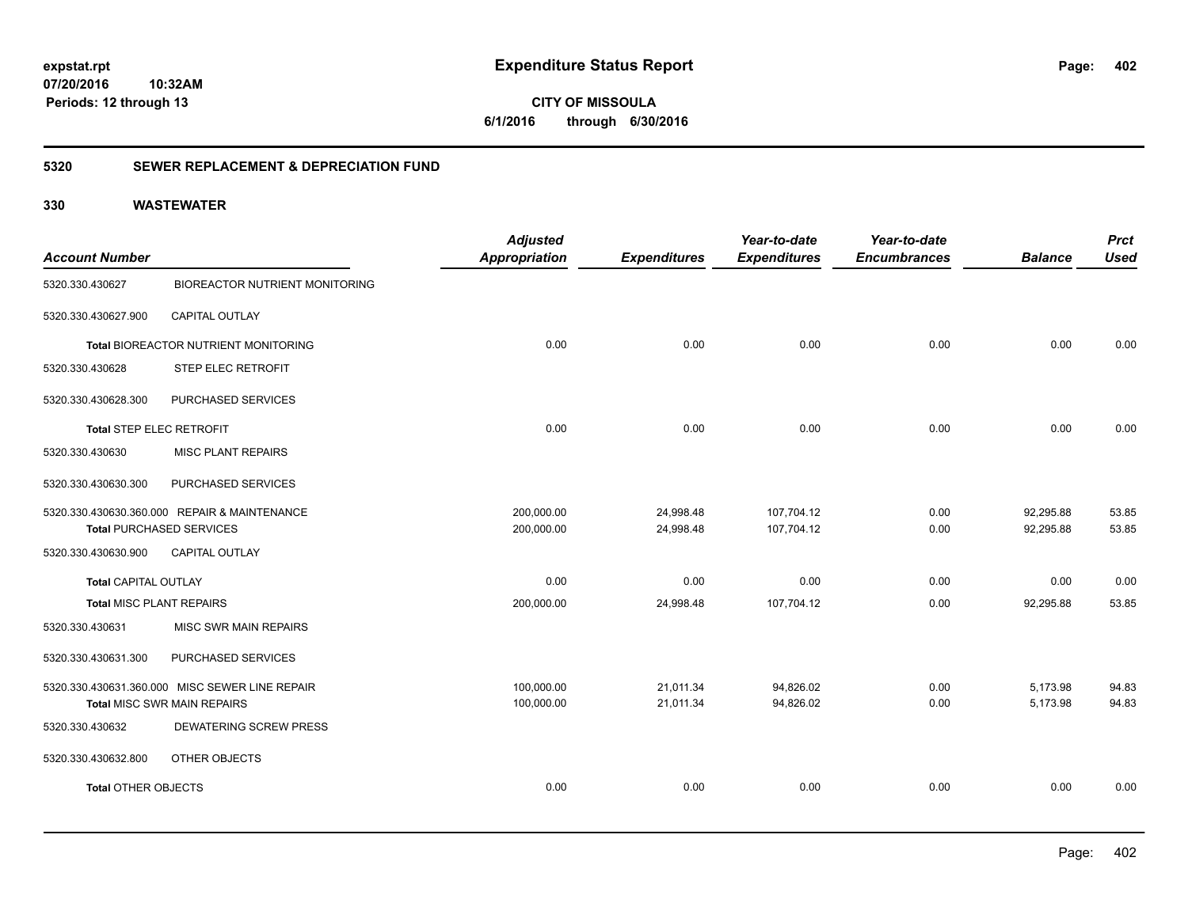# Expenditure Status Report

**CITY OF MISSOULA**

**6/1/2016 through 6/30/2016**

expstat.rpt
07/20/2016 10:32AM
Periods: 12 through 13

## 5320 SEWER REPLACEMENT & DEPRECIATION FUND

## 330 WASTEWATER

| Account Number | | Adjusted Appropriation | Expenditures | Year-to-date Expenditures | Year-to-date Encumbrances | Balance | Prct Used |
|---|---|---|---|---|---|---|---|
| 5320.330.430627 | BIOREACTOR NUTRIENT MONITORING | | | | | | |
| 5320.330.430627.900 | CAPITAL OUTLAY | | | | | | |
| **Total** BIOREACTOR NUTRIENT MONITORING | | 0.00 | 0.00 | 0.00 | 0.00 | 0.00 | 0.00 |
| 5320.330.430628 | STEP ELEC RETROFIT | | | | | | |
| 5320.330.430628.300 | PURCHASED SERVICES | | | | | | |
| **Total** STEP ELEC RETROFIT | | 0.00 | 0.00 | 0.00 | 0.00 | 0.00 | 0.00 |
| 5320.330.430630 | MISC PLANT REPAIRS | | | | | | |
| 5320.330.430630.300 | PURCHASED SERVICES | | | | | | |
| 5320.330.430630.360.000 | REPAIR & MAINTENANCE | 200,000.00 | 24,998.48 | 107,704.12 | 0.00 | 92,295.88 | 53.85 |
| **Total** PURCHASED SERVICES | | 200,000.00 | 24,998.48 | 107,704.12 | 0.00 | 92,295.88 | 53.85 |
| 5320.330.430630.900 | CAPITAL OUTLAY | | | | | | |
| **Total** CAPITAL OUTLAY | | 0.00 | 0.00 | 0.00 | 0.00 | 0.00 | 0.00 |
| **Total** MISC PLANT REPAIRS | | 200,000.00 | 24,998.48 | 107,704.12 | 0.00 | 92,295.88 | 53.85 |
| 5320.330.430631 | MISC SWR MAIN REPAIRS | | | | | | |
| 5320.330.430631.300 | PURCHASED SERVICES | | | | | | |
| 5320.330.430631.360.000 | MISC SEWER LINE REPAIR | 100,000.00 | 21,011.34 | 94,826.02 | 0.00 | 5,173.98 | 94.83 |
| **Total** MISC SWR MAIN REPAIRS | | 100,000.00 | 21,011.34 | 94,826.02 | 0.00 | 5,173.98 | 94.83 |
| 5320.330.430632 | DEWATERING SCREW PRESS | | | | | | |
| 5320.330.430632.800 | OTHER OBJECTS | | | | | | |
| **Total** OTHER OBJECTS | | 0.00 | 0.00 | 0.00 | 0.00 | 0.00 | 0.00 |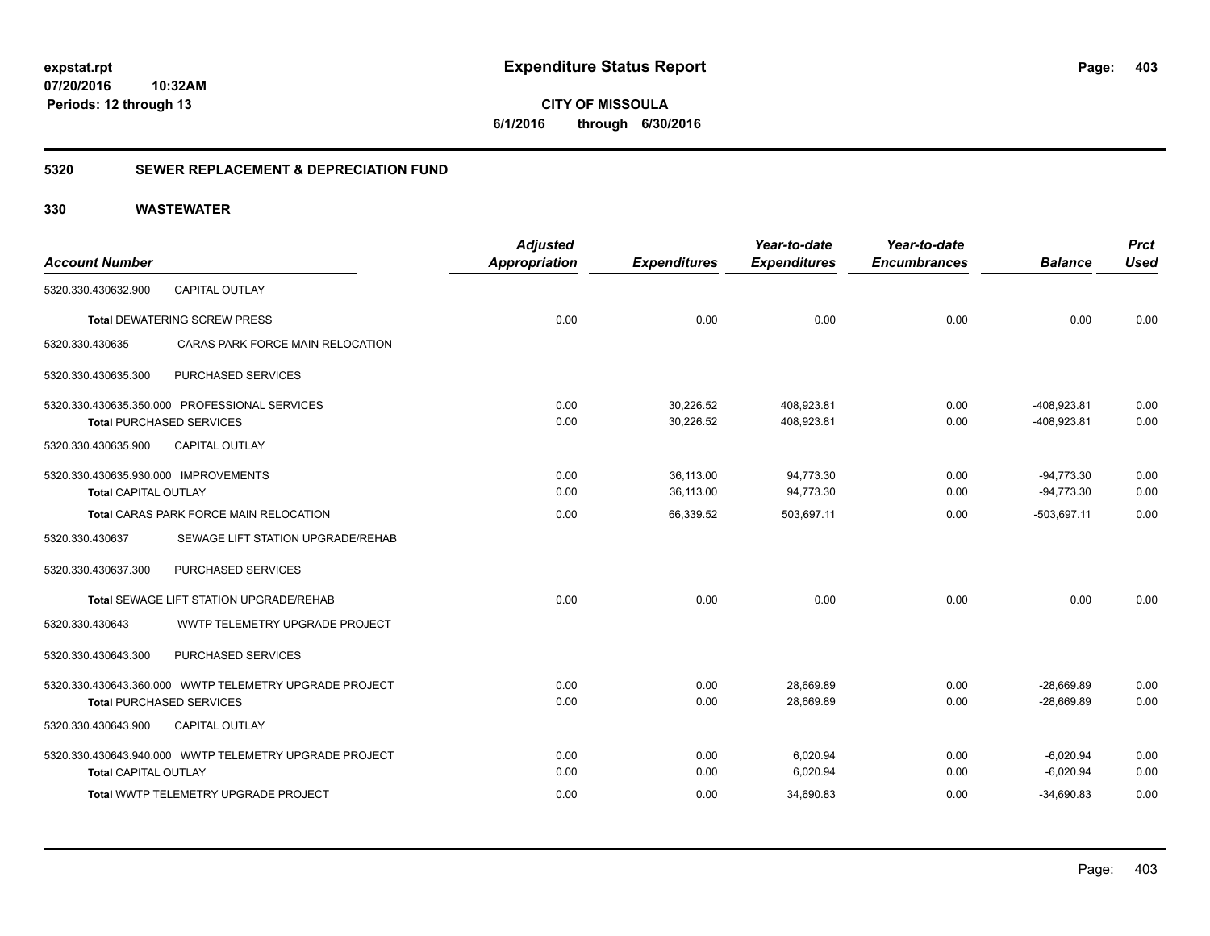# Expenditure Status Report

expstat.rpt
07/20/2016 10:32AM
Periods: 12 through 13

**CITY OF MISSOULA**
**6/1/2016 through 6/30/2016**

## 5320 SEWER REPLACEMENT & DEPRECIATION FUND

### 330 WASTEWATER

| Account Number | Adjusted Appropriation | Expenditures | Year-to-date Expenditures | Year-to-date Encumbrances | Balance | Prct Used |
|---|---|---|---|---|---|---|
| 5320.330.430632.900 CAPITAL OUTLAY | | | | | | |
| **Total** DEWATERING SCREW PRESS | 0.00 | 0.00 | 0.00 | 0.00 | 0.00 | 0.00 |
| 5320.330.430635 CARAS PARK FORCE MAIN RELOCATION | | | | | | |
| 5320.330.430635.300 PURCHASED SERVICES | | | | | | |
| 5320.330.430635.350.000 PROFESSIONAL SERVICES | 0.00 | 30,226.52 | 408,923.81 | 0.00 | -408,923.81 | 0.00 |
| **Total** PURCHASED SERVICES | 0.00 | 30,226.52 | 408,923.81 | 0.00 | -408,923.81 | 0.00 |
| 5320.330.430635.900 CAPITAL OUTLAY | | | | | | |
| 5320.330.430635.930.000 IMPROVEMENTS | 0.00 | 36,113.00 | 94,773.30 | 0.00 | -94,773.30 | 0.00 |
| **Total** CAPITAL OUTLAY | 0.00 | 36,113.00 | 94,773.30 | 0.00 | -94,773.30 | 0.00 |
| **Total** CARAS PARK FORCE MAIN RELOCATION | 0.00 | 66,339.52 | 503,697.11 | 0.00 | -503,697.11 | 0.00 |
| 5320.330.430637 SEWAGE LIFT STATION UPGRADE/REHAB | | | | | | |
| 5320.330.430637.300 PURCHASED SERVICES | | | | | | |
| **Total** SEWAGE LIFT STATION UPGRADE/REHAB | 0.00 | 0.00 | 0.00 | 0.00 | 0.00 | 0.00 |
| 5320.330.430643 WWTP TELEMETRY UPGRADE PROJECT | | | | | | |
| 5320.330.430643.300 PURCHASED SERVICES | | | | | | |
| 5320.330.430643.360.000 WWTP TELEMETRY UPGRADE PROJECT | 0.00 | 0.00 | 28,669.89 | 0.00 | -28,669.89 | 0.00 |
| **Total** PURCHASED SERVICES | 0.00 | 0.00 | 28,669.89 | 0.00 | -28,669.89 | 0.00 |
| 5320.330.430643.900 CAPITAL OUTLAY | | | | | | |
| 5320.330.430643.940.000 WWTP TELEMETRY UPGRADE PROJECT | 0.00 | 0.00 | 6,020.94 | 0.00 | -6,020.94 | 0.00 |
| **Total** CAPITAL OUTLAY | 0.00 | 0.00 | 6,020.94 | 0.00 | -6,020.94 | 0.00 |
| **Total** WWTP TELEMETRY UPGRADE PROJECT | 0.00 | 0.00 | 34,690.83 | 0.00 | -34,690.83 | 0.00 |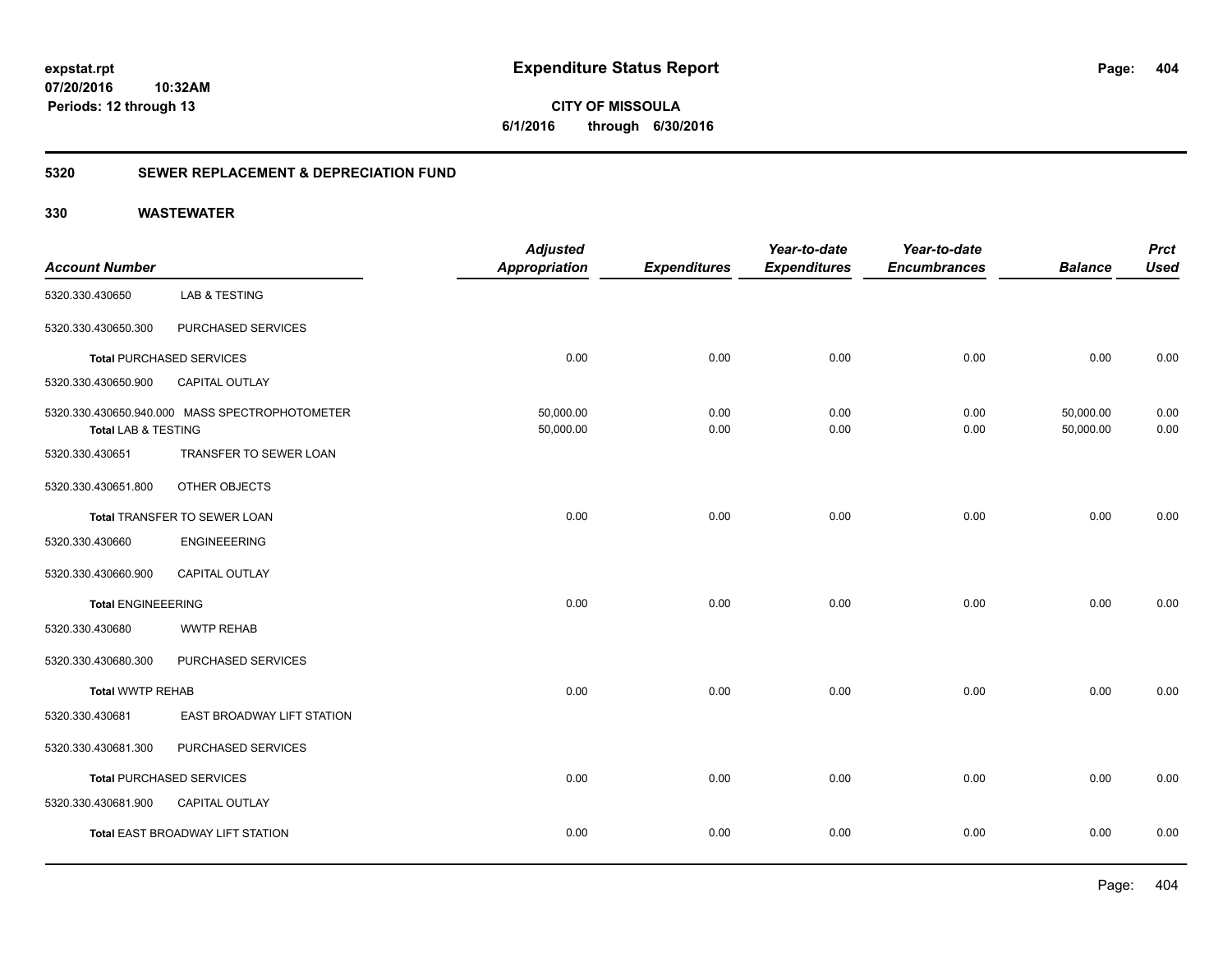# Expenditure Status Report

**CITY OF MISSOULA**

**6/1/2016 through 6/30/2016**

expstat.rpt
07/20/2016 10:32AM
Periods: 12 through 13

## 5320 SEWER REPLACEMENT & DEPRECIATION FUND

## 330 WASTEWATER

| Account Number | | Adjusted Appropriation | Expenditures | Year-to-date Expenditures | Year-to-date Encumbrances | Balance | Prct Used |
|---|---|---|---|---|---|---|---|
| 5320.330.430650 | LAB & TESTING | | | | | | |
| 5320.330.430650.300 | PURCHASED SERVICES | | | | | | |
| **Total** PURCHASED SERVICES | | 0.00 | 0.00 | 0.00 | 0.00 | 0.00 | 0.00 |
| 5320.330.430650.900 | CAPITAL OUTLAY | | | | | | |
| 5320.330.430650.940.000 | MASS SPECTROPHOTOMETER | 50,000.00 | 0.00 | 0.00 | 0.00 | 50,000.00 | 0.00 |
| **Total** LAB & TESTING | | 50,000.00 | 0.00 | 0.00 | 0.00 | 50,000.00 | 0.00 |
| 5320.330.430651 | TRANSFER TO SEWER LOAN | | | | | | |
| 5320.330.430651.800 | OTHER OBJECTS | | | | | | |
| **Total** TRANSFER TO SEWER LOAN | | 0.00 | 0.00 | 0.00 | 0.00 | 0.00 | 0.00 |
| 5320.330.430660 | ENGINEEERING | | | | | | |
| 5320.330.430660.900 | CAPITAL OUTLAY | | | | | | |
| **Total** ENGINEEERING | | 0.00 | 0.00 | 0.00 | 0.00 | 0.00 | 0.00 |
| 5320.330.430680 | WWTP REHAB | | | | | | |
| 5320.330.430680.300 | PURCHASED SERVICES | | | | | | |
| **Total** WWTP REHAB | | 0.00 | 0.00 | 0.00 | 0.00 | 0.00 | 0.00 |
| 5320.330.430681 | EAST BROADWAY LIFT STATION | | | | | | |
| 5320.330.430681.300 | PURCHASED SERVICES | | | | | | |
| **Total** PURCHASED SERVICES | | 0.00 | 0.00 | 0.00 | 0.00 | 0.00 | 0.00 |
| 5320.330.430681.900 | CAPITAL OUTLAY | | | | | | |
| **Total** EAST BROADWAY LIFT STATION | | 0.00 | 0.00 | 0.00 | 0.00 | 0.00 | 0.00 |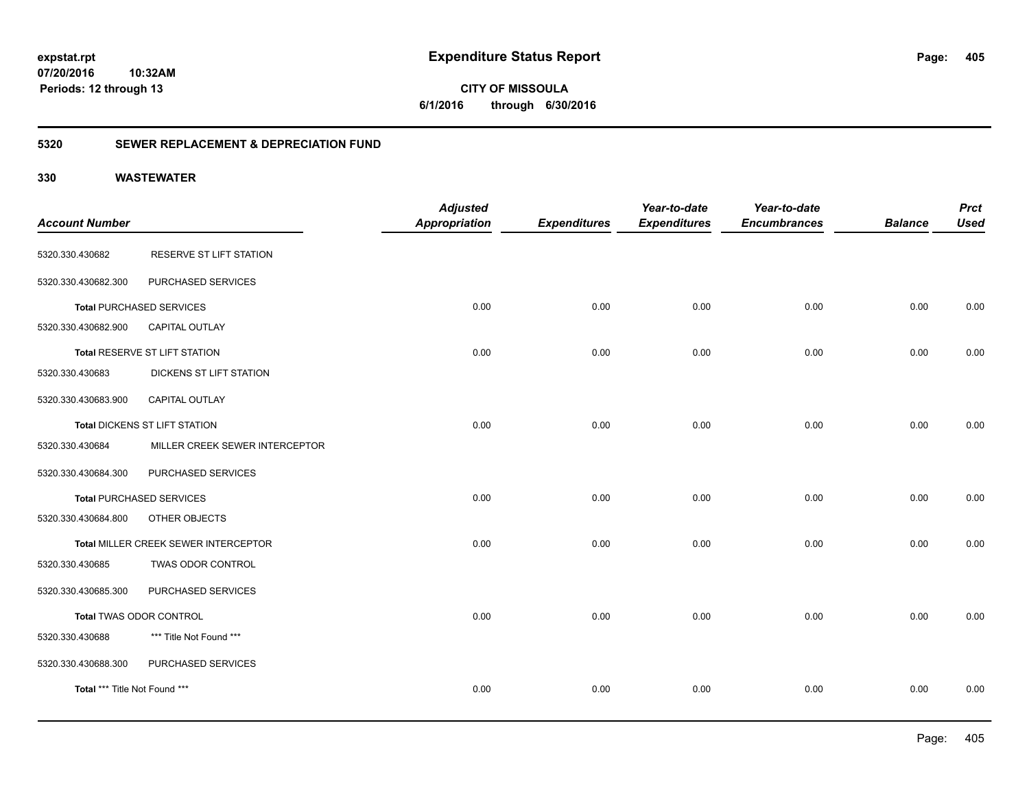**expstat.rpt**
**07/20/2016 10:32AM**
**Periods: 12 through 13**

# Expenditure Status Report

**CITY OF MISSOULA**
**6/1/2016 through 6/30/2016**

## 5320 SEWER REPLACEMENT & DEPRECIATION FUND

### 330 WASTEWATER

| Account Number | | Adjusted Appropriation | Expenditures | Year-to-date Expenditures | Year-to-date Encumbrances | Balance | Prct Used |
|---|---|---|---|---|---|---|---|
| 5320.330.430682 | RESERVE ST LIFT STATION | | | | | | |
| 5320.330.430682.300 | PURCHASED SERVICES | | | | | | |
| **Total** PURCHASED SERVICES | | 0.00 | 0.00 | 0.00 | 0.00 | 0.00 | 0.00 |
| 5320.330.430682.900 | CAPITAL OUTLAY | | | | | | |
| **Total** RESERVE ST LIFT STATION | | 0.00 | 0.00 | 0.00 | 0.00 | 0.00 | 0.00 |
| 5320.330.430683 | DICKENS ST LIFT STATION | | | | | | |
| 5320.330.430683.900 | CAPITAL OUTLAY | | | | | | |
| **Total** DICKENS ST LIFT STATION | | 0.00 | 0.00 | 0.00 | 0.00 | 0.00 | 0.00 |
| 5320.330.430684 | MILLER CREEK SEWER INTERCEPTOR | | | | | | |
| 5320.330.430684.300 | PURCHASED SERVICES | | | | | | |
| **Total** PURCHASED SERVICES | | 0.00 | 0.00 | 0.00 | 0.00 | 0.00 | 0.00 |
| 5320.330.430684.800 | OTHER OBJECTS | | | | | | |
| **Total** MILLER CREEK SEWER INTERCEPTOR | | 0.00 | 0.00 | 0.00 | 0.00 | 0.00 | 0.00 |
| 5320.330.430685 | TWAS ODOR CONTROL | | | | | | |
| 5320.330.430685.300 | PURCHASED SERVICES | | | | | | |
| **Total** TWAS ODOR CONTROL | | 0.00 | 0.00 | 0.00 | 0.00 | 0.00 | 0.00 |
| 5320.330.430688 | *** Title Not Found *** | | | | | | |
| 5320.330.430688.300 | PURCHASED SERVICES | | | | | | |
| **Total** *** Title Not Found *** | | 0.00 | 0.00 | 0.00 | 0.00 | 0.00 | 0.00 |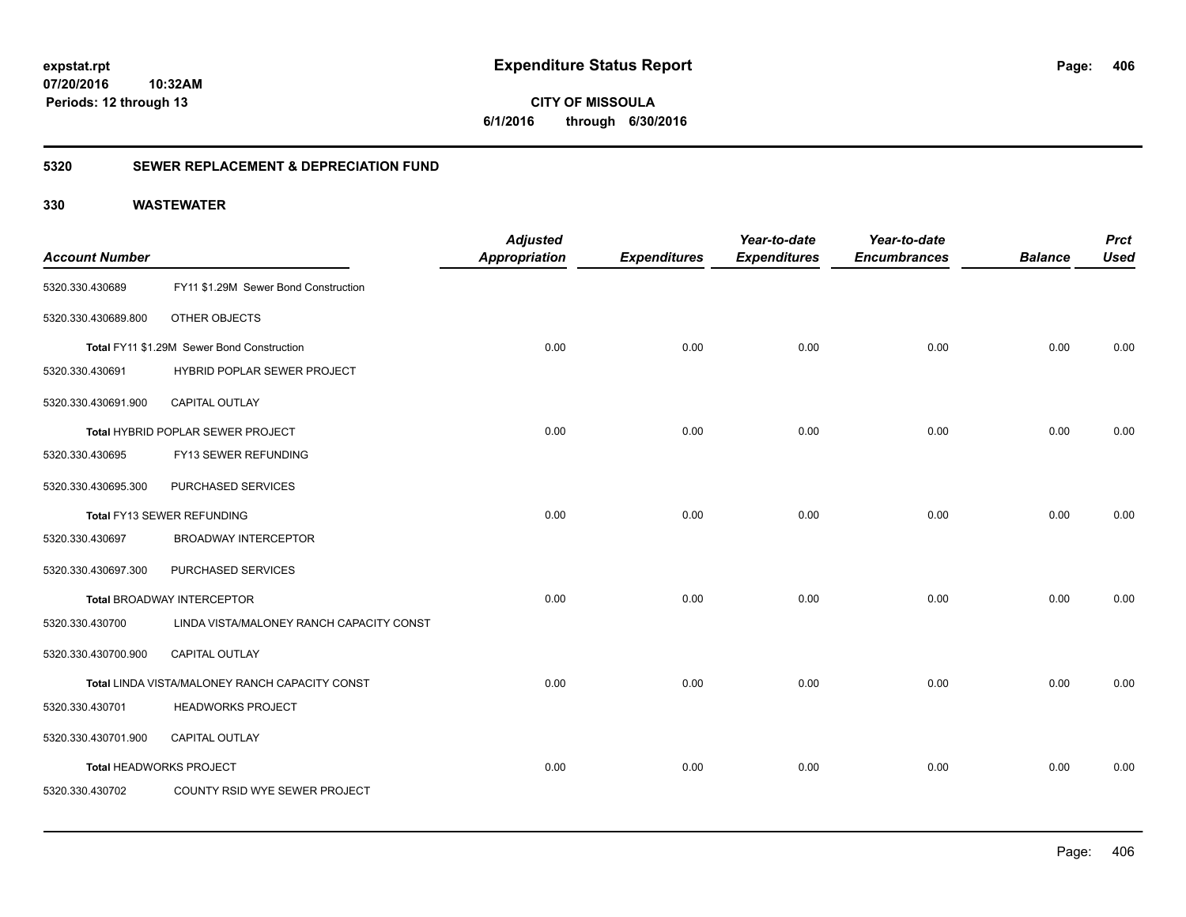# Expenditure Status Report

**CITY OF MISSOULA**

**6/1/2016 through 6/30/2016**

expstat.rpt
07/20/2016 10:32AM
Periods: 12 through 13

## 5320 SEWER REPLACEMENT & DEPRECIATION FUND

## 330 WASTEWATER

| Account Number | | Adjusted Appropriation | Expenditures | Year-to-date Expenditures | Year-to-date Encumbrances | Balance | Prct Used |
|---|---|---|---|---|---|---|---|
| 5320.330.430689 | FY11 $1.29M Sewer Bond Construction | | | | | | |
| 5320.330.430689.800 | OTHER OBJECTS | | | | | | |
| | **Total** FY11 $1.29M Sewer Bond Construction | 0.00 | 0.00 | 0.00 | 0.00 | 0.00 | 0.00 |
| 5320.330.430691 | HYBRID POPLAR SEWER PROJECT | | | | | | |
| 5320.330.430691.900 | CAPITAL OUTLAY | | | | | | |
| | **Total** HYBRID POPLAR SEWER PROJECT | 0.00 | 0.00 | 0.00 | 0.00 | 0.00 | 0.00 |
| 5320.330.430695 | FY13 SEWER REFUNDING | | | | | | |
| 5320.330.430695.300 | PURCHASED SERVICES | | | | | | |
| | **Total** FY13 SEWER REFUNDING | 0.00 | 0.00 | 0.00 | 0.00 | 0.00 | 0.00 |
| 5320.330.430697 | BROADWAY INTERCEPTOR | | | | | | |
| 5320.330.430697.300 | PURCHASED SERVICES | | | | | | |
| | **Total** BROADWAY INTERCEPTOR | 0.00 | 0.00 | 0.00 | 0.00 | 0.00 | 0.00 |
| 5320.330.430700 | LINDA VISTA/MALONEY RANCH CAPACITY CONST | | | | | | |
| 5320.330.430700.900 | CAPITAL OUTLAY | | | | | | |
| | **Total** LINDA VISTA/MALONEY RANCH CAPACITY CONST | 0.00 | 0.00 | 0.00 | 0.00 | 0.00 | 0.00 |
| 5320.330.430701 | HEADWORKS PROJECT | | | | | | |
| 5320.330.430701.900 | CAPITAL OUTLAY | | | | | | |
| | **Total** HEADWORKS PROJECT | 0.00 | 0.00 | 0.00 | 0.00 | 0.00 | 0.00 |
| 5320.330.430702 | COUNTY RSID WYE SEWER PROJECT | | | | | | |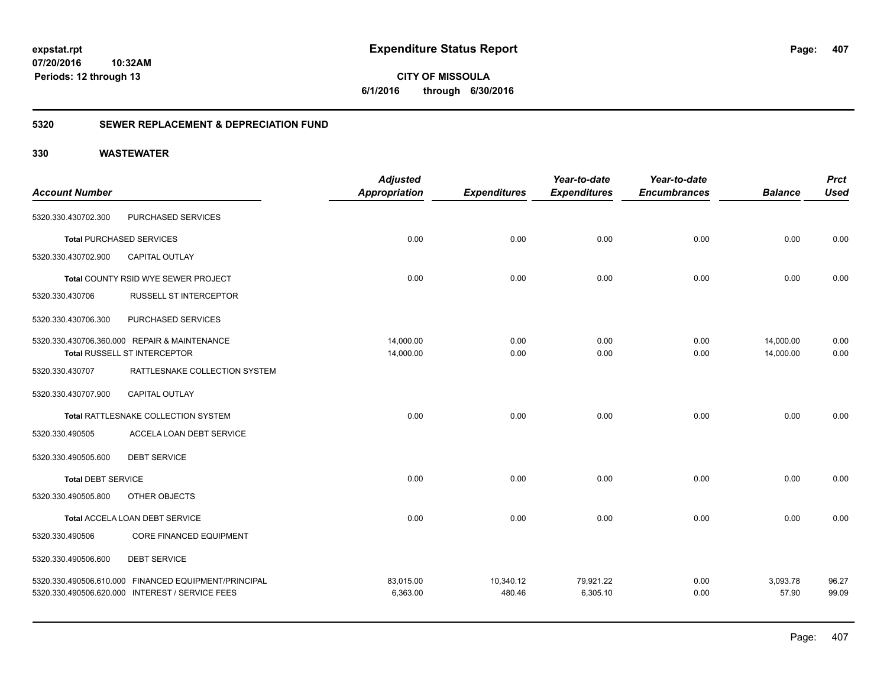**Expenditure Status Report**

**CITY OF MISSOULA**

**6/1/2016 through 6/30/2016**

expstat.rpt
07/20/2016 10:32AM
Periods: 12 through 13

## 5320 SEWER REPLACEMENT & DEPRECIATION FUND

## 330 WASTEWATER

| Account Number | | Adjusted Appropriation | Expenditures | Year-to-date Expenditures | Year-to-date Encumbrances | Balance | Prct Used |
|---|---|---|---|---|---|---|---|
| 5320.330.430702.300 | PURCHASED SERVICES | | | | | | |
| **Total** PURCHASED SERVICES | | 0.00 | 0.00 | 0.00 | 0.00 | 0.00 | 0.00 |
| 5320.330.430702.900 | CAPITAL OUTLAY | | | | | | |
| **Total** COUNTY RSID WYE SEWER PROJECT | | 0.00 | 0.00 | 0.00 | 0.00 | 0.00 | 0.00 |
| 5320.330.430706 | RUSSELL ST INTERCEPTOR | | | | | | |
| 5320.330.430706.300 | PURCHASED SERVICES | | | | | | |
| 5320.330.430706.360.000 | REPAIR & MAINTENANCE | 14,000.00 | 0.00 | 0.00 | 0.00 | 14,000.00 | 0.00 |
| **Total** RUSSELL ST INTERCEPTOR | | 14,000.00 | 0.00 | 0.00 | 0.00 | 14,000.00 | 0.00 |
| 5320.330.430707 | RATTLESNAKE COLLECTION SYSTEM | | | | | | |
| 5320.330.430707.900 | CAPITAL OUTLAY | | | | | | |
| **Total** RATTLESNAKE COLLECTION SYSTEM | | 0.00 | 0.00 | 0.00 | 0.00 | 0.00 | 0.00 |
| 5320.330.490505 | ACCELA LOAN DEBT SERVICE | | | | | | |
| 5320.330.490505.600 | DEBT SERVICE | | | | | | |
| **Total** DEBT SERVICE | | 0.00 | 0.00 | 0.00 | 0.00 | 0.00 | 0.00 |
| 5320.330.490505.800 | OTHER OBJECTS | | | | | | |
| **Total** ACCELA LOAN DEBT SERVICE | | 0.00 | 0.00 | 0.00 | 0.00 | 0.00 | 0.00 |
| 5320.330.490506 | CORE FINANCED EQUIPMENT | | | | | | |
| 5320.330.490506.600 | DEBT SERVICE | | | | | | |
| 5320.330.490506.610.000 | FINANCED EQUIPMENT/PRINCIPAL | 83,015.00 | 10,340.12 | 79,921.22 | 0.00 | 3,093.78 | 96.27 |
| 5320.330.490506.620.000 | INTEREST / SERVICE FEES | 6,363.00 | 480.46 | 6,305.10 | 0.00 | 57.90 | 99.09 |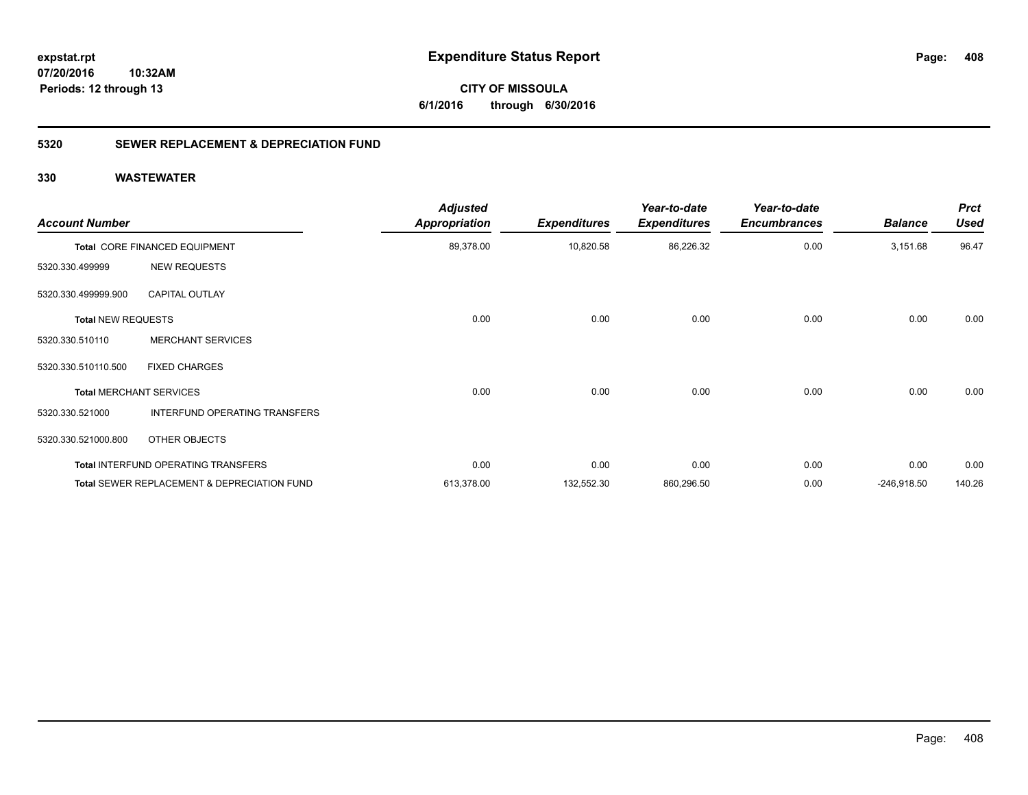# Expenditure Status Report

expstat.rpt
07/20/2016 10:32AM
Periods: 12 through 13

**CITY OF MISSOULA**
**6/1/2016 through 6/30/2016**

## 5320 SEWER REPLACEMENT & DEPRECIATION FUND

## 330 WASTEWATER

| Account Number | | Adjusted Appropriation | Expenditures | Year-to-date Expenditures | Year-to-date Encumbrances | Balance | Prct Used |
|---|---|---|---|---|---|---|---|
| Total CORE FINANCED EQUIPMENT | | 89,378.00 | 10,820.58 | 86,226.32 | 0.00 | 3,151.68 | 96.47 |
| 5320.330.499999 | NEW REQUESTS | | | | | | |
| 5320.330.499999.900 | CAPITAL OUTLAY | | | | | | |
| Total NEW REQUESTS | | 0.00 | 0.00 | 0.00 | 0.00 | 0.00 | 0.00 |
| 5320.330.510110 | MERCHANT SERVICES | | | | | | |
| 5320.330.510110.500 | FIXED CHARGES | | | | | | |
| Total MERCHANT SERVICES | | 0.00 | 0.00 | 0.00 | 0.00 | 0.00 | 0.00 |
| 5320.330.521000 | INTERFUND OPERATING TRANSFERS | | | | | | |
| 5320.330.521000.800 | OTHER OBJECTS | | | | | | |
| Total INTERFUND OPERATING TRANSFERS | | 0.00 | 0.00 | 0.00 | 0.00 | 0.00 | 0.00 |
| Total SEWER REPLACEMENT & DEPRECIATION FUND | | 613,378.00 | 132,552.30 | 860,296.50 | 0.00 | -246,918.50 | 140.26 |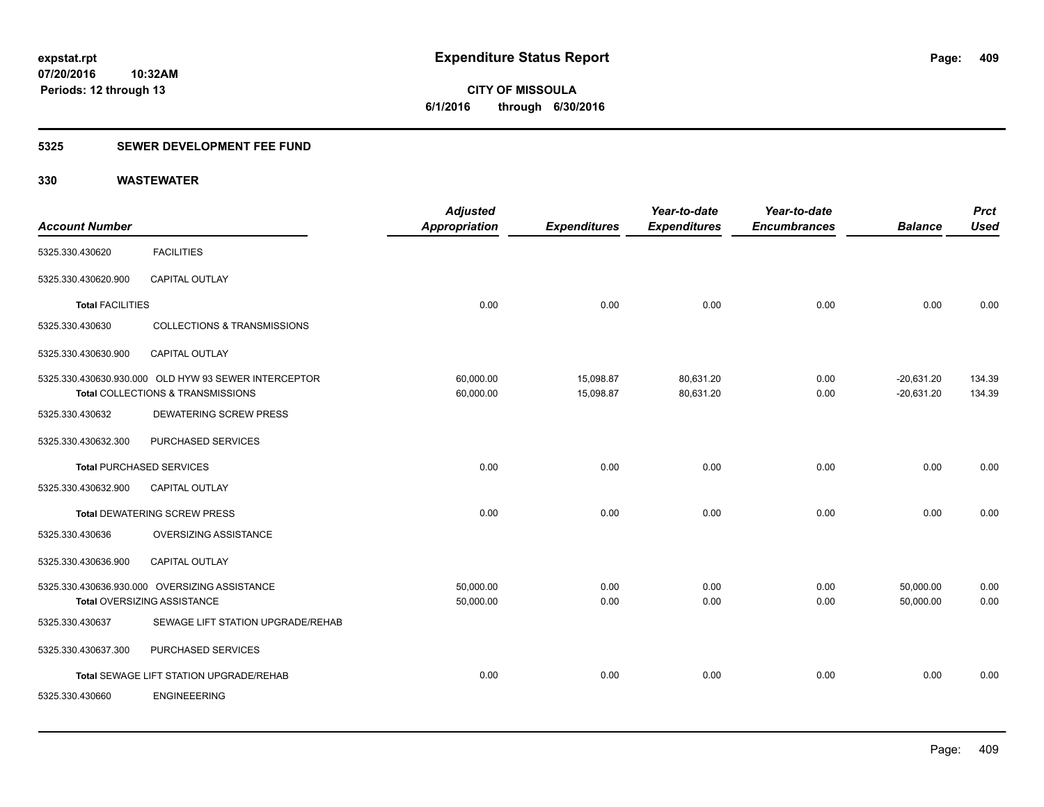# Expenditure Status Report

**CITY OF MISSOULA**

**6/1/2016 through 6/30/2016**

expstat.rpt
07/20/2016 10:32AM
Periods: 12 through 13

## 5325 SEWER DEVELOPMENT FEE FUND

## 330 WASTEWATER

| Account Number | | Adjusted Appropriation | Expenditures | Year-to-date Expenditures | Year-to-date Encumbrances | Balance | Prct Used |
|---|---|---|---|---|---|---|---|
| 5325.330.430620 | FACILITIES | | | | | | |
| 5325.330.430620.900 | CAPITAL OUTLAY | | | | | | |
| **Total** FACILITIES | | 0.00 | 0.00 | 0.00 | 0.00 | 0.00 | 0.00 |
| 5325.330.430630 | COLLECTIONS & TRANSMISSIONS | | | | | | |
| 5325.330.430630.900 | CAPITAL OUTLAY | | | | | | |
| 5325.330.430630.930.000 | OLD HYW 93 SEWER INTERCEPTOR | 60,000.00 | 15,098.87 | 80,631.20 | 0.00 | -20,631.20 | 134.39 |
| **Total** COLLECTIONS & TRANSMISSIONS | | 60,000.00 | 15,098.87 | 80,631.20 | 0.00 | -20,631.20 | 134.39 |
| 5325.330.430632 | DEWATERING SCREW PRESS | | | | | | |
| 5325.330.430632.300 | PURCHASED SERVICES | | | | | | |
| **Total** PURCHASED SERVICES | | 0.00 | 0.00 | 0.00 | 0.00 | 0.00 | 0.00 |
| 5325.330.430632.900 | CAPITAL OUTLAY | | | | | | |
| **Total** DEWATERING SCREW PRESS | | 0.00 | 0.00 | 0.00 | 0.00 | 0.00 | 0.00 |
| 5325.330.430636 | OVERSIZING ASSISTANCE | | | | | | |
| 5325.330.430636.900 | CAPITAL OUTLAY | | | | | | |
| 5325.330.430636.930.000 | OVERSIZING ASSISTANCE | 50,000.00 | 0.00 | 0.00 | 0.00 | 50,000.00 | 0.00 |
| **Total** OVERSIZING ASSISTANCE | | 50,000.00 | 0.00 | 0.00 | 0.00 | 50,000.00 | 0.00 |
| 5325.330.430637 | SEWAGE LIFT STATION UPGRADE/REHAB | | | | | | |
| 5325.330.430637.300 | PURCHASED SERVICES | | | | | | |
| **Total** SEWAGE LIFT STATION UPGRADE/REHAB | | 0.00 | 0.00 | 0.00 | 0.00 | 0.00 | 0.00 |
| 5325.330.430660 | ENGINEEERING | | | | | | |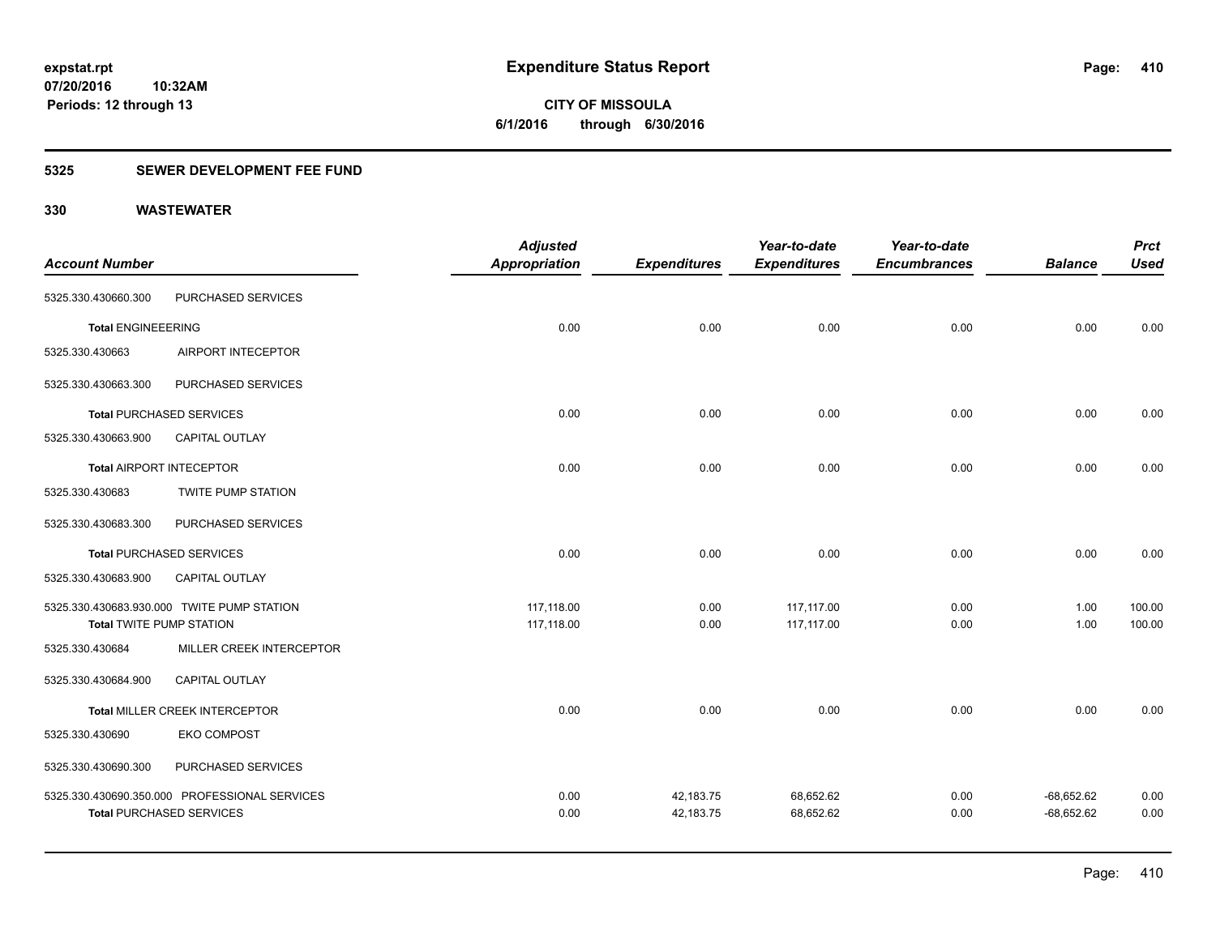expstat.rpt
07/20/2016 10:32AM
Periods: 12 through 13

# Expenditure Status Report

**CITY OF MISSOULA**
**6/1/2016 through 6/30/2016**

## 5325 SEWER DEVELOPMENT FEE FUND

## 330 WASTEWATER

| Account Number | | Adjusted Appropriation | Expenditures | Year-to-date Expenditures | Year-to-date Encumbrances | Balance | Prct Used |
|---|---|---|---|---|---|---|---|
| 5325.330.430660.300 | PURCHASED SERVICES | | | | | | |
| **Total** ENGINEEERING | | 0.00 | 0.00 | 0.00 | 0.00 | 0.00 | 0.00 |
| 5325.330.430663 | AIRPORT INTECEPTOR | | | | | | |
| 5325.330.430663.300 | PURCHASED SERVICES | | | | | | |
| **Total** PURCHASED SERVICES | | 0.00 | 0.00 | 0.00 | 0.00 | 0.00 | 0.00 |
| 5325.330.430663.900 | CAPITAL OUTLAY | | | | | | |
| **Total** AIRPORT INTECEPTOR | | 0.00 | 0.00 | 0.00 | 0.00 | 0.00 | 0.00 |
| 5325.330.430683 | TWITE PUMP STATION | | | | | | |
| 5325.330.430683.300 | PURCHASED SERVICES | | | | | | |
| **Total** PURCHASED SERVICES | | 0.00 | 0.00 | 0.00 | 0.00 | 0.00 | 0.00 |
| 5325.330.430683.900 | CAPITAL OUTLAY | | | | | | |
| 5325.330.430683.930.000 | TWITE PUMP STATION | 117,118.00 | 0.00 | 117,117.00 | 0.00 | 1.00 | 100.00 |
| **Total** TWITE PUMP STATION | | 117,118.00 | 0.00 | 117,117.00 | 0.00 | 1.00 | 100.00 |
| 5325.330.430684 | MILLER CREEK INTERCEPTOR | | | | | | |
| 5325.330.430684.900 | CAPITAL OUTLAY | | | | | | |
| **Total** MILLER CREEK INTERCEPTOR | | 0.00 | 0.00 | 0.00 | 0.00 | 0.00 | 0.00 |
| 5325.330.430690 | EKO COMPOST | | | | | | |
| 5325.330.430690.300 | PURCHASED SERVICES | | | | | | |
| 5325.330.430690.350.000 | PROFESSIONAL SERVICES | 0.00 | 42,183.75 | 68,652.62 | 0.00 | -68,652.62 | 0.00 |
| **Total** PURCHASED SERVICES | | 0.00 | 42,183.75 | 68,652.62 | 0.00 | -68,652.62 | 0.00 |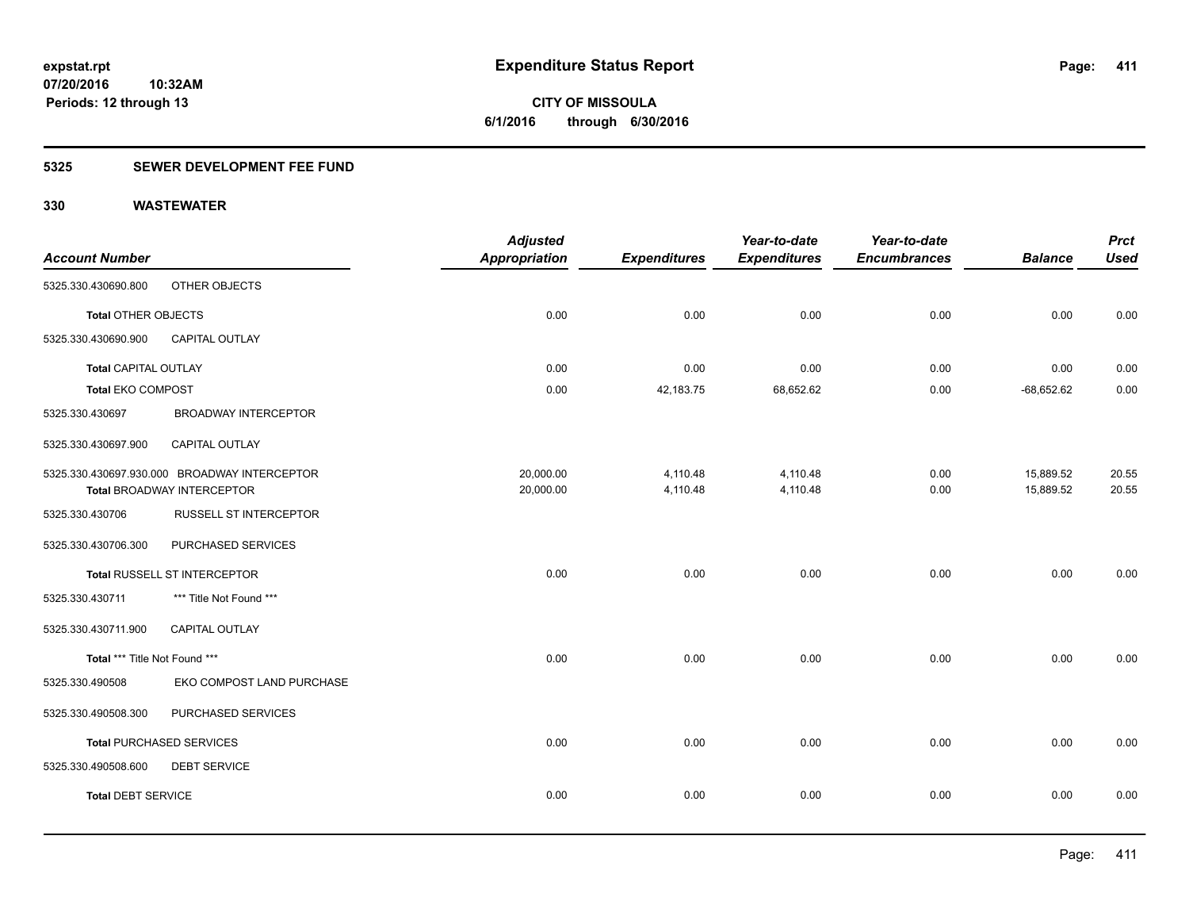expstat.rpt
07/20/2016 10:32AM
Periods: 12 through 13

# Expenditure Status Report

**CITY OF MISSOULA**
**6/1/2016 through 6/30/2016**

## 5325 SEWER DEVELOPMENT FEE FUND

## 330 WASTEWATER

| Account Number | | Adjusted Appropriation | Expenditures | Year-to-date Expenditures | Year-to-date Encumbrances | Balance | Prct Used |
|---|---|---|---|---|---|---|---|
| 5325.330.430690.800 | OTHER OBJECTS | | | | | | |
| **Total** OTHER OBJECTS | | 0.00 | 0.00 | 0.00 | 0.00 | 0.00 | 0.00 |
| 5325.330.430690.900 | CAPITAL OUTLAY | | | | | | |
| **Total** CAPITAL OUTLAY | | 0.00 | 0.00 | 0.00 | 0.00 | 0.00 | 0.00 |
| **Total** EKO COMPOST | | 0.00 | 42,183.75 | 68,652.62 | 0.00 | -68,652.62 | 0.00 |
| 5325.330.430697 | BROADWAY INTERCEPTOR | | | | | | |
| 5325.330.430697.900 | CAPITAL OUTLAY | | | | | | |
| 5325.330.430697.930.000 | BROADWAY INTERCEPTOR | 20,000.00 | 4,110.48 | 4,110.48 | 0.00 | 15,889.52 | 20.55 |
| **Total** BROADWAY INTERCEPTOR | | 20,000.00 | 4,110.48 | 4,110.48 | 0.00 | 15,889.52 | 20.55 |
| 5325.330.430706 | RUSSELL ST INTERCEPTOR | | | | | | |
| 5325.330.430706.300 | PURCHASED SERVICES | | | | | | |
| **Total** RUSSELL ST INTERCEPTOR | | 0.00 | 0.00 | 0.00 | 0.00 | 0.00 | 0.00 |
| 5325.330.430711 | *** Title Not Found *** | | | | | | |
| 5325.330.430711.900 | CAPITAL OUTLAY | | | | | | |
| **Total** *** Title Not Found *** | | 0.00 | 0.00 | 0.00 | 0.00 | 0.00 | 0.00 |
| 5325.330.490508 | EKO COMPOST LAND PURCHASE | | | | | | |
| 5325.330.490508.300 | PURCHASED SERVICES | | | | | | |
| **Total** PURCHASED SERVICES | | 0.00 | 0.00 | 0.00 | 0.00 | 0.00 | 0.00 |
| 5325.330.490508.600 | DEBT SERVICE | | | | | | |
| **Total** DEBT SERVICE | | 0.00 | 0.00 | 0.00 | 0.00 | 0.00 | 0.00 |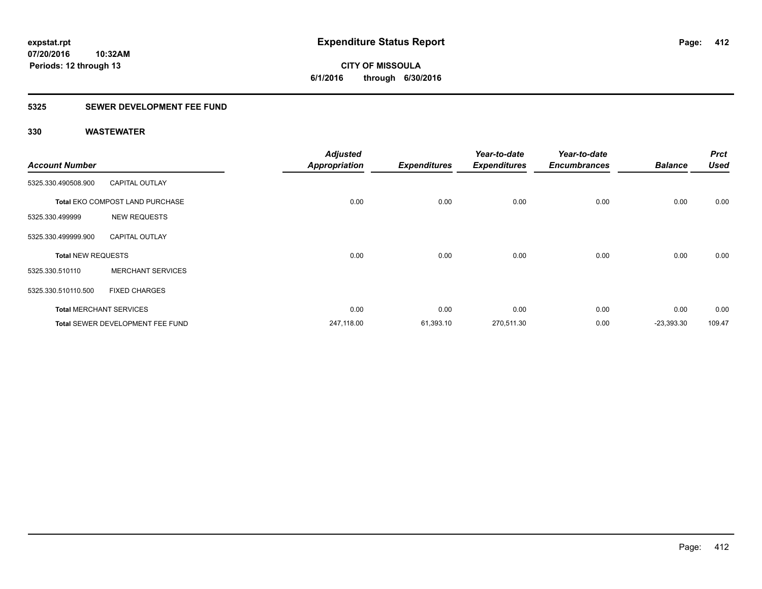# Expenditure Status Report

expstat.rpt
07/20/2016 10:32AM
Periods: 12 through 13

**CITY OF MISSOULA**
**6/1/2016 through 6/30/2016**

## 5325 SEWER DEVELOPMENT FEE FUND

### 330 WASTEWATER

| Account Number | | Adjusted Appropriation | Expenditures | Year-to-date Expenditures | Year-to-date Encumbrances | Balance | Prct Used |
|---|---|---|---|---|---|---|---|
| 5325.330.490508.900 | CAPITAL OUTLAY | | | | | | |
| **Total** EKO COMPOST LAND PURCHASE | | 0.00 | 0.00 | 0.00 | 0.00 | 0.00 | 0.00 |
| 5325.330.499999 | NEW REQUESTS | | | | | | |
| 5325.330.499999.900 | CAPITAL OUTLAY | | | | | | |
| **Total** NEW REQUESTS | | 0.00 | 0.00 | 0.00 | 0.00 | 0.00 | 0.00 |
| 5325.330.510110 | MERCHANT SERVICES | | | | | | |
| 5325.330.510110.500 | FIXED CHARGES | | | | | | |
| **Total** MERCHANT SERVICES | | 0.00 | 0.00 | 0.00 | 0.00 | 0.00 | 0.00 |
| **Total** SEWER DEVELOPMENT FEE FUND | | 247,118.00 | 61,393.10 | 270,511.30 | 0.00 | -23,393.30 | 109.47 |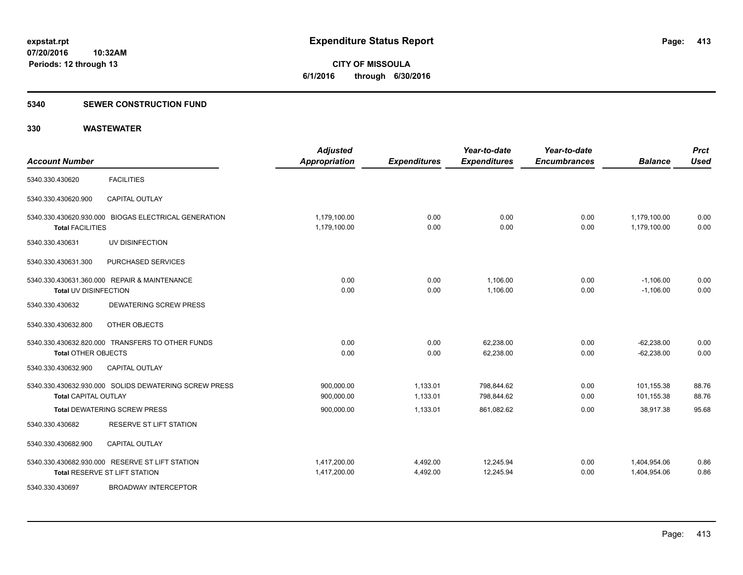# Expenditure Status Report

expstat.rpt
07/20/2016 10:32AM
Periods: 12 through 13

**CITY OF MISSOULA**
**6/1/2016 through 6/30/2016**

## 5340 SEWER CONSTRUCTION FUND

## 330 WASTEWATER

| Account Number | | Adjusted Appropriation | Expenditures | Year-to-date Expenditures | Year-to-date Encumbrances | Balance | Prct Used |
|---|---|---|---|---|---|---|---|
| 5340.330.430620 | FACILITIES | | | | | | |
| 5340.330.430620.900 | CAPITAL OUTLAY | | | | | | |
| 5340.330.430620.930.000 | BIOGAS ELECTRICAL GENERATION | 1,179,100.00 | 0.00 | 0.00 | 0.00 | 1,179,100.00 | 0.00 |
| **Total** FACILITIES | | 1,179,100.00 | 0.00 | 0.00 | 0.00 | 1,179,100.00 | 0.00 |
| 5340.330.430631 | UV DISINFECTION | | | | | | |
| 5340.330.430631.300 | PURCHASED SERVICES | | | | | | |
| 5340.330.430631.360.000 | REPAIR & MAINTENANCE | 0.00 | 0.00 | 1,106.00 | 0.00 | -1,106.00 | 0.00 |
| **Total** UV DISINFECTION | | 0.00 | 0.00 | 1,106.00 | 0.00 | -1,106.00 | 0.00 |
| 5340.330.430632 | DEWATERING SCREW PRESS | | | | | | |
| 5340.330.430632.800 | OTHER OBJECTS | | | | | | |
| 5340.330.430632.820.000 | TRANSFERS TO OTHER FUNDS | 0.00 | 0.00 | 62,238.00 | 0.00 | -62,238.00 | 0.00 |
| **Total** OTHER OBJECTS | | 0.00 | 0.00 | 62,238.00 | 0.00 | -62,238.00 | 0.00 |
| 5340.330.430632.900 | CAPITAL OUTLAY | | | | | | |
| 5340.330.430632.930.000 | SOLIDS DEWATERING SCREW PRESS | 900,000.00 | 1,133.01 | 798,844.62 | 0.00 | 101,155.38 | 88.76 |
| **Total** CAPITAL OUTLAY | | 900,000.00 | 1,133.01 | 798,844.62 | 0.00 | 101,155.38 | 88.76 |
| **Total** DEWATERING SCREW PRESS | | 900,000.00 | 1,133.01 | 861,082.62 | 0.00 | 38,917.38 | 95.68 |
| 5340.330.430682 | RESERVE ST LIFT STATION | | | | | | |
| 5340.330.430682.900 | CAPITAL OUTLAY | | | | | | |
| 5340.330.430682.930.000 | RESERVE ST LIFT STATION | 1,417,200.00 | 4,492.00 | 12,245.94 | 0.00 | 1,404,954.06 | 0.86 |
| **Total** RESERVE ST LIFT STATION | | 1,417,200.00 | 4,492.00 | 12,245.94 | 0.00 | 1,404,954.06 | 0.86 |
| 5340.330.430697 | BROADWAY INTERCEPTOR | | | | | | |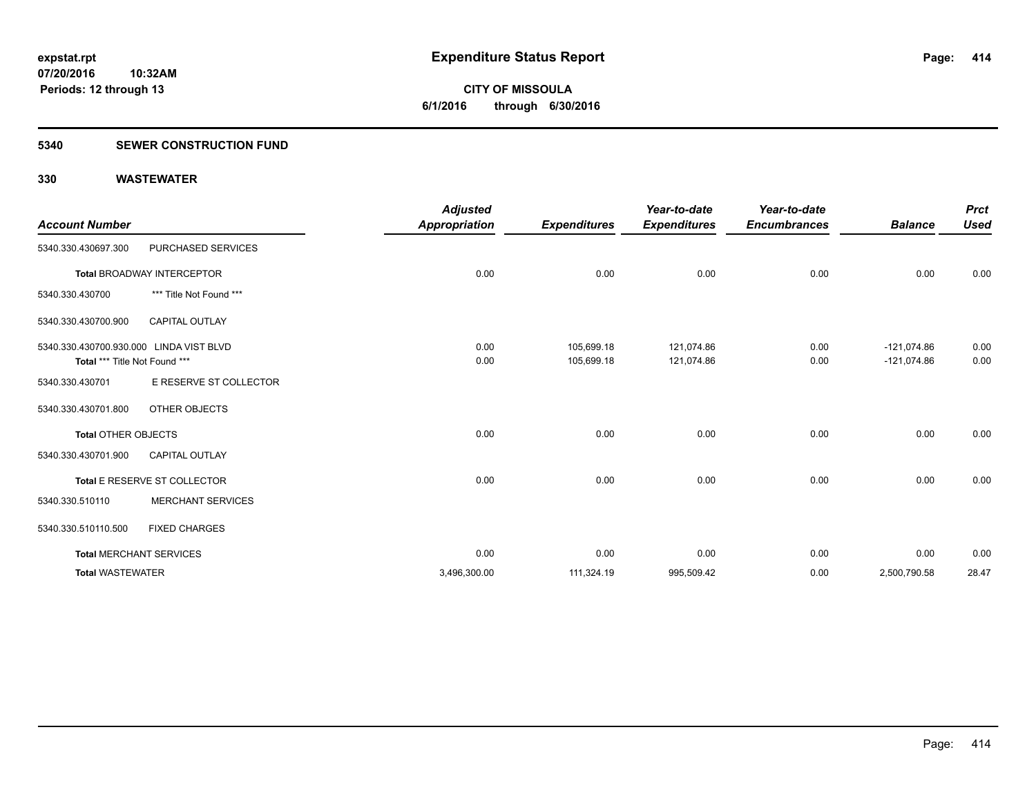# Expenditure Status Report

**CITY OF MISSOULA**
**6/1/2016 through 6/30/2016**

expstat.rpt
07/20/2016 10:32AM
Periods: 12 through 13

## 5340 SEWER CONSTRUCTION FUND

### 330 WASTEWATER

| Account Number | | Adjusted Appropriation | Expenditures | Year-to-date Expenditures | Year-to-date Encumbrances | Balance | Prct Used |
|---|---|---|---|---|---|---|---|
| 5340.330.430697.300 | PURCHASED SERVICES | | | | | | |
| **Total** BROADWAY INTERCEPTOR | | 0.00 | 0.00 | 0.00 | 0.00 | 0.00 | 0.00 |
| 5340.330.430700 | *** Title Not Found *** | | | | | | |
| 5340.330.430700.900 | CAPITAL OUTLAY | | | | | | |
| 5340.330.430700.930.000 | LINDA VIST BLVD | 0.00 | 105,699.18 | 121,074.86 | 0.00 | -121,074.86 | 0.00 |
| **Total** *** Title Not Found *** | | 0.00 | 105,699.18 | 121,074.86 | 0.00 | -121,074.86 | 0.00 |
| 5340.330.430701 | E RESERVE ST COLLECTOR | | | | | | |
| 5340.330.430701.800 | OTHER OBJECTS | | | | | | |
| **Total** OTHER OBJECTS | | 0.00 | 0.00 | 0.00 | 0.00 | 0.00 | 0.00 |
| 5340.330.430701.900 | CAPITAL OUTLAY | | | | | | |
| **Total** E RESERVE ST COLLECTOR | | 0.00 | 0.00 | 0.00 | 0.00 | 0.00 | 0.00 |
| 5340.330.510110 | MERCHANT SERVICES | | | | | | |
| 5340.330.510110.500 | FIXED CHARGES | | | | | | |
| **Total** MERCHANT SERVICES | | 0.00 | 0.00 | 0.00 | 0.00 | 0.00 | 0.00 |
| **Total** WASTEWATER | | 3,496,300.00 | 111,324.19 | 995,509.42 | 0.00 | 2,500,790.58 | 28.47 |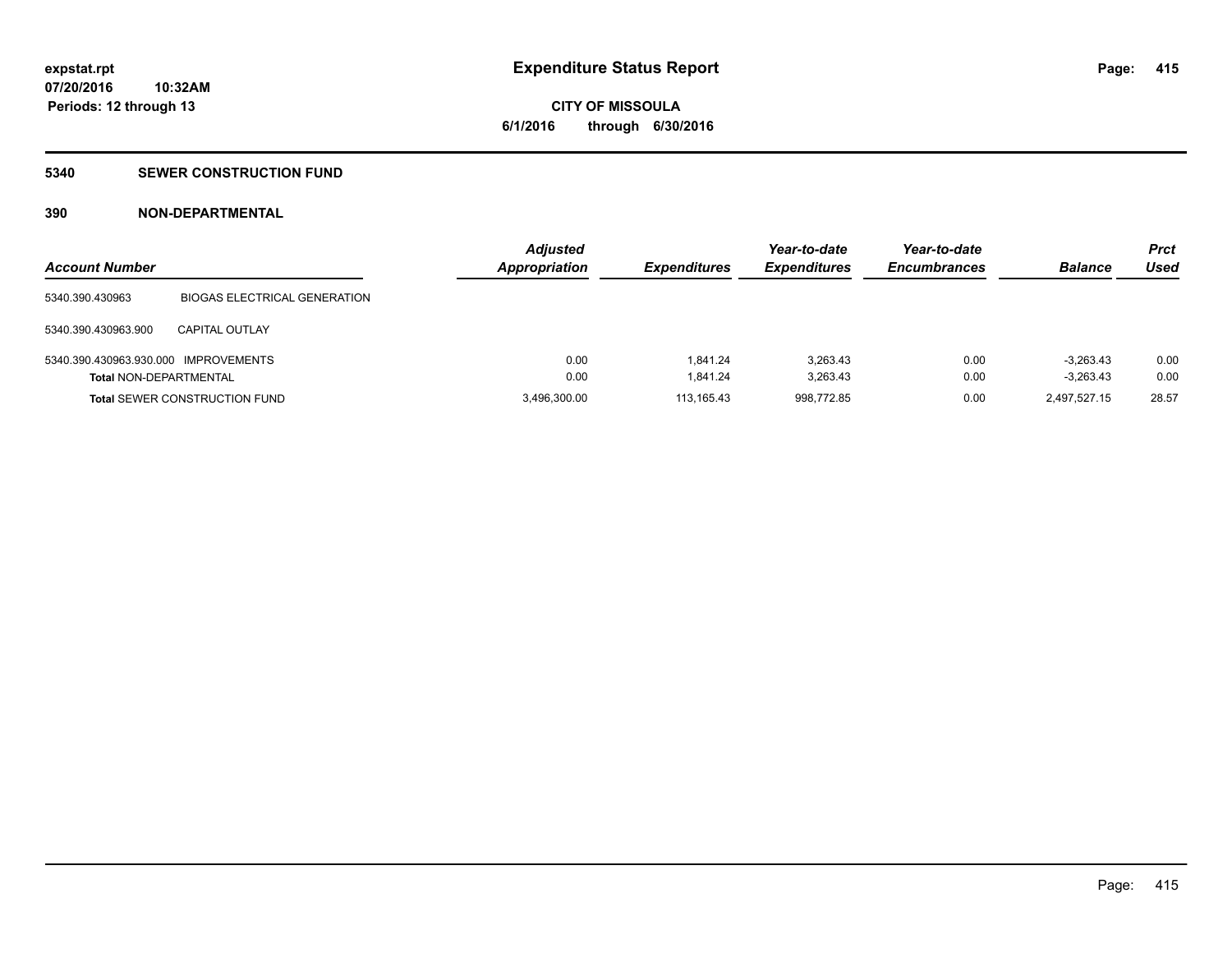# Expenditure Status Report

expstat.rpt
07/20/2016 10:32AM
Periods: 12 through 13

**CITY OF MISSOULA**
**6/1/2016 through 6/30/2016**

## 5340 SEWER CONSTRUCTION FUND

### 390 NON-DEPARTMENTAL

| Account Number | | Adjusted Appropriation | Expenditures | Year-to-date Expenditures | Year-to-date Encumbrances | Balance | Prct Used |
|---|---|---|---|---|---|---|---|
| 5340.390.430963 | BIOGAS ELECTRICAL GENERATION | | | | | | |
| 5340.390.430963.900 | CAPITAL OUTLAY | | | | | | |
| 5340.390.430963.930.000 | IMPROVEMENTS | 0.00 | 1,841.24 | 3,263.43 | 0.00 | -3,263.43 | 0.00 |
| **Total** NON-DEPARTMENTAL | | 0.00 | 1,841.24 | 3,263.43 | 0.00 | -3,263.43 | 0.00 |
| **Total** SEWER CONSTRUCTION FUND | | 3,496,300.00 | 113,165.43 | 998,772.85 | 0.00 | 2,497,527.15 | 28.57 |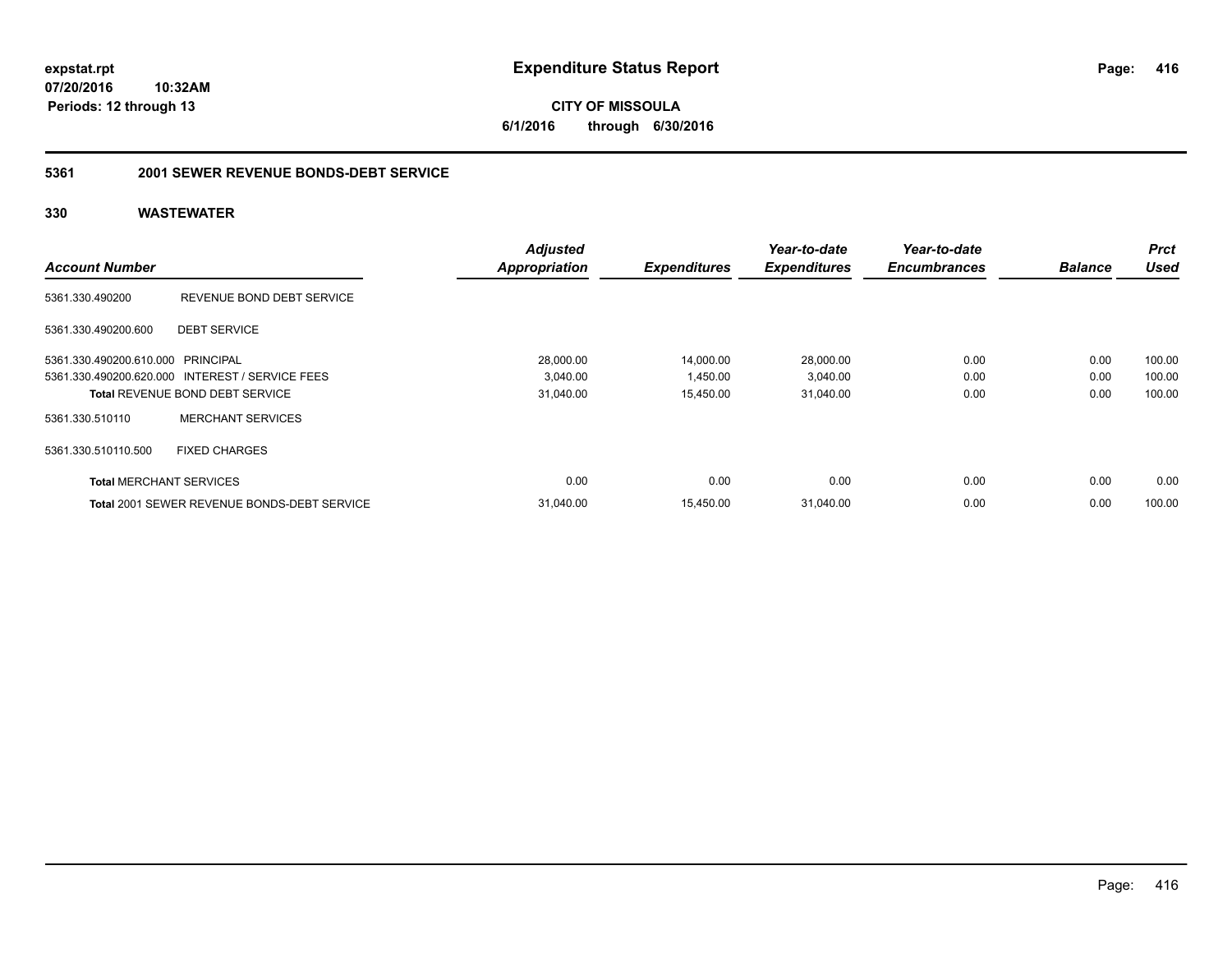**expstat.rpt**
**07/20/2016 10:32AM**
**Periods: 12 through 13**

# Expenditure Status Report

**CITY OF MISSOULA**
**6/1/2016 through 6/30/2016**

## 5361 2001 SEWER REVENUE BONDS-DEBT SERVICE

### 330 WASTEWATER

| Account Number | | Adjusted Appropriation | Expenditures | Year-to-date Expenditures | Year-to-date Encumbrances | Balance | Prct Used |
|---|---|---|---|---|---|---|---|
| 5361.330.490200 | REVENUE BOND DEBT SERVICE | | | | | | |
| 5361.330.490200.600 | DEBT SERVICE | | | | | | |
| 5361.330.490200.610.000 | PRINCIPAL | 28,000.00 | 14,000.00 | 28,000.00 | 0.00 | 0.00 | 100.00 |
| 5361.330.490200.620.000 | INTEREST / SERVICE FEES | 3,040.00 | 1,450.00 | 3,040.00 | 0.00 | 0.00 | 100.00 |
| **Total** REVENUE BOND DEBT SERVICE | | 31,040.00 | 15,450.00 | 31,040.00 | 0.00 | 0.00 | 100.00 |
| 5361.330.510110 | MERCHANT SERVICES | | | | | | |
| 5361.330.510110.500 | FIXED CHARGES | | | | | | |
| **Total** MERCHANT SERVICES | | 0.00 | 0.00 | 0.00 | 0.00 | 0.00 | 0.00 |
| **Total** 2001 SEWER REVENUE BONDS-DEBT SERVICE | | 31,040.00 | 15,450.00 | 31,040.00 | 0.00 | 0.00 | 100.00 |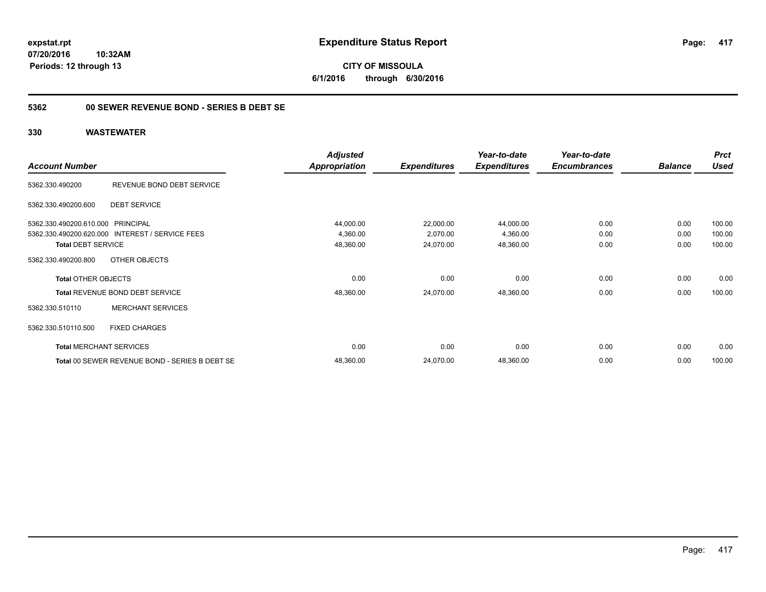**expstat.rpt**
**07/20/2016 10:32AM**
**Periods: 12 through 13**

# Expenditure Status Report

**CITY OF MISSOULA**
**6/1/2016 through 6/30/2016**

## 5362 00 SEWER REVENUE BOND - SERIES B DEBT SE

### 330 WASTEWATER

| Account Number | | Adjusted Appropriation | Expenditures | Year-to-date Expenditures | Year-to-date Encumbrances | Balance | Prct Used |
|---|---|---|---|---|---|---|---|
| 5362.330.490200 | REVENUE BOND DEBT SERVICE | | | | | | |
| 5362.330.490200.600 | DEBT SERVICE | | | | | | |
| 5362.330.490200.610.000 | PRINCIPAL | 44,000.00 | 22,000.00 | 44,000.00 | 0.00 | 0.00 | 100.00 |
| 5362.330.490200.620.000 | INTEREST / SERVICE FEES | 4,360.00 | 2,070.00 | 4,360.00 | 0.00 | 0.00 | 100.00 |
| **Total** DEBT SERVICE | | 48,360.00 | 24,070.00 | 48,360.00 | 0.00 | 0.00 | 100.00 |
| 5362.330.490200.800 | OTHER OBJECTS | | | | | | |
| **Total** OTHER OBJECTS | | 0.00 | 0.00 | 0.00 | 0.00 | 0.00 | 0.00 |
| **Total** REVENUE BOND DEBT SERVICE | | 48,360.00 | 24,070.00 | 48,360.00 | 0.00 | 0.00 | 100.00 |
| 5362.330.510110 | MERCHANT SERVICES | | | | | | |
| 5362.330.510110.500 | FIXED CHARGES | | | | | | |
| **Total** MERCHANT SERVICES | | 0.00 | 0.00 | 0.00 | 0.00 | 0.00 | 0.00 |
| **Total** 00 SEWER REVENUE BOND - SERIES B DEBT SE | | 48,360.00 | 24,070.00 | 48,360.00 | 0.00 | 0.00 | 100.00 |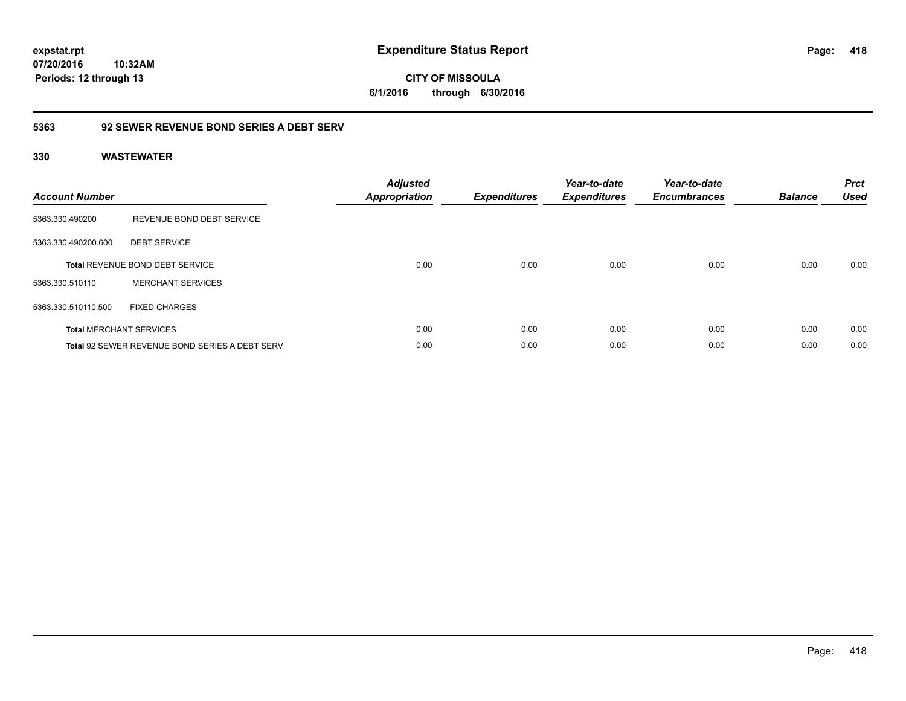**expstat.rpt**
**07/20/2016 10:32AM**
**Periods: 12 through 13**

# Expenditure Status Report

**CITY OF MISSOULA**
**6/1/2016 through 6/30/2016**

## 5363 92 SEWER REVENUE BOND SERIES A DEBT SERV

### 330 WASTEWATER

| Account Number | | Adjusted Appropriation | Expenditures | Year-to-date Expenditures | Year-to-date Encumbrances | Balance | Prct Used |
|---|---|---|---|---|---|---|---|
| 5363.330.490200 | REVENUE BOND DEBT SERVICE | | | | | | |
| 5363.330.490200.600 | DEBT SERVICE | | | | | | |
| **Total** REVENUE BOND DEBT SERVICE | | 0.00 | 0.00 | 0.00 | 0.00 | 0.00 | 0.00 |
| 5363.330.510110 | MERCHANT SERVICES | | | | | | |
| 5363.330.510110.500 | FIXED CHARGES | | | | | | |
| **Total** MERCHANT SERVICES | | 0.00 | 0.00 | 0.00 | 0.00 | 0.00 | 0.00 |
| **Total** 92 SEWER REVENUE BOND SERIES A DEBT SERV | | 0.00 | 0.00 | 0.00 | 0.00 | 0.00 | 0.00 |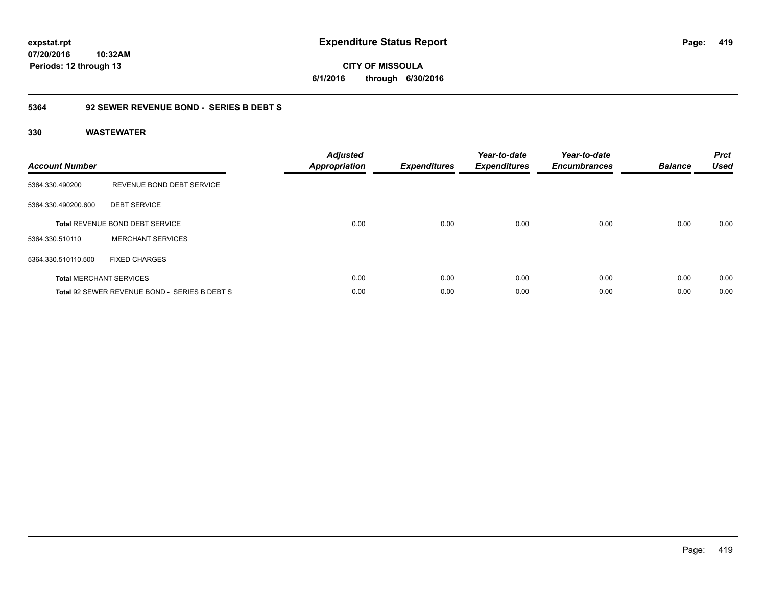**expstat.rpt**
**07/20/2016 10:32AM**
**Periods: 12 through 13**

# Expenditure Status Report

**CITY OF MISSOULA**
**6/1/2016 through 6/30/2016**

## 5364 92 SEWER REVENUE BOND - SERIES B DEBT S

### 330 WASTEWATER

| Account Number | | Adjusted Appropriation | Expenditures | Year-to-date Expenditures | Year-to-date Encumbrances | Balance | Prct Used |
|---|---|---|---|---|---|---|---|
| 5364.330.490200 | REVENUE BOND DEBT SERVICE | | | | | | |
| 5364.330.490200.600 | DEBT SERVICE | | | | | | |
| **Total** REVENUE BOND DEBT SERVICE | | 0.00 | 0.00 | 0.00 | 0.00 | 0.00 | 0.00 |
| 5364.330.510110 | MERCHANT SERVICES | | | | | | |
| 5364.330.510110.500 | FIXED CHARGES | | | | | | |
| **Total** MERCHANT SERVICES | | 0.00 | 0.00 | 0.00 | 0.00 | 0.00 | 0.00 |
| **Total** 92 SEWER REVENUE BOND - SERIES B DEBT S | | 0.00 | 0.00 | 0.00 | 0.00 | 0.00 | 0.00 |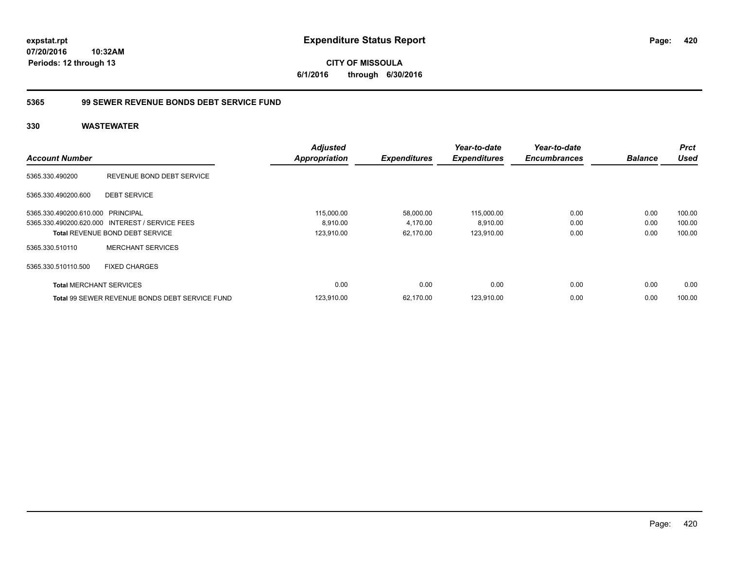# Expenditure Status Report

expstat.rpt
07/20/2016 10:32AM
Periods: 12 through 13

**CITY OF MISSOULA**
**6/1/2016 through 6/30/2016**

## 5365 99 SEWER REVENUE BONDS DEBT SERVICE FUND

### 330 WASTEWATER

| Account Number | | Adjusted Appropriation | Expenditures | Year-to-date Expenditures | Year-to-date Encumbrances | Balance | Prct Used |
|---|---|---|---|---|---|---|---|
| 5365.330.490200 | REVENUE BOND DEBT SERVICE | | | | | | |
| 5365.330.490200.600 | DEBT SERVICE | | | | | | |
| 5365.330.490200.610.000 | PRINCIPAL | 115,000.00 | 58,000.00 | 115,000.00 | 0.00 | 0.00 | 100.00 |
| 5365.330.490200.620.000 | INTEREST / SERVICE FEES | 8,910.00 | 4,170.00 | 8,910.00 | 0.00 | 0.00 | 100.00 |
| **Total** REVENUE BOND DEBT SERVICE | | 123,910.00 | 62,170.00 | 123,910.00 | 0.00 | 0.00 | 100.00 |
| 5365.330.510110 | MERCHANT SERVICES | | | | | | |
| 5365.330.510110.500 | FIXED CHARGES | | | | | | |
| **Total** MERCHANT SERVICES | | 0.00 | 0.00 | 0.00 | 0.00 | 0.00 | 0.00 |
| **Total** 99 SEWER REVENUE BONDS DEBT SERVICE FUND | | 123,910.00 | 62,170.00 | 123,910.00 | 0.00 | 0.00 | 100.00 |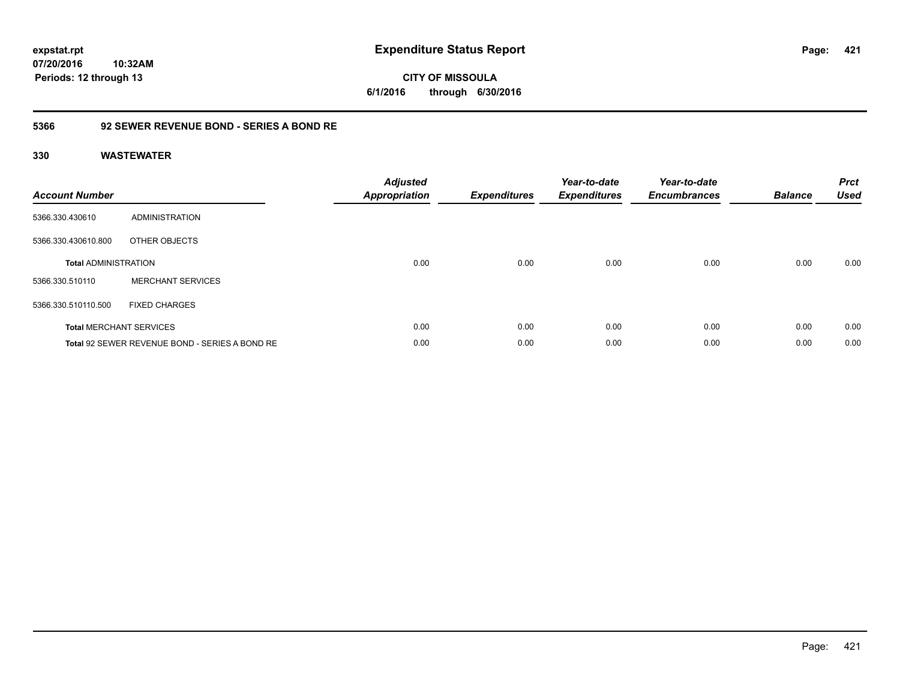expstat.rpt
07/20/2016 10:32AM
Periods: 12 through 13

# Expenditure Status Report

CITY OF MISSOULA
6/1/2016 through 6/30/2016

## 5366 92 SEWER REVENUE BOND - SERIES A BOND RE

### 330 WASTEWATER

| Account Number | | Adjusted Appropriation | Expenditures | Year-to-date Expenditures | Year-to-date Encumbrances | Balance | Prct Used |
|---|---|---|---|---|---|---|---|
| 5366.330.430610 | ADMINISTRATION | | | | | | |
| 5366.330.430610.800 | OTHER OBJECTS | | | | | | |
| Total ADMINISTRATION | | 0.00 | 0.00 | 0.00 | 0.00 | 0.00 | 0.00 |
| 5366.330.510110 | MERCHANT SERVICES | | | | | | |
| 5366.330.510110.500 | FIXED CHARGES | | | | | | |
| Total MERCHANT SERVICES | | 0.00 | 0.00 | 0.00 | 0.00 | 0.00 | 0.00 |
| Total 92 SEWER REVENUE BOND - SERIES A BOND RE | | 0.00 | 0.00 | 0.00 | 0.00 | 0.00 | 0.00 |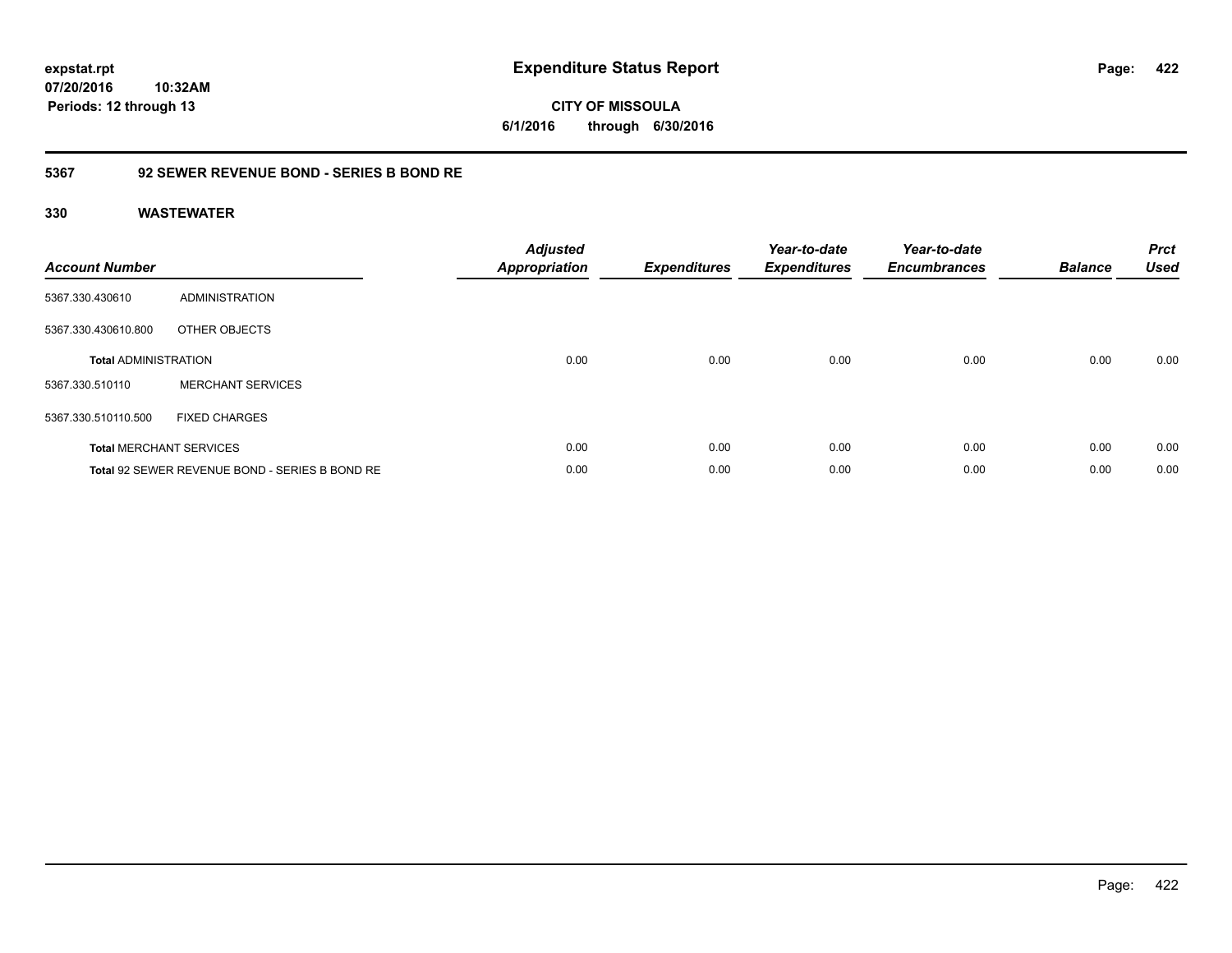**expstat.rpt**
**07/20/2016 10:32AM**
**Periods: 12 through 13**

# Expenditure Status Report

**CITY OF MISSOULA**
**6/1/2016 through 6/30/2016**

## 5367 92 SEWER REVENUE BOND - SERIES B BOND RE

### 330 WASTEWATER

| Account Number | | Adjusted Appropriation | Expenditures | Year-to-date Expenditures | Year-to-date Encumbrances | Balance | Prct Used |
|---|---|---|---|---|---|---|---|
| 5367.330.430610 | ADMINISTRATION | | | | | | |
| 5367.330.430610.800 | OTHER OBJECTS | | | | | | |
| **Total** ADMINISTRATION | | 0.00 | 0.00 | 0.00 | 0.00 | 0.00 | 0.00 |
| 5367.330.510110 | MERCHANT SERVICES | | | | | | |
| 5367.330.510110.500 | FIXED CHARGES | | | | | | |
| **Total** MERCHANT SERVICES | | 0.00 | 0.00 | 0.00 | 0.00 | 0.00 | 0.00 |
| **Total** 92 SEWER REVENUE BOND - SERIES B BOND RE | | 0.00 | 0.00 | 0.00 | 0.00 | 0.00 | 0.00 |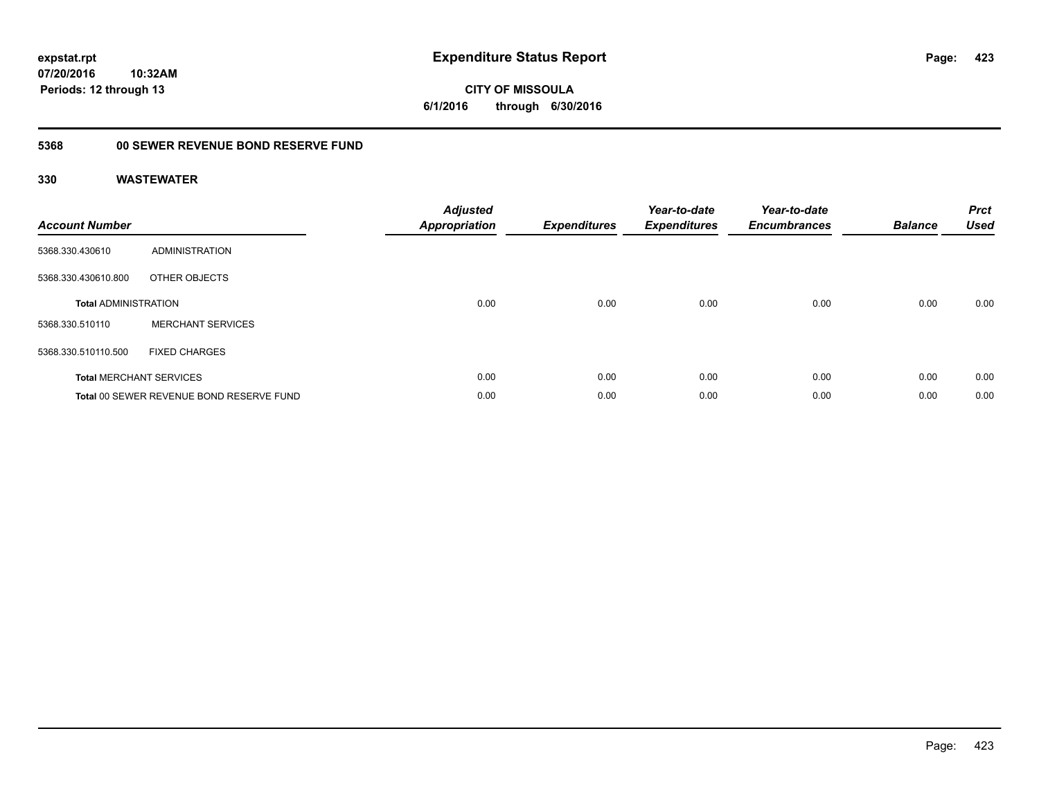**expstat.rpt**
**07/20/2016 10:32AM**
**Periods: 12 through 13**

# Expenditure Status Report

**CITY OF MISSOULA**
**6/1/2016 through 6/30/2016**

## 5368 00 SEWER REVENUE BOND RESERVE FUND

### 330 WASTEWATER

| Account Number | | Adjusted Appropriation | Expenditures | Year-to-date Expenditures | Year-to-date Encumbrances | Balance | Prct Used |
|---|---|---|---|---|---|---|---|
| 5368.330.430610 | ADMINISTRATION | | | | | | |
| 5368.330.430610.800 | OTHER OBJECTS | | | | | | |
| **Total** ADMINISTRATION | | 0.00 | 0.00 | 0.00 | 0.00 | 0.00 | 0.00 |
| 5368.330.510110 | MERCHANT SERVICES | | | | | | |
| 5368.330.510110.500 | FIXED CHARGES | | | | | | |
| **Total** MERCHANT SERVICES | | 0.00 | 0.00 | 0.00 | 0.00 | 0.00 | 0.00 |
| **Total** 00 SEWER REVENUE BOND RESERVE FUND | | 0.00 | 0.00 | 0.00 | 0.00 | 0.00 | 0.00 |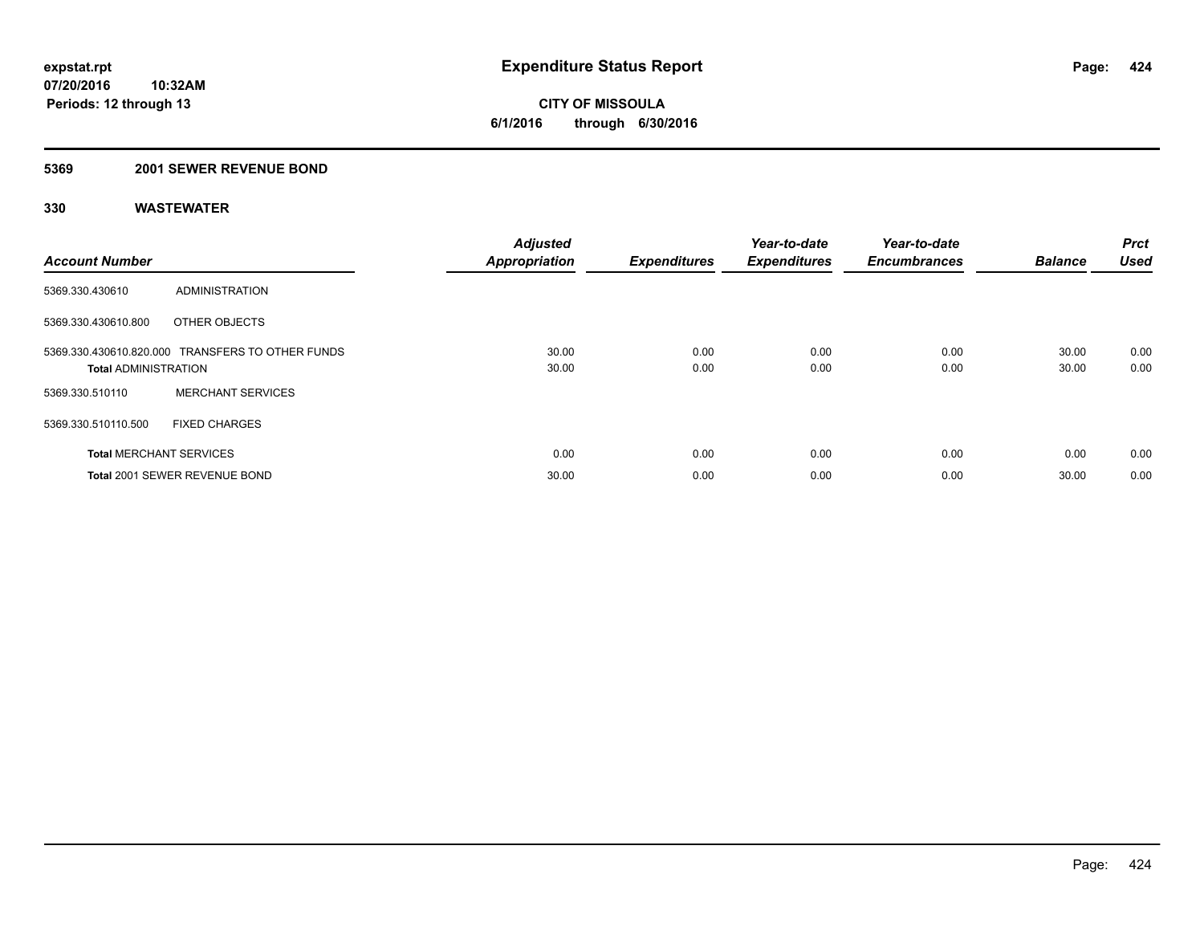**expstat.rpt**
**07/20/2016 10:32AM**
**Periods: 12 through 13**

# Expenditure Status Report

**CITY OF MISSOULA**
**6/1/2016 through 6/30/2016**

## 5369 2001 SEWER REVENUE BOND

### 330 WASTEWATER

| Account Number | | Adjusted Appropriation | Expenditures | Year-to-date Expenditures | Year-to-date Encumbrances | Balance | Prct Used |
|---|---|---|---|---|---|---|---|
| 5369.330.430610 | ADMINISTRATION | | | | | | |
| 5369.330.430610.800 | OTHER OBJECTS | | | | | | |
| 5369.330.430610.820.000 | TRANSFERS TO OTHER FUNDS | 30.00 | 0.00 | 0.00 | 0.00 | 30.00 | 0.00 |
| **Total** ADMINISTRATION | | 30.00 | 0.00 | 0.00 | 0.00 | 30.00 | 0.00 |
| 5369.330.510110 | MERCHANT SERVICES | | | | | | |
| 5369.330.510110.500 | FIXED CHARGES | | | | | | |
| **Total** MERCHANT SERVICES | | 0.00 | 0.00 | 0.00 | 0.00 | 0.00 | 0.00 |
| **Total** 2001 SEWER REVENUE BOND | | 30.00 | 0.00 | 0.00 | 0.00 | 30.00 | 0.00 |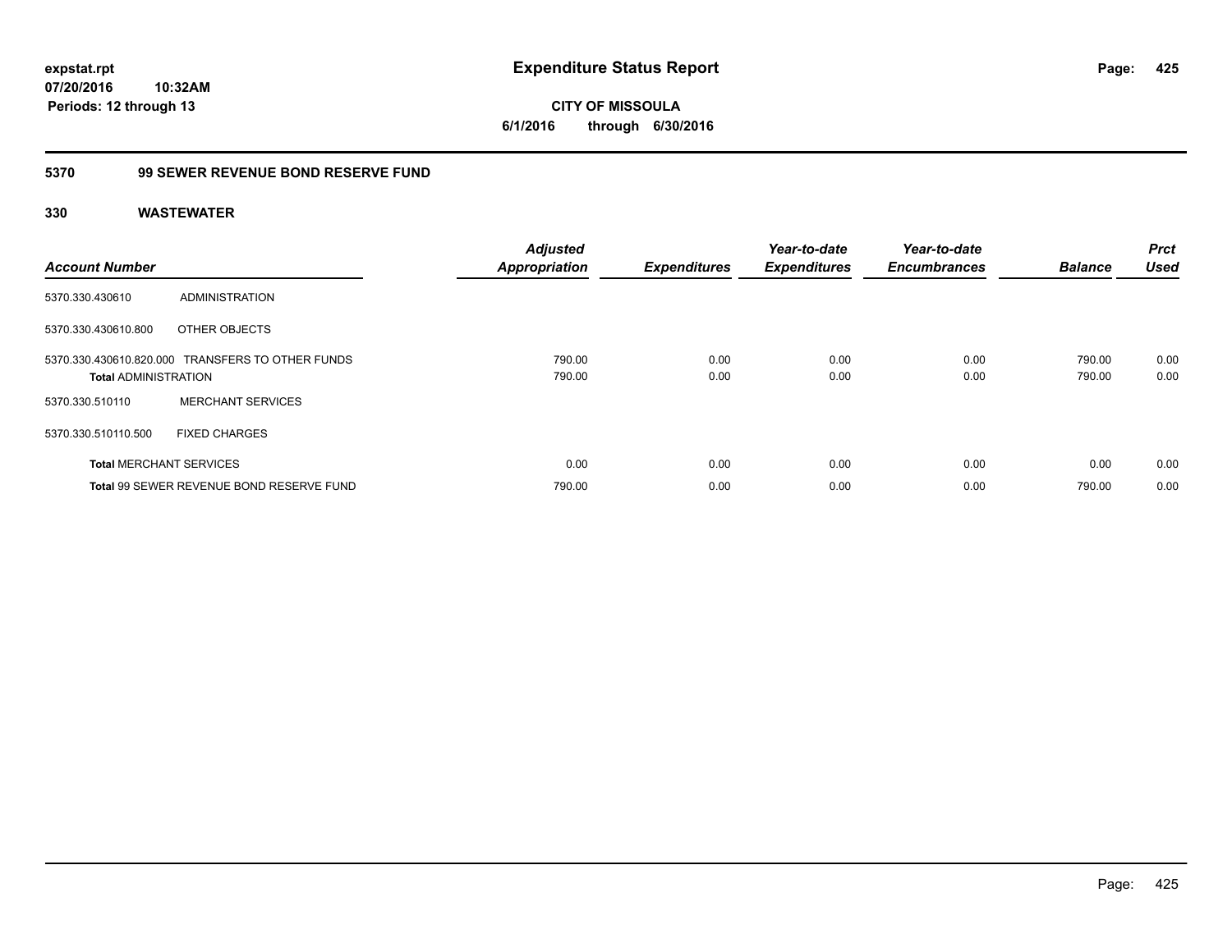**expstat.rpt**
**07/20/2016 10:32AM**
**Periods: 12 through 13**

# Expenditure Status Report

**CITY OF MISSOULA**
**6/1/2016 through 6/30/2016**

## 5370 99 SEWER REVENUE BOND RESERVE FUND

### 330 WASTEWATER

| Account Number | | Adjusted Appropriation | Expenditures | Year-to-date Expenditures | Year-to-date Encumbrances | Balance | Prct Used |
|---|---|---|---|---|---|---|---|
| 5370.330.430610 | ADMINISTRATION | | | | | | |
| 5370.330.430610.800 | OTHER OBJECTS | | | | | | |
| 5370.330.430610.820.000 | TRANSFERS TO OTHER FUNDS | 790.00 | 0.00 | 0.00 | 0.00 | 790.00 | 0.00 |
| **Total** ADMINISTRATION | | 790.00 | 0.00 | 0.00 | 0.00 | 790.00 | 0.00 |
| 5370.330.510110 | MERCHANT SERVICES | | | | | | |
| 5370.330.510110.500 | FIXED CHARGES | | | | | | |
| **Total** MERCHANT SERVICES | | 0.00 | 0.00 | 0.00 | 0.00 | 0.00 | 0.00 |
| **Total** 99 SEWER REVENUE BOND RESERVE FUND | | 790.00 | 0.00 | 0.00 | 0.00 | 790.00 | 0.00 |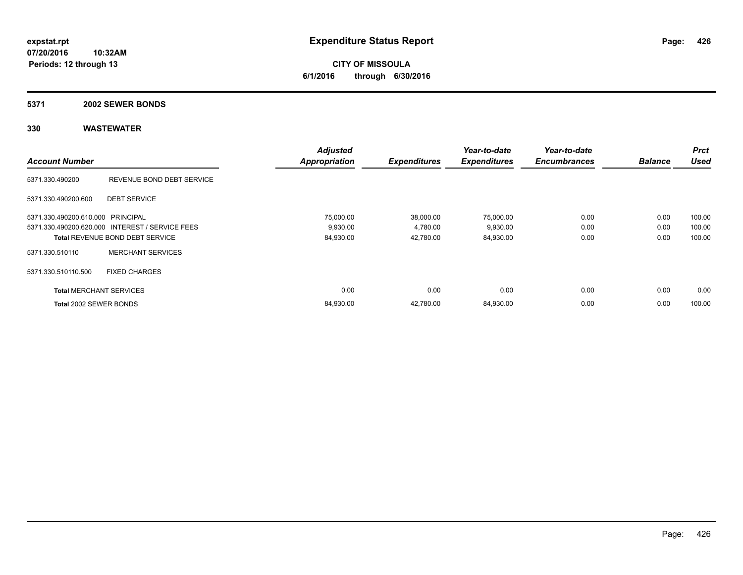**expstat.rpt**
**07/20/2016 10:32AM**
**Periods: 12 through 13**

# Expenditure Status Report

**CITY OF MISSOULA**
**6/1/2016 through 6/30/2016**

## 5371 2002 SEWER BONDS

## 330 WASTEWATER

| Account Number | | Adjusted Appropriation | Expenditures | Year-to-date Expenditures | Year-to-date Encumbrances | Balance | Prct Used |
|---|---|---|---|---|---|---|---|
| 5371.330.490200 | REVENUE BOND DEBT SERVICE | | | | | | |
| 5371.330.490200.600 | DEBT SERVICE | | | | | | |
| 5371.330.490200.610.000 | PRINCIPAL | 75,000.00 | 38,000.00 | 75,000.00 | 0.00 | 0.00 | 100.00 |
| 5371.330.490200.620.000 | INTEREST / SERVICE FEES | 9,930.00 | 4,780.00 | 9,930.00 | 0.00 | 0.00 | 100.00 |
| **Total** REVENUE BOND DEBT SERVICE | | 84,930.00 | 42,780.00 | 84,930.00 | 0.00 | 0.00 | 100.00 |
| 5371.330.510110 | MERCHANT SERVICES | | | | | | |
| 5371.330.510110.500 | FIXED CHARGES | | | | | | |
| **Total** MERCHANT SERVICES | | 0.00 | 0.00 | 0.00 | 0.00 | 0.00 | 0.00 |
| **Total** 2002 SEWER BONDS | | 84,930.00 | 42,780.00 | 84,930.00 | 0.00 | 0.00 | 100.00 |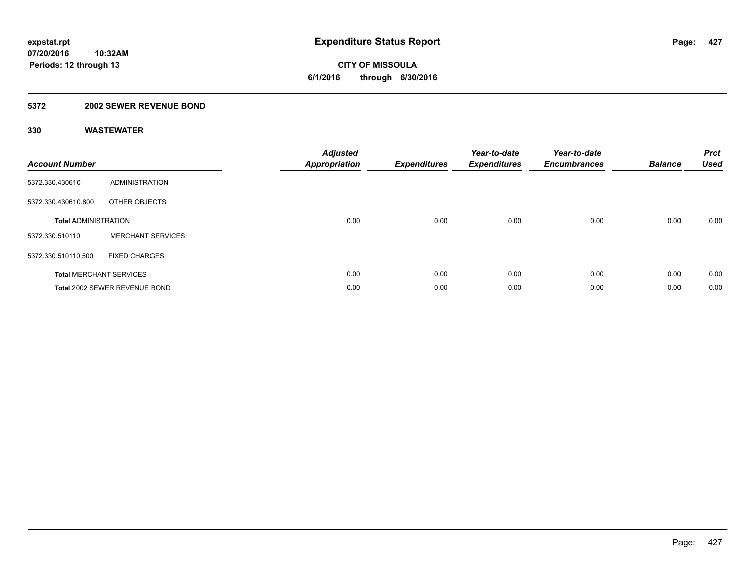**expstat.rpt**
**07/20/2016 10:32AM**
**Periods: 12 through 13**

# Expenditure Status Report

**CITY OF MISSOULA**
**6/1/2016 through 6/30/2016**

## 5372 2002 SEWER REVENUE BOND

### 330 WASTEWATER

| Account Number | | Adjusted Appropriation | Expenditures | Year-to-date Expenditures | Year-to-date Encumbrances | Balance | Prct Used |
|---|---|---|---|---|---|---|---|
| 5372.330.430610 | ADMINISTRATION | | | | | | |
| 5372.330.430610.800 | OTHER OBJECTS | | | | | | |
| **Total** ADMINISTRATION | | 0.00 | 0.00 | 0.00 | 0.00 | 0.00 | 0.00 |
| 5372.330.510110 | MERCHANT SERVICES | | | | | | |
| 5372.330.510110.500 | FIXED CHARGES | | | | | | |
| **Total** MERCHANT SERVICES | | 0.00 | 0.00 | 0.00 | 0.00 | 0.00 | 0.00 |
| **Total** 2002 SEWER REVENUE BOND | | 0.00 | 0.00 | 0.00 | 0.00 | 0.00 | 0.00 |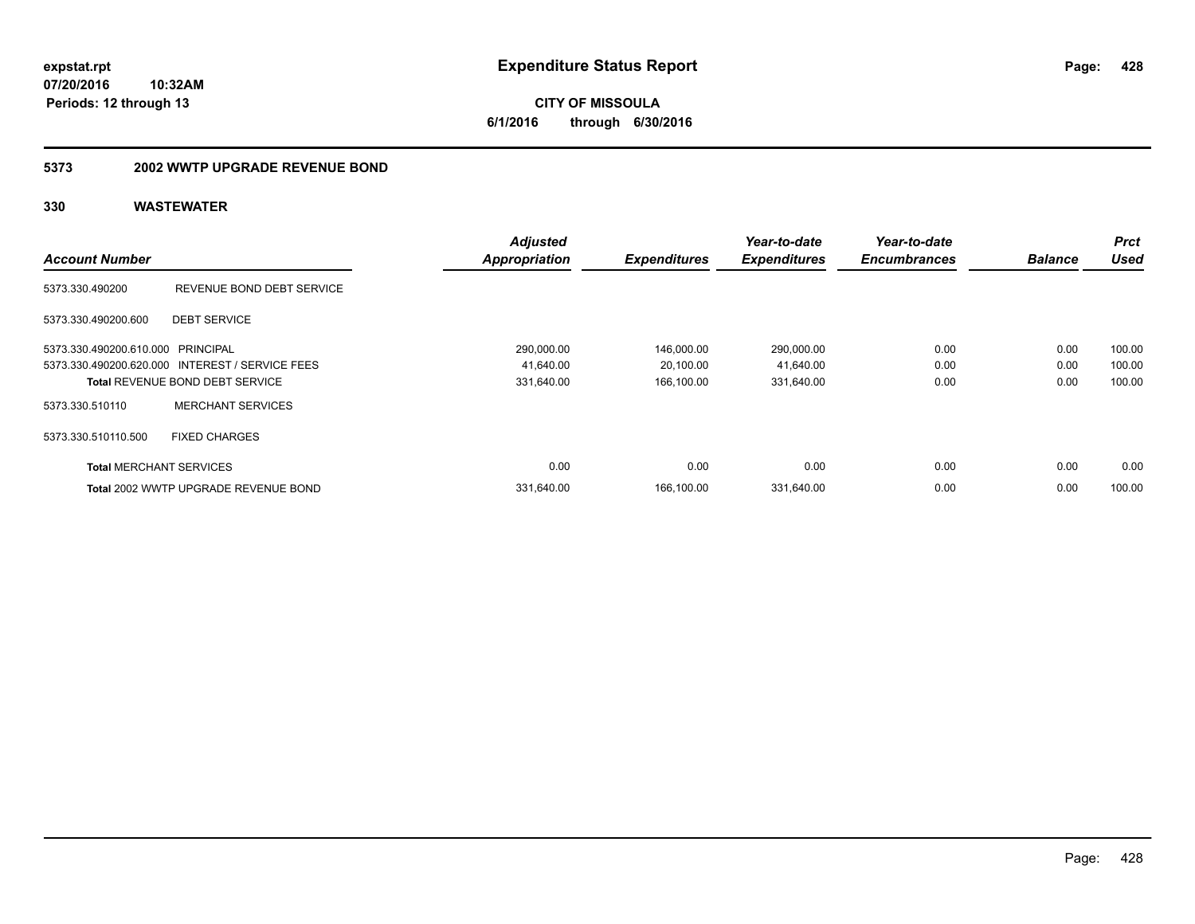expstat.rpt
07/20/2016 10:32AM
Periods: 12 through 13

# Expenditure Status Report

**CITY OF MISSOULA**
**6/1/2016 through 6/30/2016**

## 5373 2002 WWTP UPGRADE REVENUE BOND

## 330 WASTEWATER

| Account Number | | Adjusted Appropriation | Expenditures | Year-to-date Expenditures | Year-to-date Encumbrances | Balance | Prct Used |
|---|---|---|---|---|---|---|---|
| 5373.330.490200 | REVENUE BOND DEBT SERVICE | | | | | | |
| 5373.330.490200.600 | DEBT SERVICE | | | | | | |
| 5373.330.490200.610.000 | PRINCIPAL | 290,000.00 | 146,000.00 | 290,000.00 | 0.00 | 0.00 | 100.00 |
| 5373.330.490200.620.000 | INTEREST / SERVICE FEES | 41,640.00 | 20,100.00 | 41,640.00 | 0.00 | 0.00 | 100.00 |
| **Total** REVENUE BOND DEBT SERVICE | | 331,640.00 | 166,100.00 | 331,640.00 | 0.00 | 0.00 | 100.00 |
| 5373.330.510110 | MERCHANT SERVICES | | | | | | |
| 5373.330.510110.500 | FIXED CHARGES | | | | | | |
| **Total** MERCHANT SERVICES | | 0.00 | 0.00 | 0.00 | 0.00 | 0.00 | 0.00 |
| **Total** 2002 WWTP UPGRADE REVENUE BOND | | 331,640.00 | 166,100.00 | 331,640.00 | 0.00 | 0.00 | 100.00 |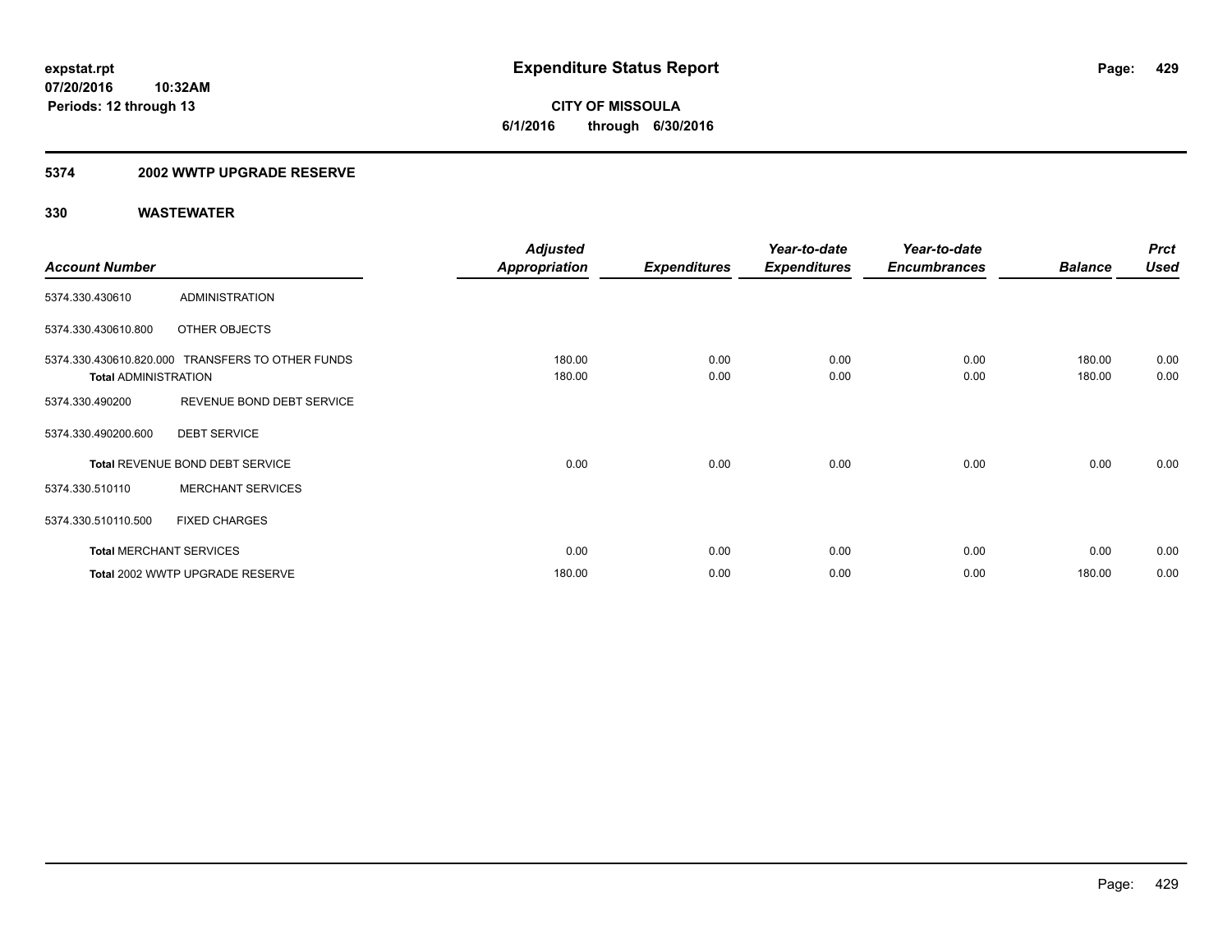**expstat.rpt**
**07/20/2016 10:32AM**
**Periods: 12 through 13**

# Expenditure Status Report

**CITY OF MISSOULA**
**6/1/2016 through 6/30/2016**

## 5374 2002 WWTP UPGRADE RESERVE

### 330 WASTEWATER

| Account Number | | Adjusted Appropriation | Expenditures | Year-to-date Expenditures | Year-to-date Encumbrances | Balance | Prct Used |
|---|---|---|---|---|---|---|---|
| 5374.330.430610 | ADMINISTRATION | | | | | | |
| 5374.330.430610.800 | OTHER OBJECTS | | | | | | |
| 5374.330.430610.820.000 | TRANSFERS TO OTHER FUNDS | 180.00 | 0.00 | 0.00 | 0.00 | 180.00 | 0.00 |
| **Total** ADMINISTRATION | | 180.00 | 0.00 | 0.00 | 0.00 | 180.00 | 0.00 |
| 5374.330.490200 | REVENUE BOND DEBT SERVICE | | | | | | |
| 5374.330.490200.600 | DEBT SERVICE | | | | | | |
| **Total** REVENUE BOND DEBT SERVICE | | 0.00 | 0.00 | 0.00 | 0.00 | 0.00 | 0.00 |
| 5374.330.510110 | MERCHANT SERVICES | | | | | | |
| 5374.330.510110.500 | FIXED CHARGES | | | | | | |
| **Total** MERCHANT SERVICES | | 0.00 | 0.00 | 0.00 | 0.00 | 0.00 | 0.00 |
| **Total** 2002 WWTP UPGRADE RESERVE | | 180.00 | 0.00 | 0.00 | 0.00 | 180.00 | 0.00 |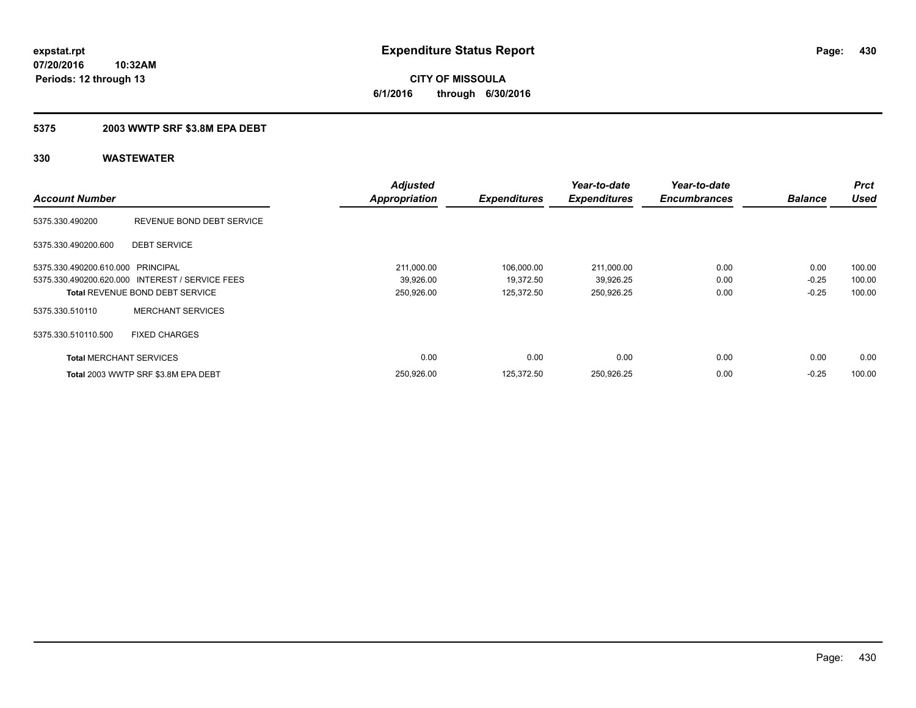# Expenditure Status Report

**CITY OF MISSOULA**
**6/1/2016 through 6/30/2016**

expstat.rpt
07/20/2016 10:32AM
Periods: 12 through 13

## 5375 2003 WWTP SRF $3.8M EPA DEBT

### 330 WASTEWATER

| Account Number | | Adjusted Appropriation | Expenditures | Year-to-date Expenditures | Year-to-date Encumbrances | Balance | Prct Used |
|---|---|---|---|---|---|---|---|
| 5375.330.490200 | REVENUE BOND DEBT SERVICE | | | | | | |
| 5375.330.490200.600 | DEBT SERVICE | | | | | | |
| 5375.330.490200.610.000 | PRINCIPAL | 211,000.00 | 106,000.00 | 211,000.00 | 0.00 | 0.00 | 100.00 |
| 5375.330.490200.620.000 | INTEREST / SERVICE FEES | 39,926.00 | 19,372.50 | 39,926.25 | 0.00 | -0.25 | 100.00 |
| **Total** REVENUE BOND DEBT SERVICE | | 250,926.00 | 125,372.50 | 250,926.25 | 0.00 | -0.25 | 100.00 |
| 5375.330.510110 | MERCHANT SERVICES | | | | | | |
| 5375.330.510110.500 | FIXED CHARGES | | | | | | |
| **Total** MERCHANT SERVICES | | 0.00 | 0.00 | 0.00 | 0.00 | 0.00 | 0.00 |
| **Total** 2003 WWTP SRF $3.8M EPA DEBT | | 250,926.00 | 125,372.50 | 250,926.25 | 0.00 | -0.25 | 100.00 |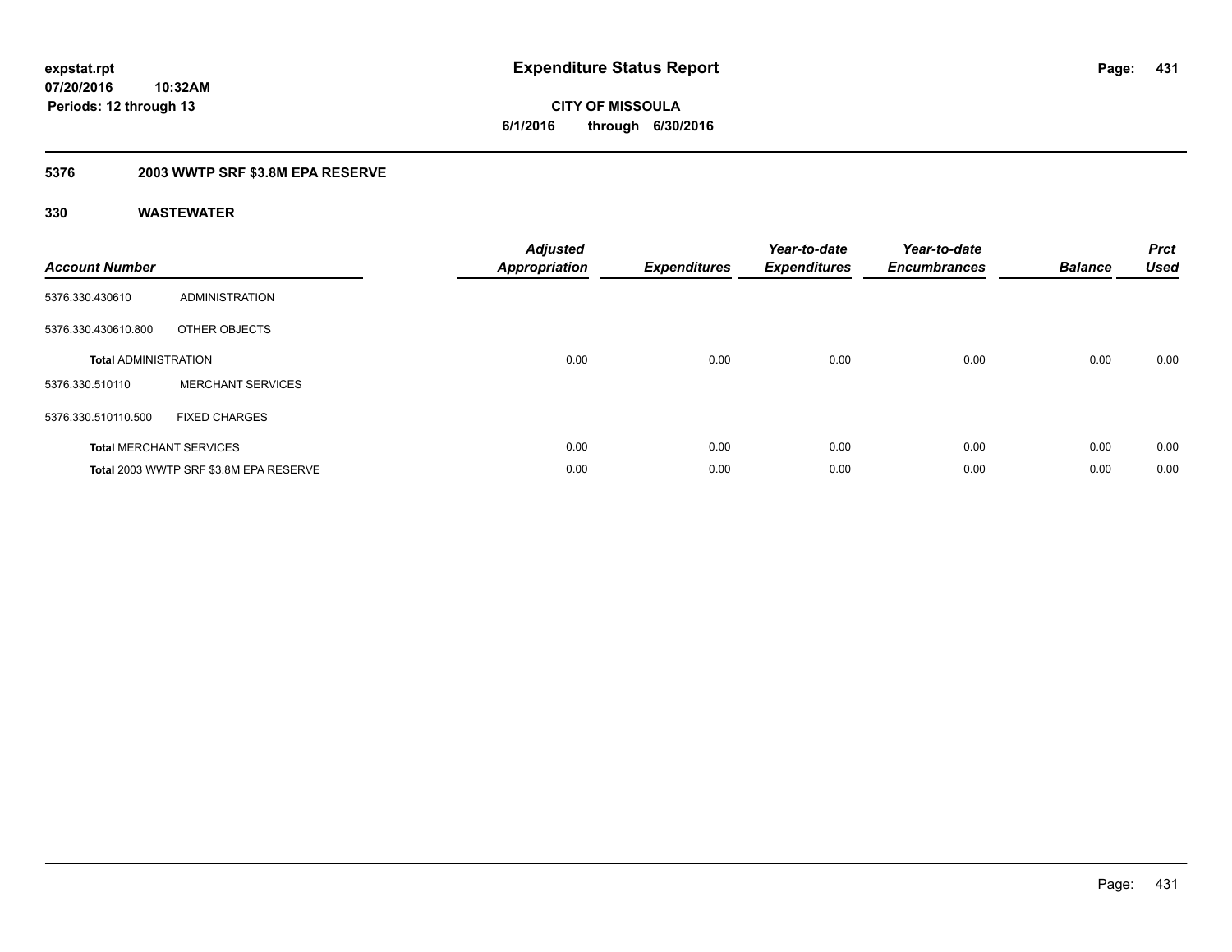**expstat.rpt**
**07/20/2016 10:32AM**
**Periods: 12 through 13**

# Expenditure Status Report

**CITY OF MISSOULA**
**6/1/2016 through 6/30/2016**

## 5376 2003 WWTP SRF $3.8M EPA RESERVE

### 330 WASTEWATER

| Account Number | | Adjusted Appropriation | Expenditures | Year-to-date Expenditures | Year-to-date Encumbrances | Balance | Prct Used |
|---|---|---|---|---|---|---|---|
| 5376.330.430610 | ADMINISTRATION | | | | | | |
| 5376.330.430610.800 | OTHER OBJECTS | | | | | | |
| **Total** ADMINISTRATION | | 0.00 | 0.00 | 0.00 | 0.00 | 0.00 | 0.00 |
| 5376.330.510110 | MERCHANT SERVICES | | | | | | |
| 5376.330.510110.500 | FIXED CHARGES | | | | | | |
| **Total** MERCHANT SERVICES | | 0.00 | 0.00 | 0.00 | 0.00 | 0.00 | 0.00 |
| **Total** 2003 WWTP SRF $3.8M EPA RESERVE | | 0.00 | 0.00 | 0.00 | 0.00 | 0.00 | 0.00 |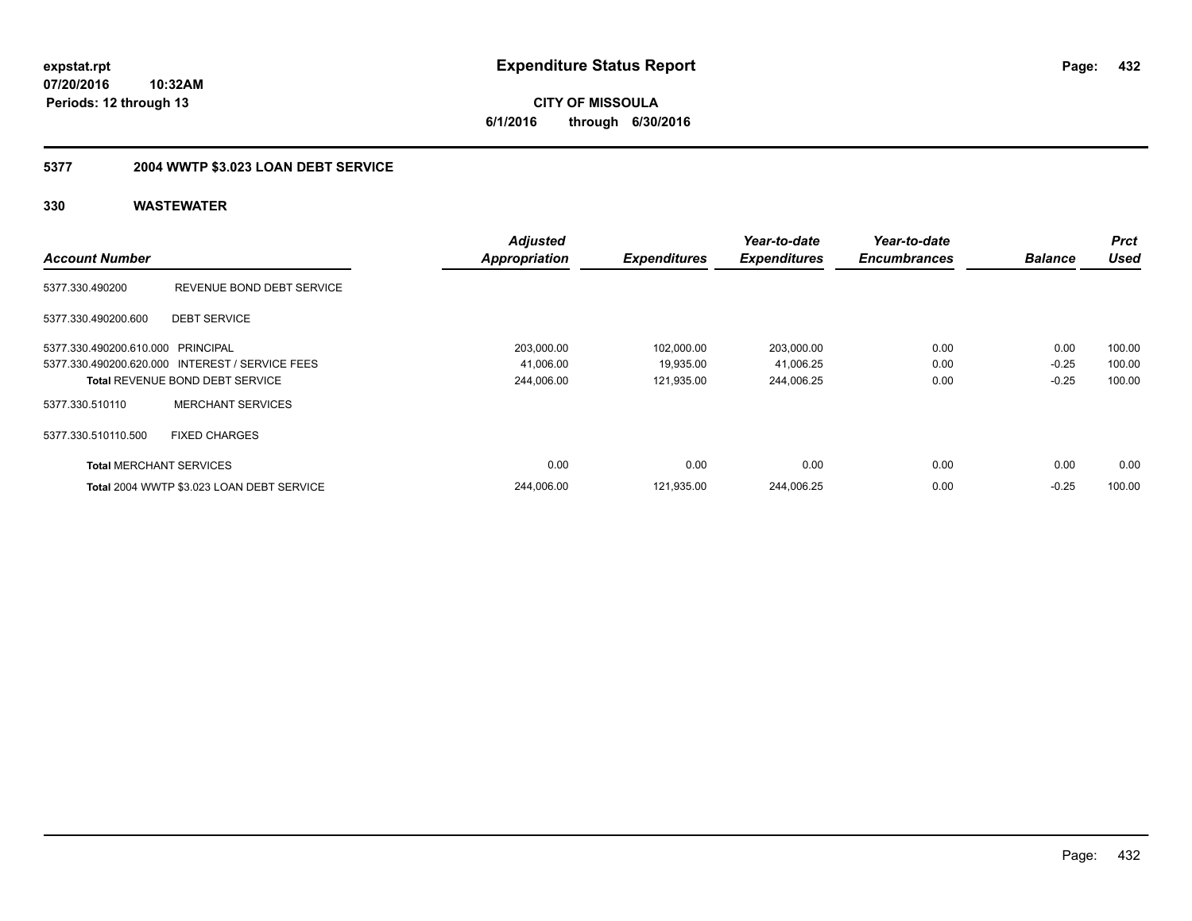**expstat.rpt**
**07/20/2016 10:32AM**
**Periods: 12 through 13**

# Expenditure Status Report

**CITY OF MISSOULA**
**6/1/2016 through 6/30/2016**

## 5377 2004 WWTP $3.023 LOAN DEBT SERVICE

### 330 WASTEWATER

| Account Number | | Adjusted Appropriation | Expenditures | Year-to-date Expenditures | Year-to-date Encumbrances | Balance | Prct Used |
|---|---|---|---|---|---|---|---|
| 5377.330.490200 | REVENUE BOND DEBT SERVICE | | | | | | |
| 5377.330.490200.600 | DEBT SERVICE | | | | | | |
| 5377.330.490200.610.000 | PRINCIPAL | 203,000.00 | 102,000.00 | 203,000.00 | 0.00 | 0.00 | 100.00 |
| 5377.330.490200.620.000 | INTEREST / SERVICE FEES | 41,006.00 | 19,935.00 | 41,006.25 | 0.00 | -0.25 | 100.00 |
| **Total** REVENUE BOND DEBT SERVICE | | 244,006.00 | 121,935.00 | 244,006.25 | 0.00 | -0.25 | 100.00 |
| 5377.330.510110 | MERCHANT SERVICES | | | | | | |
| 5377.330.510110.500 | FIXED CHARGES | | | | | | |
| **Total** MERCHANT SERVICES | | 0.00 | 0.00 | 0.00 | 0.00 | 0.00 | 0.00 |
| **Total** 2004 WWTP $3.023 LOAN DEBT SERVICE | | 244,006.00 | 121,935.00 | 244,006.25 | 0.00 | -0.25 | 100.00 |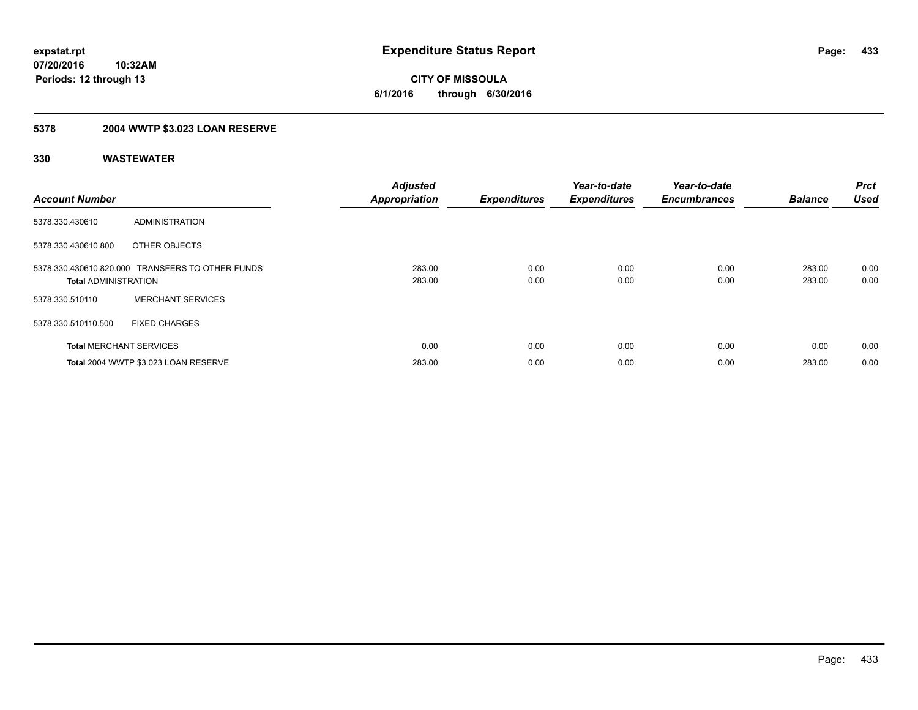# Expenditure Status Report

expstat.rpt
07/20/2016 10:32AM
Periods: 12 through 13

**CITY OF MISSOULA**
**6/1/2016 through 6/30/2016**

## 5378 2004 WWTP $3.023 LOAN RESERVE

### 330 WASTEWATER

| Account Number | | Adjusted Appropriation | Expenditures | Year-to-date Expenditures | Year-to-date Encumbrances | Balance | Prct Used |
|---|---|---|---|---|---|---|---|
| 5378.330.430610 | ADMINISTRATION | | | | | | |
| 5378.330.430610.800 | OTHER OBJECTS | | | | | | |
| 5378.330.430610.820.000 | TRANSFERS TO OTHER FUNDS | 283.00 | 0.00 | 0.00 | 0.00 | 283.00 | 0.00 |
| **Total** ADMINISTRATION | | 283.00 | 0.00 | 0.00 | 0.00 | 283.00 | 0.00 |
| 5378.330.510110 | MERCHANT SERVICES | | | | | | |
| 5378.330.510110.500 | FIXED CHARGES | | | | | | |
| **Total** MERCHANT SERVICES | | 0.00 | 0.00 | 0.00 | 0.00 | 0.00 | 0.00 |
| **Total** 2004 WWTP $3.023 LOAN RESERVE | | 283.00 | 0.00 | 0.00 | 0.00 | 283.00 | 0.00 |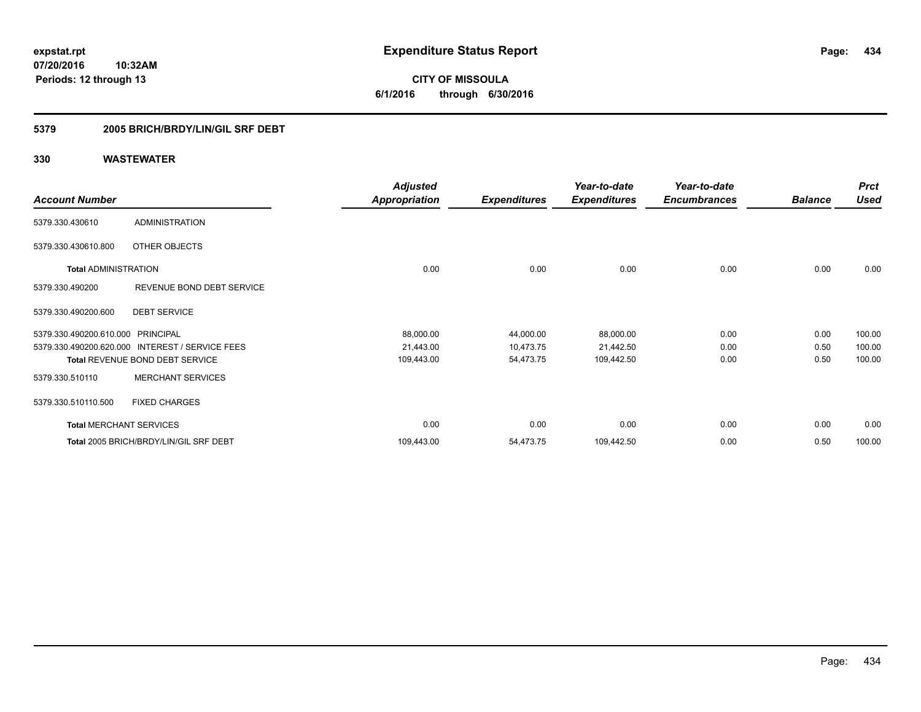**expstat.rpt**
**07/20/2016 10:32AM**
**Periods: 12 through 13**

# Expenditure Status Report

**CITY OF MISSOULA**
**6/1/2016 through 6/30/2016**

## 5379 2005 BRICH/BRDY/LIN/GIL SRF DEBT

### 330 WASTEWATER

| Account Number | | Adjusted Appropriation | Expenditures | Year-to-date Expenditures | Year-to-date Encumbrances | Balance | Prct Used |
|---|---|---|---|---|---|---|---|
| 5379.330.430610 | ADMINISTRATION | | | | | | |
| 5379.330.430610.800 | OTHER OBJECTS | | | | | | |
| **Total** ADMINISTRATION | | 0.00 | 0.00 | 0.00 | 0.00 | 0.00 | 0.00 |
| 5379.330.490200 | REVENUE BOND DEBT SERVICE | | | | | | |
| 5379.330.490200.600 | DEBT SERVICE | | | | | | |
| 5379.330.490200.610.000 | PRINCIPAL | 88,000.00 | 44,000.00 | 88,000.00 | 0.00 | 0.00 | 100.00 |
| 5379.330.490200.620.000 | INTEREST / SERVICE FEES | 21,443.00 | 10,473.75 | 21,442.50 | 0.00 | 0.50 | 100.00 |
| **Total** REVENUE BOND DEBT SERVICE | | 109,443.00 | 54,473.75 | 109,442.50 | 0.00 | 0.50 | 100.00 |
| 5379.330.510110 | MERCHANT SERVICES | | | | | | |
| 5379.330.510110.500 | FIXED CHARGES | | | | | | |
| **Total** MERCHANT SERVICES | | 0.00 | 0.00 | 0.00 | 0.00 | 0.00 | 0.00 |
| **Total** 2005 BRICH/BRDY/LIN/GIL SRF DEBT | | 109,443.00 | 54,473.75 | 109,442.50 | 0.00 | 0.50 | 100.00 |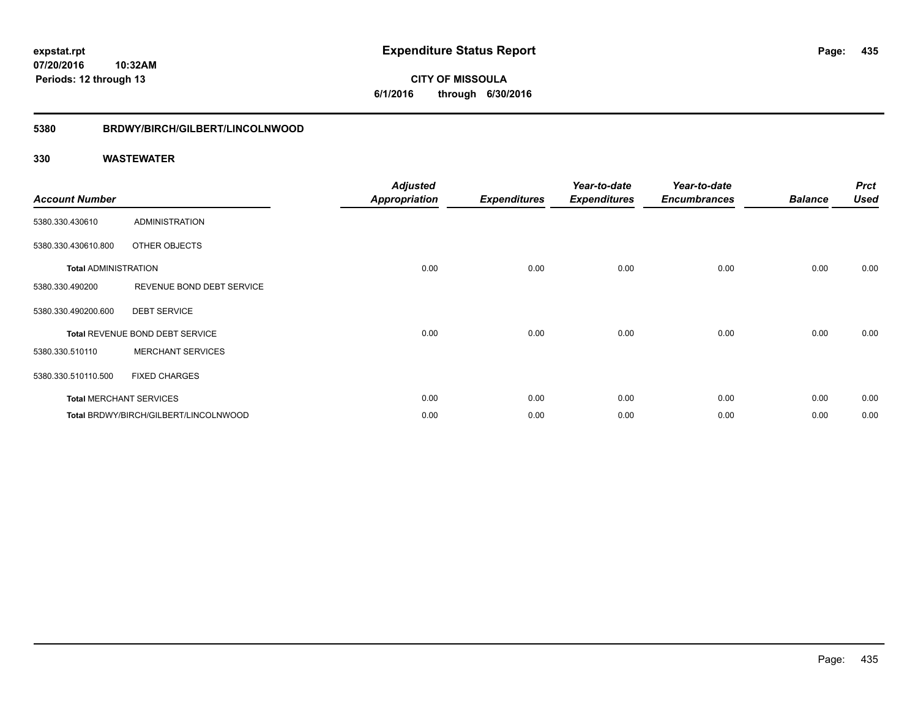**expstat.rpt**
**07/20/2016 10:32AM**
**Periods: 12 through 13**

# Expenditure Status Report

**CITY OF MISSOULA**
**6/1/2016 through 6/30/2016**

## 5380 BRDWY/BIRCH/GILBERT/LINCOLNWOOD

### 330 WASTEWATER

| Account Number | | Adjusted Appropriation | Expenditures | Year-to-date Expenditures | Year-to-date Encumbrances | Balance | Prct Used |
|---|---|---|---|---|---|---|---|
| 5380.330.430610 | ADMINISTRATION | | | | | | |
| 5380.330.430610.800 | OTHER OBJECTS | | | | | | |
| **Total** ADMINISTRATION | | 0.00 | 0.00 | 0.00 | 0.00 | 0.00 | 0.00 |
| 5380.330.490200 | REVENUE BOND DEBT SERVICE | | | | | | |
| 5380.330.490200.600 | DEBT SERVICE | | | | | | |
| **Total** REVENUE BOND DEBT SERVICE | | 0.00 | 0.00 | 0.00 | 0.00 | 0.00 | 0.00 |
| 5380.330.510110 | MERCHANT SERVICES | | | | | | |
| 5380.330.510110.500 | FIXED CHARGES | | | | | | |
| **Total** MERCHANT SERVICES | | 0.00 | 0.00 | 0.00 | 0.00 | 0.00 | 0.00 |
| **Total** BRDWY/BIRCH/GILBERT/LINCOLNWOOD | | 0.00 | 0.00 | 0.00 | 0.00 | 0.00 | 0.00 |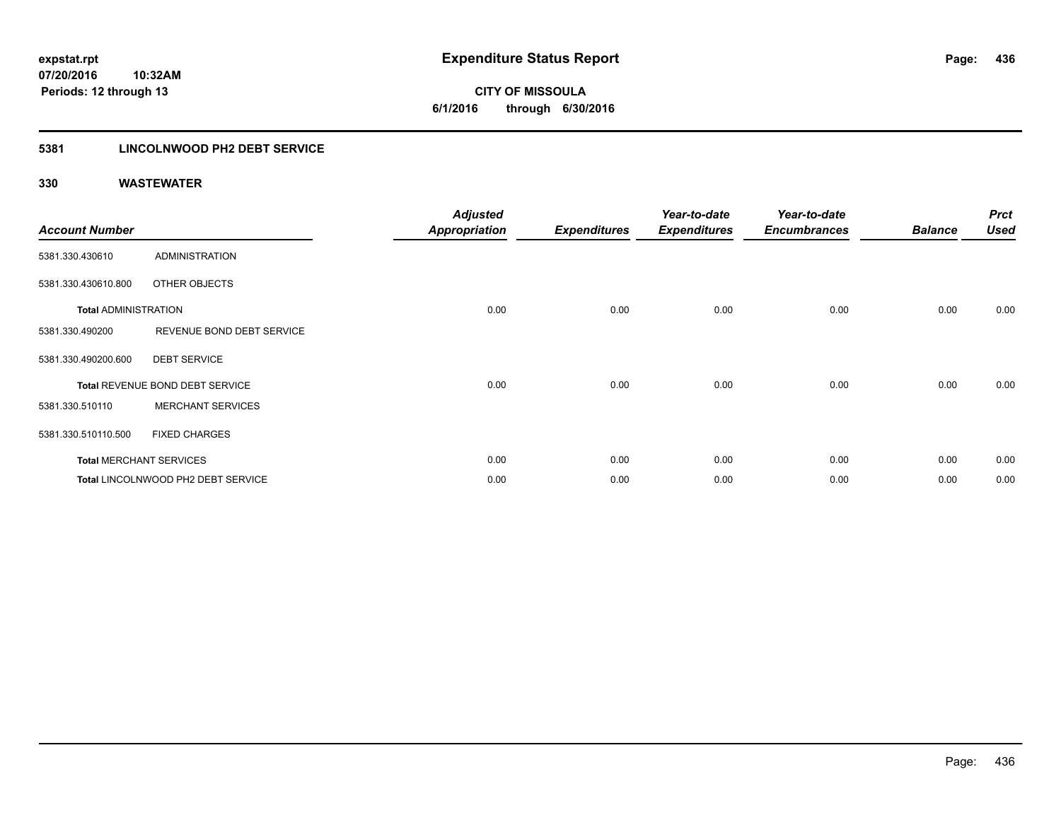# Expenditure Status Report

expstat.rpt
07/20/2016 10:32AM
Periods: 12 through 13

**CITY OF MISSOULA**
**6/1/2016 through 6/30/2016**

## 5381 LINCOLNWOOD PH2 DEBT SERVICE

### 330 WASTEWATER

| Account Number | | Adjusted Appropriation | Expenditures | Year-to-date Expenditures | Year-to-date Encumbrances | Balance | Prct Used |
|---|---|---|---|---|---|---|---|
| 5381.330.430610 | ADMINISTRATION | | | | | | |
| 5381.330.430610.800 | OTHER OBJECTS | | | | | | |
| **Total** ADMINISTRATION | | 0.00 | 0.00 | 0.00 | 0.00 | 0.00 | 0.00 |
| 5381.330.490200 | REVENUE BOND DEBT SERVICE | | | | | | |
| 5381.330.490200.600 | DEBT SERVICE | | | | | | |
| **Total** REVENUE BOND DEBT SERVICE | | 0.00 | 0.00 | 0.00 | 0.00 | 0.00 | 0.00 |
| 5381.330.510110 | MERCHANT SERVICES | | | | | | |
| 5381.330.510110.500 | FIXED CHARGES | | | | | | |
| **Total** MERCHANT SERVICES | | 0.00 | 0.00 | 0.00 | 0.00 | 0.00 | 0.00 |
| **Total** LINCOLNWOOD PH2 DEBT SERVICE | | 0.00 | 0.00 | 0.00 | 0.00 | 0.00 | 0.00 |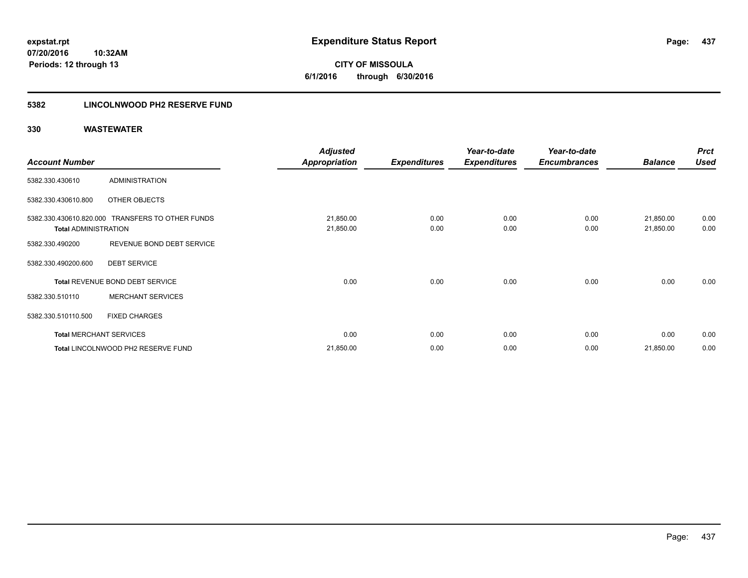**expstat.rpt**
**07/20/2016 10:32AM**
**Periods: 12 through 13**

# Expenditure Status Report

**CITY OF MISSOULA**
**6/1/2016 through 6/30/2016**

## 5382 LINCOLNWOOD PH2 RESERVE FUND

### 330 WASTEWATER

| Account Number | | Adjusted Appropriation | Expenditures | Year-to-date Expenditures | Year-to-date Encumbrances | Balance | Prct Used |
|---|---|---|---|---|---|---|---|
| 5382.330.430610 | ADMINISTRATION | | | | | | |
| 5382.330.430610.800 | OTHER OBJECTS | | | | | | |
| 5382.330.430610.820.000 | TRANSFERS TO OTHER FUNDS | 21,850.00 | 0.00 | 0.00 | 0.00 | 21,850.00 | 0.00 |
| **Total** ADMINISTRATION | | 21,850.00 | 0.00 | 0.00 | 0.00 | 21,850.00 | 0.00 |
| 5382.330.490200 | REVENUE BOND DEBT SERVICE | | | | | | |
| 5382.330.490200.600 | DEBT SERVICE | | | | | | |
| **Total** REVENUE BOND DEBT SERVICE | | 0.00 | 0.00 | 0.00 | 0.00 | 0.00 | 0.00 |
| 5382.330.510110 | MERCHANT SERVICES | | | | | | |
| 5382.330.510110.500 | FIXED CHARGES | | | | | | |
| **Total** MERCHANT SERVICES | | 0.00 | 0.00 | 0.00 | 0.00 | 0.00 | 0.00 |
| **Total** LINCOLNWOOD PH2 RESERVE FUND | | 21,850.00 | 0.00 | 0.00 | 0.00 | 21,850.00 | 0.00 |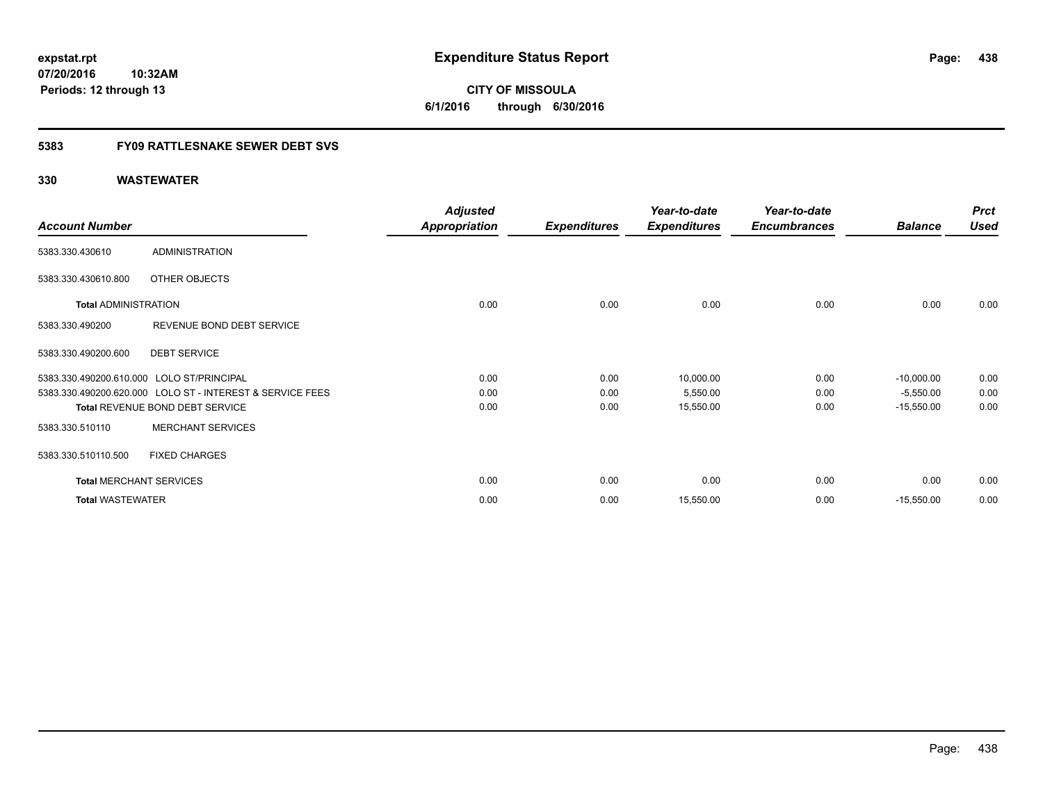# Expenditure Status Report

expstat.rpt
07/20/2016 10:32AM
Periods: 12 through 13

**CITY OF MISSOULA**
**6/1/2016 through 6/30/2016**

## 5383 FY09 RATTLESNAKE SEWER DEBT SVS

### 330 WASTEWATER

| Account Number | | Adjusted Appropriation | Expenditures | Year-to-date Expenditures | Year-to-date Encumbrances | Balance | Prct Used |
|---|---|---|---|---|---|---|---|
| 5383.330.430610 | ADMINISTRATION | | | | | | |
| 5383.330.430610.800 | OTHER OBJECTS | | | | | | |
| **Total** ADMINISTRATION | | 0.00 | 0.00 | 0.00 | 0.00 | 0.00 | 0.00 |
| 5383.330.490200 | REVENUE BOND DEBT SERVICE | | | | | | |
| 5383.330.490200.600 | DEBT SERVICE | | | | | | |
| 5383.330.490200.610.000 | LOLO ST/PRINCIPAL | 0.00 | 0.00 | 10,000.00 | 0.00 | -10,000.00 | 0.00 |
| 5383.330.490200.620.000 | LOLO ST - INTEREST & SERVICE FEES | 0.00 | 0.00 | 5,550.00 | 0.00 | -5,550.00 | 0.00 |
| **Total** REVENUE BOND DEBT SERVICE | | 0.00 | 0.00 | 15,550.00 | 0.00 | -15,550.00 | 0.00 |
| 5383.330.510110 | MERCHANT SERVICES | | | | | | |
| 5383.330.510110.500 | FIXED CHARGES | | | | | | |
| **Total** MERCHANT SERVICES | | 0.00 | 0.00 | 0.00 | 0.00 | 0.00 | 0.00 |
| **Total** WASTEWATER | | 0.00 | 0.00 | 15,550.00 | 0.00 | -15,550.00 | 0.00 |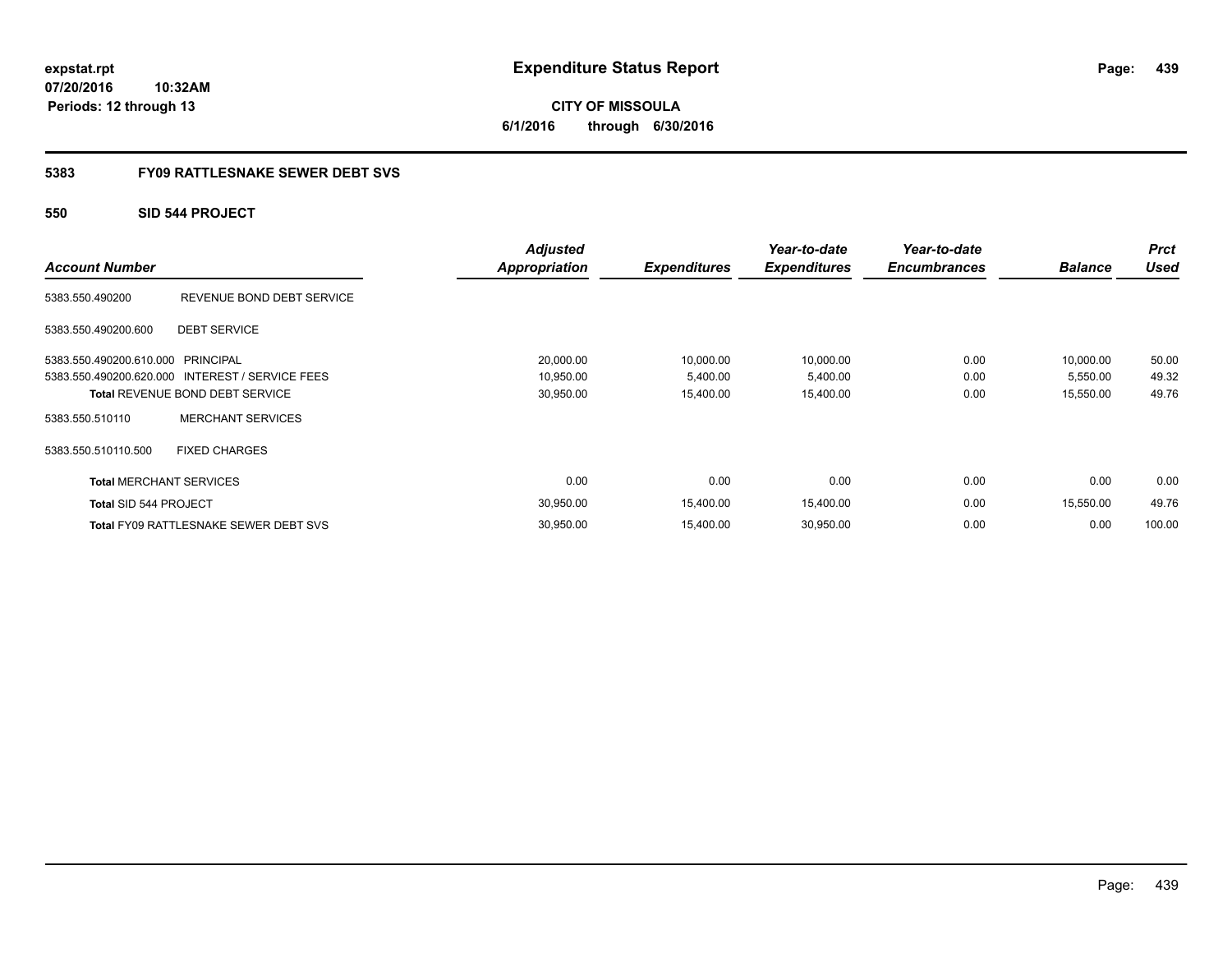**expstat.rpt**
**07/20/2016 10:32AM**
**Periods: 12 through 13**

# Expenditure Status Report

**CITY OF MISSOULA**
**6/1/2016 through 6/30/2016**

## 5383 FY09 RATTLESNAKE SEWER DEBT SVS

### 550 SID 544 PROJECT

| Account Number | | Adjusted Appropriation | Expenditures | Year-to-date Expenditures | Year-to-date Encumbrances | Balance | Prct Used |
|---|---|---|---|---|---|---|---|
| 5383.550.490200 | REVENUE BOND DEBT SERVICE | | | | | | |
| 5383.550.490200.600 | DEBT SERVICE | | | | | | |
| 5383.550.490200.610.000 | PRINCIPAL | 20,000.00 | 10,000.00 | 10,000.00 | 0.00 | 10,000.00 | 50.00 |
| 5383.550.490200.620.000 | INTEREST / SERVICE FEES | 10,950.00 | 5,400.00 | 5,400.00 | 0.00 | 5,550.00 | 49.32 |
| **Total** REVENUE BOND DEBT SERVICE | | 30,950.00 | 15,400.00 | 15,400.00 | 0.00 | 15,550.00 | 49.76 |
| 5383.550.510110 | MERCHANT SERVICES | | | | | | |
| 5383.550.510110.500 | FIXED CHARGES | | | | | | |
| **Total** MERCHANT SERVICES | | 0.00 | 0.00 | 0.00 | 0.00 | 0.00 | 0.00 |
| **Total** SID 544 PROJECT | | 30,950.00 | 15,400.00 | 15,400.00 | 0.00 | 15,550.00 | 49.76 |
| **Total** FY09 RATTLESNAKE SEWER DEBT SVS | | 30,950.00 | 15,400.00 | 30,950.00 | 0.00 | 0.00 | 100.00 |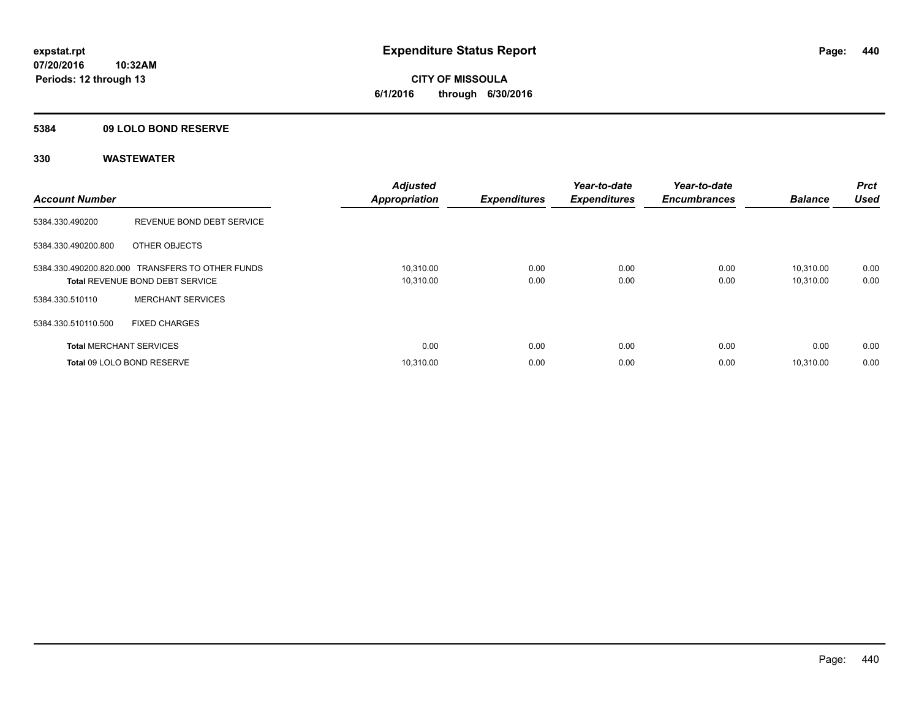**expstat.rpt**
**07/20/2016 10:32AM**
**Periods: 12 through 13**

# Expenditure Status Report

**CITY OF MISSOULA**
**6/1/2016 through 6/30/2016**

## 5384 09 LOLO BOND RESERVE

## 330 WASTEWATER

| Account Number | | Adjusted Appropriation | Expenditures | Year-to-date Expenditures | Year-to-date Encumbrances | Balance | Prct Used |
|---|---|---|---|---|---|---|---|
| 5384.330.490200 | REVENUE BOND DEBT SERVICE | | | | | | |
| 5384.330.490200.800 | OTHER OBJECTS | | | | | | |
| 5384.330.490200.820.000 | TRANSFERS TO OTHER FUNDS | 10,310.00 | 0.00 | 0.00 | 0.00 | 10,310.00 | 0.00 |
| **Total** REVENUE BOND DEBT SERVICE | | 10,310.00 | 0.00 | 0.00 | 0.00 | 10,310.00 | 0.00 |
| 5384.330.510110 | MERCHANT SERVICES | | | | | | |
| 5384.330.510110.500 | FIXED CHARGES | | | | | | |
| **Total** MERCHANT SERVICES | | 0.00 | 0.00 | 0.00 | 0.00 | 0.00 | 0.00 |
| **Total** 09 LOLO BOND RESERVE | | 10,310.00 | 0.00 | 0.00 | 0.00 | 10,310.00 | 0.00 |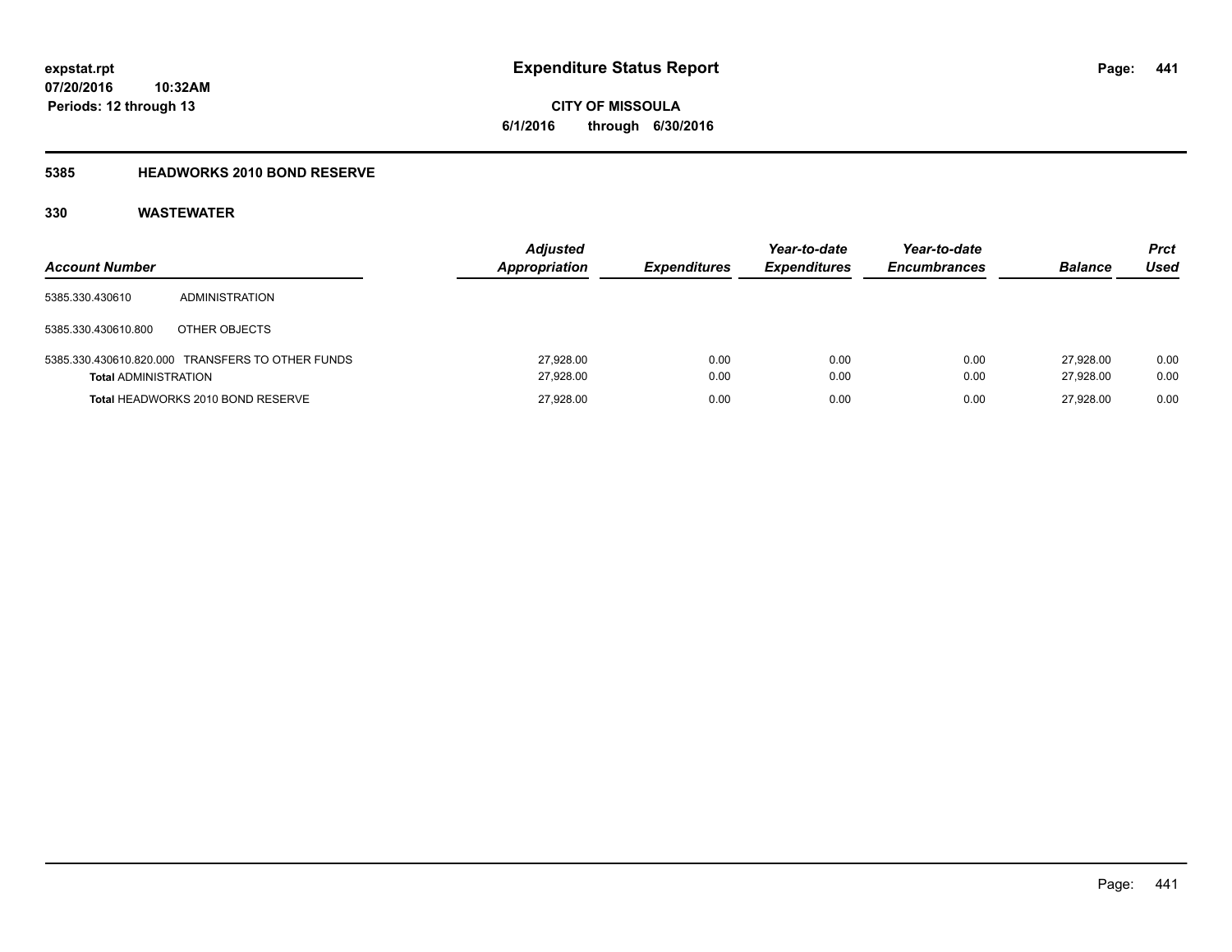**expstat.rpt**
**07/20/2016 10:32AM**
**Periods: 12 through 13**

# Expenditure Status Report

**CITY OF MISSOULA**
**6/1/2016 through 6/30/2016**

## 5385 HEADWORKS 2010 BOND RESERVE

### 330 WASTEWATER

| Account Number | | Adjusted Appropriation | Expenditures | Year-to-date Expenditures | Year-to-date Encumbrances | Balance | Prct Used |
|---|---|---|---|---|---|---|---|
| 5385.330.430610 | ADMINISTRATION | | | | | | |
| 5385.330.430610.800 | OTHER OBJECTS | | | | | | |
| 5385.330.430610.820.000 | TRANSFERS TO OTHER FUNDS | 27,928.00 | 0.00 | 0.00 | 0.00 | 27,928.00 | 0.00 |
| **Total** ADMINISTRATION | | 27,928.00 | 0.00 | 0.00 | 0.00 | 27,928.00 | 0.00 |
| **Total** HEADWORKS 2010 BOND RESERVE | | 27,928.00 | 0.00 | 0.00 | 0.00 | 27,928.00 | 0.00 |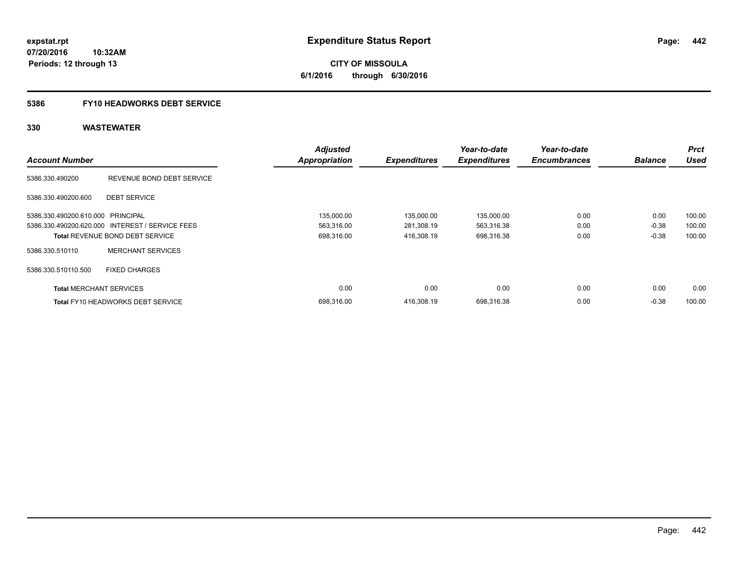# Expenditure Status Report

expstat.rpt
07/20/2016 10:32AM
Periods: 12 through 13

**CITY OF MISSOULA**
**6/1/2016 through 6/30/2016**

## 5386 FY10 HEADWORKS DEBT SERVICE

## 330 WASTEWATER

| Account Number | | Adjusted Appropriation | Expenditures | Year-to-date Expenditures | Year-to-date Encumbrances | Balance | Prct Used |
|---|---|---|---|---|---|---|---|
| 5386.330.490200 | REVENUE BOND DEBT SERVICE | | | | | | |
| 5386.330.490200.600 | DEBT SERVICE | | | | | | |
| 5386.330.490200.610.000 | PRINCIPAL | 135,000.00 | 135,000.00 | 135,000.00 | 0.00 | 0.00 | 100.00 |
| 5386.330.490200.620.000 | INTEREST / SERVICE FEES | 563,316.00 | 281,308.19 | 563,316.38 | 0.00 | -0.38 | 100.00 |
| **Total** REVENUE BOND DEBT SERVICE | | 698,316.00 | 416,308.19 | 698,316.38 | 0.00 | -0.38 | 100.00 |
| 5386.330.510110 | MERCHANT SERVICES | | | | | | |
| 5386.330.510110.500 | FIXED CHARGES | | | | | | |
| **Total** MERCHANT SERVICES | | 0.00 | 0.00 | 0.00 | 0.00 | 0.00 | 0.00 |
| **Total** FY10 HEADWORKS DEBT SERVICE | | 698,316.00 | 416,308.19 | 698,316.38 | 0.00 | -0.38 | 100.00 |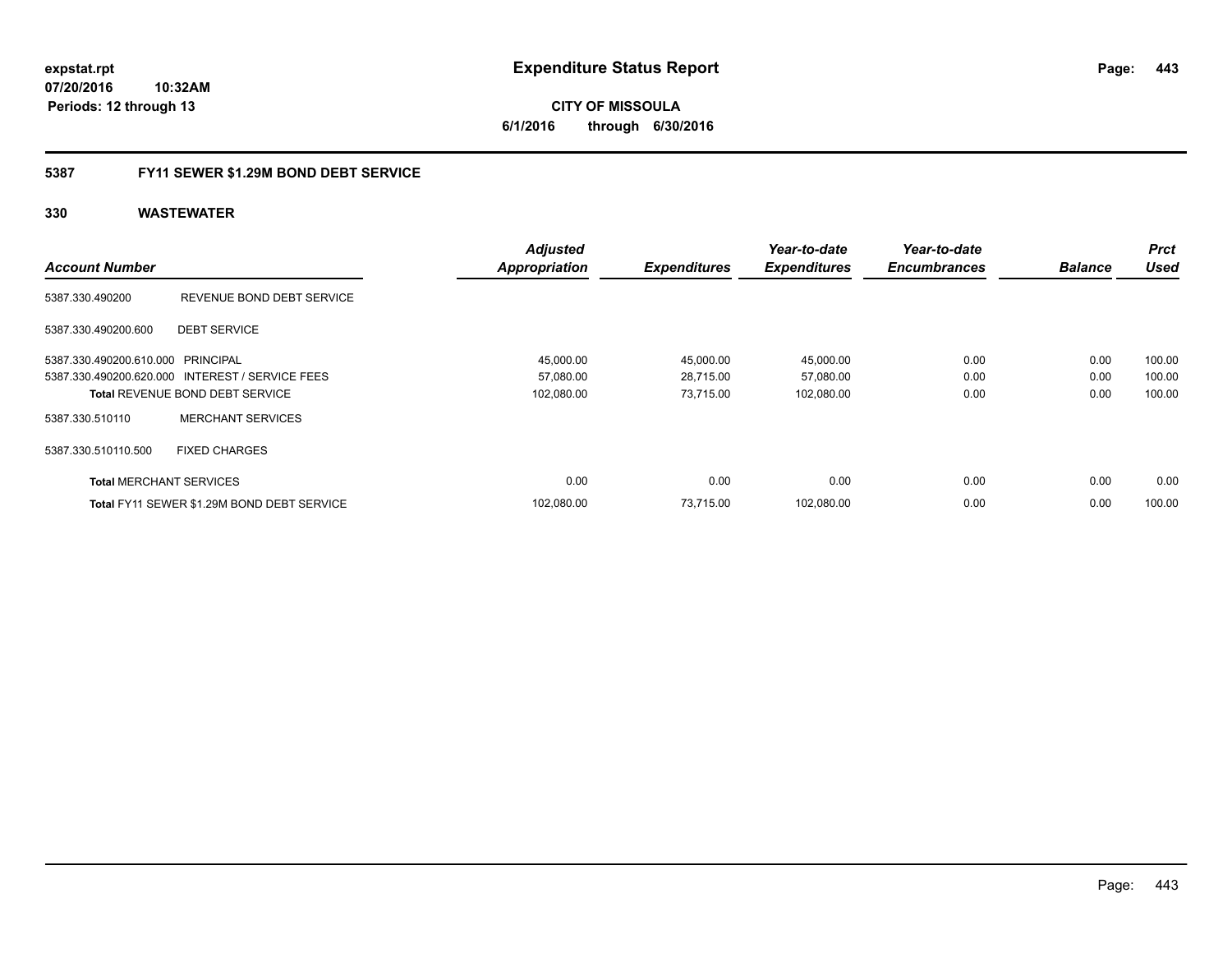**expstat.rpt**
**07/20/2016 10:32AM**
**Periods: 12 through 13**

# Expenditure Status Report

**CITY OF MISSOULA**
**6/1/2016 through 6/30/2016**

## 5387 FY11 SEWER $1.29M BOND DEBT SERVICE

### 330 WASTEWATER

| Account Number | | Adjusted Appropriation | Expenditures | Year-to-date Expenditures | Year-to-date Encumbrances | Balance | Prct Used |
|---|---|---|---|---|---|---|---|
| 5387.330.490200 | REVENUE BOND DEBT SERVICE | | | | | | |
| 5387.330.490200.600 | DEBT SERVICE | | | | | | |
| 5387.330.490200.610.000 | PRINCIPAL | 45,000.00 | 45,000.00 | 45,000.00 | 0.00 | 0.00 | 100.00 |
| 5387.330.490200.620.000 | INTEREST / SERVICE FEES | 57,080.00 | 28,715.00 | 57,080.00 | 0.00 | 0.00 | 100.00 |
| **Total** REVENUE BOND DEBT SERVICE | | 102,080.00 | 73,715.00 | 102,080.00 | 0.00 | 0.00 | 100.00 |
| 5387.330.510110 | MERCHANT SERVICES | | | | | | |
| 5387.330.510110.500 | FIXED CHARGES | | | | | | |
| **Total** MERCHANT SERVICES | | 0.00 | 0.00 | 0.00 | 0.00 | 0.00 | 0.00 |
| **Total** FY11 SEWER $1.29M BOND DEBT SERVICE | | 102,080.00 | 73,715.00 | 102,080.00 | 0.00 | 0.00 | 100.00 |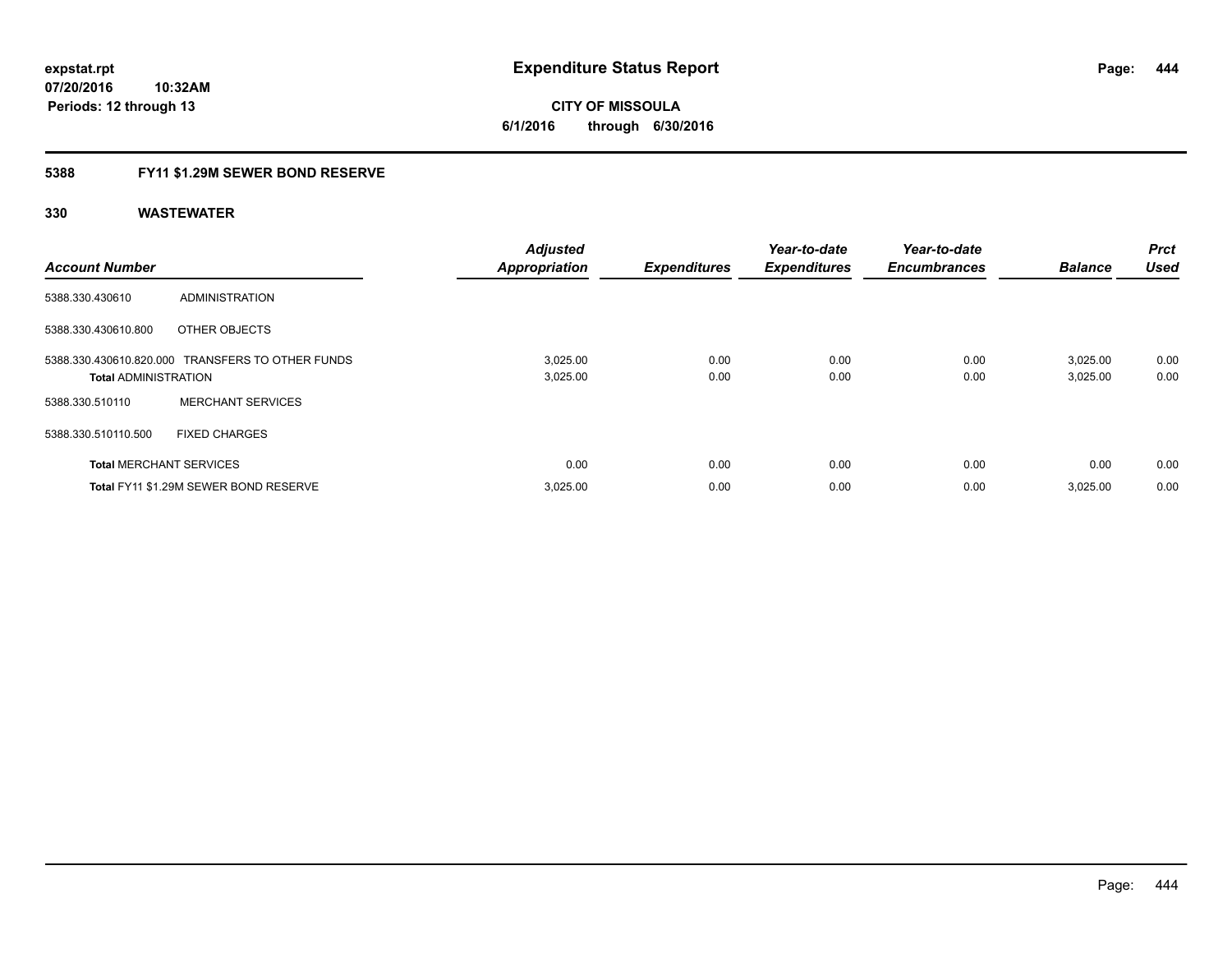expstat.rpt
07/20/2016 10:32AM
Periods: 12 through 13

# Expenditure Status Report

**CITY OF MISSOULA**
**6/1/2016 through 6/30/2016**

## 5388 FY11 $1.29M SEWER BOND RESERVE

### 330 WASTEWATER

| Account Number | | Adjusted Appropriation | Expenditures | Year-to-date Expenditures | Year-to-date Encumbrances | Balance | Prct Used |
|---|---|---|---|---|---|---|---|
| 5388.330.430610 | ADMINISTRATION | | | | | | |
| 5388.330.430610.800 | OTHER OBJECTS | | | | | | |
| 5388.330.430610.820.000 | TRANSFERS TO OTHER FUNDS | 3,025.00 | 0.00 | 0.00 | 0.00 | 3,025.00 | 0.00 |
| **Total** ADMINISTRATION | | 3,025.00 | 0.00 | 0.00 | 0.00 | 3,025.00 | 0.00 |
| 5388.330.510110 | MERCHANT SERVICES | | | | | | |
| 5388.330.510110.500 | FIXED CHARGES | | | | | | |
| **Total** MERCHANT SERVICES | | 0.00 | 0.00 | 0.00 | 0.00 | 0.00 | 0.00 |
| **Total** FY11 $1.29M SEWER BOND RESERVE | | 3,025.00 | 0.00 | 0.00 | 0.00 | 3,025.00 | 0.00 |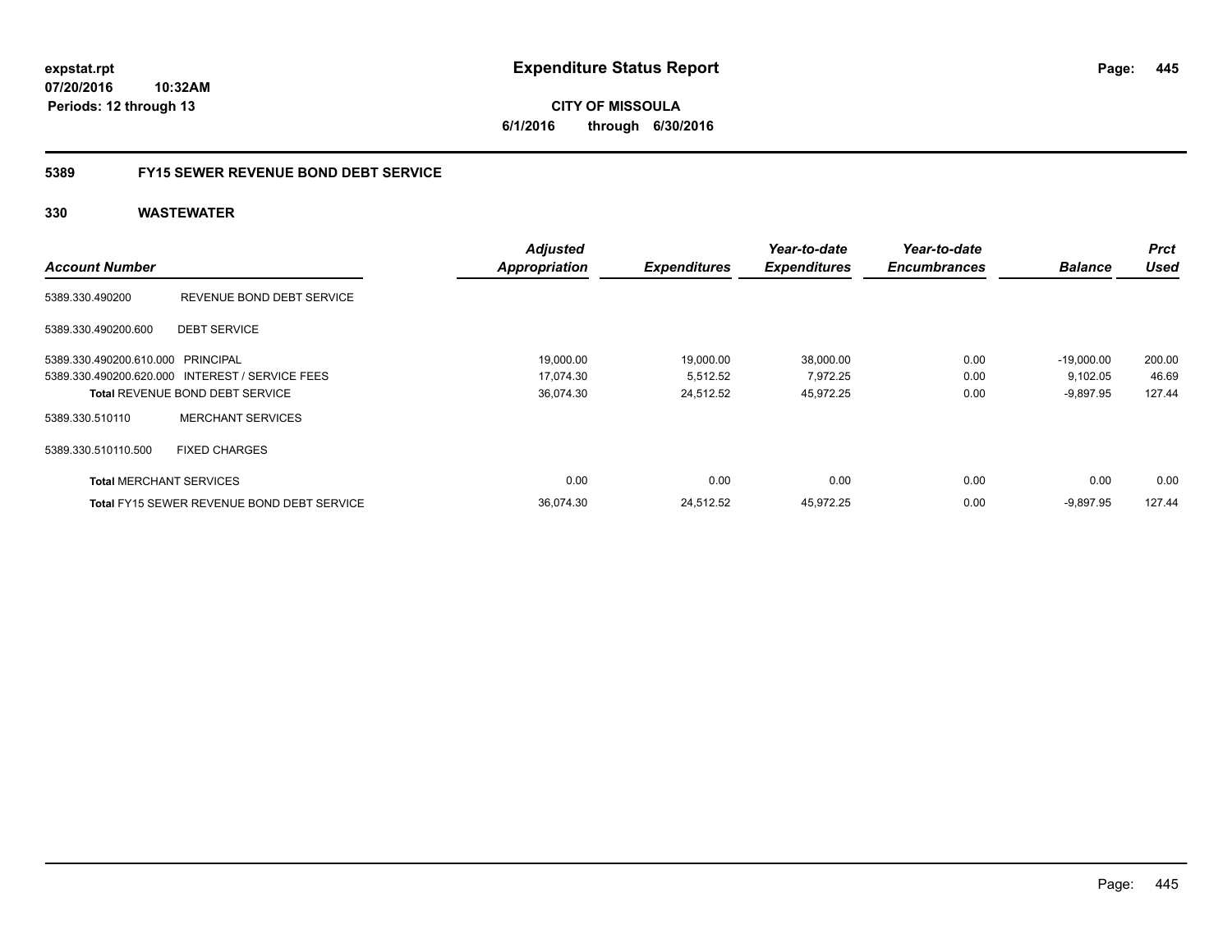**expstat.rpt**
**07/20/2016 10:32AM**
**Periods: 12 through 13**

# Expenditure Status Report

**CITY OF MISSOULA**
**6/1/2016 through 6/30/2016**

## 5389 FY15 SEWER REVENUE BOND DEBT SERVICE

### 330 WASTEWATER

| Account Number | | Adjusted Appropriation | Expenditures | Year-to-date Expenditures | Year-to-date Encumbrances | Balance | Prct Used |
|---|---|---|---|---|---|---|---|
| 5389.330.490200 | REVENUE BOND DEBT SERVICE | | | | | | |
| 5389.330.490200.600 | DEBT SERVICE | | | | | | |
| 5389.330.490200.610.000 | PRINCIPAL | 19,000.00 | 19,000.00 | 38,000.00 | 0.00 | -19,000.00 | 200.00 |
| 5389.330.490200.620.000 | INTEREST / SERVICE FEES | 17,074.30 | 5,512.52 | 7,972.25 | 0.00 | 9,102.05 | 46.69 |
| **Total** REVENUE BOND DEBT SERVICE | | 36,074.30 | 24,512.52 | 45,972.25 | 0.00 | -9,897.95 | 127.44 |
| 5389.330.510110 | MERCHANT SERVICES | | | | | | |
| 5389.330.510110.500 | FIXED CHARGES | | | | | | |
| **Total** MERCHANT SERVICES | | 0.00 | 0.00 | 0.00 | 0.00 | 0.00 | 0.00 |
| **Total** FY15 SEWER REVENUE BOND DEBT SERVICE | | 36,074.30 | 24,512.52 | 45,972.25 | 0.00 | -9,897.95 | 127.44 |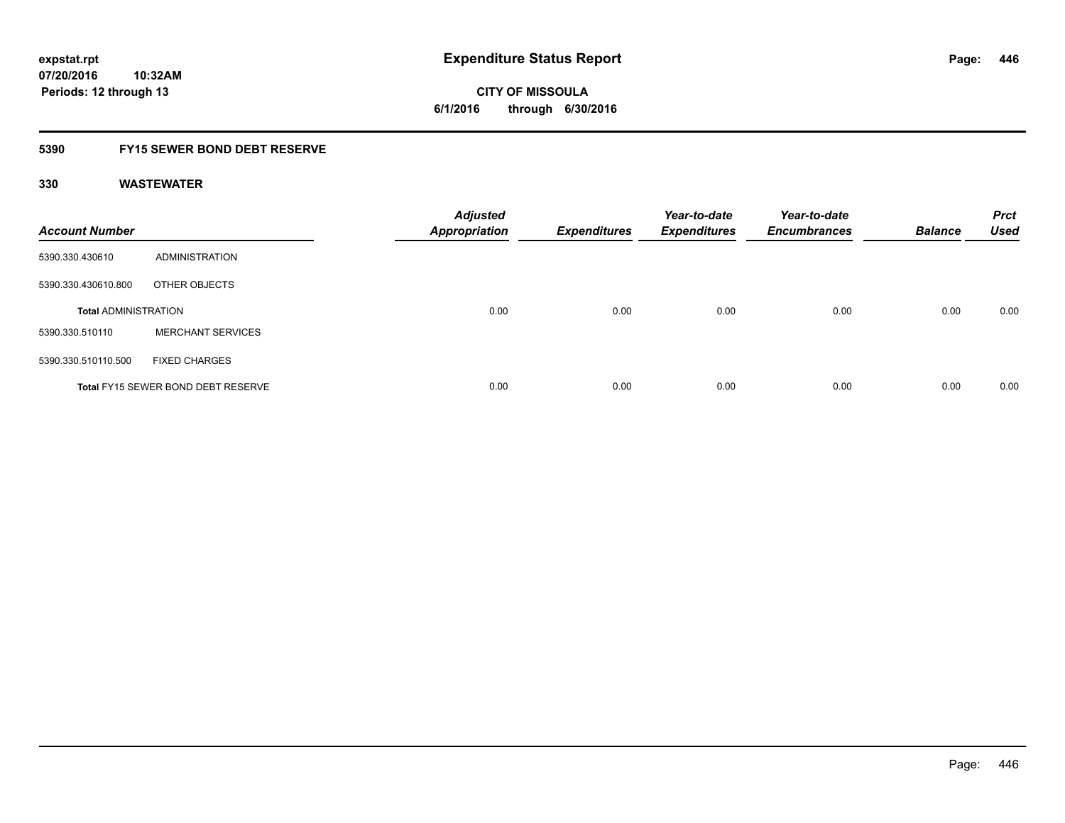**expstat.rpt**
**07/20/2016 10:32AM**
**Periods: 12 through 13**

# Expenditure Status Report

**CITY OF MISSOULA**
**6/1/2016 through 6/30/2016**

## 5390 FY15 SEWER BOND DEBT RESERVE

### 330 WASTEWATER

| Account Number | | Adjusted Appropriation | Expenditures | Year-to-date Expenditures | Year-to-date Encumbrances | Balance | Prct Used |
|---|---|---|---|---|---|---|---|
| 5390.330.430610 | ADMINISTRATION | | | | | | |
| 5390.330.430610.800 | OTHER OBJECTS | | | | | | |
| **Total** ADMINISTRATION | | 0.00 | 0.00 | 0.00 | 0.00 | 0.00 | 0.00 |
| 5390.330.510110 | MERCHANT SERVICES | | | | | | |
| 5390.330.510110.500 | FIXED CHARGES | | | | | | |
| **Total** FY15 SEWER BOND DEBT RESERVE | | 0.00 | 0.00 | 0.00 | 0.00 | 0.00 | 0.00 |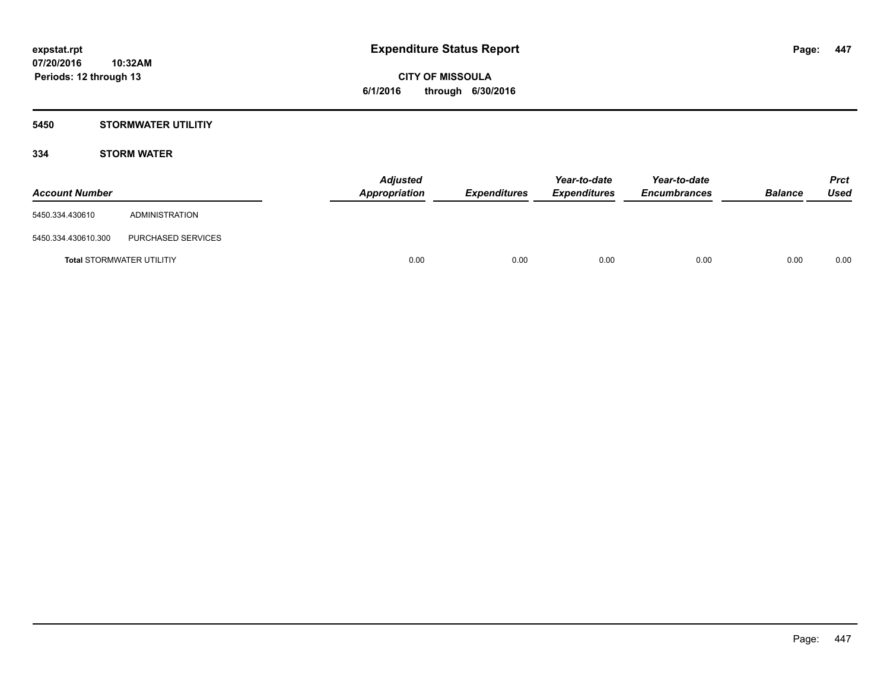**expstat.rpt**
**07/20/2016 10:32AM**
**Periods: 12 through 13**

# Expenditure Status Report

**CITY OF MISSOULA**
**6/1/2016 through 6/30/2016**

## 5450 STORMWATER UTILITIY

### 334 STORM WATER

| Account Number | | Adjusted Appropriation | Expenditures | Year-to-date Expenditures | Year-to-date Encumbrances | Balance | Prct Used |
|---|---|---|---|---|---|---|---|
| 5450.334.430610 | ADMINISTRATION | | | | | | |
| 5450.334.430610.300 | PURCHASED SERVICES | | | | | | |
| **Total** STORMWATER UTILITIY | | 0.00 | 0.00 | 0.00 | 0.00 | 0.00 | 0.00 |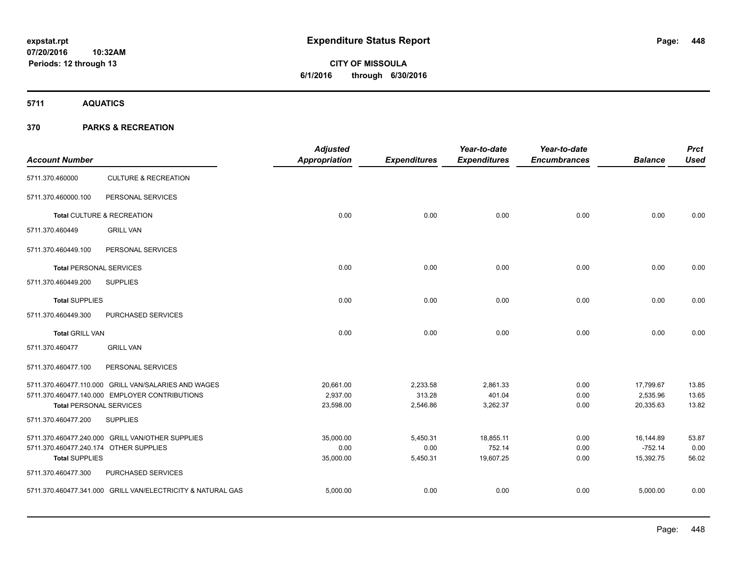**expstat.rpt**
**07/20/2016 10:32AM**
**Periods: 12 through 13**

# Expenditure Status Report

**CITY OF MISSOULA**
**6/1/2016 through 6/30/2016**

## 5711 AQUATICS

## 370 PARKS & RECREATION

| Account Number | | Adjusted Appropriation | Expenditures | Year-to-date Expenditures | Year-to-date Encumbrances | Balance | Prct Used |
|---|---|---|---|---|---|---|---|
| 5711.370.460000 | CULTURE & RECREATION | | | | | | |
| 5711.370.460000.100 | PERSONAL SERVICES | | | | | | |
| **Total** CULTURE & RECREATION | | 0.00 | 0.00 | 0.00 | 0.00 | 0.00 | 0.00 |
| 5711.370.460449 | GRILL VAN | | | | | | |
| 5711.370.460449.100 | PERSONAL SERVICES | | | | | | |
| **Total** PERSONAL SERVICES | | 0.00 | 0.00 | 0.00 | 0.00 | 0.00 | 0.00 |
| 5711.370.460449.200 | SUPPLIES | | | | | | |
| **Total** SUPPLIES | | 0.00 | 0.00 | 0.00 | 0.00 | 0.00 | 0.00 |
| 5711.370.460449.300 | PURCHASED SERVICES | | | | | | |
| **Total** GRILL VAN | | 0.00 | 0.00 | 0.00 | 0.00 | 0.00 | 0.00 |
| 5711.370.460477 | GRILL VAN | | | | | | |
| 5711.370.460477.100 | PERSONAL SERVICES | | | | | | |
| 5711.370.460477.110.000 | GRILL VAN/SALARIES AND WAGES | 20,661.00 | 2,233.58 | 2,861.33 | 0.00 | 17,799.67 | 13.85 |
| 5711.370.460477.140.000 | EMPLOYER CONTRIBUTIONS | 2,937.00 | 313.28 | 401.04 | 0.00 | 2,535.96 | 13.65 |
| **Total** PERSONAL SERVICES | | 23,598.00 | 2,546.86 | 3,262.37 | 0.00 | 20,335.63 | 13.82 |
| 5711.370.460477.200 | SUPPLIES | | | | | | |
| 5711.370.460477.240.000 | GRILL VAN/OTHER SUPPLIES | 35,000.00 | 5,450.31 | 18,855.11 | 0.00 | 16,144.89 | 53.87 |
| 5711.370.460477.240.174 | OTHER SUPPLIES | 0.00 | 0.00 | 752.14 | 0.00 | -752.14 | 0.00 |
| **Total** SUPPLIES | | 35,000.00 | 5,450.31 | 19,607.25 | 0.00 | 15,392.75 | 56.02 |
| 5711.370.460477.300 | PURCHASED SERVICES | | | | | | |
| 5711.370.460477.341.000 | GRILL VAN/ELECTRICITY & NATURAL GAS | 5,000.00 | 0.00 | 0.00 | 0.00 | 5,000.00 | 0.00 |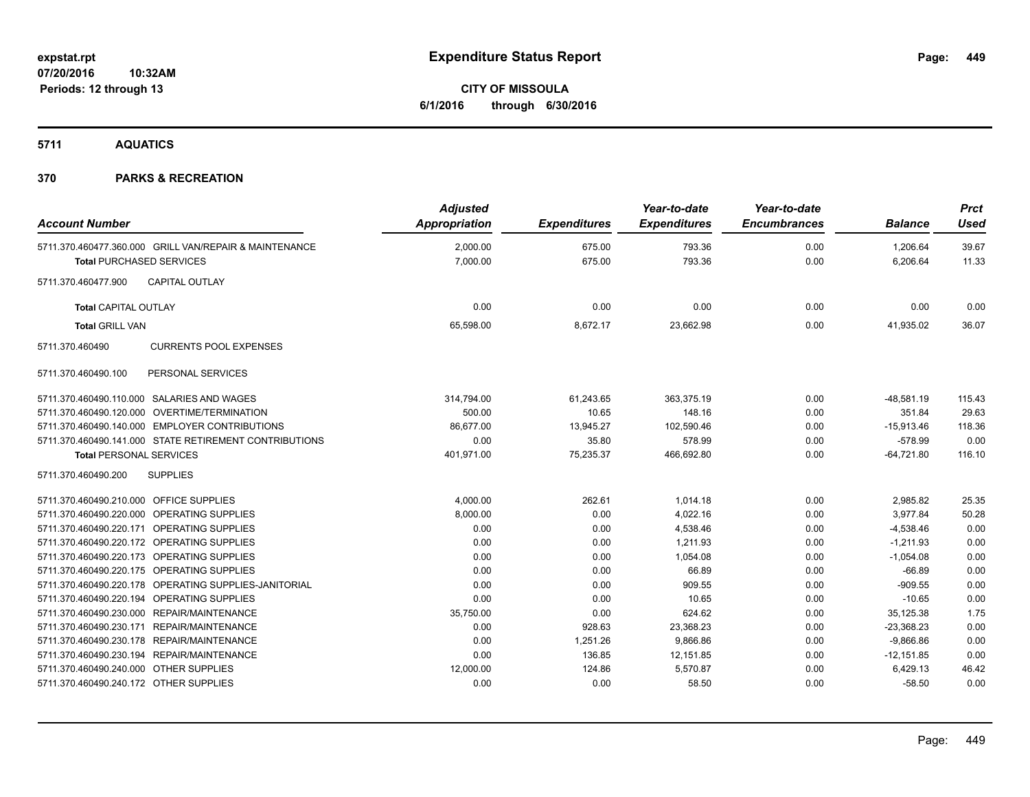**expstat.rpt**
**07/20/2016 10:32AM**
**Periods: 12 through 13**

# Expenditure Status Report

**CITY OF MISSOULA**
**6/1/2016 through 6/30/2016**

## 5711 AQUATICS

## 370 PARKS & RECREATION

| Account Number | Adjusted Appropriation | Expenditures | Year-to-date Expenditures | Year-to-date Encumbrances | Balance | Prct Used |
|---|---|---|---|---|---|---|
| 5711.370.460477.360.000 GRILL VAN/REPAIR & MAINTENANCE | 2,000.00 | 675.00 | 793.36 | 0.00 | 1,206.64 | 39.67 |
| **Total** PURCHASED SERVICES | 7,000.00 | 675.00 | 793.36 | 0.00 | 6,206.64 | 11.33 |
| 5711.370.460477.900 CAPITAL OUTLAY | | | | | | |
| **Total** CAPITAL OUTLAY | 0.00 | 0.00 | 0.00 | 0.00 | 0.00 | 0.00 |
| **Total** GRILL VAN | 65,598.00 | 8,672.17 | 23,662.98 | 0.00 | 41,935.02 | 36.07 |
| 5711.370.460490 CURRENTS POOL EXPENSES | | | | | | |
| 5711.370.460490.100 PERSONAL SERVICES | | | | | | |
| 5711.370.460490.110.000 SALARIES AND WAGES | 314,794.00 | 61,243.65 | 363,375.19 | 0.00 | -48,581.19 | 115.43 |
| 5711.370.460490.120.000 OVERTIME/TERMINATION | 500.00 | 10.65 | 148.16 | 0.00 | 351.84 | 29.63 |
| 5711.370.460490.140.000 EMPLOYER CONTRIBUTIONS | 86,677.00 | 13,945.27 | 102,590.46 | 0.00 | -15,913.46 | 118.36 |
| 5711.370.460490.141.000 STATE RETIREMENT CONTRIBUTIONS | 0.00 | 35.80 | 578.99 | 0.00 | -578.99 | 0.00 |
| **Total** PERSONAL SERVICES | 401,971.00 | 75,235.37 | 466,692.80 | 0.00 | -64,721.80 | 116.10 |
| 5711.370.460490.200 SUPPLIES | | | | | | |
| 5711.370.460490.210.000 OFFICE SUPPLIES | 4,000.00 | 262.61 | 1,014.18 | 0.00 | 2,985.82 | 25.35 |
| 5711.370.460490.220.000 OPERATING SUPPLIES | 8,000.00 | 0.00 | 4,022.16 | 0.00 | 3,977.84 | 50.28 |
| 5711.370.460490.220.171 OPERATING SUPPLIES | 0.00 | 0.00 | 4,538.46 | 0.00 | -4,538.46 | 0.00 |
| 5711.370.460490.220.172 OPERATING SUPPLIES | 0.00 | 0.00 | 1,211.93 | 0.00 | -1,211.93 | 0.00 |
| 5711.370.460490.220.173 OPERATING SUPPLIES | 0.00 | 0.00 | 1,054.08 | 0.00 | -1,054.08 | 0.00 |
| 5711.370.460490.220.175 OPERATING SUPPLIES | 0.00 | 0.00 | 66.89 | 0.00 | -66.89 | 0.00 |
| 5711.370.460490.220.178 OPERATING SUPPLIES-JANITORIAL | 0.00 | 0.00 | 909.55 | 0.00 | -909.55 | 0.00 |
| 5711.370.460490.220.194 OPERATING SUPPLIES | 0.00 | 0.00 | 10.65 | 0.00 | -10.65 | 0.00 |
| 5711.370.460490.230.000 REPAIR/MAINTENANCE | 35,750.00 | 0.00 | 624.62 | 0.00 | 35,125.38 | 1.75 |
| 5711.370.460490.230.171 REPAIR/MAINTENANCE | 0.00 | 928.63 | 23,368.23 | 0.00 | -23,368.23 | 0.00 |
| 5711.370.460490.230.178 REPAIR/MAINTENANCE | 0.00 | 1,251.26 | 9,866.86 | 0.00 | -9,866.86 | 0.00 |
| 5711.370.460490.230.194 REPAIR/MAINTENANCE | 0.00 | 136.85 | 12,151.85 | 0.00 | -12,151.85 | 0.00 |
| 5711.370.460490.240.000 OTHER SUPPLIES | 12,000.00 | 124.86 | 5,570.87 | 0.00 | 6,429.13 | 46.42 |
| 5711.370.460490.240.172 OTHER SUPPLIES | 0.00 | 0.00 | 58.50 | 0.00 | -58.50 | 0.00 |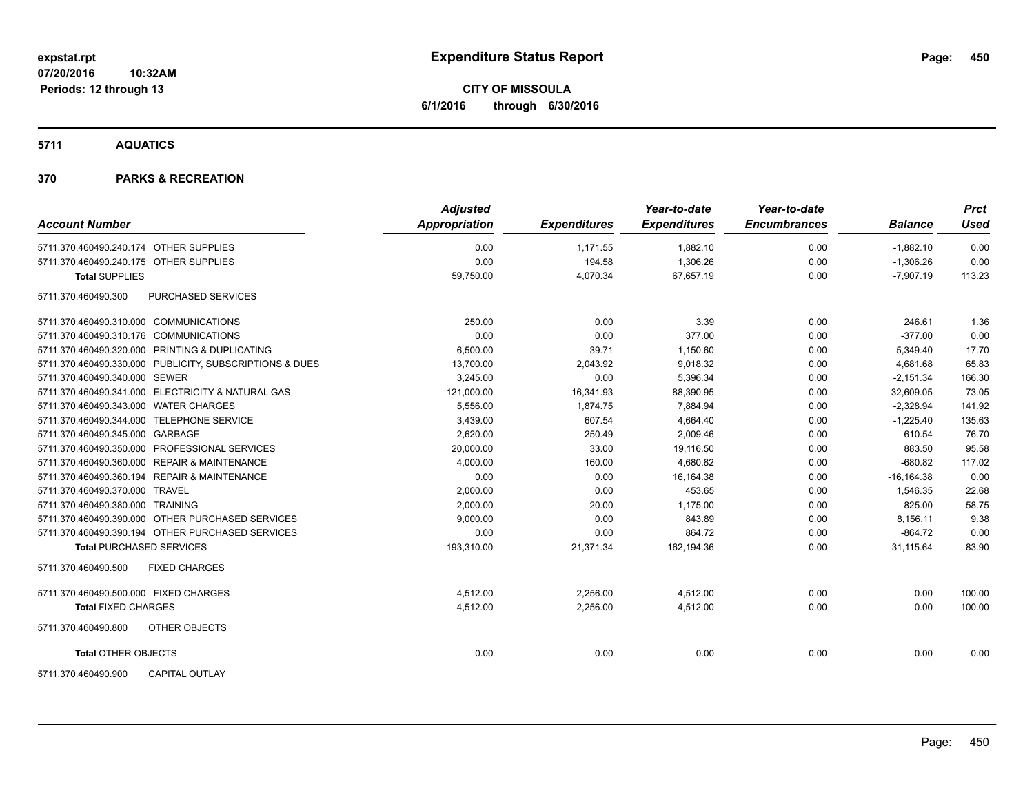# Expenditure Status Report

**CITY OF MISSOULA**
**6/1/2016 through 6/30/2016**

expstat.rpt
07/20/2016 10:32AM
Periods: 12 through 13

## 5711 AQUATICS

### 370 PARKS & RECREATION

| Account Number | | Adjusted Appropriation | Expenditures | Year-to-date Expenditures | Year-to-date Encumbrances | Balance | Prct Used |
|---|---|---|---|---|---|---|---|
| 5711.370.460490.240.174 | OTHER SUPPLIES | 0.00 | 1,171.55 | 1,882.10 | 0.00 | -1,882.10 | 0.00 |
| 5711.370.460490.240.175 | OTHER SUPPLIES | 0.00 | 194.58 | 1,306.26 | 0.00 | -1,306.26 | 0.00 |
| **Total** SUPPLIES | | 59,750.00 | 4,070.34 | 67,657.19 | 0.00 | -7,907.19 | 113.23 |
| 5711.370.460490.300 | PURCHASED SERVICES | | | | | | |
| 5711.370.460490.310.000 | COMMUNICATIONS | 250.00 | 0.00 | 3.39 | 0.00 | 246.61 | 1.36 |
| 5711.370.460490.310.176 | COMMUNICATIONS | 0.00 | 0.00 | 377.00 | 0.00 | -377.00 | 0.00 |
| 5711.370.460490.320.000 | PRINTING & DUPLICATING | 6,500.00 | 39.71 | 1,150.60 | 0.00 | 5,349.40 | 17.70 |
| 5711.370.460490.330.000 | PUBLICITY, SUBSCRIPTIONS & DUES | 13,700.00 | 2,043.92 | 9,018.32 | 0.00 | 4,681.68 | 65.83 |
| 5711.370.460490.340.000 | SEWER | 3,245.00 | 0.00 | 5,396.34 | 0.00 | -2,151.34 | 166.30 |
| 5711.370.460490.341.000 | ELECTRICITY & NATURAL GAS | 121,000.00 | 16,341.93 | 88,390.95 | 0.00 | 32,609.05 | 73.05 |
| 5711.370.460490.343.000 | WATER CHARGES | 5,556.00 | 1,874.75 | 7,884.94 | 0.00 | -2,328.94 | 141.92 |
| 5711.370.460490.344.000 | TELEPHONE SERVICE | 3,439.00 | 607.54 | 4,664.40 | 0.00 | -1,225.40 | 135.63 |
| 5711.370.460490.345.000 | GARBAGE | 2,620.00 | 250.49 | 2,009.46 | 0.00 | 610.54 | 76.70 |
| 5711.370.460490.350.000 | PROFESSIONAL SERVICES | 20,000.00 | 33.00 | 19,116.50 | 0.00 | 883.50 | 95.58 |
| 5711.370.460490.360.000 | REPAIR & MAINTENANCE | 4,000.00 | 160.00 | 4,680.82 | 0.00 | -680.82 | 117.02 |
| 5711.370.460490.360.194 | REPAIR & MAINTENANCE | 0.00 | 0.00 | 16,164.38 | 0.00 | -16,164.38 | 0.00 |
| 5711.370.460490.370.000 | TRAVEL | 2,000.00 | 0.00 | 453.65 | 0.00 | 1,546.35 | 22.68 |
| 5711.370.460490.380.000 | TRAINING | 2,000.00 | 20.00 | 1,175.00 | 0.00 | 825.00 | 58.75 |
| 5711.370.460490.390.000 | OTHER PURCHASED SERVICES | 9,000.00 | 0.00 | 843.89 | 0.00 | 8,156.11 | 9.38 |
| 5711.370.460490.390.194 | OTHER PURCHASED SERVICES | 0.00 | 0.00 | 864.72 | 0.00 | -864.72 | 0.00 |
| **Total** PURCHASED SERVICES | | 193,310.00 | 21,371.34 | 162,194.36 | 0.00 | 31,115.64 | 83.90 |
| 5711.370.460490.500 | FIXED CHARGES | | | | | | |
| 5711.370.460490.500.000 | FIXED CHARGES | 4,512.00 | 2,256.00 | 4,512.00 | 0.00 | 0.00 | 100.00 |
| **Total** FIXED CHARGES | | 4,512.00 | 2,256.00 | 4,512.00 | 0.00 | 0.00 | 100.00 |
| 5711.370.460490.800 | OTHER OBJECTS | | | | | | |
| **Total** OTHER OBJECTS | | 0.00 | 0.00 | 0.00 | 0.00 | 0.00 | 0.00 |
| 5711.370.460490.900 | CAPITAL OUTLAY | | | | | | |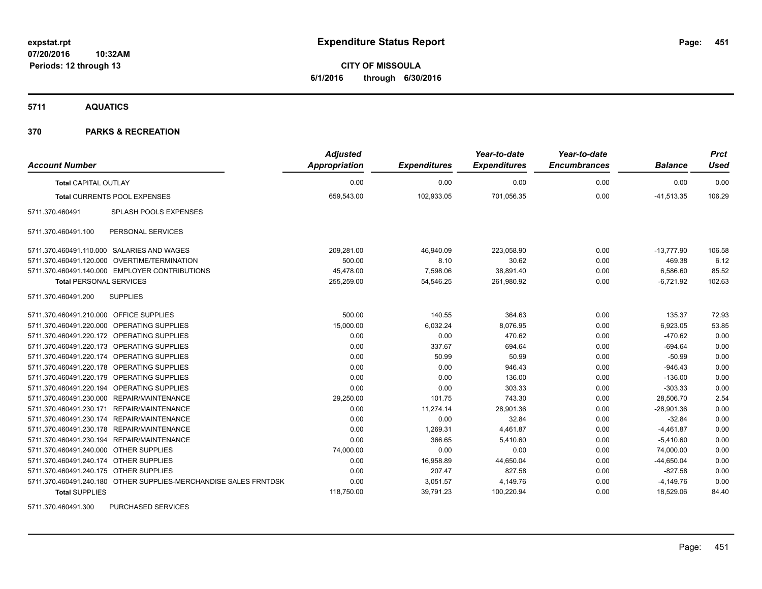# Expenditure Status Report

**expstat.rpt**
**07/20/2016 10:32AM**
**Periods: 12 through 13**

**CITY OF MISSOULA**
**6/1/2016 through 6/30/2016**

## 5711 AQUATICS

## 370 PARKS & RECREATION

| Account Number | | Adjusted Appropriation | Expenditures | Year-to-date Expenditures | Year-to-date Encumbrances | Balance | Prct Used |
|---|---|---|---|---|---|---|---|
| **Total** CAPITAL OUTLAY | | 0.00 | 0.00 | 0.00 | 0.00 | 0.00 | 0.00 |
| **Total** CURRENTS POOL EXPENSES | | 659,543.00 | 102,933.05 | 701,056.35 | 0.00 | -41,513.35 | 106.29 |
| 5711.370.460491 | SPLASH POOLS EXPENSES | | | | | | |
| 5711.370.460491.100 | PERSONAL SERVICES | | | | | | |
| 5711.370.460491.110.000 | SALARIES AND WAGES | 209,281.00 | 46,940.09 | 223,058.90 | 0.00 | -13,777.90 | 106.58 |
| 5711.370.460491.120.000 | OVERTIME/TERMINATION | 500.00 | 8.10 | 30.62 | 0.00 | 469.38 | 6.12 |
| 5711.370.460491.140.000 | EMPLOYER CONTRIBUTIONS | 45,478.00 | 7,598.06 | 38,891.40 | 0.00 | 6,586.60 | 85.52 |
| **Total** PERSONAL SERVICES | | 255,259.00 | 54,546.25 | 261,980.92 | 0.00 | -6,721.92 | 102.63 |
| 5711.370.460491.200 | SUPPLIES | | | | | | |
| 5711.370.460491.210.000 | OFFICE SUPPLIES | 500.00 | 140.55 | 364.63 | 0.00 | 135.37 | 72.93 |
| 5711.370.460491.220.000 | OPERATING SUPPLIES | 15,000.00 | 6,032.24 | 8,076.95 | 0.00 | 6,923.05 | 53.85 |
| 5711.370.460491.220.172 | OPERATING SUPPLIES | 0.00 | 0.00 | 470.62 | 0.00 | -470.62 | 0.00 |
| 5711.370.460491.220.173 | OPERATING SUPPLIES | 0.00 | 337.67 | 694.64 | 0.00 | -694.64 | 0.00 |
| 5711.370.460491.220.174 | OPERATING SUPPLIES | 0.00 | 50.99 | 50.99 | 0.00 | -50.99 | 0.00 |
| 5711.370.460491.220.178 | OPERATING SUPPLIES | 0.00 | 0.00 | 946.43 | 0.00 | -946.43 | 0.00 |
| 5711.370.460491.220.179 | OPERATING SUPPLIES | 0.00 | 0.00 | 136.00 | 0.00 | -136.00 | 0.00 |
| 5711.370.460491.220.194 | OPERATING SUPPLIES | 0.00 | 0.00 | 303.33 | 0.00 | -303.33 | 0.00 |
| 5711.370.460491.230.000 | REPAIR/MAINTENANCE | 29,250.00 | 101.75 | 743.30 | 0.00 | 28,506.70 | 2.54 |
| 5711.370.460491.230.171 | REPAIR/MAINTENANCE | 0.00 | 11,274.14 | 28,901.36 | 0.00 | -28,901.36 | 0.00 |
| 5711.370.460491.230.174 | REPAIR/MAINTENANCE | 0.00 | 0.00 | 32.84 | 0.00 | -32.84 | 0.00 |
| 5711.370.460491.230.178 | REPAIR/MAINTENANCE | 0.00 | 1,269.31 | 4,461.87 | 0.00 | -4,461.87 | 0.00 |
| 5711.370.460491.230.194 | REPAIR/MAINTENANCE | 0.00 | 366.65 | 5,410.60 | 0.00 | -5,410.60 | 0.00 |
| 5711.370.460491.240.000 | OTHER SUPPLIES | 74,000.00 | 0.00 | 0.00 | 0.00 | 74,000.00 | 0.00 |
| 5711.370.460491.240.174 | OTHER SUPPLIES | 0.00 | 16,958.89 | 44,650.04 | 0.00 | -44,650.04 | 0.00 |
| 5711.370.460491.240.175 | OTHER SUPPLIES | 0.00 | 207.47 | 827.58 | 0.00 | -827.58 | 0.00 |
| 5711.370.460491.240.180 | OTHER SUPPLIES-MERCHANDISE SALES FRNTDSK | 0.00 | 3,051.57 | 4,149.76 | 0.00 | -4,149.76 | 0.00 |
| **Total** SUPPLIES | | 118,750.00 | 39,791.23 | 100,220.94 | 0.00 | 18,529.06 | 84.40 |
| 5711.370.460491.300 | PURCHASED SERVICES | | | | | | |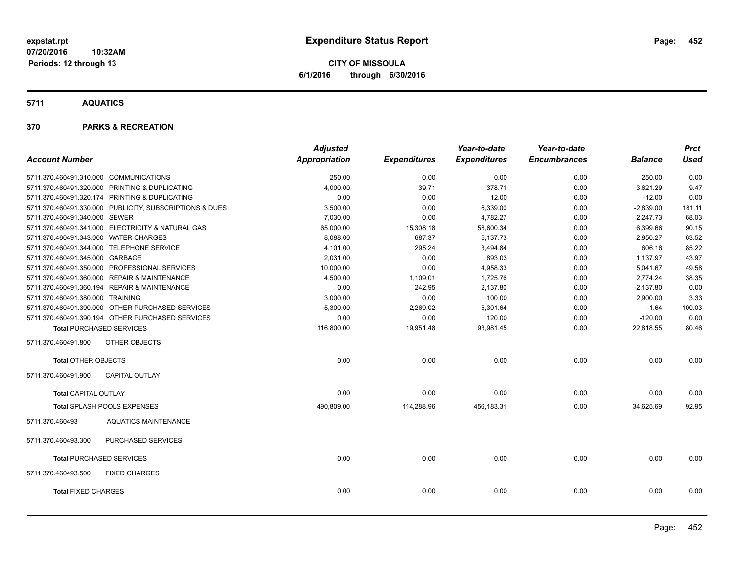# Expenditure Status Report

expstat.rpt
07/20/2016 10:32AM
Periods: 12 through 13

**CITY OF MISSOULA**
**6/1/2016 through 6/30/2016**

## 5711 AQUATICS

## 370 PARKS & RECREATION

| Account Number | | Adjusted Appropriation | Expenditures | Year-to-date Expenditures | Year-to-date Encumbrances | Balance | Prct Used |
|---|---|---|---|---|---|---|---|
| 5711.370.460491.310.000 | COMMUNICATIONS | 250.00 | 0.00 | 0.00 | 0.00 | 250.00 | 0.00 |
| 5711.370.460491.320.000 | PRINTING & DUPLICATING | 4,000.00 | 39.71 | 378.71 | 0.00 | 3,621.29 | 9.47 |
| 5711.370.460491.320.174 | PRINTING & DUPLICATING | 0.00 | 0.00 | 12.00 | 0.00 | -12.00 | 0.00 |
| 5711.370.460491.330.000 | PUBLICITY, SUBSCRIPTIONS & DUES | 3,500.00 | 0.00 | 6,339.00 | 0.00 | -2,839.00 | 181.11 |
| 5711.370.460491.340.000 | SEWER | 7,030.00 | 0.00 | 4,782.27 | 0.00 | 2,247.73 | 68.03 |
| 5711.370.460491.341.000 | ELECTRICITY & NATURAL GAS | 65,000.00 | 15,308.18 | 58,600.34 | 0.00 | 6,399.66 | 90.15 |
| 5711.370.460491.343.000 | WATER CHARGES | 8,088.00 | 687.37 | 5,137.73 | 0.00 | 2,950.27 | 63.52 |
| 5711.370.460491.344.000 | TELEPHONE SERVICE | 4,101.00 | 295.24 | 3,494.84 | 0.00 | 606.16 | 85.22 |
| 5711.370.460491.345.000 | GARBAGE | 2,031.00 | 0.00 | 893.03 | 0.00 | 1,137.97 | 43.97 |
| 5711.370.460491.350.000 | PROFESSIONAL SERVICES | 10,000.00 | 0.00 | 4,958.33 | 0.00 | 5,041.67 | 49.58 |
| 5711.370.460491.360.000 | REPAIR & MAINTENANCE | 4,500.00 | 1,109.01 | 1,725.76 | 0.00 | 2,774.24 | 38.35 |
| 5711.370.460491.360.194 | REPAIR & MAINTENANCE | 0.00 | 242.95 | 2,137.80 | 0.00 | -2,137.80 | 0.00 |
| 5711.370.460491.380.000 | TRAINING | 3,000.00 | 0.00 | 100.00 | 0.00 | 2,900.00 | 3.33 |
| 5711.370.460491.390.000 | OTHER PURCHASED SERVICES | 5,300.00 | 2,269.02 | 5,301.64 | 0.00 | -1.64 | 100.03 |
| 5711.370.460491.390.194 | OTHER PURCHASED SERVICES | 0.00 | 0.00 | 120.00 | 0.00 | -120.00 | 0.00 |
| **Total** PURCHASED SERVICES | | 116,800.00 | 19,951.48 | 93,981.45 | 0.00 | 22,818.55 | 80.46 |
| 5711.370.460491.800 | OTHER OBJECTS | | | | | | |
| **Total** OTHER OBJECTS | | 0.00 | 0.00 | 0.00 | 0.00 | 0.00 | 0.00 |
| 5711.370.460491.900 | CAPITAL OUTLAY | | | | | | |
| **Total** CAPITAL OUTLAY | | 0.00 | 0.00 | 0.00 | 0.00 | 0.00 | 0.00 |
| **Total** SPLASH POOLS EXPENSES | | 490,809.00 | 114,288.96 | 456,183.31 | 0.00 | 34,625.69 | 92.95 |
| 5711.370.460493 | AQUATICS MAINTENANCE | | | | | | |
| 5711.370.460493.300 | PURCHASED SERVICES | | | | | | |
| **Total** PURCHASED SERVICES | | 0.00 | 0.00 | 0.00 | 0.00 | 0.00 | 0.00 |
| 5711.370.460493.500 | FIXED CHARGES | | | | | | |
| **Total** FIXED CHARGES | | 0.00 | 0.00 | 0.00 | 0.00 | 0.00 | 0.00 |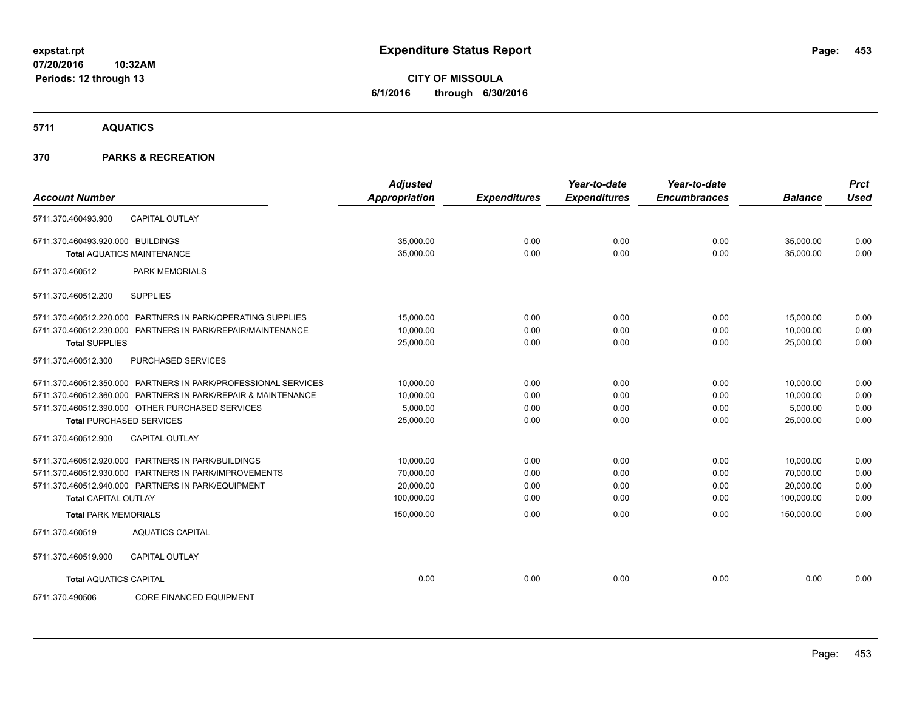**expstat.rpt**
**07/20/2016 10:32AM**
**Periods: 12 through 13**

# Expenditure Status Report

**CITY OF MISSOULA**
**6/1/2016 through 6/30/2016**

## 5711 AQUATICS

## 370 PARKS & RECREATION

| Account Number | | Adjusted Appropriation | Expenditures | Year-to-date Expenditures | Year-to-date Encumbrances | Balance | Prct Used |
|---|---|---|---|---|---|---|---|
| 5711.370.460493.900 | CAPITAL OUTLAY | | | | | | |
| 5711.370.460493.920.000 | BUILDINGS | 35,000.00 | 0.00 | 0.00 | 0.00 | 35,000.00 | 0.00 |
| **Total** AQUATICS MAINTENANCE | | 35,000.00 | 0.00 | 0.00 | 0.00 | 35,000.00 | 0.00 |
| 5711.370.460512 | PARK MEMORIALS | | | | | | |
| 5711.370.460512.200 | SUPPLIES | | | | | | |
| 5711.370.460512.220.000 | PARTNERS IN PARK/OPERATING SUPPLIES | 15,000.00 | 0.00 | 0.00 | 0.00 | 15,000.00 | 0.00 |
| 5711.370.460512.230.000 | PARTNERS IN PARK/REPAIR/MAINTENANCE | 10,000.00 | 0.00 | 0.00 | 0.00 | 10,000.00 | 0.00 |
| **Total** SUPPLIES | | 25,000.00 | 0.00 | 0.00 | 0.00 | 25,000.00 | 0.00 |
| 5711.370.460512.300 | PURCHASED SERVICES | | | | | | |
| 5711.370.460512.350.000 | PARTNERS IN PARK/PROFESSIONAL SERVICES | 10,000.00 | 0.00 | 0.00 | 0.00 | 10,000.00 | 0.00 |
| 5711.370.460512.360.000 | PARTNERS IN PARK/REPAIR & MAINTENANCE | 10,000.00 | 0.00 | 0.00 | 0.00 | 10,000.00 | 0.00 |
| 5711.370.460512.390.000 | OTHER PURCHASED SERVICES | 5,000.00 | 0.00 | 0.00 | 0.00 | 5,000.00 | 0.00 |
| **Total** PURCHASED SERVICES | | 25,000.00 | 0.00 | 0.00 | 0.00 | 25,000.00 | 0.00 |
| 5711.370.460512.900 | CAPITAL OUTLAY | | | | | | |
| 5711.370.460512.920.000 | PARTNERS IN PARK/BUILDINGS | 10,000.00 | 0.00 | 0.00 | 0.00 | 10,000.00 | 0.00 |
| 5711.370.460512.930.000 | PARTNERS IN PARK/IMPROVEMENTS | 70,000.00 | 0.00 | 0.00 | 0.00 | 70,000.00 | 0.00 |
| 5711.370.460512.940.000 | PARTNERS IN PARK/EQUIPMENT | 20,000.00 | 0.00 | 0.00 | 0.00 | 20,000.00 | 0.00 |
| **Total** CAPITAL OUTLAY | | 100,000.00 | 0.00 | 0.00 | 0.00 | 100,000.00 | 0.00 |
| **Total** PARK MEMORIALS | | 150,000.00 | 0.00 | 0.00 | 0.00 | 150,000.00 | 0.00 |
| 5711.370.460519 | AQUATICS CAPITAL | | | | | | |
| 5711.370.460519.900 | CAPITAL OUTLAY | | | | | | |
| **Total** AQUATICS CAPITAL | | 0.00 | 0.00 | 0.00 | 0.00 | 0.00 | 0.00 |
| 5711.370.490506 | CORE FINANCED EQUIPMENT | | | | | | |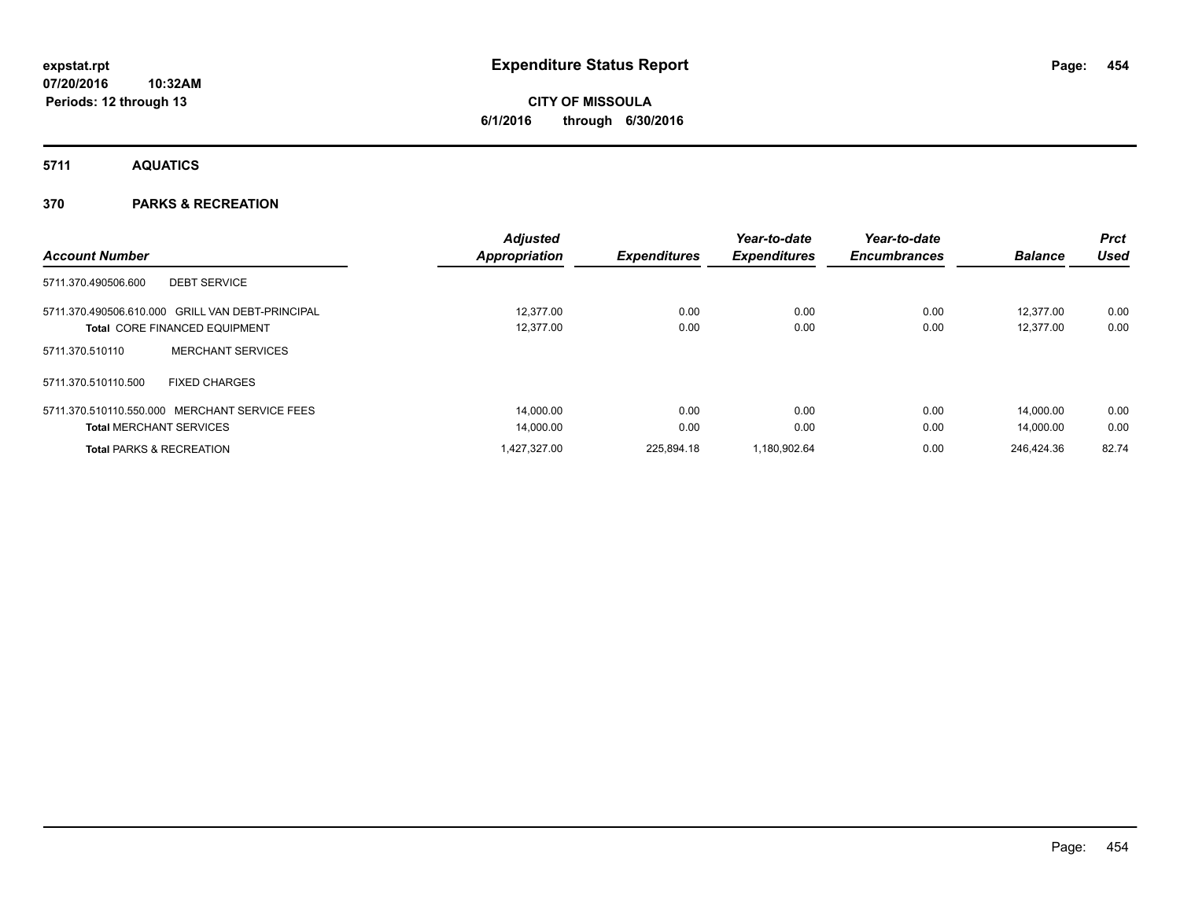# Expenditure Status Report

expstat.rpt
07/20/2016 10:32AM
Periods: 12 through 13

CITY OF MISSOULA
6/1/2016 through 6/30/2016

## 5711 AQUATICS

## 370 PARKS & RECREATION

| Account Number | Adjusted Appropriation | Expenditures | Year-to-date Expenditures | Year-to-date Encumbrances | Balance | Prct Used |
|---|---|---|---|---|---|---|
| 5711.370.490506.600 DEBT SERVICE | | | | | | |
| 5711.370.490506.610.000 GRILL VAN DEBT-PRINCIPAL | 12,377.00 | 0.00 | 0.00 | 0.00 | 12,377.00 | 0.00 |
| **Total** CORE FINANCED EQUIPMENT | 12,377.00 | 0.00 | 0.00 | 0.00 | 12,377.00 | 0.00 |
| 5711.370.510110 MERCHANT SERVICES | | | | | | |
| 5711.370.510110.500 FIXED CHARGES | | | | | | |
| 5711.370.510110.550.000 MERCHANT SERVICE FEES | 14,000.00 | 0.00 | 0.00 | 0.00 | 14,000.00 | 0.00 |
| **Total** MERCHANT SERVICES | 14,000.00 | 0.00 | 0.00 | 0.00 | 14,000.00 | 0.00 |
| **Total** PARKS & RECREATION | 1,427,327.00 | 225,894.18 | 1,180,902.64 | 0.00 | 246,424.36 | 82.74 |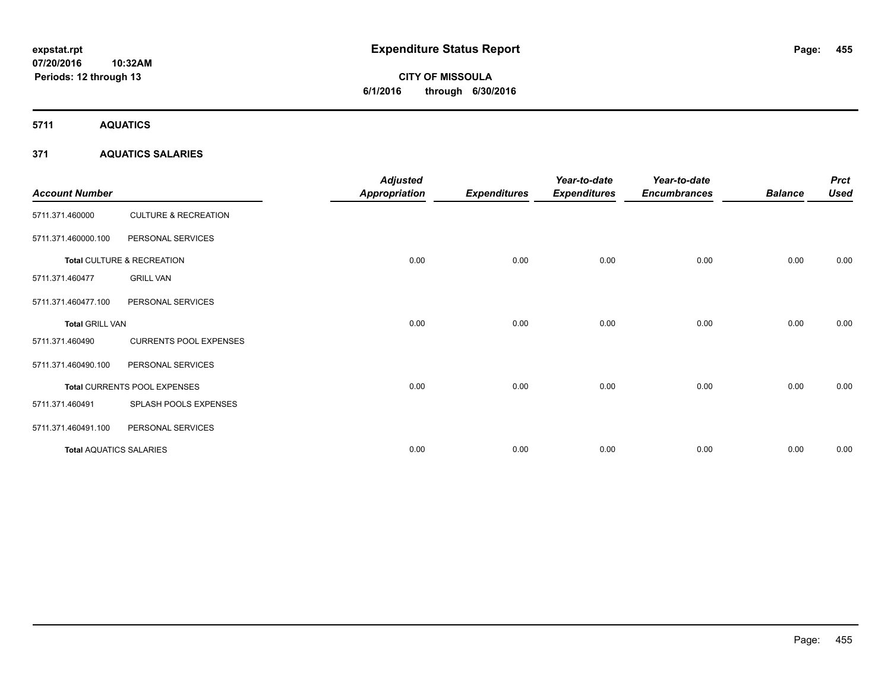**Expenditure Status Report**

**CITY OF MISSOULA**

**6/1/2016 through 6/30/2016**

expstat.rpt
07/20/2016 10:32AM
Periods: 12 through 13

## 5711 AQUATICS

### 371 AQUATICS SALARIES

| Account Number | | Adjusted Appropriation | Expenditures | Year-to-date Expenditures | Year-to-date Encumbrances | Balance | Prct Used |
|---|---|---|---|---|---|---|---|
| 5711.371.460000 | CULTURE & RECREATION | | | | | | |
| 5711.371.460000.100 | PERSONAL SERVICES | | | | | | |
| **Total** CULTURE & RECREATION | | 0.00 | 0.00 | 0.00 | 0.00 | 0.00 | 0.00 |
| 5711.371.460477 | GRILL VAN | | | | | | |
| 5711.371.460477.100 | PERSONAL SERVICES | | | | | | |
| **Total** GRILL VAN | | 0.00 | 0.00 | 0.00 | 0.00 | 0.00 | 0.00 |
| 5711.371.460490 | CURRENTS POOL EXPENSES | | | | | | |
| 5711.371.460490.100 | PERSONAL SERVICES | | | | | | |
| **Total** CURRENTS POOL EXPENSES | | 0.00 | 0.00 | 0.00 | 0.00 | 0.00 | 0.00 |
| 5711.371.460491 | SPLASH POOLS EXPENSES | | | | | | |
| 5711.371.460491.100 | PERSONAL SERVICES | | | | | | |
| **Total** AQUATICS SALARIES | | 0.00 | 0.00 | 0.00 | 0.00 | 0.00 | 0.00 |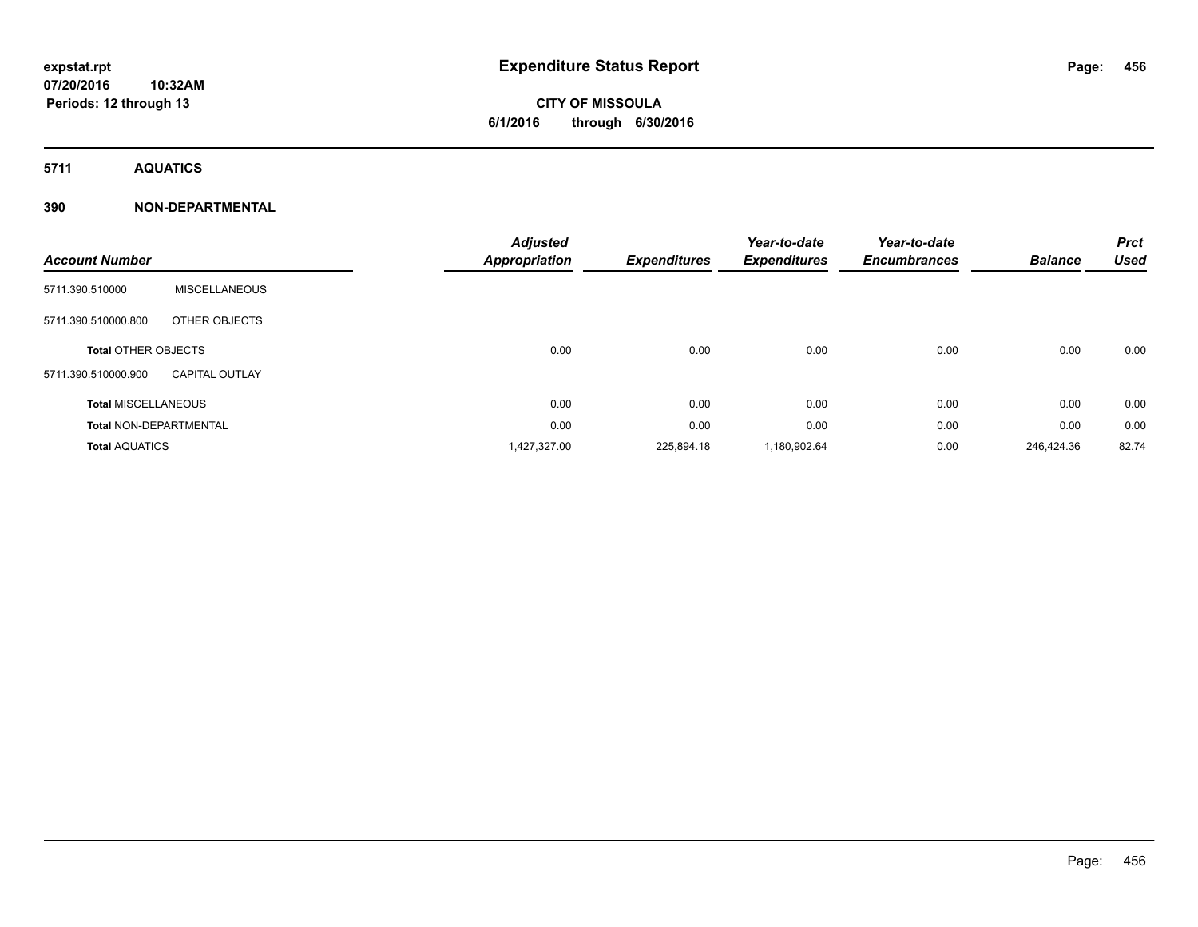**expstat.rpt**
**07/20/2016 10:32AM**
**Periods: 12 through 13**

# Expenditure Status Report

**CITY OF MISSOULA**
**6/1/2016 through 6/30/2016**

## 5711 AQUATICS

### 390 NON-DEPARTMENTAL

| Account Number | | Adjusted Appropriation | Expenditures | Year-to-date Expenditures | Year-to-date Encumbrances | Balance | Prct Used |
|---|---|---|---|---|---|---|---|
| 5711.390.510000 | MISCELLANEOUS | | | | | | |
| 5711.390.510000.800 | OTHER OBJECTS | | | | | | |
| **Total** OTHER OBJECTS | | 0.00 | 0.00 | 0.00 | 0.00 | 0.00 | 0.00 |
| 5711.390.510000.900 | CAPITAL OUTLAY | | | | | | |
| **Total** MISCELLANEOUS | | 0.00 | 0.00 | 0.00 | 0.00 | 0.00 | 0.00 |
| **Total** NON-DEPARTMENTAL | | 0.00 | 0.00 | 0.00 | 0.00 | 0.00 | 0.00 |
| **Total** AQUATICS | | 1,427,327.00 | 225,894.18 | 1,180,902.64 | 0.00 | 246,424.36 | 82.74 |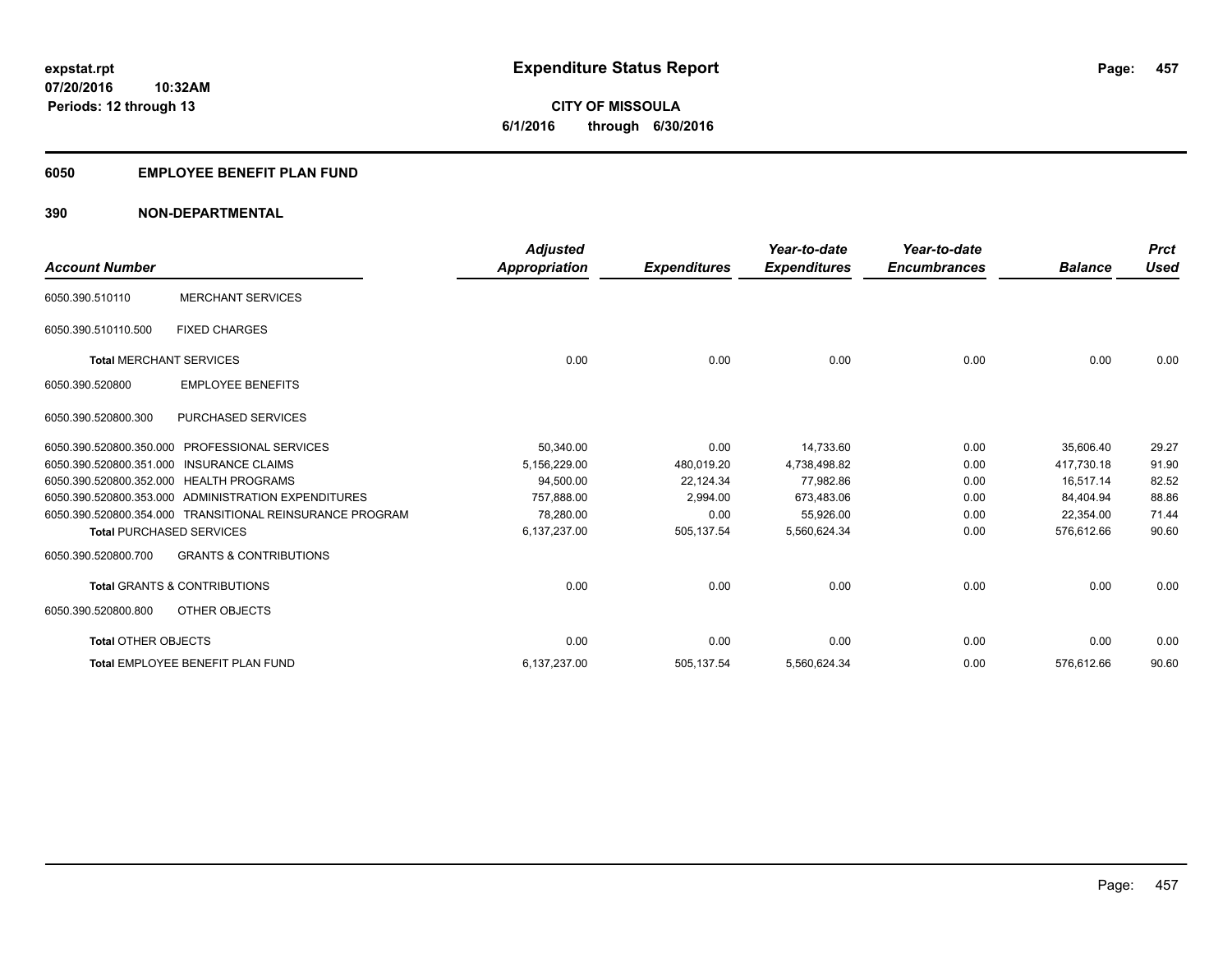**expstat.rpt**
**07/20/2016 10:32AM**
**Periods: 12 through 13**

# Expenditure Status Report

**CITY OF MISSOULA**
**6/1/2016 through 6/30/2016**

## 6050 EMPLOYEE BENEFIT PLAN FUND

## 390 NON-DEPARTMENTAL

| Account Number | | Adjusted Appropriation | Expenditures | Year-to-date Expenditures | Year-to-date Encumbrances | Balance | Prct Used |
|---|---|---|---|---|---|---|---|
| 6050.390.510110 | MERCHANT SERVICES | | | | | | |
| 6050.390.510110.500 | FIXED CHARGES | | | | | | |
| **Total** MERCHANT SERVICES | | 0.00 | 0.00 | 0.00 | 0.00 | 0.00 | 0.00 |
| 6050.390.520800 | EMPLOYEE BENEFITS | | | | | | |
| 6050.390.520800.300 | PURCHASED SERVICES | | | | | | |
| 6050.390.520800.350.000 | PROFESSIONAL SERVICES | 50,340.00 | 0.00 | 14,733.60 | 0.00 | 35,606.40 | 29.27 |
| 6050.390.520800.351.000 | INSURANCE CLAIMS | 5,156,229.00 | 480,019.20 | 4,738,498.82 | 0.00 | 417,730.18 | 91.90 |
| 6050.390.520800.352.000 | HEALTH PROGRAMS | 94,500.00 | 22,124.34 | 77,982.86 | 0.00 | 16,517.14 | 82.52 |
| 6050.390.520800.353.000 | ADMINISTRATION EXPENDITURES | 757,888.00 | 2,994.00 | 673,483.06 | 0.00 | 84,404.94 | 88.86 |
| 6050.390.520800.354.000 | TRANSITIONAL REINSURANCE PROGRAM | 78,280.00 | 0.00 | 55,926.00 | 0.00 | 22,354.00 | 71.44 |
| **Total** PURCHASED SERVICES | | 6,137,237.00 | 505,137.54 | 5,560,624.34 | 0.00 | 576,612.66 | 90.60 |
| 6050.390.520800.700 | GRANTS & CONTRIBUTIONS | | | | | | |
| **Total** GRANTS & CONTRIBUTIONS | | 0.00 | 0.00 | 0.00 | 0.00 | 0.00 | 0.00 |
| 6050.390.520800.800 | OTHER OBJECTS | | | | | | |
| **Total** OTHER OBJECTS | | 0.00 | 0.00 | 0.00 | 0.00 | 0.00 | 0.00 |
| **Total** EMPLOYEE BENEFIT PLAN FUND | | 6,137,237.00 | 505,137.54 | 5,560,624.34 | 0.00 | 576,612.66 | 90.60 |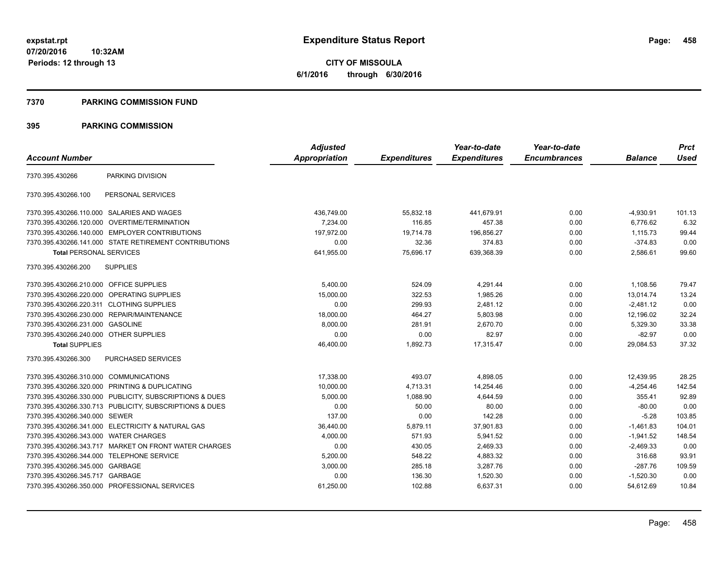**expstat.rpt**
**07/20/2016 10:32AM**
**Periods: 12 through 13**

# Expenditure Status Report

**CITY OF MISSOULA**
**6/1/2016 through 6/30/2016**

## 7370 PARKING COMMISSION FUND

## 395 PARKING COMMISSION

| Account Number | | Adjusted Appropriation | Expenditures | Year-to-date Expenditures | Year-to-date Encumbrances | Balance | Prct Used |
|---|---|---|---|---|---|---|---|
| 7370.395.430266 | PARKING DIVISION | | | | | | |
| 7370.395.430266.100 | PERSONAL SERVICES | | | | | | |
| 7370.395.430266.110.000 | SALARIES AND WAGES | 436,749.00 | 55,832.18 | 441,679.91 | 0.00 | -4,930.91 | 101.13 |
| 7370.395.430266.120.000 | OVERTIME/TERMINATION | 7,234.00 | 116.85 | 457.38 | 0.00 | 6,776.62 | 6.32 |
| 7370.395.430266.140.000 | EMPLOYER CONTRIBUTIONS | 197,972.00 | 19,714.78 | 196,856.27 | 0.00 | 1,115.73 | 99.44 |
| 7370.395.430266.141.000 | STATE RETIREMENT CONTRIBUTIONS | 0.00 | 32.36 | 374.83 | 0.00 | -374.83 | 0.00 |
| **Total** PERSONAL SERVICES | | 641,955.00 | 75,696.17 | 639,368.39 | 0.00 | 2,586.61 | 99.60 |
| 7370.395.430266.200 | SUPPLIES | | | | | | |
| 7370.395.430266.210.000 | OFFICE SUPPLIES | 5,400.00 | 524.09 | 4,291.44 | 0.00 | 1,108.56 | 79.47 |
| 7370.395.430266.220.000 | OPERATING SUPPLIES | 15,000.00 | 322.53 | 1,985.26 | 0.00 | 13,014.74 | 13.24 |
| 7370.395.430266.220.311 | CLOTHING SUPPLIES | 0.00 | 299.93 | 2,481.12 | 0.00 | -2,481.12 | 0.00 |
| 7370.395.430266.230.000 | REPAIR/MAINTENANCE | 18,000.00 | 464.27 | 5,803.98 | 0.00 | 12,196.02 | 32.24 |
| 7370.395.430266.231.000 | GASOLINE | 8,000.00 | 281.91 | 2,670.70 | 0.00 | 5,329.30 | 33.38 |
| 7370.395.430266.240.000 | OTHER SUPPLIES | 0.00 | 0.00 | 82.97 | 0.00 | -82.97 | 0.00 |
| **Total** SUPPLIES | | 46,400.00 | 1,892.73 | 17,315.47 | 0.00 | 29,084.53 | 37.32 |
| 7370.395.430266.300 | PURCHASED SERVICES | | | | | | |
| 7370.395.430266.310.000 | COMMUNICATIONS | 17,338.00 | 493.07 | 4,898.05 | 0.00 | 12,439.95 | 28.25 |
| 7370.395.430266.320.000 | PRINTING & DUPLICATING | 10,000.00 | 4,713.31 | 14,254.46 | 0.00 | -4,254.46 | 142.54 |
| 7370.395.430266.330.000 | PUBLICITY, SUBSCRIPTIONS & DUES | 5,000.00 | 1,088.90 | 4,644.59 | 0.00 | 355.41 | 92.89 |
| 7370.395.430266.330.713 | PUBLICITY, SUBSCRIPTIONS & DUES | 0.00 | 50.00 | 80.00 | 0.00 | -80.00 | 0.00 |
| 7370.395.430266.340.000 | SEWER | 137.00 | 0.00 | 142.28 | 0.00 | -5.28 | 103.85 |
| 7370.395.430266.341.000 | ELECTRICITY & NATURAL GAS | 36,440.00 | 5,879.11 | 37,901.83 | 0.00 | -1,461.83 | 104.01 |
| 7370.395.430266.343.000 | WATER CHARGES | 4,000.00 | 571.93 | 5,941.52 | 0.00 | -1,941.52 | 148.54 |
| 7370.395.430266.343.717 | MARKET ON FRONT WATER CHARGES | 0.00 | 430.05 | 2,469.33 | 0.00 | -2,469.33 | 0.00 |
| 7370.395.430266.344.000 | TELEPHONE SERVICE | 5,200.00 | 548.22 | 4,883.32 | 0.00 | 316.68 | 93.91 |
| 7370.395.430266.345.000 | GARBAGE | 3,000.00 | 285.18 | 3,287.76 | 0.00 | -287.76 | 109.59 |
| 7370.395.430266.345.717 | GARBAGE | 0.00 | 136.30 | 1,520.30 | 0.00 | -1,520.30 | 0.00 |
| 7370.395.430266.350.000 | PROFESSIONAL SERVICES | 61,250.00 | 102.88 | 6,637.31 | 0.00 | 54,612.69 | 10.84 |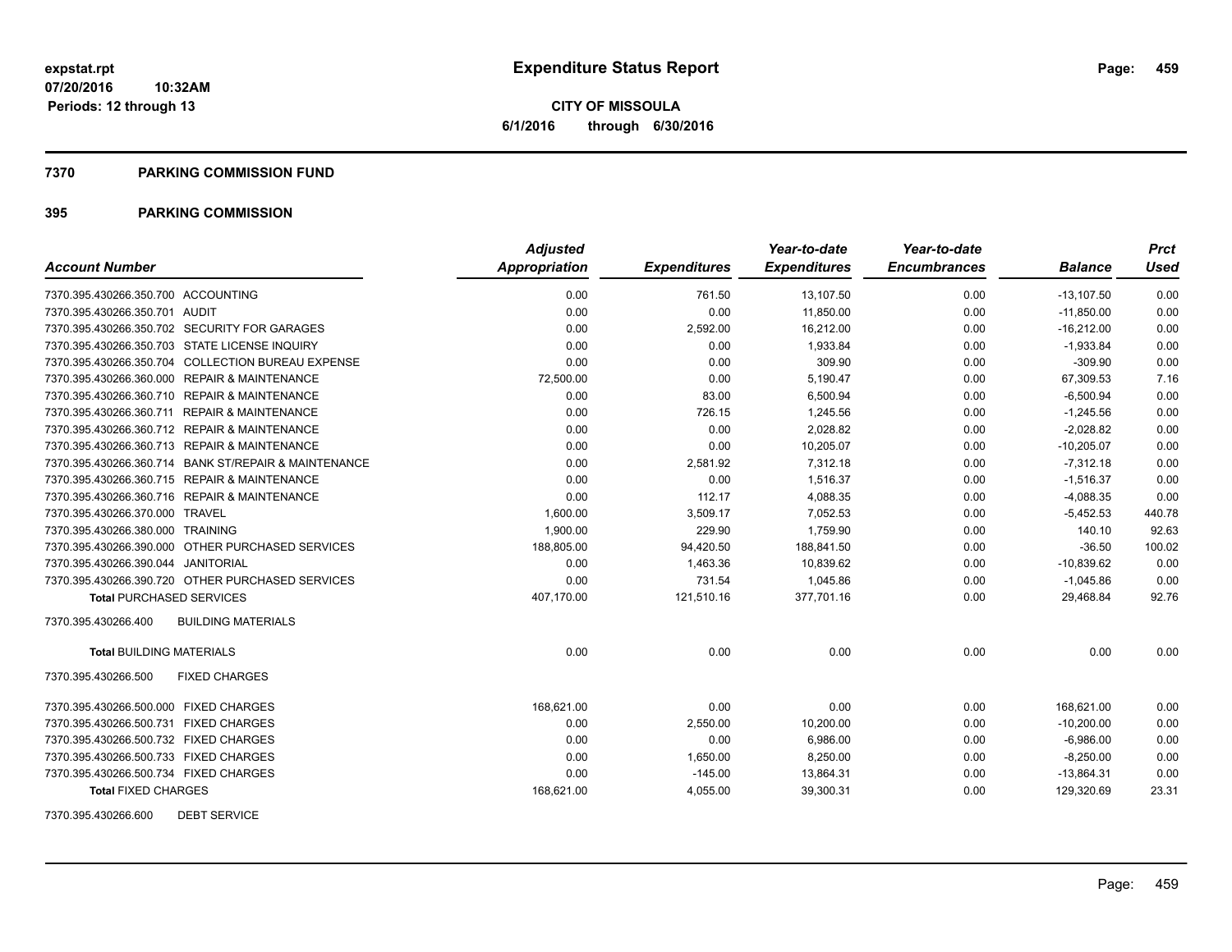**expstat.rpt**
**07/20/2016 10:32AM**
**Periods: 12 through 13**

# Expenditure Status Report

**CITY OF MISSOULA**
**6/1/2016 through 6/30/2016**

## 7370 PARKING COMMISSION FUND

## 395 PARKING COMMISSION

| Account Number | Adjusted Appropriation | Expenditures | Year-to-date Expenditures | Year-to-date Encumbrances | Balance | Prct Used |
|---|---|---|---|---|---|---|
| 7370.395.430266.350.700 ACCOUNTING | 0.00 | 761.50 | 13,107.50 | 0.00 | -13,107.50 | 0.00 |
| 7370.395.430266.350.701 AUDIT | 0.00 | 0.00 | 11,850.00 | 0.00 | -11,850.00 | 0.00 |
| 7370.395.430266.350.702 SECURITY FOR GARAGES | 0.00 | 2,592.00 | 16,212.00 | 0.00 | -16,212.00 | 0.00 |
| 7370.395.430266.350.703 STATE LICENSE INQUIRY | 0.00 | 0.00 | 1,933.84 | 0.00 | -1,933.84 | 0.00 |
| 7370.395.430266.350.704 COLLECTION BUREAU EXPENSE | 0.00 | 0.00 | 309.90 | 0.00 | -309.90 | 0.00 |
| 7370.395.430266.360.000 REPAIR & MAINTENANCE | 72,500.00 | 0.00 | 5,190.47 | 0.00 | 67,309.53 | 7.16 |
| 7370.395.430266.360.710 REPAIR & MAINTENANCE | 0.00 | 83.00 | 6,500.94 | 0.00 | -6,500.94 | 0.00 |
| 7370.395.430266.360.711 REPAIR & MAINTENANCE | 0.00 | 726.15 | 1,245.56 | 0.00 | -1,245.56 | 0.00 |
| 7370.395.430266.360.712 REPAIR & MAINTENANCE | 0.00 | 0.00 | 2,028.82 | 0.00 | -2,028.82 | 0.00 |
| 7370.395.430266.360.713 REPAIR & MAINTENANCE | 0.00 | 0.00 | 10,205.07 | 0.00 | -10,205.07 | 0.00 |
| 7370.395.430266.360.714 BANK ST/REPAIR & MAINTENANCE | 0.00 | 2,581.92 | 7,312.18 | 0.00 | -7,312.18 | 0.00 |
| 7370.395.430266.360.715 REPAIR & MAINTENANCE | 0.00 | 0.00 | 1,516.37 | 0.00 | -1,516.37 | 0.00 |
| 7370.395.430266.360.716 REPAIR & MAINTENANCE | 0.00 | 112.17 | 4,088.35 | 0.00 | -4,088.35 | 0.00 |
| 7370.395.430266.370.000 TRAVEL | 1,600.00 | 3,509.17 | 7,052.53 | 0.00 | -5,452.53 | 440.78 |
| 7370.395.430266.380.000 TRAINING | 1,900.00 | 229.90 | 1,759.90 | 0.00 | 140.10 | 92.63 |
| 7370.395.430266.390.000 OTHER PURCHASED SERVICES | 188,805.00 | 94,420.50 | 188,841.50 | 0.00 | -36.50 | 100.02 |
| 7370.395.430266.390.044 JANITORIAL | 0.00 | 1,463.36 | 10,839.62 | 0.00 | -10,839.62 | 0.00 |
| 7370.395.430266.390.720 OTHER PURCHASED SERVICES | 0.00 | 731.54 | 1,045.86 | 0.00 | -1,045.86 | 0.00 |
| **Total** PURCHASED SERVICES | 407,170.00 | 121,510.16 | 377,701.16 | 0.00 | 29,468.84 | 92.76 |
| 7370.395.430266.400 BUILDING MATERIALS | | | | | | |
| **Total** BUILDING MATERIALS | 0.00 | 0.00 | 0.00 | 0.00 | 0.00 | 0.00 |
| 7370.395.430266.500 FIXED CHARGES | | | | | | |
| 7370.395.430266.500.000 FIXED CHARGES | 168,621.00 | 0.00 | 0.00 | 0.00 | 168,621.00 | 0.00 |
| 7370.395.430266.500.731 FIXED CHARGES | 0.00 | 2,550.00 | 10,200.00 | 0.00 | -10,200.00 | 0.00 |
| 7370.395.430266.500.732 FIXED CHARGES | 0.00 | 0.00 | 6,986.00 | 0.00 | -6,986.00 | 0.00 |
| 7370.395.430266.500.733 FIXED CHARGES | 0.00 | 1,650.00 | 8,250.00 | 0.00 | -8,250.00 | 0.00 |
| 7370.395.430266.500.734 FIXED CHARGES | 0.00 | -145.00 | 13,864.31 | 0.00 | -13,864.31 | 0.00 |
| **Total** FIXED CHARGES | 168,621.00 | 4,055.00 | 39,300.31 | 0.00 | 129,320.69 | 23.31 |
| 7370.395.430266.600 DEBT SERVICE | | | | | | |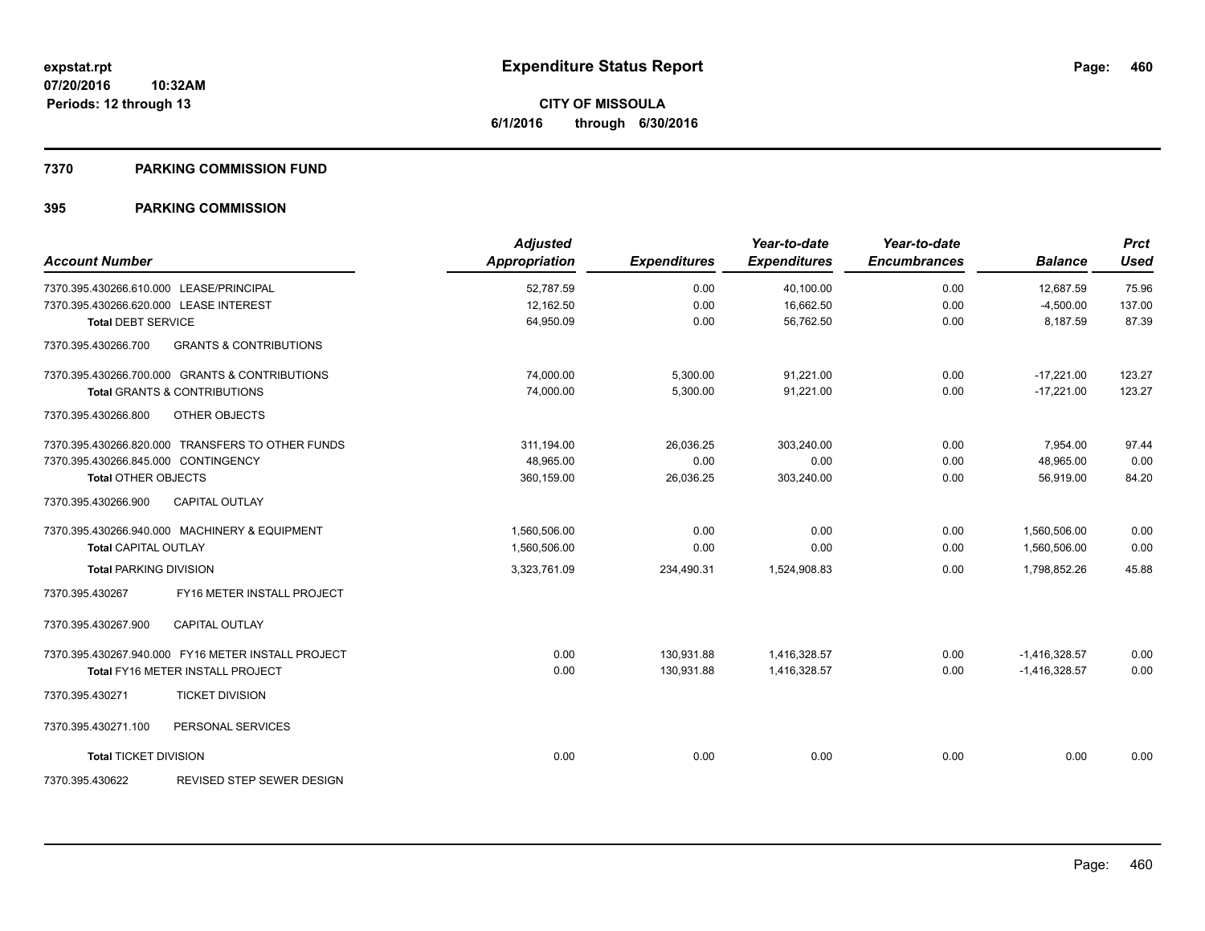**expstat.rpt**
**07/20/2016 10:32AM**
**Periods: 12 through 13**

# Expenditure Status Report

**CITY OF MISSOULA**
**6/1/2016 through 6/30/2016**

## 7370 PARKING COMMISSION FUND

## 395 PARKING COMMISSION

| Account Number | Adjusted Appropriation | Expenditures | Year-to-date Expenditures | Year-to-date Encumbrances | Balance | Prct Used |
|---|---|---|---|---|---|---|
| 7370.395.430266.610.000 LEASE/PRINCIPAL | 52,787.59 | 0.00 | 40,100.00 | 0.00 | 12,687.59 | 75.96 |
| 7370.395.430266.620.000 LEASE INTEREST | 12,162.50 | 0.00 | 16,662.50 | 0.00 | -4,500.00 | 137.00 |
| **Total** DEBT SERVICE | 64,950.09 | 0.00 | 56,762.50 | 0.00 | 8,187.59 | 87.39 |
| 7370.395.430266.700 GRANTS & CONTRIBUTIONS | | | | | | |
| 7370.395.430266.700.000 GRANTS & CONTRIBUTIONS | 74,000.00 | 5,300.00 | 91,221.00 | 0.00 | -17,221.00 | 123.27 |
| **Total** GRANTS & CONTRIBUTIONS | 74,000.00 | 5,300.00 | 91,221.00 | 0.00 | -17,221.00 | 123.27 |
| 7370.395.430266.800 OTHER OBJECTS | | | | | | |
| 7370.395.430266.820.000 TRANSFERS TO OTHER FUNDS | 311,194.00 | 26,036.25 | 303,240.00 | 0.00 | 7,954.00 | 97.44 |
| 7370.395.430266.845.000 CONTINGENCY | 48,965.00 | 0.00 | 0.00 | 0.00 | 48,965.00 | 0.00 |
| **Total** OTHER OBJECTS | 360,159.00 | 26,036.25 | 303,240.00 | 0.00 | 56,919.00 | 84.20 |
| 7370.395.430266.900 CAPITAL OUTLAY | | | | | | |
| 7370.395.430266.940.000 MACHINERY & EQUIPMENT | 1,560,506.00 | 0.00 | 0.00 | 0.00 | 1,560,506.00 | 0.00 |
| **Total** CAPITAL OUTLAY | 1,560,506.00 | 0.00 | 0.00 | 0.00 | 1,560,506.00 | 0.00 |
| **Total** PARKING DIVISION | 3,323,761.09 | 234,490.31 | 1,524,908.83 | 0.00 | 1,798,852.26 | 45.88 |
| 7370.395.430267 FY16 METER INSTALL PROJECT | | | | | | |
| 7370.395.430267.900 CAPITAL OUTLAY | | | | | | |
| 7370.395.430267.940.000 FY16 METER INSTALL PROJECT | 0.00 | 130,931.88 | 1,416,328.57 | 0.00 | -1,416,328.57 | 0.00 |
| **Total** FY16 METER INSTALL PROJECT | 0.00 | 130,931.88 | 1,416,328.57 | 0.00 | -1,416,328.57 | 0.00 |
| 7370.395.430271 TICKET DIVISION | | | | | | |
| 7370.395.430271.100 PERSONAL SERVICES | | | | | | |
| **Total** TICKET DIVISION | 0.00 | 0.00 | 0.00 | 0.00 | 0.00 | 0.00 |
| 7370.395.430622 REVISED STEP SEWER DESIGN | | | | | | |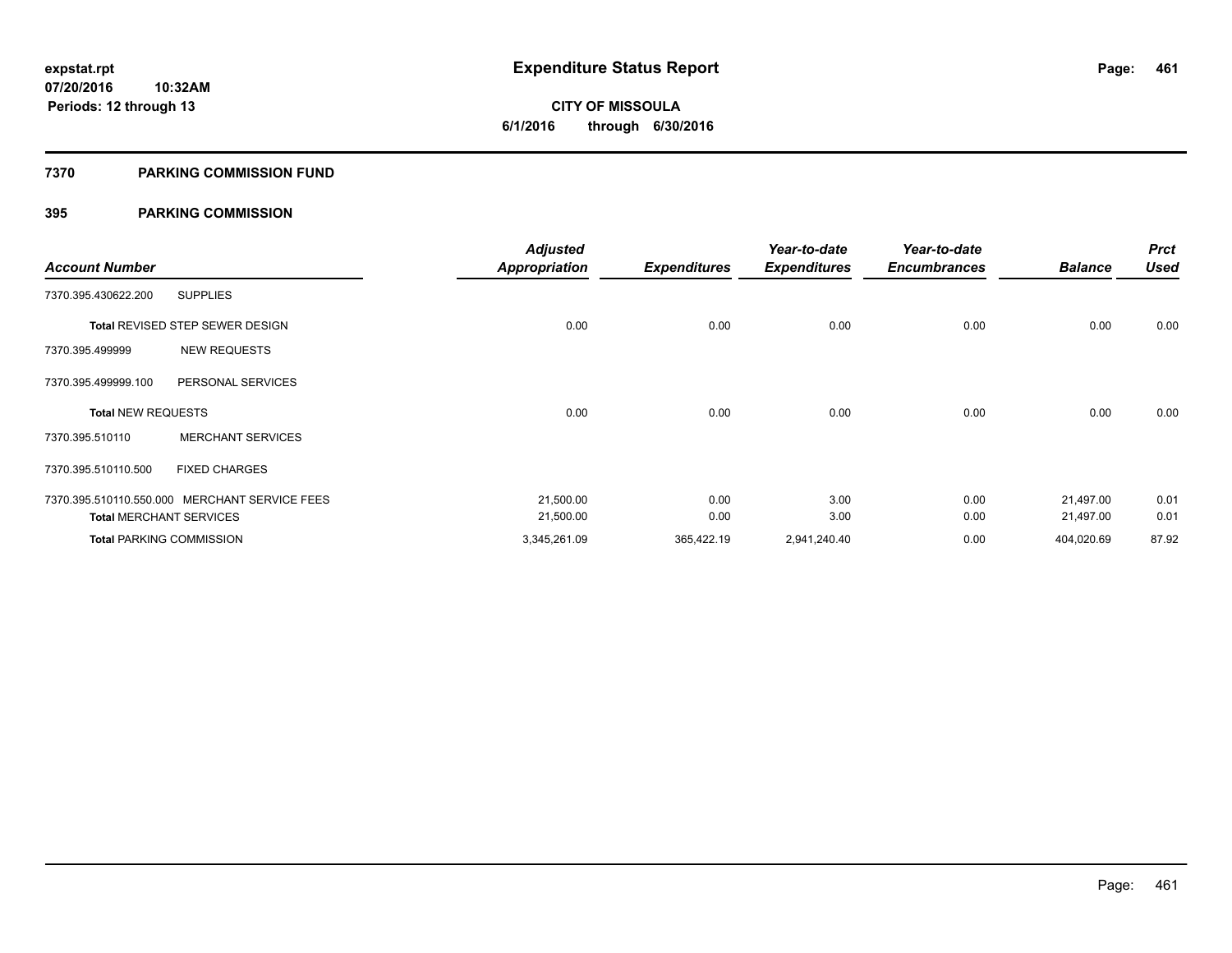# Expenditure Status Report

**CITY OF MISSOULA**

**6/1/2016 through 6/30/2016**

expstat.rpt
07/20/2016 10:32AM
Periods: 12 through 13

## 7370 PARKING COMMISSION FUND

### 395 PARKING COMMISSION

| Account Number | | Adjusted Appropriation | Expenditures | Year-to-date Expenditures | Year-to-date Encumbrances | Balance | Prct Used |
|---|---|---|---|---|---|---|---|
| 7370.395.430622.200 | SUPPLIES | | | | | | |
| **Total** REVISED STEP SEWER DESIGN | | 0.00 | 0.00 | 0.00 | 0.00 | 0.00 | 0.00 |
| 7370.395.499999 | NEW REQUESTS | | | | | | |
| 7370.395.499999.100 | PERSONAL SERVICES | | | | | | |
| **Total** NEW REQUESTS | | 0.00 | 0.00 | 0.00 | 0.00 | 0.00 | 0.00 |
| 7370.395.510110 | MERCHANT SERVICES | | | | | | |
| 7370.395.510110.500 | FIXED CHARGES | | | | | | |
| 7370.395.510110.550.000 | MERCHANT SERVICE FEES | 21,500.00 | 0.00 | 3.00 | 0.00 | 21,497.00 | 0.01 |
| **Total** MERCHANT SERVICES | | 21,500.00 | 0.00 | 3.00 | 0.00 | 21,497.00 | 0.01 |
| **Total** PARKING COMMISSION | | 3,345,261.09 | 365,422.19 | 2,941,240.40 | 0.00 | 404,020.69 | 87.92 |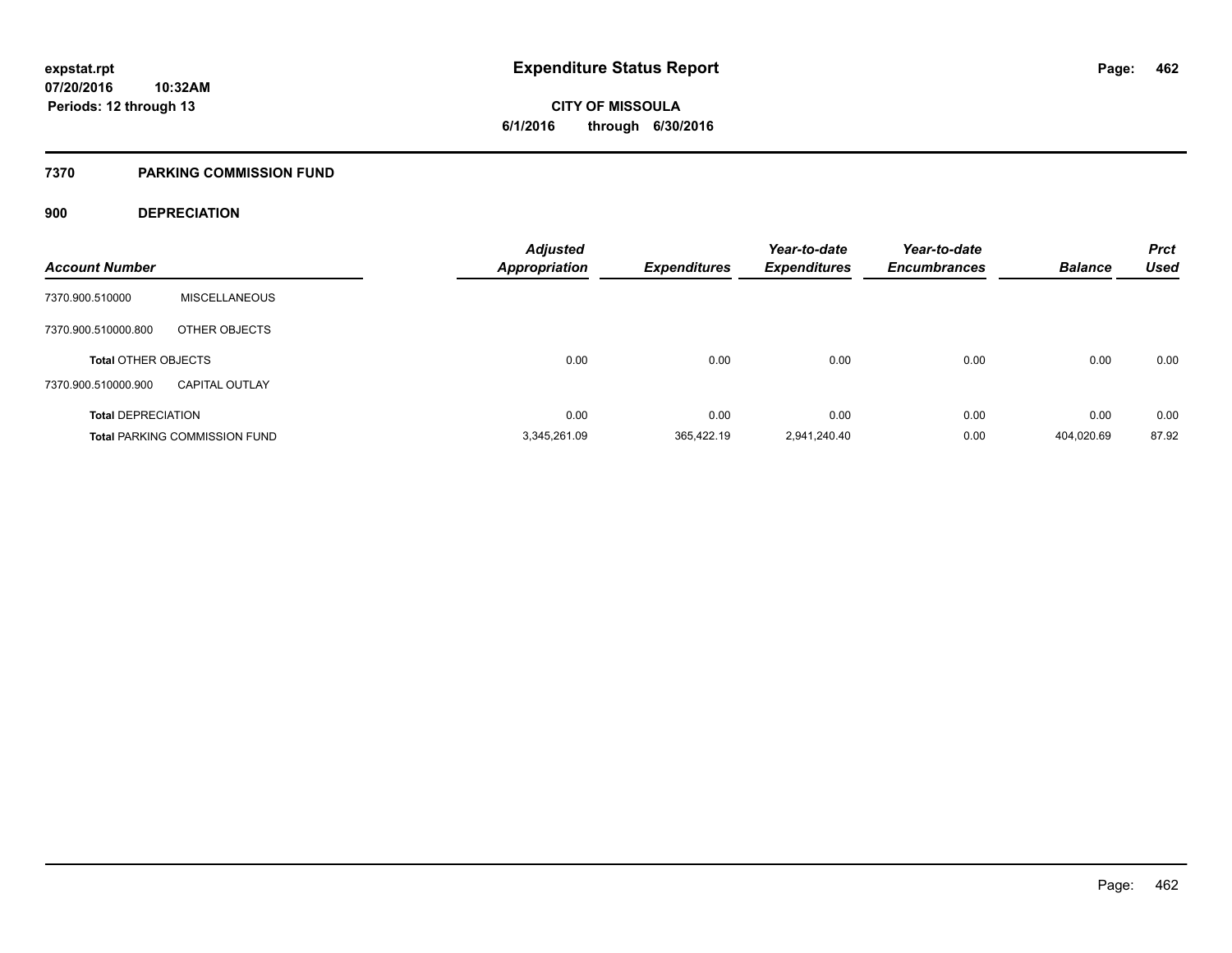**expstat.rpt**
**07/20/2016 10:32AM**
**Periods: 12 through 13**

# Expenditure Status Report

**CITY OF MISSOULA**
**6/1/2016 through 6/30/2016**

## 7370 PARKING COMMISSION FUND

### 900 DEPRECIATION

| Account Number | | Adjusted Appropriation | Expenditures | Year-to-date Expenditures | Year-to-date Encumbrances | Balance | Prct Used |
|---|---|---|---|---|---|---|---|
| 7370.900.510000 | MISCELLANEOUS | | | | | | |
| 7370.900.510000.800 | OTHER OBJECTS | | | | | | |
| **Total** OTHER OBJECTS | | 0.00 | 0.00 | 0.00 | 0.00 | 0.00 | 0.00 |
| 7370.900.510000.900 | CAPITAL OUTLAY | | | | | | |
| **Total** DEPRECIATION | | 0.00 | 0.00 | 0.00 | 0.00 | 0.00 | 0.00 |
| **Total** PARKING COMMISSION FUND | | 3,345,261.09 | 365,422.19 | 2,941,240.40 | 0.00 | 404,020.69 | 87.92 |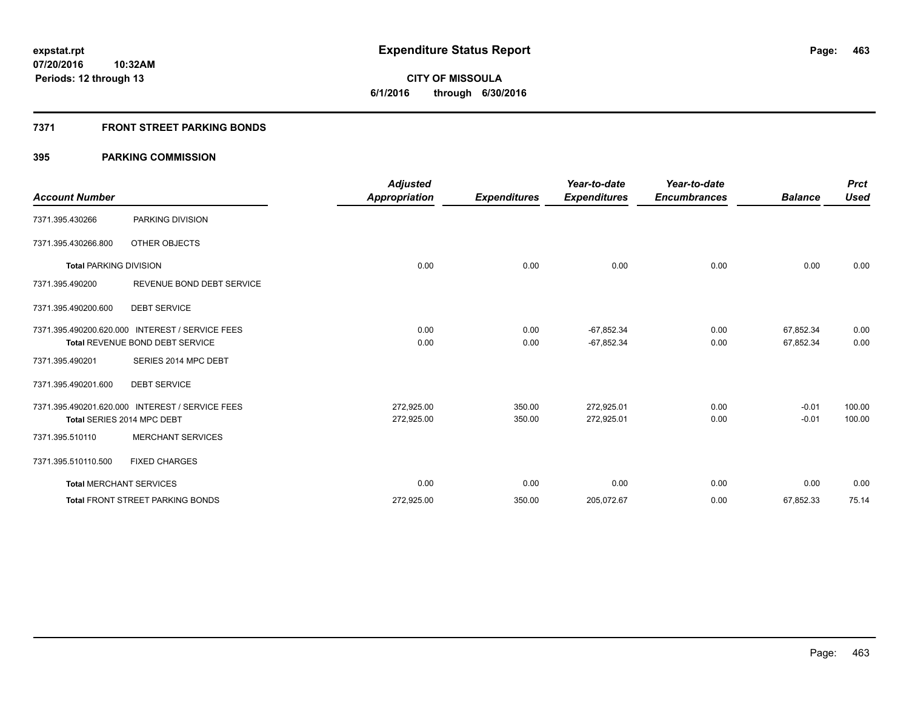**expstat.rpt**
**07/20/2016 10:32AM**
**Periods: 12 through 13**

# Expenditure Status Report

**CITY OF MISSOULA**
**6/1/2016 through 6/30/2016**

## 7371 FRONT STREET PARKING BONDS

### 395 PARKING COMMISSION

| Account Number | | Adjusted Appropriation | Expenditures | Year-to-date Expenditures | Year-to-date Encumbrances | Balance | Prct Used |
|---|---|---|---|---|---|---|---|
| 7371.395.430266 | PARKING DIVISION | | | | | | |
| 7371.395.430266.800 | OTHER OBJECTS | | | | | | |
| **Total** PARKING DIVISION | | 0.00 | 0.00 | 0.00 | 0.00 | 0.00 | 0.00 |
| 7371.395.490200 | REVENUE BOND DEBT SERVICE | | | | | | |
| 7371.395.490200.600 | DEBT SERVICE | | | | | | |
| 7371.395.490200.620.000 | INTEREST / SERVICE FEES | 0.00 | 0.00 | -67,852.34 | 0.00 | 67,852.34 | 0.00 |
| Total REVENUE BOND DEBT SERVICE | | 0.00 | 0.00 | -67,852.34 | 0.00 | 67,852.34 | 0.00 |
| 7371.395.490201 | SERIES 2014 MPC DEBT | | | | | | |
| 7371.395.490201.600 | DEBT SERVICE | | | | | | |
| 7371.395.490201.620.000 | INTEREST / SERVICE FEES | 272,925.00 | 350.00 | 272,925.01 | 0.00 | -0.01 | 100.00 |
| Total SERIES 2014 MPC DEBT | | 272,925.00 | 350.00 | 272,925.01 | 0.00 | -0.01 | 100.00 |
| 7371.395.510110 | MERCHANT SERVICES | | | | | | |
| 7371.395.510110.500 | FIXED CHARGES | | | | | | |
| **Total** MERCHANT SERVICES | | 0.00 | 0.00 | 0.00 | 0.00 | 0.00 | 0.00 |
| **Total** FRONT STREET PARKING BONDS | | 272,925.00 | 350.00 | 205,072.67 | 0.00 | 67,852.33 | 75.14 |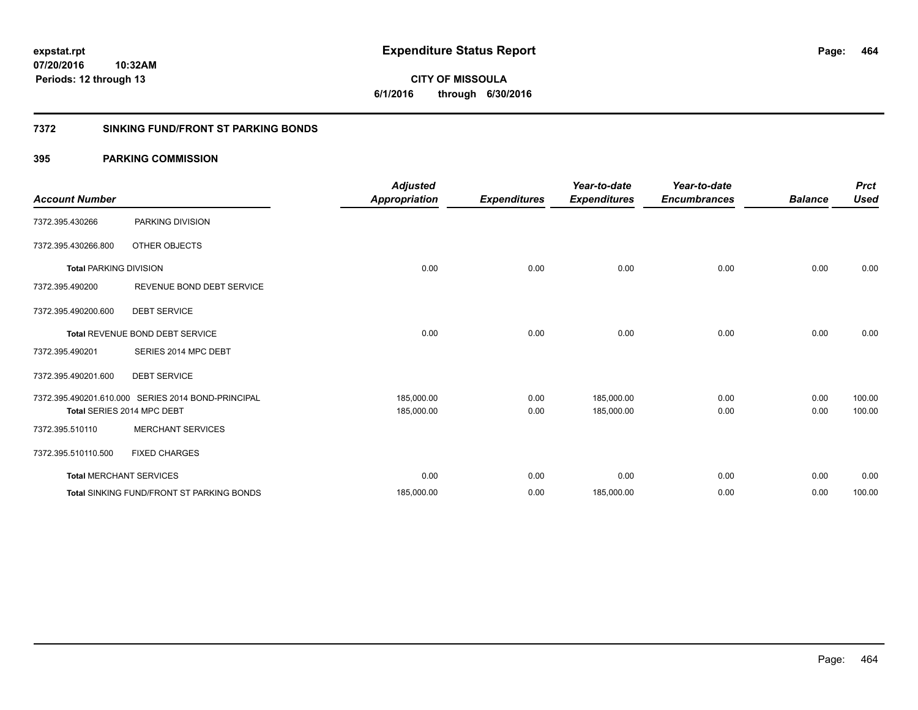**expstat.rpt**
**07/20/2016 10:32AM**
**Periods: 12 through 13**

# Expenditure Status Report

**CITY OF MISSOULA**
**6/1/2016 through 6/30/2016**

## 7372 SINKING FUND/FRONT ST PARKING BONDS

### 395 PARKING COMMISSION

| Account Number | | Adjusted Appropriation | Expenditures | Year-to-date Expenditures | Year-to-date Encumbrances | Balance | Prct Used |
|---|---|---|---|---|---|---|---|
| 7372.395.430266 | PARKING DIVISION | | | | | | |
| 7372.395.430266.800 | OTHER OBJECTS | | | | | | |
| **Total** PARKING DIVISION | | 0.00 | 0.00 | 0.00 | 0.00 | 0.00 | 0.00 |
| 7372.395.490200 | REVENUE BOND DEBT SERVICE | | | | | | |
| 7372.395.490200.600 | DEBT SERVICE | | | | | | |
| **Total** REVENUE BOND DEBT SERVICE | | 0.00 | 0.00 | 0.00 | 0.00 | 0.00 | 0.00 |
| 7372.395.490201 | SERIES 2014 MPC DEBT | | | | | | |
| 7372.395.490201.600 | DEBT SERVICE | | | | | | |
| 7372.395.490201.610.000 | SERIES 2014 BOND-PRINCIPAL | 185,000.00 | 0.00 | 185,000.00 | 0.00 | 0.00 | 100.00 |
| **Total** SERIES 2014 MPC DEBT | | 185,000.00 | 0.00 | 185,000.00 | 0.00 | 0.00 | 100.00 |
| 7372.395.510110 | MERCHANT SERVICES | | | | | | |
| 7372.395.510110.500 | FIXED CHARGES | | | | | | |
| **Total** MERCHANT SERVICES | | 0.00 | 0.00 | 0.00 | 0.00 | 0.00 | 0.00 |
| **Total** SINKING FUND/FRONT ST PARKING BONDS | | 185,000.00 | 0.00 | 185,000.00 | 0.00 | 0.00 | 100.00 |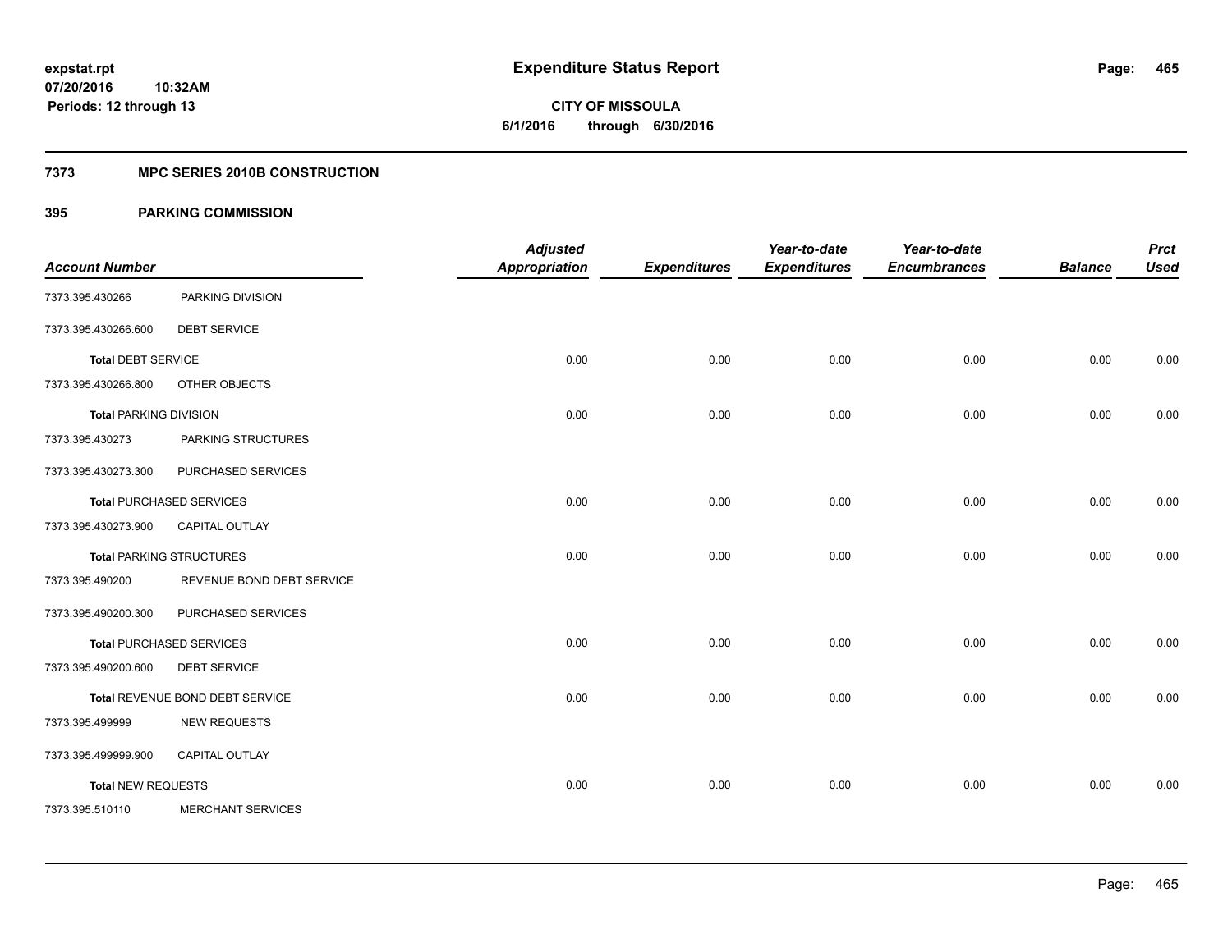**expstat.rpt**
**07/20/2016 10:32AM**
**Periods: 12 through 13**

# Expenditure Status Report

**CITY OF MISSOULA**
**6/1/2016 through 6/30/2016**

## 7373 MPC SERIES 2010B CONSTRUCTION

### 395 PARKING COMMISSION

| Account Number | | Adjusted Appropriation | Expenditures | Year-to-date Expenditures | Year-to-date Encumbrances | Balance | Prct Used |
|---|---|---|---|---|---|---|---|
| 7373.395.430266 | PARKING DIVISION | | | | | | |
| 7373.395.430266.600 | DEBT SERVICE | | | | | | |
| **Total** DEBT SERVICE | | 0.00 | 0.00 | 0.00 | 0.00 | 0.00 | 0.00 |
| 7373.395.430266.800 | OTHER OBJECTS | | | | | | |
| **Total** PARKING DIVISION | | 0.00 | 0.00 | 0.00 | 0.00 | 0.00 | 0.00 |
| 7373.395.430273 | PARKING STRUCTURES | | | | | | |
| 7373.395.430273.300 | PURCHASED SERVICES | | | | | | |
| **Total** PURCHASED SERVICES | | 0.00 | 0.00 | 0.00 | 0.00 | 0.00 | 0.00 |
| 7373.395.430273.900 | CAPITAL OUTLAY | | | | | | |
| **Total** PARKING STRUCTURES | | 0.00 | 0.00 | 0.00 | 0.00 | 0.00 | 0.00 |
| 7373.395.490200 | REVENUE BOND DEBT SERVICE | | | | | | |
| 7373.395.490200.300 | PURCHASED SERVICES | | | | | | |
| **Total** PURCHASED SERVICES | | 0.00 | 0.00 | 0.00 | 0.00 | 0.00 | 0.00 |
| 7373.395.490200.600 | DEBT SERVICE | | | | | | |
| **Total** REVENUE BOND DEBT SERVICE | | 0.00 | 0.00 | 0.00 | 0.00 | 0.00 | 0.00 |
| 7373.395.499999 | NEW REQUESTS | | | | | | |
| 7373.395.499999.900 | CAPITAL OUTLAY | | | | | | |
| **Total** NEW REQUESTS | | 0.00 | 0.00 | 0.00 | 0.00 | 0.00 | 0.00 |
| 7373.395.510110 | MERCHANT SERVICES | | | | | | |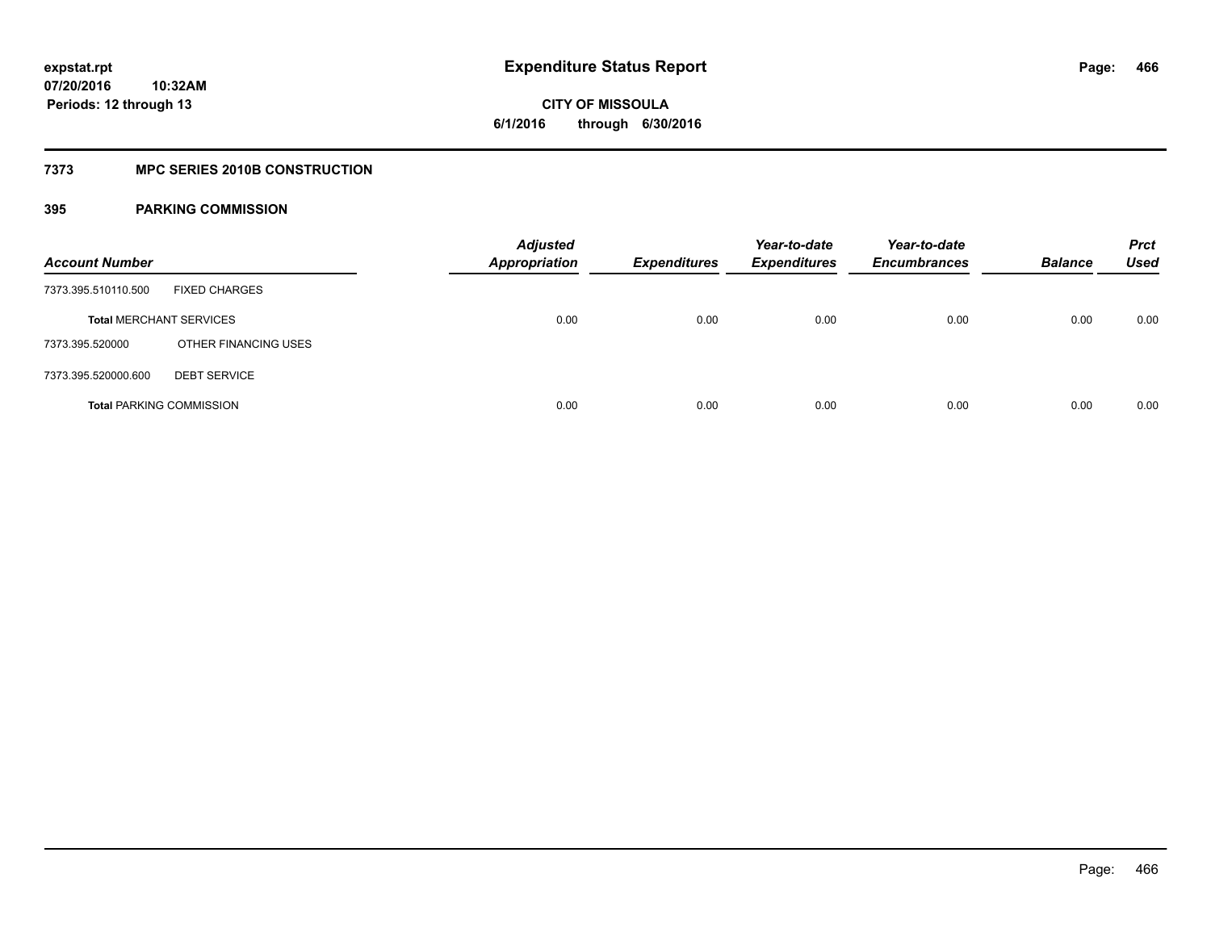**expstat.rpt**
**07/20/2016 10:32AM**
**Periods: 12 through 13**

# Expenditure Status Report

**CITY OF MISSOULA**
**6/1/2016 through 6/30/2016**

## 7373 MPC SERIES 2010B CONSTRUCTION

### 395 PARKING COMMISSION

| Account Number | | Adjusted Appropriation | Expenditures | Year-to-date Expenditures | Year-to-date Encumbrances | Balance | Prct Used |
|---|---|---|---|---|---|---|---|
| 7373.395.510110.500 | FIXED CHARGES | | | | | | |
| **Total** MERCHANT SERVICES | | 0.00 | 0.00 | 0.00 | 0.00 | 0.00 | 0.00 |
| 7373.395.520000 | OTHER FINANCING USES | | | | | | |
| 7373.395.520000.600 | DEBT SERVICE | | | | | | |
| **Total** PARKING COMMISSION | | 0.00 | 0.00 | 0.00 | 0.00 | 0.00 | 0.00 |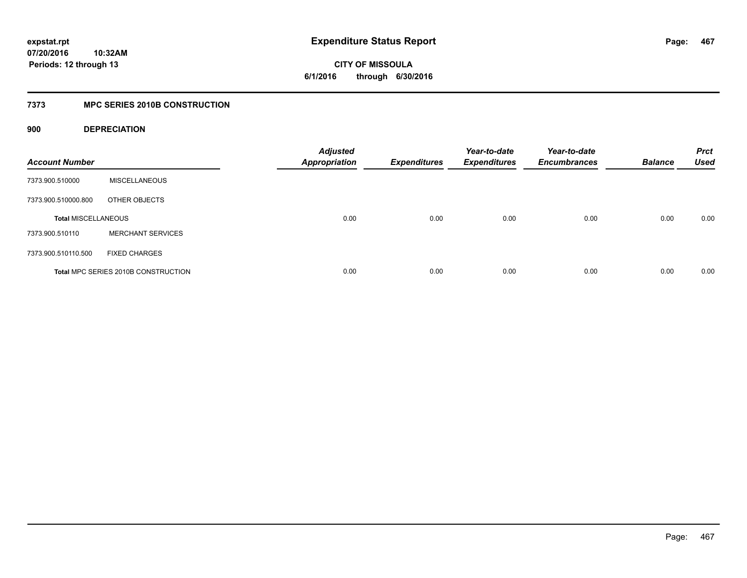**expstat.rpt**
**07/20/2016 10:32AM**
**Periods: 12 through 13**

# Expenditure Status Report

**CITY OF MISSOULA**
**6/1/2016 through 6/30/2016**

## 7373 MPC SERIES 2010B CONSTRUCTION

### 900 DEPRECIATION

| Account Number | | Adjusted Appropriation | Expenditures | Year-to-date Expenditures | Year-to-date Encumbrances | Balance | Prct Used |
|---|---|---|---|---|---|---|---|
| 7373.900.510000 | MISCELLANEOUS | | | | | | |
| 7373.900.510000.800 | OTHER OBJECTS | | | | | | |
| **Total MISCELLANEOUS** | | 0.00 | 0.00 | 0.00 | 0.00 | 0.00 | 0.00 |
| 7373.900.510110 | MERCHANT SERVICES | | | | | | |
| 7373.900.510110.500 | FIXED CHARGES | | | | | | |
| **Total MPC SERIES 2010B CONSTRUCTION** | | 0.00 | 0.00 | 0.00 | 0.00 | 0.00 | 0.00 |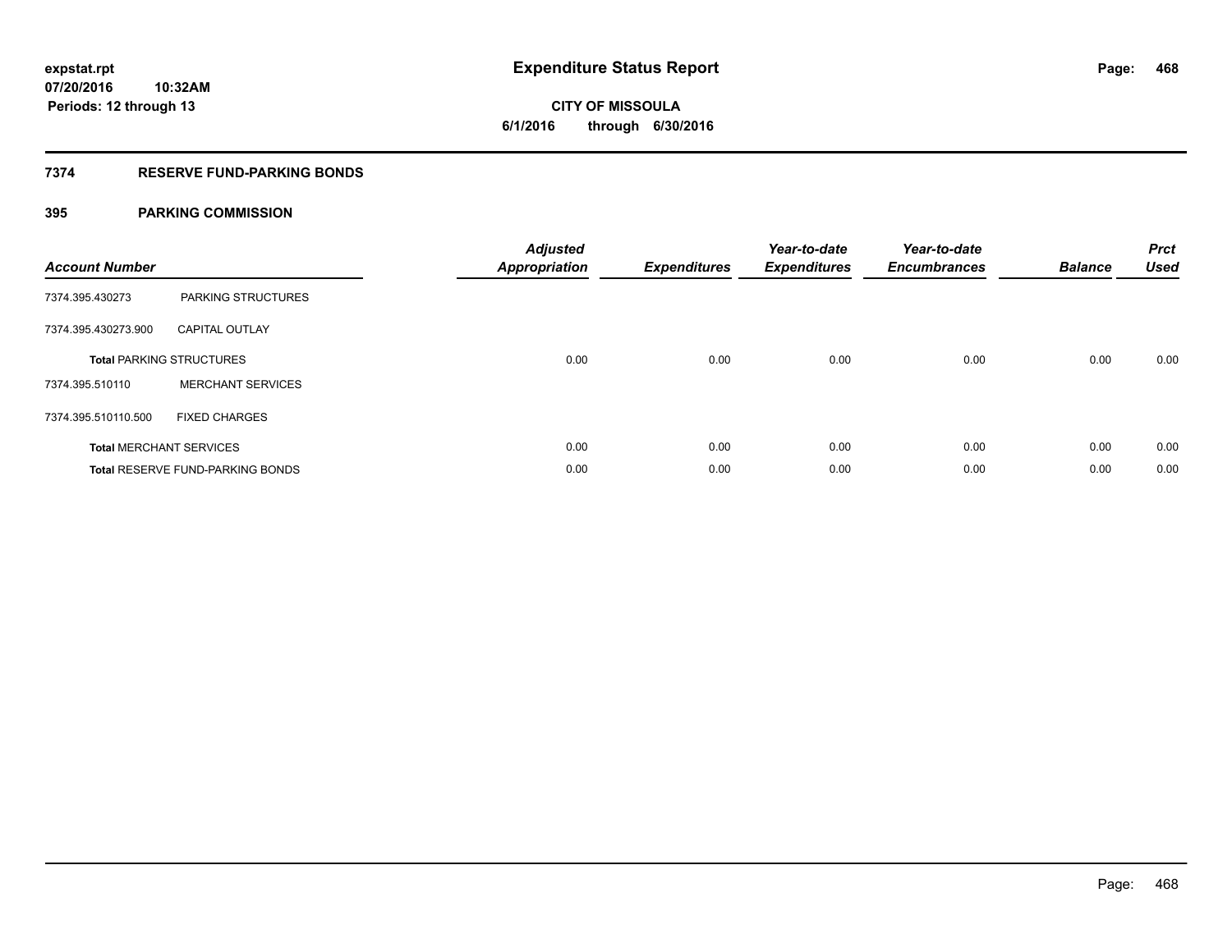**expstat.rpt**
**07/20/2016 10:32AM**
**Periods: 12 through 13**

# Expenditure Status Report

**CITY OF MISSOULA**
**6/1/2016 through 6/30/2016**

## 7374 RESERVE FUND-PARKING BONDS

### 395 PARKING COMMISSION

| Account Number | | Adjusted Appropriation | Expenditures | Year-to-date Expenditures | Year-to-date Encumbrances | Balance | Prct Used |
|---|---|---|---|---|---|---|---|
| 7374.395.430273 | PARKING STRUCTURES | | | | | | |
| 7374.395.430273.900 | CAPITAL OUTLAY | | | | | | |
| **Total** PARKING STRUCTURES | | 0.00 | 0.00 | 0.00 | 0.00 | 0.00 | 0.00 |
| 7374.395.510110 | MERCHANT SERVICES | | | | | | |
| 7374.395.510110.500 | FIXED CHARGES | | | | | | |
| **Total** MERCHANT SERVICES | | 0.00 | 0.00 | 0.00 | 0.00 | 0.00 | 0.00 |
| **Total** RESERVE FUND-PARKING BONDS | | 0.00 | 0.00 | 0.00 | 0.00 | 0.00 | 0.00 |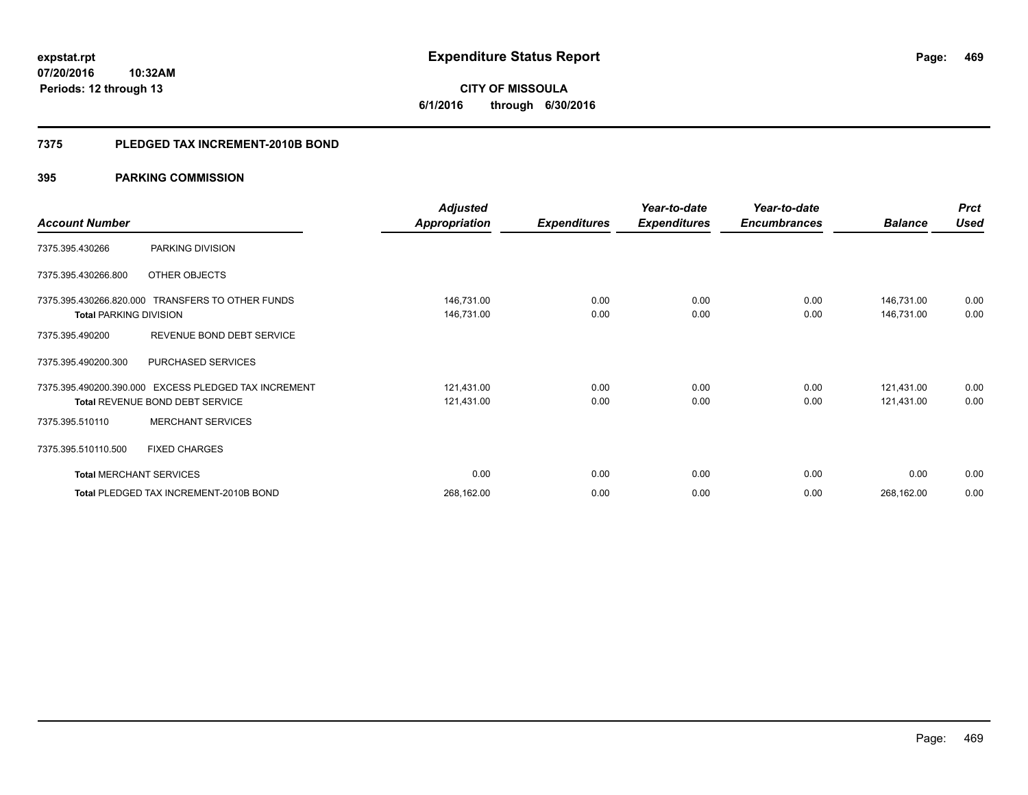expstat.rpt
07/20/2016 10:32AM
Periods: 12 through 13

# Expenditure Status Report

**CITY OF MISSOULA**
**6/1/2016 through 6/30/2016**

## 7375 PLEDGED TAX INCREMENT-2010B BOND

### 395 PARKING COMMISSION

| Account Number | | Adjusted Appropriation | Expenditures | Year-to-date Expenditures | Year-to-date Encumbrances | Balance | Prct Used |
|---|---|---|---|---|---|---|---|
| 7375.395.430266 | PARKING DIVISION | | | | | | |
| 7375.395.430266.800 | OTHER OBJECTS | | | | | | |
| 7375.395.430266.820.000 | TRANSFERS TO OTHER FUNDS | 146,731.00 | 0.00 | 0.00 | 0.00 | 146,731.00 | 0.00 |
| **Total** PARKING DIVISION | | 146,731.00 | 0.00 | 0.00 | 0.00 | 146,731.00 | 0.00 |
| 7375.395.490200 | REVENUE BOND DEBT SERVICE | | | | | | |
| 7375.395.490200.300 | PURCHASED SERVICES | | | | | | |
| 7375.395.490200.390.000 | EXCESS PLEDGED TAX INCREMENT | 121,431.00 | 0.00 | 0.00 | 0.00 | 121,431.00 | 0.00 |
| **Total** REVENUE BOND DEBT SERVICE | | 121,431.00 | 0.00 | 0.00 | 0.00 | 121,431.00 | 0.00 |
| 7375.395.510110 | MERCHANT SERVICES | | | | | | |
| 7375.395.510110.500 | FIXED CHARGES | | | | | | |
| **Total** MERCHANT SERVICES | | 0.00 | 0.00 | 0.00 | 0.00 | 0.00 | 0.00 |
| **Total** PLEDGED TAX INCREMENT-2010B BOND | | 268,162.00 | 0.00 | 0.00 | 0.00 | 268,162.00 | 0.00 |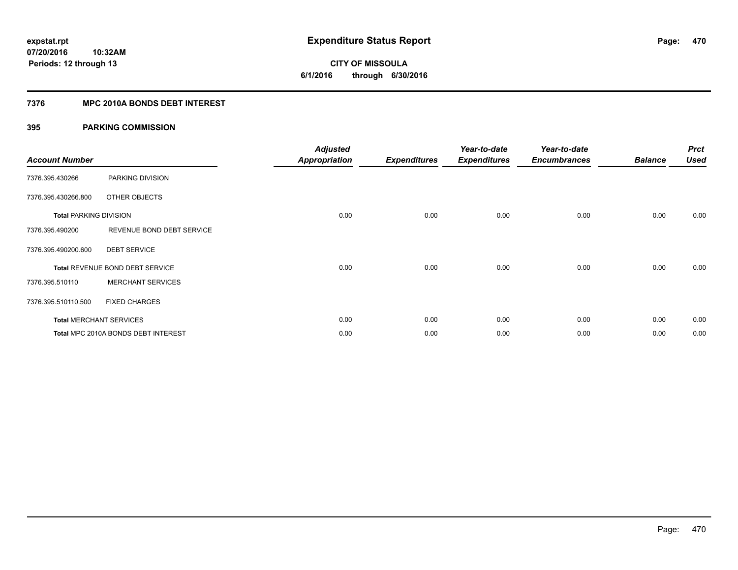**expstat.rpt**
**07/20/2016 10:32AM**
**Periods: 12 through 13**

# Expenditure Status Report

**CITY OF MISSOULA**
**6/1/2016 through 6/30/2016**

## 7376 MPC 2010A BONDS DEBT INTEREST

### 395 PARKING COMMISSION

| Account Number | | Adjusted Appropriation | Expenditures | Year-to-date Expenditures | Year-to-date Encumbrances | Balance | Prct Used |
|---|---|---|---|---|---|---|---|
| 7376.395.430266 | PARKING DIVISION | | | | | | |
| 7376.395.430266.800 | OTHER OBJECTS | | | | | | |
| **Total** PARKING DIVISION | | 0.00 | 0.00 | 0.00 | 0.00 | 0.00 | 0.00 |
| 7376.395.490200 | REVENUE BOND DEBT SERVICE | | | | | | |
| 7376.395.490200.600 | DEBT SERVICE | | | | | | |
| **Total** REVENUE BOND DEBT SERVICE | | 0.00 | 0.00 | 0.00 | 0.00 | 0.00 | 0.00 |
| 7376.395.510110 | MERCHANT SERVICES | | | | | | |
| 7376.395.510110.500 | FIXED CHARGES | | | | | | |
| **Total** MERCHANT SERVICES | | 0.00 | 0.00 | 0.00 | 0.00 | 0.00 | 0.00 |
| **Total** MPC 2010A BONDS DEBT INTEREST | | 0.00 | 0.00 | 0.00 | 0.00 | 0.00 | 0.00 |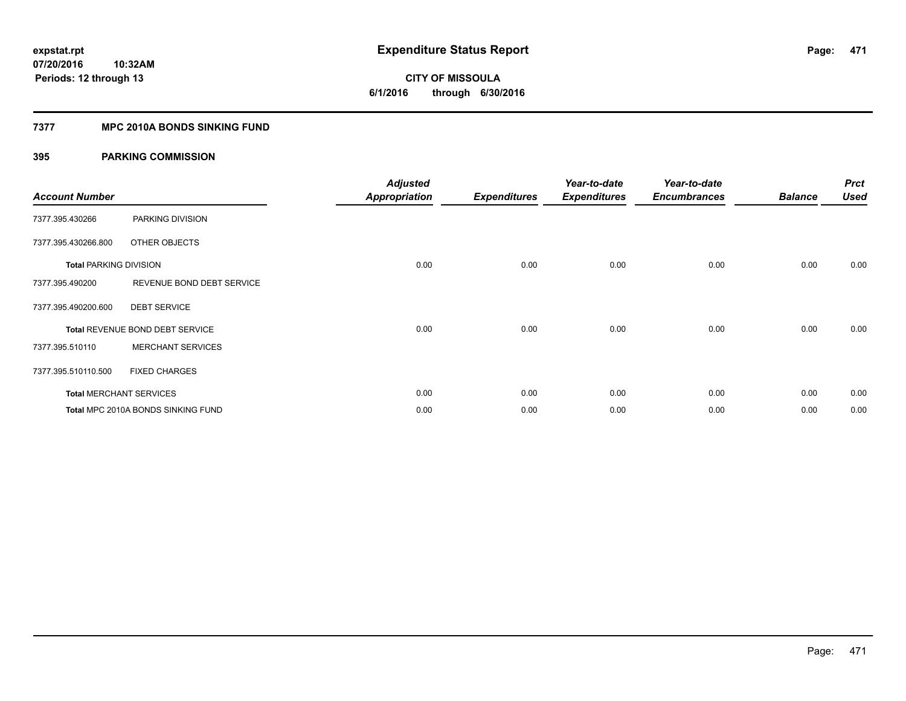**expstat.rpt**
**07/20/2016 10:32AM**
**Periods: 12 through 13**

# Expenditure Status Report

**CITY OF MISSOULA**
**6/1/2016 through 6/30/2016**

## 7377 MPC 2010A BONDS SINKING FUND

### 395 PARKING COMMISSION

| Account Number | | Adjusted Appropriation | Expenditures | Year-to-date Expenditures | Year-to-date Encumbrances | Balance | Prct Used |
|---|---|---|---|---|---|---|---|
| 7377.395.430266 | PARKING DIVISION | | | | | | |
| 7377.395.430266.800 | OTHER OBJECTS | | | | | | |
| **Total** PARKING DIVISION | | 0.00 | 0.00 | 0.00 | 0.00 | 0.00 | 0.00 |
| 7377.395.490200 | REVENUE BOND DEBT SERVICE | | | | | | |
| 7377.395.490200.600 | DEBT SERVICE | | | | | | |
| **Total** REVENUE BOND DEBT SERVICE | | 0.00 | 0.00 | 0.00 | 0.00 | 0.00 | 0.00 |
| 7377.395.510110 | MERCHANT SERVICES | | | | | | |
| 7377.395.510110.500 | FIXED CHARGES | | | | | | |
| **Total** MERCHANT SERVICES | | 0.00 | 0.00 | 0.00 | 0.00 | 0.00 | 0.00 |
| **Total** MPC 2010A BONDS SINKING FUND | | 0.00 | 0.00 | 0.00 | 0.00 | 0.00 | 0.00 |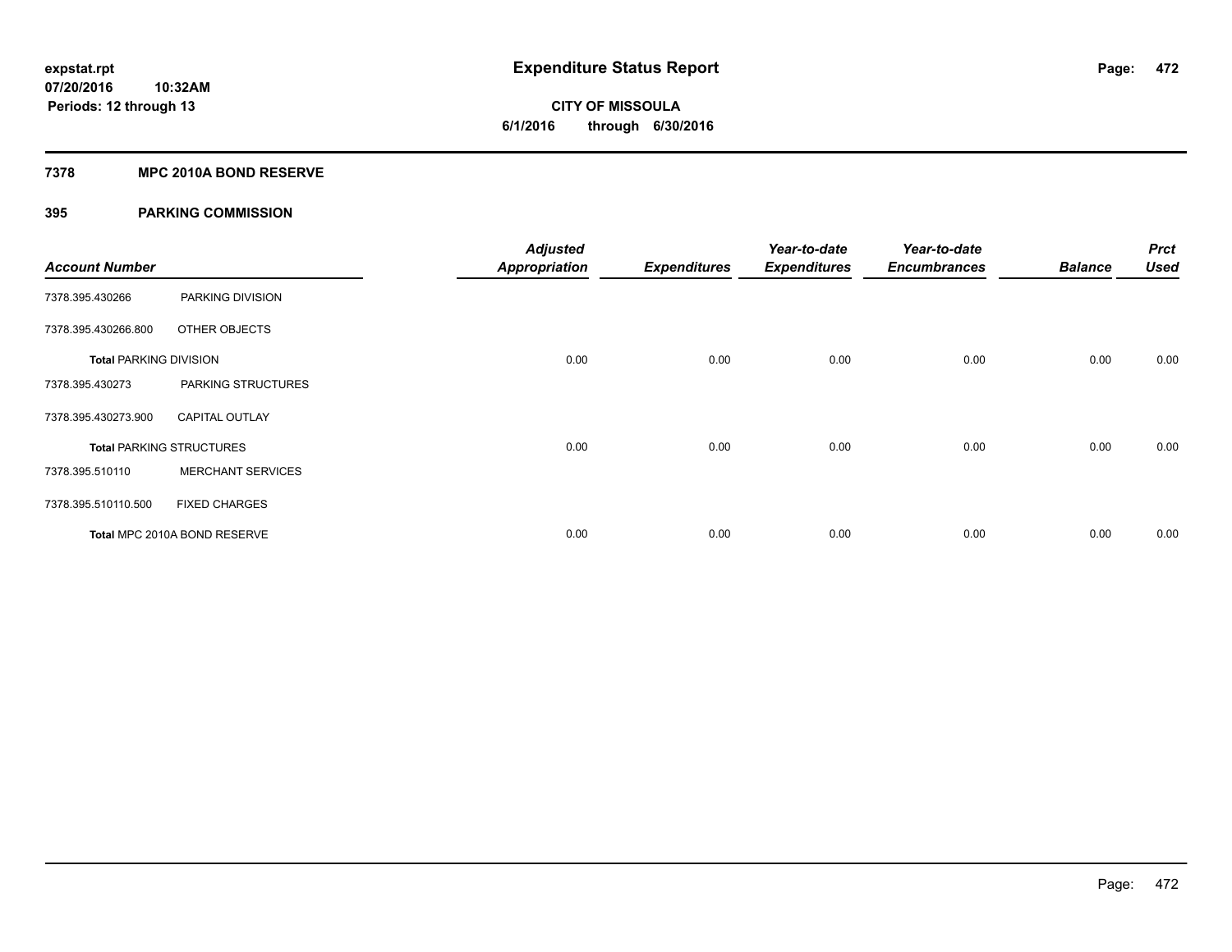**expstat.rpt**
**07/20/2016 10:32AM**
**Periods: 12 through 13**

# Expenditure Status Report

**CITY OF MISSOULA**
**6/1/2016 through 6/30/2016**

## 7378 MPC 2010A BOND RESERVE

### 395 PARKING COMMISSION

| Account Number | | Adjusted Appropriation | Expenditures | Year-to-date Expenditures | Year-to-date Encumbrances | Balance | Prct Used |
|---|---|---|---|---|---|---|---|
| 7378.395.430266 | PARKING DIVISION | | | | | | |
| 7378.395.430266.800 | OTHER OBJECTS | | | | | | |
| **Total PARKING DIVISION** | | 0.00 | 0.00 | 0.00 | 0.00 | 0.00 | 0.00 |
| 7378.395.430273 | PARKING STRUCTURES | | | | | | |
| 7378.395.430273.900 | CAPITAL OUTLAY | | | | | | |
| **Total PARKING STRUCTURES** | | 0.00 | 0.00 | 0.00 | 0.00 | 0.00 | 0.00 |
| 7378.395.510110 | MERCHANT SERVICES | | | | | | |
| 7378.395.510110.500 | FIXED CHARGES | | | | | | |
| **Total MPC 2010A BOND RESERVE** | | 0.00 | 0.00 | 0.00 | 0.00 | 0.00 | 0.00 |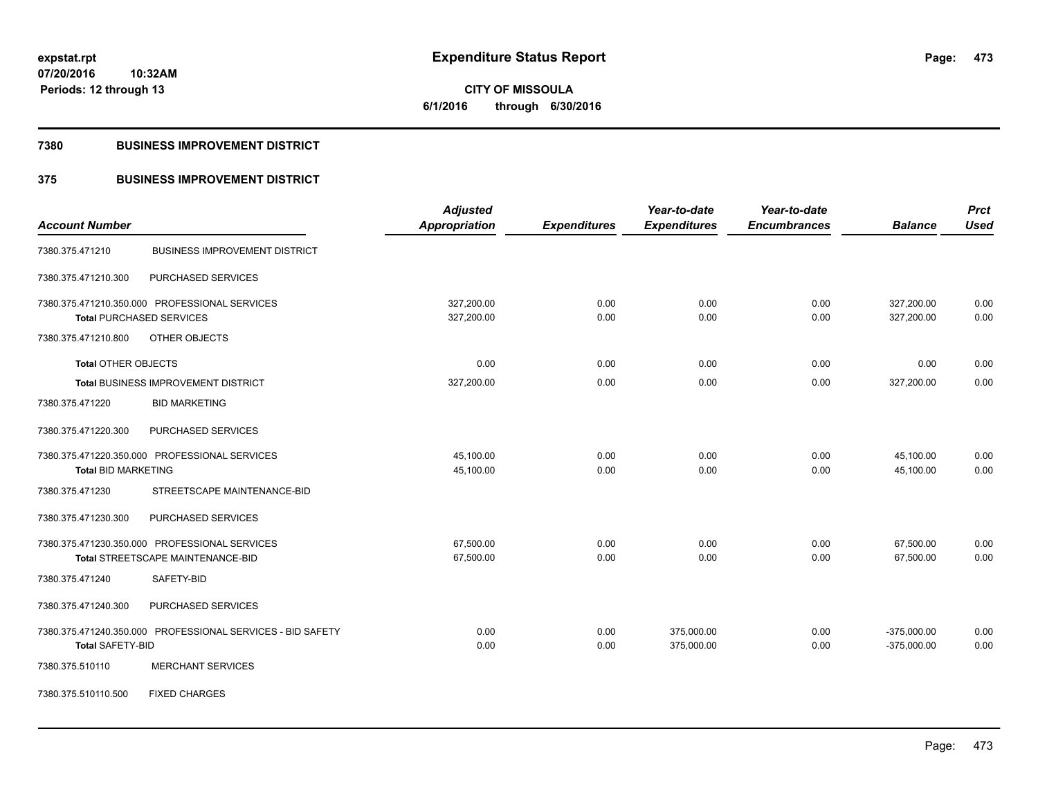**expstat.rpt**
**07/20/2016 10:32AM**
**Periods: 12 through 13**

# Expenditure Status Report

**CITY OF MISSOULA**
**6/1/2016 through 6/30/2016**

## 7380 BUSINESS IMPROVEMENT DISTRICT

## 375 BUSINESS IMPROVEMENT DISTRICT

| Account Number | | Adjusted Appropriation | Expenditures | Year-to-date Expenditures | Year-to-date Encumbrances | Balance | Prct Used |
|---|---|---|---|---|---|---|---|
| 7380.375.471210 | BUSINESS IMPROVEMENT DISTRICT | | | | | | |
| 7380.375.471210.300 | PURCHASED SERVICES | | | | | | |
| 7380.375.471210.350.000 PROFESSIONAL SERVICES | | 327,200.00 | 0.00 | 0.00 | 0.00 | 327,200.00 | 0.00 |
| **Total** PURCHASED SERVICES | | 327,200.00 | 0.00 | 0.00 | 0.00 | 327,200.00 | 0.00 |
| 7380.375.471210.800 | OTHER OBJECTS | | | | | | |
| **Total** OTHER OBJECTS | | 0.00 | 0.00 | 0.00 | 0.00 | 0.00 | 0.00 |
| **Total** BUSINESS IMPROVEMENT DISTRICT | | 327,200.00 | 0.00 | 0.00 | 0.00 | 327,200.00 | 0.00 |
| 7380.375.471220 | BID MARKETING | | | | | | |
| 7380.375.471220.300 | PURCHASED SERVICES | | | | | | |
| 7380.375.471220.350.000 PROFESSIONAL SERVICES | | 45,100.00 | 0.00 | 0.00 | 0.00 | 45,100.00 | 0.00 |
| **Total** BID MARKETING | | 45,100.00 | 0.00 | 0.00 | 0.00 | 45,100.00 | 0.00 |
| 7380.375.471230 | STREETSCAPE MAINTENANCE-BID | | | | | | |
| 7380.375.471230.300 | PURCHASED SERVICES | | | | | | |
| 7380.375.471230.350.000 PROFESSIONAL SERVICES | | 67,500.00 | 0.00 | 0.00 | 0.00 | 67,500.00 | 0.00 |
| **Total** STREETSCAPE MAINTENANCE-BID | | 67,500.00 | 0.00 | 0.00 | 0.00 | 67,500.00 | 0.00 |
| 7380.375.471240 | SAFETY-BID | | | | | | |
| 7380.375.471240.300 | PURCHASED SERVICES | | | | | | |
| 7380.375.471240.350.000 PROFESSIONAL SERVICES - BID SAFETY | | 0.00 | 0.00 | 375,000.00 | 0.00 | -375,000.00 | 0.00 |
| **Total** SAFETY-BID | | 0.00 | 0.00 | 375,000.00 | 0.00 | -375,000.00 | 0.00 |
| 7380.375.510110 | MERCHANT SERVICES | | | | | | |
| 7380.375.510110.500 | FIXED CHARGES | | | | | | |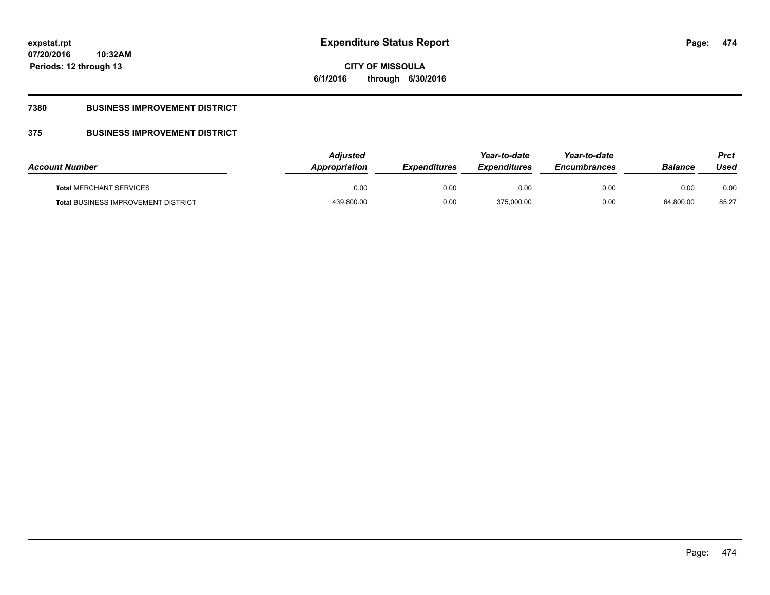# Expenditure Status Report

**CITY OF MISSOULA**

**6/1/2016 through 6/30/2016**

expstat.rpt
07/20/2016 10:32AM
Periods: 12 through 13

## 7380 BUSINESS IMPROVEMENT DISTRICT

## 375 BUSINESS IMPROVEMENT DISTRICT

| Account Number | Adjusted Appropriation | Expenditures | Year-to-date Expenditures | Year-to-date Encumbrances | Balance | Prct Used |
|---|---|---|---|---|---|---|
| **Total** MERCHANT SERVICES | 0.00 | 0.00 | 0.00 | 0.00 | 0.00 | 0.00 |
| **Total** BUSINESS IMPROVEMENT DISTRICT | 439,800.00 | 0.00 | 375,000.00 | 0.00 | 64,800.00 | 85.27 |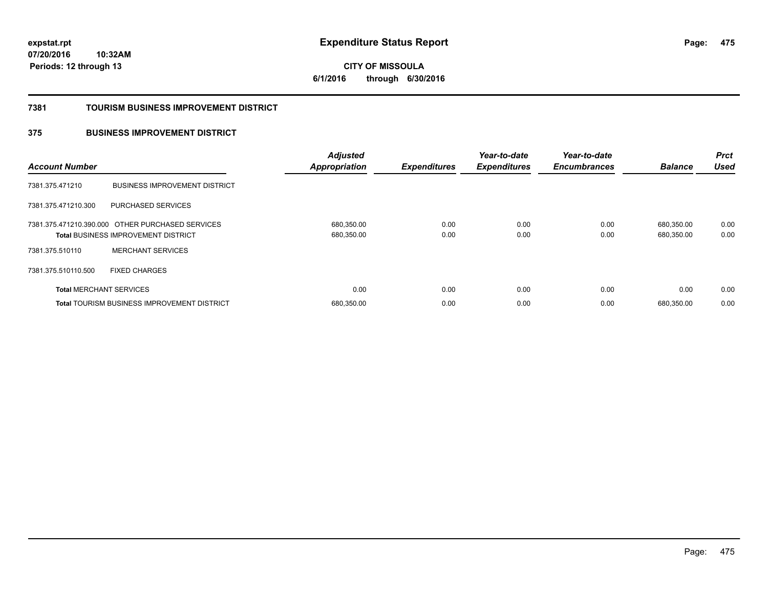**expstat.rpt**
**07/20/2016 10:32AM**
**Periods: 12 through 13**

# Expenditure Status Report

**CITY OF MISSOULA**
**6/1/2016 through 6/30/2016**

## 7381 TOURISM BUSINESS IMPROVEMENT DISTRICT

## 375 BUSINESS IMPROVEMENT DISTRICT

| Account Number | | Adjusted Appropriation | Expenditures | Year-to-date Expenditures | Year-to-date Encumbrances | Balance | Prct Used |
|---|---|---|---|---|---|---|---|
| 7381.375.471210 | BUSINESS IMPROVEMENT DISTRICT | | | | | | |
| 7381.375.471210.300 | PURCHASED SERVICES | | | | | | |
| 7381.375.471210.390.000 | OTHER PURCHASED SERVICES | 680,350.00 | 0.00 | 0.00 | 0.00 | 680,350.00 | 0.00 |
| **Total** BUSINESS IMPROVEMENT DISTRICT | | 680,350.00 | 0.00 | 0.00 | 0.00 | 680,350.00 | 0.00 |
| 7381.375.510110 | MERCHANT SERVICES | | | | | | |
| 7381.375.510110.500 | FIXED CHARGES | | | | | | |
| **Total** MERCHANT SERVICES | | 0.00 | 0.00 | 0.00 | 0.00 | 0.00 | 0.00 |
| **Total** TOURISM BUSINESS IMPROVEMENT DISTRICT | | 680,350.00 | 0.00 | 0.00 | 0.00 | 680,350.00 | 0.00 |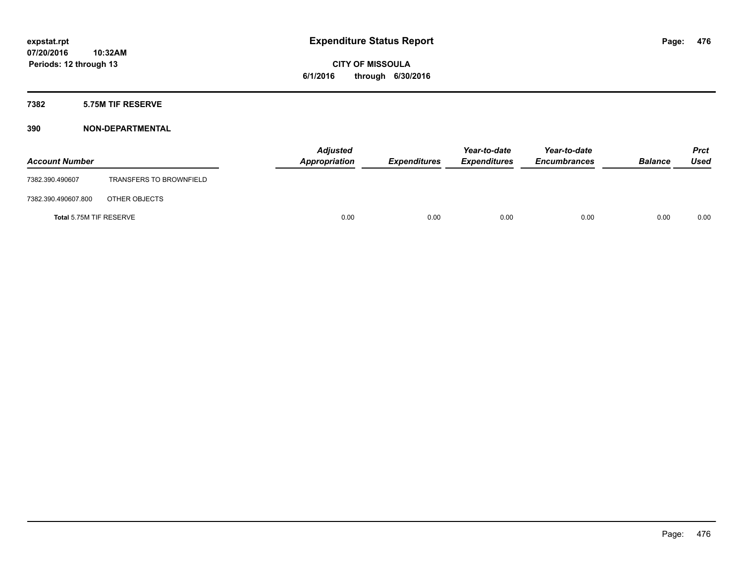**expstat.rpt**
**07/20/2016 10:32AM**
**Periods: 12 through 13**

# Expenditure Status Report

**CITY OF MISSOULA**
**6/1/2016 through 6/30/2016**

## 7382 5.75M TIF RESERVE

## 390 NON-DEPARTMENTAL

| Account Number | | Adjusted Appropriation | Expenditures | Year-to-date Expenditures | Year-to-date Encumbrances | Balance | Prct Used |
|---|---|---|---|---|---|---|---|
| 7382.390.490607 | TRANSFERS TO BROWNFIELD | | | | | | |
| 7382.390.490607.800 | OTHER OBJECTS | | | | | | |
| **Total** 5.75M TIF RESERVE | | 0.00 | 0.00 | 0.00 | 0.00 | 0.00 | 0.00 |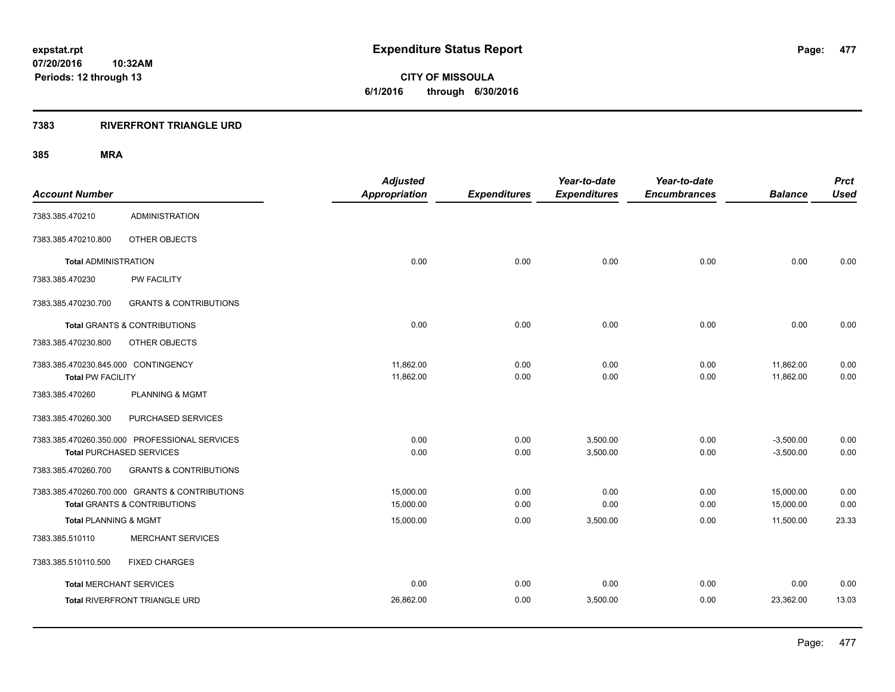**expstat.rpt**
**07/20/2016 10:32AM**
**Periods: 12 through 13**

# Expenditure Status Report

**CITY OF MISSOULA**
**6/1/2016 through 6/30/2016**

## 7383 RIVERFRONT TRIANGLE URD

### 385 MRA

| Account Number | | Adjusted Appropriation | Expenditures | Year-to-date Expenditures | Year-to-date Encumbrances | Balance | Prct Used |
|---|---|---|---|---|---|---|---|
| 7383.385.470210 | ADMINISTRATION | | | | | | |
| 7383.385.470210.800 | OTHER OBJECTS | | | | | | |
| **Total** ADMINISTRATION | | 0.00 | 0.00 | 0.00 | 0.00 | 0.00 | 0.00 |
| 7383.385.470230 | PW FACILITY | | | | | | |
| 7383.385.470230.700 | GRANTS & CONTRIBUTIONS | | | | | | |
| **Total** GRANTS & CONTRIBUTIONS | | 0.00 | 0.00 | 0.00 | 0.00 | 0.00 | 0.00 |
| 7383.385.470230.800 | OTHER OBJECTS | | | | | | |
| 7383.385.470230.845.000 | CONTINGENCY | 11,862.00 | 0.00 | 0.00 | 0.00 | 11,862.00 | 0.00 |
| **Total** PW FACILITY | | 11,862.00 | 0.00 | 0.00 | 0.00 | 11,862.00 | 0.00 |
| 7383.385.470260 | PLANNING & MGMT | | | | | | |
| 7383.385.470260.300 | PURCHASED SERVICES | | | | | | |
| 7383.385.470260.350.000 | PROFESSIONAL SERVICES | 0.00 | 0.00 | 3,500.00 | 0.00 | -3,500.00 | 0.00 |
| **Total** PURCHASED SERVICES | | 0.00 | 0.00 | 3,500.00 | 0.00 | -3,500.00 | 0.00 |
| 7383.385.470260.700 | GRANTS & CONTRIBUTIONS | | | | | | |
| 7383.385.470260.700.000 | GRANTS & CONTRIBUTIONS | 15,000.00 | 0.00 | 0.00 | 0.00 | 15,000.00 | 0.00 |
| **Total** GRANTS & CONTRIBUTIONS | | 15,000.00 | 0.00 | 0.00 | 0.00 | 15,000.00 | 0.00 |
| **Total** PLANNING & MGMT | | 15,000.00 | 0.00 | 3,500.00 | 0.00 | 11,500.00 | 23.33 |
| 7383.385.510110 | MERCHANT SERVICES | | | | | | |
| 7383.385.510110.500 | FIXED CHARGES | | | | | | |
| **Total** MERCHANT SERVICES | | 0.00 | 0.00 | 0.00 | 0.00 | 0.00 | 0.00 |
| **Total** RIVERFRONT TRIANGLE URD | | 26,862.00 | 0.00 | 3,500.00 | 0.00 | 23,362.00 | 13.03 |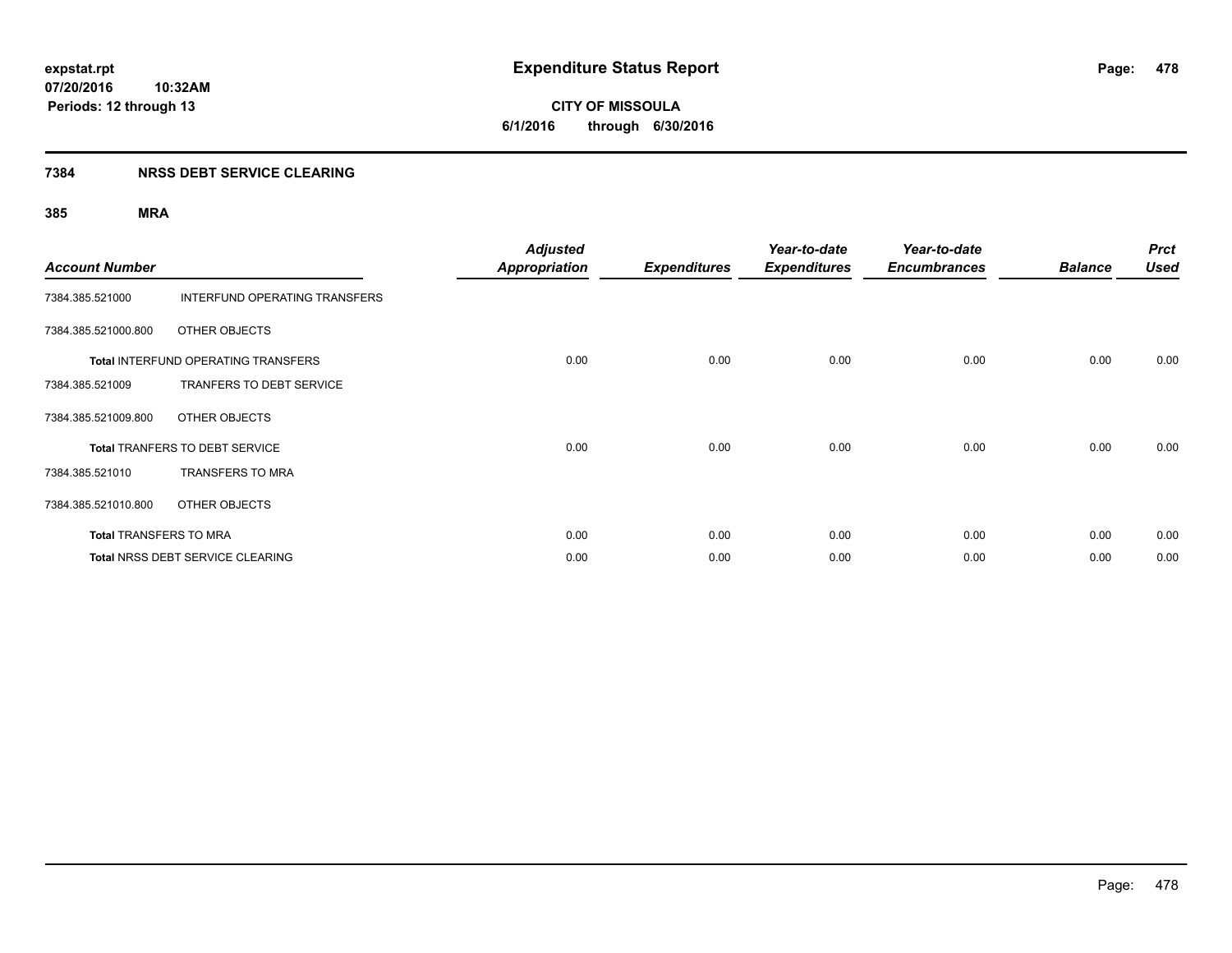**expstat.rpt**
**07/20/2016 10:32AM**
**Periods: 12 through 13**

# Expenditure Status Report

**CITY OF MISSOULA**
**6/1/2016 through 6/30/2016**

## 7384 NRSS DEBT SERVICE CLEARING

### 385 MRA

| Account Number | | Adjusted Appropriation | Expenditures | Year-to-date Expenditures | Year-to-date Encumbrances | Balance | Prct Used |
|---|---|---|---|---|---|---|---|
| 7384.385.521000 | INTERFUND OPERATING TRANSFERS | | | | | | |
| 7384.385.521000.800 | OTHER OBJECTS | | | | | | |
| **Total** INTERFUND OPERATING TRANSFERS | | 0.00 | 0.00 | 0.00 | 0.00 | 0.00 | 0.00 |
| 7384.385.521009 | TRANFERS TO DEBT SERVICE | | | | | | |
| 7384.385.521009.800 | OTHER OBJECTS | | | | | | |
| **Total** TRANFERS TO DEBT SERVICE | | 0.00 | 0.00 | 0.00 | 0.00 | 0.00 | 0.00 |
| 7384.385.521010 | TRANSFERS TO MRA | | | | | | |
| 7384.385.521010.800 | OTHER OBJECTS | | | | | | |
| **Total** TRANSFERS TO MRA | | 0.00 | 0.00 | 0.00 | 0.00 | 0.00 | 0.00 |
| **Total** NRSS DEBT SERVICE CLEARING | | 0.00 | 0.00 | 0.00 | 0.00 | 0.00 | 0.00 |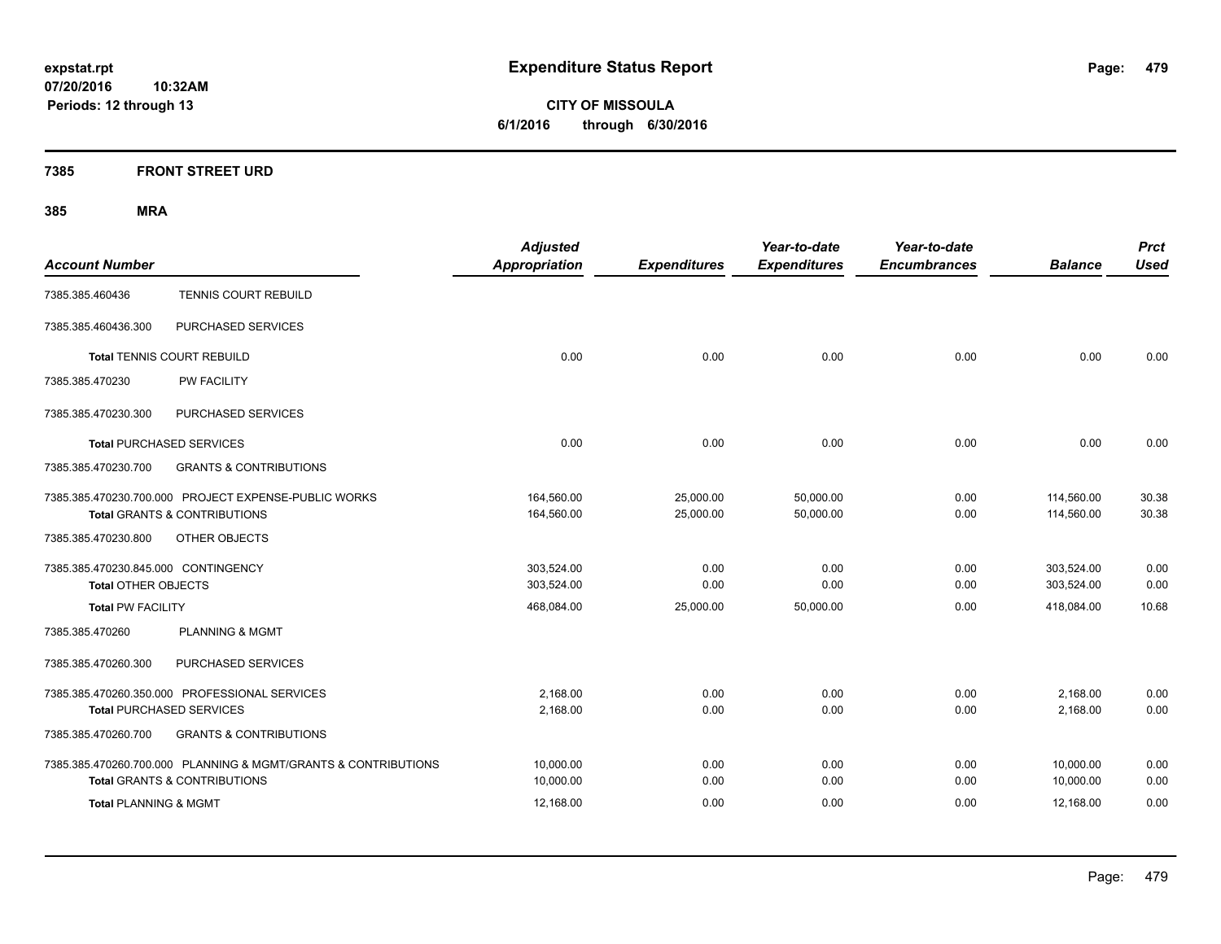**expstat.rpt**
**07/20/2016 10:32AM**
**Periods: 12 through 13**

# Expenditure Status Report

**CITY OF MISSOULA**
**6/1/2016 through 6/30/2016**

## 7385 FRONT STREET URD

## 385 MRA

| Account Number | | Adjusted Appropriation | Expenditures | Year-to-date Expenditures | Year-to-date Encumbrances | Balance | Prct Used |
|---|---|---|---|---|---|---|---|
| 7385.385.460436 | TENNIS COURT REBUILD | | | | | | |
| 7385.385.460436.300 | PURCHASED SERVICES | | | | | | |
| **Total** TENNIS COURT REBUILD | | 0.00 | 0.00 | 0.00 | 0.00 | 0.00 | 0.00 |
| 7385.385.470230 | PW FACILITY | | | | | | |
| 7385.385.470230.300 | PURCHASED SERVICES | | | | | | |
| **Total** PURCHASED SERVICES | | 0.00 | 0.00 | 0.00 | 0.00 | 0.00 | 0.00 |
| 7385.385.470230.700 | GRANTS & CONTRIBUTIONS | | | | | | |
| 7385.385.470230.700.000 | PROJECT EXPENSE-PUBLIC WORKS | 164,560.00 | 25,000.00 | 50,000.00 | 0.00 | 114,560.00 | 30.38 |
| **Total** GRANTS & CONTRIBUTIONS | | 164,560.00 | 25,000.00 | 50,000.00 | 0.00 | 114,560.00 | 30.38 |
| 7385.385.470230.800 | OTHER OBJECTS | | | | | | |
| 7385.385.470230.845.000 | CONTINGENCY | 303,524.00 | 0.00 | 0.00 | 0.00 | 303,524.00 | 0.00 |
| **Total** OTHER OBJECTS | | 303,524.00 | 0.00 | 0.00 | 0.00 | 303,524.00 | 0.00 |
| **Total** PW FACILITY | | 468,084.00 | 25,000.00 | 50,000.00 | 0.00 | 418,084.00 | 10.68 |
| 7385.385.470260 | PLANNING & MGMT | | | | | | |
| 7385.385.470260.300 | PURCHASED SERVICES | | | | | | |
| 7385.385.470260.350.000 | PROFESSIONAL SERVICES | 2,168.00 | 0.00 | 0.00 | 0.00 | 2,168.00 | 0.00 |
| **Total** PURCHASED SERVICES | | 2,168.00 | 0.00 | 0.00 | 0.00 | 2,168.00 | 0.00 |
| 7385.385.470260.700 | GRANTS & CONTRIBUTIONS | | | | | | |
| 7385.385.470260.700.000 | PLANNING & MGMT/GRANTS & CONTRIBUTIONS | 10,000.00 | 0.00 | 0.00 | 0.00 | 10,000.00 | 0.00 |
| **Total** GRANTS & CONTRIBUTIONS | | 10,000.00 | 0.00 | 0.00 | 0.00 | 10,000.00 | 0.00 |
| **Total** PLANNING & MGMT | | 12,168.00 | 0.00 | 0.00 | 0.00 | 12,168.00 | 0.00 |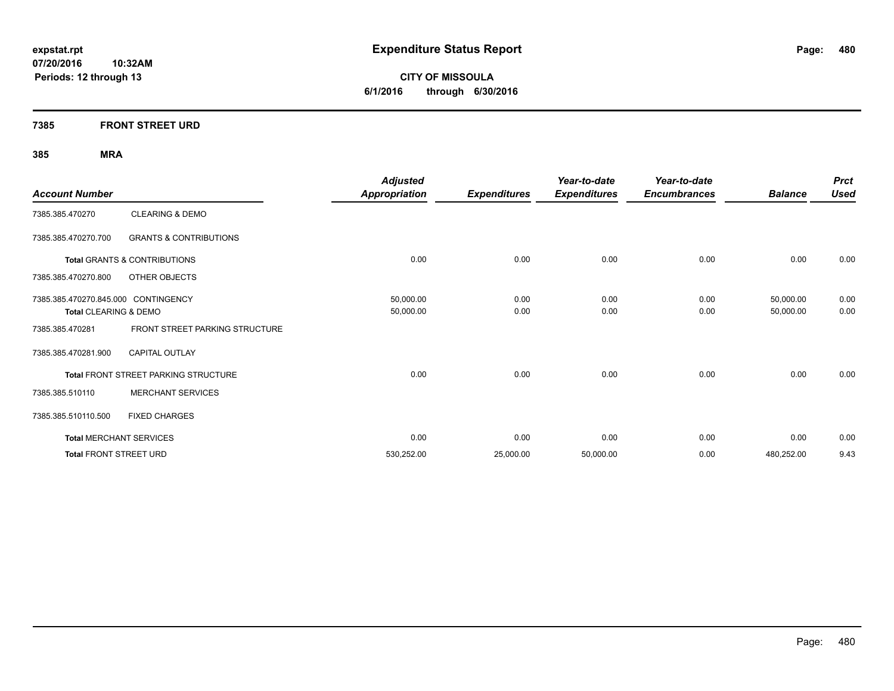**expstat.rpt**
**07/20/2016 10:32AM**
**Periods: 12 through 13**

# Expenditure Status Report

**CITY OF MISSOULA**
**6/1/2016 through 6/30/2016**

## 7385 FRONT STREET URD

## 385 MRA

| Account Number | | Adjusted Appropriation | Expenditures | Year-to-date Expenditures | Year-to-date Encumbrances | Balance | Prct Used |
|---|---|---|---|---|---|---|---|
| 7385.385.470270 | CLEARING & DEMO | | | | | | |
| 7385.385.470270.700 | GRANTS & CONTRIBUTIONS | | | | | | |
| **Total** GRANTS & CONTRIBUTIONS | | 0.00 | 0.00 | 0.00 | 0.00 | 0.00 | 0.00 |
| 7385.385.470270.800 | OTHER OBJECTS | | | | | | |
| 7385.385.470270.845.000 | CONTINGENCY | 50,000.00 | 0.00 | 0.00 | 0.00 | 50,000.00 | 0.00 |
| **Total** CLEARING & DEMO | | 50,000.00 | 0.00 | 0.00 | 0.00 | 50,000.00 | 0.00 |
| 7385.385.470281 | FRONT STREET PARKING STRUCTURE | | | | | | |
| 7385.385.470281.900 | CAPITAL OUTLAY | | | | | | |
| **Total** FRONT STREET PARKING STRUCTURE | | 0.00 | 0.00 | 0.00 | 0.00 | 0.00 | 0.00 |
| 7385.385.510110 | MERCHANT SERVICES | | | | | | |
| 7385.385.510110.500 | FIXED CHARGES | | | | | | |
| **Total** MERCHANT SERVICES | | 0.00 | 0.00 | 0.00 | 0.00 | 0.00 | 0.00 |
| **Total** FRONT STREET URD | | 530,252.00 | 25,000.00 | 50,000.00 | 0.00 | 480,252.00 | 9.43 |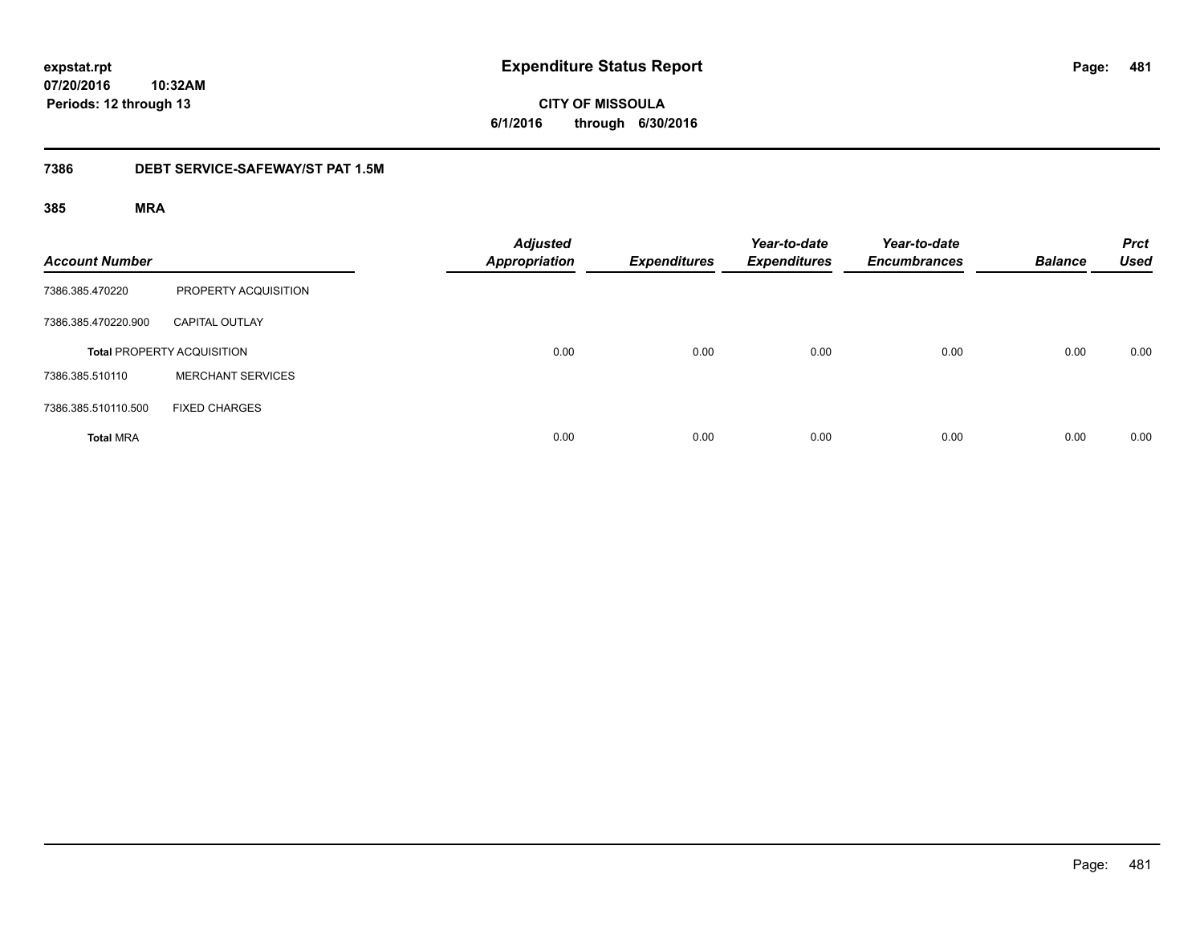# Expenditure Status Report

expstat.rpt
07/20/2016 10:32AM
Periods: 12 through 13

CITY OF MISSOULA
6/1/2016 through 6/30/2016

## 7386 DEBT SERVICE-SAFEWAY/ST PAT 1.5M

### 385 MRA

| Account Number | | Adjusted Appropriation | Expenditures | Year-to-date Expenditures | Year-to-date Encumbrances | Balance | Prct Used |
|---|---|---|---|---|---|---|---|
| 7386.385.470220 | PROPERTY ACQUISITION | | | | | | |
| 7386.385.470220.900 | CAPITAL OUTLAY | | | | | | |
| **Total** PROPERTY ACQUISITION | | 0.00 | 0.00 | 0.00 | 0.00 | 0.00 | 0.00 |
| 7386.385.510110 | MERCHANT SERVICES | | | | | | |
| 7386.385.510110.500 | FIXED CHARGES | | | | | | |
| **Total** MRA | | 0.00 | 0.00 | 0.00 | 0.00 | 0.00 | 0.00 |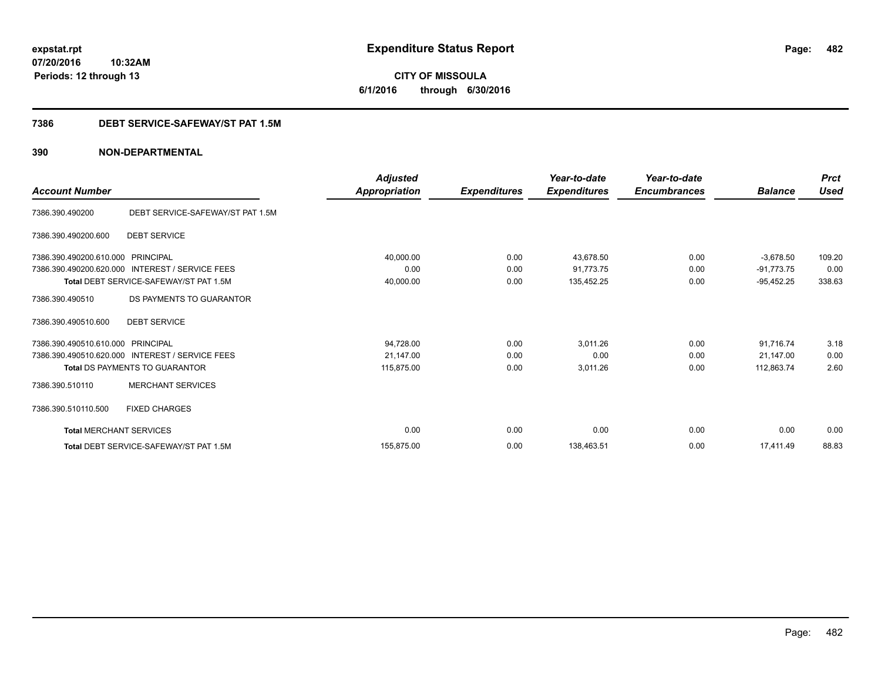# Expenditure Status Report

expstat.rpt
07/20/2016 10:32AM
Periods: 12 through 13

**CITY OF MISSOULA**
**6/1/2016 through 6/30/2016**

## 7386 DEBT SERVICE-SAFEWAY/ST PAT 1.5M

### 390 NON-DEPARTMENTAL

| Account Number | | *Adjusted Appropriation* | *Expenditures* | *Year-to-date Expenditures* | *Year-to-date Encumbrances* | *Balance* | *Prct Used* |
|---|---|---|---|---|---|---|---|
| 7386.390.490200 | DEBT SERVICE-SAFEWAY/ST PAT 1.5M | | | | | | |
| 7386.390.490200.600 | DEBT SERVICE | | | | | | |
| 7386.390.490200.610.000 | PRINCIPAL | 40,000.00 | 0.00 | 43,678.50 | 0.00 | -3,678.50 | 109.20 |
| 7386.390.490200.620.000 | INTEREST / SERVICE FEES | 0.00 | 0.00 | 91,773.75 | 0.00 | -91,773.75 | 0.00 |
| **Total** DEBT SERVICE-SAFEWAY/ST PAT 1.5M | | 40,000.00 | 0.00 | 135,452.25 | 0.00 | -95,452.25 | 338.63 |
| 7386.390.490510 | DS PAYMENTS TO GUARANTOR | | | | | | |
| 7386.390.490510.600 | DEBT SERVICE | | | | | | |
| 7386.390.490510.610.000 | PRINCIPAL | 94,728.00 | 0.00 | 3,011.26 | 0.00 | 91,716.74 | 3.18 |
| 7386.390.490510.620.000 | INTEREST / SERVICE FEES | 21,147.00 | 0.00 | 0.00 | 0.00 | 21,147.00 | 0.00 |
| **Total** DS PAYMENTS TO GUARANTOR | | 115,875.00 | 0.00 | 3,011.26 | 0.00 | 112,863.74 | 2.60 |
| 7386.390.510110 | MERCHANT SERVICES | | | | | | |
| 7386.390.510110.500 | FIXED CHARGES | | | | | | |
| **Total** MERCHANT SERVICES | | 0.00 | 0.00 | 0.00 | 0.00 | 0.00 | 0.00 |
| **Total** DEBT SERVICE-SAFEWAY/ST PAT 1.5M | | 155,875.00 | 0.00 | 138,463.51 | 0.00 | 17,411.49 | 88.83 |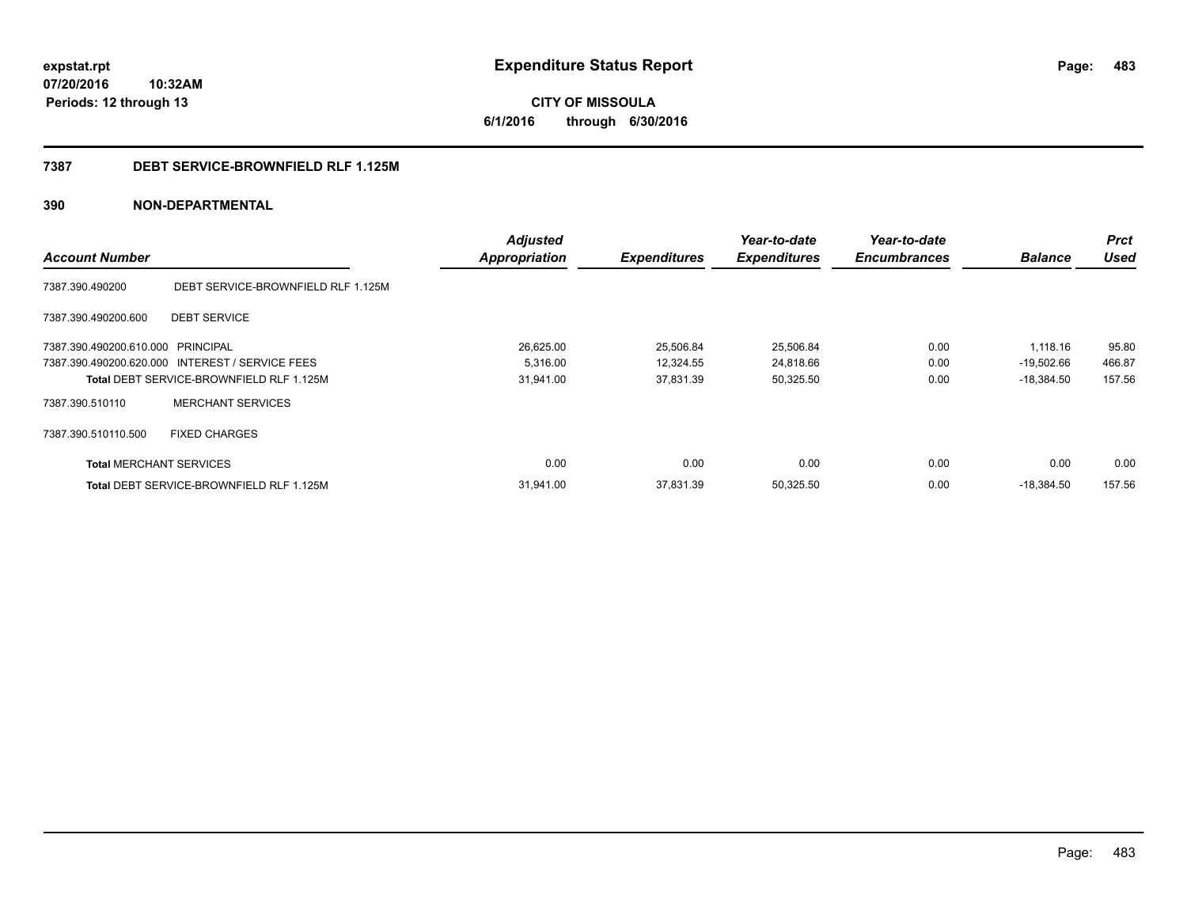**expstat.rpt**
**07/20/2016 10:32AM**
**Periods: 12 through 13**

# Expenditure Status Report

**CITY OF MISSOULA**
**6/1/2016 through 6/30/2016**

## 7387 DEBT SERVICE-BROWNFIELD RLF 1.125M

## 390 NON-DEPARTMENTAL

| Account Number | | Adjusted Appropriation | Expenditures | Year-to-date Expenditures | Year-to-date Encumbrances | Balance | Prct Used |
|---|---|---|---|---|---|---|---|
| 7387.390.490200 | DEBT SERVICE-BROWNFIELD RLF 1.125M | | | | | | |
| 7387.390.490200.600 | DEBT SERVICE | | | | | | |
| 7387.390.490200.610.000 | PRINCIPAL | 26,625.00 | 25,506.84 | 25,506.84 | 0.00 | 1,118.16 | 95.80 |
| 7387.390.490200.620.000 | INTEREST / SERVICE FEES | 5,316.00 | 12,324.55 | 24,818.66 | 0.00 | -19,502.66 | 466.87 |
| **Total** DEBT SERVICE-BROWNFIELD RLF 1.125M | | 31,941.00 | 37,831.39 | 50,325.50 | 0.00 | -18,384.50 | 157.56 |
| 7387.390.510110 | MERCHANT SERVICES | | | | | | |
| 7387.390.510110.500 | FIXED CHARGES | | | | | | |
| **Total** MERCHANT SERVICES | | 0.00 | 0.00 | 0.00 | 0.00 | 0.00 | 0.00 |
| **Total** DEBT SERVICE-BROWNFIELD RLF 1.125M | | 31,941.00 | 37,831.39 | 50,325.50 | 0.00 | -18,384.50 | 157.56 |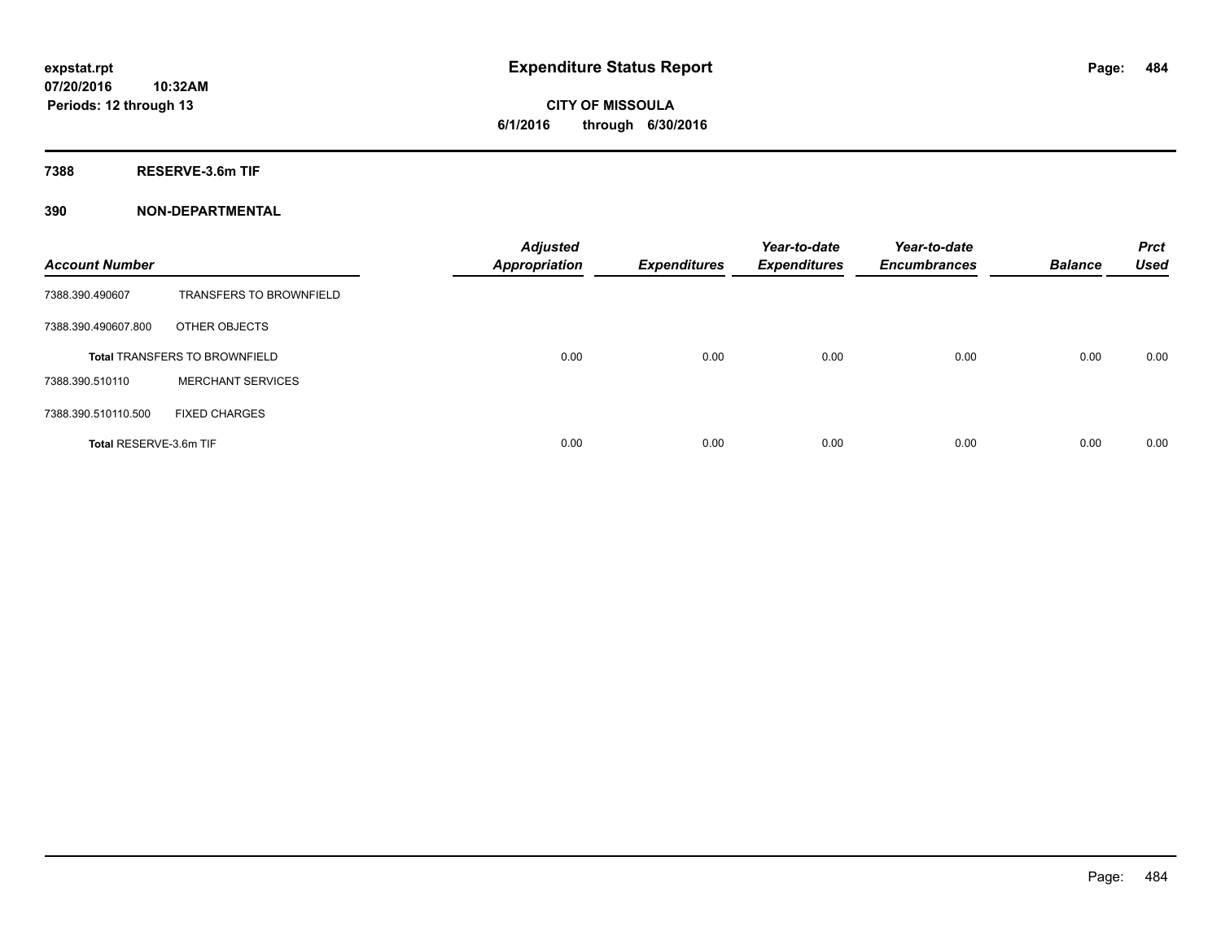**Expenditure Status Report**

**CITY OF MISSOULA**

**6/1/2016 through 6/30/2016**

**expstat.rpt**
**07/20/2016 10:32AM**
**Periods: 12 through 13**

## 7388 RESERVE-3.6m TIF

## 390 NON-DEPARTMENTAL

| Account Number | | Adjusted Appropriation | Expenditures | Year-to-date Expenditures | Year-to-date Encumbrances | Balance | Prct Used |
|---|---|---|---|---|---|---|---|
| 7388.390.490607 | TRANSFERS TO BROWNFIELD | | | | | | |
| 7388.390.490607.800 | OTHER OBJECTS | | | | | | |
| **Total** TRANSFERS TO BROWNFIELD | | 0.00 | 0.00 | 0.00 | 0.00 | 0.00 | 0.00 |
| 7388.390.510110 | MERCHANT SERVICES | | | | | | |
| 7388.390.510110.500 | FIXED CHARGES | | | | | | |
| **Total** RESERVE-3.6m TIF | | 0.00 | 0.00 | 0.00 | 0.00 | 0.00 | 0.00 |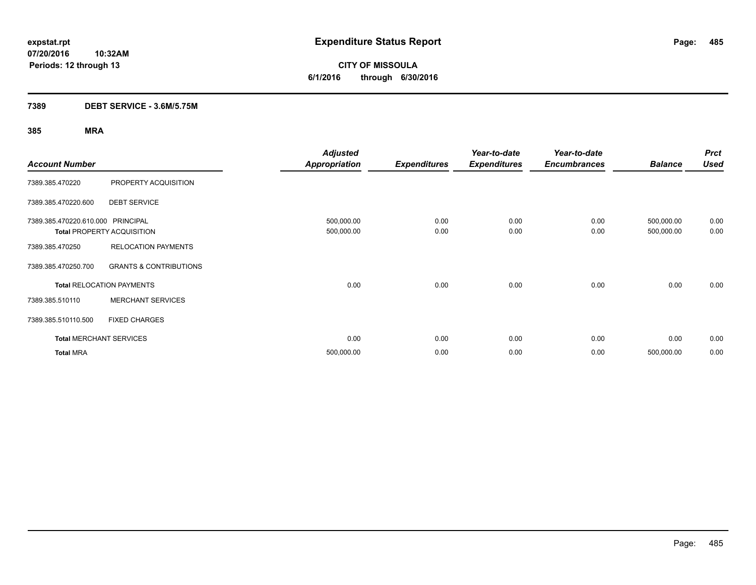expstat.rpt
07/20/2016 10:32AM
Periods: 12 through 13

# Expenditure Status Report

**CITY OF MISSOULA**
**6/1/2016 through 6/30/2016**

## 7389 DEBT SERVICE - 3.6M/5.75M

### 385 MRA

| Account Number | | Adjusted Appropriation | Expenditures | Year-to-date Expenditures | Year-to-date Encumbrances | Balance | Prct Used |
|---|---|---|---|---|---|---|---|
| 7389.385.470220 | PROPERTY ACQUISITION | | | | | | |
| 7389.385.470220.600 | DEBT SERVICE | | | | | | |
| 7389.385.470220.610.000 | PRINCIPAL | 500,000.00 | 0.00 | 0.00 | 0.00 | 500,000.00 | 0.00 |
| **Total** PROPERTY ACQUISITION | | 500,000.00 | 0.00 | 0.00 | 0.00 | 500,000.00 | 0.00 |
| 7389.385.470250 | RELOCATION PAYMENTS | | | | | | |
| 7389.385.470250.700 | GRANTS & CONTRIBUTIONS | | | | | | |
| **Total** RELOCATION PAYMENTS | | 0.00 | 0.00 | 0.00 | 0.00 | 0.00 | 0.00 |
| 7389.385.510110 | MERCHANT SERVICES | | | | | | |
| 7389.385.510110.500 | FIXED CHARGES | | | | | | |
| **Total** MERCHANT SERVICES | | 0.00 | 0.00 | 0.00 | 0.00 | 0.00 | 0.00 |
| **Total** MRA | | 500,000.00 | 0.00 | 0.00 | 0.00 | 500,000.00 | 0.00 |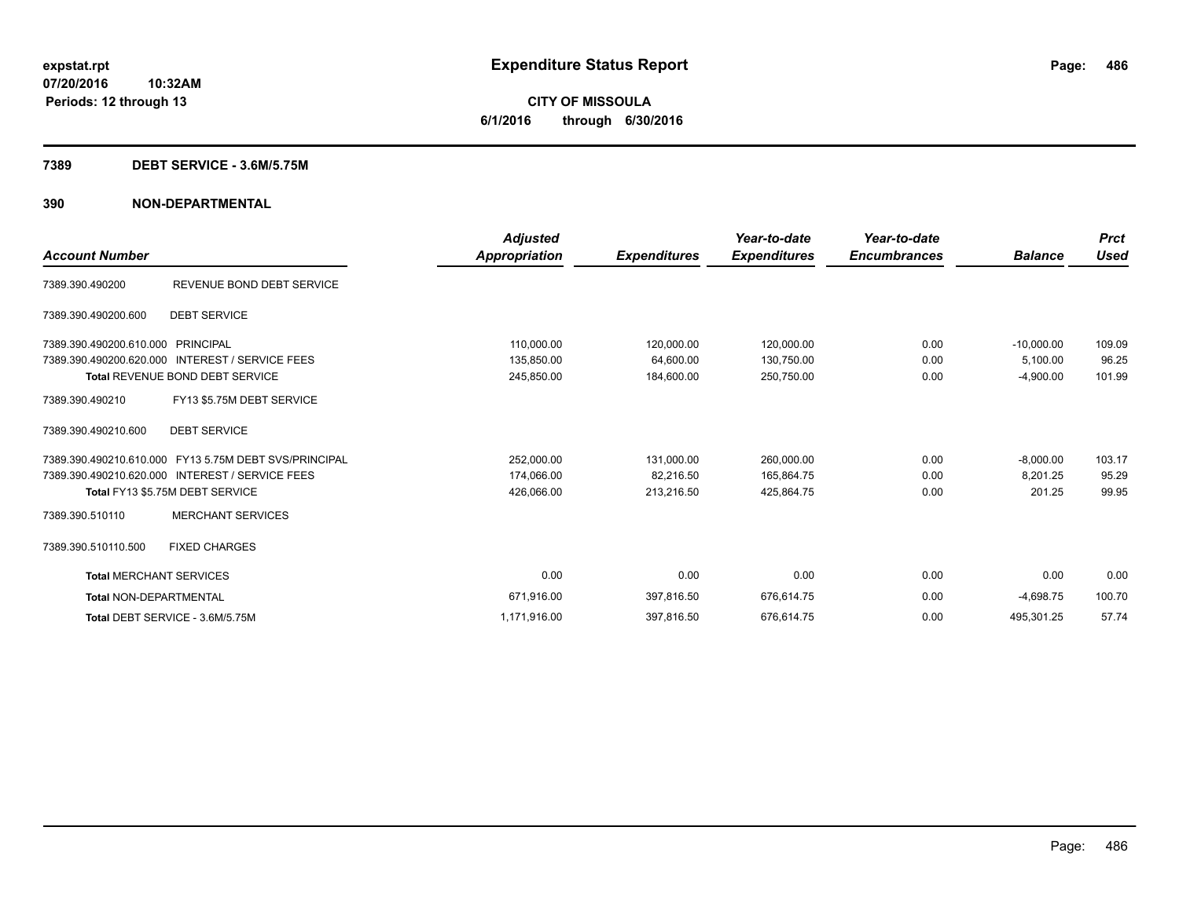**expstat.rpt**
**07/20/2016 10:32AM**
**Periods: 12 through 13**

# Expenditure Status Report

**CITY OF MISSOULA**
**6/1/2016 through 6/30/2016**

## 7389 DEBT SERVICE - 3.6M/5.75M

## 390 NON-DEPARTMENTAL

| Account Number | | Adjusted Appropriation | Expenditures | Year-to-date Expenditures | Year-to-date Encumbrances | Balance | Prct Used |
|---|---|---|---|---|---|---|---|
| 7389.390.490200 | REVENUE BOND DEBT SERVICE | | | | | | |
| 7389.390.490200.600 | DEBT SERVICE | | | | | | |
| 7389.390.490200.610.000 | PRINCIPAL | 110,000.00 | 120,000.00 | 120,000.00 | 0.00 | -10,000.00 | 109.09 |
| 7389.390.490200.620.000 | INTEREST / SERVICE FEES | 135,850.00 | 64,600.00 | 130,750.00 | 0.00 | 5,100.00 | 96.25 |
| Total REVENUE BOND DEBT SERVICE | | 245,850.00 | 184,600.00 | 250,750.00 | 0.00 | -4,900.00 | 101.99 |
| 7389.390.490210 | FY13 $5.75M DEBT SERVICE | | | | | | |
| 7389.390.490210.600 | DEBT SERVICE | | | | | | |
| 7389.390.490210.610.000 | FY13 5.75M DEBT SVS/PRINCIPAL | 252,000.00 | 131,000.00 | 260,000.00 | 0.00 | -8,000.00 | 103.17 |
| 7389.390.490210.620.000 | INTEREST / SERVICE FEES | 174,066.00 | 82,216.50 | 165,864.75 | 0.00 | 8,201.25 | 95.29 |
| Total FY13 $5.75M DEBT SERVICE | | 426,066.00 | 213,216.50 | 425,864.75 | 0.00 | 201.25 | 99.95 |
| 7389.390.510110 | MERCHANT SERVICES | | | | | | |
| 7389.390.510110.500 | FIXED CHARGES | | | | | | |
| Total MERCHANT SERVICES | | 0.00 | 0.00 | 0.00 | 0.00 | 0.00 | 0.00 |
| Total NON-DEPARTMENTAL | | 671,916.00 | 397,816.50 | 676,614.75 | 0.00 | -4,698.75 | 100.70 |
| Total DEBT SERVICE - 3.6M/5.75M | | 1,171,916.00 | 397,816.50 | 676,614.75 | 0.00 | 495,301.25 | 57.74 |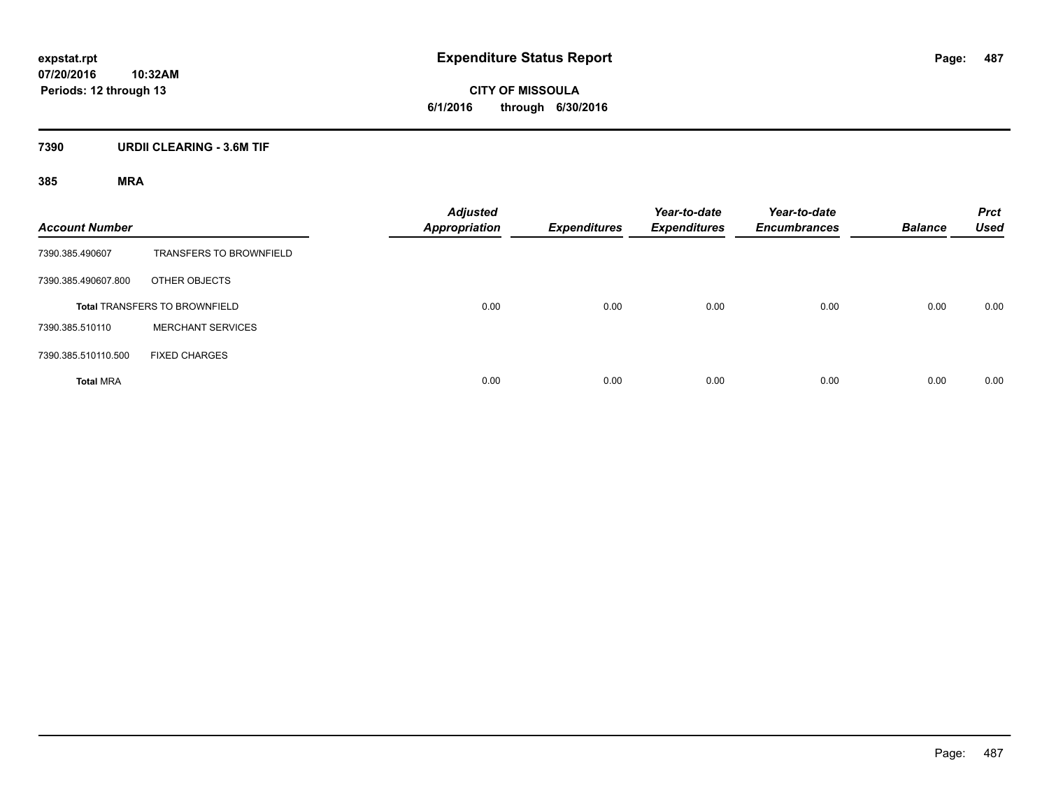# Expenditure Status Report

**CITY OF MISSOULA**

**6/1/2016 through 6/30/2016**

expstat.rpt
07/20/2016 10:32AM
Periods: 12 through 13

## 7390 URDII CLEARING - 3.6M TIF

### 385 MRA

| Account Number | | Adjusted Appropriation | Expenditures | Year-to-date Expenditures | Year-to-date Encumbrances | Balance | Prct Used |
|---|---|---|---|---|---|---|---|
| 7390.385.490607 | TRANSFERS TO BROWNFIELD | | | | | | |
| 7390.385.490607.800 | OTHER OBJECTS | | | | | | |
| **Total** TRANSFERS TO BROWNFIELD | | 0.00 | 0.00 | 0.00 | 0.00 | 0.00 | 0.00 |
| 7390.385.510110 | MERCHANT SERVICES | | | | | | |
| 7390.385.510110.500 | FIXED CHARGES | | | | | | |
| **Total** MRA | | 0.00 | 0.00 | 0.00 | 0.00 | 0.00 | 0.00 |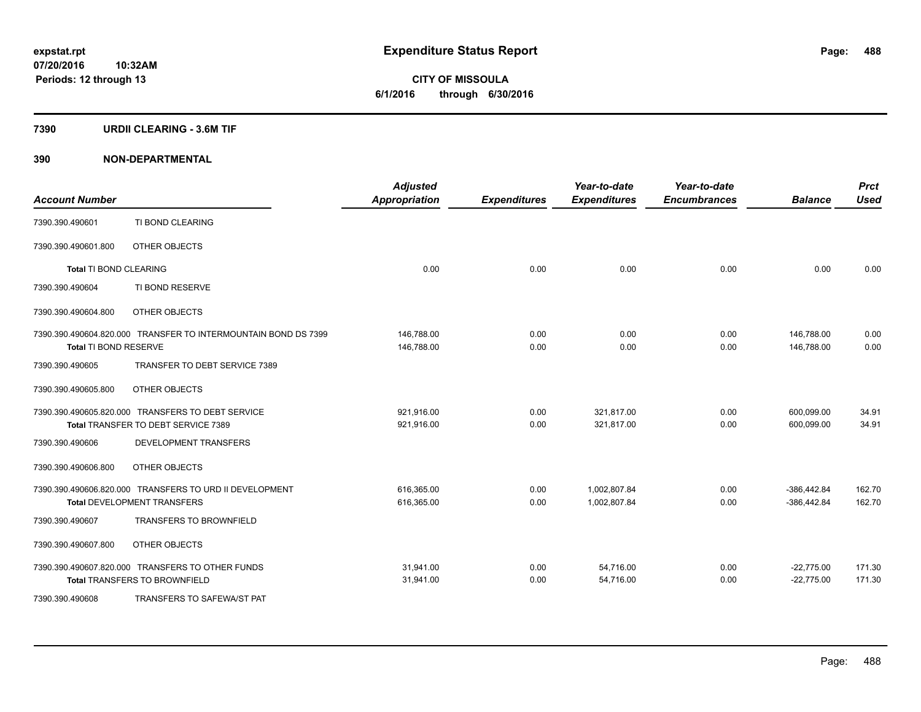**expstat.rpt**
**07/20/2016 10:32AM**
**Periods: 12 through 13**

# Expenditure Status Report

**CITY OF MISSOULA**
**6/1/2016 through 6/30/2016**

## 7390 URDII CLEARING - 3.6M TIF

## 390 NON-DEPARTMENTAL

| Account Number | | Adjusted Appropriation | Expenditures | Year-to-date Expenditures | Year-to-date Encumbrances | Balance | Prct Used |
|---|---|---|---|---|---|---|---|
| 7390.390.490601 | TI BOND CLEARING | | | | | | |
| 7390.390.490601.800 | OTHER OBJECTS | | | | | | |
| **Total** TI BOND CLEARING | | 0.00 | 0.00 | 0.00 | 0.00 | 0.00 | 0.00 |
| 7390.390.490604 | TI BOND RESERVE | | | | | | |
| 7390.390.490604.800 | OTHER OBJECTS | | | | | | |
| 7390.390.490604.820.000 | TRANSFER TO INTERMOUNTAIN BOND DS 7399 | 146,788.00 | 0.00 | 0.00 | 0.00 | 146,788.00 | 0.00 |
| **Total** TI BOND RESERVE | | 146,788.00 | 0.00 | 0.00 | 0.00 | 146,788.00 | 0.00 |
| 7390.390.490605 | TRANSFER TO DEBT SERVICE 7389 | | | | | | |
| 7390.390.490605.800 | OTHER OBJECTS | | | | | | |
| 7390.390.490605.820.000 | TRANSFERS TO DEBT SERVICE | 921,916.00 | 0.00 | 321,817.00 | 0.00 | 600,099.00 | 34.91 |
| **Total** TRANSFER TO DEBT SERVICE 7389 | | 921,916.00 | 0.00 | 321,817.00 | 0.00 | 600,099.00 | 34.91 |
| 7390.390.490606 | DEVELOPMENT TRANSFERS | | | | | | |
| 7390.390.490606.800 | OTHER OBJECTS | | | | | | |
| 7390.390.490606.820.000 | TRANSFERS TO URD II DEVELOPMENT | 616,365.00 | 0.00 | 1,002,807.84 | 0.00 | -386,442.84 | 162.70 |
| **Total** DEVELOPMENT TRANSFERS | | 616,365.00 | 0.00 | 1,002,807.84 | 0.00 | -386,442.84 | 162.70 |
| 7390.390.490607 | TRANSFERS TO BROWNFIELD | | | | | | |
| 7390.390.490607.800 | OTHER OBJECTS | | | | | | |
| 7390.390.490607.820.000 | TRANSFERS TO OTHER FUNDS | 31,941.00 | 0.00 | 54,716.00 | 0.00 | -22,775.00 | 171.30 |
| **Total** TRANSFERS TO BROWNFIELD | | 31,941.00 | 0.00 | 54,716.00 | 0.00 | -22,775.00 | 171.30 |
| 7390.390.490608 | TRANSFERS TO SAFEWA/ST PAT | | | | | | |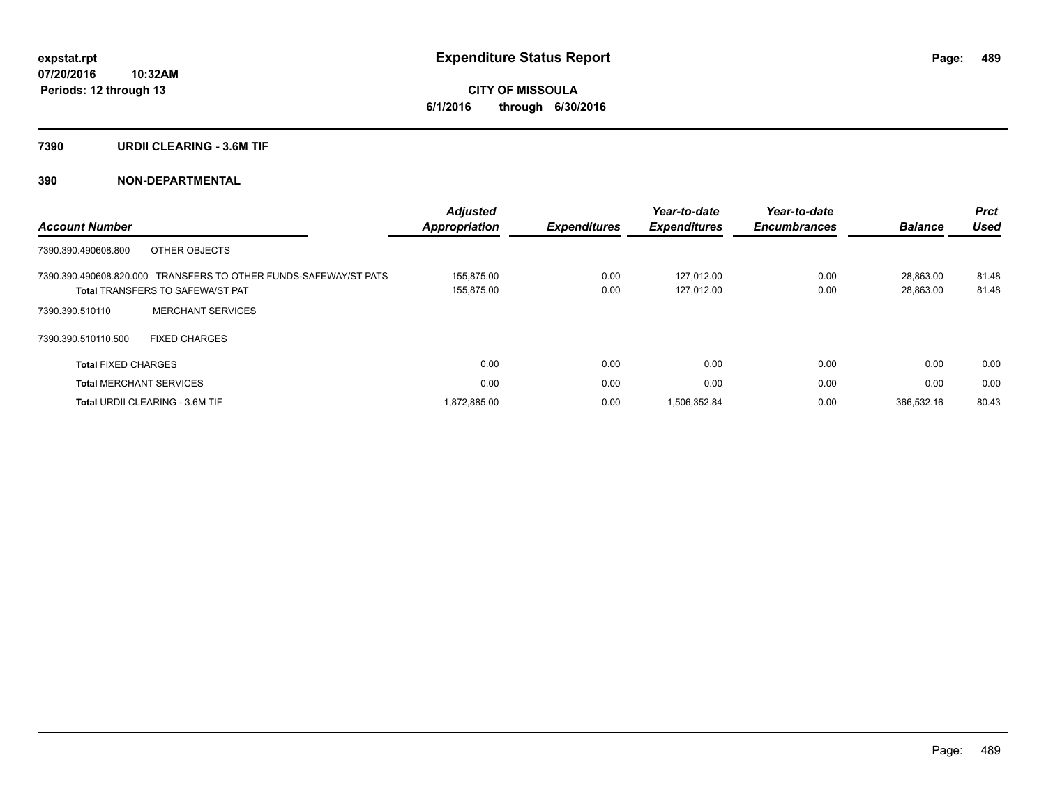**expstat.rpt**
**07/20/2016 10:32AM**
**Periods: 12 through 13**

# Expenditure Status Report

**CITY OF MISSOULA**
**6/1/2016 through 6/30/2016**

## 7390 URDII CLEARING - 3.6M TIF

## 390 NON-DEPARTMENTAL

| Account Number | Adjusted Appropriation | Expenditures | Year-to-date Expenditures | Year-to-date Encumbrances | Balance | Prct Used |
|---|---|---|---|---|---|---|
| 7390.390.490608.800 OTHER OBJECTS | | | | | | |
| 7390.390.490608.820.000 TRANSFERS TO OTHER FUNDS-SAFEWAY/ST PATS | 155,875.00 | 0.00 | 127,012.00 | 0.00 | 28,863.00 | 81.48 |
| **Total** TRANSFERS TO SAFEWA/ST PAT | 155,875.00 | 0.00 | 127,012.00 | 0.00 | 28,863.00 | 81.48 |
| 7390.390.510110 MERCHANT SERVICES | | | | | | |
| 7390.390.510110.500 FIXED CHARGES | | | | | | |
| **Total** FIXED CHARGES | 0.00 | 0.00 | 0.00 | 0.00 | 0.00 | 0.00 |
| **Total** MERCHANT SERVICES | 0.00 | 0.00 | 0.00 | 0.00 | 0.00 | 0.00 |
| **Total** URDII CLEARING - 3.6M TIF | 1,872,885.00 | 0.00 | 1,506,352.84 | 0.00 | 366,532.16 | 80.43 |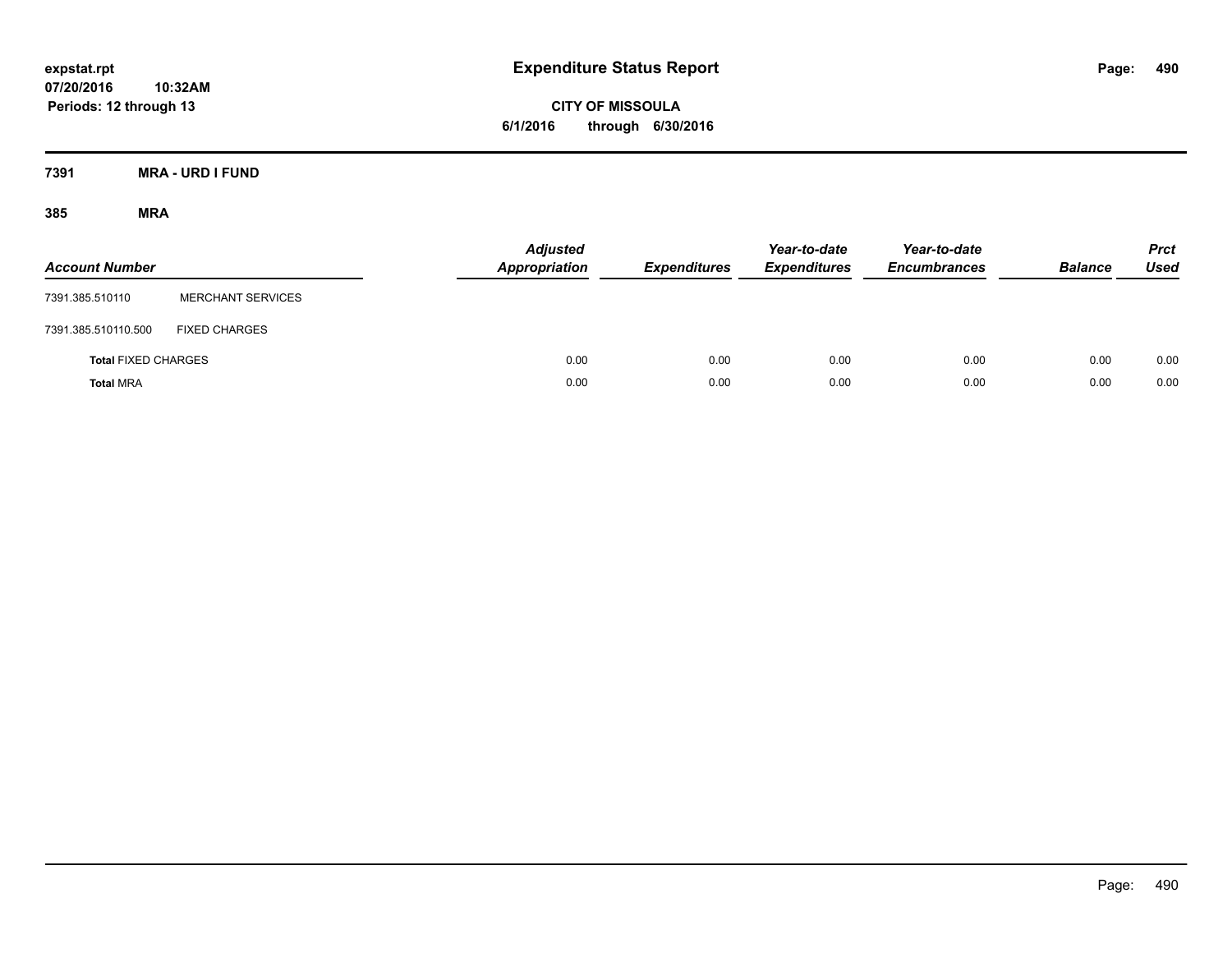expstat.rpt
07/20/2016 10:32AM
Periods: 12 through 13

# Expenditure Status Report

CITY OF MISSOULA
6/1/2016 through 6/30/2016

## 7391 MRA - URD I FUND

### 385 MRA

| Account Number | | Adjusted Appropriation | Expenditures | Year-to-date Expenditures | Year-to-date Encumbrances | Balance | Prct Used |
|---|---|---|---|---|---|---|---|
| 7391.385.510110 | MERCHANT SERVICES | | | | | | |
| 7391.385.510110.500 | FIXED CHARGES | | | | | | |
| **Total** FIXED CHARGES | | 0.00 | 0.00 | 0.00 | 0.00 | 0.00 | 0.00 |
| **Total** MRA | | 0.00 | 0.00 | 0.00 | 0.00 | 0.00 | 0.00 |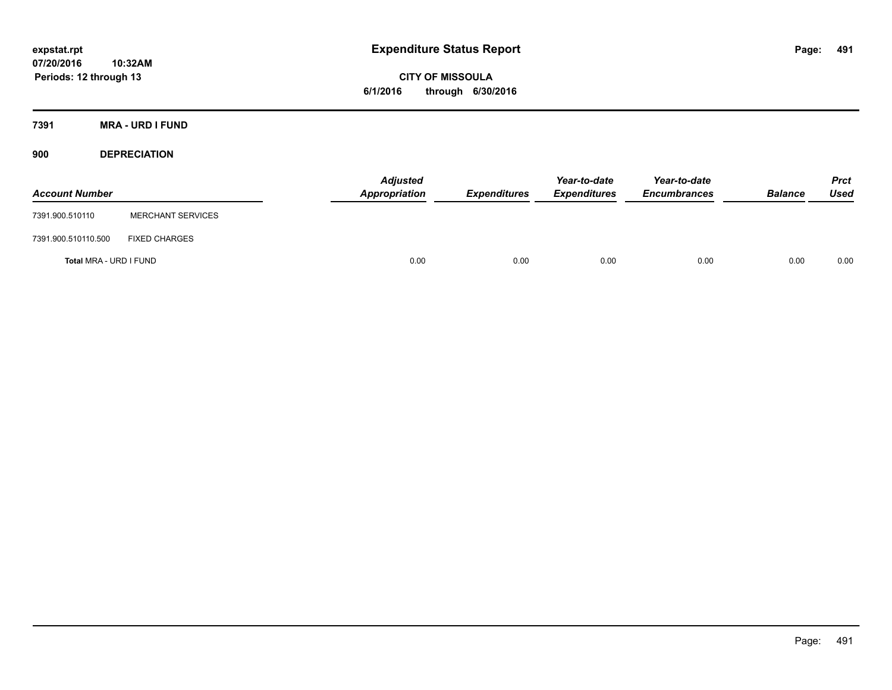# Expenditure Status Report

expstat.rpt
07/20/2016 10:32AM
Periods: 12 through 13

CITY OF MISSOULA
6/1/2016 through 6/30/2016

## 7391 MRA - URD I FUND

### 900 DEPRECIATION

| Account Number | | Adjusted Appropriation | Expenditures | Year-to-date Expenditures | Year-to-date Encumbrances | Balance | Prct Used |
|---|---|---|---|---|---|---|---|
| 7391.900.510110 | MERCHANT SERVICES | | | | | | |
| 7391.900.510110.500 | FIXED CHARGES | | | | | | |
| **Total** MRA - URD I FUND | | 0.00 | 0.00 | 0.00 | 0.00 | 0.00 | 0.00 |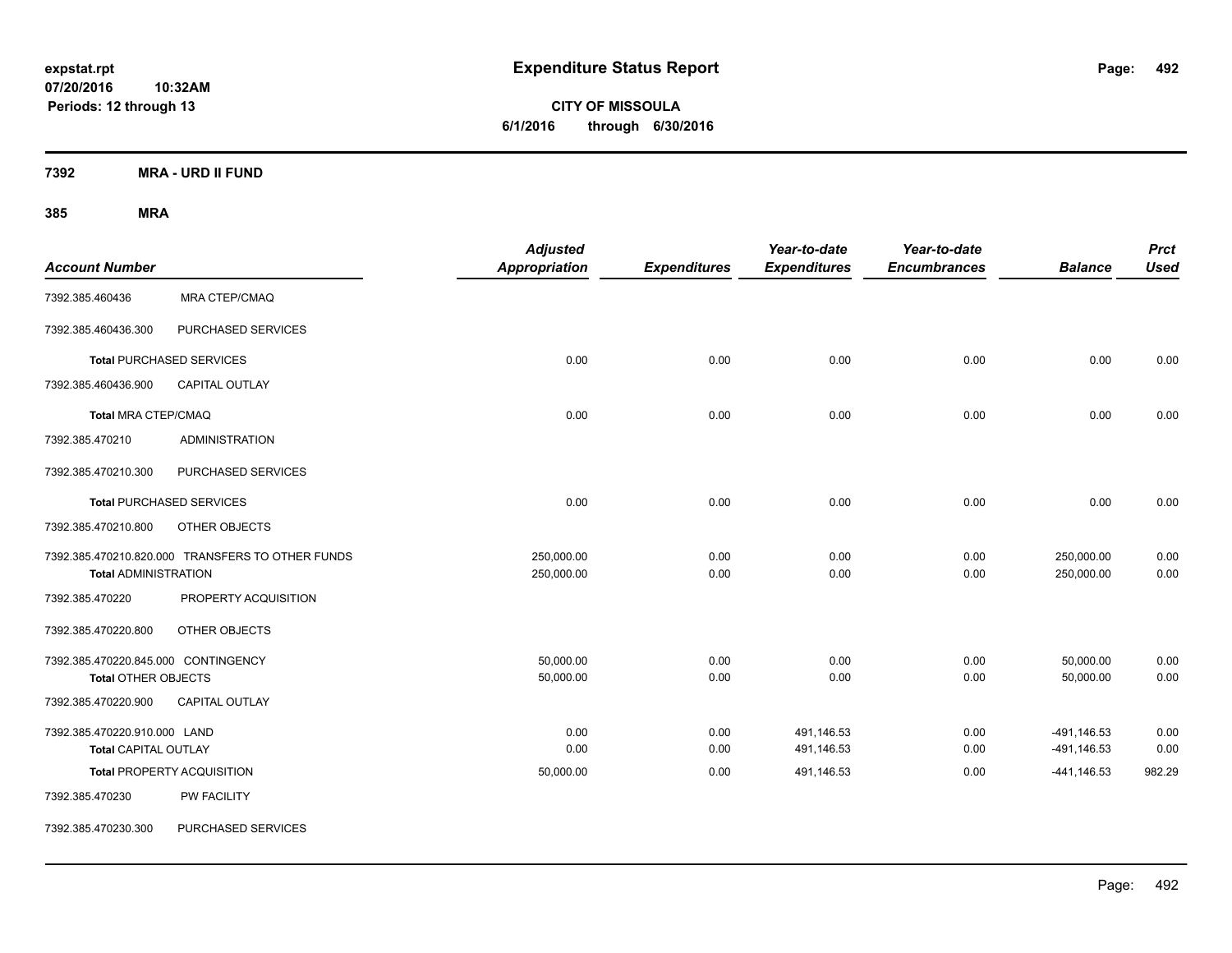expstat.rpt
07/20/2016 10:32AM
Periods: 12 through 13

# Expenditure Status Report

**CITY OF MISSOULA**
**6/1/2016 through 6/30/2016**

## 7392 MRA - URD II FUND

### 385 MRA

| Account Number | | Adjusted Appropriation | Expenditures | Year-to-date Expenditures | Year-to-date Encumbrances | Balance | Prct Used |
|---|---|---|---|---|---|---|---|
| 7392.385.460436 | MRA CTEP/CMAQ | | | | | | |
| 7392.385.460436.300 | PURCHASED SERVICES | | | | | | |
| **Total** PURCHASED SERVICES | | 0.00 | 0.00 | 0.00 | 0.00 | 0.00 | 0.00 |
| 7392.385.460436.900 | CAPITAL OUTLAY | | | | | | |
| **Total** MRA CTEP/CMAQ | | 0.00 | 0.00 | 0.00 | 0.00 | 0.00 | 0.00 |
| 7392.385.470210 | ADMINISTRATION | | | | | | |
| 7392.385.470210.300 | PURCHASED SERVICES | | | | | | |
| **Total** PURCHASED SERVICES | | 0.00 | 0.00 | 0.00 | 0.00 | 0.00 | 0.00 |
| 7392.385.470210.800 | OTHER OBJECTS | | | | | | |
| 7392.385.470210.820.000 | TRANSFERS TO OTHER FUNDS | 250,000.00 | 0.00 | 0.00 | 0.00 | 250,000.00 | 0.00 |
| **Total** ADMINISTRATION | | 250,000.00 | 0.00 | 0.00 | 0.00 | 250,000.00 | 0.00 |
| 7392.385.470220 | PROPERTY ACQUISITION | | | | | | |
| 7392.385.470220.800 | OTHER OBJECTS | | | | | | |
| 7392.385.470220.845.000 | CONTINGENCY | 50,000.00 | 0.00 | 0.00 | 0.00 | 50,000.00 | 0.00 |
| **Total** OTHER OBJECTS | | 50,000.00 | 0.00 | 0.00 | 0.00 | 50,000.00 | 0.00 |
| 7392.385.470220.900 | CAPITAL OUTLAY | | | | | | |
| 7392.385.470220.910.000 | LAND | 0.00 | 0.00 | 491,146.53 | 0.00 | -491,146.53 | 0.00 |
| **Total** CAPITAL OUTLAY | | 0.00 | 0.00 | 491,146.53 | 0.00 | -491,146.53 | 0.00 |
| **Total** PROPERTY ACQUISITION | | 50,000.00 | 0.00 | 491,146.53 | 0.00 | -441,146.53 | 982.29 |
| 7392.385.470230 | PW FACILITY | | | | | | |
| 7392.385.470230.300 | PURCHASED SERVICES | | | | | | |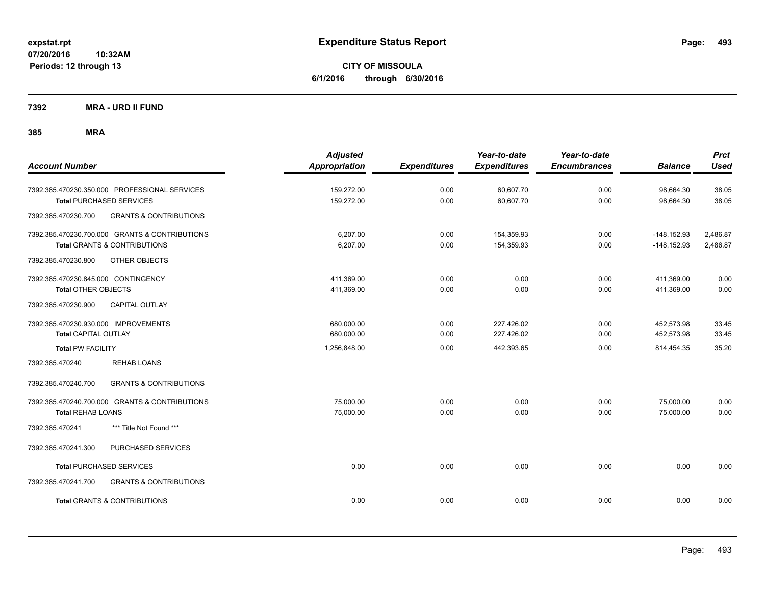**expstat.rpt**
**07/20/2016 10:32AM**
**Periods: 12 through 13**

# Expenditure Status Report

**CITY OF MISSOULA**
**6/1/2016 through 6/30/2016**

## 7392 MRA - URD II FUND

### 385 MRA

| Account Number | Adjusted Appropriation | Expenditures | Year-to-date Expenditures | Year-to-date Encumbrances | Balance | Prct Used |
|---|---|---|---|---|---|---|
| 7392.385.470230.350.000 PROFESSIONAL SERVICES | 159,272.00 | 0.00 | 60,607.70 | 0.00 | 98,664.30 | 38.05 |
| **Total** PURCHASED SERVICES | 159,272.00 | 0.00 | 60,607.70 | 0.00 | 98,664.30 | 38.05 |
| 7392.385.470230.700 GRANTS & CONTRIBUTIONS | | | | | | |
| 7392.385.470230.700.000 GRANTS & CONTRIBUTIONS | 6,207.00 | 0.00 | 154,359.93 | 0.00 | -148,152.93 | 2,486.87 |
| **Total** GRANTS & CONTRIBUTIONS | 6,207.00 | 0.00 | 154,359.93 | 0.00 | -148,152.93 | 2,486.87 |
| 7392.385.470230.800 OTHER OBJECTS | | | | | | |
| 7392.385.470230.845.000 CONTINGENCY | 411,369.00 | 0.00 | 0.00 | 0.00 | 411,369.00 | 0.00 |
| **Total** OTHER OBJECTS | 411,369.00 | 0.00 | 0.00 | 0.00 | 411,369.00 | 0.00 |
| 7392.385.470230.900 CAPITAL OUTLAY | | | | | | |
| 7392.385.470230.930.000 IMPROVEMENTS | 680,000.00 | 0.00 | 227,426.02 | 0.00 | 452,573.98 | 33.45 |
| **Total** CAPITAL OUTLAY | 680,000.00 | 0.00 | 227,426.02 | 0.00 | 452,573.98 | 33.45 |
| **Total PW FACILITY** | 1,256,848.00 | 0.00 | 442,393.65 | 0.00 | 814,454.35 | 35.20 |
| 7392.385.470240 REHAB LOANS | | | | | | |
| 7392.385.470240.700 GRANTS & CONTRIBUTIONS | | | | | | |
| 7392.385.470240.700.000 GRANTS & CONTRIBUTIONS | 75,000.00 | 0.00 | 0.00 | 0.00 | 75,000.00 | 0.00 |
| **Total REHAB LOANS** | 75,000.00 | 0.00 | 0.00 | 0.00 | 75,000.00 | 0.00 |
| 7392.385.470241 *** Title Not Found *** | | | | | | |
| 7392.385.470241.300 PURCHASED SERVICES | | | | | | |
| **Total** PURCHASED SERVICES | 0.00 | 0.00 | 0.00 | 0.00 | 0.00 | 0.00 |
| 7392.385.470241.700 GRANTS & CONTRIBUTIONS | | | | | | |
| **Total** GRANTS & CONTRIBUTIONS | 0.00 | 0.00 | 0.00 | 0.00 | 0.00 | 0.00 |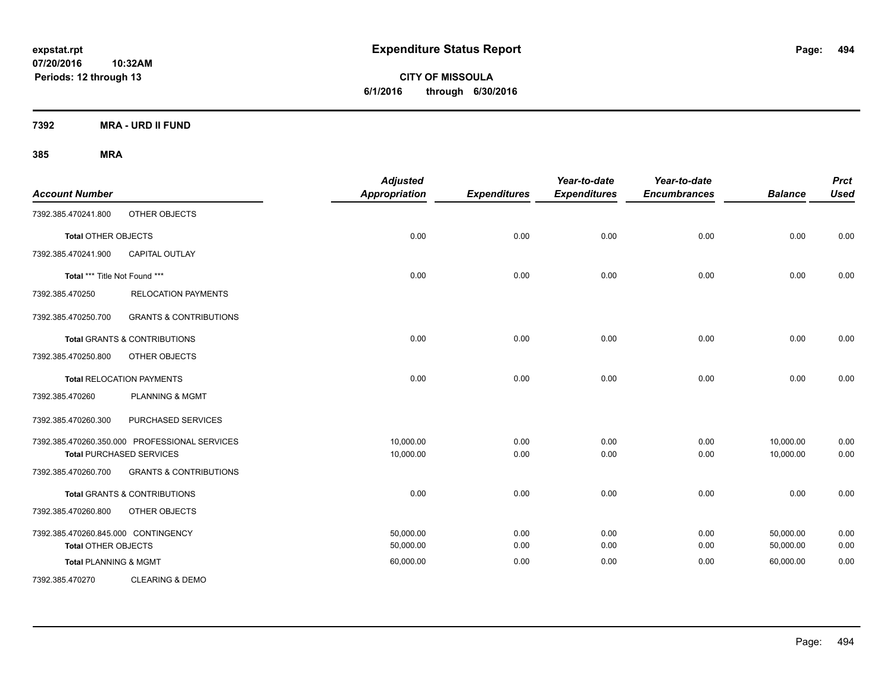**expstat.rpt**
**07/20/2016 10:32AM**
**Periods: 12 through 13**

# Expenditure Status Report

**CITY OF MISSOULA**
**6/1/2016 through 6/30/2016**

## 7392 MRA - URD II FUND

### 385 MRA

| Account Number | | Adjusted Appropriation | Expenditures | Year-to-date Expenditures | Year-to-date Encumbrances | Balance | Prct Used |
|---|---|---|---|---|---|---|---|
| 7392.385.470241.800 | OTHER OBJECTS | | | | | | |
| **Total** OTHER OBJECTS | | 0.00 | 0.00 | 0.00 | 0.00 | 0.00 | 0.00 |
| 7392.385.470241.900 | CAPITAL OUTLAY | | | | | | |
| **Total** *** Title Not Found *** | | 0.00 | 0.00 | 0.00 | 0.00 | 0.00 | 0.00 |
| 7392.385.470250 | RELOCATION PAYMENTS | | | | | | |
| 7392.385.470250.700 | GRANTS & CONTRIBUTIONS | | | | | | |
| **Total** GRANTS & CONTRIBUTIONS | | 0.00 | 0.00 | 0.00 | 0.00 | 0.00 | 0.00 |
| 7392.385.470250.800 | OTHER OBJECTS | | | | | | |
| **Total** RELOCATION PAYMENTS | | 0.00 | 0.00 | 0.00 | 0.00 | 0.00 | 0.00 |
| 7392.385.470260 | PLANNING & MGMT | | | | | | |
| 7392.385.470260.300 | PURCHASED SERVICES | | | | | | |
| 7392.385.470260.350.000 | PROFESSIONAL SERVICES | 10,000.00 | 0.00 | 0.00 | 0.00 | 10,000.00 | 0.00 |
| **Total** PURCHASED SERVICES | | 10,000.00 | 0.00 | 0.00 | 0.00 | 10,000.00 | 0.00 |
| 7392.385.470260.700 | GRANTS & CONTRIBUTIONS | | | | | | |
| **Total** GRANTS & CONTRIBUTIONS | | 0.00 | 0.00 | 0.00 | 0.00 | 0.00 | 0.00 |
| 7392.385.470260.800 | OTHER OBJECTS | | | | | | |
| 7392.385.470260.845.000 | CONTINGENCY | 50,000.00 | 0.00 | 0.00 | 0.00 | 50,000.00 | 0.00 |
| **Total** OTHER OBJECTS | | 50,000.00 | 0.00 | 0.00 | 0.00 | 50,000.00 | 0.00 |
| **Total** PLANNING & MGMT | | 60,000.00 | 0.00 | 0.00 | 0.00 | 60,000.00 | 0.00 |
| 7392.385.470270 | CLEARING & DEMO | | | | | | |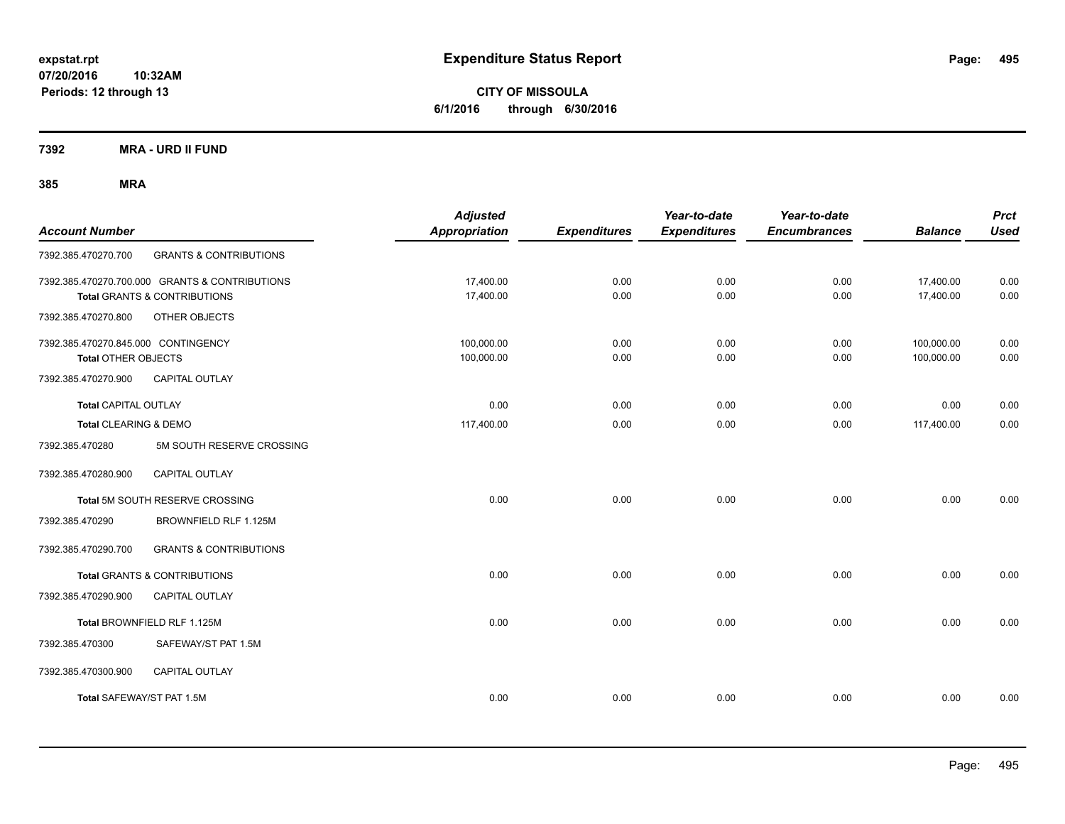# Expenditure Status Report

**expstat.rpt**
**07/20/2016 10:32AM**
**Periods: 12 through 13**

**CITY OF MISSOULA**
**6/1/2016 through 6/30/2016**

**7392 MRA - URD II FUND**

**385 MRA**

| Account Number | | Adjusted Appropriation | Expenditures | Year-to-date Expenditures | Year-to-date Encumbrances | Balance | Prct Used |
|---|---|---|---|---|---|---|---|
| 7392.385.470270.700 | GRANTS & CONTRIBUTIONS | | | | | | |
| 7392.385.470270.700.000 GRANTS & CONTRIBUTIONS | | 17,400.00 | 0.00 | 0.00 | 0.00 | 17,400.00 | 0.00 |
| **Total** GRANTS & CONTRIBUTIONS | | 17,400.00 | 0.00 | 0.00 | 0.00 | 17,400.00 | 0.00 |
| 7392.385.470270.800 | OTHER OBJECTS | | | | | | |
| 7392.385.470270.845.000 CONTINGENCY | | 100,000.00 | 0.00 | 0.00 | 0.00 | 100,000.00 | 0.00 |
| **Total** OTHER OBJECTS | | 100,000.00 | 0.00 | 0.00 | 0.00 | 100,000.00 | 0.00 |
| 7392.385.470270.900 | CAPITAL OUTLAY | | | | | | |
| **Total** CAPITAL OUTLAY | | 0.00 | 0.00 | 0.00 | 0.00 | 0.00 | 0.00 |
| **Total** CLEARING & DEMO | | 117,400.00 | 0.00 | 0.00 | 0.00 | 117,400.00 | 0.00 |
| 7392.385.470280 | 5M SOUTH RESERVE CROSSING | | | | | | |
| 7392.385.470280.900 | CAPITAL OUTLAY | | | | | | |
| **Total** 5M SOUTH RESERVE CROSSING | | 0.00 | 0.00 | 0.00 | 0.00 | 0.00 | 0.00 |
| 7392.385.470290 | BROWNFIELD RLF 1.125M | | | | | | |
| 7392.385.470290.700 | GRANTS & CONTRIBUTIONS | | | | | | |
| **Total** GRANTS & CONTRIBUTIONS | | 0.00 | 0.00 | 0.00 | 0.00 | 0.00 | 0.00 |
| 7392.385.470290.900 | CAPITAL OUTLAY | | | | | | |
| **Total** BROWNFIELD RLF 1.125M | | 0.00 | 0.00 | 0.00 | 0.00 | 0.00 | 0.00 |
| 7392.385.470300 | SAFEWAY/ST PAT 1.5M | | | | | | |
| 7392.385.470300.900 | CAPITAL OUTLAY | | | | | | |
| **Total** SAFEWAY/ST PAT 1.5M | | 0.00 | 0.00 | 0.00 | 0.00 | 0.00 | 0.00 |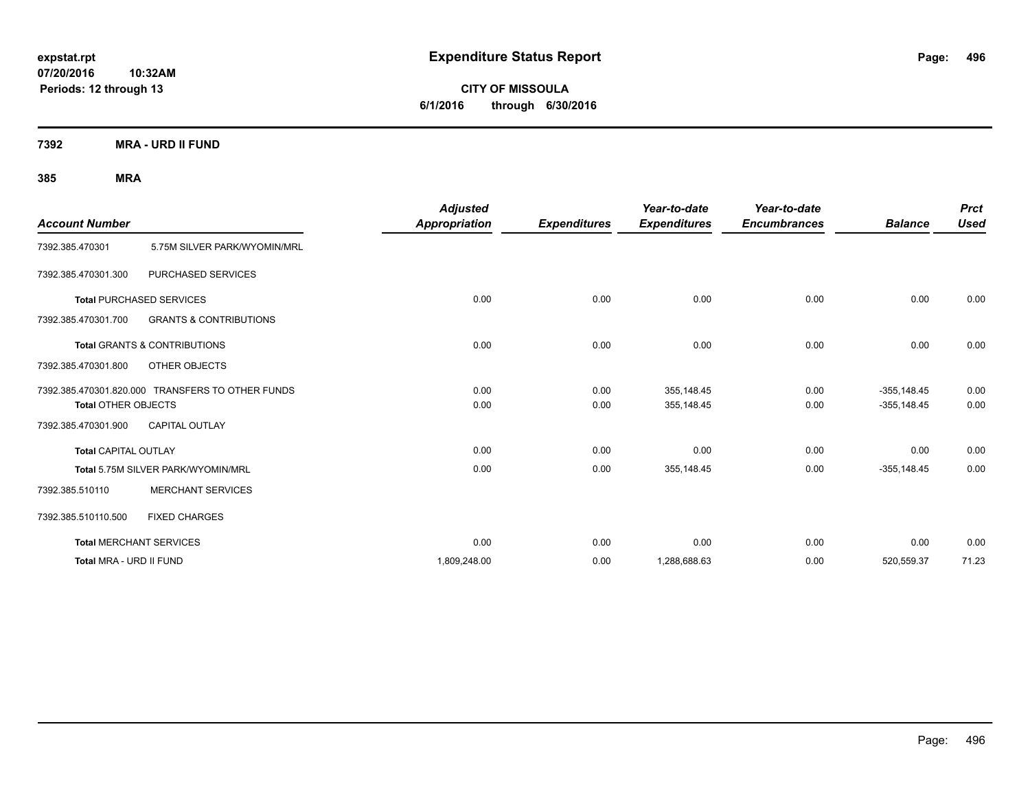# Expenditure Status Report

expstat.rpt
07/20/2016 10:32AM
Periods: 12 through 13

**CITY OF MISSOULA**
**6/1/2016 through 6/30/2016**

## 7392 MRA - URD II FUND

### 385 MRA

| Account Number | | Adjusted Appropriation | Expenditures | Year-to-date Expenditures | Year-to-date Encumbrances | Balance | Prct Used |
|---|---|---|---|---|---|---|---|
| 7392.385.470301 | 5.75M SILVER PARK/WYOMIN/MRL | | | | | | |
| 7392.385.470301.300 | PURCHASED SERVICES | | | | | | |
| Total PURCHASED SERVICES | | 0.00 | 0.00 | 0.00 | 0.00 | 0.00 | 0.00 |
| 7392.385.470301.700 | GRANTS & CONTRIBUTIONS | | | | | | |
| Total GRANTS & CONTRIBUTIONS | | 0.00 | 0.00 | 0.00 | 0.00 | 0.00 | 0.00 |
| 7392.385.470301.800 | OTHER OBJECTS | | | | | | |
| 7392.385.470301.820.000 | TRANSFERS TO OTHER FUNDS | 0.00 | 0.00 | 355,148.45 | 0.00 | -355,148.45 | 0.00 |
| Total OTHER OBJECTS | | 0.00 | 0.00 | 355,148.45 | 0.00 | -355,148.45 | 0.00 |
| 7392.385.470301.900 | CAPITAL OUTLAY | | | | | | |
| Total CAPITAL OUTLAY | | 0.00 | 0.00 | 0.00 | 0.00 | 0.00 | 0.00 |
| Total 5.75M SILVER PARK/WYOMIN/MRL | | 0.00 | 0.00 | 355,148.45 | 0.00 | -355,148.45 | 0.00 |
| 7392.385.510110 | MERCHANT SERVICES | | | | | | |
| 7392.385.510110.500 | FIXED CHARGES | | | | | | |
| Total MERCHANT SERVICES | | 0.00 | 0.00 | 0.00 | 0.00 | 0.00 | 0.00 |
| Total MRA - URD II FUND | | 1,809,248.00 | 0.00 | 1,288,688.63 | 0.00 | 520,559.37 | 71.23 |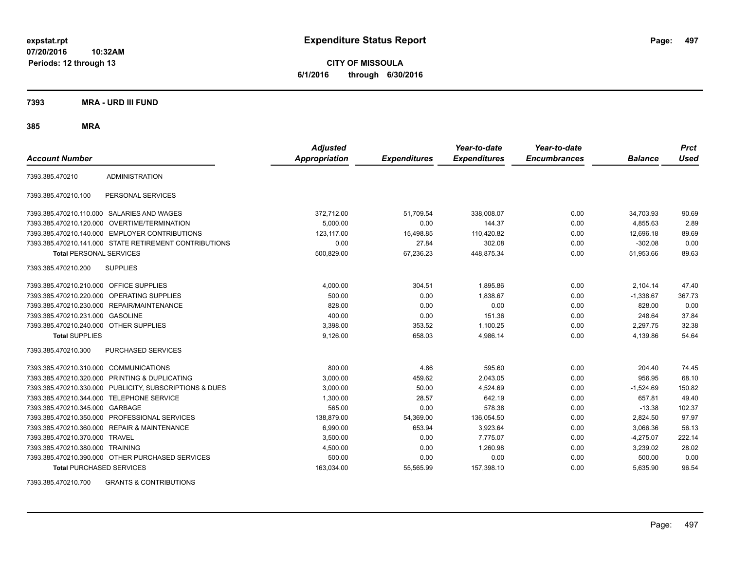# Expenditure Status Report

expstat.rpt
07/20/2016 10:32AM
Periods: 12 through 13

**CITY OF MISSOULA**
**6/1/2016 through 6/30/2016**

## 7393 MRA - URD III FUND

### 385 MRA

| Account Number | | Adjusted Appropriation | Expenditures | Year-to-date Expenditures | Year-to-date Encumbrances | Balance | Prct Used |
|---|---|---|---|---|---|---|---|
| 7393.385.470210 | ADMINISTRATION | | | | | | |
| 7393.385.470210.100 | PERSONAL SERVICES | | | | | | |
| 7393.385.470210.110.000 | SALARIES AND WAGES | 372,712.00 | 51,709.54 | 338,008.07 | 0.00 | 34,703.93 | 90.69 |
| 7393.385.470210.120.000 | OVERTIME/TERMINATION | 5,000.00 | 0.00 | 144.37 | 0.00 | 4,855.63 | 2.89 |
| 7393.385.470210.140.000 | EMPLOYER CONTRIBUTIONS | 123,117.00 | 15,498.85 | 110,420.82 | 0.00 | 12,696.18 | 89.69 |
| 7393.385.470210.141.000 | STATE RETIREMENT CONTRIBUTIONS | 0.00 | 27.84 | 302.08 | 0.00 | -302.08 | 0.00 |
| **Total PERSONAL SERVICES** | | 500,829.00 | 67,236.23 | 448,875.34 | 0.00 | 51,953.66 | 89.63 |
| 7393.385.470210.200 | SUPPLIES | | | | | | |
| 7393.385.470210.210.000 | OFFICE SUPPLIES | 4,000.00 | 304.51 | 1,895.86 | 0.00 | 2,104.14 | 47.40 |
| 7393.385.470210.220.000 | OPERATING SUPPLIES | 500.00 | 0.00 | 1,838.67 | 0.00 | -1,338.67 | 367.73 |
| 7393.385.470210.230.000 | REPAIR/MAINTENANCE | 828.00 | 0.00 | 0.00 | 0.00 | 828.00 | 0.00 |
| 7393.385.470210.231.000 | GASOLINE | 400.00 | 0.00 | 151.36 | 0.00 | 248.64 | 37.84 |
| 7393.385.470210.240.000 | OTHER SUPPLIES | 3,398.00 | 353.52 | 1,100.25 | 0.00 | 2,297.75 | 32.38 |
| **Total SUPPLIES** | | 9,126.00 | 658.03 | 4,986.14 | 0.00 | 4,139.86 | 54.64 |
| 7393.385.470210.300 | PURCHASED SERVICES | | | | | | |
| 7393.385.470210.310.000 | COMMUNICATIONS | 800.00 | 4.86 | 595.60 | 0.00 | 204.40 | 74.45 |
| 7393.385.470210.320.000 | PRINTING & DUPLICATING | 3,000.00 | 459.62 | 2,043.05 | 0.00 | 956.95 | 68.10 |
| 7393.385.470210.330.000 | PUBLICITY, SUBSCRIPTIONS & DUES | 3,000.00 | 50.00 | 4,524.69 | 0.00 | -1,524.69 | 150.82 |
| 7393.385.470210.344.000 | TELEPHONE SERVICE | 1,300.00 | 28.57 | 642.19 | 0.00 | 657.81 | 49.40 |
| 7393.385.470210.345.000 | GARBAGE | 565.00 | 0.00 | 578.38 | 0.00 | -13.38 | 102.37 |
| 7393.385.470210.350.000 | PROFESSIONAL SERVICES | 138,879.00 | 54,369.00 | 136,054.50 | 0.00 | 2,824.50 | 97.97 |
| 7393.385.470210.360.000 | REPAIR & MAINTENANCE | 6,990.00 | 653.94 | 3,923.64 | 0.00 | 3,066.36 | 56.13 |
| 7393.385.470210.370.000 | TRAVEL | 3,500.00 | 0.00 | 7,775.07 | 0.00 | -4,275.07 | 222.14 |
| 7393.385.470210.380.000 | TRAINING | 4,500.00 | 0.00 | 1,260.98 | 0.00 | 3,239.02 | 28.02 |
| 7393.385.470210.390.000 | OTHER PURCHASED SERVICES | 500.00 | 0.00 | 0.00 | 0.00 | 500.00 | 0.00 |
| **Total PURCHASED SERVICES** | | 163,034.00 | 55,565.99 | 157,398.10 | 0.00 | 5,635.90 | 96.54 |
| 7393.385.470210.700 | GRANTS & CONTRIBUTIONS | | | | | | |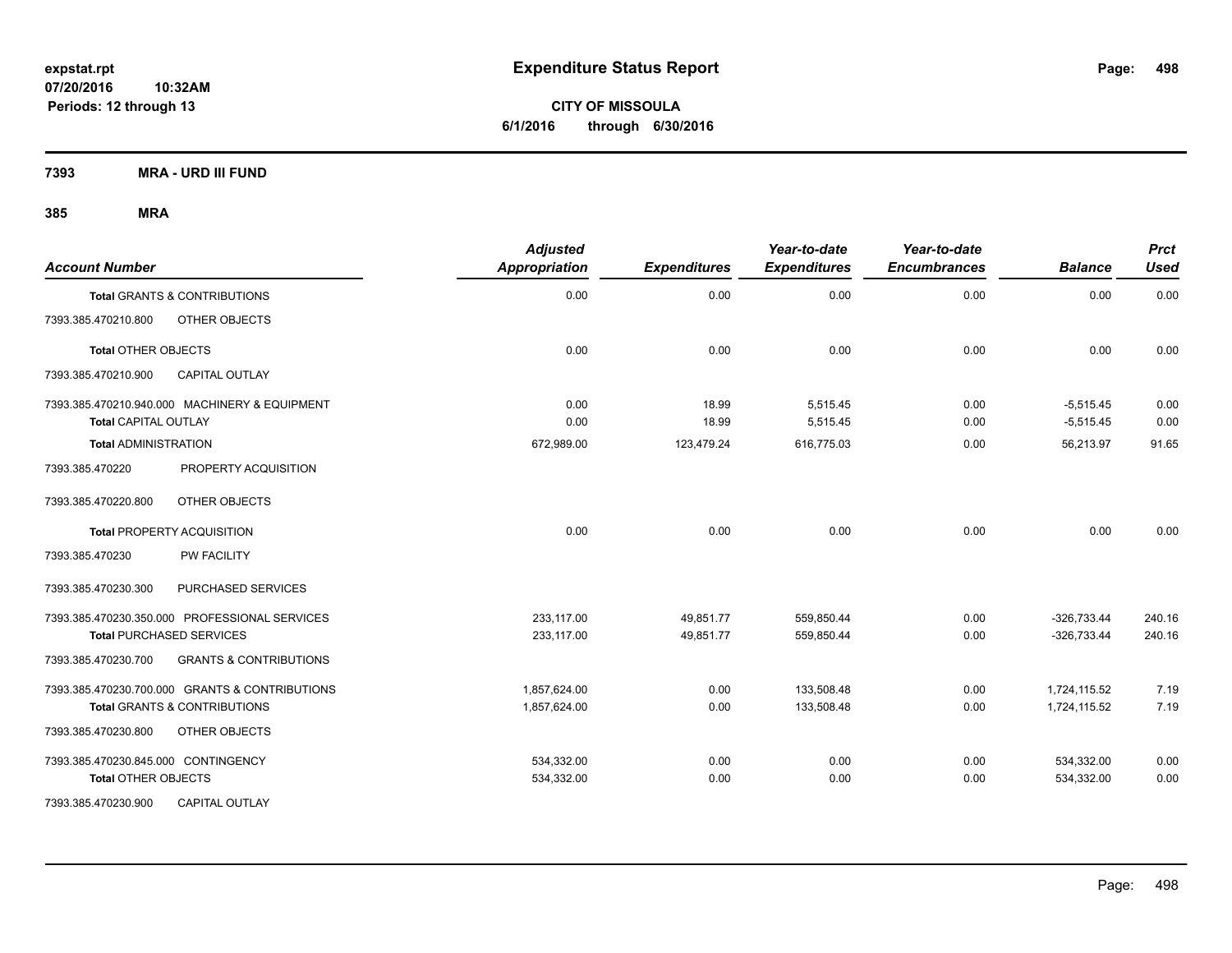# Expenditure Status Report

**CITY OF MISSOULA**
**6/1/2016 through 6/30/2016**

expstat.rpt
07/20/2016 10:32AM
Periods: 12 through 13

## 7393 MRA - URD III FUND

## 385 MRA

| Account Number | | Adjusted Appropriation | Expenditures | Year-to-date Expenditures | Year-to-date Encumbrances | Balance | Prct Used |
|---|---|---|---|---|---|---|---|
| **Total** GRANTS & CONTRIBUTIONS | | 0.00 | 0.00 | 0.00 | 0.00 | 0.00 | 0.00 |
| 7393.385.470210.800 | OTHER OBJECTS | | | | | | |
| **Total** OTHER OBJECTS | | 0.00 | 0.00 | 0.00 | 0.00 | 0.00 | 0.00 |
| 7393.385.470210.900 | CAPITAL OUTLAY | | | | | | |
| 7393.385.470210.940.000 | MACHINERY & EQUIPMENT | 0.00 | 18.99 | 5,515.45 | 0.00 | -5,515.45 | 0.00 |
| **Total** CAPITAL OUTLAY | | 0.00 | 18.99 | 5,515.45 | 0.00 | -5,515.45 | 0.00 |
| **Total** ADMINISTRATION | | 672,989.00 | 123,479.24 | 616,775.03 | 0.00 | 56,213.97 | 91.65 |
| 7393.385.470220 | PROPERTY ACQUISITION | | | | | | |
| 7393.385.470220.800 | OTHER OBJECTS | | | | | | |
| **Total** PROPERTY ACQUISITION | | 0.00 | 0.00 | 0.00 | 0.00 | 0.00 | 0.00 |
| 7393.385.470230 | PW FACILITY | | | | | | |
| 7393.385.470230.300 | PURCHASED SERVICES | | | | | | |
| 7393.385.470230.350.000 | PROFESSIONAL SERVICES | 233,117.00 | 49,851.77 | 559,850.44 | 0.00 | -326,733.44 | 240.16 |
| **Total** PURCHASED SERVICES | | 233,117.00 | 49,851.77 | 559,850.44 | 0.00 | -326,733.44 | 240.16 |
| 7393.385.470230.700 | GRANTS & CONTRIBUTIONS | | | | | | |
| 7393.385.470230.700.000 | GRANTS & CONTRIBUTIONS | 1,857,624.00 | 0.00 | 133,508.48 | 0.00 | 1,724,115.52 | 7.19 |
| **Total** GRANTS & CONTRIBUTIONS | | 1,857,624.00 | 0.00 | 133,508.48 | 0.00 | 1,724,115.52 | 7.19 |
| 7393.385.470230.800 | OTHER OBJECTS | | | | | | |
| 7393.385.470230.845.000 | CONTINGENCY | 534,332.00 | 0.00 | 0.00 | 0.00 | 534,332.00 | 0.00 |
| **Total** OTHER OBJECTS | | 534,332.00 | 0.00 | 0.00 | 0.00 | 534,332.00 | 0.00 |
| 7393.385.470230.900 | CAPITAL OUTLAY | | | | | | |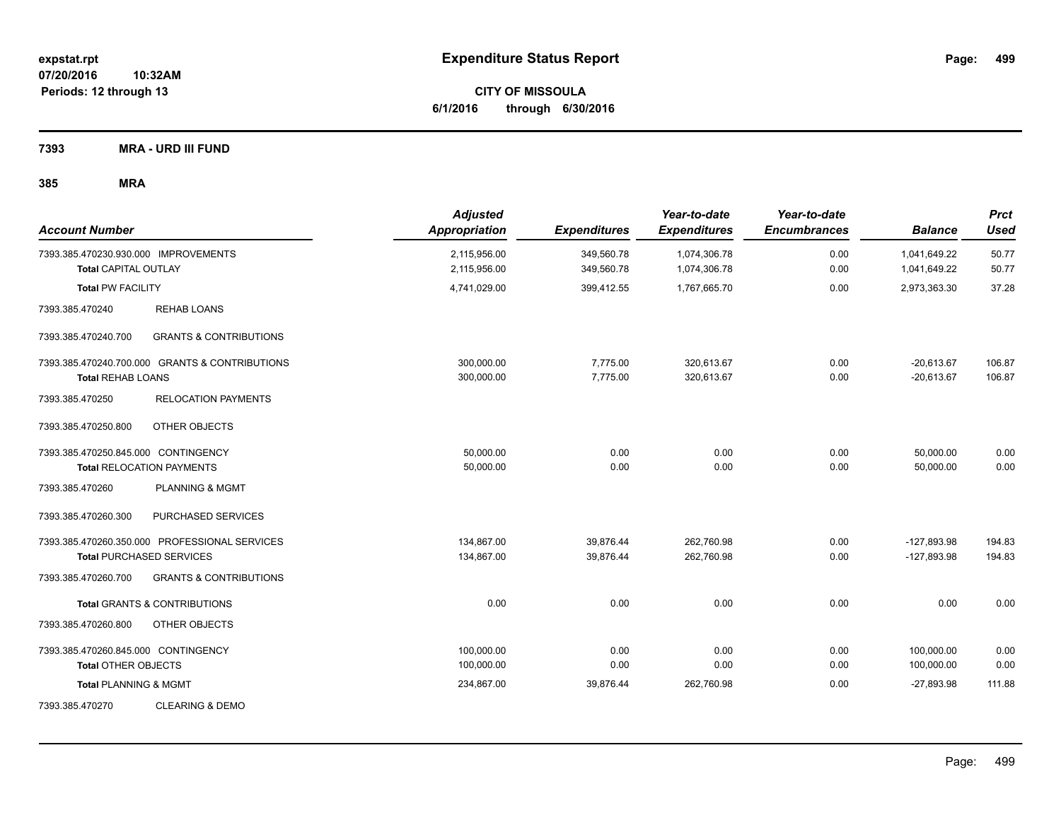expstat.rpt
07/20/2016 10:32AM
Periods: 12 through 13

# Expenditure Status Report

**CITY OF MISSOULA**
**6/1/2016 through 6/30/2016**

## 7393 MRA - URD III FUND

## 385 MRA

| Account Number | | Adjusted Appropriation | Expenditures | Year-to-date Expenditures | Year-to-date Encumbrances | Balance | Prct Used |
|---|---|---|---|---|---|---|---|
| 7393.385.470230.930.000 IMPROVEMENTS | | 2,115,956.00 | 349,560.78 | 1,074,306.78 | 0.00 | 1,041,649.22 | 50.77 |
| **Total** CAPITAL OUTLAY | | 2,115,956.00 | 349,560.78 | 1,074,306.78 | 0.00 | 1,041,649.22 | 50.77 |
| **Total** PW FACILITY | | 4,741,029.00 | 399,412.55 | 1,767,665.70 | 0.00 | 2,973,363.30 | 37.28 |
| 7393.385.470240 | REHAB LOANS | | | | | | |
| 7393.385.470240.700 | GRANTS & CONTRIBUTIONS | | | | | | |
| 7393.385.470240.700.000 GRANTS & CONTRIBUTIONS | | 300,000.00 | 7,775.00 | 320,613.67 | 0.00 | -20,613.67 | 106.87 |
| **Total** REHAB LOANS | | 300,000.00 | 7,775.00 | 320,613.67 | 0.00 | -20,613.67 | 106.87 |
| 7393.385.470250 | RELOCATION PAYMENTS | | | | | | |
| 7393.385.470250.800 | OTHER OBJECTS | | | | | | |
| 7393.385.470250.845.000 CONTINGENCY | | 50,000.00 | 0.00 | 0.00 | 0.00 | 50,000.00 | 0.00 |
| **Total** RELOCATION PAYMENTS | | 50,000.00 | 0.00 | 0.00 | 0.00 | 50,000.00 | 0.00 |
| 7393.385.470260 | PLANNING & MGMT | | | | | | |
| 7393.385.470260.300 | PURCHASED SERVICES | | | | | | |
| 7393.385.470260.350.000 PROFESSIONAL SERVICES | | 134,867.00 | 39,876.44 | 262,760.98 | 0.00 | -127,893.98 | 194.83 |
| **Total** PURCHASED SERVICES | | 134,867.00 | 39,876.44 | 262,760.98 | 0.00 | -127,893.98 | 194.83 |
| 7393.385.470260.700 | GRANTS & CONTRIBUTIONS | | | | | | |
| **Total** GRANTS & CONTRIBUTIONS | | 0.00 | 0.00 | 0.00 | 0.00 | 0.00 | 0.00 |
| 7393.385.470260.800 | OTHER OBJECTS | | | | | | |
| 7393.385.470260.845.000 CONTINGENCY | | 100,000.00 | 0.00 | 0.00 | 0.00 | 100,000.00 | 0.00 |
| **Total** OTHER OBJECTS | | 100,000.00 | 0.00 | 0.00 | 0.00 | 100,000.00 | 0.00 |
| **Total** PLANNING & MGMT | | 234,867.00 | 39,876.44 | 262,760.98 | 0.00 | -27,893.98 | 111.88 |
| 7393.385.470270 | CLEARING & DEMO | | | | | | |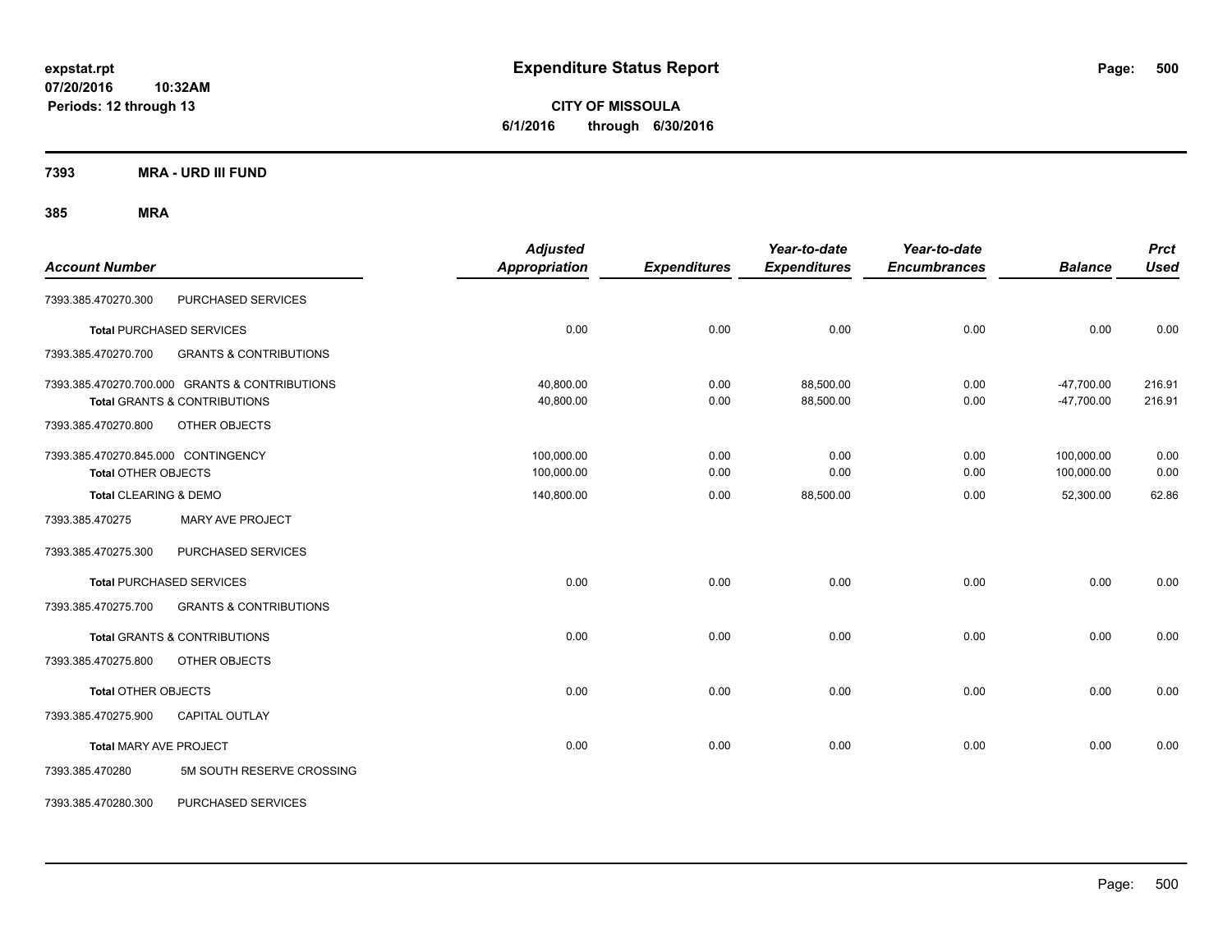# Expenditure Status Report

**CITY OF MISSOULA**
**6/1/2016 through 6/30/2016**

expstat.rpt
07/20/2016 10:32AM
Periods: 12 through 13

## 7393 MRA - URD III FUND

### 385 MRA

| Account Number | | Adjusted Appropriation | Expenditures | Year-to-date Expenditures | Year-to-date Encumbrances | Balance | Prct Used |
|---|---|---|---|---|---|---|---|
| 7393.385.470270.300 | PURCHASED SERVICES | | | | | | |
| **Total** PURCHASED SERVICES | | 0.00 | 0.00 | 0.00 | 0.00 | 0.00 | 0.00 |
| 7393.385.470270.700 | GRANTS & CONTRIBUTIONS | | | | | | |
| 7393.385.470270.700.000 | GRANTS & CONTRIBUTIONS | 40,800.00 | 0.00 | 88,500.00 | 0.00 | -47,700.00 | 216.91 |
| **Total** GRANTS & CONTRIBUTIONS | | 40,800.00 | 0.00 | 88,500.00 | 0.00 | -47,700.00 | 216.91 |
| 7393.385.470270.800 | OTHER OBJECTS | | | | | | |
| 7393.385.470270.845.000 | CONTINGENCY | 100,000.00 | 0.00 | 0.00 | 0.00 | 100,000.00 | 0.00 |
| **Total** OTHER OBJECTS | | 100,000.00 | 0.00 | 0.00 | 0.00 | 100,000.00 | 0.00 |
| **Total** CLEARING & DEMO | | 140,800.00 | 0.00 | 88,500.00 | 0.00 | 52,300.00 | 62.86 |
| 7393.385.470275 | MARY AVE PROJECT | | | | | | |
| 7393.385.470275.300 | PURCHASED SERVICES | | | | | | |
| **Total** PURCHASED SERVICES | | 0.00 | 0.00 | 0.00 | 0.00 | 0.00 | 0.00 |
| 7393.385.470275.700 | GRANTS & CONTRIBUTIONS | | | | | | |
| **Total** GRANTS & CONTRIBUTIONS | | 0.00 | 0.00 | 0.00 | 0.00 | 0.00 | 0.00 |
| 7393.385.470275.800 | OTHER OBJECTS | | | | | | |
| **Total** OTHER OBJECTS | | 0.00 | 0.00 | 0.00 | 0.00 | 0.00 | 0.00 |
| 7393.385.470275.900 | CAPITAL OUTLAY | | | | | | |
| **Total** MARY AVE PROJECT | | 0.00 | 0.00 | 0.00 | 0.00 | 0.00 | 0.00 |
| 7393.385.470280 | 5M SOUTH RESERVE CROSSING | | | | | | |
| 7393.385.470280.300 | PURCHASED SERVICES | | | | | | |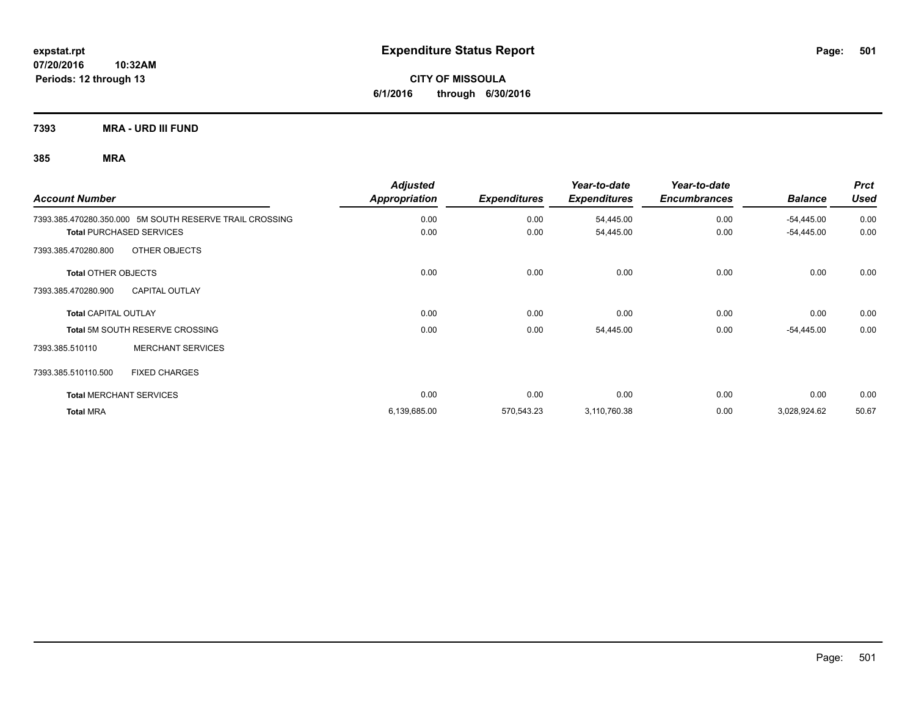**expstat.rpt**
**07/20/2016 10:32AM**
**Periods: 12 through 13**

# Expenditure Status Report

**CITY OF MISSOULA**
**6/1/2016 through 6/30/2016**

## 7393 MRA - URD III FUND

### 385 MRA

| Account Number | Adjusted Appropriation | Expenditures | Year-to-date Expenditures | Year-to-date Encumbrances | Balance | Prct Used |
|---|---|---|---|---|---|---|
| 7393.385.470280.350.000 5M SOUTH RESERVE TRAIL CROSSING | 0.00 | 0.00 | 54,445.00 | 0.00 | -54,445.00 | 0.00 |
| **Total** PURCHASED SERVICES | 0.00 | 0.00 | 54,445.00 | 0.00 | -54,445.00 | 0.00 |
| 7393.385.470280.800 OTHER OBJECTS | | | | | | |
| **Total** OTHER OBJECTS | 0.00 | 0.00 | 0.00 | 0.00 | 0.00 | 0.00 |
| 7393.385.470280.900 CAPITAL OUTLAY | | | | | | |
| **Total** CAPITAL OUTLAY | 0.00 | 0.00 | 0.00 | 0.00 | 0.00 | 0.00 |
| **Total** 5M SOUTH RESERVE CROSSING | 0.00 | 0.00 | 54,445.00 | 0.00 | -54,445.00 | 0.00 |
| 7393.385.510110 MERCHANT SERVICES | | | | | | |
| 7393.385.510110.500 FIXED CHARGES | | | | | | |
| **Total** MERCHANT SERVICES | 0.00 | 0.00 | 0.00 | 0.00 | 0.00 | 0.00 |
| **Total** MRA | 6,139,685.00 | 570,543.23 | 3,110,760.38 | 0.00 | 3,028,924.62 | 50.67 |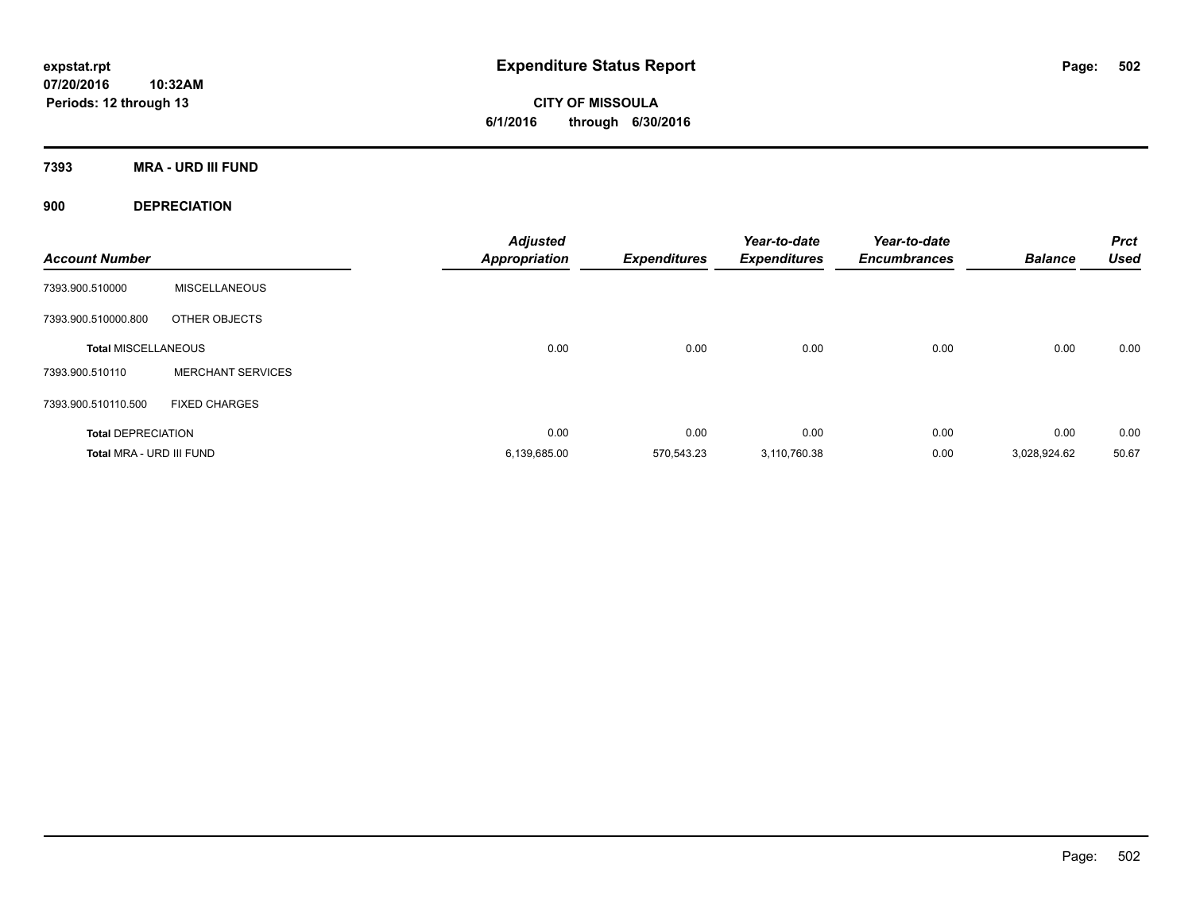**expstat.rpt**
**07/20/2016 10:32AM**
**Periods: 12 through 13**

# Expenditure Status Report

**CITY OF MISSOULA**
**6/1/2016 through 6/30/2016**

## 7393 MRA - URD III FUND

### 900 DEPRECIATION

| Account Number | | Adjusted Appropriation | Expenditures | Year-to-date Expenditures | Year-to-date Encumbrances | Balance | Prct Used |
|---|---|---|---|---|---|---|---|
| 7393.900.510000 | MISCELLANEOUS | | | | | | |
| 7393.900.510000.800 | OTHER OBJECTS | | | | | | |
| **Total MISCELLANEOUS** | | 0.00 | 0.00 | 0.00 | 0.00 | 0.00 | 0.00 |
| 7393.900.510110 | MERCHANT SERVICES | | | | | | |
| 7393.900.510110.500 | FIXED CHARGES | | | | | | |
| **Total DEPRECIATION** | | 0.00 | 0.00 | 0.00 | 0.00 | 0.00 | 0.00 |
| **Total MRA - URD III FUND** | | 6,139,685.00 | 570,543.23 | 3,110,760.38 | 0.00 | 3,028,924.62 | 50.67 |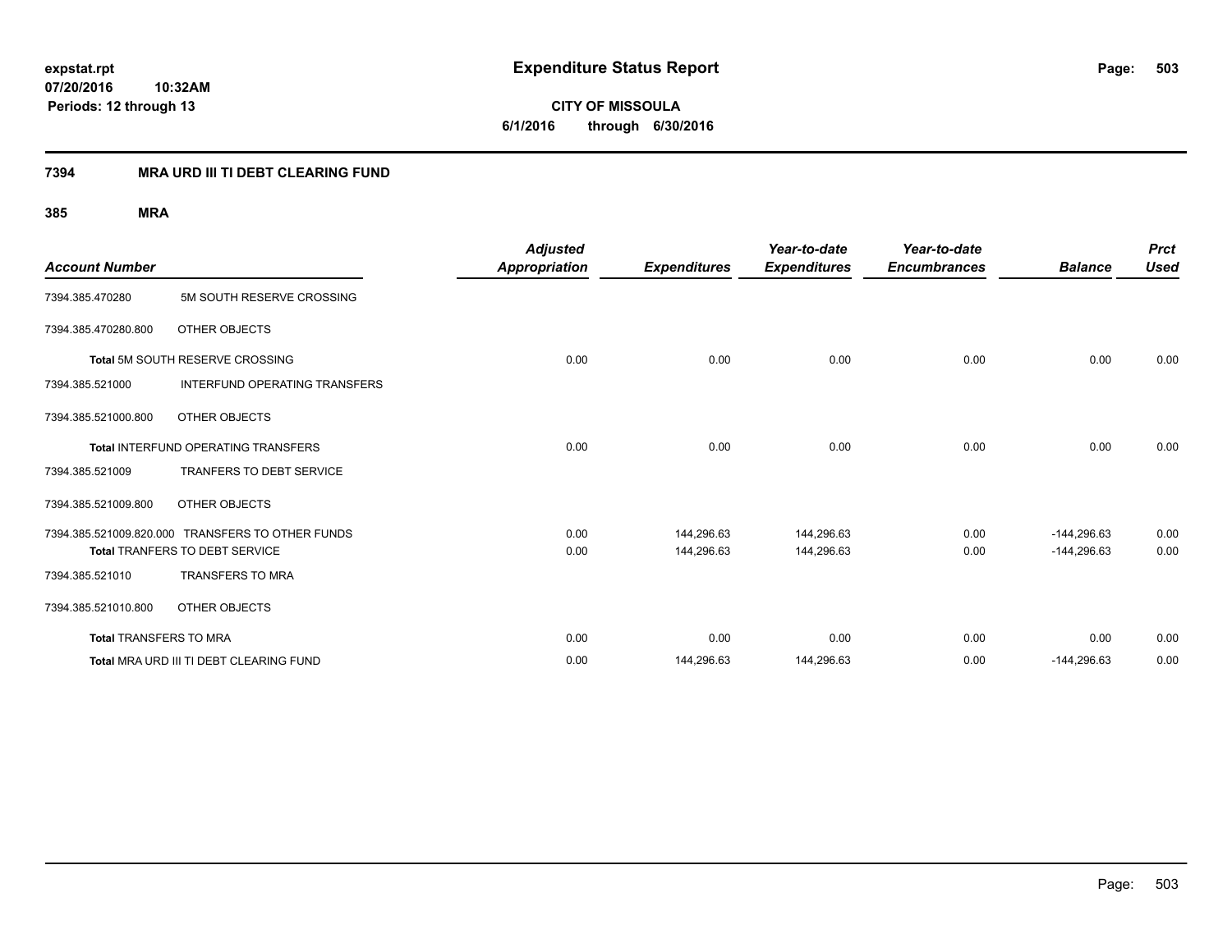# Expenditure Status Report

expstat.rpt
07/20/2016 10:32AM
Periods: 12 through 13

**CITY OF MISSOULA**
**6/1/2016 through 6/30/2016**

## 7394 MRA URD III TI DEBT CLEARING FUND

### 385 MRA

| Account Number | | Adjusted Appropriation | Expenditures | Year-to-date Expenditures | Year-to-date Encumbrances | Balance | Prct Used |
|---|---|---|---|---|---|---|---|
| 7394.385.470280 | 5M SOUTH RESERVE CROSSING | | | | | | |
| 7394.385.470280.800 | OTHER OBJECTS | | | | | | |
| **Total** 5M SOUTH RESERVE CROSSING | | 0.00 | 0.00 | 0.00 | 0.00 | 0.00 | 0.00 |
| 7394.385.521000 | INTERFUND OPERATING TRANSFERS | | | | | | |
| 7394.385.521000.800 | OTHER OBJECTS | | | | | | |
| **Total** INTERFUND OPERATING TRANSFERS | | 0.00 | 0.00 | 0.00 | 0.00 | 0.00 | 0.00 |
| 7394.385.521009 | TRANFERS TO DEBT SERVICE | | | | | | |
| 7394.385.521009.800 | OTHER OBJECTS | | | | | | |
| 7394.385.521009.820.000 | TRANSFERS TO OTHER FUNDS | 0.00 | 144,296.63 | 144,296.63 | 0.00 | -144,296.63 | 0.00 |
| **Total** TRANFERS TO DEBT SERVICE | | 0.00 | 144,296.63 | 144,296.63 | 0.00 | -144,296.63 | 0.00 |
| 7394.385.521010 | TRANSFERS TO MRA | | | | | | |
| 7394.385.521010.800 | OTHER OBJECTS | | | | | | |
| **Total** TRANSFERS TO MRA | | 0.00 | 0.00 | 0.00 | 0.00 | 0.00 | 0.00 |
| **Total** MRA URD III TI DEBT CLEARING FUND | | 0.00 | 144,296.63 | 144,296.63 | 0.00 | -144,296.63 | 0.00 |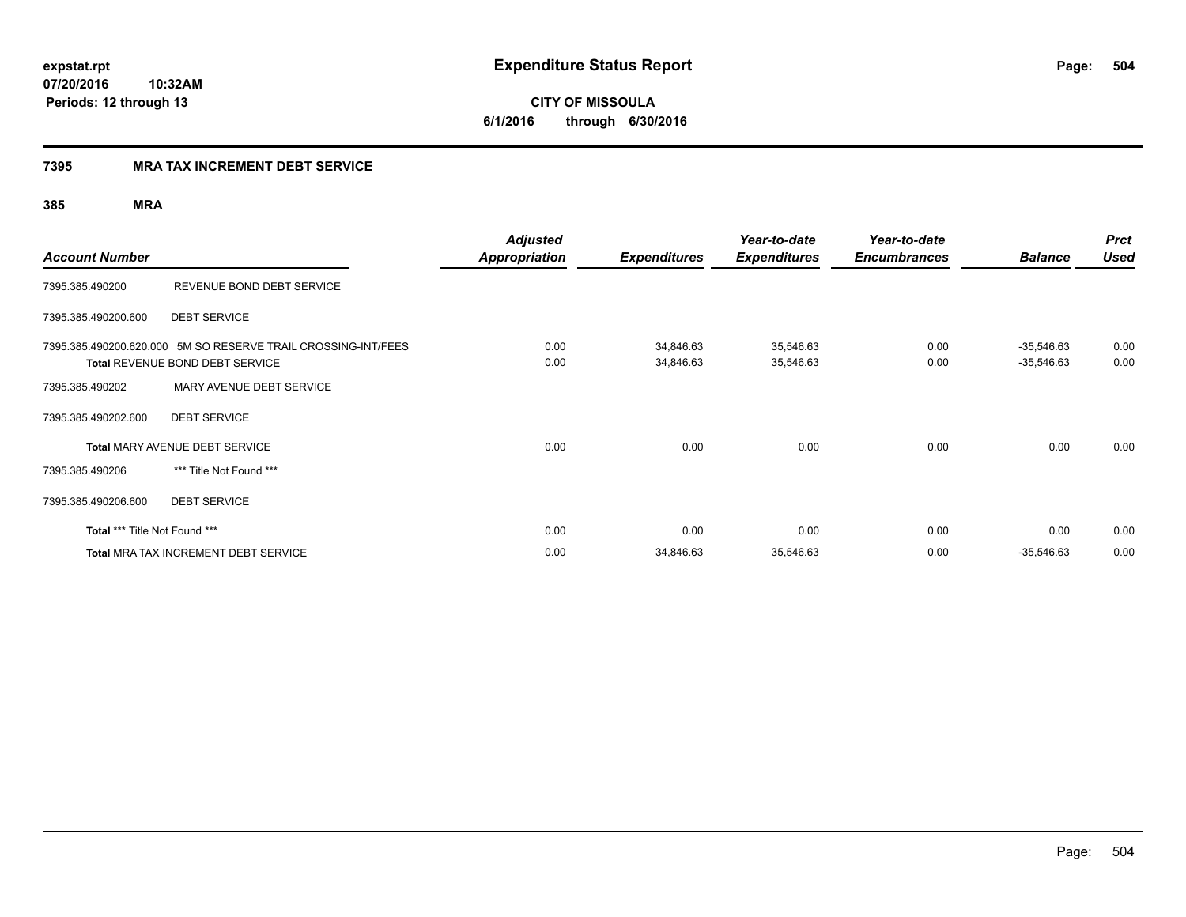**expstat.rpt**
**07/20/2016 10:32AM**
**Periods: 12 through 13**

# Expenditure Status Report

**CITY OF MISSOULA**
**6/1/2016 through 6/30/2016**

## 7395 MRA TAX INCREMENT DEBT SERVICE

### 385 MRA

| Account Number | | Adjusted Appropriation | Expenditures | Year-to-date Expenditures | Year-to-date Encumbrances | Balance | Prct Used |
|---|---|---|---|---|---|---|---|
| 7395.385.490200 | REVENUE BOND DEBT SERVICE | | | | | | |
| 7395.385.490200.600 | DEBT SERVICE | | | | | | |
| 7395.385.490200.620.000 | 5M SO RESERVE TRAIL CROSSING-INT/FEES | 0.00 | 34,846.63 | 35,546.63 | 0.00 | -35,546.63 | 0.00 |
| **Total** REVENUE BOND DEBT SERVICE | | 0.00 | 34,846.63 | 35,546.63 | 0.00 | -35,546.63 | 0.00 |
| 7395.385.490202 | MARY AVENUE DEBT SERVICE | | | | | | |
| 7395.385.490202.600 | DEBT SERVICE | | | | | | |
| **Total** MARY AVENUE DEBT SERVICE | | 0.00 | 0.00 | 0.00 | 0.00 | 0.00 | 0.00 |
| 7395.385.490206 | *** Title Not Found *** | | | | | | |
| 7395.385.490206.600 | DEBT SERVICE | | | | | | |
| **Total** *** Title Not Found *** | | 0.00 | 0.00 | 0.00 | 0.00 | 0.00 | 0.00 |
| **Total** MRA TAX INCREMENT DEBT SERVICE | | 0.00 | 34,846.63 | 35,546.63 | 0.00 | -35,546.63 | 0.00 |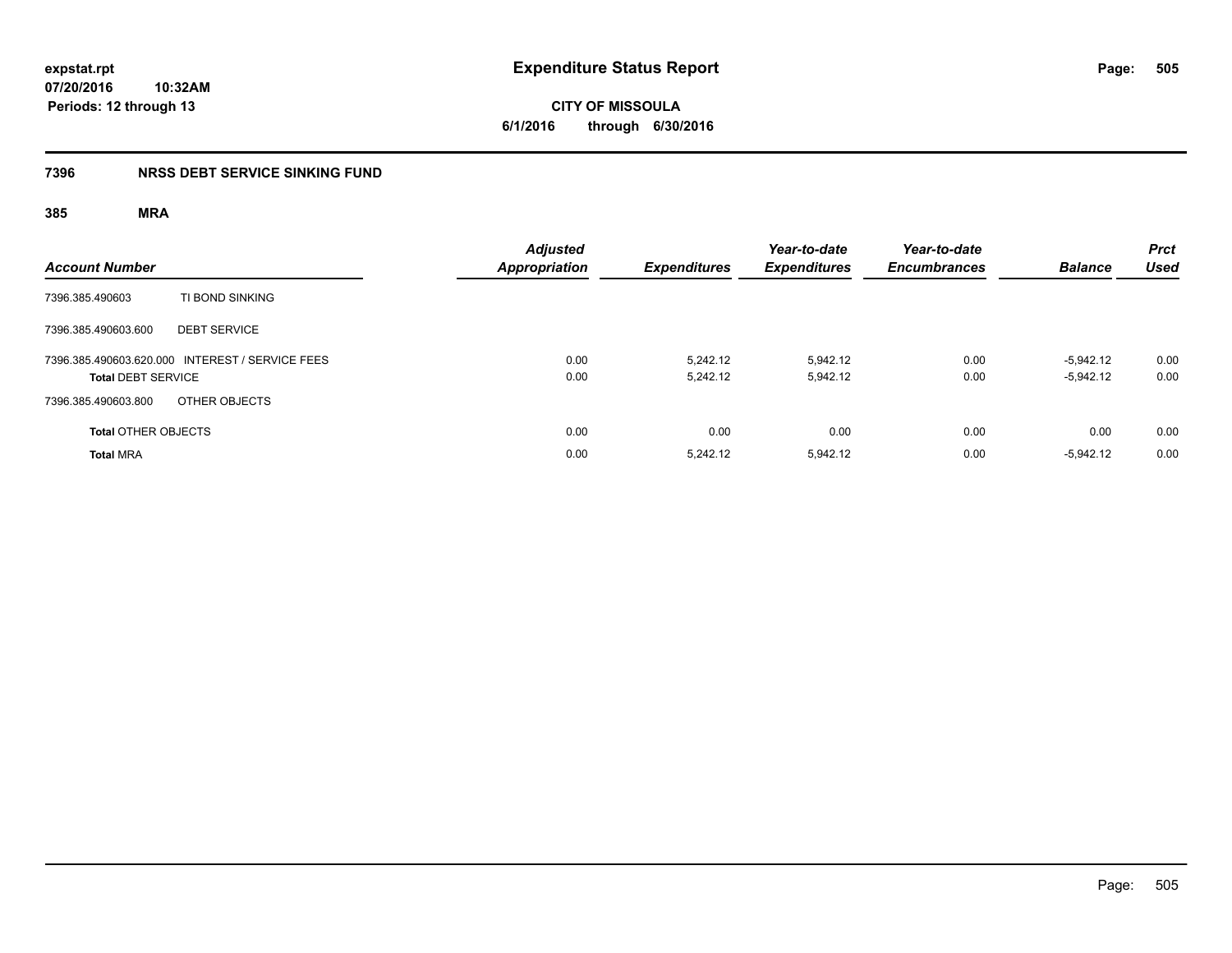**expstat.rpt**
**07/20/2016 10:32AM**
**Periods: 12 through 13**

# Expenditure Status Report

**CITY OF MISSOULA**
**6/1/2016 through 6/30/2016**

## 7396 NRSS DEBT SERVICE SINKING FUND

### 385 MRA

| Account Number | | Adjusted Appropriation | Expenditures | Year-to-date Expenditures | Year-to-date Encumbrances | Balance | Prct Used |
|---|---|---|---|---|---|---|---|
| 7396.385.490603 | TI BOND SINKING | | | | | | |
| 7396.385.490603.600 | DEBT SERVICE | | | | | | |
| 7396.385.490603.620.000 | INTEREST / SERVICE FEES | 0.00 | 5,242.12 | 5,942.12 | 0.00 | -5,942.12 | 0.00 |
| **Total DEBT SERVICE** | | 0.00 | 5,242.12 | 5,942.12 | 0.00 | -5,942.12 | 0.00 |
| 7396.385.490603.800 | OTHER OBJECTS | | | | | | |
| **Total OTHER OBJECTS** | | 0.00 | 0.00 | 0.00 | 0.00 | 0.00 | 0.00 |
| **Total MRA** | | 0.00 | 5,242.12 | 5,942.12 | 0.00 | -5,942.12 | 0.00 |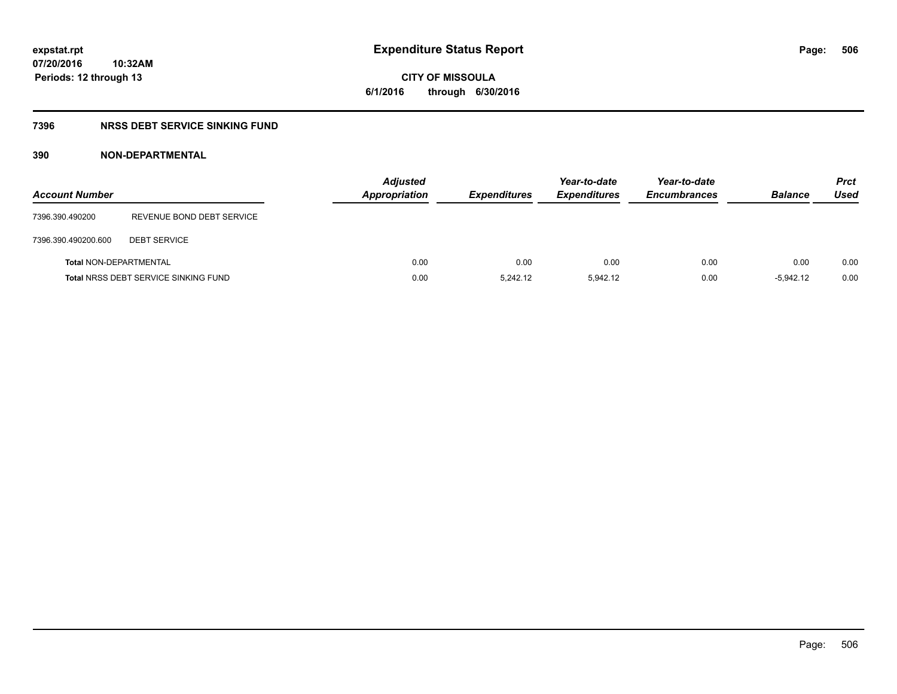**expstat.rpt**
**07/20/2016 10:32AM**
**Periods: 12 through 13**

# Expenditure Status Report

**CITY OF MISSOULA**
**6/1/2016 through 6/30/2016**

## 7396 NRSS DEBT SERVICE SINKING FUND

### 390 NON-DEPARTMENTAL

| Account Number | | Adjusted Appropriation | Expenditures | Year-to-date Expenditures | Year-to-date Encumbrances | Balance | Prct Used |
|---|---|---|---|---|---|---|---|
| 7396.390.490200 | REVENUE BOND DEBT SERVICE | | | | | | |
| 7396.390.490200.600 | DEBT SERVICE | | | | | | |
| **Total** NON-DEPARTMENTAL | | 0.00 | 0.00 | 0.00 | 0.00 | 0.00 | 0.00 |
| **Total** NRSS DEBT SERVICE SINKING FUND | | 0.00 | 5,242.12 | 5,942.12 | 0.00 | -5,942.12 | 0.00 |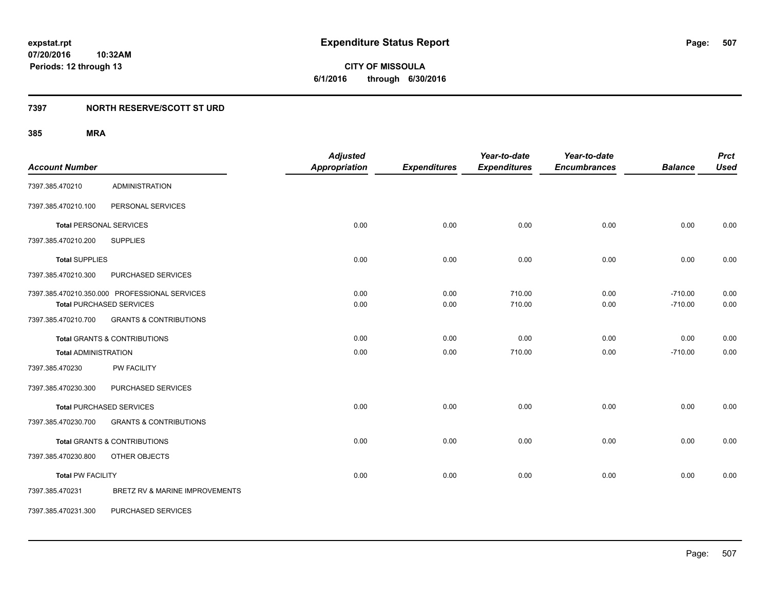**expstat.rpt**
**07/20/2016 10:32AM**
**Periods: 12 through 13**

# Expenditure Status Report

**CITY OF MISSOULA**
**6/1/2016 through 6/30/2016**

## 7397 NORTH RESERVE/SCOTT ST URD

### 385 MRA

| Account Number | | Adjusted Appropriation | Expenditures | Year-to-date Expenditures | Year-to-date Encumbrances | Balance | Prct Used |
|---|---|---|---|---|---|---|---|
| 7397.385.470210 | ADMINISTRATION | | | | | | |
| 7397.385.470210.100 | PERSONAL SERVICES | | | | | | |
| **Total** PERSONAL SERVICES | | 0.00 | 0.00 | 0.00 | 0.00 | 0.00 | 0.00 |
| 7397.385.470210.200 | SUPPLIES | | | | | | |
| **Total** SUPPLIES | | 0.00 | 0.00 | 0.00 | 0.00 | 0.00 | 0.00 |
| 7397.385.470210.300 | PURCHASED SERVICES | | | | | | |
| 7397.385.470210.350.000 | PROFESSIONAL SERVICES | 0.00 | 0.00 | 710.00 | 0.00 | -710.00 | 0.00 |
| **Total** PURCHASED SERVICES | | 0.00 | 0.00 | 710.00 | 0.00 | -710.00 | 0.00 |
| 7397.385.470210.700 | GRANTS & CONTRIBUTIONS | | | | | | |
| **Total** GRANTS & CONTRIBUTIONS | | 0.00 | 0.00 | 0.00 | 0.00 | 0.00 | 0.00 |
| **Total** ADMINISTRATION | | 0.00 | 0.00 | 710.00 | 0.00 | -710.00 | 0.00 |
| 7397.385.470230 | PW FACILITY | | | | | | |
| 7397.385.470230.300 | PURCHASED SERVICES | | | | | | |
| **Total** PURCHASED SERVICES | | 0.00 | 0.00 | 0.00 | 0.00 | 0.00 | 0.00 |
| 7397.385.470230.700 | GRANTS & CONTRIBUTIONS | | | | | | |
| **Total** GRANTS & CONTRIBUTIONS | | 0.00 | 0.00 | 0.00 | 0.00 | 0.00 | 0.00 |
| 7397.385.470230.800 | OTHER OBJECTS | | | | | | |
| **Total** PW FACILITY | | 0.00 | 0.00 | 0.00 | 0.00 | 0.00 | 0.00 |
| 7397.385.470231 | BRETZ RV & MARINE IMPROVEMENTS | | | | | | |
| 7397.385.470231.300 | PURCHASED SERVICES | | | | | | |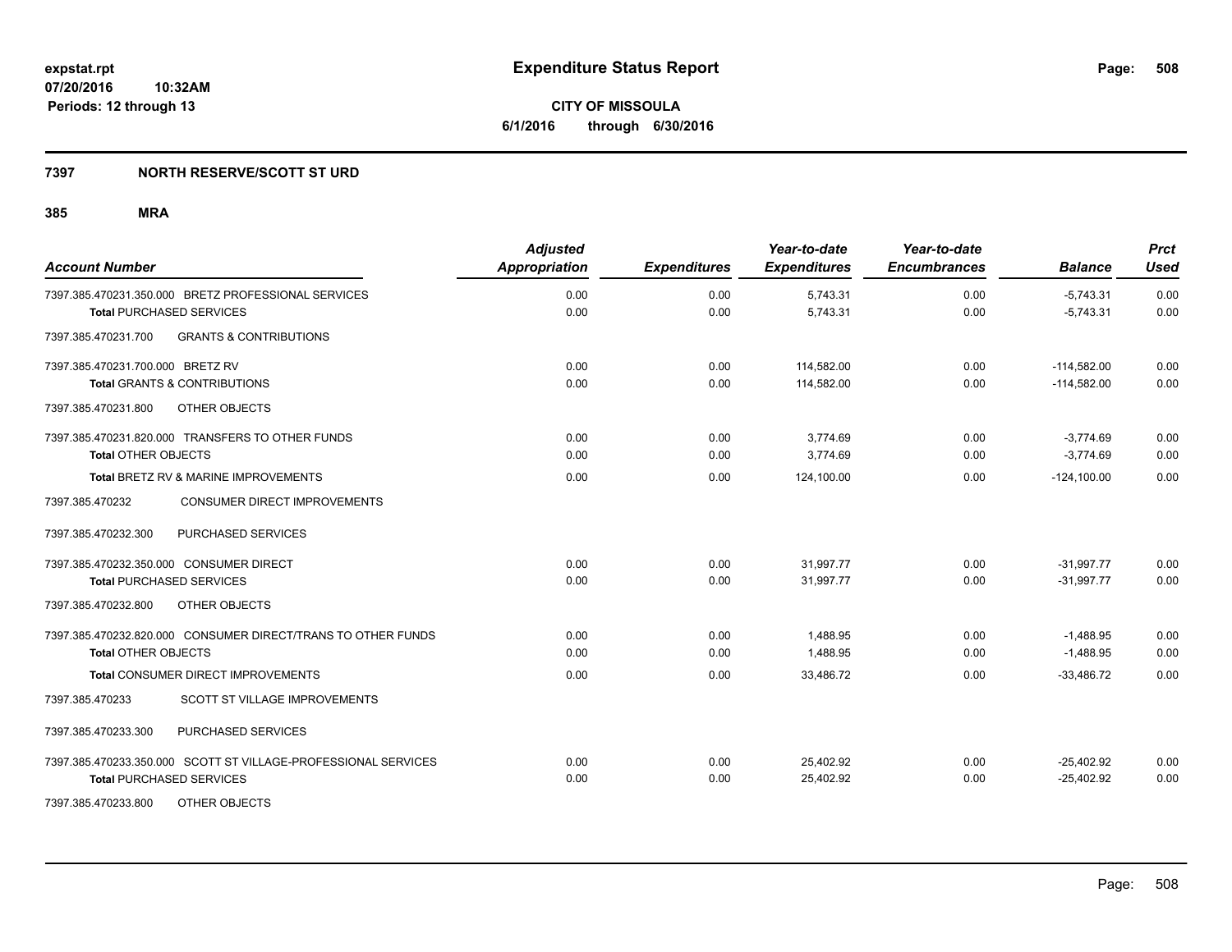# Expenditure Status Report

expstat.rpt
07/20/2016 10:32AM
Periods: 12 through 13

**CITY OF MISSOULA**
**6/1/2016 through 6/30/2016**

## 7397 NORTH RESERVE/SCOTT ST URD

### 385 MRA

| Account Number | Adjusted Appropriation | Expenditures | Year-to-date Expenditures | Year-to-date Encumbrances | Balance | Prct Used |
|---|---|---|---|---|---|---|
| 7397.385.470231.350.000 BRETZ PROFESSIONAL SERVICES | 0.00 | 0.00 | 5,743.31 | 0.00 | -5,743.31 | 0.00 |
| **Total** PURCHASED SERVICES | 0.00 | 0.00 | 5,743.31 | 0.00 | -5,743.31 | 0.00 |
| 7397.385.470231.700 GRANTS & CONTRIBUTIONS | | | | | | |
| 7397.385.470231.700.000 BRETZ RV | 0.00 | 0.00 | 114,582.00 | 0.00 | -114,582.00 | 0.00 |
| **Total** GRANTS & CONTRIBUTIONS | 0.00 | 0.00 | 114,582.00 | 0.00 | -114,582.00 | 0.00 |
| 7397.385.470231.800 OTHER OBJECTS | | | | | | |
| 7397.385.470231.820.000 TRANSFERS TO OTHER FUNDS | 0.00 | 0.00 | 3,774.69 | 0.00 | -3,774.69 | 0.00 |
| **Total** OTHER OBJECTS | 0.00 | 0.00 | 3,774.69 | 0.00 | -3,774.69 | 0.00 |
| **Total** BRETZ RV & MARINE IMPROVEMENTS | 0.00 | 0.00 | 124,100.00 | 0.00 | -124,100.00 | 0.00 |
| 7397.385.470232 CONSUMER DIRECT IMPROVEMENTS | | | | | | |
| 7397.385.470232.300 PURCHASED SERVICES | | | | | | |
| 7397.385.470232.350.000 CONSUMER DIRECT | 0.00 | 0.00 | 31,997.77 | 0.00 | -31,997.77 | 0.00 |
| **Total** PURCHASED SERVICES | 0.00 | 0.00 | 31,997.77 | 0.00 | -31,997.77 | 0.00 |
| 7397.385.470232.800 OTHER OBJECTS | | | | | | |
| 7397.385.470232.820.000 CONSUMER DIRECT/TRANS TO OTHER FUNDS | 0.00 | 0.00 | 1,488.95 | 0.00 | -1,488.95 | 0.00 |
| **Total** OTHER OBJECTS | 0.00 | 0.00 | 1,488.95 | 0.00 | -1,488.95 | 0.00 |
| **Total** CONSUMER DIRECT IMPROVEMENTS | 0.00 | 0.00 | 33,486.72 | 0.00 | -33,486.72 | 0.00 |
| 7397.385.470233 SCOTT ST VILLAGE IMPROVEMENTS | | | | | | |
| 7397.385.470233.300 PURCHASED SERVICES | | | | | | |
| 7397.385.470233.350.000 SCOTT ST VILLAGE-PROFESSIONAL SERVICES | 0.00 | 0.00 | 25,402.92 | 0.00 | -25,402.92 | 0.00 |
| **Total** PURCHASED SERVICES | 0.00 | 0.00 | 25,402.92 | 0.00 | -25,402.92 | 0.00 |
| 7397.385.470233.800 OTHER OBJECTS | | | | | | |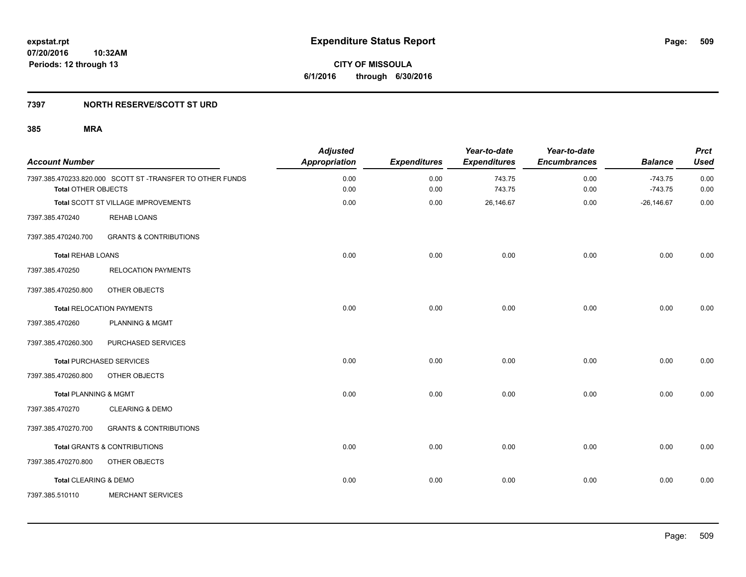# Expenditure Status Report

expstat.rpt
07/20/2016 10:32AM
Periods: 12 through 13

**CITY OF MISSOULA**
**6/1/2016 through 6/30/2016**

## 7397 NORTH RESERVE/SCOTT ST URD

### 385 MRA

| Account Number | | Adjusted Appropriation | Expenditures | Year-to-date Expenditures | Year-to-date Encumbrances | Balance | Prct Used |
|---|---|---|---|---|---|---|---|
| 7397.385.470233.820.000 SCOTT ST -TRANSFER TO OTHER FUNDS | | 0.00 | 0.00 | 743.75 | 0.00 | -743.75 | 0.00 |
| **Total** OTHER OBJECTS | | 0.00 | 0.00 | 743.75 | 0.00 | -743.75 | 0.00 |
| **Total** SCOTT ST VILLAGE IMPROVEMENTS | | 0.00 | 0.00 | 26,146.67 | 0.00 | -26,146.67 | 0.00 |
| 7397.385.470240 | REHAB LOANS | | | | | | |
| 7397.385.470240.700 | GRANTS & CONTRIBUTIONS | | | | | | |
| **Total** REHAB LOANS | | 0.00 | 0.00 | 0.00 | 0.00 | 0.00 | 0.00 |
| 7397.385.470250 | RELOCATION PAYMENTS | | | | | | |
| 7397.385.470250.800 | OTHER OBJECTS | | | | | | |
| **Total** RELOCATION PAYMENTS | | 0.00 | 0.00 | 0.00 | 0.00 | 0.00 | 0.00 |
| 7397.385.470260 | PLANNING & MGMT | | | | | | |
| 7397.385.470260.300 | PURCHASED SERVICES | | | | | | |
| **Total** PURCHASED SERVICES | | 0.00 | 0.00 | 0.00 | 0.00 | 0.00 | 0.00 |
| 7397.385.470260.800 | OTHER OBJECTS | | | | | | |
| **Total** PLANNING & MGMT | | 0.00 | 0.00 | 0.00 | 0.00 | 0.00 | 0.00 |
| 7397.385.470270 | CLEARING & DEMO | | | | | | |
| 7397.385.470270.700 | GRANTS & CONTRIBUTIONS | | | | | | |
| **Total** GRANTS & CONTRIBUTIONS | | 0.00 | 0.00 | 0.00 | 0.00 | 0.00 | 0.00 |
| 7397.385.470270.800 | OTHER OBJECTS | | | | | | |
| **Total** CLEARING & DEMO | | 0.00 | 0.00 | 0.00 | 0.00 | 0.00 | 0.00 |
| 7397.385.510110 | MERCHANT SERVICES | | | | | | |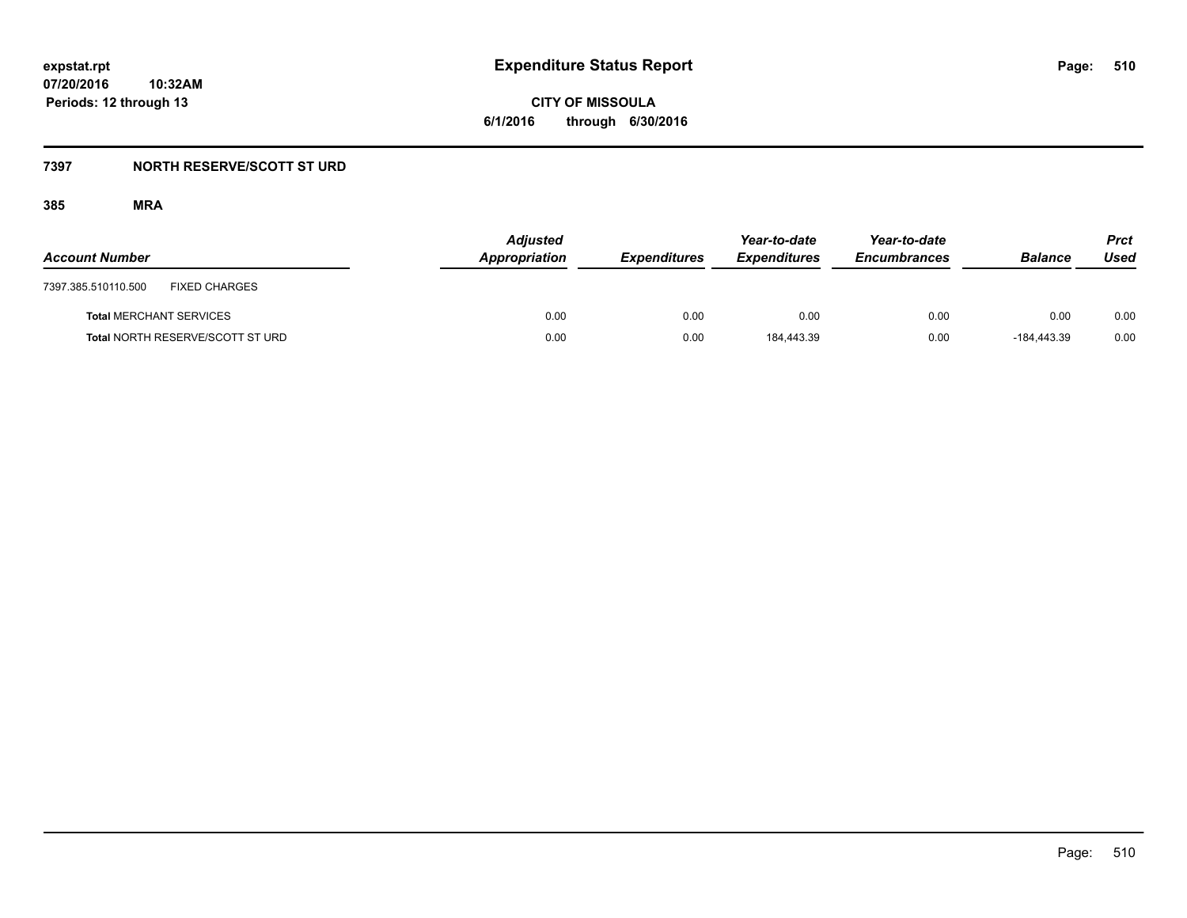**Expenditure Status Report**

**CITY OF MISSOULA**
**6/1/2016 through 6/30/2016**

expstat.rpt
07/20/2016 10:32AM
Periods: 12 through 13

## 7397 NORTH RESERVE/SCOTT ST URD

### 385 MRA

| Account Number | | Adjusted Appropriation | Expenditures | Year-to-date Expenditures | Year-to-date Encumbrances | Balance | Prct Used |
|---|---|---|---|---|---|---|---|
| 7397.385.510110.500 | FIXED CHARGES | | | | | | |
| **Total** MERCHANT SERVICES | | 0.00 | 0.00 | 0.00 | 0.00 | 0.00 | 0.00 |
| **Total** NORTH RESERVE/SCOTT ST URD | | 0.00 | 0.00 | 184,443.39 | 0.00 | -184,443.39 | 0.00 |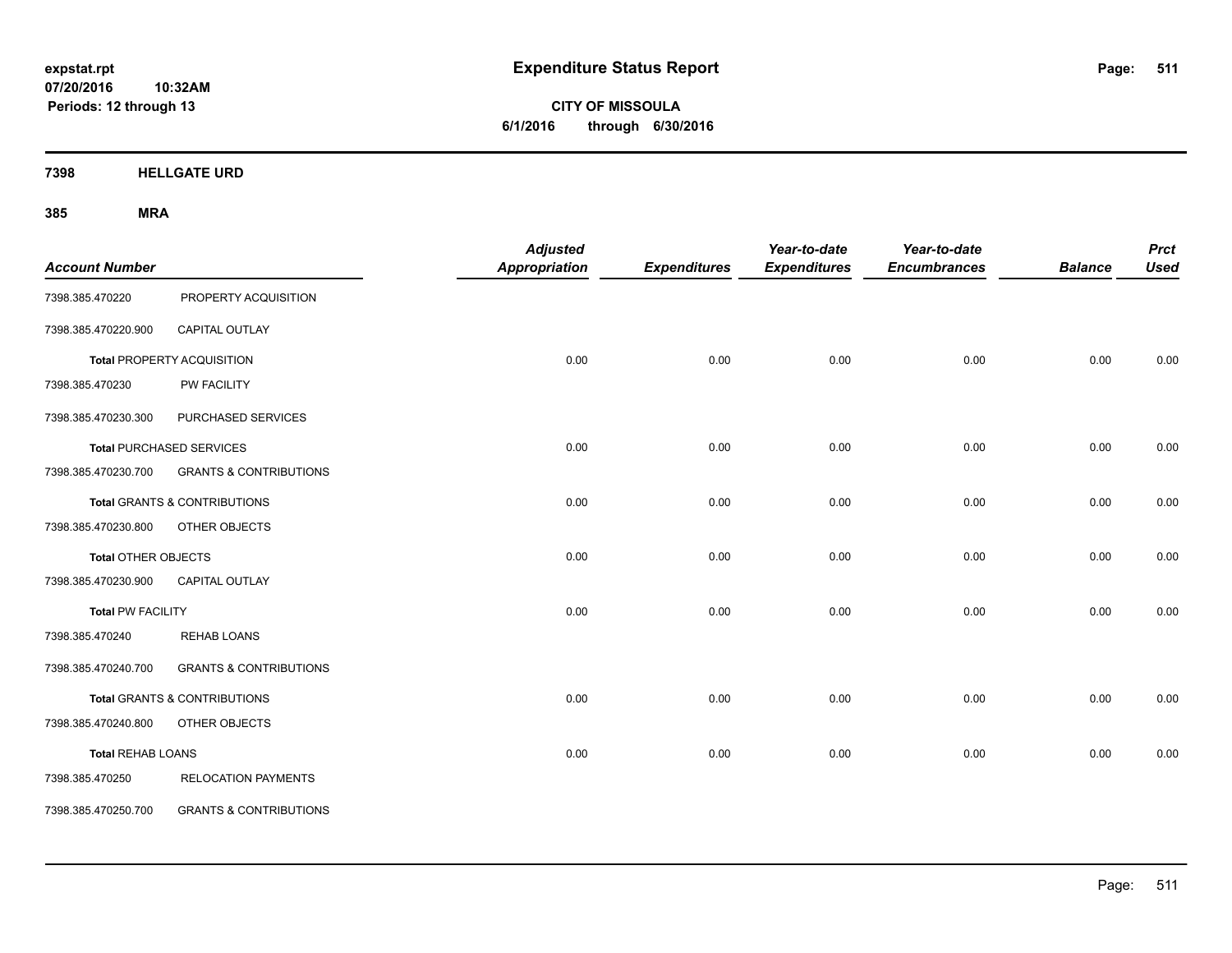**expstat.rpt**
**07/20/2016 10:32AM**
**Periods: 12 through 13**

# Expenditure Status Report

**CITY OF MISSOULA**
**6/1/2016 through 6/30/2016**

## 7398 HELLGATE URD

## 385 MRA

| Account Number | | Adjusted Appropriation | Expenditures | Year-to-date Expenditures | Year-to-date Encumbrances | Balance | Prct Used |
|---|---|---|---|---|---|---|---|
| 7398.385.470220 | PROPERTY ACQUISITION | | | | | | |
| 7398.385.470220.900 | CAPITAL OUTLAY | | | | | | |
| **Total** PROPERTY ACQUISITION | | 0.00 | 0.00 | 0.00 | 0.00 | 0.00 | 0.00 |
| 7398.385.470230 | PW FACILITY | | | | | | |
| 7398.385.470230.300 | PURCHASED SERVICES | | | | | | |
| **Total** PURCHASED SERVICES | | 0.00 | 0.00 | 0.00 | 0.00 | 0.00 | 0.00 |
| 7398.385.470230.700 | GRANTS & CONTRIBUTIONS | | | | | | |
| **Total** GRANTS & CONTRIBUTIONS | | 0.00 | 0.00 | 0.00 | 0.00 | 0.00 | 0.00 |
| 7398.385.470230.800 | OTHER OBJECTS | | | | | | |
| **Total** OTHER OBJECTS | | 0.00 | 0.00 | 0.00 | 0.00 | 0.00 | 0.00 |
| 7398.385.470230.900 | CAPITAL OUTLAY | | | | | | |
| **Total** PW FACILITY | | 0.00 | 0.00 | 0.00 | 0.00 | 0.00 | 0.00 |
| 7398.385.470240 | REHAB LOANS | | | | | | |
| 7398.385.470240.700 | GRANTS & CONTRIBUTIONS | | | | | | |
| **Total** GRANTS & CONTRIBUTIONS | | 0.00 | 0.00 | 0.00 | 0.00 | 0.00 | 0.00 |
| 7398.385.470240.800 | OTHER OBJECTS | | | | | | |
| **Total** REHAB LOANS | | 0.00 | 0.00 | 0.00 | 0.00 | 0.00 | 0.00 |
| 7398.385.470250 | RELOCATION PAYMENTS | | | | | | |
| 7398.385.470250.700 | GRANTS & CONTRIBUTIONS | | | | | | |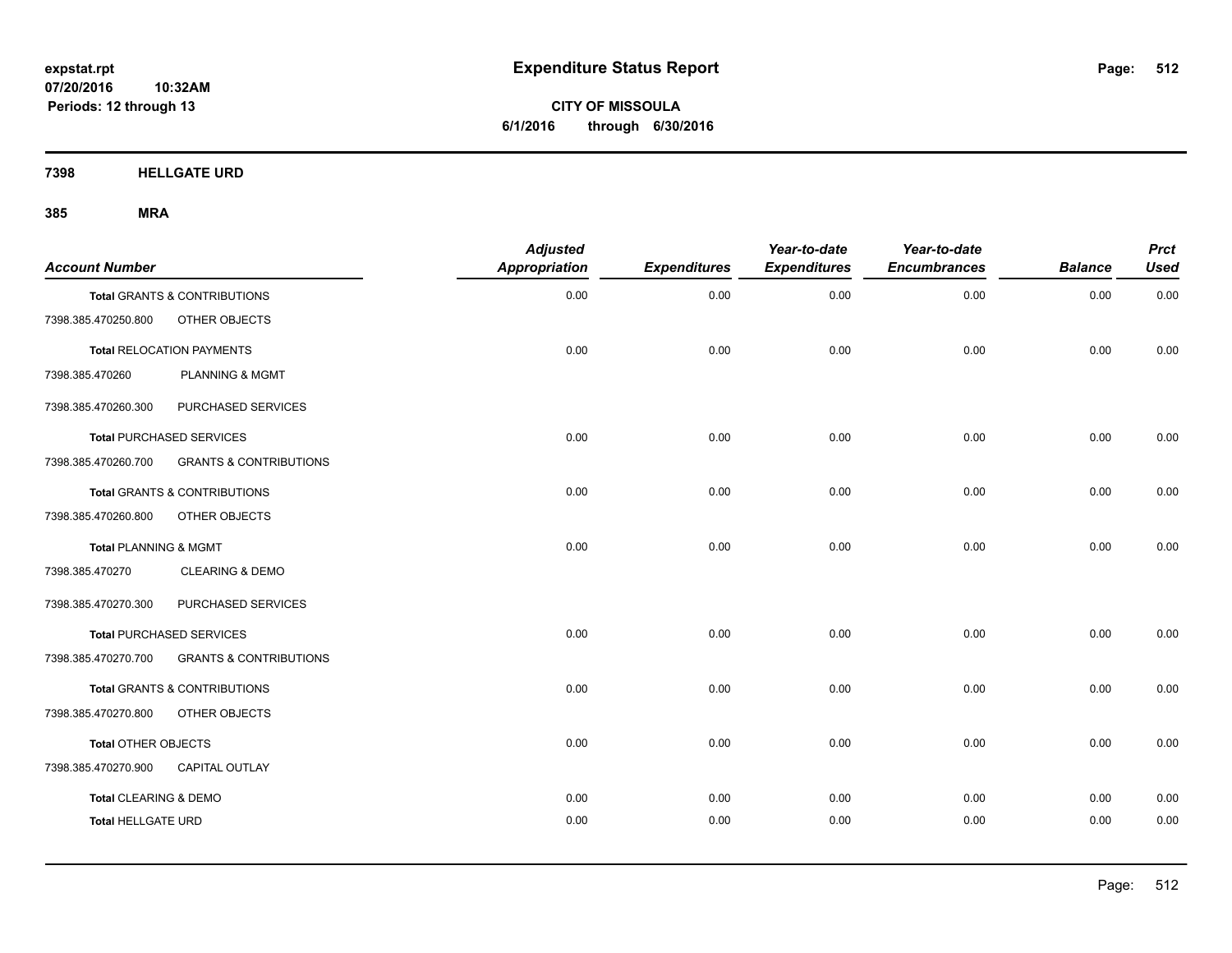**expstat.rpt**
**07/20/2016 10:32AM**
**Periods: 12 through 13**

# Expenditure Status Report

**CITY OF MISSOULA**
**6/1/2016 through 6/30/2016**

## 7398 HELLGATE URD

## 385 MRA

| Account Number | | Adjusted Appropriation | Expenditures | Year-to-date Expenditures | Year-to-date Encumbrances | Balance | Prct Used |
|---|---|---|---|---|---|---|---|
| **Total** GRANTS & CONTRIBUTIONS | | 0.00 | 0.00 | 0.00 | 0.00 | 0.00 | 0.00 |
| 7398.385.470250.800 | OTHER OBJECTS | | | | | | |
| **Total** RELOCATION PAYMENTS | | 0.00 | 0.00 | 0.00 | 0.00 | 0.00 | 0.00 |
| 7398.385.470260 | PLANNING & MGMT | | | | | | |
| 7398.385.470260.300 | PURCHASED SERVICES | | | | | | |
| **Total** PURCHASED SERVICES | | 0.00 | 0.00 | 0.00 | 0.00 | 0.00 | 0.00 |
| 7398.385.470260.700 | GRANTS & CONTRIBUTIONS | | | | | | |
| **Total** GRANTS & CONTRIBUTIONS | | 0.00 | 0.00 | 0.00 | 0.00 | 0.00 | 0.00 |
| 7398.385.470260.800 | OTHER OBJECTS | | | | | | |
| **Total** PLANNING & MGMT | | 0.00 | 0.00 | 0.00 | 0.00 | 0.00 | 0.00 |
| 7398.385.470270 | CLEARING & DEMO | | | | | | |
| 7398.385.470270.300 | PURCHASED SERVICES | | | | | | |
| **Total** PURCHASED SERVICES | | 0.00 | 0.00 | 0.00 | 0.00 | 0.00 | 0.00 |
| 7398.385.470270.700 | GRANTS & CONTRIBUTIONS | | | | | | |
| **Total** GRANTS & CONTRIBUTIONS | | 0.00 | 0.00 | 0.00 | 0.00 | 0.00 | 0.00 |
| 7398.385.470270.800 | OTHER OBJECTS | | | | | | |
| **Total** OTHER OBJECTS | | 0.00 | 0.00 | 0.00 | 0.00 | 0.00 | 0.00 |
| 7398.385.470270.900 | CAPITAL OUTLAY | | | | | | |
| **Total** CLEARING & DEMO | | 0.00 | 0.00 | 0.00 | 0.00 | 0.00 | 0.00 |
| **Total** HELLGATE URD | | 0.00 | 0.00 | 0.00 | 0.00 | 0.00 | 0.00 |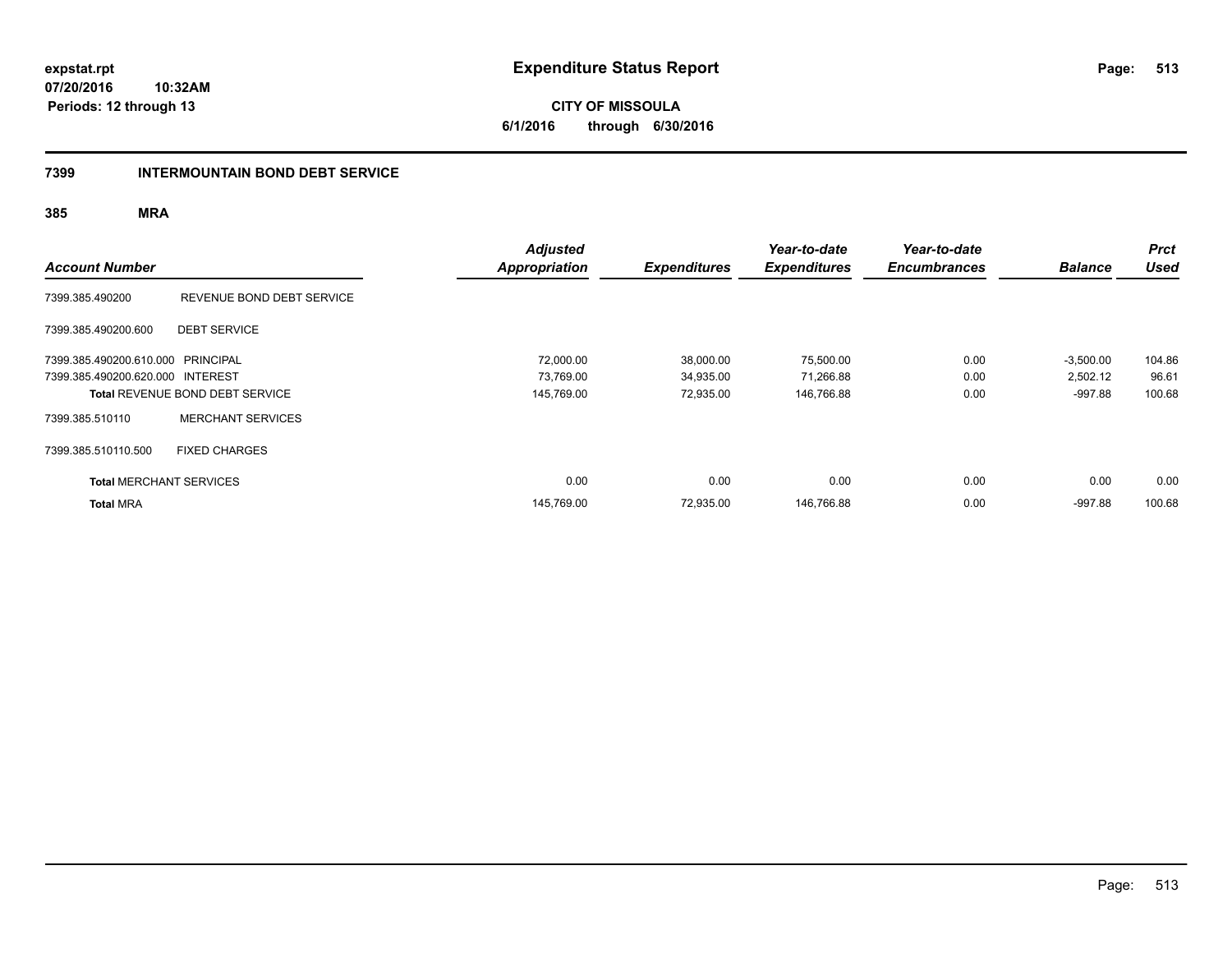**expstat.rpt**
**07/20/2016 10:32AM**
**Periods: 12 through 13**

# Expenditure Status Report

**CITY OF MISSOULA**
**6/1/2016 through 6/30/2016**

## 7399 INTERMOUNTAIN BOND DEBT SERVICE

### 385 MRA

| Account Number | | Adjusted Appropriation | Expenditures | Year-to-date Expenditures | Year-to-date Encumbrances | Balance | Prct Used |
|---|---|---|---|---|---|---|---|
| 7399.385.490200 | REVENUE BOND DEBT SERVICE | | | | | | |
| 7399.385.490200.600 | DEBT SERVICE | | | | | | |
| 7399.385.490200.610.000 | PRINCIPAL | 72,000.00 | 38,000.00 | 75,500.00 | 0.00 | -3,500.00 | 104.86 |
| 7399.385.490200.620.000 | INTEREST | 73,769.00 | 34,935.00 | 71,266.88 | 0.00 | 2,502.12 | 96.61 |
| **Total** REVENUE BOND DEBT SERVICE | | 145,769.00 | 72,935.00 | 146,766.88 | 0.00 | -997.88 | 100.68 |
| 7399.385.510110 | MERCHANT SERVICES | | | | | | |
| 7399.385.510110.500 | FIXED CHARGES | | | | | | |
| **Total** MERCHANT SERVICES | | 0.00 | 0.00 | 0.00 | 0.00 | 0.00 | 0.00 |
| **Total** MRA | | 145,769.00 | 72,935.00 | 146,766.88 | 0.00 | -997.88 | 100.68 |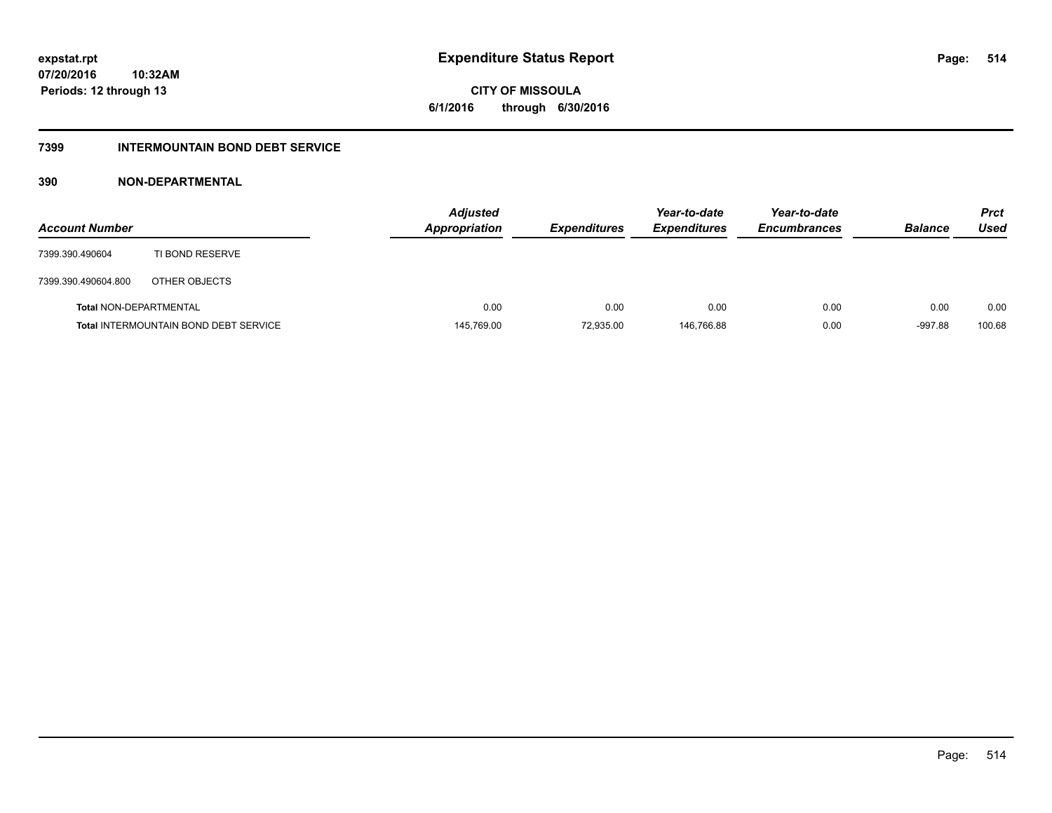**expstat.rpt**
**07/20/2016 10:32AM**
**Periods: 12 through 13**

# Expenditure Status Report

**CITY OF MISSOULA**
**6/1/2016 through 6/30/2016**

## 7399 INTERMOUNTAIN BOND DEBT SERVICE

### 390 NON-DEPARTMENTAL

| Account Number | | Adjusted Appropriation | Expenditures | Year-to-date Expenditures | Year-to-date Encumbrances | Balance | Prct Used |
|---|---|---|---|---|---|---|---|
| 7399.390.490604 | TI BOND RESERVE | | | | | | |
| 7399.390.490604.800 | OTHER OBJECTS | | | | | | |
| **Total** NON-DEPARTMENTAL | | 0.00 | 0.00 | 0.00 | 0.00 | 0.00 | 0.00 |
| **Total** INTERMOUNTAIN BOND DEBT SERVICE | | 145,769.00 | 72,935.00 | 146,766.88 | 0.00 | -997.88 | 100.68 |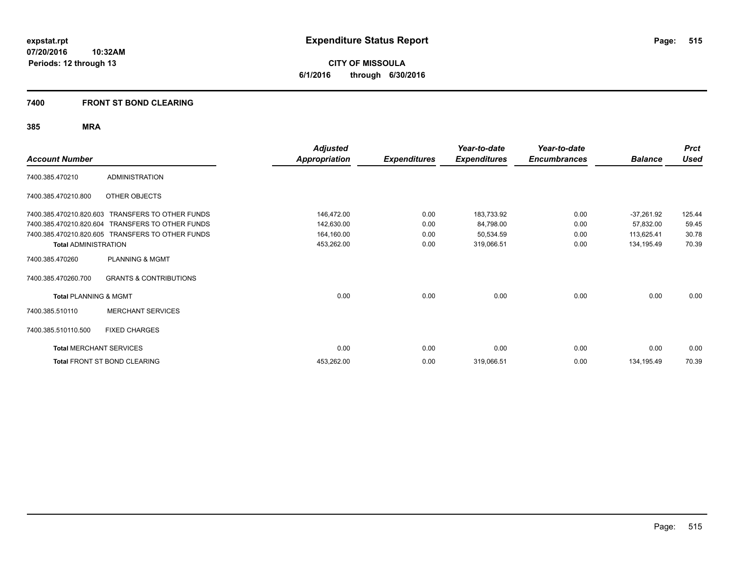**expstat.rpt**
**07/20/2016 10:32AM**
**Periods: 12 through 13**

# Expenditure Status Report

**CITY OF MISSOULA**
**6/1/2016 through 6/30/2016**

## 7400 FRONT ST BOND CLEARING

### 385 MRA

| Account Number | | Adjusted Appropriation | Expenditures | Year-to-date Expenditures | Year-to-date Encumbrances | Balance | Prct Used |
|---|---|---|---|---|---|---|---|
| 7400.385.470210 | ADMINISTRATION | | | | | | |
| 7400.385.470210.800 | OTHER OBJECTS | | | | | | |
| 7400.385.470210.820.603 | TRANSFERS TO OTHER FUNDS | 146,472.00 | 0.00 | 183,733.92 | 0.00 | -37,261.92 | 125.44 |
| 7400.385.470210.820.604 | TRANSFERS TO OTHER FUNDS | 142,630.00 | 0.00 | 84,798.00 | 0.00 | 57,832.00 | 59.45 |
| 7400.385.470210.820.605 | TRANSFERS TO OTHER FUNDS | 164,160.00 | 0.00 | 50,534.59 | 0.00 | 113,625.41 | 30.78 |
| **Total** ADMINISTRATION | | 453,262.00 | 0.00 | 319,066.51 | 0.00 | 134,195.49 | 70.39 |
| 7400.385.470260 | PLANNING & MGMT | | | | | | |
| 7400.385.470260.700 | GRANTS & CONTRIBUTIONS | | | | | | |
| **Total** PLANNING & MGMT | | 0.00 | 0.00 | 0.00 | 0.00 | 0.00 | 0.00 |
| 7400.385.510110 | MERCHANT SERVICES | | | | | | |
| 7400.385.510110.500 | FIXED CHARGES | | | | | | |
| **Total** MERCHANT SERVICES | | 0.00 | 0.00 | 0.00 | 0.00 | 0.00 | 0.00 |
| **Total** FRONT ST BOND CLEARING | | 453,262.00 | 0.00 | 319,066.51 | 0.00 | 134,195.49 | 70.39 |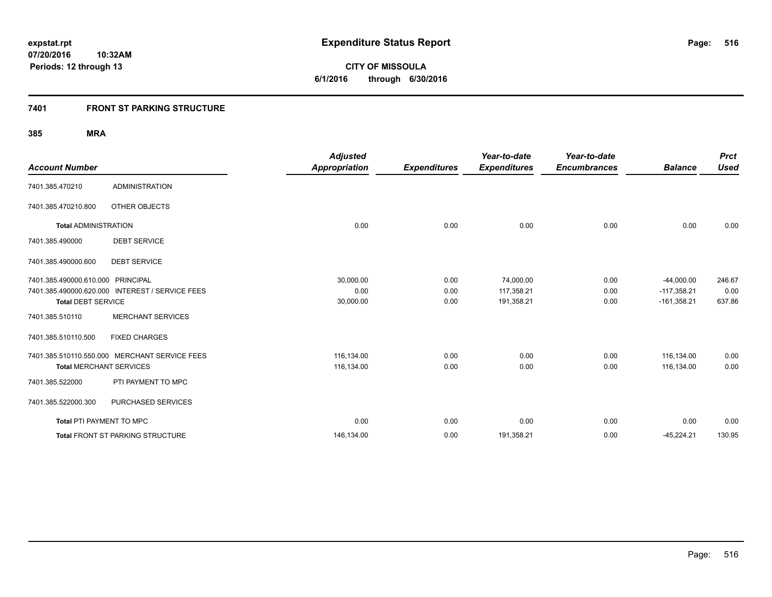# Expenditure Status Report

expstat.rpt
07/20/2016 10:32AM
Periods: 12 through 13

**CITY OF MISSOULA**
**6/1/2016 through 6/30/2016**

## 7401 FRONT ST PARKING STRUCTURE

### 385 MRA

| Account Number | | Adjusted Appropriation | Expenditures | Year-to-date Expenditures | Year-to-date Encumbrances | Balance | Prct Used |
|---|---|---|---|---|---|---|---|
| 7401.385.470210 | ADMINISTRATION | | | | | | |
| 7401.385.470210.800 | OTHER OBJECTS | | | | | | |
| **Total** ADMINISTRATION | | 0.00 | 0.00 | 0.00 | 0.00 | 0.00 | 0.00 |
| 7401.385.490000 | DEBT SERVICE | | | | | | |
| 7401.385.490000.600 | DEBT SERVICE | | | | | | |
| 7401.385.490000.610.000 | PRINCIPAL | 30,000.00 | 0.00 | 74,000.00 | 0.00 | -44,000.00 | 246.67 |
| 7401.385.490000.620.000 | INTEREST / SERVICE FEES | 0.00 | 0.00 | 117,358.21 | 0.00 | -117,358.21 | 0.00 |
| **Total** DEBT SERVICE | | 30,000.00 | 0.00 | 191,358.21 | 0.00 | -161,358.21 | 637.86 |
| 7401.385.510110 | MERCHANT SERVICES | | | | | | |
| 7401.385.510110.500 | FIXED CHARGES | | | | | | |
| 7401.385.510110.550.000 | MERCHANT SERVICE FEES | 116,134.00 | 0.00 | 0.00 | 0.00 | 116,134.00 | 0.00 |
| **Total** MERCHANT SERVICES | | 116,134.00 | 0.00 | 0.00 | 0.00 | 116,134.00 | 0.00 |
| 7401.385.522000 | PTI PAYMENT TO MPC | | | | | | |
| 7401.385.522000.300 | PURCHASED SERVICES | | | | | | |
| **Total** PTI PAYMENT TO MPC | | 0.00 | 0.00 | 0.00 | 0.00 | 0.00 | 0.00 |
| **Total** FRONT ST PARKING STRUCTURE | | 146,134.00 | 0.00 | 191,358.21 | 0.00 | -45,224.21 | 130.95 |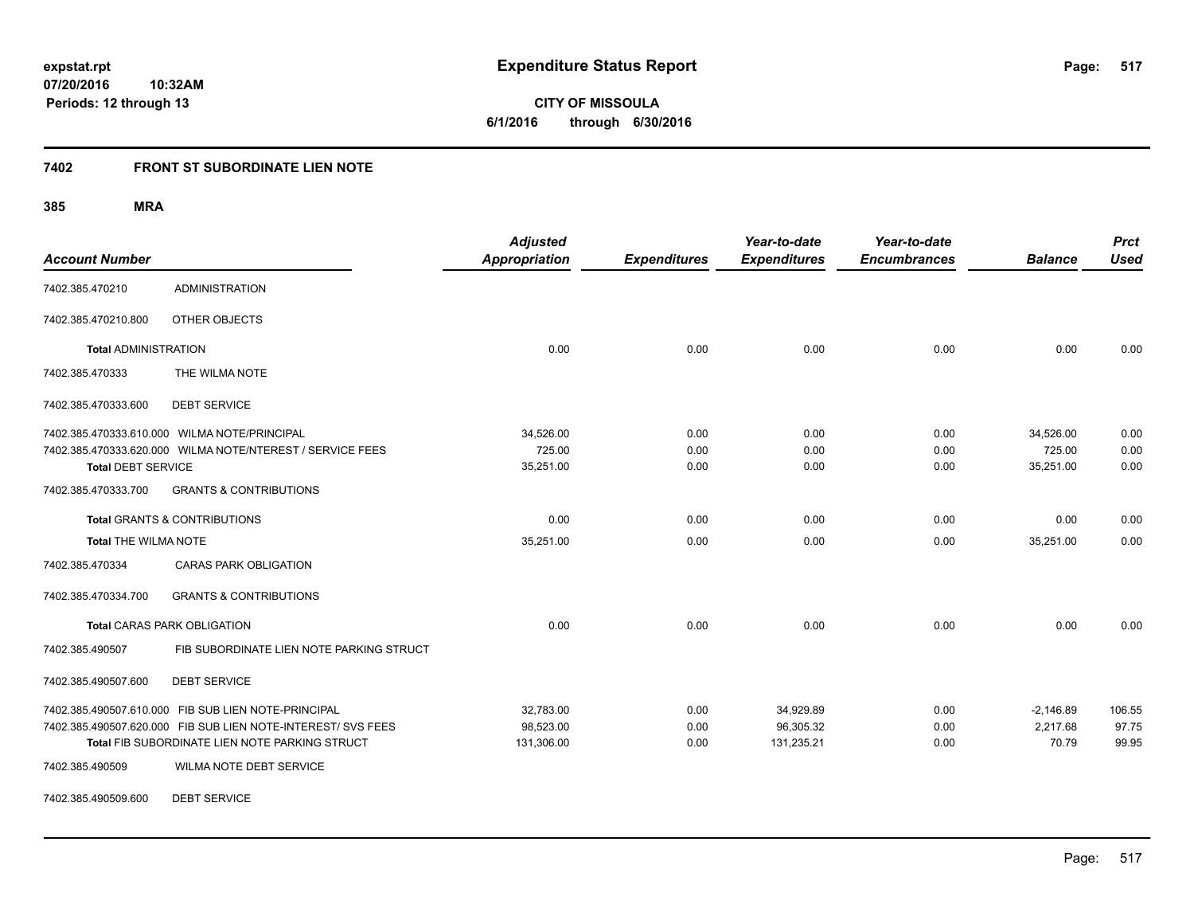**expstat.rpt**
**07/20/2016 10:32AM**
**Periods: 12 through 13**

# Expenditure Status Report

**CITY OF MISSOULA**
**6/1/2016 through 6/30/2016**

## 7402 FRONT ST SUBORDINATE LIEN NOTE

### 385 MRA

| Account Number | | Adjusted Appropriation | Expenditures | Year-to-date Expenditures | Year-to-date Encumbrances | Balance | Prct Used |
|---|---|---|---|---|---|---|---|
| 7402.385.470210 | ADMINISTRATION | | | | | | |
| 7402.385.470210.800 | OTHER OBJECTS | | | | | | |
| **Total** ADMINISTRATION | | 0.00 | 0.00 | 0.00 | 0.00 | 0.00 | 0.00 |
| 7402.385.470333 | THE WILMA NOTE | | | | | | |
| 7402.385.470333.600 | DEBT SERVICE | | | | | | |
| 7402.385.470333.610.000 | WILMA NOTE/PRINCIPAL | 34,526.00 | 0.00 | 0.00 | 0.00 | 34,526.00 | 0.00 |
| 7402.385.470333.620.000 | WILMA NOTE/NTEREST / SERVICE FEES | 725.00 | 0.00 | 0.00 | 0.00 | 725.00 | 0.00 |
| **Total** DEBT SERVICE | | 35,251.00 | 0.00 | 0.00 | 0.00 | 35,251.00 | 0.00 |
| 7402.385.470333.700 | GRANTS & CONTRIBUTIONS | | | | | | |
| **Total** GRANTS & CONTRIBUTIONS | | 0.00 | 0.00 | 0.00 | 0.00 | 0.00 | 0.00 |
| **Total** THE WILMA NOTE | | 35,251.00 | 0.00 | 0.00 | 0.00 | 35,251.00 | 0.00 |
| 7402.385.470334 | CARAS PARK OBLIGATION | | | | | | |
| 7402.385.470334.700 | GRANTS & CONTRIBUTIONS | | | | | | |
| **Total** CARAS PARK OBLIGATION | | 0.00 | 0.00 | 0.00 | 0.00 | 0.00 | 0.00 |
| 7402.385.490507 | FIB SUBORDINATE LIEN NOTE PARKING STRUCT | | | | | | |
| 7402.385.490507.600 | DEBT SERVICE | | | | | | |
| 7402.385.490507.610.000 | FIB SUB LIEN NOTE-PRINCIPAL | 32,783.00 | 0.00 | 34,929.89 | 0.00 | -2,146.89 | 106.55 |
| 7402.385.490507.620.000 | FIB SUB LIEN NOTE-INTEREST/ SVS FEES | 98,523.00 | 0.00 | 96,305.32 | 0.00 | 2,217.68 | 97.75 |
| **Total** FIB SUBORDINATE LIEN NOTE PARKING STRUCT | | 131,306.00 | 0.00 | 131,235.21 | 0.00 | 70.79 | 99.95 |
| 7402.385.490509 | WILMA NOTE DEBT SERVICE | | | | | | |
| 7402.385.490509.600 | DEBT SERVICE | | | | | | |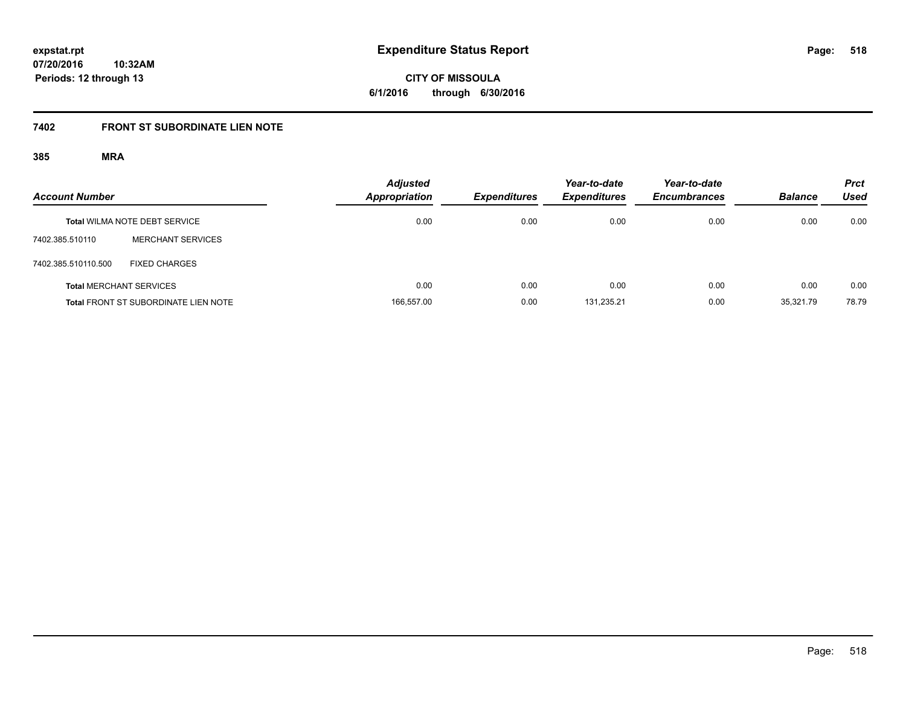**expstat.rpt**
**07/20/2016 10:32AM**
**Periods: 12 through 13**

# Expenditure Status Report

**CITY OF MISSOULA**
**6/1/2016 through 6/30/2016**

## 7402 FRONT ST SUBORDINATE LIEN NOTE

### 385 MRA

| Account Number | | Adjusted Appropriation | Expenditures | Year-to-date Expenditures | Year-to-date Encumbrances | Balance | Prct Used |
|---|---|---|---|---|---|---|---|
| **Total** WILMA NOTE DEBT SERVICE | | 0.00 | 0.00 | 0.00 | 0.00 | 0.00 | 0.00 |
| 7402.385.510110 | MERCHANT SERVICES | | | | | | |
| 7402.385.510110.500 | FIXED CHARGES | | | | | | |
| **Total** MERCHANT SERVICES | | 0.00 | 0.00 | 0.00 | 0.00 | 0.00 | 0.00 |
| **Total** FRONT ST SUBORDINATE LIEN NOTE | | 166,557.00 | 0.00 | 131,235.21 | 0.00 | 35,321.79 | 78.79 |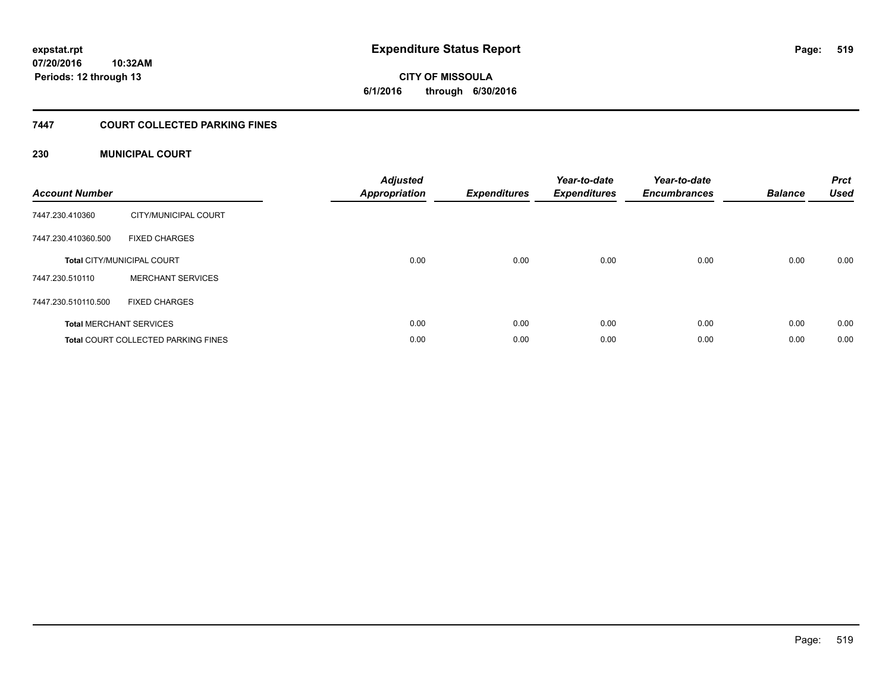**expstat.rpt**
**07/20/2016 10:32AM**
**Periods: 12 through 13**

# Expenditure Status Report

**CITY OF MISSOULA**
**6/1/2016 through 6/30/2016**

## 7447 COURT COLLECTED PARKING FINES

### 230 MUNICIPAL COURT

| Account Number | | Adjusted Appropriation | Expenditures | Year-to-date Expenditures | Year-to-date Encumbrances | Balance | Prct Used |
|---|---|---|---|---|---|---|---|
| 7447.230.410360 | CITY/MUNICIPAL COURT | | | | | | |
| 7447.230.410360.500 | FIXED CHARGES | | | | | | |
| **Total** CITY/MUNICIPAL COURT | | 0.00 | 0.00 | 0.00 | 0.00 | 0.00 | 0.00 |
| 7447.230.510110 | MERCHANT SERVICES | | | | | | |
| 7447.230.510110.500 | FIXED CHARGES | | | | | | |
| **Total** MERCHANT SERVICES | | 0.00 | 0.00 | 0.00 | 0.00 | 0.00 | 0.00 |
| **Total** COURT COLLECTED PARKING FINES | | 0.00 | 0.00 | 0.00 | 0.00 | 0.00 | 0.00 |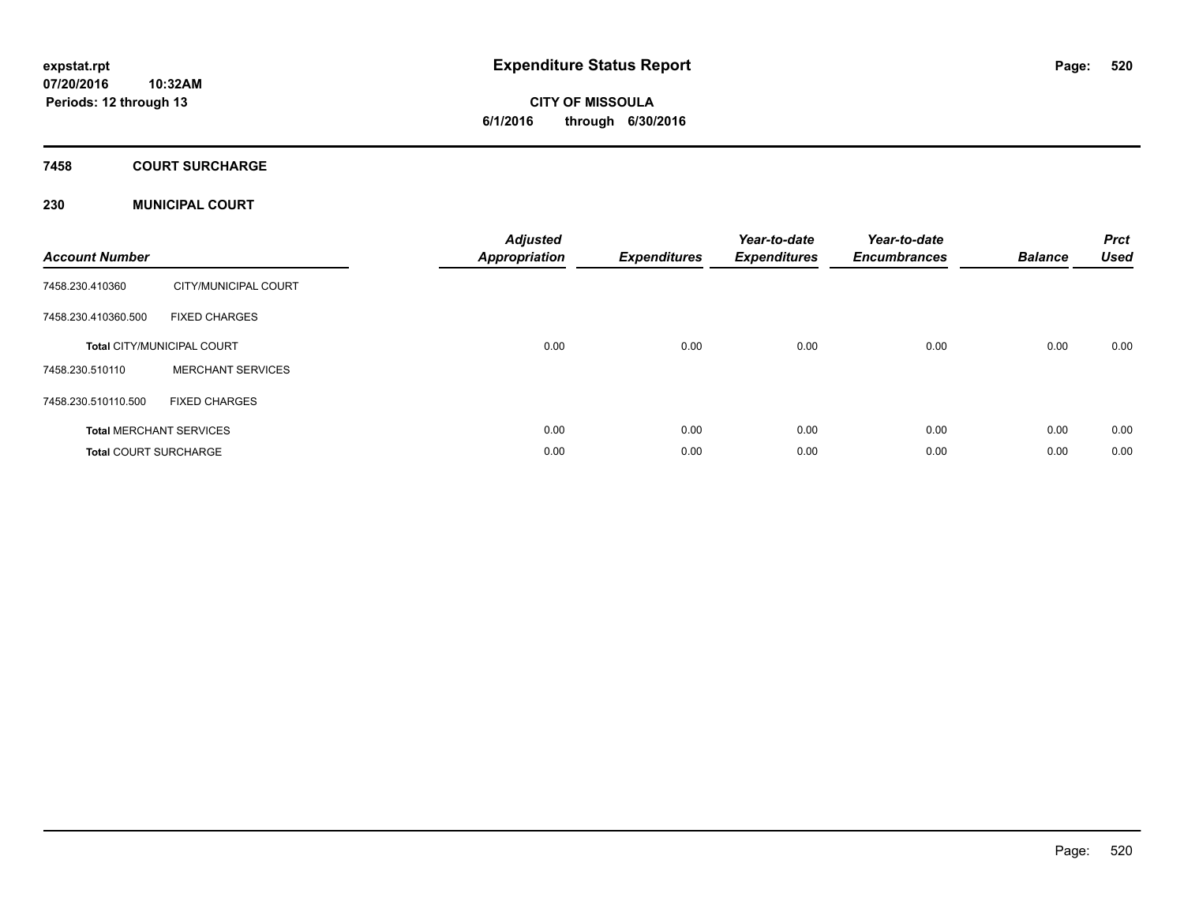expstat.rpt
07/20/2016 10:32AM
Periods: 12 through 13

# Expenditure Status Report

**CITY OF MISSOULA**
**6/1/2016 through 6/30/2016**

## 7458 COURT SURCHARGE

### 230 MUNICIPAL COURT

| Account Number | | Adjusted Appropriation | Expenditures | Year-to-date Expenditures | Year-to-date Encumbrances | Balance | Prct Used |
|---|---|---|---|---|---|---|---|
| 7458.230.410360 | CITY/MUNICIPAL COURT | | | | | | |
| 7458.230.410360.500 | FIXED CHARGES | | | | | | |
| **Total** CITY/MUNICIPAL COURT | | 0.00 | 0.00 | 0.00 | 0.00 | 0.00 | 0.00 |
| 7458.230.510110 | MERCHANT SERVICES | | | | | | |
| 7458.230.510110.500 | FIXED CHARGES | | | | | | |
| **Total** MERCHANT SERVICES | | 0.00 | 0.00 | 0.00 | 0.00 | 0.00 | 0.00 |
| **Total** COURT SURCHARGE | | 0.00 | 0.00 | 0.00 | 0.00 | 0.00 | 0.00 |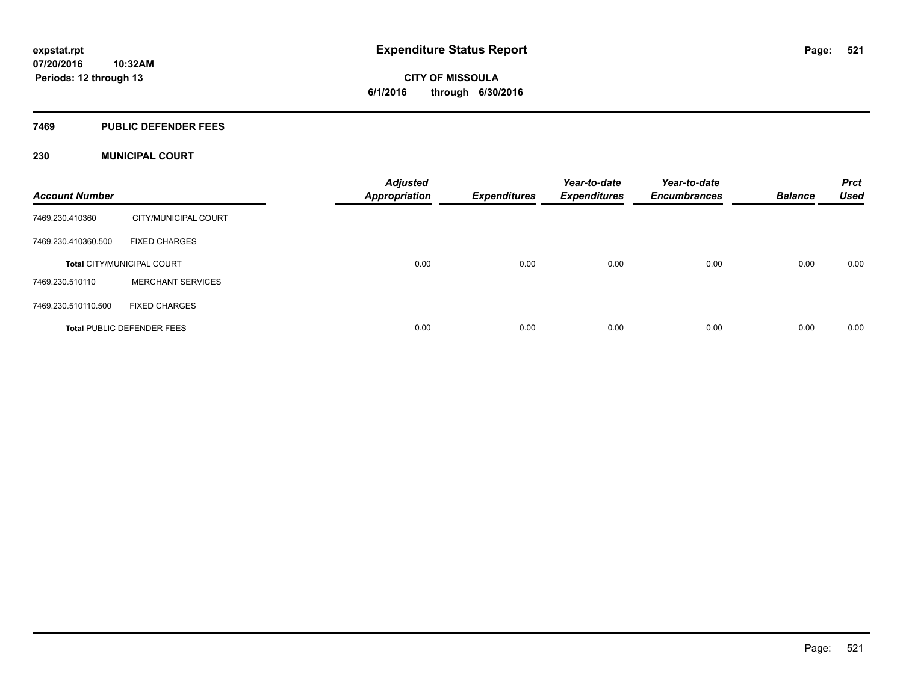**expstat.rpt**
**07/20/2016 10:32AM**
**Periods: 12 through 13**

# Expenditure Status Report

**CITY OF MISSOULA**
**6/1/2016 through 6/30/2016**

## 7469 PUBLIC DEFENDER FEES

### 230 MUNICIPAL COURT

| Account Number | | Adjusted Appropriation | Expenditures | Year-to-date Expenditures | Year-to-date Encumbrances | Balance | Prct Used |
|---|---|---|---|---|---|---|---|
| 7469.230.410360 | CITY/MUNICIPAL COURT | | | | | | |
| 7469.230.410360.500 | FIXED CHARGES | | | | | | |
| **Total** CITY/MUNICIPAL COURT | | 0.00 | 0.00 | 0.00 | 0.00 | 0.00 | 0.00 |
| 7469.230.510110 | MERCHANT SERVICES | | | | | | |
| 7469.230.510110.500 | FIXED CHARGES | | | | | | |
| **Total** PUBLIC DEFENDER FEES | | 0.00 | 0.00 | 0.00 | 0.00 | 0.00 | 0.00 |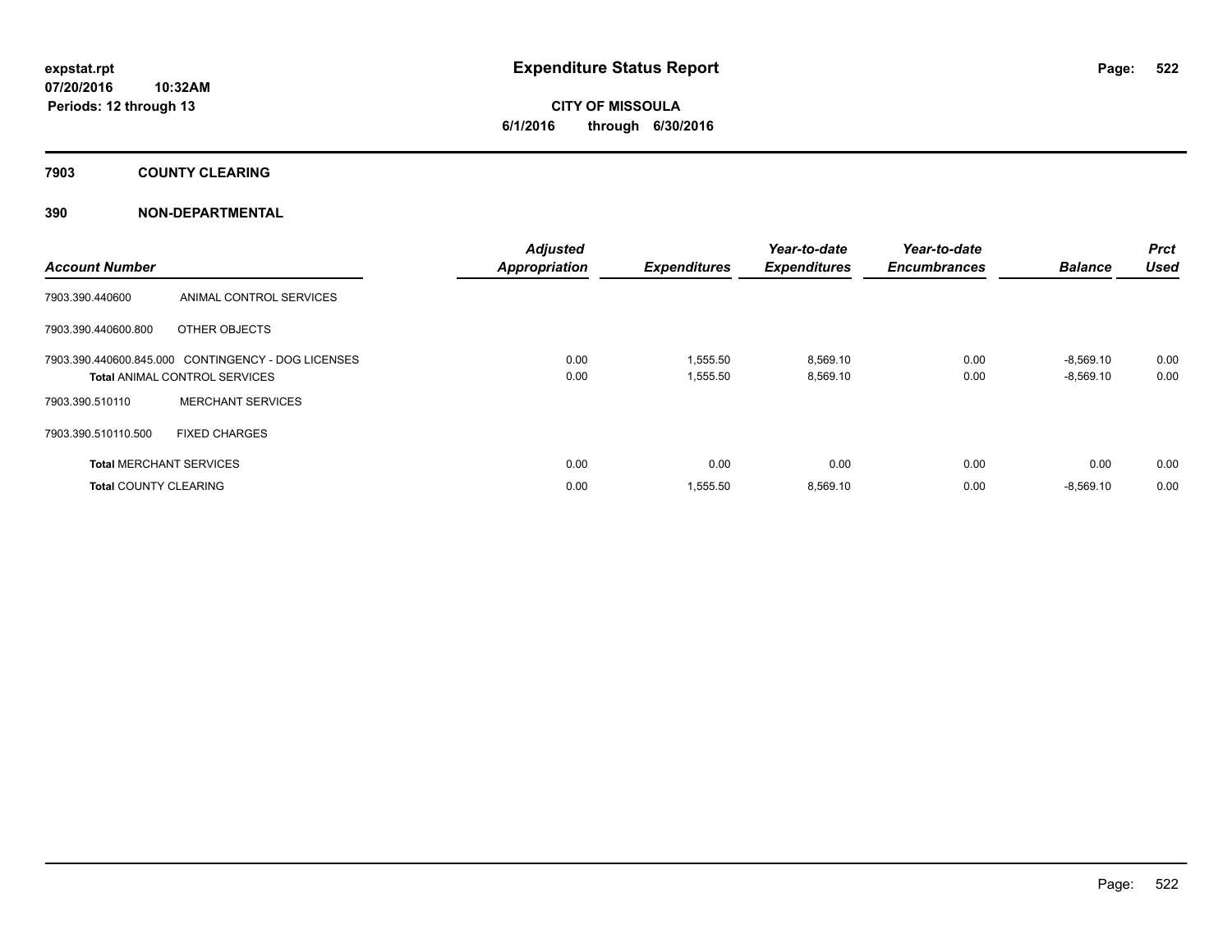# Expenditure Status Report

expstat.rpt
07/20/2016 10:32AM
Periods: 12 through 13

**CITY OF MISSOULA**
**6/1/2016 through 6/30/2016**

## 7903 COUNTY CLEARING

## 390 NON-DEPARTMENTAL

| Account Number | | Adjusted Appropriation | Expenditures | Year-to-date Expenditures | Year-to-date Encumbrances | Balance | Prct Used |
|---|---|---|---|---|---|---|---|
| 7903.390.440600 | ANIMAL CONTROL SERVICES | | | | | | |
| 7903.390.440600.800 | OTHER OBJECTS | | | | | | |
| 7903.390.440600.845.000 | CONTINGENCY - DOG LICENSES | 0.00 | 1,555.50 | 8,569.10 | 0.00 | -8,569.10 | 0.00 |
| **Total** ANIMAL CONTROL SERVICES | | 0.00 | 1,555.50 | 8,569.10 | 0.00 | -8,569.10 | 0.00 |
| 7903.390.510110 | MERCHANT SERVICES | | | | | | |
| 7903.390.510110.500 | FIXED CHARGES | | | | | | |
| **Total** MERCHANT SERVICES | | 0.00 | 0.00 | 0.00 | 0.00 | 0.00 | 0.00 |
| **Total** COUNTY CLEARING | | 0.00 | 1,555.50 | 8,569.10 | 0.00 | -8,569.10 | 0.00 |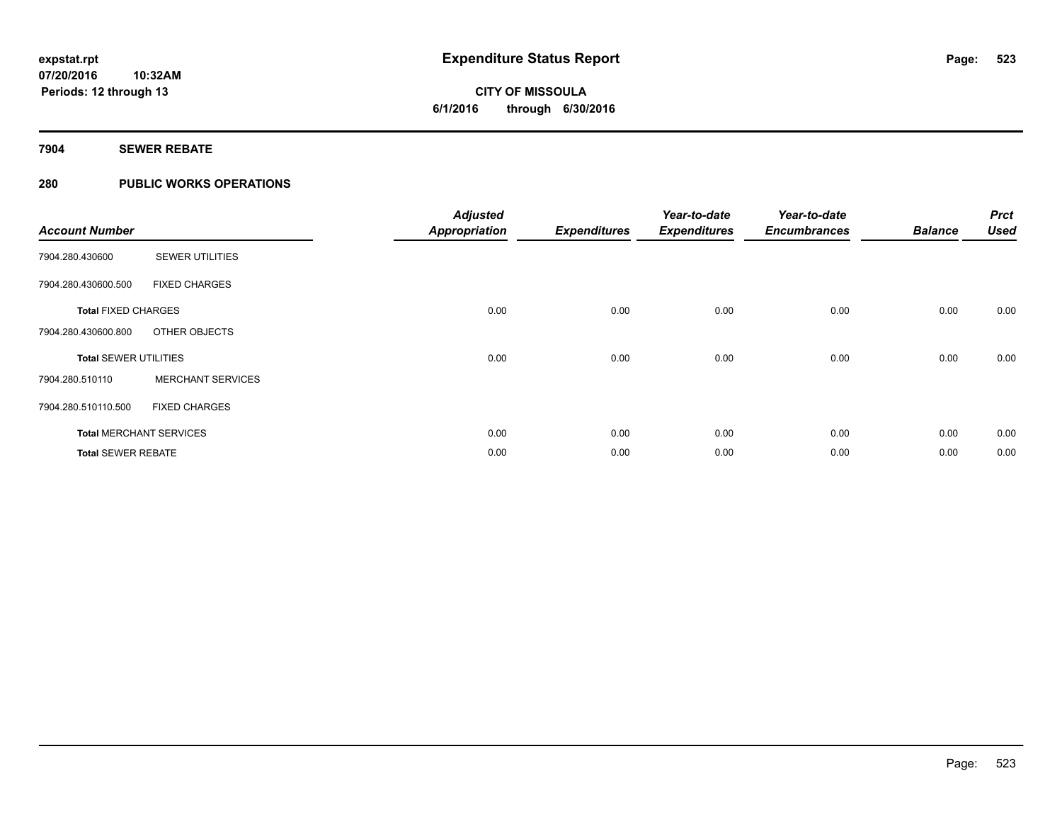**Expenditure Status Report**

**CITY OF MISSOULA**

**6/1/2016 through 6/30/2016**

expstat.rpt
07/20/2016 10:32AM
Periods: 12 through 13

**7904 SEWER REBATE**

**280 PUBLIC WORKS OPERATIONS**

| Account Number | | Adjusted Appropriation | Expenditures | Year-to-date Expenditures | Year-to-date Encumbrances | Balance | Prct Used |
|---|---|---|---|---|---|---|---|
| 7904.280.430600 | SEWER UTILITIES | | | | | | |
| 7904.280.430600.500 | FIXED CHARGES | | | | | | |
| **Total** FIXED CHARGES | | 0.00 | 0.00 | 0.00 | 0.00 | 0.00 | 0.00 |
| 7904.280.430600.800 | OTHER OBJECTS | | | | | | |
| **Total** SEWER UTILITIES | | 0.00 | 0.00 | 0.00 | 0.00 | 0.00 | 0.00 |
| 7904.280.510110 | MERCHANT SERVICES | | | | | | |
| 7904.280.510110.500 | FIXED CHARGES | | | | | | |
| **Total** MERCHANT SERVICES | | 0.00 | 0.00 | 0.00 | 0.00 | 0.00 | 0.00 |
| **Total** SEWER REBATE | | 0.00 | 0.00 | 0.00 | 0.00 | 0.00 | 0.00 |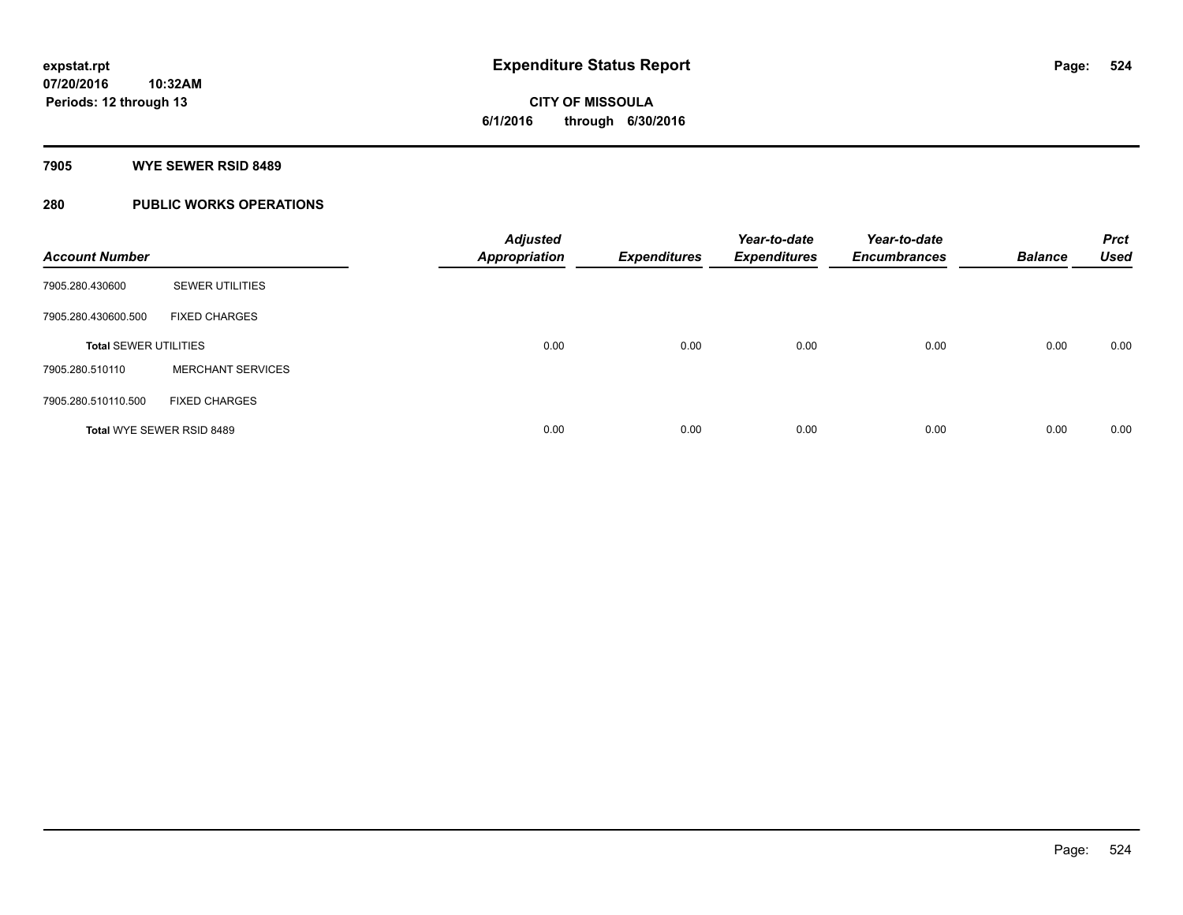**expstat.rpt**
**07/20/2016 10:32AM**
**Periods: 12 through 13**

# Expenditure Status Report

**CITY OF MISSOULA**
**6/1/2016 through 6/30/2016**

## 7905 WYE SEWER RSID 8489

## 280 PUBLIC WORKS OPERATIONS

| Account Number | | Adjusted Appropriation | Expenditures | Year-to-date Expenditures | Year-to-date Encumbrances | Balance | Prct Used |
|---|---|---|---|---|---|---|---|
| 7905.280.430600 | SEWER UTILITIES | | | | | | |
| 7905.280.430600.500 | FIXED CHARGES | | | | | | |
| **Total** SEWER UTILITIES | | 0.00 | 0.00 | 0.00 | 0.00 | 0.00 | 0.00 |
| 7905.280.510110 | MERCHANT SERVICES | | | | | | |
| 7905.280.510110.500 | FIXED CHARGES | | | | | | |
| **Total** WYE SEWER RSID 8489 | | 0.00 | 0.00 | 0.00 | 0.00 | 0.00 | 0.00 |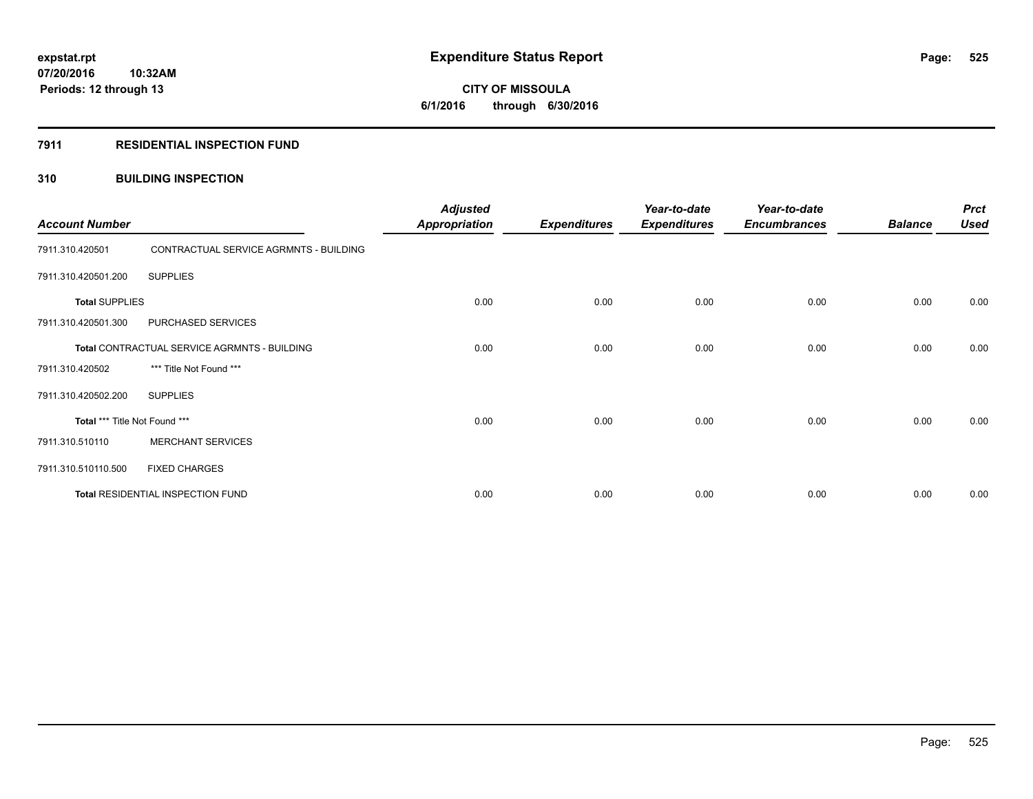**expstat.rpt**
**07/20/2016 10:32AM**
**Periods: 12 through 13**

# Expenditure Status Report

**CITY OF MISSOULA**
**6/1/2016 through 6/30/2016**

## 7911 RESIDENTIAL INSPECTION FUND

### 310 BUILDING INSPECTION

| Account Number | | Adjusted Appropriation | Expenditures | Year-to-date Expenditures | Year-to-date Encumbrances | Balance | Prct Used |
|---|---|---|---|---|---|---|---|
| 7911.310.420501 | CONTRACTUAL SERVICE AGRMNTS - BUILDING | | | | | | |
| 7911.310.420501.200 | SUPPLIES | | | | | | |
| **Total** SUPPLIES | | 0.00 | 0.00 | 0.00 | 0.00 | 0.00 | 0.00 |
| 7911.310.420501.300 | PURCHASED SERVICES | | | | | | |
| **Total** CONTRACTUAL SERVICE AGRMNTS - BUILDING | | 0.00 | 0.00 | 0.00 | 0.00 | 0.00 | 0.00 |
| 7911.310.420502 | *** Title Not Found *** | | | | | | |
| 7911.310.420502.200 | SUPPLIES | | | | | | |
| **Total** *** Title Not Found *** | | 0.00 | 0.00 | 0.00 | 0.00 | 0.00 | 0.00 |
| 7911.310.510110 | MERCHANT SERVICES | | | | | | |
| 7911.310.510110.500 | FIXED CHARGES | | | | | | |
| **Total** RESIDENTIAL INSPECTION FUND | | 0.00 | 0.00 | 0.00 | 0.00 | 0.00 | 0.00 |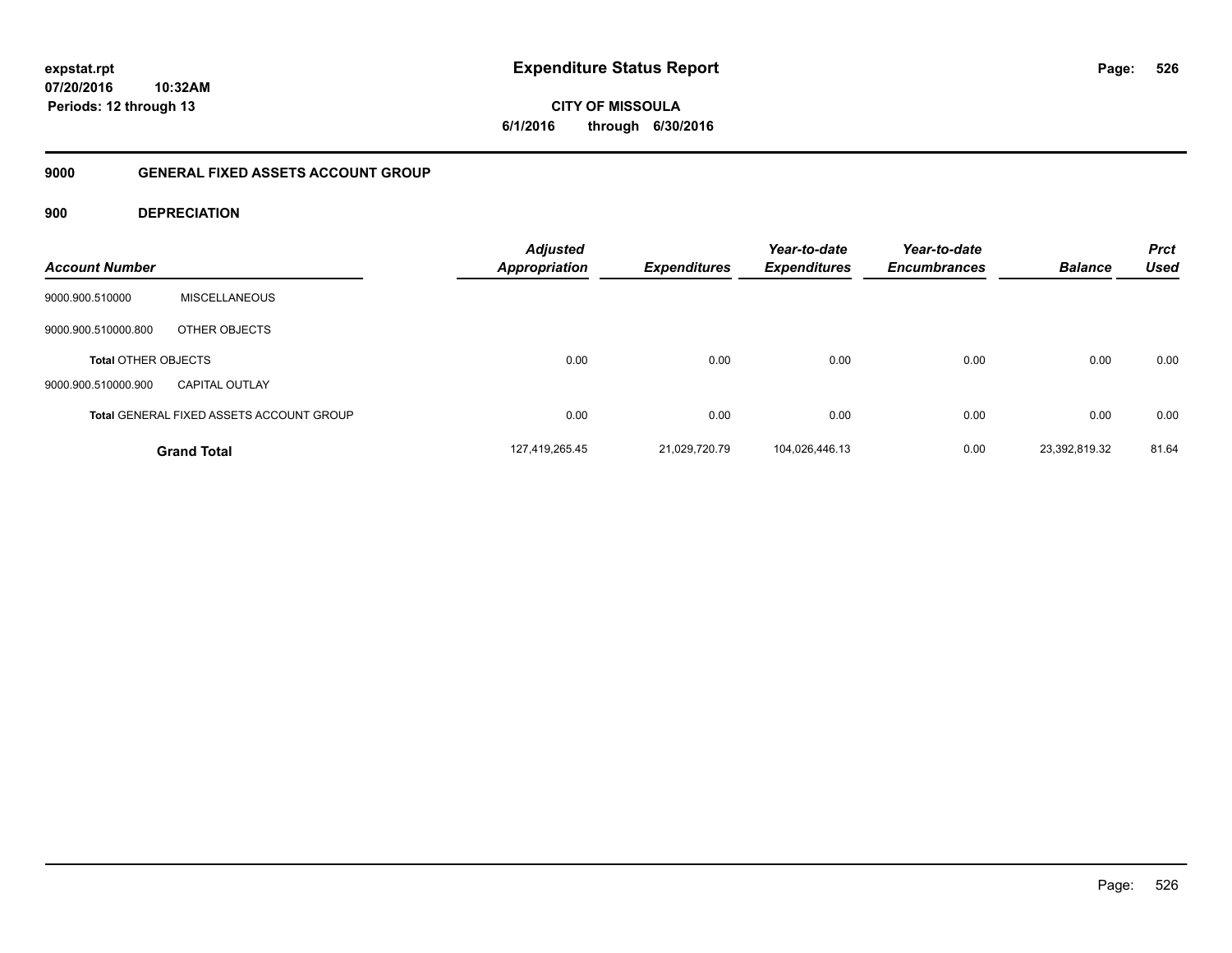# Expenditure Status Report

expstat.rpt
07/20/2016 10:32AM
Periods: 12 through 13

**CITY OF MISSOULA**
**6/1/2016 through 6/30/2016**

## 9000 GENERAL FIXED ASSETS ACCOUNT GROUP

### 900 DEPRECIATION

| Account Number | | Adjusted Appropriation | Expenditures | Year-to-date Expenditures | Year-to-date Encumbrances | Balance | Prct Used |
|---|---|---|---|---|---|---|---|
| 9000.900.510000 | MISCELLANEOUS | | | | | | |
| 9000.900.510000.800 | OTHER OBJECTS | | | | | | |
| **Total** OTHER OBJECTS | | 0.00 | 0.00 | 0.00 | 0.00 | 0.00 | 0.00 |
| 9000.900.510000.900 | CAPITAL OUTLAY | | | | | | |
| **Total** GENERAL FIXED ASSETS ACCOUNT GROUP | | 0.00 | 0.00 | 0.00 | 0.00 | 0.00 | 0.00 |
| **Grand Total** | | 127,419,265.45 | 21,029,720.79 | 104,026,446.13 | 0.00 | 23,392,819.32 | 81.64 |